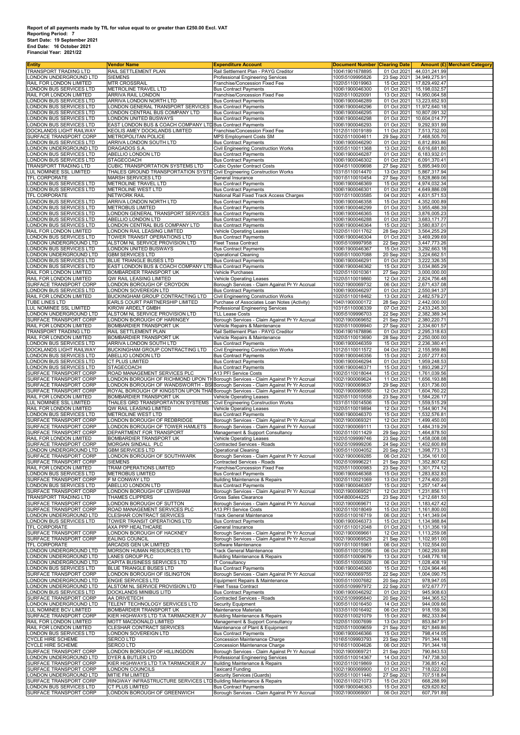**Report of all payments made by TfL for value equal to or greater than £250.00 Excl. VAT**
**Reporting Period: 7**
**Start Date: 19 September 2021**
**End Date: 16 October 2021**
**Financial Year: 2021/22**

| Entity | Vendor Name | Expenditure Account | Document Number | Clearing Date | Amount (£) | Merchant Category |
|---|---|---|---|---|---|---|
| TRANSPORT TRADING LTD | RAIL SETTLEMENT PLAN | Rail Settlement Plan - PAYG Creditor | 1004\1901678895 | 01 Oct 2021 | 44,031,241.99 | |
| LONDON UNDERGROUND LTD | SIEMENS | Professional Engineering Services | 1005\5109995826 | 23 Sep 2021 | 34,949,275.91 | |
| RAIL FOR LONDON LIMITED | MTR CROSSRAIL | Franchise/Concession Fixed Fee | 1020\5110019963 | 15 Oct 2021 | 17,829,492.47 | |
| LONDON BUS SERVICES LTD | METROLINE TRAVEL LTD | Bus Contract Payments | 1006\1900046300 | 01 Oct 2021 | 15,198,032.57 | |
| RAIL FOR LONDON LIMITED | ARRIVA RAIL LONDON | Franchise/Concession Fixed Fee | 1020\5110020091 | 13 Oct 2021 | 14,950,064.58 | |
| LONDON BUS SERVICES LTD | ARRIVA LONDON NORTH LTD | Bus Contract Payments | 1006\1900046289 | 01 Oct 2021 | 13,223,652.93 | |
| LONDON BUS SERVICES LTD | LONDON GENERAL TRANSPORT SERVICES | Bus Contract Payments | 1006\1900046296 | 01 Oct 2021 | 11,972,640.18 | |
| LONDON BUS SERVICES LTD | LONDON CENTRAL BUS COMPANY LTD | Bus Contract Payments | 1006\1900046295 | 01 Oct 2021 | 10,807,091.32 | |
| LONDON BUS SERVICES LTD | LONDON UNITED BUSWAYS | Bus Contract Payments | 1006\1900046298 | 01 Oct 2021 | 10,604,014.77 | |
| LONDON BUS SERVICES LTD | EAST LONDON BUS & COACH COMPANY LTD | Bus Contract Payments | 1006\1900046293 | 01 Oct 2021 | 9,292,931.99 | |
| DOCKLANDS LIGHT RAILWAY | KEOLIS AMEY DOCKLANDS LIMITED | Franchise/Concession Fixed Fee | 1012\5110019189 | 11 Oct 2021 | 7,513,732.00 | |
| SURFACE TRANSPORT CORP | METROPOLITAN POLICE | MPS Employment Costs SM | 1002\5110004611 | 29 Sep 2021 | 7,468,505.70 | |
| LONDON BUS SERVICES LTD | ARRIVA LONDON SOUTH LTD | Bus Contract Payments | 1006\1900046290 | 01 Oct 2021 | 6,812,893.86 | |
| LONDON UNDERGROUND LTD | DRAGADOS S.A. | Civil Engineering Construction Works | 1005\5110011368 | 13 Oct 2021 | 6,616,681.80 | |
| LONDON BUS SERVICES LTD | ABELLIO LONDON LTD | Bus Contract Payments | 1006\1900046287 | 01 Oct 2021 | 6,183,932.01 | |
| LONDON BUS SERVICES LTD | STAGECOACH | Bus Contract Payments | 1006\1900046302 | 01 Oct 2021 | 6,091,370.41 | |
| TRANSPORT TRADING LTD | CUBIC TRANSPORTATION SYSTEMS LTD | Cubic Oyster Contract Costs | 1004\5110009698 | 27 Sep 2021 | 5,895,949.00 | |
| LUL NOMINEE SSL LIMITED | THALES GROUND TRANSPORTATION SYSTE | Civil Engineering Construction Works | 1031\5110014470 | 13 Oct 2021 | 5,867,317.94 | |
| TFL CORPORATE | MARSH SERVICES LTD | General Insurance | 1001\5110010454 | 27 Sep 2021 | 5,828,869.06 | |
| LONDON BUS SERVICES LTD | METROLINE TRAVEL LTD | Bus Contract Payments | 1006\1900046369 | 15 Oct 2021 | 4,974,032.34 | |
| LONDON BUS SERVICES LTD | METROLINE WEST LTD | Bus Contract Payments | 1006\1900046301 | 01 Oct 2021 | 4,649,886.09 | |
| TFL CORPORATE | NETWORK RAIL | National Rail Fixed Track Access Charges | 1001\5110003585 | 04 Oct 2021 | 4,631,571.53 | |
| LONDON BUS SERVICES LTD | ARRIVA LONDON NORTH LTD | Bus Contract Payments | 1006\1900046358 | 15 Oct 2021 | 4,352,000.89 | |
| LONDON BUS SERVICES LTD | METROBUS LIMITED | Bus Contract Payments | 1006\1900046299 | 01 Oct 2021 | 3,955,486.39 | |
| LONDON BUS SERVICES LTD | LONDON GENERAL TRANSPORT SERVICES | Bus Contract Payments | 1006\1900046365 | 15 Oct 2021 | 3,876,005.23 | |
| LONDON BUS SERVICES LTD | ABELLIO LONDON LTD | Bus Contract Payments | 1006\1900046288 | 01 Oct 2021 | 3,683,171.77 | |
| LONDON BUS SERVICES LTD | LONDON CENTRAL BUS COMPANY LTD | Bus Contract Payments | 1006\1900046364 | 15 Oct 2021 | 3,580,837.01 | |
| RAIL FOR LONDON LIMITED | LONDON RAIL LEASING LIMITED | Vehicle Operating Leases | 1020\5110011762 | 28 Sep 2021 | 3,564,255.29 | |
| LONDON BUS SERVICES LTD | TOWER TRANSIT OPERATIONS LTD | Bus Contract Payments | 1006\1900046304 | 01 Oct 2021 | 3,469,299.69 | |
| LONDON UNDERGROUND LTD | ALSTOM NL SERVICE PROVISION LTD | Fleet Tsssa Contract | 1005\5109997958 | 22 Sep 2021 | 3,447,773.26 | |
| LONDON BUS SERVICES LTD | LONDON UNITED BUSWAYS | Bus Contract Payments | 1006\1900046367 | 15 Oct 2021 | 3,292,663.18 | |
| LONDON UNDERGROUND LTD | GBM SERVICES LTD | Operational Cleaning | 1005\5110007088 | 20 Sep 2021 | 3,224,662.51 | |
| LONDON BUS SERVICES LTD | BLUE TRIANGLE BUSES LTD | Bus Contract Payments | 1006\1900046291 | 01 Oct 2021 | 3,222,326.35 | |
| LONDON BUS SERVICES LTD | EAST LONDON BUS & COACH COMPANY LTD | Bus Contract Payments | 1006\1900046362 | 15 Oct 2021 | 3,034,865.29 | |
| RAIL FOR LONDON LIMITED | BOMBARDIER TRANSPORT UK | Vehicle Purchases | 1020\5110010361 | 27 Sep 2021 | 3,000,000.00 | |
| RAIL FOR LONDON LIMITED | QW RAIL LEASING LIMITED | Vehicle Operating Leases | 1020\5110019860 | 12 Oct 2021 | 2,824,756.48 | |
| SURFACE TRANSPORT CORP | LONDON BOROUGH OF CROYDON | Borough Services - Claim Against Pr Yr Accrual | 1002\1900069732 | 06 Oct 2021 | 2,671,437.08 | |
| LONDON BUS SERVICES LTD | LONDON SOVEREIGN LTD | Bus Contract Payments | 1006\1900046297 | 01 Oct 2021 | 2,550,941.37 | |
| RAIL FOR LONDON LIMITED | BUCKINGHAM GROUP CONTRACTING LTD | Civil Engineering Construction Works | 1020\5110018462 | 13 Oct 2021 | 2,482,579.27 | |
| TUBE LINES LTD | EARLS COURT PARTNERSHIP LIMITED | Purchase of Associates Loan Notes (Activity) | 1040\1900000172 | 28 Sep 2021 | 2,442,000.00 | |
| LUL NOMINEE SSL LIMITED | KIROW ARDELT GMBH | Professional Engineering Services | 1031\5110006339 | 07 Oct 2021 | 2,433,245.30 | |
| LONDON UNDERGROUND LTD | ALSTOM NL SERVICE PROVISION LTD | TLL Lease Costs | 1005\5109996703 | 22 Sep 2021 | 2,382,389.34 | |
| SURFACE TRANSPORT CORP | LONDON BOROUGH OF HARINGEY | Borough Services - Claim Against Pr Yr Accrual | 1002\1900069652 | 21 Sep 2021 | 2,380,220.71 | |
| RAIL FOR LONDON LIMITED | BOMBARDIER TRANSPORT UK | Vehicle Repairs & Maintenance | 1020\5110009940 | 27 Sep 2021 | 2,334,601.57 | |
| TRANSPORT TRADING LTD | RAIL SETTLEMENT PLAN | Rail Settlement Plan - PAYG Creditor | 1004\1901678896 | 01 Oct 2021 | 2,295,318.63 | |
| RAIL FOR LONDON LIMITED | BOMBARDIER TRANSPORT UK | Vehicle Repairs & Maintenance | 1020\5110013690 | 28 Sep 2021 | 2,250,000.00 | |
| LONDON BUS SERVICES LTD | ARRIVA LONDON SOUTH LTD | Bus Contract Payments | 1006\1900046359 | 15 Oct 2021 | 2,236,380.41 | |
| DOCKLANDS LIGHT RAILWAY | BUCKINGHAM GROUP CONTRACTING LTD | Civil Engineering Construction Works | 1012\5110011572 | 04 Oct 2021 | 2,155,959.86 | |
| LONDON BUS SERVICES LTD | ABELLIO LONDON LTD | Bus Contract Payments | 1006\1900046356 | 15 Oct 2021 | 2,057,277.63 | |
| LONDON BUS SERVICES LTD | CT PLUS LIMITED | Bus Contract Payments | 1006\1900046294 | 01 Oct 2021 | 1,959,248.53 | |
| LONDON BUS SERVICES LTD | STAGECOACH | Bus Contract Payments | 1006\1900046371 | 15 Oct 2021 | 1,893,298.27 | |
| SURFACE TRANSPORT CORP | ROAD MANAGEMENT SERVICES PLC | A13 PFI Service Costs | 1002\5110018044 | 15 Oct 2021 | 1,761,039.56 | |
| SURFACE TRANSPORT CORP | LONDON BOROUGH OF RICHMOND UPON TH | Borough Services - Claim Against Pr Yr Accrual | 1002\1900069624 | 11 Oct 2021 | 1,656,193.88 | |
| SURFACE TRANSPORT CORP | LONDON BOROUGH OF WANDSWORTH - BSI | Borough Services - Claim Against Pr Yr Accrual | 1002\1900069637 | 29 Sep 2021 | 1,631,736.00 | |
| SURFACE TRANSPORT CORP | ROYAL BOROUGH OF KINGSTON UPON THAM | Borough Services - Claim Against Pr Yr Accrual | 1002\1900069650 | 12 Oct 2021 | 1,604,760.22 | |
| RAIL FOR LONDON LIMITED | BOMBARDIER TRANSPORT UK | Vehicle Operating Leases | 1020\5110010558 | 23 Sep 2021 | 1,584,226.17 | |
| LUL NOMINEE SSL LIMITED | THALES GRD TRANSPORTATION SYSTEMS | Civil Engineering Construction Works | 1031\5110014506 | 15 Oct 2021 | 1,559,515.29 | |
| RAIL FOR LONDON LIMITED | QW RAIL LEASING LIMITED | Vehicle Operating Leases | 1020\5110019894 | 12 Oct 2021 | 1,544,901.74 | |
| LONDON BUS SERVICES LTD | METROLINE WEST LTD | Bus Contract Payments | 1006\1900046370 | 15 Oct 2021 | 1,532,576.81 | |
| SURFACE TRANSPORT CORP | LONDON BOROUGH OF REDBRIDGE | Borough Services - Claim Against Pr Yr Accrual | 1002\1900069321 | 12 Oct 2021 | 1,499,450.00 | |
| SURFACE TRANSPORT CORP | LONDON BOROUGH OF TOWER HAMLETS | Borough Services - Claim Against Pr Yr Accrual | 1002\1900069111 | 13 Oct 2021 | 1,484,319.29 | |
| SURFACE TRANSPORT CORP | DEPARTMENT FOR TRANSPORT | Management & Support Consultancy | 1002\5110011429 | 29 Sep 2021 | 1,464,878.50 | |
| RAIL FOR LONDON LIMITED | BOMBARDIER TRANSPORT UK | Vehicle Operating Leases | 1020\5109999746 | 23 Sep 2021 | 1,458,008.08 | |
| SURFACE TRANSPORT CORP | MORGAN SINDALL PLC | Contracted Services - Roads | 1002\5109999206 | 24 Sep 2021 | 1,402,600.89 | |
| LONDON UNDERGROUND LTD | GBM SERVICES LTD | Operational Cleaning | 1005\5110004052 | 20 Sep 2021 | 1,398,773.13 | |
| SURFACE TRANSPORT CORP | LONDON BOROUGH OF SOUTHWARK | Borough Services - Claim Against Pr Yr Accrual | 1002\1900069285 | 06 Oct 2021 | 1,354,161.00 | |
| SURFACE TRANSPORT CORP | SIEMENS | Contracted Services - Roads | 1002\5109996221 | 21 Sep 2021 | 1,352,807.62 | |
| RAIL FOR LONDON LIMITED | TRAM OPERATIONS LIMITED | Franchise/Concession Fixed Fee | 1020\5110000983 | 23 Sep 2021 | 1,301,774.12 | |
| LONDON BUS SERVICES LTD | METROBUS LIMITED | Bus Contract Payments | 1006\1900046368 | 15 Oct 2021 | 1,283,832.83 | |
| SURFACE TRANSPORT CORP | F M CONWAY LTD | Building Maintenance & Repairs | 1002\5110021069 | 13 Oct 2021 | 1,274,400.20 | |
| LONDON BUS SERVICES LTD | ABELLIO LONDON LTD | Bus Contract Payments | 1006\1900046357 | 15 Oct 2021 | 1,257,147.44 | |
| SURFACE TRANSPORT CORP | LONDON BOROUGH OF LEWISHAM | Borough Services - Claim Against Pr Yr Accrual | 1002\1900069521 | 12 Oct 2021 | 1,231,856.11 | |
| TRANSPORT TRADING LTD | THAMES CLIPPERS | Gross Sales Clearance | 1004\800044225 | 23 Sep 2021 | 1,212,681.50 | |
| SURFACE TRANSPORT CORP | LONDON BOROUGH OF SUTTON | Borough Services - Claim Against Pr Yr Accrual | 1002\1900069671 | 12 Oct 2021 | 1,183,427.42 | |
| SURFACE TRANSPORT CORP | ROAD MANAGEMENT SERVICES PLC | A13 PFI Service Costs | 1002\5110018049 | 15 Oct 2021 | 1,161,800.00 | |
| LONDON UNDERGROUND LTD | CLESHAR CONTRACT SERVICES | Track General Maintenance | 1005\5110016719 | 06 Oct 2021 | 1,141,349.04 | |
| LONDON BUS SERVICES LTD | TOWER TRANSIT OPERATIONS LTD | Bus Contract Payments | 1006\1900046373 | 15 Oct 2021 | 1,134,988.84 | |
| TFL CORPORATE | AXA PPP HEALTHCARE | General Insurance | 1001\5110012048 | 01 Oct 2021 | 1,131,356.19 | |
| SURFACE TRANSPORT CORP | LONDON BOROUGH OF HACKNEY | Borough Services - Claim Against Pr Yr Accrual | 1002\1900069661 | 12 Oct 2021 | 1,113,259.08 | |
| SURFACE TRANSPORT CORP | EALING COUNCIL | Borough Services - Claim Against Pr Yr Accrual | 1002\1900069529 | 21 Sep 2021 | 1,102,951.00 | |
| TFL CORPORATE | ARCADIS GEN UK LIMITED | Software Maintenance | 1001\5110015961 | 06 Oct 2021 | 1,102,554.00 | |
| LONDON UNDERGROUND LTD | MORSON HUMAN RESOURCES LTD | Track General Maintenance | 1005\5110012056 | 06 Oct 2021 | 1,062,293.89 | |
| LONDON UNDERGROUND LTD | LANES GROUP PLC | Building Maintenance & Repairs | 1005\5110009679 | 13 Oct 2021 | 1,048,776.18 | |
| LONDON UNDERGROUND LTD | CAPITA BUSINESS SERVICES LTD | IT Consultancy | 1005\5110005928 | 06 Oct 2021 | 1,028,408.19 | |
| LONDON BUS SERVICES LTD | BLUE TRIANGLE BUSES LTD | Bus Contract Payments | 1006\1900046360 | 15 Oct 2021 | 1,024,964.46 | |
| SURFACE TRANSPORT CORP | LONDON BOROUGH OF ISLINGTON | Borough Services - Claim Against Pr Yr Accrual | 1002\1900069755 | 22 Sep 2021 | 1,004,090.75 | |
| LONDON UNDERGROUND LTD | ENGIE SERVICES LTD | Equipment Repairs & Maintenance | 1005\5110007682 | 20 Sep 2021 | 978,947.05 | |
| LONDON UNDERGROUND LTD | ALSTOM NL SERVICE PROVISION LTD | Fleet Tsssa Contract | 1005\5109997972 | 22 Sep 2021 | 972,677.77 | |
| LONDON BUS SERVICES LTD | DOCKLANDS MINIBUS LTD | Bus Contract Payments | 1006\1900046292 | 01 Oct 2021 | 945,908.63 | |
| SURFACE TRANSPORT CORP | AA DRIVETECH | Contracted Services - Roads | 1002\5109995840 | 20 Sep 2021 | 944,365.52 | |
| LONDON UNDERGROUND LTD | TELENT TECHNOLOGY SERVICES LTD | Security Equipment | 1005\5110016450 | 14 Oct 2021 | 944,009.66 | |
| LUL NOMINEE BCV LIMITED | BOMBARDIER TRANSPORT UK | Maintenance Materials | 1033\5110016492 | 06 Oct 2021 | 918,159.36 | |
| SURFACE TRANSPORT CORP | KIER HIGHWAYS LTD T/A TARMACKIER JV | Building Maintenance & Repairs | 1002\5110021079 | 15 Oct 2021 | 862,333.84 | |
| RAIL FOR LONDON LIMITED | MOTT MACDONALD LIMITED | Management & Support Consultancy | 1020\5110007699 | 13 Oct 2021 | 853,847.91 | |
| RAIL FOR LONDON LIMITED | CLESHAR CONTRACT SERVICES | Maintenance of Plant & Equipment | 1020\5110009659 | 21 Sep 2021 | 821,849.86 | |
| LONDON BUS SERVICES LTD | LONDON SOVEREIGN LTD | Bus Contract Payments | 1006\1900046366 | 15 Oct 2021 | 798,414.05 | |
| CYCLE HIRE SCHEME | SERCO LTD | Concession Maintenance Charge | 1016\5109993793 | 23 Sep 2021 | 791,344.18 | |
| CYCLE HIRE SCHEME | SERCO LTD | Concession Maintenance Charge | 1016\5110004626 | 06 Oct 2021 | 791,344.18 | |
| SURFACE TRANSPORT CORP | LONDON BOROUGH OF HILLINGDON | Borough Services - Claim Against Pr Yr Accrual | 1002\1900069721 | 21 Sep 2021 | 790,843.53 | |
| LONDON UNDERGROUND LTD | DYER & BUTLER LTD | Professional Engineering Services | 1005\5110014367 | 14 Oct 2021 | 747,738.30 | |
| SURFACE TRANSPORT CORP | KIER HIGHWAYS LTD T/A TARMACKIER JV | Building Maintenance & Repairs | 1002\5110019869 | 13 Oct 2021 | 736,851.42 | |
| SURFACE TRANSPORT CORP | LONDON COUNCILS | Taxicard Funding | 1002\1900069900 | 01 Oct 2021 | 718,022.00 | |
| LONDON UNDERGROUND LTD | MITIE FM LIMITED | Security Services (Guards) | 1005\5110011440 | 27 Sep 2021 | 707,518.84 | |
| SURFACE TRANSPORT CORP | RINGWAY INFRASTRUCTURE SERVICES LTD | Building Maintenance & Repairs | 1002\5110021073 | 15 Oct 2021 | 668,288.99 | |
| LONDON BUS SERVICES LTD | CT PLUS LIMITED | Bus Contract Payments | 1006\1900046363 | 15 Oct 2021 | 629,620.82 | |
| SURFACE TRANSPORT CORP | LONDON BOROUGH OF GREENWICH | Borough Services - Claim Against Pr Yr Accrual | 1002\1900069001 | 06 Oct 2021 | 607,791.89 | |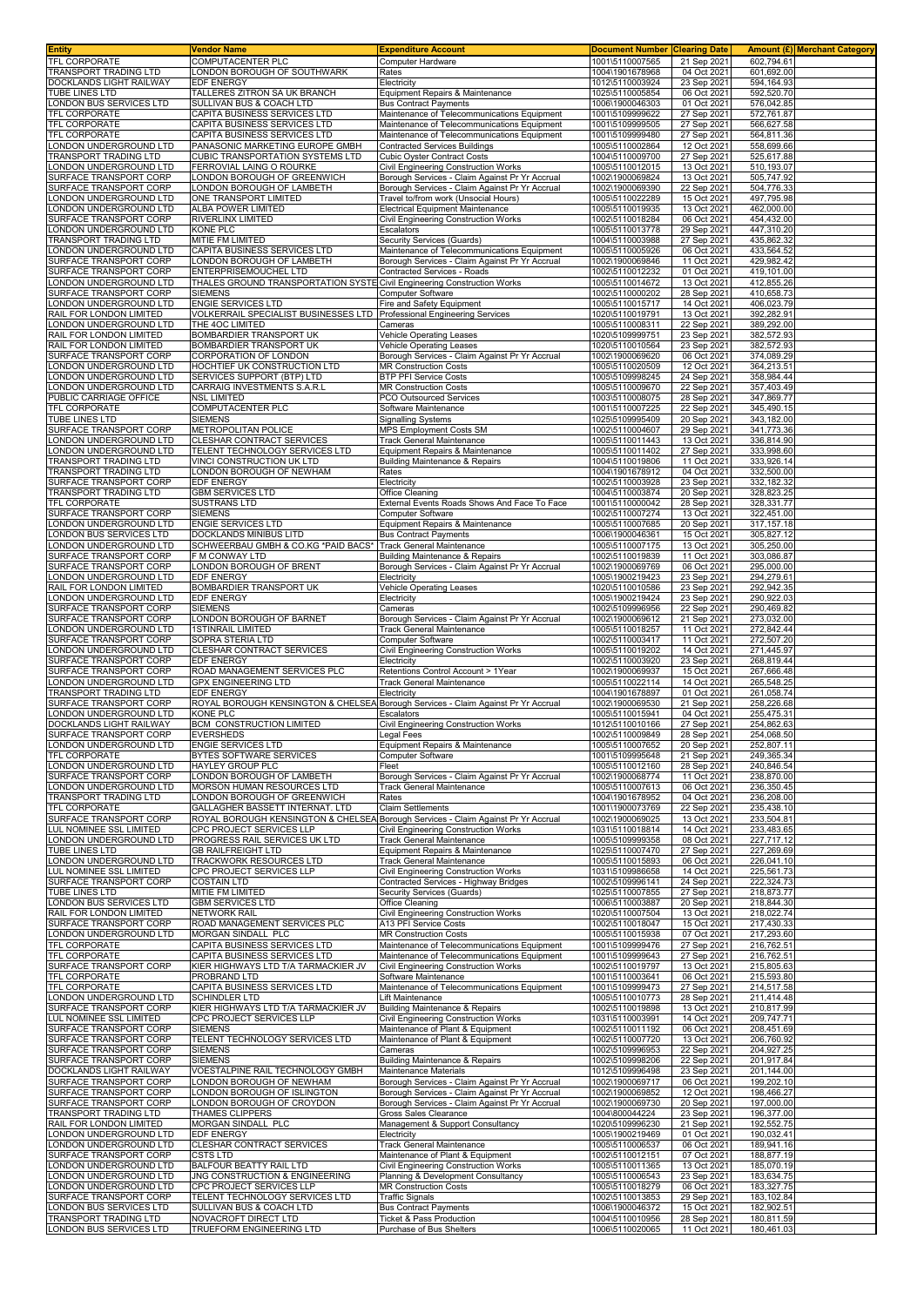| Entity | Vendor Name | Expenditure Account | Document Number | Clearing Date | Amount (£) | Merchant Category |
|---|---|---|---|---|---|---|
| TFL CORPORATE | COMPUTACENTER PLC | Computer Hardware | 1001\5110007565 | 21 Sep 2021 | 602,794.61 | |
| TRANSPORT TRADING LTD | LONDON BOROUGH OF SOUTHWARK | Rates | 1004\1901678968 | 04 Oct 2021 | 601,692.00 | |
| DOCKLANDS LIGHT RAILWAY | EDF ENERGY | Electricity | 1012\5110003924 | 23 Sep 2021 | 594,164.93 | |
| TUBE LINES LTD | TALLERES ZITRON SA UK BRANCH | Equipment Repairs & Maintenance | 1025\5110005854 | 06 Oct 2021 | 592,520.70 | |
| LONDON BUS SERVICES LTD | SULLIVAN BUS & COACH LTD | Bus Contract Payments | 1006\1900046303 | 01 Oct 2021 | 576,042.85 | |
| TFL CORPORATE | CAPITA BUSINESS SERVICES LTD | Maintenance of Telecommunications Equipment | 1001\5109999622 | 27 Sep 2021 | 572,761.87 | |
| TFL CORPORATE | CAPITA BUSINESS SERVICES LTD | Maintenance of Telecommunications Equipment | 1001\5109999505 | 27 Sep 2021 | 566,627.58 | |
| TFL CORPORATE | CAPITA BUSINESS SERVICES LTD | Maintenance of Telecommunications Equipment | 1001\5109999480 | 27 Sep 2021 | 564,811.36 | |
| LONDON UNDERGROUND LTD | PANASONIC MARKETING EUROPE GMBH | Contracted Services Buildings | 1005\5110002864 | 12 Oct 2021 | 558,699.66 | |
| TRANSPORT TRADING LTD | CUBIC TRANSPORTATION SYSTEMS LTD | Cubic Oyster Contract Costs | 1004\5110009700 | 27 Sep 2021 | 525,617.88 | |
| LONDON UNDERGROUND LTD | FERROVIAL LAING O ROURKE | Civil Engineering Construction Works | 1005\5110012015 | 13 Oct 2021 | 510,193.07 | |
| SURFACE TRANSPORT CORP | LONDON BOROUGH OF GREENWICH | Borough Services - Claim Against Pr Yr Accrual | 1002\1900069824 | 13 Oct 2021 | 505,747.92 | |
| SURFACE TRANSPORT CORP | LONDON BOROUGH OF LAMBETH | Borough Services - Claim Against Pr Yr Accrual | 1002\1900069390 | 22 Sep 2021 | 504,776.33 | |
| LONDON UNDERGROUND LTD | ONE TRANSPORT LIMITED | Travel to/from work (Unsocial Hours) | 1005\5110022289 | 15 Oct 2021 | 497,795.98 | |
| LONDON UNDERGROUND LTD | ALBA POWER LIMITED | Electrical Equipment Maintenance | 1005\5110019935 | 13 Oct 2021 | 462,000.00 | |
| SURFACE TRANSPORT CORP | RIVERLINX LIMITED | Civil Engineering Construction Works | 1002\5110018284 | 06 Oct 2021 | 454,432.00 | |
| LONDON UNDERGROUND LTD | KONE PLC | Escalators | 1005\5110013778 | 29 Sep 2021 | 447,310.20 | |
| TRANSPORT TRADING LTD | MITIE FM LIMITED | Security Services (Guards) | 1004\5110003988 | 27 Sep 2021 | 435,862.32 | |
| LONDON UNDERGROUND LTD | CAPITA BUSINESS SERVICES LTD | Maintenance of Telecommunications Equipment | 1005\5110005926 | 06 Oct 2021 | 433,564.52 | |
| SURFACE TRANSPORT CORP | LONDON BOROUGH OF LAMBETH | Borough Services - Claim Against Pr Yr Accrual | 1002\1900069846 | 11 Oct 2021 | 429,982.42 | |
| SURFACE TRANSPORT CORP | ENTERPRISEMOUCHEL LTD | Contracted Services - Roads | 1002\5110012232 | 01 Oct 2021 | 419,101.00 | |
| LONDON UNDERGROUND LTD | THALES GROUND TRANSPORTATION SYSTE | Civil Engineering Construction Works | 1005\5110014672 | 13 Oct 2021 | 412,855.26 | |
| SURFACE TRANSPORT CORP | SIEMENS | Computer Software | 1002\5110000202 | 28 Sep 2021 | 410,658.73 | |
| LONDON UNDERGROUND LTD | ENGIE SERVICES LTD | Fire and Safety Equipment | 1005\5110015717 | 14 Oct 2021 | 406,023.79 | |
| RAIL FOR LONDON LIMITED | VOLKERRAIL SPECIALIST BUSINESSES LTD | Professional Engineering Services | 1020\5110019791 | 13 Oct 2021 | 392,282.91 | |
| LONDON UNDERGROUND LTD | THE 4OC LIMITED | Cameras | 1005\5110008311 | 22 Sep 2021 | 389,292.00 | |
| RAIL FOR LONDON LIMITED | BOMBARDIER TRANSPORT UK | Vehicle Operating Leases | 1020\5109999751 | 23 Sep 2021 | 382,572.93 | |
| RAIL FOR LONDON LIMITED | BOMBARDIER TRANSPORT UK | Vehicle Operating Leases | 1020\5110010564 | 23 Sep 2021 | 382,572.93 | |
| SURFACE TRANSPORT CORP | CORPORATION OF LONDON | Borough Services - Claim Against Pr Yr Accrual | 1002\1900069620 | 06 Oct 2021 | 374,089.29 | |
| LONDON UNDERGROUND LTD | HOCHTIEF UK CONSTRUCTION LTD | MR Construction Costs | 1005\5110020509 | 12 Oct 2021 | 364,213.51 | |
| LONDON UNDERGROUND LTD | SERVICES SUPPORT (BTP) LTD | BTP PFI Service Costs | 1005\5109998245 | 24 Sep 2021 | 358,984.44 | |
| LONDON UNDERGROUND LTD | CARRAIG INVESTMENTS S.A.R.L | MR Construction Costs | 1005\5110009670 | 22 Sep 2021 | 357,403.49 | |
| PUBLIC CARRIAGE OFFICE | NSL LIMITED | PCO Outsourced Services | 1003\5110008075 | 28 Sep 2021 | 347,869.77 | |
| TFL CORPORATE | COMPUTACENTER PLC | Software Maintenance | 1001\5110007225 | 22 Sep 2021 | 345,490.15 | |
| TUBE LINES LTD | SIEMENS | Signalling Systems | 1025\5109995409 | 20 Sep 2021 | 343,182.00 | |
| SURFACE TRANSPORT CORP | METROPOLITAN POLICE | MPS Employment Costs SM | 1002\5110004607 | 29 Sep 2021 | 341,773.36 | |
| LONDON UNDERGROUND LTD | CLESHAR CONTRACT SERVICES | Track General Maintenance | 1005\5110011443 | 13 Oct 2021 | 336,814.90 | |
| LONDON UNDERGROUND LTD | TELENT TECHNOLOGY SERVICES LTD | Equipment Repairs & Maintenance | 1005\5110011402 | 27 Sep 2021 | 333,998.60 | |
| TRANSPORT TRADING LTD | VINCI CONSTRUCTION UK LTD | Building Maintenance & Repairs | 1004\5110019806 | 11 Oct 2021 | 333,926.14 | |
| TRANSPORT TRADING LTD | LONDON BOROUGH OF NEWHAM | Rates | 1004\1901678912 | 04 Oct 2021 | 332,500.00 | |
| SURFACE TRANSPORT CORP | EDF ENERGY | Electricity | 1002\5110003928 | 23 Sep 2021 | 332,182.32 | |
| TRANSPORT TRADING LTD | GBM SERVICES LTD | Office Cleaning | 1004\5110003874 | 20 Sep 2021 | 328,823.25 | |
| TFL CORPORATE | SUSTRANS LTD | External Events Roads Shows And Face To Face | 1001\5110000042 | 28 Sep 2021 | 328,331.77 | |
| SURFACE TRANSPORT CORP | SIEMENS | Computer Software | 1002\5110007274 | 13 Oct 2021 | 322,451.00 | |
| LONDON UNDERGROUND LTD | ENGIE SERVICES LTD | Equipment Repairs & Maintenance | 1005\5110007685 | 20 Sep 2021 | 317,157.18 | |
| LONDON BUS SERVICES LTD | DOCKLANDS MINIBUS LTD | Bus Contract Payments | 1006\1900046361 | 15 Oct 2021 | 305,827.12 | |
| LONDON UNDERGROUND LTD | SCHWEERBAU GMBH & CO.KG *PAID BACS* | Track General Maintenance | 1005\5110007175 | 13 Oct 2021 | 305,250.00 | |
| SURFACE TRANSPORT CORP | F M CONWAY LTD | Building Maintenance & Repairs | 1002\5110019839 | 11 Oct 2021 | 303,086.87 | |
| SURFACE TRANSPORT CORP | LONDON BOROUGH OF BRENT | Borough Services - Claim Against Pr Yr Accrual | 1002\1900069769 | 06 Oct 2021 | 295,000.00 | |
| LONDON UNDERGROUND LTD | EDF ENERGY | Electricity | 1005\1900219423 | 23 Sep 2021 | 294,279.61 | |
| RAIL FOR LONDON LIMITED | BOMBARDIER TRANSPORT UK | Vehicle Operating Leases | 1020\5110010586 | 23 Sep 2021 | 292,942.35 | |
| LONDON UNDERGROUND LTD | EDF ENERGY | Electricity | 1005\1900219424 | 23 Sep 2021 | 290,922.03 | |
| SURFACE TRANSPORT CORP | SIEMENS | Cameras | 1002\5109996956 | 22 Sep 2021 | 290,469.82 | |
| SURFACE TRANSPORT CORP | LONDON BOROUGH OF BARNET | Borough Services - Claim Against Pr Yr Accrual | 1002\1900069612 | 21 Sep 2021 | 273,032.00 | |
| LONDON UNDERGROUND LTD | 1STINRAIL LIMITED | Track General Maintenance | 1005\5110018257 | 11 Oct 2021 | 272,842.44 | |
| SURFACE TRANSPORT CORP | SOPRA STERIA LTD | Computer Software | 1002\5110003417 | 11 Oct 2021 | 272,507.20 | |
| LONDON UNDERGROUND LTD | CLESHAR CONTRACT SERVICES | Civil Engineering Construction Works | 1005\5110019202 | 14 Oct 2021 | 271,445.97 | |
| SURFACE TRANSPORT CORP | EDF ENERGY | Electricity | 1002\5110003920 | 23 Sep 2021 | 268,819.44 | |
| SURFACE TRANSPORT CORP | ROAD MANAGEMENT SERVICES PLC | Retentions Control Account > 1Year | 1002\1900069937 | 15 Oct 2021 | 267,666.48 | |
| LONDON UNDERGROUND LTD | GPX ENGINEERING LTD | Track General Maintenance | 1005\5110022114 | 14 Oct 2021 | 265,548.25 | |
| TRANSPORT TRADING LTD | EDF ENERGY | Electricity | 1004\1901678897 | 01 Oct 2021 | 261,058.74 | |
| SURFACE TRANSPORT CORP | ROYAL BOROUGH KENSINGTON & CHELSEA | Borough Services - Claim Against Pr Yr Accrual | 1002\1900069530 | 21 Sep 2021 | 258,226.68 | |
| LONDON UNDERGROUND LTD | KONE PLC | Escalators | 1005\5110015941 | 04 Oct 2021 | 255,475.31 | |
| DOCKLANDS LIGHT RAILWAY | BCM CONSTRUCTION LIMITED | Civil Engineering Construction Works | 1012\5110010166 | 27 Sep 2021 | 254,862.63 | |
| SURFACE TRANSPORT CORP | EVERSHEDS | Legal Fees | 1002\5110009849 | 28 Sep 2021 | 254,068.50 | |
| LONDON UNDERGROUND LTD | ENGIE SERVICES LTD | Equipment Repairs & Maintenance | 1005\5110007652 | 20 Sep 2021 | 252,807.11 | |
| TFL CORPORATE | BYTES SOFTWARE SERVICES | Computer Software | 1001\5109995648 | 21 Sep 2021 | 249,365.34 | |
| LONDON UNDERGROUND LTD | HAYLEY GROUP PLC | Fleet | 1005\5110012160 | 28 Sep 2021 | 240,846.54 | |
| SURFACE TRANSPORT CORP | LONDON BOROUGH OF LAMBETH | Borough Services - Claim Against Pr Yr Accrual | 1002\1900068774 | 11 Oct 2021 | 238,870.00 | |
| LONDON UNDERGROUND LTD | MORSON HUMAN RESOURCES LTD | Track General Maintenance | 1005\5110007613 | 06 Oct 2021 | 236,350.45 | |
| TRANSPORT TRADING LTD | LONDON BOROUGH OF GREENWICH | Rates | 1004\1901678952 | 04 Oct 2021 | 236,208.00 | |
| TFL CORPORATE | GALLAGHER BASSETT INTERNAT. LTD | Claim Settlements | 1001\1900073769 | 22 Sep 2021 | 235,438.10 | |
| SURFACE TRANSPORT CORP | ROYAL BOROUGH KENSINGTON & CHELSEA | Borough Services - Claim Against Pr Yr Accrual | 1002\1900069025 | 13 Oct 2021 | 233,504.81 | |
| LUL NOMINEE SSL LIMITED | CPC PROJECT SERVICES LLP | Civil Engineering Construction Works | 1031\5110018814 | 14 Oct 2021 | 233,483.65 | |
| LONDON UNDERGROUND LTD | PROGRESS RAIL SERVICES UK LTD | Track General Maintenance | 1005\5109999358 | 08 Oct 2021 | 227,717.12 | |
| TUBE LINES LTD | GB RAILFREIGHT LTD | Equipment Repairs & Maintenance | 1025\5110007470 | 27 Sep 2021 | 227,269.69 | |
| LONDON UNDERGROUND LTD | TRACKWORK RESOURCES LTD | Track General Maintenance | 1005\5110015893 | 06 Oct 2021 | 226,041.10 | |
| LUL NOMINEE SSL LIMITED | CPC PROJECT SERVICES LLP | Civil Engineering Construction Works | 1031\5109986658 | 14 Oct 2021 | 225,561.73 | |
| SURFACE TRANSPORT CORP | COSTAIN LTD | Contracted Services - Highway Bridges | 1002\5109996141 | 24 Sep 2021 | 222,324.73 | |
| TUBE LINES LTD | MITIE FM LIMITED | Security Services (Guards) | 1025\5110007855 | 27 Sep 2021 | 218,873.77 | |
| LONDON BUS SERVICES LTD | GBM SERVICES LTD | Office Cleaning | 1006\5110003887 | 20 Sep 2021 | 218,844.30 | |
| RAIL FOR LONDON LIMITED | NETWORK RAIL | Civil Engineering Construction Works | 1020\5110007504 | 13 Oct 2021 | 218,022.74 | |
| SURFACE TRANSPORT CORP | ROAD MANAGEMENT SERVICES PLC | A13 PFI Service Costs | 1002\5110018047 | 15 Oct 2021 | 217,430.33 | |
| LONDON UNDERGROUND LTD | MORGAN SINDALL PLC | MR Construction Costs | 1005\5110015938 | 07 Oct 2021 | 217,293.60 | |
| TFL CORPORATE | CAPITA BUSINESS SERVICES LTD | Maintenance of Telecommunications Equipment | 1001\5109999476 | 27 Sep 2021 | 216,762.51 | |
| TFL CORPORATE | CAPITA BUSINESS SERVICES LTD | Maintenance of Telecommunications Equipment | 1001\5109999643 | 27 Sep 2021 | 216,762.51 | |
| SURFACE TRANSPORT CORP | KIER HIGHWAYS LTD T/A TARMACKIER JV | Civil Engineering Construction Works | 1002\5110019797 | 13 Oct 2021 | 215,805.63 | |
| TFL CORPORATE | PROBRAND LTD | Software Maintenance | 1001\5110003641 | 06 Oct 2021 | 215,593.80 | |
| TFL CORPORATE | CAPITA BUSINESS SERVICES LTD | Maintenance of Telecommunications Equipment | 1001\5109999473 | 27 Sep 2021 | 214,517.58 | |
| LONDON UNDERGROUND LTD | SCHINDLER LTD | Lift Maintenance | 1005\5110010773 | 28 Sep 2021 | 211,414.48 | |
| SURFACE TRANSPORT CORP | KIER HIGHWAYS LTD T/A TARMACKIER JV | Building Maintenance & Repairs | 1002\5110019898 | 13 Oct 2021 | 210,817.99 | |
| LUL NOMINEE SSL LIMITED | CPC PROJECT SERVICES LLP | Civil Engineering Construction Works | 1031\5110003991 | 14 Oct 2021 | 209,747.71 | |
| SURFACE TRANSPORT CORP | SIEMENS | Maintenance of Plant & Equipment | 1002\5110011192 | 06 Oct 2021 | 208,451.69 | |
| SURFACE TRANSPORT CORP | TELENT TECHNOLOGY SERVICES LTD | Maintenance of Plant & Equipment | 1002\5110007720 | 13 Oct 2021 | 206,760.92 | |
| SURFACE TRANSPORT CORP | SIEMENS | Cameras | 1002\5109996953 | 22 Sep 2021 | 204,927.25 | |
| SURFACE TRANSPORT CORP | SIEMENS | Building Maintenance & Repairs | 1002\5109998206 | 22 Sep 2021 | 201,917.84 | |
| DOCKLANDS LIGHT RAILWAY | VOESTALPINE RAIL TECHNOLOGY GMBH | Maintenance Materials | 1012\5109996498 | 23 Sep 2021 | 201,144.00 | |
| SURFACE TRANSPORT CORP | LONDON BOROUGH OF NEWHAM | Borough Services - Claim Against Pr Yr Accrual | 1002\1900069717 | 06 Oct 2021 | 199,202.10 | |
| SURFACE TRANSPORT CORP | LONDON BOROUGH OF ISLINGTON | Borough Services - Claim Against Pr Yr Accrual | 1002\1900069852 | 12 Oct 2021 | 198,466.27 | |
| SURFACE TRANSPORT CORP | LONDON BOROUGH OF CROYDON | Borough Services - Claim Against Pr Yr Accrual | 1002\1900069730 | 20 Sep 2021 | 197,000.00 | |
| TRANSPORT TRADING LTD | THAMES CLIPPERS | Gross Sales Clearance | 1004\800044224 | 23 Sep 2021 | 196,377.00 | |
| RAIL FOR LONDON LIMITED | MORGAN SINDALL PLC | Management & Support Consultancy | 1020\5109996230 | 21 Sep 2021 | 192,552.75 | |
| LONDON UNDERGROUND LTD | EDF ENERGY | Electricity | 1005\1900219469 | 01 Oct 2021 | 190,032.41 | |
| LONDON UNDERGROUND LTD | CLESHAR CONTRACT SERVICES | Track General Maintenance | 1005\5110006537 | 06 Oct 2021 | 189,941.16 | |
| SURFACE TRANSPORT CORP | CSTS LTD | Maintenance of Plant & Equipment | 1002\5110012151 | 07 Oct 2021 | 188,877.19 | |
| LONDON UNDERGROUND LTD | BALFOUR BEATTY RAIL LTD | Civil Engineering Construction Works | 1005\5110011365 | 13 Oct 2021 | 185,070.19 | |
| LONDON UNDERGROUND LTD | JNG CONSTRUCTION & ENGINEERING | Planning & Development Consultancy | 1005\5110006543 | 23 Sep 2021 | 183,634.75 | |
| LONDON UNDERGROUND LTD | CPC PROJECT SERVICES LLP | MR Construction Costs | 1005\5110018279 | 06 Oct 2021 | 183,327.75 | |
| SURFACE TRANSPORT CORP | TELENT TECHNOLOGY SERVICES LTD | Traffic Signals | 1002\5110013853 | 29 Sep 2021 | 183,102.84 | |
| LONDON BUS SERVICES LTD | SULLIVAN BUS & COACH LTD | Bus Contract Payments | 1006\1900046372 | 15 Oct 2021 | 182,902.51 | |
| TRANSPORT TRADING LTD | NOVACROFT DIRECT LTD | Ticket & Pass Production | 1004\5110010956 | 28 Sep 2021 | 180,811.59 | |
| LONDON BUS SERVICES LTD | TRUEFORM ENGINEERING LTD | Purchase of Bus Shelters | 1006\5110020065 | 11 Oct 2021 | 180,461.03 | |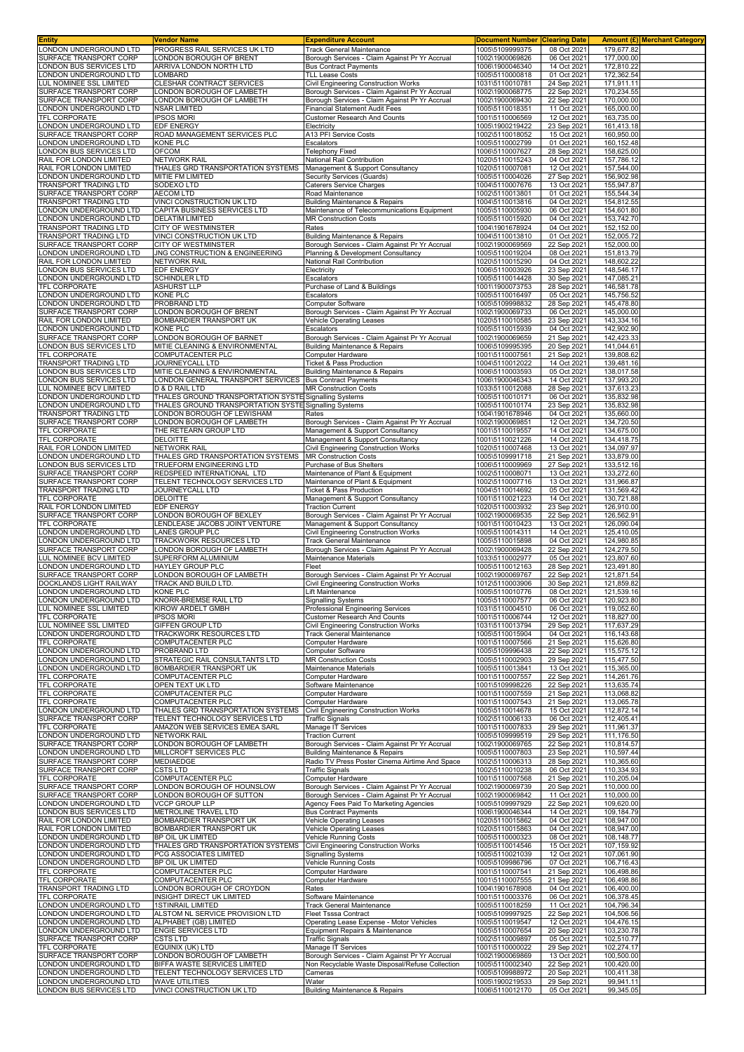| Entity | Vendor Name | Expenditure Account | Document Number | Clearing Date | Amount (£) | Merchant Category |
|---|---|---|---|---|---|---|
| LONDON UNDERGROUND LTD | PROGRESS RAIL SERVICES UK LTD | Track General Maintenance | 1005\5109999375 | 08 Oct 2021 | 179,677.82 | |
| SURFACE TRANSPORT CORP | LONDON BOROUGH OF BRENT | Borough Services - Claim Against Pr Yr Accrual | 1002\1900069826 | 06 Oct 2021 | 177,000.00 | |
| LONDON BUS SERVICES LTD | ARRIVA LONDON NORTH LTD | Bus Contract Payments | 1006\1900046340 | 14 Oct 2021 | 172,810.22 | |
| LONDON UNDERGROUND LTD | LOMBARD | TLL Lease Costs | 1005\5110000818 | 01 Oct 2021 | 172,362.54 | |
| LUL NOMINEE SSL LIMITED | CLESHAR CONTRACT SERVICES | Civil Engineering Construction Works | 1031\5110010781 | 24 Sep 2021 | 171,911.11 | |
| SURFACE TRANSPORT CORP | LONDON BOROUGH OF LAMBETH | Borough Services - Claim Against Pr Yr Accrual | 1002\1900068775 | 22 Sep 2021 | 170,234.55 | |
| SURFACE TRANSPORT CORP | LONDON BOROUGH OF LAMBETH | Borough Services - Claim Against Pr Yr Accrual | 1002\1900069430 | 22 Sep 2021 | 170,000.00 | |
| LONDON UNDERGROUND LTD | NSAR LIMITED | Financial Statement Audit Fees | 1005\5110018351 | 11 Oct 2021 | 165,000.00 | |
| TFL CORPORATE | IPSOS MORI | Customer Research And Counts | 1001\5110006569 | 12 Oct 2021 | 163,735.00 | |
| LONDON UNDERGROUND LTD | EDF ENERGY | Electricity | 1005\1900219422 | 23 Sep 2021 | 161,413.18 | |
| SURFACE TRANSPORT CORP | ROAD MANAGEMENT SERVICES PLC | A13 PFI Service Costs | 1002\5110018052 | 15 Oct 2021 | 160,950.00 | |
| LONDON UNDERGROUND LTD | KONE PLC | Escalators | 1005\5110002799 | 01 Oct 2021 | 160,152.48 | |
| LONDON BUS SERVICES LTD | OFCOM | Telephony Fixed | 1006\5110007627 | 28 Sep 2021 | 158,625.00 | |
| RAIL FOR LONDON LIMITED | NETWORK RAIL | National Rail Contribution | 1020\5110015243 | 04 Oct 2021 | 157,786.12 | |
| RAIL FOR LONDON LIMITED | THALES GRD TRANSPORTATION SYSTEMS | Management & Support Consultancy | 1020\5110007081 | 12 Oct 2021 | 157,544.00 | |
| LONDON UNDERGROUND LTD | MITIE FM LIMITED | Security Services (Guards) | 1005\5110004026 | 27 Sep 2021 | 156,902.98 | |
| TRANSPORT TRADING LTD | SODEXO LTD | Caterers Service Charges | 1004\5110007676 | 13 Oct 2021 | 155,347.87 | |
| SURFACE TRANSPORT CORP | AECOM LTD | Road Maintenance | 1002\5110013801 | 01 Oct 2021 | 155,544.34 | |
| TRANSPORT TRADING LTD | VINCI CONSTRUCTION UK LTD | Building Maintenance & Repairs | 1004\5110013816 | 04 Oct 2021 | 154,812.55 | |
| LONDON UNDERGROUND LTD | CAPITA BUSINESS SERVICES LTD | Maintenance of Telecommunications Equipment | 1005\5110005930 | 06 Oct 2021 | 154,601.80 | |
| LONDON UNDERGROUND LTD | DELATIM LIMITED | MR Construction Costs | 1005\5110015920 | 04 Oct 2021 | 153,742.70 | |
| TRANSPORT TRADING LTD | CITY OF WESTMINSTER | Rates | 1004\1901678924 | 04 Oct 2021 | 152,152.00 | |
| TRANSPORT TRADING LTD | VINCI CONSTRUCTION UK LTD | Building Maintenance & Repairs | 1004\5110013810 | 01 Oct 2021 | 152,005.72 | |
| SURFACE TRANSPORT CORP | CITY OF WESTMINSTER | Borough Services - Claim Against Pr Yr Accrual | 1002\1900069569 | 22 Sep 2021 | 152,000.00 | |
| LONDON UNDERGROUND LTD | JNG CONSTRUCTION & ENGINEERING | Planning & Development Consultancy | 1005\5110019204 | 08 Oct 2021 | 151,813.79 | |
| RAIL FOR LONDON LIMITED | NETWORK RAIL | National Rail Contribution | 1020\5110015290 | 04 Oct 2021 | 148,602.22 | |
| LONDON BUS SERVICES LTD | EDF ENERGY | Electricity | 1006\5110003926 | 23 Sep 2021 | 148,546.17 | |
| LONDON UNDERGROUND LTD | SCHINDLER LTD | Escalators | 1005\5110014428 | 30 Sep 2021 | 147,085.21 | |
| TFL CORPORATE | ASHURST LLP | Purchase of Land & Buildings | 1001\1900073753 | 28 Sep 2021 | 146,581.78 | |
| LONDON UNDERGROUND LTD | KONE PLC | Escalators | 1005\5110016497 | 05 Oct 2021 | 145,756.52 | |
| LONDON UNDERGROUND LTD | PROBRAND LTD | Computer Software | 1005\5109998832 | 28 Sep 2021 | 145,478.80 | |
| SURFACE TRANSPORT CORP | LONDON BOROUGH OF BRENT | Borough Services - Claim Against Pr Yr Accrual | 1002\1900069733 | 06 Oct 2021 | 145,000.00 | |
| RAIL FOR LONDON LIMITED | BOMBARDIER TRANSPORT UK | Vehicle Operating Leases | 1020\5110010585 | 23 Sep 2021 | 143,334.16 | |
| LONDON UNDERGROUND LTD | KONE PLC | Escalators | 1005\5110015939 | 04 Oct 2021 | 142,902.90 | |
| SURFACE TRANSPORT CORP | LONDON BOROUGH OF BARNET | Borough Services - Claim Against Pr Yr Accrual | 1002\1900069659 | 21 Sep 2021 | 142,423.33 | |
| LONDON BUS SERVICES LTD | MITIE CLEANING & ENVIRONMENTAL | Building Maintenance & Repairs | 1006\5109995395 | 20 Sep 2021 | 141,044.61 | |
| TFL CORPORATE | COMPUTACENTER PLC | Computer Hardware | 1001\5110007561 | 21 Sep 2021 | 139,808.62 | |
| TRANSPORT TRADING LTD | JOURNEYCALL LTD | Ticket & Pass Production | 1004\5110012022 | 14 Oct 2021 | 139,481.16 | |
| LONDON BUS SERVICES LTD | MITIE CLEANING & ENVIRONMENTAL | Building Maintenance & Repairs | 1006\5110003593 | 05 Oct 2021 | 138,017.58 | |
| LONDON BUS SERVICES LTD | LONDON GENERAL TRANSPORT SERVICES | Bus Contract Payments | 1006\1900046343 | 14 Oct 2021 | 137,993.20 | |
| LUL NOMINEE BCV LIMITED | D & D RAIL LTD | MR Construction Costs | 1033\5110012088 | 28 Sep 2021 | 137,613.23 | |
| LONDON UNDERGROUND LTD | THALES GROUND TRANSPORTATION SYSTE | Signalling Systems | 1005\5110010171 | 06 Oct 2021 | 135,832.98 | |
| LONDON UNDERGROUND LTD | THALES GROUND TRANSPORTATION SYSTE | Signalling Systems | 1005\5110010174 | 23 Sep 2021 | 135,832.98 | |
| TRANSPORT TRADING LTD | LONDON BOROUGH OF LEWISHAM | Rates | 1004\1901678946 | 04 Oct 2021 | 135,660.00 | |
| SURFACE TRANSPORT CORP | LONDON BOROUGH OF LAMBETH | Borough Services - Claim Against Pr Yr Accrual | 1002\1900069851 | 12 Oct 2021 | 134,720.50 | |
| TFL CORPORATE | THE RETEARN GROUP LTD | Management & Support Consultancy | 1001\5110019557 | 14 Oct 2021 | 134,675.00 | |
| TFL CORPORATE | DELOITTE | Management & Support Consultancy | 1001\5110021226 | 14 Oct 2021 | 134,418.75 | |
| RAIL FOR LONDON LIMITED | NETWORK RAIL | Civil Engineering Construction Works | 1020\5110007468 | 13 Oct 2021 | 134,097.97 | |
| LONDON UNDERGROUND LTD | THALES GRD TRANSPORTATION SYSTEMS | MR Construction Costs | 1005\5109991718 | 21 Sep 2021 | 133,879.00 | |
| LONDON BUS SERVICES LTD | TRUEFORM ENGINEERING LTD | Purchase of Bus Shelters | 1006\5110009969 | 27 Sep 2021 | 133,512.16 | |
| SURFACE TRANSPORT CORP | REDSPEED INTERNATIONAL LTD | Maintenance of Plant & Equipment | 1002\5110008071 | 13 Oct 2021 | 133,272.60 | |
| SURFACE TRANSPORT CORP | TELENT TECHNOLOGY SERVICES LTD | Maintenance of Plant & Equipment | 1002\5110007716 | 13 Oct 2021 | 131,966.87 | |
| TRANSPORT TRADING LTD | JOURNEYCALL LTD | Ticket & Pass Production | 1004\5110014692 | 05 Oct 2021 | 131,569.42 | |
| TFL CORPORATE | DELOITTE | Management & Support Consultancy | 1001\5110021223 | 14 Oct 2021 | 130,721.88 | |
| RAIL FOR LONDON LIMITED | EDF ENERGY | Traction Current | 1020\5110003932 | 23 Sep 2021 | 126,910.00 | |
| SURFACE TRANSPORT CORP | LONDON BOROUGH OF BEXLEY | Borough Services - Claim Against Pr Yr Accrual | 1002\1900069535 | 22 Sep 2021 | 126,562.91 | |
| TFL CORPORATE | LENDLEASE JACOBS JOINT VENTURE | Management & Support Consultancy | 1001\5110010423 | 13 Oct 2021 | 126,090.04 | |
| LONDON UNDERGROUND LTD | LANES GROUP PLC | Civil Engineering Construction Works | 1005\5110014311 | 14 Oct 2021 | 125,410.05 | |
| LONDON UNDERGROUND LTD | TRACKWORK RESOURCES LTD | Track General Maintenance | 1005\5110015898 | 04 Oct 2021 | 124,980.85 | |
| SURFACE TRANSPORT CORP | LONDON BOROUGH OF LAMBETH | Borough Services - Claim Against Pr Yr Accrual | 1002\1900069428 | 22 Sep 2021 | 124,279.50 | |
| LUL NOMINEE BCV LIMITED | SUPERFORM ALUMINIUM | Maintenance Materials | 1033\5110002977 | 05 Oct 2021 | 123,807.60 | |
| LONDON UNDERGROUND LTD | HAYLEY GROUP PLC | Fleet | 1005\5110012163 | 28 Sep 2021 | 123,491.80 | |
| SURFACE TRANSPORT CORP | LONDON BOROUGH OF LAMBETH | Borough Services - Claim Against Pr Yr Accrual | 1002\1900069767 | 22 Sep 2021 | 121,871.54 | |
| DOCKLANDS LIGHT RAILWAY | TRACK AND BUILD LTD. | Civil Engineering Construction Works | 1012\5110003906 | 30 Sep 2021 | 121,859.82 | |
| LONDON UNDERGROUND LTD | KONE PLC | Lift Maintenance | 1005\5110010776 | 08 Oct 2021 | 121,539.16 | |
| LONDON UNDERGROUND LTD | KNORR-BREMSE RAIL LTD | Signalling Systems | 1005\5110007577 | 06 Oct 2021 | 120,923.80 | |
| LUL NOMINEE SSL LIMITED | KIROW ARDELT GMBH | Professional Engineering Services | 1031\5110004510 | 06 Oct 2021 | 119,052.60 | |
| TFL CORPORATE | IPSOS MORI | Customer Research And Counts | 1001\5110006744 | 12 Oct 2021 | 118,827.00 | |
| LUL NOMINEE SSL LIMITED | GIFFEN GROUP LTD | Civil Engineering Construction Works | 1031\5110013794 | 29 Sep 2021 | 117,637.29 | |
| LONDON UNDERGROUND LTD | TRACKWORK RESOURCES LTD | Track General Maintenance | 1005\5110015904 | 04 Oct 2021 | 116,143.68 | |
| TFL CORPORATE | COMPUTACENTER PLC | Computer Hardware | 1001\5110007566 | 21 Sep 2021 | 115,626.80 | |
| LONDON UNDERGROUND LTD | PROBRAND LTD | Computer Software | 1005\5109996438 | 22 Sep 2021 | 115,575.12 | |
| LONDON UNDERGROUND LTD | STRATEGIC RAIL CONSULTANTS LTD | MR Construction Costs | 1005\5110002903 | 29 Sep 2021 | 115,477.50 | |
| LONDON UNDERGROUND LTD | BOMBARDIER TRANSPORT UK | Maintenance Materials | 1005\5110013841 | 13 Oct 2021 | 115,365.00 | |
| TFL CORPORATE | COMPUTACENTER PLC | Computer Hardware | 1001\5110007557 | 22 Sep 2021 | 114,261.76 | |
| TFL CORPORATE | OPEN TEXT UK LTD | Software Maintenance | 1001\5109998226 | 22 Sep 2021 | 113,635.74 | |
| TFL CORPORATE | COMPUTACENTER PLC | Computer Hardware | 1001\5110007559 | 21 Sep 2021 | 113,068.82 | |
| TFL CORPORATE | COMPUTACENTER PLC | Computer Hardware | 1001\5110007543 | 21 Sep 2021 | 113,065.78 | |
| LONDON UNDERGROUND LTD | THALES GRD TRANSPORTATION SYSTEMS | Civil Engineering Construction Works | 1005\5110014678 | 15 Oct 2021 | 112,872.14 | |
| SURFACE TRANSPORT CORP | TELENT TECHNOLOGY SERVICES LTD | Traffic Signals | 1002\5110006133 | 06 Oct 2021 | 112,405.41 | |
| TFL CORPORATE | AMAZON WEB SERVICES EMEA SARL | Manage IT Services | 1001\5110007833 | 29 Sep 2021 | 111,961.37 | |
| LONDON UNDERGROUND LTD | NETWORK RAIL | Traction Current | 1005\5109999519 | 29 Sep 2021 | 111,176.50 | |
| SURFACE TRANSPORT CORP | LONDON BOROUGH OF LAMBETH | Borough Services - Claim Against Pr Yr Accrual | 1002\1900069765 | 22 Sep 2021 | 110,814.57 | |
| LONDON UNDERGROUND LTD | MILLCROFT SERVICES PLC | Building Maintenance & Repairs | 1005\5110007803 | 23 Sep 2021 | 110,597.44 | |
| SURFACE TRANSPORT CORP | MEDIAEDGE | Radio TV Press Poster Cinema Airtime And Space | 1002\5110006313 | 28 Sep 2021 | 110,365.60 | |
| SURFACE TRANSPORT CORP | CSTS LTD | Traffic Signals | 1002\5110010238 | 06 Oct 2021 | 110,334.93 | |
| TFL CORPORATE | COMPUTACENTER PLC | Computer Hardware | 1001\5110007568 | 21 Sep 2021 | 110,205.04 | |
| SURFACE TRANSPORT CORP | LONDON BOROUGH OF HOUNSLOW | Borough Services - Claim Against Pr Yr Accrual | 1002\1900069739 | 20 Sep 2021 | 110,000.00 | |
| SURFACE TRANSPORT CORP | LONDON BOROUGH OF SUTTON | Borough Services - Claim Against Pr Yr Accrual | 1002\1900069842 | 11 Oct 2021 | 110,000.00 | |
| LONDON UNDERGROUND LTD | VCCP GROUP LLP | Agency Fees Paid To Marketing Agencies | 1005\5109997929 | 22 Sep 2021 | 109,620.00 | |
| LONDON BUS SERVICES LTD | METROLINE TRAVEL LTD | Bus Contract Payments | 1006\1900046344 | 14 Oct 2021 | 109,184.79 | |
| RAIL FOR LONDON LIMITED | BOMBARDIER TRANSPORT UK | Vehicle Operating Leases | 1020\5110015862 | 04 Oct 2021 | 108,947.00 | |
| RAIL FOR LONDON LIMITED | BOMBARDIER TRANSPORT UK | Vehicle Operating Leases | 1020\5110015863 | 04 Oct 2021 | 108,947.00 | |
| LONDON UNDERGROUND LTD | BP OIL UK LIMITED | Vehicle Running Costs | 1005\5110000323 | 08 Oct 2021 | 108,148.77 | |
| LONDON UNDERGROUND LTD | THALES GRD TRANSPORTATION SYSTEMS | Civil Engineering Construction Works | 1005\5110014546 | 15 Oct 2021 | 107,159.92 | |
| LONDON UNDERGROUND LTD | PCG ASSOCIATES LIMITED | Signalling Systems | 1005\5110021039 | 12 Oct 2021 | 107,061.90 | |
| LONDON UNDERGROUND LTD | BP OIL UK LIMITED | Vehicle Running Costs | 1005\5109986796 | 07 Oct 2021 | 106,716.43 | |
| TFL CORPORATE | COMPUTACENTER PLC | Computer Hardware | 1001\5110007541 | 21 Sep 2021 | 106,498.86 | |
| TFL CORPORATE | COMPUTACENTER PLC | Computer Hardware | 1001\5110007555 | 21 Sep 2021 | 106,498.86 | |
| TRANSPORT TRADING LTD | LONDON BOROUGH OF CROYDON | Rates | 1004\1901678908 | 04 Oct 2021 | 106,400.00 | |
| TFL CORPORATE | INSIGHT DIRECT UK LIMITED | Software Maintenance | 1001\5110003376 | 06 Oct 2021 | 106,378.45 | |
| LONDON UNDERGROUND LTD | 1STINRAIL LIMITED | Track General Maintenance | 1005\5110018259 | 11 Oct 2021 | 104,796.34 | |
| LONDON UNDERGROUND LTD | ALSTOM NL SERVICE PROVISION LTD | Fleet Tsssa Contract | 1005\5109997925 | 22 Sep 2021 | 104,506.56 | |
| LONDON UNDERGROUND LTD | ALPHABET (GB) LIMITED | Operating Lease Expense - Motor Vehicles | 1005\5110019547 | 12 Oct 2021 | 104,476.15 | |
| LONDON UNDERGROUND LTD | ENGIE SERVICES LTD | Equipment Repairs & Maintenance | 1005\5110007654 | 20 Sep 2021 | 103,230.78 | |
| SURFACE TRANSPORT CORP | CSTS LTD | Traffic Signals | 1002\5110009897 | 05 Oct 2021 | 102,510.77 | |
| TFL CORPORATE | EQUINIX (UK) LTD | Manage IT Services | 1001\5110000022 | 29 Sep 2021 | 102,274.17 | |
| SURFACE TRANSPORT CORP | LONDON BOROUGH OF LAMBETH | Borough Services - Claim Against Pr Yr Accrual | 1002\1900069869 | 13 Oct 2021 | 100,500.00 | |
| LONDON UNDERGROUND LTD | BIFFA WASTE SERVICES LIMITED | Non Recyclable Waste Disposal/Refuse Collection | 1005\5110002340 | 22 Sep 2021 | 100,420.00 | |
| LONDON UNDERGROUND LTD | TELENT TECHNOLOGY SERVICES LTD | Cameras | 1005\5109988972 | 20 Sep 2021 | 100,411.38 | |
| LONDON UNDERGROUND LTD | WAVE UTILITIES | Water | 1005\1900219533 | 29 Sep 2021 | 99,941.11 | |
| LONDON BUS SERVICES LTD | VINCI CONSTRUCTION UK LTD | Building Maintenance & Repairs | 1006\5110012170 | 05 Oct 2021 | 99,345.05 | |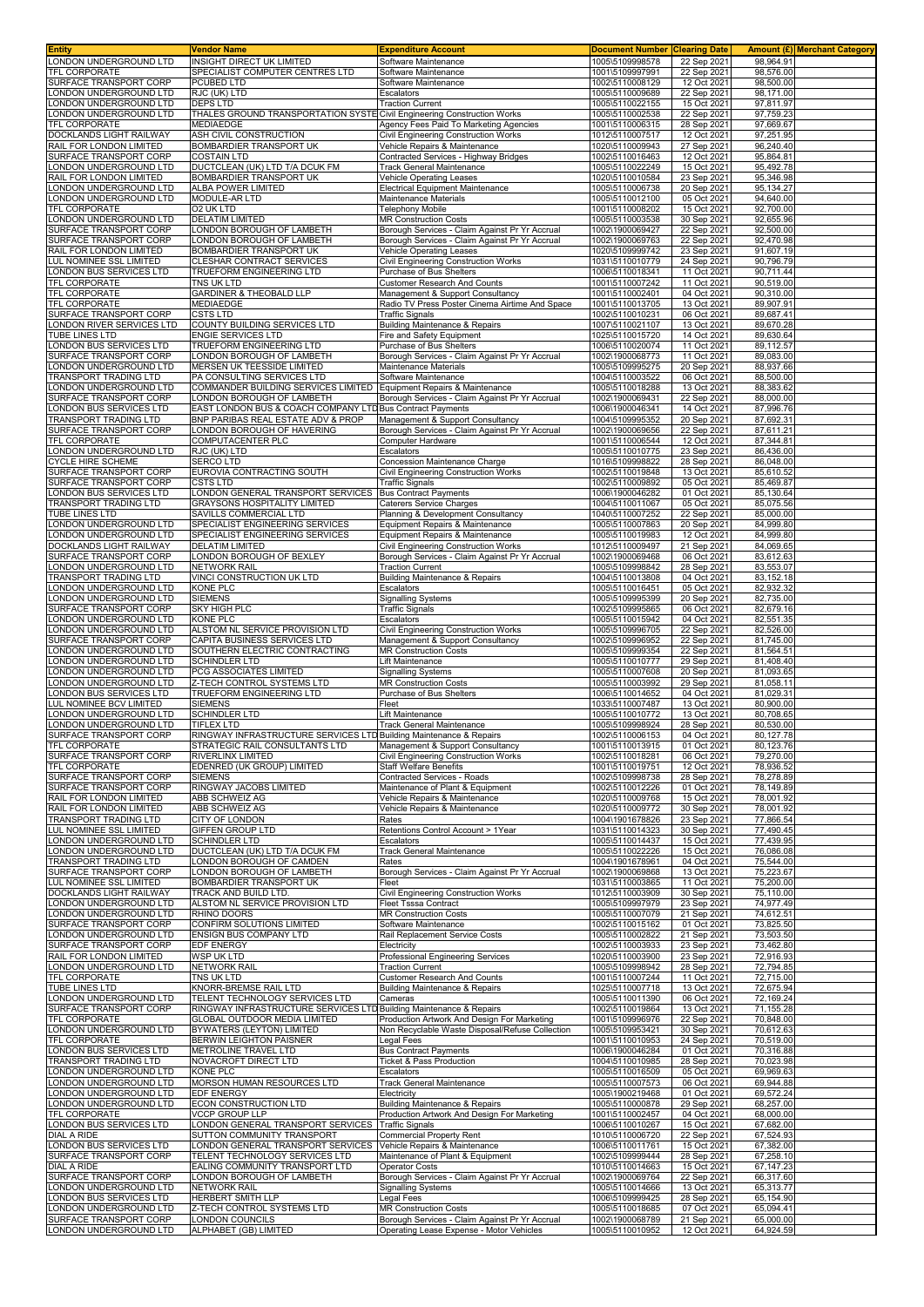| Entity | Vendor Name | Expenditure Account | Document Number | Clearing Date | Amount (£) | Merchant Category |
|---|---|---|---|---|---|---|
| LONDON UNDERGROUND LTD | INSIGHT DIRECT UK LIMITED | Software Maintenance | 1005\5109998578 | 22 Sep 2021 | 98,964.91 | |
| TFL CORPORATE | SPECIALIST COMPUTER CENTRES LTD | Software Maintenance | 1001\5109997991 | 22 Sep 2021 | 98,576.00 | |
| SURFACE TRANSPORT CORP | PCUBED LTD | Software Maintenance | 1002\5110008129 | 12 Oct 2021 | 98,500.00 | |
| LONDON UNDERGROUND LTD | RJC (UK) LTD | Escalators | 1005\5110009689 | 22 Sep 2021 | 98,171.00 | |
| LONDON UNDERGROUND LTD | DEPS LTD | Traction Current | 1005\5110022155 | 15 Oct 2021 | 97,811.97 | |
| LONDON UNDERGROUND LTD | THALES GROUND TRANSPORTATION SYSTE | Civil Engineering Construction Works | 1005\5110002538 | 22 Sep 2021 | 97,759.23 | |
| TFL CORPORATE | MEDIAEDGE | Agency Fees Paid To Marketing Agencies | 1001\5110006315 | 28 Sep 2021 | 97,669.67 | |
| DOCKLANDS LIGHT RAILWAY | ASH CIVIL CONSTRUCTION | Civil Engineering Construction Works | 1012\5110007517 | 12 Oct 2021 | 97,251.95 | |
| RAIL FOR LONDON LIMITED | BOMBARDIER TRANSPORT UK | Vehicle Repairs & Maintenance | 1020\5110009943 | 27 Sep 2021 | 96,240.40 | |
| SURFACE TRANSPORT CORP | COSTAIN LTD | Contracted Services - Highway Bridges | 1002\5110016463 | 12 Oct 2021 | 95,864.81 | |
| LONDON UNDERGROUND LTD | DUCTCLEAN (UK) LTD T/A DCUK FM | Track General Maintenance | 1005\5110022249 | 15 Oct 2021 | 95,492.78 | |
| RAIL FOR LONDON LIMITED | BOMBARDIER TRANSPORT UK | Vehicle Operating Leases | 1020\5110010584 | 23 Sep 2021 | 95,346.98 | |
| LONDON UNDERGROUND LTD | ALBA POWER LIMITED | Electrical Equipment Maintenance | 1005\5110006738 | 20 Sep 2021 | 95,134.27 | |
| LONDON UNDERGROUND LTD | MODULE-AR LTD | Maintenance Materials | 1005\5110012100 | 05 Oct 2021 | 94,640.00 | |
| TFL CORPORATE | O2 UK LTD | Telephony Mobile | 1001\5110008202 | 15 Oct 2021 | 92,700.00 | |
| LONDON UNDERGROUND LTD | DELATIM LIMITED | MR Construction Costs | 1005\5110003538 | 30 Sep 2021 | 92,655.96 | |
| SURFACE TRANSPORT CORP | LONDON BOROUGH OF LAMBETH | Borough Services - Claim Against Pr Yr Accrual | 1002\1900069427 | 22 Sep 2021 | 92,500.00 | |
| SURFACE TRANSPORT CORP | LONDON BOROUGH OF LAMBETH | Borough Services - Claim Against Pr Yr Accrual | 1002\1900069763 | 22 Sep 2021 | 92,470.98 | |
| RAIL FOR LONDON LIMITED | BOMBARDIER TRANSPORT UK | Vehicle Operating Leases | 1020\5109999742 | 23 Sep 2021 | 91,607.19 | |
| LUL NOMINEE SSL LIMITED | CLESHAR CONTRACT SERVICES | Civil Engineering Construction Works | 1031\5110010779 | 24 Sep 2021 | 90,796.79 | |
| LONDON BUS SERVICES LTD | TRUEFORM ENGINEERING LTD | Purchase of Bus Shelters | 1006\5110018341 | 11 Oct 2021 | 90,711.44 | |
| TFL CORPORATE | TNS UK LTD | Customer Research And Counts | 1001\5110007242 | 11 Oct 2021 | 90,519.00 | |
| TFL CORPORATE | GARDINER & THEOBALD LLP | Management & Support Consultancy | 1001\5110002401 | 04 Oct 2021 | 90,310.00 | |
| TFL CORPORATE | MEDIAEDGE | Radio TV Press Poster Cinema Airtime And Space | 1001\5110013705 | 13 Oct 2021 | 89,907.91 | |
| SURFACE TRANSPORT CORP | CSTS LTD | Traffic Signals | 1002\5110010231 | 06 Oct 2021 | 89,687.41 | |
| LONDON RIVER SERVICES LTD | COUNTY BUILDING SERVICES LTD | Building Maintenance & Repairs | 1007\5110021107 | 13 Oct 2021 | 89,670.28 | |
| TUBE LINES LTD | ENGIE SERVICES LTD | Fire and Safety Equipment | 1025\5110015720 | 14 Oct 2021 | 89,630.64 | |
| LONDON BUS SERVICES LTD | TRUEFORM ENGINEERING LTD | Purchase of Bus Shelters | 1006\5110020074 | 11 Oct 2021 | 89,112.57 | |
| SURFACE TRANSPORT CORP | LONDON BOROUGH OF LAMBETH | Borough Services - Claim Against Pr Yr Accrual | 1002\1900068773 | 11 Oct 2021 | 89,083.00 | |
| LONDON UNDERGROUND LTD | MERSEN UK TEESSIDE LIMITED | Maintenance Materials | 1005\5109995275 | 20 Sep 2021 | 88,937.66 | |
| TRANSPORT TRADING LTD | PA CONSULTING SERVICES LTD | Software Maintenance | 1004\5110003522 | 06 Oct 2021 | 88,500.00 | |
| LONDON UNDERGROUND LTD | COMMANDER BUILDING SERVICES LIMITED | Equipment Repairs & Maintenance | 1005\5110018288 | 13 Oct 2021 | 88,383.62 | |
| SURFACE TRANSPORT CORP | LONDON BOROUGH OF LAMBETH | Borough Services - Claim Against Pr Yr Accrual | 1002\1900069431 | 22 Sep 2021 | 88,000.00 | |
| LONDON BUS SERVICES LTD | EAST LONDON BUS & COACH COMPANY LTD | Bus Contract Payments | 1006\1900046341 | 14 Oct 2021 | 87,996.76 | |
| TRANSPORT TRADING LTD | BNP PARIBAS REAL ESTATE ADV & PROP | Management & Support Consultancy | 1004\5109995352 | 20 Sep 2021 | 87,692.31 | |
| SURFACE TRANSPORT CORP | LONDON BOROUGH OF HAVERING | Borough Services - Claim Against Pr Yr Accrual | 1002\1900069656 | 22 Sep 2021 | 87,611.21 | |
| TFL CORPORATE | COMPUTACENTER PLC | Computer Hardware | 1001\5110006544 | 12 Oct 2021 | 87,344.81 | |
| LONDON UNDERGROUND LTD | RJC (UK) LTD | Escalators | 1005\5110010775 | 23 Sep 2021 | 86,436.00 | |
| CYCLE HIRE SCHEME | SERCO LTD | Concession Maintenance Charge | 1016\5109998822 | 28 Sep 2021 | 86,048.00 | |
| SURFACE TRANSPORT CORP | EUROVIA CONTRACTING SOUTH | Civil Engineering Construction Works | 1002\5110019848 | 13 Oct 2021 | 85,610.52 | |
| SURFACE TRANSPORT CORP | CSTS LTD | Traffic Signals | 1002\5110009892 | 05 Oct 2021 | 85,469.87 | |
| LONDON BUS SERVICES LTD | LONDON GENERAL TRANSPORT SERVICES | Bus Contract Payments | 1006\1900046282 | 01 Oct 2021 | 85,130.64 | |
| TRANSPORT TRADING LTD | GRAYSONS HOSPITALITY LIMITED | Caterers Service Charges | 1004\5110011067 | 05 Oct 2021 | 85,075.56 | |
| TUBE LINES LTD | SAVILLS COMMERCIAL LTD | Planning & Development Consultancy | 1040\5110007252 | 22 Sep 2021 | 85,000.00 | |
| LONDON UNDERGROUND LTD | SPECIALIST ENGINEERING SERVICES | Equipment Repairs & Maintenance | 1005\5110007863 | 20 Sep 2021 | 84,999.80 | |
| LONDON UNDERGROUND LTD | SPECIALIST ENGINEERING SERVICES | Equipment Repairs & Maintenance | 1005\5110019983 | 12 Oct 2021 | 84,999.80 | |
| DOCKLANDS LIGHT RAILWAY | DELATIM LIMITED | Civil Engineering Construction Works | 1012\5110009497 | 21 Sep 2021 | 84,069.65 | |
| SURFACE TRANSPORT CORP | LONDON BOROUGH OF BEXLEY | Borough Services - Claim Against Pr Yr Accrual | 1002\1900069468 | 06 Oct 2021 | 83,612.63 | |
| LONDON UNDERGROUND LTD | NETWORK RAIL | Traction Current | 1005\5109998842 | 28 Sep 2021 | 83,553.07 | |
| TRANSPORT TRADING LTD | VINCI CONSTRUCTION UK LTD | Building Maintenance & Repairs | 1004\5110013808 | 04 Oct 2021 | 83,152.18 | |
| LONDON UNDERGROUND LTD | KONE PLC | Escalators | 1005\5110016451 | 05 Oct 2021 | 82,932.32 | |
| LONDON UNDERGROUND LTD | SIEMENS | Signalling Systems | 1005\5109995399 | 20 Sep 2021 | 82,735.00 | |
| SURFACE TRANSPORT CORP | SKY HIGH PLC | Traffic Signals | 1002\5109995865 | 06 Oct 2021 | 82,679.16 | |
| LONDON UNDERGROUND LTD | KONE PLC | Escalators | 1005\5110015942 | 04 Oct 2021 | 82,551.35 | |
| LONDON UNDERGROUND LTD | ALSTOM NL SERVICE PROVISION LTD | Civil Engineering Construction Works | 1005\5109996705 | 22 Sep 2021 | 82,526.00 | |
| SURFACE TRANSPORT CORP | CAPITA BUSINESS SERVICES LTD | Management & Support Consultancy | 1002\5109996952 | 22 Sep 2021 | 81,745.00 | |
| LONDON UNDERGROUND LTD | SOUTHERN ELECTRIC CONTRACTING | MR Construction Costs | 1005\5109999354 | 22 Sep 2021 | 81,564.51 | |
| LONDON UNDERGROUND LTD | SCHINDLER LTD | Lift Maintenance | 1005\5110010777 | 29 Sep 2021 | 81,408.40 | |
| LONDON UNDERGROUND LTD | PCG ASSOCIATES LIMITED | Signalling Systems | 1005\5110007608 | 20 Sep 2021 | 81,093.65 | |
| LONDON UNDERGROUND LTD | Z-TECH CONTROL SYSTEMS LTD | MR Construction Costs | 1005\5110003992 | 29 Sep 2021 | 81,058.11 | |
| LONDON BUS SERVICES LTD | TRUEFORM ENGINEERING LTD | Purchase of Bus Shelters | 1006\5110014652 | 04 Oct 2021 | 81,029.31 | |
| LUL NOMINEE BCV LIMITED | SIEMENS | Fleet | 1033\5110007487 | 13 Oct 2021 | 80,900.00 | |
| LONDON UNDERGROUND LTD | SCHINDLER LTD | Lift Maintenance | 1005\5110010772 | 13 Oct 2021 | 80,708.65 | |
| LONDON UNDERGROUND LTD | TIFLEX LTD | Track General Maintenance | 1005\5109998924 | 28 Sep 2021 | 80,530.00 | |
| SURFACE TRANSPORT CORP | RINGWAY INFRASTRUCTURE SERVICES LTD | Building Maintenance & Repairs | 1002\5110006153 | 04 Oct 2021 | 80,127.78 | |
| TFL CORPORATE | STRATEGIC RAIL CONSULTANTS LTD | Management & Support Consultancy | 1001\5110013915 | 01 Oct 2021 | 80,123.76 | |
| SURFACE TRANSPORT CORP | RIVERLINX LIMITED | Civil Engineering Construction Works | 1002\5110018281 | 06 Oct 2021 | 79,270.00 | |
| TFL CORPORATE | EDENRED (UK GROUP) LIMITED | Staff Welfare Benefits | 1001\5110019751 | 12 Oct 2021 | 78,936.52 | |
| SURFACE TRANSPORT CORP | SIEMENS | Contracted Services - Roads | 1002\5109998738 | 28 Sep 2021 | 78,278.89 | |
| SURFACE TRANSPORT CORP | RINGWAY JACOBS LIMITED | Maintenance of Plant & Equipment | 1002\5110012226 | 01 Oct 2021 | 78,149.89 | |
| RAIL FOR LONDON LIMITED | ABB SCHWEIZ AG | Vehicle Repairs & Maintenance | 1020\5110009768 | 15 Oct 2021 | 78,001.92 | |
| RAIL FOR LONDON LIMITED | ABB SCHWEIZ AG | Vehicle Repairs & Maintenance | 1020\5110009772 | 30 Sep 2021 | 78,001.92 | |
| TRANSPORT TRADING LTD | CITY OF LONDON | Rates | 1004\1901678826 | 23 Sep 2021 | 77,866.54 | |
| LUL NOMINEE SSL LIMITED | GIFFEN GROUP LTD | Retentions Control Account > 1Year | 1031\5110014323 | 30 Sep 2021 | 77,490.45 | |
| LONDON UNDERGROUND LTD | SCHINDLER LTD | Escalators | 1005\5110014437 | 15 Oct 2021 | 77,439.95 | |
| LONDON UNDERGROUND LTD | DUCTCLEAN (UK) LTD T/A DCUK FM | Track General Maintenance | 1005\5110022226 | 15 Oct 2021 | 76,086.08 | |
| TRANSPORT TRADING LTD | LONDON BOROUGH OF CAMDEN | Rates | 1004\1901678961 | 04 Oct 2021 | 75,544.00 | |
| SURFACE TRANSPORT CORP | LONDON BOROUGH OF LAMBETH | Borough Services - Claim Against Pr Yr Accrual | 1002\1900069868 | 13 Oct 2021 | 75,223.67 | |
| LUL NOMINEE SSL LIMITED | BOMBARDIER TRANSPORT UK | Fleet | 1031\5110003865 | 11 Oct 2021 | 75,200.00 | |
| DOCKLANDS LIGHT RAILWAY | TRACK AND BUILD LTD. | Civil Engineering Construction Works | 1012\5110003909 | 30 Sep 2021 | 75,110.00 | |
| LONDON UNDERGROUND LTD | ALSTOM NL SERVICE PROVISION LTD | Fleet Tsssa Contract | 1005\5109997979 | 23 Sep 2021 | 74,977.49 | |
| LONDON UNDERGROUND LTD | RHINO DOORS | MR Construction Costs | 1005\5110007079 | 21 Sep 2021 | 74,612.51 | |
| SURFACE TRANSPORT CORP | CONFIRM SOLUTIONS LIMITED | Software Maintenance | 1002\5110015162 | 01 Oct 2021 | 73,825.50 | |
| LONDON UNDERGROUND LTD | ENSIGN BUS COMPANY LTD | Rail Replacement Service Costs | 1005\5110002822 | 21 Sep 2021 | 73,503.50 | |
| SURFACE TRANSPORT CORP | EDF ENERGY | Electricity | 1002\5110003933 | 23 Sep 2021 | 73,462.80 | |
| RAIL FOR LONDON LIMITED | WSP UK LTD | Professional Engineering Services | 1020\5110003900 | 23 Sep 2021 | 72,916.93 | |
| LONDON UNDERGROUND LTD | NETWORK RAIL | Traction Current | 1005\5109998942 | 28 Sep 2021 | 72,794.85 | |
| TFL CORPORATE | TNS UK LTD | Customer Research And Counts | 1001\5110007244 | 11 Oct 2021 | 72,715.00 | |
| TUBE LINES LTD | KNORR-BREMSE RAIL LTD | Building Maintenance & Repairs | 1025\5110007718 | 13 Oct 2021 | 72,675.94 | |
| LONDON UNDERGROUND LTD | TELENT TECHNOLOGY SERVICES LTD | Cameras | 1005\5110011390 | 06 Oct 2021 | 72,169.24 | |
| SURFACE TRANSPORT CORP | RINGWAY INFRASTRUCTURE SERVICES LTD | Building Maintenance & Repairs | 1002\5110019864 | 13 Oct 2021 | 71,155.28 | |
| TFL CORPORATE | GLOBAL OUTDOOR MEDIA LIMITED | Production Artwork And Design For Marketing | 1001\5109996976 | 22 Sep 2021 | 70,848.00 | |
| LONDON UNDERGROUND LTD | BYWATERS (LEYTON) LIMITED | Non Recyclable Waste Disposal/Refuse Collection | 1005\5109953421 | 30 Sep 2021 | 70,612.63 | |
| TFL CORPORATE | BERWIN LEIGHTON PAISNER | Legal Fees | 1001\5110010953 | 24 Sep 2021 | 70,519.00 | |
| LONDON BUS SERVICES LTD | METROLINE TRAVEL LTD | Bus Contract Payments | 1006\1900046284 | 01 Oct 2021 | 70,316.88 | |
| TRANSPORT TRADING LTD | NOVACROFT DIRECT LTD | Ticket & Pass Production | 1004\5110010985 | 28 Sep 2021 | 70,023.98 | |
| LONDON UNDERGROUND LTD | KONE PLC | Escalators | 1005\5110016509 | 05 Oct 2021 | 69,969.63 | |
| LONDON UNDERGROUND LTD | MORSON HUMAN RESOURCES LTD | Track General Maintenance | 1005\5110007573 | 06 Oct 2021 | 69,944.88 | |
| LONDON UNDERGROUND LTD | EDF ENERGY | Electricity | 1005\1900219468 | 01 Oct 2021 | 69,572.24 | |
| LONDON UNDERGROUND LTD | ECON CONSTRUCTION LTD | Building Maintenance & Repairs | 1005\5110000878 | 29 Sep 2021 | 68,257.00 | |
| TFL CORPORATE | VCCP GROUP LLP | Production Artwork And Design For Marketing | 1001\5110002457 | 04 Oct 2021 | 68,000.00 | |
| LONDON BUS SERVICES LTD | LONDON GENERAL TRANSPORT SERVICES | Traffic Signals | 1006\5110010267 | 15 Oct 2021 | 67,682.00 | |
| DIAL A RIDE | SUTTON COMMUNITY TRANSPORT | Commercial Property Rent | 1010\5110006720 | 22 Sep 2021 | 67,524.93 | |
| LONDON BUS SERVICES LTD | LONDON GENERAL TRANSPORT SERVICES | Vehicle Repairs & Maintenance | 1006\5110011761 | 15 Oct 2021 | 67,382.00 | |
| SURFACE TRANSPORT CORP | TELENT TECHNOLOGY SERVICES LTD | Maintenance of Plant & Equipment | 1002\5109999444 | 28 Sep 2021 | 67,258.10 | |
| DIAL A RIDE | EALING COMMUNITY TRANSPORT LTD | Operator Costs | 1010\5110014663 | 15 Oct 2021 | 67,147.23 | |
| SURFACE TRANSPORT CORP | LONDON BOROUGH OF LAMBETH | Borough Services - Claim Against Pr Yr Accrual | 1002\1900069764 | 22 Sep 2021 | 66,317.60 | |
| LONDON UNDERGROUND LTD | NETWORK RAIL | Signalling Systems | 1005\5110014666 | 13 Oct 2021 | 65,313.77 | |
| LONDON BUS SERVICES LTD | HERBERT SMITH LLP | Legal Fees | 1006\5109999425 | 28 Sep 2021 | 65,154.90 | |
| LONDON UNDERGROUND LTD | Z-TECH CONTROL SYSTEMS LTD | MR Construction Costs | 1005\5110018685 | 07 Oct 2021 | 65,094.41 | |
| SURFACE TRANSPORT CORP | LONDON COUNCILS | Borough Services - Claim Against Pr Yr Accrual | 1002\1900068789 | 21 Sep 2021 | 65,000.00 | |
| LONDON UNDERGROUND LTD | ALPHABET (GB) LIMITED | Operating Lease Expense - Motor Vehicles | 1005\5110010952 | 12 Oct 2021 | 64,924.59 | |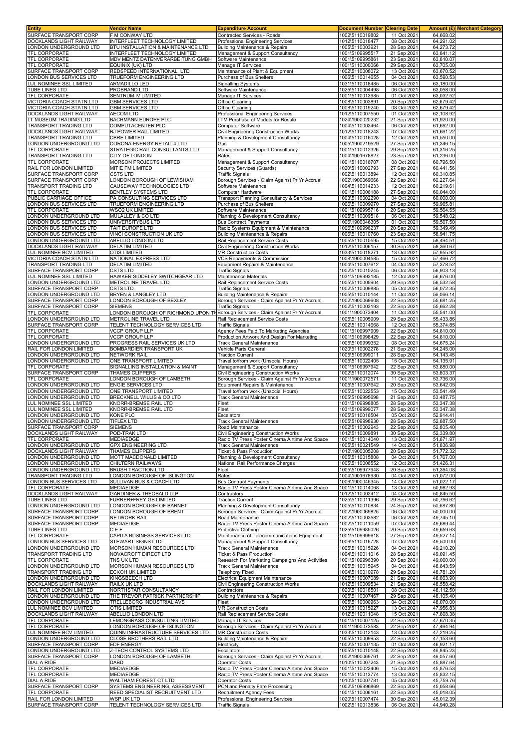| Entity | Vendor Name | Expenditure Account | Document Number | Clearing Date | Amount (£) | Merchant Category |
|---|---|---|---|---|---|---|
| SURFACE TRANSPORT CORP | F M CONWAY LTD | Contracted Services - Roads | 1002\5110019802 | 11 Oct 2021 | 64,668.02 | |
| DOCKLANDS LIGHT RAILWAY | INTERFLEET TECHNOLOGY LIMITED | Professional Engineering Services | 1012\5110018477 | 08 Oct 2021 | 64,291.02 | |
| LONDON UNDERGROUND LTD | BTU INSTALLATION & MAINTENANCE LTD | Building Maintenance & Repairs | 1005\5110003921 | 28 Sep 2021 | 64,273.72 | |
| TFL CORPORATE | INTERFLEET TECHNOLOGY LIMITED | Management & Support Consultancy | 1001\5109995517 | 21 Sep 2021 | 63,841.12 | |
| TFL CORPORATE | MDV MENTZ DATENVERARBEITUNG GMBH | Software Maintenance | 1001\5109995861 | 23 Sep 2021 | 63,810.07 | |
| TFL CORPORATE | EQUINIX (UK) LTD | Manage IT Services | 1001\5110000066 | 29 Sep 2021 | 63,705.00 | |
| SURFACE TRANSPORT CORP | REDSPEED INTERNATIONAL LTD | Maintenance of Plant & Equipment | 1002\5110008072 | 13 Oct 2021 | 63,670.52 | |
| LONDON BUS SERVICES LTD | TRUEFORM ENGINEERING LTD | Purchase of Bus Shelters | 1006\5110014655 | 04 Oct 2021 | 63,590.53 | |
| LUL NOMINEE SSL LIMITED | ARMADILLO LED | Signalling Systems | 1031\5110018485 | 06 Oct 2021 | 63,180.00 | |
| TUBE LINES LTD | PROBRAND LTD | Software Maintenance | 1025\5110004498 | 06 Oct 2021 | 63,058.00 | |
| TFL CORPORATE | SENTRUM IV LIMITED | Manage IT Services | 1001\5110013985 | 01 Oct 2021 | 63,032.52 | |
| VICTORIA COACH STATN LTD | GBM SERVICES LTD | Office Cleaning | 1008\5110003891 | 20 Sep 2021 | 62,679.42 | |
| VICTORIA COACH STATN LTD | GBM SERVICES LTD | Office Cleaning | 1008\5110019240 | 08 Oct 2021 | 62,679.42 | |
| DOCKLANDS LIGHT RAILWAY | AECOM LTD | Professional Engineering Services | 1012\5110007550 | 01 Oct 2021 | 62,108.92 | |
| LT MUSEUM TRADING LTD | BACHMANN EUROPE PLC | LTM Purchase of Models for Resale | 1024\1900020232 | 21 Sep 2021 | 61,920.00 | |
| TRANSPORT TRADING LTD | COMPUTACENTER PLC | Computer Software | 1004\5110003464 | 06 Oct 2021 | 61,692.00 | |
| DOCKLANDS LIGHT RAILWAY | RJ POWER RAIL LIMITED | Civil Engineering Construction Works | 1012\5110018243 | 07 Oct 2021 | 61,661.22 | |
| TRANSPORT TRADING LTD | CBRE LIMITED | Planning & Development Consultancy | 1004\5110016028 | 12 Oct 2021 | 61,550.00 | |
| LONDON UNDERGROUND LTD | CORONA ENERGY RETAIL 4 LTD | Gas | 1005\1900219529 | 27 Sep 2021 | 61,346.15 | |
| TFL CORPORATE | STRATEGIC RAIL CONSULTANTS LTD | Management & Support Consultancy | 1001\5110012326 | 29 Sep 2021 | 61,316.25 | |
| TRANSPORT TRADING LTD | CITY OF LONDON | Rates | 1004\1901678827 | 23 Sep 2021 | 61,236.00 | |
| TFL CORPORATE | MORSON PROJECTS LIMITED | Management & Support Consultancy | 1001\5110016707 | 08 Oct 2021 | 60,796.50 | |
| RAIL FOR LONDON LIMITED | MITIE FM LIMITED | Security Services (Guards) | 1020\5110002793 | 27 Sep 2021 | 60,441.56 | |
| SURFACE TRANSPORT CORP | CSTS LTD | Traffic Signals | 1002\5110013894 | 12 Oct 2021 | 60,310.85 | |
| SURFACE TRANSPORT CORP | LONDON BOROUGH OF LEWISHAM | Borough Services - Claim Against Pr Yr Accrual | 1002\1900069668 | 22 Sep 2021 | 60,227.64 | |
| TRANSPORT TRADING LTD | CAUSEWAY TECHNOLOGIES LTD | Software Maintenance | 1004\5110014233 | 12 Oct 2021 | 60,219.61 | |
| TFL CORPORATE | BENTLEY SYSTEMS LTD | Computer Hardware | 1001\5110006188 | 27 Sep 2021 | 60,044.00 | |
| PUBLIC CARRIAGE OFFICE | PA CONSULTING SERVICES LTD | Transport Planning Consultancy & Services | 1003\5110002290 | 04 Oct 2021 | 60,000.00 | |
| LONDON BUS SERVICES LTD | TRUEFORM ENGINEERING LTD | Purchase of Bus Shelters | 1006\5110009970 | 27 Sep 2021 | 59,965.81 | |
| TFL CORPORATE | WSO2 UK LIMITED | Software Maintenance | 1001\5109995716 | 20 Sep 2021 | 59,564.55 | |
| LONDON UNDERGROUND LTD | MULALLEY & CO LTD | Planning & Development Consultancy | 1005\5110009518 | 06 Oct 2021 | 59,548.02 | |
| LONDON BUS SERVICES LTD | UNIVERSITYBUS LTD | Bus Contract Payments | 1006\1900046305 | 01 Oct 2021 | 59,507.50 | |
| LONDON BUS SERVICES LTD | TAIT EUROPE LTD | Radio Systems Equipment & Maintenance | 1006\5109996237 | 20 Sep 2021 | 59,349.49 | |
| LONDON BUS SERVICES LTD | VINCI CONSTRUCTION UK LTD | Building Maintenance & Repairs | 1006\5110010760 | 23 Sep 2021 | 58,941.75 | |
| LONDON UNDERGROUND LTD | ABELLIO LONDON LTD | Rail Replacement Service Costs | 1005\5110010595 | 15 Oct 2021 | 58,494.51 | |
| DOCKLANDS LIGHT RAILWAY | DELATIM LIMITED | Civil Engineering Construction Works | 1012\5110006157 | 30 Sep 2021 | 58,360.67 | |
| LUL NOMINEE BCV LIMITED | OTIS LIMITED | MR Construction Costs | 1033\5110018271 | 13 Oct 2021 | 57,955.92 | |
| VICTORIA COACH STATN LTD | NATIONAL EXPRESS LTD | VCS Repayments & Commission | 1008\1900004585 | 15 Oct 2021 | 57,466.72 | |
| TRANSPORT TRADING LTD | DELATIM LIMITED | Equipment Repairs & Maintenance | 1004\5110007612 | 04 Oct 2021 | 57,378.52 | |
| SURFACE TRANSPORT CORP | CSTS LTD | Traffic Signals | 1002\5110010245 | 06 Oct 2021 | 56,903.13 | |
| LUL NOMINEE SSL LIMITED | HAWKER SIDDELEY SWITCHGEAR LTD | Maintenance Materials | 1031\5109993185 | 12 Oct 2021 | 56,676.00 | |
| LONDON UNDERGROUND LTD | METROLINE TRAVEL LTD | Rail Replacement Service Costs | 1005\5110005904 | 29 Sep 2021 | 56,532.58 | |
| SURFACE TRANSPORT CORP | CSTS LTD | Traffic Signals | 1002\5110009885 | 05 Oct 2021 | 56,072.35 | |
| LONDON UNDERGROUND LTD | BRYEN & LANGLEY LTD | Building Maintenance & Repairs | 1005\5110010144 | 11 Oct 2021 | 56,066.14 | |
| SURFACE TRANSPORT CORP | LONDON BOROUGH OF BEXLEY | Borough Services - Claim Against Pr Yr Accrual | 1002\1900069608 | 22 Sep 2021 | 55,681.25 | |
| SURFACE TRANSPORT CORP | SIEMENS | Traffic Signals | 1002\5110003193 | 22 Sep 2021 | 55,662.28 | |
| TFL CORPORATE | LONDON BOROUGH OF RICHMOND UPON TH | Borough Services - Claim Against Pr Yr Accrual | 1001\1900073404 | 11 Oct 2021 | 55,541.00 | |
| LONDON UNDERGROUND LTD | METROLINE TRAVEL LTD | Rail Replacement Service Costs | 1005\5110005909 | 29 Sep 2021 | 55,433.86 | |
| SURFACE TRANSPORT CORP | TELENT TECHNOLOGY SERVICES LTD | Traffic Signals | 1002\5110014668 | 12 Oct 2021 | 55,374.85 | |
| TFL CORPORATE | VCCP GROUP LLP | Agency Fees Paid To Marketing Agencies | 1001\5109997909 | 22 Sep 2021 | 54,810.00 | |
| TFL CORPORATE | VCCP GROUP LLP | Production Artwork And Design For Marketing | 1001\5109998429 | 22 Sep 2021 | 54,810.00 | |
| LONDON UNDERGROUND LTD | PROGRESS RAIL SERVICES UK LTD | Track General Maintenance | 1005\5109999352 | 08 Oct 2021 | 54,675.24 | |
| RAIL FOR LONDON LIMITED | BOMBARDIER TRANSPORT UK | Vehicle Parts General | 1020\5110002278 | 21 Sep 2021 | 54,245.00 | |
| LONDON UNDERGROUND LTD | NETWORK RAIL | Traction Current | 1005\5109999011 | 28 Sep 2021 | 54,143.45 | |
| LONDON UNDERGROUND LTD | ONE TRANSPORT LIMITED | Travel to/from work (Unsocial Hours) | 1005\5110022405 | 15 Oct 2021 | 54,135.91 | |
| TFL CORPORATE | SIGNALLING INSTALLATION & MAINT | Management & Support Consultancy | 1001\5109997942 | 22 Sep 2021 | 53,880.00 | |
| SURFACE TRANSPORT CORP | THAMES CLIPPERS | Civil Engineering Construction Works | 1002\5110012074 | 30 Sep 2021 | 53,803.37 | |
| TFL CORPORATE | LONDON BOROUGH OF LAMBETH | Borough Services - Claim Against Pr Yr Accrual | 1001\1900072571 | 11 Oct 2021 | 53,736.00 | |
| LONDON UNDERGROUND LTD | ENGIE SERVICES LTD | Equipment Repairs & Maintenance | 1005\5110007642 | 20 Sep 2021 | 53,642.05 | |
| LONDON UNDERGROUND LTD | ONE TRANSPORT LIMITED | Travel to/from work (Unsocial Hours) | 1005\5110022553 | 15 Oct 2021 | 53,541.49 | |
| LONDON UNDERGROUND LTD | BRECKNELL WILLIS & CO LTD | Track General Maintenance | 1005\5109995698 | 21 Sep 2021 | 53,487.75 | |
| LUL NOMINEE SSL LIMITED | KNORR-BREMSE RAIL LTD | Fleet | 1031\5109998805 | 28 Sep 2021 | 53,347.38 | |
| LUL NOMINEE SSL LIMITED | KNORR-BREMSE RAIL LTD | Fleet | 1031\5109999077 | 28 Sep 2021 | 53,347.38 | |
| LONDON UNDERGROUND LTD | KONE PLC | Escalators | 1005\5110016504 | 05 Oct 2021 | 52,914.41 | |
| LONDON UNDERGROUND LTD | TIFLEX LTD | Track General Maintenance | 1005\5109998930 | 28 Sep 2021 | 52,887.50 | |
| SURFACE TRANSPORT CORP | SIEMENS | Road Maintenance | 1002\5110002943 | 22 Sep 2021 | 52,805.40 | |
| DOCKLANDS LIGHT RAILWAY | POD-TRAK LTD | Civil Engineering Construction Works | 1012\5110009891 | 30 Sep 2021 | 52,339.80 | |
| TFL CORPORATE | MEDIAEDGE | Radio TV Press Poster Cinema Airtime And Space | 1001\5110014040 | 13 Oct 2021 | 51,871.97 | |
| LONDON UNDERGROUND LTD | GPX ENGINEERING LTD | Track General Maintenance | 1005\5110021549 | 14 Oct 2021 | 51,836.98 | |
| DOCKLANDS LIGHT RAILWAY | THAMES CLIPPERS | Ticket & Pass Production | 1012\1900005208 | 20 Sep 2021 | 51,772.32 | |
| LONDON UNDERGROUND LTD | MOTT MACDONALD LIMITED | Planning & Development Consultancy | 1005\5110015808 | 04 Oct 2021 | 51,767.00 | |
| LONDON UNDERGROUND LTD | CHILTERN RAILWAYS | National Rail Performance Charges | 1005\5110006552 | 12 Oct 2021 | 51,426.31 | |
| LONDON UNDERGROUND LTD | BRUSH TRACTION LTD | Fleet | 1005\5109977948 | 20 Sep 2021 | 51,394.08 | |
| TRANSPORT TRADING LTD | LONDON BOROUGH OF ISLINGTON | Rates | 1004\1901678930 | 04 Oct 2021 | 51,072.00 | |
| LONDON BUS SERVICES LTD | SULLIVAN BUS & COACH LTD | Bus Contract Payments | 1006\1900046345 | 14 Oct 2021 | 51,022.17 | |
| TFL CORPORATE | MEDIAEDGE | Radio TV Press Poster Cinema Airtime And Space | 1001\5110014068 | 13 Oct 2021 | 50,982.93 | |
| DOCKLANDS LIGHT RAILWAY | GARDINER & THEOBALD LLP | Contractors | 1012\5110002412 | 04 Oct 2021 | 50,845.50 | |
| TUBE LINES LTD | FURRER+FREY GB LIMITED | Traction Current | 1025\5110011396 | 29 Sep 2021 | 50,796.62 | |
| LONDON UNDERGROUND LTD | LONDON BOROUGH OF BARNET | Planning & Development Consultancy | 1005\5110010834 | 24 Sep 2021 | 50,687.80 | |
| SURFACE TRANSPORT CORP | LONDON BOROUGH OF BRENT | Borough Services - Claim Against Pr Yr Accrual | 1002\1900069825 | 06 Oct 2021 | 50,000.00 | |
| SURFACE TRANSPORT CORP | NETWORK RAIL | Road Maintenance | 1002\5110003582 | 06 Oct 2021 | 49,745.10 | |
| SURFACE TRANSPORT CORP | MEDIAEDGE | Radio TV Press Poster Cinema Airtime And Space | 1002\5110011059 | 07 Oct 2021 | 49,689.44 | |
| TUBE LINES LTD | C E F | Protective Clothing | 1025\5109985026 | 20 Sep 2021 | 49,659.63 | |
| TFL CORPORATE | CAPITA BUSINESS SERVICES LTD | Maintenance of Telecommunications Equipment | 1001\5109999618 | 27 Sep 2021 | 49,527.14 | |
| LONDON BUS SERVICES LTD | STEWART SIGNS LTD | Management & Support Consultancy | 1006\5110016728 | 07 Oct 2021 | 49,500.00 | |
| LONDON UNDERGROUND LTD | MORSON HUMAN RESOURCES LTD | Track General Maintenance | 1005\5110015926 | 04 Oct 2021 | 49,210.20 | |
| TRANSPORT TRADING LTD | NOVACROFT DIRECT LTD | Ticket & Pass Production | 1004\5110011016 | 28 Sep 2021 | 49,091.45 | |
| TFL CORPORATE | TNS UK LTD | Research For Marketing Campaigns And Activities | 1001\5109996390 | 20 Sep 2021 | 49,000.00 | |
| LONDON UNDERGROUND LTD | MORSON HUMAN RESOURCES LTD | Track General Maintenance | 1005\5110015945 | 04 Oct 2021 | 48,843.59 | |
| TRANSPORT TRADING LTD | ECKOH UK LIMITED | Telephony Fixed | 1004\5110010978 | 29 Sep 2021 | 48,781.20 | |
| LONDON UNDERGROUND LTD | KINGSBEECH LTD | Electrical Equipment Maintenance | 1005\5110007089 | 21 Sep 2021 | 48,663.90 | |
| DOCKLANDS LIGHT RAILWAY | RAILX UK LTD | Civil Engineering Construction Works | 1012\5110009534 | 21 Sep 2021 | 48,558.42 | |
| RAIL FOR LONDON LIMITED | NORTHSTAR CONSULTANCY | Contractors | 1020\5110018501 | 08 Oct 2021 | 48,112.50 | |
| LONDON UNDERGROUND LTD | THE TREVOR PATRICK PARTNERSHIP | Building Maintenance & Repairs | 1005\5110007467 | 29 Sep 2021 | 48,105.40 | |
| LONDON UNDERGROUND LTD | TRELLEBORG INDUSTRIAL AVS | Fleet | 1005\5110000963 | 04 Oct 2021 | 48,070.00 | |
| LUL NOMINEE BCV LIMITED | OTIS LIMITED | MR Construction Costs | 1033\5110015927 | 13 Oct 2021 | 47,956.83 | |
| DOCKLANDS LIGHT RAILWAY | ABELLIO LONDON LTD | Rail Replacement Service Costs | 1012\5110011048 | 15 Oct 2021 | 47,808.38 | |
| TFL CORPORATE | LEMONGRASS CONSULTING LIMITED | Manage IT Services | 1001\5110007125 | 22 Sep 2021 | 47,670.35 | |
| TFL CORPORATE | LONDON BOROUGH OF ISLINGTON | Borough Services - Claim Against Pr Yr Accrual | 1001\1900073583 | 22 Sep 2021 | 47,464.94 | |
| LUL NOMINEE BCV LIMITED | QUINN INFRASTRUCTURE SERVICES LTD | MR Construction Costs | 1033\5110012143 | 13 Oct 2021 | 47,219.25 | |
| LONDON UNDERGROUND LTD | CLOSE BROTHERS RAIL LTD | Building Maintenance & Repairs | 1005\5110009953 | 22 Sep 2021 | 47,153.60 | |
| SURFACE TRANSPORT CORP | EDF ENERGY | Electricity | 1002\5110007135 | 01 Oct 2021 | 46,921.17 | |
| LONDON UNDERGROUND LTD | Z-TECH CONTROL SYSTEMS LTD | Escalators | 1005\5110010148 | 22 Sep 2021 | 46,845.23 | |
| SURFACE TRANSPORT CORP | LONDON BOROUGH OF LAMBETH | Borough Services - Claim Against Pr Yr Accrual | 1002\1900069761 | 22 Sep 2021 | 46,057.60 | |
| DIAL A RIDE | DABD | Operator Costs | 1010\5110007243 | 21 Sep 2021 | 45,887.64 | |
| TFL CORPORATE | MEDIAEDGE | Radio TV Press Poster Cinema Airtime And Space | 1001\5110022406 | 15 Oct 2021 | 45,876.53 | |
| TFL CORPORATE | MEDIAEDGE | Radio TV Press Poster Cinema Airtime And Space | 1001\5110013774 | 13 Oct 2021 | 45,832.15 | |
| DIAL A RIDE | WALTHAM FOREST CT LTD | Operator Costs | 1010\5110007781 | 05 Oct 2021 | 45,759.76 | |
| SURFACE TRANSPORT CORP | SYSTEMS ENGINEERING, ASSESSMENT | PCN and Penalty Fare Processing | 1002\5109996869 | 22 Sep 2021 | 45,058.66 | |
| TFL CORPORATE | REED SPECIALIST RECRUITMENT LTD | Recruitment Agency Fees | 1001\5110006161 | 22 Sep 2021 | 45,018.05 | |
| RAIL FOR LONDON LIMITED | WSP UK LTD | Professional Engineering Services | 1020\5110007474 | 30 Sep 2021 | 45,012.39 | |
| SURFACE TRANSPORT CORP | TELENT TECHNOLOGY SERVICES LTD | Traffic Signals | 1002\5110013836 | 06 Oct 2021 | 44,940.28 | |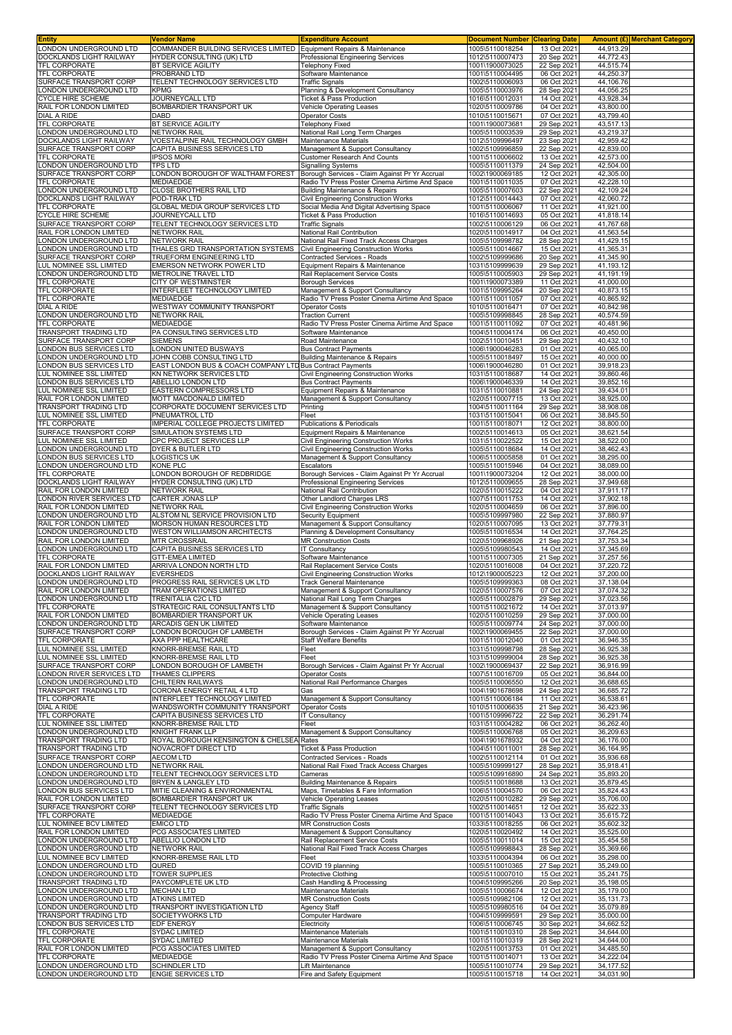| Entity | Vendor Name | Expenditure Account | Document Number | Clearing Date | Amount (£) | Merchant Category |
|---|---|---|---|---|---|---|
| LONDON UNDERGROUND LTD | COMMANDER BUILDING SERVICES LIMITED | Equipment Repairs & Maintenance | 1005\5110018254 | 13 Oct 2021 | 44,913.29 | |
| DOCKLANDS LIGHT RAILWAY | HYDER CONSULTING (UK) LTD | Professional Engineering Services | 1012\5110007473 | 20 Sep 2021 | 44,772.43 | |
| TFL CORPORATE | BT SERVICE AGILITY | Telephony Fixed | 1001\1900073025 | 22 Sep 2021 | 44,515.74 | |
| TFL CORPORATE | PROBRAND LTD | Software Maintenance | 1001\5110004495 | 06 Oct 2021 | 44,250.37 | |
| SURFACE TRANSPORT CORP | TELENT TECHNOLOGY SERVICES LTD | Traffic Signals | 1002\5110006093 | 06 Oct 2021 | 44,106.76 | |
| LONDON UNDERGROUND LTD | KPMG | Planning & Development Consultancy | 1005\5110003976 | 28 Sep 2021 | 44,056.25 | |
| CYCLE HIRE SCHEME | JOURNEYCALL LTD | Ticket & Pass Production | 1016\5110012031 | 14 Oct 2021 | 43,928.34 | |
| RAIL FOR LONDON LIMITED | BOMBARDIER TRANSPORT UK | Vehicle Operating Leases | 1020\5110009786 | 04 Oct 2021 | 43,800.00 | |
| DIAL A RIDE | DABD | Operator Costs | 1010\5110015671 | 07 Oct 2021 | 43,799.40 | |
| TFL CORPORATE | BT SERVICE AGILITY | Telephony Fixed | 1001\1900073681 | 29 Sep 2021 | 43,517.13 | |
| LONDON UNDERGROUND LTD | NETWORK RAIL | National Rail Long Term Charges | 1005\5110003539 | 29 Sep 2021 | 43,219.37 | |
| DOCKLANDS LIGHT RAILWAY | VOESTALPINE RAIL TECHNOLOGY GMBH | Maintenance Materials | 1012\5109996497 | 23 Sep 2021 | 42,959.42 | |
| SURFACE TRANSPORT CORP | CAPITA BUSINESS SERVICES LTD | Management & Support Consultancy | 1002\5109996859 | 22 Sep 2021 | 42,839.00 | |
| TFL CORPORATE | IPSOS MORI | Customer Research And Counts | 1001\5110006602 | 13 Oct 2021 | 42,573.00 | |
| LONDON UNDERGROUND LTD | TPS LTD | Signalling Systems | 1005\5110011379 | 24 Sep 2021 | 42,504.00 | |
| SURFACE TRANSPORT CORP | LONDON BOROUGH OF WALTHAM FOREST | Borough Services - Claim Against Pr Yr Accrual | 1002\1900069185 | 12 Oct 2021 | 42,305.00 | |
| TFL CORPORATE | MEDIAEDGE | Radio TV Press Poster Cinema Airtime And Space | 1001\5110011035 | 07 Oct 2021 | 42,228.10 | |
| LONDON UNDERGROUND LTD | CLOSE BROTHERS RAIL LTD | Building Maintenance & Repairs | 1005\5110007603 | 22 Sep 2021 | 42,109.24 | |
| DOCKLANDS LIGHT RAILWAY | POD-TRAK LTD | Civil Engineering Construction Works | 1012\5110014443 | 07 Oct 2021 | 42,060.72 | |
| TFL CORPORATE | GLOBAL MEDIA GROUP SERVICES LTD | Social Media And Digital Advertising Space | 1001\5110006067 | 11 Oct 2021 | 41,921.00 | |
| CYCLE HIRE SCHEME | JOURNEYCALL LTD | Ticket & Pass Production | 1016\5110014693 | 05 Oct 2021 | 41,818.14 | |
| SURFACE TRANSPORT CORP | TELENT TECHNOLOGY SERVICES LTD | Traffic Signals | 1002\5110006129 | 06 Oct 2021 | 41,767.68 | |
| RAIL FOR LONDON LIMITED | NETWORK RAIL | National Rail Contribution | 1020\5110014917 | 04 Oct 2021 | 41,563.54 | |
| LONDON UNDERGROUND LTD | NETWORK RAIL | National Rail Fixed Track Access Charges | 1005\5109998782 | 28 Sep 2021 | 41,429.15 | |
| LONDON UNDERGROUND LTD | THALES GRD TRANSPORTATION SYSTEMS | Civil Engineering Construction Works | 1005\5110014667 | 15 Oct 2021 | 41,365.31 | |
| SURFACE TRANSPORT CORP | TRUEFORM ENGINEERING LTD | Contracted Services - Roads | 1002\5109999686 | 20 Sep 2021 | 41,345.90 | |
| LUL NOMINEE SSL LIMITED | EMERSON NETWORK POWER LTD | Equipment Repairs & Maintenance | 1031\5109999639 | 29 Sep 2021 | 41,193.12 | |
| LONDON UNDERGROUND LTD | METROLINE TRAVEL LTD | Rail Replacement Service Costs | 1005\5110005903 | 29 Sep 2021 | 41,191.19 | |
| TFL CORPORATE | CITY OF WESTMINSTER | Borough Services | 1001\1900073389 | 11 Oct 2021 | 41,000.00 | |
| TFL CORPORATE | INTERFLEET TECHNOLOGY LIMITED | Management & Support Consultancy | 1001\5109995264 | 20 Sep 2021 | 40,873.15 | |
| TFL CORPORATE | MEDIAEDGE | Radio TV Press Poster Cinema Airtime And Space | 1001\5110011057 | 07 Oct 2021 | 40,865.92 | |
| DIAL A RIDE | WESTWAY COMMUNITY TRANSPORT | Operator Costs | 1010\5110016471 | 07 Oct 2021 | 40,842.98 | |
| LONDON UNDERGROUND LTD | NETWORK RAIL | Traction Current | 1005\5109998845 | 28 Sep 2021 | 40,574.59 | |
| TFL CORPORATE | MEDIAEDGE | Radio TV Press Poster Cinema Airtime And Space | 1001\5110011092 | 07 Oct 2021 | 40,481.96 | |
| TRANSPORT TRADING LTD | PA CONSULTING SERVICES LTD | Software Maintenance | 1004\5110004174 | 06 Oct 2021 | 40,450.00 | |
| SURFACE TRANSPORT CORP | SIEMENS | Road Maintenance | 1002\5110010451 | 29 Sep 2021 | 40,432.10 | |
| LONDON BUS SERVICES LTD | LONDON UNITED BUSWAYS | Bus Contract Payments | 1006\1900046283 | 01 Oct 2021 | 40,065.00 | |
| LONDON UNDERGROUND LTD | JOHN COBB CONSULTING LTD | Building Maintenance & Repairs | 1005\5110018497 | 15 Oct 2021 | 40,000.00 | |
| LONDON BUS SERVICES LTD | EAST LONDON BUS & COACH COMPANY LTD | Bus Contract Payments | 1006\1900046280 | 01 Oct 2021 | 39,918.23 | |
| LUL NOMINEE SSL LIMITED | KN NETWORK SERVICES LTD | Civil Engineering Construction Works | 1031\5110018687 | 14 Oct 2021 | 39,860.46 | |
| LONDON BUS SERVICES LTD | ABELLIO LONDON LTD | Bus Contract Payments | 1006\1900046339 | 14 Oct 2021 | 39,852.16 | |
| LUL NOMINEE SSL LIMITED | EASTERN COMPRESSORS LTD | Equipment Repairs & Maintenance | 1031\5110010881 | 24 Sep 2021 | 39,434.01 | |
| RAIL FOR LONDON LIMITED | MOTT MACDONALD LIMITED | Management & Support Consultancy | 1020\5110007715 | 13 Oct 2021 | 38,925.00 | |
| TRANSPORT TRADING LTD | CORPORATE DOCUMENT SERVICES LTD | Printing | 1004\5110011164 | 29 Sep 2021 | 38,908.08 | |
| LUL NOMINEE SSL LIMITED | PNEUMATROL LTD | Fleet | 1031\5110015041 | 06 Oct 2021 | 38,845.50 | |
| TFL CORPORATE | IMPERIAL COLLEGE PROJECTS LIMITED | Publications & Periodicals | 1001\5110018071 | 12 Oct 2021 | 38,800.00 | |
| SURFACE TRANSPORT CORP | SIMULATION SYSTEMS LTD | Equipment Repairs & Maintenance | 1002\5110014613 | 05 Oct 2021 | 38,621.54 | |
| LUL NOMINEE SSL LIMITED | CPC PROJECT SERVICES LLP | Civil Engineering Construction Works | 1031\5110022522 | 15 Oct 2021 | 38,522.00 | |
| LONDON UNDERGROUND LTD | DYER & BUTLER LTD | Civil Engineering Construction Works | 1005\5110018684 | 14 Oct 2021 | 38,462.43 | |
| LONDON BUS SERVICES LTD | LOGISTICS UK | Management & Support Consultancy | 1006\5110005858 | 01 Oct 2021 | 38,295.00 | |
| LONDON UNDERGROUND LTD | KONE PLC | Escalators | 1005\5110015946 | 04 Oct 2021 | 38,089.00 | |
| TFL CORPORATE | LONDON BOROUGH OF REDBRIDGE | Borough Services - Claim Against Pr Yr Accrual | 1001\1900073204 | 12 Oct 2021 | 38,000.00 | |
| DOCKLANDS LIGHT RAILWAY | HYDER CONSULTING (UK) LTD | Professional Engineering Services | 1012\5110009655 | 28 Sep 2021 | 37,949.68 | |
| RAIL FOR LONDON LIMITED | NETWORK RAIL | National Rail Contribution | 1020\5110015222 | 04 Oct 2021 | 37,911.17 | |
| LONDON RIVER SERVICES LTD | CARTER JONAS LLP | Other Landlord Charges LRS | 1007\5110011753 | 14 Oct 2021 | 37,902.18 | |
| RAIL FOR LONDON LIMITED | NETWORK RAIL | Civil Engineering Construction Works | 1020\5110004659 | 06 Oct 2021 | 37,896.00 | |
| LONDON UNDERGROUND LTD | ALSTOM NL SERVICE PROVISION LTD | Security Equipment | 1005\5109997980 | 22 Sep 2021 | 37,880.97 | |
| RAIL FOR LONDON LIMITED | MORSON HUMAN RESOURCES LTD | Management & Support Consultancy | 1020\5110007095 | 13 Oct 2021 | 37,779.31 | |
| LONDON UNDERGROUND LTD | WESTON WILLIAMSON ARCHITECTS | Planning & Development Consultancy | 1005\5110016534 | 14 Oct 2021 | 37,764.25 | |
| RAIL FOR LONDON LIMITED | MTR CROSSRAIL | MR Construction Costs | 1020\5109968926 | 21 Sep 2021 | 37,753.34 | |
| LONDON UNDERGROUND LTD | CAPITA BUSINESS SERVICES LTD | IT Consultancy | 1005\5109980543 | 14 Oct 2021 | 37,345.69 | |
| TFL CORPORATE | GTT-EMEA LIMITED | Software Maintenance | 1001\5110007305 | 21 Sep 2021 | 37,257.56 | |
| RAIL FOR LONDON LIMITED | ARRIVA LONDON NORTH LTD | Rail Replacement Service Costs | 1020\5110016008 | 04 Oct 2021 | 37,220.72 | |
| DOCKLANDS LIGHT RAILWAY | EVERSHEDS | Civil Engineering Construction Works | 1012\1900005223 | 12 Oct 2021 | 37,200.00 | |
| LONDON UNDERGROUND LTD | PROGRESS RAIL SERVICES UK LTD | Track General Maintenance | 1005\5109999363 | 08 Oct 2021 | 37,138.04 | |
| RAIL FOR LONDON LIMITED | TRAM OPERATIONS LIMITED | Management & Support Consultancy | 1020\5110007576 | 07 Oct 2021 | 37,074.32 | |
| LONDON UNDERGROUND LTD | TRENITALIA C2C LTD | National Rail Long Term Charges | 1005\5110002879 | 29 Sep 2021 | 37,023.56 | |
| TFL CORPORATE | STRATEGIC RAIL CONSULTANTS LTD | Management & Support Consultancy | 1001\5110021672 | 14 Oct 2021 | 37,013.97 | |
| RAIL FOR LONDON LIMITED | BOMBARDIER TRANSPORT UK | Vehicle Operating Leases | 1020\5110010259 | 29 Sep 2021 | 37,000.00 | |
| LONDON UNDERGROUND LTD | ARCADIS GEN UK LIMITED | Software Maintenance | 1005\5110009774 | 24 Sep 2021 | 37,000.00 | |
| SURFACE TRANSPORT CORP | LONDON BOROUGH OF LAMBETH | Borough Services - Claim Against Pr Yr Accrual | 1002\1900069455 | 22 Sep 2021 | 37,000.00 | |
| TFL CORPORATE | AXA PPP HEALTHCARE | Staff Welfare Benefits | 1001\5110012040 | 01 Oct 2021 | 36,946.35 | |
| LUL NOMINEE SSL LIMITED | KNORR-BREMSE RAIL LTD | Fleet | 1031\5109998798 | 28 Sep 2021 | 36,925.38 | |
| LUL NOMINEE SSL LIMITED | KNORR-BREMSE RAIL LTD | Fleet | 1031\5109999004 | 28 Sep 2021 | 36,925.38 | |
| SURFACE TRANSPORT CORP | LONDON BOROUGH OF LAMBETH | Borough Services - Claim Against Pr Yr Accrual | 1002\1900069437 | 22 Sep 2021 | 36,916.99 | |
| LONDON RIVER SERVICES LTD | THAMES CLIPPERS | Operator Costs | 1007\5110016709 | 05 Oct 2021 | 36,844.00 | |
| LONDON UNDERGROUND LTD | CHILTERN RAILWAYS | National Rail Performance Charges | 1005\5110006550 | 12 Oct 2021 | 36,688.65 | |
| TRANSPORT TRADING LTD | CORONA ENERGY RETAIL 4 LTD | Gas | 1004\1901678698 | 24 Sep 2021 | 36,685.72 | |
| TFL CORPORATE | INTERFLEET TECHNOLOGY LIMITED | Management & Support Consultancy | 1001\5110006184 | 11 Oct 2021 | 36,538.61 | |
| DIAL A RIDE | WANDSWORTH COMMUNITY TRANSPORT | Operator Costs | 1010\5110006635 | 21 Sep 2021 | 36,423.96 | |
| TFL CORPORATE | CAPITA BUSINESS SERVICES LTD | IT Consultancy | 1001\5109996722 | 22 Sep 2021 | 36,291.74 | |
| LUL NOMINEE SSL LIMITED | KNORR-BREMSE RAIL LTD | Fleet | 1031\5110004282 | 06 Oct 2021 | 36,262.40 | |
| LONDON UNDERGROUND LTD | KNIGHT FRANK LLP | Management & Support Consultancy | 1005\5110006768 | 05 Oct 2021 | 36,209.63 | |
| TRANSPORT TRADING LTD | ROYAL BOROUGH KENSINGTON & CHELSEA | Rates | 1004\1901678932 | 04 Oct 2021 | 36,176.00 | |
| TRANSPORT TRADING LTD | NOVACROFT DIRECT LTD | Ticket & Pass Production | 1004\5110011001 | 28 Sep 2021 | 36,164.95 | |
| SURFACE TRANSPORT CORP | AECOM LTD | Contracted Services - Roads | 1002\5110012114 | 01 Oct 2021 | 35,936.68 | |
| LONDON UNDERGROUND LTD | NETWORK RAIL | National Rail Fixed Track Access Charges | 1005\5109999127 | 28 Sep 2021 | 35,918.41 | |
| LONDON UNDERGROUND LTD | TELENT TECHNOLOGY SERVICES LTD | Cameras | 1005\5109916890 | 24 Sep 2021 | 35,893.20 | |
| LONDON UNDERGROUND LTD | BRYEN & LANGLEY LTD | Building Maintenance & Repairs | 1005\5110018688 | 13 Oct 2021 | 35,879.45 | |
| LONDON BUS SERVICES LTD | MITIE CLEANING & ENVIRONMENTAL | Maps, Timetables & Fare Information | 1006\5110004570 | 06 Oct 2021 | 35,824.43 | |
| RAIL FOR LONDON LIMITED | BOMBARDIER TRANSPORT UK | Vehicle Operating Leases | 1020\5110010282 | 29 Sep 2021 | 35,700.00 | |
| SURFACE TRANSPORT CORP | TELENT TECHNOLOGY SERVICES LTD | Traffic Signals | 1002\5110014651 | 12 Oct 2021 | 35,622.33 | |
| TFL CORPORATE | MEDIAEDGE | Radio TV Press Poster Cinema Airtime And Space | 1001\5110014043 | 13 Oct 2021 | 35,615.72 | |
| LUL NOMINEE BCV LIMITED | EMICO LTD | MR Construction Costs | 1033\5110018255 | 06 Oct 2021 | 35,602.32 | |
| RAIL FOR LONDON LIMITED | PCG ASSOCIATES LIMITED | Management & Support Consultancy | 1020\5110020492 | 14 Oct 2021 | 35,525.00 | |
| LONDON UNDERGROUND LTD | ABELLIO LONDON LTD | Rail Replacement Service Costs | 1005\5110011014 | 15 Oct 2021 | 35,454.58 | |
| LONDON UNDERGROUND LTD | NETWORK RAIL | National Rail Fixed Track Access Charges | 1005\5109998843 | 28 Sep 2021 | 35,369.66 | |
| LUL NOMINEE BCV LIMITED | KNORR-BREMSE RAIL LTD | Fleet | 1033\5110004394 | 06 Oct 2021 | 35,298.00 | |
| LONDON UNDERGROUND LTD | QURED | COVID 19 planning | 1005\5110010365 | 27 Sep 2021 | 35,249.00 | |
| LONDON UNDERGROUND LTD | TOWER SUPPLIES | Protective Clothing | 1005\5110007010 | 15 Oct 2021 | 35,241.75 | |
| TRANSPORT TRADING LTD | PAYCOMPLETE UK LTD | Cash Handling & Processing | 1004\5109995266 | 20 Sep 2021 | 35,198.05 | |
| LONDON UNDERGROUND LTD | MECHAN LTD | Maintenance Materials | 1005\5110006674 | 12 Oct 2021 | 35,179.00 | |
| LONDON UNDERGROUND LTD | ATKINS LIMITED | MR Construction Costs | 1005\5109982106 | 12 Oct 2021 | 35,131.73 | |
| LONDON UNDERGROUND LTD | TRANSPORT INVESTIGATION LTD | Agency Staff | 1005\5109980516 | 04 Oct 2021 | 35,079.89 | |
| TRANSPORT TRADING LTD | SOCIETYWORKS LTD | Computer Hardware | 1004\5109999591 | 29 Sep 2021 | 35,000.00 | |
| LONDON BUS SERVICES LTD | EDF ENERGY | Electricity | 1006\5110006745 | 30 Sep 2021 | 34,662.52 | |
| TFL CORPORATE | SYDAC LIMITED | Maintenance Materials | 1001\5110010310 | 28 Sep 2021 | 34,644.00 | |
| TFL CORPORATE | SYDAC LIMITED | Maintenance Materials | 1001\5110010319 | 28 Sep 2021 | 34,644.00 | |
| RAIL FOR LONDON LIMITED | PCG ASSOCIATES LIMITED | Management & Support Consultancy | 1020\5110013753 | 01 Oct 2021 | 34,485.50 | |
| TFL CORPORATE | MEDIAEDGE | Radio TV Press Poster Cinema Airtime And Space | 1001\5110014071 | 13 Oct 2021 | 34,222.04 | |
| LONDON UNDERGROUND LTD | SCHINDLER LTD | Lift Maintenance | 1005\5110010774 | 29 Sep 2021 | 34,177.52 | |
| LONDON UNDERGROUND LTD | ENGIE SERVICES LTD | Fire and Safety Equipment | 1005\5110015718 | 14 Oct 2021 | 34,031.90 | |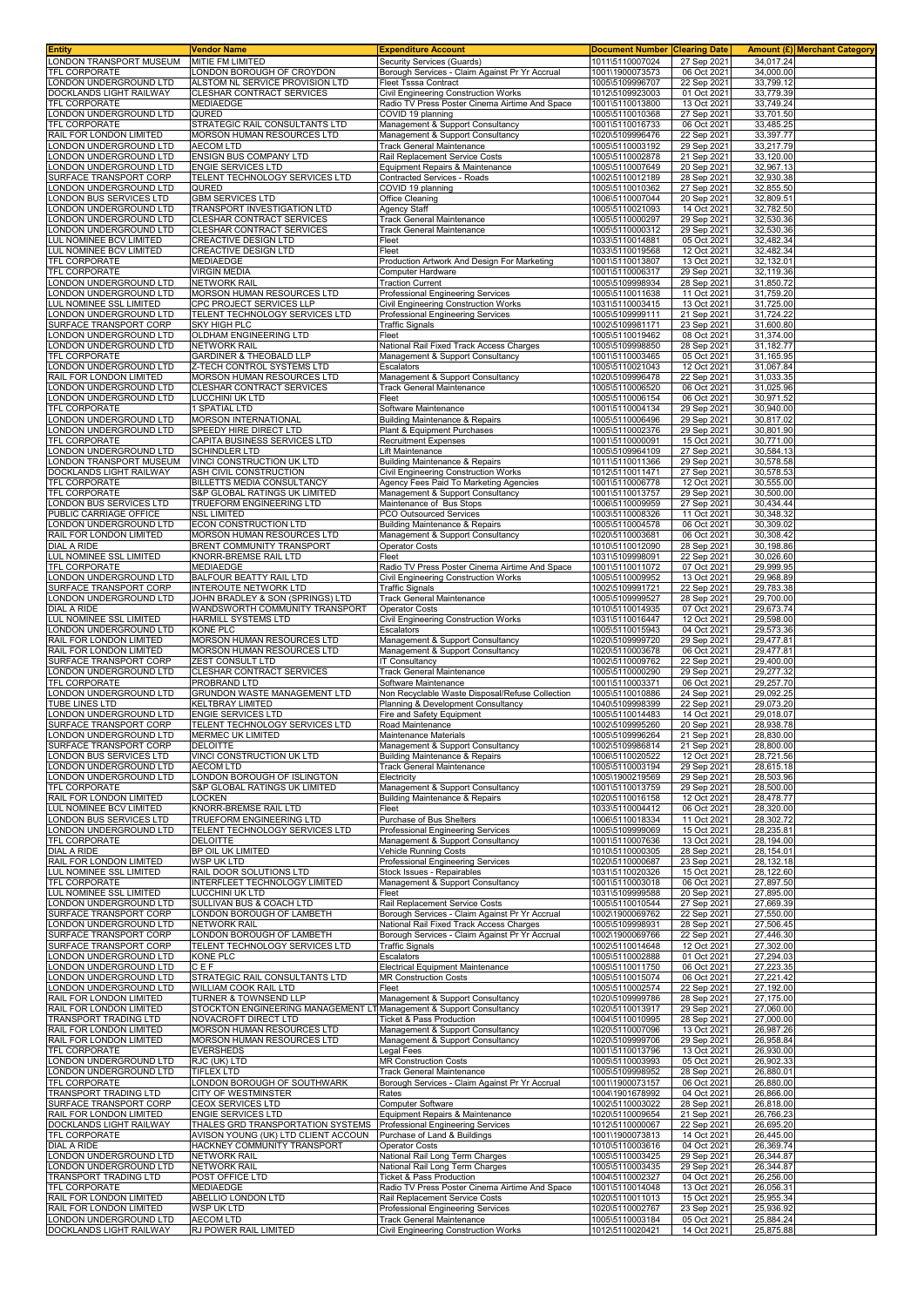| Entity | Vendor Name | Expenditure Account | Document Number | Clearing Date | Amount (£) | Merchant Category |
|---|---|---|---|---|---|---|
| LONDON TRANSPORT MUSEUM | MITIE FM LIMITED | Security Services (Guards) | 1011\5110007024 | 27 Sep 2021 | 34,017.24 | |
| TFL CORPORATE | LONDON BOROUGH OF CROYDON | Borough Services - Claim Against Pr Yr Accrual | 1001\1900073573 | 06 Oct 2021 | 34,000.00 | |
| LONDON UNDERGROUND LTD | ALSTOM NL SERVICE PROVISION LTD | Fleet Tsssa Contract | 1005\5109996707 | 22 Sep 2021 | 33,799.12 | |
| DOCKLANDS LIGHT RAILWAY | CLESHAR CONTRACT SERVICES | Civil Engineering Construction Works | 1012\5109923003 | 01 Oct 2021 | 33,779.39 | |
| TFL CORPORATE | MEDIAEDGE | Radio TV Press Poster Cinema Airtime And Space | 1001\5110013800 | 13 Oct 2021 | 33,749.24 | |
| LONDON UNDERGROUND LTD | QURED | COVID 19 planning | 1005\5110010368 | 27 Sep 2021 | 33,701.50 | |
| TFL CORPORATE | STRATEGIC RAIL CONSULTANTS LTD | Management & Support Consultancy | 1001\5110016733 | 06 Oct 2021 | 33,485.25 | |
| RAIL FOR LONDON LIMITED | MORSON HUMAN RESOURCES LTD | Management & Support Consultancy | 1020\5109996476 | 22 Sep 2021 | 33,397.77 | |
| LONDON UNDERGROUND LTD | AECOM LTD | Track General Maintenance | 1005\5110003192 | 29 Sep 2021 | 33,217.79 | |
| LONDON UNDERGROUND LTD | ENSIGN BUS COMPANY LTD | Rail Replacement Service Costs | 1005\5110002878 | 21 Sep 2021 | 33,120.00 | |
| LONDON UNDERGROUND LTD | ENGIE SERVICES LTD | Equipment Repairs & Maintenance | 1005\5110007649 | 20 Sep 2021 | 32,967.13 | |
| SURFACE TRANSPORT CORP | TELENT TECHNOLOGY SERVICES LTD | Contracted Services - Roads | 1002\5110012189 | 28 Sep 2021 | 32,930.38 | |
| LONDON UNDERGROUND LTD | QURED | COVID 19 planning | 1005\5110010362 | 27 Sep 2021 | 32,855.50 | |
| LONDON BUS SERVICES LTD | GBM SERVICES LTD | Office Cleaning | 1006\5110007044 | 20 Sep 2021 | 32,809.51 | |
| LONDON UNDERGROUND LTD | TRANSPORT INVESTIGATION LTD | Agency Staff | 1005\5110021093 | 14 Oct 2021 | 32,782.50 | |
| LONDON UNDERGROUND LTD | CLESHAR CONTRACT SERVICES | Track General Maintenance | 1005\5110000297 | 29 Sep 2021 | 32,530.36 | |
| LONDON UNDERGROUND LTD | CLESHAR CONTRACT SERVICES | Track General Maintenance | 1005\5110000312 | 29 Sep 2021 | 32,530.36 | |
| LUL NOMINEE BCV LIMITED | CREACTIVE DESIGN LTD | Fleet | 1033\5110014881 | 05 Oct 2021 | 32,482.34 | |
| LUL NOMINEE BCV LIMITED | CREACTIVE DESIGN LTD | Fleet | 1033\5110019568 | 12 Oct 2021 | 32,482.34 | |
| TFL CORPORATE | MEDIAEDGE | Production Artwork And Design For Marketing | 1001\5110013807 | 13 Oct 2021 | 32,132.01 | |
| TFL CORPORATE | VIRGIN MEDIA | Computer Hardware | 1001\5110006317 | 29 Sep 2021 | 32,119.36 | |
| LONDON UNDERGROUND LTD | NETWORK RAIL | Traction Current | 1005\5109998934 | 28 Sep 2021 | 31,850.72 | |
| LONDON UNDERGROUND LTD | MORSON HUMAN RESOURCES LTD | Professional Engineering Services | 1005\5110011638 | 11 Oct 2021 | 31,759.20 | |
| LUL NOMINEE SSL LIMITED | CPC PROJECT SERVICES LLP | Civil Engineering Construction Works | 1031\5110003415 | 13 Oct 2021 | 31,725.00 | |
| LONDON UNDERGROUND LTD | TELENT TECHNOLOGY SERVICES LTD | Professional Engineering Services | 1005\5109999111 | 21 Sep 2021 | 31,724.22 | |
| SURFACE TRANSPORT CORP | SKY HIGH PLC | Traffic Signals | 1002\5109981171 | 23 Sep 2021 | 31,600.80 | |
| LONDON UNDERGROUND LTD | OLDHAM ENGINEERING LTD | Fleet | 1005\5110019462 | 08 Oct 2021 | 31,374.00 | |
| LONDON UNDERGROUND LTD | NETWORK RAIL | National Rail Fixed Track Access Charges | 1005\5109998850 | 28 Sep 2021 | 31,182.77 | |
| TFL CORPORATE | GARDINER & THEOBALD LLP | Management & Support Consultancy | 1001\5110003465 | 05 Oct 2021 | 31,165.95 | |
| LONDON UNDERGROUND LTD | Z-TECH CONTROL SYSTEMS LTD | Escalators | 1005\5110021043 | 12 Oct 2021 | 31,067.84 | |
| RAIL FOR LONDON LIMITED | MORSON HUMAN RESOURCES LTD | Management & Support Consultancy | 1020\5109996478 | 22 Sep 2021 | 31,033.35 | |
| LONDON UNDERGROUND LTD | CLESHAR CONTRACT SERVICES | Track General Maintenance | 1005\5110006520 | 06 Oct 2021 | 31,025.96 | |
| LONDON UNDERGROUND LTD | LUCCHINI UK LTD | Fleet | 1005\5110006154 | 06 Oct 2021 | 30,971.52 | |
| TFL CORPORATE | 1 SPATIAL LTD | Software Maintenance | 1001\5110004134 | 29 Sep 2021 | 30,940.00 | |
| LONDON UNDERGROUND LTD | MORSON INTERNATIONAL | Building Maintenance & Repairs | 1005\5110006496 | 29 Sep 2021 | 30,817.02 | |
| LONDON UNDERGROUND LTD | SPEEDY HIRE DIRECT LTD | Plant & Equipment Purchases | 1005\5110002376 | 29 Sep 2021 | 30,801.90 | |
| TFL CORPORATE | CAPITA BUSINESS SERVICES LTD | Recruitment Expenses | 1001\5110000091 | 15 Oct 2021 | 30,771.00 | |
| LONDON UNDERGROUND LTD | SCHINDLER LTD | Lift Maintenance | 1005\5109964109 | 27 Sep 2021 | 30,584.13 | |
| LONDON TRANSPORT MUSEUM | VINCI CONSTRUCTION UK LTD | Building Maintenance & Repairs | 1011\5110011366 | 29 Sep 2021 | 30,578.58 | |
| DOCKLANDS LIGHT RAILWAY | ASH CIVIL CONSTRUCTION | Civil Engineering Construction Works | 1012\5110011471 | 27 Sep 2021 | 30,578.53 | |
| TFL CORPORATE | BILLETTS MEDIA CONSULTANCY | Agency Fees Paid To Marketing Agencies | 1001\5110006778 | 12 Oct 2021 | 30,555.00 | |
| TFL CORPORATE | S&P GLOBAL RATINGS UK LIMITED | Management & Support Consultancy | 1001\5110013757 | 29 Sep 2021 | 30,500.00 | |
| LONDON BUS SERVICES LTD | TRUEFORM ENGINEERING LTD | Maintenance of Bus Stops | 1006\5110009959 | 27 Sep 2021 | 30,434.44 | |
| PUBLIC CARRIAGE OFFICE | NSL LIMITED | PCO Outsourced Services | 1003\5110008326 | 11 Oct 2021 | 30,348.32 | |
| LONDON UNDERGROUND LTD | ECON CONSTRUCTION LTD | Building Maintenance & Repairs | 1005\5110004578 | 06 Oct 2021 | 30,309.02 | |
| RAIL FOR LONDON LIMITED | MORSON HUMAN RESOURCES LTD | Management & Support Consultancy | 1020\5110003681 | 06 Oct 2021 | 30,308.42 | |
| DIAL A RIDE | BRENT COMMUNITY TRANSPORT | Operator Costs | 1010\5110012090 | 28 Sep 2021 | 30,198.86 | |
| LUL NOMINEE SSL LIMITED | KNORR-BREMSE RAIL LTD | Fleet | 1031\5109998091 | 22 Sep 2021 | 30,026.60 | |
| TFL CORPORATE | MEDIAEDGE | Radio TV Press Poster Cinema Airtime And Space | 1001\5110011072 | 07 Oct 2021 | 29,999.95 | |
| LONDON UNDERGROUND LTD | BALFOUR BEATTY RAIL LTD | Civil Engineering Construction Works | 1005\5110009952 | 13 Oct 2021 | 29,968.89 | |
| SURFACE TRANSPORT CORP | INTEROUTE NETWORK LTD | Traffic Signals | 1002\5109991721 | 22 Sep 2021 | 29,783.38 | |
| LONDON UNDERGROUND LTD | JOHN BRADLEY & SON (SPRINGS) LTD | Track General Maintenance | 1005\5109999527 | 28 Sep 2021 | 29,700.00 | |
| DIAL A RIDE | WANDSWORTH COMMUNITY TRANSPORT | Operator Costs | 1010\5110014935 | 07 Oct 2021 | 29,673.74 | |
| LUL NOMINEE SSL LIMITED | HARMILL SYSTEMS LTD | Civil Engineering Construction Works | 1031\5110016447 | 12 Oct 2021 | 29,598.00 | |
| LONDON UNDERGROUND LTD | KONE PLC | Escalators | 1005\5110015943 | 04 Oct 2021 | 29,573.36 | |
| RAIL FOR LONDON LIMITED | MORSON HUMAN RESOURCES LTD | Management & Support Consultancy | 1020\5109999720 | 29 Sep 2021 | 29,477.81 | |
| RAIL FOR LONDON LIMITED | MORSON HUMAN RESOURCES LTD | Management & Support Consultancy | 1020\5110003678 | 06 Oct 2021 | 29,477.81 | |
| SURFACE TRANSPORT CORP | ZEST CONSULT LTD | IT Consultancy | 1002\5110009762 | 22 Sep 2021 | 29,400.00 | |
| LONDON UNDERGROUND LTD | CLESHAR CONTRACT SERVICES | Track General Maintenance | 1005\5110000290 | 29 Sep 2021 | 29,277.32 | |
| TFL CORPORATE | PROBRAND LTD | Software Maintenance | 1001\5110003371 | 06 Oct 2021 | 29,257.70 | |
| LONDON UNDERGROUND LTD | GRUNDON WASTE MANAGEMENT LTD | Non Recyclable Waste Disposal/Refuse Collection | 1005\5110010886 | 24 Sep 2021 | 29,092.25 | |
| TUBE LINES LTD | KELTBRAY LIMITED | Planning & Development Consultancy | 1040\5109998399 | 22 Sep 2021 | 29,073.20 | |
| LONDON UNDERGROUND LTD | ENGIE SERVICES LTD | Fire and Safety Equipment | 1005\5110014483 | 14 Oct 2021 | 29,018.07 | |
| SURFACE TRANSPORT CORP | TELENT TECHNOLOGY SERVICES LTD | Road Maintenance | 1002\5109995260 | 20 Sep 2021 | 28,938.78 | |
| LONDON UNDERGROUND LTD | MERMEC UK LIMITED | Maintenance Materials | 1005\5109996264 | 21 Sep 2021 | 28,830.00 | |
| SURFACE TRANSPORT CORP | DELOITTE | Management & Support Consultancy | 1002\5109986814 | 21 Sep 2021 | 28,800.00 | |
| LONDON BUS SERVICES LTD | VINCI CONSTRUCTION UK LTD | Building Maintenance & Repairs | 1006\5110020522 | 12 Oct 2021 | 28,721.56 | |
| LONDON UNDERGROUND LTD | AECOM LTD | Track General Maintenance | 1005\5110003194 | 29 Sep 2021 | 28,615.18 | |
| LONDON UNDERGROUND LTD | LONDON BOROUGH OF ISLINGTON | Electricity | 1005\1900219569 | 29 Sep 2021 | 28,503.96 | |
| TFL CORPORATE | S&P GLOBAL RATINGS UK LIMITED | Management & Support Consultancy | 1001\5110013759 | 29 Sep 2021 | 28,500.00 | |
| RAIL FOR LONDON LIMITED | LOCKEN | Building Maintenance & Repairs | 1020\5110016158 | 12 Oct 2021 | 28,478.77 | |
| LUL NOMINEE BCV LIMITED | KNORR-BREMSE RAIL LTD | Fleet | 1033\5110004412 | 06 Oct 2021 | 28,320.00 | |
| LONDON BUS SERVICES LTD | TRUEFORM ENGINEERING LTD | Purchase of Bus Shelters | 1006\5110018334 | 11 Oct 2021 | 28,302.72 | |
| LONDON UNDERGROUND LTD | TELENT TECHNOLOGY SERVICES LTD | Professional Engineering Services | 1005\5109999069 | 15 Oct 2021 | 28,235.81 | |
| TFL CORPORATE | DELOITTE | Management & Support Consultancy | 1001\5110007636 | 13 Oct 2021 | 28,194.00 | |
| DIAL A RIDE | BP OIL UK LIMITED | Vehicle Running Costs | 1010\5110000305 | 28 Sep 2021 | 28,154.01 | |
| RAIL FOR LONDON LIMITED | WSP UK LTD | Professional Engineering Services | 1020\5110000687 | 23 Sep 2021 | 28,132.18 | |
| LUL NOMINEE SSL LIMITED | RAIL DOOR SOLUTIONS LTD | Stock Issues - Repairables | 1031\5110020326 | 15 Oct 2021 | 28,122.60 | |
| TFL CORPORATE | INTERFLEET TECHNOLOGY LIMITED | Management & Support Consultancy | 1001\5110003018 | 06 Oct 2021 | 27,897.50 | |
| LUL NOMINEE SSL LIMITED | LUCCHINI UK LTD | Fleet | 1031\5109999588 | 20 Sep 2021 | 27,895.00 | |
| LONDON UNDERGROUND LTD | SULLIVAN BUS & COACH LTD | Rail Replacement Service Costs | 1005\5110010544 | 27 Sep 2021 | 27,669.39 | |
| SURFACE TRANSPORT CORP | LONDON BOROUGH OF LAMBETH | Borough Services - Claim Against Pr Yr Accrual | 1002\1900069762 | 22 Sep 2021 | 27,550.00 | |
| LONDON UNDERGROUND LTD | NETWORK RAIL | National Rail Fixed Track Access Charges | 1005\5109998931 | 28 Sep 2021 | 27,506.45 | |
| SURFACE TRANSPORT CORP | LONDON BOROUGH OF LAMBETH | Borough Services - Claim Against Pr Yr Accrual | 1002\1900069766 | 22 Sep 2021 | 27,446.30 | |
| SURFACE TRANSPORT CORP | TELENT TECHNOLOGY SERVICES LTD | Traffic Signals | 1002\5110014648 | 12 Oct 2021 | 27,302.00 | |
| LONDON UNDERGROUND LTD | KONE PLC | Escalators | 1005\5110002888 | 01 Oct 2021 | 27,294.03 | |
| LONDON UNDERGROUND LTD | C E F | Electrical Equipment Maintenance | 1005\5110011750 | 06 Oct 2021 | 27,223.35 | |
| LONDON UNDERGROUND LTD | STRATEGIC RAIL CONSULTANTS LTD | MR Construction Costs | 1005\5110015074 | 06 Oct 2021 | 27,221.42 | |
| LONDON UNDERGROUND LTD | WILLIAM COOK RAIL LTD | Fleet | 1005\5110002574 | 22 Sep 2021 | 27,192.00 | |
| RAIL FOR LONDON LIMITED | TURNER & TOWNSEND LLP | Management & Support Consultancy | 1020\5109999786 | 28 Sep 2021 | 27,175.00 | |
| RAIL FOR LONDON LIMITED | STOCKTON ENGINEERING MANAGEMENT LT | Management & Support Consultancy | 1020\5110013917 | 29 Sep 2021 | 27,060.00 | |
| TRANSPORT TRADING LTD | NOVACROFT DIRECT LTD | Ticket & Pass Production | 1004\5110010995 | 28 Sep 2021 | 27,000.00 | |
| RAIL FOR LONDON LIMITED | MORSON HUMAN RESOURCES LTD | Management & Support Consultancy | 1020\5110007096 | 13 Oct 2021 | 26,987.26 | |
| RAIL FOR LONDON LIMITED | MORSON HUMAN RESOURCES LTD | Management & Support Consultancy | 1020\5109999706 | 29 Sep 2021 | 26,958.84 | |
| TFL CORPORATE | EVERSHEDS | Legal Fees | 1001\5110013796 | 13 Oct 2021 | 26,930.00 | |
| LONDON UNDERGROUND LTD | RJC (UK) LTD | MR Construction Costs | 1005\5110003993 | 05 Oct 2021 | 26,902.33 | |
| LONDON UNDERGROUND LTD | TIFLEX LTD | Track General Maintenance | 1005\5109998952 | 28 Sep 2021 | 26,880.01 | |
| TFL CORPORATE | LONDON BOROUGH OF SOUTHWARK | Borough Services - Claim Against Pr Yr Accrual | 1001\1900073157 | 06 Oct 2021 | 26,880.00 | |
| TRANSPORT TRADING LTD | CITY OF WESTMINSTER | Rates | 1004\1901678992 | 04 Oct 2021 | 26,866.00 | |
| SURFACE TRANSPORT CORP | CEOX SERVICES LTD | Computer Software | 1002\5110003022 | 28 Sep 2021 | 26,818.00 | |
| RAIL FOR LONDON LIMITED | ENGIE SERVICES LTD | Equipment Repairs & Maintenance | 1020\5110009654 | 21 Sep 2021 | 26,766.23 | |
| DOCKLANDS LIGHT RAILWAY | THALES GRD TRANSPORTATION SYSTEMS | Professional Engineering Services | 1012\5110000067 | 22 Sep 2021 | 26,695.20 | |
| TFL CORPORATE | AVISON YOUNG (UK) LTD CLIENT ACCOUN | Purchase of Land & Buildings | 1001\1900073813 | 14 Oct 2021 | 26,445.00 | |
| DIAL A RIDE | HACKNEY COMMUNITY TRANSPORT | Operator Costs | 1010\5110003616 | 04 Oct 2021 | 26,369.74 | |
| LONDON UNDERGROUND LTD | NETWORK RAIL | National Rail Long Term Charges | 1005\5110003425 | 29 Sep 2021 | 26,344.87 | |
| LONDON UNDERGROUND LTD | NETWORK RAIL | National Rail Long Term Charges | 1005\5110003435 | 29 Sep 2021 | 26,344.87 | |
| TRANSPORT TRADING LTD | POST OFFICE LTD | Ticket & Pass Production | 1004\5110002327 | 04 Oct 2021 | 26,256.00 | |
| TFL CORPORATE | MEDIAEDGE | Radio TV Press Poster Cinema Airtime And Space | 1001\5110014048 | 13 Oct 2021 | 26,056.31 | |
| RAIL FOR LONDON LIMITED | ABELLIO LONDON LTD | Rail Replacement Service Costs | 1020\5110011013 | 15 Oct 2021 | 25,955.34 | |
| RAIL FOR LONDON LIMITED | WSP UK LTD | Professional Engineering Services | 1020\5110002767 | 23 Sep 2021 | 25,936.92 | |
| LONDON UNDERGROUND LTD | AECOM LTD | Track General Maintenance | 1005\5110003184 | 05 Oct 2021 | 25,884.24 | |
| DOCKLANDS LIGHT RAILWAY | RJ POWER RAIL LIMITED | Civil Engineering Construction Works | 1012\5110020421 | 14 Oct 2021 | 25,875.88 | |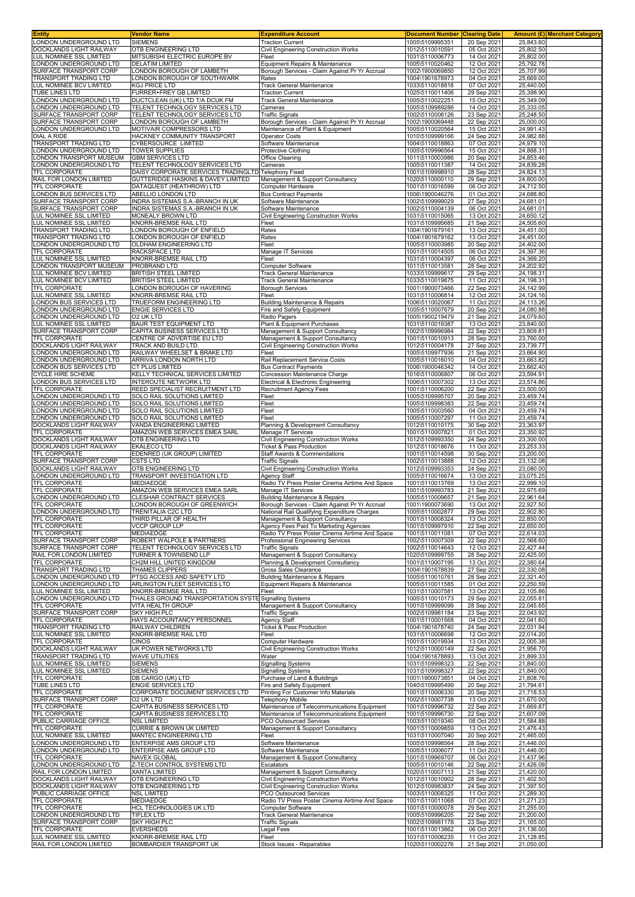| Entity | Vendor Name | Expenditure Account | Document Number | Clearing Date | Amount (£) | Merchant Category |
|---|---|---|---|---|---|---|
| LONDON UNDERGROUND LTD | SIEMENS | Traction Current | 1005\5109995351 | 20 Sep 2021 | 25,843.60 | |
| DOCKLANDS LIGHT RAILWAY | OTB ENGINEERING LTD | Civil Engineering Construction Works | 1012\5110010591 | 05 Oct 2021 | 25,802.50 | |
| LUL NOMINEE SSL LIMITED | MITSUBISHI ELECTRIC EUROPE BV | Fleet | 1031\5110006773 | 14 Oct 2021 | 25,802.00 | |
| LONDON UNDERGROUND LTD | DELATIM LIMITED | Equipment Repairs & Maintenance | 1005\5110020462 | 12 Oct 2021 | 25,792.78 | |
| SURFACE TRANSPORT CORP | LONDON BOROUGH OF LAMBETH | Borough Services - Claim Against Pr Yr Accrual | 1002\1900069850 | 12 Oct 2021 | 25,707.99 | |
| TRANSPORT TRADING LTD | LONDON BOROUGH OF SOUTHWARK | Rates | 1004\1901678973 | 04 Oct 2021 | 25,669.00 | |
| LUL NOMINEE BCV LIMITED | KGJ PRICE LTD | Track General Maintenance | 1033\5110018818 | 07 Oct 2021 | 25,440.00 | |
| TUBE LINES LTD | FURRER+FREY GB LIMITED | Traction Current | 1025\5110011406 | 29 Sep 2021 | 25,398.90 | |
| LONDON UNDERGROUND LTD | DUCTCLEAN (UK) LTD T/A DCUK FM | Track General Maintenance | 1005\5110022251 | 15 Oct 2021 | 25,349.09 | |
| LONDON UNDERGROUND LTD | TELENT TECHNOLOGY SERVICES LTD | Cameras | 1005\5109989286 | 14 Oct 2021 | 25,333.05 | |
| SURFACE TRANSPORT CORP | TELENT TECHNOLOGY SERVICES LTD | Traffic Signals | 1002\5110006126 | 23 Sep 2021 | 25,248.50 | |
| SURFACE TRANSPORT CORP | LONDON BOROUGH OF LAMBETH | Borough Services - Claim Against Pr Yr Accrual | 1002\1900069448 | 22 Sep 2021 | 25,000.00 | |
| LONDON UNDERGROUND LTD | MOTIVAIR COMPRESSORS LTD | Maintenance of Plant & Equipment | 1005\5110020564 | 15 Oct 2021 | 24,991.43 | |
| DIAL A RIDE | HACKNEY COMMUNITY TRANSPORT | Operator Costs | 1010\5109999166 | 24 Sep 2021 | 24,982.88 | |
| TRANSPORT TRADING LTD | CYBERSOURCE LIMITED | Software Maintenance | 1004\5110018863 | 07 Oct 2021 | 24,979.10 | |
| LONDON UNDERGROUND LTD | TOWER SUPPLIES | Protective Clothing | 1005\5109996564 | 15 Oct 2021 | 24,868.31 | |
| LONDON TRANSPORT MUSEUM | GBM SERVICES LTD | Office Cleaning | 1011\5110003986 | 20 Sep 2021 | 24,853.46 | |
| LONDON UNDERGROUND LTD | TELENT TECHNOLOGY SERVICES LTD | Cameras | 1005\5110011387 | 14 Oct 2021 | 24,839.28 | |
| TFL CORPORATE | DAISY CORPORATE SERVICES TRADINGLTD | Telephony Fixed | 1001\5109998910 | 28 Sep 2021 | 24,824.13 | |
| RAIL FOR LONDON LIMITED | GUTTERIDGE HASKINS & DAVEY LIMITED | Management & Support Consultancy | 1020\5110000110 | 29 Sep 2021 | 24,800.00 | |
| TFL CORPORATE | DATAQUEST (HEATHROW) LTD | Computer Hardware | 1001\5110016599 | 06 Oct 2021 | 24,712.50 | |
| LONDON BUS SERVICES LTD | ABELLIO LONDON LTD | Bus Contract Payments | 1006\1900046276 | 01 Oct 2021 | 24,688.80 | |
| SURFACE TRANSPORT CORP | INDRA SISTEMAS S.A.-BRANCH IN UK | Software Maintenance | 1002\5109999029 | 27 Sep 2021 | 24,681.01 | |
| SURFACE TRANSPORT CORP | INDRA SISTEMAS S.A.-BRANCH IN UK | Software Maintenance | 1002\5110004139 | 06 Oct 2021 | 24,681.01 | |
| LUL NOMINEE SSL LIMITED | MCNEALY BROWN LTD | Civil Engineering Construction Works | 1031\5110015065 | 13 Oct 2021 | 24,650.12 | |
| LUL NOMINEE SSL LIMITED | KNORR-BREMSE RAIL LTD | Fleet | 1031\5109995685 | 21 Sep 2021 | 24,505.60 | |
| TRANSPORT TRADING LTD | LONDON BOROUGH OF ENFIELD | Rates | 1004\1901679161 | 13 Oct 2021 | 24,451.00 | |
| TRANSPORT TRADING LTD | LONDON BOROUGH OF ENFIELD | Rates | 1004\1901679162 | 13 Oct 2021 | 24,451.00 | |
| LONDON UNDERGROUND LTD | OLDHAM ENGINEERING LTD | Fleet | 1005\5110003985 | 20 Sep 2021 | 24,402.00 | |
| TFL CORPORATE | RACKSPACE LTD | Manage IT Services | 1001\5110014505 | 06 Oct 2021 | 24,397.36 | |
| LUL NOMINEE SSL LIMITED | KNORR-BREMSE RAIL LTD | Fleet | 1031\5110004397 | 06 Oct 2021 | 24,369.20 | |
| LONDON TRANSPORT MUSEUM | PROBRAND LTD | Computer Software | 1011\5110013581 | 28 Sep 2021 | 24,202.92 | |
| LUL NOMINEE BCV LIMITED | BRITISH STEEL LIMITED | Track General Maintenance | 1033\5109999617 | 29 Sep 2021 | 24,198.31 | |
| LUL NOMINEE BCV LIMITED | BRITISH STEEL LIMITED | Track General Maintenance | 1033\5110019875 | 11 Oct 2021 | 24,198.31 | |
| TFL CORPORATE | LONDON BOROUGH OF HAVERING | Borough Services | 1001\1900073466 | 22 Sep 2021 | 24,142.99 | |
| LUL NOMINEE SSL LIMITED | KNORR-BREMSE RAIL LTD | Fleet | 1031\5110006814 | 12 Oct 2021 | 24,124.16 | |
| LONDON BUS SERVICES LTD | TRUEFORM ENGINEERING LTD | Building Maintenance & Repairs | 1006\5110020067 | 11 Oct 2021 | 24,113.26 | |
| LONDON UNDERGROUND LTD | ENGIE SERVICES LTD | Fire and Safety Equipment | 1005\5110007679 | 20 Sep 2021 | 24,080.88 | |
| LONDON UNDERGROUND LTD | O2 UK LTD | Radio Pagers | 1005\1900219479 | 21 Sep 2021 | 24,079.60 | |
| LUL NOMINEE SSL LIMITED | BAUR TEST EQUIPMENT LTD | Plant & Equipment Purchases | 1031\5110019387 | 13 Oct 2021 | 23,840.00 | |
| SURFACE TRANSPORT CORP | CAPITA BUSINESS SERVICES LTD | Management & Support Consultancy | 1002\5109996984 | 22 Sep 2021 | 23,809.81 | |
| TFL CORPORATE | CENTRE OF ADVERTISE EU LTD | Management & Support Consultancy | 1001\5110010913 | 28 Sep 2021 | 23,760.00 | |
| DOCKLANDS LIGHT RAILWAY | TRACK AND BUILD LTD. | Civil Engineering Construction Works | 1012\5110004178 | 27 Sep 2021 | 23,739.77 | |
| LONDON UNDERGROUND LTD | RAILWAY WHEELSET & BRAKE LTD | Fleet | 1005\5109977936 | 21 Sep 2021 | 23,664.90 | |
| LONDON UNDERGROUND LTD | ARRIVA LONDON NORTH LTD | Rail Replacement Service Costs | 1005\5110016010 | 04 Oct 2021 | 23,663.82 | |
| LONDON BUS SERVICES LTD | CT PLUS LIMITED | Bus Contract Payments | 1006\1900046342 | 14 Oct 2021 | 23,662.40 | |
| CYCLE HIRE SCHEME | KELLY TECHNICAL SERVICES LIMITED | Concession Maintenance Charge | 1016\5110006807 | 06 Oct 2021 | 23,594.91 | |
| LONDON BUS SERVICES LTD | INTEROUTE NETWORK LTD | Electrical & Electronic Engineering | 1006\5110007302 | 13 Oct 2021 | 23,574.86 | |
| TFL CORPORATE | REED SPECIALIST RECRUITMENT LTD | Recruitment Agency Fees | 1001\5110006200 | 22 Sep 2021 | 23,500.00 | |
| LONDON UNDERGROUND LTD | SOLO RAIL SOLUTIONS LIMITED | Fleet | 1005\5109995707 | 20 Sep 2021 | 23,459.74 | |
| LONDON UNDERGROUND LTD | SOLO RAIL SOLUTIONS LIMITED | Fleet | 1005\5109998383 | 22 Sep 2021 | 23,459.74 | |
| LONDON UNDERGROUND LTD | SOLO RAIL SOLUTIONS LIMITED | Fleet | 1005\5110003560 | 04 Oct 2021 | 23,459.74 | |
| LONDON UNDERGROUND LTD | SOLO RAIL SOLUTIONS LIMITED | Fleet | 1005\5110007297 | 11 Oct 2021 | 23,459.74 | |
| DOCKLANDS LIGHT RAILWAY | VANDA ENGINEERING LIMITED | Planning & Development Consultancy | 1012\5110010175 | 30 Sep 2021 | 23,363.97 | |
| TFL CORPORATE | AMAZON WEB SERVICES EMEA SARL | Manage IT Services | 1001\5110007821 | 01 Oct 2021 | 23,350.92 | |
| DOCKLANDS LIGHT RAILWAY | OTB ENGINEERING LTD | Civil Engineering Construction Works | 1012\5109993350 | 24 Sep 2021 | 23,300.00 | |
| DOCKLANDS LIGHT RAILWAY | EKALECO LTD | Ticket & Pass Production | 1012\5110018676 | 11 Oct 2021 | 23,253.33 | |
| TFL CORPORATE | EDENRED (UK GROUP) LIMITED | Staff Awards & Commendations | 1001\5110014598 | 30 Sep 2021 | 23,200.00 | |
| SURFACE TRANSPORT CORP | CSTS LTD | Traffic Signals | 1002\5110013888 | 12 Oct 2021 | 23,132.08 | |
| DOCKLANDS LIGHT RAILWAY | OTB ENGINEERING LTD | Civil Engineering Construction Works | 1012\5109993353 | 24 Sep 2021 | 23,080.00 | |
| LONDON UNDERGROUND LTD | TRANSPORT INVESTIGATION LTD | Agency Staff | 1005\5110016674 | 13 Oct 2021 | 23,075.25 | |
| TFL CORPORATE | MEDIAEDGE | Radio TV Press Poster Cinema Airtime And Space | 1001\5110013769 | 13 Oct 2021 | 22,999.10 | |
| TFL CORPORATE | AMAZON WEB SERVICES EMEA SARL | Manage IT Services | 1001\5109993783 | 21 Sep 2021 | 22,975.69 | |
| LONDON UNDERGROUND LTD | CLESHAR CONTRACT SERVICES | Building Maintenance & Repairs | 1005\5110009657 | 21 Sep 2021 | 22,961.64 | |
| TFL CORPORATE | LONDON BOROUGH OF GREENWICH | Borough Services - Claim Against Pr Yr Accrual | 1001\1900073690 | 13 Oct 2021 | 22,927.50 | |
| LONDON UNDERGROUND LTD | TRENITALIA C2C LTD | National Rail Qualifying Expenditure Charges | 1005\5110002877 | 29 Sep 2021 | 22,902.80 | |
| TFL CORPORATE | THIRD PILLAR OF HEALTH | Management & Support Consultancy | 1001\5110008324 | 13 Oct 2021 | 22,850.00 | |
| TFL CORPORATE | VCCP GROUP LLP | Agency Fees Paid To Marketing Agencies | 1001\5109997910 | 22 Sep 2021 | 22,650.00 | |
| TFL CORPORATE | MEDIAEDGE | Radio TV Press Poster Cinema Airtime And Space | 1001\5110011081 | 07 Oct 2021 | 22,614.03 | |
| SURFACE TRANSPORT CORP | ROBERT WALPOLE & PARTNERS | Professional Engineering Services | 1002\5110007309 | 22 Sep 2021 | 22,568.60 | |
| SURFACE TRANSPORT CORP | TELENT TECHNOLOGY SERVICES LTD | Traffic Signals | 1002\5110014643 | 12 Oct 2021 | 22,427.44 | |
| RAIL FOR LONDON LIMITED | TURNER & TOWNSEND LLP | Management & Support Consultancy | 1020\5109999755 | 28 Sep 2021 | 22,425.00 | |
| TFL CORPORATE | CH2M HILL UNITED KINGDOM | Planning & Development Consultancy | 1001\5110007195 | 13 Oct 2021 | 22,380.64 | |
| TRANSPORT TRADING LTD | THAMES CLIPPERS | Gross Sales Clearance | 1004\1901678839 | 27 Sep 2021 | 22,330.08 | |
| LONDON UNDERGROUND LTD | PTSG ACCESS AND SAFETY LTD | Building Maintenance & Repairs | 1005\5110010761 | 28 Sep 2021 | 22,321.40 | |
| LONDON UNDERGROUND LTD | ARLINGTON FLEET SERVICES LTD | Equipment Repairs & Maintenance | 1005\5110011585 | 01 Oct 2021 | 22,250.59 | |
| LUL NOMINEE SSL LIMITED | KNORR-BREMSE RAIL LTD | Fleet | 1031\5110007581 | 13 Oct 2021 | 22,105.86 | |
| LONDON UNDERGROUND LTD | THALES GROUND TRANSPORTATION SYSTE | Signalling Systems | 1005\5110010173 | 29 Sep 2021 | 22,055.81 | |
| TFL CORPORATE | VITA HEALTH GROUP | Management & Support Consultancy | 1001\5109999099 | 28 Sep 2021 | 22,045.65 | |
| SURFACE TRANSPORT CORP | SKY HIGH PLC | Traffic Signals | 1002\5109981184 | 23 Sep 2021 | 22,043.92 | |
| TFL CORPORATE | HAYS ACCOUNTANCY PERSONNEL | Agency Staff | 1001\5110001568 | 04 Oct 2021 | 22,041.60 | |
| TRANSPORT TRADING LTD | RAILWAY CHILDREN | Ticket & Pass Production | 1004\1901678740 | 24 Sep 2021 | 22,031.94 | |
| LUL NOMINEE SSL LIMITED | KNORR-BREMSE RAIL LTD | Fleet | 1031\5110006698 | 12 Oct 2021 | 22,014.20 | |
| TFL CORPORATE | CINOS | Computer Hardware | 1001\5110019934 | 13 Oct 2021 | 22,005.38 | |
| DOCKLANDS LIGHT RAILWAY | UK POWER NETWORKS LTD | Civil Engineering Construction Works | 1012\5110000149 | 22 Sep 2021 | 21,956.70 | |
| TRANSPORT TRADING LTD | WAVE UTILITIES | Water | 1004\1901678893 | 13 Oct 2021 | 21,899.33 | |
| LUL NOMINEE SSL LIMITED | SIEMENS | Signalling Systems | 1031\5109998323 | 22 Sep 2021 | 21,840.00 | |
| LUL NOMINEE SSL LIMITED | SIEMENS | Signalling Systems | 1031\5109998327 | 22 Sep 2021 | 21,840.00 | |
| TFL CORPORATE | DB CARGO (UK) LTD | Purchase of Land & Buildings | 1001\1900073851 | 04 Oct 2021 | 21,808.76 | |
| TUBE LINES LTD | ENGIE SERVICES LTD | Fire and Safety Equipment | 1040\5109995499 | 20 Sep 2021 | 21,794.61 | |
| TFL CORPORATE | CORPORATE DOCUMENT SERVICES LTD | Printing For Customer Info Materials | 1001\5110006330 | 20 Sep 2021 | 21,718.53 | |
| SURFACE TRANSPORT CORP | O2 UK LTD | Telephony Mobile | 1002\5110007738 | 13 Oct 2021 | 21,670.00 | |
| TFL CORPORATE | CAPITA BUSINESS SERVICES LTD | Maintenance of Telecommunications Equipment | 1001\5109996732 | 22 Sep 2021 | 21,669.87 | |
| TFL CORPORATE | CAPITA BUSINESS SERVICES LTD | Maintenance of Telecommunications Equipment | 1001\5109996730 | 22 Sep 2021 | 21,607.09 | |
| PUBLIC CARRIAGE OFFICE | NSL LIMITED | PCO Outsourced Services | 1003\5110019340 | 08 Oct 2021 | 21,584.88 | |
| TFL CORPORATE | CURRIE & BROWN UK LIMITED | Management & Support Consultancy | 1001\5110009859 | 13 Oct 2021 | 21,476.43 | |
| LUL NOMINEE SSL LIMITED | MANTEC ENGINEERING LTD | Fleet | 1031\5110007040 | 20 Sep 2021 | 21,465.00 | |
| LONDON UNDERGROUND LTD | ENTERPISE AMS GROUP LTD | Software Maintenance | 1005\5109998564 | 28 Sep 2021 | 21,446.00 | |
| LONDON UNDERGROUND LTD | ENTERPISE AMS GROUP LTD | Software Maintenance | 1005\5110006077 | 11 Oct 2021 | 21,446.00 | |
| TFL CORPORATE | NAVEX GLOBAL | Management & Support Consultancy | 1001\5109969707 | 06 Oct 2021 | 21,437.96 | |
| LONDON UNDERGROUND LTD | Z-TECH CONTROL SYSTEMS LTD | Escalators | 1005\5110010146 | 22 Sep 2021 | 21,426.09 | |
| RAIL FOR LONDON LIMITED | XANTA LIMITED | Management & Support Consultancy | 1020\5110007113 | 21 Sep 2021 | 21,420.00 | |
| DOCKLANDS LIGHT RAILWAY | OTB ENGINEERING LTD | Civil Engineering Construction Works | 1012\5110010902 | 28 Sep 2021 | 21,402.50 | |
| DOCKLANDS LIGHT RAILWAY | OTB ENGINEERING LTD | Civil Engineering Construction Works | 1012\5109983837 | 24 Sep 2021 | 21,397.50 | |
| PUBLIC CARRIAGE OFFICE | NSL LIMITED | PCO Outsourced Services | 1003\5110008325 | 11 Oct 2021 | 21,289.30 | |
| TFL CORPORATE | MEDIAEDGE | Radio TV Press Poster Cinema Airtime And Space | 1001\5110011068 | 07 Oct 2021 | 21,271.23 | |
| TFL CORPORATE | HCL TECHNOLOGIES UK LTD | Computer Software | 1001\5110000078 | 29 Sep 2021 | 21,255.00 | |
| LONDON UNDERGROUND LTD | TIFLEX LTD | Track General Maintenance | 1005\5109996205 | 22 Sep 2021 | 21,200.00 | |
| SURFACE TRANSPORT CORP | SKY HIGH PLC | Traffic Signals | 1002\5109981178 | 23 Sep 2021 | 21,165.00 | |
| TFL CORPORATE | EVERSHEDS | Legal Fees | 1001\5110013862 | 06 Oct 2021 | 21,136.00 | |
| LUL NOMINEE SSL LIMITED | KNORR-BREMSE RAIL LTD | Fleet | 1031\5110006235 | 11 Oct 2021 | 21,128.85 | |
| RAIL FOR LONDON LIMITED | BOMBARDIER TRANSPORT UK | Stock Issues - Repairables | 1020\5110002276 | 21 Sep 2021 | 21,050.00 | |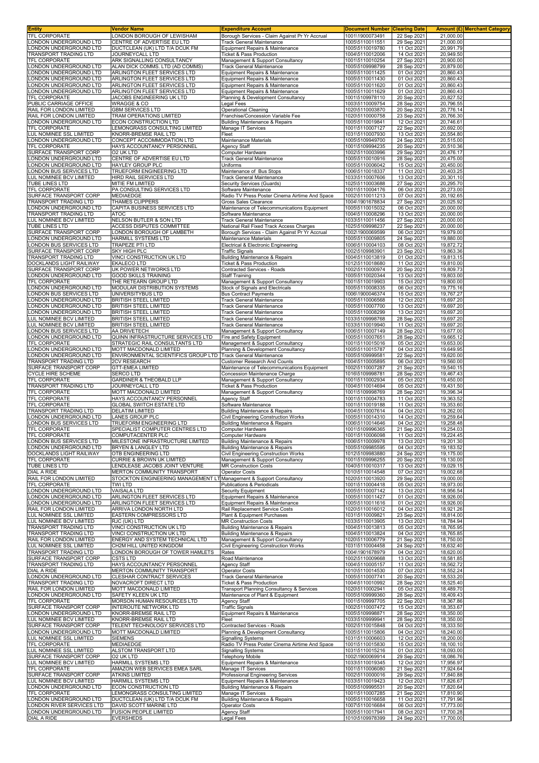| Entity | Vendor Name | Expenditure Account | Document Number | Clearing Date | Amount (£) | Merchant Category |
|---|---|---|---|---|---|---|
| TFL CORPORATE | LONDON BOROUGH OF LEWISHAM | Borough Services - Claim Against Pr Yr Accrual | 1001\1900073491 | 22 Sep 2021 | 21,000.00 | |
| LONDON UNDERGROUND LTD | CENTRE OF ADVERTISE EU LTD | Track General Maintenance | 1005\5110011551 | 29 Sep 2021 | 21,000.00 | |
| LONDON UNDERGROUND LTD | DUCTCLEAN (UK) LTD T/A DCUK FM | Equipment Repairs & Maintenance | 1005\5110019780 | 11 Oct 2021 | 20,991.79 | |
| TRANSPORT TRADING LTD | JOURNEYCALL LTD | Ticket & Pass Production | 1004\5110012006 | 14 Oct 2021 | 20,949.50 | |
| TFL CORPORATE | ARK SIGNALLING CONSULTANCY | Management & Support Consultancy | 1001\5110010254 | 27 Sep 2021 | 20,900.00 | |
| LONDON UNDERGROUND LTD | ALAN DICK COMMS. LTD (AD COMMS) | Track General Maintenance | 1005\5109998799 | 28 Sep 2021 | 20,879.00 | |
| LONDON UNDERGROUND LTD | ARLINGTON FLEET SERVICES LTD | Equipment Repairs & Maintenance | 1005\5110011425 | 01 Oct 2021 | 20,860.43 | |
| LONDON UNDERGROUND LTD | ARLINGTON FLEET SERVICES LTD | Equipment Repairs & Maintenance | 1005\5110011430 | 01 Oct 2021 | 20,860.43 | |
| LONDON UNDERGROUND LTD | ARLINGTON FLEET SERVICES LTD | Equipment Repairs & Maintenance | 1005\5110011620 | 01 Oct 2021 | 20,860.43 | |
| LONDON UNDERGROUND LTD | ARLINGTON FLEET SERVICES LTD | Equipment Repairs & Maintenance | 1005\5110011629 | 01 Oct 2021 | 20,860.43 | |
| TFL CORPORATE | JACOBS ENGINEERING UK LTD | Planning & Development Consultancy | 1001\5109978110 | 20 Sep 2021 | 20,827.52 | |
| PUBLIC CARRIAGE OFFICE | WRAGGE & CO | Legal Fees | 1003\5110009754 | 28 Sep 2021 | 20,796.55 | |
| RAIL FOR LONDON LIMITED | GBM SERVICES LTD | Operational Cleaning | 1020\5110003870 | 20 Sep 2021 | 20,776.14 | |
| RAIL FOR LONDON LIMITED | TRAM OPERATIONS LIMITED | Franchise/Concession Variable Fee | 1020\5110000758 | 23 Sep 2021 | 20,766.30 | |
| LONDON UNDERGROUND LTD | ECON CONSTRUCTION LTD | Building Maintenance & Repairs | 1005\5110019841 | 12 Oct 2021 | 20,746.61 | |
| TFL CORPORATE | LEMONGRASS CONSULTING LIMITED | Manage IT Services | 1001\5110007127 | 22 Sep 2021 | 20,692.00 | |
| LUL NOMINEE SSL LIMITED | KNORR-BREMSE RAIL LTD | Fleet | 1031\5110007930 | 13 Oct 2021 | 20,554.80 | |
| LONDON UNDERGROUND LTD | CONCEPT ACCOMMODATION LTD | Maintenance Materials | 1005\5109949700 | 24 Sep 2021 | 20,515.00 | |
| TFL CORPORATE | HAYS ACCOUNTANCY PERSONNEL | Agency Staff | 1001\5109994235 | 20 Sep 2021 | 20,510.36 | |
| SURFACE TRANSPORT CORP | O2 UK LTD | Computer Hardware | 1002\5110003996 | 29 Sep 2021 | 20,476.17 | |
| LONDON UNDERGROUND LTD | CENTRE OF ADVERTISE EU LTD | Track General Maintenance | 1005\5110010916 | 28 Sep 2021 | 20,475.00 | |
| LONDON UNDERGROUND LTD | HAYLEY GROUP PLC | Uniforms | 1005\5110006042 | 15 Oct 2021 | 20,450.00 | |
| LONDON BUS SERVICES LTD | TRUEFORM ENGINEERING LTD | Maintenance of Bus Stops | 1006\5110018337 | 11 Oct 2021 | 20,403.25 | |
| LUL NOMINEE BCV LIMITED | HIRD RAIL SERVICES LTD | Track General Maintenance | 1033\5110007606 | 13 Oct 2021 | 20,301.10 | |
| TUBE LINES LTD | MITIE FM LIMITED | Security Services (Guards) | 1025\5110003688 | 27 Sep 2021 | 20,295.70 | |
| TFL CORPORATE | PA CONSULTING SERVICES LTD | Software Maintenance | 1001\5110004176 | 06 Oct 2021 | 20,273.00 | |
| SURFACE TRANSPORT CORP | MEDIAEDGE | Radio TV Press Poster Cinema Airtime And Space | 1002\5110011213 | 07 Oct 2021 | 20,192.65 | |
| TRANSPORT TRADING LTD | THAMES CLIPPERS | Gross Sales Clearance | 1004\1901678834 | 27 Sep 2021 | 20,025.92 | |
| LONDON UNDERGROUND LTD | CAPITA BUSINESS SERVICES LTD | Maintenance of Telecommunications Equipment | 1005\5110015032 | 06 Oct 2021 | 20,000.00 | |
| TRANSPORT TRADING LTD | ATOC | Software Maintenance | 1004\5110008296 | 13 Oct 2021 | 20,000.00 | |
| LUL NOMINEE BCV LIMITED | NELSON BUTLER & SON LTD | Track General Maintenance | 1033\5110011456 | 27 Sep 2021 | 20,000.00 | |
| TUBE LINES LTD | ACCESS DISPUTES COMMITTEE | National Rail Fixed Track Access Charges | 1025\5109998237 | 22 Sep 2021 | 20,000.00 | |
| SURFACE TRANSPORT CORP | LONDON BOROUGH OF LAMBETH | Borough Services - Claim Against Pr Yr Accrual | 1002\1900069599 | 06 Oct 2021 | 19,979.00 | |
| LONDON UNDERGROUND LTD | HARMILL SYSTEMS LTD | Maintenance Materials | 1005\5110009805 | 24 Sep 2021 | 19,880.00 | |
| LONDON BUS SERVICES LTD | TRAPEZE PTI LTD | Electrical & Electronic Engineering | 1006\5110004103 | 08 Oct 2021 | 19,872.72 | |
| SURFACE TRANSPORT CORP | SKY HIGH PLC | Traffic Signals | 1002\5109983901 | 23 Sep 2021 | 19,863.36 | |
| TRANSPORT TRADING LTD | VINCI CONSTRUCTION UK LTD | Building Maintenance & Repairs | 1004\5110013819 | 01 Oct 2021 | 19,813.15 | |
| DOCKLANDS LIGHT RAILWAY | EKALECO LTD | Ticket & Pass Production | 1012\5110018680 | 11 Oct 2021 | 19,810.00 | |
| SURFACE TRANSPORT CORP | UK POWER NETWORKS LTD | Contracted Services - Roads | 1002\5110000974 | 20 Sep 2021 | 19,809.73 | |
| LONDON UNDERGROUND LTD | GOOD SKILLS TRAINING | Staff Training | 1005\5110020344 | 13 Oct 2021 | 19,803.00 | |
| TFL CORPORATE | THE RETEARN GROUP LTD | Management & Support Consultancy | 1001\5110019903 | 15 Oct 2021 | 19,800.00 | |
| LONDON UNDERGROUND LTD | MODULAR DISTRIBUTION SYSTEMS | Stock of Signals and Electricals | 1005\5110008335 | 06 Oct 2021 | 19,775.16 | |
| LONDON BUS SERVICES LTD | UNIVERSITYBUS LTD | Bus Contract Payments | 1006\1900046374 | 15 Oct 2021 | 19,767.27 | |
| LONDON UNDERGROUND LTD | BRITISH STEEL LIMITED | Track General Maintenance | 1005\5110006568 | 12 Oct 2021 | 19,697.20 | |
| LONDON UNDERGROUND LTD | BRITISH STEEL LIMITED | Track General Maintenance | 1005\5110007700 | 13 Oct 2021 | 19,697.20 | |
| LONDON UNDERGROUND LTD | BRITISH STEEL LIMITED | Track General Maintenance | 1005\5110008299 | 13 Oct 2021 | 19,697.20 | |
| LUL NOMINEE BCV LIMITED | BRITISH STEEL LIMITED | Track General Maintenance | 1033\5109998768 | 28 Sep 2021 | 19,697.20 | |
| LUL NOMINEE BCV LIMITED | BRITISH STEEL LIMITED | Track General Maintenance | 1033\5110019940 | 11 Oct 2021 | 19,697.20 | |
| LONDON BUS SERVICES LTD | AA DRIVETECH | Management & Support Consultancy | 1006\5110007149 | 28 Sep 2021 | 19,677.00 | |
| LONDON UNDERGROUND LTD | QUINN INFRASTRUCTURE SERVICES LTD | Fire and Safety Equipment | 1005\5110007651 | 28 Sep 2021 | 19,665.12 | |
| TFL CORPORATE | STRATEGIC RAIL CONSULTANTS LTD | Management & Support Consultancy | 1001\5110015016 | 05 Oct 2021 | 19,653.00 | |
| LONDON UNDERGROUND LTD | MOTT MACDONALD LIMITED | Planning & Development Consultancy | 1005\5110015787 | 04 Oct 2021 | 19,649.95 | |
| LONDON UNDERGROUND LTD | ENVIRONMENTAL SCIENTIFICS GROUP LTD | Track General Maintenance | 1005\5109999581 | 22 Sep 2021 | 19,620.00 | |
| TRANSPORT TRADING LTD | 2CV RESEARCH | Customer Research And Counts | 1004\5110005895 | 06 Oct 2021 | 19,560.00 | |
| SURFACE TRANSPORT CORP | GTT-EMEA LIMITED | Maintenance of Telecommunications Equipment | 1002\5110007287 | 21 Sep 2021 | 19,540.15 | |
| CYCLE HIRE SCHEME | SERCO LTD | Concession Maintenance Charge | 1016\5109998781 | 28 Sep 2021 | 19,467.43 | |
| TFL CORPORATE | GARDINER & THEOBALD LLP | Management & Support Consultancy | 1001\5110002934 | 05 Oct 2021 | 19,450.00 | |
| TRANSPORT TRADING LTD | JOURNEYCALL LTD | Ticket & Pass Production | 1004\5110014694 | 05 Oct 2021 | 19,431.50 | |
| TFL CORPORATE | MOTT MACDONALD LIMITED | Management & Support Consultancy | 1001\5109998769 | 28 Sep 2021 | 19,396.34 | |
| TFL CORPORATE | HAYS ACCOUNTANCY PERSONNEL | Agency Staff | 1001\5110004783 | 11 Oct 2021 | 19,363.52 | |
| TFL CORPORATE | GLOBAL SWITCH ESTATE LTD | Software Maintenance | 1001\5110019188 | 11 Oct 2021 | 19,353.60 | |
| TRANSPORT TRADING LTD | DELATIM LIMITED | Building Maintenance & Repairs | 1004\5110007614 | 04 Oct 2021 | 19,262.00 | |
| LONDON UNDERGROUND LTD | LANES GROUP PLC | Civil Engineering Construction Works | 1005\5110014310 | 14 Oct 2021 | 19,259.64 | |
| LONDON BUS SERVICES LTD | TRUEFORM ENGINEERING LTD | Building Maintenance & Repairs | 1006\5110014646 | 04 Oct 2021 | 19,258.48 | |
| TFL CORPORATE | SPECIALIST COMPUTER CENTRES LTD | Computer Hardware | 1001\5109996365 | 21 Sep 2021 | 19,254.03 | |
| TFL CORPORATE | COMPUTACENTER PLC | Computer Hardware | 1001\5110006098 | 11 Oct 2021 | 19,224.45 | |
| LONDON BUS SERVICES LTD | MILESTONE INFRASTRUCTURE LIMITED | Building Maintenance & Repairs | 1006\5110009978 | 13 Oct 2021 | 19,201.30 | |
| LONDON UNDERGROUND LTD | BRYEN & LANGLEY LTD | Building Maintenance & Repairs | 1005\5109985595 | 04 Oct 2021 | 19,183.52 | |
| DOCKLANDS LIGHT RAILWAY | OTB ENGINEERING LTD | Civil Engineering Construction Works | 1012\5109983880 | 24 Sep 2021 | 19,175.00 | |
| TFL CORPORATE | CURRIE & BROWN UK LIMITED | Management & Support Consultancy | 1001\5109996255 | 20 Sep 2021 | 19,130.00 | |
| TUBE LINES LTD | LENDLEASE JACOBS JOINT VENTURE | MR Construction Costs | 1040\5110010317 | 13 Oct 2021 | 19,029.15 | |
| DIAL A RIDE | MERTON COMMUNITY TRANSPORT | Operator Costs | 1010\5110014548 | 07 Oct 2021 | 19,002.68 | |
| RAIL FOR LONDON LIMITED | STOCKTON ENGINEERING MANAGEMENT LT | Management & Support Consultancy | 1020\5110013920 | 29 Sep 2021 | 19,000.00 | |
| TFL CORPORATE | TWI LTD | Publications & Periodicals | 1001\5110004418 | 05 Oct 2021 | 18,973.00 | |
| LONDON UNDERGROUND LTD | VAISALA LTD | Security Equipment | 1005\5110007142 | 13 Oct 2021 | 18,956.54 | |
| LONDON UNDERGROUND LTD | ARLINGTON FLEET SERVICES LTD | Equipment Repairs & Maintenance | 1005\5110011427 | 01 Oct 2021 | 18,926.00 | |
| LONDON UNDERGROUND LTD | ARLINGTON FLEET SERVICES LTD | Equipment Repairs & Maintenance | 1005\5110011616 | 01 Oct 2021 | 18,926.00 | |
| RAIL FOR LONDON LIMITED | ARRIVA LONDON NORTH LTD | Rail Replacement Service Costs | 1020\5110016012 | 04 Oct 2021 | 18,921.26 | |
| LUL NOMINEE SSL LIMITED | EASTERN COMPRESSORS LTD | Plant & Equipment Purchases | 1031\5110009821 | 23 Sep 2021 | 18,814.00 | |
| LUL NOMINEE BCV LIMITED | RJC (UK) LTD | MR Construction Costs | 1033\5110013905 | 13 Oct 2021 | 18,784.94 | |
| TRANSPORT TRADING LTD | VINCI CONSTRUCTION UK LTD | Building Maintenance & Repairs | 1004\5110013813 | 05 Oct 2021 | 18,765.95 | |
| TRANSPORT TRADING LTD | VINCI CONSTRUCTION UK LTD | Building Maintenance & Repairs | 1004\5110013824 | 04 Oct 2021 | 18,765.85 | |
| RAIL FOR LONDON LIMITED | ENERGY AND SYSTEM TECHNICAL LTD | Management & Support Consultancy | 1020\5110006779 | 21 Sep 2021 | 18,750.00 | |
| LUL NOMINEE SSL LIMITED | CH2M HILL UNITED KINGDOM | Civil Engineering Construction Works | 1031\5110004458 | 24 Sep 2021 | 18,632.40 | |
| TRANSPORT TRADING LTD | LONDON BOROUGH OF TOWER HAMLETS | Rates | 1004\1901678979 | 04 Oct 2021 | 18,620.00 | |
| SURFACE TRANSPORT CORP | CSTS LTD | Road Maintenance | 1002\5110009668 | 13 Oct 2021 | 18,581.85 | |
| TRANSPORT TRADING LTD | HAYS ACCOUNTANCY PERSONNEL | Agency Staff | 1004\5110005157 | 11 Oct 2021 | 18,562.72 | |
| DIAL A RIDE | MERTON COMMUNITY TRANSPORT | Operator Costs | 1010\5110014530 | 07 Oct 2021 | 18,552.24 | |
| LONDON UNDERGROUND LTD | CLESHAR CONTRACT SERVICES | Track General Maintenance | 1005\5110007741 | 20 Sep 2021 | 18,533.20 | |
| TRANSPORT TRADING LTD | NOVACROFT DIRECT LTD | Ticket & Pass Production | 1004\5110010992 | 28 Sep 2021 | 18,525.40 | |
| RAIL FOR LONDON LIMITED | MOTT MACDONALD LIMITED | Transport Planning Consultancy & Services | 1020\5110002941 | 05 Oct 2021 | 18,489.70 | |
| LONDON UNDERGROUND LTD | SAFETY KLEEN UK LTD | Maintenance of Plant & Equipment | 1005\5109999360 | 28 Sep 2021 | 18,409.43 | |
| TFL CORPORATE | MORSON HUMAN RESOURCES LTD | Agency Staff | 1001\5109997705 | 22 Sep 2021 | 18,367.86 | |
| SURFACE TRANSPORT CORP | INTEROUTE NETWORK LTD | Traffic Signals | 1002\5110007472 | 15 Oct 2021 | 18,353.67 | |
| LONDON UNDERGROUND LTD | KNORR-BREMSE RAIL LTD | Equipment Repairs & Maintenance | 1005\5109998871 | 28 Sep 2021 | 18,350.00 | |
| LUL NOMINEE BCV LIMITED | KNORR-BREMSE RAIL LTD | Fleet | 1033\5109999941 | 28 Sep 2021 | 18,350.00 | |
| SURFACE TRANSPORT CORP | TELENT TECHNOLOGY SERVICES LTD | Contracted Services - Roads | 1002\5110015848 | 04 Oct 2021 | 18,333.50 | |
| LONDON UNDERGROUND LTD | MOTT MACDONALD LIMITED | Planning & Development Consultancy | 1005\5110015806 | 04 Oct 2021 | 18,240.00 | |
| LUL NOMINEE SSL LIMITED | SIEMENS | Signalling Systems | 1031\5110006603 | 12 Oct 2021 | 18,200.00 | |
| TFL CORPORATE | MEDIAEDGE | Radio TV Press Poster Cinema Airtime And Space | 1001\5110015830 | 15 Oct 2021 | 18,100.10 | |
| LUL NOMINEE SSL LIMITED | ALSTOM TRANSPORT LTD | Signalling Systems | 1031\5110015216 | 01 Oct 2021 | 18,093.00 | |
| SURFACE TRANSPORT CORP | O2 UK LTD | Telephony Mobile | 1002\1900069914 | 29 Sep 2021 | 18,086.76 | |
| LUL NOMINEE BCV LIMITED | HARMILL SYSTEMS LTD | Equipment Repairs & Maintenance | 1033\5110019345 | 12 Oct 2021 | 17,956.97 | |
| TFL CORPORATE | AMAZON WEB SERVICES EMEA SARL | Manage IT Services | 1001\5110006080 | 21 Sep 2021 | 17,924.64 | |
| SURFACE TRANSPORT CORP | ATKINS LIMITED | Professional Engineering Services | 1002\5110000016 | 29 Sep 2021 | 17,840.88 | |
| LUL NOMINEE BCV LIMITED | HARMILL SYSTEMS LTD | Equipment Repairs & Maintenance | 1033\5110019423 | 12 Oct 2021 | 17,826.67 | |
| LONDON UNDERGROUND LTD | ECON CONSTRUCTION LTD | Building Maintenance & Repairs | 1005\5109995531 | 20 Sep 2021 | 17,820.64 | |
| TFL CORPORATE | LEMONGRASS CONSULTING LIMITED | Manage IT Services | 1001\5110007285 | 21 Sep 2021 | 17,810.90 | |
| LONDON UNDERGROUND LTD | DUCTCLEAN (UK) LTD T/A DCUK FM | Building Maintenance & Repairs | 1005\5110016658 | 11 Oct 2021 | 17,791.96 | |
| LONDON RIVER SERVICES LTD | DAVID SCOTT MARINE LTD | Operator Costs | 1007\5110016684 | 06 Oct 2021 | 17,773.00 | |
| LONDON UNDERGROUND LTD | FUSION PEOPLE LIMITED | Agency Staff | 1005\5110017941 | 08 Oct 2021 | 17,700.28 | |
| DIAL A RIDE | EVERSHEDS | Legal Fees | 1010\5109978399 | 24 Sep 2021 | 17,700.00 | |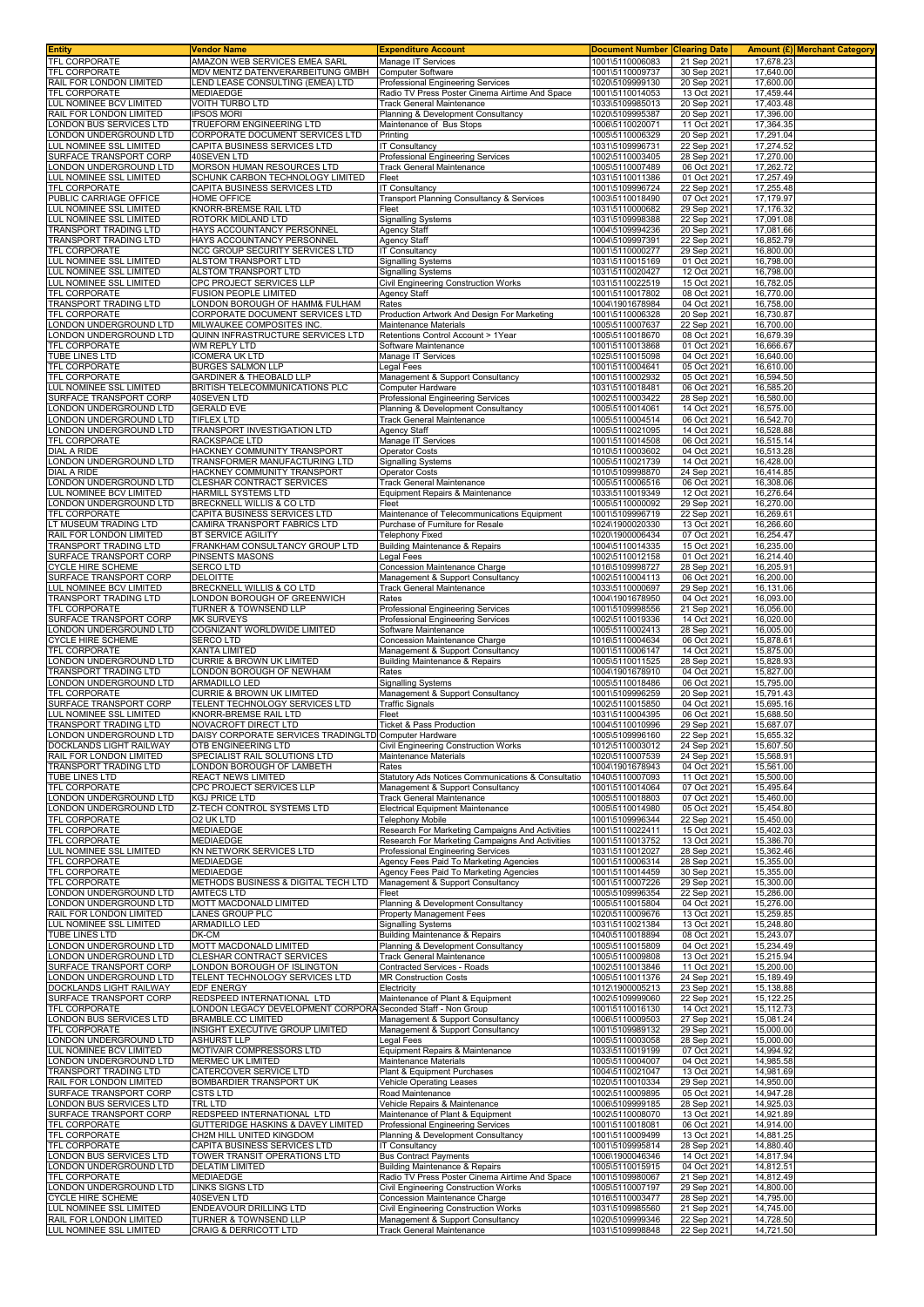| Entity | Vendor Name | Expenditure Account | Document Number | Clearing Date | Amount (£) | Merchant Category |
|---|---|---|---|---|---|---|
| TFL CORPORATE | AMAZON WEB SERVICES EMEA SARL | Manage IT Services | 1001\5110006083 | 21 Sep 2021 | 17,678.23 | |
| TFL CORPORATE | MDV MENTZ DATENVERARBEITUNG GMBH | Computer Software | 1001\5110009737 | 30 Sep 2021 | 17,640.00 | |
| RAIL FOR LONDON LIMITED | LEND LEASE CONSULTING (EMEA) LTD | Professional Engineering Services | 1020\5109999130 | 20 Sep 2021 | 17,600.00 | |
| TFL CORPORATE | MEDIAEDGE | Radio TV Press Poster Cinema Airtime And Space | 1001\5110014053 | 13 Oct 2021 | 17,459.44 | |
| LUL NOMINEE BCV LIMITED | VOITH TURBO LTD | Track General Maintenance | 1033\5109985013 | 20 Sep 2021 | 17,403.48 | |
| RAIL FOR LONDON LIMITED | IPSOS MORI | Planning & Development Consultancy | 1020\5109995387 | 20 Sep 2021 | 17,396.00 | |
| LONDON BUS SERVICES LTD | TRUEFORM ENGINEERING LTD | Maintenance of Bus Stops | 1006\5110020071 | 11 Oct 2021 | 17,364.35 | |
| LONDON UNDERGROUND LTD | CORPORATE DOCUMENT SERVICES LTD | Printing | 1005\5110006329 | 20 Sep 2021 | 17,291.04 | |
| LUL NOMINEE SSL LIMITED | CAPITA BUSINESS SERVICES LTD | IT Consultancy | 1031\5109996731 | 22 Sep 2021 | 17,274.52 | |
| SURFACE TRANSPORT CORP | 40SEVEN LTD | Professional Engineering Services | 1002\5110003405 | 28 Sep 2021 | 17,270.00 | |
| LONDON UNDERGROUND LTD | MORSON HUMAN RESOURCES LTD | Track General Maintenance | 1005\5110007489 | 06 Oct 2021 | 17,262.72 | |
| LUL NOMINEE SSL LIMITED | SCHUNK CARBON TECHNOLOGY LIMITED | Fleet | 1031\5110011386 | 01 Oct 2021 | 17,257.49 | |
| TFL CORPORATE | CAPITA BUSINESS SERVICES LTD | IT Consultancy | 1001\5109996724 | 22 Sep 2021 | 17,255.48 | |
| PUBLIC CARRIAGE OFFICE | HOME OFFICE | Transport Planning Consultancy & Services | 1003\5110018490 | 07 Oct 2021 | 17,179.97 | |
| LUL NOMINEE SSL LIMITED | KNORR-BREMSE RAIL LTD | Fleet | 1031\5110000682 | 29 Sep 2021 | 17,176.32 | |
| LUL NOMINEE SSL LIMITED | ROTORK MIDLAND LTD | Signalling Systems | 1031\5109998388 | 22 Sep 2021 | 17,091.08 | |
| TRANSPORT TRADING LTD | HAYS ACCOUNTANCY PERSONNEL | Agency Staff | 1004\5109994236 | 20 Sep 2021 | 17,081.66 | |
| TRANSPORT TRADING LTD | HAYS ACCOUNTANCY PERSONNEL | Agency Staff | 1004\5109997391 | 22 Sep 2021 | 16,852.79 | |
| TFL CORPORATE | NCC GROUP SECURITY SERVICES LTD | IT Consultancy | 1001\5110000277 | 29 Sep 2021 | 16,800.00 | |
| LUL NOMINEE SSL LIMITED | ALSTOM TRANSPORT LTD | Signalling Systems | 1031\5110015169 | 01 Oct 2021 | 16,798.00 | |
| LUL NOMINEE SSL LIMITED | ALSTOM TRANSPORT LTD | Signalling Systems | 1031\5110020427 | 12 Oct 2021 | 16,798.00 | |
| LUL NOMINEE SSL LIMITED | CPC PROJECT SERVICES LLP | Civil Engineering Construction Works | 1031\5110022519 | 15 Oct 2021 | 16,782.05 | |
| TFL CORPORATE | FUSION PEOPLE LIMITED | Agency Staff | 1001\5110017802 | 08 Oct 2021 | 16,770.00 | |
| TRANSPORT TRADING LTD | LONDON BOROUGH OF HAMM& FULHAM | Rates | 1004\1901678984 | 04 Oct 2021 | 16,758.00 | |
| TFL CORPORATE | CORPORATE DOCUMENT SERVICES LTD | Production Artwork And Design For Marketing | 1001\5110006328 | 20 Sep 2021 | 16,730.87 | |
| LONDON UNDERGROUND LTD | MILWAUKEE COMPOSITES INC. | Maintenance Materials | 1005\5110007637 | 22 Sep 2021 | 16,700.00 | |
| LONDON UNDERGROUND LTD | QUINN INFRASTRUCTURE SERVICES LTD | Retentions Control Account > 1Year | 1005\5110018670 | 08 Oct 2021 | 16,679.39 | |
| TFL CORPORATE | WM REPLY LTD | Software Maintenance | 1001\5110013868 | 01 Oct 2021 | 16,666.67 | |
| TUBE LINES LTD | ICOMERA UK LTD | Manage IT Services | 1025\5110015098 | 04 Oct 2021 | 16,640.00 | |
| TFL CORPORATE | BURGES SALMON LLP | Legal Fees | 1001\5110004641 | 05 Oct 2021 | 16,610.00 | |
| TFL CORPORATE | GARDINER & THEOBALD LLP | Management & Support Consultancy | 1001\5110002932 | 05 Oct 2021 | 16,594.50 | |
| LUL NOMINEE SSL LIMITED | BRITISH TELECOMMUNICATIONS PLC | Computer Hardware | 1031\5110018481 | 06 Oct 2021 | 16,585.20 | |
| SURFACE TRANSPORT CORP | 40SEVEN LTD | Professional Engineering Services | 1002\5110003422 | 28 Sep 2021 | 16,580.00 | |
| LONDON UNDERGROUND LTD | GERALD EVE | Planning & Development Consultancy | 1005\5110014061 | 14 Oct 2021 | 16,575.00 | |
| LONDON UNDERGROUND LTD | TIFLEX LTD | Track General Maintenance | 1005\5110004514 | 06 Oct 2021 | 16,542.70 | |
| LONDON UNDERGROUND LTD | TRANSPORT INVESTIGATION LTD | Agency Staff | 1005\5110021095 | 14 Oct 2021 | 16,528.88 | |
| TFL CORPORATE | RACKSPACE LTD | Manage IT Services | 1001\5110014508 | 06 Oct 2021 | 16,515.14 | |
| DIAL A RIDE | HACKNEY COMMUNITY TRANSPORT | Operator Costs | 1010\5110003602 | 04 Oct 2021 | 16,513.28 | |
| LONDON UNDERGROUND LTD | TRANSFORMER MANUFACTURING LTD | Signalling Systems | 1005\5110021739 | 14 Oct 2021 | 16,428.00 | |
| DIAL A RIDE | HACKNEY COMMUNITY TRANSPORT | Operator Costs | 1010\5109998870 | 24 Sep 2021 | 16,414.85 | |
| LONDON UNDERGROUND LTD | CLESHAR CONTRACT SERVICES | Track General Maintenance | 1005\5110006516 | 06 Oct 2021 | 16,308.06 | |
| LUL NOMINEE BCV LIMITED | HARMILL SYSTEMS LTD | Equipment Repairs & Maintenance | 1033\5110019349 | 12 Oct 2021 | 16,276.64 | |
| LONDON UNDERGROUND LTD | BRECKNELL WILLIS & CO LTD | Fleet | 1005\5110000092 | 29 Sep 2021 | 16,270.00 | |
| TFL CORPORATE | CAPITA BUSINESS SERVICES LTD | Maintenance of Telecommunications Equipment | 1001\5109996719 | 22 Sep 2021 | 16,269.61 | |
| LT MUSEUM TRADING LTD | CAMIRA TRANSPORT FABRICS LTD | Purchase of Furniture for Resale | 1024\1900020330 | 13 Oct 2021 | 16,266.60 | |
| RAIL FOR LONDON LIMITED | BT SERVICE AGILITY | Telephony Fixed | 1020\1900006434 | 07 Oct 2021 | 16,254.47 | |
| TRANSPORT TRADING LTD | FRANKHAM CONSULTANCY GROUP LTD | Building Maintenance & Repairs | 1004\5110014335 | 15 Oct 2021 | 16,235.00 | |
| SURFACE TRANSPORT CORP | PINSENTS MASONS | Legal Fees | 1002\5110012158 | 01 Oct 2021 | 16,214.40 | |
| CYCLE HIRE SCHEME | SERCO LTD | Concession Maintenance Charge | 1016\5109998727 | 28 Sep 2021 | 16,205.91 | |
| SURFACE TRANSPORT CORP | DELOITTE | Management & Support Consultancy | 1002\5110004113 | 06 Oct 2021 | 16,200.00 | |
| LUL NOMINEE BCV LIMITED | BRECKNELL WILLIS & CO LTD | Track General Maintenance | 1033\5110000697 | 29 Sep 2021 | 16,131.06 | |
| TRANSPORT TRADING LTD | LONDON BOROUGH OF GREENWICH | Rates | 1004\1901678950 | 04 Oct 2021 | 16,093.00 | |
| TFL CORPORATE | TURNER & TOWNSEND LLP | Professional Engineering Services | 1001\5109998556 | 21 Sep 2021 | 16,056.00 | |
| SURFACE TRANSPORT CORP | MK SURVEYS | Professional Engineering Services | 1002\5110019336 | 14 Oct 2021 | 16,020.00 | |
| LONDON UNDERGROUND LTD | COGNIZANT WORLDWIDE LIMITED | Software Maintenance | 1005\5110002413 | 28 Sep 2021 | 16,005.00 | |
| CYCLE HIRE SCHEME | SERCO LTD | Concession Maintenance Charge | 1016\5110004634 | 06 Oct 2021 | 15,878.61 | |
| TFL CORPORATE | XANTA LIMITED | Management & Support Consultancy | 1001\5110006147 | 14 Oct 2021 | 15,875.00 | |
| LONDON UNDERGROUND LTD | CURRIE & BROWN UK LIMITED | Building Maintenance & Repairs | 1005\5110011525 | 28 Sep 2021 | 15,828.93 | |
| TRANSPORT TRADING LTD | LONDON BOROUGH OF NEWHAM | Rates | 1004\1901678910 | 04 Oct 2021 | 15,827.00 | |
| LONDON UNDERGROUND LTD | ARMADILLO LED | Signalling Systems | 1005\5110018486 | 06 Oct 2021 | 15,795.00 | |
| TFL CORPORATE | CURRIE & BROWN UK LIMITED | Management & Support Consultancy | 1001\5109996259 | 20 Sep 2021 | 15,791.43 | |
| SURFACE TRANSPORT CORP | TELENT TECHNOLOGY SERVICES LTD | Traffic Signals | 1002\5110015850 | 04 Oct 2021 | 15,695.16 | |
| LUL NOMINEE SSL LIMITED | KNORR-BREMSE RAIL LTD | Fleet | 1031\5110004395 | 06 Oct 2021 | 15,688.50 | |
| TRANSPORT TRADING LTD | NOVACROFT DIRECT LTD | Ticket & Pass Production | 1004\5110010996 | 29 Sep 2021 | 15,687.07 | |
| LONDON UNDERGROUND LTD | DAISY CORPORATE SERVICES TRADINGLTD | Computer Hardware | 1005\5109996160 | 22 Sep 2021 | 15,655.32 | |
| DOCKLANDS LIGHT RAILWAY | OTB ENGINEERING LTD | Civil Engineering Construction Works | 1012\5110003012 | 24 Sep 2021 | 15,607.50 | |
| RAIL FOR LONDON LIMITED | SPECIALIST RAIL SOLUTIONS LTD | Maintenance Materials | 1020\5110007539 | 24 Sep 2021 | 15,568.91 | |
| TRANSPORT TRADING LTD | LONDON BOROUGH OF LAMBETH | Rates | 1004\1901678943 | 04 Oct 2021 | 15,561.00 | |
| TUBE LINES LTD | REACT NEWS LIMITED | Statutory Ads Notices Communications & Consultatio | 1040\5110007093 | 11 Oct 2021 | 15,500.00 | |
| TFL CORPORATE | CPC PROJECT SERVICES LLP | Management & Support Consultancy | 1001\5110014064 | 07 Oct 2021 | 15,495.64 | |
| LONDON UNDERGROUND LTD | KGJ PRICE LTD | Track General Maintenance | 1005\5110018803 | 07 Oct 2021 | 15,460.00 | |
| LONDON UNDERGROUND LTD | Z-TECH CONTROL SYSTEMS LTD | Electrical Equipment Maintenance | 1005\5110014980 | 05 Oct 2021 | 15,454.80 | |
| TFL CORPORATE | O2 UK LTD | Telephony Mobile | 1001\5109996344 | 22 Sep 2021 | 15,450.00 | |
| TFL CORPORATE | MEDIAEDGE | Research For Marketing Campaigns And Activities | 1001\5110022411 | 15 Oct 2021 | 15,402.03 | |
| TFL CORPORATE | MEDIAEDGE | Research For Marketing Campaigns And Activities | 1001\5110013752 | 13 Oct 2021 | 15,386.70 | |
| LUL NOMINEE SSL LIMITED | KN NETWORK SERVICES LTD | Professional Engineering Services | 1031\5110012027 | 28 Sep 2021 | 15,362.46 | |
| TFL CORPORATE | MEDIAEDGE | Agency Fees Paid To Marketing Agencies | 1001\5110006314 | 28 Sep 2021 | 15,355.00 | |
| TFL CORPORATE | MEDIAEDGE | Agency Fees Paid To Marketing Agencies | 1001\5110014459 | 30 Sep 2021 | 15,355.00 | |
| TFL CORPORATE | METHODS BUSINESS & DIGITAL TECH LTD | Management & Support Consultancy | 1001\5110007226 | 29 Sep 2021 | 15,300.00 | |
| LONDON UNDERGROUND LTD | AMTECS LTD | Fleet | 1005\5109996354 | 22 Sep 2021 | 15,286.00 | |
| LONDON UNDERGROUND LTD | MOTT MACDONALD LIMITED | Planning & Development Consultancy | 1005\5110015804 | 04 Oct 2021 | 15,276.00 | |
| RAIL FOR LONDON LIMITED | LANES GROUP PLC | Property Management Fees | 1020\5110009676 | 13 Oct 2021 | 15,259.85 | |
| LUL NOMINEE SSL LIMITED | ARMADILLO LED | Signalling Systems | 1031\5110021384 | 13 Oct 2021 | 15,248.80 | |
| TUBE LINES LTD | DK-CM | Building Maintenance & Repairs | 1040\5110018894 | 08 Oct 2021 | 15,243.07 | |
| LONDON UNDERGROUND LTD | MOTT MACDONALD LIMITED | Planning & Development Consultancy | 1005\5110015809 | 04 Oct 2021 | 15,234.49 | |
| LONDON UNDERGROUND LTD | CLESHAR CONTRACT SERVICES | Track General Maintenance | 1005\5110009808 | 13 Oct 2021 | 15,215.94 | |
| SURFACE TRANSPORT CORP | LONDON BOROUGH OF ISLINGTON | Contracted Services - Roads | 1002\5110013846 | 11 Oct 2021 | 15,200.00 | |
| LONDON UNDERGROUND LTD | TELENT TECHNOLOGY SERVICES LTD | MR Construction Costs | 1005\5110011376 | 24 Sep 2021 | 15,189.49 | |
| DOCKLANDS LIGHT RAILWAY | EDF ENERGY | Electricity | 1012\1900005213 | 23 Sep 2021 | 15,138.88 | |
| SURFACE TRANSPORT CORP | REDSPEED INTERNATIONAL LTD | Maintenance of Plant & Equipment | 1002\5109999060 | 22 Sep 2021 | 15,122.25 | |
| TFL CORPORATE | LONDON LEGACY DEVELOPMENT CORPORA | Seconded Staff - Non Group | 1001\5110016130 | 14 Oct 2021 | 15,112.73 | |
| LONDON BUS SERVICES LTD | BRAMBLE.CC LIMITED | Management & Support Consultancy | 1006\5110009503 | 27 Sep 2021 | 15,081.24 | |
| TFL CORPORATE | INSIGHT EXECUTIVE GROUP LIMITED | Management & Support Consultancy | 1001\5109989132 | 29 Sep 2021 | 15,000.00 | |
| LONDON UNDERGROUND LTD | ASHURST LLP | Legal Fees | 1005\5110003058 | 28 Sep 2021 | 15,000.00 | |
| LUL NOMINEE BCV LIMITED | MOTIVAIR COMPRESSORS LTD | Equipment Repairs & Maintenance | 1033\5110019199 | 07 Oct 2021 | 14,994.92 | |
| LONDON UNDERGROUND LTD | MERMEC UK LIMITED | Maintenance Materials | 1005\5110004007 | 04 Oct 2021 | 14,985.58 | |
| TRANSPORT TRADING LTD | CATERCOVER SERVICE LTD | Plant & Equipment Purchases | 1004\5110021047 | 13 Oct 2021 | 14,981.69 | |
| RAIL FOR LONDON LIMITED | BOMBARDIER TRANSPORT UK | Vehicle Operating Leases | 1020\5110010334 | 29 Sep 2021 | 14,950.00 | |
| SURFACE TRANSPORT CORP | CSTS LTD | Road Maintenance | 1002\5110009895 | 05 Oct 2021 | 14,947.28 | |
| LONDON BUS SERVICES LTD | TRL LTD | Vehicle Repairs & Maintenance | 1006\5109999185 | 28 Sep 2021 | 14,925.03 | |
| SURFACE TRANSPORT CORP | REDSPEED INTERNATIONAL LTD | Maintenance of Plant & Equipment | 1002\5110008070 | 13 Oct 2021 | 14,921.89 | |
| TFL CORPORATE | GUTTERIDGE HASKINS & DAVEY LIMITED | Professional Engineering Services | 1001\5110018081 | 06 Oct 2021 | 14,914.00 | |
| TFL CORPORATE | CH2M HILL UNITED KINGDOM | Planning & Development Consultancy | 1001\5110009499 | 13 Oct 2021 | 14,881.25 | |
| TFL CORPORATE | CAPITA BUSINESS SERVICES LTD | IT Consultancy | 1001\5109995814 | 28 Sep 2021 | 14,880.40 | |
| LONDON BUS SERVICES LTD | TOWER TRANSIT OPERATIONS LTD | Bus Contract Payments | 1006\1900046346 | 14 Oct 2021 | 14,817.94 | |
| LONDON UNDERGROUND LTD | DELATIM LIMITED | Building Maintenance & Repairs | 1005\5110015915 | 04 Oct 2021 | 14,812.51 | |
| TFL CORPORATE | MEDIAEDGE | Radio TV Press Poster Cinema Airtime And Space | 1001\5109980067 | 21 Sep 2021 | 14,812.49 | |
| LONDON UNDERGROUND LTD | LINKS SIGNS LTD | Civil Engineering Construction Works | 1005\5110007197 | 29 Sep 2021 | 14,800.00 | |
| CYCLE HIRE SCHEME | 40SEVEN LTD | Concession Maintenance Charge | 1016\5110003477 | 28 Sep 2021 | 14,795.00 | |
| LUL NOMINEE SSL LIMITED | ENDEAVOUR DRILLING LTD | Civil Engineering Construction Works | 1031\5109985560 | 21 Sep 2021 | 14,745.00 | |
| RAIL FOR LONDON LIMITED | TURNER & TOWNSEND LLP | Management & Support Consultancy | 1020\5109999346 | 22 Sep 2021 | 14,728.50 | |
| LUL NOMINEE SSL LIMITED | CRAIG & DERRICOTT LTD | Track General Maintenance | 1031\5109998848 | 22 Sep 2021 | 14,721.50 | |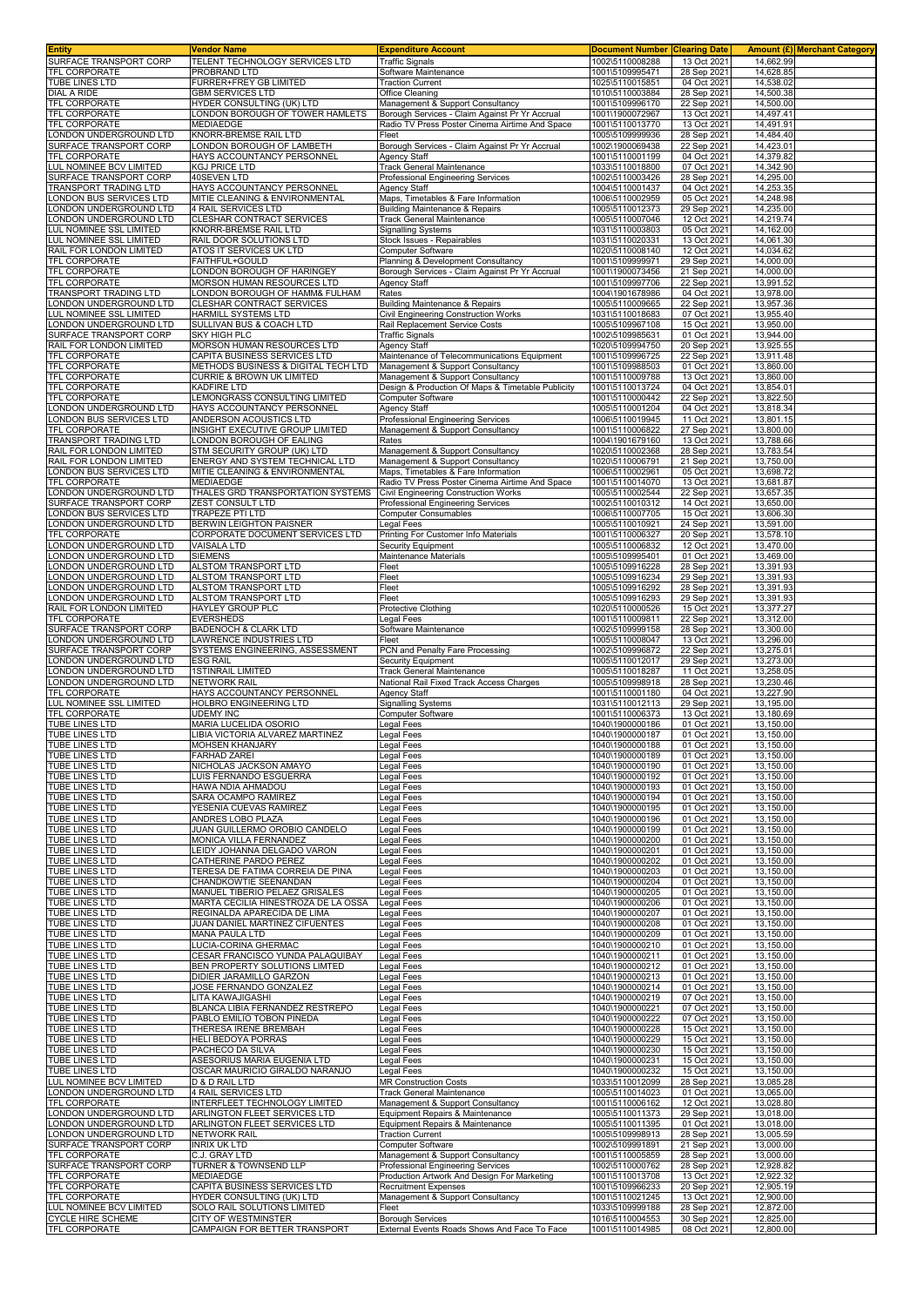| Entity | Vendor Name | Expenditure Account | Document Number | Clearing Date | Amount (£) | Merchant Category |
|---|---|---|---|---|---|---|
| SURFACE TRANSPORT CORP | TELENT TECHNOLOGY SERVICES LTD | Traffic Signals | 1002\5110008288 | 13 Oct 2021 | 14,662.99 | |
| TFL CORPORATE | PROBRAND LTD | Software Maintenance | 1001\5109995471 | 28 Sep 2021 | 14,628.85 | |
| TUBE LINES LTD | FURRER+FREY GB LIMITED | Traction Current | 1025\5110015851 | 04 Oct 2021 | 14,538.02 | |
| DIAL A RIDE | GBM SERVICES LTD | Office Cleaning | 1010\5110003884 | 28 Sep 2021 | 14,500.38 | |
| TFL CORPORATE | HYDER CONSULTING (UK) LTD | Management & Support Consultancy | 1001\5109996170 | 22 Sep 2021 | 14,500.00 | |
| TFL CORPORATE | LONDON BOROUGH OF TOWER HAMLETS | Borough Services - Claim Against Pr Yr Accrual | 1001\1900072967 | 13 Oct 2021 | 14,497.41 | |
| TFL CORPORATE | MEDIAEDGE | Radio TV Press Poster Cinema Airtime And Space | 1001\5110013770 | 13 Oct 2021 | 14,491.91 | |
| LONDON UNDERGROUND LTD | KNORR-BREMSE RAIL LTD | Fleet | 1005\5109999936 | 28 Sep 2021 | 14,484.40 | |
| SURFACE TRANSPORT CORP | LONDON BOROUGH OF LAMBETH | Borough Services - Claim Against Pr Yr Accrual | 1002\1900069438 | 22 Sep 2021 | 14,423.01 | |
| TFL CORPORATE | HAYS ACCOUNTANCY PERSONNEL | Agency Staff | 1001\5110001199 | 04 Oct 2021 | 14,379.82 | |
| LUL NOMINEE BCV LIMITED | KGJ PRICE LTD | Track General Maintenance | 1033\5110018800 | 07 Oct 2021 | 14,342.90 | |
| SURFACE TRANSPORT CORP | 40SEVEN LTD | Professional Engineering Services | 1002\5110003426 | 28 Sep 2021 | 14,295.00 | |
| TRANSPORT TRADING LTD | HAYS ACCOUNTANCY PERSONNEL | Agency Staff | 1004\5110001437 | 04 Oct 2021 | 14,253.35 | |
| LONDON BUS SERVICES LTD | MITIE CLEANING & ENVIRONMENTAL | Maps, Timetables & Fare Information | 1006\5110002959 | 05 Oct 2021 | 14,248.98 | |
| LONDON UNDERGROUND LTD | 4 RAIL SERVICES LTD | Building Maintenance & Repairs | 1005\5110012373 | 29 Sep 2021 | 14,235.00 | |
| LONDON UNDERGROUND LTD | CLESHAR CONTRACT SERVICES | Track General Maintenance | 1005\5110007046 | 12 Oct 2021 | 14,219.74 | |
| LUL NOMINEE SSL LIMITED | KNORR-BREMSE RAIL LTD | Signalling Systems | 1031\5110003803 | 05 Oct 2021 | 14,162.00 | |
| LUL NOMINEE SSL LIMITED | RAIL DOOR SOLUTIONS LTD | Stock Issues - Repairables | 1031\5110020331 | 13 Oct 2021 | 14,061.30 | |
| RAIL FOR LONDON LIMITED | ATOS IT SERVICES UK LTD | Computer Software | 1020\5110008140 | 12 Oct 2021 | 14,034.62 | |
| TFL CORPORATE | FAITHFUL+GOULD | Planning & Development Consultancy | 1001\5109999971 | 29 Sep 2021 | 14,000.00 | |
| TFL CORPORATE | LONDON BOROUGH OF HARINGEY | Borough Services - Claim Against Pr Yr Accrual | 1001\1900073456 | 21 Sep 2021 | 14,000.00 | |
| TFL CORPORATE | MORSON HUMAN RESOURCES LTD | Agency Staff | 1001\5109997706 | 22 Sep 2021 | 13,991.52 | |
| TRANSPORT TRADING LTD | LONDON BOROUGH OF HAMM& FULHAM | Rates | 1004\1901678986 | 04 Oct 2021 | 13,978.00 | |
| LONDON UNDERGROUND LTD | CLESHAR CONTRACT SERVICES | Building Maintenance & Repairs | 1005\5110009665 | 22 Sep 2021 | 13,957.36 | |
| LUL NOMINEE SSL LIMITED | HARMILL SYSTEMS LTD | Civil Engineering Construction Works | 1031\5110018683 | 07 Oct 2021 | 13,955.40 | |
| LONDON UNDERGROUND LTD | SULLIVAN BUS & COACH LTD | Rail Replacement Service Costs | 1005\5109967108 | 15 Oct 2021 | 13,950.00 | |
| SURFACE TRANSPORT CORP | SKY HIGH PLC | Traffic Signals | 1002\5109985631 | 01 Oct 2021 | 13,944.00 | |
| RAIL FOR LONDON LIMITED | MORSON HUMAN RESOURCES LTD | Agency Staff | 1020\5109994750 | 20 Sep 2021 | 13,925.55 | |
| TFL CORPORATE | CAPITA BUSINESS SERVICES LTD | Maintenance of Telecommunications Equipment | 1001\5109996725 | 22 Sep 2021 | 13,911.48 | |
| TFL CORPORATE | METHODS BUSINESS & DIGITAL TECH LTD | Management & Support Consultancy | 1001\5109988503 | 01 Oct 2021 | 13,860.00 | |
| TFL CORPORATE | CURRIE & BROWN UK LIMITED | Management & Support Consultancy | 1001\5110009788 | 13 Oct 2021 | 13,860.00 | |
| TFL CORPORATE | KADFIRE LTD | Design & Production Of Maps & Timetable Publicity | 1001\5110013724 | 04 Oct 2021 | 13,854.01 | |
| TFL CORPORATE | LEMONGRASS CONSULTING LIMITED | Computer Software | 1001\5110000442 | 22 Sep 2021 | 13,822.50 | |
| LONDON UNDERGROUND LTD | HAYS ACCOUNTANCY PERSONNEL | Agency Staff | 1005\5110001204 | 04 Oct 2021 | 13,818.34 | |
| LONDON BUS SERVICES LTD | ANDERSON ACOUSTICS LTD | Professional Engineering Services | 1006\5110019945 | 11 Oct 2021 | 13,801.15 | |
| TFL CORPORATE | INSIGHT EXECUTIVE GROUP LIMITED | Management & Support Consultancy | 1001\5110006822 | 27 Sep 2021 | 13,800.00 | |
| TRANSPORT TRADING LTD | LONDON BOROUGH OF EALING | Rates | 1004\1901679160 | 13 Oct 2021 | 13,788.66 | |
| RAIL FOR LONDON LIMITED | STM SECURITY GROUP (UK) LTD | Management & Support Consultancy | 1020\5110002368 | 28 Sep 2021 | 13,783.54 | |
| RAIL FOR LONDON LIMITED | ENERGY AND SYSTEM TECHNICAL LTD | Management & Support Consultancy | 1020\5110006791 | 21 Sep 2021 | 13,750.00 | |
| LONDON BUS SERVICES LTD | MITIE CLEANING & ENVIRONMENTAL | Maps, Timetables & Fare Information | 1006\5110002961 | 05 Oct 2021 | 13,698.72 | |
| TFL CORPORATE | MEDIAEDGE | Radio TV Press Poster Cinema Airtime And Space | 1001\5110014070 | 13 Oct 2021 | 13,681.87 | |
| LONDON UNDERGROUND LTD | THALES GRD TRANSPORTATION SYSTEMS | Civil Engineering Construction Works | 1005\5110002544 | 22 Sep 2021 | 13,657.35 | |
| SURFACE TRANSPORT CORP | ZEST CONSULT LTD | Professional Engineering Services | 1002\5110010312 | 14 Oct 2021 | 13,650.00 | |
| LONDON BUS SERVICES LTD | TRAPEZE PTI LTD | Computer Consumables | 1006\5110007705 | 15 Oct 2021 | 13,606.30 | |
| LONDON UNDERGROUND LTD | BERWIN LEIGHTON PAISNER | Legal Fees | 1005\5110010921 | 24 Sep 2021 | 13,591.00 | |
| TFL CORPORATE | CORPORATE DOCUMENT SERVICES LTD | Printing For Customer Info Materials | 1001\5110006327 | 20 Sep 2021 | 13,578.10 | |
| LONDON UNDERGROUND LTD | VAISALA LTD | Security Equipment | 1005\5110006832 | 12 Oct 2021 | 13,470.00 | |
| LONDON UNDERGROUND LTD | SIEMENS | Maintenance Materials | 1005\5109995401 | 01 Oct 2021 | 13,469.00 | |
| LONDON UNDERGROUND LTD | ALSTOM TRANSPORT LTD | Fleet | 1005\5109916228 | 28 Sep 2021 | 13,391.93 | |
| LONDON UNDERGROUND LTD | ALSTOM TRANSPORT LTD | Fleet | 1005\5109916234 | 29 Sep 2021 | 13,391.93 | |
| LONDON UNDERGROUND LTD | ALSTOM TRANSPORT LTD | Fleet | 1005\5109916292 | 28 Sep 2021 | 13,391.93 | |
| LONDON UNDERGROUND LTD | ALSTOM TRANSPORT LTD | Fleet | 1005\5109916293 | 29 Sep 2021 | 13,391.93 | |
| RAIL FOR LONDON LIMITED | HAYLEY GROUP PLC | Protective Clothing | 1020\5110000526 | 15 Oct 2021 | 13,377.27 | |
| TFL CORPORATE | EVERSHEDS | Legal Fees | 1001\5110009811 | 22 Sep 2021 | 13,312.00 | |
| SURFACE TRANSPORT CORP | BADENOCH & CLARK LTD | Software Maintenance | 1002\5109999158 | 28 Sep 2021 | 13,300.00 | |
| LONDON UNDERGROUND LTD | LAWRENCE INDUSTRIES LTD | Fleet | 1005\5110008047 | 13 Oct 2021 | 13,296.00 | |
| SURFACE TRANSPORT CORP | SYSTEMS ENGINEERING, ASSESSMENT | PCN and Penalty Fare Processing | 1002\5109996872 | 22 Sep 2021 | 13,275.01 | |
| LONDON UNDERGROUND LTD | ESG RAIL | Security Equipment | 1005\5110012017 | 29 Sep 2021 | 13,273.00 | |
| LONDON UNDERGROUND LTD | 1STINRAIL LIMITED | Track General Maintenance | 1005\5110018287 | 11 Oct 2021 | 13,258.05 | |
| LONDON UNDERGROUND LTD | NETWORK RAIL | National Rail Fixed Track Access Charges | 1005\5109998918 | 28 Sep 2021 | 13,230.46 | |
| TFL CORPORATE | HAYS ACCOUNTANCY PERSONNEL | Agency Staff | 1001\5110001180 | 04 Oct 2021 | 13,227.90 | |
| LUL NOMINEE SSL LIMITED | HOLBRO ENGINEERING LTD | Signalling Systems | 1031\5110012113 | 29 Sep 2021 | 13,195.00 | |
| TFL CORPORATE | UDEMY INC | Computer Software | 1001\5110006373 | 13 Oct 2021 | 13,180.69 | |
| TUBE LINES LTD | MARIA LUCELIDA OSORIO | Legal Fees | 1040\1900000186 | 01 Oct 2021 | 13,150.00 | |
| TUBE LINES LTD | LIBIA VICTORIA ALVAREZ MARTINEZ | Legal Fees | 1040\1900000187 | 01 Oct 2021 | 13,150.00 | |
| TUBE LINES LTD | MOHSEN KHANJARY | Legal Fees | 1040\1900000188 | 01 Oct 2021 | 13,150.00 | |
| TUBE LINES LTD | FARHAD ZAREI | Legal Fees | 1040\1900000189 | 01 Oct 2021 | 13,150.00 | |
| TUBE LINES LTD | NICHOLAS JACKSON AMAYO | Legal Fees | 1040\1900000190 | 01 Oct 2021 | 13,150.00 | |
| TUBE LINES LTD | LUIS FERNANDO ESGUERRA | Legal Fees | 1040\1900000192 | 01 Oct 2021 | 13,150.00 | |
| TUBE LINES LTD | HAWA NDIA AHMADOU | Legal Fees | 1040\1900000193 | 01 Oct 2021 | 13,150.00 | |
| TUBE LINES LTD | SARA OCAMPO RAMIREZ | Legal Fees | 1040\1900000194 | 01 Oct 2021 | 13,150.00 | |
| TUBE LINES LTD | YESENIA CUEVAS RAMIREZ | Legal Fees | 1040\1900000195 | 01 Oct 2021 | 13,150.00 | |
| TUBE LINES LTD | ANDRES LOBO PLAZA | Legal Fees | 1040\1900000196 | 01 Oct 2021 | 13,150.00 | |
| TUBE LINES LTD | JUAN GUILLERMO OROBIO CANDELO | Legal Fees | 1040\1900000199 | 01 Oct 2021 | 13,150.00 | |
| TUBE LINES LTD | MONICA VILLA FERNANDEZ | Legal Fees | 1040\1900000200 | 01 Oct 2021 | 13,150.00 | |
| TUBE LINES LTD | LEIDY JOHANNA DELGADO VARON | Legal Fees | 1040\1900000201 | 01 Oct 2021 | 13,150.00 | |
| TUBE LINES LTD | CATHERINE PARDO PEREZ | Legal Fees | 1040\1900000202 | 01 Oct 2021 | 13,150.00 | |
| TUBE LINES LTD | TERESA DE FATIMA CORREIA DE PINA | Legal Fees | 1040\1900000203 | 01 Oct 2021 | 13,150.00 | |
| TUBE LINES LTD | CHANDKOWTIE SEENANDAN | Legal Fees | 1040\1900000204 | 01 Oct 2021 | 13,150.00 | |
| TUBE LINES LTD | MANUEL TIBERIO PELAEZ GRISALES | Legal Fees | 1040\1900000205 | 01 Oct 2021 | 13,150.00 | |
| TUBE LINES LTD | MARTA CECILIA HINESTROZA DE LA OSSA | Legal Fees | 1040\1900000206 | 01 Oct 2021 | 13,150.00 | |
| TUBE LINES LTD | REGINALDA APARECIDA DE LIMA | Legal Fees | 1040\1900000207 | 01 Oct 2021 | 13,150.00 | |
| TUBE LINES LTD | JUAN DANIEL MARTINEZ CIFUENTES | Legal Fees | 1040\1900000208 | 01 Oct 2021 | 13,150.00 | |
| TUBE LINES LTD | MANA PAULA LTD | Legal Fees | 1040\1900000209 | 01 Oct 2021 | 13,150.00 | |
| TUBE LINES LTD | LUCIA-CORINA GHERMAC | Legal Fees | 1040\1900000210 | 01 Oct 2021 | 13,150.00 | |
| TUBE LINES LTD | CESAR FRANCISCO YUNDA PALAQUIBAY | Legal Fees | 1040\1900000211 | 01 Oct 2021 | 13,150.00 | |
| TUBE LINES LTD | BEN PROPERTY SOLUTIONS LIMITED | Legal Fees | 1040\1900000212 | 01 Oct 2021 | 13,150.00 | |
| TUBE LINES LTD | DIDIER JARAMILLO GARZON | Legal Fees | 1040\1900000213 | 01 Oct 2021 | 13,150.00 | |
| TUBE LINES LTD | JOSE FERNANDO GONZALEZ | Legal Fees | 1040\1900000214 | 01 Oct 2021 | 13,150.00 | |
| TUBE LINES LTD | LITA KAWAJIGASHI | Legal Fees | 1040\1900000219 | 07 Oct 2021 | 13,150.00 | |
| TUBE LINES LTD | BLANCA LIBIA FERNANDEZ RESTREPO | Legal Fees | 1040\1900000221 | 07 Oct 2021 | 13,150.00 | |
| TUBE LINES LTD | PABLO EMILIO TOBON PINEDA | Legal Fees | 1040\1900000222 | 07 Oct 2021 | 13,150.00 | |
| TUBE LINES LTD | THERESA IRENE BREMBAH | Legal Fees | 1040\1900000228 | 15 Oct 2021 | 13,150.00 | |
| TUBE LINES LTD | HELI BEDOYA PORRAS | Legal Fees | 1040\1900000229 | 15 Oct 2021 | 13,150.00 | |
| TUBE LINES LTD | PACHECO DA SILVA | Legal Fees | 1040\1900000230 | 15 Oct 2021 | 13,150.00 | |
| TUBE LINES LTD | ASESORIUS MARIA EUGENIA LTD | Legal Fees | 1040\1900000231 | 15 Oct 2021 | 13,150.00 | |
| TUBE LINES LTD | OSCAR MAURICIO GIRALDO NARANJO | Legal Fees | 1040\1900000232 | 15 Oct 2021 | 13,150.00 | |
| LUL NOMINEE BCV LIMITED | D & D RAIL LTD | MR Construction Costs | 1033\5110012099 | 28 Sep 2021 | 13,085.28 | |
| LONDON UNDERGROUND LTD | 4 RAIL SERVICES LTD | Track General Maintenance | 1005\5110014023 | 01 Oct 2021 | 13,065.00 | |
| TFL CORPORATE | INTERFLEET TECHNOLOGY LIMITED | Management & Support Consultancy | 1001\5110006162 | 12 Oct 2021 | 13,028.80 | |
| LONDON UNDERGROUND LTD | ARLINGTON FLEET SERVICES LTD | Equipment Repairs & Maintenance | 1005\5110011373 | 29 Sep 2021 | 13,018.00 | |
| LONDON UNDERGROUND LTD | ARLINGTON FLEET SERVICES LTD | Equipment Repairs & Maintenance | 1005\5110011395 | 01 Oct 2021 | 13,018.00 | |
| LONDON UNDERGROUND LTD | NETWORK RAIL | Traction Current | 1005\5109998913 | 28 Sep 2021 | 13,005.59 | |
| SURFACE TRANSPORT CORP | INRIX UK LTD | Computer Software | 1002\5109991891 | 21 Sep 2021 | 13,000.00 | |
| TFL CORPORATE | C.J. GRAY LTD | Management & Support Consultancy | 1001\5110005859 | 28 Sep 2021 | 13,000.00 | |
| SURFACE TRANSPORT CORP | TURNER & TOWNSEND LLP | Professional Engineering Services | 1002\5110000762 | 28 Sep 2021 | 12,928.82 | |
| TFL CORPORATE | MEDIAEDGE | Production Artwork And Design For Marketing | 1001\5110013708 | 13 Oct 2021 | 12,922.32 | |
| TFL CORPORATE | CAPITA BUSINESS SERVICES LTD | Recruitment Expenses | 1001\5109966233 | 20 Sep 2021 | 12,905.19 | |
| TFL CORPORATE | HYDER CONSULTING (UK) LTD | Management & Support Consultancy | 1001\5110021245 | 13 Oct 2021 | 12,900.00 | |
| LUL NOMINEE BCV LIMITED | SOLO RAIL SOLUTIONS LIMITED | Fleet | 1033\5109999188 | 28 Sep 2021 | 12,872.00 | |
| CYCLE HIRE SCHEME | CITY OF WESTMINSTER | Borough Services | 1016\5110004553 | 30 Sep 2021 | 12,825.00 | |
| TFL CORPORATE | CAMPAIGN FOR BETTER TRANSPORT | External Events Roads Shows And Face To Face | 1001\5110014985 | 08 Oct 2021 | 12,800.00 | |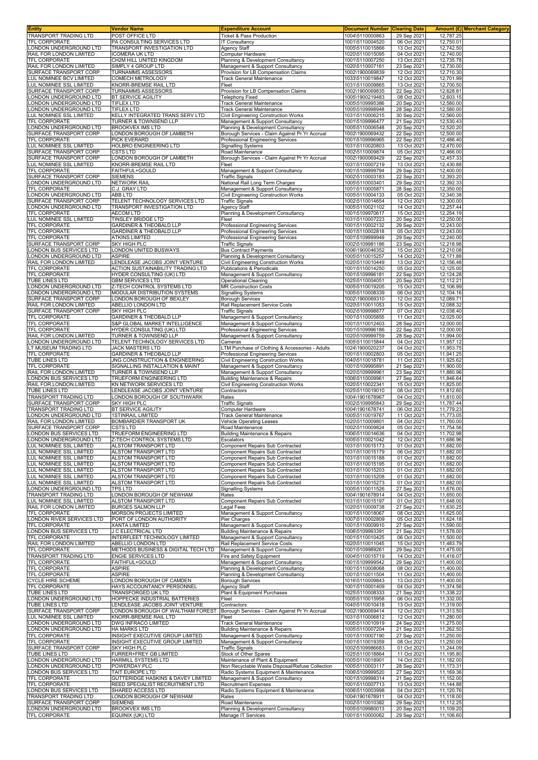| Entity | Vendor Name | Expenditure Account | Document Number | Clearing Date | Amount (£) | Merchant Category |
|---|---|---|---|---|---|---|
| TRANSPORT TRADING LTD | POST OFFICE LTD | Ticket & Pass Production | 1004\5110000863 | 29 Sep 2021 | 12,787.25 | |
| TFL CORPORATE | PA CONSULTING SERVICES LTD | IT Consultancy | 1001\5110004520 | 06 Oct 2021 | 12,750.01 | |
| LONDON UNDERGROUND LTD | TRANSPORT INVESTIGATION LTD | Agency Staff | 1005\5110015866 | 13 Oct 2021 | 12,742.50 | |
| RAIL FOR LONDON LIMITED | ICOMERA UK LTD | Computer Hardware | 1020\5110015095 | 04 Oct 2021 | 12,740.00 | |
| TFL CORPORATE | CH2M HILL UNITED KINGDOM | Planning & Development Consultancy | 1001\5110007250 | 13 Oct 2021 | 12,735.78 | |
| RAIL FOR LONDON LIMITED | SIMPLY 4 GROUP LTD | Management & Support Consultancy | 1020\5110007161 | 23 Sep 2021 | 12,730.00 | |
| SURFACE TRANSPORT CORP | TURNAMMS ASSESSORS | Provision for LB Compensation Claims | 1002\1900069839 | 12 Oct 2021 | 12,710.30 | |
| LUL NOMINEE BCV LIMITED | COMECH METROLOGY | Track General Maintenance | 1033\5110019847 | 12 Oct 2021 | 12,701.99 | |
| LUL NOMINEE SSL LIMITED | KNORR-BREMSE RAIL LTD | Fleet | 1031\5110009865 | 13 Oct 2021 | 12,700.50 | |
| SURFACE TRANSPORT CORP | TURNAMMS ASSESSORS | Provision for LB Compensation Claims | 1002\1900069835 | 22 Sep 2021 | 12,628.81 | |
| LONDON UNDERGROUND LTD | BT SERVICE AGILITY | Telephony Fixed | 1005\1900219483 | 08 Oct 2021 | 12,603.15 | |
| LONDON UNDERGROUND LTD | TIFLEX LTD | Track General Maintenance | 1005\5109995386 | 20 Sep 2021 | 12,580.00 | |
| LONDON UNDERGROUND LTD | TIFLEX LTD | Track General Maintenance | 1005\5109998948 | 28 Sep 2021 | 12,580.00 | |
| LUL NOMINEE SSL LIMITED | KELLY INTEGRATED TRANS SERV LTD | Civil Engineering Construction Works | 1031\5110006215 | 30 Sep 2021 | 12,560.00 | |
| TFL CORPORATE | TURNER & TOWNSEND LLP | Management & Support Consultancy | 1001\5109996477 | 21 Sep 2021 | 12,530.43 | |
| LONDON UNDERGROUND LTD | BROOKVEX IMS LTD | Planning & Development Consultancy | 1005\5110006548 | 20 Sep 2021 | 12,520.20 | |
| SURFACE TRANSPORT CORP | LONDON BOROUGH OF LAMBETH | Borough Services - Claim Against Pr Yr Accrual | 1002\1900069432 | 22 Sep 2021 | 12,500.00 | |
| TFL CORPORATE | PICK EVERARD | Professional Engineering Services | 1001\5109996965 | 22 Sep 2021 | 12,486.40 | |
| LUL NOMINEE SSL LIMITED | HOLBRO ENGINEERING LTD | Signalling Systems | 1031\5110020803 | 13 Oct 2021 | 12,470.00 | |
| SURFACE TRANSPORT CORP | CSTS LTD | Road Maintenance | 1002\5110009874 | 05 Oct 2021 | 12,466.00 | |
| SURFACE TRANSPORT CORP | LONDON BOROUGH OF LAMBETH | Borough Services - Claim Against Pr Yr Accrual | 1002\1900069429 | 22 Sep 2021 | 12,457.33 | |
| LUL NOMINEE SSL LIMITED | KNORR-BREMSE RAIL LTD | Fleet | 1031\5110007219 | 13 Oct 2021 | 12,430.88 | |
| TFL CORPORATE | FAITHFUL+GOULD | Management & Support Consultancy | 1001\5109999794 | 29 Sep 2021 | 12,400.00 | |
| SURFACE TRANSPORT CORP | SIEMENS | Traffic Signals | 1002\5110003183 | 22 Sep 2021 | 12,393.20 | |
| LONDON UNDERGROUND LTD | NETWORK RAIL | National Rail Long Term Charges | 1005\5110003401 | 29 Sep 2021 | 12,392.33 | |
| TFL CORPORATE | C.J. GRAY LTD | Management & Support Consultancy | 1001\5110005871 | 28 Sep 2021 | 12,350.00 | |
| LONDON UNDERGROUND LTD | ABB LTD | Civil Engineering Construction Works | 1005\5110004133 | 05 Oct 2021 | 12,340.38 | |
| SURFACE TRANSPORT CORP | TELENT TECHNOLOGY SERVICES LTD | Traffic Signals | 1002\5110014654 | 12 Oct 2021 | 12,300.00 | |
| LONDON UNDERGROUND LTD | TRANSPORT INVESTIGATION LTD | Agency Staff | 1005\5110021102 | 14 Oct 2021 | 12,257.44 | |
| TFL CORPORATE | AECOM LTD | Planning & Development Consultancy | 1001\5109970617 | 15 Oct 2021 | 12,254.19 | |
| LUL NOMINEE SSL LIMITED | TINSLEY BRIDGE LTD | Fleet | 1031\5110007223 | 20 Sep 2021 | 12,250.00 | |
| TFL CORPORATE | GARDINER & THEOBALD LLP | Professional Engineering Services | 1001\5110002132 | 29 Sep 2021 | 12,243.00 | |
| TFL CORPORATE | GARDINER & THEOBALD LLP | Professional Engineering Services | 1001\5110002818 | 05 Oct 2021 | 12,243.00 | |
| TFL CORPORATE | ATKINS LIMITED | Professional Engineering Services | 1001\5109999949 | 29 Sep 2021 | 12,240.00 | |
| SURFACE TRANSPORT CORP | SKY HIGH PLC | Traffic Signals | 1002\5109981186 | 23 Sep 2021 | 12,218.98 | |
| LONDON BUS SERVICES LTD | LONDON UNITED BUSWAYS | Bus Contract Payments | 1006\1900046352 | 15 Oct 2021 | 12,210.08 | |
| LONDON UNDERGROUND LTD | ASPIRE | Planning & Development Consultancy | 1005\5110015257 | 14 Oct 2021 | 12,171.88 | |
| RAIL FOR LONDON LIMITED | LENDLEASE JACOBS JOINT VENTURE | Civil Engineering Construction Works | 1020\5110010449 | 13 Oct 2021 | 12,156.48 | |
| TFL CORPORATE | ACTION SUSTAINABILITY TRADING LTD | Publications & Periodicals | 1001\5110014250 | 05 Oct 2021 | 12,125.00 | |
| TFL CORPORATE | HYDER CONSULTING (UK) LTD | Management & Support Consultancy | 1001\5109996181 | 22 Sep 2021 | 12,124.28 | |
| TUBE LINES LTD | GBM SERVICES LTD | Operational Cleaning | 1025\5110004051 | 20 Sep 2021 | 12,112.21 | |
| LONDON UNDERGROUND LTD | Z-TECH CONTROL SYSTEMS LTD | MR Construction Costs | 1005\5110019205 | 15 Oct 2021 | 12,106.99 | |
| LONDON UNDERGROUND LTD | MODULAR DISTRIBUTION SYSTEMS | Signalling Systems | 1005\5110008339 | 06 Oct 2021 | 12,104.16 | |
| SURFACE TRANSPORT CORP | LONDON BOROUGH OF BEXLEY | Borough Services | 1002\1900069310 | 12 Oct 2021 | 12,089.71 | |
| RAIL FOR LONDON LIMITED | ABELLIO LONDON LTD | Rail Replacement Service Costs | 1020\5110011053 | 15 Oct 2021 | 12,088.32 | |
| SURFACE TRANSPORT CORP | SKY HIGH PLC | Traffic Signals | 1002\5109998877 | 07 Oct 2021 | 12,038.40 | |
| TFL CORPORATE | GARDINER & THEOBALD LLP | Management & Support Consultancy | 1001\5110005855 | 11 Oct 2021 | 12,025.00 | |
| TFL CORPORATE | S&P GLOBAL MARKET INTELLIGENCE | Management & Support Consultancy | 1001\5110012403 | 28 Sep 2021 | 12,000.00 | |
| TFL CORPORATE | HYDER CONSULTING (UK) LTD | Professional Engineering Services | 1001\5109996186 | 22 Sep 2021 | 12,000.00 | |
| RAIL FOR LONDON LIMITED | TURNER & TOWNSEND LLP | Management & Support Consultancy | 1020\5109999759 | 28 Sep 2021 | 11,994.00 | |
| LONDON UNDERGROUND LTD | TELENT TECHNOLOGY SERVICES LTD | Cameras | 1005\5110015844 | 04 Oct 2021 | 11,957.12 | |
| LT MUSEUM TRADING LTD | JACK MASTERS LTD | LTM Purchase of Clothing & Accessories - Adults | 1024\1900020237 | 04 Oct 2021 | 11,953.75 | |
| TFL CORPORATE | GARDINER & THEOBALD LLP | Professional Engineering Services | 1001\5110002803 | 05 Oct 2021 | 11,941.25 | |
| TUBE LINES LTD | JNG CONSTRUCTION & ENGINEERING | Civil Engineering Construction Works | 1040\5110018781 | 11 Oct 2021 | 11,925.62 | |
| TFL CORPORATE | SIGNALLING INSTALLATION & MAINT | Management & Support Consultancy | 1001\5109995891 | 21 Sep 2021 | 11,900.00 | |
| RAIL FOR LONDON LIMITED | TURNER & TOWNSEND LLP | Management & Support Consultancy | 1020\5109999961 | 23 Sep 2021 | 11,880.96 | |
| LONDON BUS SERVICES LTD | TRUEFORM ENGINEERING LTD | Building Maintenance & Repairs | 1006\5110009961 | 27 Sep 2021 | 11,846.64 | |
| RAIL FOR LONDON LIMITED | KN NETWORK SERVICES LTD | Civil Engineering Construction Works | 1020\5110022341 | 15 Oct 2021 | 11,825.00 | |
| TUBE LINES LTD | LENDLEASE JACOBS JOINT VENTURE | Contractors | 1025\5110019010 | 08 Oct 2021 | 11,812.60 | |
| TRANSPORT TRADING LTD | LONDON BOROUGH OF SOUTHWARK | Rates | 1004\1901678967 | 04 Oct 2021 | 11,810.00 | |
| SURFACE TRANSPORT CORP | SKY HIGH PLC | Traffic Signals | 1002\5109995843 | 29 Sep 2021 | 11,787.44 | |
| TRANSPORT TRADING LTD | BT SERVICE AGILITY | Computer Hardware | 1004\1901678741 | 06 Oct 2021 | 11,779.23 | |
| LONDON UNDERGROUND LTD | 1STINRAIL LIMITED | Track General Maintenance | 1005\5110019767 | 11 Oct 2021 | 11,773.05 | |
| RAIL FOR LONDON LIMITED | BOMBARDIER TRANSPORT UK | Vehicle Operating Leases | 1020\5110009801 | 04 Oct 2021 | 11,760.00 | |
| SURFACE TRANSPORT CORP | CSTS LTD | Road Maintenance | 1002\5110009824 | 05 Oct 2021 | 11,754.56 | |
| LONDON BUS SERVICES LTD | TRUEFORM ENGINEERING LTD | Building Maintenance & Repairs | 1006\5110014636 | 04 Oct 2021 | 11,702.98 | |
| LONDON UNDERGROUND LTD | Z-TECH CONTROL SYSTEMS LTD | Escalators | 1005\5110021042 | 12 Oct 2021 | 11,686.96 | |
| LUL NOMINEE SSL LIMITED | ALSTOM TRANSPORT LTD | Component Repairs Sub Contracted | 1031\5110015173 | 01 Oct 2021 | 11,682.00 | |
| LUL NOMINEE SSL LIMITED | ALSTOM TRANSPORT LTD | Component Repairs Sub Contracted | 1031\5110015179 | 06 Oct 2021 | 11,682.00 | |
| LUL NOMINEE SSL LIMITED | ALSTOM TRANSPORT LTD | Component Repairs Sub Contracted | 1031\5110015188 | 01 Oct 2021 | 11,682.00 | |
| LUL NOMINEE SSL LIMITED | ALSTOM TRANSPORT LTD | Component Repairs Sub Contracted | 1031\5110015195 | 01 Oct 2021 | 11,682.00 | |
| LUL NOMINEE SSL LIMITED | ALSTOM TRANSPORT LTD | Component Repairs Sub Contracted | 1031\5110015203 | 01 Oct 2021 | 11,682.00 | |
| LUL NOMINEE SSL LIMITED | ALSTOM TRANSPORT LTD | Component Repairs Sub Contracted | 1031\5110015208 | 01 Oct 2021 | 11,682.00 | |
| LUL NOMINEE SSL LIMITED | ALSTOM TRANSPORT LTD | Component Repairs Sub Contracted | 1031\5110015273 | 01 Oct 2021 | 11,682.00 | |
| LONDON UNDERGROUND LTD | TPS LTD | Signalling Systems | 1005\5110011526 | 27 Sep 2021 | 11,676.00 | |
| TRANSPORT TRADING LTD | LONDON BOROUGH OF NEWHAM | Rates | 1004\1901678914 | 04 Oct 2021 | 11,650.00 | |
| LUL NOMINEE SSL LIMITED | ALSTOM TRANSPORT LTD | Component Repairs Sub Contracted | 1031\5110015197 | 01 Oct 2021 | 11,648.00 | |
| RAIL FOR LONDON LIMITED | BURGES SALMON LLP | Legal Fees | 1020\5110009738 | 27 Sep 2021 | 11,630.25 | |
| TFL CORPORATE | MORSON PROJECTS LIMITED | Management & Support Consultancy | 1001\5110018067 | 08 Oct 2021 | 11,625.00 | |
| LONDON RIVER SERVICES LTD | PORT OF LONDON AUTHORITY | Pier Charges | 1007\5110002809 | 05 Oct 2021 | 11,624.18 | |
| TFL CORPORATE | XANTA LIMITED | Management & Support Consultancy | 1001\5110009910 | 27 Sep 2021 | 11,590.00 | |
| LONDON BUS SERVICES LTD | J C ELECTRICAL LTD | Building Maintenance & Repairs | 1006\5109993391 | 21 Sep 2021 | 11,578.00 | |
| TFL CORPORATE | INTERFLEET TECHNOLOGY LIMITED | Management & Support Consultancy | 1001\5110010425 | 06 Oct 2021 | 11,500.00 | |
| RAIL FOR LONDON LIMITED | ABELLIO LONDON LTD | Rail Replacement Service Costs | 1020\5110011045 | 15 Oct 2021 | 11,483.79 | |
| TFL CORPORATE | METHODS BUSINESS & DIGITAL TECH LTD | Management & Support Consultancy | 1001\5109989261 | 29 Sep 2021 | 11,475.00 | |
| TRANSPORT TRADING LTD | ENGIE SERVICES LTD | Fire and Safety Equipment | 1004\5110015719 | 14 Oct 2021 | 11,416.07 | |
| TFL CORPORATE | FAITHFUL+GOULD | Management & Support Consultancy | 1001\5109999542 | 29 Sep 2021 | 11,400.00 | |
| TFL CORPORATE | ASPIRE | Planning & Development Consultancy | 1001\5110008068 | 08 Oct 2021 | 11,400.00 | |
| TFL CORPORATE | ASPIRE | Planning & Development Consultancy | 1001\5110011504 | 11 Oct 2021 | 11,400.00 | |
| CYCLE HIRE SCHEME | LONDON BOROUGH OF CAMDEN | Borough Services | 1016\5110009843 | 13 Oct 2021 | 11,400.00 | |
| TFL CORPORATE | HAYS ACCOUNTANCY PERSONNEL | Agency Staff | 1001\5110001409 | 04 Oct 2021 | 11,374.56 | |
| TUBE LINES LTD | TRANSFORGED UK LTD | Plant & Equipment Purchases | 1025\5110008333 | 21 Sep 2021 | 11,338.22 | |
| LONDON UNDERGROUND LTD | HOPPECKE INDUSTRIAL BATTERIES | Fleet | 1005\5110015958 | 06 Oct 2021 | 11,332.00 | |
| TUBE LINES LTD | LENDLEASE JACOBS JOINT VENTURE | Contractors | 1040\5110010418 | 13 Oct 2021 | 11,319.00 | |
| SURFACE TRANSPORT CORP | LONDON BOROUGH OF WALTHAM FOREST | Borough Services - Claim Against Pr Yr Accrual | 1002\1900069414 | 12 Oct 2021 | 11,313.50 | |
| LUL NOMINEE SSL LIMITED | KNORR-BREMSE RAIL LTD | Fleet | 1031\5110006812 | 12 Oct 2021 | 11,280.00 | |
| LONDON UNDERGROUND LTD | DWG INFRACO LIMITED | Track General Maintenance | 1005\5110010919 | 24 Sep 2021 | 11,275.00 | |
| LONDON UNDERGROUND LTD | HA MARKS LTD | Building Maintenance & Repairs | 1005\5110007204 | 21 Sep 2021 | 11,262.50 | |
| TFL CORPORATE | INSIGHT EXECUTIVE GROUP LIMITED | Management & Support Consultancy | 1001\5110007190 | 27 Sep 2021 | 11,250.00 | |
| TFL CORPORATE | INSIGHT EXECUTIVE GROUP LIMITED | Management & Support Consultancy | 1001\5110019359 | 08 Oct 2021 | 11,250.00 | |
| SURFACE TRANSPORT CORP | SKY HIGH PLC | Traffic Signals | 1002\5109986683 | 01 Oct 2021 | 11,244.09 | |
| TUBE LINES LTD | FURRER+FREY GB LIMITED | Stock of Other Spares | 1025\5110018864 | 11 Oct 2021 | 11,195.80 | |
| LONDON UNDERGROUND LTD | HARMILL SYSTEMS LTD | Maintenance of Plant & Equipment | 1005\5110018901 | 14 Oct 2021 | 11,182.00 | |
| LONDON UNDERGROUND LTD | POWERDAY PLC | Non Recyclable Waste Disposal/Refuse Collection | 1005\5110003117 | 28 Sep 2021 | 11,173.31 | |
| LONDON BUS SERVICES LTD | TAIT EUROPE LTD | Radio Systems Equipment & Maintenance | 1006\5109999520 | 27 Sep 2021 | 11,169.36 | |
| TFL CORPORATE | GUTTERIDGE HASKINS & DAVEY LIMITED | Management & Support Consultancy | 1001\5109998314 | 21 Sep 2021 | 11,152.00 | |
| TFL CORPORATE | REED SPECIALIST RECRUITMENT LTD | Recruitment Expenses | 1001\5110007713 | 13 Oct 2021 | 11,144.88 | |
| LONDON BUS SERVICES LTD | SHARED ACCESS LTD | Radio Systems Equipment & Maintenance | 1006\5110003998 | 04 Oct 2021 | 11,120.76 | |
| TRANSPORT TRADING LTD | LONDON BOROUGH OF NEWHAM | Rates | 1004\1901678911 | 04 Oct 2021 | 11,118.00 | |
| SURFACE TRANSPORT CORP | SIEMENS | Road Maintenance | 1002\5110010382 | 29 Sep 2021 | 11,112.25 | |
| LONDON UNDERGROUND LTD | BROOKVEX IMS LTD | Planning & Development Consultancy | 1005\5109980013 | 20 Sep 2021 | 11,109.20 | |
| TFL CORPORATE | EQUINIX (UK) LTD | Manage IT Services | 1001\5110000062 | 29 Sep 2021 | 11,106.60 | |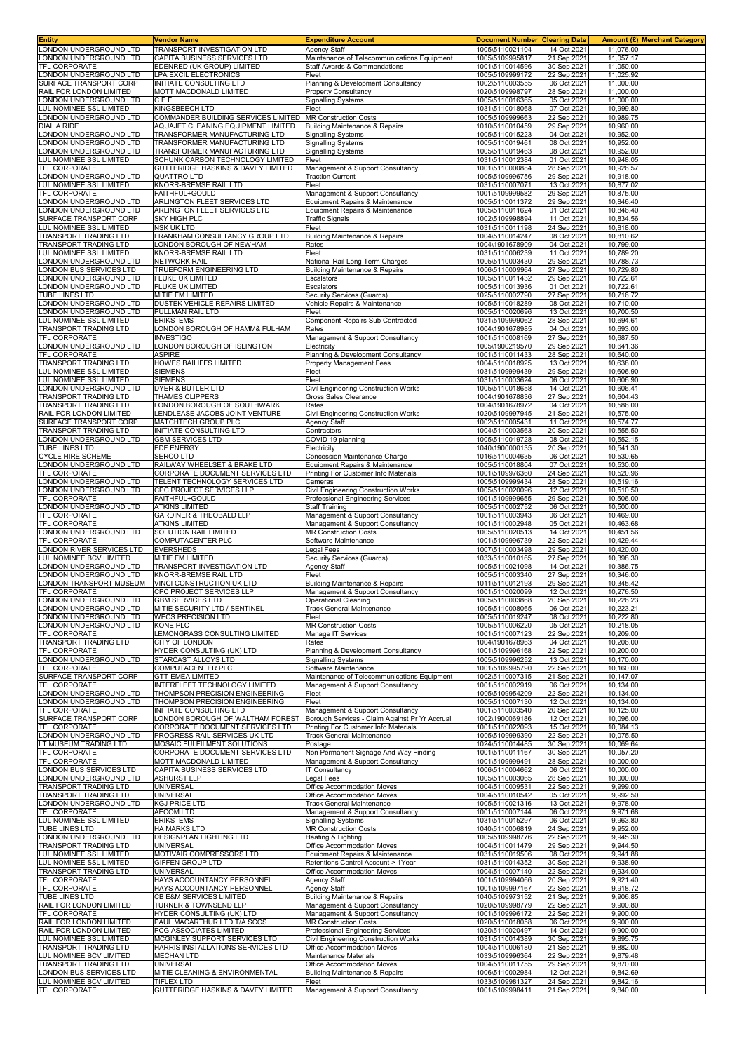| Entity | Vendor Name | Expenditure Account | Document Number | Clearing Date | Amount (£) | Merchant Category |
|---|---|---|---|---|---|---|
| LONDON UNDERGROUND LTD | TRANSPORT INVESTIGATION LTD | Agency Staff | 1005\5110021104 | 14 Oct 2021 | 11,076.00 | |
| LONDON UNDERGROUND LTD | CAPITA BUSINESS SERVICES LTD | Maintenance of Telecommunications Equipment | 1005\5109995817 | 21 Sep 2021 | 11,057.17 | |
| TFL CORPORATE | EDENRED (UK GROUP) LIMITED | Staff Awards & Commendations | 1001\5110014596 | 30 Sep 2021 | 11,050.00 | |
| LONDON UNDERGROUND LTD | LPA EXCIL ELECTRONICS | Fleet | 1005\5109999172 | 22 Sep 2021 | 11,025.92 | |
| SURFACE TRANSPORT CORP | INITIATE CONSULTING LTD | Planning & Development Consultancy | 1002\5110003555 | 06 Oct 2021 | 11,000.00 | |
| RAIL FOR LONDON LIMITED | MOTT MACDONALD LIMITED | Property Consultancy | 1020\5109998797 | 28 Sep 2021 | 11,000.00 | |
| LONDON UNDERGROUND LTD | C E F | Signalling Systems | 1005\5110016365 | 05 Oct 2021 | 11,000.00 | |
| LUL NOMINEE SSL LIMITED | KINGSBEECH LTD | Fleet | 1031\5110018068 | 07 Oct 2021 | 10,999.80 | |
| LONDON UNDERGROUND LTD | COMMANDER BUILDING SERVICES LIMITED | MR Construction Costs | 1005\5109999663 | 22 Sep 2021 | 10,989.75 | |
| DIAL A RIDE | AQUAJET CLEANING EQUIPMENT LIMITED | Building Maintenance & Repairs | 1010\5110010459 | 29 Sep 2021 | 10,960.00 | |
| LONDON UNDERGROUND LTD | TRANSFORMER MANUFACTURING LTD | Signalling Systems | 1005\5110015223 | 04 Oct 2021 | 10,952.00 | |
| LONDON UNDERGROUND LTD | TRANSFORMER MANUFACTURING LTD | Signalling Systems | 1005\5110019461 | 08 Oct 2021 | 10,952.00 | |
| LONDON UNDERGROUND LTD | TRANSFORMER MANUFACTURING LTD | Signalling Systems | 1005\5110019463 | 08 Oct 2021 | 10,952.00 | |
| LUL NOMINEE SSL LIMITED | SCHUNK CARBON TECHNOLOGY LIMITED | Fleet | 1031\5110012384 | 01 Oct 2021 | 10,948.05 | |
| TFL CORPORATE | GUTTERIDGE HASKINS & DAVEY LIMITED | Management & Support Consultancy | 1001\5110000884 | 28 Sep 2021 | 10,926.57 | |
| LONDON UNDERGROUND LTD | QUATTRO LTD | Traction Current | 1005\5109996756 | 29 Sep 2021 | 10,918.00 | |
| LUL NOMINEE SSL LIMITED | KNORR-BREMSE RAIL LTD | Fleet | 1031\5110007071 | 13 Oct 2021 | 10,877.02 | |
| TFL CORPORATE | FAITHFUL+GOULD | Management & Support Consultancy | 1001\5109999582 | 29 Sep 2021 | 10,875.00 | |
| LONDON UNDERGROUND LTD | ARLINGTON FLEET SERVICES LTD | Equipment Repairs & Maintenance | 1005\5110011372 | 29 Sep 2021 | 10,846.40 | |
| LONDON UNDERGROUND LTD | ARLINGTON FLEET SERVICES LTD | Equipment Repairs & Maintenance | 1005\5110011624 | 01 Oct 2021 | 10,846.40 | |
| SURFACE TRANSPORT CORP | SKY HIGH PLC | Traffic Signals | 1002\5109998894 | 11 Oct 2021 | 10,834.56 | |
| LUL NOMINEE SSL LIMITED | NSK UK LTD | Fleet | 1031\5110011198 | 24 Sep 2021 | 10,818.00 | |
| TRANSPORT TRADING LTD | FRANKHAM CONSULTANCY GROUP LTD | Building Maintenance & Repairs | 1004\5110014247 | 08 Oct 2021 | 10,810.62 | |
| TRANSPORT TRADING LTD | LONDON BOROUGH OF NEWHAM | Rates | 1004\1901678909 | 04 Oct 2021 | 10,799.00 | |
| LUL NOMINEE SSL LIMITED | KNORR-BREMSE RAIL LTD | Fleet | 1031\5110006239 | 11 Oct 2021 | 10,789.20 | |
| LONDON UNDERGROUND LTD | NETWORK RAIL | National Rail Long Term Charges | 1005\5110003430 | 29 Sep 2021 | 10,788.73 | |
| LONDON BUS SERVICES LTD | TRUEFORM ENGINEERING LTD | Building Maintenance & Repairs | 1006\5110009964 | 27 Sep 2021 | 10,729.80 | |
| LONDON UNDERGROUND LTD | FLUKE UK LIMITED | Escalators | 1005\5110011432 | 29 Sep 2021 | 10,722.61 | |
| LONDON UNDERGROUND LTD | FLUKE UK LIMITED | Escalators | 1005\5110013936 | 01 Oct 2021 | 10,722.61 | |
| TUBE LINES LTD | MITIE FM LIMITED | Security Services (Guards) | 1025\5110002790 | 27 Sep 2021 | 10,716.72 | |
| LONDON UNDERGROUND LTD | DUSTEK VEHICLE REPAIRS LIMITED | Vehicle Repairs & Maintenance | 1005\5110018289 | 08 Oct 2021 | 10,710.00 | |
| LONDON UNDERGROUND LTD | PULLMAN RAIL LTD | Fleet | 1005\5110020696 | 13 Oct 2021 | 10,700.50 | |
| LUL NOMINEE SSL LIMITED | ERIKS EMS | Component Repairs Sub Contracted | 1031\5109999062 | 28 Sep 2021 | 10,694.61 | |
| TRANSPORT TRADING LTD | LONDON BOROUGH OF HAMM& FULHAM | Rates | 1004\1901678985 | 04 Oct 2021 | 10,693.00 | |
| TFL CORPORATE | INVESTIGO | Management & Support Consultancy | 1001\5110008169 | 27 Sep 2021 | 10,687.50 | |
| LONDON UNDERGROUND LTD | LONDON BOROUGH OF ISLINGTON | Electricity | 1005\1900219570 | 29 Sep 2021 | 10,641.36 | |
| TFL CORPORATE | ASPIRE | Planning & Development Consultancy | 1001\5110011433 | 28 Sep 2021 | 10,640.00 | |
| TRANSPORT TRADING LTD | HOWES BAILIFFS LIMITED | Property Management Fees | 1004\5110018925 | 13 Oct 2021 | 10,638.00 | |
| LUL NOMINEE SSL LIMITED | SIEMENS | Fleet | 1031\5109999439 | 29 Sep 2021 | 10,606.90 | |
| LUL NOMINEE SSL LIMITED | SIEMENS | Fleet | 1031\5110003624 | 06 Oct 2021 | 10,606.90 | |
| LONDON UNDERGROUND LTD | DYER & BUTLER LTD | Civil Engineering Construction Works | 1005\5110018658 | 14 Oct 2021 | 10,606.41 | |
| TRANSPORT TRADING LTD | THAMES CLIPPERS | Gross Sales Clearance | 1004\1901678836 | 27 Sep 2021 | 10,604.43 | |
| TRANSPORT TRADING LTD | LONDON BOROUGH OF SOUTHWARK | Rates | 1004\1901678972 | 04 Oct 2021 | 10,586.00 | |
| RAIL FOR LONDON LIMITED | LENDLEASE JACOBS JOINT VENTURE | Civil Engineering Construction Works | 1020\5109997945 | 21 Sep 2021 | 10,575.00 | |
| SURFACE TRANSPORT CORP | MATCHTECH GROUP PLC | Agency Staff | 1002\5110005431 | 11 Oct 2021 | 10,574.77 | |
| TRANSPORT TRADING LTD | INITIATE CONSULTING LTD | Contractors | 1004\5110003563 | 20 Sep 2021 | 10,555.50 | |
| LONDON UNDERGROUND LTD | GBM SERVICES LTD | COVID 19 planning | 1005\5110019728 | 08 Oct 2021 | 10,552.15 | |
| TUBE LINES LTD | EDF ENERGY | Electricity | 1040\1900000135 | 20 Sep 2021 | 10,541.30 | |
| CYCLE HIRE SCHEME | SERCO LTD | Concession Maintenance Charge | 1016\5110004635 | 06 Oct 2021 | 10,530.65 | |
| LONDON UNDERGROUND LTD | RAILWAY WHEELSET & BRAKE LTD | Equipment Repairs & Maintenance | 1005\5110018804 | 07 Oct 2021 | 10,530.00 | |
| TFL CORPORATE | CORPORATE DOCUMENT SERVICES LTD | Printing For Customer Info Materials | 1001\5109976360 | 24 Sep 2021 | 10,520.96 | |
| LONDON UNDERGROUND LTD | TELENT TECHNOLOGY SERVICES LTD | Cameras | 1005\5109999434 | 28 Sep 2021 | 10,519.16 | |
| LONDON UNDERGROUND LTD | CPC PROJECT SERVICES LLP | Civil Engineering Construction Works | 1005\5110020096 | 12 Oct 2021 | 10,510.50 | |
| TFL CORPORATE | FAITHFUL+GOULD | Professional Engineering Services | 1001\5109999655 | 29 Sep 2021 | 10,506.00 | |
| LONDON UNDERGROUND LTD | ATKINS LIMITED | Staff Training | 1005\5110002752 | 06 Oct 2021 | 10,500.00 | |
| TFL CORPORATE | GARDINER & THEOBALD LLP | Management & Support Consultancy | 1001\5110003943 | 06 Oct 2021 | 10,469.00 | |
| TFL CORPORATE | ATKINS LIMITED | Management & Support Consultancy | 1001\5110002948 | 05 Oct 2021 | 10,463.68 | |
| LONDON UNDERGROUND LTD | SOLUTION RAIL LIMITED | MR Construction Costs | 1005\5110020513 | 14 Oct 2021 | 10,451.56 | |
| TFL CORPORATE | COMPUTACENTER PLC | Software Maintenance | 1001\5109996739 | 22 Sep 2021 | 10,429.44 | |
| LONDON RIVER SERVICES LTD | EVERSHEDS | Legal Fees | 1007\5110003498 | 29 Sep 2021 | 10,420.00 | |
| LUL NOMINEE BCV LIMITED | MITIE FM LIMITED | Security Services (Guards) | 1033\5110010165 | 27 Sep 2021 | 10,398.30 | |
| LONDON UNDERGROUND LTD | TRANSPORT INVESTIGATION LTD | Agency Staff | 1005\5110021098 | 14 Oct 2021 | 10,386.75 | |
| LONDON UNDERGROUND LTD | KNORR-BREMSE RAIL LTD | Fleet | 1005\5110003340 | 27 Sep 2021 | 10,346.00 | |
| LONDON TRANSPORT MUSEUM | VINCI CONSTRUCTION UK LTD | Building Maintenance & Repairs | 1011\5110012193 | 29 Sep 2021 | 10,345.42 | |
| TFL CORPORATE | CPC PROJECT SERVICES LLP | Management & Support Consultancy | 1001\5110020099 | 12 Oct 2021 | 10,276.50 | |
| LONDON UNDERGROUND LTD | GBM SERVICES LTD | Operational Cleaning | 1005\5110003868 | 20 Sep 2021 | 10,226.23 | |
| LONDON UNDERGROUND LTD | MITIE SECURITY LTD / SENTINEL | Track General Maintenance | 1005\5110008065 | 06 Oct 2021 | 10,223.21 | |
| LONDON UNDERGROUND LTD | WECS PRECISION LTD | Fleet | 1005\5110019247 | 08 Oct 2021 | 10,222.80 | |
| LONDON UNDERGROUND LTD | KONE PLC | MR Construction Costs | 1005\5110006220 | 05 Oct 2021 | 10,218.05 | |
| TFL CORPORATE | LEMONGRASS CONSULTING LIMITED | Manage IT Services | 1001\5110007123 | 22 Sep 2021 | 10,209.00 | |
| TRANSPORT TRADING LTD | CITY OF LONDON | Rates | 1004\1901678963 | 04 Oct 2021 | 10,206.00 | |
| TFL CORPORATE | HYDER CONSULTING (UK) LTD | Planning & Development Consultancy | 1001\5109996168 | 22 Sep 2021 | 10,200.00 | |
| LONDON UNDERGROUND LTD | STARCAST ALLOYS LTD | Signalling Systems | 1005\5109996252 | 13 Oct 2021 | 10,170.00 | |
| TFL CORPORATE | COMPUTACENTER PLC | Software Maintenance | 1001\5109995790 | 22 Sep 2021 | 10,160.00 | |
| SURFACE TRANSPORT CORP | GTT-EMEA LIMITED | Maintenance of Telecommunications Equipment | 1002\5110007315 | 21 Sep 2021 | 10,147.07 | |
| TFL CORPORATE | INTERFLEET TECHNOLOGY LIMITED | Management & Support Consultancy | 1001\5110002919 | 06 Oct 2021 | 10,134.00 | |
| LONDON UNDERGROUND LTD | THOMPSON PRECISION ENGINEERING | Fleet | 1005\5109954209 | 22 Sep 2021 | 10,134.00 | |
| LONDON UNDERGROUND LTD | THOMPSON PRECISION ENGINEERING | Fleet | 1005\5110007130 | 12 Oct 2021 | 10,134.00 | |
| TFL CORPORATE | INITIATE CONSULTING LTD | Management & Support Consultancy | 1001\5110003540 | 20 Sep 2021 | 10,125.00 | |
| SURFACE TRANSPORT CORP | LONDON BOROUGH OF WALTHAM FOREST | Borough Services - Claim Against Pr Yr Accrual | 1002\1900069186 | 12 Oct 2021 | 10,096.00 | |
| TFL CORPORATE | CORPORATE DOCUMENT SERVICES LTD | Printing For Customer Info Materials | 1001\5110022093 | 15 Oct 2021 | 10,084.13 | |
| LONDON UNDERGROUND LTD | PROGRESS RAIL SERVICES UK LTD | Track General Maintenance | 1005\5109999390 | 22 Sep 2021 | 10,075.50 | |
| LT MUSEUM TRADING LTD | MOSAIC FULFILMENT SOLUTIONS | Postage | 1024\5110014485 | 30 Sep 2021 | 10,069.64 | |
| TFL CORPORATE | CORPORATE DOCUMENT SERVICES LTD | Non Permanent Signage And Way Finding | 1001\5110011167 | 30 Sep 2021 | 10,057.20 | |
| TFL CORPORATE | MOTT MACDONALD LIMITED | Management & Support Consultancy | 1001\5109999491 | 28 Sep 2021 | 10,000.00 | |
| LONDON BUS SERVICES LTD | CAPITA BUSINESS SERVICES LTD | IT Consultancy | 1006\5110004662 | 06 Oct 2021 | 10,000.00 | |
| LONDON UNDERGROUND LTD | ASHURST LLP | Legal Fees | 1005\5110003065 | 28 Sep 2021 | 10,000.00 | |
| TRANSPORT TRADING LTD | UNIVERSAL | Office Accommodation Moves | 1004\5110009531 | 22 Sep 2021 | 9,999.00 | |
| TRANSPORT TRADING LTD | UNIVERSAL | Office Accommodation Moves | 1004\5110010542 | 05 Oct 2021 | 9,992.50 | |
| LONDON UNDERGROUND LTD | KGJ PRICE LTD | Track General Maintenance | 1005\5110021316 | 13 Oct 2021 | 9,978.00 | |
| TFL CORPORATE | AECOM LTD | Management & Support Consultancy | 1001\5110007144 | 06 Oct 2021 | 9,971.68 | |
| LUL NOMINEE SSL LIMITED | ERIKS EMS | Signalling Systems | 1031\5110015297 | 06 Oct 2021 | 9,963.80 | |
| TUBE LINES LTD | HA MARKS LTD | MR Construction Costs | 1040\5110006819 | 24 Sep 2021 | 9,952.00 | |
| LONDON UNDERGROUND LTD | DESIGNPLAN LIGHTING LTD | Heating & Lighting | 1005\5109998776 | 22 Sep 2021 | 9,945.30 | |
| TRANSPORT TRADING LTD | UNIVERSAL | Office Accommodation Moves | 1004\5110011479 | 29 Sep 2021 | 9,944.50 | |
| LUL NOMINEE SSL LIMITED | MOTIVAIR COMPRESSORS LTD | Equipment Repairs & Maintenance | 1031\5110019506 | 08 Oct 2021 | 9,941.88 | |
| LUL NOMINEE SSL LIMITED | GIFFEN GROUP LTD | Retentions Control Account > 1Year | 1031\5110014352 | 30 Sep 2021 | 9,938.90 | |
| TRANSPORT TRADING LTD | UNIVERSAL | Office Accommodation Moves | 1004\5110007140 | 22 Sep 2021 | 9,934.00 | |
| TFL CORPORATE | HAYS ACCOUNTANCY PERSONNEL | Agency Staff | 1001\5109994066 | 20 Sep 2021 | 9,921.40 | |
| TFL CORPORATE | HAYS ACCOUNTANCY PERSONNEL | Agency Staff | 1001\5109997167 | 22 Sep 2021 | 9,918.72 | |
| TUBE LINES LTD | CB E&M SERVICES LIMITED | Building Maintenance & Repairs | 1040\5109973152 | 21 Sep 2021 | 9,906.85 | |
| RAIL FOR LONDON LIMITED | TURNER & TOWNSEND LLP | Management & Support Consultancy | 1020\5109998779 | 22 Sep 2021 | 9,900.80 | |
| TFL CORPORATE | HYDER CONSULTING (UK) LTD | Management & Support Consultancy | 1001\5109996172 | 22 Sep 2021 | 9,900.00 | |
| RAIL FOR LONDON LIMITED | PAUL MACARTHUR LTD T/A SCCS | MR Construction Costs | 1020\5110018058 | 06 Oct 2021 | 9,900.00 | |
| RAIL FOR LONDON LIMITED | PCG ASSOCIATES LIMITED | Professional Engineering Services | 1020\5110020497 | 14 Oct 2021 | 9,900.00 | |
| LUL NOMINEE SSL LIMITED | MCGINLEY SUPPORT SERVICES LTD | Civil Engineering Construction Works | 1031\5110014389 | 30 Sep 2021 | 9,895.75 | |
| TRANSPORT TRADING LTD | HARRIS INSTALLATIONS SERVICES LTD | Office Accommodation Moves | 1004\5110006180 | 21 Sep 2021 | 9,882.00 | |
| LUL NOMINEE BCV LIMITED | MECHAN LTD | Maintenance Materials | 1033\5109996364 | 22 Sep 2021 | 9,879.48 | |
| TRANSPORT TRADING LTD | UNIVERSAL | Office Accommodation Moves | 1004\5110011755 | 29 Sep 2021 | 9,870.00 | |
| LONDON BUS SERVICES LTD | MITIE CLEANING & ENVIRONMENTAL | Building Maintenance & Repairs | 1006\5110002984 | 12 Oct 2021 | 9,842.69 | |
| LUL NOMINEE BCV LIMITED | TIFLEX LTD | Fleet | 1033\5109981327 | 24 Sep 2021 | 9,842.16 | |
| TFL CORPORATE | GUTTERIDGE HASKINS & DAVEY LIMITED | Management & Support Consultancy | 1001\5109998411 | 21 Sep 2021 | 9,840.00 | |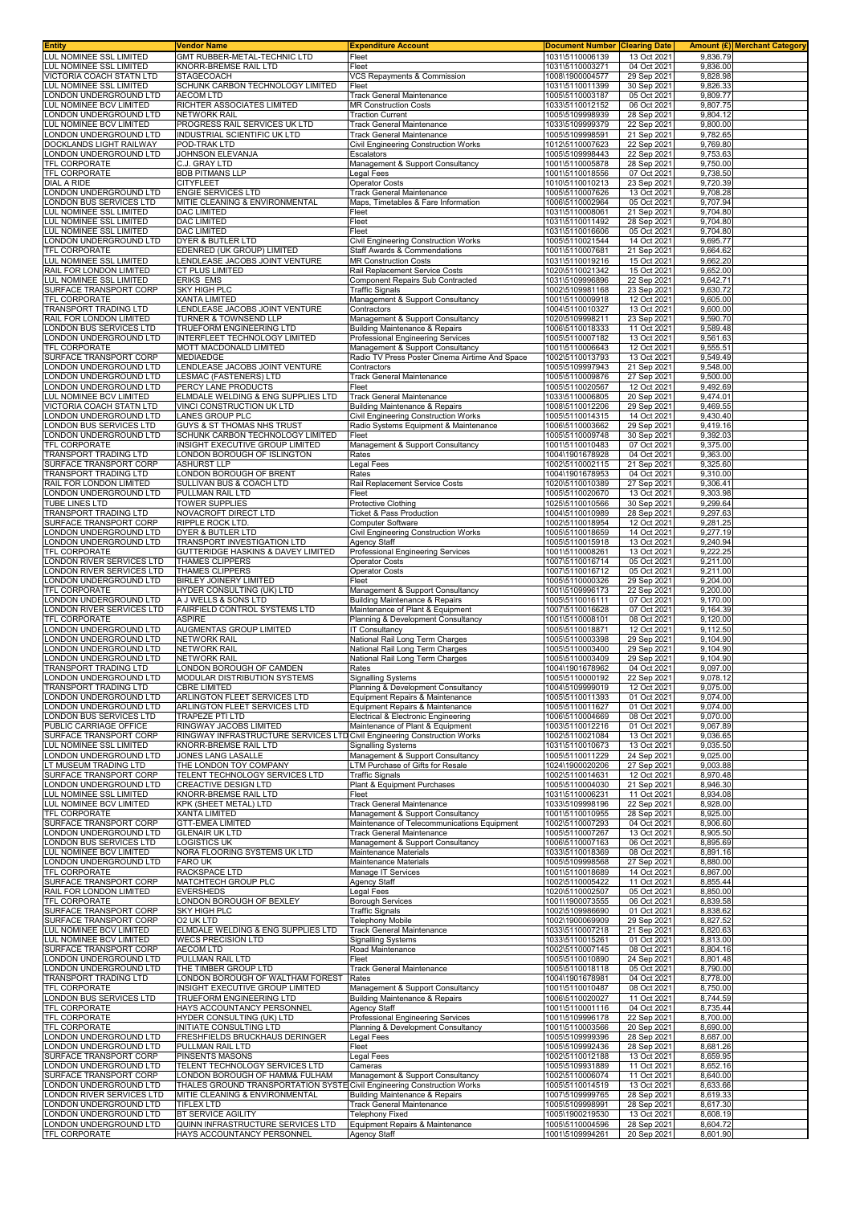| Entity | Vendor Name | Expenditure Account | Document Number | Clearing Date | Amount (£) | Merchant Category |
|---|---|---|---|---|---|---|
| LUL NOMINEE SSL LIMITED | GMT RUBBER-METAL-TECHNIC LTD | Fleet | 1031\5110006139 | 13 Oct 2021 | 9,836.79 | |
| LUL NOMINEE SSL LIMITED | KNORR-BREMSE RAIL LTD | Fleet | 1031\5110003271 | 04 Oct 2021 | 9,836.00 | |
| VICTORIA COACH STATN LTD | STAGECOACH | VCS Repayments & Commission | 1008\1900004577 | 29 Sep 2021 | 9,828.98 | |
| LUL NOMINEE SSL LIMITED | SCHUNK CARBON TECHNOLOGY LIMITED | Fleet | 1031\5110011399 | 30 Sep 2021 | 9,826.33 | |
| LONDON UNDERGROUND LTD | AECOM LTD | Track General Maintenance | 1005\5110003187 | 05 Oct 2021 | 9,809.77 | |
| LUL NOMINEE BCV LIMITED | RICHTER ASSOCIATES LIMITED | MR Construction Costs | 1033\5110012152 | 06 Oct 2021 | 9,807.75 | |
| LONDON UNDERGROUND LTD | NETWORK RAIL | Traction Current | 1005\5109998939 | 28 Sep 2021 | 9,804.12 | |
| LUL NOMINEE BCV LIMITED | PROGRESS RAIL SERVICES UK LTD | Track General Maintenance | 1033\5109999379 | 22 Sep 2021 | 9,800.00 | |
| LONDON UNDERGROUND LTD | INDUSTRIAL SCIENTIFIC UK LTD | Track General Maintenance | 1005\5109998591 | 21 Sep 2021 | 9,782.65 | |
| DOCKLANDS LIGHT RAILWAY | POD-TRAK LTD | Civil Engineering Construction Works | 1012\5110007623 | 22 Sep 2021 | 9,769.80 | |
| LONDON UNDERGROUND LTD | JOHNSON ELEVANJA | Escalators | 1005\5109998443 | 22 Sep 2021 | 9,753.63 | |
| TFL CORPORATE | C.J. GRAY LTD | Management & Support Consultancy | 1001\5110005878 | 28 Sep 2021 | 9,750.00 | |
| TFL CORPORATE | BDB PITMANS LLP | Legal Fees | 1001\5110018556 | 07 Oct 2021 | 9,738.50 | |
| DIAL A RIDE | CITYFLEET | Operator Costs | 1010\5110010213 | 23 Sep 2021 | 9,720.39 | |
| LONDON UNDERGROUND LTD | ENGIE SERVICES LTD | Track General Maintenance | 1005\5110007626 | 13 Oct 2021 | 9,708.28 | |
| LONDON BUS SERVICES LTD | MITIE CLEANING & ENVIRONMENTAL | Maps, Timetables & Fare Information | 1006\5110002964 | 05 Oct 2021 | 9,707.94 | |
| LUL NOMINEE SSL LIMITED | DAC LIMITED | Fleet | 1031\5110008061 | 21 Sep 2021 | 9,704.80 | |
| LUL NOMINEE SSL LIMITED | DAC LIMITED | Fleet | 1031\5110011492 | 28 Sep 2021 | 9,704.80 | |
| LUL NOMINEE SSL LIMITED | DAC LIMITED | Fleet | 1031\5110016606 | 05 Oct 2021 | 9,704.80 | |
| LONDON UNDERGROUND LTD | DYER & BUTLER LTD | Civil Engineering Construction Works | 1005\5110021544 | 14 Oct 2021 | 9,695.77 | |
| TFL CORPORATE | EDENRED (UK GROUP) LIMITED | Staff Awards & Commendations | 1001\5110007681 | 21 Sep 2021 | 9,664.62 | |
| LUL NOMINEE SSL LIMITED | LENDLEASE JACOBS JOINT VENTURE | MR Construction Costs | 1031\5110019216 | 15 Oct 2021 | 9,662.20 | |
| RAIL FOR LONDON LIMITED | CT PLUS LIMITED | Rail Replacement Service Costs | 1020\5110021342 | 15 Oct 2021 | 9,652.00 | |
| LUL NOMINEE SSL LIMITED | ERIKS EMS | Component Repairs Sub Contracted | 1031\5109996896 | 22 Sep 2021 | 9,642.71 | |
| SURFACE TRANSPORT CORP | SKY HIGH PLC | Traffic Signals | 1002\5109981168 | 23 Sep 2021 | 9,630.72 | |
| TFL CORPORATE | XANTA LIMITED | Management & Support Consultancy | 1001\5110009918 | 12 Oct 2021 | 9,605.00 | |
| TRANSPORT TRADING LTD | LENDLEASE JACOBS JOINT VENTURE | Contractors | 1004\5110010327 | 13 Oct 2021 | 9,600.00 | |
| RAIL FOR LONDON LIMITED | TURNER & TOWNSEND LLP | Management & Support Consultancy | 1020\5109998211 | 23 Sep 2021 | 9,590.70 | |
| LONDON BUS SERVICES LTD | TRUEFORM ENGINEERING LTD | Building Maintenance & Repairs | 1006\5110018333 | 11 Oct 2021 | 9,589.48 | |
| LONDON UNDERGROUND LTD | INTERFLEET TECHNOLOGY LIMITED | Professional Engineering Services | 1005\5110007182 | 13 Oct 2021 | 9,561.63 | |
| TFL CORPORATE | MOTT MACDONALD LIMITED | Management & Support Consultancy | 1001\5110006643 | 12 Oct 2021 | 9,555.51 | |
| SURFACE TRANSPORT CORP | MEDIAEDGE | Radio TV Press Poster Cinema Airtime And Space | 1002\5110013793 | 13 Oct 2021 | 9,549.49 | |
| LONDON UNDERGROUND LTD | LENDLEASE JACOBS JOINT VENTURE | Contractors | 1005\5109997943 | 21 Sep 2021 | 9,548.00 | |
| LONDON UNDERGROUND LTD | LESMAC (FASTENERS) LTD | Track General Maintenance | 1005\5110009876 | 27 Sep 2021 | 9,500.00 | |
| LONDON UNDERGROUND LTD | PERCY LANE PRODUCTS | Fleet | 1005\5110020567 | 12 Oct 2021 | 9,492.69 | |
| LUL NOMINEE BCV LIMITED | ELMDALE WELDING & ENG SUPPLIES LTD | Track General Maintenance | 1033\5110006805 | 20 Sep 2021 | 9,474.01 | |
| VICTORIA COACH STATN LTD | VINCI CONSTRUCTION UK LTD | Building Maintenance & Repairs | 1008\5110012206 | 29 Sep 2021 | 9,469.55 | |
| LONDON UNDERGROUND LTD | LANES GROUP PLC | Civil Engineering Construction Works | 1005\5110014315 | 14 Oct 2021 | 9,430.40 | |
| LONDON BUS SERVICES LTD | GUYS & ST THOMAS NHS TRUST | Radio Systems Equipment & Maintenance | 1006\5110003662 | 29 Sep 2021 | 9,419.16 | |
| LONDON UNDERGROUND LTD | SCHUNK CARBON TECHNOLOGY LIMITED | Fleet | 1005\5110009748 | 30 Sep 2021 | 9,392.03 | |
| TFL CORPORATE | INSIGHT EXECUTIVE GROUP LIMITED | Management & Support Consultancy | 1001\5110010483 | 07 Oct 2021 | 9,375.00 | |
| TRANSPORT TRADING LTD | LONDON BOROUGH OF ISLINGTON | Rates | 1004\1901678928 | 04 Oct 2021 | 9,363.00 | |
| SURFACE TRANSPORT CORP | ASHURST LLP | Legal Fees | 1002\5110002115 | 21 Sep 2021 | 9,325.60 | |
| TRANSPORT TRADING LTD | LONDON BOROUGH OF BRENT | Rates | 1004\1901678953 | 04 Oct 2021 | 9,310.00 | |
| RAIL FOR LONDON LIMITED | SULLIVAN BUS & COACH LTD | Rail Replacement Service Costs | 1020\5110010389 | 27 Sep 2021 | 9,306.41 | |
| LONDON UNDERGROUND LTD | PULLMAN RAIL LTD | Fleet | 1005\5110020670 | 13 Oct 2021 | 9,303.98 | |
| TUBE LINES LTD | TOWER SUPPLIES | Protective Clothing | 1025\5110010566 | 30 Sep 2021 | 9,299.64 | |
| TRANSPORT TRADING LTD | NOVACROFT DIRECT LTD | Ticket & Pass Production | 1004\5110010989 | 28 Sep 2021 | 9,297.63 | |
| SURFACE TRANSPORT CORP | RIPPLE ROCK LTD. | Computer Software | 1002\5110018954 | 12 Oct 2021 | 9,281.25 | |
| LONDON UNDERGROUND LTD | DYER & BUTLER LTD | Civil Engineering Construction Works | 1005\5110018659 | 14 Oct 2021 | 9,277.19 | |
| LONDON UNDERGROUND LTD | TRANSPORT INVESTIGATION LTD | Agency Staff | 1005\5110015918 | 13 Oct 2021 | 9,240.94 | |
| TFL CORPORATE | GUTTERIDGE HASKINS & DAVEY LIMITED | Professional Engineering Services | 1001\5110008261 | 13 Oct 2021 | 9,222.25 | |
| LONDON RIVER SERVICES LTD | THAMES CLIPPERS | Operator Costs | 1007\5110016714 | 05 Oct 2021 | 9,211.00 | |
| LONDON RIVER SERVICES LTD | THAMES CLIPPERS | Operator Costs | 1007\5110016712 | 05 Oct 2021 | 9,211.00 | |
| LONDON UNDERGROUND LTD | BIRLEY JOINERY LIMITED | Fleet | 1005\5110000326 | 29 Sep 2021 | 9,204.00 | |
| TFL CORPORATE | HYDER CONSULTING (UK) LTD | Management & Support Consultancy | 1001\5109996173 | 22 Sep 2021 | 9,200.00 | |
| LONDON UNDERGROUND LTD | A J WELLS & SONS LTD | Building Maintenance & Repairs | 1005\5110016111 | 07 Oct 2021 | 9,170.00 | |
| LONDON RIVER SERVICES LTD | FAIRFIELD CONTROL SYSTEMS LTD | Maintenance of Plant & Equipment | 1007\5110016628 | 07 Oct 2021 | 9,164.39 | |
| TFL CORPORATE | ASPIRE | Planning & Development Consultancy | 1001\5110008101 | 08 Oct 2021 | 9,120.00 | |
| LONDON UNDERGROUND LTD | AUGMENTAS GROUP LIMITED | IT Consultancy | 1005\5110018871 | 12 Oct 2021 | 9,112.50 | |
| LONDON UNDERGROUND LTD | NETWORK RAIL | National Rail Long Term Charges | 1005\5110003398 | 29 Sep 2021 | 9,104.90 | |
| LONDON UNDERGROUND LTD | NETWORK RAIL | National Rail Long Term Charges | 1005\5110003400 | 29 Sep 2021 | 9,104.90 | |
| LONDON UNDERGROUND LTD | NETWORK RAIL | National Rail Long Term Charges | 1005\5110003409 | 29 Sep 2021 | 9,104.90 | |
| TRANSPORT TRADING LTD | LONDON BOROUGH OF CAMDEN | Rates | 1004\1901678962 | 04 Oct 2021 | 9,097.00 | |
| LONDON UNDERGROUND LTD | MODULAR DISTRIBUTION SYSTEMS | Signalling Systems | 1005\5110000192 | 22 Sep 2021 | 9,078.12 | |
| TRANSPORT TRADING LTD | CBRE LIMITED | Planning & Development Consultancy | 1004\5109999019 | 12 Oct 2021 | 9,075.00 | |
| LONDON UNDERGROUND LTD | ARLINGTON FLEET SERVICES LTD | Equipment Repairs & Maintenance | 1005\5110011393 | 01 Oct 2021 | 9,074.00 | |
| LONDON UNDERGROUND LTD | ARLINGTON FLEET SERVICES LTD | Equipment Repairs & Maintenance | 1005\5110011627 | 01 Oct 2021 | 9,074.00 | |
| LONDON BUS SERVICES LTD | TRAPEZE PTI LTD | Electrical & Electronic Engineering | 1006\5110004669 | 08 Oct 2021 | 9,070.00 | |
| PUBLIC CARRIAGE OFFICE | RINGWAY JACOBS LIMITED | Maintenance of Plant & Equipment | 1003\5110012216 | 01 Oct 2021 | 9,067.89 | |
| SURFACE TRANSPORT CORP | RINGWAY INFRASTRUCTURE SERVICES LTD | Civil Engineering Construction Works | 1002\5110021084 | 13 Oct 2021 | 9,036.65 | |
| LUL NOMINEE SSL LIMITED | KNORR-BREMSE RAIL LTD | Signalling Systems | 1031\5110010673 | 13 Oct 2021 | 9,035.50 | |
| LONDON UNDERGROUND LTD | JONES LANG LASALLE | Management & Support Consultancy | 1005\5110011229 | 24 Sep 2021 | 9,025.00 | |
| LT MUSEUM TRADING LTD | THE LONDON TOY COMPANY | LTM Purchase of Gifts for Resale | 1024\1900020206 | 27 Sep 2021 | 9,003.88 | |
| SURFACE TRANSPORT CORP | TELENT TECHNOLOGY SERVICES LTD | Traffic Signals | 1002\5110014631 | 12 Oct 2021 | 8,970.48 | |
| LONDON UNDERGROUND LTD | CREACTIVE DESIGN LTD | Plant & Equipment Purchases | 1005\5110004030 | 21 Sep 2021 | 8,946.30 | |
| LUL NOMINEE SSL LIMITED | KNORR-BREMSE RAIL LTD | Fleet | 1031\5110006231 | 11 Oct 2021 | 8,934.08 | |
| LUL NOMINEE BCV LIMITED | KPK (SHEET METAL) LTD | Track General Maintenance | 1033\5109998196 | 22 Sep 2021 | 8,928.00 | |
| TFL CORPORATE | XANTA LIMITED | Management & Support Consultancy | 1001\5110010955 | 28 Sep 2021 | 8,925.00 | |
| SURFACE TRANSPORT CORP | GTT-EMEA LIMITED | Maintenance of Telecommunications Equipment | 1002\5110007293 | 04 Oct 2021 | 8,906.60 | |
| LONDON UNDERGROUND LTD | GLENAIR UK LTD | Track General Maintenance | 1005\5110007267 | 13 Oct 2021 | 8,905.50 | |
| LONDON BUS SERVICES LTD | LOGISTICS UK | Management & Support Consultancy | 1006\5110007163 | 06 Oct 2021 | 8,895.69 | |
| LUL NOMINEE BCV LIMITED | NORA FLOORING SYSTEMS UK LTD | Maintenance Materials | 1033\5110018369 | 08 Oct 2021 | 8,891.16 | |
| LONDON UNDERGROUND LTD | FARO UK | Maintenance Materials | 1005\5109998568 | 27 Sep 2021 | 8,880.00 | |
| TFL CORPORATE | RACKSPACE LTD | Manage IT Services | 1001\5110018689 | 14 Oct 2021 | 8,867.00 | |
| SURFACE TRANSPORT CORP | MATCHTECH GROUP PLC | Agency Staff | 1002\5110005422 | 11 Oct 2021 | 8,855.44 | |
| RAIL FOR LONDON LIMITED | EVERSHEDS | Legal Fees | 1020\5110002507 | 05 Oct 2021 | 8,850.00 | |
| TFL CORPORATE | LONDON BOROUGH OF BEXLEY | Borough Services | 1001\1900073555 | 06 Oct 2021 | 8,839.58 | |
| SURFACE TRANSPORT CORP | SKY HIGH PLC | Traffic Signals | 1002\5109986690 | 01 Oct 2021 | 8,838.62 | |
| SURFACE TRANSPORT CORP | O2 UK LTD | Telephony Mobile | 1002\1900069909 | 29 Sep 2021 | 8,827.52 | |
| LUL NOMINEE BCV LIMITED | ELMDALE WELDING & ENG SUPPLIES LTD | Track General Maintenance | 1033\5110007218 | 21 Sep 2021 | 8,820.63 | |
| LUL NOMINEE BCV LIMITED | WECS PRECISION LTD | Signalling Systems | 1033\5110015261 | 01 Oct 2021 | 8,813.00 | |
| SURFACE TRANSPORT CORP | AECOM LTD | Road Maintenance | 1002\5110007145 | 08 Oct 2021 | 8,804.16 | |
| LONDON UNDERGROUND LTD | PULLMAN RAIL LTD | Fleet | 1005\5110010890 | 24 Sep 2021 | 8,801.48 | |
| LONDON UNDERGROUND LTD | THE TIMBER GROUP LTD | Track General Maintenance | 1005\5110018118 | 05 Oct 2021 | 8,790.00 | |
| TRANSPORT TRADING LTD | LONDON BOROUGH OF WALTHAM FOREST | Rates | 1004\1901678981 | 04 Oct 2021 | 8,778.00 | |
| TFL CORPORATE | INSIGHT EXECUTIVE GROUP LIMITED | Management & Support Consultancy | 1001\5110010487 | 08 Oct 2021 | 8,750.00 | |
| LONDON BUS SERVICES LTD | TRUEFORM ENGINEERING LTD | Building Maintenance & Repairs | 1006\5110020027 | 11 Oct 2021 | 8,744.59 | |
| TFL CORPORATE | HAYS ACCOUNTANCY PERSONNEL | Agency Staff | 1001\5110001116 | 04 Oct 2021 | 8,735.44 | |
| TFL CORPORATE | HYDER CONSULTING (UK) LTD | Professional Engineering Services | 1001\5109996178 | 22 Sep 2021 | 8,700.00 | |
| TFL CORPORATE | INITIATE CONSULTING LTD | Planning & Development Consultancy | 1001\5110003566 | 20 Sep 2021 | 8,690.00 | |
| LONDON UNDERGROUND LTD | FRESHFIELDS BRUCKHAUS DERINGER | Legal Fees | 1005\5109999396 | 28 Sep 2021 | 8,687.00 | |
| LONDON UNDERGROUND LTD | PULLMAN RAIL LTD | Fleet | 1005\5109992436 | 28 Sep 2021 | 8,681.26 | |
| SURFACE TRANSPORT CORP | PINSENTS MASONS | Legal Fees | 1002\5110012188 | 13 Oct 2021 | 8,659.95 | |
| LONDON UNDERGROUND LTD | TELENT TECHNOLOGY SERVICES LTD | Cameras | 1005\5109931889 | 11 Oct 2021 | 8,652.16 | |
| SURFACE TRANSPORT CORP | LONDON BOROUGH OF HAMM& FULHAM | Management & Support Consultancy | 1002\5110006074 | 11 Oct 2021 | 8,640.00 | |
| LONDON UNDERGROUND LTD | THALES GROUND TRANSPORTATION SYSTE | Civil Engineering Construction Works | 1005\5110014519 | 13 Oct 2021 | 8,633.66 | |
| LONDON RIVER SERVICES LTD | MITIE CLEANING & ENVIRONMENTAL | Building Maintenance & Repairs | 1007\5109999765 | 28 Sep 2021 | 8,619.33 | |
| LONDON UNDERGROUND LTD | TIFLEX LTD | Track General Maintenance | 1005\5109998991 | 28 Sep 2021 | 8,617.30 | |
| LONDON UNDERGROUND LTD | BT SERVICE AGILITY | Telephony Fixed | 1005\1900219530 | 13 Oct 2021 | 8,608.19 | |
| LONDON UNDERGROUND LTD | QUINN INFRASTRUCTURE SERVICES LTD | Equipment Repairs & Maintenance | 1005\5110004596 | 28 Sep 2021 | 8,604.72 | |
| TFL CORPORATE | HAYS ACCOUNTANCY PERSONNEL | Agency Staff | 1001\5109994261 | 20 Sep 2021 | 8,601.90 | |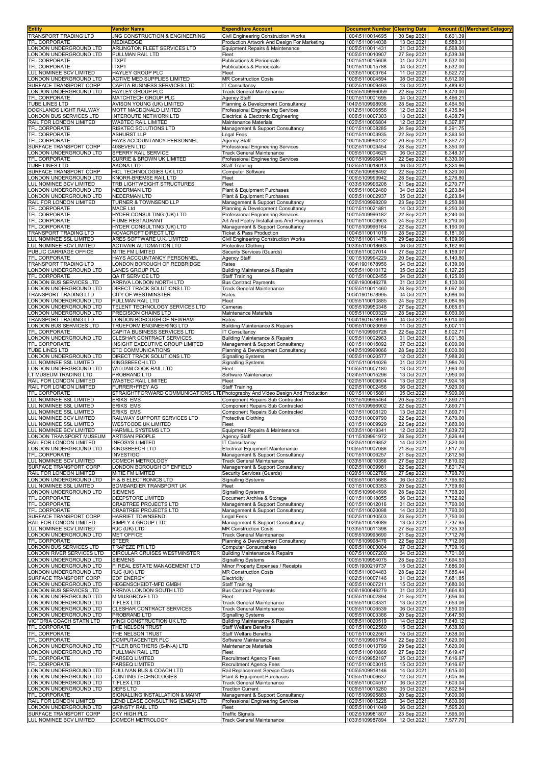| Entity | Vendor Name | Expenditure Account | Document Number | Clearing Date | Amount (£) | Merchant Category |
|---|---|---|---|---|---|---|
| TRANSPORT TRADING LTD | JNG CONSTRUCTION & ENGINEERING | Civil Engineering Construction Works | 1004\5110014695 | 30 Sep 2021 | 8,601.39 | |
| TFL CORPORATE | MEDIAEDGE | Production Artwork And Design For Marketing | 1001\5110014038 | 13 Oct 2021 | 8,589.31 | |
| LONDON UNDERGROUND LTD | ARLINGTON FLEET SERVICES LTD | Equipment Repairs & Maintenance | 1005\5110011431 | 01 Oct 2021 | 8,568.00 | |
| LONDON UNDERGROUND LTD | PULLMAN RAIL LTD | Fleet | 1005\5110010907 | 27 Sep 2021 | 8,539.38 | |
| TFL CORPORATE | ITXPT | Publications & Periodicals | 1001\5110015608 | 01 Oct 2021 | 8,532.00 | |
| TFL CORPORATE | ITXPT | Publications & Periodicals | 1001\5110015788 | 04 Oct 2021 | 8,532.00 | |
| LUL NOMINEE BCV LIMITED | HAYLEY GROUP PLC | Fleet | 1033\5110003764 | 11 Oct 2021 | 8,522.72 | |
| LONDON UNDERGROUND LTD | ACTIVE MED SUPPLIES LIMITED | MR Construction Costs | 1005\5110004594 | 08 Oct 2021 | 8,512.00 | |
| SURFACE TRANSPORT CORP | CAPITA BUSINESS SERVICES LTD | IT Consultancy | 1002\5110009493 | 13 Oct 2021 | 8,489.82 | |
| LONDON UNDERGROUND LTD | HAYLEY GROUP PLC | Track General Maintenance | 1005\5109996059 | 22 Sep 2021 | 8,470.00 | |
| TFL CORPORATE | MATCHTECH GROUP PLC | Agency Staff | 1001\5110001695 | 04 Oct 2021 | 8,466.21 | |
| TUBE LINES LTD | AVISON YOUNG (UK) LIMITED | Planning & Development Consultancy | 1040\5109998936 | 28 Sep 2021 | 8,464.50 | |
| DOCKLANDS LIGHT RAILWAY | MOTT MACDONALD LIMITED | Professional Engineering Services | 1012\5110006556 | 12 Oct 2021 | 8,435.84 | |
| LONDON BUS SERVICES LTD | INTEROUTE NETWORK LTD | Electrical & Electronic Engineering | 1006\5110007303 | 13 Oct 2021 | 8,408.79 | |
| RAIL FOR LONDON LIMITED | WABTEC RAIL LIMITED | Maintenance Materials | 1020\5110006804 | 12 Oct 2021 | 8,397.87 | |
| TFL CORPORATE | RISKTEC SOLUTIONS LTD | Management & Support Consultancy | 1001\5110008285 | 24 Sep 2021 | 8,391.75 | |
| TFL CORPORATE | ASHURST LLP | Legal Fees | 1001\5110003935 | 22 Sep 2021 | 8,363.50 | |
| TFL CORPORATE | HAYS ACCOUNTANCY PERSONNEL | Agency Staff | 1001\5109994132 | 20 Sep 2021 | 8,352.72 | |
| SURFACE TRANSPORT CORP | 40SEVEN LTD | Professional Engineering Services | 1002\5110003454 | 28 Sep 2021 | 8,350.00 | |
| LONDON UNDERGROUND LTD | SPERRY RAIL SERVICE | Track General Maintenance | 1005\5110004625 | 06 Oct 2021 | 8,348.37 | |
| TFL CORPORATE | CURRIE & BROWN UK LIMITED | Professional Engineering Services | 1001\5109996841 | 22 Sep 2021 | 8,330.00 | |
| TUBE LINES LTD | AKONA LTD | Staff Training | 1025\5110018013 | 06 Oct 2021 | 8,324.96 | |
| SURFACE TRANSPORT CORP | HCL TECHNOLOGIES UK LTD | Computer Software | 1002\5109998492 | 22 Sep 2021 | 8,320.00 | |
| LONDON UNDERGROUND LTD | KNORR-BREMSE RAIL LTD | Fleet | 1005\5109999942 | 28 Sep 2021 | 8,276.80 | |
| LUL NOMINEE BCV LIMITED | TRB LIGHTWEIGHT STRUCTURES | Fleet | 1033\5109996208 | 21 Sep 2021 | 8,270.77 | |
| LONDON UNDERGROUND LTD | NEDERMAN LTD | Plant & Equipment Purchases | 1005\5110002480 | 04 Oct 2021 | 8,263.84 | |
| LONDON UNDERGROUND LTD | NEDERMAN LTD | Plant & Equipment Purchases | 1005\5110002937 | 05 Oct 2021 | 8,263.84 | |
| RAIL FOR LONDON LIMITED | TURNER & TOWNSEND LLP | Management & Support Consultancy | 1020\5109998209 | 23 Sep 2021 | 8,250.88 | |
| TFL CORPORATE | MACE Ltd | Planning & Development Consultancy | 1001\5110021881 | 14 Oct 2021 | 8,250.00 | |
| TFL CORPORATE | HYDER CONSULTING (UK) LTD | Professional Engineering Services | 1001\5109996182 | 22 Sep 2021 | 8,240.00 | |
| TFL CORPORATE | FIUME RESTAURANT | Art And Poetry Installations And Programmes | 1001\5110009903 | 24 Sep 2021 | 8,210.00 | |
| TFL CORPORATE | HYDER CONSULTING (UK) LTD | Management & Support Consultancy | 1001\5109996164 | 22 Sep 2021 | 8,190.00 | |
| TRANSPORT TRADING LTD | NOVACROFT DIRECT LTD | Ticket & Pass Production | 1004\5110011019 | 28 Sep 2021 | 8,181.00 | |
| LUL NOMINEE SSL LIMITED | ARES SOFTWARE U.K. LIMITED | Civil Engineering Construction Works | 1031\5110011478 | 29 Sep 2021 | 8,169.06 | |
| LUL NOMINEE BCV LIMITED | ACTIVAIR AUTOMATION LTD | Protective Clothing | 1033\5110018663 | 06 Oct 2021 | 8,162.90 | |
| PUBLIC CARRIAGE OFFICE | MITIE FM LIMITED | Security Services (Guards) | 1003\5110007014 | 27 Sep 2021 | 8,159.07 | |
| TFL CORPORATE | HAYS ACCOUNTANCY PERSONNEL | Agency Staff | 1001\5109994229 | 20 Sep 2021 | 8,140.80 | |
| TRANSPORT TRADING LTD | LONDON BOROUGH OF REDBRIDGE | Rates | 1004\1901678956 | 04 Oct 2021 | 8,139.00 | |
| LONDON UNDERGROUND LTD | LANES GROUP PLC | Building Maintenance & Repairs | 1005\5110010172 | 05 Oct 2021 | 8,127.25 | |
| TFL CORPORATE | QA IT SERVICE LTD | Staff Training | 1001\5110002455 | 04 Oct 2021 | 8,125.00 | |
| LONDON BUS SERVICES LTD | ARRIVA LONDON NORTH LTD | Bus Contract Payments | 1006\1900046278 | 01 Oct 2021 | 8,100.00 | |
| LONDON UNDERGROUND LTD | DIRECT TRACK SOLUTIONS LTD | Track General Maintenance | 1005\5110011460 | 28 Sep 2021 | 8,097.00 | |
| TRANSPORT TRADING LTD | CITY OF WESTMINSTER | Rates | 1004\1901678995 | 04 Oct 2021 | 8,086.00 | |
| LONDON UNDERGROUND LTD | PULLMAN RAIL LTD | Fleet | 1005\5110010885 | 24 Sep 2021 | 8,084.95 | |
| LONDON UNDERGROUND LTD | TELENT TECHNOLOGY SERVICES LTD | Cameras | 1005\5109950348 | 27 Sep 2021 | 8,065.61 | |
| LONDON UNDERGROUND LTD | PRECISION CHAINS LTD | Maintenance Materials | 1005\5110000329 | 28 Sep 2021 | 8,060.00 | |
| TRANSPORT TRADING LTD | LONDON BOROUGH OF NEWHAM | Rates | 1004\1901678919 | 04 Oct 2021 | 8,014.00 | |
| LONDON BUS SERVICES LTD | TRUEFORM ENGINEERING LTD | Building Maintenance & Repairs | 1006\5110020059 | 11 Oct 2021 | 8,007.11 | |
| TFL CORPORATE | CAPITA BUSINESS SERVICES LTD | IT Consultancy | 1001\5109996728 | 22 Sep 2021 | 8,002.71 | |
| LONDON UNDERGROUND LTD | CLESHAR CONTRACT SERVICES | Building Maintenance & Repairs | 1005\5110002963 | 01 Oct 2021 | 8,001.50 | |
| TFL CORPORATE | INSIGHT EXECUTIVE GROUP LIMITED | Management & Support Consultancy | 1001\5110015092 | 07 Oct 2021 | 8,000.00 | |
| TUBE LINES LTD | ETC COMMUNICATIONS | Planning & Development Consultancy | 1040\5109999066 | 28 Sep 2021 | 8,000.00 | |
| LONDON UNDERGROUND LTD | DIRECT TRACK SOLUTIONS LTD | Signalling Systems | 1005\5110020577 | 12 Oct 2021 | 7,988.20 | |
| LUL NOMINEE SSL LIMITED | KINGSBEECH LTD | Signalling Systems | 1031\5110014026 | 01 Oct 2021 | 7,984.70 | |
| LONDON UNDERGROUND LTD | WILLIAM COOK RAIL LTD | Fleet | 1005\5110007180 | 13 Oct 2021 | 7,960.00 | |
| LT MUSEUM TRADING LTD | PROBRAND LTD | Software Maintenance | 1024\5110015296 | 13 Oct 2021 | 7,950.00 | |
| RAIL FOR LONDON LIMITED | WABTEC RAIL LIMITED | Fleet | 1020\5110009504 | 13 Oct 2021 | 7,924.18 | |
| RAIL FOR LONDON LIMITED | FURRER+FREY AG | Staff Training | 1020\5110002456 | 06 Oct 2021 | 7,920.00 | |
| TFL CORPORATE | STRAIGHTFORWARD COMMUNICATIONS LTD | Photography And Video Design And Production | 1001\5110015881 | 05 Oct 2021 | 7,900.00 | |
| LUL NOMINEE SSL LIMITED | ERIKS EMS | Component Repairs Sub Contracted | 1031\5109995464 | 20 Sep 2021 | 7,890.71 | |
| LUL NOMINEE SSL LIMITED | ERIKS EMS | Component Repairs Sub Contracted | 1031\5109996902 | 22 Sep 2021 | 7,890.71 | |
| LUL NOMINEE SSL LIMITED | ERIKS EMS | Component Repairs Sub Contracted | 1031\5110008120 | 13 Oct 2021 | 7,890.71 | |
| LUL NOMINEE BCV LIMITED | RAILWAY SUPPORT SERVICES LTD | Protective Clothing | 1033\5110009790 | 22 Sep 2021 | 7,870.00 | |
| LUL NOMINEE SSL LIMITED | WESTCODE UK LIMITED | Fleet | 1031\5110009929 | 22 Sep 2021 | 7,860.00 | |
| LUL NOMINEE BCV LIMITED | HARMILL SYSTEMS LTD | Equipment Repairs & Maintenance | 1033\5110019341 | 12 Oct 2021 | 7,839.72 | |
| LONDON TRANSPORT MUSEUM | ARTISAN PEOPLE | Agency Staff | 1011\5109991972 | 28 Sep 2021 | 7,826.44 | |
| RAIL FOR LONDON LIMITED | INFOSYS LIMITED | IT Consultancy | 1020\5110019852 | 14 Oct 2021 | 7,820.00 | |
| LONDON UNDERGROUND LTD | KINGSBEECH LTD | Electrical Equipment Maintenance | 1005\5110007086 | 21 Sep 2021 | 7,817.70 | |
| TFL CORPORATE | INVESTIGO | Management & Support Consultancy | 1001\5110006257 | 21 Sep 2021 | 7,812.50 | |
| LUL NOMINEE BCV LIMITED | COMECH METROLOGY | Track General Maintenance | 1033\5110010356 | 27 Sep 2021 | 7,810.02 | |
| SURFACE TRANSPORT CORP | LONDON BOROUGH OF ENFIELD | Management & Support Consultancy | 1002\5110009981 | 22 Sep 2021 | 7,801.74 | |
| RAIL FOR LONDON LIMITED | MITIE FM LIMITED | Security Services (Guards) | 1020\5110002786 | 27 Sep 2021 | 7,798.70 | |
| LONDON UNDERGROUND LTD | P & B ELECTRONICS LTD | Signalling Systems | 1005\5110015688 | 06 Oct 2021 | 7,795.92 | |
| LUL NOMINEE SSL LIMITED | BOMBARDIER TRANSPORT UK | Fleet | 1031\5110003353 | 20 Sep 2021 | 7,769.60 | |
| LONDON UNDERGROUND LTD | SIEMENS | Signalling Systems | 1005\5109964598 | 28 Sep 2021 | 7,768.20 | |
| TFL CORPORATE | DEEPSTORE LIMITED | Document Archive & Storage | 1001\5110018055 | 06 Oct 2021 | 7,762.92 | |
| TFL CORPORATE | CRABTREE PROJECTS LTD | Management & Support Consultancy | 1001\5110012016 | 01 Oct 2021 | 7,760.00 | |
| TFL CORPORATE | CRABTREE PROJECTS LTD | Management & Support Consultancy | 1001\5110020098 | 14 Oct 2021 | 7,760.00 | |
| SURFACE TRANSPORT CORP | HARRIET TOWNSEND | Legal Fees | 1002\5110010503 | 23 Sep 2021 | 7,750.00 | |
| RAIL FOR LONDON LIMITED | SIMPLY 4 GROUP LTD | Management & Support Consultancy | 1020\5110018089 | 13 Oct 2021 | 7,737.85 | |
| LUL NOMINEE BCV LIMITED | RJC (UK) LTD | MR Construction Costs | 1033\5110011398 | 27 Sep 2021 | 7,725.33 | |
| LONDON UNDERGROUND LTD | MET OFFICE | Track General Maintenance | 1005\5109995690 | 21 Sep 2021 | 7,712.76 | |
| TFL CORPORATE | STEER | Planning & Development Consultancy | 1001\5109998476 | 22 Sep 2021 | 7,712.00 | |
| LONDON BUS SERVICES LTD | TRAPEZE PTI LTD | Computer Consumables | 1006\5110003004 | 07 Oct 2021 | 7,709.16 | |
| LONDON RIVER SERVICES LTD | CIRCULAR CRUISES WESTMINSTER | Building Maintenance & Repairs | 1007\5110007200 | 04 Oct 2021 | 7,701.00 | |
| LONDON UNDERGROUND LTD | SIEMENS | Signalling Systems | 1005\5109954075 | 28 Sep 2021 | 7,694.53 | |
| LONDON UNDERGROUND LTD | FI REAL ESTATE MANAGEMENT LTD | Minor Property Expenses / Receipts | 1005\1900219737 | 15 Oct 2021 | 7,686.00 | |
| LONDON UNDERGROUND LTD | RJC (UK) LTD | MR Construction Costs | 1005\5110004483 | 28 Sep 2021 | 7,685.44 | |
| SURFACE TRANSPORT CORP | EDF ENERGY | Electricity | 1002\5110007146 | 01 Oct 2021 | 7,681.85 | |
| LONDON UNDERGROUND LTD | HEGENSCHEIDT-MFD GMBH | Staff Training | 1005\5110007211 | 15 Oct 2021 | 7,680.00 | |
| LONDON BUS SERVICES LTD | ARRIVA LONDON SOUTH LTD | Bus Contract Payments | 1006\1900046279 | 01 Oct 2021 | 7,664.83 | |
| LONDON UNDERGROUND LTD | M MUSGROVE LTD | Fleet | 1005\5110002894 | 21 Sep 2021 | 7,656.00 | |
| LONDON UNDERGROUND LTD | TIFLEX LTD | Track General Maintenance | 1005\5110008331 | 13 Oct 2021 | 7,653.06 | |
| LONDON UNDERGROUND LTD | CLESHAR CONTRACT SERVICES | Track General Maintenance | 1005\5110006539 | 06 Oct 2021 | 7,650.03 | |
| LONDON UNDERGROUND LTD | PROBRAND LTD | Signalling Systems | 1005\5110003386 | 20 Sep 2021 | 7,647.50 | |
| VICTORIA COACH STATN LTD | VINCI CONSTRUCTION UK LTD | Building Maintenance & Repairs | 1008\5110020519 | 14 Oct 2021 | 7,640.12 | |
| TFL CORPORATE | THE NELSON TRUST | Staff Welfare Benefits | 1001\5110022560 | 15 Oct 2021 | 7,638.00 | |
| TFL CORPORATE | THE NELSON TRUST | Staff Welfare Benefits | 1001\5110022561 | 15 Oct 2021 | 7,638.00 | |
| TFL CORPORATE | COMPUTACENTER PLC | Software Maintenance | 1001\5109995784 | 22 Sep 2021 | 7,620.00 | |
| LONDON UNDERGROUND LTD | TYLER BROTHERS (S-IN-A) LTD | Maintenance Materials | 1005\5110013799 | 29 Sep 2021 | 7,620.00 | |
| LONDON UNDERGROUND LTD | PULLMAN RAIL LTD | Fleet | 1005\5110010866 | 27 Sep 2021 | 7,619.47 | |
| TFL CORPORATE | PARSEQ LIMITED | Recruitment Agency Fees | 1001\5109952197 | 05 Oct 2021 | 7,616.67 | |
| TFL CORPORATE | PARSEQ LIMITED | Recruitment Agency Fees | 1001\5110003015 | 15 Oct 2021 | 7,616.67 | |
| LONDON UNDERGROUND LTD | SULLIVAN BUS & COACH LTD | Rail Replacement Service Costs | 1005\5109918146 | 14 Oct 2021 | 7,615.00 | |
| LONDON UNDERGROUND LTD | JOINTING TECHNOLOGIES | Plant & Equipment Purchases | 1005\5110006637 | 12 Oct 2021 | 7,605.36 | |
| LONDON UNDERGROUND LTD | TIFLEX LTD | Track General Maintenance | 1005\5110004517 | 06 Oct 2021 | 7,603.04 | |
| LONDON UNDERGROUND LTD | DEPS LTD | Traction Current | 1005\5110015280 | 05 Oct 2021 | 7,602.84 | |
| TFL CORPORATE | SIGNALLING INSTALLATION & MAINT | Management & Support Consultancy | 1001\5109995883 | 20 Sep 2021 | 7,600.00 | |
| RAIL FOR LONDON LIMITED | LEND LEASE CONSULTING (EMEA) LTD | Professional Engineering Services | 1020\5110015228 | 04 Oct 2021 | 7,600.00 | |
| LONDON UNDERGROUND LTD | GRINSTY RAIL LTD | Fleet | 1005\5110011049 | 06 Oct 2021 | 7,595.20 | |
| SURFACE TRANSPORT CORP | SKY HIGH PLC | Traffic Signals | 1002\5109981807 | 23 Sep 2021 | 7,595.00 | |
| LUL NOMINEE BCV LIMITED | COMECH METROLOGY | Track General Maintenance | 1033\5109987894 | 12 Oct 2021 | 7,577.70 | |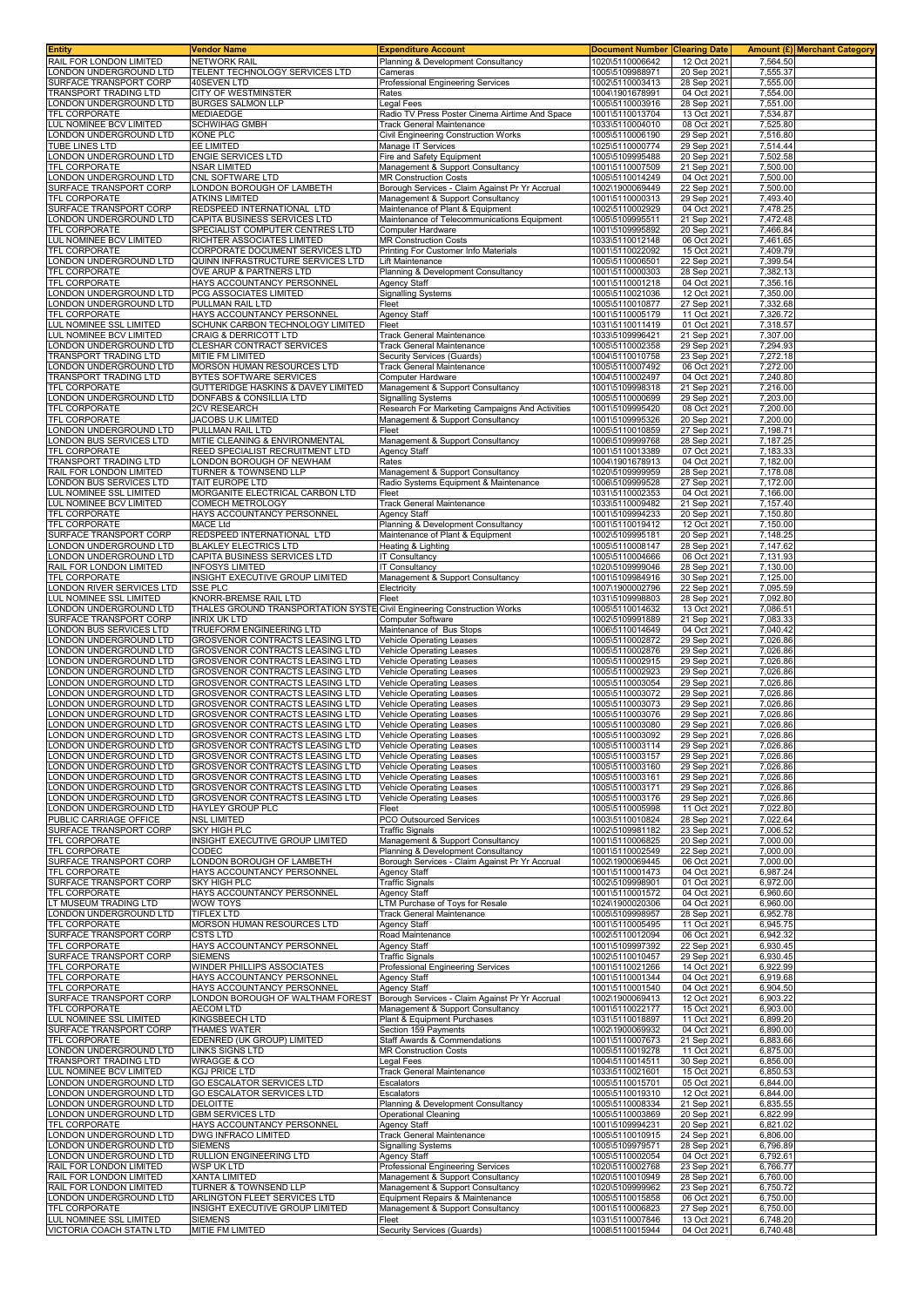| Entity | Vendor Name | Expenditure Account | Document Number | Clearing Date | Amount (£) | Merchant Category |
|---|---|---|---|---|---|---|
| RAIL FOR LONDON LIMITED | NETWORK RAIL | Planning & Development Consultancy | 1020\5110006642 | 12 Oct 2021 | 7,564.50 | |
| LONDON UNDERGROUND LTD | TELENT TECHNOLOGY SERVICES LTD | Cameras | 1005\5109988971 | 20 Sep 2021 | 7,555.37 | |
| SURFACE TRANSPORT CORP | 40SEVEN LTD | Professional Engineering Services | 1002\5110003413 | 28 Sep 2021 | 7,555.00 | |
| TRANSPORT TRADING LTD | CITY OF WESTMINSTER | Rates | 1004\1901678991 | 04 Oct 2021 | 7,554.00 | |
| LONDON UNDERGROUND LTD | BURGES SALMON LLP | Legal Fees | 1005\5110003916 | 28 Sep 2021 | 7,551.00 | |
| TFL CORPORATE | MEDIAEDGE | Radio TV Press Poster Cinema Airtime And Space | 1001\5110013704 | 13 Oct 2021 | 7,534.87 | |
| LUL NOMINEE BCV LIMITED | SCHWIHAG GMBH | Track General Maintenance | 1033\5110004010 | 08 Oct 2021 | 7,525.80 | |
| LONDON UNDERGROUND LTD | KONE PLC | Civil Engineering Construction Works | 1005\5110006190 | 29 Sep 2021 | 7,516.80 | |
| TUBE LINES LTD | EE LIMITED | Manage IT Services | 1025\5110000774 | 29 Sep 2021 | 7,514.44 | |
| LONDON UNDERGROUND LTD | ENGIE SERVICES LTD | Fire and Safety Equipment | 1005\5109995488 | 20 Sep 2021 | 7,502.58 | |
| TFL CORPORATE | NSAR LIMITED | Management & Support Consultancy | 1001\5110007509 | 21 Sep 2021 | 7,500.00 | |
| LONDON UNDERGROUND LTD | CNL SOFTWARE LTD | MR Construction Costs | 1005\5110014249 | 04 Oct 2021 | 7,500.00 | |
| SURFACE TRANSPORT CORP | LONDON BOROUGH OF LAMBETH | Borough Services - Claim Against Pr Yr Accrual | 1002\1900069449 | 22 Sep 2021 | 7,500.00 | |
| TFL CORPORATE | ATKINS LIMITED | Management & Support Consultancy | 1001\5110000313 | 29 Sep 2021 | 7,493.40 | |
| SURFACE TRANSPORT CORP | REDSPEED INTERNATIONAL LTD | Maintenance of Plant & Equipment | 1002\5110002929 | 04 Oct 2021 | 7,478.25 | |
| LONDON UNDERGROUND LTD | CAPITA BUSINESS SERVICES LTD | Maintenance of Telecommunications Equipment | 1005\5109995511 | 21 Sep 2021 | 7,472.48 | |
| TFL CORPORATE | SPECIALIST COMPUTER CENTRES LTD | Computer Hardware | 1001\5109995892 | 20 Sep 2021 | 7,466.84 | |
| LUL NOMINEE BCV LIMITED | RICHTER ASSOCIATES LIMITED | MR Construction Costs | 1033\5110012148 | 06 Oct 2021 | 7,461.65 | |
| TFL CORPORATE | CORPORATE DOCUMENT SERVICES LTD | Printing For Customer Info Materials | 1001\5110022092 | 15 Oct 2021 | 7,409.79 | |
| LONDON UNDERGROUND LTD | QUINN INFRASTRUCTURE SERVICES LTD | Lift Maintenance | 1005\5110006501 | 22 Sep 2021 | 7,399.54 | |
| TFL CORPORATE | OVE ARUP & PARTNERS LTD | Planning & Development Consultancy | 1001\5110000303 | 28 Sep 2021 | 7,382.13 | |
| TFL CORPORATE | HAYS ACCOUNTANCY PERSONNEL | Agency Staff | 1001\5110001218 | 04 Oct 2021 | 7,356.16 | |
| LONDON UNDERGROUND LTD | PCG ASSOCIATES LIMITED | Signalling Systems | 1005\5110021036 | 12 Oct 2021 | 7,350.00 | |
| LONDON UNDERGROUND LTD | PULLMAN RAIL LTD | Fleet | 1005\5110010877 | 27 Sep 2021 | 7,332.68 | |
| TFL CORPORATE | HAYS ACCOUNTANCY PERSONNEL | Agency Staff | 1001\5110005179 | 11 Oct 2021 | 7,326.72 | |
| LUL NOMINEE SSL LIMITED | SCHUNK CARBON TECHNOLOGY LIMITED | Fleet | 1031\5110011419 | 01 Oct 2021 | 7,318.57 | |
| LUL NOMINEE BCV LIMITED | CRAIG & DERRICOTT LTD | Track General Maintenance | 1033\5109996421 | 21 Sep 2021 | 7,307.00 | |
| LONDON UNDERGROUND LTD | CLESHAR CONTRACT SERVICES | Track General Maintenance | 1005\5110002358 | 29 Sep 2021 | 7,294.93 | |
| TRANSPORT TRADING LTD | MITIE FM LIMITED | Security Services (Guards) | 1004\5110010758 | 23 Sep 2021 | 7,272.18 | |
| LONDON UNDERGROUND LTD | MORSON HUMAN RESOURCES LTD | Track General Maintenance | 1005\5110007492 | 06 Oct 2021 | 7,272.00 | |
| TRANSPORT TRADING LTD | BYTES SOFTWARE SERVICES | Computer Hardware | 1004\5110002497 | 04 Oct 2021 | 7,240.80 | |
| TFL CORPORATE | GUTTERIDGE HASKINS & DAVEY LIMITED | Management & Support Consultancy | 1001\5109998318 | 21 Sep 2021 | 7,216.00 | |
| LONDON UNDERGROUND LTD | DONFABS & CONSILLIA LTD | Signalling Systems | 1005\5110000699 | 29 Sep 2021 | 7,203.00 | |
| TFL CORPORATE | 2CV RESEARCH | Research For Marketing Campaigns And Activities | 1001\5109995420 | 08 Oct 2021 | 7,200.00 | |
| TFL CORPORATE | JACOBS U.K LIMITED | Management & Support Consultancy | 1001\5109995326 | 20 Sep 2021 | 7,200.00 | |
| LONDON UNDERGROUND LTD | PULLMAN RAIL LTD | Fleet | 1005\5110010859 | 27 Sep 2021 | 7,198.71 | |
| LONDON BUS SERVICES LTD | MITIE CLEANING & ENVIRONMENTAL | Management & Support Consultancy | 1006\5109999768 | 28 Sep 2021 | 7,187.25 | |
| TFL CORPORATE | REED SPECIALIST RECRUITMENT LTD | Agency Staff | 1001\5110013389 | 07 Oct 2021 | 7,183.33 | |
| TRANSPORT TRADING LTD | LONDON BOROUGH OF NEWHAM | Rates | 1004\1901678913 | 04 Oct 2021 | 7,182.00 | |
| RAIL FOR LONDON LIMITED | TURNER & TOWNSEND LLP | Management & Support Consultancy | 1020\5109999959 | 28 Sep 2021 | 7,178.08 | |
| LONDON BUS SERVICES LTD | TAIT EUROPE LTD | Radio Systems Equipment & Maintenance | 1006\5109999528 | 27 Sep 2021 | 7,172.00 | |
| LUL NOMINEE SSL LIMITED | MORGANITE ELECTRICAL CARBON LTD | Fleet | 1031\5110002353 | 04 Oct 2021 | 7,166.00 | |
| LUL NOMINEE BCV LIMITED | COMECH METROLOGY | Track General Maintenance | 1033\5110009482 | 21 Sep 2021 | 7,157.40 | |
| TFL CORPORATE | HAYS ACCOUNTANCY PERSONNEL | Agency Staff | 1001\5109994233 | 20 Sep 2021 | 7,150.80 | |
| TFL CORPORATE | MACE Ltd | Planning & Development Consultancy | 1001\5110019412 | 12 Oct 2021 | 7,150.00 | |
| SURFACE TRANSPORT CORP | REDSPEED INTERNATIONAL LTD | Maintenance of Plant & Equipment | 1002\5109995181 | 20 Sep 2021 | 7,148.25 | |
| LONDON UNDERGROUND LTD | BLAKLEY ELECTRICS LTD | Heating & Lighting | 1005\5110008147 | 28 Sep 2021 | 7,147.62 | |
| LONDON UNDERGROUND LTD | CAPITA BUSINESS SERVICES LTD | IT Consultancy | 1005\5110004666 | 06 Oct 2021 | 7,131.93 | |
| RAIL FOR LONDON LIMITED | INFOSYS LIMITED | IT Consultancy | 1020\5109999046 | 28 Sep 2021 | 7,130.00 | |
| TFL CORPORATE | INSIGHT EXECUTIVE GROUP LIMITED | Management & Support Consultancy | 1001\5109984916 | 30 Sep 2021 | 7,125.00 | |
| LONDON RIVER SERVICES LTD | SSE PLC | Electricity | 1007\1900002796 | 22 Sep 2021 | 7,095.59 | |
| LUL NOMINEE SSL LIMITED | KNORR-BREMSE RAIL LTD | Fleet | 1031\5109998803 | 28 Sep 2021 | 7,092.80 | |
| LONDON UNDERGROUND LTD | THALES GROUND TRANSPORTATION SYSTE | Civil Engineering Construction Works | 1005\5110014632 | 13 Oct 2021 | 7,086.51 | |
| SURFACE TRANSPORT CORP | INRIX UK LTD | Computer Software | 1002\5109991889 | 21 Sep 2021 | 7,083.33 | |
| LONDON BUS SERVICES LTD | TRUEFORM ENGINEERING LTD | Maintenance of Bus Stops | 1006\5110014649 | 04 Oct 2021 | 7,040.42 | |
| LONDON UNDERGROUND LTD | GROSVENOR CONTRACTS LEASING LTD | Vehicle Operating Leases | 1005\5110002872 | 29 Sep 2021 | 7,026.86 | |
| LONDON UNDERGROUND LTD | GROSVENOR CONTRACTS LEASING LTD | Vehicle Operating Leases | 1005\5110002876 | 29 Sep 2021 | 7,026.86 | |
| LONDON UNDERGROUND LTD | GROSVENOR CONTRACTS LEASING LTD | Vehicle Operating Leases | 1005\5110002915 | 29 Sep 2021 | 7,026.86 | |
| LONDON UNDERGROUND LTD | GROSVENOR CONTRACTS LEASING LTD | Vehicle Operating Leases | 1005\5110002923 | 29 Sep 2021 | 7,026.86 | |
| LONDON UNDERGROUND LTD | GROSVENOR CONTRACTS LEASING LTD | Vehicle Operating Leases | 1005\5110003054 | 29 Sep 2021 | 7,026.86 | |
| LONDON UNDERGROUND LTD | GROSVENOR CONTRACTS LEASING LTD | Vehicle Operating Leases | 1005\5110003072 | 29 Sep 2021 | 7,026.86 | |
| LONDON UNDERGROUND LTD | GROSVENOR CONTRACTS LEASING LTD | Vehicle Operating Leases | 1005\5110003073 | 29 Sep 2021 | 7,026.86 | |
| LONDON UNDERGROUND LTD | GROSVENOR CONTRACTS LEASING LTD | Vehicle Operating Leases | 1005\5110003076 | 29 Sep 2021 | 7,026.86 | |
| LONDON UNDERGROUND LTD | GROSVENOR CONTRACTS LEASING LTD | Vehicle Operating Leases | 1005\5110003080 | 29 Sep 2021 | 7,026.86 | |
| LONDON UNDERGROUND LTD | GROSVENOR CONTRACTS LEASING LTD | Vehicle Operating Leases | 1005\5110003092 | 29 Sep 2021 | 7,026.86 | |
| LONDON UNDERGROUND LTD | GROSVENOR CONTRACTS LEASING LTD | Vehicle Operating Leases | 1005\5110003114 | 29 Sep 2021 | 7,026.86 | |
| LONDON UNDERGROUND LTD | GROSVENOR CONTRACTS LEASING LTD | Vehicle Operating Leases | 1005\5110003157 | 29 Sep 2021 | 7,026.86 | |
| LONDON UNDERGROUND LTD | GROSVENOR CONTRACTS LEASING LTD | Vehicle Operating Leases | 1005\5110003160 | 29 Sep 2021 | 7,026.86 | |
| LONDON UNDERGROUND LTD | GROSVENOR CONTRACTS LEASING LTD | Vehicle Operating Leases | 1005\5110003161 | 29 Sep 2021 | 7,026.86 | |
| LONDON UNDERGROUND LTD | GROSVENOR CONTRACTS LEASING LTD | Vehicle Operating Leases | 1005\5110003171 | 29 Sep 2021 | 7,026.86 | |
| LONDON UNDERGROUND LTD | GROSVENOR CONTRACTS LEASING LTD | Vehicle Operating Leases | 1005\5110003176 | 29 Sep 2021 | 7,026.86 | |
| LONDON UNDERGROUND LTD | HAYLEY GROUP PLC | Fleet | 1005\5110005998 | 11 Oct 2021 | 7,022.80 | |
| PUBLIC CARRIAGE OFFICE | NSL LIMITED | PCO Outsourced Services | 1003\5110010824 | 28 Sep 2021 | 7,022.64 | |
| SURFACE TRANSPORT CORP | SKY HIGH PLC | Traffic Signals | 1002\5109981182 | 23 Sep 2021 | 7,006.52 | |
| TFL CORPORATE | INSIGHT EXECUTIVE GROUP LIMITED | Management & Support Consultancy | 1001\5110006825 | 20 Sep 2021 | 7,000.00 | |
| TFL CORPORATE | CODEC | Planning & Development Consultancy | 1001\5110002549 | 22 Sep 2021 | 7,000.00 | |
| SURFACE TRANSPORT CORP | LONDON BOROUGH OF LAMBETH | Borough Services - Claim Against Pr Yr Accrual | 1002\1900069445 | 06 Oct 2021 | 7,000.00 | |
| TFL CORPORATE | HAYS ACCOUNTANCY PERSONNEL | Agency Staff | 1001\5110001473 | 04 Oct 2021 | 6,987.24 | |
| SURFACE TRANSPORT CORP | SKY HIGH PLC | Traffic Signals | 1002\5109998901 | 01 Oct 2021 | 6,972.00 | |
| TFL CORPORATE | HAYS ACCOUNTANCY PERSONNEL | Agency Staff | 1001\5110001572 | 04 Oct 2021 | 6,960.60 | |
| LT MUSEUM TRADING LTD | WOW TOYS | LTM Purchase of Toys for Resale | 1024\1900020306 | 04 Oct 2021 | 6,960.00 | |
| LONDON UNDERGROUND LTD | TIFLEX LTD | Track General Maintenance | 1005\5109998957 | 28 Sep 2021 | 6,952.78 | |
| TFL CORPORATE | MORSON HUMAN RESOURCES LTD | Agency Staff | 1001\5110005495 | 11 Oct 2021 | 6,945.75 | |
| SURFACE TRANSPORT CORP | CSTS LTD | Road Maintenance | 1002\5110012094 | 06 Oct 2021 | 6,942.32 | |
| TFL CORPORATE | HAYS ACCOUNTANCY PERSONNEL | Agency Staff | 1001\5109997392 | 22 Sep 2021 | 6,930.45 | |
| SURFACE TRANSPORT CORP | SIEMENS | Traffic Signals | 1002\5110010457 | 29 Sep 2021 | 6,930.45 | |
| TFL CORPORATE | WINDER PHILLIPS ASSOCIATES | Professional Engineering Services | 1001\5110021266 | 14 Oct 2021 | 6,922.99 | |
| TFL CORPORATE | HAYS ACCOUNTANCY PERSONNEL | Agency Staff | 1001\5110001344 | 04 Oct 2021 | 6,919.68 | |
| TFL CORPORATE | HAYS ACCOUNTANCY PERSONNEL | Agency Staff | 1001\5110001540 | 04 Oct 2021 | 6,904.50 | |
| SURFACE TRANSPORT CORP | LONDON BOROUGH OF WALTHAM FOREST | Borough Services - Claim Against Pr Yr Accrual | 1002\1900069413 | 12 Oct 2021 | 6,903.22 | |
| TFL CORPORATE | AECOM LTD | Management & Support Consultancy | 1001\5110022177 | 15 Oct 2021 | 6,903.00 | |
| LUL NOMINEE SSL LIMITED | KINGSBEECH LTD | Plant & Equipment Purchases | 1031\5110018897 | 11 Oct 2021 | 6,899.20 | |
| SURFACE TRANSPORT CORP | THAMES WATER | Section 159 Payments | 1002\1900069932 | 04 Oct 2021 | 6,890.00 | |
| TFL CORPORATE | EDENRED (UK GROUP) LIMITED | Staff Awards & Commendations | 1001\5110007673 | 21 Sep 2021 | 6,883.66 | |
| LONDON UNDERGROUND LTD | LINKS SIGNS LTD | MR Construction Costs | 1005\5110019278 | 11 Oct 2021 | 6,875.00 | |
| TRANSPORT TRADING LTD | WRAGGE & CO | Legal Fees | 1004\5110014511 | 30 Sep 2021 | 6,856.00 | |
| LUL NOMINEE BCV LIMITED | KGJ PRICE LTD | Track General Maintenance | 1033\5110021601 | 15 Oct 2021 | 6,850.53 | |
| LONDON UNDERGROUND LTD | GO ESCALATOR SERVICES LTD | Escalators | 1005\5110015701 | 05 Oct 2021 | 6,844.00 | |
| LONDON UNDERGROUND LTD | GO ESCALATOR SERVICES LTD | Escalators | 1005\5110019310 | 12 Oct 2021 | 6,844.00 | |
| LONDON UNDERGROUND LTD | DELOITTE | Planning & Development Consultancy | 1005\5110008334 | 21 Sep 2021 | 6,835.55 | |
| LONDON UNDERGROUND LTD | GBM SERVICES LTD | Operational Cleaning | 1005\5110003869 | 20 Sep 2021 | 6,822.99 | |
| TFL CORPORATE | HAYS ACCOUNTANCY PERSONNEL | Agency Staff | 1001\5109994231 | 20 Sep 2021 | 6,821.02 | |
| LONDON UNDERGROUND LTD | DWG INFRACO LIMITED | Track General Maintenance | 1005\5110010915 | 24 Sep 2021 | 6,806.00 | |
| LONDON UNDERGROUND LTD | SIEMENS | Signalling Systems | 1005\5109979571 | 28 Sep 2021 | 6,796.89 | |
| LONDON UNDERGROUND LTD | RULLION ENGINEERING LTD | Agency Staff | 1005\5110002054 | 04 Oct 2021 | 6,792.61 | |
| RAIL FOR LONDON LIMITED | WSP UK LTD | Professional Engineering Services | 1020\5110002768 | 23 Sep 2021 | 6,766.77 | |
| RAIL FOR LONDON LIMITED | XANTA LIMITED | Management & Support Consultancy | 1020\5110010949 | 28 Sep 2021 | 6,760.00 | |
| RAIL FOR LONDON LIMITED | TURNER & TOWNSEND LLP | Management & Support Consultancy | 1020\5109999962 | 23 Sep 2021 | 6,750.72 | |
| LONDON UNDERGROUND LTD | ARLINGTON FLEET SERVICES LTD | Equipment Repairs & Maintenance | 1005\5110015858 | 06 Oct 2021 | 6,750.00 | |
| TFL CORPORATE | INSIGHT EXECUTIVE GROUP LIMITED | Management & Support Consultancy | 1001\5110006823 | 27 Sep 2021 | 6,750.00 | |
| LUL NOMINEE SSL LIMITED | SIEMENS | Fleet | 1031\5110007846 | 13 Oct 2021 | 6,748.20 | |
| VICTORIA COACH STATN LTD | MITIE FM LIMITED | Security Services (Guards) | 1008\5110015944 | 04 Oct 2021 | 6,740.48 | |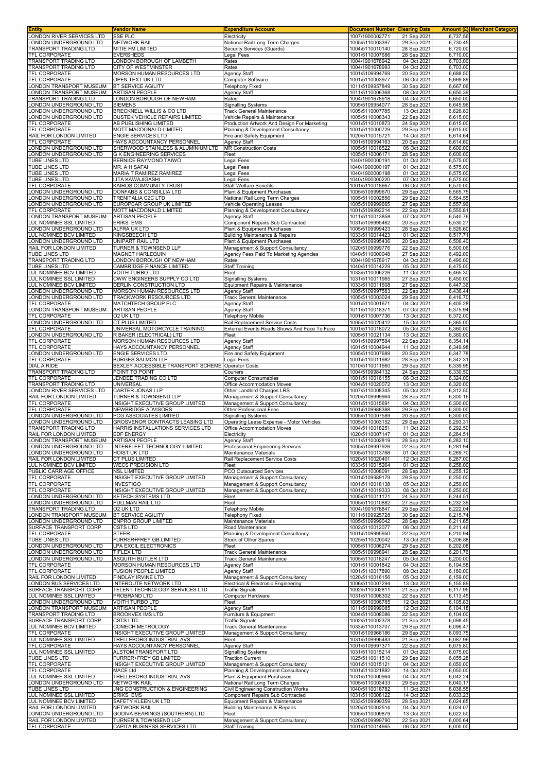| Entity | Vendor Name | Expenditure Account | Document Number | Clearing Date | Amount (£) | Merchant Category |
|---|---|---|---|---|---|---|
| LONDON RIVER SERVICES LTD | SSE PLC | Electricity | 1007\1900002771 | 21 Sep 2021 | 6,737.56 | |
| LONDON UNDERGROUND LTD | NETWORK RAIL | National Rail Long Term Charges | 1005\5110003397 | 29 Sep 2021 | 6,730.45 | |
| TRANSPORT TRADING LTD | MITIE FM LIMITED | Security Services (Guards) | 1004\5110010140 | 28 Sep 2021 | 6,720.00 | |
| TFL CORPORATE | EVERSHEDS | Legal Fees | 1001\5110007686 | 28 Sep 2021 | 6,710.00 | |
| TRANSPORT TRADING LTD | LONDON BOROUGH OF LAMBETH | Rates | 1004\1901678942 | 04 Oct 2021 | 6,703.00 | |
| TRANSPORT TRADING LTD | CITY OF WESTMINSTER | Rates | 1004\1901678993 | 04 Oct 2021 | 6,703.00 | |
| TFL CORPORATE | MORSON HUMAN RESOURCES LTD | Agency Staff | 1001\5109994769 | 20 Sep 2021 | 6,688.50 | |
| TFL CORPORATE | OPEN TEXT UK LTD | Computer Software | 1001\5110003977 | 06 Oct 2021 | 6,669.89 | |
| LONDON TRANSPORT MUSEUM | BT SERVICE AGILITY | Telephony Fixed | 1011\5109957849 | 30 Sep 2021 | 6,667.06 | |
| LONDON TRANSPORT MUSEUM | ARTISAN PEOPLE | Agency Staff | 1011\5110006368 | 08 Oct 2021 | 6,650.39 | |
| TRANSPORT TRADING LTD | LONDON BOROUGH OF NEWHAM | Rates | 1004\1901678918 | 04 Oct 2021 | 6,650.00 | |
| LONDON UNDERGROUND LTD | SIEMENS | Signalling Systems | 1005\5109954077 | 28 Sep 2021 | 6,645.96 | |
| LONDON UNDERGROUND LTD | BRECKNELL WILLIS & CO LTD | Track General Maintenance | 1005\5110007785 | 13 Oct 2021 | 6,626.80 | |
| LONDON UNDERGROUND LTD | DUSTEK VEHICLE REPAIRS LIMITED | Vehicle Repairs & Maintenance | 1005\5110008343 | 22 Sep 2021 | 6,615.00 | |
| TFL CORPORATE | AB PUBLISHING LIMITED | Production Artwork And Design For Marketing | 1001\5110010873 | 24 Sep 2021 | 6,615.00 | |
| TFL CORPORATE | MOTT MACDONALD LIMITED | Planning & Development Consultancy | 1001\5110000729 | 29 Sep 2021 | 6,615.00 | |
| RAIL FOR LONDON LIMITED | ENGIE SERVICES LTD | Fire and Safety Equipment | 1020\5110015721 | 14 Oct 2021 | 6,614.64 | |
| TFL CORPORATE | HAYS ACCOUNTANCY PERSONNEL | Agency Staff | 1001\5109994163 | 20 Sep 2021 | 6,614.60 | |
| LONDON UNDERGROUND LTD | SHERWOOD STAINLESS & ALUMINIUM LTD | MR Construction Costs | 1005\5110018522 | 06 Oct 2021 | 6,600.00 | |
| LONDON UNDERGROUND LTD | G K ENGINEERING SERVICES | Fleet | 1005\5110006171 | 28 Sep 2021 | 6,600.00 | |
| TUBE LINES LTD | BERNICE RAYMOND TAIWO | Legal Fees | 1040\1900000191 | 01 Oct 2021 | 6,575.00 | |
| TUBE LINES LTD | MR. A H SAFAI | Legal Fees | 1040\1900000197 | 01 Oct 2021 | 6,575.00 | |
| TUBE LINES LTD | MARIA T RAMIREZ RAMIREZ | Legal Fees | 1040\1900000198 | 01 Oct 2021 | 6,575.00 | |
| TUBE LINES LTD | LITA KAWAJIGASHI | Legal Fees | 1040\1900000220 | 07 Oct 2021 | 6,575.00 | |
| TFL CORPORATE | KAIROS COMMUNITY TRUST | Staff Welfare Benefits | 1001\5110018667 | 06 Oct 2021 | 6,570.00 | |
| LONDON UNDERGROUND LTD | DONFABS & CONSILLIA LTD | Plant & Equipment Purchases | 1005\5109999670 | 29 Sep 2021 | 6,565.75 | |
| LONDON UNDERGROUND LTD | TRENITALIA C2C LTD | National Rail Long Term Charges | 1005\5110002856 | 29 Sep 2021 | 6,564.55 | |
| LONDON UNDERGROUND LTD | EUROPCAR GROUP UK LIMITED | Vehicle Operating Leases | 1005\5109999665 | 27 Sep 2021 | 6,557.96 | |
| TFL CORPORATE | MOTT MACDONALD LIMITED | Planning & Development Consultancy | 1001\5109992214 | 22 Sep 2021 | 6,550.81 | |
| LONDON TRANSPORT MUSEUM | ARTISAN PEOPLE | Agency Staff | 1011\5110013858 | 07 Oct 2021 | 6,540.76 | |
| LUL NOMINEE SSL LIMITED | ERIKS EMS | Component Repairs Sub Contracted | 1031\5109995462 | 20 Sep 2021 | 6,530.27 | |
| LONDON UNDERGROUND LTD | ALFRA UK LTD | Plant & Equipment Purchases | 1005\5109999423 | 28 Sep 2021 | 6,526.60 | |
| LUL NOMINEE BCV LIMITED | KINGSBEECH LTD | Building Maintenance & Repairs | 1033\5110014423 | 01 Oct 2021 | 6,517.71 | |
| LONDON UNDERGROUND LTD | UNIPART RAIL LTD | Plant & Equipment Purchases | 1005\5109995436 | 20 Sep 2021 | 6,506.40 | |
| RAIL FOR LONDON LIMITED | TURNER & TOWNSEND LLP | Management & Support Consultancy | 1020\5109999776 | 22 Sep 2021 | 6,500.06 | |
| TUBE LINES LTD | MAGNET HARLEQUIN | Agency Fees Paid To Marketing Agencies | 1040\5110000048 | 27 Sep 2021 | 6,492.00 | |
| TRANSPORT TRADING LTD | LONDON BOROUGH OF NEWHAM | Rates | 1004\1901678917 | 04 Oct 2021 | 6,490.00 | |
| TUBE LINES LTD | CAMBRIDGE FINANCE LIMITED | Staff Training | 1040\5110014229 | 05 Oct 2021 | 6,475.00 | |
| LUL NOMINEE BCV LIMITED | VOITH TURBO LTD | Fleet | 1033\5110006226 | 11 Oct 2021 | 6,465.30 | |
| LUL NOMINEE SSL LIMITED | CWW ENGINEERS SUPPLY CO LTD | Signalling Systems | 1031\5110011965 | 27 Sep 2021 | 6,450.00 | |
| LUL NOMINEE BCV LIMITED | DERLIN CONSTRUCTION LTD | Equipment Repairs & Maintenance | 1033\5110011608 | 27 Sep 2021 | 6,447.36 | |
| LONDON UNDERGROUND LTD | MORSON HUMAN RESOURCES LTD | Agency Staff | 1005\5109997583 | 22 Sep 2021 | 6,436.44 | |
| LONDON UNDERGROUND LTD | TRACKWORK RESOURCES LTD | Track General Maintenance | 1005\5110003024 | 29 Sep 2021 | 6,416.70 | |
| TFL CORPORATE | MATCHTECH GROUP PLC | Agency Staff | 1001\5110001671 | 04 Oct 2021 | 6,405.28 | |
| LONDON TRANSPORT MUSEUM | ARTISAN PEOPLE | Agency Staff | 1011\5110018371 | 07 Oct 2021 | 6,375.94 | |
| TFL CORPORATE | O2 UK LTD | Telephony Mobile | 1001\5110007736 | 13 Oct 2021 | 6,372.00 | |
| LONDON UNDERGROUND LTD | CT PLUS LIMITED | Rail Replacement Service Costs | 1005\5110020412 | 15 Oct 2021 | 6,365.00 | |
| TFL CORPORATE | UNIVERSAL MOTORCYCLE TRAINING | External Events Roads Shows And Face To Face | 1001\5110018072 | 05 Oct 2021 | 6,360.00 | |
| LONDON UNDERGROUND LTD | R BAKER (ELECTRICAL) LTD | Fleet | 1005\5110021134 | 13 Oct 2021 | 6,360.00 | |
| TFL CORPORATE | MORSON HUMAN RESOURCES LTD | Agency Staff | 1001\5109997584 | 22 Sep 2021 | 6,354.14 | |
| TFL CORPORATE | HAYS ACCOUNTANCY PERSONNEL | Agency Staff | 1001\5110004944 | 11 Oct 2021 | 6,349.98 | |
| LONDON UNDERGROUND LTD | ENGIE SERVICES LTD | Fire and Safety Equipment | 1005\5110007689 | 20 Sep 2021 | 6,347.78 | |
| TFL CORPORATE | BURGES SALMON LLP | Legal Fees | 1001\5110011982 | 28 Sep 2021 | 6,342.31 | |
| DIAL A RIDE | BEXLEY ACCESSIBLE TRANSPORT SCHEME | Operator Costs | 1010\5110011660 | 29 Sep 2021 | 6,339.95 | |
| TRANSPORT TRADING LTD | POINT TO POINT | Couriers | 1004\5109984132 | 24 Sep 2021 | 6,330.50 | |
| TFL CORPORATE | JENDEE TRADING CO LTD | Computer Consumables | 1001\5110016155 | 06 Oct 2021 | 6,324.00 | |
| TRANSPORT TRADING LTD | UNIVERSAL | Office Accommodation Moves | 1004\5110020072 | 13 Oct 2021 | 6,320.00 | |
| LONDON RIVER SERVICES LTD | CARTER JONAS LLP | Other Landlord Charges LRS | 1007\5110008345 | 05 Oct 2021 | 6,312.50 | |
| RAIL FOR LONDON LIMITED | TURNER & TOWNSEND LLP | Management & Support Consultancy | 1020\5109999964 | 28 Sep 2021 | 6,300.16 | |
| TFL CORPORATE | INSIGHT EXECUTIVE GROUP LIMITED | Management & Support Consultancy | 1001\5110015691 | 04 Oct 2021 | 6,300.00 | |
| TFL CORPORATE | NEWBRIDGE ADVISORS | Other Professional Fees | 1001\5109988388 | 29 Sep 2021 | 6,300.00 | |
| LONDON UNDERGROUND LTD | PCG ASSOCIATES LIMITED | Signalling Systems | 1005\5110007589 | 20 Sep 2021 | 6,300.00 | |
| LONDON UNDERGROUND LTD | GROSVENOR CONTRACTS LEASING LTD | Operating Lease Expense - Motor Vehicles | 1005\5110003152 | 29 Sep 2021 | 6,293.31 | |
| TRANSPORT TRADING LTD | HARRIS INSTALLATIONS SERVICES LTD | Office Accommodation Moves | 1004\5110018251 | 11 Oct 2021 | 6,292.50 | |
| RAIL FOR LONDON LIMITED | EDF ENERGY | Electricity | 1020\5110007147 | 01 Oct 2021 | 6,284.51 | |
| LONDON TRANSPORT MUSEUM | ARTISAN PEOPLE | Agency Staff | 1011\5110002819 | 28 Sep 2021 | 6,282.10 | |
| LONDON UNDERGROUND LTD | INTERFLEET TECHNOLOGY LIMITED | Professional Engineering Services | 1005\5109997926 | 22 Sep 2021 | 6,281.94 | |
| LONDON UNDERGROUND LTD | HOIST UK LTD | Maintenance Materials | 1005\5110013768 | 01 Oct 2021 | 6,269.70 | |
| RAIL FOR LONDON LIMITED | CT PLUS LIMITED | Rail Replacement Service Costs | 1020\5110020401 | 12 Oct 2021 | 6,267.00 | |
| LUL NOMINEE BCV LIMITED | WECS PRECISION LTD | Fleet | 1033\5110015264 | 01 Oct 2021 | 6,258.00 | |
| PUBLIC CARRIAGE OFFICE | NSL LIMITED | PCO Outsourced Services | 1003\5110008091 | 28 Sep 2021 | 6,255.12 | |
| TFL CORPORATE | INSIGHT EXECUTIVE GROUP LIMITED | Management & Support Consultancy | 1001\5109989179 | 29 Sep 2021 | 6,250.00 | |
| TFL CORPORATE | INVESTIGO | Management & Support Consultancy | 1001\5110018138 | 05 Oct 2021 | 6,250.00 | |
| TFL CORPORATE | INSIGHT EXECUTIVE GROUP LIMITED | Management & Support Consultancy | 1001\5110019333 | 08 Oct 2021 | 6,250.00 | |
| LONDON UNDERGROUND LTD | KETECH SYSTEMS LTD | Fleet | 1005\5110011121 | 24 Sep 2021 | 6,244.51 | |
| LONDON UNDERGROUND LTD | PULLMAN RAIL LTD | Fleet | 1005\5110010882 | 27 Sep 2021 | 6,232.39 | |
| TRANSPORT TRADING LTD | O2 UK LTD | Telephony Mobile | 1004\1901678847 | 29 Sep 2021 | 6,222.04 | |
| LONDON TRANSPORT MUSEUM | BT SERVICE AGILITY | Telephony Fixed | 1011\5109925728 | 30 Sep 2021 | 6,215.74 | |
| LONDON UNDERGROUND LTD | ENPRO GROUP LIMITED | Maintenance Materials | 1005\5109999042 | 28 Sep 2021 | 6,211.65 | |
| SURFACE TRANSPORT CORP | CSTS LTD | Road Maintenance | 1002\5110012077 | 06 Oct 2021 | 6,211.46 | |
| TFL CORPORATE | STEER | Planning & Development Consultancy | 1001\5109995950 | 22 Sep 2021 | 6,210.94 | |
| TUBE LINES LTD | FURRER+FREY GB LIMITED | Stock of Other Spares | 1025\5110020042 | 13 Oct 2021 | 6,206.88 | |
| LONDON UNDERGROUND LTD | LPA EXCIL ELECTRONICS | Fleet | 1005\5110006274 | 29 Sep 2021 | 6,202.08 | |
| LONDON UNDERGROUND LTD | TIFLEX LTD | Track General Maintenance | 1005\5109998941 | 28 Sep 2021 | 6,201.76 | |
| LONDON UNDERGROUND LTD | ASQUITH BUTLER LTD | Track General Maintenance | 1005\5110018247 | 05 Oct 2021 | 6,200.00 | |
| TFL CORPORATE | MORSON HUMAN RESOURCES LTD | Agency Staff | 1001\5110001842 | 04 Oct 2021 | 6,194.58 | |
| TFL CORPORATE | FUSION PEOPLE LIMITED | Agency Staff | 1001\5110017890 | 08 Oct 2021 | 6,180.00 | |
| RAIL FOR LONDON LIMITED | FINDLAY IRVINE LTD | Management & Support Consultancy | 1020\5110016156 | 05 Oct 2021 | 6,159.00 | |
| LONDON BUS SERVICES LTD | INTEROUTE NETWORK LTD | Electrical & Electronic Engineering | 1006\5110007294 | 13 Oct 2021 | 6,155.89 | |
| SURFACE TRANSPORT CORP | TELENT TECHNOLOGY SERVICES LTD | Traffic Signals | 1002\5110002811 | 21 Sep 2021 | 6,117.95 | |
| LUL NOMINEE SSL LIMITED | PROBRAND LTD | Computer Hardware | 1031\5110008302 | 22 Sep 2021 | 6,113.45 | |
| LONDON UNDERGROUND LTD | VOITH TURBO LTD | Fleet | 1005\5110006785 | 12 Oct 2021 | 6,105.83 | |
| LONDON TRANSPORT MUSEUM | ARTISAN PEOPLE | Agency Staff | 1011\5109999085 | 12 Oct 2021 | 6,104.18 | |
| TRANSPORT TRADING LTD | BROOKVEX IMS LTD | Furniture & Equipment | 1004\5110008086 | 22 Sep 2021 | 6,104.00 | |
| SURFACE TRANSPORT CORP | CSTS LTD | Traffic Signals | 1002\5110002378 | 21 Sep 2021 | 6,098.45 | |
| LUL NOMINEE BCV LIMITED | COMECH METROLOGY | Track General Maintenance | 1033\5110013707 | 29 Sep 2021 | 6,096.47 | |
| TFL CORPORATE | INSIGHT EXECUTIVE GROUP LIMITED | Management & Support Consultancy | 1001\5109966186 | 29 Sep 2021 | 6,093.75 | |
| LUL NOMINEE SSL LIMITED | TRELLEBORG INDUSTRIAL AVS | Fleet | 1031\5109995483 | 21 Sep 2021 | 6,087.96 | |
| TFL CORPORATE | HAYS ACCOUNTANCY PERSONNEL | Agency Staff | 1001\5109997371 | 22 Sep 2021 | 6,075.80 | |
| LUL NOMINEE SSL LIMITED | ALSTOM TRANSPORT LTD | Signalling Systems | 1031\5110015214 | 01 Oct 2021 | 6,075.00 | |
| TUBE LINES LTD | FURRER+FREY GB LIMITED | Traction Current | 1025\5110011510 | 29 Sep 2021 | 6,055.28 | |
| TFL CORPORATE | INSIGHT EXECUTIVE GROUP LIMITED | Management & Support Consultancy | 1001\5110015121 | 04 Oct 2021 | 6,050.00 | |
| TFL CORPORATE | MACE Ltd | Planning & Development Consultancy | 1001\5110021882 | 14 Oct 2021 | 6,050.00 | |
| LUL NOMINEE SSL LIMITED | TRELLEBORG INDUSTRIAL AVS | Plant & Equipment Purchases | 1031\5110000964 | 04 Oct 2021 | 6,042.24 | |
| LONDON UNDERGROUND LTD | NETWORK RAIL | National Rail Long Term Charges | 1005\5110003433 | 29 Sep 2021 | 6,040.17 | |
| TUBE LINES LTD | JNG CONSTRUCTION & ENGINEERING | Civil Engineering Construction Works | 1040\5110018782 | 11 Oct 2021 | 6,038.55 | |
| LUL NOMINEE SSL LIMITED | ERIKS EMS | Component Repairs Sub Contracted | 1031\5110008122 | 14 Oct 2021 | 6,033.23 | |
| LUL NOMINEE BCV LIMITED | SAFETY KLEEN UK LTD | Equipment Repairs & Maintenance | 1033\5109999359 | 28 Sep 2021 | 6,024.65 | |
| RAIL FOR LONDON LIMITED | NETWORK RAIL | Building Maintenance & Repairs | 1020\5110002514 | 04 Oct 2021 | 6,024.07 | |
| LONDON UNDERGROUND LTD | GODIVA BEARINGS (SOUTHERN) LTD | Fleet | 1005\5110009879 | 13 Oct 2021 | 6,022.50 | |
| RAIL FOR LONDON LIMITED | TURNER & TOWNSEND LLP | Management & Support Consultancy | 1020\5109999790 | 22 Sep 2021 | 6,000.64 | |
| TFL CORPORATE | CAPITA BUSINESS SERVICES LTD | Staff Training | 1001\5110014665 | 06 Oct 2021 | 6,000.00 | |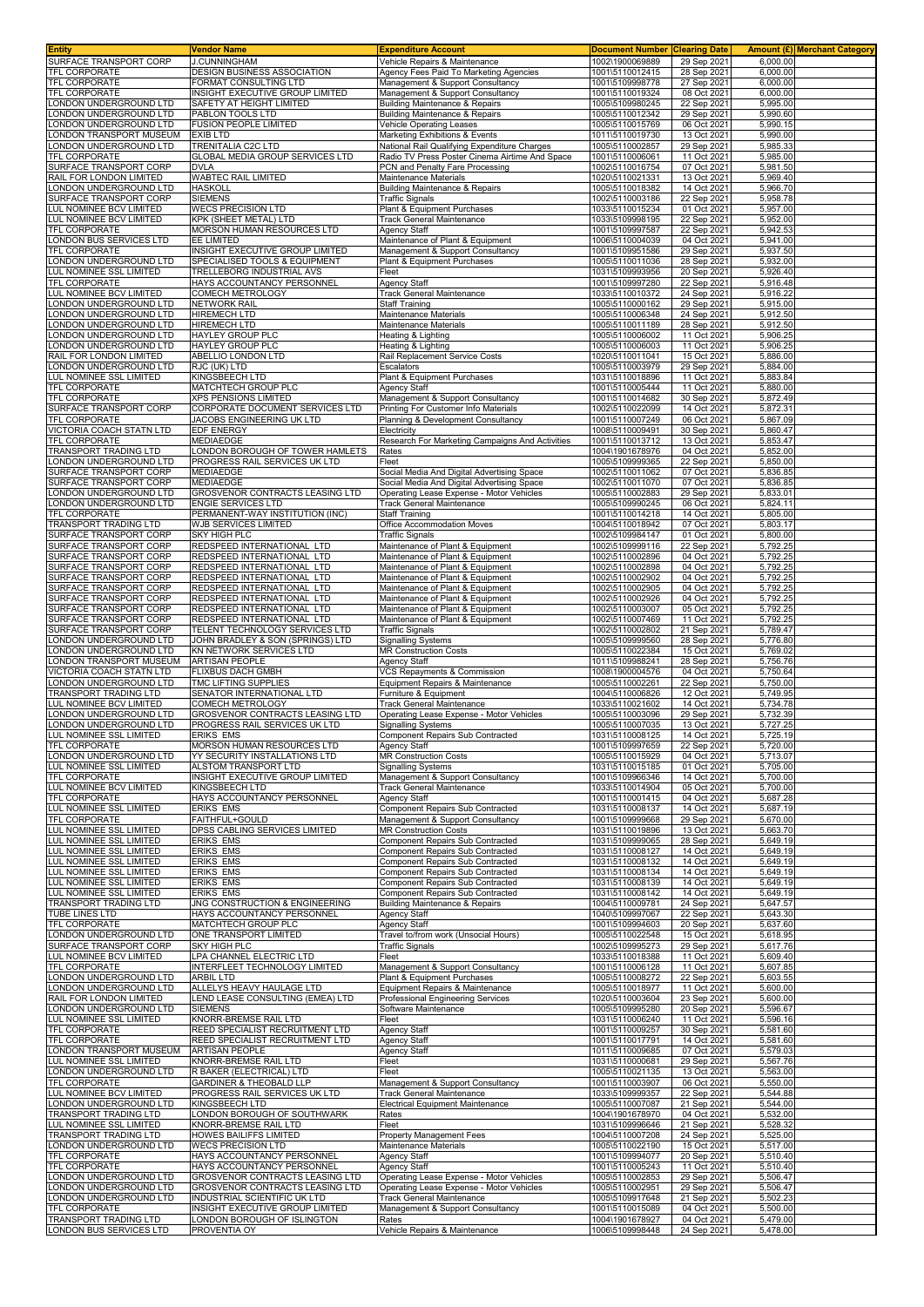| Entity | Vendor Name | Expenditure Account | Document Number | Clearing Date | Amount (£) | Merchant Category |
|---|---|---|---|---|---|---|
| SURFACE TRANSPORT CORP | J.CUNNINGHAM | Vehicle Repairs & Maintenance | 1002\1900069889 | 29 Sep 2021 | 6,000.00 | |
| TFL CORPORATE | DESIGN BUSINESS ASSOCIATION | Agency Fees Paid To Marketing Agencies | 1001\5110012415 | 28 Sep 2021 | 6,000.00 | |
| TFL CORPORATE | FORMAT CONSULTING LTD | Management & Support Consultancy | 1001\5109998778 | 27 Sep 2021 | 6,000.00 | |
| TFL CORPORATE | INSIGHT EXECUTIVE GROUP LIMITED | Management & Support Consultancy | 1001\5110019324 | 08 Oct 2021 | 6,000.00 | |
| LONDON UNDERGROUND LTD | SAFETY AT HEIGHT LIMITED | Building Maintenance & Repairs | 1005\5109980245 | 22 Sep 2021 | 5,995.00 | |
| LONDON UNDERGROUND LTD | PABLON TOOLS LTD | Building Maintenance & Repairs | 1005\5110012342 | 29 Sep 2021 | 5,990.60 | |
| LONDON UNDERGROUND LTD | FUSION PEOPLE LIMITED | Vehicle Operating Leases | 1005\5110015769 | 06 Oct 2021 | 5,990.15 | |
| LONDON TRANSPORT MUSEUM | EXIB LTD | Marketing Exhibitions & Events | 1011\5110019730 | 13 Oct 2021 | 5,990.00 | |
| LONDON UNDERGROUND LTD | TRENITALIA C2C LTD | National Rail Qualifying Expenditure Charges | 1005\5110002857 | 29 Sep 2021 | 5,985.33 | |
| TFL CORPORATE | GLOBAL MEDIA GROUP SERVICES LTD | Radio TV Press Poster Cinema Airtime And Space | 1001\5110006061 | 11 Oct 2021 | 5,985.00 | |
| SURFACE TRANSPORT CORP | DVLA | PCN and Penalty Fare Processing | 1002\5110016754 | 07 Oct 2021 | 5,981.50 | |
| RAIL FOR LONDON LIMITED | WABTEC RAIL LIMITED | Maintenance Materials | 1020\5110021331 | 13 Oct 2021 | 5,969.40 | |
| LONDON UNDERGROUND LTD | HASKOLL | Building Maintenance & Repairs | 1005\5110018382 | 14 Oct 2021 | 5,966.70 | |
| SURFACE TRANSPORT CORP | SIEMENS | Traffic Signals | 1002\5110003186 | 22 Sep 2021 | 5,958.78 | |
| LUL NOMINEE BCV LIMITED | WECS PRECISION LTD | Plant & Equipment Purchases | 1033\5110015234 | 01 Oct 2021 | 5,957.00 | |
| LUL NOMINEE BCV LIMITED | KPK (SHEET METAL) LTD | Track General Maintenance | 1033\5109998195 | 22 Sep 2021 | 5,952.00 | |
| TFL CORPORATE | MORSON HUMAN RESOURCES LTD | Agency Staff | 1001\5109997587 | 22 Sep 2021 | 5,942.53 | |
| LONDON BUS SERVICES LTD | EE LIMITED | Maintenance of Plant & Equipment | 1006\5110004039 | 04 Oct 2021 | 5,941.00 | |
| TFL CORPORATE | INSIGHT EXECUTIVE GROUP LIMITED | Management & Support Consultancy | 1001\5109951586 | 29 Sep 2021 | 5,937.50 | |
| LONDON UNDERGROUND LTD | SPECIALISED TOOLS & EQUIPMENT | Plant & Equipment Purchases | 1005\5110011036 | 28 Sep 2021 | 5,932.00 | |
| LUL NOMINEE SSL LIMITED | TRELLEBORG INDUSTRIAL AVS | Fleet | 1031\5109993956 | 20 Sep 2021 | 5,926.40 | |
| TFL CORPORATE | HAYS ACCOUNTANCY PERSONNEL | Agency Staff | 1001\5109997280 | 22 Sep 2021 | 5,916.48 | |
| LUL NOMINEE BCV LIMITED | COMECH METROLOGY | Track General Maintenance | 1033\5110010372 | 24 Sep 2021 | 5,916.22 | |
| LONDON UNDERGROUND LTD | NETWORK RAIL | Staff Training | 1005\5110000162 | 29 Sep 2021 | 5,915.00 | |
| LONDON UNDERGROUND LTD | HIREMECH LTD | Maintenance Materials | 1005\5110006348 | 24 Sep 2021 | 5,912.50 | |
| LONDON UNDERGROUND LTD | HIREMECH LTD | Maintenance Materials | 1005\5110011189 | 28 Sep 2021 | 5,912.50 | |
| LONDON UNDERGROUND LTD | HAYLEY GROUP PLC | Heating & Lighting | 1005\5110006002 | 11 Oct 2021 | 5,906.25 | |
| LONDON UNDERGROUND LTD | HAYLEY GROUP PLC | Heating & Lighting | 1005\5110006003 | 11 Oct 2021 | 5,906.25 | |
| RAIL FOR LONDON LIMITED | ABELLIO LONDON LTD | Rail Replacement Service Costs | 1020\5110011041 | 15 Oct 2021 | 5,886.00 | |
| LONDON UNDERGROUND LTD | RJC (UK) LTD | Escalators | 1005\5110003979 | 29 Sep 2021 | 5,884.00 | |
| LUL NOMINEE SSL LIMITED | KINGSBEECH LTD | Plant & Equipment Purchases | 1031\5110018896 | 11 Oct 2021 | 5,883.84 | |
| TFL CORPORATE | MATCHTECH GROUP PLC | Agency Staff | 1001\5110005444 | 11 Oct 2021 | 5,880.00 | |
| TFL CORPORATE | XPS PENSIONS LIMITED | Management & Support Consultancy | 1001\5110014682 | 30 Sep 2021 | 5,872.49 | |
| SURFACE TRANSPORT CORP | CORPORATE DOCUMENT SERVICES LTD | Printing For Customer Info Materials | 1002\5110022099 | 14 Oct 2021 | 5,872.31 | |
| TFL CORPORATE | JACOBS ENGINEERING UK LTD | Planning & Development Consultancy | 1001\5110007249 | 06 Oct 2021 | 5,867.09 | |
| VICTORIA COACH STATN LTD | EDF ENERGY | Electricity | 1008\5110009491 | 30 Sep 2021 | 5,860.47 | |
| TFL CORPORATE | MEDIAEDGE | Research For Marketing Campaigns And Activities | 1001\5110013712 | 13 Oct 2021 | 5,853.47 | |
| TRANSPORT TRADING LTD | LONDON BOROUGH OF TOWER HAMLETS | Rates | 1004\1901678976 | 04 Oct 2021 | 5,852.00 | |
| LONDON UNDERGROUND LTD | PROGRESS RAIL SERVICES UK LTD | Fleet | 1005\5109999365 | 22 Sep 2021 | 5,850.00 | |
| SURFACE TRANSPORT CORP | MEDIAEDGE | Social Media And Digital Advertising Space | 1002\5110011062 | 07 Oct 2021 | 5,836.85 | |
| SURFACE TRANSPORT CORP | MEDIAEDGE | Social Media And Digital Advertising Space | 1002\5110011070 | 07 Oct 2021 | 5,836.85 | |
| LONDON UNDERGROUND LTD | GROSVENOR CONTRACTS LEASING LTD | Operating Lease Expense - Motor Vehicles | 1005\5110002883 | 29 Sep 2021 | 5,833.01 | |
| LONDON UNDERGROUND LTD | ENGIE SERVICES LTD | Track General Maintenance | 1005\5109990245 | 06 Oct 2021 | 5,824.11 | |
| TFL CORPORATE | PERMANENT-WAY INSTITUTION (INC) | Staff Training | 1001\5110014218 | 14 Oct 2021 | 5,805.00 | |
| TRANSPORT TRADING LTD | WJB SERVICES LIMITED | Office Accommodation Moves | 1004\5110018942 | 07 Oct 2021 | 5,803.17 | |
| SURFACE TRANSPORT CORP | SKY HIGH PLC | Traffic Signals | 1002\5109984147 | 01 Oct 2021 | 5,800.00 | |
| SURFACE TRANSPORT CORP | REDSPEED INTERNATIONAL LTD | Maintenance of Plant & Equipment | 1002\5109999116 | 22 Sep 2021 | 5,792.25 | |
| SURFACE TRANSPORT CORP | REDSPEED INTERNATIONAL LTD | Maintenance of Plant & Equipment | 1002\5110002896 | 04 Oct 2021 | 5,792.25 | |
| SURFACE TRANSPORT CORP | REDSPEED INTERNATIONAL LTD | Maintenance of Plant & Equipment | 1002\5110002898 | 04 Oct 2021 | 5,792.25 | |
| SURFACE TRANSPORT CORP | REDSPEED INTERNATIONAL LTD | Maintenance of Plant & Equipment | 1002\5110002902 | 04 Oct 2021 | 5,792.25 | |
| SURFACE TRANSPORT CORP | REDSPEED INTERNATIONAL LTD | Maintenance of Plant & Equipment | 1002\5110002905 | 04 Oct 2021 | 5,792.25 | |
| SURFACE TRANSPORT CORP | REDSPEED INTERNATIONAL LTD | Maintenance of Plant & Equipment | 1002\5110002926 | 04 Oct 2021 | 5,792.25 | |
| SURFACE TRANSPORT CORP | REDSPEED INTERNATIONAL LTD | Maintenance of Plant & Equipment | 1002\5110003007 | 05 Oct 2021 | 5,792.25 | |
| SURFACE TRANSPORT CORP | REDSPEED INTERNATIONAL LTD | Maintenance of Plant & Equipment | 1002\5110007469 | 11 Oct 2021 | 5,792.25 | |
| SURFACE TRANSPORT CORP | TELENT TECHNOLOGY SERVICES LTD | Traffic Signals | 1002\5110002802 | 21 Sep 2021 | 5,789.47 | |
| LONDON UNDERGROUND LTD | JOHN BRADLEY & SON (SPRINGS) LTD | Signalling Systems | 1005\5109999560 | 28 Sep 2021 | 5,776.80 | |
| LONDON UNDERGROUND LTD | KN NETWORK SERVICES LTD | MR Construction Costs | 1005\5110022384 | 15 Oct 2021 | 5,769.02 | |
| LONDON TRANSPORT MUSEUM | ARTISAN PEOPLE | Agency Staff | 1011\5109988241 | 28 Sep 2021 | 5,756.76 | |
| VICTORIA COACH STATN LTD | FLIXBUS DACH GMBH | VCS Repayments & Commission | 1008\1900004576 | 04 Oct 2021 | 5,750.64 | |
| LONDON UNDERGROUND LTD | TMC LIFTING SUPPLIES | Equipment Repairs & Maintenance | 1005\5110002261 | 22 Sep 2021 | 5,750.00 | |
| TRANSPORT TRADING LTD | SENATOR INTERNATIONAL LTD | Furniture & Equipment | 1004\5110006826 | 12 Oct 2021 | 5,749.95 | |
| LUL NOMINEE BCV LIMITED | COMECH METROLOGY | Track General Maintenance | 1033\5110021602 | 14 Oct 2021 | 5,734.78 | |
| LONDON UNDERGROUND LTD | GROSVENOR CONTRACTS LEASING LTD | Operating Lease Expense - Motor Vehicles | 1005\5110003096 | 29 Sep 2021 | 5,732.39 | |
| LONDON UNDERGROUND LTD | PROGRESS RAIL SERVICES UK LTD | Signalling Systems | 1005\5110007035 | 13 Oct 2021 | 5,727.25 | |
| LUL NOMINEE SSL LIMITED | ERIKS EMS | Component Repairs Sub Contracted | 1031\5110008125 | 14 Oct 2021 | 5,725.19 | |
| TFL CORPORATE | MORSON HUMAN RESOURCES LTD | Agency Staff | 1001\5109997659 | 22 Sep 2021 | 5,720.00 | |
| LONDON UNDERGROUND LTD | YY SECURITY INSTALLATIONS LTD | MR Construction Costs | 1005\5110015929 | 04 Oct 2021 | 5,713.07 | |
| LUL NOMINEE SSL LIMITED | ALSTOM TRANSPORT LTD | Signalling Systems | 1031\5110015185 | 01 Oct 2021 | 5,705.00 | |
| TFL CORPORATE | INSIGHT EXECUTIVE GROUP LIMITED | Management & Support Consultancy | 1001\5109966346 | 14 Oct 2021 | 5,700.00 | |
| LUL NOMINEE BCV LIMITED | KINGSBEECH LTD | Track General Maintenance | 1033\5110014904 | 05 Oct 2021 | 5,700.00 | |
| TFL CORPORATE | HAYS ACCOUNTANCY PERSONNEL | Agency Staff | 1001\5110001415 | 04 Oct 2021 | 5,687.28 | |
| LUL NOMINEE SSL LIMITED | ERIKS EMS | Component Repairs Sub Contracted | 1031\5110008137 | 14 Oct 2021 | 5,687.19 | |
| TFL CORPORATE | FAITHFUL+GOULD | Management & Support Consultancy | 1001\5109999668 | 29 Sep 2021 | 5,670.00 | |
| LUL NOMINEE SSL LIMITED | DPSS CABLING SERVICES LIMITED | MR Construction Costs | 1031\5110019896 | 13 Oct 2021 | 5,663.70 | |
| LUL NOMINEE SSL LIMITED | ERIKS EMS | Component Repairs Sub Contracted | 1031\5109999065 | 28 Sep 2021 | 5,649.19 | |
| LUL NOMINEE SSL LIMITED | ERIKS EMS | Component Repairs Sub Contracted | 1031\5110008127 | 14 Oct 2021 | 5,649.19 | |
| LUL NOMINEE SSL LIMITED | ERIKS EMS | Component Repairs Sub Contracted | 1031\5110008132 | 14 Oct 2021 | 5,649.19 | |
| LUL NOMINEE SSL LIMITED | ERIKS EMS | Component Repairs Sub Contracted | 1031\5110008134 | 14 Oct 2021 | 5,649.19 | |
| LUL NOMINEE SSL LIMITED | ERIKS EMS | Component Repairs Sub Contracted | 1031\5110008139 | 14 Oct 2021 | 5,649.19 | |
| LUL NOMINEE SSL LIMITED | ERIKS EMS | Component Repairs Sub Contracted | 1031\5110008142 | 14 Oct 2021 | 5,649.19 | |
| TRANSPORT TRADING LTD | JNG CONSTRUCTION & ENGINEERING | Building Maintenance & Repairs | 1004\5110009781 | 24 Sep 2021 | 5,647.57 | |
| TUBE LINES LTD | HAYS ACCOUNTANCY PERSONNEL | Agency Staff | 1040\5109997067 | 22 Sep 2021 | 5,643.30 | |
| TFL CORPORATE | MATCHTECH GROUP PLC | Agency Staff | 1001\5109994603 | 20 Sep 2021 | 5,637.60 | |
| LONDON UNDERGROUND LTD | ONE TRANSPORT LIMITED | Travel to/from work (Unsocial Hours) | 1005\5110022548 | 15 Oct 2021 | 5,618.95 | |
| SURFACE TRANSPORT CORP | SKY HIGH PLC | Traffic Signals | 1002\5109995273 | 29 Sep 2021 | 5,617.76 | |
| LUL NOMINEE BCV LIMITED | LPA CHANNEL ELECTRIC LTD | Fleet | 1033\5110018388 | 11 Oct 2021 | 5,609.40 | |
| TFL CORPORATE | INTERFLEET TECHNOLOGY LIMITED | Management & Support Consultancy | 1001\5110006128 | 11 Oct 2021 | 5,607.85 | |
| LONDON UNDERGROUND LTD | ARBIL LTD | Plant & Equipment Purchases | 1005\5110008272 | 22 Sep 2021 | 5,603.55 | |
| LONDON UNDERGROUND LTD | ALLELYS HEAVY HAULAGE LTD | Equipment Repairs & Maintenance | 1005\5110018977 | 11 Oct 2021 | 5,600.00 | |
| RAIL FOR LONDON LIMITED | LEND LEASE CONSULTING (EMEA) LTD | Professional Engineering Services | 1020\5110003604 | 23 Sep 2021 | 5,600.00 | |
| LONDON UNDERGROUND LTD | SIEMENS | Software Maintenance | 1005\5109995280 | 20 Sep 2021 | 5,596.67 | |
| LUL NOMINEE SSL LIMITED | KNORR-BREMSE RAIL LTD | Fleet | 1031\5110006240 | 11 Oct 2021 | 5,596.16 | |
| TFL CORPORATE | REED SPECIALIST RECRUITMENT LTD | Agency Staff | 1001\5110009257 | 30 Sep 2021 | 5,581.60 | |
| TFL CORPORATE | REED SPECIALIST RECRUITMENT LTD | Agency Staff | 1001\5110017791 | 14 Oct 2021 | 5,581.60 | |
| LONDON TRANSPORT MUSEUM | ARTISAN PEOPLE | Agency Staff | 1011\5110009685 | 07 Oct 2021 | 5,579.03 | |
| LUL NOMINEE SSL LIMITED | KNORR-BREMSE RAIL LTD | Fleet | 1031\5110000681 | 29 Sep 2021 | 5,567.76 | |
| LONDON UNDERGROUND LTD | R BAKER (ELECTRICAL) LTD | Fleet | 1005\5110021135 | 13 Oct 2021 | 5,563.00 | |
| TFL CORPORATE | GARDINER & THEOBALD LLP | Management & Support Consultancy | 1001\5110003907 | 06 Oct 2021 | 5,550.00 | |
| LUL NOMINEE BCV LIMITED | PROGRESS RAIL SERVICES UK LTD | Track General Maintenance | 1033\5109999357 | 22 Sep 2021 | 5,544.88 | |
| LONDON UNDERGROUND LTD | KINGSBEECH LTD | Electrical Equipment Maintenance | 1005\5110007087 | 21 Sep 2021 | 5,544.00 | |
| TRANSPORT TRADING LTD | LONDON BOROUGH OF SOUTHWARK | Rates | 1004\1901678970 | 04 Oct 2021 | 5,532.00 | |
| LUL NOMINEE SSL LIMITED | KNORR-BREMSE RAIL LTD | Fleet | 1031\5109996646 | 21 Sep 2021 | 5,528.32 | |
| TRANSPORT TRADING LTD | HOWES BAILIFFS LIMITED | Property Management Fees | 1004\5110007208 | 24 Sep 2021 | 5,525.00 | |
| LONDON UNDERGROUND LTD | WECS PRECISION LTD | Maintenance Materials | 1005\5110022190 | 15 Oct 2021 | 5,517.00 | |
| TFL CORPORATE | HAYS ACCOUNTANCY PERSONNEL | Agency Staff | 1001\5109994077 | 20 Sep 2021 | 5,510.40 | |
| TFL CORPORATE | HAYS ACCOUNTANCY PERSONNEL | Agency Staff | 1001\5110005243 | 11 Oct 2021 | 5,510.40 | |
| LONDON UNDERGROUND LTD | GROSVENOR CONTRACTS LEASING LTD | Operating Lease Expense - Motor Vehicles | 1005\5110002853 | 29 Sep 2021 | 5,506.47 | |
| LONDON UNDERGROUND LTD | GROSVENOR CONTRACTS LEASING LTD | Operating Lease Expense - Motor Vehicles | 1005\5110002951 | 29 Sep 2021 | 5,506.47 | |
| LONDON UNDERGROUND LTD | INDUSTRIAL SCIENTIFIC UK LTD | Track General Maintenance | 1005\5109917648 | 21 Sep 2021 | 5,502.23 | |
| TFL CORPORATE | INSIGHT EXECUTIVE GROUP LIMITED | Management & Support Consultancy | 1001\5110015089 | 04 Oct 2021 | 5,500.00 | |
| TRANSPORT TRADING LTD | LONDON BOROUGH OF ISLINGTON | Rates | 1004\1901678927 | 04 Oct 2021 | 5,479.00 | |
| LONDON BUS SERVICES LTD | PROVENTIA OY | Vehicle Repairs & Maintenance | 1006\5109998448 | 24 Sep 2021 | 5,478.00 | |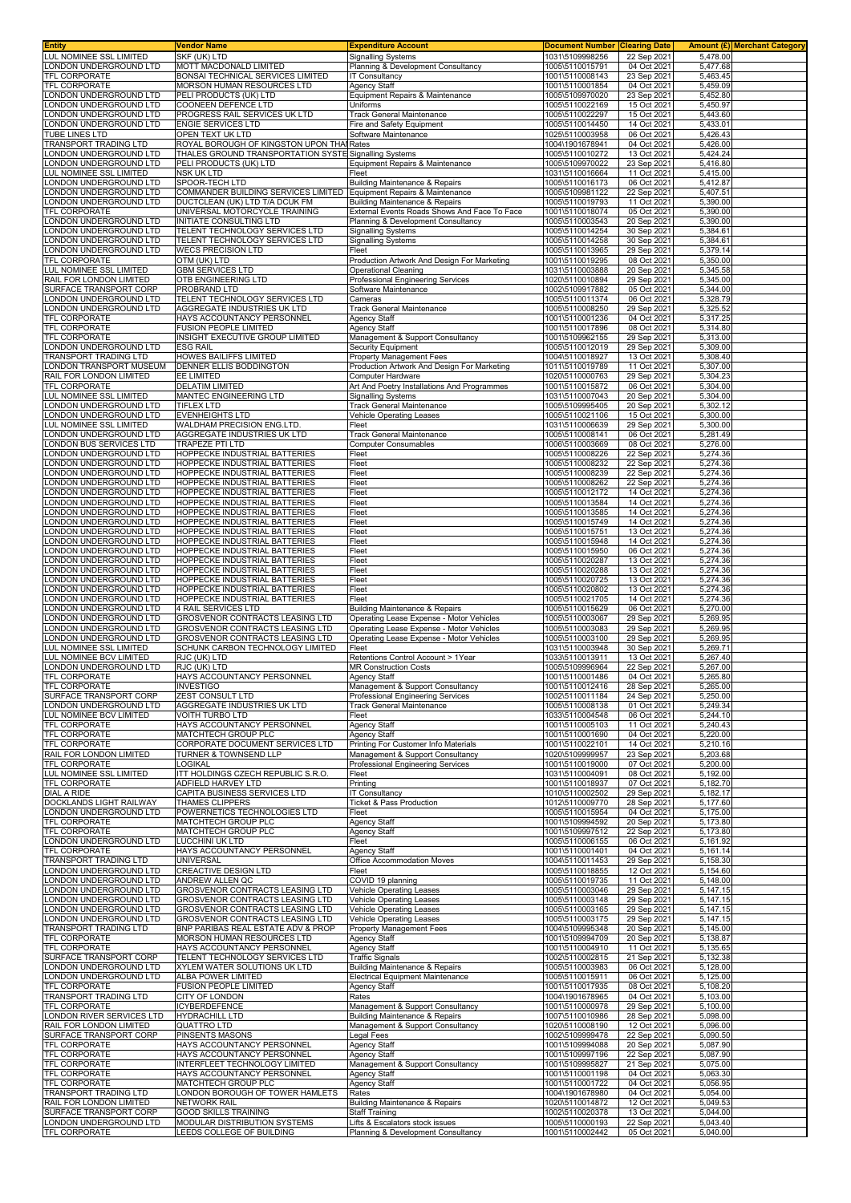| Entity | Vendor Name | Expenditure Account | Document Number | Clearing Date | Amount (£) | Merchant Category |
|---|---|---|---|---|---|---|
| LUL NOMINEE SSL LIMITED | SKF (UK) LTD | Signalling Systems | 1031\5109998256 | 22 Sep 2021 | 5,478.00 | |
| LONDON UNDERGROUND LTD | MOTT MACDONALD LIMITED | Planning & Development Consultancy | 1005\5110015791 | 04 Oct 2021 | 5,477.68 | |
| TFL CORPORATE | BONSAI TECHNICAL SERVICES LIMITED | IT Consultancy | 1001\5110008143 | 23 Sep 2021 | 5,463.45 | |
| TFL CORPORATE | MORSON HUMAN RESOURCES LTD | Agency Staff | 1001\5110001854 | 04 Oct 2021 | 5,459.09 | |
| LONDON UNDERGROUND LTD | PELI PRODUCTS (UK) LTD | Equipment Repairs & Maintenance | 1005\5109970020 | 23 Sep 2021 | 5,452.80 | |
| LONDON UNDERGROUND LTD | COONEEN DEFENCE LTD | Uniforms | 1005\5110022169 | 15 Oct 2021 | 5,450.97 | |
| LONDON UNDERGROUND LTD | PROGRESS RAIL SERVICES UK LTD | Track General Maintenance | 1005\5110022297 | 15 Oct 2021 | 5,443.60 | |
| LONDON UNDERGROUND LTD | ENGIE SERVICES LTD | Fire and Safety Equipment | 1005\5110014450 | 14 Oct 2021 | 5,433.01 | |
| TUBE LINES LTD | OPEN TEXT UK LTD | Software Maintenance | 1025\5110003958 | 06 Oct 2021 | 5,426.43 | |
| TRANSPORT TRADING LTD | ROYAL BOROUGH OF KINGSTON UPON THA | Rates | 1004\1901678941 | 04 Oct 2021 | 5,426.00 | |
| LONDON UNDERGROUND LTD | THALES GROUND TRANSPORTATION SYSTE | Signalling Systems | 1005\5110010272 | 13 Oct 2021 | 5,424.24 | |
| LONDON UNDERGROUND LTD | PELI PRODUCTS (UK) LTD | Equipment Repairs & Maintenance | 1005\5109970022 | 23 Sep 2021 | 5,416.80 | |
| LUL NOMINEE SSL LIMITED | NSK UK LTD | Fleet | 1031\5110016664 | 11 Oct 2021 | 5,415.00 | |
| LONDON UNDERGROUND LTD | SPOOR-TECH LTD | Building Maintenance & Repairs | 1005\5110016173 | 06 Oct 2021 | 5,412.87 | |
| LONDON UNDERGROUND LTD | COMMANDER BUILDING SERVICES LIMITED | Equipment Repairs & Maintenance | 1005\5109981122 | 22 Sep 2021 | 5,407.51 | |
| LONDON UNDERGROUND LTD | DUCTCLEAN (UK) LTD T/A DCUK FM | Building Maintenance & Repairs | 1005\5110019793 | 11 Oct 2021 | 5,390.00 | |
| TFL CORPORATE | UNIVERSAL MOTORCYCLE TRAINING | External Events Roads Shows And Face To Face | 1001\5110018074 | 05 Oct 2021 | 5,390.00 | |
| LONDON UNDERGROUND LTD | INITIATE CONSULTING LTD | Planning & Development Consultancy | 1005\5110003543 | 20 Sep 2021 | 5,390.00 | |
| LONDON UNDERGROUND LTD | TELENT TECHNOLOGY SERVICES LTD | Signalling Systems | 1005\5110014254 | 30 Sep 2021 | 5,384.61 | |
| LONDON UNDERGROUND LTD | TELENT TECHNOLOGY SERVICES LTD | Signalling Systems | 1005\5110014258 | 30 Sep 2021 | 5,384.61 | |
| LONDON UNDERGROUND LTD | WECS PRECISION LTD | Fleet | 1005\5110013965 | 29 Sep 2021 | 5,379.14 | |
| TFL CORPORATE | OTM (UK) LTD | Production Artwork And Design For Marketing | 1001\5110019295 | 08 Oct 2021 | 5,350.00 | |
| LUL NOMINEE SSL LIMITED | GBM SERVICES LTD | Operational Cleaning | 1031\5110003888 | 20 Sep 2021 | 5,345.58 | |
| RAIL FOR LONDON LIMITED | OTB ENGINEERING LTD | Professional Engineering Services | 1020\5110010894 | 29 Sep 2021 | 5,345.00 | |
| SURFACE TRANSPORT CORP | PROBRAND LTD | Software Maintenance | 1002\5109917882 | 05 Oct 2021 | 5,344.00 | |
| LONDON UNDERGROUND LTD | TELENT TECHNOLOGY SERVICES LTD | Cameras | 1005\5110011374 | 06 Oct 2021 | 5,328.79 | |
| LONDON UNDERGROUND LTD | AGGREGATE INDUSTRIES UK LTD | Track General Maintenance | 1005\5110008250 | 29 Sep 2021 | 5,325.52 | |
| TFL CORPORATE | HAYS ACCOUNTANCY PERSONNEL | Agency Staff | 1001\5110001236 | 04 Oct 2021 | 5,317.25 | |
| TFL CORPORATE | FUSION PEOPLE LIMITED | Agency Staff | 1001\5110017896 | 08 Oct 2021 | 5,314.80 | |
| TFL CORPORATE | INSIGHT EXECUTIVE GROUP LIMITED | Management & Support Consultancy | 1001\5109962155 | 29 Sep 2021 | 5,313.00 | |
| LONDON UNDERGROUND LTD | ESG RAIL | Security Equipment | 1005\5110012019 | 29 Sep 2021 | 5,309.00 | |
| TRANSPORT TRADING LTD | HOWES BAILIFFS LIMITED | Property Management Fees | 1004\5110018927 | 13 Oct 2021 | 5,308.40 | |
| LONDON TRANSPORT MUSEUM | DENNER ELLIS BODDINGTON | Production Artwork And Design For Marketing | 1011\5110019789 | 11 Oct 2021 | 5,307.00 | |
| RAIL FOR LONDON LIMITED | EE LIMITED | Computer Hardware | 1020\5110000763 | 29 Sep 2021 | 5,304.23 | |
| TFL CORPORATE | DELATIM LIMITED | Art And Poetry Installations And Programmes | 1001\5110015872 | 06 Oct 2021 | 5,304.00 | |
| LUL NOMINEE SSL LIMITED | MANTEC ENGINEERING LTD | Signalling Systems | 1031\5110007043 | 20 Sep 2021 | 5,304.00 | |
| LONDON UNDERGROUND LTD | TIFLEX LTD | Track General Maintenance | 1005\5109995405 | 20 Sep 2021 | 5,302.12 | |
| LONDON UNDERGROUND LTD | EVENHEIGHTS LTD | Vehicle Operating Leases | 1005\5110021106 | 15 Oct 2021 | 5,300.00 | |
| LUL NOMINEE SSL LIMITED | WALDHAM PRECISION ENG.LTD. | Fleet | 1031\5110006639 | 29 Sep 2021 | 5,300.00 | |
| LONDON UNDERGROUND LTD | AGGREGATE INDUSTRIES UK LTD | Track General Maintenance | 1005\5110008141 | 06 Oct 2021 | 5,281.49 | |
| LONDON BUS SERVICES LTD | TRAPEZE PTI LTD | Computer Consumables | 1006\5110003669 | 08 Oct 2021 | 5,276.00 | |
| LONDON UNDERGROUND LTD | HOPPECKE INDUSTRIAL BATTERIES | Fleet | 1005\5110008226 | 22 Sep 2021 | 5,274.36 | |
| LONDON UNDERGROUND LTD | HOPPECKE INDUSTRIAL BATTERIES | Fleet | 1005\5110008232 | 22 Sep 2021 | 5,274.36 | |
| LONDON UNDERGROUND LTD | HOPPECKE INDUSTRIAL BATTERIES | Fleet | 1005\5110008239 | 22 Sep 2021 | 5,274.36 | |
| LONDON UNDERGROUND LTD | HOPPECKE INDUSTRIAL BATTERIES | Fleet | 1005\5110008262 | 22 Sep 2021 | 5,274.36 | |
| LONDON UNDERGROUND LTD | HOPPECKE INDUSTRIAL BATTERIES | Fleet | 1005\5110012172 | 14 Oct 2021 | 5,274.36 | |
| LONDON UNDERGROUND LTD | HOPPECKE INDUSTRIAL BATTERIES | Fleet | 1005\5110013584 | 14 Oct 2021 | 5,274.36 | |
| LONDON UNDERGROUND LTD | HOPPECKE INDUSTRIAL BATTERIES | Fleet | 1005\5110013585 | 14 Oct 2021 | 5,274.36 | |
| LONDON UNDERGROUND LTD | HOPPECKE INDUSTRIAL BATTERIES | Fleet | 1005\5110015749 | 14 Oct 2021 | 5,274.36 | |
| LONDON UNDERGROUND LTD | HOPPECKE INDUSTRIAL BATTERIES | Fleet | 1005\5110015751 | 13 Oct 2021 | 5,274.36 | |
| LONDON UNDERGROUND LTD | HOPPECKE INDUSTRIAL BATTERIES | Fleet | 1005\5110015948 | 14 Oct 2021 | 5,274.36 | |
| LONDON UNDERGROUND LTD | HOPPECKE INDUSTRIAL BATTERIES | Fleet | 1005\5110015950 | 06 Oct 2021 | 5,274.36 | |
| LONDON UNDERGROUND LTD | HOPPECKE INDUSTRIAL BATTERIES | Fleet | 1005\5110020287 | 13 Oct 2021 | 5,274.36 | |
| LONDON UNDERGROUND LTD | HOPPECKE INDUSTRIAL BATTERIES | Fleet | 1005\5110020288 | 13 Oct 2021 | 5,274.36 | |
| LONDON UNDERGROUND LTD | HOPPECKE INDUSTRIAL BATTERIES | Fleet | 1005\5110020725 | 13 Oct 2021 | 5,274.36 | |
| LONDON UNDERGROUND LTD | HOPPECKE INDUSTRIAL BATTERIES | Fleet | 1005\5110020802 | 13 Oct 2021 | 5,274.36 | |
| LONDON UNDERGROUND LTD | HOPPECKE INDUSTRIAL BATTERIES | Fleet | 1005\5110021705 | 14 Oct 2021 | 5,274.36 | |
| LONDON UNDERGROUND LTD | 4 RAIL SERVICES LTD | Building Maintenance & Repairs | 1005\5110015629 | 06 Oct 2021 | 5,270.00 | |
| LONDON UNDERGROUND LTD | GROSVENOR CONTRACTS LEASING LTD | Operating Lease Expense - Motor Vehicles | 1005\5110003067 | 29 Sep 2021 | 5,269.95 | |
| LONDON UNDERGROUND LTD | GROSVENOR CONTRACTS LEASING LTD | Operating Lease Expense - Motor Vehicles | 1005\5110003083 | 29 Sep 2021 | 5,269.95 | |
| LONDON UNDERGROUND LTD | GROSVENOR CONTRACTS LEASING LTD | Operating Lease Expense - Motor Vehicles | 1005\5110003100 | 29 Sep 2021 | 5,269.95 | |
| LUL NOMINEE SSL LIMITED | SCHUNK CARBON TECHNOLOGY LIMITED | Fleet | 1031\5110003948 | 30 Sep 2021 | 5,269.71 | |
| LUL NOMINEE BCV LIMITED | RJC (UK) LTD | Retentions Control Account > 1Year | 1033\5110013911 | 13 Oct 2021 | 5,267.40 | |
| LONDON UNDERGROUND LTD | RJC (UK) LTD | MR Construction Costs | 1005\5109996964 | 22 Sep 2021 | 5,267.00 | |
| TFL CORPORATE | HAYS ACCOUNTANCY PERSONNEL | Agency Staff | 1001\5110001486 | 04 Oct 2021 | 5,265.80 | |
| TFL CORPORATE | INVESTIGO | Management & Support Consultancy | 1001\5110012416 | 28 Sep 2021 | 5,265.00 | |
| SURFACE TRANSPORT CORP | ZEST CONSULT LTD | Professional Engineering Services | 1002\5110011184 | 24 Sep 2021 | 5,250.00 | |
| LONDON UNDERGROUND LTD | AGGREGATE INDUSTRIES UK LTD | Track General Maintenance | 1005\5110008138 | 01 Oct 2021 | 5,249.34 | |
| LUL NOMINEE BCV LIMITED | VOITH TURBO LTD | Fleet | 1033\5110004548 | 06 Oct 2021 | 5,244.10 | |
| TFL CORPORATE | HAYS ACCOUNTANCY PERSONNEL | Agency Staff | 1001\5110005103 | 11 Oct 2021 | 5,240.43 | |
| TFL CORPORATE | MATCHTECH GROUP PLC | Agency Staff | 1001\5110001690 | 04 Oct 2021 | 5,220.00 | |
| TFL CORPORATE | CORPORATE DOCUMENT SERVICES LTD | Printing For Customer Info Materials | 1001\5110022101 | 14 Oct 2021 | 5,210.16 | |
| RAIL FOR LONDON LIMITED | TURNER & TOWNSEND LLP | Management & Support Consultancy | 1020\5109999957 | 23 Sep 2021 | 5,203.68 | |
| TFL CORPORATE | LOGIKAL | Professional Engineering Services | 1001\5110019000 | 07 Oct 2021 | 5,200.00 | |
| LUL NOMINEE SSL LIMITED | ITT HOLDINGS CZECH REPUBLIC S.R.O. | Fleet | 1031\5110004091 | 08 Oct 2021 | 5,192.00 | |
| TFL CORPORATE | ADFIELD HARVEY LTD | Printing | 1001\5110018937 | 07 Oct 2021 | 5,182.70 | |
| DIAL A RIDE | CAPITA BUSINESS SERVICES LTD | IT Consultancy | 1010\5110002502 | 29 Sep 2021 | 5,182.17 | |
| DOCKLANDS LIGHT RAILWAY | THAMES CLIPPERS | Ticket & Pass Production | 1012\5110009770 | 28 Sep 2021 | 5,177.60 | |
| LONDON UNDERGROUND LTD | POWERNETICS TECHNOLOGIES LTD | Fleet | 1005\5110015954 | 04 Oct 2021 | 5,175.00 | |
| TFL CORPORATE | MATCHTECH GROUP PLC | Agency Staff | 1001\5109994592 | 20 Sep 2021 | 5,173.80 | |
| TFL CORPORATE | MATCHTECH GROUP PLC | Agency Staff | 1001\5109997512 | 22 Sep 2021 | 5,173.80 | |
| LONDON UNDERGROUND LTD | LUCCHINI UK LTD | Fleet | 1005\5110006155 | 06 Oct 2021 | 5,161.92 | |
| TFL CORPORATE | HAYS ACCOUNTANCY PERSONNEL | Agency Staff | 1001\5110001401 | 04 Oct 2021 | 5,161.14 | |
| TRANSPORT TRADING LTD | UNIVERSAL | Office Accommodation Moves | 1004\5110011453 | 29 Sep 2021 | 5,158.30 | |
| LONDON UNDERGROUND LTD | CREACTIVE DESIGN LTD | Fleet | 1005\5110018855 | 12 Oct 2021 | 5,154.60 | |
| LONDON UNDERGROUND LTD | ANDREW ALLEN QC | COVID 19 planning | 1005\5110019735 | 11 Oct 2021 | 5,148.00 | |
| LONDON UNDERGROUND LTD | GROSVENOR CONTRACTS LEASING LTD | Vehicle Operating Leases | 1005\5110003046 | 29 Sep 2021 | 5,147.15 | |
| LONDON UNDERGROUND LTD | GROSVENOR CONTRACTS LEASING LTD | Vehicle Operating Leases | 1005\5110003148 | 29 Sep 2021 | 5,147.15 | |
| LONDON UNDERGROUND LTD | GROSVENOR CONTRACTS LEASING LTD | Vehicle Operating Leases | 1005\5110003165 | 29 Sep 2021 | 5,147.15 | |
| LONDON UNDERGROUND LTD | GROSVENOR CONTRACTS LEASING LTD | Vehicle Operating Leases | 1005\5110003175 | 29 Sep 2021 | 5,147.15 | |
| TRANSPORT TRADING LTD | BNP PARIBAS REAL ESTATE ADV & PROP | Property Management Fees | 1004\5109995348 | 20 Sep 2021 | 5,145.00 | |
| TFL CORPORATE | MORSON HUMAN RESOURCES LTD | Agency Staff | 1001\5109994709 | 20 Sep 2021 | 5,138.87 | |
| TFL CORPORATE | HAYS ACCOUNTANCY PERSONNEL | Agency Staff | 1001\5110004910 | 11 Oct 2021 | 5,135.65 | |
| SURFACE TRANSPORT CORP | TELENT TECHNOLOGY SERVICES LTD | Traffic Signals | 1002\5110002815 | 21 Sep 2021 | 5,132.38 | |
| LONDON UNDERGROUND LTD | XYLEM WATER SOLUTIONS UK LTD | Building Maintenance & Repairs | 1005\5110003983 | 06 Oct 2021 | 5,128.00 | |
| LONDON UNDERGROUND LTD | ALBA POWER LIMITED | Electrical Equipment Maintenance | 1005\5110015911 | 06 Oct 2021 | 5,125.00 | |
| TFL CORPORATE | FUSION PEOPLE LIMITED | Agency Staff | 1001\5110017935 | 08 Oct 2021 | 5,108.20 | |
| TRANSPORT TRADING LTD | CITY OF LONDON | Rates | 1004\1901678965 | 04 Oct 2021 | 5,103.00 | |
| TFL CORPORATE | ICYBERDEFENCE | Management & Support Consultancy | 1001\5110000978 | 29 Sep 2021 | 5,100.00 | |
| LONDON RIVER SERVICES LTD | HYDRACHILL LTD | Building Maintenance & Repairs | 1007\5110010986 | 28 Sep 2021 | 5,098.00 | |
| RAIL FOR LONDON LIMITED | QUATTRO LTD | Management & Support Consultancy | 1020\5110008190 | 12 Oct 2021 | 5,096.00 | |
| SURFACE TRANSPORT CORP | PINSENTS MASONS | Legal Fees | 1002\5109999478 | 22 Sep 2021 | 5,090.50 | |
| TFL CORPORATE | HAYS ACCOUNTANCY PERSONNEL | Agency Staff | 1001\5109994088 | 20 Sep 2021 | 5,087.90 | |
| TFL CORPORATE | HAYS ACCOUNTANCY PERSONNEL | Agency Staff | 1001\5109997196 | 22 Sep 2021 | 5,087.90 | |
| TFL CORPORATE | INTERFLEET TECHNOLOGY LIMITED | Management & Support Consultancy | 1001\5109995827 | 21 Sep 2021 | 5,075.00 | |
| TFL CORPORATE | HAYS ACCOUNTANCY PERSONNEL | Agency Staff | 1001\5110001198 | 04 Oct 2021 | 5,063.30 | |
| TFL CORPORATE | MATCHTECH GROUP PLC | Agency Staff | 1001\5110001722 | 04 Oct 2021 | 5,056.95 | |
| TRANSPORT TRADING LTD | LONDON BOROUGH OF TOWER HAMLETS | Rates | 1004\1901678980 | 04 Oct 2021 | 5,054.00 | |
| RAIL FOR LONDON LIMITED | NETWORK RAIL | Building Maintenance & Repairs | 1020\5110014872 | 12 Oct 2021 | 5,049.53 | |
| SURFACE TRANSPORT CORP | GOOD SKILLS TRAINING | Staff Training | 1002\5110020378 | 13 Oct 2021 | 5,044.00 | |
| LONDON UNDERGROUND LTD | MODULAR DISTRIBUTION SYSTEMS | Lifts & Escalators stock issues | 1005\5110000193 | 22 Sep 2021 | 5,043.40 | |
| TFL CORPORATE | LEEDS COLLEGE OF BUILDING | Planning & Development Consultancy | 1001\5110002442 | 05 Oct 2021 | 5,040.00 | |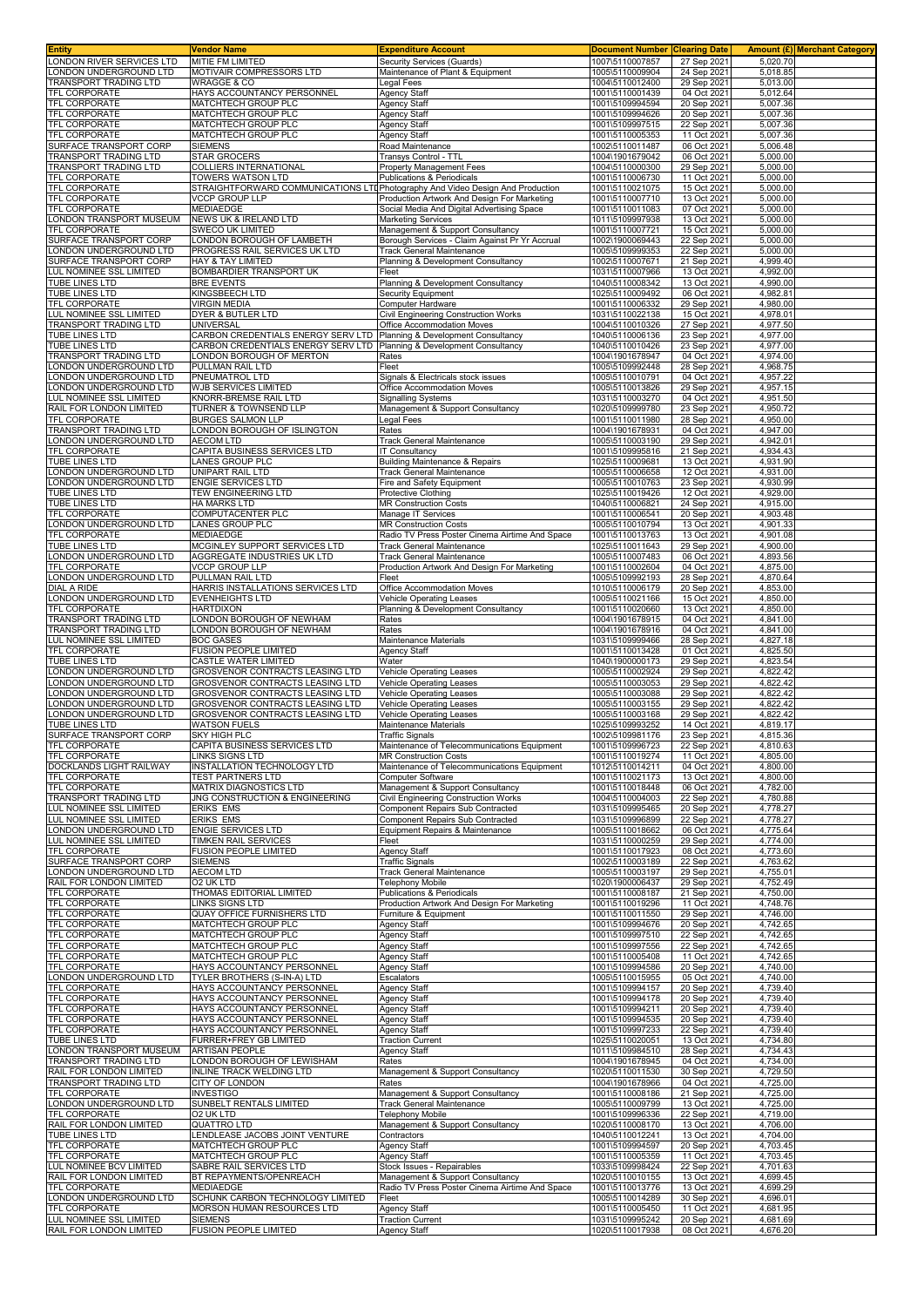| Entity | Vendor Name | Expenditure Account | Document Number | Clearing Date | Amount (£) | Merchant Category |
|---|---|---|---|---|---|---|
| LONDON RIVER SERVICES LTD | MITIE FM LIMITED | Security Services (Guards) | 1007\5110007857 | 27 Sep 2021 | 5,020.70 | |
| LONDON UNDERGROUND LTD | MOTIVAIR COMPRESSORS LTD | Maintenance of Plant & Equipment | 1005\5110009904 | 24 Sep 2021 | 5,018.85 | |
| TRANSPORT TRADING LTD | WRAGGE & CO | Legal Fees | 1004\5110012400 | 29 Sep 2021 | 5,013.00 | |
| TFL CORPORATE | HAYS ACCOUNTANCY PERSONNEL | Agency Staff | 1001\5110001439 | 04 Oct 2021 | 5,012.64 | |
| TFL CORPORATE | MATCHTECH GROUP PLC | Agency Staff | 1001\5109994594 | 20 Sep 2021 | 5,007.36 | |
| TFL CORPORATE | MATCHTECH GROUP PLC | Agency Staff | 1001\5109994626 | 20 Sep 2021 | 5,007.36 | |
| TFL CORPORATE | MATCHTECH GROUP PLC | Agency Staff | 1001\5109997515 | 22 Sep 2021 | 5,007.36 | |
| TFL CORPORATE | MATCHTECH GROUP PLC | Agency Staff | 1001\5110005353 | 11 Oct 2021 | 5,007.36 | |
| SURFACE TRANSPORT CORP | SIEMENS | Road Maintenance | 1002\5110011487 | 06 Oct 2021 | 5,006.48 | |
| TRANSPORT TRADING LTD | STAR GROCERS | Transys Control - TTL | 1004\1901679042 | 06 Oct 2021 | 5,000.00 | |
| TRANSPORT TRADING LTD | COLLIERS INTERNATIONAL | Property Management Fees | 1004\5110000300 | 29 Sep 2021 | 5,000.00 | |
| TFL CORPORATE | TOWERS WATSON LTD | Publications & Periodicals | 1001\5110006730 | 11 Oct 2021 | 5,000.00 | |
| TFL CORPORATE | STRAIGHTFORWARD COMMUNICATIONS LTD | Photography And Video Design And Production | 1001\5110021075 | 15 Oct 2021 | 5,000.00 | |
| TFL CORPORATE | VCCP GROUP LLP | Production Artwork And Design For Marketing | 1001\5110007710 | 13 Oct 2021 | 5,000.00 | |
| TFL CORPORATE | MEDIAEDGE | Social Media And Digital Advertising Space | 1001\5110011083 | 07 Oct 2021 | 5,000.00 | |
| LONDON TRANSPORT MUSEUM | NEWS UK & IRELAND LTD | Marketing Services | 1011\5109997938 | 13 Oct 2021 | 5,000.00 | |
| TFL CORPORATE | SWECO UK LIMITED | Management & Support Consultancy | 1001\5110007721 | 15 Oct 2021 | 5,000.00 | |
| SURFACE TRANSPORT CORP | LONDON BOROUGH OF LAMBETH | Borough Services - Claim Against Pr Yr Accrual | 1002\1900069443 | 22 Sep 2021 | 5,000.00 | |
| LONDON UNDERGROUND LTD | PROGRESS RAIL SERVICES UK LTD | Track General Maintenance | 1005\5109999353 | 22 Sep 2021 | 5,000.00 | |
| SURFACE TRANSPORT CORP | HAY & TAY LIMITED | Planning & Development Consultancy | 1002\5110007671 | 21 Sep 2021 | 4,999.40 | |
| LUL NOMINEE SSL LIMITED | BOMBARDIER TRANSPORT UK | Fleet | 1031\5110007966 | 13 Oct 2021 | 4,992.00 | |
| TUBE LINES LTD | BRE EVENTS | Planning & Development Consultancy | 1040\5110008342 | 13 Oct 2021 | 4,990.00 | |
| TUBE LINES LTD | KINGSBEECH LTD | Security Equipment | 1025\5110009492 | 06 Oct 2021 | 4,982.81 | |
| TFL CORPORATE | VIRGIN MEDIA | Computer Hardware | 1001\5110006332 | 29 Sep 2021 | 4,980.00 | |
| LUL NOMINEE SSL LIMITED | DYER & BUTLER LTD | Civil Engineering Construction Works | 1031\5110022138 | 15 Oct 2021 | 4,978.01 | |
| TRANSPORT TRADING LTD | UNIVERSAL | Office Accommodation Moves | 1004\5110010326 | 27 Sep 2021 | 4,977.50 | |
| TUBE LINES LTD | CARBON CREDENTIALS ENERGY SERV LTD | Planning & Development Consultancy | 1040\5110006136 | 23 Sep 2021 | 4,977.00 | |
| TUBE LINES LTD | CARBON CREDENTIALS ENERGY SERV LTD | Planning & Development Consultancy | 1040\5110010426 | 23 Sep 2021 | 4,977.00 | |
| TRANSPORT TRADING LTD | LONDON BOROUGH OF MERTON | Rates | 1004\1901678947 | 04 Oct 2021 | 4,974.00 | |
| LONDON UNDERGROUND LTD | PULLMAN RAIL LTD | Fleet | 1005\5109992448 | 28 Sep 2021 | 4,968.75 | |
| LONDON UNDERGROUND LTD | PNEUMATROL LTD | Signals & Electricals stock issues | 1005\5110010791 | 04 Oct 2021 | 4,957.22 | |
| LONDON UNDERGROUND LTD | WJB SERVICES LIMITED | Office Accommodation Moves | 1005\5110013826 | 29 Sep 2021 | 4,957.15 | |
| LUL NOMINEE SSL LIMITED | KNORR-BREMSE RAIL LTD | Signalling Systems | 1031\5110003270 | 04 Oct 2021 | 4,951.50 | |
| RAIL FOR LONDON LIMITED | TURNER & TOWNSEND LLP | Management & Support Consultancy | 1020\5109999780 | 23 Sep 2021 | 4,950.72 | |
| TFL CORPORATE | BURGES SALMON LLP | Legal Fees | 1001\5110011980 | 28 Sep 2021 | 4,950.00 | |
| TRANSPORT TRADING LTD | LONDON BOROUGH OF ISLINGTON | Rates | 1004\1901678931 | 04 Oct 2021 | 4,947.00 | |
| LONDON UNDERGROUND LTD | AECOM LTD | Track General Maintenance | 1005\5110003190 | 29 Sep 2021 | 4,942.01 | |
| TFL CORPORATE | CAPITA BUSINESS SERVICES LTD | IT Consultancy | 1001\5109995816 | 21 Sep 2021 | 4,934.43 | |
| TUBE LINES LTD | LANES GROUP PLC | Building Maintenance & Repairs | 1025\5110009681 | 13 Oct 2021 | 4,931.90 | |
| LONDON UNDERGROUND LTD | UNIPART RAIL LTD | Track General Maintenance | 1005\5110006658 | 12 Oct 2021 | 4,931.00 | |
| LONDON UNDERGROUND LTD | ENGIE SERVICES LTD | Fire and Safety Equipment | 1005\5110010763 | 23 Sep 2021 | 4,930.99 | |
| TUBE LINES LTD | TEW ENGINEERING LTD | Protective Clothing | 1025\5110019426 | 12 Oct 2021 | 4,929.00 | |
| TUBE LINES LTD | HA MARKS LTD | MR Construction Costs | 1040\5110006821 | 24 Sep 2021 | 4,915.00 | |
| TFL CORPORATE | COMPUTACENTER PLC | Manage IT Services | 1001\5110006541 | 20 Sep 2021 | 4,903.48 | |
| LONDON UNDERGROUND LTD | LANES GROUP PLC | MR Construction Costs | 1005\5110010794 | 13 Oct 2021 | 4,901.33 | |
| TFL CORPORATE | MEDIAEDGE | Radio TV Press Poster Cinema Airtime And Space | 1001\5110013763 | 13 Oct 2021 | 4,901.08 | |
| TUBE LINES LTD | MCGINLEY SUPPORT SERVICES LTD | Track General Maintenance | 1025\5110011643 | 29 Sep 2021 | 4,900.00 | |
| LONDON UNDERGROUND LTD | AGGREGATE INDUSTRIES UK LTD | Track General Maintenance | 1005\5110007483 | 06 Oct 2021 | 4,893.56 | |
| TFL CORPORATE | VCCP GROUP LLP | Production Artwork And Design For Marketing | 1001\5110002604 | 04 Oct 2021 | 4,875.00 | |
| LONDON UNDERGROUND LTD | PULLMAN RAIL LTD | Fleet | 1005\5109992193 | 28 Sep 2021 | 4,870.64 | |
| DIAL A RIDE | HARRIS INSTALLATIONS SERVICES LTD | Office Accommodation Moves | 1010\5110006179 | 20 Sep 2021 | 4,853.00 | |
| LONDON UNDERGROUND LTD | EVENHEIGHTS LTD | Vehicle Operating Leases | 1005\5110021166 | 15 Oct 2021 | 4,850.00 | |
| TFL CORPORATE | HARTDIXON | Planning & Development Consultancy | 1001\5110020660 | 13 Oct 2021 | 4,850.00 | |
| TRANSPORT TRADING LTD | LONDON BOROUGH OF NEWHAM | Rates | 1004\1901678915 | 04 Oct 2021 | 4,841.00 | |
| TRANSPORT TRADING LTD | LONDON BOROUGH OF NEWHAM | Rates | 1004\1901678916 | 04 Oct 2021 | 4,841.00 | |
| LUL NOMINEE SSL LIMITED | BOC GASES | Maintenance Materials | 1031\5109999466 | 28 Sep 2021 | 4,827.18 | |
| TFL CORPORATE | FUSION PEOPLE LIMITED | Agency Staff | 1001\5110013428 | 01 Oct 2021 | 4,825.50 | |
| TUBE LINES LTD | CASTLE WATER LIMITED | Water | 1040\1900000173 | 29 Sep 2021 | 4,823.54 | |
| LONDON UNDERGROUND LTD | GROSVENOR CONTRACTS LEASING LTD | Vehicle Operating Leases | 1005\5110002924 | 29 Sep 2021 | 4,822.42 | |
| LONDON UNDERGROUND LTD | GROSVENOR CONTRACTS LEASING LTD | Vehicle Operating Leases | 1005\5110003053 | 29 Sep 2021 | 4,822.42 | |
| LONDON UNDERGROUND LTD | GROSVENOR CONTRACTS LEASING LTD | Vehicle Operating Leases | 1005\5110003088 | 29 Sep 2021 | 4,822.42 | |
| LONDON UNDERGROUND LTD | GROSVENOR CONTRACTS LEASING LTD | Vehicle Operating Leases | 1005\5110003155 | 29 Sep 2021 | 4,822.42 | |
| LONDON UNDERGROUND LTD | GROSVENOR CONTRACTS LEASING LTD | Vehicle Operating Leases | 1005\5110003168 | 29 Sep 2021 | 4,822.42 | |
| TUBE LINES LTD | WATSON FUELS | Maintenance Materials | 1025\5109993252 | 14 Oct 2021 | 4,819.17 | |
| SURFACE TRANSPORT CORP | SKY HIGH PLC | Traffic Signals | 1002\5109981176 | 23 Sep 2021 | 4,815.36 | |
| TFL CORPORATE | CAPITA BUSINESS SERVICES LTD | Maintenance of Telecommunications Equipment | 1001\5109996723 | 22 Sep 2021 | 4,810.63 | |
| TFL CORPORATE | LINKS SIGNS LTD | MR Construction Costs | 1001\5110019274 | 11 Oct 2021 | 4,805.00 | |
| DOCKLANDS LIGHT RAILWAY | INSTALLATION TECHNOLOGY LTD | Maintenance of Telecommunications Equipment | 1012\5110014211 | 04 Oct 2021 | 4,800.00 | |
| TFL CORPORATE | TEST PARTNERS LTD | Computer Software | 1001\5110021173 | 13 Oct 2021 | 4,800.00 | |
| TFL CORPORATE | MATRIX DIAGNOSTICS LTD | Management & Support Consultancy | 1001\5110018448 | 06 Oct 2021 | 4,782.00 | |
| TRANSPORT TRADING LTD | JNG CONSTRUCTION & ENGINEERING | Civil Engineering Construction Works | 1004\5110004003 | 22 Sep 2021 | 4,780.88 | |
| LUL NOMINEE SSL LIMITED | ERIKS EMS | Component Repairs Sub Contracted | 1031\5109995465 | 20 Sep 2021 | 4,778.27 | |
| LUL NOMINEE SSL LIMITED | ERIKS EMS | Component Repairs Sub Contracted | 1031\5109996899 | 22 Sep 2021 | 4,778.27 | |
| LONDON UNDERGROUND LTD | ENGIE SERVICES LTD | Equipment Repairs & Maintenance | 1005\5110018662 | 06 Oct 2021 | 4,775.64 | |
| LUL NOMINEE SSL LIMITED | TIMKEN RAIL SERVICES | Fleet | 1031\5110000259 | 29 Sep 2021 | 4,774.00 | |
| TFL CORPORATE | FUSION PEOPLE LIMITED | Agency Staff | 1001\5110017923 | 08 Oct 2021 | 4,773.60 | |
| SURFACE TRANSPORT CORP | SIEMENS | Traffic Signals | 1002\5110003189 | 22 Sep 2021 | 4,763.62 | |
| LONDON UNDERGROUND LTD | AECOM LTD | Track General Maintenance | 1005\5110003197 | 29 Sep 2021 | 4,755.01 | |
| RAIL FOR LONDON LIMITED | O2 UK LTD | Telephony Mobile | 1020\1900006437 | 29 Sep 2021 | 4,752.49 | |
| TFL CORPORATE | THOMAS EDITORIAL LIMITED | Publications & Periodicals | 1001\5110008187 | 21 Sep 2021 | 4,750.00 | |
| TFL CORPORATE | LINKS SIGNS LTD | Production Artwork And Design For Marketing | 1001\5110019296 | 11 Oct 2021 | 4,748.76 | |
| TFL CORPORATE | QUAY OFFICE FURNISHERS LTD | Furniture & Equipment | 1001\5110011550 | 29 Sep 2021 | 4,746.00 | |
| TFL CORPORATE | MATCHTECH GROUP PLC | Agency Staff | 1001\5109994676 | 20 Sep 2021 | 4,742.65 | |
| TFL CORPORATE | MATCHTECH GROUP PLC | Agency Staff | 1001\5109997510 | 22 Sep 2021 | 4,742.65 | |
| TFL CORPORATE | MATCHTECH GROUP PLC | Agency Staff | 1001\5109997556 | 22 Sep 2021 | 4,742.65 | |
| TFL CORPORATE | MATCHTECH GROUP PLC | Agency Staff | 1001\5110005408 | 11 Oct 2021 | 4,742.65 | |
| TFL CORPORATE | HAYS ACCOUNTANCY PERSONNEL | Agency Staff | 1001\5109994586 | 20 Sep 2021 | 4,740.00 | |
| LONDON UNDERGROUND LTD | TYLER BROTHERS (S-IN-A) LTD | Escalators | 1005\5110015955 | 05 Oct 2021 | 4,740.00 | |
| TFL CORPORATE | HAYS ACCOUNTANCY PERSONNEL | Agency Staff | 1001\5109994157 | 20 Sep 2021 | 4,739.40 | |
| TFL CORPORATE | HAYS ACCOUNTANCY PERSONNEL | Agency Staff | 1001\5109994178 | 20 Sep 2021 | 4,739.40 | |
| TFL CORPORATE | HAYS ACCOUNTANCY PERSONNEL | Agency Staff | 1001\5109994211 | 20 Sep 2021 | 4,739.40 | |
| TFL CORPORATE | HAYS ACCOUNTANCY PERSONNEL | Agency Staff | 1001\5109994535 | 20 Sep 2021 | 4,739.40 | |
| TFL CORPORATE | HAYS ACCOUNTANCY PERSONNEL | Agency Staff | 1001\5109997233 | 22 Sep 2021 | 4,739.40 | |
| TUBE LINES LTD | FURRER+FREY GB LIMITED | Traction Current | 1025\5110020051 | 13 Oct 2021 | 4,734.80 | |
| LONDON TRANSPORT MUSEUM | ARTISAN PEOPLE | Agency Staff | 1011\5109984510 | 28 Sep 2021 | 4,734.43 | |
| TRANSPORT TRADING LTD | LONDON BOROUGH OF LEWISHAM | Rates | 1004\1901678945 | 04 Oct 2021 | 4,734.00 | |
| RAIL FOR LONDON LIMITED | INLINE TRACK WELDING LTD | Management & Support Consultancy | 1020\5110011530 | 30 Sep 2021 | 4,729.50 | |
| TRANSPORT TRADING LTD | CITY OF LONDON | Rates | 1004\1901678966 | 04 Oct 2021 | 4,725.00 | |
| TFL CORPORATE | INVESTIGO | Management & Support Consultancy | 1001\5110008186 | 21 Sep 2021 | 4,725.00 | |
| LONDON UNDERGROUND LTD | SUNBELT RENTALS LIMITED | Track General Maintenance | 1005\5110009799 | 13 Oct 2021 | 4,725.00 | |
| TFL CORPORATE | O2 UK LTD | Telephony Mobile | 1001\5109996336 | 22 Sep 2021 | 4,719.00 | |
| RAIL FOR LONDON LIMITED | QUATTRO LTD | Management & Support Consultancy | 1020\5110008170 | 13 Oct 2021 | 4,706.00 | |
| TUBE LINES LTD | LENDLEASE JACOBS JOINT VENTURE | Contractors | 1040\5110012241 | 13 Oct 2021 | 4,704.00 | |
| TFL CORPORATE | MATCHTECH GROUP PLC | Agency Staff | 1001\5109994597 | 20 Sep 2021 | 4,703.45 | |
| TFL CORPORATE | MATCHTECH GROUP PLC | Agency Staff | 1001\5110005359 | 11 Oct 2021 | 4,703.45 | |
| LUL NOMINEE BCV LIMITED | SABRE RAIL SERVICES LTD | Stock Issues - Repairables | 1033\5109998424 | 22 Sep 2021 | 4,701.63 | |
| RAIL FOR LONDON LIMITED | BT REPAYMENTS/OPENREACH | Management & Support Consultancy | 1020\5110010155 | 13 Oct 2021 | 4,699.45 | |
| TFL CORPORATE | MEDIAEDGE | Radio TV Press Poster Cinema Airtime And Space | 1001\5110013776 | 13 Oct 2021 | 4,699.29 | |
| LONDON UNDERGROUND LTD | SCHUNK CARBON TECHNOLOGY LIMITED | Fleet | 1005\5110014289 | 30 Sep 2021 | 4,696.01 | |
| TFL CORPORATE | MORSON HUMAN RESOURCES LTD | Agency Staff | 1001\5110005450 | 11 Oct 2021 | 4,681.95 | |
| LUL NOMINEE SSL LIMITED | SIEMENS | Traction Current | 1031\5109995242 | 20 Sep 2021 | 4,681.69 | |
| RAIL FOR LONDON LIMITED | FUSION PEOPLE LIMITED | Agency Staff | 1020\5110017938 | 08 Oct 2021 | 4,676.20 | |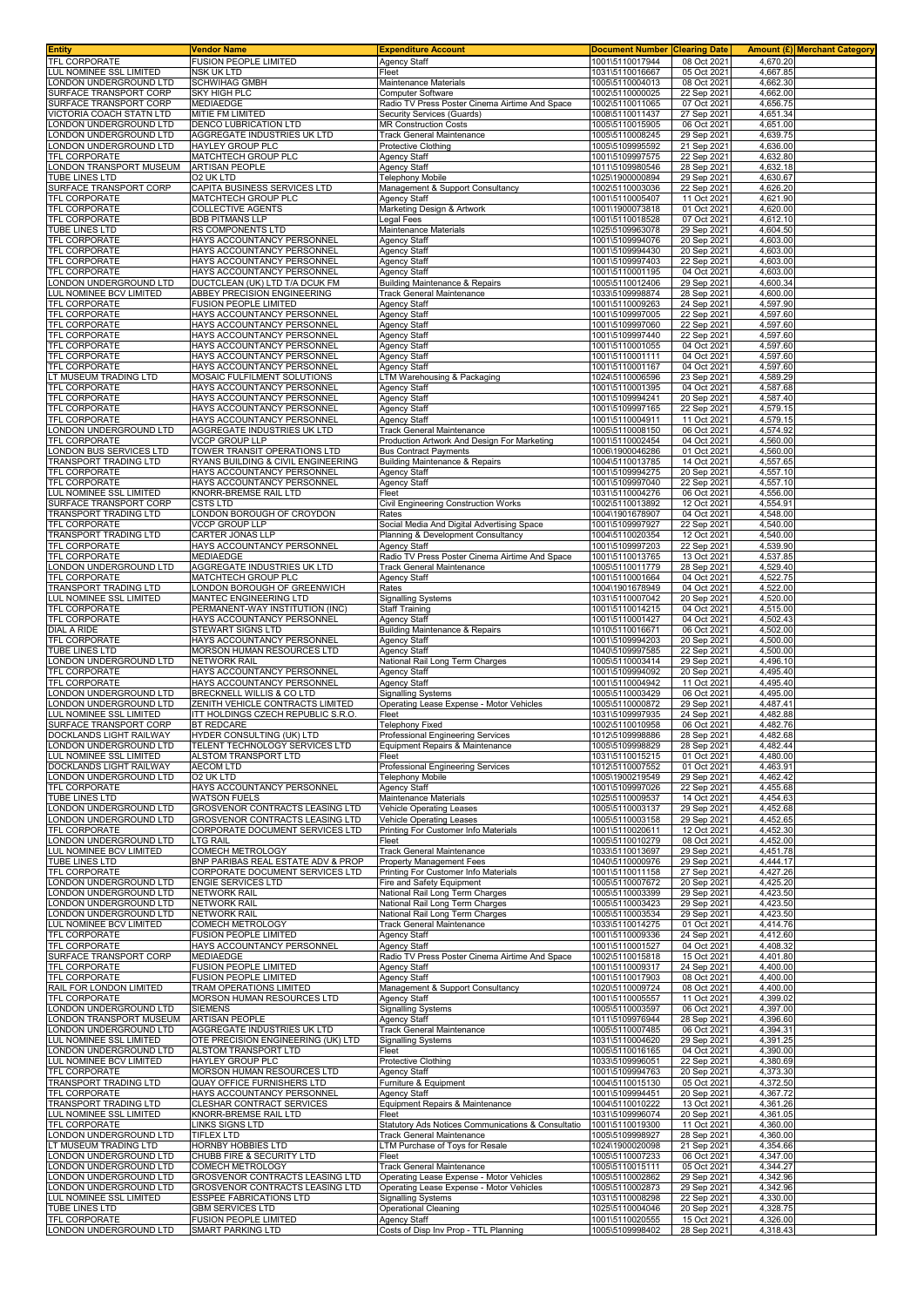| Entity | Vendor Name | Expenditure Account | Document Number | Clearing Date | Amount (£) | Merchant Category |
|---|---|---|---|---|---|---|
| TFL CORPORATE | FUSION PEOPLE LIMITED | Agency Staff | 1001\5110017944 | 08 Oct 2021 | 4,670.20 | |
| LUL NOMINEE SSL LIMITED | NSK UK LTD | Fleet | 1031\5110016667 | 05 Oct 2021 | 4,667.85 | |
| LONDON UNDERGROUND LTD | SCHWIHAG GMBH | Maintenance Materials | 1005\5110004013 | 08 Oct 2021 | 4,662.30 | |
| SURFACE TRANSPORT CORP | SKY HIGH PLC | Computer Software | 1002\5110000025 | 22 Sep 2021 | 4,662.00 | |
| SURFACE TRANSPORT CORP | MEDIAEDGE | Radio TV Press Poster Cinema Airtime And Space | 1002\5110011065 | 07 Oct 2021 | 4,656.75 | |
| VICTORIA COACH STATN LTD | MITIE FM LIMITED | Security Services (Guards) | 1008\5110011437 | 27 Sep 2021 | 4,651.34 | |
| LONDON UNDERGROUND LTD | DENCO LUBRICATION LTD | MR Construction Costs | 1005\5110015905 | 06 Oct 2021 | 4,651.00 | |
| LONDON UNDERGROUND LTD | AGGREGATE INDUSTRIES UK LTD | Track General Maintenance | 1005\5110008245 | 29 Sep 2021 | 4,639.75 | |
| LONDON UNDERGROUND LTD | HAYLEY GROUP PLC | Protective Clothing | 1005\5109995592 | 21 Sep 2021 | 4,636.00 | |
| TFL CORPORATE | MATCHTECH GROUP PLC | Agency Staff | 1001\5109997575 | 22 Sep 2021 | 4,632.80 | |
| LONDON TRANSPORT MUSEUM | ARTISAN PEOPLE | Agency Staff | 1011\5109980546 | 28 Sep 2021 | 4,632.18 | |
| TUBE LINES LTD | O2 UK LTD | Telephony Mobile | 1025\1900000894 | 29 Sep 2021 | 4,630.67 | |
| SURFACE TRANSPORT CORP | CAPITA BUSINESS SERVICES LTD | Management & Support Consultancy | 1002\5110003036 | 22 Sep 2021 | 4,626.20 | |
| TFL CORPORATE | MATCHTECH GROUP PLC | Agency Staff | 1001\5110005407 | 11 Oct 2021 | 4,621.90 | |
| TFL CORPORATE | COLLECTIVE AGENTS | Marketing Design & Artwork | 1001\1900073818 | 01 Oct 2021 | 4,620.00 | |
| TFL CORPORATE | BDB PITMANS LLP | Legal Fees | 1001\5110018528 | 07 Oct 2021 | 4,612.10 | |
| TUBE LINES LTD | RS COMPONENTS LTD | Maintenance Materials | 1025\5109963078 | 29 Sep 2021 | 4,604.50 | |
| TFL CORPORATE | HAYS ACCOUNTANCY PERSONNEL | Agency Staff | 1001\5109994076 | 20 Sep 2021 | 4,603.00 | |
| TFL CORPORATE | HAYS ACCOUNTANCY PERSONNEL | Agency Staff | 1001\5109994430 | 20 Sep 2021 | 4,603.00 | |
| TFL CORPORATE | HAYS ACCOUNTANCY PERSONNEL | Agency Staff | 1001\5109997403 | 22 Sep 2021 | 4,603.00 | |
| TFL CORPORATE | HAYS ACCOUNTANCY PERSONNEL | Agency Staff | 1001\5110001195 | 04 Oct 2021 | 4,603.00 | |
| LONDON UNDERGROUND LTD | DUCTCLEAN (UK) LTD T/A DCUK FM | Building Maintenance & Repairs | 1005\5110012406 | 29 Sep 2021 | 4,600.34 | |
| LUL NOMINEE BCV LIMITED | ABBEY PRECISION ENGINEERING | Track General Maintenance | 1033\5109998874 | 28 Sep 2021 | 4,600.00 | |
| TFL CORPORATE | FUSION PEOPLE LIMITED | Agency Staff | 1001\5110009263 | 24 Sep 2021 | 4,597.90 | |
| TFL CORPORATE | HAYS ACCOUNTANCY PERSONNEL | Agency Staff | 1001\5109997005 | 22 Sep 2021 | 4,597.60 | |
| TFL CORPORATE | HAYS ACCOUNTANCY PERSONNEL | Agency Staff | 1001\5109997060 | 22 Sep 2021 | 4,597.60 | |
| TFL CORPORATE | HAYS ACCOUNTANCY PERSONNEL | Agency Staff | 1001\5109997440 | 22 Sep 2021 | 4,597.60 | |
| TFL CORPORATE | HAYS ACCOUNTANCY PERSONNEL | Agency Staff | 1001\5110001055 | 04 Oct 2021 | 4,597.60 | |
| TFL CORPORATE | HAYS ACCOUNTANCY PERSONNEL | Agency Staff | 1001\5110001111 | 04 Oct 2021 | 4,597.60 | |
| TFL CORPORATE | HAYS ACCOUNTANCY PERSONNEL | Agency Staff | 1001\5110001167 | 04 Oct 2021 | 4,597.60 | |
| LT MUSEUM TRADING LTD | MOSAIC FULFILMENT SOLUTIONS | LTM Warehousing & Packaging | 1024\5110006596 | 23 Sep 2021 | 4,589.29 | |
| TFL CORPORATE | HAYS ACCOUNTANCY PERSONNEL | Agency Staff | 1001\5110001395 | 04 Oct 2021 | 4,587.68 | |
| TFL CORPORATE | HAYS ACCOUNTANCY PERSONNEL | Agency Staff | 1001\5109994241 | 20 Sep 2021 | 4,587.40 | |
| TFL CORPORATE | HAYS ACCOUNTANCY PERSONNEL | Agency Staff | 1001\5109997165 | 22 Sep 2021 | 4,579.15 | |
| TFL CORPORATE | HAYS ACCOUNTANCY PERSONNEL | Agency Staff | 1001\5110004911 | 11 Oct 2021 | 4,579.15 | |
| LONDON UNDERGROUND LTD | AGGREGATE INDUSTRIES UK LTD | Track General Maintenance | 1005\5110008150 | 06 Oct 2021 | 4,574.92 | |
| TFL CORPORATE | VCCP GROUP LLP | Production Artwork And Design For Marketing | 1001\5110002454 | 04 Oct 2021 | 4,560.00 | |
| LONDON BUS SERVICES LTD | TOWER TRANSIT OPERATIONS LTD | Bus Contract Payments | 1006\1900046286 | 01 Oct 2021 | 4,560.00 | |
| TRANSPORT TRADING LTD | RYANS BUILDING & CIVIL ENGINEERING | Building Maintenance & Repairs | 1004\5110013785 | 14 Oct 2021 | 4,557.65 | |
| TFL CORPORATE | HAYS ACCOUNTANCY PERSONNEL | Agency Staff | 1001\5109994275 | 20 Sep 2021 | 4,557.10 | |
| TFL CORPORATE | HAYS ACCOUNTANCY PERSONNEL | Agency Staff | 1001\5109997040 | 22 Sep 2021 | 4,557.10 | |
| LUL NOMINEE SSL LIMITED | KNORR-BREMSE RAIL LTD | Fleet | 1031\5110004276 | 06 Oct 2021 | 4,556.00 | |
| SURFACE TRANSPORT CORP | CSTS LTD | Civil Engineering Construction Works | 1002\5110013892 | 12 Oct 2021 | 4,554.91 | |
| TRANSPORT TRADING LTD | LONDON BOROUGH OF CROYDON | Rates | 1004\1901678907 | 04 Oct 2021 | 4,548.00 | |
| TFL CORPORATE | VCCP GROUP LLP | Social Media And Digital Advertising Space | 1001\5109997927 | 22 Sep 2021 | 4,540.00 | |
| TRANSPORT TRADING LTD | CARTER JONAS LLP | Planning & Development Consultancy | 1004\5110020354 | 12 Oct 2021 | 4,540.00 | |
| TFL CORPORATE | HAYS ACCOUNTANCY PERSONNEL | Agency Staff | 1001\5109997203 | 22 Sep 2021 | 4,539.90 | |
| TFL CORPORATE | MEDIAEDGE | Radio TV Press Poster Cinema Airtime And Space | 1001\5110013765 | 13 Oct 2021 | 4,537.85 | |
| LONDON UNDERGROUND LTD | AGGREGATE INDUSTRIES UK LTD | Track General Maintenance | 1005\5110011779 | 28 Sep 2021 | 4,529.40 | |
| TFL CORPORATE | MATCHTECH GROUP PLC | Agency Staff | 1001\5110001664 | 04 Oct 2021 | 4,522.75 | |
| TRANSPORT TRADING LTD | LONDON BOROUGH OF GREENWICH | Rates | 1004\1901678949 | 04 Oct 2021 | 4,522.00 | |
| LUL NOMINEE SSL LIMITED | MANTEC ENGINEERING LTD | Signalling Systems | 1031\5110007042 | 20 Sep 2021 | 4,520.00 | |
| TFL CORPORATE | PERMANENT-WAY INSTITUTION (INC) | Staff Training | 1001\5110014215 | 04 Oct 2021 | 4,515.00 | |
| TFL CORPORATE | HAYS ACCOUNTANCY PERSONNEL | Agency Staff | 1001\5110001427 | 04 Oct 2021 | 4,502.43 | |
| DIAL A RIDE | STEWART SIGNS LTD | Building Maintenance & Repairs | 1010\5110016671 | 06 Oct 2021 | 4,502.00 | |
| TFL CORPORATE | HAYS ACCOUNTANCY PERSONNEL | Agency Staff | 1001\5109994203 | 20 Sep 2021 | 4,500.00 | |
| TUBE LINES LTD | MORSON HUMAN RESOURCES LTD | Agency Staff | 1040\5109997585 | 22 Sep 2021 | 4,500.00 | |
| LONDON UNDERGROUND LTD | NETWORK RAIL | National Rail Long Term Charges | 1005\5110003414 | 29 Sep 2021 | 4,496.10 | |
| TFL CORPORATE | HAYS ACCOUNTANCY PERSONNEL | Agency Staff | 1001\5109994092 | 20 Sep 2021 | 4,495.40 | |
| TFL CORPORATE | HAYS ACCOUNTANCY PERSONNEL | Agency Staff | 1001\5110004942 | 11 Oct 2021 | 4,495.40 | |
| LONDON UNDERGROUND LTD | BRECKNELL WILLIS & CO LTD | Signalling Systems | 1005\5110003429 | 06 Oct 2021 | 4,495.00 | |
| LONDON UNDERGROUND LTD | ZENITH VEHICLE CONTRACTS LIMITED | Operating Lease Expense - Motor Vehicles | 1005\5110000872 | 29 Sep 2021 | 4,487.41 | |
| LUL NOMINEE SSL LIMITED | ITT HOLDINGS CZECH REPUBLIC S.R.O. | Fleet | 1031\5109997935 | 24 Sep 2021 | 4,482.88 | |
| SURFACE TRANSPORT CORP | BT REDCARE | Telephony Fixed | 1002\5110010958 | 06 Oct 2021 | 4,482.76 | |
| DOCKLANDS LIGHT RAILWAY | HYDER CONSULTING (UK) LTD | Professional Engineering Services | 1012\5109998886 | 28 Sep 2021 | 4,482.68 | |
| LONDON UNDERGROUND LTD | TELENT TECHNOLOGY SERVICES LTD | Equipment Repairs & Maintenance | 1005\5109998829 | 28 Sep 2021 | 4,482.44 | |
| LUL NOMINEE SSL LIMITED | ALSTOM TRANSPORT LTD | Fleet | 1031\5110015215 | 01 Oct 2021 | 4,480.00 | |
| DOCKLANDS LIGHT RAILWAY | AECOM LTD | Professional Engineering Services | 1012\5110007552 | 01 Oct 2021 | 4,463.91 | |
| LONDON UNDERGROUND LTD | O2 UK LTD | Telephony Mobile | 1005\1900219549 | 29 Sep 2021 | 4,462.42 | |
| TFL CORPORATE | HAYS ACCOUNTANCY PERSONNEL | Agency Staff | 1001\5109997026 | 22 Sep 2021 | 4,455.68 | |
| TUBE LINES LTD | WATSON FUELS | Maintenance Materials | 1025\5110009537 | 14 Oct 2021 | 4,454.63 | |
| LONDON UNDERGROUND LTD | GROSVENOR CONTRACTS LEASING LTD | Vehicle Operating Leases | 1005\5110003137 | 29 Sep 2021 | 4,452.68 | |
| LONDON UNDERGROUND LTD | GROSVENOR CONTRACTS LEASING LTD | Vehicle Operating Leases | 1005\5110003158 | 29 Sep 2021 | 4,452.65 | |
| TFL CORPORATE | CORPORATE DOCUMENT SERVICES LTD | Printing For Customer Info Materials | 1001\5110020611 | 12 Oct 2021 | 4,452.30 | |
| LONDON UNDERGROUND LTD | LTG RAIL | Fleet | 1005\5110010279 | 08 Oct 2021 | 4,452.00 | |
| LUL NOMINEE BCV LIMITED | COMECH METROLOGY | Track General Maintenance | 1033\5110013697 | 29 Sep 2021 | 4,451.78 | |
| TUBE LINES LTD | BNP PARIBAS REAL ESTATE ADV & PROP | Property Management Fees | 1040\5110000976 | 29 Sep 2021 | 4,444.17 | |
| TFL CORPORATE | CORPORATE DOCUMENT SERVICES LTD | Printing For Customer Info Materials | 1001\5110011158 | 27 Sep 2021 | 4,427.26 | |
| LONDON UNDERGROUND LTD | ENGIE SERVICES LTD | Fire and Safety Equipment | 1005\5110007672 | 20 Sep 2021 | 4,425.20 | |
| LONDON UNDERGROUND LTD | NETWORK RAIL | National Rail Long Term Charges | 1005\5110003399 | 29 Sep 2021 | 4,423.50 | |
| LONDON UNDERGROUND LTD | NETWORK RAIL | National Rail Long Term Charges | 1005\5110003423 | 29 Sep 2021 | 4,423.50 | |
| LONDON UNDERGROUND LTD | NETWORK RAIL | National Rail Long Term Charges | 1005\5110003534 | 29 Sep 2021 | 4,423.50 | |
| LUL NOMINEE BCV LIMITED | COMECH METROLOGY | Track General Maintenance | 1033\5110014275 | 01 Oct 2021 | 4,414.76 | |
| TFL CORPORATE | FUSION PEOPLE LIMITED | Agency Staff | 1001\5110009336 | 24 Sep 2021 | 4,412.60 | |
| TFL CORPORATE | HAYS ACCOUNTANCY PERSONNEL | Agency Staff | 1001\5110001527 | 04 Oct 2021 | 4,408.32 | |
| SURFACE TRANSPORT CORP | MEDIAEDGE | Radio TV Press Poster Cinema Airtime And Space | 1002\5110015818 | 15 Oct 2021 | 4,401.80 | |
| TFL CORPORATE | FUSION PEOPLE LIMITED | Agency Staff | 1001\5110009317 | 24 Sep 2021 | 4,400.00 | |
| TFL CORPORATE | FUSION PEOPLE LIMITED | Agency Staff | 1001\5110017903 | 08 Oct 2021 | 4,400.00 | |
| RAIL FOR LONDON LIMITED | TRAM OPERATIONS LIMITED | Management & Support Consultancy | 1020\5110009724 | 08 Oct 2021 | 4,400.00 | |
| TFL CORPORATE | MORSON HUMAN RESOURCES LTD | Agency Staff | 1001\5110005557 | 11 Oct 2021 | 4,399.02 | |
| LONDON UNDERGROUND LTD | SIEMENS | Signalling Systems | 1005\5110003597 | 06 Oct 2021 | 4,397.00 | |
| LONDON TRANSPORT MUSEUM | ARTISAN PEOPLE | Agency Staff | 1011\5109976944 | 28 Sep 2021 | 4,396.60 | |
| LONDON UNDERGROUND LTD | AGGREGATE INDUSTRIES UK LTD | Track General Maintenance | 1005\5110007485 | 06 Oct 2021 | 4,394.31 | |
| LUL NOMINEE SSL LIMITED | OTE PRECISION ENGINEERING (UK) LTD | Signalling Systems | 1031\5110004620 | 29 Sep 2021 | 4,391.25 | |
| LONDON UNDERGROUND LTD | ALSTOM TRANSPORT LTD | Fleet | 1005\5110016165 | 04 Oct 2021 | 4,390.00 | |
| LUL NOMINEE BCV LIMITED | HAYLEY GROUP PLC | Protective Clothing | 1033\5109996051 | 22 Sep 2021 | 4,380.69 | |
| TFL CORPORATE | MORSON HUMAN RESOURCES LTD | Agency Staff | 1001\5109994763 | 20 Sep 2021 | 4,373.30 | |
| TRANSPORT TRADING LTD | QUAY OFFICE FURNISHERS LTD | Furniture & Equipment | 1004\5110015130 | 05 Oct 2021 | 4,372.50 | |
| TFL CORPORATE | HAYS ACCOUNTANCY PERSONNEL | Agency Staff | 1001\5109994451 | 20 Sep 2021 | 4,367.72 | |
| TRANSPORT TRADING LTD | CLESHAR CONTRACT SERVICES | Equipment Repairs & Maintenance | 1004\5110010222 | 13 Oct 2021 | 4,361.26 | |
| LUL NOMINEE SSL LIMITED | KNORR-BREMSE RAIL LTD | Fleet | 1031\5109996074 | 20 Sep 2021 | 4,361.05 | |
| TFL CORPORATE | LINKS SIGNS LTD | Statutory Ads Notices Communications & Consultatio | 1001\5110019300 | 11 Oct 2021 | 4,360.00 | |
| LONDON UNDERGROUND LTD | TIFLEX LTD | Track General Maintenance | 1005\5109998927 | 28 Sep 2021 | 4,360.00 | |
| LT MUSEUM TRADING LTD | HORNBY HOBBIES LTD | LTM Purchase of Toys for Resale | 1024\1900020098 | 21 Sep 2021 | 4,354.66 | |
| LONDON UNDERGROUND LTD | CHUBB FIRE & SECURITY LTD | Fleet | 1005\5110007233 | 06 Oct 2021 | 4,347.00 | |
| LONDON UNDERGROUND LTD | COMECH METROLOGY | Track General Maintenance | 1005\5110015111 | 05 Oct 2021 | 4,344.27 | |
| LONDON UNDERGROUND LTD | GROSVENOR CONTRACTS LEASING LTD | Operating Lease Expense - Motor Vehicles | 1005\5110002862 | 29 Sep 2021 | 4,342.96 | |
| LONDON UNDERGROUND LTD | GROSVENOR CONTRACTS LEASING LTD | Operating Lease Expense - Motor Vehicles | 1005\5110002873 | 29 Sep 2021 | 4,342.96 | |
| LUL NOMINEE SSL LIMITED | ESSPEE FABRICATIONS LTD | Signalling Systems | 1031\5110008298 | 22 Sep 2021 | 4,330.00 | |
| TUBE LINES LTD | GBM SERVICES LTD | Operational Cleaning | 1025\5110004046 | 20 Sep 2021 | 4,328.75 | |
| TFL CORPORATE | FUSION PEOPLE LIMITED | Agency Staff | 1001\5110020555 | 15 Oct 2021 | 4,326.00 | |
| LONDON UNDERGROUND LTD | SMART PARKING LTD | Costs of Disp Inv Prop - TTL Planning | 1005\5109998402 | 28 Sep 2021 | 4,318.43 | |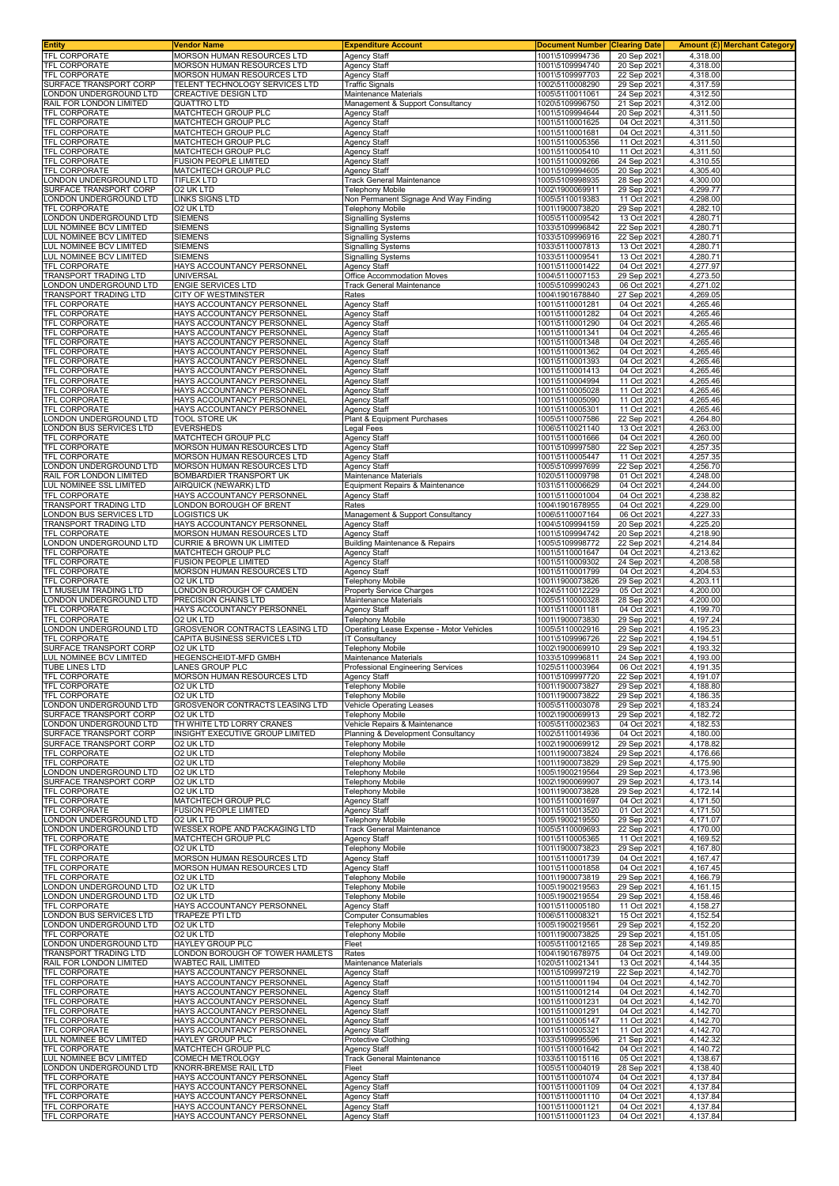| Entity | Vendor Name | Expenditure Account | Document Number | Clearing Date | Amount (£) | Merchant Category |
|---|---|---|---|---|---|---|
| TFL CORPORATE | MORSON HUMAN RESOURCES LTD | Agency Staff | 1001\5109994736 | 20 Sep 2021 | 4,318.00 | |
| TFL CORPORATE | MORSON HUMAN RESOURCES LTD | Agency Staff | 1001\5109994740 | 20 Sep 2021 | 4,318.00 | |
| TFL CORPORATE | MORSON HUMAN RESOURCES LTD | Agency Staff | 1001\5109997703 | 22 Sep 2021 | 4,318.00 | |
| SURFACE TRANSPORT CORP | TELENT TECHNOLOGY SERVICES LTD | Traffic Signals | 1002\5110008290 | 29 Sep 2021 | 4,317.59 | |
| LONDON UNDERGROUND LTD | CREACTIVE DESIGN LTD | Maintenance Materials | 1005\5110011061 | 24 Sep 2021 | 4,312.50 | |
| RAIL FOR LONDON LIMITED | QUATTRO LTD | Management & Support Consultancy | 1020\5109996750 | 21 Sep 2021 | 4,312.00 | |
| TFL CORPORATE | MATCHTECH GROUP PLC | Agency Staff | 1001\5109994644 | 20 Sep 2021 | 4,311.50 | |
| TFL CORPORATE | MATCHTECH GROUP PLC | Agency Staff | 1001\5110001625 | 04 Oct 2021 | 4,311.50 | |
| TFL CORPORATE | MATCHTECH GROUP PLC | Agency Staff | 1001\5110001681 | 04 Oct 2021 | 4,311.50 | |
| TFL CORPORATE | MATCHTECH GROUP PLC | Agency Staff | 1001\5110005356 | 11 Oct 2021 | 4,311.50 | |
| TFL CORPORATE | MATCHTECH GROUP PLC | Agency Staff | 1001\5110005410 | 11 Oct 2021 | 4,311.50 | |
| TFL CORPORATE | FUSION PEOPLE LIMITED | Agency Staff | 1001\5110009266 | 24 Sep 2021 | 4,310.55 | |
| TFL CORPORATE | MATCHTECH GROUP PLC | Agency Staff | 1001\5109994605 | 20 Sep 2021 | 4,305.40 | |
| LONDON UNDERGROUND LTD | TIFLEX LTD | Track General Maintenance | 1005\5109998935 | 28 Sep 2021 | 4,300.00 | |
| SURFACE TRANSPORT CORP | O2 UK LTD | Telephony Mobile | 1002\1900069911 | 29 Sep 2021 | 4,299.77 | |
| LONDON UNDERGROUND LTD | LINKS SIGNS LTD | Non Permanent Signage And Way Finding | 1005\5110019383 | 11 Oct 2021 | 4,298.00 | |
| TFL CORPORATE | O2 UK LTD | Telephony Mobile | 1001\1900073820 | 29 Sep 2021 | 4,282.10 | |
| LONDON UNDERGROUND LTD | SIEMENS | Signalling Systems | 1005\5110009542 | 13 Oct 2021 | 4,280.71 | |
| LUL NOMINEE BCV LIMITED | SIEMENS | Signalling Systems | 1033\5109996842 | 22 Sep 2021 | 4,280.71 | |
| LUL NOMINEE BCV LIMITED | SIEMENS | Signalling Systems | 1033\5109996916 | 22 Sep 2021 | 4,280.71 | |
| LUL NOMINEE BCV LIMITED | SIEMENS | Signalling Systems | 1033\5110007813 | 13 Oct 2021 | 4,280.71 | |
| LUL NOMINEE BCV LIMITED | SIEMENS | Signalling Systems | 1033\5110009541 | 13 Oct 2021 | 4,280.71 | |
| TFL CORPORATE | HAYS ACCOUNTANCY PERSONNEL | Agency Staff | 1001\5110001422 | 04 Oct 2021 | 4,277.97 | |
| TRANSPORT TRADING LTD | UNIVERSAL | Office Accommodation Moves | 1004\5110007153 | 29 Sep 2021 | 4,273.50 | |
| LONDON UNDERGROUND LTD | ENGIE SERVICES LTD | Track General Maintenance | 1005\5109990243 | 06 Oct 2021 | 4,271.02 | |
| TRANSPORT TRADING LTD | CITY OF WESTMINSTER | Rates | 1004\1901678840 | 27 Sep 2021 | 4,269.05 | |
| TFL CORPORATE | HAYS ACCOUNTANCY PERSONNEL | Agency Staff | 1001\5110001281 | 04 Oct 2021 | 4,265.46 | |
| TFL CORPORATE | HAYS ACCOUNTANCY PERSONNEL | Agency Staff | 1001\5110001282 | 04 Oct 2021 | 4,265.46 | |
| TFL CORPORATE | HAYS ACCOUNTANCY PERSONNEL | Agency Staff | 1001\5110001290 | 04 Oct 2021 | 4,265.46 | |
| TFL CORPORATE | HAYS ACCOUNTANCY PERSONNEL | Agency Staff | 1001\5110001341 | 04 Oct 2021 | 4,265.46 | |
| TFL CORPORATE | HAYS ACCOUNTANCY PERSONNEL | Agency Staff | 1001\5110001348 | 04 Oct 2021 | 4,265.46 | |
| TFL CORPORATE | HAYS ACCOUNTANCY PERSONNEL | Agency Staff | 1001\5110001362 | 04 Oct 2021 | 4,265.46 | |
| TFL CORPORATE | HAYS ACCOUNTANCY PERSONNEL | Agency Staff | 1001\5110001393 | 04 Oct 2021 | 4,265.46 | |
| TFL CORPORATE | HAYS ACCOUNTANCY PERSONNEL | Agency Staff | 1001\5110001413 | 04 Oct 2021 | 4,265.46 | |
| TFL CORPORATE | HAYS ACCOUNTANCY PERSONNEL | Agency Staff | 1001\5110004994 | 11 Oct 2021 | 4,265.46 | |
| TFL CORPORATE | HAYS ACCOUNTANCY PERSONNEL | Agency Staff | 1001\5110005028 | 11 Oct 2021 | 4,265.46 | |
| TFL CORPORATE | HAYS ACCOUNTANCY PERSONNEL | Agency Staff | 1001\5110005090 | 11 Oct 2021 | 4,265.46 | |
| TFL CORPORATE | HAYS ACCOUNTANCY PERSONNEL | Agency Staff | 1001\5110005301 | 11 Oct 2021 | 4,265.46 | |
| LONDON UNDERGROUND LTD | TOOL STORE UK | Plant & Equipment Purchases | 1005\5110007586 | 22 Sep 2021 | 4,264.80 | |
| LONDON BUS SERVICES LTD | EVERSHEDS | Legal Fees | 1006\5110021140 | 13 Oct 2021 | 4,263.00 | |
| TFL CORPORATE | MATCHTECH GROUP PLC | Agency Staff | 1001\5110001666 | 04 Oct 2021 | 4,260.00 | |
| TFL CORPORATE | MORSON HUMAN RESOURCES LTD | Agency Staff | 1001\5109997580 | 22 Sep 2021 | 4,257.35 | |
| TFL CORPORATE | MORSON HUMAN RESOURCES LTD | Agency Staff | 1001\5110005447 | 11 Oct 2021 | 4,257.35 | |
| LONDON UNDERGROUND LTD | MORSON HUMAN RESOURCES LTD | Agency Staff | 1005\5109997699 | 22 Sep 2021 | 4,256.70 | |
| RAIL FOR LONDON LIMITED | BOMBARDIER TRANSPORT UK | Maintenance Materials | 1020\5110009798 | 01 Oct 2021 | 4,248.00 | |
| LUL NOMINEE SSL LIMITED | AIRQUICK (NEWARK) LTD | Equipment Repairs & Maintenance | 1031\5110006629 | 04 Oct 2021 | 4,244.00 | |
| TFL CORPORATE | HAYS ACCOUNTANCY PERSONNEL | Agency Staff | 1001\5110001004 | 04 Oct 2021 | 4,238.82 | |
| TRANSPORT TRADING LTD | LONDON BOROUGH OF BRENT | Rates | 1004\1901678955 | 04 Oct 2021 | 4,229.00 | |
| LONDON BUS SERVICES LTD | LOGISTICS UK | Management & Support Consultancy | 1006\5110007164 | 06 Oct 2021 | 4,227.33 | |
| TRANSPORT TRADING LTD | HAYS ACCOUNTANCY PERSONNEL | Agency Staff | 1004\5109994159 | 20 Sep 2021 | 4,225.20 | |
| TFL CORPORATE | MORSON HUMAN RESOURCES LTD | Agency Staff | 1001\5109994742 | 20 Sep 2021 | 4,218.90 | |
| LONDON UNDERGROUND LTD | CURRIE & BROWN UK LIMITED | Building Maintenance & Repairs | 1005\5109998772 | 22 Sep 2021 | 4,214.84 | |
| TFL CORPORATE | MATCHTECH GROUP PLC | Agency Staff | 1001\5110001647 | 04 Oct 2021 | 4,213.62 | |
| TFL CORPORATE | FUSION PEOPLE LIMITED | Agency Staff | 1001\5110009302 | 24 Sep 2021 | 4,208.58 | |
| TFL CORPORATE | MORSON HUMAN RESOURCES LTD | Agency Staff | 1001\5110001799 | 04 Oct 2021 | 4,204.53 | |
| TFL CORPORATE | O2 UK LTD | Telephony Mobile | 1001\1900073826 | 29 Sep 2021 | 4,203.11 | |
| LT MUSEUM TRADING LTD | LONDON BOROUGH OF CAMDEN | Property Service Charges | 1024\5110012229 | 05 Oct 2021 | 4,200.00 | |
| LONDON UNDERGROUND LTD | PRECISION CHAINS LTD | Maintenance Materials | 1005\5110000328 | 28 Sep 2021 | 4,200.00 | |
| TFL CORPORATE | HAYS ACCOUNTANCY PERSONNEL | Agency Staff | 1001\5110001181 | 04 Oct 2021 | 4,199.70 | |
| TFL CORPORATE | O2 UK LTD | Telephony Mobile | 1001\1900073830 | 29 Sep 2021 | 4,197.24 | |
| LONDON UNDERGROUND LTD | GROSVENOR CONTRACTS LEASING LTD | Operating Lease Expense - Motor Vehicles | 1005\5110002916 | 29 Sep 2021 | 4,195.23 | |
| TFL CORPORATE | CAPITA BUSINESS SERVICES LTD | IT Consultancy | 1001\5109996726 | 22 Sep 2021 | 4,194.51 | |
| SURFACE TRANSPORT CORP | O2 UK LTD | Telephony Mobile | 1002\1900069910 | 29 Sep 2021 | 4,193.32 | |
| LUL NOMINEE BCV LIMITED | HEGENSCHEIDT-MFD GMBH | Maintenance Materials | 1033\5109996811 | 24 Sep 2021 | 4,193.00 | |
| TUBE LINES LTD | LANES GROUP PLC | Professional Engineering Services | 1025\5110003964 | 06 Oct 2021 | 4,191.35 | |
| TFL CORPORATE | MORSON HUMAN RESOURCES LTD | Agency Staff | 1001\5109997720 | 22 Sep 2021 | 4,191.07 | |
| TFL CORPORATE | O2 UK LTD | Telephony Mobile | 1001\1900073827 | 29 Sep 2021 | 4,188.80 | |
| TFL CORPORATE | O2 UK LTD | Telephony Mobile | 1001\1900073822 | 29 Sep 2021 | 4,186.35 | |
| LONDON UNDERGROUND LTD | GROSVENOR CONTRACTS LEASING LTD | Vehicle Operating Leases | 1005\5110003078 | 29 Sep 2021 | 4,183.24 | |
| SURFACE TRANSPORT CORP | O2 UK LTD | Telephony Mobile | 1002\1900069913 | 29 Sep 2021 | 4,182.72 | |
| LONDON UNDERGROUND LTD | TH WHITE LTD LORRY CRANES | Vehicle Repairs & Maintenance | 1005\5110002363 | 04 Oct 2021 | 4,182.53 | |
| SURFACE TRANSPORT CORP | INSIGHT EXECUTIVE GROUP LIMITED | Planning & Development Consultancy | 1002\5110014936 | 04 Oct 2021 | 4,180.00 | |
| SURFACE TRANSPORT CORP | O2 UK LTD | Telephony Mobile | 1002\1900069912 | 29 Sep 2021 | 4,178.82 | |
| TFL CORPORATE | O2 UK LTD | Telephony Mobile | 1001\1900073824 | 29 Sep 2021 | 4,176.66 | |
| TFL CORPORATE | O2 UK LTD | Telephony Mobile | 1001\1900073829 | 29 Sep 2021 | 4,175.90 | |
| LONDON UNDERGROUND LTD | O2 UK LTD | Telephony Mobile | 1005\1900219564 | 29 Sep 2021 | 4,173.96 | |
| SURFACE TRANSPORT CORP | O2 UK LTD | Telephony Mobile | 1002\1900069907 | 29 Sep 2021 | 4,173.14 | |
| TFL CORPORATE | O2 UK LTD | Telephony Mobile | 1001\1900073828 | 29 Sep 2021 | 4,172.14 | |
| TFL CORPORATE | MATCHTECH GROUP PLC | Agency Staff | 1001\5110001697 | 04 Oct 2021 | 4,171.50 | |
| TFL CORPORATE | FUSION PEOPLE LIMITED | Agency Staff | 1001\5110013520 | 01 Oct 2021 | 4,171.50 | |
| LONDON UNDERGROUND LTD | O2 UK LTD | Telephony Mobile | 1005\1900219550 | 29 Sep 2021 | 4,171.07 | |
| LONDON UNDERGROUND LTD | WESSEX ROPE AND PACKAGING LTD | Track General Maintenance | 1005\5110009693 | 22 Sep 2021 | 4,170.00 | |
| TFL CORPORATE | MATCHTECH GROUP PLC | Agency Staff | 1001\5110005365 | 11 Oct 2021 | 4,169.52 | |
| TFL CORPORATE | O2 UK LTD | Telephony Mobile | 1001\1900073823 | 29 Sep 2021 | 4,167.80 | |
| TFL CORPORATE | MORSON HUMAN RESOURCES LTD | Agency Staff | 1001\5110001739 | 04 Oct 2021 | 4,167.47 | |
| TFL CORPORATE | MORSON HUMAN RESOURCES LTD | Agency Staff | 1001\5110001858 | 04 Oct 2021 | 4,167.45 | |
| TFL CORPORATE | O2 UK LTD | Telephony Mobile | 1001\1900073819 | 29 Sep 2021 | 4,166.79 | |
| LONDON UNDERGROUND LTD | O2 UK LTD | Telephony Mobile | 1005\1900219563 | 29 Sep 2021 | 4,161.15 | |
| LONDON UNDERGROUND LTD | O2 UK LTD | Telephony Mobile | 1005\1900219554 | 29 Sep 2021 | 4,158.46 | |
| TFL CORPORATE | HAYS ACCOUNTANCY PERSONNEL | Agency Staff | 1001\5110005180 | 11 Oct 2021 | 4,158.27 | |
| LONDON BUS SERVICES LTD | TRAPEZE PTI LTD | Computer Consumables | 1006\5110008321 | 15 Oct 2021 | 4,152.54 | |
| LONDON UNDERGROUND LTD | O2 UK LTD | Telephony Mobile | 1005\1900219561 | 29 Sep 2021 | 4,152.20 | |
| TFL CORPORATE | O2 UK LTD | Telephony Mobile | 1001\1900073825 | 29 Sep 2021 | 4,151.05 | |
| LONDON UNDERGROUND LTD | HAYLEY GROUP PLC | Fleet | 1005\5110012165 | 28 Sep 2021 | 4,149.85 | |
| TRANSPORT TRADING LTD | LONDON BOROUGH OF TOWER HAMLETS | Rates | 1004\1901678975 | 04 Oct 2021 | 4,149.00 | |
| RAIL FOR LONDON LIMITED | WABTEC RAIL LIMITED | Maintenance Materials | 1020\5110021341 | 13 Oct 2021 | 4,144.35 | |
| TFL CORPORATE | HAYS ACCOUNTANCY PERSONNEL | Agency Staff | 1001\5109997219 | 22 Sep 2021 | 4,142.70 | |
| TFL CORPORATE | HAYS ACCOUNTANCY PERSONNEL | Agency Staff | 1001\5110001194 | 04 Oct 2021 | 4,142.70 | |
| TFL CORPORATE | HAYS ACCOUNTANCY PERSONNEL | Agency Staff | 1001\5110001214 | 04 Oct 2021 | 4,142.70 | |
| TFL CORPORATE | HAYS ACCOUNTANCY PERSONNEL | Agency Staff | 1001\5110001231 | 04 Oct 2021 | 4,142.70 | |
| TFL CORPORATE | HAYS ACCOUNTANCY PERSONNEL | Agency Staff | 1001\5110001291 | 04 Oct 2021 | 4,142.70 | |
| TFL CORPORATE | HAYS ACCOUNTANCY PERSONNEL | Agency Staff | 1001\5110005147 | 11 Oct 2021 | 4,142.70 | |
| TFL CORPORATE | HAYS ACCOUNTANCY PERSONNEL | Agency Staff | 1001\5110005321 | 11 Oct 2021 | 4,142.70 | |
| LUL NOMINEE BCV LIMITED | HAYLEY GROUP PLC | Protective Clothing | 1033\5109995596 | 21 Sep 2021 | 4,142.32 | |
| TFL CORPORATE | MATCHTECH GROUP PLC | Agency Staff | 1001\5110001642 | 04 Oct 2021 | 4,140.72 | |
| LUL NOMINEE BCV LIMITED | COMECH METROLOGY | Track General Maintenance | 1033\5110015116 | 05 Oct 2021 | 4,138.67 | |
| LONDON UNDERGROUND LTD | KNORR-BREMSE RAIL LTD | Fleet | 1005\5110004019 | 28 Sep 2021 | 4,138.40 | |
| TFL CORPORATE | HAYS ACCOUNTANCY PERSONNEL | Agency Staff | 1001\5110001074 | 04 Oct 2021 | 4,137.84 | |
| TFL CORPORATE | HAYS ACCOUNTANCY PERSONNEL | Agency Staff | 1001\5110001109 | 04 Oct 2021 | 4,137.84 | |
| TFL CORPORATE | HAYS ACCOUNTANCY PERSONNEL | Agency Staff | 1001\5110001110 | 04 Oct 2021 | 4,137.84 | |
| TFL CORPORATE | HAYS ACCOUNTANCY PERSONNEL | Agency Staff | 1001\5110001121 | 04 Oct 2021 | 4,137.84 | |
| TFL CORPORATE | HAYS ACCOUNTANCY PERSONNEL | Agency Staff | 1001\5110001123 | 04 Oct 2021 | 4,137.84 | |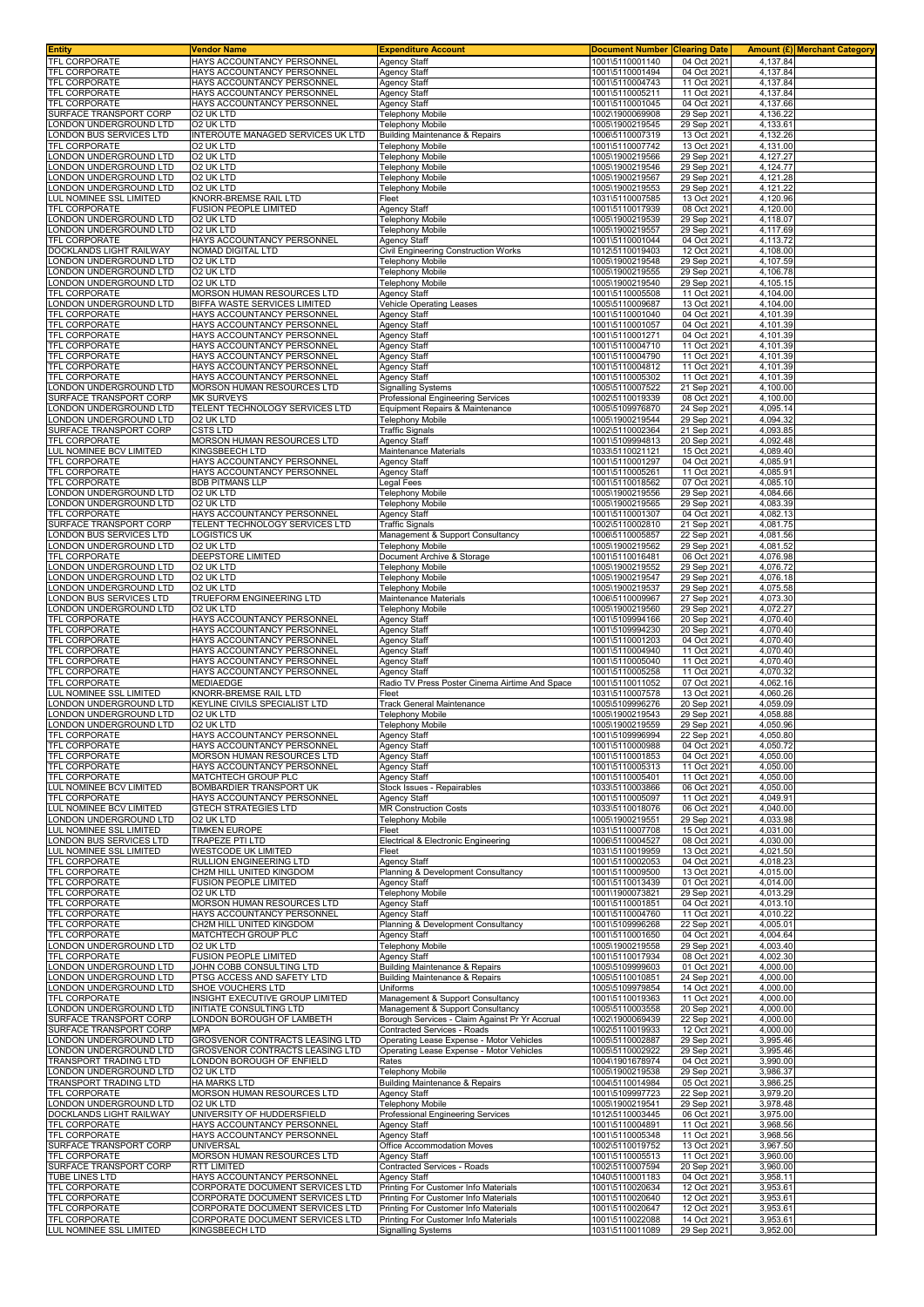| Entity | Vendor Name | Expenditure Account | Document Number | Clearing Date | Amount (£) | Merchant Category |
|---|---|---|---|---|---|---|
| TFL CORPORATE | HAYS ACCOUNTANCY PERSONNEL | Agency Staff | 1001\5110001140 | 04 Oct 2021 | 4,137.84 | |
| TFL CORPORATE | HAYS ACCOUNTANCY PERSONNEL | Agency Staff | 1001\5110001494 | 04 Oct 2021 | 4,137.84 | |
| TFL CORPORATE | HAYS ACCOUNTANCY PERSONNEL | Agency Staff | 1001\5110004743 | 11 Oct 2021 | 4,137.84 | |
| TFL CORPORATE | HAYS ACCOUNTANCY PERSONNEL | Agency Staff | 1001\5110005211 | 11 Oct 2021 | 4,137.84 | |
| TFL CORPORATE | HAYS ACCOUNTANCY PERSONNEL | Agency Staff | 1001\5110001045 | 04 Oct 2021 | 4,137.66 | |
| SURFACE TRANSPORT CORP | O2 UK LTD | Telephony Mobile | 1002\1900069908 | 29 Sep 2021 | 4,136.22 | |
| LONDON UNDERGROUND LTD | O2 UK LTD | Telephony Mobile | 1005\1900219545 | 29 Sep 2021 | 4,133.61 | |
| LONDON BUS SERVICES LTD | INTEROUTE MANAGED SERVICES UK LTD | Building Maintenance & Repairs | 1006\5110007319 | 13 Oct 2021 | 4,132.26 | |
| TFL CORPORATE | O2 UK LTD | Telephony Mobile | 1001\5110007742 | 13 Oct 2021 | 4,131.00 | |
| LONDON UNDERGROUND LTD | O2 UK LTD | Telephony Mobile | 1005\1900219566 | 29 Sep 2021 | 4,127.27 | |
| LONDON UNDERGROUND LTD | O2 UK LTD | Telephony Mobile | 1005\1900219546 | 29 Sep 2021 | 4,124.77 | |
| LONDON UNDERGROUND LTD | O2 UK LTD | Telephony Mobile | 1005\1900219567 | 29 Sep 2021 | 4,121.28 | |
| LONDON UNDERGROUND LTD | O2 UK LTD | Telephony Mobile | 1005\1900219553 | 29 Sep 2021 | 4,121.22 | |
| LUL NOMINEE SSL LIMITED | KNORR-BREMSE RAIL LTD | Fleet | 1031\5110007585 | 13 Oct 2021 | 4,120.96 | |
| TFL CORPORATE | FUSION PEOPLE LIMITED | Agency Staff | 1001\5110017939 | 08 Oct 2021 | 4,120.00 | |
| LONDON UNDERGROUND LTD | O2 UK LTD | Telephony Mobile | 1005\1900219539 | 29 Sep 2021 | 4,118.07 | |
| LONDON UNDERGROUND LTD | O2 UK LTD | Telephony Mobile | 1005\1900219557 | 29 Sep 2021 | 4,117.69 | |
| TFL CORPORATE | HAYS ACCOUNTANCY PERSONNEL | Agency Staff | 1001\5110001044 | 04 Oct 2021 | 4,113.72 | |
| DOCKLANDS LIGHT RAILWAY | NOMAD DIGITAL LTD | Civil Engineering Construction Works | 1012\5110019403 | 12 Oct 2021 | 4,108.00 | |
| LONDON UNDERGROUND LTD | O2 UK LTD | Telephony Mobile | 1005\1900219548 | 29 Sep 2021 | 4,107.59 | |
| LONDON UNDERGROUND LTD | O2 UK LTD | Telephony Mobile | 1005\1900219555 | 29 Sep 2021 | 4,106.78 | |
| LONDON UNDERGROUND LTD | O2 UK LTD | Telephony Mobile | 1005\1900219540 | 29 Sep 2021 | 4,105.15 | |
| TFL CORPORATE | MORSON HUMAN RESOURCES LTD | Agency Staff | 1001\5110005508 | 11 Oct 2021 | 4,104.00 | |
| LONDON UNDERGROUND LTD | BIFFA WASTE SERVICES LIMITED | Vehicle Operating Leases | 1005\5110009687 | 13 Oct 2021 | 4,104.00 | |
| TFL CORPORATE | HAYS ACCOUNTANCY PERSONNEL | Agency Staff | 1001\5110001040 | 04 Oct 2021 | 4,101.39 | |
| TFL CORPORATE | HAYS ACCOUNTANCY PERSONNEL | Agency Staff | 1001\5110001057 | 04 Oct 2021 | 4,101.39 | |
| TFL CORPORATE | HAYS ACCOUNTANCY PERSONNEL | Agency Staff | 1001\5110001271 | 04 Oct 2021 | 4,101.39 | |
| TFL CORPORATE | HAYS ACCOUNTANCY PERSONNEL | Agency Staff | 1001\5110004710 | 11 Oct 2021 | 4,101.39 | |
| TFL CORPORATE | HAYS ACCOUNTANCY PERSONNEL | Agency Staff | 1001\5110004790 | 11 Oct 2021 | 4,101.39 | |
| TFL CORPORATE | HAYS ACCOUNTANCY PERSONNEL | Agency Staff | 1001\5110004812 | 11 Oct 2021 | 4,101.39 | |
| TFL CORPORATE | HAYS ACCOUNTANCY PERSONNEL | Agency Staff | 1001\5110005302 | 11 Oct 2021 | 4,101.39 | |
| LONDON UNDERGROUND LTD | MORSON HUMAN RESOURCES LTD | Signalling Systems | 1005\5110007522 | 21 Sep 2021 | 4,100.00 | |
| SURFACE TRANSPORT CORP | MK SURVEYS | Professional Engineering Services | 1002\5110019339 | 08 Oct 2021 | 4,100.00 | |
| LONDON UNDERGROUND LTD | TELENT TECHNOLOGY SERVICES LTD | Equipment Repairs & Maintenance | 1005\5109976870 | 24 Sep 2021 | 4,095.14 | |
| LONDON UNDERGROUND LTD | O2 UK LTD | Telephony Mobile | 1005\1900219544 | 29 Sep 2021 | 4,094.32 | |
| SURFACE TRANSPORT CORP | CSTS LTD | Traffic Signals | 1002\5110002364 | 21 Sep 2021 | 4,093.85 | |
| TFL CORPORATE | MORSON HUMAN RESOURCES LTD | Agency Staff | 1001\5109994813 | 20 Sep 2021 | 4,092.48 | |
| LUL NOMINEE BCV LIMITED | KINGSBEECH LTD | Maintenance Materials | 1033\5110021121 | 15 Oct 2021 | 4,089.40 | |
| TFL CORPORATE | HAYS ACCOUNTANCY PERSONNEL | Agency Staff | 1001\5110001297 | 04 Oct 2021 | 4,085.91 | |
| TFL CORPORATE | HAYS ACCOUNTANCY PERSONNEL | Agency Staff | 1001\5110005261 | 11 Oct 2021 | 4,085.91 | |
| TFL CORPORATE | BDB PITMANS LLP | Legal Fees | 1001\5110018562 | 07 Oct 2021 | 4,085.10 | |
| LONDON UNDERGROUND LTD | O2 UK LTD | Telephony Mobile | 1005\1900219556 | 29 Sep 2021 | 4,084.66 | |
| LONDON UNDERGROUND LTD | O2 UK LTD | Telephony Mobile | 1005\1900219565 | 29 Sep 2021 | 4,083.39 | |
| TFL CORPORATE | HAYS ACCOUNTANCY PERSONNEL | Agency Staff | 1001\5110001307 | 04 Oct 2021 | 4,082.13 | |
| SURFACE TRANSPORT CORP | TELENT TECHNOLOGY SERVICES LTD | Traffic Signals | 1002\5110002810 | 21 Sep 2021 | 4,081.75 | |
| LONDON BUS SERVICES LTD | LOGISTICS UK | Management & Support Consultancy | 1006\5110005857 | 22 Sep 2021 | 4,081.56 | |
| LONDON UNDERGROUND LTD | O2 UK LTD | Telephony Mobile | 1005\1900219562 | 29 Sep 2021 | 4,081.52 | |
| TFL CORPORATE | DEEPSTORE LIMITED | Document Archive & Storage | 1001\5110016481 | 06 Oct 2021 | 4,076.98 | |
| LONDON UNDERGROUND LTD | O2 UK LTD | Telephony Mobile | 1005\1900219552 | 29 Sep 2021 | 4,076.72 | |
| LONDON UNDERGROUND LTD | O2 UK LTD | Telephony Mobile | 1005\1900219547 | 29 Sep 2021 | 4,076.18 | |
| LONDON UNDERGROUND LTD | O2 UK LTD | Telephony Mobile | 1005\1900219537 | 29 Sep 2021 | 4,075.58 | |
| LONDON BUS SERVICES LTD | TRUEFORM ENGINEERING LTD | Maintenance Materials | 1006\5110009967 | 27 Sep 2021 | 4,073.30 | |
| LONDON UNDERGROUND LTD | O2 UK LTD | Telephony Mobile | 1005\1900219560 | 29 Sep 2021 | 4,072.27 | |
| TFL CORPORATE | HAYS ACCOUNTANCY PERSONNEL | Agency Staff | 1001\5109994166 | 20 Sep 2021 | 4,070.40 | |
| TFL CORPORATE | HAYS ACCOUNTANCY PERSONNEL | Agency Staff | 1001\5109994230 | 20 Sep 2021 | 4,070.40 | |
| TFL CORPORATE | HAYS ACCOUNTANCY PERSONNEL | Agency Staff | 1001\5110001203 | 04 Oct 2021 | 4,070.40 | |
| TFL CORPORATE | HAYS ACCOUNTANCY PERSONNEL | Agency Staff | 1001\5110004940 | 11 Oct 2021 | 4,070.40 | |
| TFL CORPORATE | HAYS ACCOUNTANCY PERSONNEL | Agency Staff | 1001\5110005040 | 11 Oct 2021 | 4,070.40 | |
| TFL CORPORATE | HAYS ACCOUNTANCY PERSONNEL | Agency Staff | 1001\5110005258 | 11 Oct 2021 | 4,070.32 | |
| TFL CORPORATE | MEDIAEDGE | Radio TV Press Poster Cinema Airtime And Space | 1001\5110011052 | 07 Oct 2021 | 4,062.16 | |
| LUL NOMINEE SSL LIMITED | KNORR-BREMSE RAIL LTD | Fleet | 1031\5110007578 | 13 Oct 2021 | 4,060.26 | |
| LONDON UNDERGROUND LTD | KEYLINE CIVILS SPECIALIST LTD | Track General Maintenance | 1005\5109996276 | 20 Sep 2021 | 4,059.09 | |
| LONDON UNDERGROUND LTD | O2 UK LTD | Telephony Mobile | 1005\1900219543 | 29 Sep 2021 | 4,058.88 | |
| LONDON UNDERGROUND LTD | O2 UK LTD | Telephony Mobile | 1005\1900219559 | 29 Sep 2021 | 4,050.96 | |
| TFL CORPORATE | HAYS ACCOUNTANCY PERSONNEL | Agency Staff | 1001\5109996994 | 22 Sep 2021 | 4,050.80 | |
| TFL CORPORATE | HAYS ACCOUNTANCY PERSONNEL | Agency Staff | 1001\5110000988 | 04 Oct 2021 | 4,050.72 | |
| TFL CORPORATE | MORSON HUMAN RESOURCES LTD | Agency Staff | 1001\5110001853 | 04 Oct 2021 | 4,050.00 | |
| TFL CORPORATE | HAYS ACCOUNTANCY PERSONNEL | Agency Staff | 1001\5110005313 | 11 Oct 2021 | 4,050.00 | |
| TFL CORPORATE | MATCHTECH GROUP PLC | Agency Staff | 1001\5110005401 | 11 Oct 2021 | 4,050.00 | |
| LUL NOMINEE BCV LIMITED | BOMBARDIER TRANSPORT UK | Stock Issues - Repairables | 1033\5110003866 | 06 Oct 2021 | 4,050.00 | |
| TFL CORPORATE | HAYS ACCOUNTANCY PERSONNEL | Agency Staff | 1001\5110005097 | 11 Oct 2021 | 4,049.91 | |
| LUL NOMINEE BCV LIMITED | GTECH STRATEGIES LTD | MR Construction Costs | 1033\5110018076 | 06 Oct 2021 | 4,040.00 | |
| LONDON UNDERGROUND LTD | O2 UK LTD | Telephony Mobile | 1005\1900219551 | 29 Sep 2021 | 4,033.98 | |
| LUL NOMINEE SSL LIMITED | TIMKEN EUROPE | Fleet | 1031\5110007708 | 15 Oct 2021 | 4,031.00 | |
| LONDON BUS SERVICES LTD | TRAPEZE PTI LTD | Electrical & Electronic Engineering | 1006\5110004527 | 08 Oct 2021 | 4,030.00 | |
| LUL NOMINEE SSL LIMITED | WESTCODE UK LIMITED | Fleet | 1031\5110019959 | 13 Oct 2021 | 4,021.50 | |
| TFL CORPORATE | RULLION ENGINEERING LTD | Agency Staff | 1001\5110002053 | 04 Oct 2021 | 4,018.23 | |
| TFL CORPORATE | CH2M HILL UNITED KINGDOM | Planning & Development Consultancy | 1001\5110009500 | 13 Oct 2021 | 4,015.00 | |
| TFL CORPORATE | FUSION PEOPLE LIMITED | Agency Staff | 1001\5110013439 | 01 Oct 2021 | 4,014.00 | |
| TFL CORPORATE | O2 UK LTD | Telephony Mobile | 1001\1900073821 | 29 Sep 2021 | 4,013.29 | |
| TFL CORPORATE | MORSON HUMAN RESOURCES LTD | Agency Staff | 1001\5110001851 | 04 Oct 2021 | 4,013.10 | |
| TFL CORPORATE | HAYS ACCOUNTANCY PERSONNEL | Agency Staff | 1001\5110004760 | 11 Oct 2021 | 4,010.22 | |
| TFL CORPORATE | CH2M HILL UNITED KINGDOM | Planning & Development Consultancy | 1001\5109996268 | 22 Sep 2021 | 4,005.01 | |
| TFL CORPORATE | MATCHTECH GROUP PLC | Agency Staff | 1001\5110001650 | 04 Oct 2021 | 4,004.64 | |
| LONDON UNDERGROUND LTD | O2 UK LTD | Telephony Mobile | 1005\1900219558 | 29 Sep 2021 | 4,003.40 | |
| TFL CORPORATE | FUSION PEOPLE LIMITED | Agency Staff | 1001\5110017934 | 08 Oct 2021 | 4,002.30 | |
| LONDON UNDERGROUND LTD | JOHN COBB CONSULTING LTD | Building Maintenance & Repairs | 1005\5109999603 | 01 Oct 2021 | 4,000.00 | |
| LONDON UNDERGROUND LTD | PTSG ACCESS AND SAFETY LTD | Building Maintenance & Repairs | 1005\5110010851 | 24 Sep 2021 | 4,000.00 | |
| LONDON UNDERGROUND LTD | SHOE VOUCHERS LTD | Uniforms | 1005\5109979654 | 14 Oct 2021 | 4,000.00 | |
| TFL CORPORATE | INSIGHT EXECUTIVE GROUP LIMITED | Management & Support Consultancy | 1001\5110019363 | 11 Oct 2021 | 4,000.00 | |
| LONDON UNDERGROUND LTD | INITIATE CONSULTING LTD | Management & Support Consultancy | 1005\5110003558 | 20 Sep 2021 | 4,000.00 | |
| SURFACE TRANSPORT CORP | LONDON BOROUGH OF LAMBETH | Borough Services - Claim Against Pr Yr Accrual | 1002\1900069439 | 22 Sep 2021 | 4,000.00 | |
| SURFACE TRANSPORT CORP | MPA | Contracted Services - Roads | 1002\5110019933 | 12 Oct 2021 | 4,000.00 | |
| LONDON UNDERGROUND LTD | GROSVENOR CONTRACTS LEASING LTD | Operating Lease Expense - Motor Vehicles | 1005\5110002887 | 29 Sep 2021 | 3,995.46 | |
| LONDON UNDERGROUND LTD | GROSVENOR CONTRACTS LEASING LTD | Operating Lease Expense - Motor Vehicles | 1005\5110002922 | 29 Sep 2021 | 3,995.46 | |
| TRANSPORT TRADING LTD | LONDON BOROUGH OF ENFIELD | Rates | 1004\1901678974 | 04 Oct 2021 | 3,990.00 | |
| LONDON UNDERGROUND LTD | O2 UK LTD | Telephony Mobile | 1005\1900219538 | 29 Sep 2021 | 3,986.37 | |
| TRANSPORT TRADING LTD | HA MARKS LTD | Building Maintenance & Repairs | 1004\5110014984 | 05 Oct 2021 | 3,986.25 | |
| TFL CORPORATE | MORSON HUMAN RESOURCES LTD | Agency Staff | 1001\5109997723 | 22 Sep 2021 | 3,979.20 | |
| LONDON UNDERGROUND LTD | O2 UK LTD | Telephony Mobile | 1005\1900219541 | 29 Sep 2021 | 3,978.48 | |
| DOCKLANDS LIGHT RAILWAY | UNIVERSITY OF HUDDERSFIELD | Professional Engineering Services | 1012\5110003445 | 06 Oct 2021 | 3,975.00 | |
| TFL CORPORATE | HAYS ACCOUNTANCY PERSONNEL | Agency Staff | 1001\5110004891 | 11 Oct 2021 | 3,968.56 | |
| TFL CORPORATE | HAYS ACCOUNTANCY PERSONNEL | Agency Staff | 1001\5110005348 | 11 Oct 2021 | 3,968.56 | |
| SURFACE TRANSPORT CORP | UNIVERSAL | Office Accommodation Moves | 1002\5110019752 | 13 Oct 2021 | 3,967.50 | |
| TFL CORPORATE | MORSON HUMAN RESOURCES LTD | Agency Staff | 1001\5110005513 | 11 Oct 2021 | 3,960.00 | |
| SURFACE TRANSPORT CORP | RTT LIMITED | Contracted Services - Roads | 1002\5110007594 | 20 Sep 2021 | 3,960.00 | |
| TUBE LINES LTD | HAYS ACCOUNTANCY PERSONNEL | Agency Staff | 1040\5110001183 | 04 Oct 2021 | 3,958.11 | |
| TFL CORPORATE | CORPORATE DOCUMENT SERVICES LTD | Printing For Customer Info Materials | 1001\5110020634 | 12 Oct 2021 | 3,953.61 | |
| TFL CORPORATE | CORPORATE DOCUMENT SERVICES LTD | Printing For Customer Info Materials | 1001\5110020640 | 12 Oct 2021 | 3,953.61 | |
| TFL CORPORATE | CORPORATE DOCUMENT SERVICES LTD | Printing For Customer Info Materials | 1001\5110020647 | 12 Oct 2021 | 3,953.61 | |
| TFL CORPORATE | CORPORATE DOCUMENT SERVICES LTD | Printing For Customer Info Materials | 1001\5110022088 | 14 Oct 2021 | 3,953.61 | |
| LUL NOMINEE SSL LIMITED | KINGSBEECH LTD | Signalling Systems | 1031\5110011089 | 29 Sep 2021 | 3,952.00 | |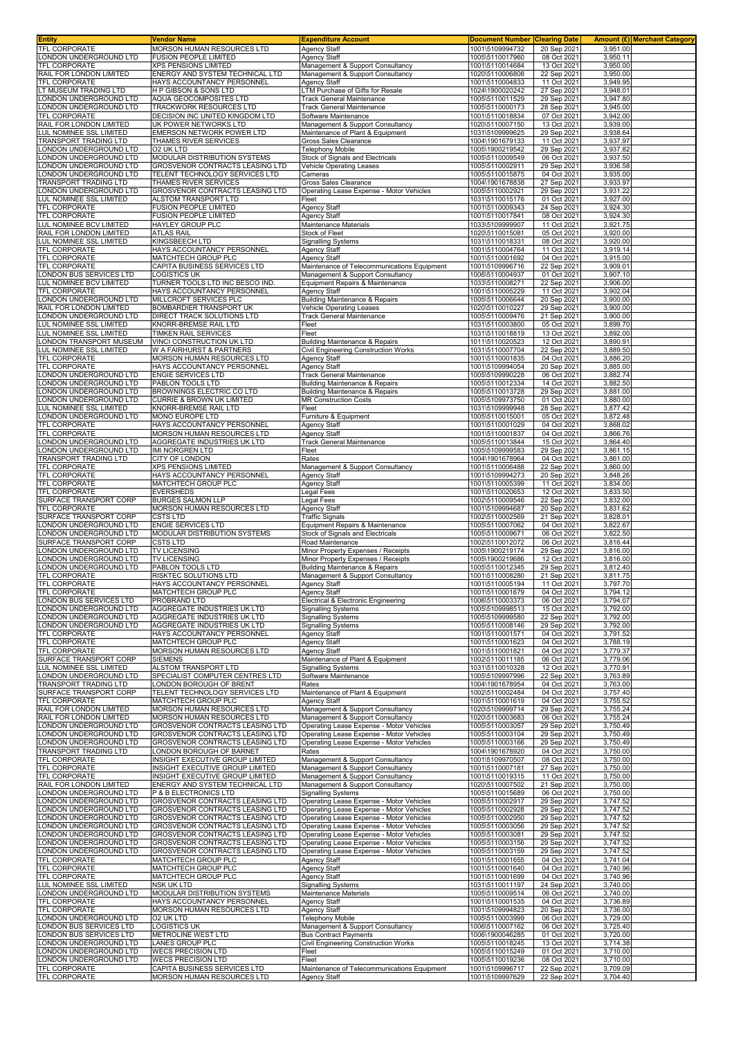| Entity | Vendor Name | Expenditure Account | Document Number | Clearing Date | Amount (£) | Merchant Category |
|---|---|---|---|---|---|---|
| TFL CORPORATE | MORSON HUMAN RESOURCES LTD | Agency Staff | 1001\5109994732 | 20 Sep 2021 | 3,951.00 | |
| LONDON UNDERGROUND LTD | FUSION PEOPLE LIMITED | Agency Staff | 1005\5110017960 | 08 Oct 2021 | 3,950.11 | |
| TFL CORPORATE | XPS PENSIONS LIMITED | Management & Support Consultancy | 1001\5110014684 | 13 Oct 2021 | 3,950.00 | |
| RAIL FOR LONDON LIMITED | ENERGY AND SYSTEM TECHNICAL LTD | Management & Support Consultancy | 1020\5110006808 | 22 Sep 2021 | 3,950.00 | |
| TFL CORPORATE | HAYS ACCOUNTANCY PERSONNEL | Agency Staff | 1001\5110004833 | 11 Oct 2021 | 3,949.95 | |
| LT MUSEUM TRADING LTD | H P GIBSON & SONS LTD | LTM Purchase of Gifts for Resale | 1024\1900020242 | 27 Sep 2021 | 3,948.01 | |
| LONDON UNDERGROUND LTD | AQUA GEOCOMPOSITES LTD | Track General Maintenance | 1005\5110011529 | 29 Sep 2021 | 3,947.80 | |
| LONDON UNDERGROUND LTD | TRACKWORK RESOURCES LTD | Track General Maintenance | 1005\5110000173 | 28 Sep 2021 | 3,945.00 | |
| TFL CORPORATE | DECISION INC UNITED KINGDOM LTD | Software Maintenance | 1001\5110018834 | 07 Oct 2021 | 3,942.00 | |
| RAIL FOR LONDON LIMITED | UK POWER NETWORKS LTD | Management & Support Consultancy | 1020\5110007150 | 13 Oct 2021 | 3,939.00 | |
| LUL NOMINEE SSL LIMITED | EMERSON NETWORK POWER LTD | Maintenance of Plant & Equipment | 1031\5109999625 | 29 Sep 2021 | 3,938.64 | |
| TRANSPORT TRADING LTD | THAMES RIVER SERVICES | Gross Sales Clearance | 1004\1901679133 | 11 Oct 2021 | 3,937.97 | |
| LONDON UNDERGROUND LTD | O2 UK LTD | Telephony Mobile | 1005\1900219542 | 29 Sep 2021 | 3,937.82 | |
| LONDON UNDERGROUND LTD | MODULAR DISTRIBUTION SYSTEMS | Stock of Signals and Electricals | 1005\5110009549 | 06 Oct 2021 | 3,937.50 | |
| LONDON UNDERGROUND LTD | GROSVENOR CONTRACTS LEASING LTD | Vehicle Operating Leases | 1005\5110002911 | 29 Sep 2021 | 3,936.58 | |
| LONDON UNDERGROUND LTD | TELENT TECHNOLOGY SERVICES LTD | Cameras | 1005\5110015875 | 04 Oct 2021 | 3,935.00 | |
| TRANSPORT TRADING LTD | THAMES RIVER SERVICES | Gross Sales Clearance | 1004\1901678838 | 27 Sep 2021 | 3,933.97 | |
| LONDON UNDERGROUND LTD | GROSVENOR CONTRACTS LEASING LTD | Operating Lease Expense - Motor Vehicles | 1005\5110002921 | 29 Sep 2021 | 3,931.22 | |
| LUL NOMINEE SSL LIMITED | ALSTOM TRANSPORT LTD | Fleet | 1031\5110015176 | 01 Oct 2021 | 3,927.00 | |
| TFL CORPORATE | FUSION PEOPLE LIMITED | Agency Staff | 1001\5110009343 | 24 Sep 2021 | 3,924.30 | |
| TFL CORPORATE | FUSION PEOPLE LIMITED | Agency Staff | 1001\5110017841 | 08 Oct 2021 | 3,924.30 | |
| LUL NOMINEE BCV LIMITED | HAYLEY GROUP PLC | Maintenance Materials | 1033\5109999907 | 11 Oct 2021 | 3,921.75 | |
| RAIL FOR LONDON LIMITED | ATLAS RAIL | Stock of Fleet | 1020\5110015081 | 05 Oct 2021 | 3,920.00 | |
| LUL NOMINEE SSL LIMITED | KINGSBEECH LTD | Signalling Systems | 1031\5110018331 | 08 Oct 2021 | 3,920.00 | |
| TFL CORPORATE | HAYS ACCOUNTANCY PERSONNEL | Agency Staff | 1001\5110004764 | 11 Oct 2021 | 3,919.14 | |
| TFL CORPORATE | MATCHTECH GROUP PLC | Agency Staff | 1001\5110001692 | 04 Oct 2021 | 3,915.00 | |
| TFL CORPORATE | CAPITA BUSINESS SERVICES LTD | Maintenance of Telecommunications Equipment | 1001\5109996716 | 22 Sep 2021 | 3,909.01 | |
| LONDON BUS SERVICES LTD | LOGISTICS UK | Management & Support Consultancy | 1006\5110004937 | 01 Oct 2021 | 3,907.10 | |
| LUL NOMINEE BCV LIMITED | TURNER TOOLS LTD INC BESCO IND. | Equipment Repairs & Maintenance | 1033\5110008271 | 22 Sep 2021 | 3,906.00 | |
| TFL CORPORATE | HAYS ACCOUNTANCY PERSONNEL | Agency Staff | 1001\5110005229 | 11 Oct 2021 | 3,902.04 | |
| LONDON UNDERGROUND LTD | MILLCROFT SERVICES PLC | Building Maintenance & Repairs | 1005\5110006644 | 20 Sep 2021 | 3,900.00 | |
| RAIL FOR LONDON LIMITED | BOMBARDIER TRANSPORT UK | Vehicle Operating Leases | 1020\5110010227 | 29 Sep 2021 | 3,900.00 | |
| LONDON UNDERGROUND LTD | DIRECT TRACK SOLUTIONS LTD | Track General Maintenance | 1005\5110009476 | 21 Sep 2021 | 3,900.00 | |
| LUL NOMINEE SSL LIMITED | KNORR-BREMSE RAIL LTD | Fleet | 1031\5110003800 | 05 Oct 2021 | 3,899.70 | |
| LUL NOMINEE SSL LIMITED | TIMKEN RAIL SERVICES | Fleet | 1031\5110018819 | 13 Oct 2021 | 3,892.00 | |
| LONDON TRANSPORT MUSEUM | VINCI CONSTRUCTION UK LTD | Building Maintenance & Repairs | 1011\5110020523 | 12 Oct 2021 | 3,890.91 | |
| LUL NOMINEE SSL LIMITED | W A FAIRHURST & PARTNERS | Civil Engineering Construction Works | 1031\5110007704 | 22 Sep 2021 | 3,889.50 | |
| TFL CORPORATE | MORSON HUMAN RESOURCES LTD | Agency Staff | 1001\5110001835 | 04 Oct 2021 | 3,886.20 | |
| TFL CORPORATE | HAYS ACCOUNTANCY PERSONNEL | Agency Staff | 1001\5109994054 | 20 Sep 2021 | 3,885.00 | |
| LONDON UNDERGROUND LTD | ENGIE SERVICES LTD | Track General Maintenance | 1005\5109990228 | 06 Oct 2021 | 3,882.74 | |
| LONDON UNDERGROUND LTD | PABLON TOOLS LTD | Building Maintenance & Repairs | 1005\5110012334 | 14 Oct 2021 | 3,882.50 | |
| LONDON UNDERGROUND LTD | BROWNINGS ELECTRIC CO LTD | Building Maintenance & Repairs | 1005\5110013728 | 29 Sep 2021 | 3,881.00 | |
| LONDON UNDERGROUND LTD | CURRIE & BROWN UK LIMITED | MR Construction Costs | 1005\5109973750 | 01 Oct 2021 | 3,880.00 | |
| LUL NOMINEE SSL LIMITED | KNORR-BREMSE RAIL LTD | Fleet | 1031\5109999948 | 28 Sep 2021 | 3,877.42 | |
| LONDON UNDERGROUND LTD | MONO EUROPE LTD | Furniture & Equipment | 1005\5110015001 | 05 Oct 2021 | 3,872.48 | |
| TFL CORPORATE | HAYS ACCOUNTANCY PERSONNEL | Agency Staff | 1001\5110001029 | 04 Oct 2021 | 3,868.02 | |
| TFL CORPORATE | MORSON HUMAN RESOURCES LTD | Agency Staff | 1001\5110001837 | 04 Oct 2021 | 3,866.76 | |
| LONDON UNDERGROUND LTD | AGGREGATE INDUSTRIES UK LTD | Track General Maintenance | 1005\5110013844 | 15 Oct 2021 | 3,864.40 | |
| LONDON UNDERGROUND LTD | IMI NORGREN LTD | Fleet | 1005\5109999583 | 29 Sep 2021 | 3,861.15 | |
| TRANSPORT TRADING LTD | CITY OF LONDON | Rates | 1004\1901678964 | 04 Oct 2021 | 3,861.00 | |
| TFL CORPORATE | XPS PENSIONS LIMITED | Management & Support Consultancy | 1001\5110006488 | 22 Sep 2021 | 3,860.00 | |
| TFL CORPORATE | HAYS ACCOUNTANCY PERSONNEL | Agency Staff | 1001\5109994273 | 20 Sep 2021 | 3,848.26 | |
| TFL CORPORATE | MATCHTECH GROUP PLC | Agency Staff | 1001\5110005399 | 11 Oct 2021 | 3,834.00 | |
| TFL CORPORATE | EVERSHEDS | Legal Fees | 1001\5110020653 | 12 Oct 2021 | 3,833.50 | |
| SURFACE TRANSPORT CORP | BURGES SALMON LLP | Legal Fees | 1002\5110009546 | 22 Sep 2021 | 3,832.00 | |
| TFL CORPORATE | MORSON HUMAN RESOURCES LTD | Agency Staff | 1001\5109994687 | 20 Sep 2021 | 3,831.62 | |
| SURFACE TRANSPORT CORP | CSTS LTD | Traffic Signals | 1002\5110002569 | 21 Sep 2021 | 3,828.01 | |
| LONDON UNDERGROUND LTD | ENGIE SERVICES LTD | Equipment Repairs & Maintenance | 1005\5110007062 | 04 Oct 2021 | 3,822.67 | |
| LONDON UNDERGROUND LTD | MODULAR DISTRIBUTION SYSTEMS | Stock of Signals and Electricals | 1005\5110009671 | 06 Oct 2021 | 3,822.50 | |
| SURFACE TRANSPORT CORP | CSTS LTD | Road Maintenance | 1002\5110012072 | 06 Oct 2021 | 3,816.44 | |
| LONDON UNDERGROUND LTD | TV LICENSING | Minor Property Expenses / Receipts | 1005\1900219174 | 29 Sep 2021 | 3,816.00 | |
| LONDON UNDERGROUND LTD | TV LICENSING | Minor Property Expenses / Receipts | 1005\1900219686 | 12 Oct 2021 | 3,816.00 | |
| LONDON UNDERGROUND LTD | PABLON TOOLS LTD | Building Maintenance & Repairs | 1005\5110012345 | 29 Sep 2021 | 3,812.40 | |
| TFL CORPORATE | RISKTEC SOLUTIONS LTD | Management & Support Consultancy | 1001\5110008280 | 21 Sep 2021 | 3,811.75 | |
| TFL CORPORATE | HAYS ACCOUNTANCY PERSONNEL | Agency Staff | 1001\5110005194 | 11 Oct 2021 | 3,797.70 | |
| TFL CORPORATE | MATCHTECH GROUP PLC | Agency Staff | 1001\5110001679 | 04 Oct 2021 | 3,794.12 | |
| LONDON BUS SERVICES LTD | PROBRAND LTD | Electrical & Electronic Engineering | 1006\5110003373 | 06 Oct 2021 | 3,794.07 | |
| LONDON UNDERGROUND LTD | AGGREGATE INDUSTRIES UK LTD | Signalling Systems | 1005\5109998513 | 15 Oct 2021 | 3,792.00 | |
| LONDON UNDERGROUND LTD | AGGREGATE INDUSTRIES UK LTD | Signalling Systems | 1005\5109999580 | 22 Sep 2021 | 3,792.00 | |
| LONDON UNDERGROUND LTD | AGGREGATE INDUSTRIES UK LTD | Signalling Systems | 1005\5110008146 | 29 Sep 2021 | 3,792.00 | |
| TFL CORPORATE | HAYS ACCOUNTANCY PERSONNEL | Agency Staff | 1001\5110001571 | 04 Oct 2021 | 3,791.52 | |
| TFL CORPORATE | MATCHTECH GROUP PLC | Agency Staff | 1001\5110001623 | 04 Oct 2021 | 3,788.19 | |
| TFL CORPORATE | MORSON HUMAN RESOURCES LTD | Agency Staff | 1001\5110001821 | 04 Oct 2021 | 3,779.37 | |
| SURFACE TRANSPORT CORP | SIEMENS | Maintenance of Plant & Equipment | 1002\5110011185 | 06 Oct 2021 | 3,779.06 | |
| LUL NOMINEE SSL LIMITED | ALSTOM TRANSPORT LTD | Signalling Systems | 1031\5110010328 | 12 Oct 2021 | 3,770.91 | |
| LONDON UNDERGROUND LTD | SPECIALIST COMPUTER CENTRES LTD | Software Maintenance | 1005\5109997996 | 22 Sep 2021 | 3,763.89 | |
| TRANSPORT TRADING LTD | LONDON BOROUGH OF BRENT | Rates | 1004\1901678954 | 04 Oct 2021 | 3,763.00 | |
| SURFACE TRANSPORT CORP | TELENT TECHNOLOGY SERVICES LTD | Maintenance of Plant & Equipment | 1002\5110002484 | 04 Oct 2021 | 3,757.40 | |
| TFL CORPORATE | MATCHTECH GROUP PLC | Agency Staff | 1001\5110001619 | 04 Oct 2021 | 3,755.52 | |
| RAIL FOR LONDON LIMITED | MORSON HUMAN RESOURCES LTD | Management & Support Consultancy | 1020\5109999714 | 29 Sep 2021 | 3,755.24 | |
| RAIL FOR LONDON LIMITED | MORSON HUMAN RESOURCES LTD | Management & Support Consultancy | 1020\5110003683 | 06 Oct 2021 | 3,755.24 | |
| LONDON UNDERGROUND LTD | GROSVENOR CONTRACTS LEASING LTD | Operating Lease Expense - Motor Vehicles | 1005\5110003057 | 29 Sep 2021 | 3,750.49 | |
| LONDON UNDERGROUND LTD | GROSVENOR CONTRACTS LEASING LTD | Operating Lease Expense - Motor Vehicles | 1005\5110003104 | 29 Sep 2021 | 3,750.49 | |
| LONDON UNDERGROUND LTD | GROSVENOR CONTRACTS LEASING LTD | Operating Lease Expense - Motor Vehicles | 1005\5110003166 | 29 Sep 2021 | 3,750.49 | |
| TRANSPORT TRADING LTD | LONDON BOROUGH OF BARNET | Rates | 1004\1901678920 | 04 Oct 2021 | 3,750.00 | |
| TFL CORPORATE | INSIGHT EXECUTIVE GROUP LIMITED | Management & Support Consultancy | 1001\5109970507 | 08 Oct 2021 | 3,750.00 | |
| TFL CORPORATE | INSIGHT EXECUTIVE GROUP LIMITED | Management & Support Consultancy | 1001\5110007181 | 27 Sep 2021 | 3,750.00 | |
| TFL CORPORATE | INSIGHT EXECUTIVE GROUP LIMITED | Management & Support Consultancy | 1001\5110019315 | 11 Oct 2021 | 3,750.00 | |
| RAIL FOR LONDON LIMITED | ENERGY AND SYSTEM TECHNICAL LTD | Management & Support Consultancy | 1020\5110007502 | 21 Sep 2021 | 3,750.00 | |
| LONDON UNDERGROUND LTD | P & B ELECTRONICS LTD | Signalling Systems | 1005\5110015689 | 06 Oct 2021 | 3,750.00 | |
| LONDON UNDERGROUND LTD | GROSVENOR CONTRACTS LEASING LTD | Operating Lease Expense - Motor Vehicles | 1005\5110002917 | 29 Sep 2021 | 3,747.52 | |
| LONDON UNDERGROUND LTD | GROSVENOR CONTRACTS LEASING LTD | Operating Lease Expense - Motor Vehicles | 1005\5110002928 | 29 Sep 2021 | 3,747.52 | |
| LONDON UNDERGROUND LTD | GROSVENOR CONTRACTS LEASING LTD | Operating Lease Expense - Motor Vehicles | 1005\5110002950 | 29 Sep 2021 | 3,747.52 | |
| LONDON UNDERGROUND LTD | GROSVENOR CONTRACTS LEASING LTD | Operating Lease Expense - Motor Vehicles | 1005\5110003056 | 29 Sep 2021 | 3,747.52 | |
| LONDON UNDERGROUND LTD | GROSVENOR CONTRACTS LEASING LTD | Operating Lease Expense - Motor Vehicles | 1005\5110003081 | 29 Sep 2021 | 3,747.52 | |
| LONDON UNDERGROUND LTD | GROSVENOR CONTRACTS LEASING LTD | Operating Lease Expense - Motor Vehicles | 1005\5110003156 | 29 Sep 2021 | 3,747.52 | |
| LONDON UNDERGROUND LTD | GROSVENOR CONTRACTS LEASING LTD | Operating Lease Expense - Motor Vehicles | 1005\5110003159 | 29 Sep 2021 | 3,747.52 | |
| TFL CORPORATE | MATCHTECH GROUP PLC | Agency Staff | 1001\5110001655 | 04 Oct 2021 | 3,741.04 | |
| TFL CORPORATE | MATCHTECH GROUP PLC | Agency Staff | 1001\5110001640 | 04 Oct 2021 | 3,740.96 | |
| TFL CORPORATE | MATCHTECH GROUP PLC | Agency Staff | 1001\5110001699 | 04 Oct 2021 | 3,740.96 | |
| LUL NOMINEE SSL LIMITED | NSK UK LTD | Signalling Systems | 1031\5110011197 | 24 Sep 2021 | 3,740.00 | |
| LONDON UNDERGROUND LTD | MODULAR DISTRIBUTION SYSTEMS | Maintenance Materials | 1005\5110009514 | 06 Oct 2021 | 3,740.00 | |
| TFL CORPORATE | HAYS ACCOUNTANCY PERSONNEL | Agency Staff | 1001\5110001535 | 04 Oct 2021 | 3,736.89 | |
| TFL CORPORATE | MORSON HUMAN RESOURCES LTD | Agency Staff | 1001\5109994823 | 20 Sep 2021 | 3,736.00 | |
| LONDON UNDERGROUND LTD | O2 UK LTD | Telephony Mobile | 1005\5110003999 | 06 Oct 2021 | 3,729.00 | |
| LONDON BUS SERVICES LTD | LOGISTICS UK | Management & Support Consultancy | 1006\5110007162 | 06 Oct 2021 | 3,725.40 | |
| LONDON BUS SERVICES LTD | METROLINE WEST LTD | Bus Contract Payments | 1006\1900046285 | 01 Oct 2021 | 3,720.00 | |
| LONDON UNDERGROUND LTD | LANES GROUP PLC | Civil Engineering Construction Works | 1005\5110018245 | 13 Oct 2021 | 3,714.38 | |
| LONDON UNDERGROUND LTD | WECS PRECISION LTD | Fleet | 1005\5110015249 | 01 Oct 2021 | 3,710.00 | |
| LONDON UNDERGROUND LTD | WECS PRECISION LTD | Fleet | 1005\5110019236 | 08 Oct 2021 | 3,710.00 | |
| TFL CORPORATE | CAPITA BUSINESS SERVICES LTD | Maintenance of Telecommunications Equipment | 1001\5109996717 | 22 Sep 2021 | 3,709.09 | |
| TFL CORPORATE | MORSON HUMAN RESOURCES LTD | Agency Staff | 1001\5109997629 | 22 Sep 2021 | 3,704.40 | |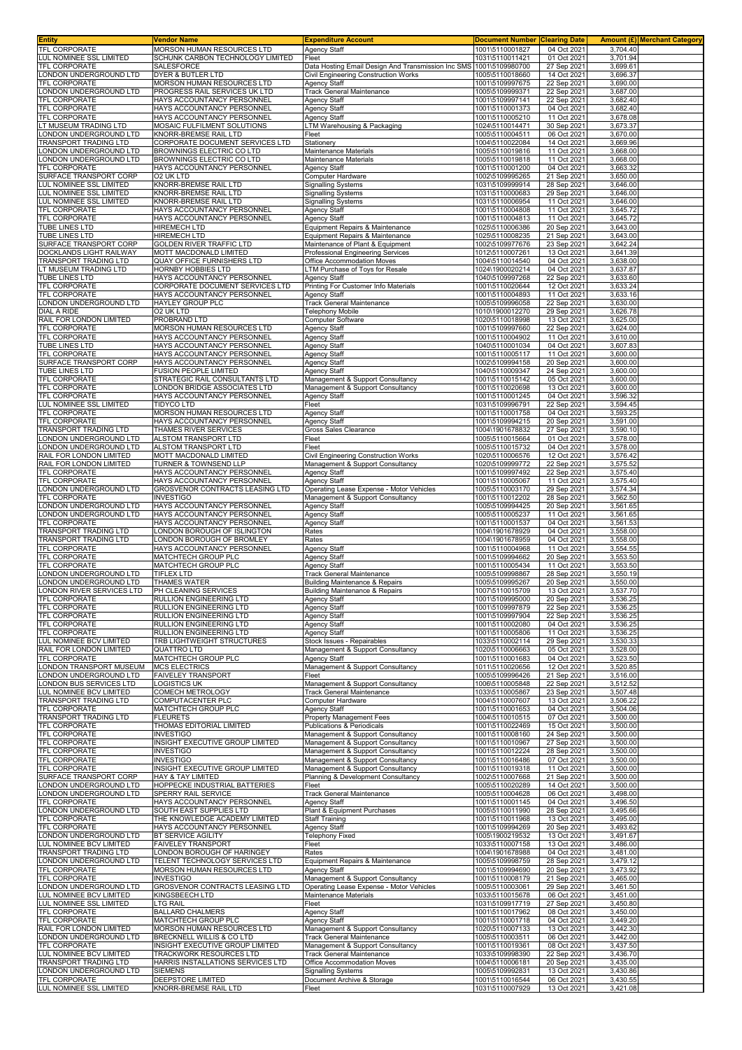| Entity | Vendor Name | Expenditure Account | Document Number | Clearing Date | Amount (£) | Merchant Category |
|---|---|---|---|---|---|---|
| TFL CORPORATE | MORSON HUMAN RESOURCES LTD | Agency Staff | 1001\5110001827 | 04 Oct 2021 | 3,704.40 | |
| LUL NOMINEE SSL LIMITED | SCHUNK CARBON TECHNOLOGY LIMITED | Fleet | 1031\5110011421 | 01 Oct 2021 | 3,701.94 | |
| TFL CORPORATE | SALESFORCE | Data Hosting Email Design And Transmission Inc SMS | 1001\5109980700 | 27 Sep 2021 | 3,699.61 | |
| LONDON UNDERGROUND LTD | DYER & BUTLER LTD | Civil Engineering Construction Works | 1005\5110018660 | 14 Oct 2021 | 3,696.37 | |
| TFL CORPORATE | MORSON HUMAN RESOURCES LTD | Agency Staff | 1001\5109997675 | 22 Sep 2021 | 3,690.00 | |
| LONDON UNDERGROUND LTD | PROGRESS RAIL SERVICES UK LTD | Track General Maintenance | 1005\5109999371 | 22 Sep 2021 | 3,687.00 | |
| TFL CORPORATE | HAYS ACCOUNTANCY PERSONNEL | Agency Staff | 1001\5109997141 | 22 Sep 2021 | 3,682.40 | |
| TFL CORPORATE | HAYS ACCOUNTANCY PERSONNEL | Agency Staff | 1001\5110001373 | 04 Oct 2021 | 3,682.40 | |
| TFL CORPORATE | HAYS ACCOUNTANCY PERSONNEL | Agency Staff | 1001\5110005210 | 11 Oct 2021 | 3,678.08 | |
| LT MUSEUM TRADING LTD | MOSAIC FULFILMENT SOLUTIONS | LTM Warehousing & Packaging | 1024\5110014471 | 30 Sep 2021 | 3,673.37 | |
| LONDON UNDERGROUND LTD | KNORR-BREMSE RAIL LTD | Fleet | 1005\5110004511 | 06 Oct 2021 | 3,670.00 | |
| TRANSPORT TRADING LTD | CORPORATE DOCUMENT SERVICES LTD | Stationery | 1004\5110022084 | 14 Oct 2021 | 3,669.96 | |
| LONDON UNDERGROUND LTD | BROWNINGS ELECTRIC CO LTD | Maintenance Materials | 1005\5110019816 | 11 Oct 2021 | 3,668.00 | |
| LONDON UNDERGROUND LTD | BROWNINGS ELECTRIC CO LTD | Maintenance Materials | 1005\5110019818 | 11 Oct 2021 | 3,668.00 | |
| TFL CORPORATE | HAYS ACCOUNTANCY PERSONNEL | Agency Staff | 1001\5110001200 | 04 Oct 2021 | 3,663.32 | |
| SURFACE TRANSPORT CORP | O2 UK LTD | Computer Hardware | 1002\5109995265 | 21 Sep 2021 | 3,650.00 | |
| LUL NOMINEE SSL LIMITED | KNORR-BREMSE RAIL LTD | Signalling Systems | 1031\5109999914 | 28 Sep 2021 | 3,646.00 | |
| LUL NOMINEE SSL LIMITED | KNORR-BREMSE RAIL LTD | Signalling Systems | 1031\5110000683 | 29 Sep 2021 | 3,646.00 | |
| LUL NOMINEE SSL LIMITED | KNORR-BREMSE RAIL LTD | Signalling Systems | 1031\5110006954 | 11 Oct 2021 | 3,646.00 | |
| TFL CORPORATE | HAYS ACCOUNTANCY PERSONNEL | Agency Staff | 1001\5110004808 | 11 Oct 2021 | 3,645.72 | |
| TFL CORPORATE | HAYS ACCOUNTANCY PERSONNEL | Agency Staff | 1001\5110004813 | 11 Oct 2021 | 3,645.72 | |
| TUBE LINES LTD | HIREMECH LTD | Equipment Repairs & Maintenance | 1025\5110006386 | 20 Sep 2021 | 3,643.00 | |
| TUBE LINES LTD | HIREMECH LTD | Equipment Repairs & Maintenance | 1025\5110008235 | 21 Sep 2021 | 3,643.00 | |
| SURFACE TRANSPORT CORP | GOLDEN RIVER TRAFFIC LTD | Maintenance of Plant & Equipment | 1002\5109977676 | 23 Sep 2021 | 3,642.24 | |
| DOCKLANDS LIGHT RAILWAY | MOTT MACDONALD LIMITED | Professional Engineering Services | 1012\5110007261 | 13 Oct 2021 | 3,641.39 | |
| TRANSPORT TRADING LTD | QUAY OFFICE FURNISHERS LTD | Office Accommodation Moves | 1004\5110014540 | 04 Oct 2021 | 3,638.00 | |
| LT MUSEUM TRADING LTD | HORNBY HOBBIES LTD | LTM Purchase of Toys for Resale | 1024\1900020214 | 04 Oct 2021 | 3,637.87 | |
| TUBE LINES LTD | HAYS ACCOUNTANCY PERSONNEL | Agency Staff | 1040\5109997268 | 22 Sep 2021 | 3,633.60 | |
| TFL CORPORATE | CORPORATE DOCUMENT SERVICES LTD | Printing For Customer Info Materials | 1001\5110020644 | 12 Oct 2021 | 3,633.24 | |
| TFL CORPORATE | HAYS ACCOUNTANCY PERSONNEL | Agency Staff | 1001\5110004893 | 11 Oct 2021 | 3,633.16 | |
| LONDON UNDERGROUND LTD | HAYLEY GROUP PLC | Track General Maintenance | 1005\5109996058 | 22 Sep 2021 | 3,630.00 | |
| DIAL A RIDE | O2 UK LTD | Telephony Mobile | 1010\1900012270 | 29 Sep 2021 | 3,626.78 | |
| RAIL FOR LONDON LIMITED | PROBRAND LTD | Computer Software | 1020\5110018998 | 13 Oct 2021 | 3,625.00 | |
| TFL CORPORATE | MORSON HUMAN RESOURCES LTD | Agency Staff | 1001\5109997660 | 22 Sep 2021 | 3,624.00 | |
| TFL CORPORATE | HAYS ACCOUNTANCY PERSONNEL | Agency Staff | 1001\5110004902 | 11 Oct 2021 | 3,610.00 | |
| TUBE LINES LTD | HAYS ACCOUNTANCY PERSONNEL | Agency Staff | 1040\5110001034 | 04 Oct 2021 | 3,607.83 | |
| TFL CORPORATE | HAYS ACCOUNTANCY PERSONNEL | Agency Staff | 1001\5110005117 | 11 Oct 2021 | 3,600.00 | |
| SURFACE TRANSPORT CORP | HAYS ACCOUNTANCY PERSONNEL | Agency Staff | 1002\5109994158 | 20 Sep 2021 | 3,600.00 | |
| TUBE LINES LTD | FUSION PEOPLE LIMITED | Agency Staff | 1040\5110009347 | 24 Sep 2021 | 3,600.00 | |
| TFL CORPORATE | STRATEGIC RAIL CONSULTANTS LTD | Management & Support Consultancy | 1001\5110015142 | 05 Oct 2021 | 3,600.00 | |
| TFL CORPORATE | LONDON BRIDGE ASSOCIATES LTD | Management & Support Consultancy | 1001\5110020698 | 13 Oct 2021 | 3,600.00 | |
| TFL CORPORATE | HAYS ACCOUNTANCY PERSONNEL | Agency Staff | 1001\5110001245 | 04 Oct 2021 | 3,596.32 | |
| LUL NOMINEE SSL LIMITED | TIDYCO LTD | Fleet | 1031\5109996791 | 22 Sep 2021 | 3,594.45 | |
| TFL CORPORATE | MORSON HUMAN RESOURCES LTD | Agency Staff | 1001\5110001758 | 04 Oct 2021 | 3,593.25 | |
| TFL CORPORATE | HAYS ACCOUNTANCY PERSONNEL | Agency Staff | 1001\5109994215 | 20 Sep 2021 | 3,591.00 | |
| TRANSPORT TRADING LTD | THAMES RIVER SERVICES | Gross Sales Clearance | 1004\1901678832 | 27 Sep 2021 | 3,590.10 | |
| LONDON UNDERGROUND LTD | ALSTOM TRANSPORT LTD | Fleet | 1005\5110015664 | 01 Oct 2021 | 3,578.00 | |
| LONDON UNDERGROUND LTD | ALSTOM TRANSPORT LTD | Fleet | 1005\5110015732 | 04 Oct 2021 | 3,578.00 | |
| RAIL FOR LONDON LIMITED | MOTT MACDONALD LIMITED | Civil Engineering Construction Works | 1020\5110006576 | 12 Oct 2021 | 3,576.42 | |
| RAIL FOR LONDON LIMITED | TURNER & TOWNSEND LLP | Management & Support Consultancy | 1020\5109999772 | 22 Sep 2021 | 3,575.52 | |
| TFL CORPORATE | HAYS ACCOUNTANCY PERSONNEL | Agency Staff | 1001\5109997492 | 22 Sep 2021 | 3,575.40 | |
| TFL CORPORATE | HAYS ACCOUNTANCY PERSONNEL | Agency Staff | 1001\5110005067 | 11 Oct 2021 | 3,575.40 | |
| LONDON UNDERGROUND LTD | GROSVENOR CONTRACTS LEASING LTD | Operating Lease Expense - Motor Vehicles | 1005\5110003170 | 29 Sep 2021 | 3,574.34 | |
| TFL CORPORATE | INVESTIGO | Management & Support Consultancy | 1001\5110012202 | 28 Sep 2021 | 3,562.50 | |
| LONDON UNDERGROUND LTD | HAYS ACCOUNTANCY PERSONNEL | Agency Staff | 1005\5109994425 | 20 Sep 2021 | 3,561.65 | |
| LONDON UNDERGROUND LTD | HAYS ACCOUNTANCY PERSONNEL | Agency Staff | 1005\5110005237 | 11 Oct 2021 | 3,561.65 | |
| TFL CORPORATE | HAYS ACCOUNTANCY PERSONNEL | Agency Staff | 1001\5110001537 | 04 Oct 2021 | 3,561.53 | |
| TRANSPORT TRADING LTD | LONDON BOROUGH OF ISLINGTON | Rates | 1004\1901678929 | 04 Oct 2021 | 3,558.00 | |
| TRANSPORT TRADING LTD | LONDON BOROUGH OF BROMLEY | Rates | 1004\1901678959 | 04 Oct 2021 | 3,558.00 | |
| TFL CORPORATE | HAYS ACCOUNTANCY PERSONNEL | Agency Staff | 1001\5110004968 | 11 Oct 2021 | 3,554.55 | |
| TFL CORPORATE | MATCHTECH GROUP PLC | Agency Staff | 1001\5109994662 | 20 Sep 2021 | 3,553.50 | |
| TFL CORPORATE | MATCHTECH GROUP PLC | Agency Staff | 1001\5110005434 | 11 Oct 2021 | 3,553.50 | |
| LONDON UNDERGROUND LTD | TIFLEX LTD | Track General Maintenance | 1005\5109998867 | 28 Sep 2021 | 3,550.19 | |
| LONDON UNDERGROUND LTD | THAMES WATER | Building Maintenance & Repairs | 1005\5109995267 | 20 Sep 2021 | 3,550.00 | |
| LONDON RIVER SERVICES LTD | PH CLEANING SERVICES | Building Maintenance & Repairs | 1007\5110015709 | 13 Oct 2021 | 3,537.70 | |
| TFL CORPORATE | RULLION ENGINEERING LTD | Agency Staff | 1001\5109995000 | 20 Sep 2021 | 3,536.25 | |
| TFL CORPORATE | RULLION ENGINEERING LTD | Agency Staff | 1001\5109997879 | 22 Sep 2021 | 3,536.25 | |
| TFL CORPORATE | RULLION ENGINEERING LTD | Agency Staff | 1001\5109997904 | 22 Sep 2021 | 3,536.25 | |
| TFL CORPORATE | RULLION ENGINEERING LTD | Agency Staff | 1001\5110002080 | 04 Oct 2021 | 3,536.25 | |
| TFL CORPORATE | RULLION ENGINEERING LTD | Agency Staff | 1001\5110005806 | 11 Oct 2021 | 3,536.25 | |
| LUL NOMINEE BCV LIMITED | TRB LIGHTWEIGHT STRUCTURES | Stock Issues - Repairables | 1033\5110002114 | 29 Sep 2021 | 3,530.33 | |
| RAIL FOR LONDON LIMITED | QUATTRO LTD | Management & Support Consultancy | 1020\5110006663 | 05 Oct 2021 | 3,528.00 | |
| TFL CORPORATE | MATCHTECH GROUP PLC | Agency Staff | 1001\5110001683 | 04 Oct 2021 | 3,523.50 | |
| LONDON TRANSPORT MUSEUM | MCS ELECTRICS | Management & Support Consultancy | 1011\5110020656 | 12 Oct 2021 | 3,520.85 | |
| LONDON UNDERGROUND LTD | FAIVELEY TRANSPORT | Fleet | 1005\5109996426 | 21 Sep 2021 | 3,516.00 | |
| LONDON BUS SERVICES LTD | LOGISTICS UK | Management & Support Consultancy | 1006\5110005848 | 22 Sep 2021 | 3,512.52 | |
| LUL NOMINEE BCV LIMITED | COMECH METROLOGY | Track General Maintenance | 1033\5110005867 | 23 Sep 2021 | 3,507.48 | |
| TRANSPORT TRADING LTD | COMPUTACENTER PLC | Computer Hardware | 1004\5110007607 | 13 Oct 2021 | 3,506.22 | |
| TFL CORPORATE | MATCHTECH GROUP PLC | Agency Staff | 1001\5110001653 | 04 Oct 2021 | 3,504.06 | |
| TRANSPORT TRADING LTD | FLEURETS | Property Management Fees | 1004\5110010515 | 07 Oct 2021 | 3,500.00 | |
| TFL CORPORATE | THOMAS EDITORIAL LIMITED | Publications & Periodicals | 1001\5110022469 | 15 Oct 2021 | 3,500.00 | |
| TFL CORPORATE | INVESTIGO | Management & Support Consultancy | 1001\5110008160 | 24 Sep 2021 | 3,500.00 | |
| TFL CORPORATE | INSIGHT EXECUTIVE GROUP LIMITED | Management & Support Consultancy | 1001\5110010967 | 27 Sep 2021 | 3,500.00 | |
| TFL CORPORATE | INVESTIGO | Management & Support Consultancy | 1001\5110012224 | 28 Sep 2021 | 3,500.00 | |
| TFL CORPORATE | INVESTIGO | Management & Support Consultancy | 1001\5110016486 | 07 Oct 2021 | 3,500.00 | |
| TFL CORPORATE | INSIGHT EXECUTIVE GROUP LIMITED | Management & Support Consultancy | 1001\5110019318 | 11 Oct 2021 | 3,500.00 | |
| SURFACE TRANSPORT CORP | HAY & TAY LIMITED | Planning & Development Consultancy | 1002\5110007668 | 21 Sep 2021 | 3,500.00 | |
| LONDON UNDERGROUND LTD | HOPPECKE INDUSTRIAL BATTERIES | Fleet | 1005\5110020289 | 14 Oct 2021 | 3,500.00 | |
| LONDON UNDERGROUND LTD | SPERRY RAIL SERVICE | Track General Maintenance | 1005\5110004628 | 06 Oct 2021 | 3,498.00 | |
| TFL CORPORATE | HAYS ACCOUNTANCY PERSONNEL | Agency Staff | 1001\5110001145 | 04 Oct 2021 | 3,496.50 | |
| LONDON UNDERGROUND LTD | SOUTH EAST SUPPLIES LTD | Plant & Equipment Purchases | 1005\5110011990 | 28 Sep 2021 | 3,495.66 | |
| TFL CORPORATE | THE KNOWLEDGE ACADEMY LIMITED | Staff Training | 1001\5110011968 | 13 Oct 2021 | 3,495.00 | |
| TFL CORPORATE | HAYS ACCOUNTANCY PERSONNEL | Agency Staff | 1001\5109994269 | 20 Sep 2021 | 3,493.62 | |
| LONDON UNDERGROUND LTD | BT SERVICE AGILITY | Telephony Fixed | 1005\1900219532 | 13 Oct 2021 | 3,491.67 | |
| LUL NOMINEE BCV LIMITED | FAIVELEY TRANSPORT | Fleet | 1033\5110007158 | 13 Oct 2021 | 3,486.00 | |
| TRANSPORT TRADING LTD | LONDON BOROUGH OF HARINGEY | Rates | 1004\1901678988 | 04 Oct 2021 | 3,481.00 | |
| LONDON UNDERGROUND LTD | TELENT TECHNOLOGY SERVICES LTD | Equipment Repairs & Maintenance | 1005\5109998759 | 28 Sep 2021 | 3,479.12 | |
| TFL CORPORATE | MORSON HUMAN RESOURCES LTD | Agency Staff | 1001\5109994690 | 20 Sep 2021 | 3,473.92 | |
| TFL CORPORATE | INVESTIGO | Management & Support Consultancy | 1001\5110008179 | 21 Sep 2021 | 3,465.00 | |
| LONDON UNDERGROUND LTD | GROSVENOR CONTRACTS LEASING LTD | Operating Lease Expense - Motor Vehicles | 1005\5110003061 | 29 Sep 2021 | 3,461.50 | |
| LUL NOMINEE BCV LIMITED | KINGSBEECH LTD | Maintenance Materials | 1033\5110015678 | 06 Oct 2021 | 3,451.00 | |
| LUL NOMINEE SSL LIMITED | LTG RAIL | Fleet | 1031\5109917719 | 27 Sep 2021 | 3,450.80 | |
| TFL CORPORATE | BALLARD CHALMERS | Agency Staff | 1001\5110017962 | 08 Oct 2021 | 3,450.00 | |
| TFL CORPORATE | MATCHTECH GROUP PLC | Agency Staff | 1001\5110001718 | 04 Oct 2021 | 3,449.20 | |
| RAIL FOR LONDON LIMITED | MORSON HUMAN RESOURCES LTD | Management & Support Consultancy | 1020\5110007133 | 13 Oct 2021 | 3,442.30 | |
| LONDON UNDERGROUND LTD | BRECKNELL WILLIS & CO LTD | Track General Maintenance | 1005\5110003511 | 06 Oct 2021 | 3,442.00 | |
| TFL CORPORATE | INSIGHT EXECUTIVE GROUP LIMITED | Management & Support Consultancy | 1001\5110019361 | 08 Oct 2021 | 3,437.50 | |
| LUL NOMINEE BCV LIMITED | TRACKWORK RESOURCES LTD | Track General Maintenance | 1033\5109998390 | 22 Sep 2021 | 3,436.70 | |
| TRANSPORT TRADING LTD | HARRIS INSTALLATIONS SERVICES LTD | Office Accommodation Moves | 1004\5110006181 | 20 Sep 2021 | 3,435.00 | |
| LONDON UNDERGROUND LTD | SIEMENS | Signalling Systems | 1005\5109992831 | 13 Oct 2021 | 3,430.86 | |
| TFL CORPORATE | DEEPSTORE LIMITED | Document Archive & Storage | 1001\5110016544 | 06 Oct 2021 | 3,430.55 | |
| LUL NOMINEE SSL LIMITED | KNORR-BREMSE RAIL LTD | Fleet | 1031\5110007929 | 13 Oct 2021 | 3,421.08 | |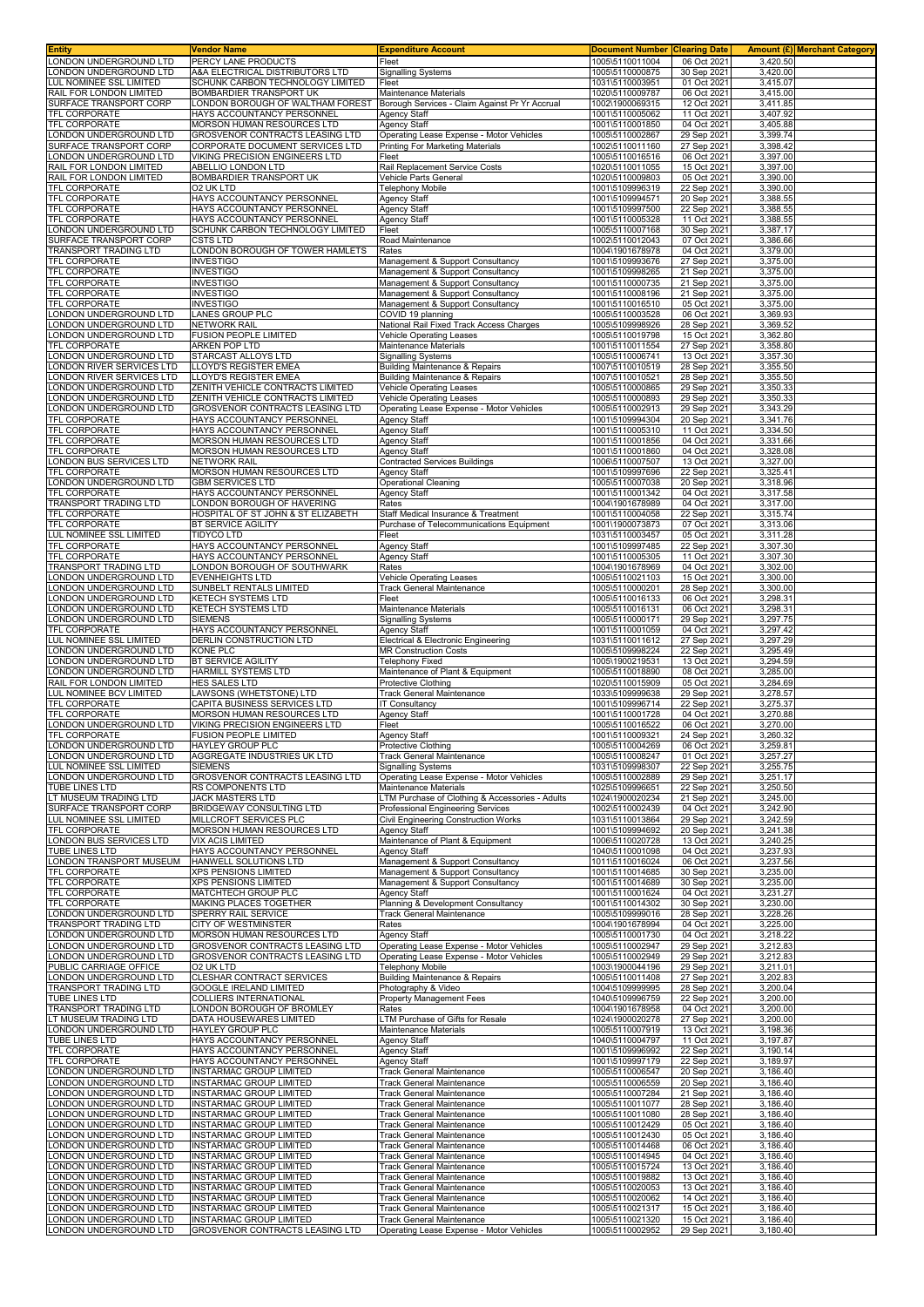| Entity | Vendor Name | Expenditure Account | Document Number | Clearing Date | Amount (£) | Merchant Category |
|---|---|---|---|---|---|---|
| LONDON UNDERGROUND LTD | PERCY LANE PRODUCTS | Fleet | 1005\5110011004 | 06 Oct 2021 | 3,420.50 | |
| LONDON UNDERGROUND LTD | A&A ELECTRICAL DISTRIBUTORS LTD | Signalling Systems | 1005\5110000875 | 30 Sep 2021 | 3,420.00 | |
| LUL NOMINEE SSL LIMITED | SCHUNK CARBON TECHNOLOGY LIMITED | Fleet | 1031\5110003951 | 01 Oct 2021 | 3,415.07 | |
| RAIL FOR LONDON LIMITED | BOMBARDIER TRANSPORT UK | Maintenance Materials | 1020\5110009787 | 06 Oct 2021 | 3,415.00 | |
| SURFACE TRANSPORT CORP | LONDON BOROUGH OF WALTHAM FOREST | Borough Services - Claim Against Pr Yr Accrual | 1002\1900069315 | 12 Oct 2021 | 3,411.85 | |
| TFL CORPORATE | HAYS ACCOUNTANCY PERSONNEL | Agency Staff | 1001\5110005062 | 11 Oct 2021 | 3,407.92 | |
| TFL CORPORATE | MORSON HUMAN RESOURCES LTD | Agency Staff | 1001\5110001850 | 04 Oct 2021 | 3,405.88 | |
| LONDON UNDERGROUND LTD | GROSVENOR CONTRACTS LEASING LTD | Operating Lease Expense - Motor Vehicles | 1005\5110002867 | 29 Sep 2021 | 3,399.74 | |
| SURFACE TRANSPORT CORP | CORPORATE DOCUMENT SERVICES LTD | Printing For Marketing Materials | 1002\5110011160 | 27 Sep 2021 | 3,398.42 | |
| LONDON UNDERGROUND LTD | VIKING PRECISION ENGINEERS LTD | Fleet | 1005\5110016516 | 06 Oct 2021 | 3,397.00 | |
| RAIL FOR LONDON LIMITED | ABELLIO LONDON LTD | Rail Replacement Service Costs | 1020\5110011055 | 15 Oct 2021 | 3,397.00 | |
| RAIL FOR LONDON LIMITED | BOMBARDIER TRANSPORT UK | Vehicle Parts General | 1020\5110009803 | 05 Oct 2021 | 3,390.00 | |
| TFL CORPORATE | O2 UK LTD | Telephony Mobile | 1001\5109996319 | 22 Sep 2021 | 3,390.00 | |
| TFL CORPORATE | HAYS ACCOUNTANCY PERSONNEL | Agency Staff | 1001\5109994571 | 20 Sep 2021 | 3,388.55 | |
| TFL CORPORATE | HAYS ACCOUNTANCY PERSONNEL | Agency Staff | 1001\5109997500 | 22 Sep 2021 | 3,388.55 | |
| TFL CORPORATE | HAYS ACCOUNTANCY PERSONNEL | Agency Staff | 1001\5110005328 | 11 Oct 2021 | 3,388.55 | |
| LONDON UNDERGROUND LTD | SCHUNK CARBON TECHNOLOGY LIMITED | Fleet | 1005\5110007168 | 30 Sep 2021 | 3,387.17 | |
| SURFACE TRANSPORT CORP | CSTS LTD | Road Maintenance | 1002\5110012043 | 07 Oct 2021 | 3,386.66 | |
| TRANSPORT TRADING LTD | LONDON BOROUGH OF TOWER HAMLETS | Rates | 1004\1901678978 | 04 Oct 2021 | 3,379.00 | |
| TFL CORPORATE | INVESTIGO | Management & Support Consultancy | 1001\5109993676 | 27 Sep 2021 | 3,375.00 | |
| TFL CORPORATE | INVESTIGO | Management & Support Consultancy | 1001\5109998265 | 21 Sep 2021 | 3,375.00 | |
| TFL CORPORATE | INVESTIGO | Management & Support Consultancy | 1001\5110000735 | 21 Sep 2021 | 3,375.00 | |
| TFL CORPORATE | INVESTIGO | Management & Support Consultancy | 1001\5110008196 | 21 Sep 2021 | 3,375.00 | |
| TFL CORPORATE | INVESTIGO | Management & Support Consultancy | 1001\5110016510 | 05 Oct 2021 | 3,375.00 | |
| LONDON UNDERGROUND LTD | LANES GROUP PLC | COVID 19 planning | 1005\5110003528 | 06 Oct 2021 | 3,369.93 | |
| LONDON UNDERGROUND LTD | NETWORK RAIL | National Rail Fixed Track Access Charges | 1005\5109998926 | 28 Sep 2021 | 3,369.52 | |
| LONDON UNDERGROUND LTD | FUSION PEOPLE LIMITED | Vehicle Operating Leases | 1005\5110019798 | 15 Oct 2021 | 3,362.80 | |
| TFL CORPORATE | ARKEN POP LTD | Maintenance Materials | 1001\5110011554 | 27 Sep 2021 | 3,358.80 | |
| LONDON UNDERGROUND LTD | STARCAST ALLOYS LTD | Signalling Systems | 1005\5110006741 | 13 Oct 2021 | 3,357.30 | |
| LONDON RIVER SERVICES LTD | LLOYD'S REGISTER EMEA | Building Maintenance & Repairs | 1007\5110010519 | 28 Sep 2021 | 3,355.50 | |
| LONDON RIVER SERVICES LTD | LLOYD'S REGISTER EMEA | Building Maintenance & Repairs | 1007\5110010521 | 28 Sep 2021 | 3,355.50 | |
| LONDON UNDERGROUND LTD | ZENITH VEHICLE CONTRACTS LIMITED | Vehicle Operating Leases | 1005\5110000865 | 29 Sep 2021 | 3,350.33 | |
| LONDON UNDERGROUND LTD | ZENITH VEHICLE CONTRACTS LIMITED | Vehicle Operating Leases | 1005\5110000893 | 29 Sep 2021 | 3,350.33 | |
| LONDON UNDERGROUND LTD | GROSVENOR CONTRACTS LEASING LTD | Operating Lease Expense - Motor Vehicles | 1005\5110002913 | 29 Sep 2021 | 3,343.29 | |
| TFL CORPORATE | HAYS ACCOUNTANCY PERSONNEL | Agency Staff | 1001\5109994304 | 20 Sep 2021 | 3,341.76 | |
| TFL CORPORATE | HAYS ACCOUNTANCY PERSONNEL | Agency Staff | 1001\5110005310 | 11 Oct 2021 | 3,334.50 | |
| TFL CORPORATE | MORSON HUMAN RESOURCES LTD | Agency Staff | 1001\5110001856 | 04 Oct 2021 | 3,331.66 | |
| TFL CORPORATE | MORSON HUMAN RESOURCES LTD | Agency Staff | 1001\5110001860 | 04 Oct 2021 | 3,328.08 | |
| LONDON BUS SERVICES LTD | NETWORK RAIL | Contracted Services Buildings | 1006\5110007507 | 13 Oct 2021 | 3,327.00 | |
| TFL CORPORATE | MORSON HUMAN RESOURCES LTD | Agency Staff | 1001\5109997696 | 22 Sep 2021 | 3,325.41 | |
| LONDON UNDERGROUND LTD | GBM SERVICES LTD | Operational Cleaning | 1005\5110007038 | 20 Sep 2021 | 3,318.96 | |
| TFL CORPORATE | HAYS ACCOUNTANCY PERSONNEL | Agency Staff | 1001\5110001342 | 04 Oct 2021 | 3,317.58 | |
| TRANSPORT TRADING LTD | LONDON BOROUGH OF HAVERING | Rates | 1004\1901678989 | 04 Oct 2021 | 3,317.00 | |
| TFL CORPORATE | HOSPITAL OF ST JOHN & ST ELIZABETH | Staff Medical Insurance & Treatment | 1001\5110004058 | 22 Sep 2021 | 3,315.74 | |
| TFL CORPORATE | BT SERVICE AGILITY | Purchase of Telecommunications Equipment | 1001\1900073873 | 07 Oct 2021 | 3,313.06 | |
| LUL NOMINEE SSL LIMITED | TIDYCO LTD | Fleet | 1031\5110003457 | 05 Oct 2021 | 3,311.28 | |
| TFL CORPORATE | HAYS ACCOUNTANCY PERSONNEL | Agency Staff | 1001\5109997485 | 22 Sep 2021 | 3,307.30 | |
| TFL CORPORATE | HAYS ACCOUNTANCY PERSONNEL | Agency Staff | 1001\5110005305 | 11 Oct 2021 | 3,307.30 | |
| TRANSPORT TRADING LTD | LONDON BOROUGH OF SOUTHWARK | Rates | 1004\1901678969 | 04 Oct 2021 | 3,302.00 | |
| LONDON UNDERGROUND LTD | EVENHEIGHTS LTD | Vehicle Operating Leases | 1005\5110021103 | 15 Oct 2021 | 3,300.00 | |
| LONDON UNDERGROUND LTD | SUNBELT RENTALS LIMITED | Track General Maintenance | 1005\5110000201 | 28 Sep 2021 | 3,300.00 | |
| LONDON UNDERGROUND LTD | KETECH SYSTEMS LTD | Fleet | 1005\5110016133 | 06 Oct 2021 | 3,298.31 | |
| LONDON UNDERGROUND LTD | KETECH SYSTEMS LTD | Maintenance Materials | 1005\5110016131 | 06 Oct 2021 | 3,298.31 | |
| LONDON UNDERGROUND LTD | SIEMENS | Signalling Systems | 1005\5110000171 | 29 Sep 2021 | 3,297.75 | |
| TFL CORPORATE | HAYS ACCOUNTANCY PERSONNEL | Agency Staff | 1001\5110001059 | 04 Oct 2021 | 3,297.42 | |
| LUL NOMINEE SSL LIMITED | DERLIN CONSTRUCTION LTD | Electrical & Electronic Engineering | 1031\5110011612 | 27 Sep 2021 | 3,297.29 | |
| LONDON UNDERGROUND LTD | KONE PLC | MR Construction Costs | 1005\5109998224 | 22 Sep 2021 | 3,295.49 | |
| LONDON UNDERGROUND LTD | BT SERVICE AGILITY | Telephony Fixed | 1005\1900219531 | 13 Oct 2021 | 3,294.59 | |
| LONDON UNDERGROUND LTD | HARMILL SYSTEMS LTD | Maintenance of Plant & Equipment | 1005\5110018890 | 08 Oct 2021 | 3,285.00 | |
| RAIL FOR LONDON LIMITED | HES SALES LTD | Protective Clothing | 1020\5110015909 | 05 Oct 2021 | 3,284.69 | |
| LUL NOMINEE BCV LIMITED | LAWSONS (WHETSTONE) LTD | Track General Maintenance | 1033\5109999638 | 29 Sep 2021 | 3,278.57 | |
| TFL CORPORATE | CAPITA BUSINESS SERVICES LTD | IT Consultancy | 1001\5109996714 | 22 Sep 2021 | 3,275.37 | |
| TFL CORPORATE | MORSON HUMAN RESOURCES LTD | Agency Staff | 1001\5110001728 | 04 Oct 2021 | 3,270.88 | |
| LONDON UNDERGROUND LTD | VIKING PRECISION ENGINEERS LTD | Fleet | 1005\5110016522 | 06 Oct 2021 | 3,270.00 | |
| TFL CORPORATE | FUSION PEOPLE LIMITED | Agency Staff | 1001\5110009321 | 24 Sep 2021 | 3,260.32 | |
| LONDON UNDERGROUND LTD | HAYLEY GROUP PLC | Protective Clothing | 1005\5110004269 | 06 Oct 2021 | 3,259.81 | |
| LONDON UNDERGROUND LTD | AGGREGATE INDUSTRIES UK LTD | Track General Maintenance | 1005\5110008247 | 01 Oct 2021 | 3,257.27 | |
| LUL NOMINEE SSL LIMITED | SIEMENS | Signalling Systems | 1031\5109998307 | 22 Sep 2021 | 3,255.75 | |
| LONDON UNDERGROUND LTD | GROSVENOR CONTRACTS LEASING LTD | Operating Lease Expense - Motor Vehicles | 1005\5110002889 | 29 Sep 2021 | 3,251.17 | |
| TUBE LINES LTD | RS COMPONENTS LTD | Maintenance Materials | 1025\5109996651 | 22 Sep 2021 | 3,250.50 | |
| LT MUSEUM TRADING LTD | JACK MASTERS LTD | LTM Purchase of Clothing & Accessories - Adults | 1024\1900020234 | 21 Sep 2021 | 3,245.00 | |
| SURFACE TRANSPORT CORP | BRIDGEWAY CONSULTING LTD | Professional Engineering Services | 1002\5110002439 | 04 Oct 2021 | 3,242.90 | |
| LUL NOMINEE SSL LIMITED | MILLCROFT SERVICES PLC | Civil Engineering Construction Works | 1031\5110013864 | 29 Sep 2021 | 3,242.59 | |
| TFL CORPORATE | MORSON HUMAN RESOURCES LTD | Agency Staff | 1001\5109994692 | 20 Sep 2021 | 3,241.38 | |
| LONDON BUS SERVICES LTD | VIX ACIS LIMITED | Maintenance of Plant & Equipment | 1006\5110020728 | 13 Oct 2021 | 3,240.25 | |
| TUBE LINES LTD | HAYS ACCOUNTANCY PERSONNEL | Agency Staff | 1040\5110001098 | 04 Oct 2021 | 3,237.93 | |
| LONDON TRANSPORT MUSEUM | HANWELL SOLUTIONS LTD | Management & Support Consultancy | 1011\5110016024 | 06 Oct 2021 | 3,237.56 | |
| TFL CORPORATE | XPS PENSIONS LIMITED | Management & Support Consultancy | 1001\5110014685 | 30 Sep 2021 | 3,235.00 | |
| TFL CORPORATE | XPS PENSIONS LIMITED | Management & Support Consultancy | 1001\5110014689 | 30 Sep 2021 | 3,235.00 | |
| TFL CORPORATE | MATCHTECH GROUP PLC | Agency Staff | 1001\5110001624 | 04 Oct 2021 | 3,231.27 | |
| TFL CORPORATE | MAKING PLACES TOGETHER | Planning & Development Consultancy | 1001\5110014302 | 30 Sep 2021 | 3,230.00 | |
| LONDON UNDERGROUND LTD | SPERRY RAIL SERVICE | Track General Maintenance | 1005\5109999016 | 28 Sep 2021 | 3,228.26 | |
| TRANSPORT TRADING LTD | CITY OF WESTMINSTER | Rates | 1004\1901678994 | 04 Oct 2021 | 3,225.00 | |
| LONDON UNDERGROUND LTD | MORSON HUMAN RESOURCES LTD | Agency Staff | 1005\5110001730 | 04 Oct 2021 | 3,218.22 | |
| LONDON UNDERGROUND LTD | GROSVENOR CONTRACTS LEASING LTD | Operating Lease Expense - Motor Vehicles | 1005\5110002947 | 29 Sep 2021 | 3,212.83 | |
| LONDON UNDERGROUND LTD | GROSVENOR CONTRACTS LEASING LTD | Operating Lease Expense - Motor Vehicles | 1005\5110002949 | 29 Sep 2021 | 3,212.83 | |
| PUBLIC CARRIAGE OFFICE | O2 UK LTD | Telephony Mobile | 1003\1900044196 | 29 Sep 2021 | 3,211.01 | |
| LONDON UNDERGROUND LTD | CLESHAR CONTRACT SERVICES | Building Maintenance & Repairs | 1005\5110011408 | 27 Sep 2021 | 3,202.83 | |
| TRANSPORT TRADING LTD | GOOGLE IRELAND LIMITED | Photography & Video | 1004\5109999995 | 28 Sep 2021 | 3,200.04 | |
| TUBE LINES LTD | COLLIERS INTERNATIONAL | Property Management Fees | 1040\5109996759 | 22 Sep 2021 | 3,200.00 | |
| TRANSPORT TRADING LTD | LONDON BOROUGH OF BROMLEY | Rates | 1004\1901678958 | 04 Oct 2021 | 3,200.00 | |
| LT MUSEUM TRADING LTD | DATA HOUSEWARES LIMITED | LTM Purchase of Gifts for Resale | 1024\1900020278 | 27 Sep 2021 | 3,200.00 | |
| LONDON UNDERGROUND LTD | HAYLEY GROUP PLC | Maintenance Materials | 1005\5110007919 | 13 Oct 2021 | 3,198.36 | |
| TUBE LINES LTD | HAYS ACCOUNTANCY PERSONNEL | Agency Staff | 1040\5110004797 | 11 Oct 2021 | 3,197.87 | |
| TFL CORPORATE | HAYS ACCOUNTANCY PERSONNEL | Agency Staff | 1001\5109996992 | 22 Sep 2021 | 3,190.14 | |
| TFL CORPORATE | HAYS ACCOUNTANCY PERSONNEL | Agency Staff | 1001\5109997179 | 22 Sep 2021 | 3,189.97 | |
| LONDON UNDERGROUND LTD | INSTARMAC GROUP LIMITED | Track General Maintenance | 1005\5110006547 | 20 Sep 2021 | 3,186.40 | |
| LONDON UNDERGROUND LTD | INSTARMAC GROUP LIMITED | Track General Maintenance | 1005\5110006559 | 20 Sep 2021 | 3,186.40 | |
| LONDON UNDERGROUND LTD | INSTARMAC GROUP LIMITED | Track General Maintenance | 1005\5110007284 | 21 Sep 2021 | 3,186.40 | |
| LONDON UNDERGROUND LTD | INSTARMAC GROUP LIMITED | Track General Maintenance | 1005\5110011077 | 28 Sep 2021 | 3,186.40 | |
| LONDON UNDERGROUND LTD | INSTARMAC GROUP LIMITED | Track General Maintenance | 1005\5110011080 | 28 Sep 2021 | 3,186.40 | |
| LONDON UNDERGROUND LTD | INSTARMAC GROUP LIMITED | Track General Maintenance | 1005\5110012429 | 05 Oct 2021 | 3,186.40 | |
| LONDON UNDERGROUND LTD | INSTARMAC GROUP LIMITED | Track General Maintenance | 1005\5110012430 | 05 Oct 2021 | 3,186.40 | |
| LONDON UNDERGROUND LTD | INSTARMAC GROUP LIMITED | Track General Maintenance | 1005\5110014468 | 06 Oct 2021 | 3,186.40 | |
| LONDON UNDERGROUND LTD | INSTARMAC GROUP LIMITED | Track General Maintenance | 1005\5110014945 | 04 Oct 2021 | 3,186.40 | |
| LONDON UNDERGROUND LTD | INSTARMAC GROUP LIMITED | Track General Maintenance | 1005\5110015724 | 13 Oct 2021 | 3,186.40 | |
| LONDON UNDERGROUND LTD | INSTARMAC GROUP LIMITED | Track General Maintenance | 1005\5110019882 | 13 Oct 2021 | 3,186.40 | |
| LONDON UNDERGROUND LTD | INSTARMAC GROUP LIMITED | Track General Maintenance | 1005\5110020053 | 13 Oct 2021 | 3,186.40 | |
| LONDON UNDERGROUND LTD | INSTARMAC GROUP LIMITED | Track General Maintenance | 1005\5110020062 | 14 Oct 2021 | 3,186.40 | |
| LONDON UNDERGROUND LTD | INSTARMAC GROUP LIMITED | Track General Maintenance | 1005\5110021317 | 15 Oct 2021 | 3,186.40 | |
| LONDON UNDERGROUND LTD | INSTARMAC GROUP LIMITED | Track General Maintenance | 1005\5110021320 | 15 Oct 2021 | 3,186.40 | |
| LONDON UNDERGROUND LTD | GROSVENOR CONTRACTS LEASING LTD | Operating Lease Expense - Motor Vehicles | 1005\5110002952 | 29 Sep 2021 | 3,180.40 | |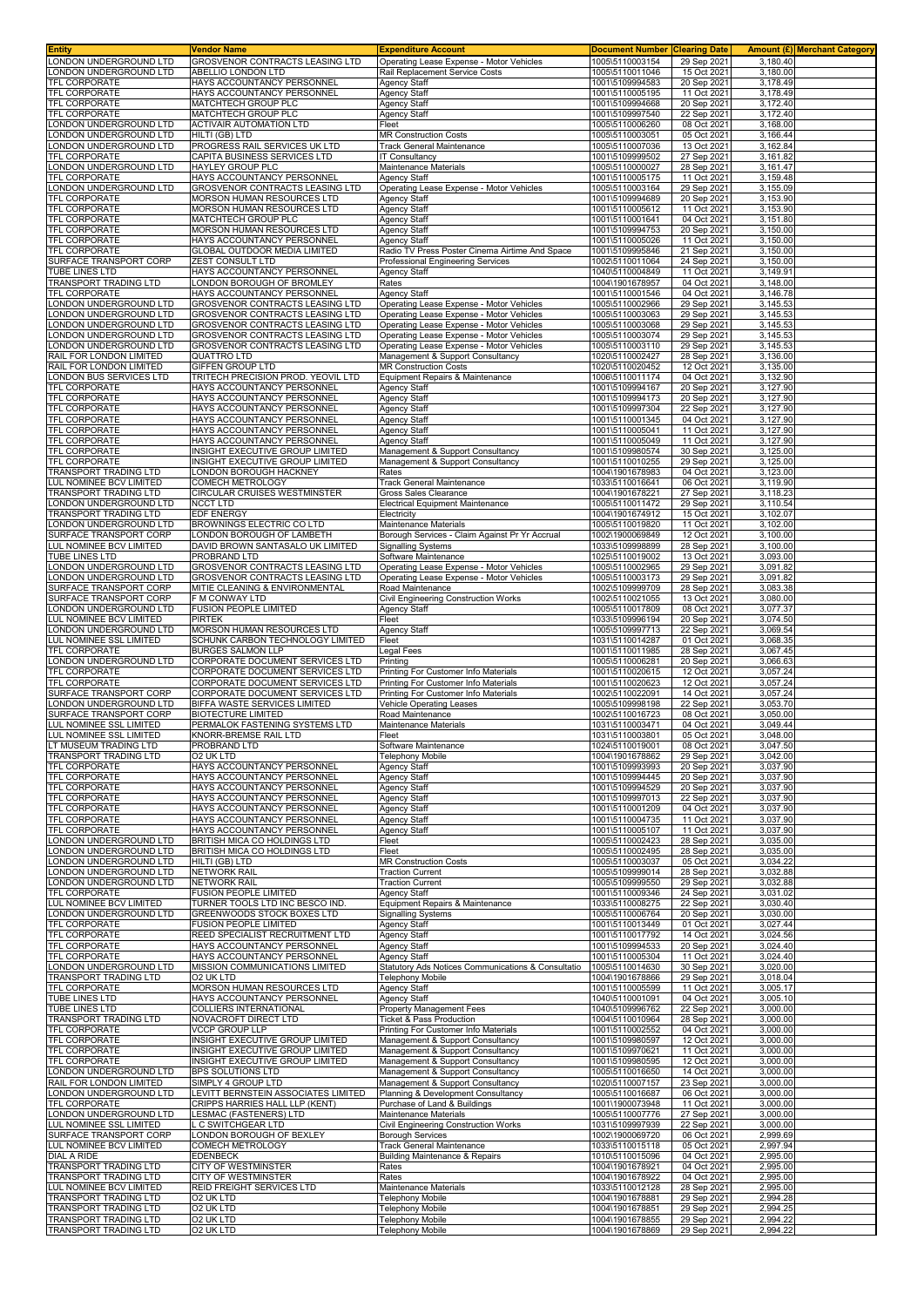| Entity | Vendor Name | Expenditure Account | Document Number | Clearing Date | Amount (£) | Merchant Category |
|---|---|---|---|---|---|---|
| LONDON UNDERGROUND LTD | GROSVENOR CONTRACTS LEASING LTD | Operating Lease Expense - Motor Vehicles | 1005\5110003154 | 29 Sep 2021 | 3,180.40 | |
| LONDON UNDERGROUND LTD | ABELLIO LONDON LTD | Rail Replacement Service Costs | 1005\5110011046 | 15 Oct 2021 | 3,180.00 | |
| TFL CORPORATE | HAYS ACCOUNTANCY PERSONNEL | Agency Staff | 1001\5109994583 | 20 Sep 2021 | 3,178.49 | |
| TFL CORPORATE | HAYS ACCOUNTANCY PERSONNEL | Agency Staff | 1001\5110005195 | 11 Oct 2021 | 3,178.49 | |
| TFL CORPORATE | MATCHTECH GROUP PLC | Agency Staff | 1001\5109994668 | 20 Sep 2021 | 3,172.40 | |
| TFL CORPORATE | MATCHTECH GROUP PLC | Agency Staff | 1001\5109997540 | 22 Sep 2021 | 3,172.40 | |
| LONDON UNDERGROUND LTD | ACTIVAIR AUTOMATION LTD | Fleet | 1005\5110006260 | 08 Oct 2021 | 3,168.00 | |
| LONDON UNDERGROUND LTD | HILTI (GB) LTD | MR Construction Costs | 1005\5110003051 | 05 Oct 2021 | 3,166.44 | |
| LONDON UNDERGROUND LTD | PROGRESS RAIL SERVICES UK LTD | Track General Maintenance | 1005\5110007036 | 13 Oct 2021 | 3,162.84 | |
| TFL CORPORATE | CAPITA BUSINESS SERVICES LTD | IT Consultancy | 1001\5109999502 | 27 Sep 2021 | 3,161.82 | |
| LONDON UNDERGROUND LTD | HAYLEY GROUP PLC | Maintenance Materials | 1005\5110000027 | 28 Sep 2021 | 3,161.47 | |
| TFL CORPORATE | HAYS ACCOUNTANCY PERSONNEL | Agency Staff | 1001\5110005175 | 11 Oct 2021 | 3,159.48 | |
| LONDON UNDERGROUND LTD | GROSVENOR CONTRACTS LEASING LTD | Operating Lease Expense - Motor Vehicles | 1005\5110003164 | 29 Sep 2021 | 3,155.09 | |
| TFL CORPORATE | MORSON HUMAN RESOURCES LTD | Agency Staff | 1001\5109994689 | 20 Sep 2021 | 3,153.90 | |
| TFL CORPORATE | MORSON HUMAN RESOURCES LTD | Agency Staff | 1001\5110005612 | 11 Oct 2021 | 3,153.90 | |
| TFL CORPORATE | MATCHTECH GROUP PLC | Agency Staff | 1001\5110001641 | 04 Oct 2021 | 3,151.80 | |
| TFL CORPORATE | MORSON HUMAN RESOURCES LTD | Agency Staff | 1001\5109994753 | 20 Sep 2021 | 3,150.00 | |
| TFL CORPORATE | HAYS ACCOUNTANCY PERSONNEL | Agency Staff | 1001\5110005026 | 11 Oct 2021 | 3,150.00 | |
| TFL CORPORATE | GLOBAL OUTDOOR MEDIA LIMITED | Radio TV Press Poster Cinema Airtime And Space | 1001\5109995846 | 21 Sep 2021 | 3,150.00 | |
| SURFACE TRANSPORT CORP | ZEST CONSULT LTD | Professional Engineering Services | 1002\5110011064 | 24 Sep 2021 | 3,150.00 | |
| TUBE LINES LTD | HAYS ACCOUNTANCY PERSONNEL | Agency Staff | 1040\5110004849 | 11 Oct 2021 | 3,149.91 | |
| TRANSPORT TRADING LTD | LONDON BOROUGH OF BROMLEY | Rates | 1004\1901678957 | 04 Oct 2021 | 3,148.00 | |
| TFL CORPORATE | HAYS ACCOUNTANCY PERSONNEL | Agency Staff | 1001\5110001546 | 04 Oct 2021 | 3,146.78 | |
| LONDON UNDERGROUND LTD | GROSVENOR CONTRACTS LEASING LTD | Operating Lease Expense - Motor Vehicles | 1005\5110002966 | 29 Sep 2021 | 3,145.53 | |
| LONDON UNDERGROUND LTD | GROSVENOR CONTRACTS LEASING LTD | Operating Lease Expense - Motor Vehicles | 1005\5110003063 | 29 Sep 2021 | 3,145.53 | |
| LONDON UNDERGROUND LTD | GROSVENOR CONTRACTS LEASING LTD | Operating Lease Expense - Motor Vehicles | 1005\5110003068 | 29 Sep 2021 | 3,145.53 | |
| LONDON UNDERGROUND LTD | GROSVENOR CONTRACTS LEASING LTD | Operating Lease Expense - Motor Vehicles | 1005\5110003074 | 29 Sep 2021 | 3,145.53 | |
| LONDON UNDERGROUND LTD | GROSVENOR CONTRACTS LEASING LTD | Operating Lease Expense - Motor Vehicles | 1005\5110003110 | 29 Sep 2021 | 3,145.53 | |
| RAIL FOR LONDON LIMITED | QUATTRO LTD | Management & Support Consultancy | 1020\5110002427 | 28 Sep 2021 | 3,136.00 | |
| RAIL FOR LONDON LIMITED | GIFFEN GROUP LTD | MR Construction Costs | 1020\5110020452 | 12 Oct 2021 | 3,135.00 | |
| LONDON BUS SERVICES LTD | TRITECH PRECISION PROD. YEOVIL LTD | Equipment Repairs & Maintenance | 1006\5110011174 | 04 Oct 2021 | 3,132.90 | |
| TFL CORPORATE | HAYS ACCOUNTANCY PERSONNEL | Agency Staff | 1001\5109994167 | 20 Sep 2021 | 3,127.90 | |
| TFL CORPORATE | HAYS ACCOUNTANCY PERSONNEL | Agency Staff | 1001\5109994173 | 20 Sep 2021 | 3,127.90 | |
| TFL CORPORATE | HAYS ACCOUNTANCY PERSONNEL | Agency Staff | 1001\5109997304 | 22 Sep 2021 | 3,127.90 | |
| TFL CORPORATE | HAYS ACCOUNTANCY PERSONNEL | Agency Staff | 1001\5110001345 | 04 Oct 2021 | 3,127.90 | |
| TFL CORPORATE | HAYS ACCOUNTANCY PERSONNEL | Agency Staff | 1001\5110005041 | 11 Oct 2021 | 3,127.90 | |
| TFL CORPORATE | HAYS ACCOUNTANCY PERSONNEL | Agency Staff | 1001\5110005049 | 11 Oct 2021 | 3,127.90 | |
| TFL CORPORATE | INSIGHT EXECUTIVE GROUP LIMITED | Management & Support Consultancy | 1001\5109980574 | 30 Sep 2021 | 3,125.00 | |
| TFL CORPORATE | INSIGHT EXECUTIVE GROUP LIMITED | Management & Support Consultancy | 1001\5110010255 | 29 Sep 2021 | 3,125.00 | |
| TRANSPORT TRADING LTD | LONDON BOROUGH HACKNEY | Rates | 1004\1901678983 | 04 Oct 2021 | 3,123.00 | |
| LUL NOMINEE BCV LIMITED | COMECH METROLOGY | Track General Maintenance | 1033\5110016641 | 06 Oct 2021 | 3,119.90 | |
| TRANSPORT TRADING LTD | CIRCULAR CRUISES WESTMINSTER | Gross Sales Clearance | 1004\1901678221 | 27 Sep 2021 | 3,118.23 | |
| LONDON UNDERGROUND LTD | NCCT LTD | Electrical Equipment Maintenance | 1005\5110011472 | 29 Sep 2021 | 3,110.54 | |
| TRANSPORT TRADING LTD | EDF ENERGY | Electricity | 1004\1901674912 | 15 Oct 2021 | 3,102.07 | |
| LONDON UNDERGROUND LTD | BROWNINGS ELECTRIC CO LTD | Maintenance Materials | 1005\5110019820 | 11 Oct 2021 | 3,102.00 | |
| SURFACE TRANSPORT CORP | LONDON BOROUGH OF LAMBETH | Borough Services - Claim Against Pr Yr Accrual | 1002\1900069849 | 12 Oct 2021 | 3,100.00 | |
| LUL NOMINEE BCV LIMITED | DAVID BROWN SANTASALO UK LIMITED | Signalling Systems | 1033\5109998899 | 28 Sep 2021 | 3,100.00 | |
| TUBE LINES LTD | PROBRAND LTD | Software Maintenance | 1025\5110019002 | 13 Oct 2021 | 3,093.00 | |
| LONDON UNDERGROUND LTD | GROSVENOR CONTRACTS LEASING LTD | Operating Lease Expense - Motor Vehicles | 1005\5110002965 | 29 Sep 2021 | 3,091.82 | |
| LONDON UNDERGROUND LTD | GROSVENOR CONTRACTS LEASING LTD | Operating Lease Expense - Motor Vehicles | 1005\5110003173 | 29 Sep 2021 | 3,091.82 | |
| SURFACE TRANSPORT CORP | MITIE CLEANING & ENVIRONMENTAL | Road Maintenance | 1002\5109999709 | 28 Sep 2021 | 3,083.38 | |
| SURFACE TRANSPORT CORP | F M CONWAY LTD | Civil Engineering Construction Works | 1002\5110021055 | 13 Oct 2021 | 3,080.00 | |
| LONDON UNDERGROUND LTD | FUSION PEOPLE LIMITED | Agency Staff | 1005\5110017809 | 08 Oct 2021 | 3,077.37 | |
| LUL NOMINEE BCV LIMITED | PIRTEK | Fleet | 1033\5109996194 | 20 Sep 2021 | 3,074.50 | |
| LONDON UNDERGROUND LTD | MORSON HUMAN RESOURCES LTD | Agency Staff | 1005\5109997713 | 22 Sep 2021 | 3,069.54 | |
| LUL NOMINEE SSL LIMITED | SCHUNK CARBON TECHNOLOGY LIMITED | Fleet | 1031\5110014287 | 01 Oct 2021 | 3,068.35 | |
| TFL CORPORATE | BURGES SALMON LLP | Legal Fees | 1001\5110011985 | 28 Sep 2021 | 3,067.45 | |
| LONDON UNDERGROUND LTD | CORPORATE DOCUMENT SERVICES LTD | Printing | 1005\5110006281 | 20 Sep 2021 | 3,066.63 | |
| TFL CORPORATE | CORPORATE DOCUMENT SERVICES LTD | Printing For Customer Info Materials | 1001\5110020615 | 12 Oct 2021 | 3,057.24 | |
| TFL CORPORATE | CORPORATE DOCUMENT SERVICES LTD | Printing For Customer Info Materials | 1001\5110020623 | 12 Oct 2021 | 3,057.24 | |
| SURFACE TRANSPORT CORP | CORPORATE DOCUMENT SERVICES LTD | Printing For Customer Info Materials | 1002\5110022091 | 14 Oct 2021 | 3,057.24 | |
| LONDON UNDERGROUND LTD | BIFFA WASTE SERVICES LIMITED | Vehicle Operating Leases | 1005\5109998198 | 22 Sep 2021 | 3,053.70 | |
| SURFACE TRANSPORT CORP | BIOTECTURE LIMITED | Road Maintenance | 1002\5110016723 | 08 Oct 2021 | 3,050.00 | |
| LUL NOMINEE SSL LIMITED | PERMALOK FASTENING SYSTEMS LTD | Maintenance Materials | 1031\5110003471 | 04 Oct 2021 | 3,049.44 | |
| LUL NOMINEE SSL LIMITED | KNORR-BREMSE RAIL LTD | Fleet | 1031\5110003801 | 05 Oct 2021 | 3,048.00 | |
| LT MUSEUM TRADING LTD | PROBRAND LTD | Software Maintenance | 1024\5110019001 | 08 Oct 2021 | 3,047.50 | |
| TRANSPORT TRADING LTD | O2 UK LTD | Telephony Mobile | 1004\1901678862 | 29 Sep 2021 | 3,042.00 | |
| TFL CORPORATE | HAYS ACCOUNTANCY PERSONNEL | Agency Staff | 1001\5109993993 | 20 Sep 2021 | 3,037.90 | |
| TFL CORPORATE | HAYS ACCOUNTANCY PERSONNEL | Agency Staff | 1001\5109994445 | 20 Sep 2021 | 3,037.90 | |
| TFL CORPORATE | HAYS ACCOUNTANCY PERSONNEL | Agency Staff | 1001\5109994529 | 20 Sep 2021 | 3,037.90 | |
| TFL CORPORATE | HAYS ACCOUNTANCY PERSONNEL | Agency Staff | 1001\5109997013 | 22 Sep 2021 | 3,037.90 | |
| TFL CORPORATE | HAYS ACCOUNTANCY PERSONNEL | Agency Staff | 1001\5110001209 | 04 Oct 2021 | 3,037.90 | |
| TFL CORPORATE | HAYS ACCOUNTANCY PERSONNEL | Agency Staff | 1001\5110004735 | 11 Oct 2021 | 3,037.90 | |
| TFL CORPORATE | HAYS ACCOUNTANCY PERSONNEL | Agency Staff | 1001\5110005107 | 11 Oct 2021 | 3,037.90 | |
| LONDON UNDERGROUND LTD | BRITISH MICA CO HOLDINGS LTD | Fleet | 1005\5110002423 | 28 Sep 2021 | 3,035.00 | |
| LONDON UNDERGROUND LTD | BRITISH MICA CO HOLDINGS LTD | Fleet | 1005\5110002495 | 28 Sep 2021 | 3,035.00 | |
| LONDON UNDERGROUND LTD | HILTI (GB) LTD | MR Construction Costs | 1005\5110003037 | 05 Oct 2021 | 3,034.22 | |
| LONDON UNDERGROUND LTD | NETWORK RAIL | Traction Current | 1005\5109999014 | 28 Sep 2021 | 3,032.88 | |
| LONDON UNDERGROUND LTD | NETWORK RAIL | Traction Current | 1005\5109999550 | 29 Sep 2021 | 3,032.88 | |
| TFL CORPORATE | FUSION PEOPLE LIMITED | Agency Staff | 1001\5110009346 | 24 Sep 2021 | 3,031.02 | |
| LUL NOMINEE BCV LIMITED | TURNER TOOLS LTD INC BESCO IND. | Equipment Repairs & Maintenance | 1033\5110008275 | 22 Sep 2021 | 3,030.40 | |
| LONDON UNDERGROUND LTD | GREENWOODS STOCK BOXES LTD | Signalling Systems | 1005\5110006764 | 20 Sep 2021 | 3,030.00 | |
| TFL CORPORATE | FUSION PEOPLE LIMITED | Agency Staff | 1001\5110013449 | 01 Oct 2021 | 3,027.44 | |
| TFL CORPORATE | REED SPECIALIST RECRUITMENT LTD | Agency Staff | 1001\5110017792 | 14 Oct 2021 | 3,024.56 | |
| TFL CORPORATE | HAYS ACCOUNTANCY PERSONNEL | Agency Staff | 1001\5109994533 | 20 Sep 2021 | 3,024.40 | |
| TFL CORPORATE | HAYS ACCOUNTANCY PERSONNEL | Agency Staff | 1001\5110005304 | 11 Oct 2021 | 3,024.40 | |
| LONDON UNDERGROUND LTD | MISSION COMMUNICATIONS LIMITED | Statutory Ads Notices Communications & Consultatio | 1005\5110014630 | 30 Sep 2021 | 3,020.00 | |
| TRANSPORT TRADING LTD | O2 UK LTD | Telephony Mobile | 1004\1901678866 | 29 Sep 2021 | 3,018.04 | |
| TFL CORPORATE | MORSON HUMAN RESOURCES LTD | Agency Staff | 1001\5110005599 | 11 Oct 2021 | 3,005.17 | |
| TUBE LINES LTD | HAYS ACCOUNTANCY PERSONNEL | Agency Staff | 1040\5110001091 | 04 Oct 2021 | 3,005.10 | |
| TUBE LINES LTD | COLLIERS INTERNATIONAL | Property Management Fees | 1040\5109996762 | 22 Sep 2021 | 3,000.00 | |
| TRANSPORT TRADING LTD | NOVACROFT DIRECT LTD | Ticket & Pass Production | 1004\5110010964 | 28 Sep 2021 | 3,000.00 | |
| TFL CORPORATE | VCCP GROUP LLP | Printing For Customer Info Materials | 1001\5110002552 | 04 Oct 2021 | 3,000.00 | |
| TFL CORPORATE | INSIGHT EXECUTIVE GROUP LIMITED | Management & Support Consultancy | 1001\5109980597 | 12 Oct 2021 | 3,000.00 | |
| TFL CORPORATE | INSIGHT EXECUTIVE GROUP LIMITED | Management & Support Consultancy | 1001\5109970621 | 11 Oct 2021 | 3,000.00 | |
| TFL CORPORATE | INSIGHT EXECUTIVE GROUP LIMITED | Management & Support Consultancy | 1001\5109980595 | 12 Oct 2021 | 3,000.00 | |
| LONDON UNDERGROUND LTD | BPS SOLUTIONS LTD | Management & Support Consultancy | 1005\5110016650 | 14 Oct 2021 | 3,000.00 | |
| RAIL FOR LONDON LIMITED | SIMPLY 4 GROUP LTD | Management & Support Consultancy | 1020\5110007157 | 23 Sep 2021 | 3,000.00 | |
| LONDON UNDERGROUND LTD | LEVITT BERNSTEIN ASSOCIATES LIMITED | Planning & Development Consultancy | 1005\5110016687 | 06 Oct 2021 | 3,000.00 | |
| TFL CORPORATE | CRIPPS HARRIES HALL LLP (KENT) | Purchase of Land & Buildings | 1001\1900073948 | 11 Oct 2021 | 3,000.00 | |
| LONDON UNDERGROUND LTD | LESMAC (FASTENERS) LTD | Maintenance Materials | 1005\5110007776 | 27 Sep 2021 | 3,000.00 | |
| LUL NOMINEE SSL LIMITED | L C SWITCHGEAR LTD | Civil Engineering Construction Works | 1031\5109997939 | 22 Sep 2021 | 3,000.00 | |
| SURFACE TRANSPORT CORP | LONDON BOROUGH OF BEXLEY | Borough Services | 1002\1900069720 | 06 Oct 2021 | 2,999.69 | |
| LUL NOMINEE BCV LIMITED | COMECH METROLOGY | Track General Maintenance | 1033\5110015118 | 05 Oct 2021 | 2,997.94 | |
| DIAL A RIDE | EDENBECK | Building Maintenance & Repairs | 1010\5110015096 | 04 Oct 2021 | 2,995.00 | |
| TRANSPORT TRADING LTD | CITY OF WESTMINSTER | Rates | 1004\1901678921 | 04 Oct 2021 | 2,995.00 | |
| TRANSPORT TRADING LTD | CITY OF WESTMINSTER | Rates | 1004\1901678922 | 04 Oct 2021 | 2,995.00 | |
| LUL NOMINEE BCV LIMITED | REID FREIGHT SERVICES LTD | Maintenance Materials | 1033\5110012128 | 28 Sep 2021 | 2,995.00 | |
| TRANSPORT TRADING LTD | O2 UK LTD | Telephony Mobile | 1004\1901678881 | 29 Sep 2021 | 2,994.28 | |
| TRANSPORT TRADING LTD | O2 UK LTD | Telephony Mobile | 1004\1901678851 | 29 Sep 2021 | 2,994.25 | |
| TRANSPORT TRADING LTD | O2 UK LTD | Telephony Mobile | 1004\1901678855 | 29 Sep 2021 | 2,994.22 | |
| TRANSPORT TRADING LTD | O2 UK LTD | Telephony Mobile | 1004\1901678869 | 29 Sep 2021 | 2,994.22 | |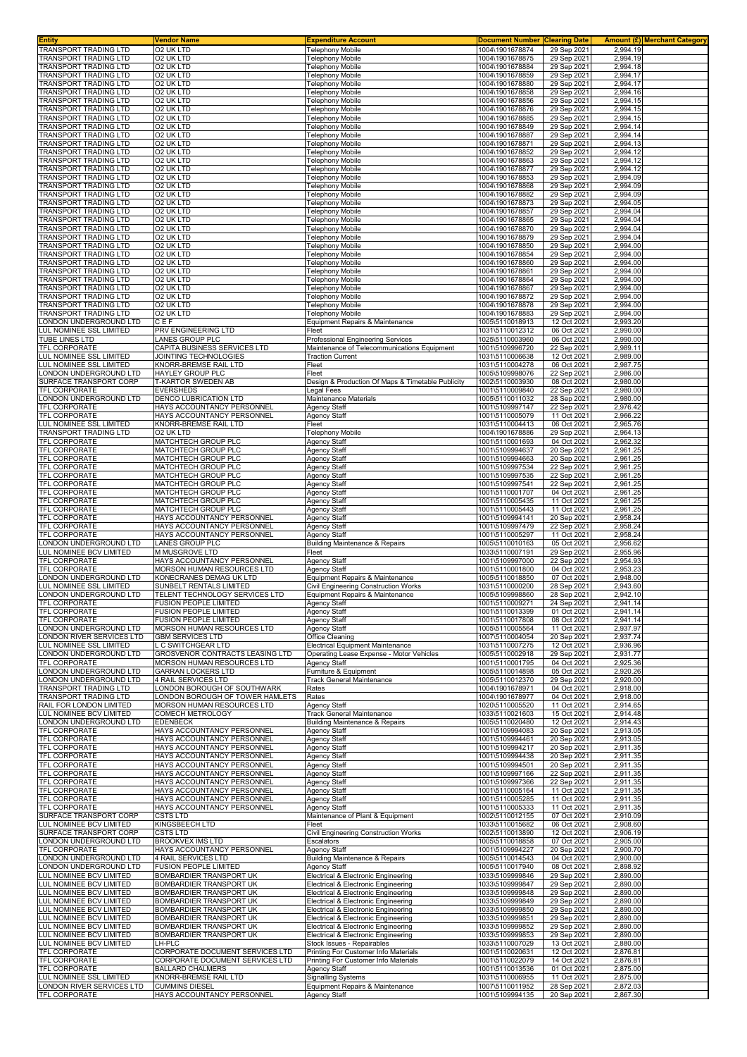| Entity | Vendor Name | Expenditure Account | Document Number | Clearing Date | Amount (£) | Merchant Category |
|---|---|---|---|---|---|---|
| TRANSPORT TRADING LTD | O2 UK LTD | Telephony Mobile | 1004\1901678874 | 29 Sep 2021 | 2,994.19 | |
| TRANSPORT TRADING LTD | O2 UK LTD | Telephony Mobile | 1004\1901678875 | 29 Sep 2021 | 2,994.19 | |
| TRANSPORT TRADING LTD | O2 UK LTD | Telephony Mobile | 1004\1901678884 | 29 Sep 2021 | 2,994.18 | |
| TRANSPORT TRADING LTD | O2 UK LTD | Telephony Mobile | 1004\1901678859 | 29 Sep 2021 | 2,994.17 | |
| TRANSPORT TRADING LTD | O2 UK LTD | Telephony Mobile | 1004\1901678880 | 29 Sep 2021 | 2,994.17 | |
| TRANSPORT TRADING LTD | O2 UK LTD | Telephony Mobile | 1004\1901678858 | 29 Sep 2021 | 2,994.16 | |
| TRANSPORT TRADING LTD | O2 UK LTD | Telephony Mobile | 1004\1901678856 | 29 Sep 2021 | 2,994.15 | |
| TRANSPORT TRADING LTD | O2 UK LTD | Telephony Mobile | 1004\1901678876 | 29 Sep 2021 | 2,994.15 | |
| TRANSPORT TRADING LTD | O2 UK LTD | Telephony Mobile | 1004\1901678885 | 29 Sep 2021 | 2,994.15 | |
| TRANSPORT TRADING LTD | O2 UK LTD | Telephony Mobile | 1004\1901678849 | 29 Sep 2021 | 2,994.14 | |
| TRANSPORT TRADING LTD | O2 UK LTD | Telephony Mobile | 1004\1901678887 | 29 Sep 2021 | 2,994.14 | |
| TRANSPORT TRADING LTD | O2 UK LTD | Telephony Mobile | 1004\1901678871 | 29 Sep 2021 | 2,994.13 | |
| TRANSPORT TRADING LTD | O2 UK LTD | Telephony Mobile | 1004\1901678852 | 29 Sep 2021 | 2,994.12 | |
| TRANSPORT TRADING LTD | O2 UK LTD | Telephony Mobile | 1004\1901678863 | 29 Sep 2021 | 2,994.12 | |
| TRANSPORT TRADING LTD | O2 UK LTD | Telephony Mobile | 1004\1901678877 | 29 Sep 2021 | 2,994.12 | |
| TRANSPORT TRADING LTD | O2 UK LTD | Telephony Mobile | 1004\1901678853 | 29 Sep 2021 | 2,994.09 | |
| TRANSPORT TRADING LTD | O2 UK LTD | Telephony Mobile | 1004\1901678868 | 29 Sep 2021 | 2,994.09 | |
| TRANSPORT TRADING LTD | O2 UK LTD | Telephony Mobile | 1004\1901678882 | 29 Sep 2021 | 2,994.09 | |
| TRANSPORT TRADING LTD | O2 UK LTD | Telephony Mobile | 1004\1901678873 | 29 Sep 2021 | 2,994.05 | |
| TRANSPORT TRADING LTD | O2 UK LTD | Telephony Mobile | 1004\1901678857 | 29 Sep 2021 | 2,994.04 | |
| TRANSPORT TRADING LTD | O2 UK LTD | Telephony Mobile | 1004\1901678865 | 29 Sep 2021 | 2,994.04 | |
| TRANSPORT TRADING LTD | O2 UK LTD | Telephony Mobile | 1004\1901678870 | 29 Sep 2021 | 2,994.04 | |
| TRANSPORT TRADING LTD | O2 UK LTD | Telephony Mobile | 1004\1901678879 | 29 Sep 2021 | 2,994.04 | |
| TRANSPORT TRADING LTD | O2 UK LTD | Telephony Mobile | 1004\1901678850 | 29 Sep 2021 | 2,994.00 | |
| TRANSPORT TRADING LTD | O2 UK LTD | Telephony Mobile | 1004\1901678854 | 29 Sep 2021 | 2,994.00 | |
| TRANSPORT TRADING LTD | O2 UK LTD | Telephony Mobile | 1004\1901678860 | 29 Sep 2021 | 2,994.00 | |
| TRANSPORT TRADING LTD | O2 UK LTD | Telephony Mobile | 1004\1901678861 | 29 Sep 2021 | 2,994.00 | |
| TRANSPORT TRADING LTD | O2 UK LTD | Telephony Mobile | 1004\1901678864 | 29 Sep 2021 | 2,994.00 | |
| TRANSPORT TRADING LTD | O2 UK LTD | Telephony Mobile | 1004\1901678867 | 29 Sep 2021 | 2,994.00 | |
| TRANSPORT TRADING LTD | O2 UK LTD | Telephony Mobile | 1004\1901678872 | 29 Sep 2021 | 2,994.00 | |
| TRANSPORT TRADING LTD | O2 UK LTD | Telephony Mobile | 1004\1901678878 | 29 Sep 2021 | 2,994.00 | |
| TRANSPORT TRADING LTD | O2 UK LTD | Telephony Mobile | 1004\1901678883 | 29 Sep 2021 | 2,994.00 | |
| LONDON UNDERGROUND LTD | C E F | Equipment Repairs & Maintenance | 1005\5110018913 | 12 Oct 2021 | 2,993.20 | |
| LUL NOMINEE SSL LIMITED | PRV ENGINEERING LTD | Fleet | 1031\5110012312 | 06 Oct 2021 | 2,990.00 | |
| TUBE LINES LTD | LANES GROUP PLC | Professional Engineering Services | 1025\5110003960 | 06 Oct 2021 | 2,990.00 | |
| TFL CORPORATE | CAPITA BUSINESS SERVICES LTD | Maintenance of Telecommunications Equipment | 1001\5109996720 | 22 Sep 2021 | 2,989.11 | |
| LUL NOMINEE SSL LIMITED | JOINTING TECHNOLOGIES | Traction Current | 1031\5110006638 | 12 Oct 2021 | 2,989.00 | |
| LUL NOMINEE SSL LIMITED | KNORR-BREMSE RAIL LTD | Fleet | 1031\5110004278 | 06 Oct 2021 | 2,987.75 | |
| LONDON UNDERGROUND LTD | HAYLEY GROUP PLC | Fleet | 1005\5109998076 | 22 Sep 2021 | 2,986.00 | |
| SURFACE TRANSPORT CORP | T-KARTOR SWEDEN AB | Design & Production Of Maps & Timetable Publicity | 1002\5110003930 | 08 Oct 2021 | 2,980.00 | |
| TFL CORPORATE | EVERSHEDS | Legal Fees | 1001\5110009840 | 22 Sep 2021 | 2,980.00 | |
| LONDON UNDERGROUND LTD | DENCO LUBRICATION LTD | Maintenance Materials | 1005\5110011032 | 28 Sep 2021 | 2,980.00 | |
| TFL CORPORATE | HAYS ACCOUNTANCY PERSONNEL | Agency Staff | 1001\5109997147 | 22 Sep 2021 | 2,976.42 | |
| TFL CORPORATE | HAYS ACCOUNTANCY PERSONNEL | Agency Staff | 1001\5110005079 | 11 Oct 2021 | 2,966.22 | |
| LUL NOMINEE SSL LIMITED | KNORR-BREMSE RAIL LTD | Fleet | 1031\5110004413 | 06 Oct 2021 | 2,965.76 | |
| TRANSPORT TRADING LTD | O2 UK LTD | Telephony Mobile | 1004\1901678886 | 29 Sep 2021 | 2,964.13 | |
| TFL CORPORATE | MATCHTECH GROUP PLC | Agency Staff | 1001\5110001693 | 04 Oct 2021 | 2,962.32 | |
| TFL CORPORATE | MATCHTECH GROUP PLC | Agency Staff | 1001\5109994637 | 20 Sep 2021 | 2,961.25 | |
| TFL CORPORATE | MATCHTECH GROUP PLC | Agency Staff | 1001\5109994663 | 20 Sep 2021 | 2,961.25 | |
| TFL CORPORATE | MATCHTECH GROUP PLC | Agency Staff | 1001\5109997534 | 22 Sep 2021 | 2,961.25 | |
| TFL CORPORATE | MATCHTECH GROUP PLC | Agency Staff | 1001\5109997535 | 22 Sep 2021 | 2,961.25 | |
| TFL CORPORATE | MATCHTECH GROUP PLC | Agency Staff | 1001\5109997541 | 22 Sep 2021 | 2,961.25 | |
| TFL CORPORATE | MATCHTECH GROUP PLC | Agency Staff | 1001\5110001707 | 04 Oct 2021 | 2,961.25 | |
| TFL CORPORATE | MATCHTECH GROUP PLC | Agency Staff | 1001\5110005435 | 11 Oct 2021 | 2,961.25 | |
| TFL CORPORATE | MATCHTECH GROUP PLC | Agency Staff | 1001\5110005443 | 11 Oct 2021 | 2,961.25 | |
| TFL CORPORATE | HAYS ACCOUNTANCY PERSONNEL | Agency Staff | 1001\5109994141 | 20 Sep 2021 | 2,958.24 | |
| TFL CORPORATE | HAYS ACCOUNTANCY PERSONNEL | Agency Staff | 1001\5109997479 | 22 Sep 2021 | 2,958.24 | |
| TFL CORPORATE | HAYS ACCOUNTANCY PERSONNEL | Agency Staff | 1001\5110005297 | 11 Oct 2021 | 2,958.24 | |
| LONDON UNDERGROUND LTD | LANES GROUP PLC | Building Maintenance & Repairs | 1005\5110010163 | 05 Oct 2021 | 2,956.62 | |
| LUL NOMINEE BCV LIMITED | M MUSGROVE LTD | Fleet | 1033\5110007191 | 29 Sep 2021 | 2,955.96 | |
| TFL CORPORATE | HAYS ACCOUNTANCY PERSONNEL | Agency Staff | 1001\5109997000 | 22 Sep 2021 | 2,954.93 | |
| TFL CORPORATE | MORSON HUMAN RESOURCES LTD | Agency Staff | 1001\5110001800 | 04 Oct 2021 | 2,953.23 | |
| LONDON UNDERGROUND LTD | KONECRANES DEMAG UK LTD | Equipment Repairs & Maintenance | 1005\5110018850 | 07 Oct 2021 | 2,948.00 | |
| LUL NOMINEE SSL LIMITED | SUNBELT RENTALS LIMITED | Civil Engineering Construction Works | 1031\5110000200 | 28 Sep 2021 | 2,943.60 | |
| LONDON UNDERGROUND LTD | TELENT TECHNOLOGY SERVICES LTD | Equipment Repairs & Maintenance | 1005\5109998860 | 28 Sep 2021 | 2,942.10 | |
| TFL CORPORATE | FUSION PEOPLE LIMITED | Agency Staff | 1001\5110009271 | 24 Sep 2021 | 2,941.14 | |
| TFL CORPORATE | FUSION PEOPLE LIMITED | Agency Staff | 1001\5110013399 | 01 Oct 2021 | 2,941.14 | |
| TFL CORPORATE | FUSION PEOPLE LIMITED | Agency Staff | 1001\5110017808 | 08 Oct 2021 | 2,941.14 | |
| LONDON UNDERGROUND LTD | MORSON HUMAN RESOURCES LTD | Agency Staff | 1005\5110005564 | 11 Oct 2021 | 2,937.97 | |
| LONDON RIVER SERVICES LTD | GBM SERVICES LTD | Office Cleaning | 1007\5110004054 | 20 Sep 2021 | 2,937.74 | |
| LUL NOMINEE SSL LIMITED | L C SWITCHGEAR LTD | Electrical Equipment Maintenance | 1031\5110007275 | 12 Oct 2021 | 2,936.96 | |
| LONDON UNDERGROUND LTD | GROSVENOR CONTRACTS LEASING LTD | Operating Lease Expense - Motor Vehicles | 1005\5110002918 | 29 Sep 2021 | 2,931.77 | |
| TFL CORPORATE | MORSON HUMAN RESOURCES LTD | Agency Staff | 1001\5110001795 | 04 Oct 2021 | 2,925.36 | |
| LONDON UNDERGROUND LTD | GARRAN LOCKERS LTD | Furniture & Equipment | 1005\5110014898 | 05 Oct 2021 | 2,920.26 | |
| LONDON UNDERGROUND LTD | 4 RAIL SERVICES LTD | Track General Maintenance | 1005\5110012370 | 29 Sep 2021 | 2,920.00 | |
| TRANSPORT TRADING LTD | LONDON BOROUGH OF SOUTHWARK | Rates | 1004\1901678971 | 04 Oct 2021 | 2,918.00 | |
| TRANSPORT TRADING LTD | LONDON BOROUGH OF TOWER HAMLETS | Rates | 1004\1901678977 | 04 Oct 2021 | 2,918.00 | |
| RAIL FOR LONDON LIMITED | MORSON HUMAN RESOURCES LTD | Agency Staff | 1020\5110005520 | 11 Oct 2021 | 2,914.65 | |
| LUL NOMINEE BCV LIMITED | COMECH METROLOGY | Track General Maintenance | 1033\5110021603 | 15 Oct 2021 | 2,914.48 | |
| LONDON UNDERGROUND LTD | EDENBECK | Building Maintenance & Repairs | 1005\5110020480 | 12 Oct 2021 | 2,914.43 | |
| TFL CORPORATE | HAYS ACCOUNTANCY PERSONNEL | Agency Staff | 1001\5109994083 | 20 Sep 2021 | 2,913.05 | |
| TFL CORPORATE | HAYS ACCOUNTANCY PERSONNEL | Agency Staff | 1001\5109994461 | 20 Sep 2021 | 2,913.05 | |
| TFL CORPORATE | HAYS ACCOUNTANCY PERSONNEL | Agency Staff | 1001\5109994217 | 20 Sep 2021 | 2,911.35 | |
| TFL CORPORATE | HAYS ACCOUNTANCY PERSONNEL | Agency Staff | 1001\5109994438 | 20 Sep 2021 | 2,911.35 | |
| TFL CORPORATE | HAYS ACCOUNTANCY PERSONNEL | Agency Staff | 1001\5109994501 | 20 Sep 2021 | 2,911.35 | |
| TFL CORPORATE | HAYS ACCOUNTANCY PERSONNEL | Agency Staff | 1001\5109997166 | 22 Sep 2021 | 2,911.35 | |
| TFL CORPORATE | HAYS ACCOUNTANCY PERSONNEL | Agency Staff | 1001\5109997366 | 22 Sep 2021 | 2,911.35 | |
| TFL CORPORATE | HAYS ACCOUNTANCY PERSONNEL | Agency Staff | 1001\5110005164 | 11 Oct 2021 | 2,911.35 | |
| TFL CORPORATE | HAYS ACCOUNTANCY PERSONNEL | Agency Staff | 1001\5110005285 | 11 Oct 2021 | 2,911.35 | |
| TFL CORPORATE | HAYS ACCOUNTANCY PERSONNEL | Agency Staff | 1001\5110005333 | 11 Oct 2021 | 2,911.35 | |
| SURFACE TRANSPORT CORP | CSTS LTD | Maintenance of Plant & Equipment | 1002\5110012155 | 07 Oct 2021 | 2,910.09 | |
| LUL NOMINEE BCV LIMITED | KINGSBEECH LTD | Fleet | 1033\5110015682 | 06 Oct 2021 | 2,908.60 | |
| SURFACE TRANSPORT CORP | CSTS LTD | Civil Engineering Construction Works | 1002\5110013890 | 12 Oct 2021 | 2,906.19 | |
| LONDON UNDERGROUND LTD | BROOKVEX IMS LTD | Escalators | 1005\5110018858 | 07 Oct 2021 | 2,905.00 | |
| TFL CORPORATE | HAYS ACCOUNTANCY PERSONNEL | Agency Staff | 1001\5109994227 | 20 Sep 2021 | 2,900.70 | |
| LONDON UNDERGROUND LTD | 4 RAIL SERVICES LTD | Building Maintenance & Repairs | 1005\5110014543 | 04 Oct 2021 | 2,900.00 | |
| LONDON UNDERGROUND LTD | FUSION PEOPLE LIMITED | Agency Staff | 1005\5110017940 | 08 Oct 2021 | 2,898.92 | |
| LUL NOMINEE BCV LIMITED | BOMBARDIER TRANSPORT UK | Electrical & Electronic Engineering | 1033\5109999846 | 29 Sep 2021 | 2,890.00 | |
| LUL NOMINEE BCV LIMITED | BOMBARDIER TRANSPORT UK | Electrical & Electronic Engineering | 1033\5109999847 | 29 Sep 2021 | 2,890.00 | |
| LUL NOMINEE BCV LIMITED | BOMBARDIER TRANSPORT UK | Electrical & Electronic Engineering | 1033\5109999848 | 29 Sep 2021 | 2,890.00 | |
| LUL NOMINEE BCV LIMITED | BOMBARDIER TRANSPORT UK | Electrical & Electronic Engineering | 1033\5109999849 | 29 Sep 2021 | 2,890.00 | |
| LUL NOMINEE BCV LIMITED | BOMBARDIER TRANSPORT UK | Electrical & Electronic Engineering | 1033\5109999850 | 29 Sep 2021 | 2,890.00 | |
| LUL NOMINEE BCV LIMITED | BOMBARDIER TRANSPORT UK | Electrical & Electronic Engineering | 1033\5109999851 | 29 Sep 2021 | 2,890.00 | |
| LUL NOMINEE BCV LIMITED | BOMBARDIER TRANSPORT UK | Electrical & Electronic Engineering | 1033\5109999852 | 29 Sep 2021 | 2,890.00 | |
| LUL NOMINEE BCV LIMITED | BOMBARDIER TRANSPORT UK | Electrical & Electronic Engineering | 1033\5109999853 | 29 Sep 2021 | 2,890.00 | |
| LUL NOMINEE BCV LIMITED | LH-PLC | Stock Issues - Repairables | 1033\5110007029 | 13 Oct 2021 | 2,880.00 | |
| TFL CORPORATE | CORPORATE DOCUMENT SERVICES LTD | Printing For Customer Info Materials | 1001\5110020631 | 12 Oct 2021 | 2,876.81 | |
| TFL CORPORATE | CORPORATE DOCUMENT SERVICES LTD | Printing For Customer Info Materials | 1001\5110022079 | 14 Oct 2021 | 2,876.81 | |
| TFL CORPORATE | BALLARD CHALMERS | Agency Staff | 1001\5110013536 | 01 Oct 2021 | 2,875.00 | |
| LUL NOMINEE SSL LIMITED | KNORR-BREMSE RAIL LTD | Signalling Systems | 1031\5110006955 | 11 Oct 2021 | 2,875.00 | |
| LONDON RIVER SERVICES LTD | CUMMINS DIESEL | Equipment Repairs & Maintenance | 1007\5110011952 | 28 Sep 2021 | 2,872.03 | |
| TFL CORPORATE | HAYS ACCOUNTANCY PERSONNEL | Agency Staff | 1001\5109994135 | 20 Sep 2021 | 2,867.30 | |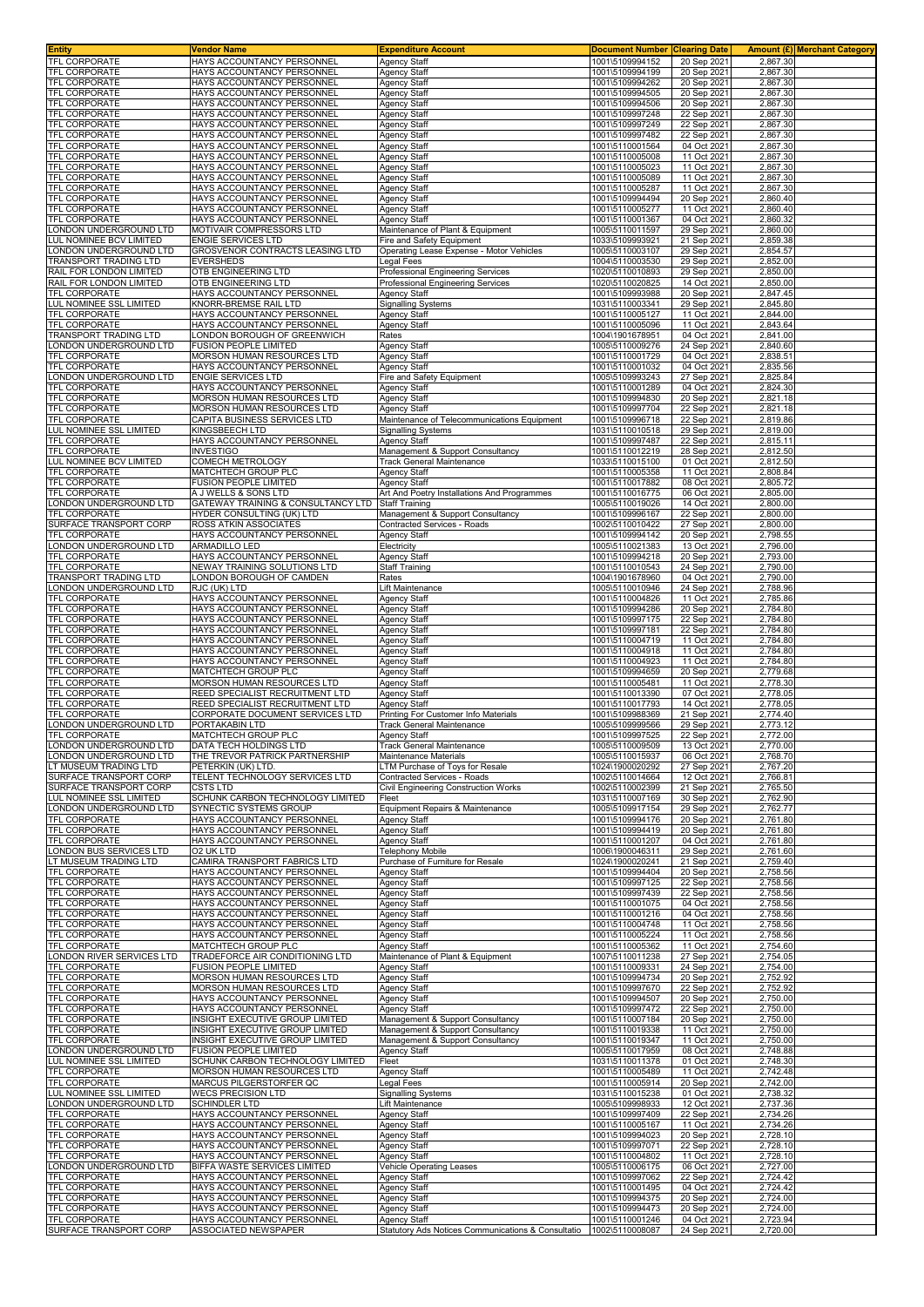| Entity | Vendor Name | Expenditure Account | Document Number | Clearing Date | Amount (£) | Merchant Category |
|---|---|---|---|---|---|---|
| TFL CORPORATE | HAYS ACCOUNTANCY PERSONNEL | Agency Staff | 1001\5109994152 | 20 Sep 2021 | 2,867.30 | |
| TFL CORPORATE | HAYS ACCOUNTANCY PERSONNEL | Agency Staff | 1001\5109994199 | 20 Sep 2021 | 2,867.30 | |
| TFL CORPORATE | HAYS ACCOUNTANCY PERSONNEL | Agency Staff | 1001\5109994262 | 20 Sep 2021 | 2,867.30 | |
| TFL CORPORATE | HAYS ACCOUNTANCY PERSONNEL | Agency Staff | 1001\5109994505 | 20 Sep 2021 | 2,867.30 | |
| TFL CORPORATE | HAYS ACCOUNTANCY PERSONNEL | Agency Staff | 1001\5109994506 | 20 Sep 2021 | 2,867.30 | |
| TFL CORPORATE | HAYS ACCOUNTANCY PERSONNEL | Agency Staff | 1001\5109997248 | 22 Sep 2021 | 2,867.30 | |
| TFL CORPORATE | HAYS ACCOUNTANCY PERSONNEL | Agency Staff | 1001\5109997249 | 22 Sep 2021 | 2,867.30 | |
| TFL CORPORATE | HAYS ACCOUNTANCY PERSONNEL | Agency Staff | 1001\5109997482 | 22 Sep 2021 | 2,867.30 | |
| TFL CORPORATE | HAYS ACCOUNTANCY PERSONNEL | Agency Staff | 1001\5110001564 | 04 Oct 2021 | 2,867.30 | |
| TFL CORPORATE | HAYS ACCOUNTANCY PERSONNEL | Agency Staff | 1001\5110005008 | 11 Oct 2021 | 2,867.30 | |
| TFL CORPORATE | HAYS ACCOUNTANCY PERSONNEL | Agency Staff | 1001\5110005023 | 11 Oct 2021 | 2,867.30 | |
| TFL CORPORATE | HAYS ACCOUNTANCY PERSONNEL | Agency Staff | 1001\5110005089 | 11 Oct 2021 | 2,867.30 | |
| TFL CORPORATE | HAYS ACCOUNTANCY PERSONNEL | Agency Staff | 1001\5110005287 | 11 Oct 2021 | 2,867.30 | |
| TFL CORPORATE | HAYS ACCOUNTANCY PERSONNEL | Agency Staff | 1001\5109994494 | 20 Sep 2021 | 2,860.40 | |
| TFL CORPORATE | HAYS ACCOUNTANCY PERSONNEL | Agency Staff | 1001\5110005277 | 11 Oct 2021 | 2,860.40 | |
| TFL CORPORATE | HAYS ACCOUNTANCY PERSONNEL | Agency Staff | 1001\5110001367 | 04 Oct 2021 | 2,860.32 | |
| LONDON UNDERGROUND LTD | MOTIVAIR COMPRESSORS LTD | Maintenance of Plant & Equipment | 1005\5110011597 | 29 Sep 2021 | 2,860.00 | |
| LUL NOMINEE BCV LIMITED | ENGIE SERVICES LTD | Fire and Safety Equipment | 1033\5109993921 | 21 Sep 2021 | 2,859.38 | |
| LONDON UNDERGROUND LTD | GROSVENOR CONTRACTS LEASING LTD | Operating Lease Expense - Motor Vehicles | 1005\5110003107 | 29 Sep 2021 | 2,854.57 | |
| TRANSPORT TRADING LTD | EVERSHEDS | Legal Fees | 1004\5110003530 | 29 Sep 2021 | 2,852.00 | |
| RAIL FOR LONDON LIMITED | OTB ENGINEERING LTD | Professional Engineering Services | 1020\5110010893 | 29 Sep 2021 | 2,850.00 | |
| RAIL FOR LONDON LIMITED | OTB ENGINEERING LTD | Professional Engineering Services | 1020\5110020825 | 14 Oct 2021 | 2,850.00 | |
| TFL CORPORATE | HAYS ACCOUNTANCY PERSONNEL | Agency Staff | 1001\5109993988 | 20 Sep 2021 | 2,847.45 | |
| LUL NOMINEE SSL LIMITED | KNORR-BREMSE RAIL LTD | Signalling Systems | 1031\5110003341 | 29 Sep 2021 | 2,845.80 | |
| TFL CORPORATE | HAYS ACCOUNTANCY PERSONNEL | Agency Staff | 1001\5110005127 | 11 Oct 2021 | 2,844.00 | |
| TFL CORPORATE | HAYS ACCOUNTANCY PERSONNEL | Agency Staff | 1001\5110005096 | 11 Oct 2021 | 2,843.64 | |
| TRANSPORT TRADING LTD | LONDON BOROUGH OF GREENWICH | Rates | 1004\1901678951 | 04 Oct 2021 | 2,841.00 | |
| LONDON UNDERGROUND LTD | FUSION PEOPLE LIMITED | Agency Staff | 1005\5110009276 | 24 Sep 2021 | 2,840.60 | |
| TFL CORPORATE | MORSON HUMAN RESOURCES LTD | Agency Staff | 1001\5110001729 | 04 Oct 2021 | 2,838.51 | |
| TFL CORPORATE | HAYS ACCOUNTANCY PERSONNEL | Agency Staff | 1001\5110001032 | 04 Oct 2021 | 2,835.56 | |
| LONDON UNDERGROUND LTD | ENGIE SERVICES LTD | Fire and Safety Equipment | 1005\5109993243 | 27 Sep 2021 | 2,825.84 | |
| TFL CORPORATE | HAYS ACCOUNTANCY PERSONNEL | Agency Staff | 1001\5110001289 | 04 Oct 2021 | 2,824.30 | |
| TFL CORPORATE | MORSON HUMAN RESOURCES LTD | Agency Staff | 1001\5109994830 | 20 Sep 2021 | 2,821.18 | |
| TFL CORPORATE | MORSON HUMAN RESOURCES LTD | Agency Staff | 1001\5109997704 | 22 Sep 2021 | 2,821.18 | |
| TFL CORPORATE | CAPITA BUSINESS SERVICES LTD | Maintenance of Telecommunications Equipment | 1001\5109996718 | 22 Sep 2021 | 2,819.86 | |
| LUL NOMINEE SSL LIMITED | KINGSBEECH LTD | Signalling Systems | 1031\5110010518 | 29 Sep 2021 | 2,819.00 | |
| TFL CORPORATE | HAYS ACCOUNTANCY PERSONNEL | Agency Staff | 1001\5109997487 | 22 Sep 2021 | 2,815.11 | |
| TFL CORPORATE | INVESTIGO | Management & Support Consultancy | 1001\5110012219 | 28 Sep 2021 | 2,812.50 | |
| LUL NOMINEE BCV LIMITED | COMECH METROLOGY | Track General Maintenance | 1033\5110015100 | 01 Oct 2021 | 2,812.50 | |
| TFL CORPORATE | MATCHTECH GROUP PLC | Agency Staff | 1001\5110005358 | 11 Oct 2021 | 2,808.84 | |
| TFL CORPORATE | FUSION PEOPLE LIMITED | Agency Staff | 1001\5110017882 | 08 Oct 2021 | 2,805.72 | |
| TFL CORPORATE | A J WELLS & SONS LTD | Art And Poetry Installations And Programmes | 1001\5110016775 | 06 Oct 2021 | 2,805.00 | |
| LONDON UNDERGROUND LTD | GATEWAY TRAINING & CONSULTANCY LTD | Staff Training | 1005\5110019026 | 14 Oct 2021 | 2,800.00 | |
| TFL CORPORATE | HYDER CONSULTING (UK) LTD | Management & Support Consultancy | 1001\5109996167 | 22 Sep 2021 | 2,800.00 | |
| SURFACE TRANSPORT CORP | ROSS ATKIN ASSOCIATES | Contracted Services - Roads | 1002\5110010422 | 27 Sep 2021 | 2,800.00 | |
| TFL CORPORATE | HAYS ACCOUNTANCY PERSONNEL | Agency Staff | 1001\5109994142 | 20 Sep 2021 | 2,798.55 | |
| LONDON UNDERGROUND LTD | ARMADILLO LED | Electricity | 1005\5110021383 | 13 Oct 2021 | 2,796.00 | |
| TFL CORPORATE | HAYS ACCOUNTANCY PERSONNEL | Agency Staff | 1001\5109994218 | 20 Sep 2021 | 2,793.00 | |
| TFL CORPORATE | NEWAY TRAINING SOLUTIONS LTD | Staff Training | 1001\5110010543 | 24 Sep 2021 | 2,790.00 | |
| TRANSPORT TRADING LTD | LONDON BOROUGH OF CAMDEN | Rates | 1004\1901678960 | 04 Oct 2021 | 2,790.00 | |
| LONDON UNDERGROUND LTD | RJC (UK) LTD | Lift Maintenance | 1005\5110010946 | 24 Sep 2021 | 2,788.96 | |
| TFL CORPORATE | HAYS ACCOUNTANCY PERSONNEL | Agency Staff | 1001\5110004826 | 11 Oct 2021 | 2,785.86 | |
| TFL CORPORATE | HAYS ACCOUNTANCY PERSONNEL | Agency Staff | 1001\5109994286 | 20 Sep 2021 | 2,784.80 | |
| TFL CORPORATE | HAYS ACCOUNTANCY PERSONNEL | Agency Staff | 1001\5109997175 | 22 Sep 2021 | 2,784.80 | |
| TFL CORPORATE | HAYS ACCOUNTANCY PERSONNEL | Agency Staff | 1001\5109997181 | 22 Sep 2021 | 2,784.80 | |
| TFL CORPORATE | HAYS ACCOUNTANCY PERSONNEL | Agency Staff | 1001\5110004719 | 11 Oct 2021 | 2,784.80 | |
| TFL CORPORATE | HAYS ACCOUNTANCY PERSONNEL | Agency Staff | 1001\5110004918 | 11 Oct 2021 | 2,784.80 | |
| TFL CORPORATE | HAYS ACCOUNTANCY PERSONNEL | Agency Staff | 1001\5110004923 | 11 Oct 2021 | 2,784.80 | |
| TFL CORPORATE | MATCHTECH GROUP PLC | Agency Staff | 1001\5109994659 | 20 Sep 2021 | 2,779.68 | |
| TFL CORPORATE | MORSON HUMAN RESOURCES LTD | Agency Staff | 1001\5110005481 | 11 Oct 2021 | 2,778.30 | |
| TFL CORPORATE | REED SPECIALIST RECRUITMENT LTD | Agency Staff | 1001\5110013390 | 07 Oct 2021 | 2,778.05 | |
| TFL CORPORATE | REED SPECIALIST RECRUITMENT LTD | Agency Staff | 1001\5110017793 | 14 Oct 2021 | 2,778.05 | |
| TFL CORPORATE | CORPORATE DOCUMENT SERVICES LTD | Printing For Customer Info Materials | 1001\5109988369 | 21 Sep 2021 | 2,774.40 | |
| LONDON UNDERGROUND LTD | PORTAKABIN LTD | Track General Maintenance | 1005\5109999566 | 29 Sep 2021 | 2,773.12 | |
| TFL CORPORATE | MATCHTECH GROUP PLC | Agency Staff | 1001\5109997525 | 22 Sep 2021 | 2,772.00 | |
| LONDON UNDERGROUND LTD | DATA TECH HOLDINGS LTD | Track General Maintenance | 1005\5110009509 | 13 Oct 2021 | 2,770.00 | |
| LONDON UNDERGROUND LTD | THE TREVOR PATRICK PARTNERSHIP | Maintenance Materials | 1005\5110015937 | 06 Oct 2021 | 2,768.70 | |
| LT MUSEUM TRADING LTD | PETERKIN (UK) LTD. | LTM Purchase of Toys for Resale | 1024\1900020292 | 27 Sep 2021 | 2,767.20 | |
| SURFACE TRANSPORT CORP | TELENT TECHNOLOGY SERVICES LTD | Contracted Services - Roads | 1002\5110014664 | 12 Oct 2021 | 2,766.81 | |
| SURFACE TRANSPORT CORP | CSTS LTD | Civil Engineering Construction Works | 1002\5110002399 | 21 Sep 2021 | 2,765.50 | |
| LUL NOMINEE SSL LIMITED | SCHUNK CARBON TECHNOLOGY LIMITED | Fleet | 1031\5110007169 | 30 Sep 2021 | 2,762.90 | |
| LONDON UNDERGROUND LTD | SYNECTIC SYSTEMS GROUP | Equipment Repairs & Maintenance | 1005\5109917154 | 29 Sep 2021 | 2,762.77 | |
| TFL CORPORATE | HAYS ACCOUNTANCY PERSONNEL | Agency Staff | 1001\5109994176 | 20 Sep 2021 | 2,761.80 | |
| TFL CORPORATE | HAYS ACCOUNTANCY PERSONNEL | Agency Staff | 1001\5109994419 | 20 Sep 2021 | 2,761.80 | |
| TFL CORPORATE | HAYS ACCOUNTANCY PERSONNEL | Agency Staff | 1001\5110001207 | 04 Oct 2021 | 2,761.80 | |
| LONDON BUS SERVICES LTD | O2 UK LTD | Telephony Mobile | 1006\1900046311 | 29 Sep 2021 | 2,761.60 | |
| LT MUSEUM TRADING LTD | CAMIRA TRANSPORT FABRICS LTD | Purchase of Furniture for Resale | 1024\1900020241 | 21 Sep 2021 | 2,759.40 | |
| TFL CORPORATE | HAYS ACCOUNTANCY PERSONNEL | Agency Staff | 1001\5109994404 | 20 Sep 2021 | 2,758.56 | |
| TFL CORPORATE | HAYS ACCOUNTANCY PERSONNEL | Agency Staff | 1001\5109997125 | 22 Sep 2021 | 2,758.56 | |
| TFL CORPORATE | HAYS ACCOUNTANCY PERSONNEL | Agency Staff | 1001\5109997439 | 22 Sep 2021 | 2,758.56 | |
| TFL CORPORATE | HAYS ACCOUNTANCY PERSONNEL | Agency Staff | 1001\5110001075 | 04 Oct 2021 | 2,758.56 | |
| TFL CORPORATE | HAYS ACCOUNTANCY PERSONNEL | Agency Staff | 1001\5110001216 | 04 Oct 2021 | 2,758.56 | |
| TFL CORPORATE | HAYS ACCOUNTANCY PERSONNEL | Agency Staff | 1001\5110004748 | 11 Oct 2021 | 2,758.56 | |
| TFL CORPORATE | HAYS ACCOUNTANCY PERSONNEL | Agency Staff | 1001\5110005224 | 11 Oct 2021 | 2,758.56 | |
| TFL CORPORATE | MATCHTECH GROUP PLC | Agency Staff | 1001\5110005362 | 11 Oct 2021 | 2,754.60 | |
| LONDON RIVER SERVICES LTD | TRADEFORCE AIR CONDITIONING LTD | Maintenance of Plant & Equipment | 1007\5110011238 | 27 Sep 2021 | 2,754.05 | |
| TFL CORPORATE | FUSION PEOPLE LIMITED | Agency Staff | 1001\5110009331 | 24 Sep 2021 | 2,754.00 | |
| TFL CORPORATE | MORSON HUMAN RESOURCES LTD | Agency Staff | 1001\5109994734 | 20 Sep 2021 | 2,752.92 | |
| TFL CORPORATE | MORSON HUMAN RESOURCES LTD | Agency Staff | 1001\5109997670 | 22 Sep 2021 | 2,752.92 | |
| TFL CORPORATE | HAYS ACCOUNTANCY PERSONNEL | Agency Staff | 1001\5109994507 | 20 Sep 2021 | 2,750.00 | |
| TFL CORPORATE | HAYS ACCOUNTANCY PERSONNEL | Agency Staff | 1001\5109997472 | 22 Sep 2021 | 2,750.00 | |
| TFL CORPORATE | INSIGHT EXECUTIVE GROUP LIMITED | Management & Support Consultancy | 1001\5110007184 | 20 Sep 2021 | 2,750.00 | |
| TFL CORPORATE | INSIGHT EXECUTIVE GROUP LIMITED | Management & Support Consultancy | 1001\5110019338 | 11 Oct 2021 | 2,750.00 | |
| TFL CORPORATE | INSIGHT EXECUTIVE GROUP LIMITED | Management & Support Consultancy | 1001\5110019347 | 11 Oct 2021 | 2,750.00 | |
| LONDON UNDERGROUND LTD | FUSION PEOPLE LIMITED | Agency Staff | 1005\5110017959 | 08 Oct 2021 | 2,748.88 | |
| LUL NOMINEE SSL LIMITED | SCHUNK CARBON TECHNOLOGY LIMITED | Fleet | 1031\5110011378 | 01 Oct 2021 | 2,748.30 | |
| TFL CORPORATE | MORSON HUMAN RESOURCES LTD | Agency Staff | 1001\5110005489 | 11 Oct 2021 | 2,742.48 | |
| TFL CORPORATE | MARCUS PILGERSTORFER QC | Legal Fees | 1001\5110005914 | 20 Sep 2021 | 2,742.00 | |
| LUL NOMINEE SSL LIMITED | WECS PRECISION LTD | Signalling Systems | 1031\5110015238 | 01 Oct 2021 | 2,738.32 | |
| LONDON UNDERGROUND LTD | SCHINDLER LTD | Lift Maintenance | 1005\5109998933 | 12 Oct 2021 | 2,737.36 | |
| TFL CORPORATE | HAYS ACCOUNTANCY PERSONNEL | Agency Staff | 1001\5109997409 | 22 Sep 2021 | 2,734.26 | |
| TFL CORPORATE | HAYS ACCOUNTANCY PERSONNEL | Agency Staff | 1001\5110005167 | 11 Oct 2021 | 2,734.26 | |
| TFL CORPORATE | HAYS ACCOUNTANCY PERSONNEL | Agency Staff | 1001\5109994023 | 20 Sep 2021 | 2,728.10 | |
| TFL CORPORATE | HAYS ACCOUNTANCY PERSONNEL | Agency Staff | 1001\5109997071 | 22 Sep 2021 | 2,728.10 | |
| TFL CORPORATE | HAYS ACCOUNTANCY PERSONNEL | Agency Staff | 1001\5110004802 | 11 Oct 2021 | 2,728.10 | |
| LONDON UNDERGROUND LTD | BIFFA WASTE SERVICES LIMITED | Vehicle Operating Leases | 1005\5110006175 | 06 Oct 2021 | 2,727.00 | |
| TFL CORPORATE | HAYS ACCOUNTANCY PERSONNEL | Agency Staff | 1001\5109997062 | 22 Sep 2021 | 2,724.42 | |
| TFL CORPORATE | HAYS ACCOUNTANCY PERSONNEL | Agency Staff | 1001\5110001495 | 04 Oct 2021 | 2,724.42 | |
| TFL CORPORATE | HAYS ACCOUNTANCY PERSONNEL | Agency Staff | 1001\5109994375 | 20 Sep 2021 | 2,724.00 | |
| TFL CORPORATE | HAYS ACCOUNTANCY PERSONNEL | Agency Staff | 1001\5109994473 | 20 Sep 2021 | 2,724.00 | |
| TFL CORPORATE | HAYS ACCOUNTANCY PERSONNEL | Agency Staff | 1001\5110001246 | 04 Oct 2021 | 2,723.94 | |
| SURFACE TRANSPORT CORP | ASSOCIATED NEWSPAPER | Statutory Ads Notices Communications & Consultatio | 1002\5110008087 | 24 Sep 2021 | 2,720.00 | |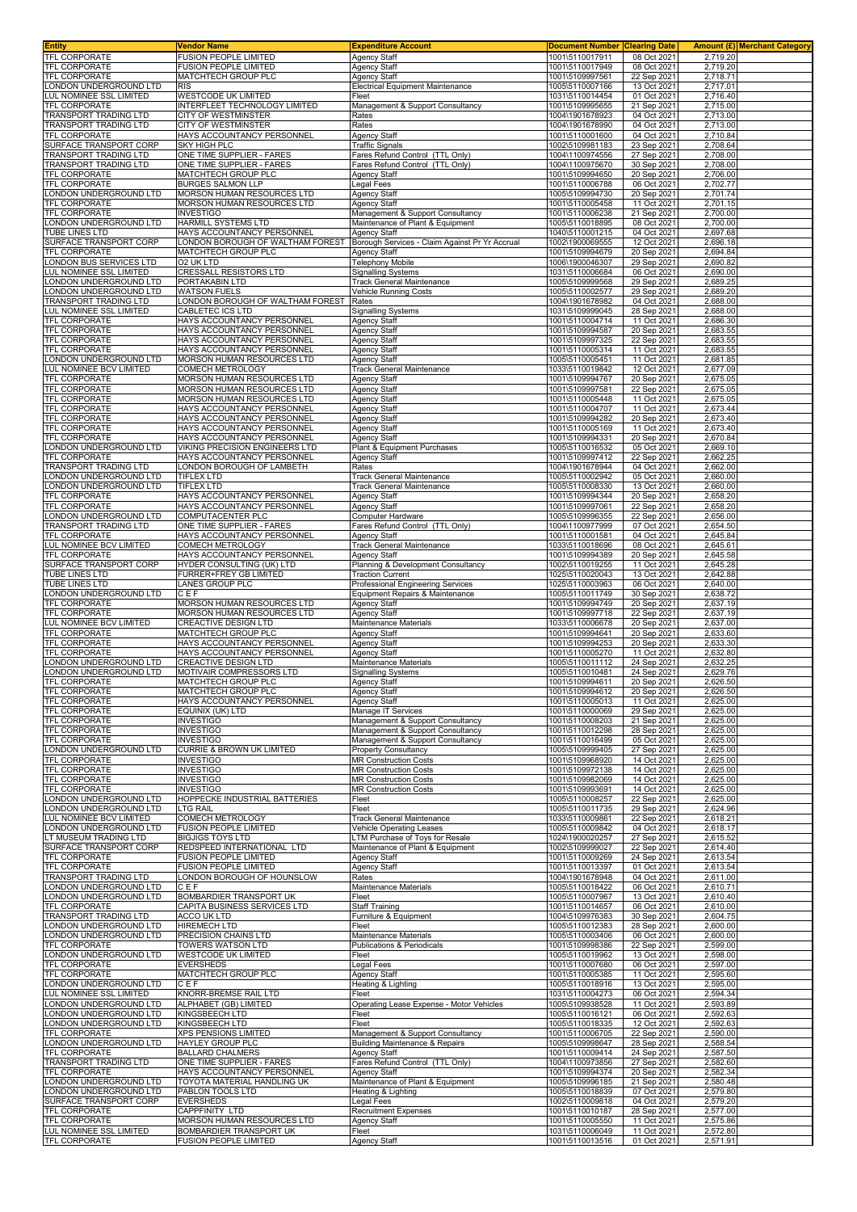| Entity | Vendor Name | Expenditure Account | Document Number | Clearing Date | Amount (£) | Merchant Category |
|---|---|---|---|---|---|---|
| TFL CORPORATE | FUSION PEOPLE LIMITED | Agency Staff | 1001\5110017911 | 08 Oct 2021 | 2,719.20 | |
| TFL CORPORATE | FUSION PEOPLE LIMITED | Agency Staff | 1001\5110017949 | 08 Oct 2021 | 2,719.20 | |
| TFL CORPORATE | MATCHTECH GROUP PLC | Agency Staff | 1001\5109997561 | 22 Sep 2021 | 2,718.71 | |
| LONDON UNDERGROUND LTD | RIS | Electrical Equipment Maintenance | 1005\5110007166 | 13 Oct 2021 | 2,717.01 | |
| LUL NOMINEE SSL LIMITED | WESTCODE UK LIMITED | Fleet | 1031\5110014454 | 01 Oct 2021 | 2,716.40 | |
| TFL CORPORATE | INTERFLEET TECHNOLOGY LIMITED | Management & Support Consultancy | 1001\5109995655 | 21 Sep 2021 | 2,715.00 | |
| TRANSPORT TRADING LTD | CITY OF WESTMINSTER | Rates | 1004\1901678923 | 04 Oct 2021 | 2,713.00 | |
| TRANSPORT TRADING LTD | CITY OF WESTMINSTER | Rates | 1004\1901678990 | 04 Oct 2021 | 2,713.00 | |
| TFL CORPORATE | HAYS ACCOUNTANCY PERSONNEL | Agency Staff | 1001\5110001600 | 04 Oct 2021 | 2,710.84 | |
| SURFACE TRANSPORT CORP | SKY HIGH PLC | Traffic Signals | 1002\5109981183 | 23 Sep 2021 | 2,708.64 | |
| TRANSPORT TRADING LTD | ONE TIME SUPPLIER - FARES | Fares Refund Control (TTL Only) | 1004\1100974556 | 27 Sep 2021 | 2,708.00 | |
| TRANSPORT TRADING LTD | ONE TIME SUPPLIER - FARES | Fares Refund Control (TTL Only) | 1004\1100975670 | 30 Sep 2021 | 2,708.00 | |
| TFL CORPORATE | MATCHTECH GROUP PLC | Agency Staff | 1001\5109994650 | 20 Sep 2021 | 2,706.00 | |
| TFL CORPORATE | BURGES SALMON LLP | Legal Fees | 1001\5110006788 | 06 Oct 2021 | 2,702.77 | |
| LONDON UNDERGROUND LTD | MORSON HUMAN RESOURCES LTD | Agency Staff | 1005\5109994730 | 20 Sep 2021 | 2,701.74 | |
| TFL CORPORATE | MORSON HUMAN RESOURCES LTD | Agency Staff | 1001\5110005458 | 11 Oct 2021 | 2,701.15 | |
| TFL CORPORATE | INVESTIGO | Management & Support Consultancy | 1001\5110006238 | 21 Sep 2021 | 2,700.00 | |
| LONDON UNDERGROUND LTD | HARMILL SYSTEMS LTD | Maintenance of Plant & Equipment | 1005\5110018895 | 08 Oct 2021 | 2,700.00 | |
| TUBE LINES LTD | HAYS ACCOUNTANCY PERSONNEL | Agency Staff | 1040\5110001215 | 04 Oct 2021 | 2,697.68 | |
| SURFACE TRANSPORT CORP | LONDON BOROUGH OF WALTHAM FOREST | Borough Services - Claim Against Pr Yr Accrual | 1002\1900069555 | 12 Oct 2021 | 2,696.18 | |
| TFL CORPORATE | MATCHTECH GROUP PLC | Agency Staff | 1001\5109994679 | 20 Sep 2021 | 2,694.84 | |
| LONDON BUS SERVICES LTD | O2 UK LTD | Telephony Mobile | 1006\1900046307 | 29 Sep 2021 | 2,690.82 | |
| LUL NOMINEE SSL LIMITED | CRESSALL RESISTORS LTD | Signalling Systems | 1031\5110006684 | 06 Oct 2021 | 2,690.00 | |
| LONDON UNDERGROUND LTD | PORTAKABIN LTD | Track General Maintenance | 1005\5109999568 | 29 Sep 2021 | 2,689.25 | |
| LONDON UNDERGROUND LTD | WATSON FUELS | Vehicle Running Costs | 1005\5110002577 | 29 Sep 2021 | 2,689.20 | |
| TRANSPORT TRADING LTD | LONDON BOROUGH OF WALTHAM FOREST | Rates | 1004\1901678982 | 04 Oct 2021 | 2,688.00 | |
| LUL NOMINEE SSL LIMITED | CABLETEC ICS LTD | Signalling Systems | 1031\5109999045 | 28 Sep 2021 | 2,688.00 | |
| TFL CORPORATE | HAYS ACCOUNTANCY PERSONNEL | Agency Staff | 1001\5110004714 | 11 Oct 2021 | 2,686.30 | |
| TFL CORPORATE | HAYS ACCOUNTANCY PERSONNEL | Agency Staff | 1001\5109994587 | 20 Sep 2021 | 2,683.55 | |
| TFL CORPORATE | HAYS ACCOUNTANCY PERSONNEL | Agency Staff | 1001\5109997325 | 22 Sep 2021 | 2,683.55 | |
| TFL CORPORATE | HAYS ACCOUNTANCY PERSONNEL | Agency Staff | 1001\5110005314 | 11 Oct 2021 | 2,683.55 | |
| LONDON UNDERGROUND LTD | MORSON HUMAN RESOURCES LTD | Agency Staff | 1005\5110005451 | 11 Oct 2021 | 2,681.85 | |
| LUL NOMINEE BCV LIMITED | COMECH METROLOGY | Track General Maintenance | 1033\5110019842 | 12 Oct 2021 | 2,677.09 | |
| TFL CORPORATE | MORSON HUMAN RESOURCES LTD | Agency Staff | 1001\5109994767 | 20 Sep 2021 | 2,675.05 | |
| TFL CORPORATE | MORSON HUMAN RESOURCES LTD | Agency Staff | 1001\5109997581 | 22 Sep 2021 | 2,675.05 | |
| TFL CORPORATE | MORSON HUMAN RESOURCES LTD | Agency Staff | 1001\5110005448 | 11 Oct 2021 | 2,675.05 | |
| TFL CORPORATE | HAYS ACCOUNTANCY PERSONNEL | Agency Staff | 1001\5110004707 | 11 Oct 2021 | 2,673.44 | |
| TFL CORPORATE | HAYS ACCOUNTANCY PERSONNEL | Agency Staff | 1001\5109994282 | 20 Sep 2021 | 2,673.40 | |
| TFL CORPORATE | HAYS ACCOUNTANCY PERSONNEL | Agency Staff | 1001\5110005169 | 11 Oct 2021 | 2,673.40 | |
| TFL CORPORATE | HAYS ACCOUNTANCY PERSONNEL | Agency Staff | 1001\5109994331 | 20 Sep 2021 | 2,670.84 | |
| LONDON UNDERGROUND LTD | VIKING PRECISION ENGINEERS LTD | Plant & Equipment Purchases | 1005\5110016532 | 05 Oct 2021 | 2,669.10 | |
| TFL CORPORATE | HAYS ACCOUNTANCY PERSONNEL | Agency Staff | 1001\5109997412 | 22 Sep 2021 | 2,662.25 | |
| TRANSPORT TRADING LTD | LONDON BOROUGH OF LAMBETH | Rates | 1004\1901678944 | 04 Oct 2021 | 2,662.00 | |
| LONDON UNDERGROUND LTD | TIFLEX LTD | Track General Maintenance | 1005\5110002942 | 05 Oct 2021 | 2,660.00 | |
| LONDON UNDERGROUND LTD | TIFLEX LTD | Track General Maintenance | 1005\5110008330 | 13 Oct 2021 | 2,660.00 | |
| TFL CORPORATE | HAYS ACCOUNTANCY PERSONNEL | Agency Staff | 1001\5109994344 | 20 Sep 2021 | 2,658.20 | |
| TFL CORPORATE | HAYS ACCOUNTANCY PERSONNEL | Agency Staff | 1001\5109997061 | 22 Sep 2021 | 2,658.20 | |
| LONDON UNDERGROUND LTD | COMPUTACENTER PLC | Computer Hardware | 1005\5109996355 | 22 Sep 2021 | 2,656.00 | |
| TRANSPORT TRADING LTD | ONE TIME SUPPLIER - FARES | Fares Refund Control (TTL Only) | 1004\1100977999 | 07 Oct 2021 | 2,654.50 | |
| TFL CORPORATE | HAYS ACCOUNTANCY PERSONNEL | Agency Staff | 1001\5110001581 | 04 Oct 2021 | 2,645.84 | |
| LUL NOMINEE BCV LIMITED | COMECH METROLOGY | Track General Maintenance | 1033\5110018696 | 08 Oct 2021 | 2,645.61 | |
| TFL CORPORATE | HAYS ACCOUNTANCY PERSONNEL | Agency Staff | 1001\5109994389 | 20 Sep 2021 | 2,645.58 | |
| SURFACE TRANSPORT CORP | HYDER CONSULTING (UK) LTD | Planning & Development Consultancy | 1002\5110019255 | 11 Oct 2021 | 2,645.28 | |
| TUBE LINES LTD | FURRER+FREY GB LIMITED | Traction Current | 1025\5110020043 | 13 Oct 2021 | 2,642.88 | |
| TUBE LINES LTD | LANES GROUP PLC | Professional Engineering Services | 1025\5110003963 | 06 Oct 2021 | 2,640.00 | |
| LONDON UNDERGROUND LTD | C E F | Equipment Repairs & Maintenance | 1005\5110011749 | 30 Sep 2021 | 2,638.72 | |
| TFL CORPORATE | MORSON HUMAN RESOURCES LTD | Agency Staff | 1001\5109994749 | 20 Sep 2021 | 2,637.19 | |
| TFL CORPORATE | MORSON HUMAN RESOURCES LTD | Agency Staff | 1001\5109997718 | 22 Sep 2021 | 2,637.19 | |
| LUL NOMINEE BCV LIMITED | CREACTIVE DESIGN LTD | Maintenance Materials | 1033\5110006678 | 20 Sep 2021 | 2,637.00 | |
| TFL CORPORATE | MATCHTECH GROUP PLC | Agency Staff | 1001\5109994641 | 20 Sep 2021 | 2,633.60 | |
| TFL CORPORATE | HAYS ACCOUNTANCY PERSONNEL | Agency Staff | 1001\5109994253 | 20 Sep 2021 | 2,633.30 | |
| TFL CORPORATE | HAYS ACCOUNTANCY PERSONNEL | Agency Staff | 1001\5110005270 | 11 Oct 2021 | 2,632.80 | |
| LONDON UNDERGROUND LTD | CREACTIVE DESIGN LTD | Maintenance Materials | 1005\5110011112 | 24 Sep 2021 | 2,632.25 | |
| LONDON UNDERGROUND LTD | MOTIVAIR COMPRESSORS LTD | Signalling Systems | 1005\5110010481 | 24 Sep 2021 | 2,629.76 | |
| TFL CORPORATE | MATCHTECH GROUP PLC | Agency Staff | 1001\5109994611 | 20 Sep 2021 | 2,626.50 | |
| TFL CORPORATE | MATCHTECH GROUP PLC | Agency Staff | 1001\5109994612 | 20 Sep 2021 | 2,626.50 | |
| TFL CORPORATE | HAYS ACCOUNTANCY PERSONNEL | Agency Staff | 1001\5110005013 | 11 Oct 2021 | 2,625.00 | |
| TFL CORPORATE | EQUINIX (UK) LTD | Manage IT Services | 1001\5110000069 | 29 Sep 2021 | 2,625.00 | |
| TFL CORPORATE | INVESTIGO | Management & Support Consultancy | 1001\5110008203 | 21 Sep 2021 | 2,625.00 | |
| TFL CORPORATE | INVESTIGO | Management & Support Consultancy | 1001\5110012298 | 28 Sep 2021 | 2,625.00 | |
| TFL CORPORATE | INVESTIGO | Management & Support Consultancy | 1001\5110016499 | 05 Oct 2021 | 2,625.00 | |
| LONDON UNDERGROUND LTD | CURRIE & BROWN UK LIMITED | Property Consultancy | 1005\5109999405 | 27 Sep 2021 | 2,625.00 | |
| TFL CORPORATE | INVESTIGO | MR Construction Costs | 1001\5109968920 | 14 Oct 2021 | 2,625.00 | |
| TFL CORPORATE | INVESTIGO | MR Construction Costs | 1001\5109972138 | 14 Oct 2021 | 2,625.00 | |
| TFL CORPORATE | INVESTIGO | MR Construction Costs | 1001\5109982069 | 14 Oct 2021 | 2,625.00 | |
| TFL CORPORATE | INVESTIGO | MR Construction Costs | 1001\5109993691 | 14 Oct 2021 | 2,625.00 | |
| LONDON UNDERGROUND LTD | HOPPECKE INDUSTRIAL BATTERIES | Fleet | 1005\5110008257 | 22 Sep 2021 | 2,625.00 | |
| LONDON UNDERGROUND LTD | LTG RAIL | Fleet | 1005\5110011735 | 29 Sep 2021 | 2,624.96 | |
| LUL NOMINEE BCV LIMITED | COMECH METROLOGY | Track General Maintenance | 1033\5110009861 | 22 Sep 2021 | 2,618.21 | |
| LONDON UNDERGROUND LTD | FUSION PEOPLE LIMITED | Vehicle Operating Leases | 1005\5110009842 | 04 Oct 2021 | 2,618.17 | |
| LT MUSEUM TRADING LTD | BIGJIGS TOYS LTD | LTM Purchase of Toys for Resale | 1024\1900020257 | 27 Sep 2021 | 2,615.52 | |
| SURFACE TRANSPORT CORP | REDSPEED INTERNATIONAL LTD | Maintenance of Plant & Equipment | 1002\5109999027 | 22 Sep 2021 | 2,614.40 | |
| TFL CORPORATE | FUSION PEOPLE LIMITED | Agency Staff | 1001\5110009269 | 24 Sep 2021 | 2,613.54 | |
| TFL CORPORATE | FUSION PEOPLE LIMITED | Agency Staff | 1001\5110013397 | 01 Oct 2021 | 2,613.54 | |
| TRANSPORT TRADING LTD | LONDON BOROUGH OF HOUNSLOW | Rates | 1004\1901678948 | 04 Oct 2021 | 2,611.00 | |
| LONDON UNDERGROUND LTD | C E F | Maintenance Materials | 1005\5110018422 | 06 Oct 2021 | 2,610.71 | |
| LONDON UNDERGROUND LTD | BOMBARDIER TRANSPORT UK | Fleet | 1005\5110007967 | 13 Oct 2021 | 2,610.40 | |
| TFL CORPORATE | CAPITA BUSINESS SERVICES LTD | Staff Training | 1001\5110014657 | 06 Oct 2021 | 2,610.00 | |
| TRANSPORT TRADING LTD | ACCO UK LTD | Furniture & Equipment | 1004\5109976383 | 30 Sep 2021 | 2,604.75 | |
| LONDON UNDERGROUND LTD | HIREMECH LTD | Fleet | 1005\5110012383 | 28 Sep 2021 | 2,600.00 | |
| LONDON UNDERGROUND LTD | PRECISION CHAINS LTD | Maintenance Materials | 1005\5110003406 | 06 Oct 2021 | 2,600.00 | |
| TFL CORPORATE | TOWERS WATSON LTD | Publications & Periodicals | 1001\5109998386 | 22 Sep 2021 | 2,599.00 | |
| LONDON UNDERGROUND LTD | WESTCODE UK LIMITED | Fleet | 1005\5110019962 | 13 Oct 2021 | 2,598.00 | |
| TFL CORPORATE | EVERSHEDS | Legal Fees | 1001\5110007680 | 06 Oct 2021 | 2,597.00 | |
| TFL CORPORATE | MATCHTECH GROUP PLC | Agency Staff | 1001\5110005385 | 11 Oct 2021 | 2,595.60 | |
| LONDON UNDERGROUND LTD | C E F | Heating & Lighting | 1005\5110018916 | 13 Oct 2021 | 2,595.00 | |
| LUL NOMINEE SSL LIMITED | KNORR-BREMSE RAIL LTD | Fleet | 1031\5110004273 | 06 Oct 2021 | 2,594.34 | |
| LONDON UNDERGROUND LTD | ALPHABET (GB) LIMITED | Operating Lease Expense - Motor Vehicles | 1005\5109938528 | 11 Oct 2021 | 2,593.89 | |
| LONDON UNDERGROUND LTD | KINGSBEECH LTD | Fleet | 1005\5110016121 | 06 Oct 2021 | 2,592.63 | |
| LONDON UNDERGROUND LTD | KINGSBEECH LTD | Fleet | 1005\5110018335 | 12 Oct 2021 | 2,592.63 | |
| TFL CORPORATE | XPS PENSIONS LIMITED | Management & Support Consultancy | 1001\5110006705 | 22 Sep 2021 | 2,590.00 | |
| LONDON UNDERGROUND LTD | HAYLEY GROUP PLC | Building Maintenance & Repairs | 1005\5109998647 | 28 Sep 2021 | 2,588.54 | |
| TFL CORPORATE | BALLARD CHALMERS | Agency Staff | 1001\5110009414 | 24 Sep 2021 | 2,587.50 | |
| TRANSPORT TRADING LTD | ONE TIME SUPPLIER - FARES | Fares Refund Control (TTL Only) | 1004\1100973856 | 27 Sep 2021 | 2,582.60 | |
| TFL CORPORATE | HAYS ACCOUNTANCY PERSONNEL | Agency Staff | 1001\5109994374 | 20 Sep 2021 | 2,582.34 | |
| LONDON UNDERGROUND LTD | TOYOTA MATERIAL HANDLING UK | Maintenance of Plant & Equipment | 1005\5109996185 | 21 Sep 2021 | 2,580.48 | |
| LONDON UNDERGROUND LTD | PABLON TOOLS LTD | Heating & Lighting | 1005\5110018839 | 07 Oct 2021 | 2,579.80 | |
| SURFACE TRANSPORT CORP | EVERSHEDS | Legal Fees | 1002\5110009818 | 04 Oct 2021 | 2,579.20 | |
| TFL CORPORATE | CAPPFINITY LTD | Recruitment Expenses | 1001\5110010187 | 28 Sep 2021 | 2,577.00 | |
| TFL CORPORATE | MORSON HUMAN RESOURCES LTD | Agency Staff | 1001\5110005550 | 11 Oct 2021 | 2,575.86 | |
| LUL NOMINEE SSL LIMITED | BOMBARDIER TRANSPORT UK | Fleet | 1031\5110006049 | 11 Oct 2021 | 2,572.80 | |
| TFL CORPORATE | FUSION PEOPLE LIMITED | Agency Staff | 1001\5110013516 | 01 Oct 2021 | 2,571.91 | |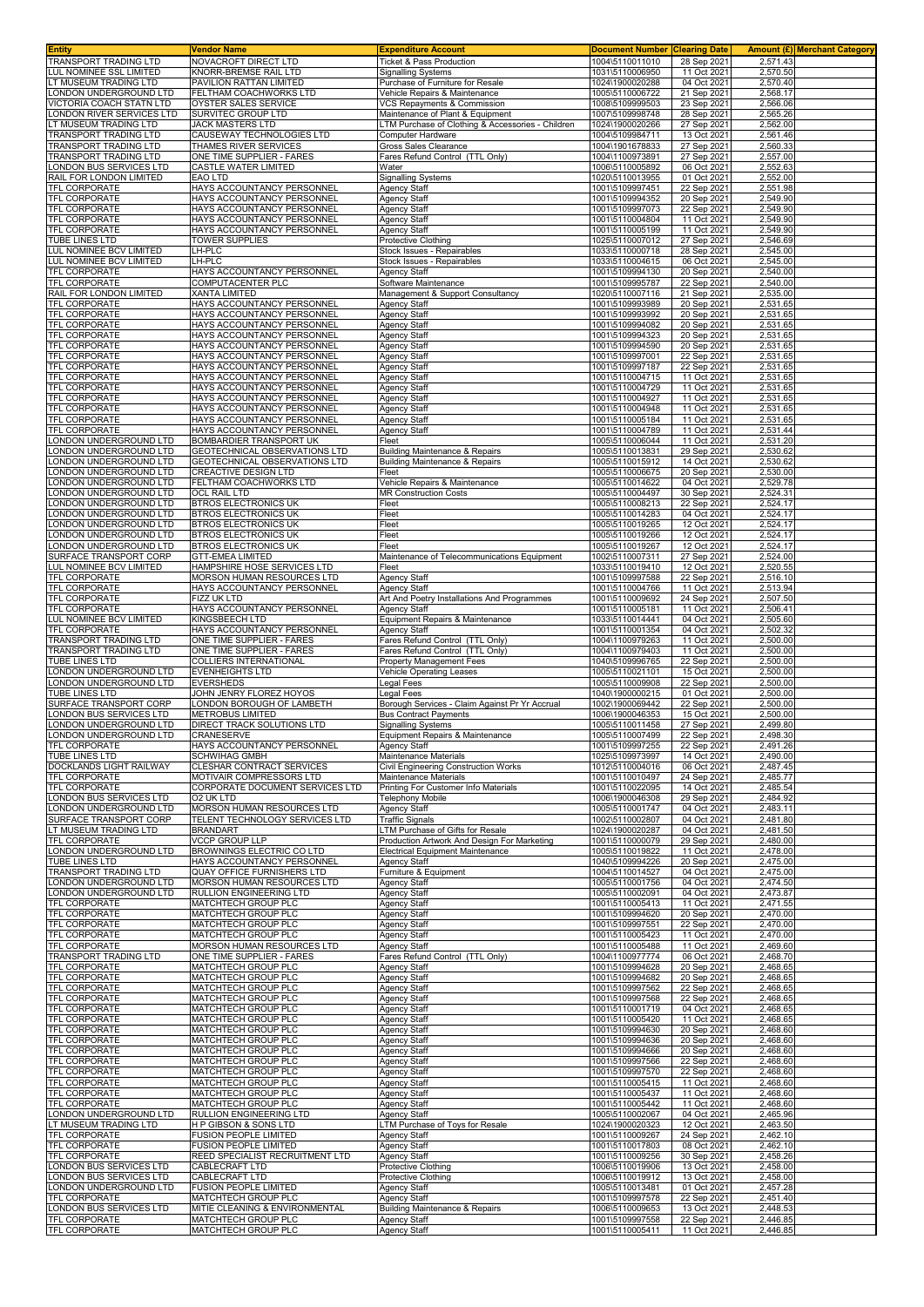| Entity | Vendor Name | Expenditure Account | Document Number | Clearing Date | Amount (£) | Merchant Category |
|---|---|---|---|---|---|---|
| TRANSPORT TRADING LTD | NOVACROFT DIRECT LTD | Ticket & Pass Production | 1004\5110011010 | 28 Sep 2021 | 2,571.43 | |
| LUL NOMINEE SSL LIMITED | KNORR-BREMSE RAIL LTD | Signalling Systems | 1031\5110006950 | 11 Oct 2021 | 2,570.50 | |
| LT MUSEUM TRADING LTD | PAVILION RATTAN LIMITED | Purchase of Furniture for Resale | 1024\1900020288 | 04 Oct 2021 | 2,570.40 | |
| LONDON UNDERGROUND LTD | FELTHAM COACHWORKS LTD | Vehicle Repairs & Maintenance | 1005\5110006722 | 21 Sep 2021 | 2,568.17 | |
| VICTORIA COACH STATN LTD | OYSTER SALES SERVICE | VCS Repayments & Commission | 1008\5109999503 | 23 Sep 2021 | 2,566.06 | |
| LONDON RIVER SERVICES LTD | SURVITEC GROUP LTD | Maintenance of Plant & Equipment | 1007\5109998748 | 28 Sep 2021 | 2,565.26 | |
| LT MUSEUM TRADING LTD | JACK MASTERS LTD | LTM Purchase of Clothing & Accessories - Children | 1024\1900020266 | 27 Sep 2021 | 2,562.00 | |
| TRANSPORT TRADING LTD | CAUSEWAY TECHNOLOGIES LTD | Computer Hardware | 1004\5109984711 | 13 Oct 2021 | 2,561.46 | |
| TRANSPORT TRADING LTD | THAMES RIVER SERVICES | Gross Sales Clearance | 1004\1901678833 | 27 Sep 2021 | 2,560.33 | |
| TRANSPORT TRADING LTD | ONE TIME SUPPLIER - FARES | Fares Refund Control (TTL Only) | 1004\1100973891 | 27 Sep 2021 | 2,557.00 | |
| LONDON BUS SERVICES LTD | CASTLE WATER LIMITED | Water | 1006\5110005892 | 06 Oct 2021 | 2,552.63 | |
| RAIL FOR LONDON LIMITED | EAO LTD | Signalling Systems | 1020\5110013955 | 01 Oct 2021 | 2,552.00 | |
| TFL CORPORATE | HAYS ACCOUNTANCY PERSONNEL | Agency Staff | 1001\5109997451 | 22 Sep 2021 | 2,551.98 | |
| TFL CORPORATE | HAYS ACCOUNTANCY PERSONNEL | Agency Staff | 1001\5109994352 | 20 Sep 2021 | 2,549.90 | |
| TFL CORPORATE | HAYS ACCOUNTANCY PERSONNEL | Agency Staff | 1001\5109997073 | 22 Sep 2021 | 2,549.90 | |
| TFL CORPORATE | HAYS ACCOUNTANCY PERSONNEL | Agency Staff | 1001\5110004804 | 11 Oct 2021 | 2,549.90 | |
| TFL CORPORATE | HAYS ACCOUNTANCY PERSONNEL | Agency Staff | 1001\5110005199 | 11 Oct 2021 | 2,549.90 | |
| TUBE LINES LTD | TOWER SUPPLIES | Protective Clothing | 1025\5110007012 | 27 Sep 2021 | 2,546.69 | |
| LUL NOMINEE BCV LIMITED | LH-PLC | Stock Issues - Repairables | 1033\5110000718 | 28 Sep 2021 | 2,545.00 | |
| LUL NOMINEE BCV LIMITED | LH-PLC | Stock Issues - Repairables | 1033\5110004615 | 06 Oct 2021 | 2,545.00 | |
| TFL CORPORATE | HAYS ACCOUNTANCY PERSONNEL | Agency Staff | 1001\5109994130 | 20 Sep 2021 | 2,540.00 | |
| TFL CORPORATE | COMPUTACENTER PLC | Software Maintenance | 1001\5109995787 | 22 Sep 2021 | 2,540.00 | |
| RAIL FOR LONDON LIMITED | XANTA LIMITED | Management & Support Consultancy | 1020\5110007116 | 21 Sep 2021 | 2,535.00 | |
| TFL CORPORATE | HAYS ACCOUNTANCY PERSONNEL | Agency Staff | 1001\5109993989 | 20 Sep 2021 | 2,531.65 | |
| TFL CORPORATE | HAYS ACCOUNTANCY PERSONNEL | Agency Staff | 1001\5109993992 | 20 Sep 2021 | 2,531.65 | |
| TFL CORPORATE | HAYS ACCOUNTANCY PERSONNEL | Agency Staff | 1001\5109994082 | 20 Sep 2021 | 2,531.65 | |
| TFL CORPORATE | HAYS ACCOUNTANCY PERSONNEL | Agency Staff | 1001\5109994323 | 20 Sep 2021 | 2,531.65 | |
| TFL CORPORATE | HAYS ACCOUNTANCY PERSONNEL | Agency Staff | 1001\5109994590 | 20 Sep 2021 | 2,531.65 | |
| TFL CORPORATE | HAYS ACCOUNTANCY PERSONNEL | Agency Staff | 1001\5109997001 | 22 Sep 2021 | 2,531.65 | |
| TFL CORPORATE | HAYS ACCOUNTANCY PERSONNEL | Agency Staff | 1001\5109997187 | 22 Sep 2021 | 2,531.65 | |
| TFL CORPORATE | HAYS ACCOUNTANCY PERSONNEL | Agency Staff | 1001\5110004715 | 11 Oct 2021 | 2,531.65 | |
| TFL CORPORATE | HAYS ACCOUNTANCY PERSONNEL | Agency Staff | 1001\5110004729 | 11 Oct 2021 | 2,531.65 | |
| TFL CORPORATE | HAYS ACCOUNTANCY PERSONNEL | Agency Staff | 1001\5110004927 | 11 Oct 2021 | 2,531.65 | |
| TFL CORPORATE | HAYS ACCOUNTANCY PERSONNEL | Agency Staff | 1001\5110004948 | 11 Oct 2021 | 2,531.65 | |
| TFL CORPORATE | HAYS ACCOUNTANCY PERSONNEL | Agency Staff | 1001\5110005184 | 11 Oct 2021 | 2,531.65 | |
| TFL CORPORATE | HAYS ACCOUNTANCY PERSONNEL | Agency Staff | 1001\5110004789 | 11 Oct 2021 | 2,531.44 | |
| LONDON UNDERGROUND LTD | BOMBARDIER TRANSPORT UK | Fleet | 1005\5110006044 | 11 Oct 2021 | 2,531.20 | |
| LONDON UNDERGROUND LTD | GEOTECHNICAL OBSERVATIONS LTD | Building Maintenance & Repairs | 1005\5110013831 | 29 Sep 2021 | 2,530.62 | |
| LONDON UNDERGROUND LTD | GEOTECHNICAL OBSERVATIONS LTD | Building Maintenance & Repairs | 1005\5110015912 | 14 Oct 2021 | 2,530.62 | |
| LONDON UNDERGROUND LTD | CREACTIVE DESIGN LTD | Fleet | 1005\5110006675 | 20 Sep 2021 | 2,530.00 | |
| LONDON UNDERGROUND LTD | FELTHAM COACHWORKS LTD | Vehicle Repairs & Maintenance | 1005\5110014622 | 04 Oct 2021 | 2,529.78 | |
| LONDON UNDERGROUND LTD | OCL RAIL LTD | MR Construction Costs | 1005\5110004497 | 30 Sep 2021 | 2,524.31 | |
| LONDON UNDERGROUND LTD | BTROS ELECTRONICS UK | Fleet | 1005\5110008213 | 22 Sep 2021 | 2,524.17 | |
| LONDON UNDERGROUND LTD | BTROS ELECTRONICS UK | Fleet | 1005\5110014283 | 04 Oct 2021 | 2,524.17 | |
| LONDON UNDERGROUND LTD | BTROS ELECTRONICS UK | Fleet | 1005\5110019265 | 12 Oct 2021 | 2,524.17 | |
| LONDON UNDERGROUND LTD | BTROS ELECTRONICS UK | Fleet | 1005\5110019266 | 12 Oct 2021 | 2,524.17 | |
| LONDON UNDERGROUND LTD | BTROS ELECTRONICS UK | Fleet | 1005\5110019267 | 12 Oct 2021 | 2,524.17 | |
| SURFACE TRANSPORT CORP | GTT-EMEA LIMITED | Maintenance of Telecommunications Equipment | 1002\5110007311 | 27 Sep 2021 | 2,524.00 | |
| LUL NOMINEE BCV LIMITED | HAMPSHIRE HOSE SERVICES LTD | Fleet | 1033\5110019410 | 12 Oct 2021 | 2,520.55 | |
| TFL CORPORATE | MORSON HUMAN RESOURCES LTD | Agency Staff | 1001\5109997588 | 22 Sep 2021 | 2,516.10 | |
| TFL CORPORATE | HAYS ACCOUNTANCY PERSONNEL | Agency Staff | 1001\5110004766 | 11 Oct 2021 | 2,513.94 | |
| TFL CORPORATE | FIZZ UK LTD | Art And Poetry Installations And Programmes | 1001\5110009692 | 24 Sep 2021 | 2,507.50 | |
| TFL CORPORATE | HAYS ACCOUNTANCY PERSONNEL | Agency Staff | 1001\5110005181 | 11 Oct 2021 | 2,506.41 | |
| LUL NOMINEE BCV LIMITED | KINGSBEECH LTD | Equipment Repairs & Maintenance | 1033\5110014441 | 04 Oct 2021 | 2,505.60 | |
| TFL CORPORATE | HAYS ACCOUNTANCY PERSONNEL | Agency Staff | 1001\5110001354 | 04 Oct 2021 | 2,502.32 | |
| TRANSPORT TRADING LTD | ONE TIME SUPPLIER - FARES | Fares Refund Control (TTL Only) | 1004\1100979263 | 11 Oct 2021 | 2,500.00 | |
| TRANSPORT TRADING LTD | ONE TIME SUPPLIER - FARES | Fares Refund Control (TTL Only) | 1004\1100979403 | 11 Oct 2021 | 2,500.00 | |
| TUBE LINES LTD | COLLIERS INTERNATIONAL | Property Management Fees | 1040\5109996765 | 22 Sep 2021 | 2,500.00 | |
| LONDON UNDERGROUND LTD | EVENHEIGHTS LTD | Vehicle Operating Leases | 1005\5110021101 | 15 Oct 2021 | 2,500.00 | |
| LONDON UNDERGROUND LTD | EVERSHEDS | Legal Fees | 1005\5110009908 | 22 Sep 2021 | 2,500.00 | |
| TUBE LINES LTD | JOHN JENRY FLOREZ HOYOS | Legal Fees | 1040\1900000215 | 01 Oct 2021 | 2,500.00 | |
| SURFACE TRANSPORT CORP | LONDON BOROUGH OF LAMBETH | Borough Services - Claim Against Pr Yr Accrual | 1002\1900069442 | 22 Sep 2021 | 2,500.00 | |
| LONDON BUS SERVICES LTD | METROBUS LIMITED | Bus Contract Payments | 1006\1900046353 | 15 Oct 2021 | 2,500.00 | |
| LONDON UNDERGROUND LTD | DIRECT TRACK SOLUTIONS LTD | Signalling Systems | 1005\5110011458 | 27 Sep 2021 | 2,499.80 | |
| LONDON UNDERGROUND LTD | CRANESERVE | Equipment Repairs & Maintenance | 1005\5110007499 | 22 Sep 2021 | 2,498.30 | |
| TFL CORPORATE | HAYS ACCOUNTANCY PERSONNEL | Agency Staff | 1001\5109997255 | 22 Sep 2021 | 2,491.26 | |
| TUBE LINES LTD | SCHWIHAG GMBH | Maintenance Materials | 1025\5109973997 | 14 Oct 2021 | 2,490.00 | |
| DOCKLANDS LIGHT RAILWAY | CLESHAR CONTRACT SERVICES | Civil Engineering Construction Works | 1012\5110004016 | 06 Oct 2021 | 2,487.45 | |
| TFL CORPORATE | MOTIVAIR COMPRESSORS LTD | Maintenance Materials | 1001\5110010497 | 24 Sep 2021 | 2,485.77 | |
| TFL CORPORATE | CORPORATE DOCUMENT SERVICES LTD | Printing For Customer Info Materials | 1001\5110022095 | 14 Oct 2021 | 2,485.54 | |
| LONDON BUS SERVICES LTD | O2 UK LTD | Telephony Mobile | 1006\1900046308 | 29 Sep 2021 | 2,484.92 | |
| LONDON UNDERGROUND LTD | MORSON HUMAN RESOURCES LTD | Agency Staff | 1005\5110001747 | 04 Oct 2021 | 2,483.11 | |
| SURFACE TRANSPORT CORP | TELENT TECHNOLOGY SERVICES LTD | Traffic Signals | 1002\5110002807 | 04 Oct 2021 | 2,481.80 | |
| LT MUSEUM TRADING LTD | BRANDART | LTM Purchase of Gifts for Resale | 1024\1900020287 | 04 Oct 2021 | 2,481.50 | |
| TFL CORPORATE | VCCP GROUP LLP | Production Artwork And Design For Marketing | 1001\5110000079 | 29 Sep 2021 | 2,480.00 | |
| LONDON UNDERGROUND LTD | BROWNINGS ELECTRIC CO LTD | Electrical Equipment Maintenance | 1005\5110019822 | 11 Oct 2021 | 2,478.00 | |
| TUBE LINES LTD | HAYS ACCOUNTANCY PERSONNEL | Agency Staff | 1040\5109994226 | 20 Sep 2021 | 2,475.00 | |
| TRANSPORT TRADING LTD | QUAY OFFICE FURNISHERS LTD | Furniture & Equipment | 1004\5110014527 | 04 Oct 2021 | 2,475.00 | |
| LONDON UNDERGROUND LTD | MORSON HUMAN RESOURCES LTD | Agency Staff | 1005\5110001756 | 04 Oct 2021 | 2,474.50 | |
| LONDON UNDERGROUND LTD | RULLION ENGINEERING LTD | Agency Staff | 1005\5110002091 | 04 Oct 2021 | 2,473.87 | |
| TFL CORPORATE | MATCHTECH GROUP PLC | Agency Staff | 1001\5110005413 | 11 Oct 2021 | 2,471.55 | |
| TFL CORPORATE | MATCHTECH GROUP PLC | Agency Staff | 1001\5109994620 | 20 Sep 2021 | 2,470.00 | |
| TFL CORPORATE | MATCHTECH GROUP PLC | Agency Staff | 1001\5109997551 | 22 Sep 2021 | 2,470.00 | |
| TFL CORPORATE | MATCHTECH GROUP PLC | Agency Staff | 1001\5110005423 | 11 Oct 2021 | 2,470.00 | |
| TFL CORPORATE | MORSON HUMAN RESOURCES LTD | Agency Staff | 1001\5110005488 | 11 Oct 2021 | 2,469.60 | |
| TRANSPORT TRADING LTD | ONE TIME SUPPLIER - FARES | Fares Refund Control (TTL Only) | 1004\1100977774 | 06 Oct 2021 | 2,468.70 | |
| TFL CORPORATE | MATCHTECH GROUP PLC | Agency Staff | 1001\5109994628 | 20 Sep 2021 | 2,468.65 | |
| TFL CORPORATE | MATCHTECH GROUP PLC | Agency Staff | 1001\5109994682 | 20 Sep 2021 | 2,468.65 | |
| TFL CORPORATE | MATCHTECH GROUP PLC | Agency Staff | 1001\5109997562 | 22 Sep 2021 | 2,468.65 | |
| TFL CORPORATE | MATCHTECH GROUP PLC | Agency Staff | 1001\5109997568 | 22 Sep 2021 | 2,468.65 | |
| TFL CORPORATE | MATCHTECH GROUP PLC | Agency Staff | 1001\5110001719 | 04 Oct 2021 | 2,468.65 | |
| TFL CORPORATE | MATCHTECH GROUP PLC | Agency Staff | 1001\5110005420 | 11 Oct 2021 | 2,468.65 | |
| TFL CORPORATE | MATCHTECH GROUP PLC | Agency Staff | 1001\5109994630 | 20 Sep 2021 | 2,468.60 | |
| TFL CORPORATE | MATCHTECH GROUP PLC | Agency Staff | 1001\5109994636 | 20 Sep 2021 | 2,468.60 | |
| TFL CORPORATE | MATCHTECH GROUP PLC | Agency Staff | 1001\5109994666 | 20 Sep 2021 | 2,468.60 | |
| TFL CORPORATE | MATCHTECH GROUP PLC | Agency Staff | 1001\5109997566 | 22 Sep 2021 | 2,468.60 | |
| TFL CORPORATE | MATCHTECH GROUP PLC | Agency Staff | 1001\5109997570 | 22 Sep 2021 | 2,468.60 | |
| TFL CORPORATE | MATCHTECH GROUP PLC | Agency Staff | 1001\5110005415 | 11 Oct 2021 | 2,468.60 | |
| TFL CORPORATE | MATCHTECH GROUP PLC | Agency Staff | 1001\5110005437 | 11 Oct 2021 | 2,468.60 | |
| TFL CORPORATE | MATCHTECH GROUP PLC | Agency Staff | 1001\5110005442 | 11 Oct 2021 | 2,468.60 | |
| LONDON UNDERGROUND LTD | RULLION ENGINEERING LTD | Agency Staff | 1005\5110002067 | 04 Oct 2021 | 2,465.96 | |
| LT MUSEUM TRADING LTD | H P GIBSON & SONS LTD | LTM Purchase of Toys for Resale | 1024\1900020323 | 12 Oct 2021 | 2,463.50 | |
| TFL CORPORATE | FUSION PEOPLE LIMITED | Agency Staff | 1001\5110009267 | 24 Sep 2021 | 2,462.10 | |
| TFL CORPORATE | FUSION PEOPLE LIMITED | Agency Staff | 1001\5110017803 | 08 Oct 2021 | 2,462.10 | |
| TFL CORPORATE | REED SPECIALIST RECRUITMENT LTD | Agency Staff | 1001\5110009256 | 30 Sep 2021 | 2,458.26 | |
| LONDON BUS SERVICES LTD | CABLECRAFT LTD | Protective Clothing | 1006\5110019906 | 13 Oct 2021 | 2,458.00 | |
| LONDON BUS SERVICES LTD | CABLECRAFT LTD | Protective Clothing | 1006\5110019912 | 13 Oct 2021 | 2,458.00 | |
| LONDON UNDERGROUND LTD | FUSION PEOPLE LIMITED | Agency Staff | 1005\5110013481 | 01 Oct 2021 | 2,457.28 | |
| TFL CORPORATE | MATCHTECH GROUP PLC | Agency Staff | 1001\5109997578 | 22 Sep 2021 | 2,451.40 | |
| LONDON BUS SERVICES LTD | MITIE CLEANING & ENVIRONMENTAL | Building Maintenance & Repairs | 1006\5110009653 | 13 Oct 2021 | 2,448.53 | |
| TFL CORPORATE | MATCHTECH GROUP PLC | Agency Staff | 1001\5109997558 | 22 Sep 2021 | 2,446.85 | |
| TFL CORPORATE | MATCHTECH GROUP PLC | Agency Staff | 1001\5110005411 | 11 Oct 2021 | 2,446.85 | |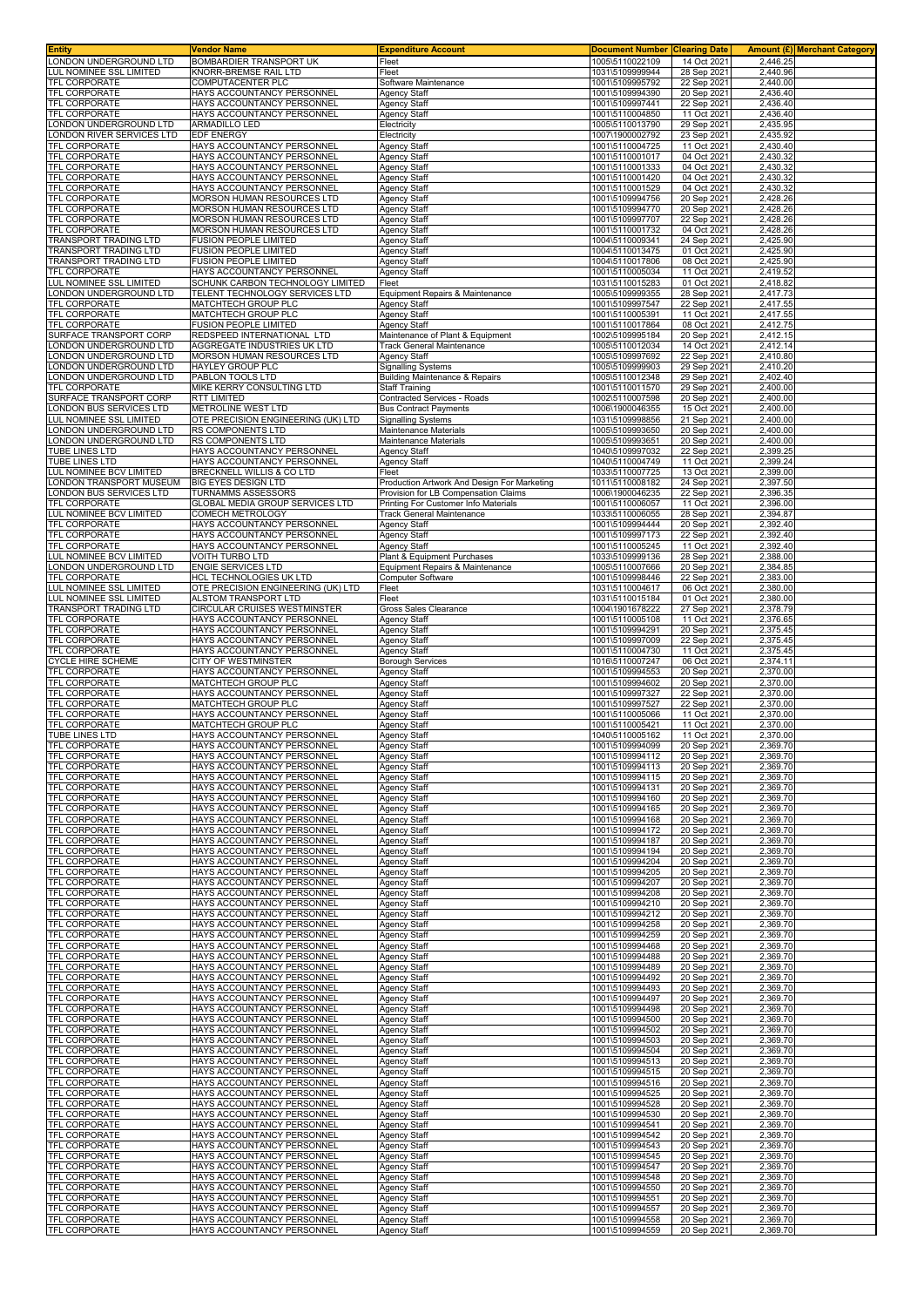| Entity | Vendor Name | Expenditure Account | Document Number | Clearing Date | Amount (£) | Merchant Category |
|---|---|---|---|---|---|---|
| LONDON UNDERGROUND LTD | BOMBARDIER TRANSPORT UK | Fleet | 1005\5110022109 | 14 Oct 2021 | 2,446.25 | |
| LUL NOMINEE SSL LIMITED | KNORR-BREMSE RAIL LTD | Fleet | 1031\5109999944 | 28 Sep 2021 | 2,440.96 | |
| TFL CORPORATE | COMPUTACENTER PLC | Software Maintenance | 1001\5109995792 | 22 Sep 2021 | 2,440.00 | |
| TFL CORPORATE | HAYS ACCOUNTANCY PERSONNEL | Agency Staff | 1001\5109994390 | 20 Sep 2021 | 2,436.40 | |
| TFL CORPORATE | HAYS ACCOUNTANCY PERSONNEL | Agency Staff | 1001\5109997441 | 22 Sep 2021 | 2,436.40 | |
| TFL CORPORATE | HAYS ACCOUNTANCY PERSONNEL | Agency Staff | 1001\5110004850 | 11 Oct 2021 | 2,436.40 | |
| LONDON UNDERGROUND LTD | ARMADILLO LED | Electricity | 1005\5110013790 | 29 Sep 2021 | 2,435.95 | |
| LONDON RIVER SERVICES LTD | EDF ENERGY | Electricity | 1007\1900002792 | 23 Sep 2021 | 2,435.92 | |
| TFL CORPORATE | HAYS ACCOUNTANCY PERSONNEL | Agency Staff | 1001\5110004725 | 11 Oct 2021 | 2,430.40 | |
| TFL CORPORATE | HAYS ACCOUNTANCY PERSONNEL | Agency Staff | 1001\5110001017 | 04 Oct 2021 | 2,430.32 | |
| TFL CORPORATE | HAYS ACCOUNTANCY PERSONNEL | Agency Staff | 1001\5110001333 | 04 Oct 2021 | 2,430.32 | |
| TFL CORPORATE | HAYS ACCOUNTANCY PERSONNEL | Agency Staff | 1001\5110001420 | 04 Oct 2021 | 2,430.32 | |
| TFL CORPORATE | HAYS ACCOUNTANCY PERSONNEL | Agency Staff | 1001\5110001529 | 04 Oct 2021 | 2,430.32 | |
| TFL CORPORATE | MORSON HUMAN RESOURCES LTD | Agency Staff | 1001\5109994756 | 20 Sep 2021 | 2,428.26 | |
| TFL CORPORATE | MORSON HUMAN RESOURCES LTD | Agency Staff | 1001\5109994770 | 20 Sep 2021 | 2,428.26 | |
| TFL CORPORATE | MORSON HUMAN RESOURCES LTD | Agency Staff | 1001\5109997707 | 22 Sep 2021 | 2,428.26 | |
| TFL CORPORATE | MORSON HUMAN RESOURCES LTD | Agency Staff | 1001\5110001732 | 04 Oct 2021 | 2,428.26 | |
| TRANSPORT TRADING LTD | FUSION PEOPLE LIMITED | Agency Staff | 1004\5110009341 | 24 Sep 2021 | 2,425.90 | |
| TRANSPORT TRADING LTD | FUSION PEOPLE LIMITED | Agency Staff | 1004\5110013475 | 01 Oct 2021 | 2,425.90 | |
| TRANSPORT TRADING LTD | FUSION PEOPLE LIMITED | Agency Staff | 1004\5110017806 | 08 Oct 2021 | 2,425.90 | |
| TFL CORPORATE | HAYS ACCOUNTANCY PERSONNEL | Agency Staff | 1001\5110005034 | 11 Oct 2021 | 2,419.52 | |
| LUL NOMINEE SSL LIMITED | SCHUNK CARBON TECHNOLOGY LIMITED | Fleet | 1031\5110015283 | 01 Oct 2021 | 2,418.82 | |
| LONDON UNDERGROUND LTD | TELENT TECHNOLOGY SERVICES LTD | Equipment Repairs & Maintenance | 1005\5109999355 | 28 Sep 2021 | 2,417.73 | |
| TFL CORPORATE | MATCHTECH GROUP PLC | Agency Staff | 1001\5109997547 | 22 Sep 2021 | 2,417.55 | |
| TFL CORPORATE | MATCHTECH GROUP PLC | Agency Staff | 1001\5110005391 | 11 Oct 2021 | 2,417.55 | |
| TFL CORPORATE | FUSION PEOPLE LIMITED | Agency Staff | 1001\5110017864 | 08 Oct 2021 | 2,412.75 | |
| SURFACE TRANSPORT CORP | REDSPEED INTERNATIONAL LTD | Maintenance of Plant & Equipment | 1002\5109995184 | 20 Sep 2021 | 2,412.15 | |
| LONDON UNDERGROUND LTD | AGGREGATE INDUSTRIES UK LTD | Track General Maintenance | 1005\5110012034 | 14 Oct 2021 | 2,412.14 | |
| LONDON UNDERGROUND LTD | MORSON HUMAN RESOURCES LTD | Agency Staff | 1005\5109997692 | 22 Sep 2021 | 2,410.80 | |
| LONDON UNDERGROUND LTD | HAYLEY GROUP PLC | Signalling Systems | 1005\5109999903 | 29 Sep 2021 | 2,410.20 | |
| LONDON UNDERGROUND LTD | PABLON TOOLS LTD | Building Maintenance & Repairs | 1005\5110012348 | 29 Sep 2021 | 2,402.40 | |
| TFL CORPORATE | MIKE KERRY CONSULTING LTD | Staff Training | 1001\5110011570 | 29 Sep 2021 | 2,400.00 | |
| SURFACE TRANSPORT CORP | RTT LIMITED | Contracted Services - Roads | 1002\5110007598 | 20 Sep 2021 | 2,400.00 | |
| LONDON BUS SERVICES LTD | METROLINE WEST LTD | Bus Contract Payments | 1006\1900046355 | 15 Oct 2021 | 2,400.00 | |
| LUL NOMINEE SSL LIMITED | OTE PRECISION ENGINEERING (UK) LTD | Signalling Systems | 1031\5109998856 | 21 Sep 2021 | 2,400.00 | |
| LONDON UNDERGROUND LTD | RS COMPONENTS LTD | Maintenance Materials | 1005\5109993650 | 20 Sep 2021 | 2,400.00 | |
| LONDON UNDERGROUND LTD | RS COMPONENTS LTD | Maintenance Materials | 1005\5109993651 | 20 Sep 2021 | 2,400.00 | |
| TUBE LINES LTD | HAYS ACCOUNTANCY PERSONNEL | Agency Staff | 1040\5109997032 | 22 Sep 2021 | 2,399.25 | |
| TUBE LINES LTD | HAYS ACCOUNTANCY PERSONNEL | Agency Staff | 1040\5110004749 | 11 Oct 2021 | 2,399.24 | |
| LUL NOMINEE BCV LIMITED | BRECKNELL WILLIS & CO LTD | Fleet | 1033\5110007725 | 13 Oct 2021 | 2,399.00 | |
| LONDON TRANSPORT MUSEUM | BIG EYES DESIGN LTD | Production Artwork And Design For Marketing | 1011\5110008182 | 24 Sep 2021 | 2,397.50 | |
| LONDON BUS SERVICES LTD | TURNAMMS ASSESSORS | Provision for LB Compensation Claims | 1006\1900046235 | 22 Sep 2021 | 2,396.35 | |
| TFL CORPORATE | GLOBAL MEDIA GROUP SERVICES LTD | Printing For Customer Info Materials | 1001\5110006057 | 11 Oct 2021 | 2,396.00 | |
| LUL NOMINEE BCV LIMITED | COMECH METROLOGY | Track General Maintenance | 1033\5110006055 | 28 Sep 2021 | 2,394.87 | |
| TFL CORPORATE | HAYS ACCOUNTANCY PERSONNEL | Agency Staff | 1001\5109994444 | 20 Sep 2021 | 2,392.40 | |
| TFL CORPORATE | HAYS ACCOUNTANCY PERSONNEL | Agency Staff | 1001\5109997173 | 22 Sep 2021 | 2,392.40 | |
| TFL CORPORATE | HAYS ACCOUNTANCY PERSONNEL | Agency Staff | 1001\5110005245 | 11 Oct 2021 | 2,392.40 | |
| LUL NOMINEE BCV LIMITED | VOITH TURBO LTD | Plant & Equipment Purchases | 1033\5109999136 | 28 Sep 2021 | 2,388.00 | |
| LONDON UNDERGROUND LTD | ENGIE SERVICES LTD | Equipment Repairs & Maintenance | 1005\5110007666 | 20 Sep 2021 | 2,384.85 | |
| TFL CORPORATE | HCL TECHNOLOGIES UK LTD | Computer Software | 1001\5109998446 | 22 Sep 2021 | 2,383.00 | |
| LUL NOMINEE SSL LIMITED | OTE PRECISION ENGINEERING (UK) LTD | Fleet | 1031\5110004617 | 06 Oct 2021 | 2,380.00 | |
| LUL NOMINEE SSL LIMITED | ALSTOM TRANSPORT LTD | Fleet | 1031\5110015184 | 01 Oct 2021 | 2,380.00 | |
| TRANSPORT TRADING LTD | CIRCULAR CRUISES WESTMINSTER | Gross Sales Clearance | 1004\1901678222 | 27 Sep 2021 | 2,378.79 | |
| TFL CORPORATE | HAYS ACCOUNTANCY PERSONNEL | Agency Staff | 1001\5110005108 | 11 Oct 2021 | 2,376.65 | |
| TFL CORPORATE | HAYS ACCOUNTANCY PERSONNEL | Agency Staff | 1001\5109994291 | 20 Sep 2021 | 2,375.45 | |
| TFL CORPORATE | HAYS ACCOUNTANCY PERSONNEL | Agency Staff | 1001\5109997009 | 22 Sep 2021 | 2,375.45 | |
| TFL CORPORATE | HAYS ACCOUNTANCY PERSONNEL | Agency Staff | 1001\5110004730 | 11 Oct 2021 | 2,375.45 | |
| CYCLE HIRE SCHEME | CITY OF WESTMINSTER | Borough Services | 1016\5110007247 | 06 Oct 2021 | 2,374.11 | |
| TFL CORPORATE | HAYS ACCOUNTANCY PERSONNEL | Agency Staff | 1001\5109994553 | 20 Sep 2021 | 2,370.00 | |
| TFL CORPORATE | MATCHTECH GROUP PLC | Agency Staff | 1001\5109994602 | 20 Sep 2021 | 2,370.00 | |
| TFL CORPORATE | HAYS ACCOUNTANCY PERSONNEL | Agency Staff | 1001\5109997327 | 22 Sep 2021 | 2,370.00 | |
| TFL CORPORATE | MATCHTECH GROUP PLC | Agency Staff | 1001\5109997527 | 22 Sep 2021 | 2,370.00 | |
| TFL CORPORATE | HAYS ACCOUNTANCY PERSONNEL | Agency Staff | 1001\5110005066 | 11 Oct 2021 | 2,370.00 | |
| TFL CORPORATE | MATCHTECH GROUP PLC | Agency Staff | 1001\5110005421 | 11 Oct 2021 | 2,370.00 | |
| TUBE LINES LTD | HAYS ACCOUNTANCY PERSONNEL | Agency Staff | 1040\5110005162 | 11 Oct 2021 | 2,370.00 | |
| TFL CORPORATE | HAYS ACCOUNTANCY PERSONNEL | Agency Staff | 1001\5109994099 | 20 Sep 2021 | 2,369.70 | |
| TFL CORPORATE | HAYS ACCOUNTANCY PERSONNEL | Agency Staff | 1001\5109994112 | 20 Sep 2021 | 2,369.70 | |
| TFL CORPORATE | HAYS ACCOUNTANCY PERSONNEL | Agency Staff | 1001\5109994113 | 20 Sep 2021 | 2,369.70 | |
| TFL CORPORATE | HAYS ACCOUNTANCY PERSONNEL | Agency Staff | 1001\5109994115 | 20 Sep 2021 | 2,369.70 | |
| TFL CORPORATE | HAYS ACCOUNTANCY PERSONNEL | Agency Staff | 1001\5109994131 | 20 Sep 2021 | 2,369.70 | |
| TFL CORPORATE | HAYS ACCOUNTANCY PERSONNEL | Agency Staff | 1001\5109994160 | 20 Sep 2021 | 2,369.70 | |
| TFL CORPORATE | HAYS ACCOUNTANCY PERSONNEL | Agency Staff | 1001\5109994165 | 20 Sep 2021 | 2,369.70 | |
| TFL CORPORATE | HAYS ACCOUNTANCY PERSONNEL | Agency Staff | 1001\5109994168 | 20 Sep 2021 | 2,369.70 | |
| TFL CORPORATE | HAYS ACCOUNTANCY PERSONNEL | Agency Staff | 1001\5109994172 | 20 Sep 2021 | 2,369.70 | |
| TFL CORPORATE | HAYS ACCOUNTANCY PERSONNEL | Agency Staff | 1001\5109994187 | 20 Sep 2021 | 2,369.70 | |
| TFL CORPORATE | HAYS ACCOUNTANCY PERSONNEL | Agency Staff | 1001\5109994194 | 20 Sep 2021 | 2,369.70 | |
| TFL CORPORATE | HAYS ACCOUNTANCY PERSONNEL | Agency Staff | 1001\5109994204 | 20 Sep 2021 | 2,369.70 | |
| TFL CORPORATE | HAYS ACCOUNTANCY PERSONNEL | Agency Staff | 1001\5109994205 | 20 Sep 2021 | 2,369.70 | |
| TFL CORPORATE | HAYS ACCOUNTANCY PERSONNEL | Agency Staff | 1001\5109994207 | 20 Sep 2021 | 2,369.70 | |
| TFL CORPORATE | HAYS ACCOUNTANCY PERSONNEL | Agency Staff | 1001\5109994208 | 20 Sep 2021 | 2,369.70 | |
| TFL CORPORATE | HAYS ACCOUNTANCY PERSONNEL | Agency Staff | 1001\5109994210 | 20 Sep 2021 | 2,369.70 | |
| TFL CORPORATE | HAYS ACCOUNTANCY PERSONNEL | Agency Staff | 1001\5109994212 | 20 Sep 2021 | 2,369.70 | |
| TFL CORPORATE | HAYS ACCOUNTANCY PERSONNEL | Agency Staff | 1001\5109994258 | 20 Sep 2021 | 2,369.70 | |
| TFL CORPORATE | HAYS ACCOUNTANCY PERSONNEL | Agency Staff | 1001\5109994259 | 20 Sep 2021 | 2,369.70 | |
| TFL CORPORATE | HAYS ACCOUNTANCY PERSONNEL | Agency Staff | 1001\5109994468 | 20 Sep 2021 | 2,369.70 | |
| TFL CORPORATE | HAYS ACCOUNTANCY PERSONNEL | Agency Staff | 1001\5109994488 | 20 Sep 2021 | 2,369.70 | |
| TFL CORPORATE | HAYS ACCOUNTANCY PERSONNEL | Agency Staff | 1001\5109994489 | 20 Sep 2021 | 2,369.70 | |
| TFL CORPORATE | HAYS ACCOUNTANCY PERSONNEL | Agency Staff | 1001\5109994492 | 20 Sep 2021 | 2,369.70 | |
| TFL CORPORATE | HAYS ACCOUNTANCY PERSONNEL | Agency Staff | 1001\5109994493 | 20 Sep 2021 | 2,369.70 | |
| TFL CORPORATE | HAYS ACCOUNTANCY PERSONNEL | Agency Staff | 1001\5109994497 | 20 Sep 2021 | 2,369.70 | |
| TFL CORPORATE | HAYS ACCOUNTANCY PERSONNEL | Agency Staff | 1001\5109994498 | 20 Sep 2021 | 2,369.70 | |
| TFL CORPORATE | HAYS ACCOUNTANCY PERSONNEL | Agency Staff | 1001\5109994500 | 20 Sep 2021 | 2,369.70 | |
| TFL CORPORATE | HAYS ACCOUNTANCY PERSONNEL | Agency Staff | 1001\5109994502 | 20 Sep 2021 | 2,369.70 | |
| TFL CORPORATE | HAYS ACCOUNTANCY PERSONNEL | Agency Staff | 1001\5109994503 | 20 Sep 2021 | 2,369.70 | |
| TFL CORPORATE | HAYS ACCOUNTANCY PERSONNEL | Agency Staff | 1001\5109994504 | 20 Sep 2021 | 2,369.70 | |
| TFL CORPORATE | HAYS ACCOUNTANCY PERSONNEL | Agency Staff | 1001\5109994513 | 20 Sep 2021 | 2,369.70 | |
| TFL CORPORATE | HAYS ACCOUNTANCY PERSONNEL | Agency Staff | 1001\5109994515 | 20 Sep 2021 | 2,369.70 | |
| TFL CORPORATE | HAYS ACCOUNTANCY PERSONNEL | Agency Staff | 1001\5109994516 | 20 Sep 2021 | 2,369.70 | |
| TFL CORPORATE | HAYS ACCOUNTANCY PERSONNEL | Agency Staff | 1001\5109994525 | 20 Sep 2021 | 2,369.70 | |
| TFL CORPORATE | HAYS ACCOUNTANCY PERSONNEL | Agency Staff | 1001\5109994528 | 20 Sep 2021 | 2,369.70 | |
| TFL CORPORATE | HAYS ACCOUNTANCY PERSONNEL | Agency Staff | 1001\5109994530 | 20 Sep 2021 | 2,369.70 | |
| TFL CORPORATE | HAYS ACCOUNTANCY PERSONNEL | Agency Staff | 1001\5109994541 | 20 Sep 2021 | 2,369.70 | |
| TFL CORPORATE | HAYS ACCOUNTANCY PERSONNEL | Agency Staff | 1001\5109994542 | 20 Sep 2021 | 2,369.70 | |
| TFL CORPORATE | HAYS ACCOUNTANCY PERSONNEL | Agency Staff | 1001\5109994543 | 20 Sep 2021 | 2,369.70 | |
| TFL CORPORATE | HAYS ACCOUNTANCY PERSONNEL | Agency Staff | 1001\5109994545 | 20 Sep 2021 | 2,369.70 | |
| TFL CORPORATE | HAYS ACCOUNTANCY PERSONNEL | Agency Staff | 1001\5109994547 | 20 Sep 2021 | 2,369.70 | |
| TFL CORPORATE | HAYS ACCOUNTANCY PERSONNEL | Agency Staff | 1001\5109994548 | 20 Sep 2021 | 2,369.70 | |
| TFL CORPORATE | HAYS ACCOUNTANCY PERSONNEL | Agency Staff | 1001\5109994550 | 20 Sep 2021 | 2,369.70 | |
| TFL CORPORATE | HAYS ACCOUNTANCY PERSONNEL | Agency Staff | 1001\5109994551 | 20 Sep 2021 | 2,369.70 | |
| TFL CORPORATE | HAYS ACCOUNTANCY PERSONNEL | Agency Staff | 1001\5109994557 | 20 Sep 2021 | 2,369.70 | |
| TFL CORPORATE | HAYS ACCOUNTANCY PERSONNEL | Agency Staff | 1001\5109994558 | 20 Sep 2021 | 2,369.70 | |
| TFL CORPORATE | HAYS ACCOUNTANCY PERSONNEL | Agency Staff | 1001\5109994559 | 20 Sep 2021 | 2,369.70 | |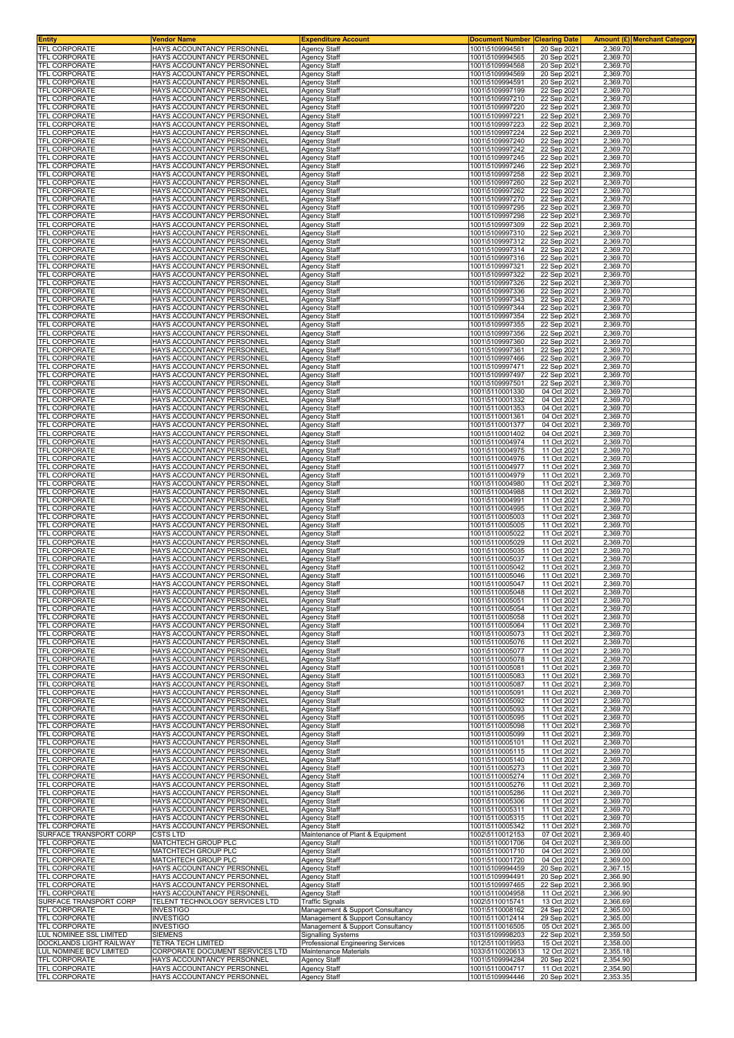| Entity | Vendor Name | Expenditure Account | Document Number | Clearing Date | Amount (£) | Merchant Category |
|---|---|---|---|---|---|---|
| TFL CORPORATE | HAYS ACCOUNTANCY PERSONNEL | Agency Staff | 1001\5109994561 | 20 Sep 2021 | 2,369.70 | |
| TFL CORPORATE | HAYS ACCOUNTANCY PERSONNEL | Agency Staff | 1001\5109994565 | 20 Sep 2021 | 2,369.70 | |
| TFL CORPORATE | HAYS ACCOUNTANCY PERSONNEL | Agency Staff | 1001\5109994568 | 20 Sep 2021 | 2,369.70 | |
| TFL CORPORATE | HAYS ACCOUNTANCY PERSONNEL | Agency Staff | 1001\5109994569 | 20 Sep 2021 | 2,369.70 | |
| TFL CORPORATE | HAYS ACCOUNTANCY PERSONNEL | Agency Staff | 1001\5109994591 | 20 Sep 2021 | 2,369.70 | |
| TFL CORPORATE | HAYS ACCOUNTANCY PERSONNEL | Agency Staff | 1001\5109997199 | 22 Sep 2021 | 2,369.70 | |
| TFL CORPORATE | HAYS ACCOUNTANCY PERSONNEL | Agency Staff | 1001\5109997210 | 22 Sep 2021 | 2,369.70 | |
| TFL CORPORATE | HAYS ACCOUNTANCY PERSONNEL | Agency Staff | 1001\5109997220 | 22 Sep 2021 | 2,369.70 | |
| TFL CORPORATE | HAYS ACCOUNTANCY PERSONNEL | Agency Staff | 1001\5109997221 | 22 Sep 2021 | 2,369.70 | |
| TFL CORPORATE | HAYS ACCOUNTANCY PERSONNEL | Agency Staff | 1001\5109997223 | 22 Sep 2021 | 2,369.70 | |
| TFL CORPORATE | HAYS ACCOUNTANCY PERSONNEL | Agency Staff | 1001\5109997224 | 22 Sep 2021 | 2,369.70 | |
| TFL CORPORATE | HAYS ACCOUNTANCY PERSONNEL | Agency Staff | 1001\5109997240 | 22 Sep 2021 | 2,369.70 | |
| TFL CORPORATE | HAYS ACCOUNTANCY PERSONNEL | Agency Staff | 1001\5109997242 | 22 Sep 2021 | 2,369.70 | |
| TFL CORPORATE | HAYS ACCOUNTANCY PERSONNEL | Agency Staff | 1001\5109997245 | 22 Sep 2021 | 2,369.70 | |
| TFL CORPORATE | HAYS ACCOUNTANCY PERSONNEL | Agency Staff | 1001\5109997246 | 22 Sep 2021 | 2,369.70 | |
| TFL CORPORATE | HAYS ACCOUNTANCY PERSONNEL | Agency Staff | 1001\5109997258 | 22 Sep 2021 | 2,369.70 | |
| TFL CORPORATE | HAYS ACCOUNTANCY PERSONNEL | Agency Staff | 1001\5109997260 | 22 Sep 2021 | 2,369.70 | |
| TFL CORPORATE | HAYS ACCOUNTANCY PERSONNEL | Agency Staff | 1001\5109997262 | 22 Sep 2021 | 2,369.70 | |
| TFL CORPORATE | HAYS ACCOUNTANCY PERSONNEL | Agency Staff | 1001\5109997270 | 22 Sep 2021 | 2,369.70 | |
| TFL CORPORATE | HAYS ACCOUNTANCY PERSONNEL | Agency Staff | 1001\5109997295 | 22 Sep 2021 | 2,369.70 | |
| TFL CORPORATE | HAYS ACCOUNTANCY PERSONNEL | Agency Staff | 1001\5109997298 | 22 Sep 2021 | 2,369.70 | |
| TFL CORPORATE | HAYS ACCOUNTANCY PERSONNEL | Agency Staff | 1001\5109997309 | 22 Sep 2021 | 2,369.70 | |
| TFL CORPORATE | HAYS ACCOUNTANCY PERSONNEL | Agency Staff | 1001\5109997310 | 22 Sep 2021 | 2,369.70 | |
| TFL CORPORATE | HAYS ACCOUNTANCY PERSONNEL | Agency Staff | 1001\5109997312 | 22 Sep 2021 | 2,369.70 | |
| TFL CORPORATE | HAYS ACCOUNTANCY PERSONNEL | Agency Staff | 1001\5109997314 | 22 Sep 2021 | 2,369.70 | |
| TFL CORPORATE | HAYS ACCOUNTANCY PERSONNEL | Agency Staff | 1001\5109997316 | 22 Sep 2021 | 2,369.70 | |
| TFL CORPORATE | HAYS ACCOUNTANCY PERSONNEL | Agency Staff | 1001\5109997321 | 22 Sep 2021 | 2,369.70 | |
| TFL CORPORATE | HAYS ACCOUNTANCY PERSONNEL | Agency Staff | 1001\5109997322 | 22 Sep 2021 | 2,369.70 | |
| TFL CORPORATE | HAYS ACCOUNTANCY PERSONNEL | Agency Staff | 1001\5109997326 | 22 Sep 2021 | 2,369.70 | |
| TFL CORPORATE | HAYS ACCOUNTANCY PERSONNEL | Agency Staff | 1001\5109997336 | 22 Sep 2021 | 2,369.70 | |
| TFL CORPORATE | HAYS ACCOUNTANCY PERSONNEL | Agency Staff | 1001\5109997343 | 22 Sep 2021 | 2,369.70 | |
| TFL CORPORATE | HAYS ACCOUNTANCY PERSONNEL | Agency Staff | 1001\5109997344 | 22 Sep 2021 | 2,369.70 | |
| TFL CORPORATE | HAYS ACCOUNTANCY PERSONNEL | Agency Staff | 1001\5109997354 | 22 Sep 2021 | 2,369.70 | |
| TFL CORPORATE | HAYS ACCOUNTANCY PERSONNEL | Agency Staff | 1001\5109997355 | 22 Sep 2021 | 2,369.70 | |
| TFL CORPORATE | HAYS ACCOUNTANCY PERSONNEL | Agency Staff | 1001\5109997356 | 22 Sep 2021 | 2,369.70 | |
| TFL CORPORATE | HAYS ACCOUNTANCY PERSONNEL | Agency Staff | 1001\5109997360 | 22 Sep 2021 | 2,369.70 | |
| TFL CORPORATE | HAYS ACCOUNTANCY PERSONNEL | Agency Staff | 1001\5109997361 | 22 Sep 2021 | 2,369.70 | |
| TFL CORPORATE | HAYS ACCOUNTANCY PERSONNEL | Agency Staff | 1001\5109997466 | 22 Sep 2021 | 2,369.70 | |
| TFL CORPORATE | HAYS ACCOUNTANCY PERSONNEL | Agency Staff | 1001\5109997471 | 22 Sep 2021 | 2,369.70 | |
| TFL CORPORATE | HAYS ACCOUNTANCY PERSONNEL | Agency Staff | 1001\5109997497 | 22 Sep 2021 | 2,369.70 | |
| TFL CORPORATE | HAYS ACCOUNTANCY PERSONNEL | Agency Staff | 1001\5109997501 | 22 Sep 2021 | 2,369.70 | |
| TFL CORPORATE | HAYS ACCOUNTANCY PERSONNEL | Agency Staff | 1001\5110001330 | 04 Oct 2021 | 2,369.70 | |
| TFL CORPORATE | HAYS ACCOUNTANCY PERSONNEL | Agency Staff | 1001\5110001332 | 04 Oct 2021 | 2,369.70 | |
| TFL CORPORATE | HAYS ACCOUNTANCY PERSONNEL | Agency Staff | 1001\5110001353 | 04 Oct 2021 | 2,369.70 | |
| TFL CORPORATE | HAYS ACCOUNTANCY PERSONNEL | Agency Staff | 1001\5110001361 | 04 Oct 2021 | 2,369.70 | |
| TFL CORPORATE | HAYS ACCOUNTANCY PERSONNEL | Agency Staff | 1001\5110001377 | 04 Oct 2021 | 2,369.70 | |
| TFL CORPORATE | HAYS ACCOUNTANCY PERSONNEL | Agency Staff | 1001\5110001402 | 04 Oct 2021 | 2,369.70 | |
| TFL CORPORATE | HAYS ACCOUNTANCY PERSONNEL | Agency Staff | 1001\5110004974 | 11 Oct 2021 | 2,369.70 | |
| TFL CORPORATE | HAYS ACCOUNTANCY PERSONNEL | Agency Staff | 1001\5110004975 | 11 Oct 2021 | 2,369.70 | |
| TFL CORPORATE | HAYS ACCOUNTANCY PERSONNEL | Agency Staff | 1001\5110004976 | 11 Oct 2021 | 2,369.70 | |
| TFL CORPORATE | HAYS ACCOUNTANCY PERSONNEL | Agency Staff | 1001\5110004977 | 11 Oct 2021 | 2,369.70 | |
| TFL CORPORATE | HAYS ACCOUNTANCY PERSONNEL | Agency Staff | 1001\5110004979 | 11 Oct 2021 | 2,369.70 | |
| TFL CORPORATE | HAYS ACCOUNTANCY PERSONNEL | Agency Staff | 1001\5110004980 | 11 Oct 2021 | 2,369.70 | |
| TFL CORPORATE | HAYS ACCOUNTANCY PERSONNEL | Agency Staff | 1001\5110004988 | 11 Oct 2021 | 2,369.70 | |
| TFL CORPORATE | HAYS ACCOUNTANCY PERSONNEL | Agency Staff | 1001\5110004991 | 11 Oct 2021 | 2,369.70 | |
| TFL CORPORATE | HAYS ACCOUNTANCY PERSONNEL | Agency Staff | 1001\5110004995 | 11 Oct 2021 | 2,369.70 | |
| TFL CORPORATE | HAYS ACCOUNTANCY PERSONNEL | Agency Staff | 1001\5110005003 | 11 Oct 2021 | 2,369.70 | |
| TFL CORPORATE | HAYS ACCOUNTANCY PERSONNEL | Agency Staff | 1001\5110005005 | 11 Oct 2021 | 2,369.70 | |
| TFL CORPORATE | HAYS ACCOUNTANCY PERSONNEL | Agency Staff | 1001\5110005022 | 11 Oct 2021 | 2,369.70 | |
| TFL CORPORATE | HAYS ACCOUNTANCY PERSONNEL | Agency Staff | 1001\5110005029 | 11 Oct 2021 | 2,369.70 | |
| TFL CORPORATE | HAYS ACCOUNTANCY PERSONNEL | Agency Staff | 1001\5110005035 | 11 Oct 2021 | 2,369.70 | |
| TFL CORPORATE | HAYS ACCOUNTANCY PERSONNEL | Agency Staff | 1001\5110005037 | 11 Oct 2021 | 2,369.70 | |
| TFL CORPORATE | HAYS ACCOUNTANCY PERSONNEL | Agency Staff | 1001\5110005042 | 11 Oct 2021 | 2,369.70 | |
| TFL CORPORATE | HAYS ACCOUNTANCY PERSONNEL | Agency Staff | 1001\5110005046 | 11 Oct 2021 | 2,369.70 | |
| TFL CORPORATE | HAYS ACCOUNTANCY PERSONNEL | Agency Staff | 1001\5110005047 | 11 Oct 2021 | 2,369.70 | |
| TFL CORPORATE | HAYS ACCOUNTANCY PERSONNEL | Agency Staff | 1001\5110005048 | 11 Oct 2021 | 2,369.70 | |
| TFL CORPORATE | HAYS ACCOUNTANCY PERSONNEL | Agency Staff | 1001\5110005051 | 11 Oct 2021 | 2,369.70 | |
| TFL CORPORATE | HAYS ACCOUNTANCY PERSONNEL | Agency Staff | 1001\5110005054 | 11 Oct 2021 | 2,369.70 | |
| TFL CORPORATE | HAYS ACCOUNTANCY PERSONNEL | Agency Staff | 1001\5110005058 | 11 Oct 2021 | 2,369.70 | |
| TFL CORPORATE | HAYS ACCOUNTANCY PERSONNEL | Agency Staff | 1001\5110005064 | 11 Oct 2021 | 2,369.70 | |
| TFL CORPORATE | HAYS ACCOUNTANCY PERSONNEL | Agency Staff | 1001\5110005073 | 11 Oct 2021 | 2,369.70 | |
| TFL CORPORATE | HAYS ACCOUNTANCY PERSONNEL | Agency Staff | 1001\5110005076 | 11 Oct 2021 | 2,369.70 | |
| TFL CORPORATE | HAYS ACCOUNTANCY PERSONNEL | Agency Staff | 1001\5110005077 | 11 Oct 2021 | 2,369.70 | |
| TFL CORPORATE | HAYS ACCOUNTANCY PERSONNEL | Agency Staff | 1001\5110005078 | 11 Oct 2021 | 2,369.70 | |
| TFL CORPORATE | HAYS ACCOUNTANCY PERSONNEL | Agency Staff | 1001\5110005081 | 11 Oct 2021 | 2,369.70 | |
| TFL CORPORATE | HAYS ACCOUNTANCY PERSONNEL | Agency Staff | 1001\5110005083 | 11 Oct 2021 | 2,369.70 | |
| TFL CORPORATE | HAYS ACCOUNTANCY PERSONNEL | Agency Staff | 1001\5110005087 | 11 Oct 2021 | 2,369.70 | |
| TFL CORPORATE | HAYS ACCOUNTANCY PERSONNEL | Agency Staff | 1001\5110005091 | 11 Oct 2021 | 2,369.70 | |
| TFL CORPORATE | HAYS ACCOUNTANCY PERSONNEL | Agency Staff | 1001\5110005092 | 11 Oct 2021 | 2,369.70 | |
| TFL CORPORATE | HAYS ACCOUNTANCY PERSONNEL | Agency Staff | 1001\5110005093 | 11 Oct 2021 | 2,369.70 | |
| TFL CORPORATE | HAYS ACCOUNTANCY PERSONNEL | Agency Staff | 1001\5110005095 | 11 Oct 2021 | 2,369.70 | |
| TFL CORPORATE | HAYS ACCOUNTANCY PERSONNEL | Agency Staff | 1001\5110005098 | 11 Oct 2021 | 2,369.70 | |
| TFL CORPORATE | HAYS ACCOUNTANCY PERSONNEL | Agency Staff | 1001\5110005099 | 11 Oct 2021 | 2,369.70 | |
| TFL CORPORATE | HAYS ACCOUNTANCY PERSONNEL | Agency Staff | 1001\5110005101 | 11 Oct 2021 | 2,369.70 | |
| TFL CORPORATE | HAYS ACCOUNTANCY PERSONNEL | Agency Staff | 1001\5110005115 | 11 Oct 2021 | 2,369.70 | |
| TFL CORPORATE | HAYS ACCOUNTANCY PERSONNEL | Agency Staff | 1001\5110005140 | 11 Oct 2021 | 2,369.70 | |
| TFL CORPORATE | HAYS ACCOUNTANCY PERSONNEL | Agency Staff | 1001\5110005273 | 11 Oct 2021 | 2,369.70 | |
| TFL CORPORATE | HAYS ACCOUNTANCY PERSONNEL | Agency Staff | 1001\5110005274 | 11 Oct 2021 | 2,369.70 | |
| TFL CORPORATE | HAYS ACCOUNTANCY PERSONNEL | Agency Staff | 1001\5110005276 | 11 Oct 2021 | 2,369.70 | |
| TFL CORPORATE | HAYS ACCOUNTANCY PERSONNEL | Agency Staff | 1001\5110005286 | 11 Oct 2021 | 2,369.70 | |
| TFL CORPORATE | HAYS ACCOUNTANCY PERSONNEL | Agency Staff | 1001\5110005306 | 11 Oct 2021 | 2,369.70 | |
| TFL CORPORATE | HAYS ACCOUNTANCY PERSONNEL | Agency Staff | 1001\5110005311 | 11 Oct 2021 | 2,369.70 | |
| TFL CORPORATE | HAYS ACCOUNTANCY PERSONNEL | Agency Staff | 1001\5110005315 | 11 Oct 2021 | 2,369.70 | |
| TFL CORPORATE | HAYS ACCOUNTANCY PERSONNEL | Agency Staff | 1001\5110005342 | 11 Oct 2021 | 2,369.70 | |
| SURFACE TRANSPORT CORP | CSTS LTD | Maintenance of Plant & Equipment | 1002\5110012153 | 07 Oct 2021 | 2,369.40 | |
| TFL CORPORATE | MATCHTECH GROUP PLC | Agency Staff | 1001\5110001706 | 04 Oct 2021 | 2,369.00 | |
| TFL CORPORATE | MATCHTECH GROUP PLC | Agency Staff | 1001\5110001710 | 04 Oct 2021 | 2,369.00 | |
| TFL CORPORATE | MATCHTECH GROUP PLC | Agency Staff | 1001\5110001720 | 04 Oct 2021 | 2,369.00 | |
| TFL CORPORATE | HAYS ACCOUNTANCY PERSONNEL | Agency Staff | 1001\5109994459 | 20 Sep 2021 | 2,367.15 | |
| TFL CORPORATE | HAYS ACCOUNTANCY PERSONNEL | Agency Staff | 1001\5109994491 | 20 Sep 2021 | 2,366.90 | |
| TFL CORPORATE | HAYS ACCOUNTANCY PERSONNEL | Agency Staff | 1001\5109997465 | 22 Sep 2021 | 2,366.90 | |
| TFL CORPORATE | HAYS ACCOUNTANCY PERSONNEL | Agency Staff | 1001\5110004958 | 11 Oct 2021 | 2,366.90 | |
| SURFACE TRANSPORT CORP | TELENT TECHNOLOGY SERVICES LTD | Traffic Signals | 1002\5110015741 | 13 Oct 2021 | 2,366.69 | |
| TFL CORPORATE | INVESTIGO | Management & Support Consultancy | 1001\5110008162 | 24 Sep 2021 | 2,365.00 | |
| TFL CORPORATE | INVESTIGO | Management & Support Consultancy | 1001\5110012414 | 29 Sep 2021 | 2,365.00 | |
| TFL CORPORATE | INVESTIGO | Management & Support Consultancy | 1001\5110016505 | 05 Oct 2021 | 2,365.00 | |
| LUL NOMINEE SSL LIMITED | SIEMENS | Signalling Systems | 1031\5109998203 | 22 Sep 2021 | 2,359.50 | |
| DOCKLANDS LIGHT RAILWAY | TETRA TECH LIMITED | Professional Engineering Services | 1012\5110019953 | 15 Oct 2021 | 2,358.00 | |
| LUL NOMINEE BCV LIMITED | CORPORATE DOCUMENT SERVICES LTD | Maintenance Materials | 1033\5110020613 | 12 Oct 2021 | 2,355.18 | |
| TFL CORPORATE | HAYS ACCOUNTANCY PERSONNEL | Agency Staff | 1001\5109994284 | 20 Sep 2021 | 2,354.90 | |
| TFL CORPORATE | HAYS ACCOUNTANCY PERSONNEL | Agency Staff | 1001\5110004717 | 11 Oct 2021 | 2,354.90 | |
| TFL CORPORATE | HAYS ACCOUNTANCY PERSONNEL | Agency Staff | 1001\5109994446 | 20 Sep 2021 | 2,353.35 | |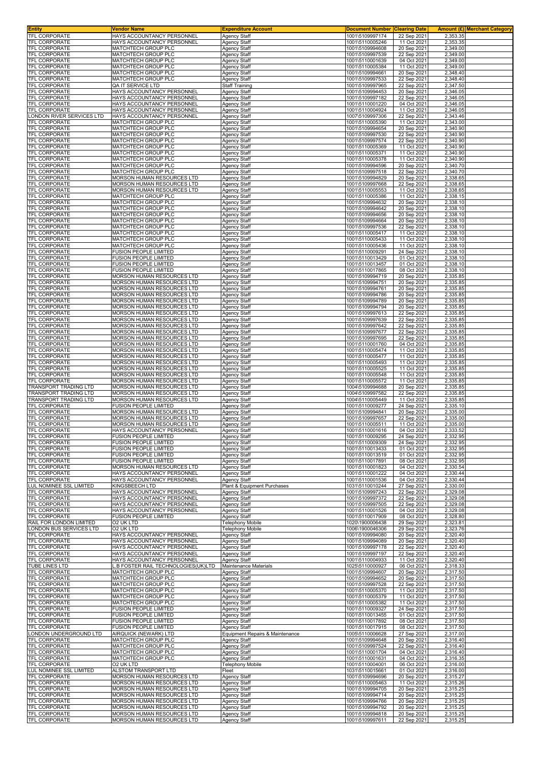| Entity | Vendor Name | Expenditure Account | Document Number | Clearing Date | Amount (£) | Merchant Category |
|---|---|---|---|---|---|---|
| TFL CORPORATE | HAYS ACCOUNTANCY PERSONNEL | Agency Staff | 1001\5109997174 | 22 Sep 2021 | 2,353.35 | |
| TFL CORPORATE | HAYS ACCOUNTANCY PERSONNEL | Agency Staff | 1001\5110005246 | 11 Oct 2021 | 2,353.35 | |
| TFL CORPORATE | MATCHTECH GROUP PLC | Agency Staff | 1001\5109994608 | 20 Sep 2021 | 2,349.00 | |
| TFL CORPORATE | MATCHTECH GROUP PLC | Agency Staff | 1001\5109997539 | 22 Sep 2021 | 2,349.00 | |
| TFL CORPORATE | MATCHTECH GROUP PLC | Agency Staff | 1001\5110001639 | 04 Oct 2021 | 2,349.00 | |
| TFL CORPORATE | MATCHTECH GROUP PLC | Agency Staff | 1001\5110005384 | 11 Oct 2021 | 2,349.00 | |
| TFL CORPORATE | MATCHTECH GROUP PLC | Agency Staff | 1001\5109994661 | 20 Sep 2021 | 2,348.40 | |
| TFL CORPORATE | MATCHTECH GROUP PLC | Agency Staff | 1001\5109997533 | 22 Sep 2021 | 2,348.40 | |
| TFL CORPORATE | QA IT SERVICE LTD | Staff Training | 1001\5109997965 | 22 Sep 2021 | 2,347.50 | |
| TFL CORPORATE | HAYS ACCOUNTANCY PERSONNEL | Agency Staff | 1001\5109994453 | 20 Sep 2021 | 2,346.05 | |
| TFL CORPORATE | HAYS ACCOUNTANCY PERSONNEL | Agency Staff | 1001\5109997182 | 22 Sep 2021 | 2,346.05 | |
| TFL CORPORATE | HAYS ACCOUNTANCY PERSONNEL | Agency Staff | 1001\5110001220 | 04 Oct 2021 | 2,346.05 | |
| TFL CORPORATE | HAYS ACCOUNTANCY PERSONNEL | Agency Staff | 1001\5110004924 | 11 Oct 2021 | 2,346.05 | |
| LONDON RIVER SERVICES LTD | HAYS ACCOUNTANCY PERSONNEL | Agency Staff | 1007\5109997306 | 22 Sep 2021 | 2,343.46 | |
| TFL CORPORATE | MATCHTECH GROUP PLC | Agency Staff | 1001\5110005390 | 11 Oct 2021 | 2,343.00 | |
| TFL CORPORATE | MATCHTECH GROUP PLC | Agency Staff | 1001\5109994654 | 20 Sep 2021 | 2,340.90 | |
| TFL CORPORATE | MATCHTECH GROUP PLC | Agency Staff | 1001\5109997530 | 22 Sep 2021 | 2,340.90 | |
| TFL CORPORATE | MATCHTECH GROUP PLC | Agency Staff | 1001\5109997574 | 22 Sep 2021 | 2,340.90 | |
| TFL CORPORATE | MATCHTECH GROUP PLC | Agency Staff | 1001\5110005369 | 11 Oct 2021 | 2,340.90 | |
| TFL CORPORATE | MATCHTECH GROUP PLC | Agency Staff | 1001\5110005371 | 11 Oct 2021 | 2,340.90 | |
| TFL CORPORATE | MATCHTECH GROUP PLC | Agency Staff | 1001\5110005378 | 11 Oct 2021 | 2,340.90 | |
| TFL CORPORATE | MATCHTECH GROUP PLC | Agency Staff | 1001\5109994596 | 20 Sep 2021 | 2,340.70 | |
| TFL CORPORATE | MATCHTECH GROUP PLC | Agency Staff | 1001\5109997518 | 22 Sep 2021 | 2,340.70 | |
| TFL CORPORATE | MORSON HUMAN RESOURCES LTD | Agency Staff | 1001\5109994829 | 20 Sep 2021 | 2,338.65 | |
| TFL CORPORATE | MORSON HUMAN RESOURCES LTD | Agency Staff | 1001\5109997668 | 22 Sep 2021 | 2,338.65 | |
| TFL CORPORATE | MORSON HUMAN RESOURCES LTD | Agency Staff | 1001\5110005553 | 11 Oct 2021 | 2,338.65 | |
| TFL CORPORATE | MATCHTECH GROUP PLC | Agency Staff | 1001\5110005386 | 11 Oct 2021 | 2,338.15 | |
| TFL CORPORATE | MATCHTECH GROUP PLC | Agency Staff | 1001\5109994632 | 20 Sep 2021 | 2,338.10 | |
| TFL CORPORATE | MATCHTECH GROUP PLC | Agency Staff | 1001\5109994642 | 20 Sep 2021 | 2,338.10 | |
| TFL CORPORATE | MATCHTECH GROUP PLC | Agency Staff | 1001\5109994656 | 20 Sep 2021 | 2,338.10 | |
| TFL CORPORATE | MATCHTECH GROUP PLC | Agency Staff | 1001\5109994664 | 20 Sep 2021 | 2,338.10 | |
| TFL CORPORATE | MATCHTECH GROUP PLC | Agency Staff | 1001\5109997536 | 22 Sep 2021 | 2,338.10 | |
| TFL CORPORATE | MATCHTECH GROUP PLC | Agency Staff | 1001\5110005417 | 11 Oct 2021 | 2,338.10 | |
| TFL CORPORATE | MATCHTECH GROUP PLC | Agency Staff | 1001\5110005433 | 11 Oct 2021 | 2,338.10 | |
| TFL CORPORATE | MATCHTECH GROUP PLC | Agency Staff | 1001\5110005436 | 11 Oct 2021 | 2,338.10 | |
| TFL CORPORATE | FUSION PEOPLE LIMITED | Agency Staff | 1001\5110009291 | 24 Sep 2021 | 2,338.10 | |
| TFL CORPORATE | FUSION PEOPLE LIMITED | Agency Staff | 1001\5110013429 | 01 Oct 2021 | 2,338.10 | |
| TFL CORPORATE | FUSION PEOPLE LIMITED | Agency Staff | 1001\5110013457 | 01 Oct 2021 | 2,338.10 | |
| TFL CORPORATE | FUSION PEOPLE LIMITED | Agency Staff | 1001\5110017865 | 08 Oct 2021 | 2,338.10 | |
| TFL CORPORATE | MORSON HUMAN RESOURCES LTD | Agency Staff | 1001\5109994719 | 20 Sep 2021 | 2,335.85 | |
| TFL CORPORATE | MORSON HUMAN RESOURCES LTD | Agency Staff | 1001\5109994751 | 20 Sep 2021 | 2,335.85 | |
| TFL CORPORATE | MORSON HUMAN RESOURCES LTD | Agency Staff | 1001\5109994761 | 20 Sep 2021 | 2,335.85 | |
| TFL CORPORATE | MORSON HUMAN RESOURCES LTD | Agency Staff | 1001\5109994786 | 20 Sep 2021 | 2,335.85 | |
| TFL CORPORATE | MORSON HUMAN RESOURCES LTD | Agency Staff | 1001\5109994789 | 20 Sep 2021 | 2,335.85 | |
| TFL CORPORATE | MORSON HUMAN RESOURCES LTD | Agency Staff | 1001\5109994794 | 20 Sep 2021 | 2,335.85 | |
| TFL CORPORATE | MORSON HUMAN RESOURCES LTD | Agency Staff | 1001\5109997613 | 22 Sep 2021 | 2,335.85 | |
| TFL CORPORATE | MORSON HUMAN RESOURCES LTD | Agency Staff | 1001\5109997639 | 22 Sep 2021 | 2,335.85 | |
| TFL CORPORATE | MORSON HUMAN RESOURCES LTD | Agency Staff | 1001\5109997642 | 22 Sep 2021 | 2,335.85 | |
| TFL CORPORATE | MORSON HUMAN RESOURCES LTD | Agency Staff | 1001\5109997677 | 22 Sep 2021 | 2,335.85 | |
| TFL CORPORATE | MORSON HUMAN RESOURCES LTD | Agency Staff | 1001\5109997695 | 22 Sep 2021 | 2,335.85 | |
| TFL CORPORATE | MORSON HUMAN RESOURCES LTD | Agency Staff | 1001\5110001760 | 04 Oct 2021 | 2,335.85 | |
| TFL CORPORATE | MORSON HUMAN RESOURCES LTD | Agency Staff | 1001\5110005474 | 11 Oct 2021 | 2,335.85 | |
| TFL CORPORATE | MORSON HUMAN RESOURCES LTD | Agency Staff | 1001\5110005477 | 11 Oct 2021 | 2,335.85 | |
| TFL CORPORATE | MORSON HUMAN RESOURCES LTD | Agency Staff | 1001\5110005493 | 11 Oct 2021 | 2,335.85 | |
| TFL CORPORATE | MORSON HUMAN RESOURCES LTD | Agency Staff | 1001\5110005525 | 11 Oct 2021 | 2,335.85 | |
| TFL CORPORATE | MORSON HUMAN RESOURCES LTD | Agency Staff | 1001\5110005548 | 11 Oct 2021 | 2,335.85 | |
| TFL CORPORATE | MORSON HUMAN RESOURCES LTD | Agency Staff | 1001\5110005572 | 11 Oct 2021 | 2,335.85 | |
| TRANSPORT TRADING LTD | MORSON HUMAN RESOURCES LTD | Agency Staff | 1004\5109994688 | 20 Sep 2021 | 2,335.85 | |
| TRANSPORT TRADING LTD | MORSON HUMAN RESOURCES LTD | Agency Staff | 1004\5109997582 | 22 Sep 2021 | 2,335.85 | |
| TRANSPORT TRADING LTD | MORSON HUMAN RESOURCES LTD | Agency Staff | 1004\5110005449 | 11 Oct 2021 | 2,335.85 | |
| TFL CORPORATE | FUSION PEOPLE LIMITED | Agency Staff | 1001\5110009277 | 24 Sep 2021 | 2,335.10 | |
| TFL CORPORATE | MORSON HUMAN RESOURCES LTD | Agency Staff | 1001\5109994841 | 20 Sep 2021 | 2,335.00 | |
| TFL CORPORATE | MORSON HUMAN RESOURCES LTD | Agency Staff | 1001\5109997657 | 22 Sep 2021 | 2,335.00 | |
| TFL CORPORATE | MORSON HUMAN RESOURCES LTD | Agency Staff | 1001\5110005511 | 11 Oct 2021 | 2,335.00 | |
| TFL CORPORATE | HAYS ACCOUNTANCY PERSONNEL | Agency Staff | 1001\5110001616 | 04 Oct 2021 | 2,333.52 | |
| TFL CORPORATE | FUSION PEOPLE LIMITED | Agency Staff | 1001\5110009295 | 24 Sep 2021 | 2,332.95 | |
| TFL CORPORATE | FUSION PEOPLE LIMITED | Agency Staff | 1001\5110009309 | 24 Sep 2021 | 2,332.95 | |
| TFL CORPORATE | FUSION PEOPLE LIMITED | Agency Staff | 1001\5110013433 | 01 Oct 2021 | 2,332.95 | |
| TFL CORPORATE | FUSION PEOPLE LIMITED | Agency Staff | 1001\5110013519 | 01 Oct 2021 | 2,332.95 | |
| TFL CORPORATE | FUSION PEOPLE LIMITED | Agency Staff | 1001\5110017891 | 08 Oct 2021 | 2,332.95 | |
| TFL CORPORATE | MORSON HUMAN RESOURCES LTD | Agency Staff | 1001\5110001823 | 04 Oct 2021 | 2,330.54 | |
| TFL CORPORATE | HAYS ACCOUNTANCY PERSONNEL | Agency Staff | 1001\5110001222 | 04 Oct 2021 | 2,330.44 | |
| TFL CORPORATE | HAYS ACCOUNTANCY PERSONNEL | Agency Staff | 1001\5110001536 | 04 Oct 2021 | 2,330.44 | |
| LUL NOMINEE SSL LIMITED | KINGSBEECH LTD | Plant & Equipment Purchases | 1031\5110010244 | 27 Sep 2021 | 2,330.00 | |
| TFL CORPORATE | HAYS ACCOUNTANCY PERSONNEL | Agency Staff | 1001\5109997243 | 22 Sep 2021 | 2,329.08 | |
| TFL CORPORATE | HAYS ACCOUNTANCY PERSONNEL | Agency Staff | 1001\5109997372 | 22 Sep 2021 | 2,329.08 | |
| TFL CORPORATE | HAYS ACCOUNTANCY PERSONNEL | Agency Staff | 1001\5109997505 | 22 Sep 2021 | 2,329.08 | |
| TFL CORPORATE | HAYS ACCOUNTANCY PERSONNEL | Agency Staff | 1001\5110001526 | 04 Oct 2021 | 2,329.08 | |
| TFL CORPORATE | FUSION PEOPLE LIMITED | Agency Staff | 1001\5110017909 | 08 Oct 2021 | 2,328.80 | |
| RAIL FOR LONDON LIMITED | O2 UK LTD | Telephony Mobile | 1020\1900006438 | 29 Sep 2021 | 2,323.81 | |
| LONDON BUS SERVICES LTD | O2 UK LTD | Telephony Mobile | 1006\1900046306 | 29 Sep 2021 | 2,323.76 | |
| TFL CORPORATE | HAYS ACCOUNTANCY PERSONNEL | Agency Staff | 1001\5109994080 | 20 Sep 2021 | 2,320.40 | |
| TFL CORPORATE | HAYS ACCOUNTANCY PERSONNEL | Agency Staff | 1001\5109994089 | 20 Sep 2021 | 2,320.40 | |
| TFL CORPORATE | HAYS ACCOUNTANCY PERSONNEL | Agency Staff | 1001\5109997178 | 22 Sep 2021 | 2,320.40 | |
| TFL CORPORATE | HAYS ACCOUNTANCY PERSONNEL | Agency Staff | 1001\5109997197 | 22 Sep 2021 | 2,320.40 | |
| TFL CORPORATE | HAYS ACCOUNTANCY PERSONNEL | Agency Staff | 1001\5110004933 | 11 Oct 2021 | 2,320.40 | |
| TUBE LINES LTD | L.B FOSTER RAIL TECHNOLOGIES(UK)LTD | Maintenance Materials | 1025\5110000927 | 06 Oct 2021 | 2,318.33 | |
| TFL CORPORATE | MATCHTECH GROUP PLC | Agency Staff | 1001\5109994607 | 20 Sep 2021 | 2,317.50 | |
| TFL CORPORATE | MATCHTECH GROUP PLC | Agency Staff | 1001\5109994652 | 20 Sep 2021 | 2,317.50 | |
| TFL CORPORATE | MATCHTECH GROUP PLC | Agency Staff | 1001\5109997528 | 22 Sep 2021 | 2,317.50 | |
| TFL CORPORATE | MATCHTECH GROUP PLC | Agency Staff | 1001\5110005370 | 11 Oct 2021 | 2,317.50 | |
| TFL CORPORATE | MATCHTECH GROUP PLC | Agency Staff | 1001\5110005379 | 11 Oct 2021 | 2,317.50 | |
| TFL CORPORATE | MATCHTECH GROUP PLC | Agency Staff | 1001\5110005382 | 11 Oct 2021 | 2,317.50 | |
| TFL CORPORATE | FUSION PEOPLE LIMITED | Agency Staff | 1001\5110009327 | 24 Sep 2021 | 2,317.50 | |
| TFL CORPORATE | FUSION PEOPLE LIMITED | Agency Staff | 1001\5110013455 | 01 Oct 2021 | 2,317.50 | |
| TFL CORPORATE | FUSION PEOPLE LIMITED | Agency Staff | 1001\5110017892 | 08 Oct 2021 | 2,317.50 | |
| TFL CORPORATE | FUSION PEOPLE LIMITED | Agency Staff | 1001\5110017915 | 08 Oct 2021 | 2,317.50 | |
| LONDON UNDERGROUND LTD | AIRQUICK (NEWARK) LTD | Equipment Repairs & Maintenance | 1005\5110006628 | 27 Sep 2021 | 2,317.00 | |
| TFL CORPORATE | MATCHTECH GROUP PLC | Agency Staff | 1001\5109994648 | 20 Sep 2021 | 2,316.40 | |
| TFL CORPORATE | MATCHTECH GROUP PLC | Agency Staff | 1001\5109997524 | 22 Sep 2021 | 2,316.40 | |
| TFL CORPORATE | MATCHTECH GROUP PLC | Agency Staff | 1001\5110001704 | 04 Oct 2021 | 2,316.40 | |
| TFL CORPORATE | MATCHTECH GROUP PLC | Agency Staff | 1001\5110001631 | 04 Oct 2021 | 2,316.35 | |
| TFL CORPORATE | O2 UK LTD | Telephony Mobile | 1001\5110004001 | 06 Oct 2021 | 2,316.00 | |
| LUL NOMINEE SSL LIMITED | ALSTOM TRANSPORT LTD | Fleet | 1031\5110015661 | 01 Oct 2021 | 2,316.00 | |
| TFL CORPORATE | MORSON HUMAN RESOURCES LTD | Agency Staff | 1001\5109994696 | 20 Sep 2021 | 2,315.27 | |
| TFL CORPORATE | MORSON HUMAN RESOURCES LTD | Agency Staff | 1001\5110005463 | 11 Oct 2021 | 2,315.26 | |
| TFL CORPORATE | MORSON HUMAN RESOURCES LTD | Agency Staff | 1001\5109994705 | 20 Sep 2021 | 2,315.25 | |
| TFL CORPORATE | MORSON HUMAN RESOURCES LTD | Agency Staff | 1001\5109994714 | 20 Sep 2021 | 2,315.25 | |
| TFL CORPORATE | MORSON HUMAN RESOURCES LTD | Agency Staff | 1001\5109994766 | 20 Sep 2021 | 2,315.25 | |
| TFL CORPORATE | MORSON HUMAN RESOURCES LTD | Agency Staff | 1001\5109994792 | 20 Sep 2021 | 2,315.25 | |
| TFL CORPORATE | MORSON HUMAN RESOURCES LTD | Agency Staff | 1001\5109994818 | 20 Sep 2021 | 2,315.25 | |
| TFL CORPORATE | MORSON HUMAN RESOURCES LTD | Agency Staff | 1001\5109997611 | 22 Sep 2021 | 2,315.25 | |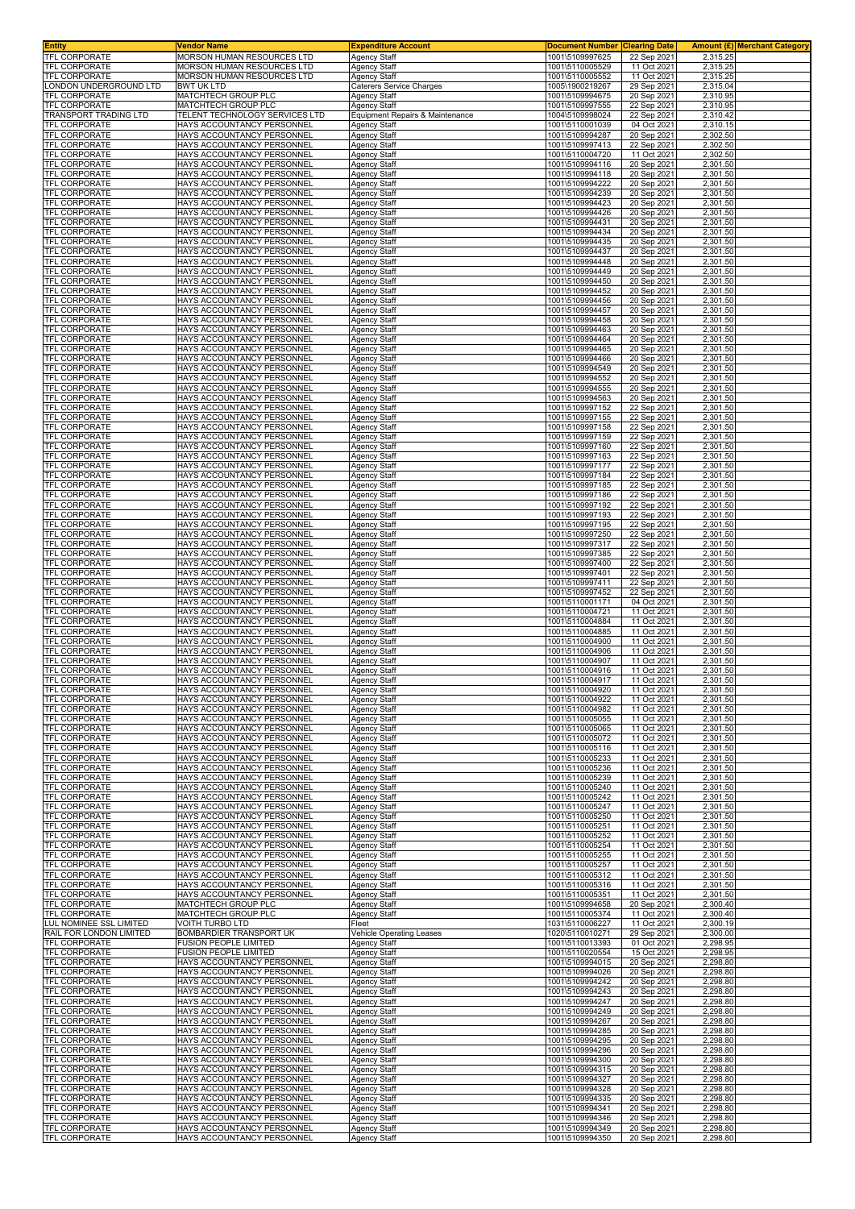| Entity | Vendor Name | Expenditure Account | Document Number | Clearing Date | Amount (£) | Merchant Category |
|---|---|---|---|---|---|---|
| TFL CORPORATE | MORSON HUMAN RESOURCES LTD | Agency Staff | 1001\5109997625 | 22 Sep 2021 | 2,315.25 | |
| TFL CORPORATE | MORSON HUMAN RESOURCES LTD | Agency Staff | 1001\5110005529 | 11 Oct 2021 | 2,315.25 | |
| TFL CORPORATE | MORSON HUMAN RESOURCES LTD | Agency Staff | 1001\5110005552 | 11 Oct 2021 | 2,315.25 | |
| LONDON UNDERGROUND LTD | BWT UK LTD | Caterers Service Charges | 1005\1900219267 | 29 Sep 2021 | 2,315.04 | |
| TFL CORPORATE | MATCHTECH GROUP PLC | Agency Staff | 1001\5109994675 | 20 Sep 2021 | 2,310.95 | |
| TFL CORPORATE | MATCHTECH GROUP PLC | Agency Staff | 1001\5109997555 | 22 Sep 2021 | 2,310.95 | |
| TRANSPORT TRADING LTD | TELENT TECHNOLOGY SERVICES LTD | Equipment Repairs & Maintenance | 1004\5109998024 | 22 Sep 2021 | 2,310.42 | |
| TFL CORPORATE | HAYS ACCOUNTANCY PERSONNEL | Agency Staff | 1001\5110001039 | 04 Oct 2021 | 2,310.15 | |
| TFL CORPORATE | HAYS ACCOUNTANCY PERSONNEL | Agency Staff | 1001\5109994287 | 20 Sep 2021 | 2,302.50 | |
| TFL CORPORATE | HAYS ACCOUNTANCY PERSONNEL | Agency Staff | 1001\5109997413 | 22 Sep 2021 | 2,302.50 | |
| TFL CORPORATE | HAYS ACCOUNTANCY PERSONNEL | Agency Staff | 1001\5110004720 | 11 Oct 2021 | 2,302.50 | |
| TFL CORPORATE | HAYS ACCOUNTANCY PERSONNEL | Agency Staff | 1001\5109994116 | 20 Sep 2021 | 2,301.50 | |
| TFL CORPORATE | HAYS ACCOUNTANCY PERSONNEL | Agency Staff | 1001\5109994118 | 20 Sep 2021 | 2,301.50 | |
| TFL CORPORATE | HAYS ACCOUNTANCY PERSONNEL | Agency Staff | 1001\5109994222 | 20 Sep 2021 | 2,301.50 | |
| TFL CORPORATE | HAYS ACCOUNTANCY PERSONNEL | Agency Staff | 1001\5109994239 | 20 Sep 2021 | 2,301.50 | |
| TFL CORPORATE | HAYS ACCOUNTANCY PERSONNEL | Agency Staff | 1001\5109994423 | 20 Sep 2021 | 2,301.50 | |
| TFL CORPORATE | HAYS ACCOUNTANCY PERSONNEL | Agency Staff | 1001\5109994426 | 20 Sep 2021 | 2,301.50 | |
| TFL CORPORATE | HAYS ACCOUNTANCY PERSONNEL | Agency Staff | 1001\5109994431 | 20 Sep 2021 | 2,301.50 | |
| TFL CORPORATE | HAYS ACCOUNTANCY PERSONNEL | Agency Staff | 1001\5109994434 | 20 Sep 2021 | 2,301.50 | |
| TFL CORPORATE | HAYS ACCOUNTANCY PERSONNEL | Agency Staff | 1001\5109994435 | 20 Sep 2021 | 2,301.50 | |
| TFL CORPORATE | HAYS ACCOUNTANCY PERSONNEL | Agency Staff | 1001\5109994437 | 20 Sep 2021 | 2,301.50 | |
| TFL CORPORATE | HAYS ACCOUNTANCY PERSONNEL | Agency Staff | 1001\5109994448 | 20 Sep 2021 | 2,301.50 | |
| TFL CORPORATE | HAYS ACCOUNTANCY PERSONNEL | Agency Staff | 1001\5109994449 | 20 Sep 2021 | 2,301.50 | |
| TFL CORPORATE | HAYS ACCOUNTANCY PERSONNEL | Agency Staff | 1001\5109994450 | 20 Sep 2021 | 2,301.50 | |
| TFL CORPORATE | HAYS ACCOUNTANCY PERSONNEL | Agency Staff | 1001\5109994452 | 20 Sep 2021 | 2,301.50 | |
| TFL CORPORATE | HAYS ACCOUNTANCY PERSONNEL | Agency Staff | 1001\5109994456 | 20 Sep 2021 | 2,301.50 | |
| TFL CORPORATE | HAYS ACCOUNTANCY PERSONNEL | Agency Staff | 1001\5109994457 | 20 Sep 2021 | 2,301.50 | |
| TFL CORPORATE | HAYS ACCOUNTANCY PERSONNEL | Agency Staff | 1001\5109994458 | 20 Sep 2021 | 2,301.50 | |
| TFL CORPORATE | HAYS ACCOUNTANCY PERSONNEL | Agency Staff | 1001\5109994463 | 20 Sep 2021 | 2,301.50 | |
| TFL CORPORATE | HAYS ACCOUNTANCY PERSONNEL | Agency Staff | 1001\5109994464 | 20 Sep 2021 | 2,301.50 | |
| TFL CORPORATE | HAYS ACCOUNTANCY PERSONNEL | Agency Staff | 1001\5109994465 | 20 Sep 2021 | 2,301.50 | |
| TFL CORPORATE | HAYS ACCOUNTANCY PERSONNEL | Agency Staff | 1001\5109994466 | 20 Sep 2021 | 2,301.50 | |
| TFL CORPORATE | HAYS ACCOUNTANCY PERSONNEL | Agency Staff | 1001\5109994549 | 20 Sep 2021 | 2,301.50 | |
| TFL CORPORATE | HAYS ACCOUNTANCY PERSONNEL | Agency Staff | 1001\5109994552 | 20 Sep 2021 | 2,301.50 | |
| TFL CORPORATE | HAYS ACCOUNTANCY PERSONNEL | Agency Staff | 1001\5109994555 | 20 Sep 2021 | 2,301.50 | |
| TFL CORPORATE | HAYS ACCOUNTANCY PERSONNEL | Agency Staff | 1001\5109994563 | 20 Sep 2021 | 2,301.50 | |
| TFL CORPORATE | HAYS ACCOUNTANCY PERSONNEL | Agency Staff | 1001\5109997152 | 22 Sep 2021 | 2,301.50 | |
| TFL CORPORATE | HAYS ACCOUNTANCY PERSONNEL | Agency Staff | 1001\5109997155 | 22 Sep 2021 | 2,301.50 | |
| TFL CORPORATE | HAYS ACCOUNTANCY PERSONNEL | Agency Staff | 1001\5109997158 | 22 Sep 2021 | 2,301.50 | |
| TFL CORPORATE | HAYS ACCOUNTANCY PERSONNEL | Agency Staff | 1001\5109997159 | 22 Sep 2021 | 2,301.50 | |
| TFL CORPORATE | HAYS ACCOUNTANCY PERSONNEL | Agency Staff | 1001\5109997160 | 22 Sep 2021 | 2,301.50 | |
| TFL CORPORATE | HAYS ACCOUNTANCY PERSONNEL | Agency Staff | 1001\5109997163 | 22 Sep 2021 | 2,301.50 | |
| TFL CORPORATE | HAYS ACCOUNTANCY PERSONNEL | Agency Staff | 1001\5109997177 | 22 Sep 2021 | 2,301.50 | |
| TFL CORPORATE | HAYS ACCOUNTANCY PERSONNEL | Agency Staff | 1001\5109997184 | 22 Sep 2021 | 2,301.50 | |
| TFL CORPORATE | HAYS ACCOUNTANCY PERSONNEL | Agency Staff | 1001\5109997185 | 22 Sep 2021 | 2,301.50 | |
| TFL CORPORATE | HAYS ACCOUNTANCY PERSONNEL | Agency Staff | 1001\5109997186 | 22 Sep 2021 | 2,301.50 | |
| TFL CORPORATE | HAYS ACCOUNTANCY PERSONNEL | Agency Staff | 1001\5109997192 | 22 Sep 2021 | 2,301.50 | |
| TFL CORPORATE | HAYS ACCOUNTANCY PERSONNEL | Agency Staff | 1001\5109997193 | 22 Sep 2021 | 2,301.50 | |
| TFL CORPORATE | HAYS ACCOUNTANCY PERSONNEL | Agency Staff | 1001\5109997195 | 22 Sep 2021 | 2,301.50 | |
| TFL CORPORATE | HAYS ACCOUNTANCY PERSONNEL | Agency Staff | 1001\5109997250 | 22 Sep 2021 | 2,301.50 | |
| TFL CORPORATE | HAYS ACCOUNTANCY PERSONNEL | Agency Staff | 1001\5109997317 | 22 Sep 2021 | 2,301.50 | |
| TFL CORPORATE | HAYS ACCOUNTANCY PERSONNEL | Agency Staff | 1001\5109997385 | 22 Sep 2021 | 2,301.50 | |
| TFL CORPORATE | HAYS ACCOUNTANCY PERSONNEL | Agency Staff | 1001\5109997400 | 22 Sep 2021 | 2,301.50 | |
| TFL CORPORATE | HAYS ACCOUNTANCY PERSONNEL | Agency Staff | 1001\5109997401 | 22 Sep 2021 | 2,301.50 | |
| TFL CORPORATE | HAYS ACCOUNTANCY PERSONNEL | Agency Staff | 1001\5109997411 | 22 Sep 2021 | 2,301.50 | |
| TFL CORPORATE | HAYS ACCOUNTANCY PERSONNEL | Agency Staff | 1001\5109997452 | 22 Sep 2021 | 2,301.50 | |
| TFL CORPORATE | HAYS ACCOUNTANCY PERSONNEL | Agency Staff | 1001\5110001171 | 04 Oct 2021 | 2,301.50 | |
| TFL CORPORATE | HAYS ACCOUNTANCY PERSONNEL | Agency Staff | 1001\5110004721 | 11 Oct 2021 | 2,301.50 | |
| TFL CORPORATE | HAYS ACCOUNTANCY PERSONNEL | Agency Staff | 1001\5110004884 | 11 Oct 2021 | 2,301.50 | |
| TFL CORPORATE | HAYS ACCOUNTANCY PERSONNEL | Agency Staff | 1001\5110004885 | 11 Oct 2021 | 2,301.50 | |
| TFL CORPORATE | HAYS ACCOUNTANCY PERSONNEL | Agency Staff | 1001\5110004900 | 11 Oct 2021 | 2,301.50 | |
| TFL CORPORATE | HAYS ACCOUNTANCY PERSONNEL | Agency Staff | 1001\5110004906 | 11 Oct 2021 | 2,301.50 | |
| TFL CORPORATE | HAYS ACCOUNTANCY PERSONNEL | Agency Staff | 1001\5110004907 | 11 Oct 2021 | 2,301.50 | |
| TFL CORPORATE | HAYS ACCOUNTANCY PERSONNEL | Agency Staff | 1001\5110004916 | 11 Oct 2021 | 2,301.50 | |
| TFL CORPORATE | HAYS ACCOUNTANCY PERSONNEL | Agency Staff | 1001\5110004917 | 11 Oct 2021 | 2,301.50 | |
| TFL CORPORATE | HAYS ACCOUNTANCY PERSONNEL | Agency Staff | 1001\5110004920 | 11 Oct 2021 | 2,301.50 | |
| TFL CORPORATE | HAYS ACCOUNTANCY PERSONNEL | Agency Staff | 1001\5110004922 | 11 Oct 2021 | 2,301.50 | |
| TFL CORPORATE | HAYS ACCOUNTANCY PERSONNEL | Agency Staff | 1001\5110004982 | 11 Oct 2021 | 2,301.50 | |
| TFL CORPORATE | HAYS ACCOUNTANCY PERSONNEL | Agency Staff | 1001\5110005055 | 11 Oct 2021 | 2,301.50 | |
| TFL CORPORATE | HAYS ACCOUNTANCY PERSONNEL | Agency Staff | 1001\5110005065 | 11 Oct 2021 | 2,301.50 | |
| TFL CORPORATE | HAYS ACCOUNTANCY PERSONNEL | Agency Staff | 1001\5110005072 | 11 Oct 2021 | 2,301.50 | |
| TFL CORPORATE | HAYS ACCOUNTANCY PERSONNEL | Agency Staff | 1001\5110005116 | 11 Oct 2021 | 2,301.50 | |
| TFL CORPORATE | HAYS ACCOUNTANCY PERSONNEL | Agency Staff | 1001\5110005233 | 11 Oct 2021 | 2,301.50 | |
| TFL CORPORATE | HAYS ACCOUNTANCY PERSONNEL | Agency Staff | 1001\5110005236 | 11 Oct 2021 | 2,301.50 | |
| TFL CORPORATE | HAYS ACCOUNTANCY PERSONNEL | Agency Staff | 1001\5110005239 | 11 Oct 2021 | 2,301.50 | |
| TFL CORPORATE | HAYS ACCOUNTANCY PERSONNEL | Agency Staff | 1001\5110005240 | 11 Oct 2021 | 2,301.50 | |
| TFL CORPORATE | HAYS ACCOUNTANCY PERSONNEL | Agency Staff | 1001\5110005242 | 11 Oct 2021 | 2,301.50 | |
| TFL CORPORATE | HAYS ACCOUNTANCY PERSONNEL | Agency Staff | 1001\5110005247 | 11 Oct 2021 | 2,301.50 | |
| TFL CORPORATE | HAYS ACCOUNTANCY PERSONNEL | Agency Staff | 1001\5110005250 | 11 Oct 2021 | 2,301.50 | |
| TFL CORPORATE | HAYS ACCOUNTANCY PERSONNEL | Agency Staff | 1001\5110005251 | 11 Oct 2021 | 2,301.50 | |
| TFL CORPORATE | HAYS ACCOUNTANCY PERSONNEL | Agency Staff | 1001\5110005252 | 11 Oct 2021 | 2,301.50 | |
| TFL CORPORATE | HAYS ACCOUNTANCY PERSONNEL | Agency Staff | 1001\5110005254 | 11 Oct 2021 | 2,301.50 | |
| TFL CORPORATE | HAYS ACCOUNTANCY PERSONNEL | Agency Staff | 1001\5110005255 | 11 Oct 2021 | 2,301.50 | |
| TFL CORPORATE | HAYS ACCOUNTANCY PERSONNEL | Agency Staff | 1001\5110005257 | 11 Oct 2021 | 2,301.50 | |
| TFL CORPORATE | HAYS ACCOUNTANCY PERSONNEL | Agency Staff | 1001\5110005312 | 11 Oct 2021 | 2,301.50 | |
| TFL CORPORATE | HAYS ACCOUNTANCY PERSONNEL | Agency Staff | 1001\5110005316 | 11 Oct 2021 | 2,301.50 | |
| TFL CORPORATE | HAYS ACCOUNTANCY PERSONNEL | Agency Staff | 1001\5110005351 | 11 Oct 2021 | 2,301.50 | |
| TFL CORPORATE | MATCHTECH GROUP PLC | Agency Staff | 1001\5109994658 | 20 Sep 2021 | 2,300.40 | |
| TFL CORPORATE | MATCHTECH GROUP PLC | Agency Staff | 1001\5110005374 | 11 Oct 2021 | 2,300.40 | |
| LUL NOMINEE SSL LIMITED | VOITH TURBO LTD | Fleet | 1031\5110006227 | 11 Oct 2021 | 2,300.19 | |
| RAIL FOR LONDON LIMITED | BOMBARDIER TRANSPORT UK | Vehicle Operating Leases | 1020\5110010271 | 29 Sep 2021 | 2,300.00 | |
| TFL CORPORATE | FUSION PEOPLE LIMITED | Agency Staff | 1001\5110013393 | 01 Oct 2021 | 2,298.95 | |
| TFL CORPORATE | FUSION PEOPLE LIMITED | Agency Staff | 1001\5110020554 | 15 Oct 2021 | 2,298.95 | |
| TFL CORPORATE | HAYS ACCOUNTANCY PERSONNEL | Agency Staff | 1001\5109994015 | 20 Sep 2021 | 2,298.80 | |
| TFL CORPORATE | HAYS ACCOUNTANCY PERSONNEL | Agency Staff | 1001\5109994026 | 20 Sep 2021 | 2,298.80 | |
| TFL CORPORATE | HAYS ACCOUNTANCY PERSONNEL | Agency Staff | 1001\5109994242 | 20 Sep 2021 | 2,298.80 | |
| TFL CORPORATE | HAYS ACCOUNTANCY PERSONNEL | Agency Staff | 1001\5109994243 | 20 Sep 2021 | 2,298.80 | |
| TFL CORPORATE | HAYS ACCOUNTANCY PERSONNEL | Agency Staff | 1001\5109994247 | 20 Sep 2021 | 2,298.80 | |
| TFL CORPORATE | HAYS ACCOUNTANCY PERSONNEL | Agency Staff | 1001\5109994249 | 20 Sep 2021 | 2,298.80 | |
| TFL CORPORATE | HAYS ACCOUNTANCY PERSONNEL | Agency Staff | 1001\5109994267 | 20 Sep 2021 | 2,298.80 | |
| TFL CORPORATE | HAYS ACCOUNTANCY PERSONNEL | Agency Staff | 1001\5109994285 | 20 Sep 2021 | 2,298.80 | |
| TFL CORPORATE | HAYS ACCOUNTANCY PERSONNEL | Agency Staff | 1001\5109994295 | 20 Sep 2021 | 2,298.80 | |
| TFL CORPORATE | HAYS ACCOUNTANCY PERSONNEL | Agency Staff | 1001\5109994296 | 20 Sep 2021 | 2,298.80 | |
| TFL CORPORATE | HAYS ACCOUNTANCY PERSONNEL | Agency Staff | 1001\5109994300 | 20 Sep 2021 | 2,298.80 | |
| TFL CORPORATE | HAYS ACCOUNTANCY PERSONNEL | Agency Staff | 1001\5109994315 | 20 Sep 2021 | 2,298.80 | |
| TFL CORPORATE | HAYS ACCOUNTANCY PERSONNEL | Agency Staff | 1001\5109994327 | 20 Sep 2021 | 2,298.80 | |
| TFL CORPORATE | HAYS ACCOUNTANCY PERSONNEL | Agency Staff | 1001\5109994328 | 20 Sep 2021 | 2,298.80 | |
| TFL CORPORATE | HAYS ACCOUNTANCY PERSONNEL | Agency Staff | 1001\5109994335 | 20 Sep 2021 | 2,298.80 | |
| TFL CORPORATE | HAYS ACCOUNTANCY PERSONNEL | Agency Staff | 1001\5109994341 | 20 Sep 2021 | 2,298.80 | |
| TFL CORPORATE | HAYS ACCOUNTANCY PERSONNEL | Agency Staff | 1001\5109994346 | 20 Sep 2021 | 2,298.80 | |
| TFL CORPORATE | HAYS ACCOUNTANCY PERSONNEL | Agency Staff | 1001\5109994349 | 20 Sep 2021 | 2,298.80 | |
| TFL CORPORATE | HAYS ACCOUNTANCY PERSONNEL | Agency Staff | 1001\5109994350 | 20 Sep 2021 | 2,298.80 | |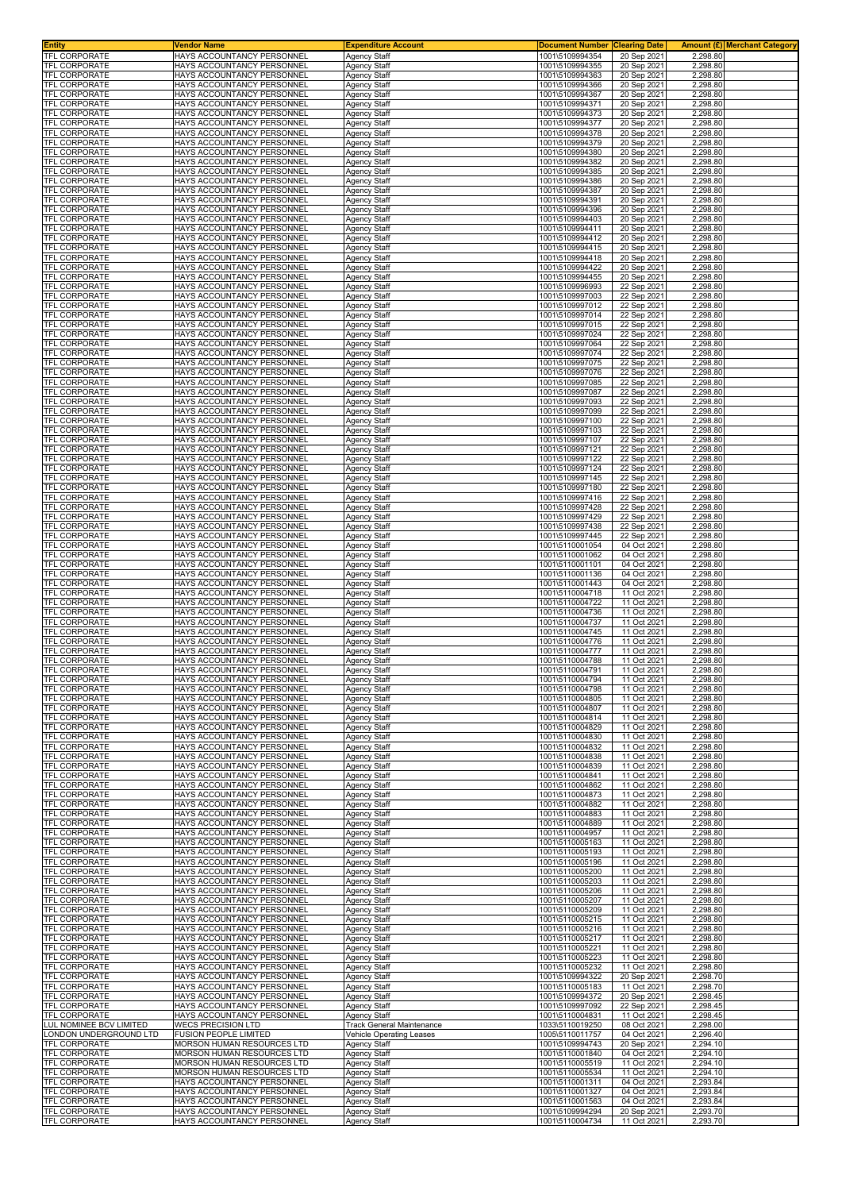| Entity | Vendor Name | Expenditure Account | Document Number | Clearing Date | Amount (£) | Merchant Category |
|---|---|---|---|---|---|---|
| TFL CORPORATE | HAYS ACCOUNTANCY PERSONNEL | Agency Staff | 1001\5109994354 | 20 Sep 2021 | 2,298.80 | |
| TFL CORPORATE | HAYS ACCOUNTANCY PERSONNEL | Agency Staff | 1001\5109994355 | 20 Sep 2021 | 2,298.80 | |
| TFL CORPORATE | HAYS ACCOUNTANCY PERSONNEL | Agency Staff | 1001\5109994363 | 20 Sep 2021 | 2,298.80 | |
| TFL CORPORATE | HAYS ACCOUNTANCY PERSONNEL | Agency Staff | 1001\5109994366 | 20 Sep 2021 | 2,298.80 | |
| TFL CORPORATE | HAYS ACCOUNTANCY PERSONNEL | Agency Staff | 1001\5109994367 | 20 Sep 2021 | 2,298.80 | |
| TFL CORPORATE | HAYS ACCOUNTANCY PERSONNEL | Agency Staff | 1001\5109994371 | 20 Sep 2021 | 2,298.80 | |
| TFL CORPORATE | HAYS ACCOUNTANCY PERSONNEL | Agency Staff | 1001\5109994373 | 20 Sep 2021 | 2,298.80 | |
| TFL CORPORATE | HAYS ACCOUNTANCY PERSONNEL | Agency Staff | 1001\5109994377 | 20 Sep 2021 | 2,298.80 | |
| TFL CORPORATE | HAYS ACCOUNTANCY PERSONNEL | Agency Staff | 1001\5109994378 | 20 Sep 2021 | 2,298.80 | |
| TFL CORPORATE | HAYS ACCOUNTANCY PERSONNEL | Agency Staff | 1001\5109994379 | 20 Sep 2021 | 2,298.80 | |
| TFL CORPORATE | HAYS ACCOUNTANCY PERSONNEL | Agency Staff | 1001\5109994380 | 20 Sep 2021 | 2,298.80 | |
| TFL CORPORATE | HAYS ACCOUNTANCY PERSONNEL | Agency Staff | 1001\5109994382 | 20 Sep 2021 | 2,298.80 | |
| TFL CORPORATE | HAYS ACCOUNTANCY PERSONNEL | Agency Staff | 1001\5109994385 | 20 Sep 2021 | 2,298.80 | |
| TFL CORPORATE | HAYS ACCOUNTANCY PERSONNEL | Agency Staff | 1001\5109994386 | 20 Sep 2021 | 2,298.80 | |
| TFL CORPORATE | HAYS ACCOUNTANCY PERSONNEL | Agency Staff | 1001\5109994387 | 20 Sep 2021 | 2,298.80 | |
| TFL CORPORATE | HAYS ACCOUNTANCY PERSONNEL | Agency Staff | 1001\5109994391 | 20 Sep 2021 | 2,298.80 | |
| TFL CORPORATE | HAYS ACCOUNTANCY PERSONNEL | Agency Staff | 1001\5109994396 | 20 Sep 2021 | 2,298.80 | |
| TFL CORPORATE | HAYS ACCOUNTANCY PERSONNEL | Agency Staff | 1001\5109994403 | 20 Sep 2021 | 2,298.80 | |
| TFL CORPORATE | HAYS ACCOUNTANCY PERSONNEL | Agency Staff | 1001\5109994411 | 20 Sep 2021 | 2,298.80 | |
| TFL CORPORATE | HAYS ACCOUNTANCY PERSONNEL | Agency Staff | 1001\5109994412 | 20 Sep 2021 | 2,298.80 | |
| TFL CORPORATE | HAYS ACCOUNTANCY PERSONNEL | Agency Staff | 1001\5109994415 | 20 Sep 2021 | 2,298.80 | |
| TFL CORPORATE | HAYS ACCOUNTANCY PERSONNEL | Agency Staff | 1001\5109994418 | 20 Sep 2021 | 2,298.80 | |
| TFL CORPORATE | HAYS ACCOUNTANCY PERSONNEL | Agency Staff | 1001\5109994422 | 20 Sep 2021 | 2,298.80 | |
| TFL CORPORATE | HAYS ACCOUNTANCY PERSONNEL | Agency Staff | 1001\5109994455 | 20 Sep 2021 | 2,298.80 | |
| TFL CORPORATE | HAYS ACCOUNTANCY PERSONNEL | Agency Staff | 1001\5109996993 | 22 Sep 2021 | 2,298.80 | |
| TFL CORPORATE | HAYS ACCOUNTANCY PERSONNEL | Agency Staff | 1001\5109997003 | 22 Sep 2021 | 2,298.80 | |
| TFL CORPORATE | HAYS ACCOUNTANCY PERSONNEL | Agency Staff | 1001\5109997012 | 22 Sep 2021 | 2,298.80 | |
| TFL CORPORATE | HAYS ACCOUNTANCY PERSONNEL | Agency Staff | 1001\5109997014 | 22 Sep 2021 | 2,298.80 | |
| TFL CORPORATE | HAYS ACCOUNTANCY PERSONNEL | Agency Staff | 1001\5109997015 | 22 Sep 2021 | 2,298.80 | |
| TFL CORPORATE | HAYS ACCOUNTANCY PERSONNEL | Agency Staff | 1001\5109997024 | 22 Sep 2021 | 2,298.80 | |
| TFL CORPORATE | HAYS ACCOUNTANCY PERSONNEL | Agency Staff | 1001\5109997064 | 22 Sep 2021 | 2,298.80 | |
| TFL CORPORATE | HAYS ACCOUNTANCY PERSONNEL | Agency Staff | 1001\5109997074 | 22 Sep 2021 | 2,298.80 | |
| TFL CORPORATE | HAYS ACCOUNTANCY PERSONNEL | Agency Staff | 1001\5109997075 | 22 Sep 2021 | 2,298.80 | |
| TFL CORPORATE | HAYS ACCOUNTANCY PERSONNEL | Agency Staff | 1001\5109997076 | 22 Sep 2021 | 2,298.80 | |
| TFL CORPORATE | HAYS ACCOUNTANCY PERSONNEL | Agency Staff | 1001\5109997085 | 22 Sep 2021 | 2,298.80 | |
| TFL CORPORATE | HAYS ACCOUNTANCY PERSONNEL | Agency Staff | 1001\5109997087 | 22 Sep 2021 | 2,298.80 | |
| TFL CORPORATE | HAYS ACCOUNTANCY PERSONNEL | Agency Staff | 1001\5109997093 | 22 Sep 2021 | 2,298.80 | |
| TFL CORPORATE | HAYS ACCOUNTANCY PERSONNEL | Agency Staff | 1001\5109997099 | 22 Sep 2021 | 2,298.80 | |
| TFL CORPORATE | HAYS ACCOUNTANCY PERSONNEL | Agency Staff | 1001\5109997100 | 22 Sep 2021 | 2,298.80 | |
| TFL CORPORATE | HAYS ACCOUNTANCY PERSONNEL | Agency Staff | 1001\5109997103 | 22 Sep 2021 | 2,298.80 | |
| TFL CORPORATE | HAYS ACCOUNTANCY PERSONNEL | Agency Staff | 1001\5109997107 | 22 Sep 2021 | 2,298.80 | |
| TFL CORPORATE | HAYS ACCOUNTANCY PERSONNEL | Agency Staff | 1001\5109997121 | 22 Sep 2021 | 2,298.80 | |
| TFL CORPORATE | HAYS ACCOUNTANCY PERSONNEL | Agency Staff | 1001\5109997122 | 22 Sep 2021 | 2,298.80 | |
| TFL CORPORATE | HAYS ACCOUNTANCY PERSONNEL | Agency Staff | 1001\5109997124 | 22 Sep 2021 | 2,298.80 | |
| TFL CORPORATE | HAYS ACCOUNTANCY PERSONNEL | Agency Staff | 1001\5109997145 | 22 Sep 2021 | 2,298.80 | |
| TFL CORPORATE | HAYS ACCOUNTANCY PERSONNEL | Agency Staff | 1001\5109997180 | 22 Sep 2021 | 2,298.80 | |
| TFL CORPORATE | HAYS ACCOUNTANCY PERSONNEL | Agency Staff | 1001\5109997416 | 22 Sep 2021 | 2,298.80 | |
| TFL CORPORATE | HAYS ACCOUNTANCY PERSONNEL | Agency Staff | 1001\5109997428 | 22 Sep 2021 | 2,298.80 | |
| TFL CORPORATE | HAYS ACCOUNTANCY PERSONNEL | Agency Staff | 1001\5109997429 | 22 Sep 2021 | 2,298.80 | |
| TFL CORPORATE | HAYS ACCOUNTANCY PERSONNEL | Agency Staff | 1001\5109997438 | 22 Sep 2021 | 2,298.80 | |
| TFL CORPORATE | HAYS ACCOUNTANCY PERSONNEL | Agency Staff | 1001\5109997445 | 22 Sep 2021 | 2,298.80 | |
| TFL CORPORATE | HAYS ACCOUNTANCY PERSONNEL | Agency Staff | 1001\5110001054 | 04 Oct 2021 | 2,298.80 | |
| TFL CORPORATE | HAYS ACCOUNTANCY PERSONNEL | Agency Staff | 1001\5110001062 | 04 Oct 2021 | 2,298.80 | |
| TFL CORPORATE | HAYS ACCOUNTANCY PERSONNEL | Agency Staff | 1001\5110001101 | 04 Oct 2021 | 2,298.80 | |
| TFL CORPORATE | HAYS ACCOUNTANCY PERSONNEL | Agency Staff | 1001\5110001136 | 04 Oct 2021 | 2,298.80 | |
| TFL CORPORATE | HAYS ACCOUNTANCY PERSONNEL | Agency Staff | 1001\5110001443 | 04 Oct 2021 | 2,298.80 | |
| TFL CORPORATE | HAYS ACCOUNTANCY PERSONNEL | Agency Staff | 1001\5110004718 | 11 Oct 2021 | 2,298.80 | |
| TFL CORPORATE | HAYS ACCOUNTANCY PERSONNEL | Agency Staff | 1001\5110004722 | 11 Oct 2021 | 2,298.80 | |
| TFL CORPORATE | HAYS ACCOUNTANCY PERSONNEL | Agency Staff | 1001\5110004736 | 11 Oct 2021 | 2,298.80 | |
| TFL CORPORATE | HAYS ACCOUNTANCY PERSONNEL | Agency Staff | 1001\5110004737 | 11 Oct 2021 | 2,298.80 | |
| TFL CORPORATE | HAYS ACCOUNTANCY PERSONNEL | Agency Staff | 1001\5110004745 | 11 Oct 2021 | 2,298.80 | |
| TFL CORPORATE | HAYS ACCOUNTANCY PERSONNEL | Agency Staff | 1001\5110004776 | 11 Oct 2021 | 2,298.80 | |
| TFL CORPORATE | HAYS ACCOUNTANCY PERSONNEL | Agency Staff | 1001\5110004777 | 11 Oct 2021 | 2,298.80 | |
| TFL CORPORATE | HAYS ACCOUNTANCY PERSONNEL | Agency Staff | 1001\5110004788 | 11 Oct 2021 | 2,298.80 | |
| TFL CORPORATE | HAYS ACCOUNTANCY PERSONNEL | Agency Staff | 1001\5110004791 | 11 Oct 2021 | 2,298.80 | |
| TFL CORPORATE | HAYS ACCOUNTANCY PERSONNEL | Agency Staff | 1001\5110004794 | 11 Oct 2021 | 2,298.80 | |
| TFL CORPORATE | HAYS ACCOUNTANCY PERSONNEL | Agency Staff | 1001\5110004798 | 11 Oct 2021 | 2,298.80 | |
| TFL CORPORATE | HAYS ACCOUNTANCY PERSONNEL | Agency Staff | 1001\5110004805 | 11 Oct 2021 | 2,298.80 | |
| TFL CORPORATE | HAYS ACCOUNTANCY PERSONNEL | Agency Staff | 1001\5110004807 | 11 Oct 2021 | 2,298.80 | |
| TFL CORPORATE | HAYS ACCOUNTANCY PERSONNEL | Agency Staff | 1001\5110004814 | 11 Oct 2021 | 2,298.80 | |
| TFL CORPORATE | HAYS ACCOUNTANCY PERSONNEL | Agency Staff | 1001\5110004829 | 11 Oct 2021 | 2,298.80 | |
| TFL CORPORATE | HAYS ACCOUNTANCY PERSONNEL | Agency Staff | 1001\5110004830 | 11 Oct 2021 | 2,298.80 | |
| TFL CORPORATE | HAYS ACCOUNTANCY PERSONNEL | Agency Staff | 1001\5110004832 | 11 Oct 2021 | 2,298.80 | |
| TFL CORPORATE | HAYS ACCOUNTANCY PERSONNEL | Agency Staff | 1001\5110004838 | 11 Oct 2021 | 2,298.80 | |
| TFL CORPORATE | HAYS ACCOUNTANCY PERSONNEL | Agency Staff | 1001\5110004839 | 11 Oct 2021 | 2,298.80 | |
| TFL CORPORATE | HAYS ACCOUNTANCY PERSONNEL | Agency Staff | 1001\5110004841 | 11 Oct 2021 | 2,298.80 | |
| TFL CORPORATE | HAYS ACCOUNTANCY PERSONNEL | Agency Staff | 1001\5110004862 | 11 Oct 2021 | 2,298.80 | |
| TFL CORPORATE | HAYS ACCOUNTANCY PERSONNEL | Agency Staff | 1001\5110004873 | 11 Oct 2021 | 2,298.80 | |
| TFL CORPORATE | HAYS ACCOUNTANCY PERSONNEL | Agency Staff | 1001\5110004882 | 11 Oct 2021 | 2,298.80 | |
| TFL CORPORATE | HAYS ACCOUNTANCY PERSONNEL | Agency Staff | 1001\5110004883 | 11 Oct 2021 | 2,298.80 | |
| TFL CORPORATE | HAYS ACCOUNTANCY PERSONNEL | Agency Staff | 1001\5110004889 | 11 Oct 2021 | 2,298.80 | |
| TFL CORPORATE | HAYS ACCOUNTANCY PERSONNEL | Agency Staff | 1001\5110004957 | 11 Oct 2021 | 2,298.80 | |
| TFL CORPORATE | HAYS ACCOUNTANCY PERSONNEL | Agency Staff | 1001\5110005163 | 11 Oct 2021 | 2,298.80 | |
| TFL CORPORATE | HAYS ACCOUNTANCY PERSONNEL | Agency Staff | 1001\5110005193 | 11 Oct 2021 | 2,298.80 | |
| TFL CORPORATE | HAYS ACCOUNTANCY PERSONNEL | Agency Staff | 1001\5110005196 | 11 Oct 2021 | 2,298.80 | |
| TFL CORPORATE | HAYS ACCOUNTANCY PERSONNEL | Agency Staff | 1001\5110005200 | 11 Oct 2021 | 2,298.80 | |
| TFL CORPORATE | HAYS ACCOUNTANCY PERSONNEL | Agency Staff | 1001\5110005203 | 11 Oct 2021 | 2,298.80 | |
| TFL CORPORATE | HAYS ACCOUNTANCY PERSONNEL | Agency Staff | 1001\5110005206 | 11 Oct 2021 | 2,298.80 | |
| TFL CORPORATE | HAYS ACCOUNTANCY PERSONNEL | Agency Staff | 1001\5110005207 | 11 Oct 2021 | 2,298.80 | |
| TFL CORPORATE | HAYS ACCOUNTANCY PERSONNEL | Agency Staff | 1001\5110005209 | 11 Oct 2021 | 2,298.80 | |
| TFL CORPORATE | HAYS ACCOUNTANCY PERSONNEL | Agency Staff | 1001\5110005215 | 11 Oct 2021 | 2,298.80 | |
| TFL CORPORATE | HAYS ACCOUNTANCY PERSONNEL | Agency Staff | 1001\5110005216 | 11 Oct 2021 | 2,298.80 | |
| TFL CORPORATE | HAYS ACCOUNTANCY PERSONNEL | Agency Staff | 1001\5110005217 | 11 Oct 2021 | 2,298.80 | |
| TFL CORPORATE | HAYS ACCOUNTANCY PERSONNEL | Agency Staff | 1001\5110005221 | 11 Oct 2021 | 2,298.80 | |
| TFL CORPORATE | HAYS ACCOUNTANCY PERSONNEL | Agency Staff | 1001\5110005223 | 11 Oct 2021 | 2,298.80 | |
| TFL CORPORATE | HAYS ACCOUNTANCY PERSONNEL | Agency Staff | 1001\5110005232 | 11 Oct 2021 | 2,298.80 | |
| TFL CORPORATE | HAYS ACCOUNTANCY PERSONNEL | Agency Staff | 1001\5109994322 | 20 Sep 2021 | 2,298.70 | |
| TFL CORPORATE | HAYS ACCOUNTANCY PERSONNEL | Agency Staff | 1001\5110005183 | 11 Oct 2021 | 2,298.70 | |
| TFL CORPORATE | HAYS ACCOUNTANCY PERSONNEL | Agency Staff | 1001\5109994372 | 20 Sep 2021 | 2,298.45 | |
| TFL CORPORATE | HAYS ACCOUNTANCY PERSONNEL | Agency Staff | 1001\5109997092 | 22 Sep 2021 | 2,298.45 | |
| TFL CORPORATE | HAYS ACCOUNTANCY PERSONNEL | Agency Staff | 1001\5110004831 | 11 Oct 2021 | 2,298.45 | |
| LUL NOMINEE BCV LIMITED | WECS PRECISION LTD | Track General Maintenance | 1033\5110019250 | 08 Oct 2021 | 2,298.00 | |
| LONDON UNDERGROUND LTD | FUSION PEOPLE LIMITED | Vehicle Operating Leases | 1005\5110011757 | 04 Oct 2021 | 2,296.40 | |
| TFL CORPORATE | MORSON HUMAN RESOURCES LTD | Agency Staff | 1001\5109994743 | 20 Sep 2021 | 2,294.10 | |
| TFL CORPORATE | MORSON HUMAN RESOURCES LTD | Agency Staff | 1001\5110001840 | 04 Oct 2021 | 2,294.10 | |
| TFL CORPORATE | MORSON HUMAN RESOURCES LTD | Agency Staff | 1001\5110005519 | 11 Oct 2021 | 2,294.10 | |
| TFL CORPORATE | MORSON HUMAN RESOURCES LTD | Agency Staff | 1001\5110005534 | 11 Oct 2021 | 2,294.10 | |
| TFL CORPORATE | HAYS ACCOUNTANCY PERSONNEL | Agency Staff | 1001\5110001311 | 04 Oct 2021 | 2,293.84 | |
| TFL CORPORATE | HAYS ACCOUNTANCY PERSONNEL | Agency Staff | 1001\5110001327 | 04 Oct 2021 | 2,293.84 | |
| TFL CORPORATE | HAYS ACCOUNTANCY PERSONNEL | Agency Staff | 1001\5110001563 | 04 Oct 2021 | 2,293.84 | |
| TFL CORPORATE | HAYS ACCOUNTANCY PERSONNEL | Agency Staff | 1001\5109994294 | 20 Sep 2021 | 2,293.70 | |
| TFL CORPORATE | HAYS ACCOUNTANCY PERSONNEL | Agency Staff | 1001\5110004734 | 11 Oct 2021 | 2,293.70 | |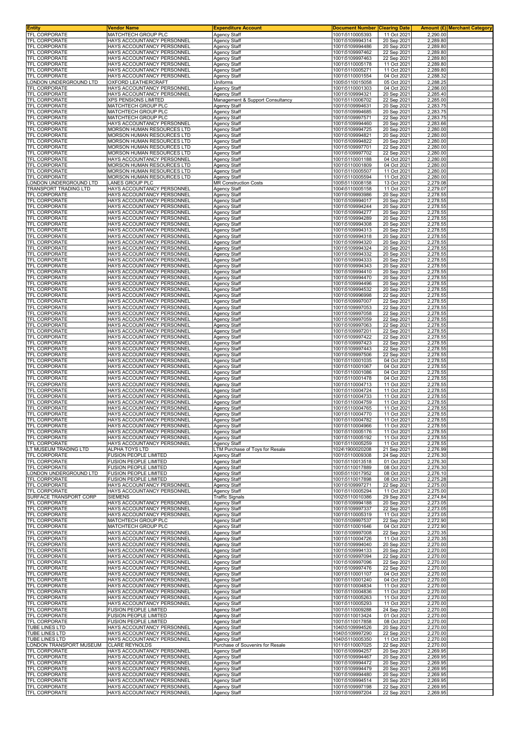| Entity | Vendor Name | Expenditure Account | Document Number | Clearing Date | Amount (£) | Merchant Category |
|---|---|---|---|---|---|---|
| TFL CORPORATE | MATCHTECH GROUP PLC | Agency Staff | 1001\5110005393 | 11 Oct 2021 | 2,290.00 | |
| TFL CORPORATE | HAYS ACCOUNTANCY PERSONNEL | Agency Staff | 1001\5109994314 | 20 Sep 2021 | 2,289.80 | |
| TFL CORPORATE | HAYS ACCOUNTANCY PERSONNEL | Agency Staff | 1001\5109994486 | 20 Sep 2021 | 2,289.80 | |
| TFL CORPORATE | HAYS ACCOUNTANCY PERSONNEL | Agency Staff | 1001\5109997462 | 22 Sep 2021 | 2,289.80 | |
| TFL CORPORATE | HAYS ACCOUNTANCY PERSONNEL | Agency Staff | 1001\5109997463 | 22 Sep 2021 | 2,289.80 | |
| TFL CORPORATE | HAYS ACCOUNTANCY PERSONNEL | Agency Staff | 1001\5110005178 | 11 Oct 2021 | 2,289.80 | |
| TFL CORPORATE | HAYS ACCOUNTANCY PERSONNEL | Agency Staff | 1001\5110005271 | 11 Oct 2021 | 2,289.80 | |
| TFL CORPORATE | HAYS ACCOUNTANCY PERSONNEL | Agency Staff | 1001\5110001554 | 04 Oct 2021 | 2,288.32 | |
| LONDON UNDERGROUND LTD | OXFORD LEATHERCRAFT | Uniforms | 1005\5110015058 | 05 Oct 2021 | 2,288.25 | |
| TFL CORPORATE | HAYS ACCOUNTANCY PERSONNEL | Agency Staff | 1001\5110001303 | 04 Oct 2021 | 2,286.00 | |
| TFL CORPORATE | HAYS ACCOUNTANCY PERSONNEL | Agency Staff | 1001\5109994321 | 20 Sep 2021 | 2,285.40 | |
| TFL CORPORATE | XPS PENSIONS LIMITED | Management & Support Consultancy | 1001\5110006702 | 22 Sep 2021 | 2,285.00 | |
| TFL CORPORATE | MATCHTECH GROUP PLC | Agency Staff | 1001\5109994631 | 20 Sep 2021 | 2,283.75 | |
| TFL CORPORATE | MATCHTECH GROUP PLC | Agency Staff | 1001\5109994685 | 20 Sep 2021 | 2,283.75 | |
| TFL CORPORATE | MATCHTECH GROUP PLC | Agency Staff | 1001\5109997571 | 22 Sep 2021 | 2,283.75 | |
| TFL CORPORATE | HAYS ACCOUNTANCY PERSONNEL | Agency Staff | 1001\5109994460 | 20 Sep 2021 | 2,283.66 | |
| TFL CORPORATE | MORSON HUMAN RESOURCES LTD | Agency Staff | 1001\5109994725 | 20 Sep 2021 | 2,280.00 | |
| TFL CORPORATE | MORSON HUMAN RESOURCES LTD | Agency Staff | 1001\5109994821 | 20 Sep 2021 | 2,280.00 | |
| TFL CORPORATE | MORSON HUMAN RESOURCES LTD | Agency Staff | 1001\5109994822 | 20 Sep 2021 | 2,280.00 | |
| TFL CORPORATE | MORSON HUMAN RESOURCES LTD | Agency Staff | 1001\5109997701 | 22 Sep 2021 | 2,280.00 | |
| TFL CORPORATE | MORSON HUMAN RESOURCES LTD | Agency Staff | 1001\5109997702 | 22 Sep 2021 | 2,280.00 | |
| TFL CORPORATE | HAYS ACCOUNTANCY PERSONNEL | Agency Staff | 1001\5110001188 | 04 Oct 2021 | 2,280.00 | |
| TFL CORPORATE | MORSON HUMAN RESOURCES LTD | Agency Staff | 1001\5110001809 | 04 Oct 2021 | 2,280.00 | |
| TFL CORPORATE | MORSON HUMAN RESOURCES LTD | Agency Staff | 1001\5110005507 | 11 Oct 2021 | 2,280.00 | |
| TFL CORPORATE | MORSON HUMAN RESOURCES LTD | Agency Staff | 1001\5110005594 | 11 Oct 2021 | 2,280.00 | |
| LONDON UNDERGROUND LTD | LANES GROUP PLC | MR Construction Costs | 1005\5110008158 | 13 Oct 2021 | 2,279.08 | |
| TRANSPORT TRADING LTD | HAYS ACCOUNTANCY PERSONNEL | Agency Staff | 1004\5110005158 | 11 Oct 2021 | 2,279.07 | |
| TFL CORPORATE | HAYS ACCOUNTANCY PERSONNEL | Agency Staff | 1001\5109993986 | 20 Sep 2021 | 2,278.55 | |
| TFL CORPORATE | HAYS ACCOUNTANCY PERSONNEL | Agency Staff | 1001\5109994017 | 20 Sep 2021 | 2,278.55 | |
| TFL CORPORATE | HAYS ACCOUNTANCY PERSONNEL | Agency Staff | 1001\5109994244 | 20 Sep 2021 | 2,278.55 | |
| TFL CORPORATE | HAYS ACCOUNTANCY PERSONNEL | Agency Staff | 1001\5109994277 | 20 Sep 2021 | 2,278.55 | |
| TFL CORPORATE | HAYS ACCOUNTANCY PERSONNEL | Agency Staff | 1001\5109994289 | 20 Sep 2021 | 2,278.55 | |
| TFL CORPORATE | HAYS ACCOUNTANCY PERSONNEL | Agency Staff | 1001\5109994308 | 20 Sep 2021 | 2,278.55 | |
| TFL CORPORATE | HAYS ACCOUNTANCY PERSONNEL | Agency Staff | 1001\5109994313 | 20 Sep 2021 | 2,278.55 | |
| TFL CORPORATE | HAYS ACCOUNTANCY PERSONNEL | Agency Staff | 1001\5109994318 | 20 Sep 2021 | 2,278.55 | |
| TFL CORPORATE | HAYS ACCOUNTANCY PERSONNEL | Agency Staff | 1001\5109994320 | 20 Sep 2021 | 2,278.55 | |
| TFL CORPORATE | HAYS ACCOUNTANCY PERSONNEL | Agency Staff | 1001\5109994324 | 20 Sep 2021 | 2,278.55 | |
| TFL CORPORATE | HAYS ACCOUNTANCY PERSONNEL | Agency Staff | 1001\5109994332 | 20 Sep 2021 | 2,278.55 | |
| TFL CORPORATE | HAYS ACCOUNTANCY PERSONNEL | Agency Staff | 1001\5109994333 | 20 Sep 2021 | 2,278.55 | |
| TFL CORPORATE | HAYS ACCOUNTANCY PERSONNEL | Agency Staff | 1001\5109994343 | 20 Sep 2021 | 2,278.55 | |
| TFL CORPORATE | HAYS ACCOUNTANCY PERSONNEL | Agency Staff | 1001\5109994410 | 20 Sep 2021 | 2,278.55 | |
| TFL CORPORATE | HAYS ACCOUNTANCY PERSONNEL | Agency Staff | 1001\5109994470 | 20 Sep 2021 | 2,278.55 | |
| TFL CORPORATE | HAYS ACCOUNTANCY PERSONNEL | Agency Staff | 1001\5109994496 | 20 Sep 2021 | 2,278.55 | |
| TFL CORPORATE | HAYS ACCOUNTANCY PERSONNEL | Agency Staff | 1001\5109994532 | 20 Sep 2021 | 2,278.55 | |
| TFL CORPORATE | HAYS ACCOUNTANCY PERSONNEL | Agency Staff | 1001\5109996998 | 22 Sep 2021 | 2,278.55 | |
| TFL CORPORATE | HAYS ACCOUNTANCY PERSONNEL | Agency Staff | 1001\5109997007 | 22 Sep 2021 | 2,278.55 | |
| TFL CORPORATE | HAYS ACCOUNTANCY PERSONNEL | Agency Staff | 1001\5109997053 | 22 Sep 2021 | 2,278.55 | |
| TFL CORPORATE | HAYS ACCOUNTANCY PERSONNEL | Agency Staff | 1001\5109997058 | 22 Sep 2021 | 2,278.55 | |
| TFL CORPORATE | HAYS ACCOUNTANCY PERSONNEL | Agency Staff | 1001\5109997059 | 22 Sep 2021 | 2,278.55 | |
| TFL CORPORATE | HAYS ACCOUNTANCY PERSONNEL | Agency Staff | 1001\5109997063 | 22 Sep 2021 | 2,278.55 | |
| TFL CORPORATE | HAYS ACCOUNTANCY PERSONNEL | Agency Staff | 1001\5109997201 | 22 Sep 2021 | 2,278.55 | |
| TFL CORPORATE | HAYS ACCOUNTANCY PERSONNEL | Agency Staff | 1001\5109997422 | 22 Sep 2021 | 2,278.55 | |
| TFL CORPORATE | HAYS ACCOUNTANCY PERSONNEL | Agency Staff | 1001\5109997423 | 22 Sep 2021 | 2,278.55 | |
| TFL CORPORATE | HAYS ACCOUNTANCY PERSONNEL | Agency Staff | 1001\5109997443 | 22 Sep 2021 | 2,278.55 | |
| TFL CORPORATE | HAYS ACCOUNTANCY PERSONNEL | Agency Staff | 1001\5109997506 | 22 Sep 2021 | 2,278.55 | |
| TFL CORPORATE | HAYS ACCOUNTANCY PERSONNEL | Agency Staff | 1001\5110001035 | 04 Oct 2021 | 2,278.55 | |
| TFL CORPORATE | HAYS ACCOUNTANCY PERSONNEL | Agency Staff | 1001\5110001067 | 04 Oct 2021 | 2,278.55 | |
| TFL CORPORATE | HAYS ACCOUNTANCY PERSONNEL | Agency Staff | 1001\5110001086 | 04 Oct 2021 | 2,278.55 | |
| TFL CORPORATE | HAYS ACCOUNTANCY PERSONNEL | Agency Staff | 1001\5110001478 | 04 Oct 2021 | 2,278.55 | |
| TFL CORPORATE | HAYS ACCOUNTANCY PERSONNEL | Agency Staff | 1001\5110004713 | 11 Oct 2021 | 2,278.55 | |
| TFL CORPORATE | HAYS ACCOUNTANCY PERSONNEL | Agency Staff | 1001\5110004724 | 11 Oct 2021 | 2,278.55 | |
| TFL CORPORATE | HAYS ACCOUNTANCY PERSONNEL | Agency Staff | 1001\5110004733 | 11 Oct 2021 | 2,278.55 | |
| TFL CORPORATE | HAYS ACCOUNTANCY PERSONNEL | Agency Staff | 1001\5110004759 | 11 Oct 2021 | 2,278.55 | |
| TFL CORPORATE | HAYS ACCOUNTANCY PERSONNEL | Agency Staff | 1001\5110004765 | 11 Oct 2021 | 2,278.55 | |
| TFL CORPORATE | HAYS ACCOUNTANCY PERSONNEL | Agency Staff | 1001\5110004770 | 11 Oct 2021 | 2,278.55 | |
| TFL CORPORATE | HAYS ACCOUNTANCY PERSONNEL | Agency Staff | 1001\5110004782 | 11 Oct 2021 | 2,278.55 | |
| TFL CORPORATE | HAYS ACCOUNTANCY PERSONNEL | Agency Staff | 1001\5110004966 | 11 Oct 2021 | 2,278.55 | |
| TFL CORPORATE | HAYS ACCOUNTANCY PERSONNEL | Agency Staff | 1001\5110005176 | 11 Oct 2021 | 2,278.55 | |
| TFL CORPORATE | HAYS ACCOUNTANCY PERSONNEL | Agency Staff | 1001\5110005192 | 11 Oct 2021 | 2,278.55 | |
| TFL CORPORATE | HAYS ACCOUNTANCY PERSONNEL | Agency Staff | 1001\5110005259 | 11 Oct 2021 | 2,278.55 | |
| LT MUSEUM TRADING LTD | ALPHA TOYS LTD | LTM Purchase of Toys for Resale | 1024\1900020208 | 21 Sep 2021 | 2,276.99 | |
| TFL CORPORATE | FUSION PEOPLE LIMITED | Agency Staff | 1001\5110009308 | 24 Sep 2021 | 2,276.30 | |
| TFL CORPORATE | FUSION PEOPLE LIMITED | Agency Staff | 1001\5110013518 | 01 Oct 2021 | 2,276.30 | |
| TFL CORPORATE | FUSION PEOPLE LIMITED | Agency Staff | 1001\5110017889 | 08 Oct 2021 | 2,276.30 | |
| LONDON UNDERGROUND LTD | FUSION PEOPLE LIMITED | Agency Staff | 1005\5110017952 | 08 Oct 2021 | 2,276.10 | |
| TFL CORPORATE | FUSION PEOPLE LIMITED | Agency Staff | 1001\5110017898 | 08 Oct 2021 | 2,275.28 | |
| TFL CORPORATE | HAYS ACCOUNTANCY PERSONNEL | Agency Staff | 1001\5109997271 | 22 Sep 2021 | 2,275.00 | |
| TFL CORPORATE | HAYS ACCOUNTANCY PERSONNEL | Agency Staff | 1001\5110005294 | 11 Oct 2021 | 2,275.00 | |
| SURFACE TRANSPORT CORP | SIEMENS | Traffic Signals | 1002\5110010386 | 29 Sep 2021 | 2,274.84 | |
| TFL CORPORATE | HAYS ACCOUNTANCY PERSONNEL | Agency Staff | 1001\5109994188 | 20 Sep 2021 | 2,273.05 | |
| TFL CORPORATE | HAYS ACCOUNTANCY PERSONNEL | Agency Staff | 1001\5109997337 | 22 Sep 2021 | 2,273.05 | |
| TFL CORPORATE | HAYS ACCOUNTANCY PERSONNEL | Agency Staff | 1001\5110005319 | 11 Oct 2021 | 2,273.05 | |
| TFL CORPORATE | MATCHTECH GROUP PLC | Agency Staff | 1001\5109997537 | 22 Sep 2021 | 2,272.90 | |
| TFL CORPORATE | MATCHTECH GROUP PLC | Agency Staff | 1001\5110001646 | 04 Oct 2021 | 2,272.90 | |
| TFL CORPORATE | HAYS ACCOUNTANCY PERSONNEL | Agency Staff | 1001\5109997008 | 22 Sep 2021 | 2,270.35 | |
| TFL CORPORATE | HAYS ACCOUNTANCY PERSONNEL | Agency Staff | 1001\5110004726 | 11 Oct 2021 | 2,270.35 | |
| TFL CORPORATE | HAYS ACCOUNTANCY PERSONNEL | Agency Staff | 1001\5109994040 | 20 Sep 2021 | 2,270.00 | |
| TFL CORPORATE | HAYS ACCOUNTANCY PERSONNEL | Agency Staff | 1001\5109994133 | 20 Sep 2021 | 2,270.00 | |
| TFL CORPORATE | HAYS ACCOUNTANCY PERSONNEL | Agency Staff | 1001\5109997094 | 22 Sep 2021 | 2,270.00 | |
| TFL CORPORATE | HAYS ACCOUNTANCY PERSONNEL | Agency Staff | 1001\5109997096 | 22 Sep 2021 | 2,270.00 | |
| TFL CORPORATE | HAYS ACCOUNTANCY PERSONNEL | Agency Staff | 1001\5109997476 | 22 Sep 2021 | 2,270.00 | |
| TFL CORPORATE | HAYS ACCOUNTANCY PERSONNEL | Agency Staff | 1001\5110001107 | 04 Oct 2021 | 2,270.00 | |
| TFL CORPORATE | HAYS ACCOUNTANCY PERSONNEL | Agency Staff | 1001\5110001240 | 04 Oct 2021 | 2,270.00 | |
| TFL CORPORATE | HAYS ACCOUNTANCY PERSONNEL | Agency Staff | 1001\5110004834 | 11 Oct 2021 | 2,270.00 | |
| TFL CORPORATE | HAYS ACCOUNTANCY PERSONNEL | Agency Staff | 1001\5110004836 | 11 Oct 2021 | 2,270.00 | |
| TFL CORPORATE | HAYS ACCOUNTANCY PERSONNEL | Agency Staff | 1001\5110005263 | 11 Oct 2021 | 2,270.00 | |
| TFL CORPORATE | HAYS ACCOUNTANCY PERSONNEL | Agency Staff | 1001\5110005293 | 11 Oct 2021 | 2,270.00 | |
| TFL CORPORATE | FUSION PEOPLE LIMITED | Agency Staff | 1001\5110009288 | 24 Sep 2021 | 2,270.00 | |
| TFL CORPORATE | FUSION PEOPLE LIMITED | Agency Staff | 1001\5110013424 | 01 Oct 2021 | 2,270.00 | |
| TFL CORPORATE | FUSION PEOPLE LIMITED | Agency Staff | 1001\5110017858 | 08 Oct 2021 | 2,270.00 | |
| TUBE LINES LTD | HAYS ACCOUNTANCY PERSONNEL | Agency Staff | 1040\5109994526 | 20 Sep 2021 | 2,270.00 | |
| TUBE LINES LTD | HAYS ACCOUNTANCY PERSONNEL | Agency Staff | 1040\5109997290 | 22 Sep 2021 | 2,270.00 | |
| TUBE LINES LTD | HAYS ACCOUNTANCY PERSONNEL | Agency Staff | 1040\5110005350 | 11 Oct 2021 | 2,270.00 | |
| LONDON TRANSPORT MUSEUM | CLARE REYNOLDS | Purchase of Souvenirs for Resale | 1011\5110007025 | 22 Sep 2021 | 2,270.00 | |
| TFL CORPORATE | HAYS ACCOUNTANCY PERSONNEL | Agency Staff | 1001\5109994257 | 20 Sep 2021 | 2,269.95 | |
| TFL CORPORATE | HAYS ACCOUNTANCY PERSONNEL | Agency Staff | 1001\5109994467 | 20 Sep 2021 | 2,269.95 | |
| TFL CORPORATE | HAYS ACCOUNTANCY PERSONNEL | Agency Staff | 1001\5109994472 | 20 Sep 2021 | 2,269.95 | |
| TFL CORPORATE | HAYS ACCOUNTANCY PERSONNEL | Agency Staff | 1001\5109994479 | 20 Sep 2021 | 2,269.95 | |
| TFL CORPORATE | HAYS ACCOUNTANCY PERSONNEL | Agency Staff | 1001\5109994480 | 20 Sep 2021 | 2,269.95 | |
| TFL CORPORATE | HAYS ACCOUNTANCY PERSONNEL | Agency Staff | 1001\5109994514 | 20 Sep 2021 | 2,269.95 | |
| TFL CORPORATE | HAYS ACCOUNTANCY PERSONNEL | Agency Staff | 1001\5109997198 | 22 Sep 2021 | 2,269.95 | |
| TFL CORPORATE | HAYS ACCOUNTANCY PERSONNEL | Agency Staff | 1001\5109997204 | 22 Sep 2021 | 2,269.95 | |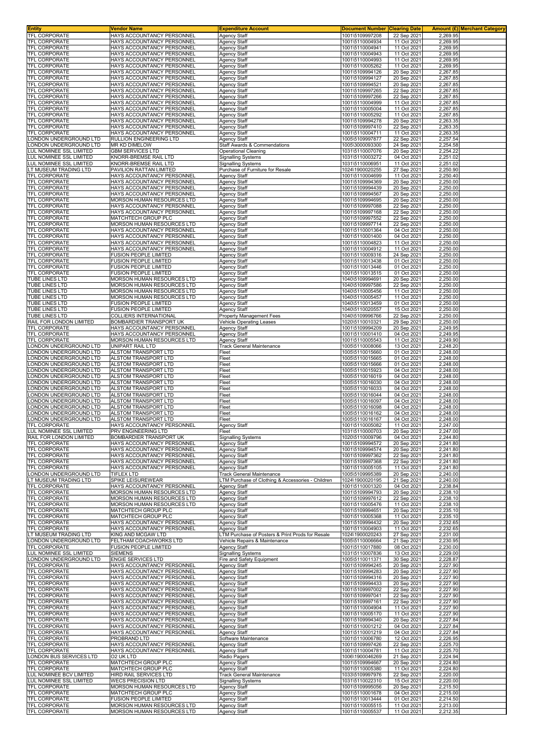| Entity | Vendor Name | Expenditure Account | Document Number | Clearing Date | Amount (£) | Merchant Category |
|---|---|---|---|---|---|---|
| TFL CORPORATE | HAYS ACCOUNTANCY PERSONNEL | Agency Staff | 1001\5109997208 | 22 Sep 2021 | 2,269.95 | |
| TFL CORPORATE | HAYS ACCOUNTANCY PERSONNEL | Agency Staff | 1001\5110004934 | 11 Oct 2021 | 2,269.95 | |
| TFL CORPORATE | HAYS ACCOUNTANCY PERSONNEL | Agency Staff | 1001\5110004941 | 11 Oct 2021 | 2,269.95 | |
| TFL CORPORATE | HAYS ACCOUNTANCY PERSONNEL | Agency Staff | 1001\5110004943 | 11 Oct 2021 | 2,269.95 | |
| TFL CORPORATE | HAYS ACCOUNTANCY PERSONNEL | Agency Staff | 1001\5110004993 | 11 Oct 2021 | 2,269.95 | |
| TFL CORPORATE | HAYS ACCOUNTANCY PERSONNEL | Agency Staff | 1001\5110005262 | 11 Oct 2021 | 2,269.95 | |
| TFL CORPORATE | HAYS ACCOUNTANCY PERSONNEL | Agency Staff | 1001\5109994126 | 20 Sep 2021 | 2,267.85 | |
| TFL CORPORATE | HAYS ACCOUNTANCY PERSONNEL | Agency Staff | 1001\5109994127 | 20 Sep 2021 | 2,267.85 | |
| TFL CORPORATE | HAYS ACCOUNTANCY PERSONNEL | Agency Staff | 1001\5109994521 | 20 Sep 2021 | 2,267.85 | |
| TFL CORPORATE | HAYS ACCOUNTANCY PERSONNEL | Agency Staff | 1001\5109997265 | 22 Sep 2021 | 2,267.85 | |
| TFL CORPORATE | HAYS ACCOUNTANCY PERSONNEL | Agency Staff | 1001\5109997266 | 22 Sep 2021 | 2,267.85 | |
| TFL CORPORATE | HAYS ACCOUNTANCY PERSONNEL | Agency Staff | 1001\5110004999 | 11 Oct 2021 | 2,267.85 | |
| TFL CORPORATE | HAYS ACCOUNTANCY PERSONNEL | Agency Staff | 1001\5110005004 | 11 Oct 2021 | 2,267.85 | |
| TFL CORPORATE | HAYS ACCOUNTANCY PERSONNEL | Agency Staff | 1001\5110005292 | 11 Oct 2021 | 2,267.85 | |
| TFL CORPORATE | HAYS ACCOUNTANCY PERSONNEL | Agency Staff | 1001\5109994278 | 20 Sep 2021 | 2,263.35 | |
| TFL CORPORATE | HAYS ACCOUNTANCY PERSONNEL | Agency Staff | 1001\5109997410 | 22 Sep 2021 | 2,263.35 | |
| TFL CORPORATE | HAYS ACCOUNTANCY PERSONNEL | Agency Staff | 1001\5110004711 | 11 Oct 2021 | 2,263.35 | |
| LONDON UNDERGROUND LTD | RULLION ENGINEERING LTD | Agency Staff | 1005\5109997877 | 22 Sep 2021 | 2,257.54 | |
| LONDON UNDERGROUND LTD | MR KD DIMELOW | Staff Awards & Commendations | 1005\3000093300 | 24 Sep 2021 | 2,254.58 | |
| LUL NOMINEE SSL LIMITED | GBM SERVICES LTD | Operational Cleaning | 1031\5110007076 | 20 Sep 2021 | 2,254.22 | |
| LUL NOMINEE SSL LIMITED | KNORR-BREMSE RAIL LTD | Signalling Systems | 1031\5110003272 | 04 Oct 2021 | 2,251.02 | |
| LUL NOMINEE SSL LIMITED | KNORR-BREMSE RAIL LTD | Signalling Systems | 1031\5110006951 | 11 Oct 2021 | 2,251.02 | |
| LT MUSEUM TRADING LTD | PAVILION RATTAN LIMITED | Purchase of Furniture for Resale | 1024\1900020255 | 27 Sep 2021 | 2,250.90 | |
| TFL CORPORATE | HAYS ACCOUNTANCY PERSONNEL | Agency Staff | 1001\5110004699 | 11 Oct 2021 | 2,250.40 | |
| TFL CORPORATE | HAYS ACCOUNTANCY PERSONNEL | Agency Staff | 1001\5109994369 | 20 Sep 2021 | 2,250.00 | |
| TFL CORPORATE | HAYS ACCOUNTANCY PERSONNEL | Agency Staff | 1001\5109994439 | 20 Sep 2021 | 2,250.00 | |
| TFL CORPORATE | HAYS ACCOUNTANCY PERSONNEL | Agency Staff | 1001\5109994567 | 20 Sep 2021 | 2,250.00 | |
| TFL CORPORATE | MORSON HUMAN RESOURCES LTD | Agency Staff | 1001\5109994695 | 20 Sep 2021 | 2,250.00 | |
| TFL CORPORATE | HAYS ACCOUNTANCY PERSONNEL | Agency Staff | 1001\5109997088 | 22 Sep 2021 | 2,250.00 | |
| TFL CORPORATE | HAYS ACCOUNTANCY PERSONNEL | Agency Staff | 1001\5109997168 | 22 Sep 2021 | 2,250.00 | |
| TFL CORPORATE | MATCHTECH GROUP PLC | Agency Staff | 1001\5109997552 | 22 Sep 2021 | 2,250.00 | |
| TFL CORPORATE | MORSON HUMAN RESOURCES LTD | Agency Staff | 1001\5109997714 | 22 Sep 2021 | 2,250.00 | |
| TFL CORPORATE | HAYS ACCOUNTANCY PERSONNEL | Agency Staff | 1001\5110001364 | 04 Oct 2021 | 2,250.00 | |
| TFL CORPORATE | HAYS ACCOUNTANCY PERSONNEL | Agency Staff | 1001\5110001400 | 04 Oct 2021 | 2,250.00 | |
| TFL CORPORATE | HAYS ACCOUNTANCY PERSONNEL | Agency Staff | 1001\5110004823 | 11 Oct 2021 | 2,250.00 | |
| TFL CORPORATE | HAYS ACCOUNTANCY PERSONNEL | Agency Staff | 1001\5110004912 | 11 Oct 2021 | 2,250.00 | |
| TFL CORPORATE | FUSION PEOPLE LIMITED | Agency Staff | 1001\5110009316 | 24 Sep 2021 | 2,250.00 | |
| TFL CORPORATE | FUSION PEOPLE LIMITED | Agency Staff | 1001\5110013438 | 01 Oct 2021 | 2,250.00 | |
| TFL CORPORATE | FUSION PEOPLE LIMITED | Agency Staff | 1001\5110013446 | 01 Oct 2021 | 2,250.00 | |
| TFL CORPORATE | FUSION PEOPLE LIMITED | Agency Staff | 1001\5110013515 | 01 Oct 2021 | 2,250.00 | |
| TUBE LINES LTD | MORSON HUMAN RESOURCES LTD | Agency Staff | 1040\5109994691 | 20 Sep 2021 | 2,250.00 | |
| TUBE LINES LTD | MORSON HUMAN RESOURCES LTD | Agency Staff | 1040\5109997586 | 22 Sep 2021 | 2,250.00 | |
| TUBE LINES LTD | MORSON HUMAN RESOURCES LTD | Agency Staff | 1040\5110005456 | 11 Oct 2021 | 2,250.00 | |
| TUBE LINES LTD | MORSON HUMAN RESOURCES LTD | Agency Staff | 1040\5110005457 | 11 Oct 2021 | 2,250.00 | |
| TUBE LINES LTD | FUSION PEOPLE LIMITED | Agency Staff | 1040\5110013459 | 01 Oct 2021 | 2,250.00 | |
| TUBE LINES LTD | FUSION PEOPLE LIMITED | Agency Staff | 1040\5110020557 | 15 Oct 2021 | 2,250.00 | |
| TUBE LINES LTD | COLLIERS INTERNATIONAL | Property Management Fees | 1040\5109996766 | 22 Sep 2021 | 2,250.00 | |
| RAIL FOR LONDON LIMITED | BOMBARDIER TRANSPORT UK | Vehicle Operating Leases | 1020\5110010321 | 29 Sep 2021 | 2,250.00 | |
| TFL CORPORATE | HAYS ACCOUNTANCY PERSONNEL | Agency Staff | 1001\5109994209 | 20 Sep 2021 | 2,249.95 | |
| TFL CORPORATE | HAYS ACCOUNTANCY PERSONNEL | Agency Staff | 1001\5110001410 | 04 Oct 2021 | 2,249.95 | |
| TFL CORPORATE | MORSON HUMAN RESOURCES LTD | Agency Staff | 1001\5110005543 | 11 Oct 2021 | 2,249.90 | |
| LONDON UNDERGROUND LTD | UNIPART RAIL LTD | Track General Maintenance | 1005\5110008066 | 13 Oct 2021 | 2,248.20 | |
| LONDON UNDERGROUND LTD | ALSTOM TRANSPORT LTD | Fleet | 1005\5110015660 | 01 Oct 2021 | 2,248.00 | |
| LONDON UNDERGROUND LTD | ALSTOM TRANSPORT LTD | Fleet | 1005\5110015665 | 01 Oct 2021 | 2,248.00 | |
| LONDON UNDERGROUND LTD | ALSTOM TRANSPORT LTD | Fleet | 1005\5110015666 | 01 Oct 2021 | 2,248.00 | |
| LONDON UNDERGROUND LTD | ALSTOM TRANSPORT LTD | Fleet | 1005\5110015923 | 04 Oct 2021 | 2,248.00 | |
| LONDON UNDERGROUND LTD | ALSTOM TRANSPORT LTD | Fleet | 1005\5110016019 | 04 Oct 2021 | 2,248.00 | |
| LONDON UNDERGROUND LTD | ALSTOM TRANSPORT LTD | Fleet | 1005\5110016030 | 04 Oct 2021 | 2,248.00 | |
| LONDON UNDERGROUND LTD | ALSTOM TRANSPORT LTD | Fleet | 1005\5110016033 | 04 Oct 2021 | 2,248.00 | |
| LONDON UNDERGROUND LTD | ALSTOM TRANSPORT LTD | Fleet | 1005\5110016044 | 04 Oct 2021 | 2,248.00 | |
| LONDON UNDERGROUND LTD | ALSTOM TRANSPORT LTD | Fleet | 1005\5110016097 | 04 Oct 2021 | 2,248.00 | |
| LONDON UNDERGROUND LTD | ALSTOM TRANSPORT LTD | Fleet | 1005\5110016098 | 04 Oct 2021 | 2,248.00 | |
| LONDON UNDERGROUND LTD | ALSTOM TRANSPORT LTD | Fleet | 1005\5110016162 | 04 Oct 2021 | 2,248.00 | |
| LONDON UNDERGROUND LTD | ALSTOM TRANSPORT LTD | Fleet | 1005\5110016167 | 04 Oct 2021 | 2,248.00 | |
| TFL CORPORATE | HAYS ACCOUNTANCY PERSONNEL | Agency Staff | 1001\5110005082 | 11 Oct 2021 | 2,247.00 | |
| LUL NOMINEE SSL LIMITED | PRV ENGINEERING LTD | Fleet | 1031\5110000703 | 20 Sep 2021 | 2,247.00 | |
| RAIL FOR LONDON LIMITED | BOMBARDIER TRANSPORT UK | Signalling Systems | 1020\5110009796 | 04 Oct 2021 | 2,244.80 | |
| TFL CORPORATE | HAYS ACCOUNTANCY PERSONNEL | Agency Staff | 1001\5109994572 | 20 Sep 2021 | 2,241.80 | |
| TFL CORPORATE | HAYS ACCOUNTANCY PERSONNEL | Agency Staff | 1001\5109994574 | 20 Sep 2021 | 2,241.80 | |
| TFL CORPORATE | HAYS ACCOUNTANCY PERSONNEL | Agency Staff | 1001\5109997362 | 22 Sep 2021 | 2,241.80 | |
| TFL CORPORATE | HAYS ACCOUNTANCY PERSONNEL | Agency Staff | 1001\5109997368 | 22 Sep 2021 | 2,241.80 | |
| TFL CORPORATE | HAYS ACCOUNTANCY PERSONNEL | Agency Staff | 1001\5110005105 | 11 Oct 2021 | 2,241.80 | |
| LONDON UNDERGROUND LTD | TIFLEX LTD | Track General Maintenance | 1005\5109995389 | 20 Sep 2021 | 2,240.00 | |
| LT MUSEUM TRADING LTD | SPIKE LEISUREWEAR | LTM Purchase of Clothing & Accessories - Children | 1024\1900020195 | 21 Sep 2021 | 2,240.00 | |
| TFL CORPORATE | HAYS ACCOUNTANCY PERSONNEL | Agency Staff | 1001\5110001320 | 04 Oct 2021 | 2,238.84 | |
| TFL CORPORATE | MORSON HUMAN RESOURCES LTD | Agency Staff | 1001\5109994793 | 20 Sep 2021 | 2,238.10 | |
| TFL CORPORATE | MORSON HUMAN RESOURCES LTD | Agency Staff | 1001\5109997612 | 22 Sep 2021 | 2,238.10 | |
| TFL CORPORATE | MORSON HUMAN RESOURCES LTD | Agency Staff | 1001\5110005476 | 11 Oct 2021 | 2,238.10 | |
| TFL CORPORATE | MATCHTECH GROUP PLC | Agency Staff | 1001\5109994651 | 20 Sep 2021 | 2,235.10 | |
| TFL CORPORATE | MATCHTECH GROUP PLC | Agency Staff | 1001\5110005368 | 11 Oct 2021 | 2,235.10 | |
| TFL CORPORATE | HAYS ACCOUNTANCY PERSONNEL | Agency Staff | 1001\5109994432 | 20 Sep 2021 | 2,232.65 | |
| TFL CORPORATE | HAYS ACCOUNTANCY PERSONNEL | Agency Staff | 1001\5110004903 | 11 Oct 2021 | 2,232.65 | |
| LT MUSEUM TRADING LTD | KING AND MCGAW LTD | LTM Purchase of Posters & Print Prods for Resale | 1024\1900020243 | 27 Sep 2021 | 2,231.00 | |
| LONDON UNDERGROUND LTD | FELTHAM COACHWORKS LTD | Vehicle Repairs & Maintenance | 1005\5110006664 | 21 Sep 2021 | 2,230.95 | |
| TFL CORPORATE | FUSION PEOPLE LIMITED | Agency Staff | 1001\5110017880 | 08 Oct 2021 | 2,230.00 | |
| LUL NOMINEE SSL LIMITED | SIEMENS | Signalling Systems | 1031\5110007836 | 13 Oct 2021 | 2,229.00 | |
| LONDON UNDERGROUND LTD | ENGIE SERVICES LTD | Fire and Safety Equipment | 1005\5110011371 | 30 Sep 2021 | 2,228.87 | |
| TFL CORPORATE | HAYS ACCOUNTANCY PERSONNEL | Agency Staff | 1001\5109994245 | 20 Sep 2021 | 2,227.90 | |
| TFL CORPORATE | HAYS ACCOUNTANCY PERSONNEL | Agency Staff | 1001\5109994283 | 20 Sep 2021 | 2,227.90 | |
| TFL CORPORATE | HAYS ACCOUNTANCY PERSONNEL | Agency Staff | 1001\5109994316 | 20 Sep 2021 | 2,227.90 | |
| TFL CORPORATE | HAYS ACCOUNTANCY PERSONNEL | Agency Staff | 1001\5109994433 | 20 Sep 2021 | 2,227.90 | |
| TFL CORPORATE | HAYS ACCOUNTANCY PERSONNEL | Agency Staff | 1001\5109997002 | 22 Sep 2021 | 2,227.90 | |
| TFL CORPORATE | HAYS ACCOUNTANCY PERSONNEL | Agency Staff | 1001\5109997041 | 22 Sep 2021 | 2,227.90 | |
| TFL CORPORATE | HAYS ACCOUNTANCY PERSONNEL | Agency Staff | 1001\5109997161 | 22 Sep 2021 | 2,227.90 | |
| TFL CORPORATE | HAYS ACCOUNTANCY PERSONNEL | Agency Staff | 1001\5110004904 | 11 Oct 2021 | 2,227.90 | |
| TFL CORPORATE | HAYS ACCOUNTANCY PERSONNEL | Agency Staff | 1001\5110005170 | 11 Oct 2021 | 2,227.90 | |
| TFL CORPORATE | HAYS ACCOUNTANCY PERSONNEL | Agency Staff | 1001\5109994340 | 20 Sep 2021 | 2,227.84 | |
| TFL CORPORATE | HAYS ACCOUNTANCY PERSONNEL | Agency Staff | 1001\5110001212 | 04 Oct 2021 | 2,227.84 | |
| TFL CORPORATE | HAYS ACCOUNTANCY PERSONNEL | Agency Staff | 1001\5110001219 | 04 Oct 2021 | 2,227.84 | |
| TFL CORPORATE | PROBRAND LTD | Software Maintenance | 1001\5110006780 | 12 Oct 2021 | 2,226.95 | |
| TFL CORPORATE | HAYS ACCOUNTANCY PERSONNEL | Agency Staff | 1001\5109997426 | 22 Sep 2021 | 2,225.70 | |
| TFL CORPORATE | HAYS ACCOUNTANCY PERSONNEL | Agency Staff | 1001\5110004781 | 11 Oct 2021 | 2,225.70 | |
| LONDON BUS SERVICES LTD | O2 UK LTD | Radio Pagers | 1006\1900046269 | 21 Sep 2021 | 2,224.94 | |
| TFL CORPORATE | MATCHTECH GROUP PLC | Agency Staff | 1001\5109994667 | 20 Sep 2021 | 2,224.80 | |
| TFL CORPORATE | MATCHTECH GROUP PLC | Agency Staff | 1001\5110005380 | 11 Oct 2021 | 2,224.80 | |
| LUL NOMINEE BCV LIMITED | HIRD RAIL SERVICES LTD | Track General Maintenance | 1033\5109997976 | 22 Sep 2021 | 2,220.00 | |
| LUL NOMINEE SSL LIMITED | WECS PRECISION LTD | Signalling Systems | 1031\5110022310 | 15 Oct 2021 | 2,220.00 | |
| TFL CORPORATE | MORSON HUMAN RESOURCES LTD | Agency Staff | 1001\5109995056 | 20 Sep 2021 | 2,215.50 | |
| TFL CORPORATE | MATCHTECH GROUP PLC | Agency Staff | 1001\5110001678 | 04 Oct 2021 | 2,215.00 | |
| TFL CORPORATE | FUSION PEOPLE LIMITED | Agency Staff | 1001\5110013444 | 01 Oct 2021 | 2,214.50 | |
| TFL CORPORATE | MORSON HUMAN RESOURCES LTD | Agency Staff | 1001\5110005515 | 11 Oct 2021 | 2,213.00 | |
| TFL CORPORATE | MORSON HUMAN RESOURCES LTD | Agency Staff | 1001\5110005537 | 11 Oct 2021 | 2,212.35 | |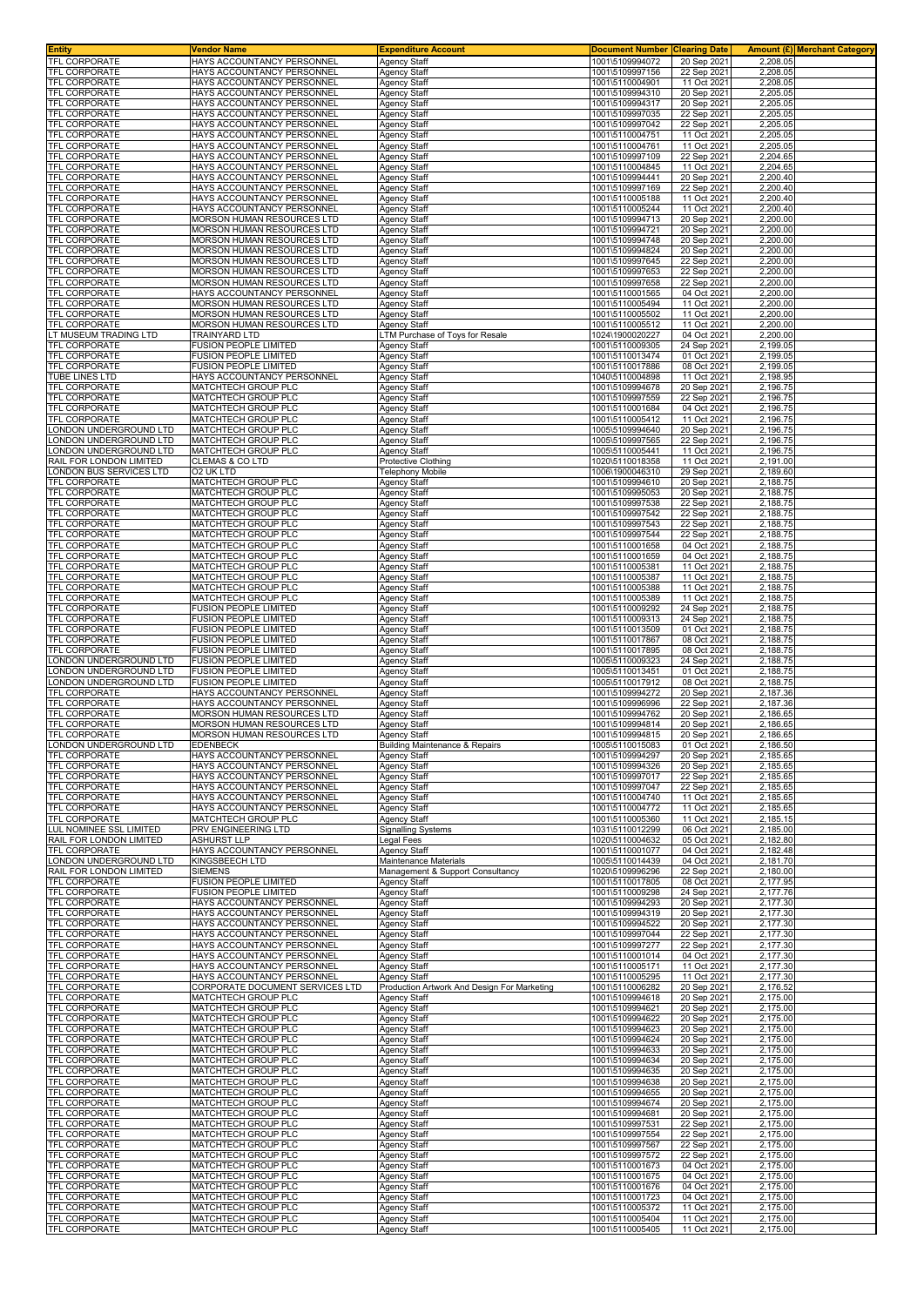| Entity | Vendor Name | Expenditure Account | Document Number | Clearing Date | Amount (£) | Merchant Category |
|---|---|---|---|---|---|---|
| TFL CORPORATE | HAYS ACCOUNTANCY PERSONNEL | Agency Staff | 1001\5109994072 | 20 Sep 2021 | 2,208.05 | |
| TFL CORPORATE | HAYS ACCOUNTANCY PERSONNEL | Agency Staff | 1001\5109997156 | 22 Sep 2021 | 2,208.05 | |
| TFL CORPORATE | HAYS ACCOUNTANCY PERSONNEL | Agency Staff | 1001\5110004901 | 11 Oct 2021 | 2,208.05 | |
| TFL CORPORATE | HAYS ACCOUNTANCY PERSONNEL | Agency Staff | 1001\5109994310 | 20 Sep 2021 | 2,205.05 | |
| TFL CORPORATE | HAYS ACCOUNTANCY PERSONNEL | Agency Staff | 1001\5109994317 | 20 Sep 2021 | 2,205.05 | |
| TFL CORPORATE | HAYS ACCOUNTANCY PERSONNEL | Agency Staff | 1001\5109997035 | 22 Sep 2021 | 2,205.05 | |
| TFL CORPORATE | HAYS ACCOUNTANCY PERSONNEL | Agency Staff | 1001\5109997042 | 22 Sep 2021 | 2,205.05 | |
| TFL CORPORATE | HAYS ACCOUNTANCY PERSONNEL | Agency Staff | 1001\5110004751 | 11 Oct 2021 | 2,205.05 | |
| TFL CORPORATE | HAYS ACCOUNTANCY PERSONNEL | Agency Staff | 1001\5110004761 | 11 Oct 2021 | 2,205.05 | |
| TFL CORPORATE | HAYS ACCOUNTANCY PERSONNEL | Agency Staff | 1001\5109997109 | 22 Sep 2021 | 2,204.65 | |
| TFL CORPORATE | HAYS ACCOUNTANCY PERSONNEL | Agency Staff | 1001\5110004845 | 11 Oct 2021 | 2,204.65 | |
| TFL CORPORATE | HAYS ACCOUNTANCY PERSONNEL | Agency Staff | 1001\5109994441 | 20 Sep 2021 | 2,200.40 | |
| TFL CORPORATE | HAYS ACCOUNTANCY PERSONNEL | Agency Staff | 1001\5109997169 | 22 Sep 2021 | 2,200.40 | |
| TFL CORPORATE | HAYS ACCOUNTANCY PERSONNEL | Agency Staff | 1001\5110005188 | 11 Oct 2021 | 2,200.40 | |
| TFL CORPORATE | HAYS ACCOUNTANCY PERSONNEL | Agency Staff | 1001\5110005244 | 11 Oct 2021 | 2,200.40 | |
| TFL CORPORATE | MORSON HUMAN RESOURCES LTD | Agency Staff | 1001\5109994713 | 20 Sep 2021 | 2,200.00 | |
| TFL CORPORATE | MORSON HUMAN RESOURCES LTD | Agency Staff | 1001\5109994721 | 20 Sep 2021 | 2,200.00 | |
| TFL CORPORATE | MORSON HUMAN RESOURCES LTD | Agency Staff | 1001\5109994748 | 20 Sep 2021 | 2,200.00 | |
| TFL CORPORATE | MORSON HUMAN RESOURCES LTD | Agency Staff | 1001\5109994824 | 20 Sep 2021 | 2,200.00 | |
| TFL CORPORATE | MORSON HUMAN RESOURCES LTD | Agency Staff | 1001\5109997645 | 22 Sep 2021 | 2,200.00 | |
| TFL CORPORATE | MORSON HUMAN RESOURCES LTD | Agency Staff | 1001\5109997653 | 22 Sep 2021 | 2,200.00 | |
| TFL CORPORATE | MORSON HUMAN RESOURCES LTD | Agency Staff | 1001\5109997658 | 22 Sep 2021 | 2,200.00 | |
| TFL CORPORATE | HAYS ACCOUNTANCY PERSONNEL | Agency Staff | 1001\5110001565 | 04 Oct 2021 | 2,200.00 | |
| TFL CORPORATE | MORSON HUMAN RESOURCES LTD | Agency Staff | 1001\5110005494 | 11 Oct 2021 | 2,200.00 | |
| TFL CORPORATE | MORSON HUMAN RESOURCES LTD | Agency Staff | 1001\5110005502 | 11 Oct 2021 | 2,200.00 | |
| TFL CORPORATE | MORSON HUMAN RESOURCES LTD | Agency Staff | 1001\5110005512 | 11 Oct 2021 | 2,200.00 | |
| LT MUSEUM TRADING LTD | TRAINYARD LTD | LTM Purchase of Toys for Resale | 1024\1900020227 | 04 Oct 2021 | 2,200.00 | |
| TFL CORPORATE | FUSION PEOPLE LIMITED | Agency Staff | 1001\5110009305 | 24 Sep 2021 | 2,199.05 | |
| TFL CORPORATE | FUSION PEOPLE LIMITED | Agency Staff | 1001\5110013474 | 01 Oct 2021 | 2,199.05 | |
| TFL CORPORATE | FUSION PEOPLE LIMITED | Agency Staff | 1001\5110017886 | 08 Oct 2021 | 2,199.05 | |
| TUBE LINES LTD | HAYS ACCOUNTANCY PERSONNEL | Agency Staff | 1040\5110004898 | 11 Oct 2021 | 2,198.95 | |
| TFL CORPORATE | MATCHTECH GROUP PLC | Agency Staff | 1001\5109994678 | 20 Sep 2021 | 2,196.75 | |
| TFL CORPORATE | MATCHTECH GROUP PLC | Agency Staff | 1001\5109997559 | 22 Sep 2021 | 2,196.75 | |
| TFL CORPORATE | MATCHTECH GROUP PLC | Agency Staff | 1001\5110001684 | 04 Oct 2021 | 2,196.75 | |
| TFL CORPORATE | MATCHTECH GROUP PLC | Agency Staff | 1001\5110005412 | 11 Oct 2021 | 2,196.75 | |
| LONDON UNDERGROUND LTD | MATCHTECH GROUP PLC | Agency Staff | 1005\5109994640 | 20 Sep 2021 | 2,196.75 | |
| LONDON UNDERGROUND LTD | MATCHTECH GROUP PLC | Agency Staff | 1005\5109997565 | 22 Sep 2021 | 2,196.75 | |
| LONDON UNDERGROUND LTD | MATCHTECH GROUP PLC | Agency Staff | 1005\5110005441 | 11 Oct 2021 | 2,196.75 | |
| RAIL FOR LONDON LIMITED | CLEMAS & CO LTD | Protective Clothing | 1020\5110018358 | 11 Oct 2021 | 2,191.00 | |
| LONDON BUS SERVICES LTD | O2 UK LTD | Telephony Mobile | 1006\1900046310 | 29 Sep 2021 | 2,189.60 | |
| TFL CORPORATE | MATCHTECH GROUP PLC | Agency Staff | 1001\5109994610 | 20 Sep 2021 | 2,188.75 | |
| TFL CORPORATE | MATCHTECH GROUP PLC | Agency Staff | 1001\5109995053 | 20 Sep 2021 | 2,188.75 | |
| TFL CORPORATE | MATCHTECH GROUP PLC | Agency Staff | 1001\5109997538 | 22 Sep 2021 | 2,188.75 | |
| TFL CORPORATE | MATCHTECH GROUP PLC | Agency Staff | 1001\5109997542 | 22 Sep 2021 | 2,188.75 | |
| TFL CORPORATE | MATCHTECH GROUP PLC | Agency Staff | 1001\5109997543 | 22 Sep 2021 | 2,188.75 | |
| TFL CORPORATE | MATCHTECH GROUP PLC | Agency Staff | 1001\5109997544 | 22 Sep 2021 | 2,188.75 | |
| TFL CORPORATE | MATCHTECH GROUP PLC | Agency Staff | 1001\5110001658 | 04 Oct 2021 | 2,188.75 | |
| TFL CORPORATE | MATCHTECH GROUP PLC | Agency Staff | 1001\5110001659 | 04 Oct 2021 | 2,188.75 | |
| TFL CORPORATE | MATCHTECH GROUP PLC | Agency Staff | 1001\5110005381 | 11 Oct 2021 | 2,188.75 | |
| TFL CORPORATE | MATCHTECH GROUP PLC | Agency Staff | 1001\5110005387 | 11 Oct 2021 | 2,188.75 | |
| TFL CORPORATE | MATCHTECH GROUP PLC | Agency Staff | 1001\5110005388 | 11 Oct 2021 | 2,188.75 | |
| TFL CORPORATE | MATCHTECH GROUP PLC | Agency Staff | 1001\5110005389 | 11 Oct 2021 | 2,188.75 | |
| TFL CORPORATE | FUSION PEOPLE LIMITED | Agency Staff | 1001\5110009292 | 24 Sep 2021 | 2,188.75 | |
| TFL CORPORATE | FUSION PEOPLE LIMITED | Agency Staff | 1001\5110009313 | 24 Sep 2021 | 2,188.75 | |
| TFL CORPORATE | FUSION PEOPLE LIMITED | Agency Staff | 1001\5110013509 | 01 Oct 2021 | 2,188.75 | |
| TFL CORPORATE | FUSION PEOPLE LIMITED | Agency Staff | 1001\5110017867 | 08 Oct 2021 | 2,188.75 | |
| TFL CORPORATE | FUSION PEOPLE LIMITED | Agency Staff | 1001\5110017895 | 08 Oct 2021 | 2,188.75 | |
| LONDON UNDERGROUND LTD | FUSION PEOPLE LIMITED | Agency Staff | 1005\5110009323 | 24 Sep 2021 | 2,188.75 | |
| LONDON UNDERGROUND LTD | FUSION PEOPLE LIMITED | Agency Staff | 1005\5110013451 | 01 Oct 2021 | 2,188.75 | |
| LONDON UNDERGROUND LTD | FUSION PEOPLE LIMITED | Agency Staff | 1005\5110017912 | 08 Oct 2021 | 2,188.75 | |
| TFL CORPORATE | HAYS ACCOUNTANCY PERSONNEL | Agency Staff | 1001\5109994272 | 20 Sep 2021 | 2,187.36 | |
| TFL CORPORATE | HAYS ACCOUNTANCY PERSONNEL | Agency Staff | 1001\5109996996 | 22 Sep 2021 | 2,187.36 | |
| TFL CORPORATE | MORSON HUMAN RESOURCES LTD | Agency Staff | 1001\5109994762 | 20 Sep 2021 | 2,186.65 | |
| TFL CORPORATE | MORSON HUMAN RESOURCES LTD | Agency Staff | 1001\5109994814 | 20 Sep 2021 | 2,186.65 | |
| TFL CORPORATE | MORSON HUMAN RESOURCES LTD | Agency Staff | 1001\5109994815 | 20 Sep 2021 | 2,186.65 | |
| LONDON UNDERGROUND LTD | EDENBECK | Building Maintenance & Repairs | 1005\5110015083 | 01 Oct 2021 | 2,186.50 | |
| TFL CORPORATE | HAYS ACCOUNTANCY PERSONNEL | Agency Staff | 1001\5109994297 | 20 Sep 2021 | 2,185.65 | |
| TFL CORPORATE | HAYS ACCOUNTANCY PERSONNEL | Agency Staff | 1001\5109994326 | 20 Sep 2021 | 2,185.65 | |
| TFL CORPORATE | HAYS ACCOUNTANCY PERSONNEL | Agency Staff | 1001\5109997017 | 22 Sep 2021 | 2,185.65 | |
| TFL CORPORATE | HAYS ACCOUNTANCY PERSONNEL | Agency Staff | 1001\5109997047 | 22 Sep 2021 | 2,185.65 | |
| TFL CORPORATE | HAYS ACCOUNTANCY PERSONNEL | Agency Staff | 1001\5110004740 | 11 Oct 2021 | 2,185.65 | |
| TFL CORPORATE | HAYS ACCOUNTANCY PERSONNEL | Agency Staff | 1001\5110004772 | 11 Oct 2021 | 2,185.65 | |
| TFL CORPORATE | MATCHTECH GROUP PLC | Agency Staff | 1001\5110005360 | 11 Oct 2021 | 2,185.15 | |
| LUL NOMINEE SSL LIMITED | PRV ENGINEERING LTD | Signalling Systems | 1031\5110012299 | 06 Oct 2021 | 2,185.00 | |
| RAIL FOR LONDON LIMITED | ASHURST LLP | Legal Fees | 1020\5110004632 | 05 Oct 2021 | 2,182.80 | |
| TFL CORPORATE | HAYS ACCOUNTANCY PERSONNEL | Agency Staff | 1001\5110001077 | 04 Oct 2021 | 2,182.48 | |
| LONDON UNDERGROUND LTD | KINGSBEECH LTD | Maintenance Materials | 1005\5110014439 | 04 Oct 2021 | 2,181.70 | |
| RAIL FOR LONDON LIMITED | SIEMENS | Management & Support Consultancy | 1020\5109996296 | 22 Sep 2021 | 2,180.00 | |
| TFL CORPORATE | FUSION PEOPLE LIMITED | Agency Staff | 1001\5110017805 | 08 Oct 2021 | 2,177.95 | |
| TFL CORPORATE | FUSION PEOPLE LIMITED | Agency Staff | 1001\5110009298 | 24 Sep 2021 | 2,177.76 | |
| TFL CORPORATE | HAYS ACCOUNTANCY PERSONNEL | Agency Staff | 1001\5109994293 | 20 Sep 2021 | 2,177.30 | |
| TFL CORPORATE | HAYS ACCOUNTANCY PERSONNEL | Agency Staff | 1001\5109994319 | 20 Sep 2021 | 2,177.30 | |
| TFL CORPORATE | HAYS ACCOUNTANCY PERSONNEL | Agency Staff | 1001\5109994522 | 20 Sep 2021 | 2,177.30 | |
| TFL CORPORATE | HAYS ACCOUNTANCY PERSONNEL | Agency Staff | 1001\5109997044 | 22 Sep 2021 | 2,177.30 | |
| TFL CORPORATE | HAYS ACCOUNTANCY PERSONNEL | Agency Staff | 1001\5109997277 | 22 Sep 2021 | 2,177.30 | |
| TFL CORPORATE | HAYS ACCOUNTANCY PERSONNEL | Agency Staff | 1001\5110001014 | 04 Oct 2021 | 2,177.30 | |
| TFL CORPORATE | HAYS ACCOUNTANCY PERSONNEL | Agency Staff | 1001\5110005171 | 11 Oct 2021 | 2,177.30 | |
| TFL CORPORATE | HAYS ACCOUNTANCY PERSONNEL | Agency Staff | 1001\5110005295 | 11 Oct 2021 | 2,177.30 | |
| TFL CORPORATE | CORPORATE DOCUMENT SERVICES LTD | Production Artwork And Design For Marketing | 1001\5110006282 | 20 Sep 2021 | 2,176.52 | |
| TFL CORPORATE | MATCHTECH GROUP PLC | Agency Staff | 1001\5109994618 | 20 Sep 2021 | 2,175.00 | |
| TFL CORPORATE | MATCHTECH GROUP PLC | Agency Staff | 1001\5109994621 | 20 Sep 2021 | 2,175.00 | |
| TFL CORPORATE | MATCHTECH GROUP PLC | Agency Staff | 1001\5109994622 | 20 Sep 2021 | 2,175.00 | |
| TFL CORPORATE | MATCHTECH GROUP PLC | Agency Staff | 1001\5109994623 | 20 Sep 2021 | 2,175.00 | |
| TFL CORPORATE | MATCHTECH GROUP PLC | Agency Staff | 1001\5109994624 | 20 Sep 2021 | 2,175.00 | |
| TFL CORPORATE | MATCHTECH GROUP PLC | Agency Staff | 1001\5109994633 | 20 Sep 2021 | 2,175.00 | |
| TFL CORPORATE | MATCHTECH GROUP PLC | Agency Staff | 1001\5109994634 | 20 Sep 2021 | 2,175.00 | |
| TFL CORPORATE | MATCHTECH GROUP PLC | Agency Staff | 1001\5109994635 | 20 Sep 2021 | 2,175.00 | |
| TFL CORPORATE | MATCHTECH GROUP PLC | Agency Staff | 1001\5109994638 | 20 Sep 2021 | 2,175.00 | |
| TFL CORPORATE | MATCHTECH GROUP PLC | Agency Staff | 1001\5109994655 | 20 Sep 2021 | 2,175.00 | |
| TFL CORPORATE | MATCHTECH GROUP PLC | Agency Staff | 1001\5109994674 | 20 Sep 2021 | 2,175.00 | |
| TFL CORPORATE | MATCHTECH GROUP PLC | Agency Staff | 1001\5109994681 | 20 Sep 2021 | 2,175.00 | |
| TFL CORPORATE | MATCHTECH GROUP PLC | Agency Staff | 1001\5109997531 | 22 Sep 2021 | 2,175.00 | |
| TFL CORPORATE | MATCHTECH GROUP PLC | Agency Staff | 1001\5109997554 | 22 Sep 2021 | 2,175.00 | |
| TFL CORPORATE | MATCHTECH GROUP PLC | Agency Staff | 1001\5109997567 | 22 Sep 2021 | 2,175.00 | |
| TFL CORPORATE | MATCHTECH GROUP PLC | Agency Staff | 1001\5109997572 | 22 Sep 2021 | 2,175.00 | |
| TFL CORPORATE | MATCHTECH GROUP PLC | Agency Staff | 1001\5110001673 | 04 Oct 2021 | 2,175.00 | |
| TFL CORPORATE | MATCHTECH GROUP PLC | Agency Staff | 1001\5110001675 | 04 Oct 2021 | 2,175.00 | |
| TFL CORPORATE | MATCHTECH GROUP PLC | Agency Staff | 1001\5110001676 | 04 Oct 2021 | 2,175.00 | |
| TFL CORPORATE | MATCHTECH GROUP PLC | Agency Staff | 1001\5110001723 | 04 Oct 2021 | 2,175.00 | |
| TFL CORPORATE | MATCHTECH GROUP PLC | Agency Staff | 1001\5110005372 | 11 Oct 2021 | 2,175.00 | |
| TFL CORPORATE | MATCHTECH GROUP PLC | Agency Staff | 1001\5110005404 | 11 Oct 2021 | 2,175.00 | |
| TFL CORPORATE | MATCHTECH GROUP PLC | Agency Staff | 1001\5110005405 | 11 Oct 2021 | 2,175.00 | |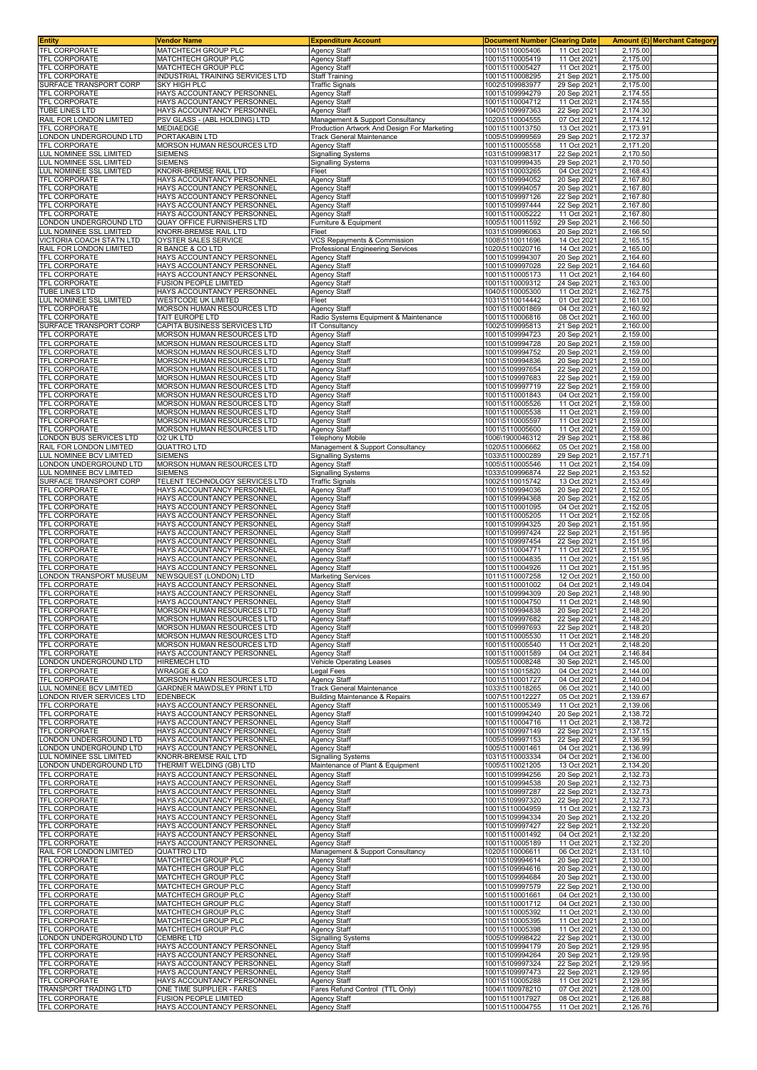| Entity | Vendor Name | Expenditure Account | Document Number | Clearing Date | Amount (£) | Merchant Category |
|---|---|---|---|---|---|---|
| TFL CORPORATE | MATCHTECH GROUP PLC | Agency Staff | 1001\5110005406 | 11 Oct 2021 | 2,175.00 | |
| TFL CORPORATE | MATCHTECH GROUP PLC | Agency Staff | 1001\5110005419 | 11 Oct 2021 | 2,175.00 | |
| TFL CORPORATE | MATCHTECH GROUP PLC | Agency Staff | 1001\5110005427 | 11 Oct 2021 | 2,175.00 | |
| TFL CORPORATE | INDUSTRIAL TRAINING SERVICES LTD | Staff Training | 1001\5110008295 | 21 Sep 2021 | 2,175.00 | |
| SURFACE TRANSPORT CORP | SKY HIGH PLC | Traffic Signals | 1002\5109983977 | 29 Sep 2021 | 2,175.00 | |
| TFL CORPORATE | HAYS ACCOUNTANCY PERSONNEL | Agency Staff | 1001\5109994279 | 20 Sep 2021 | 2,174.55 | |
| TFL CORPORATE | HAYS ACCOUNTANCY PERSONNEL | Agency Staff | 1001\5110004712 | 11 Oct 2021 | 2,174.55 | |
| TUBE LINES LTD | HAYS ACCOUNTANCY PERSONNEL | Agency Staff | 1040\5109997363 | 22 Sep 2021 | 2,174.30 | |
| RAIL FOR LONDON LIMITED | PSV GLASS - (ABL HOLDING) LTD | Management & Support Consultancy | 1020\5110004555 | 07 Oct 2021 | 2,174.12 | |
| TFL CORPORATE | MEDIAEDGE | Production Artwork And Design For Marketing | 1001\5110013750 | 13 Oct 2021 | 2,173.91 | |
| LONDON UNDERGROUND LTD | PORTAKABIN LTD | Track General Maintenance | 1005\5109999569 | 29 Sep 2021 | 2,172.37 | |
| TFL CORPORATE | MORSON HUMAN RESOURCES LTD | Agency Staff | 1001\5110005558 | 11 Oct 2021 | 2,171.20 | |
| LUL NOMINEE SSL LIMITED | SIEMENS | Signalling Systems | 1031\5109998317 | 22 Sep 2021 | 2,170.50 | |
| LUL NOMINEE SSL LIMITED | SIEMENS | Signalling Systems | 1031\5109999435 | 29 Sep 2021 | 2,170.50 | |
| LUL NOMINEE SSL LIMITED | KNORR-BREMSE RAIL LTD | Fleet | 1031\5110003265 | 04 Oct 2021 | 2,168.43 | |
| TFL CORPORATE | HAYS ACCOUNTANCY PERSONNEL | Agency Staff | 1001\5109994052 | 20 Sep 2021 | 2,167.80 | |
| TFL CORPORATE | HAYS ACCOUNTANCY PERSONNEL | Agency Staff | 1001\5109994057 | 20 Sep 2021 | 2,167.80 | |
| TFL CORPORATE | HAYS ACCOUNTANCY PERSONNEL | Agency Staff | 1001\5109997126 | 22 Sep 2021 | 2,167.80 | |
| TFL CORPORATE | HAYS ACCOUNTANCY PERSONNEL | Agency Staff | 1001\5109997444 | 22 Sep 2021 | 2,167.80 | |
| TFL CORPORATE | HAYS ACCOUNTANCY PERSONNEL | Agency Staff | 1001\5110005222 | 11 Oct 2021 | 2,167.80 | |
| LONDON UNDERGROUND LTD | QUAY OFFICE FURNISHERS LTD | Furniture & Equipment | 1005\5110011592 | 29 Sep 2021 | 2,166.50 | |
| LUL NOMINEE SSL LIMITED | KNORR-BREMSE RAIL LTD | Fleet | 1031\5109996063 | 20 Sep 2021 | 2,166.50 | |
| VICTORIA COACH STATN LTD | OYSTER SALES SERVICE | VCS Repayments & Commission | 1008\5110011696 | 14 Oct 2021 | 2,165.15 | |
| RAIL FOR LONDON LIMITED | R BANCE & CO LTD | Professional Engineering Services | 1020\5110020716 | 14 Oct 2021 | 2,165.00 | |
| TFL CORPORATE | HAYS ACCOUNTANCY PERSONNEL | Agency Staff | 1001\5109994307 | 20 Sep 2021 | 2,164.60 | |
| TFL CORPORATE | HAYS ACCOUNTANCY PERSONNEL | Agency Staff | 1001\5109997028 | 22 Sep 2021 | 2,164.60 | |
| TFL CORPORATE | HAYS ACCOUNTANCY PERSONNEL | Agency Staff | 1001\5110005173 | 11 Oct 2021 | 2,164.60 | |
| TFL CORPORATE | FUSION PEOPLE LIMITED | Agency Staff | 1001\5110009312 | 24 Sep 2021 | 2,163.00 | |
| TUBE LINES LTD | HAYS ACCOUNTANCY PERSONNEL | Agency Staff | 1040\5110005300 | 11 Oct 2021 | 2,162.75 | |
| LUL NOMINEE SSL LIMITED | WESTCODE UK LIMITED | Fleet | 1031\5110014442 | 01 Oct 2021 | 2,161.00 | |
| TFL CORPORATE | MORSON HUMAN RESOURCES LTD | Agency Staff | 1001\5110001869 | 04 Oct 2021 | 2,160.92 | |
| TFL CORPORATE | TAIT EUROPE LTD | Radio Systems Equipment & Maintenance | 1001\5110006816 | 08 Oct 2021 | 2,160.00 | |
| SURFACE TRANSPORT CORP | CAPITA BUSINESS SERVICES LTD | IT Consultancy | 1002\5109995813 | 21 Sep 2021 | 2,160.00 | |
| TFL CORPORATE | MORSON HUMAN RESOURCES LTD | Agency Staff | 1001\5109994723 | 20 Sep 2021 | 2,159.00 | |
| TFL CORPORATE | MORSON HUMAN RESOURCES LTD | Agency Staff | 1001\5109994728 | 20 Sep 2021 | 2,159.00 | |
| TFL CORPORATE | MORSON HUMAN RESOURCES LTD | Agency Staff | 1001\5109994752 | 20 Sep 2021 | 2,159.00 | |
| TFL CORPORATE | MORSON HUMAN RESOURCES LTD | Agency Staff | 1001\5109994836 | 20 Sep 2021 | 2,159.00 | |
| TFL CORPORATE | MORSON HUMAN RESOURCES LTD | Agency Staff | 1001\5109997654 | 22 Sep 2021 | 2,159.00 | |
| TFL CORPORATE | MORSON HUMAN RESOURCES LTD | Agency Staff | 1001\5109997683 | 22 Sep 2021 | 2,159.00 | |
| TFL CORPORATE | MORSON HUMAN RESOURCES LTD | Agency Staff | 1001\5109997719 | 22 Sep 2021 | 2,159.00 | |
| TFL CORPORATE | MORSON HUMAN RESOURCES LTD | Agency Staff | 1001\5110001843 | 04 Oct 2021 | 2,159.00 | |
| TFL CORPORATE | MORSON HUMAN RESOURCES LTD | Agency Staff | 1001\5110005526 | 11 Oct 2021 | 2,159.00 | |
| TFL CORPORATE | MORSON HUMAN RESOURCES LTD | Agency Staff | 1001\5110005538 | 11 Oct 2021 | 2,159.00 | |
| TFL CORPORATE | MORSON HUMAN RESOURCES LTD | Agency Staff | 1001\5110005597 | 11 Oct 2021 | 2,159.00 | |
| TFL CORPORATE | MORSON HUMAN RESOURCES LTD | Agency Staff | 1001\5110005600 | 11 Oct 2021 | 2,159.00 | |
| LONDON BUS SERVICES LTD | O2 UK LTD | Telephony Mobile | 1006\1900046312 | 29 Sep 2021 | 2,158.86 | |
| RAIL FOR LONDON LIMITED | QUATTRO LTD | Management & Support Consultancy | 1020\5110006662 | 05 Oct 2021 | 2,158.00 | |
| LUL NOMINEE BCV LIMITED | SIEMENS | Signalling Systems | 1033\5110000289 | 29 Sep 2021 | 2,157.71 | |
| LONDON UNDERGROUND LTD | MORSON HUMAN RESOURCES LTD | Agency Staff | 1005\5110005546 | 11 Oct 2021 | 2,154.09 | |
| LUL NOMINEE BCV LIMITED | SIEMENS | Signalling Systems | 1033\5109996874 | 22 Sep 2021 | 2,153.52 | |
| SURFACE TRANSPORT CORP | TELENT TECHNOLOGY SERVICES LTD | Traffic Signals | 1002\5110015742 | 13 Oct 2021 | 2,153.49 | |
| TFL CORPORATE | HAYS ACCOUNTANCY PERSONNEL | Agency Staff | 1001\5109994036 | 20 Sep 2021 | 2,152.05 | |
| TFL CORPORATE | HAYS ACCOUNTANCY PERSONNEL | Agency Staff | 1001\5109994368 | 20 Sep 2021 | 2,152.05 | |
| TFL CORPORATE | HAYS ACCOUNTANCY PERSONNEL | Agency Staff | 1001\5110001095 | 04 Oct 2021 | 2,152.05 | |
| TFL CORPORATE | HAYS ACCOUNTANCY PERSONNEL | Agency Staff | 1001\5110005205 | 11 Oct 2021 | 2,152.05 | |
| TFL CORPORATE | HAYS ACCOUNTANCY PERSONNEL | Agency Staff | 1001\5109994325 | 20 Sep 2021 | 2,151.95 | |
| TFL CORPORATE | HAYS ACCOUNTANCY PERSONNEL | Agency Staff | 1001\5109997424 | 22 Sep 2021 | 2,151.95 | |
| TFL CORPORATE | HAYS ACCOUNTANCY PERSONNEL | Agency Staff | 1001\5109997454 | 22 Sep 2021 | 2,151.95 | |
| TFL CORPORATE | HAYS ACCOUNTANCY PERSONNEL | Agency Staff | 1001\5110004771 | 11 Oct 2021 | 2,151.95 | |
| TFL CORPORATE | HAYS ACCOUNTANCY PERSONNEL | Agency Staff | 1001\5110004835 | 11 Oct 2021 | 2,151.95 | |
| TFL CORPORATE | HAYS ACCOUNTANCY PERSONNEL | Agency Staff | 1001\5110004926 | 11 Oct 2021 | 2,151.95 | |
| LONDON TRANSPORT MUSEUM | NEWSQUEST (LONDON) LTD | Marketing Services | 1011\5110007258 | 12 Oct 2021 | 2,150.00 | |
| TFL CORPORATE | HAYS ACCOUNTANCY PERSONNEL | Agency Staff | 1001\5110001002 | 04 Oct 2021 | 2,149.04 | |
| TFL CORPORATE | HAYS ACCOUNTANCY PERSONNEL | Agency Staff | 1001\5109994309 | 20 Sep 2021 | 2,148.90 | |
| TFL CORPORATE | HAYS ACCOUNTANCY PERSONNEL | Agency Staff | 1001\5110004750 | 11 Oct 2021 | 2,148.90 | |
| TFL CORPORATE | MORSON HUMAN RESOURCES LTD | Agency Staff | 1001\5109994838 | 20 Sep 2021 | 2,148.20 | |
| TFL CORPORATE | MORSON HUMAN RESOURCES LTD | Agency Staff | 1001\5109997682 | 22 Sep 2021 | 2,148.20 | |
| TFL CORPORATE | MORSON HUMAN RESOURCES LTD | Agency Staff | 1001\5109997693 | 22 Sep 2021 | 2,148.20 | |
| TFL CORPORATE | MORSON HUMAN RESOURCES LTD | Agency Staff | 1001\5110005530 | 11 Oct 2021 | 2,148.20 | |
| TFL CORPORATE | MORSON HUMAN RESOURCES LTD | Agency Staff | 1001\5110005540 | 11 Oct 2021 | 2,148.20 | |
| TFL CORPORATE | HAYS ACCOUNTANCY PERSONNEL | Agency Staff | 1001\5110001589 | 04 Oct 2021 | 2,146.84 | |
| LONDON UNDERGROUND LTD | HIREMECH LTD | Vehicle Operating Leases | 1005\5110008248 | 30 Sep 2021 | 2,145.00 | |
| TFL CORPORATE | WRAGGE & CO | Legal Fees | 1001\5110015820 | 04 Oct 2021 | 2,144.00 | |
| TFL CORPORATE | MORSON HUMAN RESOURCES LTD | Agency Staff | 1001\5110001727 | 04 Oct 2021 | 2,140.04 | |
| LUL NOMINEE BCV LIMITED | GARDNER MAWDSLEY PRINT LTD | Track General Maintenance | 1033\5110018265 | 06 Oct 2021 | 2,140.00 | |
| LONDON RIVER SERVICES LTD | EDENBECK | Building Maintenance & Repairs | 1007\5110012227 | 05 Oct 2021 | 2,139.67 | |
| TFL CORPORATE | HAYS ACCOUNTANCY PERSONNEL | Agency Staff | 1001\5110005349 | 11 Oct 2021 | 2,139.06 | |
| TFL CORPORATE | HAYS ACCOUNTANCY PERSONNEL | Agency Staff | 1001\5109994240 | 20 Sep 2021 | 2,138.72 | |
| TFL CORPORATE | HAYS ACCOUNTANCY PERSONNEL | Agency Staff | 1001\5110004716 | 11 Oct 2021 | 2,138.72 | |
| TFL CORPORATE | HAYS ACCOUNTANCY PERSONNEL | Agency Staff | 1001\5109997149 | 22 Sep 2021 | 2,137.15 | |
| LONDON UNDERGROUND LTD | HAYS ACCOUNTANCY PERSONNEL | Agency Staff | 1005\5109997153 | 22 Sep 2021 | 2,136.99 | |
| LONDON UNDERGROUND LTD | HAYS ACCOUNTANCY PERSONNEL | Agency Staff | 1005\5110001461 | 04 Oct 2021 | 2,136.99 | |
| LUL NOMINEE SSL LIMITED | KNORR-BREMSE RAIL LTD | Signalling Systems | 1031\5110003334 | 04 Oct 2021 | 2,136.00 | |
| LONDON UNDERGROUND LTD | THERMIT WELDING (GB) LTD | Maintenance of Plant & Equipment | 1005\5110021205 | 13 Oct 2021 | 2,134.20 | |
| TFL CORPORATE | HAYS ACCOUNTANCY PERSONNEL | Agency Staff | 1001\5109994256 | 20 Sep 2021 | 2,132.73 | |
| TFL CORPORATE | HAYS ACCOUNTANCY PERSONNEL | Agency Staff | 1001\5109994538 | 20 Sep 2021 | 2,132.73 | |
| TFL CORPORATE | HAYS ACCOUNTANCY PERSONNEL | Agency Staff | 1001\5109997287 | 22 Sep 2021 | 2,132.73 | |
| TFL CORPORATE | HAYS ACCOUNTANCY PERSONNEL | Agency Staff | 1001\5109997320 | 22 Sep 2021 | 2,132.73 | |
| TFL CORPORATE | HAYS ACCOUNTANCY PERSONNEL | Agency Staff | 1001\5110004959 | 11 Oct 2021 | 2,132.73 | |
| TFL CORPORATE | HAYS ACCOUNTANCY PERSONNEL | Agency Staff | 1001\5109994334 | 20 Sep 2021 | 2,132.20 | |
| TFL CORPORATE | HAYS ACCOUNTANCY PERSONNEL | Agency Staff | 1001\5109997427 | 22 Sep 2021 | 2,132.20 | |
| TFL CORPORATE | HAYS ACCOUNTANCY PERSONNEL | Agency Staff | 1001\5110001492 | 04 Oct 2021 | 2,132.20 | |
| TFL CORPORATE | HAYS ACCOUNTANCY PERSONNEL | Agency Staff | 1001\5110005189 | 11 Oct 2021 | 2,132.20 | |
| RAIL FOR LONDON LIMITED | QUATTRO LTD | Management & Support Consultancy | 1020\5110006611 | 06 Oct 2021 | 2,131.10 | |
| TFL CORPORATE | MATCHTECH GROUP PLC | Agency Staff | 1001\5109994614 | 20 Sep 2021 | 2,130.00 | |
| TFL CORPORATE | MATCHTECH GROUP PLC | Agency Staff | 1001\5109994616 | 20 Sep 2021 | 2,130.00 | |
| TFL CORPORATE | MATCHTECH GROUP PLC | Agency Staff | 1001\5109994684 | 20 Sep 2021 | 2,130.00 | |
| TFL CORPORATE | MATCHTECH GROUP PLC | Agency Staff | 1001\5109997579 | 22 Sep 2021 | 2,130.00 | |
| TFL CORPORATE | MATCHTECH GROUP PLC | Agency Staff | 1001\5110001661 | 04 Oct 2021 | 2,130.00 | |
| TFL CORPORATE | MATCHTECH GROUP PLC | Agency Staff | 1001\5110001712 | 04 Oct 2021 | 2,130.00 | |
| TFL CORPORATE | MATCHTECH GROUP PLC | Agency Staff | 1001\5110005392 | 11 Oct 2021 | 2,130.00 | |
| TFL CORPORATE | MATCHTECH GROUP PLC | Agency Staff | 1001\5110005395 | 11 Oct 2021 | 2,130.00 | |
| TFL CORPORATE | MATCHTECH GROUP PLC | Agency Staff | 1001\5110005398 | 11 Oct 2021 | 2,130.00 | |
| LONDON UNDERGROUND LTD | CEMBRE LTD | Signalling Systems | 1005\5109998422 | 22 Sep 2021 | 2,130.00 | |
| TFL CORPORATE | HAYS ACCOUNTANCY PERSONNEL | Agency Staff | 1001\5109994179 | 20 Sep 2021 | 2,129.95 | |
| TFL CORPORATE | HAYS ACCOUNTANCY PERSONNEL | Agency Staff | 1001\5109994264 | 20 Sep 2021 | 2,129.95 | |
| TFL CORPORATE | HAYS ACCOUNTANCY PERSONNEL | Agency Staff | 1001\5109997324 | 22 Sep 2021 | 2,129.95 | |
| TFL CORPORATE | HAYS ACCOUNTANCY PERSONNEL | Agency Staff | 1001\5109997473 | 22 Sep 2021 | 2,129.95 | |
| TFL CORPORATE | HAYS ACCOUNTANCY PERSONNEL | Agency Staff | 1001\5110005288 | 11 Oct 2021 | 2,129.95 | |
| TRANSPORT TRADING LTD | ONE TIME SUPPLIER - FARES | Fares Refund Control (TTL Only) | 1004\1100978210 | 07 Oct 2021 | 2,128.00 | |
| TFL CORPORATE | FUSION PEOPLE LIMITED | Agency Staff | 1001\5110017927 | 08 Oct 2021 | 2,126.88 | |
| TFL CORPORATE | HAYS ACCOUNTANCY PERSONNEL | Agency Staff | 1001\5110004755 | 11 Oct 2021 | 2,126.76 | |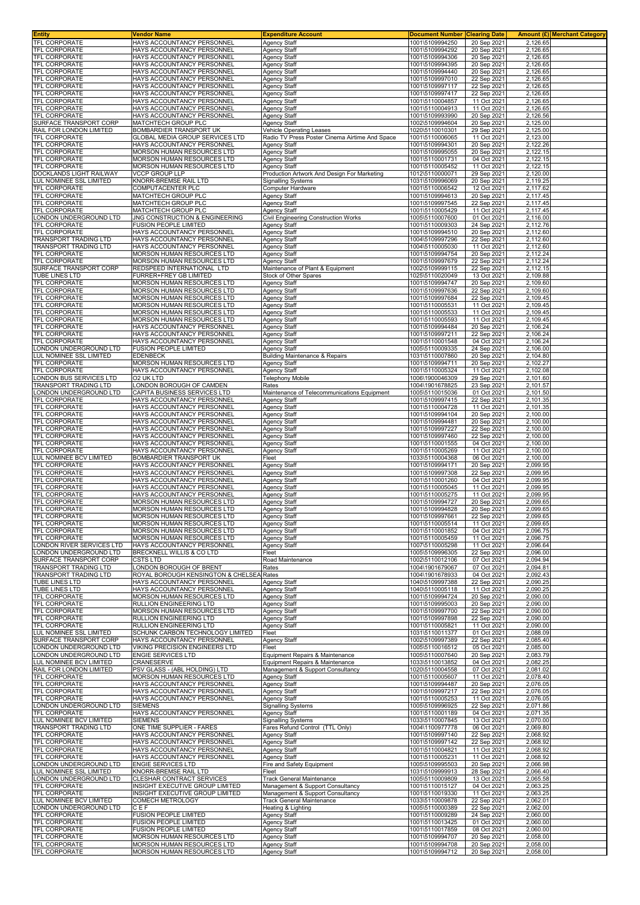| Entity | Vendor Name | Expenditure Account | Document Number | Clearing Date | Amount (£) | Merchant Category |
|---|---|---|---|---|---|---|
| TFL CORPORATE | HAYS ACCOUNTANCY PERSONNEL | Agency Staff | 1001\5109994250 | 20 Sep 2021 | 2,126.65 | |
| TFL CORPORATE | HAYS ACCOUNTANCY PERSONNEL | Agency Staff | 1001\5109994292 | 20 Sep 2021 | 2,126.65 | |
| TFL CORPORATE | HAYS ACCOUNTANCY PERSONNEL | Agency Staff | 1001\5109994306 | 20 Sep 2021 | 2,126.65 | |
| TFL CORPORATE | HAYS ACCOUNTANCY PERSONNEL | Agency Staff | 1001\5109994395 | 20 Sep 2021 | 2,126.65 | |
| TFL CORPORATE | HAYS ACCOUNTANCY PERSONNEL | Agency Staff | 1001\5109994440 | 20 Sep 2021 | 2,126.65 | |
| TFL CORPORATE | HAYS ACCOUNTANCY PERSONNEL | Agency Staff | 1001\5109997010 | 22 Sep 2021 | 2,126.65 | |
| TFL CORPORATE | HAYS ACCOUNTANCY PERSONNEL | Agency Staff | 1001\5109997117 | 22 Sep 2021 | 2,126.65 | |
| TFL CORPORATE | HAYS ACCOUNTANCY PERSONNEL | Agency Staff | 1001\5109997417 | 22 Sep 2021 | 2,126.65 | |
| TFL CORPORATE | HAYS ACCOUNTANCY PERSONNEL | Agency Staff | 1001\5110004857 | 11 Oct 2021 | 2,126.65 | |
| TFL CORPORATE | HAYS ACCOUNTANCY PERSONNEL | Agency Staff | 1001\5110004913 | 11 Oct 2021 | 2,126.65 | |
| TFL CORPORATE | HAYS ACCOUNTANCY PERSONNEL | Agency Staff | 1001\5109993990 | 20 Sep 2021 | 2,126.56 | |
| SURFACE TRANSPORT CORP | MATCHTECH GROUP PLC | Agency Staff | 1002\5109994604 | 20 Sep 2021 | 2,125.00 | |
| RAIL FOR LONDON LIMITED | BOMBARDIER TRANSPORT UK | Vehicle Operating Leases | 1020\5110010301 | 29 Sep 2021 | 2,125.00 | |
| TFL CORPORATE | GLOBAL MEDIA GROUP SERVICES LTD | Radio TV Press Poster Cinema Airtime And Space | 1001\5110006065 | 11 Oct 2021 | 2,123.00 | |
| TFL CORPORATE | HAYS ACCOUNTANCY PERSONNEL | Agency Staff | 1001\5109994301 | 20 Sep 2021 | 2,122.26 | |
| TFL CORPORATE | MORSON HUMAN RESOURCES LTD | Agency Staff | 1001\5109995055 | 20 Sep 2021 | 2,122.15 | |
| TFL CORPORATE | MORSON HUMAN RESOURCES LTD | Agency Staff | 1001\5110001731 | 04 Oct 2021 | 2,122.15 | |
| TFL CORPORATE | MORSON HUMAN RESOURCES LTD | Agency Staff | 1001\5110005452 | 11 Oct 2021 | 2,122.15 | |
| DOCKLANDS LIGHT RAILWAY | VCCP GROUP LLP | Production Artwork And Design For Marketing | 1012\5110000071 | 29 Sep 2021 | 2,120.00 | |
| LUL NOMINEE SSL LIMITED | KNORR-BREMSE RAIL LTD | Signalling Systems | 1031\5109996069 | 20 Sep 2021 | 2,119.25 | |
| TFL CORPORATE | COMPUTACENTER PLC | Computer Hardware | 1001\5110006542 | 12 Oct 2021 | 2,117.62 | |
| TFL CORPORATE | MATCHTECH GROUP PLC | Agency Staff | 1001\5109994613 | 20 Sep 2021 | 2,117.45 | |
| TFL CORPORATE | MATCHTECH GROUP PLC | Agency Staff | 1001\5109997545 | 22 Sep 2021 | 2,117.45 | |
| TFL CORPORATE | MATCHTECH GROUP PLC | Agency Staff | 1001\5110005429 | 11 Oct 2021 | 2,117.45 | |
| LONDON UNDERGROUND LTD | JNG CONSTRUCTION & ENGINEERING | Civil Engineering Construction Works | 1005\5110007600 | 01 Oct 2021 | 2,116.00 | |
| TFL CORPORATE | FUSION PEOPLE LIMITED | Agency Staff | 1001\5110009303 | 24 Sep 2021 | 2,112.76 | |
| TFL CORPORATE | HAYS ACCOUNTANCY PERSONNEL | Agency Staff | 1001\5109994510 | 20 Sep 2021 | 2,112.60 | |
| TRANSPORT TRADING LTD | HAYS ACCOUNTANCY PERSONNEL | Agency Staff | 1004\5109997296 | 22 Sep 2021 | 2,112.60 | |
| TRANSPORT TRADING LTD | HAYS ACCOUNTANCY PERSONNEL | Agency Staff | 1004\5110005030 | 11 Oct 2021 | 2,112.60 | |
| TFL CORPORATE | MORSON HUMAN RESOURCES LTD | Agency Staff | 1001\5109994754 | 20 Sep 2021 | 2,112.24 | |
| TFL CORPORATE | MORSON HUMAN RESOURCES LTD | Agency Staff | 1001\5109997679 | 22 Sep 2021 | 2,112.24 | |
| SURFACE TRANSPORT CORP | REDSPEED INTERNATIONAL LTD | Maintenance of Plant & Equipment | 1002\5109999115 | 22 Sep 2021 | 2,112.15 | |
| TUBE LINES LTD | FURRER+FREY GB LIMITED | Stock of Other Spares | 1025\5110020049 | 13 Oct 2021 | 2,109.88 | |
| TFL CORPORATE | MORSON HUMAN RESOURCES LTD | Agency Staff | 1001\5109994747 | 20 Sep 2021 | 2,109.60 | |
| TFL CORPORATE | MORSON HUMAN RESOURCES LTD | Agency Staff | 1001\5109997636 | 22 Sep 2021 | 2,109.60 | |
| TFL CORPORATE | MORSON HUMAN RESOURCES LTD | Agency Staff | 1001\5109997684 | 22 Sep 2021 | 2,109.45 | |
| TFL CORPORATE | MORSON HUMAN RESOURCES LTD | Agency Staff | 1001\5110005531 | 11 Oct 2021 | 2,109.45 | |
| TFL CORPORATE | MORSON HUMAN RESOURCES LTD | Agency Staff | 1001\5110005533 | 11 Oct 2021 | 2,109.45 | |
| TFL CORPORATE | MORSON HUMAN RESOURCES LTD | Agency Staff | 1001\5110005593 | 11 Oct 2021 | 2,109.45 | |
| TFL CORPORATE | HAYS ACCOUNTANCY PERSONNEL | Agency Staff | 1001\5109994484 | 20 Sep 2021 | 2,106.24 | |
| TFL CORPORATE | HAYS ACCOUNTANCY PERSONNEL | Agency Staff | 1001\5109997211 | 22 Sep 2021 | 2,106.24 | |
| TFL CORPORATE | HAYS ACCOUNTANCY PERSONNEL | Agency Staff | 1001\5110001548 | 04 Oct 2021 | 2,106.24 | |
| LONDON UNDERGROUND LTD | FUSION PEOPLE LIMITED | Agency Staff | 1005\5110009335 | 24 Sep 2021 | 2,106.00 | |
| LUL NOMINEE SSL LIMITED | EDENBECK | Building Maintenance & Repairs | 1031\5110007860 | 20 Sep 2021 | 2,104.80 | |
| TFL CORPORATE | MORSON HUMAN RESOURCES LTD | Agency Staff | 1001\5109994711 | 20 Sep 2021 | 2,102.27 | |
| TFL CORPORATE | HAYS ACCOUNTANCY PERSONNEL | Agency Staff | 1001\5110005324 | 11 Oct 2021 | 2,102.08 | |
| LONDON BUS SERVICES LTD | O2 UK LTD | Telephony Mobile | 1006\1900046309 | 29 Sep 2021 | 2,101.60 | |
| TRANSPORT TRADING LTD | LONDON BOROUGH OF CAMDEN | Rates | 1004\1901678825 | 23 Sep 2021 | 2,101.57 | |
| LONDON UNDERGROUND LTD | CAPITA BUSINESS SERVICES LTD | Maintenance of Telecommunications Equipment | 1005\5110015036 | 01 Oct 2021 | 2,101.50 | |
| TFL CORPORATE | HAYS ACCOUNTANCY PERSONNEL | Agency Staff | 1001\5109997415 | 22 Sep 2021 | 2,101.35 | |
| TFL CORPORATE | HAYS ACCOUNTANCY PERSONNEL | Agency Staff | 1001\5110004728 | 11 Oct 2021 | 2,101.35 | |
| TFL CORPORATE | HAYS ACCOUNTANCY PERSONNEL | Agency Staff | 1001\5109994104 | 20 Sep 2021 | 2,100.00 | |
| TFL CORPORATE | HAYS ACCOUNTANCY PERSONNEL | Agency Staff | 1001\5109994481 | 20 Sep 2021 | 2,100.00 | |
| TFL CORPORATE | HAYS ACCOUNTANCY PERSONNEL | Agency Staff | 1001\5109997227 | 22 Sep 2021 | 2,100.00 | |
| TFL CORPORATE | HAYS ACCOUNTANCY PERSONNEL | Agency Staff | 1001\5109997460 | 22 Sep 2021 | 2,100.00 | |
| TFL CORPORATE | HAYS ACCOUNTANCY PERSONNEL | Agency Staff | 1001\5110001555 | 04 Oct 2021 | 2,100.00 | |
| TFL CORPORATE | HAYS ACCOUNTANCY PERSONNEL | Agency Staff | 1001\5110005269 | 11 Oct 2021 | 2,100.00 | |
| LUL NOMINEE BCV LIMITED | BOMBARDIER TRANSPORT UK | Fleet | 1033\5110004368 | 06 Oct 2021 | 2,100.00 | |
| TFL CORPORATE | HAYS ACCOUNTANCY PERSONNEL | Agency Staff | 1001\5109994171 | 20 Sep 2021 | 2,099.95 | |
| TFL CORPORATE | HAYS ACCOUNTANCY PERSONNEL | Agency Staff | 1001\5109997308 | 22 Sep 2021 | 2,099.95 | |
| TFL CORPORATE | HAYS ACCOUNTANCY PERSONNEL | Agency Staff | 1001\5110001260 | 04 Oct 2021 | 2,099.95 | |
| TFL CORPORATE | HAYS ACCOUNTANCY PERSONNEL | Agency Staff | 1001\5110005045 | 11 Oct 2021 | 2,099.95 | |
| TFL CORPORATE | HAYS ACCOUNTANCY PERSONNEL | Agency Staff | 1001\5110005275 | 11 Oct 2021 | 2,099.95 | |
| TFL CORPORATE | MORSON HUMAN RESOURCES LTD | Agency Staff | 1001\5109994727 | 20 Sep 2021 | 2,099.65 | |
| TFL CORPORATE | MORSON HUMAN RESOURCES LTD | Agency Staff | 1001\5109994828 | 20 Sep 2021 | 2,099.65 | |
| TFL CORPORATE | MORSON HUMAN RESOURCES LTD | Agency Staff | 1001\5109997661 | 22 Sep 2021 | 2,099.65 | |
| TFL CORPORATE | MORSON HUMAN RESOURCES LTD | Agency Staff | 1001\5110005514 | 11 Oct 2021 | 2,099.65 | |
| TFL CORPORATE | MORSON HUMAN RESOURCES LTD | Agency Staff | 1001\5110001852 | 04 Oct 2021 | 2,096.75 | |
| TFL CORPORATE | MORSON HUMAN RESOURCES LTD | Agency Staff | 1001\5110005459 | 11 Oct 2021 | 2,096.75 | |
| LONDON RIVER SERVICES LTD | HAYS ACCOUNTANCY PERSONNEL | Agency Staff | 1007\5110005298 | 11 Oct 2021 | 2,096.64 | |
| LONDON UNDERGROUND LTD | BRECKNELL WILLIS & CO LTD | Fleet | 1005\5109996305 | 22 Sep 2021 | 2,096.00 | |
| SURFACE TRANSPORT CORP | CSTS LTD | Road Maintenance | 1002\5110012106 | 07 Oct 2021 | 2,094.94 | |
| TRANSPORT TRADING LTD | LONDON BOROUGH OF BRENT | Rates | 1004\1901679067 | 07 Oct 2021 | 2,094.81 | |
| TRANSPORT TRADING LTD | ROYAL BOROUGH KENSINGTON & CHELSEA | Rates | 1004\1901678933 | 04 Oct 2021 | 2,092.43 | |
| TUBE LINES LTD | HAYS ACCOUNTANCY PERSONNEL | Agency Staff | 1040\5109997388 | 22 Sep 2021 | 2,090.25 | |
| TUBE LINES LTD | HAYS ACCOUNTANCY PERSONNEL | Agency Staff | 1040\5110005118 | 11 Oct 2021 | 2,090.25 | |
| TFL CORPORATE | MORSON HUMAN RESOURCES LTD | Agency Staff | 1001\5109994724 | 20 Sep 2021 | 2,090.00 | |
| TFL CORPORATE | RULLION ENGINEERING LTD | Agency Staff | 1001\5109995003 | 20 Sep 2021 | 2,090.00 | |
| TFL CORPORATE | MORSON HUMAN RESOURCES LTD | Agency Staff | 1001\5109997700 | 22 Sep 2021 | 2,090.00 | |
| TFL CORPORATE | RULLION ENGINEERING LTD | Agency Staff | 1001\5109997898 | 22 Sep 2021 | 2,090.00 | |
| TFL CORPORATE | RULLION ENGINEERING LTD | Agency Staff | 1001\5110005821 | 11 Oct 2021 | 2,090.00 | |
| LUL NOMINEE SSL LIMITED | SCHUNK CARBON TECHNOLOGY LIMITED | Fleet | 1031\5110011377 | 01 Oct 2021 | 2,088.09 | |
| SURFACE TRANSPORT CORP | HAYS ACCOUNTANCY PERSONNEL | Agency Staff | 1002\5109997389 | 22 Sep 2021 | 2,085.40 | |
| LONDON UNDERGROUND LTD | VIKING PRECISION ENGINEERS LTD | Fleet | 1005\5110016512 | 05 Oct 2021 | 2,085.00 | |
| LONDON UNDERGROUND LTD | ENGIE SERVICES LTD | Equipment Repairs & Maintenance | 1005\5110007640 | 20 Sep 2021 | 2,083.79 | |
| LUL NOMINEE BCV LIMITED | CRANESERVE | Equipment Repairs & Maintenance | 1033\5110013852 | 04 Oct 2021 | 2,082.25 | |
| RAIL FOR LONDON LIMITED | PSV GLASS - (ABL HOLDING) LTD | Management & Support Consultancy | 1020\5110004558 | 07 Oct 2021 | 2,081.02 | |
| TFL CORPORATE | MORSON HUMAN RESOURCES LTD | Agency Staff | 1001\5110005607 | 11 Oct 2021 | 2,078.40 | |
| TFL CORPORATE | HAYS ACCOUNTANCY PERSONNEL | Agency Staff | 1001\5109994487 | 20 Sep 2021 | 2,076.05 | |
| TFL CORPORATE | HAYS ACCOUNTANCY PERSONNEL | Agency Staff | 1001\5109997217 | 22 Sep 2021 | 2,076.05 | |
| TFL CORPORATE | HAYS ACCOUNTANCY PERSONNEL | Agency Staff | 1001\5110005253 | 11 Oct 2021 | 2,076.05 | |
| LONDON UNDERGROUND LTD | SIEMENS | Signalling Systems | 1005\5109996925 | 22 Sep 2021 | 2,071.86 | |
| TFL CORPORATE | HAYS ACCOUNTANCY PERSONNEL | Agency Staff | 1001\5110001189 | 04 Oct 2021 | 2,071.35 | |
| LUL NOMINEE BCV LIMITED | SIEMENS | Signalling Systems | 1033\5110007845 | 13 Oct 2021 | 2,070.00 | |
| TRANSPORT TRADING LTD | ONE TIME SUPPLIER - FARES | Fares Refund Control (TTL Only) | 1004\1100977778 | 06 Oct 2021 | 2,069.80 | |
| TFL CORPORATE | HAYS ACCOUNTANCY PERSONNEL | Agency Staff | 1001\5109997140 | 22 Sep 2021 | 2,068.92 | |
| TFL CORPORATE | HAYS ACCOUNTANCY PERSONNEL | Agency Staff | 1001\5109997142 | 22 Sep 2021 | 2,068.92 | |
| TFL CORPORATE | HAYS ACCOUNTANCY PERSONNEL | Agency Staff | 1001\5110004821 | 11 Oct 2021 | 2,068.92 | |
| TFL CORPORATE | HAYS ACCOUNTANCY PERSONNEL | Agency Staff | 1001\5110005231 | 11 Oct 2021 | 2,068.92 | |
| LONDON UNDERGROUND LTD | ENGIE SERVICES LTD | Fire and Safety Equipment | 1005\5109995503 | 20 Sep 2021 | 2,066.98 | |
| LUL NOMINEE SSL LIMITED | KNORR-BREMSE RAIL LTD | Fleet | 1031\5109999913 | 28 Sep 2021 | 2,066.40 | |
| LONDON UNDERGROUND LTD | CLESHAR CONTRACT SERVICES | Track General Maintenance | 1005\5110009809 | 13 Oct 2021 | 2,065.58 | |
| TFL CORPORATE | INSIGHT EXECUTIVE GROUP LIMITED | Management & Support Consultancy | 1001\5110015127 | 04 Oct 2021 | 2,063.25 | |
| TFL CORPORATE | INSIGHT EXECUTIVE GROUP LIMITED | Management & Support Consultancy | 1001\5110019330 | 11 Oct 2021 | 2,063.25 | |
| LUL NOMINEE BCV LIMITED | COMECH METROLOGY | Track General Maintenance | 1033\5110009878 | 22 Sep 2021 | 2,062.01 | |
| LONDON UNDERGROUND LTD | C E F | Heating & Lighting | 1005\5110000389 | 22 Sep 2021 | 2,062.00 | |
| TFL CORPORATE | FUSION PEOPLE LIMITED | Agency Staff | 1001\5110009289 | 24 Sep 2021 | 2,060.00 | |
| TFL CORPORATE | FUSION PEOPLE LIMITED | Agency Staff | 1001\5110013425 | 01 Oct 2021 | 2,060.00 | |
| TFL CORPORATE | FUSION PEOPLE LIMITED | Agency Staff | 1001\5110017859 | 08 Oct 2021 | 2,060.00 | |
| TFL CORPORATE | MORSON HUMAN RESOURCES LTD | Agency Staff | 1001\5109994707 | 20 Sep 2021 | 2,058.00 | |
| TFL CORPORATE | MORSON HUMAN RESOURCES LTD | Agency Staff | 1001\5109994708 | 20 Sep 2021 | 2,058.00 | |
| TFL CORPORATE | MORSON HUMAN RESOURCES LTD | Agency Staff | 1001\5109994712 | 20 Sep 2021 | 2,058.00 | |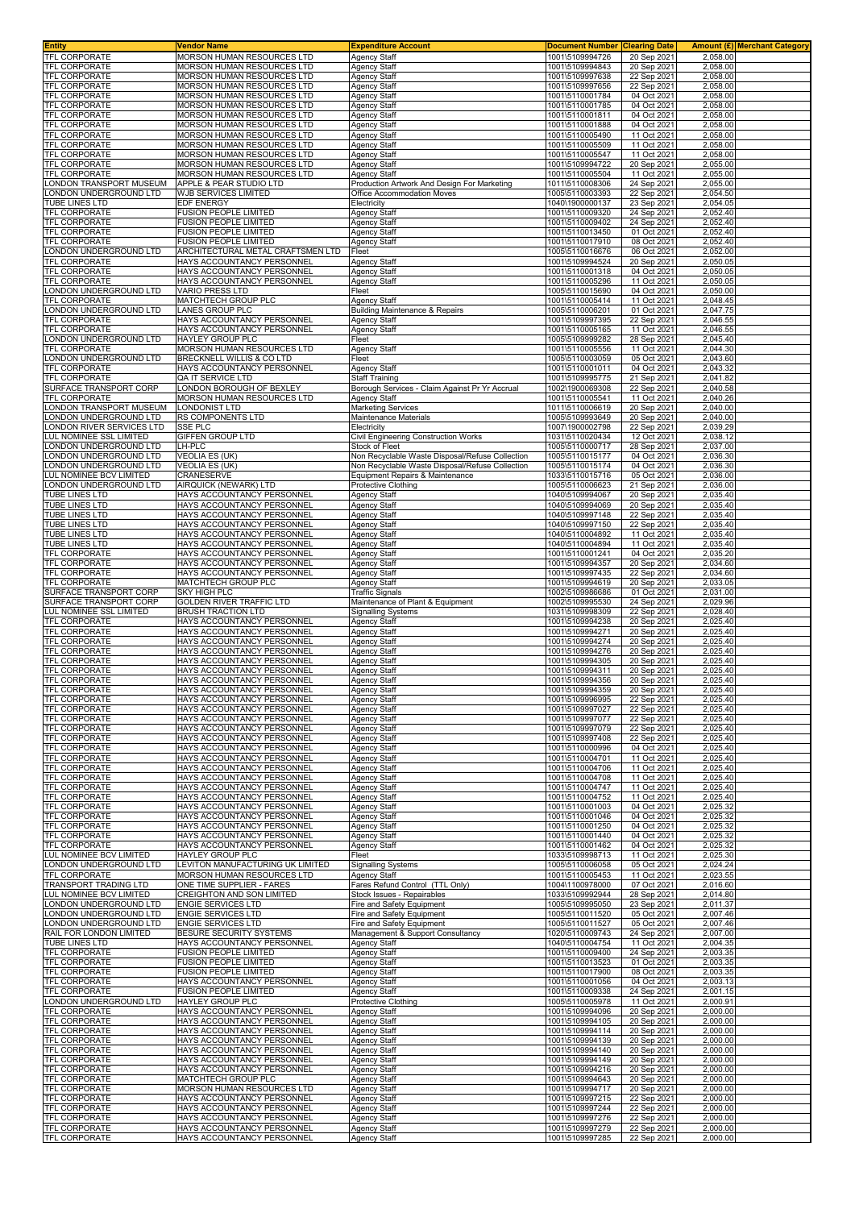| Entity | Vendor Name | Expenditure Account | Document Number | Clearing Date | Amount (£) | Merchant Category |
|---|---|---|---|---|---|---|
| TFL CORPORATE | MORSON HUMAN RESOURCES LTD | Agency Staff | 1001\5109994726 | 20 Sep 2021 | 2,058.00 | |
| TFL CORPORATE | MORSON HUMAN RESOURCES LTD | Agency Staff | 1001\5109994843 | 20 Sep 2021 | 2,058.00 | |
| TFL CORPORATE | MORSON HUMAN RESOURCES LTD | Agency Staff | 1001\5109997638 | 22 Sep 2021 | 2,058.00 | |
| TFL CORPORATE | MORSON HUMAN RESOURCES LTD | Agency Staff | 1001\5109997656 | 22 Sep 2021 | 2,058.00 | |
| TFL CORPORATE | MORSON HUMAN RESOURCES LTD | Agency Staff | 1001\5110001784 | 04 Oct 2021 | 2,058.00 | |
| TFL CORPORATE | MORSON HUMAN RESOURCES LTD | Agency Staff | 1001\5110001785 | 04 Oct 2021 | 2,058.00 | |
| TFL CORPORATE | MORSON HUMAN RESOURCES LTD | Agency Staff | 1001\5110001811 | 04 Oct 2021 | 2,058.00 | |
| TFL CORPORATE | MORSON HUMAN RESOURCES LTD | Agency Staff | 1001\5110001888 | 04 Oct 2021 | 2,058.00 | |
| TFL CORPORATE | MORSON HUMAN RESOURCES LTD | Agency Staff | 1001\5110005490 | 11 Oct 2021 | 2,058.00 | |
| TFL CORPORATE | MORSON HUMAN RESOURCES LTD | Agency Staff | 1001\5110005509 | 11 Oct 2021 | 2,058.00 | |
| TFL CORPORATE | MORSON HUMAN RESOURCES LTD | Agency Staff | 1001\5110005547 | 11 Oct 2021 | 2,058.00 | |
| TFL CORPORATE | MORSON HUMAN RESOURCES LTD | Agency Staff | 1001\5109994722 | 20 Sep 2021 | 2,055.00 | |
| TFL CORPORATE | MORSON HUMAN RESOURCES LTD | Agency Staff | 1001\5110005504 | 11 Oct 2021 | 2,055.00 | |
| LONDON TRANSPORT MUSEUM | APPLE & PEAR STUDIO LTD | Production Artwork And Design For Marketing | 1011\5110008306 | 24 Sep 2021 | 2,055.00 | |
| LONDON UNDERGROUND LTD | WJB SERVICES LIMITED | Office Accommodation Moves | 1005\5110003393 | 22 Sep 2021 | 2,054.50 | |
| TUBE LINES LTD | EDF ENERGY | Electricity | 1040\1900000137 | 23 Sep 2021 | 2,054.05 | |
| TFL CORPORATE | FUSION PEOPLE LIMITED | Agency Staff | 1001\5110009320 | 24 Sep 2021 | 2,052.40 | |
| TFL CORPORATE | FUSION PEOPLE LIMITED | Agency Staff | 1001\5110009402 | 24 Sep 2021 | 2,052.40 | |
| TFL CORPORATE | FUSION PEOPLE LIMITED | Agency Staff | 1001\5110013450 | 01 Oct 2021 | 2,052.40 | |
| TFL CORPORATE | FUSION PEOPLE LIMITED | Agency Staff | 1001\5110017910 | 08 Oct 2021 | 2,052.40 | |
| LONDON UNDERGROUND LTD | ARCHITECTURAL METAL CRAFTSMEN LTD | Fleet | 1005\5110016676 | 06 Oct 2021 | 2,052.00 | |
| TFL CORPORATE | HAYS ACCOUNTANCY PERSONNEL | Agency Staff | 1001\5109994524 | 20 Sep 2021 | 2,050.05 | |
| TFL CORPORATE | HAYS ACCOUNTANCY PERSONNEL | Agency Staff | 1001\5110001318 | 04 Oct 2021 | 2,050.05 | |
| TFL CORPORATE | HAYS ACCOUNTANCY PERSONNEL | Agency Staff | 1001\5110005296 | 11 Oct 2021 | 2,050.05 | |
| LONDON UNDERGROUND LTD | VARIO PRESS LTD | Fleet | 1005\5110015690 | 04 Oct 2021 | 2,050.00 | |
| TFL CORPORATE | MATCHTECH GROUP PLC | Agency Staff | 1001\5110005414 | 11 Oct 2021 | 2,048.45 | |
| LONDON UNDERGROUND LTD | LANES GROUP PLC | Building Maintenance & Repairs | 1005\5110006201 | 01 Oct 2021 | 2,047.75 | |
| TFL CORPORATE | HAYS ACCOUNTANCY PERSONNEL | Agency Staff | 1001\5109997395 | 22 Sep 2021 | 2,046.55 | |
| TFL CORPORATE | HAYS ACCOUNTANCY PERSONNEL | Agency Staff | 1001\5110005165 | 11 Oct 2021 | 2,046.55 | |
| LONDON UNDERGROUND LTD | HAYLEY GROUP PLC | Fleet | 1005\5109999282 | 28 Sep 2021 | 2,045.40 | |
| TFL CORPORATE | MORSON HUMAN RESOURCES LTD | Agency Staff | 1001\5110005556 | 11 Oct 2021 | 2,044.30 | |
| LONDON UNDERGROUND LTD | BRECKNELL WILLIS & CO LTD | Fleet | 1005\5110003059 | 05 Oct 2021 | 2,043.60 | |
| TFL CORPORATE | HAYS ACCOUNTANCY PERSONNEL | Agency Staff | 1001\5110001011 | 04 Oct 2021 | 2,043.32 | |
| TFL CORPORATE | QA IT SERVICE LTD | Staff Training | 1001\5109995775 | 21 Sep 2021 | 2,041.82 | |
| SURFACE TRANSPORT CORP | LONDON BOROUGH OF BEXLEY | Borough Services - Claim Against Pr Yr Accrual | 1002\1900069308 | 22 Sep 2021 | 2,040.58 | |
| TFL CORPORATE | MORSON HUMAN RESOURCES LTD | Agency Staff | 1001\5110005541 | 11 Oct 2021 | 2,040.26 | |
| LONDON TRANSPORT MUSEUM | LONDONIST LTD | Marketing Services | 1011\5110006619 | 20 Sep 2021 | 2,040.00 | |
| LONDON UNDERGROUND LTD | RS COMPONENTS LTD | Maintenance Materials | 1005\5109993649 | 20 Sep 2021 | 2,040.00 | |
| LONDON RIVER SERVICES LTD | SSE PLC | Electricity | 1007\1900002798 | 22 Sep 2021 | 2,039.29 | |
| LUL NOMINEE SSL LIMITED | GIFFEN GROUP LTD | Civil Engineering Construction Works | 1031\5110020434 | 12 Oct 2021 | 2,038.12 | |
| LONDON UNDERGROUND LTD | LH-PLC | Stock of Fleet | 1005\5110000717 | 28 Sep 2021 | 2,037.00 | |
| LONDON UNDERGROUND LTD | VEOLIA ES (UK) | Non Recyclable Waste Disposal/Refuse Collection | 1005\5110015177 | 04 Oct 2021 | 2,036.30 | |
| LONDON UNDERGROUND LTD | VEOLIA ES (UK) | Non Recyclable Waste Disposal/Refuse Collection | 1005\5110015174 | 04 Oct 2021 | 2,036.30 | |
| LUL NOMINEE BCV LIMITED | CRANESERVE | Equipment Repairs & Maintenance | 1033\5110015716 | 05 Oct 2021 | 2,036.00 | |
| LONDON UNDERGROUND LTD | AIRQUICK (NEWARK) LTD | Protective Clothing | 1005\5110006623 | 21 Sep 2021 | 2,036.00 | |
| TUBE LINES LTD | HAYS ACCOUNTANCY PERSONNEL | Agency Staff | 1040\5109994067 | 20 Sep 2021 | 2,035.40 | |
| TUBE LINES LTD | HAYS ACCOUNTANCY PERSONNEL | Agency Staff | 1040\5109994069 | 20 Sep 2021 | 2,035.40 | |
| TUBE LINES LTD | HAYS ACCOUNTANCY PERSONNEL | Agency Staff | 1040\5109997148 | 22 Sep 2021 | 2,035.40 | |
| TUBE LINES LTD | HAYS ACCOUNTANCY PERSONNEL | Agency Staff | 1040\5109997150 | 22 Sep 2021 | 2,035.40 | |
| TUBE LINES LTD | HAYS ACCOUNTANCY PERSONNEL | Agency Staff | 1040\5110004892 | 11 Oct 2021 | 2,035.40 | |
| TUBE LINES LTD | HAYS ACCOUNTANCY PERSONNEL | Agency Staff | 1040\5110004894 | 11 Oct 2021 | 2,035.40 | |
| TFL CORPORATE | HAYS ACCOUNTANCY PERSONNEL | Agency Staff | 1001\5110001241 | 04 Oct 2021 | 2,035.20 | |
| TFL CORPORATE | HAYS ACCOUNTANCY PERSONNEL | Agency Staff | 1001\5109994357 | 20 Sep 2021 | 2,034.60 | |
| TFL CORPORATE | HAYS ACCOUNTANCY PERSONNEL | Agency Staff | 1001\5109997435 | 22 Sep 2021 | 2,034.60 | |
| TFL CORPORATE | MATCHTECH GROUP PLC | Agency Staff | 1001\5109994619 | 20 Sep 2021 | 2,033.05 | |
| SURFACE TRANSPORT CORP | SKY HIGH PLC | Traffic Signals | 1002\5109986686 | 01 Oct 2021 | 2,031.00 | |
| SURFACE TRANSPORT CORP | GOLDEN RIVER TRAFFIC LTD | Maintenance of Plant & Equipment | 1002\5109995530 | 24 Sep 2021 | 2,029.96 | |
| LUL NOMINEE SSL LIMITED | BRUSH TRACTION LTD | Signalling Systems | 1031\5109998309 | 22 Sep 2021 | 2,028.40 | |
| TFL CORPORATE | HAYS ACCOUNTANCY PERSONNEL | Agency Staff | 1001\5109994238 | 20 Sep 2021 | 2,025.40 | |
| TFL CORPORATE | HAYS ACCOUNTANCY PERSONNEL | Agency Staff | 1001\5109994271 | 20 Sep 2021 | 2,025.40 | |
| TFL CORPORATE | HAYS ACCOUNTANCY PERSONNEL | Agency Staff | 1001\5109994274 | 20 Sep 2021 | 2,025.40 | |
| TFL CORPORATE | HAYS ACCOUNTANCY PERSONNEL | Agency Staff | 1001\5109994276 | 20 Sep 2021 | 2,025.40 | |
| TFL CORPORATE | HAYS ACCOUNTANCY PERSONNEL | Agency Staff | 1001\5109994305 | 20 Sep 2021 | 2,025.40 | |
| TFL CORPORATE | HAYS ACCOUNTANCY PERSONNEL | Agency Staff | 1001\5109994311 | 20 Sep 2021 | 2,025.40 | |
| TFL CORPORATE | HAYS ACCOUNTANCY PERSONNEL | Agency Staff | 1001\5109994356 | 20 Sep 2021 | 2,025.40 | |
| TFL CORPORATE | HAYS ACCOUNTANCY PERSONNEL | Agency Staff | 1001\5109994359 | 20 Sep 2021 | 2,025.40 | |
| TFL CORPORATE | HAYS ACCOUNTANCY PERSONNEL | Agency Staff | 1001\5109996995 | 22 Sep 2021 | 2,025.40 | |
| TFL CORPORATE | HAYS ACCOUNTANCY PERSONNEL | Agency Staff | 1001\5109997027 | 22 Sep 2021 | 2,025.40 | |
| TFL CORPORATE | HAYS ACCOUNTANCY PERSONNEL | Agency Staff | 1001\5109997077 | 22 Sep 2021 | 2,025.40 | |
| TFL CORPORATE | HAYS ACCOUNTANCY PERSONNEL | Agency Staff | 1001\5109997079 | 22 Sep 2021 | 2,025.40 | |
| TFL CORPORATE | HAYS ACCOUNTANCY PERSONNEL | Agency Staff | 1001\5109997408 | 22 Sep 2021 | 2,025.40 | |
| TFL CORPORATE | HAYS ACCOUNTANCY PERSONNEL | Agency Staff | 1001\5110000996 | 04 Oct 2021 | 2,025.40 | |
| TFL CORPORATE | HAYS ACCOUNTANCY PERSONNEL | Agency Staff | 1001\5110004701 | 11 Oct 2021 | 2,025.40 | |
| TFL CORPORATE | HAYS ACCOUNTANCY PERSONNEL | Agency Staff | 1001\5110004706 | 11 Oct 2021 | 2,025.40 | |
| TFL CORPORATE | HAYS ACCOUNTANCY PERSONNEL | Agency Staff | 1001\5110004708 | 11 Oct 2021 | 2,025.40 | |
| TFL CORPORATE | HAYS ACCOUNTANCY PERSONNEL | Agency Staff | 1001\5110004747 | 11 Oct 2021 | 2,025.40 | |
| TFL CORPORATE | HAYS ACCOUNTANCY PERSONNEL | Agency Staff | 1001\5110004752 | 11 Oct 2021 | 2,025.40 | |
| TFL CORPORATE | HAYS ACCOUNTANCY PERSONNEL | Agency Staff | 1001\5110001003 | 04 Oct 2021 | 2,025.32 | |
| TFL CORPORATE | HAYS ACCOUNTANCY PERSONNEL | Agency Staff | 1001\5110001046 | 04 Oct 2021 | 2,025.32 | |
| TFL CORPORATE | HAYS ACCOUNTANCY PERSONNEL | Agency Staff | 1001\5110001250 | 04 Oct 2021 | 2,025.32 | |
| TFL CORPORATE | HAYS ACCOUNTANCY PERSONNEL | Agency Staff | 1001\5110001440 | 04 Oct 2021 | 2,025.32 | |
| TFL CORPORATE | HAYS ACCOUNTANCY PERSONNEL | Agency Staff | 1001\5110001462 | 04 Oct 2021 | 2,025.32 | |
| LUL NOMINEE BCV LIMITED | HAYLEY GROUP PLC | Fleet | 1033\5109998713 | 11 Oct 2021 | 2,025.30 | |
| LONDON UNDERGROUND LTD | LEVITON MANUFACTURING UK LIMITED | Signalling Systems | 1005\5110006058 | 05 Oct 2021 | 2,024.24 | |
| TFL CORPORATE | MORSON HUMAN RESOURCES LTD | Agency Staff | 1001\5110005453 | 11 Oct 2021 | 2,023.55 | |
| TRANSPORT TRADING LTD | ONE TIME SUPPLIER - FARES | Fares Refund Control (TTL Only) | 1004\1100978000 | 07 Oct 2021 | 2,016.60 | |
| LUL NOMINEE BCV LIMITED | CREIGHTON AND SON LIMITED | Stock Issues - Repairables | 1033\5109992944 | 28 Sep 2021 | 2,014.80 | |
| LONDON UNDERGROUND LTD | ENGIE SERVICES LTD | Fire and Safety Equipment | 1005\5109995050 | 23 Sep 2021 | 2,011.37 | |
| LONDON UNDERGROUND LTD | ENGIE SERVICES LTD | Fire and Safety Equipment | 1005\5110011520 | 05 Oct 2021 | 2,007.46 | |
| LONDON UNDERGROUND LTD | ENGIE SERVICES LTD | Fire and Safety Equipment | 1005\5110011527 | 05 Oct 2021 | 2,007.46 | |
| RAIL FOR LONDON LIMITED | BESURE SECURITY SYSTEMS | Management & Support Consultancy | 1020\5110009743 | 24 Sep 2021 | 2,007.00 | |
| TUBE LINES LTD | HAYS ACCOUNTANCY PERSONNEL | Agency Staff | 1040\5110004754 | 11 Oct 2021 | 2,004.35 | |
| TFL CORPORATE | FUSION PEOPLE LIMITED | Agency Staff | 1001\5110009400 | 24 Sep 2021 | 2,003.35 | |
| TFL CORPORATE | FUSION PEOPLE LIMITED | Agency Staff | 1001\5110013523 | 01 Oct 2021 | 2,003.35 | |
| TFL CORPORATE | FUSION PEOPLE LIMITED | Agency Staff | 1001\5110017900 | 08 Oct 2021 | 2,003.35 | |
| TFL CORPORATE | HAYS ACCOUNTANCY PERSONNEL | Agency Staff | 1001\5110001058 | 04 Oct 2021 | 2,003.13 | |
| TFL CORPORATE | FUSION PEOPLE LIMITED | Agency Staff | 1001\5110009338 | 24 Sep 2021 | 2,001.15 | |
| LONDON UNDERGROUND LTD | HAYLEY GROUP PLC | Protective Clothing | 1005\5110005978 | 11 Oct 2021 | 2,000.91 | |
| TFL CORPORATE | HAYS ACCOUNTANCY PERSONNEL | Agency Staff | 1001\5109994096 | 20 Sep 2021 | 2,000.00 | |
| TFL CORPORATE | HAYS ACCOUNTANCY PERSONNEL | Agency Staff | 1001\5109994105 | 20 Sep 2021 | 2,000.00 | |
| TFL CORPORATE | HAYS ACCOUNTANCY PERSONNEL | Agency Staff | 1001\5109994114 | 20 Sep 2021 | 2,000.00 | |
| TFL CORPORATE | HAYS ACCOUNTANCY PERSONNEL | Agency Staff | 1001\5109994139 | 20 Sep 2021 | 2,000.00 | |
| TFL CORPORATE | HAYS ACCOUNTANCY PERSONNEL | Agency Staff | 1001\5109994140 | 20 Sep 2021 | 2,000.00 | |
| TFL CORPORATE | HAYS ACCOUNTANCY PERSONNEL | Agency Staff | 1001\5109994149 | 20 Sep 2021 | 2,000.00 | |
| TFL CORPORATE | HAYS ACCOUNTANCY PERSONNEL | Agency Staff | 1001\5109994216 | 20 Sep 2021 | 2,000.00 | |
| TFL CORPORATE | MATCHTECH GROUP PLC | Agency Staff | 1001\5109994643 | 20 Sep 2021 | 2,000.00 | |
| TFL CORPORATE | MORSON HUMAN RESOURCES LTD | Agency Staff | 1001\5109994717 | 20 Sep 2021 | 2,000.00 | |
| TFL CORPORATE | HAYS ACCOUNTANCY PERSONNEL | Agency Staff | 1001\5109997215 | 22 Sep 2021 | 2,000.00 | |
| TFL CORPORATE | HAYS ACCOUNTANCY PERSONNEL | Agency Staff | 1001\5109997244 | 22 Sep 2021 | 2,000.00 | |
| TFL CORPORATE | HAYS ACCOUNTANCY PERSONNEL | Agency Staff | 1001\5109997276 | 22 Sep 2021 | 2,000.00 | |
| TFL CORPORATE | HAYS ACCOUNTANCY PERSONNEL | Agency Staff | 1001\5109997279 | 22 Sep 2021 | 2,000.00 | |
| TFL CORPORATE | HAYS ACCOUNTANCY PERSONNEL | Agency Staff | 1001\5109997285 | 22 Sep 2021 | 2,000.00 | |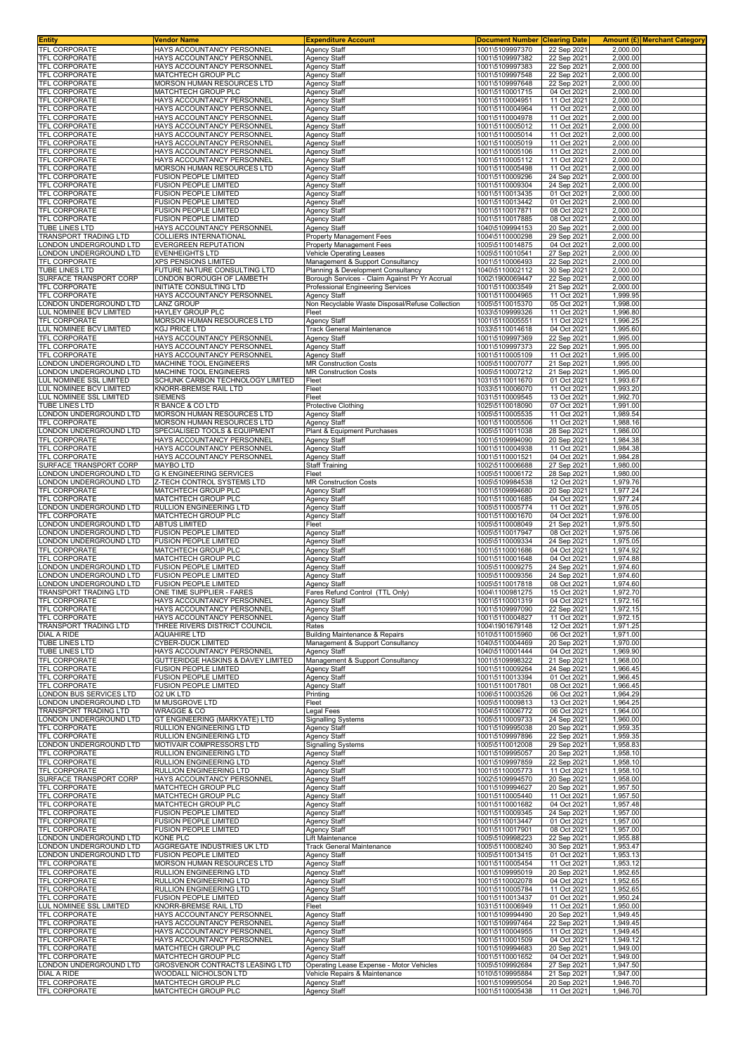| Entity | Vendor Name | Expenditure Account | Document Number | Clearing Date | Amount (£) | Merchant Category |
|---|---|---|---|---|---|---|
| TFL CORPORATE | HAYS ACCOUNTANCY PERSONNEL | Agency Staff | 1001\5109997370 | 22 Sep 2021 | 2,000.00 | |
| TFL CORPORATE | HAYS ACCOUNTANCY PERSONNEL | Agency Staff | 1001\5109997382 | 22 Sep 2021 | 2,000.00 | |
| TFL CORPORATE | HAYS ACCOUNTANCY PERSONNEL | Agency Staff | 1001\5109997383 | 22 Sep 2021 | 2,000.00 | |
| TFL CORPORATE | MATCHTECH GROUP PLC | Agency Staff | 1001\5109997548 | 22 Sep 2021 | 2,000.00 | |
| TFL CORPORATE | MORSON HUMAN RESOURCES LTD | Agency Staff | 1001\5109997648 | 22 Sep 2021 | 2,000.00 | |
| TFL CORPORATE | MATCHTECH GROUP PLC | Agency Staff | 1001\5110001715 | 04 Oct 2021 | 2,000.00 | |
| TFL CORPORATE | HAYS ACCOUNTANCY PERSONNEL | Agency Staff | 1001\5110004951 | 11 Oct 2021 | 2,000.00 | |
| TFL CORPORATE | HAYS ACCOUNTANCY PERSONNEL | Agency Staff | 1001\5110004964 | 11 Oct 2021 | 2,000.00 | |
| TFL CORPORATE | HAYS ACCOUNTANCY PERSONNEL | Agency Staff | 1001\5110004978 | 11 Oct 2021 | 2,000.00 | |
| TFL CORPORATE | HAYS ACCOUNTANCY PERSONNEL | Agency Staff | 1001\5110005012 | 11 Oct 2021 | 2,000.00 | |
| TFL CORPORATE | HAYS ACCOUNTANCY PERSONNEL | Agency Staff | 1001\5110005014 | 11 Oct 2021 | 2,000.00 | |
| TFL CORPORATE | HAYS ACCOUNTANCY PERSONNEL | Agency Staff | 1001\5110005019 | 11 Oct 2021 | 2,000.00 | |
| TFL CORPORATE | HAYS ACCOUNTANCY PERSONNEL | Agency Staff | 1001\5110005106 | 11 Oct 2021 | 2,000.00 | |
| TFL CORPORATE | HAYS ACCOUNTANCY PERSONNEL | Agency Staff | 1001\5110005112 | 11 Oct 2021 | 2,000.00 | |
| TFL CORPORATE | MORSON HUMAN RESOURCES LTD | Agency Staff | 1001\5110005498 | 11 Oct 2021 | 2,000.00 | |
| TFL CORPORATE | FUSION PEOPLE LIMITED | Agency Staff | 1001\5110009296 | 24 Sep 2021 | 2,000.00 | |
| TFL CORPORATE | FUSION PEOPLE LIMITED | Agency Staff | 1001\5110009304 | 24 Sep 2021 | 2,000.00 | |
| TFL CORPORATE | FUSION PEOPLE LIMITED | Agency Staff | 1001\5110013435 | 01 Oct 2021 | 2,000.00 | |
| TFL CORPORATE | FUSION PEOPLE LIMITED | Agency Staff | 1001\5110013442 | 01 Oct 2021 | 2,000.00 | |
| TFL CORPORATE | FUSION PEOPLE LIMITED | Agency Staff | 1001\5110017871 | 08 Oct 2021 | 2,000.00 | |
| TFL CORPORATE | FUSION PEOPLE LIMITED | Agency Staff | 1001\5110017885 | 08 Oct 2021 | 2,000.00 | |
| TUBE LINES LTD | HAYS ACCOUNTANCY PERSONNEL | Agency Staff | 1040\5109994153 | 20 Sep 2021 | 2,000.00 | |
| TRANSPORT TRADING LTD | COLLIERS INTERNATIONAL | Property Management Fees | 1004\5110000298 | 29 Sep 2021 | 2,000.00 | |
| LONDON UNDERGROUND LTD | EVERGREEN REPUTATION | Property Management Fees | 1005\5110014875 | 04 Oct 2021 | 2,000.00 | |
| LONDON UNDERGROUND LTD | EVENHEIGHTS LTD | Vehicle Operating Leases | 1005\5110010541 | 27 Sep 2021 | 2,000.00 | |
| TFL CORPORATE | XPS PENSIONS LIMITED | Management & Support Consultancy | 1001\5110006493 | 22 Sep 2021 | 2,000.00 | |
| TUBE LINES LTD | FUTURE NATURE CONSULTING LTD | Planning & Development Consultancy | 1040\5110002112 | 30 Sep 2021 | 2,000.00 | |
| SURFACE TRANSPORT CORP | LONDON BOROUGH OF LAMBETH | Borough Services - Claim Against Pr Yr Accrual | 1002\1900069447 | 22 Sep 2021 | 2,000.00 | |
| TFL CORPORATE | INITIATE CONSULTING LTD | Professional Engineering Services | 1001\5110003549 | 21 Sep 2021 | 2,000.00 | |
| TFL CORPORATE | HAYS ACCOUNTANCY PERSONNEL | Agency Staff | 1001\5110004965 | 11 Oct 2021 | 1,999.95 | |
| LONDON UNDERGROUND LTD | LANZ GROUP | Non Recyclable Waste Disposal/Refuse Collection | 1005\5110015370 | 05 Oct 2021 | 1,998.00 | |
| LUL NOMINEE BCV LIMITED | HAYLEY GROUP PLC | Fleet | 1033\5109999326 | 11 Oct 2021 | 1,996.80 | |
| TFL CORPORATE | MORSON HUMAN RESOURCES LTD | Agency Staff | 1001\5110005551 | 11 Oct 2021 | 1,996.25 | |
| LUL NOMINEE BCV LIMITED | KGJ PRICE LTD | Track General Maintenance | 1033\5110014618 | 04 Oct 2021 | 1,995.60 | |
| TFL CORPORATE | HAYS ACCOUNTANCY PERSONNEL | Agency Staff | 1001\5109997369 | 22 Sep 2021 | 1,995.00 | |
| TFL CORPORATE | HAYS ACCOUNTANCY PERSONNEL | Agency Staff | 1001\5109997373 | 22 Sep 2021 | 1,995.00 | |
| TFL CORPORATE | HAYS ACCOUNTANCY PERSONNEL | Agency Staff | 1001\5110005109 | 11 Oct 2021 | 1,995.00 | |
| LONDON UNDERGROUND LTD | MACHINE TOOL ENGINEERS | MR Construction Costs | 1005\5110007077 | 21 Sep 2021 | 1,995.00 | |
| LONDON UNDERGROUND LTD | MACHINE TOOL ENGINEERS | MR Construction Costs | 1005\5110007212 | 21 Sep 2021 | 1,995.00 | |
| LUL NOMINEE SSL LIMITED | SCHUNK CARBON TECHNOLOGY LIMITED | Fleet | 1031\5110011670 | 01 Oct 2021 | 1,993.67 | |
| LUL NOMINEE BCV LIMITED | KNORR-BREMSE RAIL LTD | Fleet | 1033\5110006070 | 11 Oct 2021 | 1,993.20 | |
| LUL NOMINEE SSL LIMITED | SIEMENS | Fleet | 1031\5110009545 | 13 Oct 2021 | 1,992.70 | |
| TUBE LINES LTD | R BANCE & CO LTD | Protective Clothing | 1025\5110018090 | 07 Oct 2021 | 1,991.00 | |
| LONDON UNDERGROUND LTD | MORSON HUMAN RESOURCES LTD | Agency Staff | 1005\5110005535 | 11 Oct 2021 | 1,989.54 | |
| TFL CORPORATE | MORSON HUMAN RESOURCES LTD | Agency Staff | 1001\5110005506 | 11 Oct 2021 | 1,988.16 | |
| LONDON UNDERGROUND LTD | SPECIALISED TOOLS & EQUIPMENT | Plant & Equipment Purchases | 1005\5110011038 | 28 Sep 2021 | 1,986.00 | |
| TFL CORPORATE | HAYS ACCOUNTANCY PERSONNEL | Agency Staff | 1001\5109994090 | 20 Sep 2021 | 1,984.38 | |
| TFL CORPORATE | HAYS ACCOUNTANCY PERSONNEL | Agency Staff | 1001\5110004938 | 11 Oct 2021 | 1,984.38 | |
| TFL CORPORATE | HAYS ACCOUNTANCY PERSONNEL | Agency Staff | 1001\5110001521 | 04 Oct 2021 | 1,984.28 | |
| SURFACE TRANSPORT CORP | MAYBO LTD | Staff Training | 1002\5110006688 | 27 Sep 2021 | 1,980.00 | |
| LONDON UNDERGROUND LTD | G K ENGINEERING SERVICES | Fleet | 1005\5110006172 | 28 Sep 2021 | 1,980.00 | |
| LONDON UNDERGROUND LTD | Z-TECH CONTROL SYSTEMS LTD | MR Construction Costs | 1005\5109984538 | 12 Oct 2021 | 1,979.76 | |
| TFL CORPORATE | MATCHTECH GROUP PLC | Agency Staff | 1001\5109994680 | 20 Sep 2021 | 1,977.24 | |
| TFL CORPORATE | MATCHTECH GROUP PLC | Agency Staff | 1001\5110001685 | 04 Oct 2021 | 1,977.24 | |
| LONDON UNDERGROUND LTD | RULLION ENGINEERING LTD | Agency Staff | 1005\5110005774 | 11 Oct 2021 | 1,976.05 | |
| TFL CORPORATE | MATCHTECH GROUP PLC | Agency Staff | 1001\5110001670 | 04 Oct 2021 | 1,976.00 | |
| LONDON UNDERGROUND LTD | ABTUS LIMITED | Fleet | 1005\5110008049 | 21 Sep 2021 | 1,975.50 | |
| LONDON UNDERGROUND LTD | FUSION PEOPLE LIMITED | Agency Staff | 1005\5110017947 | 08 Oct 2021 | 1,975.06 | |
| LONDON UNDERGROUND LTD | FUSION PEOPLE LIMITED | Agency Staff | 1005\5110009334 | 24 Sep 2021 | 1,975.05 | |
| TFL CORPORATE | MATCHTECH GROUP PLC | Agency Staff | 1001\5110001686 | 04 Oct 2021 | 1,974.92 | |
| TFL CORPORATE | MATCHTECH GROUP PLC | Agency Staff | 1001\5110001648 | 04 Oct 2021 | 1,974.88 | |
| LONDON UNDERGROUND LTD | FUSION PEOPLE LIMITED | Agency Staff | 1005\5110009275 | 24 Sep 2021 | 1,974.60 | |
| LONDON UNDERGROUND LTD | FUSION PEOPLE LIMITED | Agency Staff | 1005\5110009356 | 24 Sep 2021 | 1,974.60 | |
| LONDON UNDERGROUND LTD | FUSION PEOPLE LIMITED | Agency Staff | 1005\5110017818 | 08 Oct 2021 | 1,974.60 | |
| TRANSPORT TRADING LTD | ONE TIME SUPPLIER - FARES | Fares Refund Control (TTL Only) | 1004\1100981275 | 15 Oct 2021 | 1,972.70 | |
| TFL CORPORATE | HAYS ACCOUNTANCY PERSONNEL | Agency Staff | 1001\5110001319 | 04 Oct 2021 | 1,972.16 | |
| TFL CORPORATE | HAYS ACCOUNTANCY PERSONNEL | Agency Staff | 1001\5109997090 | 22 Sep 2021 | 1,972.15 | |
| TFL CORPORATE | HAYS ACCOUNTANCY PERSONNEL | Agency Staff | 1001\5110004827 | 11 Oct 2021 | 1,972.15 | |
| TRANSPORT TRADING LTD | THREE RIVERS DISTRICT COUNCIL | Rates | 1004\1901679148 | 12 Oct 2021 | 1,971.25 | |
| DIAL A RIDE | AQUAHIRE LTD | Building Maintenance & Repairs | 1010\5110015960 | 06 Oct 2021 | 1,971.00 | |
| TUBE LINES LTD | CYBER-DUCK LIMITED | Management & Support Consultancy | 1040\5110004469 | 20 Sep 2021 | 1,970.00 | |
| TUBE LINES LTD | HAYS ACCOUNTANCY PERSONNEL | Agency Staff | 1040\5110001444 | 04 Oct 2021 | 1,969.90 | |
| TFL CORPORATE | GUTTERIDGE HASKINS & DAVEY LIMITED | Management & Support Consultancy | 1001\5109998322 | 21 Sep 2021 | 1,968.00 | |
| TFL CORPORATE | FUSION PEOPLE LIMITED | Agency Staff | 1001\5110009264 | 24 Sep 2021 | 1,966.45 | |
| TFL CORPORATE | FUSION PEOPLE LIMITED | Agency Staff | 1001\5110013394 | 01 Oct 2021 | 1,966.45 | |
| TFL CORPORATE | FUSION PEOPLE LIMITED | Agency Staff | 1001\5110017801 | 08 Oct 2021 | 1,966.45 | |
| LONDON BUS SERVICES LTD | O2 UK LTD | Printing | 1006\5110003526 | 06 Oct 2021 | 1,964.29 | |
| LONDON UNDERGROUND LTD | M MUSGROVE LTD | Fleet | 1005\5110009813 | 13 Oct 2021 | 1,964.25 | |
| TRANSPORT TRADING LTD | WRAGGE & CO | Legal Fees | 1004\5110006772 | 06 Oct 2021 | 1,964.00 | |
| LONDON UNDERGROUND LTD | GT ENGINEERING (MARKYATE) LTD | Signalling Systems | 1005\5110009733 | 24 Sep 2021 | 1,960.00 | |
| TFL CORPORATE | RULLION ENGINEERING LTD | Agency Staff | 1001\5109995038 | 20 Sep 2021 | 1,959.35 | |
| TFL CORPORATE | RULLION ENGINEERING LTD | Agency Staff | 1001\5109997896 | 22 Sep 2021 | 1,959.35 | |
| LONDON UNDERGROUND LTD | MOTIVAIR COMPRESSORS LTD | Signalling Systems | 1005\5110012008 | 29 Sep 2021 | 1,958.83 | |
| TFL CORPORATE | RULLION ENGINEERING LTD | Agency Staff | 1001\5109995057 | 20 Sep 2021 | 1,958.10 | |
| TFL CORPORATE | RULLION ENGINEERING LTD | Agency Staff | 1001\5109997859 | 22 Sep 2021 | 1,958.10 | |
| TFL CORPORATE | RULLION ENGINEERING LTD | Agency Staff | 1001\5110005773 | 11 Oct 2021 | 1,958.10 | |
| SURFACE TRANSPORT CORP | HAYS ACCOUNTANCY PERSONNEL | Agency Staff | 1002\5109994570 | 20 Sep 2021 | 1,958.00 | |
| TFL CORPORATE | MATCHTECH GROUP PLC | Agency Staff | 1001\5109994627 | 20 Sep 2021 | 1,957.50 | |
| TFL CORPORATE | MATCHTECH GROUP PLC | Agency Staff | 1001\5110005440 | 11 Oct 2021 | 1,957.50 | |
| TFL CORPORATE | MATCHTECH GROUP PLC | Agency Staff | 1001\5110001682 | 04 Oct 2021 | 1,957.48 | |
| TFL CORPORATE | FUSION PEOPLE LIMITED | Agency Staff | 1001\5110009345 | 24 Sep 2021 | 1,957.00 | |
| TFL CORPORATE | FUSION PEOPLE LIMITED | Agency Staff | 1001\5110013447 | 01 Oct 2021 | 1,957.00 | |
| TFL CORPORATE | FUSION PEOPLE LIMITED | Agency Staff | 1001\5110017901 | 08 Oct 2021 | 1,957.00 | |
| LONDON UNDERGROUND LTD | KONE PLC | Lift Maintenance | 1005\5109998223 | 22 Sep 2021 | 1,955.88 | |
| LONDON UNDERGROUND LTD | AGGREGATE INDUSTRIES UK LTD | Track General Maintenance | 1005\5110008240 | 30 Sep 2021 | 1,953.47 | |
| LONDON UNDERGROUND LTD | FUSION PEOPLE LIMITED | Agency Staff | 1005\5110013415 | 01 Oct 2021 | 1,953.13 | |
| TFL CORPORATE | MORSON HUMAN RESOURCES LTD | Agency Staff | 1001\5110005454 | 11 Oct 2021 | 1,953.12 | |
| TFL CORPORATE | RULLION ENGINEERING LTD | Agency Staff | 1001\5109995019 | 20 Sep 2021 | 1,952.65 | |
| TFL CORPORATE | RULLION ENGINEERING LTD | Agency Staff | 1001\5110002078 | 04 Oct 2021 | 1,952.65 | |
| TFL CORPORATE | RULLION ENGINEERING LTD | Agency Staff | 1001\5110005784 | 11 Oct 2021 | 1,952.65 | |
| TFL CORPORATE | FUSION PEOPLE LIMITED | Agency Staff | 1001\5110013437 | 01 Oct 2021 | 1,950.24 | |
| LUL NOMINEE SSL LIMITED | KNORR-BREMSE RAIL LTD | Fleet | 1031\5110006949 | 11 Oct 2021 | 1,950.00 | |
| TFL CORPORATE | HAYS ACCOUNTANCY PERSONNEL | Agency Staff | 1001\5109994490 | 20 Sep 2021 | 1,949.45 | |
| TFL CORPORATE | HAYS ACCOUNTANCY PERSONNEL | Agency Staff | 1001\5109997464 | 22 Sep 2021 | 1,949.45 | |
| TFL CORPORATE | HAYS ACCOUNTANCY PERSONNEL | Agency Staff | 1001\5110004955 | 11 Oct 2021 | 1,949.45 | |
| TFL CORPORATE | HAYS ACCOUNTANCY PERSONNEL | Agency Staff | 1001\5110001509 | 04 Oct 2021 | 1,949.12 | |
| TFL CORPORATE | MATCHTECH GROUP PLC | Agency Staff | 1001\5109994683 | 20 Sep 2021 | 1,949.00 | |
| TFL CORPORATE | MATCHTECH GROUP PLC | Agency Staff | 1001\5110001652 | 04 Oct 2021 | 1,949.00 | |
| LONDON UNDERGROUND LTD | GROSVENOR CONTRACTS LEASING LTD | Operating Lease Expense - Motor Vehicles | 1005\5109992684 | 27 Sep 2021 | 1,947.50 | |
| DIAL A RIDE | WOODALL NICHOLSON LTD | Vehicle Repairs & Maintenance | 1010\5109995884 | 21 Sep 2021 | 1,947.00 | |
| TFL CORPORATE | MATCHTECH GROUP PLC | Agency Staff | 1001\5109995054 | 20 Sep 2021 | 1,946.70 | |
| TFL CORPORATE | MATCHTECH GROUP PLC | Agency Staff | 1001\5110005438 | 11 Oct 2021 | 1,946.70 | |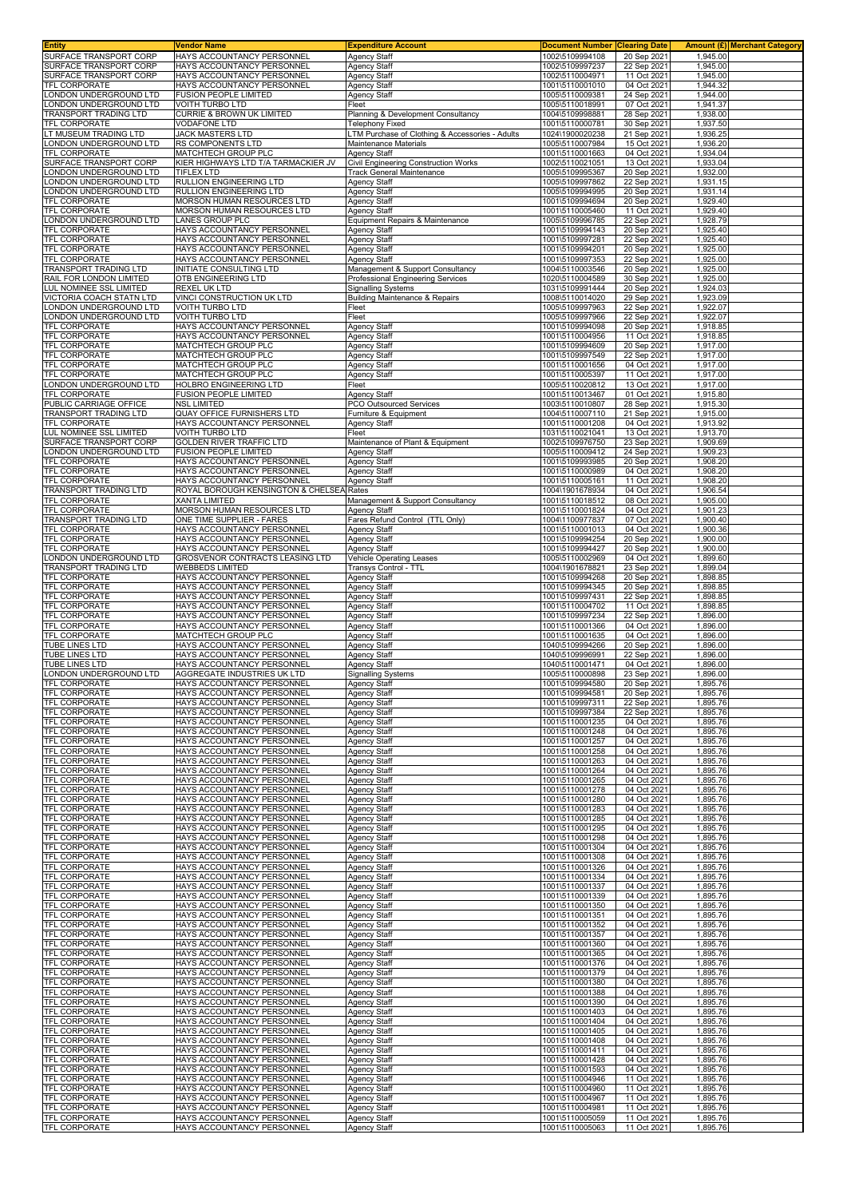| Entity | Vendor Name | Expenditure Account | Document Number | Clearing Date | Amount (£) | Merchant Category |
|---|---|---|---|---|---|---|
| SURFACE TRANSPORT CORP | HAYS ACCOUNTANCY PERSONNEL | Agency Staff | 1002\5109994108 | 20 Sep 2021 | 1,945.00 | |
| SURFACE TRANSPORT CORP | HAYS ACCOUNTANCY PERSONNEL | Agency Staff | 1002\5109997237 | 22 Sep 2021 | 1,945.00 | |
| SURFACE TRANSPORT CORP | HAYS ACCOUNTANCY PERSONNEL | Agency Staff | 1002\5110004971 | 11 Oct 2021 | 1,945.00 | |
| TFL CORPORATE | HAYS ACCOUNTANCY PERSONNEL | Agency Staff | 1001\5110001010 | 04 Oct 2021 | 1,944.32 | |
| LONDON UNDERGROUND LTD | FUSION PEOPLE LIMITED | Agency Staff | 1005\5110009381 | 24 Sep 2021 | 1,944.00 | |
| LONDON UNDERGROUND LTD | VOITH TURBO LTD | Fleet | 1005\5110018991 | 07 Oct 2021 | 1,941.37 | |
| TRANSPORT TRADING LTD | CURRIE & BROWN UK LIMITED | Planning & Development Consultancy | 1004\5109998881 | 28 Sep 2021 | 1,938.00 | |
| TFL CORPORATE | VODAFONE LTD | Telephony Fixed | 1001\5110000781 | 30 Sep 2021 | 1,937.50 | |
| LT MUSEUM TRADING LTD | JACK MASTERS LTD | LTM Purchase of Clothing & Accessories - Adults | 1024\1900020238 | 21 Sep 2021 | 1,936.25 | |
| LONDON UNDERGROUND LTD | RS COMPONENTS LTD | Maintenance Materials | 1005\5110007984 | 15 Oct 2021 | 1,936.20 | |
| TFL CORPORATE | MATCHTECH GROUP PLC | Agency Staff | 1001\5110001663 | 04 Oct 2021 | 1,934.04 | |
| SURFACE TRANSPORT CORP | KIER HIGHWAYS LTD T/A TARMACKIER JV | Civil Engineering Construction Works | 1002\5110021051 | 13 Oct 2021 | 1,933.04 | |
| LONDON UNDERGROUND LTD | TIFLEX LTD | Track General Maintenance | 1005\5109995367 | 20 Sep 2021 | 1,932.00 | |
| LONDON UNDERGROUND LTD | RULLION ENGINEERING LTD | Agency Staff | 1005\5109997862 | 22 Sep 2021 | 1,931.15 | |
| LONDON UNDERGROUND LTD | RULLION ENGINEERING LTD | Agency Staff | 1005\5109994995 | 20 Sep 2021 | 1,931.14 | |
| TFL CORPORATE | MORSON HUMAN RESOURCES LTD | Agency Staff | 1001\5109994694 | 20 Sep 2021 | 1,929.40 | |
| TFL CORPORATE | MORSON HUMAN RESOURCES LTD | Agency Staff | 1001\5110005460 | 11 Oct 2021 | 1,929.40 | |
| LONDON UNDERGROUND LTD | LANES GROUP PLC | Equipment Repairs & Maintenance | 1005\5109996785 | 22 Sep 2021 | 1,928.79 | |
| TFL CORPORATE | HAYS ACCOUNTANCY PERSONNEL | Agency Staff | 1001\5109994143 | 20 Sep 2021 | 1,925.40 | |
| TFL CORPORATE | HAYS ACCOUNTANCY PERSONNEL | Agency Staff | 1001\5109997281 | 22 Sep 2021 | 1,925.40 | |
| TFL CORPORATE | HAYS ACCOUNTANCY PERSONNEL | Agency Staff | 1001\5109994201 | 20 Sep 2021 | 1,925.00 | |
| TFL CORPORATE | HAYS ACCOUNTANCY PERSONNEL | Agency Staff | 1001\5109997353 | 22 Sep 2021 | 1,925.00 | |
| TRANSPORT TRADING LTD | INITIATE CONSULTING LTD | Management & Support Consultancy | 1004\5110003546 | 20 Sep 2021 | 1,925.00 | |
| RAIL FOR LONDON LIMITED | OTB ENGINEERING LTD | Professional Engineering Services | 1020\5110004589 | 30 Sep 2021 | 1,925.00 | |
| LUL NOMINEE SSL LIMITED | REXEL UK LTD | Signalling Systems | 1031\5109991444 | 20 Sep 2021 | 1,924.03 | |
| VICTORIA COACH STATN LTD | VINCI CONSTRUCTION UK LTD | Building Maintenance & Repairs | 1008\5110014020 | 29 Sep 2021 | 1,923.09 | |
| LONDON UNDERGROUND LTD | VOITH TURBO LTD | Fleet | 1005\5109997963 | 22 Sep 2021 | 1,922.07 | |
| LONDON UNDERGROUND LTD | VOITH TURBO LTD | Fleet | 1005\5109997966 | 22 Sep 2021 | 1,922.07 | |
| TFL CORPORATE | HAYS ACCOUNTANCY PERSONNEL | Agency Staff | 1001\5109994098 | 20 Sep 2021 | 1,918.85 | |
| TFL CORPORATE | HAYS ACCOUNTANCY PERSONNEL | Agency Staff | 1001\5110004956 | 11 Oct 2021 | 1,918.85 | |
| TFL CORPORATE | MATCHTECH GROUP PLC | Agency Staff | 1001\5109994609 | 20 Sep 2021 | 1,917.00 | |
| TFL CORPORATE | MATCHTECH GROUP PLC | Agency Staff | 1001\5109997549 | 22 Sep 2021 | 1,917.00 | |
| TFL CORPORATE | MATCHTECH GROUP PLC | Agency Staff | 1001\5110001656 | 04 Oct 2021 | 1,917.00 | |
| TFL CORPORATE | MATCHTECH GROUP PLC | Agency Staff | 1001\5110005397 | 11 Oct 2021 | 1,917.00 | |
| LONDON UNDERGROUND LTD | HOLBRO ENGINEERING LTD | Fleet | 1005\5110020812 | 13 Oct 2021 | 1,917.00 | |
| TFL CORPORATE | FUSION PEOPLE LIMITED | Agency Staff | 1001\5110013467 | 01 Oct 2021 | 1,915.80 | |
| PUBLIC CARRIAGE OFFICE | NSL LIMITED | PCO Outsourced Services | 1003\5110010807 | 28 Sep 2021 | 1,915.30 | |
| TRANSPORT TRADING LTD | QUAY OFFICE FURNISHERS LTD | Furniture & Equipment | 1004\5110007110 | 21 Sep 2021 | 1,915.00 | |
| TFL CORPORATE | HAYS ACCOUNTANCY PERSONNEL | Agency Staff | 1001\5110001208 | 04 Oct 2021 | 1,913.92 | |
| LUL NOMINEE SSL LIMITED | VOITH TURBO LTD | Fleet | 1031\5110021041 | 13 Oct 2021 | 1,913.70 | |
| SURFACE TRANSPORT CORP | GOLDEN RIVER TRAFFIC LTD | Maintenance of Plant & Equipment | 1002\5109976750 | 23 Sep 2021 | 1,909.69 | |
| LONDON UNDERGROUND LTD | FUSION PEOPLE LIMITED | Agency Staff | 1005\5110009412 | 24 Sep 2021 | 1,909.23 | |
| TFL CORPORATE | HAYS ACCOUNTANCY PERSONNEL | Agency Staff | 1001\5109993985 | 20 Sep 2021 | 1,908.20 | |
| TFL CORPORATE | HAYS ACCOUNTANCY PERSONNEL | Agency Staff | 1001\5110000989 | 04 Oct 2021 | 1,908.20 | |
| TFL CORPORATE | HAYS ACCOUNTANCY PERSONNEL | Agency Staff | 1001\5110005161 | 11 Oct 2021 | 1,908.20 | |
| TRANSPORT TRADING LTD | ROYAL BOROUGH KENSINGTON & CHELSEA | Rates | 1004\1901678934 | 04 Oct 2021 | 1,906.54 | |
| TFL CORPORATE | XANTA LIMITED | Management & Support Consultancy | 1001\5110018512 | 08 Oct 2021 | 1,905.00 | |
| TFL CORPORATE | MORSON HUMAN RESOURCES LTD | Agency Staff | 1001\5110001824 | 04 Oct 2021 | 1,901.23 | |
| TRANSPORT TRADING LTD | ONE TIME SUPPLIER - FARES | Fares Refund Control (TTL Only) | 1004\1100977837 | 07 Oct 2021 | 1,900.40 | |
| TFL CORPORATE | HAYS ACCOUNTANCY PERSONNEL | Agency Staff | 1001\5110001013 | 04 Oct 2021 | 1,900.36 | |
| TFL CORPORATE | HAYS ACCOUNTANCY PERSONNEL | Agency Staff | 1001\5109994254 | 20 Sep 2021 | 1,900.00 | |
| TFL CORPORATE | HAYS ACCOUNTANCY PERSONNEL | Agency Staff | 1001\5109994427 | 20 Sep 2021 | 1,900.00 | |
| LONDON UNDERGROUND LTD | GROSVENOR CONTRACTS LEASING LTD | Vehicle Operating Leases | 1005\5110002969 | 04 Oct 2021 | 1,899.60 | |
| TRANSPORT TRADING LTD | WEBBEDS LIMITED | Transys Control - TTL | 1004\1901678821 | 23 Sep 2021 | 1,899.04 | |
| TFL CORPORATE | HAYS ACCOUNTANCY PERSONNEL | Agency Staff | 1001\5109994268 | 20 Sep 2021 | 1,898.85 | |
| TFL CORPORATE | HAYS ACCOUNTANCY PERSONNEL | Agency Staff | 1001\5109994345 | 20 Sep 2021 | 1,898.85 | |
| TFL CORPORATE | HAYS ACCOUNTANCY PERSONNEL | Agency Staff | 1001\5109997431 | 22 Sep 2021 | 1,898.85 | |
| TFL CORPORATE | HAYS ACCOUNTANCY PERSONNEL | Agency Staff | 1001\5110004702 | 11 Oct 2021 | 1,898.85 | |
| TFL CORPORATE | HAYS ACCOUNTANCY PERSONNEL | Agency Staff | 1001\5109997234 | 22 Sep 2021 | 1,896.00 | |
| TFL CORPORATE | HAYS ACCOUNTANCY PERSONNEL | Agency Staff | 1001\5110001366 | 04 Oct 2021 | 1,896.00 | |
| TFL CORPORATE | MATCHTECH GROUP PLC | Agency Staff | 1001\5110001635 | 04 Oct 2021 | 1,896.00 | |
| TUBE LINES LTD | HAYS ACCOUNTANCY PERSONNEL | Agency Staff | 1040\5109994266 | 20 Sep 2021 | 1,896.00 | |
| TUBE LINES LTD | HAYS ACCOUNTANCY PERSONNEL | Agency Staff | 1040\5109996991 | 22 Sep 2021 | 1,896.00 | |
| TUBE LINES LTD | HAYS ACCOUNTANCY PERSONNEL | Agency Staff | 1040\5110001471 | 04 Oct 2021 | 1,896.00 | |
| LONDON UNDERGROUND LTD | AGGREGATE INDUSTRIES UK LTD | Signalling Systems | 1005\5110000898 | 23 Sep 2021 | 1,896.00 | |
| TFL CORPORATE | HAYS ACCOUNTANCY PERSONNEL | Agency Staff | 1001\5109994580 | 20 Sep 2021 | 1,895.76 | |
| TFL CORPORATE | HAYS ACCOUNTANCY PERSONNEL | Agency Staff | 1001\5109994581 | 20 Sep 2021 | 1,895.76 | |
| TFL CORPORATE | HAYS ACCOUNTANCY PERSONNEL | Agency Staff | 1001\5109997311 | 22 Sep 2021 | 1,895.76 | |
| TFL CORPORATE | HAYS ACCOUNTANCY PERSONNEL | Agency Staff | 1001\5109997384 | 22 Sep 2021 | 1,895.76 | |
| TFL CORPORATE | HAYS ACCOUNTANCY PERSONNEL | Agency Staff | 1001\5110001235 | 04 Oct 2021 | 1,895.76 | |
| TFL CORPORATE | HAYS ACCOUNTANCY PERSONNEL | Agency Staff | 1001\5110001248 | 04 Oct 2021 | 1,895.76 | |
| TFL CORPORATE | HAYS ACCOUNTANCY PERSONNEL | Agency Staff | 1001\5110001257 | 04 Oct 2021 | 1,895.76 | |
| TFL CORPORATE | HAYS ACCOUNTANCY PERSONNEL | Agency Staff | 1001\5110001258 | 04 Oct 2021 | 1,895.76 | |
| TFL CORPORATE | HAYS ACCOUNTANCY PERSONNEL | Agency Staff | 1001\5110001263 | 04 Oct 2021 | 1,895.76 | |
| TFL CORPORATE | HAYS ACCOUNTANCY PERSONNEL | Agency Staff | 1001\5110001264 | 04 Oct 2021 | 1,895.76 | |
| TFL CORPORATE | HAYS ACCOUNTANCY PERSONNEL | Agency Staff | 1001\5110001265 | 04 Oct 2021 | 1,895.76 | |
| TFL CORPORATE | HAYS ACCOUNTANCY PERSONNEL | Agency Staff | 1001\5110001278 | 04 Oct 2021 | 1,895.76 | |
| TFL CORPORATE | HAYS ACCOUNTANCY PERSONNEL | Agency Staff | 1001\5110001280 | 04 Oct 2021 | 1,895.76 | |
| TFL CORPORATE | HAYS ACCOUNTANCY PERSONNEL | Agency Staff | 1001\5110001283 | 04 Oct 2021 | 1,895.76 | |
| TFL CORPORATE | HAYS ACCOUNTANCY PERSONNEL | Agency Staff | 1001\5110001285 | 04 Oct 2021 | 1,895.76 | |
| TFL CORPORATE | HAYS ACCOUNTANCY PERSONNEL | Agency Staff | 1001\5110001295 | 04 Oct 2021 | 1,895.76 | |
| TFL CORPORATE | HAYS ACCOUNTANCY PERSONNEL | Agency Staff | 1001\5110001298 | 04 Oct 2021 | 1,895.76 | |
| TFL CORPORATE | HAYS ACCOUNTANCY PERSONNEL | Agency Staff | 1001\5110001304 | 04 Oct 2021 | 1,895.76 | |
| TFL CORPORATE | HAYS ACCOUNTANCY PERSONNEL | Agency Staff | 1001\5110001308 | 04 Oct 2021 | 1,895.76 | |
| TFL CORPORATE | HAYS ACCOUNTANCY PERSONNEL | Agency Staff | 1001\5110001326 | 04 Oct 2021 | 1,895.76 | |
| TFL CORPORATE | HAYS ACCOUNTANCY PERSONNEL | Agency Staff | 1001\5110001334 | 04 Oct 2021 | 1,895.76 | |
| TFL CORPORATE | HAYS ACCOUNTANCY PERSONNEL | Agency Staff | 1001\5110001337 | 04 Oct 2021 | 1,895.76 | |
| TFL CORPORATE | HAYS ACCOUNTANCY PERSONNEL | Agency Staff | 1001\5110001339 | 04 Oct 2021 | 1,895.76 | |
| TFL CORPORATE | HAYS ACCOUNTANCY PERSONNEL | Agency Staff | 1001\5110001350 | 04 Oct 2021 | 1,895.76 | |
| TFL CORPORATE | HAYS ACCOUNTANCY PERSONNEL | Agency Staff | 1001\5110001351 | 04 Oct 2021 | 1,895.76 | |
| TFL CORPORATE | HAYS ACCOUNTANCY PERSONNEL | Agency Staff | 1001\5110001352 | 04 Oct 2021 | 1,895.76 | |
| TFL CORPORATE | HAYS ACCOUNTANCY PERSONNEL | Agency Staff | 1001\5110001357 | 04 Oct 2021 | 1,895.76 | |
| TFL CORPORATE | HAYS ACCOUNTANCY PERSONNEL | Agency Staff | 1001\5110001360 | 04 Oct 2021 | 1,895.76 | |
| TFL CORPORATE | HAYS ACCOUNTANCY PERSONNEL | Agency Staff | 1001\5110001365 | 04 Oct 2021 | 1,895.76 | |
| TFL CORPORATE | HAYS ACCOUNTANCY PERSONNEL | Agency Staff | 1001\5110001376 | 04 Oct 2021 | 1,895.76 | |
| TFL CORPORATE | HAYS ACCOUNTANCY PERSONNEL | Agency Staff | 1001\5110001379 | 04 Oct 2021 | 1,895.76 | |
| TFL CORPORATE | HAYS ACCOUNTANCY PERSONNEL | Agency Staff | 1001\5110001380 | 04 Oct 2021 | 1,895.76 | |
| TFL CORPORATE | HAYS ACCOUNTANCY PERSONNEL | Agency Staff | 1001\5110001388 | 04 Oct 2021 | 1,895.76 | |
| TFL CORPORATE | HAYS ACCOUNTANCY PERSONNEL | Agency Staff | 1001\5110001390 | 04 Oct 2021 | 1,895.76 | |
| TFL CORPORATE | HAYS ACCOUNTANCY PERSONNEL | Agency Staff | 1001\5110001403 | 04 Oct 2021 | 1,895.76 | |
| TFL CORPORATE | HAYS ACCOUNTANCY PERSONNEL | Agency Staff | 1001\5110001404 | 04 Oct 2021 | 1,895.76 | |
| TFL CORPORATE | HAYS ACCOUNTANCY PERSONNEL | Agency Staff | 1001\5110001405 | 04 Oct 2021 | 1,895.76 | |
| TFL CORPORATE | HAYS ACCOUNTANCY PERSONNEL | Agency Staff | 1001\5110001408 | 04 Oct 2021 | 1,895.76 | |
| TFL CORPORATE | HAYS ACCOUNTANCY PERSONNEL | Agency Staff | 1001\5110001411 | 04 Oct 2021 | 1,895.76 | |
| TFL CORPORATE | HAYS ACCOUNTANCY PERSONNEL | Agency Staff | 1001\5110001428 | 04 Oct 2021 | 1,895.76 | |
| TFL CORPORATE | HAYS ACCOUNTANCY PERSONNEL | Agency Staff | 1001\5110001593 | 04 Oct 2021 | 1,895.76 | |
| TFL CORPORATE | HAYS ACCOUNTANCY PERSONNEL | Agency Staff | 1001\5110004946 | 11 Oct 2021 | 1,895.76 | |
| TFL CORPORATE | HAYS ACCOUNTANCY PERSONNEL | Agency Staff | 1001\5110004960 | 11 Oct 2021 | 1,895.76 | |
| TFL CORPORATE | HAYS ACCOUNTANCY PERSONNEL | Agency Staff | 1001\5110004967 | 11 Oct 2021 | 1,895.76 | |
| TFL CORPORATE | HAYS ACCOUNTANCY PERSONNEL | Agency Staff | 1001\5110004981 | 11 Oct 2021 | 1,895.76 | |
| TFL CORPORATE | HAYS ACCOUNTANCY PERSONNEL | Agency Staff | 1001\5110005059 | 11 Oct 2021 | 1,895.76 | |
| TFL CORPORATE | HAYS ACCOUNTANCY PERSONNEL | Agency Staff | 1001\5110005063 | 11 Oct 2021 | 1,895.76 | |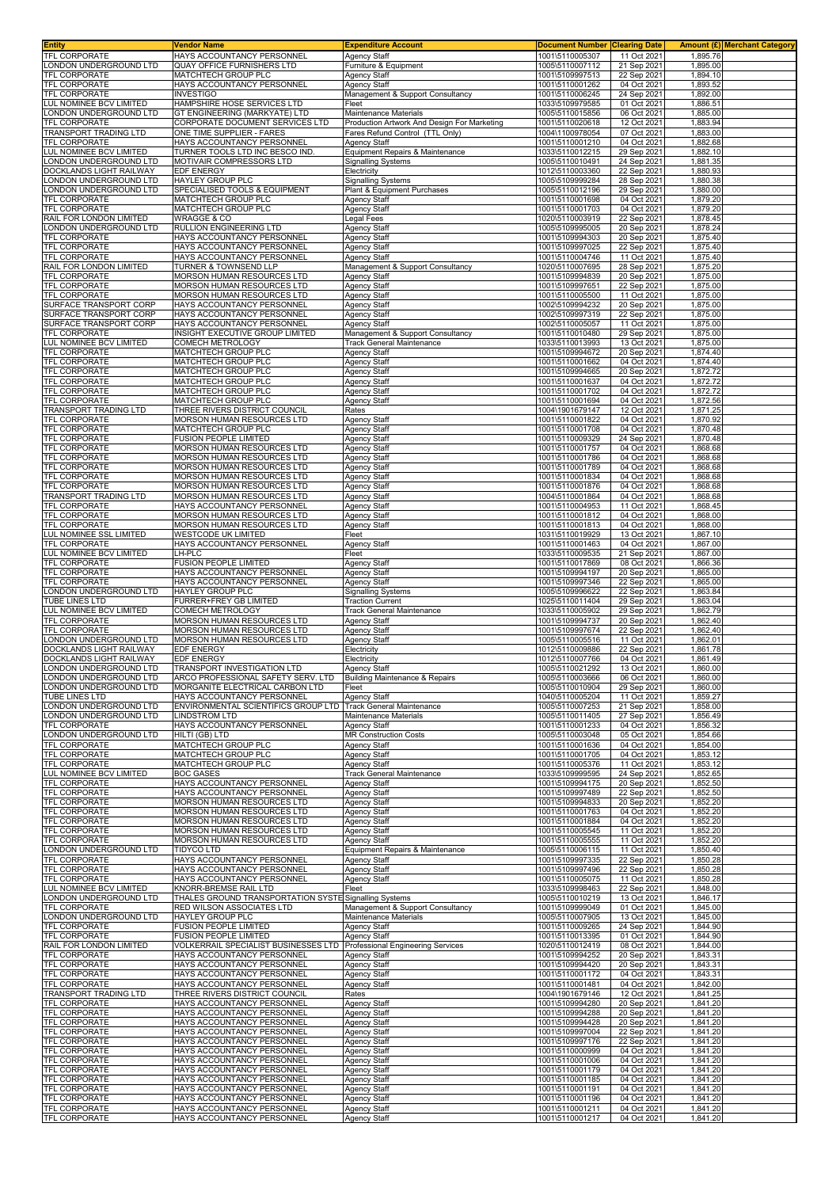| Entity | Vendor Name | Expenditure Account | Document Number | Clearing Date | Amount (£) | Merchant Category |
|---|---|---|---|---|---|---|
| TFL CORPORATE | HAYS ACCOUNTANCY PERSONNEL | Agency Staff | 1001\5110005307 | 11 Oct 2021 | 1,895.76 | |
| LONDON UNDERGROUND LTD | QUAY OFFICE FURNISHERS LTD | Furniture & Equipment | 1005\5110007112 | 21 Sep 2021 | 1,895.00 | |
| TFL CORPORATE | MATCHTECH GROUP PLC | Agency Staff | 1001\5109997513 | 22 Sep 2021 | 1,894.10 | |
| TFL CORPORATE | HAYS ACCOUNTANCY PERSONNEL | Agency Staff | 1001\5110001262 | 04 Oct 2021 | 1,893.52 | |
| TFL CORPORATE | INVESTIGO | Management & Support Consultancy | 1001\5110006245 | 24 Sep 2021 | 1,892.00 | |
| LUL NOMINEE BCV LIMITED | HAMPSHIRE HOSE SERVICES LTD | Fleet | 1033\5109979585 | 01 Oct 2021 | 1,886.51 | |
| LONDON UNDERGROUND LTD | GT ENGINEERING (MARKYATE) LTD | Maintenance Materials | 1005\5110015856 | 06 Oct 2021 | 1,885.00 | |
| TFL CORPORATE | CORPORATE DOCUMENT SERVICES LTD | Production Artwork And Design For Marketing | 1001\5110020618 | 12 Oct 2021 | 1,883.94 | |
| TRANSPORT TRADING LTD | ONE TIME SUPPLIER - FARES | Fares Refund Control (TTL Only) | 1004\1100978054 | 07 Oct 2021 | 1,883.00 | |
| TFL CORPORATE | HAYS ACCOUNTANCY PERSONNEL | Agency Staff | 1001\5110001210 | 04 Oct 2021 | 1,882.68 | |
| LUL NOMINEE BCV LIMITED | TURNER TOOLS LTD INC BESCO IND. | Equipment Repairs & Maintenance | 1033\5110012215 | 29 Sep 2021 | 1,882.10 | |
| LONDON UNDERGROUND LTD | MOTIVAIR COMPRESSORS LTD | Signalling Systems | 1005\5110010491 | 24 Sep 2021 | 1,881.35 | |
| DOCKLANDS LIGHT RAILWAY | EDF ENERGY | Electricity | 1012\5110003360 | 22 Sep 2021 | 1,880.93 | |
| LONDON UNDERGROUND LTD | HAYLEY GROUP PLC | Signalling Systems | 1005\5109999284 | 28 Sep 2021 | 1,880.38 | |
| LONDON UNDERGROUND LTD | SPECIALISED TOOLS & EQUIPMENT | Plant & Equipment Purchases | 1005\5110012196 | 29 Sep 2021 | 1,880.00 | |
| TFL CORPORATE | MATCHTECH GROUP PLC | Agency Staff | 1001\5110001698 | 04 Oct 2021 | 1,879.20 | |
| TFL CORPORATE | MATCHTECH GROUP PLC | Agency Staff | 1001\5110001703 | 04 Oct 2021 | 1,879.20 | |
| RAIL FOR LONDON LIMITED | WRAGGE & CO | Legal Fees | 1020\5110003919 | 22 Sep 2021 | 1,878.45 | |
| LONDON UNDERGROUND LTD | RULLION ENGINEERING LTD | Agency Staff | 1005\5109995005 | 20 Sep 2021 | 1,878.24 | |
| TFL CORPORATE | HAYS ACCOUNTANCY PERSONNEL | Agency Staff | 1001\5109994303 | 20 Sep 2021 | 1,875.40 | |
| TFL CORPORATE | HAYS ACCOUNTANCY PERSONNEL | Agency Staff | 1001\5109997025 | 22 Sep 2021 | 1,875.40 | |
| TFL CORPORATE | HAYS ACCOUNTANCY PERSONNEL | Agency Staff | 1001\5110004746 | 11 Oct 2021 | 1,875.40 | |
| RAIL FOR LONDON LIMITED | TURNER & TOWNSEND LLP | Management & Support Consultancy | 1020\5110007695 | 28 Sep 2021 | 1,875.20 | |
| TFL CORPORATE | MORSON HUMAN RESOURCES LTD | Agency Staff | 1001\5109994839 | 20 Sep 2021 | 1,875.00 | |
| TFL CORPORATE | MORSON HUMAN RESOURCES LTD | Agency Staff | 1001\5109997651 | 22 Sep 2021 | 1,875.00 | |
| TFL CORPORATE | MORSON HUMAN RESOURCES LTD | Agency Staff | 1001\5110005500 | 11 Oct 2021 | 1,875.00 | |
| SURFACE TRANSPORT CORP | HAYS ACCOUNTANCY PERSONNEL | Agency Staff | 1002\5109994232 | 20 Sep 2021 | 1,875.00 | |
| SURFACE TRANSPORT CORP | HAYS ACCOUNTANCY PERSONNEL | Agency Staff | 1002\5109997319 | 22 Sep 2021 | 1,875.00 | |
| SURFACE TRANSPORT CORP | HAYS ACCOUNTANCY PERSONNEL | Agency Staff | 1002\5110005057 | 11 Oct 2021 | 1,875.00 | |
| TFL CORPORATE | INSIGHT EXECUTIVE GROUP LIMITED | Management & Support Consultancy | 1001\5110010480 | 29 Sep 2021 | 1,875.00 | |
| LUL NOMINEE BCV LIMITED | COMECH METROLOGY | Track General Maintenance | 1033\5110013993 | 13 Oct 2021 | 1,875.00 | |
| TFL CORPORATE | MATCHTECH GROUP PLC | Agency Staff | 1001\5109994672 | 20 Sep 2021 | 1,874.40 | |
| TFL CORPORATE | MATCHTECH GROUP PLC | Agency Staff | 1001\5110001662 | 04 Oct 2021 | 1,874.40 | |
| TFL CORPORATE | MATCHTECH GROUP PLC | Agency Staff | 1001\5109994665 | 20 Sep 2021 | 1,872.72 | |
| TFL CORPORATE | MATCHTECH GROUP PLC | Agency Staff | 1001\5110001637 | 04 Oct 2021 | 1,872.72 | |
| TFL CORPORATE | MATCHTECH GROUP PLC | Agency Staff | 1001\5110001702 | 04 Oct 2021 | 1,872.72 | |
| TFL CORPORATE | MATCHTECH GROUP PLC | Agency Staff | 1001\5110001694 | 04 Oct 2021 | 1,872.56 | |
| TRANSPORT TRADING LTD | THREE RIVERS DISTRICT COUNCIL | Rates | 1004\1901679147 | 12 Oct 2021 | 1,871.25 | |
| TFL CORPORATE | MORSON HUMAN RESOURCES LTD | Agency Staff | 1001\5110001822 | 04 Oct 2021 | 1,870.92 | |
| TFL CORPORATE | MATCHTECH GROUP PLC | Agency Staff | 1001\5110001708 | 04 Oct 2021 | 1,870.48 | |
| TFL CORPORATE | FUSION PEOPLE LIMITED | Agency Staff | 1001\5110009329 | 24 Sep 2021 | 1,870.48 | |
| TFL CORPORATE | MORSON HUMAN RESOURCES LTD | Agency Staff | 1001\5110001757 | 04 Oct 2021 | 1,868.68 | |
| TFL CORPORATE | MORSON HUMAN RESOURCES LTD | Agency Staff | 1001\5110001786 | 04 Oct 2021 | 1,868.68 | |
| TFL CORPORATE | MORSON HUMAN RESOURCES LTD | Agency Staff | 1001\5110001789 | 04 Oct 2021 | 1,868.68 | |
| TFL CORPORATE | MORSON HUMAN RESOURCES LTD | Agency Staff | 1001\5110001834 | 04 Oct 2021 | 1,868.68 | |
| TFL CORPORATE | MORSON HUMAN RESOURCES LTD | Agency Staff | 1001\5110001876 | 04 Oct 2021 | 1,868.68 | |
| TRANSPORT TRADING LTD | MORSON HUMAN RESOURCES LTD | Agency Staff | 1004\5110001864 | 04 Oct 2021 | 1,868.68 | |
| TFL CORPORATE | HAYS ACCOUNTANCY PERSONNEL | Agency Staff | 1001\5110004953 | 11 Oct 2021 | 1,868.45 | |
| TFL CORPORATE | MORSON HUMAN RESOURCES LTD | Agency Staff | 1001\5110001812 | 04 Oct 2021 | 1,868.00 | |
| TFL CORPORATE | MORSON HUMAN RESOURCES LTD | Agency Staff | 1001\5110001813 | 04 Oct 2021 | 1,868.00 | |
| LUL NOMINEE SSL LIMITED | WESTCODE UK LIMITED | Fleet | 1031\5110019929 | 13 Oct 2021 | 1,867.10 | |
| TFL CORPORATE | HAYS ACCOUNTANCY PERSONNEL | Agency Staff | 1001\5110001463 | 04 Oct 2021 | 1,867.00 | |
| LUL NOMINEE BCV LIMITED | LH-PLC | Fleet | 1033\5110009535 | 21 Sep 2021 | 1,867.00 | |
| TFL CORPORATE | FUSION PEOPLE LIMITED | Agency Staff | 1001\5110017869 | 08 Oct 2021 | 1,866.36 | |
| TFL CORPORATE | HAYS ACCOUNTANCY PERSONNEL | Agency Staff | 1001\5109994197 | 20 Sep 2021 | 1,865.00 | |
| TFL CORPORATE | HAYS ACCOUNTANCY PERSONNEL | Agency Staff | 1001\5109997346 | 22 Sep 2021 | 1,865.00 | |
| LONDON UNDERGROUND LTD | HAYLEY GROUP PLC | Signalling Systems | 1005\5109996622 | 22 Sep 2021 | 1,863.84 | |
| TUBE LINES LTD | FURRER+FREY GB LIMITED | Traction Current | 1025\5110011404 | 29 Sep 2021 | 1,863.04 | |
| LUL NOMINEE BCV LIMITED | COMECH METROLOGY | Track General Maintenance | 1033\5110005902 | 29 Sep 2021 | 1,862.79 | |
| TFL CORPORATE | MORSON HUMAN RESOURCES LTD | Agency Staff | 1001\5109994737 | 20 Sep 2021 | 1,862.40 | |
| TFL CORPORATE | MORSON HUMAN RESOURCES LTD | Agency Staff | 1001\5109997674 | 22 Sep 2021 | 1,862.40 | |
| LONDON UNDERGROUND LTD | MORSON HUMAN RESOURCES LTD | Agency Staff | 1005\5110005516 | 11 Oct 2021 | 1,862.01 | |
| DOCKLANDS LIGHT RAILWAY | EDF ENERGY | Electricity | 1012\5110009886 | 22 Sep 2021 | 1,861.78 | |
| DOCKLANDS LIGHT RAILWAY | EDF ENERGY | Electricity | 1012\5110007766 | 04 Oct 2021 | 1,861.49 | |
| LONDON UNDERGROUND LTD | TRANSPORT INVESTIGATION LTD | Agency Staff | 1005\5110021292 | 13 Oct 2021 | 1,860.00 | |
| LONDON UNDERGROUND LTD | ARCO PROFESSIONAL SAFETY SERV. LTD | Building Maintenance & Repairs | 1005\5110003666 | 06 Oct 2021 | 1,860.00 | |
| LONDON UNDERGROUND LTD | MORGANITE ELECTRICAL CARBON LTD | Fleet | 1005\5110010904 | 29 Sep 2021 | 1,860.00 | |
| TUBE LINES LTD | HAYS ACCOUNTANCY PERSONNEL | Agency Staff | 1040\5110005204 | 11 Oct 2021 | 1,859.27 | |
| LONDON UNDERGROUND LTD | ENVIRONMENTAL SCIENTIFICS GROUP LTD | Track General Maintenance | 1005\5110007253 | 21 Sep 2021 | 1,858.00 | |
| LONDON UNDERGROUND LTD | LINDSTROM LTD | Maintenance Materials | 1005\5110011405 | 27 Sep 2021 | 1,856.49 | |
| TFL CORPORATE | HAYS ACCOUNTANCY PERSONNEL | Agency Staff | 1001\5110001233 | 04 Oct 2021 | 1,856.32 | |
| LONDON UNDERGROUND LTD | HILTI (GB) LTD | MR Construction Costs | 1005\5110003048 | 05 Oct 2021 | 1,854.66 | |
| TFL CORPORATE | MATCHTECH GROUP PLC | Agency Staff | 1001\5110001636 | 04 Oct 2021 | 1,854.00 | |
| TFL CORPORATE | MATCHTECH GROUP PLC | Agency Staff | 1001\5110001705 | 04 Oct 2021 | 1,853.12 | |
| TFL CORPORATE | MATCHTECH GROUP PLC | Agency Staff | 1001\5110005376 | 11 Oct 2021 | 1,853.12 | |
| LUL NOMINEE BCV LIMITED | BOC GASES | Track General Maintenance | 1033\5109999595 | 24 Sep 2021 | 1,852.65 | |
| TFL CORPORATE | HAYS ACCOUNTANCY PERSONNEL | Agency Staff | 1001\5109994175 | 20 Sep 2021 | 1,852.50 | |
| TFL CORPORATE | HAYS ACCOUNTANCY PERSONNEL | Agency Staff | 1001\5109997489 | 22 Sep 2021 | 1,852.50 | |
| TFL CORPORATE | MORSON HUMAN RESOURCES LTD | Agency Staff | 1001\5109994833 | 20 Sep 2021 | 1,852.20 | |
| TFL CORPORATE | MORSON HUMAN RESOURCES LTD | Agency Staff | 1001\5110001763 | 04 Oct 2021 | 1,852.20 | |
| TFL CORPORATE | MORSON HUMAN RESOURCES LTD | Agency Staff | 1001\5110001884 | 04 Oct 2021 | 1,852.20 | |
| TFL CORPORATE | MORSON HUMAN RESOURCES LTD | Agency Staff | 1001\5110005545 | 11 Oct 2021 | 1,852.20 | |
| TFL CORPORATE | MORSON HUMAN RESOURCES LTD | Agency Staff | 1001\5110005555 | 11 Oct 2021 | 1,852.20 | |
| LONDON UNDERGROUND LTD | TIDYCO LTD | Equipment Repairs & Maintenance | 1005\5110006115 | 11 Oct 2021 | 1,850.40 | |
| TFL CORPORATE | HAYS ACCOUNTANCY PERSONNEL | Agency Staff | 1001\5109997335 | 22 Sep 2021 | 1,850.28 | |
| TFL CORPORATE | HAYS ACCOUNTANCY PERSONNEL | Agency Staff | 1001\5109997496 | 22 Sep 2021 | 1,850.28 | |
| TFL CORPORATE | HAYS ACCOUNTANCY PERSONNEL | Agency Staff | 1001\5110005075 | 11 Oct 2021 | 1,850.28 | |
| LUL NOMINEE BCV LIMITED | KNORR-BREMSE RAIL LTD | Fleet | 1033\5109998463 | 22 Sep 2021 | 1,848.00 | |
| LONDON UNDERGROUND LTD | THALES GROUND TRANSPORTATION SYSTE | Signalling Systems | 1005\5110010219 | 13 Oct 2021 | 1,846.17 | |
| TFL CORPORATE | RED WILSON ASSOCIATES LTD | Management & Support Consultancy | 1001\5109999049 | 01 Oct 2021 | 1,845.00 | |
| LONDON UNDERGROUND LTD | HAYLEY GROUP PLC | Maintenance Materials | 1005\5110007905 | 13 Oct 2021 | 1,845.00 | |
| TFL CORPORATE | FUSION PEOPLE LIMITED | Agency Staff | 1001\5110009265 | 24 Sep 2021 | 1,844.90 | |
| TFL CORPORATE | FUSION PEOPLE LIMITED | Agency Staff | 1001\5110013395 | 01 Oct 2021 | 1,844.90 | |
| RAIL FOR LONDON LIMITED | VOLKERRAIL SPECIALIST BUSINESSES LTD | Professional Engineering Services | 1020\5110012419 | 08 Oct 2021 | 1,844.00 | |
| TFL CORPORATE | HAYS ACCOUNTANCY PERSONNEL | Agency Staff | 1001\5109994252 | 20 Sep 2021 | 1,843.31 | |
| TFL CORPORATE | HAYS ACCOUNTANCY PERSONNEL | Agency Staff | 1001\5109994420 | 20 Sep 2021 | 1,843.31 | |
| TFL CORPORATE | HAYS ACCOUNTANCY PERSONNEL | Agency Staff | 1001\5110001172 | 04 Oct 2021 | 1,843.31 | |
| TFL CORPORATE | HAYS ACCOUNTANCY PERSONNEL | Agency Staff | 1001\5110001481 | 04 Oct 2021 | 1,842.00 | |
| TRANSPORT TRADING LTD | THREE RIVERS DISTRICT COUNCIL | Rates | 1004\1901679146 | 12 Oct 2021 | 1,841.25 | |
| TFL CORPORATE | HAYS ACCOUNTANCY PERSONNEL | Agency Staff | 1001\5109994280 | 20 Sep 2021 | 1,841.20 | |
| TFL CORPORATE | HAYS ACCOUNTANCY PERSONNEL | Agency Staff | 1001\5109994288 | 20 Sep 2021 | 1,841.20 | |
| TFL CORPORATE | HAYS ACCOUNTANCY PERSONNEL | Agency Staff | 1001\5109994428 | 20 Sep 2021 | 1,841.20 | |
| TFL CORPORATE | HAYS ACCOUNTANCY PERSONNEL | Agency Staff | 1001\5109997004 | 22 Sep 2021 | 1,841.20 | |
| TFL CORPORATE | HAYS ACCOUNTANCY PERSONNEL | Agency Staff | 1001\5109997176 | 22 Sep 2021 | 1,841.20 | |
| TFL CORPORATE | HAYS ACCOUNTANCY PERSONNEL | Agency Staff | 1001\5110000999 | 04 Oct 2021 | 1,841.20 | |
| TFL CORPORATE | HAYS ACCOUNTANCY PERSONNEL | Agency Staff | 1001\5110001006 | 04 Oct 2021 | 1,841.20 | |
| TFL CORPORATE | HAYS ACCOUNTANCY PERSONNEL | Agency Staff | 1001\5110001179 | 04 Oct 2021 | 1,841.20 | |
| TFL CORPORATE | HAYS ACCOUNTANCY PERSONNEL | Agency Staff | 1001\5110001185 | 04 Oct 2021 | 1,841.20 | |
| TFL CORPORATE | HAYS ACCOUNTANCY PERSONNEL | Agency Staff | 1001\5110001191 | 04 Oct 2021 | 1,841.20 | |
| TFL CORPORATE | HAYS ACCOUNTANCY PERSONNEL | Agency Staff | 1001\5110001196 | 04 Oct 2021 | 1,841.20 | |
| TFL CORPORATE | HAYS ACCOUNTANCY PERSONNEL | Agency Staff | 1001\5110001211 | 04 Oct 2021 | 1,841.20 | |
| TFL CORPORATE | HAYS ACCOUNTANCY PERSONNEL | Agency Staff | 1001\5110001217 | 04 Oct 2021 | 1,841.20 | |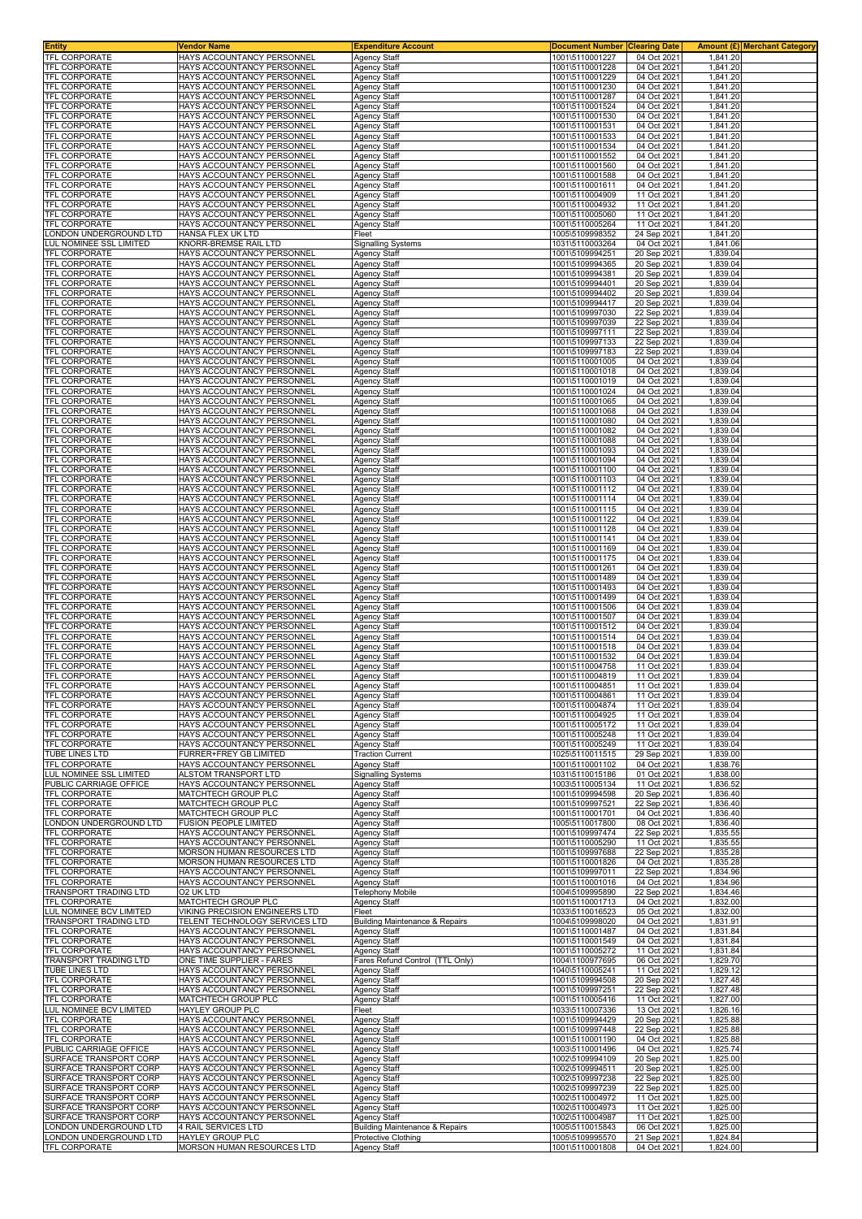| Entity | Vendor Name | Expenditure Account | Document Number | Clearing Date | Amount (£) | Merchant Category |
|---|---|---|---|---|---|---|
| TFL CORPORATE | HAYS ACCOUNTANCY PERSONNEL | Agency Staff | 1001\5110001227 | 04 Oct 2021 | 1,841.20 | |
| TFL CORPORATE | HAYS ACCOUNTANCY PERSONNEL | Agency Staff | 1001\5110001228 | 04 Oct 2021 | 1,841.20 | |
| TFL CORPORATE | HAYS ACCOUNTANCY PERSONNEL | Agency Staff | 1001\5110001229 | 04 Oct 2021 | 1,841.20 | |
| TFL CORPORATE | HAYS ACCOUNTANCY PERSONNEL | Agency Staff | 1001\5110001230 | 04 Oct 2021 | 1,841.20 | |
| TFL CORPORATE | HAYS ACCOUNTANCY PERSONNEL | Agency Staff | 1001\5110001287 | 04 Oct 2021 | 1,841.20 | |
| TFL CORPORATE | HAYS ACCOUNTANCY PERSONNEL | Agency Staff | 1001\5110001524 | 04 Oct 2021 | 1,841.20 | |
| TFL CORPORATE | HAYS ACCOUNTANCY PERSONNEL | Agency Staff | 1001\5110001530 | 04 Oct 2021 | 1,841.20 | |
| TFL CORPORATE | HAYS ACCOUNTANCY PERSONNEL | Agency Staff | 1001\5110001531 | 04 Oct 2021 | 1,841.20 | |
| TFL CORPORATE | HAYS ACCOUNTANCY PERSONNEL | Agency Staff | 1001\5110001533 | 04 Oct 2021 | 1,841.20 | |
| TFL CORPORATE | HAYS ACCOUNTANCY PERSONNEL | Agency Staff | 1001\5110001534 | 04 Oct 2021 | 1,841.20 | |
| TFL CORPORATE | HAYS ACCOUNTANCY PERSONNEL | Agency Staff | 1001\5110001552 | 04 Oct 2021 | 1,841.20 | |
| TFL CORPORATE | HAYS ACCOUNTANCY PERSONNEL | Agency Staff | 1001\5110001560 | 04 Oct 2021 | 1,841.20 | |
| TFL CORPORATE | HAYS ACCOUNTANCY PERSONNEL | Agency Staff | 1001\5110001588 | 04 Oct 2021 | 1,841.20 | |
| TFL CORPORATE | HAYS ACCOUNTANCY PERSONNEL | Agency Staff | 1001\5110001611 | 04 Oct 2021 | 1,841.20 | |
| TFL CORPORATE | HAYS ACCOUNTANCY PERSONNEL | Agency Staff | 1001\5110004909 | 11 Oct 2021 | 1,841.20 | |
| TFL CORPORATE | HAYS ACCOUNTANCY PERSONNEL | Agency Staff | 1001\5110004932 | 11 Oct 2021 | 1,841.20 | |
| TFL CORPORATE | HAYS ACCOUNTANCY PERSONNEL | Agency Staff | 1001\5110005060 | 11 Oct 2021 | 1,841.20 | |
| TFL CORPORATE | HAYS ACCOUNTANCY PERSONNEL | Agency Staff | 1001\5110005264 | 11 Oct 2021 | 1,841.20 | |
| LONDON UNDERGROUND LTD | HANSA FLEX UK LTD | Fleet | 1005\5109998352 | 24 Sep 2021 | 1,841.20 | |
| LUL NOMINEE SSL LIMITED | KNORR-BREMSE RAIL LTD | Signalling Systems | 1031\5110003264 | 04 Oct 2021 | 1,841.06 | |
| TFL CORPORATE | HAYS ACCOUNTANCY PERSONNEL | Agency Staff | 1001\5109994251 | 20 Sep 2021 | 1,839.04 | |
| TFL CORPORATE | HAYS ACCOUNTANCY PERSONNEL | Agency Staff | 1001\5109994365 | 20 Sep 2021 | 1,839.04 | |
| TFL CORPORATE | HAYS ACCOUNTANCY PERSONNEL | Agency Staff | 1001\5109994381 | 20 Sep 2021 | 1,839.04 | |
| TFL CORPORATE | HAYS ACCOUNTANCY PERSONNEL | Agency Staff | 1001\5109994401 | 20 Sep 2021 | 1,839.04 | |
| TFL CORPORATE | HAYS ACCOUNTANCY PERSONNEL | Agency Staff | 1001\5109994402 | 20 Sep 2021 | 1,839.04 | |
| TFL CORPORATE | HAYS ACCOUNTANCY PERSONNEL | Agency Staff | 1001\5109994417 | 20 Sep 2021 | 1,839.04 | |
| TFL CORPORATE | HAYS ACCOUNTANCY PERSONNEL | Agency Staff | 1001\5109997030 | 22 Sep 2021 | 1,839.04 | |
| TFL CORPORATE | HAYS ACCOUNTANCY PERSONNEL | Agency Staff | 1001\5109997039 | 22 Sep 2021 | 1,839.04 | |
| TFL CORPORATE | HAYS ACCOUNTANCY PERSONNEL | Agency Staff | 1001\5109997111 | 22 Sep 2021 | 1,839.04 | |
| TFL CORPORATE | HAYS ACCOUNTANCY PERSONNEL | Agency Staff | 1001\5109997133 | 22 Sep 2021 | 1,839.04 | |
| TFL CORPORATE | HAYS ACCOUNTANCY PERSONNEL | Agency Staff | 1001\5109997183 | 22 Sep 2021 | 1,839.04 | |
| TFL CORPORATE | HAYS ACCOUNTANCY PERSONNEL | Agency Staff | 1001\5110001005 | 04 Oct 2021 | 1,839.04 | |
| TFL CORPORATE | HAYS ACCOUNTANCY PERSONNEL | Agency Staff | 1001\5110001018 | 04 Oct 2021 | 1,839.04 | |
| TFL CORPORATE | HAYS ACCOUNTANCY PERSONNEL | Agency Staff | 1001\5110001019 | 04 Oct 2021 | 1,839.04 | |
| TFL CORPORATE | HAYS ACCOUNTANCY PERSONNEL | Agency Staff | 1001\5110001024 | 04 Oct 2021 | 1,839.04 | |
| TFL CORPORATE | HAYS ACCOUNTANCY PERSONNEL | Agency Staff | 1001\5110001065 | 04 Oct 2021 | 1,839.04 | |
| TFL CORPORATE | HAYS ACCOUNTANCY PERSONNEL | Agency Staff | 1001\5110001068 | 04 Oct 2021 | 1,839.04 | |
| TFL CORPORATE | HAYS ACCOUNTANCY PERSONNEL | Agency Staff | 1001\5110001080 | 04 Oct 2021 | 1,839.04 | |
| TFL CORPORATE | HAYS ACCOUNTANCY PERSONNEL | Agency Staff | 1001\5110001082 | 04 Oct 2021 | 1,839.04 | |
| TFL CORPORATE | HAYS ACCOUNTANCY PERSONNEL | Agency Staff | 1001\5110001088 | 04 Oct 2021 | 1,839.04 | |
| TFL CORPORATE | HAYS ACCOUNTANCY PERSONNEL | Agency Staff | 1001\5110001093 | 04 Oct 2021 | 1,839.04 | |
| TFL CORPORATE | HAYS ACCOUNTANCY PERSONNEL | Agency Staff | 1001\5110001094 | 04 Oct 2021 | 1,839.04 | |
| TFL CORPORATE | HAYS ACCOUNTANCY PERSONNEL | Agency Staff | 1001\5110001100 | 04 Oct 2021 | 1,839.04 | |
| TFL CORPORATE | HAYS ACCOUNTANCY PERSONNEL | Agency Staff | 1001\5110001103 | 04 Oct 2021 | 1,839.04 | |
| TFL CORPORATE | HAYS ACCOUNTANCY PERSONNEL | Agency Staff | 1001\5110001112 | 04 Oct 2021 | 1,839.04 | |
| TFL CORPORATE | HAYS ACCOUNTANCY PERSONNEL | Agency Staff | 1001\5110001114 | 04 Oct 2021 | 1,839.04 | |
| TFL CORPORATE | HAYS ACCOUNTANCY PERSONNEL | Agency Staff | 1001\5110001115 | 04 Oct 2021 | 1,839.04 | |
| TFL CORPORATE | HAYS ACCOUNTANCY PERSONNEL | Agency Staff | 1001\5110001122 | 04 Oct 2021 | 1,839.04 | |
| TFL CORPORATE | HAYS ACCOUNTANCY PERSONNEL | Agency Staff | 1001\5110001128 | 04 Oct 2021 | 1,839.04 | |
| TFL CORPORATE | HAYS ACCOUNTANCY PERSONNEL | Agency Staff | 1001\5110001141 | 04 Oct 2021 | 1,839.04 | |
| TFL CORPORATE | HAYS ACCOUNTANCY PERSONNEL | Agency Staff | 1001\5110001169 | 04 Oct 2021 | 1,839.04 | |
| TFL CORPORATE | HAYS ACCOUNTANCY PERSONNEL | Agency Staff | 1001\5110001175 | 04 Oct 2021 | 1,839.04 | |
| TFL CORPORATE | HAYS ACCOUNTANCY PERSONNEL | Agency Staff | 1001\5110001261 | 04 Oct 2021 | 1,839.04 | |
| TFL CORPORATE | HAYS ACCOUNTANCY PERSONNEL | Agency Staff | 1001\5110001489 | 04 Oct 2021 | 1,839.04 | |
| TFL CORPORATE | HAYS ACCOUNTANCY PERSONNEL | Agency Staff | 1001\5110001493 | 04 Oct 2021 | 1,839.04 | |
| TFL CORPORATE | HAYS ACCOUNTANCY PERSONNEL | Agency Staff | 1001\5110001499 | 04 Oct 2021 | 1,839.04 | |
| TFL CORPORATE | HAYS ACCOUNTANCY PERSONNEL | Agency Staff | 1001\5110001506 | 04 Oct 2021 | 1,839.04 | |
| TFL CORPORATE | HAYS ACCOUNTANCY PERSONNEL | Agency Staff | 1001\5110001507 | 04 Oct 2021 | 1,839.04 | |
| TFL CORPORATE | HAYS ACCOUNTANCY PERSONNEL | Agency Staff | 1001\5110001512 | 04 Oct 2021 | 1,839.04 | |
| TFL CORPORATE | HAYS ACCOUNTANCY PERSONNEL | Agency Staff | 1001\5110001514 | 04 Oct 2021 | 1,839.04 | |
| TFL CORPORATE | HAYS ACCOUNTANCY PERSONNEL | Agency Staff | 1001\5110001518 | 04 Oct 2021 | 1,839.04 | |
| TFL CORPORATE | HAYS ACCOUNTANCY PERSONNEL | Agency Staff | 1001\5110001532 | 04 Oct 2021 | 1,839.04 | |
| TFL CORPORATE | HAYS ACCOUNTANCY PERSONNEL | Agency Staff | 1001\5110004758 | 11 Oct 2021 | 1,839.04 | |
| TFL CORPORATE | HAYS ACCOUNTANCY PERSONNEL | Agency Staff | 1001\5110004819 | 11 Oct 2021 | 1,839.04 | |
| TFL CORPORATE | HAYS ACCOUNTANCY PERSONNEL | Agency Staff | 1001\5110004851 | 11 Oct 2021 | 1,839.04 | |
| TFL CORPORATE | HAYS ACCOUNTANCY PERSONNEL | Agency Staff | 1001\5110004861 | 11 Oct 2021 | 1,839.04 | |
| TFL CORPORATE | HAYS ACCOUNTANCY PERSONNEL | Agency Staff | 1001\5110004874 | 11 Oct 2021 | 1,839.04 | |
| TFL CORPORATE | HAYS ACCOUNTANCY PERSONNEL | Agency Staff | 1001\5110004925 | 11 Oct 2021 | 1,839.04 | |
| TFL CORPORATE | HAYS ACCOUNTANCY PERSONNEL | Agency Staff | 1001\5110005172 | 11 Oct 2021 | 1,839.04 | |
| TFL CORPORATE | HAYS ACCOUNTANCY PERSONNEL | Agency Staff | 1001\5110005248 | 11 Oct 2021 | 1,839.04 | |
| TFL CORPORATE | HAYS ACCOUNTANCY PERSONNEL | Agency Staff | 1001\5110005249 | 11 Oct 2021 | 1,839.04 | |
| TUBE LINES LTD | FURRER+FREY GB LIMITED | Traction Current | 1025\5110011515 | 29 Sep 2021 | 1,839.00 | |
| TFL CORPORATE | HAYS ACCOUNTANCY PERSONNEL | Agency Staff | 1001\5110001102 | 04 Oct 2021 | 1,838.76 | |
| LUL NOMINEE SSL LIMITED | ALSTOM TRANSPORT LTD | Signalling Systems | 1031\5110015186 | 01 Oct 2021 | 1,838.00 | |
| PUBLIC CARRIAGE OFFICE | HAYS ACCOUNTANCY PERSONNEL | Agency Staff | 1003\5110005134 | 11 Oct 2021 | 1,836.52 | |
| TFL CORPORATE | MATCHTECH GROUP PLC | Agency Staff | 1001\5109994598 | 20 Sep 2021 | 1,836.40 | |
| TFL CORPORATE | MATCHTECH GROUP PLC | Agency Staff | 1001\5109997521 | 22 Sep 2021 | 1,836.40 | |
| TFL CORPORATE | MATCHTECH GROUP PLC | Agency Staff | 1001\5110001701 | 04 Oct 2021 | 1,836.40 | |
| LONDON UNDERGROUND LTD | FUSION PEOPLE LIMITED | Agency Staff | 1005\5110017800 | 08 Oct 2021 | 1,836.40 | |
| TFL CORPORATE | HAYS ACCOUNTANCY PERSONNEL | Agency Staff | 1001\5109997474 | 22 Sep 2021 | 1,835.55 | |
| TFL CORPORATE | HAYS ACCOUNTANCY PERSONNEL | Agency Staff | 1001\5110005290 | 11 Oct 2021 | 1,835.55 | |
| TFL CORPORATE | MORSON HUMAN RESOURCES LTD | Agency Staff | 1001\5109997688 | 22 Sep 2021 | 1,835.28 | |
| TFL CORPORATE | MORSON HUMAN RESOURCES LTD | Agency Staff | 1001\5110001826 | 04 Oct 2021 | 1,835.28 | |
| TFL CORPORATE | HAYS ACCOUNTANCY PERSONNEL | Agency Staff | 1001\5109997011 | 22 Sep 2021 | 1,834.96 | |
| TFL CORPORATE | HAYS ACCOUNTANCY PERSONNEL | Agency Staff | 1001\5110001016 | 04 Oct 2021 | 1,834.96 | |
| TRANSPORT TRADING LTD | O2 UK LTD | Telephony Mobile | 1004\5109995890 | 22 Sep 2021 | 1,834.46 | |
| TFL CORPORATE | MATCHTECH GROUP PLC | Agency Staff | 1001\5110001713 | 04 Oct 2021 | 1,832.00 | |
| LUL NOMINEE BCV LIMITED | VIKING PRECISION ENGINEERS LTD | Fleet | 1033\5110016523 | 05 Oct 2021 | 1,832.00 | |
| TRANSPORT TRADING LTD | TELENT TECHNOLOGY SERVICES LTD | Building Maintenance & Repairs | 1004\5109998020 | 04 Oct 2021 | 1,831.91 | |
| TFL CORPORATE | HAYS ACCOUNTANCY PERSONNEL | Agency Staff | 1001\5110001487 | 04 Oct 2021 | 1,831.84 | |
| TFL CORPORATE | HAYS ACCOUNTANCY PERSONNEL | Agency Staff | 1001\5110001549 | 04 Oct 2021 | 1,831.84 | |
| TFL CORPORATE | HAYS ACCOUNTANCY PERSONNEL | Agency Staff | 1001\5110005272 | 11 Oct 2021 | 1,831.84 | |
| TRANSPORT TRADING LTD | ONE TIME SUPPLIER - FARES | Fares Refund Control (TTL Only) | 1004\1100977695 | 06 Oct 2021 | 1,829.70 | |
| TUBE LINES LTD | HAYS ACCOUNTANCY PERSONNEL | Agency Staff | 1040\5110005241 | 11 Oct 2021 | 1,829.12 | |
| TFL CORPORATE | HAYS ACCOUNTANCY PERSONNEL | Agency Staff | 1001\5109994508 | 20 Sep 2021 | 1,827.48 | |
| TFL CORPORATE | HAYS ACCOUNTANCY PERSONNEL | Agency Staff | 1001\5109997251 | 22 Sep 2021 | 1,827.48 | |
| TFL CORPORATE | MATCHTECH GROUP PLC | Agency Staff | 1001\5110005416 | 11 Oct 2021 | 1,827.00 | |
| LUL NOMINEE BCV LIMITED | HAYLEY GROUP PLC | Fleet | 1033\5110007336 | 13 Oct 2021 | 1,826.16 | |
| TFL CORPORATE | HAYS ACCOUNTANCY PERSONNEL | Agency Staff | 1001\5109994429 | 20 Sep 2021 | 1,825.88 | |
| TFL CORPORATE | HAYS ACCOUNTANCY PERSONNEL | Agency Staff | 1001\5109997448 | 22 Sep 2021 | 1,825.88 | |
| TFL CORPORATE | HAYS ACCOUNTANCY PERSONNEL | Agency Staff | 1001\5110001190 | 04 Oct 2021 | 1,825.88 | |
| PUBLIC CARRIAGE OFFICE | HAYS ACCOUNTANCY PERSONNEL | Agency Staff | 1003\5110001496 | 04 Oct 2021 | 1,825.74 | |
| SURFACE TRANSPORT CORP | HAYS ACCOUNTANCY PERSONNEL | Agency Staff | 1002\5109994109 | 20 Sep 2021 | 1,825.00 | |
| SURFACE TRANSPORT CORP | HAYS ACCOUNTANCY PERSONNEL | Agency Staff | 1002\5109994511 | 20 Sep 2021 | 1,825.00 | |
| SURFACE TRANSPORT CORP | HAYS ACCOUNTANCY PERSONNEL | Agency Staff | 1002\5109997238 | 22 Sep 2021 | 1,825.00 | |
| SURFACE TRANSPORT CORP | HAYS ACCOUNTANCY PERSONNEL | Agency Staff | 1002\5109997239 | 22 Sep 2021 | 1,825.00 | |
| SURFACE TRANSPORT CORP | HAYS ACCOUNTANCY PERSONNEL | Agency Staff | 1002\5110004972 | 11 Oct 2021 | 1,825.00 | |
| SURFACE TRANSPORT CORP | HAYS ACCOUNTANCY PERSONNEL | Agency Staff | 1002\5110004973 | 11 Oct 2021 | 1,825.00 | |
| SURFACE TRANSPORT CORP | HAYS ACCOUNTANCY PERSONNEL | Agency Staff | 1002\5110004987 | 11 Oct 2021 | 1,825.00 | |
| LONDON UNDERGROUND LTD | 4 RAIL SERVICES LTD | Building Maintenance & Repairs | 1005\5110015843 | 06 Oct 2021 | 1,825.00 | |
| LONDON UNDERGROUND LTD | HAYLEY GROUP PLC | Protective Clothing | 1005\5109995570 | 21 Sep 2021 | 1,824.84 | |
| TFL CORPORATE | MORSON HUMAN RESOURCES LTD | Agency Staff | 1001\5110001808 | 04 Oct 2021 | 1,824.00 | |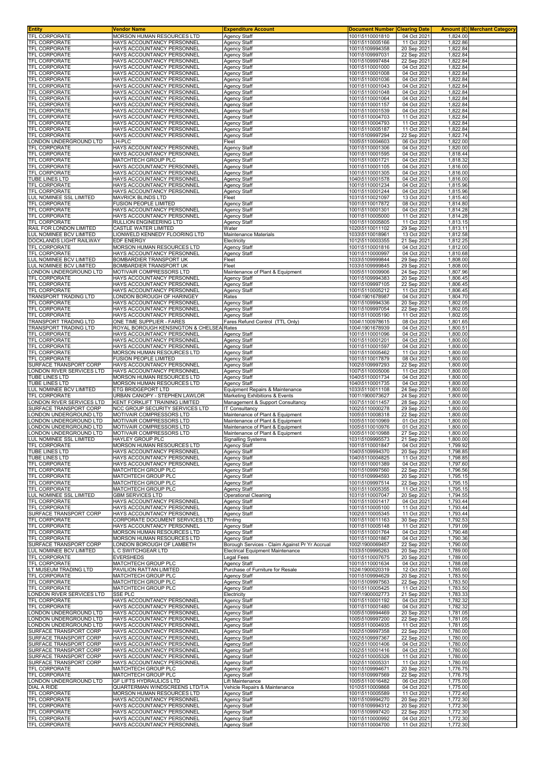| Entity | Vendor Name | Expenditure Account | Document Number | Clearing Date | Amount (£) | Merchant Category |
|---|---|---|---|---|---|---|
| TFL CORPORATE | MORSON HUMAN RESOURCES LTD | Agency Staff | 1001\5110001810 | 04 Oct 2021 | 1,824.00 | |
| TFL CORPORATE | HAYS ACCOUNTANCY PERSONNEL | Agency Staff | 1001\5110005166 | 11 Oct 2021 | 1,822.86 | |
| TFL CORPORATE | HAYS ACCOUNTANCY PERSONNEL | Agency Staff | 1001\5109994358 | 20 Sep 2021 | 1,822.84 | |
| TFL CORPORATE | HAYS ACCOUNTANCY PERSONNEL | Agency Staff | 1001\5109997031 | 22 Sep 2021 | 1,822.84 | |
| TFL CORPORATE | HAYS ACCOUNTANCY PERSONNEL | Agency Staff | 1001\5109997484 | 22 Sep 2021 | 1,822.84 | |
| TFL CORPORATE | HAYS ACCOUNTANCY PERSONNEL | Agency Staff | 1001\5110001000 | 04 Oct 2021 | 1,822.84 | |
| TFL CORPORATE | HAYS ACCOUNTANCY PERSONNEL | Agency Staff | 1001\5110001008 | 04 Oct 2021 | 1,822.84 | |
| TFL CORPORATE | HAYS ACCOUNTANCY PERSONNEL | Agency Staff | 1001\5110001036 | 04 Oct 2021 | 1,822.84 | |
| TFL CORPORATE | HAYS ACCOUNTANCY PERSONNEL | Agency Staff | 1001\5110001043 | 04 Oct 2021 | 1,822.84 | |
| TFL CORPORATE | HAYS ACCOUNTANCY PERSONNEL | Agency Staff | 1001\5110001048 | 04 Oct 2021 | 1,822.84 | |
| TFL CORPORATE | HAYS ACCOUNTANCY PERSONNEL | Agency Staff | 1001\5110001064 | 04 Oct 2021 | 1,822.84 | |
| TFL CORPORATE | HAYS ACCOUNTANCY PERSONNEL | Agency Staff | 1001\5110001157 | 04 Oct 2021 | 1,822.84 | |
| TFL CORPORATE | HAYS ACCOUNTANCY PERSONNEL | Agency Staff | 1001\5110001539 | 04 Oct 2021 | 1,822.84 | |
| TFL CORPORATE | HAYS ACCOUNTANCY PERSONNEL | Agency Staff | 1001\5110004703 | 11 Oct 2021 | 1,822.84 | |
| TFL CORPORATE | HAYS ACCOUNTANCY PERSONNEL | Agency Staff | 1001\5110004793 | 11 Oct 2021 | 1,822.84 | |
| TFL CORPORATE | HAYS ACCOUNTANCY PERSONNEL | Agency Staff | 1001\5110005187 | 11 Oct 2021 | 1,822.84 | |
| TFL CORPORATE | HAYS ACCOUNTANCY PERSONNEL | Agency Staff | 1001\5109997294 | 22 Sep 2021 | 1,822.74 | |
| LONDON UNDERGROUND LTD | LH-PLC | Fleet | 1005\5110004603 | 06 Oct 2021 | 1,822.00 | |
| TFL CORPORATE | HAYS ACCOUNTANCY PERSONNEL | Agency Staff | 1001\5110001306 | 04 Oct 2021 | 1,820.00 | |
| TFL CORPORATE | HAYS ACCOUNTANCY PERSONNEL | Agency Staff | 1001\5110001595 | 04 Oct 2021 | 1,818.44 | |
| TFL CORPORATE | MATCHTECH GROUP PLC | Agency Staff | 1001\5110001721 | 04 Oct 2021 | 1,818.32 | |
| TFL CORPORATE | HAYS ACCOUNTANCY PERSONNEL | Agency Staff | 1001\5110001105 | 04 Oct 2021 | 1,816.00 | |
| TFL CORPORATE | HAYS ACCOUNTANCY PERSONNEL | Agency Staff | 1001\5110001305 | 04 Oct 2021 | 1,816.00 | |
| TUBE LINES LTD | HAYS ACCOUNTANCY PERSONNEL | Agency Staff | 1040\5110001578 | 04 Oct 2021 | 1,816.00 | |
| TFL CORPORATE | HAYS ACCOUNTANCY PERSONNEL | Agency Staff | 1001\5110001234 | 04 Oct 2021 | 1,815.96 | |
| TFL CORPORATE | HAYS ACCOUNTANCY PERSONNEL | Agency Staff | 1001\5110001244 | 04 Oct 2021 | 1,815.96 | |
| LUL NOMINEE SSL LIMITED | MAVRICK BLINDS LTD | Fleet | 1031\5110021097 | 13 Oct 2021 | 1,815.40 | |
| TFL CORPORATE | FUSION PEOPLE LIMITED | Agency Staff | 1001\5110017872 | 08 Oct 2021 | 1,814.80 | |
| TFL CORPORATE | HAYS ACCOUNTANCY PERSONNEL | Agency Staff | 1001\5110001301 | 04 Oct 2021 | 1,814.28 | |
| TFL CORPORATE | HAYS ACCOUNTANCY PERSONNEL | Agency Staff | 1001\5110005000 | 11 Oct 2021 | 1,814.28 | |
| TFL CORPORATE | RULLION ENGINEERING LTD | Agency Staff | 1001\5110005805 | 11 Oct 2021 | 1,813.15 | |
| RAIL FOR LONDON LIMITED | CASTLE WATER LIMITED | Water | 1020\5110011102 | 29 Sep 2021 | 1,813.11 | |
| LUL NOMINEE BCV LIMITED | LIONWELD KENNEDY FLOORING LTD | Maintenance Materials | 1033\5110018961 | 13 Oct 2021 | 1,812.58 | |
| DOCKLANDS LIGHT RAILWAY | EDF ENERGY | Electricity | 1012\5110003355 | 21 Sep 2021 | 1,812.25 | |
| TFL CORPORATE | MORSON HUMAN RESOURCES LTD | Agency Staff | 1001\5110001816 | 04 Oct 2021 | 1,812.00 | |
| TFL CORPORATE | HAYS ACCOUNTANCY PERSONNEL | Agency Staff | 1001\5110000997 | 04 Oct 2021 | 1,810.68 | |
| LUL NOMINEE BCV LIMITED | BOMBARDIER TRANSPORT UK | Fleet | 1033\5109999844 | 29 Sep 2021 | 1,808.00 | |
| LUL NOMINEE BCV LIMITED | BOMBARDIER TRANSPORT UK | Fleet | 1033\5109999845 | 29 Sep 2021 | 1,808.00 | |
| LONDON UNDERGROUND LTD | MOTIVAIR COMPRESSORS LTD | Maintenance of Plant & Equipment | 1005\5110009906 | 24 Sep 2021 | 1,807.96 | |
| TFL CORPORATE | HAYS ACCOUNTANCY PERSONNEL | Agency Staff | 1001\5109994383 | 20 Sep 2021 | 1,806.45 | |
| TFL CORPORATE | HAYS ACCOUNTANCY PERSONNEL | Agency Staff | 1001\5109997105 | 22 Sep 2021 | 1,806.45 | |
| TFL CORPORATE | HAYS ACCOUNTANCY PERSONNEL | Agency Staff | 1001\5110005212 | 11 Oct 2021 | 1,806.45 | |
| TRANSPORT TRADING LTD | LONDON BOROUGH OF HARINGEY | Rates | 1004\1901678987 | 04 Oct 2021 | 1,804.70 | |
| TFL CORPORATE | HAYS ACCOUNTANCY PERSONNEL | Agency Staff | 1001\5109994336 | 20 Sep 2021 | 1,802.05 | |
| TFL CORPORATE | HAYS ACCOUNTANCY PERSONNEL | Agency Staff | 1001\5109997054 | 22 Sep 2021 | 1,802.05 | |
| TFL CORPORATE | HAYS ACCOUNTANCY PERSONNEL | Agency Staff | 1001\5110005190 | 11 Oct 2021 | 1,802.05 | |
| TRANSPORT TRADING LTD | ONE TIME SUPPLIER - FARES | Fares Refund Control (TTL Only) | 1004\1100978615 | 08 Oct 2021 | 1,801.65 | |
| TRANSPORT TRADING LTD | ROYAL BOROUGH KENSINGTON & CHELSEA | Rates | 1004\1901678939 | 04 Oct 2021 | 1,800.51 | |
| TFL CORPORATE | HAYS ACCOUNTANCY PERSONNEL | Agency Staff | 1001\5110001096 | 04 Oct 2021 | 1,800.00 | |
| TFL CORPORATE | HAYS ACCOUNTANCY PERSONNEL | Agency Staff | 1001\5110001201 | 04 Oct 2021 | 1,800.00 | |
| TFL CORPORATE | HAYS ACCOUNTANCY PERSONNEL | Agency Staff | 1001\5110001597 | 04 Oct 2021 | 1,800.00 | |
| TFL CORPORATE | MORSON HUMAN RESOURCES LTD | Agency Staff | 1001\5110005462 | 11 Oct 2021 | 1,800.00 | |
| TFL CORPORATE | FUSION PEOPLE LIMITED | Agency Staff | 1001\5110017879 | 08 Oct 2021 | 1,800.00 | |
| SURFACE TRANSPORT CORP | HAYS ACCOUNTANCY PERSONNEL | Agency Staff | 1002\5109997293 | 22 Sep 2021 | 1,800.00 | |
| LONDON RIVER SERVICES LTD | HAYS ACCOUNTANCY PERSONNEL | Agency Staff | 1007\5110005006 | 11 Oct 2021 | 1,800.00 | |
| TUBE LINES LTD | MORSON HUMAN RESOURCES LTD | Agency Staff | 1040\5110001734 | 04 Oct 2021 | 1,800.00 | |
| TUBE LINES LTD | MORSON HUMAN RESOURCES LTD | Agency Staff | 1040\5110001735 | 04 Oct 2021 | 1,800.00 | |
| LUL NOMINEE BCV LIMITED | ETG BRIDGEPORT LTD | Equipment Repairs & Maintenance | 1033\5110011108 | 24 Sep 2021 | 1,800.00 | |
| TFL CORPORATE | URBAN CANOPY - STEPHEN LAWLOR | Marketing Exhibitions & Events | 1001\1900073627 | 24 Sep 2021 | 1,800.00 | |
| LONDON RIVER SERVICES LTD | KENT FORKLIFT TRAINING LIMITED | Management & Support Consultancy | 1007\5110011457 | 28 Sep 2021 | 1,800.00 | |
| SURFACE TRANSPORT CORP | NCC GROUP SECURITY SERVICES LTD | IT Consultancy | 1002\5110000278 | 29 Sep 2021 | 1,800.00 | |
| LONDON UNDERGROUND LTD | MOTIVAIR COMPRESSORS LTD | Maintenance of Plant & Equipment | 1005\5110008318 | 22 Sep 2021 | 1,800.00 | |
| LONDON UNDERGROUND LTD | MOTIVAIR COMPRESSORS LTD | Maintenance of Plant & Equipment | 1005\5110010969 | 01 Oct 2021 | 1,800.00 | |
| LONDON UNDERGROUND LTD | MOTIVAIR COMPRESSORS LTD | Maintenance of Plant & Equipment | 1005\5110010976 | 01 Oct 2021 | 1,800.00 | |
| LONDON UNDERGROUND LTD | MOTIVAIR COMPRESSORS LTD | Maintenance of Plant & Equipment | 1005\5110010988 | 27 Sep 2021 | 1,800.00 | |
| LUL NOMINEE SSL LIMITED | HAYLEY GROUP PLC | Signalling Systems | 1031\5109995573 | 21 Sep 2021 | 1,800.00 | |
| TFL CORPORATE | MORSON HUMAN RESOURCES LTD | Agency Staff | 1001\5110001847 | 04 Oct 2021 | 1,799.92 | |
| TUBE LINES LTD | HAYS ACCOUNTANCY PERSONNEL | Agency Staff | 1040\5109994370 | 20 Sep 2021 | 1,798.85 | |
| TUBE LINES LTD | HAYS ACCOUNTANCY PERSONNEL | Agency Staff | 1040\5110004825 | 11 Oct 2021 | 1,798.85 | |
| TFL CORPORATE | HAYS ACCOUNTANCY PERSONNEL | Agency Staff | 1001\5110001389 | 04 Oct 2021 | 1,797.60 | |
| TFL CORPORATE | MATCHTECH GROUP PLC | Agency Staff | 1001\5109997560 | 22 Sep 2021 | 1,796.56 | |
| TFL CORPORATE | MATCHTECH GROUP PLC | Agency Staff | 1001\5109994593 | 20 Sep 2021 | 1,795.15 | |
| TFL CORPORATE | MATCHTECH GROUP PLC | Agency Staff | 1001\5109997514 | 22 Sep 2021 | 1,795.15 | |
| TFL CORPORATE | MATCHTECH GROUP PLC | Agency Staff | 1001\5110005355 | 11 Oct 2021 | 1,795.15 | |
| LUL NOMINEE SSL LIMITED | GBM SERVICES LTD | Operational Cleaning | 1031\5110007047 | 20 Sep 2021 | 1,794.55 | |
| TFL CORPORATE | HAYS ACCOUNTANCY PERSONNEL | Agency Staff | 1001\5110001417 | 04 Oct 2021 | 1,793.44 | |
| TFL CORPORATE | HAYS ACCOUNTANCY PERSONNEL | Agency Staff | 1001\5110005100 | 11 Oct 2021 | 1,793.44 | |
| SURFACE TRANSPORT CORP | HAYS ACCOUNTANCY PERSONNEL | Agency Staff | 1002\5110005345 | 11 Oct 2021 | 1,793.44 | |
| TFL CORPORATE | CORPORATE DOCUMENT SERVICES LTD | Printing | 1001\5110011163 | 30 Sep 2021 | 1,792.53 | |
| TFL CORPORATE | HAYS ACCOUNTANCY PERSONNEL | Agency Staff | 1001\5110005148 | 11 Oct 2021 | 1,791.09 | |
| TFL CORPORATE | MORSON HUMAN RESOURCES LTD | Agency Staff | 1001\5110001764 | 04 Oct 2021 | 1,790.48 | |
| TFL CORPORATE | MORSON HUMAN RESOURCES LTD | Agency Staff | 1001\5110001867 | 04 Oct 2021 | 1,790.36 | |
| SURFACE TRANSPORT CORP | LONDON BOROUGH OF LAMBETH | Borough Services - Claim Against Pr Yr Accrual | 1002\1900069457 | 22 Sep 2021 | 1,790.00 | |
| LUL NOMINEE BCV LIMITED | L C SWITCHGEAR LTD | Electrical Equipment Maintenance | 1033\5109995263 | 20 Sep 2021 | 1,789.00 | |
| TFL CORPORATE | EVERSHEDS | Legal Fees | 1001\5110007675 | 20 Sep 2021 | 1,789.00 | |
| TFL CORPORATE | MATCHTECH GROUP PLC | Agency Staff | 1001\5110001634 | 04 Oct 2021 | 1,788.08 | |
| LT MUSEUM TRADING LTD | PAVILION RATTAN LIMITED | Purchase of Furniture for Resale | 1024\1900020319 | 12 Oct 2021 | 1,785.00 | |
| TFL CORPORATE | MATCHTECH GROUP PLC | Agency Staff | 1001\5109994629 | 20 Sep 2021 | 1,783.50 | |
| TFL CORPORATE | MATCHTECH GROUP PLC | Agency Staff | 1001\5109997563 | 22 Sep 2021 | 1,783.50 | |
| TFL CORPORATE | MATCHTECH GROUP PLC | Agency Staff | 1001\5110005425 | 11 Oct 2021 | 1,783.50 | |
| LONDON RIVER SERVICES LTD | SSE PLC | Electricity | 1007\1900002773 | 21 Sep 2021 | 1,783.33 | |
| TFL CORPORATE | HAYS ACCOUNTANCY PERSONNEL | Agency Staff | 1001\5110001192 | 04 Oct 2021 | 1,782.32 | |
| TFL CORPORATE | HAYS ACCOUNTANCY PERSONNEL | Agency Staff | 1001\5110001480 | 04 Oct 2021 | 1,782.32 | |
| LONDON UNDERGROUND LTD | HAYS ACCOUNTANCY PERSONNEL | Agency Staff | 1005\5109994469 | 20 Sep 2021 | 1,781.05 | |
| LONDON UNDERGROUND LTD | HAYS ACCOUNTANCY PERSONNEL | Agency Staff | 1005\5109997200 | 22 Sep 2021 | 1,781.05 | |
| LONDON UNDERGROUND LTD | HAYS ACCOUNTANCY PERSONNEL | Agency Staff | 1005\5110004935 | 11 Oct 2021 | 1,781.05 | |
| SURFACE TRANSPORT CORP | HAYS ACCOUNTANCY PERSONNEL | Agency Staff | 1002\5109997358 | 22 Sep 2021 | 1,780.00 | |
| SURFACE TRANSPORT CORP | HAYS ACCOUNTANCY PERSONNEL | Agency Staff | 1002\5109997367 | 22 Sep 2021 | 1,780.00 | |
| SURFACE TRANSPORT CORP | HAYS ACCOUNTANCY PERSONNEL | Agency Staff | 1002\5110001406 | 04 Oct 2021 | 1,780.00 | |
| SURFACE TRANSPORT CORP | HAYS ACCOUNTANCY PERSONNEL | Agency Staff | 1002\5110001416 | 04 Oct 2021 | 1,780.00 | |
| SURFACE TRANSPORT CORP | HAYS ACCOUNTANCY PERSONNEL | Agency Staff | 1002\5110005326 | 11 Oct 2021 | 1,780.00 | |
| SURFACE TRANSPORT CORP | HAYS ACCOUNTANCY PERSONNEL | Agency Staff | 1002\5110005331 | 11 Oct 2021 | 1,780.00 | |
| TFL CORPORATE | MATCHTECH GROUP PLC | Agency Staff | 1001\5109994671 | 20 Sep 2021 | 1,776.75 | |
| TFL CORPORATE | MATCHTECH GROUP PLC | Agency Staff | 1001\5109997569 | 22 Sep 2021 | 1,776.75 | |
| LONDON UNDERGROUND LTD | GF LIFTS HYDRAULICS LTD | Lift Maintenance | 1005\5110016482 | 06 Oct 2021 | 1,775.00 | |
| DIAL A RIDE | QUARTERMAN WINDSCREENS LTD/T/A | Vehicle Repairs & Maintenance | 1010\5110009868 | 04 Oct 2021 | 1,775.00 | |
| TFL CORPORATE | MORSON HUMAN RESOURCES LTD | Agency Staff | 1001\5110005589 | 11 Oct 2021 | 1,772.40 | |
| TFL CORPORATE | HAYS ACCOUNTANCY PERSONNEL | Agency Staff | 1001\5109994270 | 20 Sep 2021 | 1,772.30 | |
| TFL CORPORATE | HAYS ACCOUNTANCY PERSONNEL | Agency Staff | 1001\5109994312 | 20 Sep 2021 | 1,772.30 | |
| TFL CORPORATE | HAYS ACCOUNTANCY PERSONNEL | Agency Staff | 1001\5109997420 | 22 Sep 2021 | 1,772.30 | |
| TFL CORPORATE | HAYS ACCOUNTANCY PERSONNEL | Agency Staff | 1001\5110000992 | 04 Oct 2021 | 1,772.30 | |
| TFL CORPORATE | HAYS ACCOUNTANCY PERSONNEL | Agency Staff | 1001\5110004700 | 11 Oct 2021 | 1,772.30 | |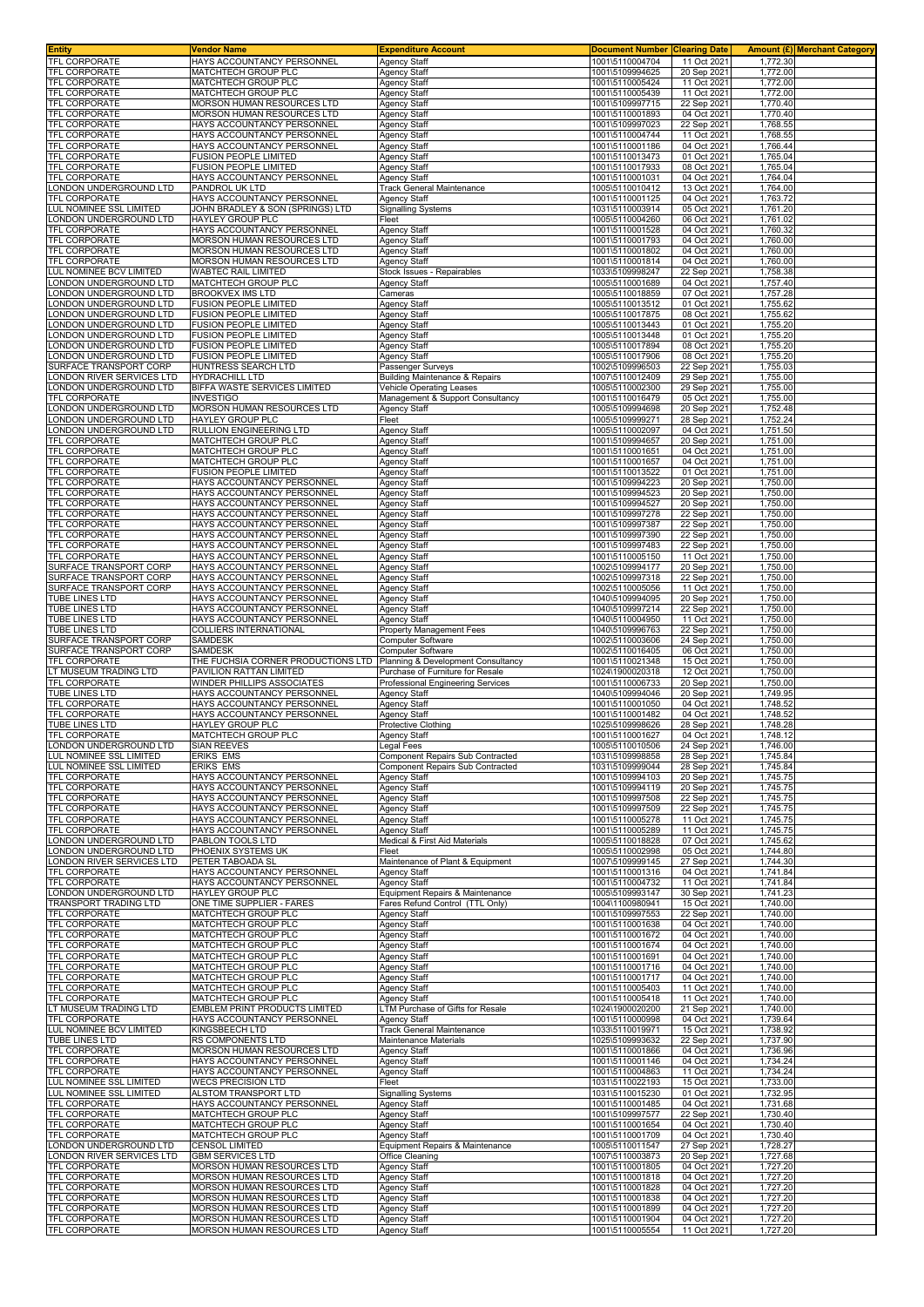| Entity | Vendor Name | Expenditure Account | Document Number | Clearing Date | Amount (£) | Merchant Category |
|---|---|---|---|---|---|---|
| TFL CORPORATE | HAYS ACCOUNTANCY PERSONNEL | Agency Staff | 1001\5110004704 | 11 Oct 2021 | 1,772.30 | |
| TFL CORPORATE | MATCHTECH GROUP PLC | Agency Staff | 1001\5109994625 | 20 Sep 2021 | 1,772.00 | |
| TFL CORPORATE | MATCHTECH GROUP PLC | Agency Staff | 1001\5110005424 | 11 Oct 2021 | 1,772.00 | |
| TFL CORPORATE | MATCHTECH GROUP PLC | Agency Staff | 1001\5110005439 | 11 Oct 2021 | 1,772.00 | |
| TFL CORPORATE | MORSON HUMAN RESOURCES LTD | Agency Staff | 1001\5109997715 | 22 Sep 2021 | 1,770.40 | |
| TFL CORPORATE | MORSON HUMAN RESOURCES LTD | Agency Staff | 1001\5110001893 | 04 Oct 2021 | 1,770.40 | |
| TFL CORPORATE | HAYS ACCOUNTANCY PERSONNEL | Agency Staff | 1001\5109997023 | 22 Sep 2021 | 1,768.55 | |
| TFL CORPORATE | HAYS ACCOUNTANCY PERSONNEL | Agency Staff | 1001\5110004744 | 11 Oct 2021 | 1,768.55 | |
| TFL CORPORATE | HAYS ACCOUNTANCY PERSONNEL | Agency Staff | 1001\5110001186 | 04 Oct 2021 | 1,766.44 | |
| TFL CORPORATE | FUSION PEOPLE LIMITED | Agency Staff | 1001\5110013473 | 01 Oct 2021 | 1,765.04 | |
| TFL CORPORATE | FUSION PEOPLE LIMITED | Agency Staff | 1001\5110017933 | 08 Oct 2021 | 1,765.04 | |
| TFL CORPORATE | HAYS ACCOUNTANCY PERSONNEL | Agency Staff | 1001\5110001031 | 04 Oct 2021 | 1,764.04 | |
| LONDON UNDERGROUND LTD | PANDROL UK LTD | Track General Maintenance | 1005\5110010412 | 13 Oct 2021 | 1,764.00 | |
| TFL CORPORATE | HAYS ACCOUNTANCY PERSONNEL | Agency Staff | 1001\5110001125 | 04 Oct 2021 | 1,763.72 | |
| LUL NOMINEE SSL LIMITED | JOHN BRADLEY & SON (SPRINGS) LTD | Signalling Systems | 1031\5110003914 | 05 Oct 2021 | 1,761.20 | |
| LONDON UNDERGROUND LTD | HAYLEY GROUP PLC | Fleet | 1005\5110004260 | 06 Oct 2021 | 1,761.02 | |
| TFL CORPORATE | HAYS ACCOUNTANCY PERSONNEL | Agency Staff | 1001\5110001528 | 04 Oct 2021 | 1,760.32 | |
| TFL CORPORATE | MORSON HUMAN RESOURCES LTD | Agency Staff | 1001\5110001793 | 04 Oct 2021 | 1,760.00 | |
| TFL CORPORATE | MORSON HUMAN RESOURCES LTD | Agency Staff | 1001\5110001802 | 04 Oct 2021 | 1,760.00 | |
| TFL CORPORATE | MORSON HUMAN RESOURCES LTD | Agency Staff | 1001\5110001814 | 04 Oct 2021 | 1,760.00 | |
| LUL NOMINEE BCV LIMITED | WABTEC RAIL LIMITED | Stock Issues - Repairables | 1033\5109998247 | 22 Sep 2021 | 1,758.38 | |
| LONDON UNDERGROUND LTD | MATCHTECH GROUP PLC | Agency Staff | 1005\5110001689 | 04 Oct 2021 | 1,757.40 | |
| LONDON UNDERGROUND LTD | BROOKVEX IMS LTD | Cameras | 1005\5110018859 | 07 Oct 2021 | 1,757.28 | |
| LONDON UNDERGROUND LTD | FUSION PEOPLE LIMITED | Agency Staff | 1005\5110013512 | 01 Oct 2021 | 1,755.62 | |
| LONDON UNDERGROUND LTD | FUSION PEOPLE LIMITED | Agency Staff | 1005\5110017875 | 08 Oct 2021 | 1,755.62 | |
| LONDON UNDERGROUND LTD | FUSION PEOPLE LIMITED | Agency Staff | 1005\5110013443 | 01 Oct 2021 | 1,755.20 | |
| LONDON UNDERGROUND LTD | FUSION PEOPLE LIMITED | Agency Staff | 1005\5110013448 | 01 Oct 2021 | 1,755.20 | |
| LONDON UNDERGROUND LTD | FUSION PEOPLE LIMITED | Agency Staff | 1005\5110017894 | 08 Oct 2021 | 1,755.20 | |
| LONDON UNDERGROUND LTD | FUSION PEOPLE LIMITED | Agency Staff | 1005\5110017906 | 08 Oct 2021 | 1,755.20 | |
| SURFACE TRANSPORT CORP | HUNTRESS SEARCH LTD | Passenger Surveys | 1002\5109996503 | 22 Sep 2021 | 1,755.03 | |
| LONDON RIVER SERVICES LTD | HYDRACHILL LTD | Building Maintenance & Repairs | 1007\5110012409 | 29 Sep 2021 | 1,755.00 | |
| LONDON UNDERGROUND LTD | BIFFA WASTE SERVICES LIMITED | Vehicle Operating Leases | 1005\5110002300 | 29 Sep 2021 | 1,755.00 | |
| TFL CORPORATE | INVESTIGO | Management & Support Consultancy | 1001\5110016479 | 05 Oct 2021 | 1,755.00 | |
| LONDON UNDERGROUND LTD | MORSON HUMAN RESOURCES LTD | Agency Staff | 1005\5109994698 | 20 Sep 2021 | 1,752.48 | |
| LONDON UNDERGROUND LTD | HAYLEY GROUP PLC | Fleet | 1005\5109999271 | 28 Sep 2021 | 1,752.24 | |
| LONDON UNDERGROUND LTD | RULLION ENGINEERING LTD | Agency Staff | 1005\5110002097 | 04 Oct 2021 | 1,751.50 | |
| TFL CORPORATE | MATCHTECH GROUP PLC | Agency Staff | 1001\5109994657 | 20 Sep 2021 | 1,751.00 | |
| TFL CORPORATE | MATCHTECH GROUP PLC | Agency Staff | 1001\5110001651 | 04 Oct 2021 | 1,751.00 | |
| TFL CORPORATE | MATCHTECH GROUP PLC | Agency Staff | 1001\5110001657 | 04 Oct 2021 | 1,751.00 | |
| TFL CORPORATE | FUSION PEOPLE LIMITED | Agency Staff | 1001\5110013522 | 01 Oct 2021 | 1,751.00 | |
| TFL CORPORATE | HAYS ACCOUNTANCY PERSONNEL | Agency Staff | 1001\5109994223 | 20 Sep 2021 | 1,750.00 | |
| TFL CORPORATE | HAYS ACCOUNTANCY PERSONNEL | Agency Staff | 1001\5109994523 | 20 Sep 2021 | 1,750.00 | |
| TFL CORPORATE | HAYS ACCOUNTANCY PERSONNEL | Agency Staff | 1001\5109994527 | 20 Sep 2021 | 1,750.00 | |
| TFL CORPORATE | HAYS ACCOUNTANCY PERSONNEL | Agency Staff | 1001\5109997278 | 22 Sep 2021 | 1,750.00 | |
| TFL CORPORATE | HAYS ACCOUNTANCY PERSONNEL | Agency Staff | 1001\5109997387 | 22 Sep 2021 | 1,750.00 | |
| TFL CORPORATE | HAYS ACCOUNTANCY PERSONNEL | Agency Staff | 1001\5109997390 | 22 Sep 2021 | 1,750.00 | |
| TFL CORPORATE | HAYS ACCOUNTANCY PERSONNEL | Agency Staff | 1001\5109997483 | 22 Sep 2021 | 1,750.00 | |
| TFL CORPORATE | HAYS ACCOUNTANCY PERSONNEL | Agency Staff | 1001\5110005150 | 11 Oct 2021 | 1,750.00 | |
| SURFACE TRANSPORT CORP | HAYS ACCOUNTANCY PERSONNEL | Agency Staff | 1002\5109994177 | 20 Sep 2021 | 1,750.00 | |
| SURFACE TRANSPORT CORP | HAYS ACCOUNTANCY PERSONNEL | Agency Staff | 1002\5109997318 | 22 Sep 2021 | 1,750.00 | |
| SURFACE TRANSPORT CORP | HAYS ACCOUNTANCY PERSONNEL | Agency Staff | 1002\5110005056 | 11 Oct 2021 | 1,750.00 | |
| TUBE LINES LTD | HAYS ACCOUNTANCY PERSONNEL | Agency Staff | 1040\5109994095 | 20 Sep 2021 | 1,750.00 | |
| TUBE LINES LTD | HAYS ACCOUNTANCY PERSONNEL | Agency Staff | 1040\5109997214 | 22 Sep 2021 | 1,750.00 | |
| TUBE LINES LTD | HAYS ACCOUNTANCY PERSONNEL | Agency Staff | 1040\5110004950 | 11 Oct 2021 | 1,750.00 | |
| TUBE LINES LTD | COLLIERS INTERNATIONAL | Property Management Fees | 1040\5109996763 | 22 Sep 2021 | 1,750.00 | |
| SURFACE TRANSPORT CORP | SAMDESK | Computer Software | 1002\5110003606 | 24 Sep 2021 | 1,750.00 | |
| SURFACE TRANSPORT CORP | SAMDESK | Computer Software | 1002\5110016405 | 06 Oct 2021 | 1,750.00 | |
| TFL CORPORATE | THE FUCHSIA CORNER PRODUCTIONS LTD | Planning & Development Consultancy | 1001\5110021348 | 15 Oct 2021 | 1,750.00 | |
| LT MUSEUM TRADING LTD | PAVILION RATTAN LIMITED | Purchase of Furniture for Resale | 1024\1900020318 | 12 Oct 2021 | 1,750.00 | |
| TFL CORPORATE | WINDER PHILLIPS ASSOCIATES | Professional Engineering Services | 1001\5110006733 | 20 Sep 2021 | 1,750.00 | |
| TUBE LINES LTD | HAYS ACCOUNTANCY PERSONNEL | Agency Staff | 1040\5109994046 | 20 Sep 2021 | 1,749.95 | |
| TFL CORPORATE | HAYS ACCOUNTANCY PERSONNEL | Agency Staff | 1001\5110001050 | 04 Oct 2021 | 1,748.52 | |
| TFL CORPORATE | HAYS ACCOUNTANCY PERSONNEL | Agency Staff | 1001\5110001482 | 04 Oct 2021 | 1,748.52 | |
| TUBE LINES LTD | HAYLEY GROUP PLC | Protective Clothing | 1025\5109998626 | 28 Sep 2021 | 1,748.28 | |
| TFL CORPORATE | MATCHTECH GROUP PLC | Agency Staff | 1001\5110001627 | 04 Oct 2021 | 1,748.12 | |
| LONDON UNDERGROUND LTD | SIAN REEVES | Legal Fees | 1005\5110010506 | 24 Sep 2021 | 1,746.00 | |
| LUL NOMINEE SSL LIMITED | ERIKS EMS | Component Repairs Sub Contracted | 1031\5109998858 | 28 Sep 2021 | 1,745.84 | |
| LUL NOMINEE SSL LIMITED | ERIKS EMS | Component Repairs Sub Contracted | 1031\5109999044 | 28 Sep 2021 | 1,745.84 | |
| TFL CORPORATE | HAYS ACCOUNTANCY PERSONNEL | Agency Staff | 1001\5109994103 | 20 Sep 2021 | 1,745.75 | |
| TFL CORPORATE | HAYS ACCOUNTANCY PERSONNEL | Agency Staff | 1001\5109994119 | 20 Sep 2021 | 1,745.75 | |
| TFL CORPORATE | HAYS ACCOUNTANCY PERSONNEL | Agency Staff | 1001\5109997508 | 22 Sep 2021 | 1,745.75 | |
| TFL CORPORATE | HAYS ACCOUNTANCY PERSONNEL | Agency Staff | 1001\5109997509 | 22 Sep 2021 | 1,745.75 | |
| TFL CORPORATE | HAYS ACCOUNTANCY PERSONNEL | Agency Staff | 1001\5110005278 | 11 Oct 2021 | 1,745.75 | |
| TFL CORPORATE | HAYS ACCOUNTANCY PERSONNEL | Agency Staff | 1001\5110005289 | 11 Oct 2021 | 1,745.75 | |
| LONDON UNDERGROUND LTD | PABLON TOOLS LTD | Medical & First Aid Materials | 1005\5110018828 | 07 Oct 2021 | 1,745.62 | |
| LONDON UNDERGROUND LTD | PHOENIX SYSTEMS UK | Fleet | 1005\5110002998 | 05 Oct 2021 | 1,744.80 | |
| LONDON RIVER SERVICES LTD | PETER TABOADA SL | Maintenance of Plant & Equipment | 1007\5109999145 | 27 Sep 2021 | 1,744.30 | |
| TFL CORPORATE | HAYS ACCOUNTANCY PERSONNEL | Agency Staff | 1001\5110001316 | 04 Oct 2021 | 1,741.84 | |
| TFL CORPORATE | HAYS ACCOUNTANCY PERSONNEL | Agency Staff | 1001\5110004732 | 11 Oct 2021 | 1,741.84 | |
| LONDON UNDERGROUND LTD | HAYLEY GROUP PLC | Equipment Repairs & Maintenance | 1005\5109993147 | 30 Sep 2021 | 1,741.23 | |
| TRANSPORT TRADING LTD | ONE TIME SUPPLIER - FARES | Fares Refund Control (TTL Only) | 1004\1100980941 | 15 Oct 2021 | 1,740.00 | |
| TFL CORPORATE | MATCHTECH GROUP PLC | Agency Staff | 1001\5109997553 | 22 Sep 2021 | 1,740.00 | |
| TFL CORPORATE | MATCHTECH GROUP PLC | Agency Staff | 1001\5110001638 | 04 Oct 2021 | 1,740.00 | |
| TFL CORPORATE | MATCHTECH GROUP PLC | Agency Staff | 1001\5110001672 | 04 Oct 2021 | 1,740.00 | |
| TFL CORPORATE | MATCHTECH GROUP PLC | Agency Staff | 1001\5110001674 | 04 Oct 2021 | 1,740.00 | |
| TFL CORPORATE | MATCHTECH GROUP PLC | Agency Staff | 1001\5110001691 | 04 Oct 2021 | 1,740.00 | |
| TFL CORPORATE | MATCHTECH GROUP PLC | Agency Staff | 1001\5110001716 | 04 Oct 2021 | 1,740.00 | |
| TFL CORPORATE | MATCHTECH GROUP PLC | Agency Staff | 1001\5110001717 | 04 Oct 2021 | 1,740.00 | |
| TFL CORPORATE | MATCHTECH GROUP PLC | Agency Staff | 1001\5110005403 | 11 Oct 2021 | 1,740.00 | |
| TFL CORPORATE | MATCHTECH GROUP PLC | Agency Staff | 1001\5110005418 | 11 Oct 2021 | 1,740.00 | |
| LT MUSEUM TRADING LTD | EMBLEM PRINT PRODUCTS LIMITED | LTM Purchase of Gifts for Resale | 1024\1900020200 | 21 Sep 2021 | 1,740.00 | |
| TFL CORPORATE | HAYS ACCOUNTANCY PERSONNEL | Agency Staff | 1001\5110000998 | 04 Oct 2021 | 1,739.64 | |
| LUL NOMINEE BCV LIMITED | KINGSBEECH LTD | Track General Maintenance | 1033\5110019971 | 15 Oct 2021 | 1,738.92 | |
| TUBE LINES LTD | RS COMPONENTS LTD | Maintenance Materials | 1025\5109993632 | 22 Sep 2021 | 1,737.90 | |
| TFL CORPORATE | MORSON HUMAN RESOURCES LTD | Agency Staff | 1001\5110001866 | 04 Oct 2021 | 1,736.96 | |
| TFL CORPORATE | HAYS ACCOUNTANCY PERSONNEL | Agency Staff | 1001\5110001146 | 04 Oct 2021 | 1,734.24 | |
| TFL CORPORATE | HAYS ACCOUNTANCY PERSONNEL | Agency Staff | 1001\5110004863 | 11 Oct 2021 | 1,734.24 | |
| LUL NOMINEE SSL LIMITED | WECS PRECISION LTD | Fleet | 1031\5110022193 | 15 Oct 2021 | 1,733.00 | |
| LUL NOMINEE SSL LIMITED | ALSTOM TRANSPORT LTD | Signalling Systems | 1031\5110015230 | 01 Oct 2021 | 1,732.95 | |
| TFL CORPORATE | HAYS ACCOUNTANCY PERSONNEL | Agency Staff | 1001\5110001485 | 04 Oct 2021 | 1,731.68 | |
| TFL CORPORATE | MATCHTECH GROUP PLC | Agency Staff | 1001\5109997577 | 22 Sep 2021 | 1,730.40 | |
| TFL CORPORATE | MATCHTECH GROUP PLC | Agency Staff | 1001\5110001654 | 04 Oct 2021 | 1,730.40 | |
| TFL CORPORATE | MATCHTECH GROUP PLC | Agency Staff | 1001\5110001709 | 04 Oct 2021 | 1,730.40 | |
| LONDON UNDERGROUND LTD | CENSOL LIMITED | Equipment Repairs & Maintenance | 1005\5110011547 | 27 Sep 2021 | 1,728.27 | |
| LONDON RIVER SERVICES LTD | GBM SERVICES LTD | Office Cleaning | 1007\5110003873 | 20 Sep 2021 | 1,727.68 | |
| TFL CORPORATE | MORSON HUMAN RESOURCES LTD | Agency Staff | 1001\5110001805 | 04 Oct 2021 | 1,727.20 | |
| TFL CORPORATE | MORSON HUMAN RESOURCES LTD | Agency Staff | 1001\5110001818 | 04 Oct 2021 | 1,727.20 | |
| TFL CORPORATE | MORSON HUMAN RESOURCES LTD | Agency Staff | 1001\5110001828 | 04 Oct 2021 | 1,727.20 | |
| TFL CORPORATE | MORSON HUMAN RESOURCES LTD | Agency Staff | 1001\5110001838 | 04 Oct 2021 | 1,727.20 | |
| TFL CORPORATE | MORSON HUMAN RESOURCES LTD | Agency Staff | 1001\5110001899 | 04 Oct 2021 | 1,727.20 | |
| TFL CORPORATE | MORSON HUMAN RESOURCES LTD | Agency Staff | 1001\5110001904 | 04 Oct 2021 | 1,727.20 | |
| TFL CORPORATE | MORSON HUMAN RESOURCES LTD | Agency Staff | 1001\5110005554 | 11 Oct 2021 | 1,727.20 | |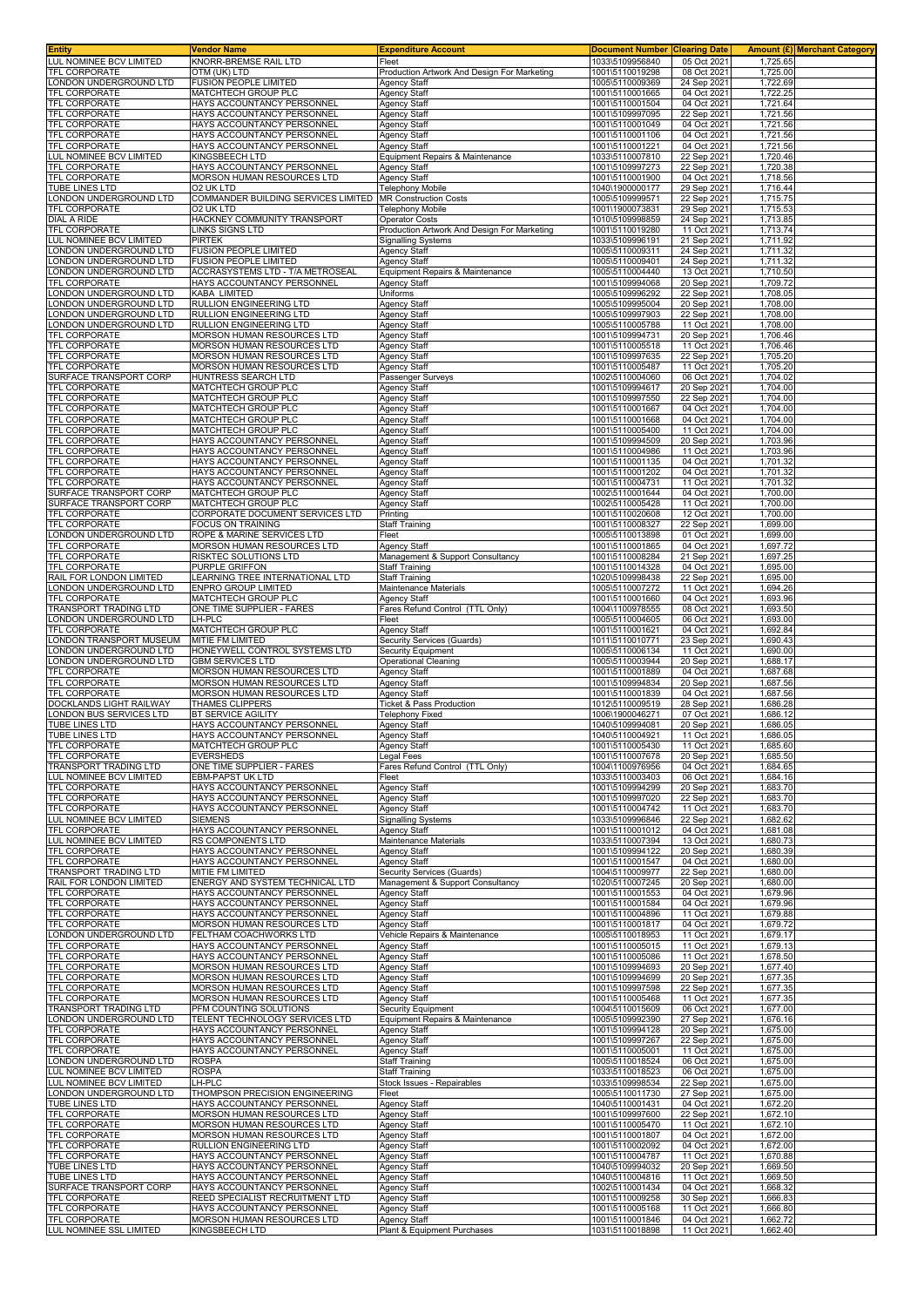| Entity | Vendor Name | Expenditure Account | Document Number | Clearing Date | Amount (£) | Merchant Category |
|---|---|---|---|---|---|---|
| LUL NOMINEE BCV LIMITED | KNORR-BREMSE RAIL LTD | Fleet | 1033\5109956840 | 05 Oct 2021 | 1,725.65 | |
| TFL CORPORATE | OTM (UK) LTD | Production Artwork And Design For Marketing | 1001\5110019298 | 08 Oct 2021 | 1,725.00 | |
| LONDON UNDERGROUND LTD | FUSION PEOPLE LIMITED | Agency Staff | 1005\5110009369 | 24 Sep 2021 | 1,722.69 | |
| TFL CORPORATE | MATCHTECH GROUP PLC | Agency Staff | 1001\5110001665 | 04 Oct 2021 | 1,722.25 | |
| TFL CORPORATE | HAYS ACCOUNTANCY PERSONNEL | Agency Staff | 1001\5110001504 | 04 Oct 2021 | 1,721.64 | |
| TFL CORPORATE | HAYS ACCOUNTANCY PERSONNEL | Agency Staff | 1001\5109997095 | 22 Sep 2021 | 1,721.56 | |
| TFL CORPORATE | HAYS ACCOUNTANCY PERSONNEL | Agency Staff | 1001\5110001049 | 04 Oct 2021 | 1,721.56 | |
| TFL CORPORATE | HAYS ACCOUNTANCY PERSONNEL | Agency Staff | 1001\5110001106 | 04 Oct 2021 | 1,721.56 | |
| TFL CORPORATE | HAYS ACCOUNTANCY PERSONNEL | Agency Staff | 1001\5110001221 | 04 Oct 2021 | 1,721.56 | |
| LUL NOMINEE BCV LIMITED | KINGSBEECH LTD | Equipment Repairs & Maintenance | 1033\5110007810 | 22 Sep 2021 | 1,720.46 | |
| TFL CORPORATE | HAYS ACCOUNTANCY PERSONNEL | Agency Staff | 1001\5109997273 | 22 Sep 2021 | 1,720.38 | |
| TFL CORPORATE | MORSON HUMAN RESOURCES LTD | Agency Staff | 1001\5110001900 | 04 Oct 2021 | 1,718.56 | |
| TUBE LINES LTD | O2 UK LTD | Telephony Mobile | 1040\1900000177 | 29 Sep 2021 | 1,716.44 | |
| LONDON UNDERGROUND LTD | COMMANDER BUILDING SERVICES LIMITED | MR Construction Costs | 1005\5109999571 | 22 Sep 2021 | 1,715.75 | |
| TFL CORPORATE | O2 UK LTD | Telephony Mobile | 1001\1900073831 | 29 Sep 2021 | 1,715.53 | |
| DIAL A RIDE | HACKNEY COMMUNITY TRANSPORT | Operator Costs | 1010\5109998859 | 24 Sep 2021 | 1,713.85 | |
| TFL CORPORATE | LINKS SIGNS LTD | Production Artwork And Design For Marketing | 1001\5110019280 | 11 Oct 2021 | 1,713.74 | |
| LUL NOMINEE BCV LIMITED | PIRTEK | Signalling Systems | 1033\5109996191 | 21 Sep 2021 | 1,711.92 | |
| LONDON UNDERGROUND LTD | FUSION PEOPLE LIMITED | Agency Staff | 1005\5110009311 | 24 Sep 2021 | 1,711.32 | |
| LONDON UNDERGROUND LTD | FUSION PEOPLE LIMITED | Agency Staff | 1005\5110009401 | 24 Sep 2021 | 1,711.32 | |
| LONDON UNDERGROUND LTD | ACCRASYSTEMS LTD - T/A METROSEAL | Equipment Repairs & Maintenance | 1005\5110004440 | 13 Oct 2021 | 1,710.50 | |
| TFL CORPORATE | HAYS ACCOUNTANCY PERSONNEL | Agency Staff | 1001\5109994068 | 20 Sep 2021 | 1,709.72 | |
| LONDON UNDERGROUND LTD | KABA LIMITED | Uniforms | 1005\5109996292 | 22 Sep 2021 | 1,708.05 | |
| LONDON UNDERGROUND LTD | RULLION ENGINEERING LTD | Agency Staff | 1005\5109995004 | 20 Sep 2021 | 1,708.00 | |
| LONDON UNDERGROUND LTD | RULLION ENGINEERING LTD | Agency Staff | 1005\5109997903 | 22 Sep 2021 | 1,708.00 | |
| LONDON UNDERGROUND LTD | RULLION ENGINEERING LTD | Agency Staff | 1005\5110005788 | 11 Oct 2021 | 1,708.00 | |
| TFL CORPORATE | MORSON HUMAN RESOURCES LTD | Agency Staff | 1001\5109994731 | 20 Sep 2021 | 1,706.46 | |
| TFL CORPORATE | MORSON HUMAN RESOURCES LTD | Agency Staff | 1001\5110005518 | 11 Oct 2021 | 1,706.46 | |
| TFL CORPORATE | MORSON HUMAN RESOURCES LTD | Agency Staff | 1001\5109997635 | 22 Sep 2021 | 1,705.20 | |
| TFL CORPORATE | MORSON HUMAN RESOURCES LTD | Agency Staff | 1001\5110005487 | 11 Oct 2021 | 1,705.20 | |
| SURFACE TRANSPORT CORP | HUNTRESS SEARCH LTD | Passenger Surveys | 1002\5110004060 | 06 Oct 2021 | 1,704.02 | |
| TFL CORPORATE | MATCHTECH GROUP PLC | Agency Staff | 1001\5109994617 | 20 Sep 2021 | 1,704.00 | |
| TFL CORPORATE | MATCHTECH GROUP PLC | Agency Staff | 1001\5109997550 | 22 Sep 2021 | 1,704.00 | |
| TFL CORPORATE | MATCHTECH GROUP PLC | Agency Staff | 1001\5110001667 | 04 Oct 2021 | 1,704.00 | |
| TFL CORPORATE | MATCHTECH GROUP PLC | Agency Staff | 1001\5110001668 | 04 Oct 2021 | 1,704.00 | |
| TFL CORPORATE | MATCHTECH GROUP PLC | Agency Staff | 1001\5110005400 | 11 Oct 2021 | 1,704.00 | |
| TFL CORPORATE | HAYS ACCOUNTANCY PERSONNEL | Agency Staff | 1001\5109994509 | 20 Sep 2021 | 1,703.96 | |
| TFL CORPORATE | HAYS ACCOUNTANCY PERSONNEL | Agency Staff | 1001\5110004986 | 11 Oct 2021 | 1,703.96 | |
| TFL CORPORATE | HAYS ACCOUNTANCY PERSONNEL | Agency Staff | 1001\5110001135 | 04 Oct 2021 | 1,701.32 | |
| TFL CORPORATE | HAYS ACCOUNTANCY PERSONNEL | Agency Staff | 1001\5110001202 | 04 Oct 2021 | 1,701.32 | |
| TFL CORPORATE | HAYS ACCOUNTANCY PERSONNEL | Agency Staff | 1001\5110004731 | 11 Oct 2021 | 1,701.32 | |
| SURFACE TRANSPORT CORP | MATCHTECH GROUP PLC | Agency Staff | 1002\5110001644 | 04 Oct 2021 | 1,700.00 | |
| SURFACE TRANSPORT CORP | MATCHTECH GROUP PLC | Agency Staff | 1002\5110005428 | 11 Oct 2021 | 1,700.00 | |
| TFL CORPORATE | CORPORATE DOCUMENT SERVICES LTD | Printing | 1001\5110020608 | 12 Oct 2021 | 1,700.00 | |
| TFL CORPORATE | FOCUS ON TRAINING | Staff Training | 1001\5110008327 | 22 Sep 2021 | 1,699.00 | |
| LONDON UNDERGROUND LTD | ROPE & MARINE SERVICES LTD | Fleet | 1005\5110013898 | 01 Oct 2021 | 1,699.00 | |
| TFL CORPORATE | MORSON HUMAN RESOURCES LTD | Agency Staff | 1001\5110001865 | 04 Oct 2021 | 1,697.72 | |
| TFL CORPORATE | RISKTEC SOLUTIONS LTD | Management & Support Consultancy | 1001\5110008284 | 21 Sep 2021 | 1,697.25 | |
| TFL CORPORATE | PURPLE GRIFFON | Staff Training | 1001\5110014328 | 04 Oct 2021 | 1,695.00 | |
| RAIL FOR LONDON LIMITED | LEARNING TREE INTERNATIONAL LTD | Staff Training | 1020\5109998438 | 22 Sep 2021 | 1,695.00 | |
| LONDON UNDERGROUND LTD | ENPRO GROUP LIMITED | Maintenance Materials | 1005\5110007272 | 11 Oct 2021 | 1,694.26 | |
| TFL CORPORATE | MATCHTECH GROUP PLC | Agency Staff | 1001\5110001660 | 04 Oct 2021 | 1,693.96 | |
| TRANSPORT TRADING LTD | ONE TIME SUPPLIER - FARES | Fares Refund Control (TTL Only) | 1004\1100978555 | 08 Oct 2021 | 1,693.50 | |
| LONDON UNDERGROUND LTD | LH-PLC | Fleet | 1005\5110004605 | 06 Oct 2021 | 1,693.00 | |
| TFL CORPORATE | MATCHTECH GROUP PLC | Agency Staff | 1001\5110001621 | 04 Oct 2021 | 1,692.84 | |
| LONDON TRANSPORT MUSEUM | MITIE FM LIMITED | Security Services (Guards) | 1011\5110010771 | 23 Sep 2021 | 1,690.43 | |
| LONDON UNDERGROUND LTD | HONEYWELL CONTROL SYSTEMS LTD | Security Equipment | 1005\5110006134 | 11 Oct 2021 | 1,690.00 | |
| LONDON UNDERGROUND LTD | GBM SERVICES LTD | Operational Cleaning | 1005\5110003944 | 20 Sep 2021 | 1,688.17 | |
| TFL CORPORATE | MORSON HUMAN RESOURCES LTD | Agency Staff | 1001\5110001889 | 04 Oct 2021 | 1,687.68 | |
| TFL CORPORATE | MORSON HUMAN RESOURCES LTD | Agency Staff | 1001\5109994834 | 20 Sep 2021 | 1,687.56 | |
| TFL CORPORATE | MORSON HUMAN RESOURCES LTD | Agency Staff | 1001\5110001839 | 04 Oct 2021 | 1,687.56 | |
| DOCKLANDS LIGHT RAILWAY | THAMES CLIPPERS | Ticket & Pass Production | 1012\5110009519 | 28 Sep 2021 | 1,686.28 | |
| LONDON BUS SERVICES LTD | BT SERVICE AGILITY | Telephony Fixed | 1006\1900046271 | 07 Oct 2021 | 1,686.12 | |
| TUBE LINES LTD | HAYS ACCOUNTANCY PERSONNEL | Agency Staff | 1040\5109994081 | 20 Sep 2021 | 1,686.05 | |
| TUBE LINES LTD | HAYS ACCOUNTANCY PERSONNEL | Agency Staff | 1040\5110004921 | 11 Oct 2021 | 1,686.05 | |
| TFL CORPORATE | MATCHTECH GROUP PLC | Agency Staff | 1001\5110005430 | 11 Oct 2021 | 1,685.60 | |
| TFL CORPORATE | EVERSHEDS | Legal Fees | 1001\5110007678 | 20 Sep 2021 | 1,685.50 | |
| TRANSPORT TRADING LTD | ONE TIME SUPPLIER - FARES | Fares Refund Control (TTL Only) | 1004\1100976956 | 04 Oct 2021 | 1,684.65 | |
| LUL NOMINEE BCV LIMITED | EBM-PAPST UK LTD | Fleet | 1033\5110003403 | 06 Oct 2021 | 1,684.16 | |
| TFL CORPORATE | HAYS ACCOUNTANCY PERSONNEL | Agency Staff | 1001\5109994299 | 20 Sep 2021 | 1,683.70 | |
| TFL CORPORATE | HAYS ACCOUNTANCY PERSONNEL | Agency Staff | 1001\5109997020 | 22 Sep 2021 | 1,683.70 | |
| TFL CORPORATE | HAYS ACCOUNTANCY PERSONNEL | Agency Staff | 1001\5110004742 | 11 Oct 2021 | 1,683.70 | |
| LUL NOMINEE BCV LIMITED | SIEMENS | Signalling Systems | 1033\5109996846 | 22 Sep 2021 | 1,682.62 | |
| TFL CORPORATE | HAYS ACCOUNTANCY PERSONNEL | Agency Staff | 1001\5110001012 | 04 Oct 2021 | 1,681.08 | |
| LUL NOMINEE BCV LIMITED | RS COMPONENTS LTD | Maintenance Materials | 1033\5110007394 | 13 Oct 2021 | 1,680.73 | |
| TFL CORPORATE | HAYS ACCOUNTANCY PERSONNEL | Agency Staff | 1001\5109994122 | 20 Sep 2021 | 1,680.39 | |
| TFL CORPORATE | HAYS ACCOUNTANCY PERSONNEL | Agency Staff | 1001\5110001547 | 04 Oct 2021 | 1,680.00 | |
| TRANSPORT TRADING LTD | MITIE FM LIMITED | Security Services (Guards) | 1004\5110009977 | 22 Sep 2021 | 1,680.00 | |
| RAIL FOR LONDON LIMITED | ENERGY AND SYSTEM TECHNICAL LTD | Management & Support Consultancy | 1020\5110007245 | 20 Sep 2021 | 1,680.00 | |
| TFL CORPORATE | HAYS ACCOUNTANCY PERSONNEL | Agency Staff | 1001\5110001553 | 04 Oct 2021 | 1,679.96 | |
| TFL CORPORATE | HAYS ACCOUNTANCY PERSONNEL | Agency Staff | 1001\5110001584 | 04 Oct 2021 | 1,679.96 | |
| TFL CORPORATE | HAYS ACCOUNTANCY PERSONNEL | Agency Staff | 1001\5110004896 | 11 Oct 2021 | 1,679.88 | |
| TFL CORPORATE | MORSON HUMAN RESOURCES LTD | Agency Staff | 1001\5110001817 | 04 Oct 2021 | 1,679.72 | |
| LONDON UNDERGROUND LTD | FELTHAM COACHWORKS LTD | Vehicle Repairs & Maintenance | 1005\5110018953 | 11 Oct 2021 | 1,679.17 | |
| TFL CORPORATE | HAYS ACCOUNTANCY PERSONNEL | Agency Staff | 1001\5110005015 | 11 Oct 2021 | 1,679.13 | |
| TFL CORPORATE | HAYS ACCOUNTANCY PERSONNEL | Agency Staff | 1001\5110005086 | 11 Oct 2021 | 1,678.50 | |
| TFL CORPORATE | MORSON HUMAN RESOURCES LTD | Agency Staff | 1001\5109994693 | 20 Sep 2021 | 1,677.40 | |
| TFL CORPORATE | MORSON HUMAN RESOURCES LTD | Agency Staff | 1001\5109994699 | 20 Sep 2021 | 1,677.35 | |
| TFL CORPORATE | MORSON HUMAN RESOURCES LTD | Agency Staff | 1001\5109997598 | 22 Sep 2021 | 1,677.35 | |
| TFL CORPORATE | MORSON HUMAN RESOURCES LTD | Agency Staff | 1001\5110005468 | 11 Oct 2021 | 1,677.35 | |
| TRANSPORT TRADING LTD | PFM COUNTING SOLUTIONS | Security Equipment | 1004\5110015609 | 06 Oct 2021 | 1,677.00 | |
| LONDON UNDERGROUND LTD | TELENT TECHNOLOGY SERVICES LTD | Equipment Repairs & Maintenance | 1005\5109992390 | 27 Sep 2021 | 1,676.16 | |
| TFL CORPORATE | HAYS ACCOUNTANCY PERSONNEL | Agency Staff | 1001\5109994128 | 20 Sep 2021 | 1,675.00 | |
| TFL CORPORATE | HAYS ACCOUNTANCY PERSONNEL | Agency Staff | 1001\5109997267 | 22 Sep 2021 | 1,675.00 | |
| TFL CORPORATE | HAYS ACCOUNTANCY PERSONNEL | Agency Staff | 1001\5110005001 | 11 Oct 2021 | 1,675.00 | |
| LONDON UNDERGROUND LTD | ROSPA | Staff Training | 1005\5110018524 | 06 Oct 2021 | 1,675.00 | |
| LUL NOMINEE BCV LIMITED | ROSPA | Staff Training | 1033\5110018523 | 06 Oct 2021 | 1,675.00 | |
| LUL NOMINEE BCV LIMITED | LH-PLC | Stock Issues - Repairables | 1033\5109998534 | 22 Sep 2021 | 1,675.00 | |
| LONDON UNDERGROUND LTD | THOMPSON PRECISION ENGINEERING | Fleet | 1005\5110011730 | 27 Sep 2021 | 1,675.00 | |
| TUBE LINES LTD | HAYS ACCOUNTANCY PERSONNEL | Agency Staff | 1040\5110001431 | 04 Oct 2021 | 1,672.20 | |
| TFL CORPORATE | MORSON HUMAN RESOURCES LTD | Agency Staff | 1001\5109997600 | 22 Sep 2021 | 1,672.10 | |
| TFL CORPORATE | MORSON HUMAN RESOURCES LTD | Agency Staff | 1001\5110005470 | 11 Oct 2021 | 1,672.10 | |
| TFL CORPORATE | MORSON HUMAN RESOURCES LTD | Agency Staff | 1001\5110001807 | 04 Oct 2021 | 1,672.00 | |
| TFL CORPORATE | RULLION ENGINEERING LTD | Agency Staff | 1001\5110002092 | 04 Oct 2021 | 1,672.00 | |
| TFL CORPORATE | HAYS ACCOUNTANCY PERSONNEL | Agency Staff | 1001\5110004787 | 11 Oct 2021 | 1,670.88 | |
| TUBE LINES LTD | HAYS ACCOUNTANCY PERSONNEL | Agency Staff | 1040\5109994032 | 20 Sep 2021 | 1,669.50 | |
| TUBE LINES LTD | HAYS ACCOUNTANCY PERSONNEL | Agency Staff | 1040\5110004816 | 11 Oct 2021 | 1,669.50 | |
| SURFACE TRANSPORT CORP | HAYS ACCOUNTANCY PERSONNEL | Agency Staff | 1002\5110001434 | 04 Oct 2021 | 1,668.32 | |
| TFL CORPORATE | REED SPECIALIST RECRUITMENT LTD | Agency Staff | 1001\5110009258 | 30 Sep 2021 | 1,666.83 | |
| TFL CORPORATE | HAYS ACCOUNTANCY PERSONNEL | Agency Staff | 1001\5110005168 | 11 Oct 2021 | 1,666.80 | |
| TFL CORPORATE | MORSON HUMAN RESOURCES LTD | Agency Staff | 1001\5110001846 | 04 Oct 2021 | 1,662.72 | |
| LUL NOMINEE SSL LIMITED | KINGSBEECH LTD | Plant & Equipment Purchases | 1031\5110018898 | 11 Oct 2021 | 1,662.40 | |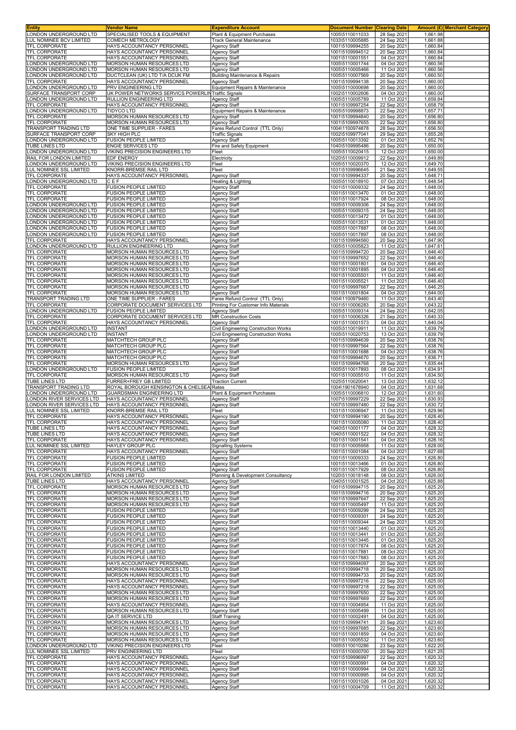| Entity | Vendor Name | Expenditure Account | Document Number | Clearing Date | Amount (£) | Merchant Category |
| --- | --- | --- | --- | --- | --- | --- |
| LONDON UNDERGROUND LTD | SPECIALISED TOOLS & EQUIPMENT | Plant & Equipment Purchases | 1005\5110011033 | 28 Sep 2021 | 1,661.98 | |
| LUL NOMINEE BCV LIMITED | COMECH METROLOGY | Track General Maintenance | 1033\5110005885 | 24 Sep 2021 | 1,661.88 | |
| TFL CORPORATE | HAYS ACCOUNTANCY PERSONNEL | Agency Staff | 1001\5109994255 | 20 Sep 2021 | 1,660.84 | |
| TFL CORPORATE | HAYS ACCOUNTANCY PERSONNEL | Agency Staff | 1001\5109994512 | 20 Sep 2021 | 1,660.84 | |
| TFL CORPORATE | HAYS ACCOUNTANCY PERSONNEL | Agency Staff | 1001\5110001551 | 04 Oct 2021 | 1,660.84 | |
| LONDON UNDERGROUND LTD | MORSON HUMAN RESOURCES LTD | Agency Staff | 1005\5110001744 | 04 Oct 2021 | 1,660.56 | |
| LONDON UNDERGROUND LTD | MORSON HUMAN RESOURCES LTD | Agency Staff | 1005\5110005466 | 11 Oct 2021 | 1,660.56 | |
| LONDON UNDERGROUND LTD | DUCTCLEAN (UK) LTD T/A DCUK FM | Building Maintenance & Repairs | 1005\5110007569 | 20 Sep 2021 | 1,660.50 | |
| TFL CORPORATE | HAYS ACCOUNTANCY PERSONNEL | Agency Staff | 1001\5109994138 | 20 Sep 2021 | 1,660.00 | |
| LONDON UNDERGROUND LTD | PRV ENGINEERING LTD | Equipment Repairs & Maintenance | 1005\5110000698 | 20 Sep 2021 | 1,660.00 | |
| SURFACE TRANSPORT CORP | UK POWER NETWORKS SERVICES POWERLIN | Traffic Signals | 1002\5110002606 | 04 Oct 2021 | 1,660.00 | |
| LONDON UNDERGROUND LTD | RULLION ENGINEERING LTD | Agency Staff | 1005\5110005789 | 11 Oct 2021 | 1,659.84 | |
| TFL CORPORATE | HAYS ACCOUNTANCY PERSONNEL | Agency Staff | 1001\5109997254 | 22 Sep 2021 | 1,658.79 | |
| LONDON UNDERGROUND LTD | TIDYCO LTD | Equipment Repairs & Maintenance | 1005\5109998873 | 22 Sep 2021 | 1,657.71 | |
| TFL CORPORATE | MORSON HUMAN RESOURCES LTD | Agency Staff | 1001\5109994840 | 20 Sep 2021 | 1,656.80 | |
| TFL CORPORATE | MORSON HUMAN RESOURCES LTD | Agency Staff | 1001\5109997655 | 22 Sep 2021 | 1,656.80 | |
| TRANSPORT TRADING LTD | ONE TIME SUPPLIER - FARES | Fares Refund Control (TTL Only) | 1004\1100974878 | 28 Sep 2021 | 1,656.50 | |
| SURFACE TRANSPORT CORP | SKY HIGH PLC | Traffic Signals | 1002\5109977041 | 29 Sep 2021 | 1,655.28 | |
| LONDON UNDERGROUND LTD | FUSION PEOPLE LIMITED | Agency Staff | 1005\5110013392 | 01 Oct 2021 | 1,652.76 | |
| TUBE LINES LTD | ENGIE SERVICES LTD | Fire and Safety Equipment | 1040\5109995486 | 20 Sep 2021 | 1,650.00 | |
| LONDON UNDERGROUND LTD | VIKING PRECISION ENGINEERS LTD | Fleet | 1005\5110020415 | 12 Oct 2021 | 1,650.00 | |
| RAIL FOR LONDON LIMITED | EDF ENERGY | Electricity | 1020\5110009912 | 22 Sep 2021 | 1,649.89 | |
| LONDON UNDERGROUND LTD | VIKING PRECISION ENGINEERS LTD | Fleet | 1005\5110020370 | 12 Oct 2021 | 1,649.70 | |
| LUL NOMINEE SSL LIMITED | KNORR-BREMSE RAIL LTD | Fleet | 1031\5109996645 | 21 Sep 2021 | 1,649.55 | |
| TFL CORPORATE | HAYS ACCOUNTANCY PERSONNEL | Agency Staff | 1001\5109994337 | 20 Sep 2021 | 1,648.71 | |
| LONDON UNDERGROUND LTD | C E F | Heating & Lighting | 1005\5110018910 | 07 Oct 2021 | 1,648.54 | |
| TFL CORPORATE | FUSION PEOPLE LIMITED | Agency Staff | 1001\5110009332 | 24 Sep 2021 | 1,648.00 | |
| TFL CORPORATE | FUSION PEOPLE LIMITED | Agency Staff | 1001\5110013470 | 01 Oct 2021 | 1,648.00 | |
| TFL CORPORATE | FUSION PEOPLE LIMITED | Agency Staff | 1001\5110017924 | 08 Oct 2021 | 1,648.00 | |
| LONDON UNDERGROUND LTD | FUSION PEOPLE LIMITED | Agency Staff | 1005\5110009306 | 24 Sep 2021 | 1,648.00 | |
| LONDON UNDERGROUND LTD | FUSION PEOPLE LIMITED | Agency Staff | 1005\5110009315 | 24 Sep 2021 | 1,648.00 | |
| LONDON UNDERGROUND LTD | FUSION PEOPLE LIMITED | Agency Staff | 1005\5110013472 | 01 Oct 2021 | 1,648.00 | |
| LONDON UNDERGROUND LTD | FUSION PEOPLE LIMITED | Agency Staff | 1005\5110013531 | 01 Oct 2021 | 1,648.00 | |
| LONDON UNDERGROUND LTD | FUSION PEOPLE LIMITED | Agency Staff | 1005\5110017887 | 08 Oct 2021 | 1,648.00 | |
| LONDON UNDERGROUND LTD | FUSION PEOPLE LIMITED | Agency Staff | 1005\5110017897 | 08 Oct 2021 | 1,648.00 | |
| TFL CORPORATE | HAYS ACCOUNTANCY PERSONNEL | Agency Staff | 1001\5109994560 | 20 Sep 2021 | 1,647.90 | |
| LONDON UNDERGROUND LTD | RULLION ENGINEERING LTD | Agency Staff | 1005\5110005823 | 11 Oct 2021 | 1,647.61 | |
| TFL CORPORATE | MORSON HUMAN RESOURCES LTD | Agency Staff | 1001\5109994720 | 20 Sep 2021 | 1,646.40 | |
| TFL CORPORATE | MORSON HUMAN RESOURCES LTD | Agency Staff | 1001\5109997652 | 22 Sep 2021 | 1,646.40 | |
| TFL CORPORATE | MORSON HUMAN RESOURCES LTD | Agency Staff | 1001\5110001801 | 04 Oct 2021 | 1,646.40 | |
| TFL CORPORATE | MORSON HUMAN RESOURCES LTD | Agency Staff | 1001\5110001895 | 04 Oct 2021 | 1,646.40 | |
| TFL CORPORATE | MORSON HUMAN RESOURCES LTD | Agency Staff | 1001\5110005501 | 11 Oct 2021 | 1,646.40 | |
| TFL CORPORATE | MORSON HUMAN RESOURCES LTD | Agency Staff | 1001\5110005521 | 11 Oct 2021 | 1,646.40 | |
| TFL CORPORATE | MORSON HUMAN RESOURCES LTD | Agency Staff | 1001\5109997667 | 22 Sep 2021 | 1,646.25 | |
| TFL CORPORATE | MORSON HUMAN RESOURCES LTD | Agency Staff | 1001\5110001804 | 04 Oct 2021 | 1,644.00 | |
| TRANSPORT TRADING LTD | ONE TIME SUPPLIER - FARES | Fares Refund Control (TTL Only) | 1004\1100979460 | 11 Oct 2021 | 1,643.40 | |
| TFL CORPORATE | CORPORATE DOCUMENT SERVICES LTD | Printing For Customer Info Materials | 1001\5110006283 | 20 Sep 2021 | 1,643.22 | |
| LONDON UNDERGROUND LTD | FUSION PEOPLE LIMITED | Agency Staff | 1005\5110009314 | 24 Sep 2021 | 1,642.05 | |
| TFL CORPORATE | CORPORATE DOCUMENT SERVICES LTD | MR Construction Costs | 1001\5110006326 | 21 Sep 2021 | 1,640.33 | |
| TFL CORPORATE | HAYS ACCOUNTANCY PERSONNEL | Agency Staff | 1001\5110001573 | 04 Oct 2021 | 1,640.04 | |
| LONDON UNDERGROUND LTD | INSTANT | Civil Engineering Construction Works | 1005\5110019911 | 11 Oct 2021 | 1,639.79 | |
| LONDON UNDERGROUND LTD | INSTANT | Civil Engineering Construction Works | 1005\5110020753 | 13 Oct 2021 | 1,639.79 | |
| TFL CORPORATE | MATCHTECH GROUP PLC | Agency Staff | 1001\5109994639 | 20 Sep 2021 | 1,638.76 | |
| TFL CORPORATE | MATCHTECH GROUP PLC | Agency Staff | 1001\5109997564 | 22 Sep 2021 | 1,638.76 | |
| TFL CORPORATE | MATCHTECH GROUP PLC | Agency Staff | 1001\5110001688 | 04 Oct 2021 | 1,638.76 | |
| TFL CORPORATE | MATCHTECH GROUP PLC | Agency Staff | 1001\5109994670 | 20 Sep 2021 | 1,636.71 | |
| TFL CORPORATE | MORSON HUMAN RESOURCES LTD | Agency Staff | 1001\5109994768 | 20 Sep 2021 | 1,635.44 | |
| LONDON UNDERGROUND LTD | FUSION PEOPLE LIMITED | Agency Staff | 1005\5110017893 | 08 Oct 2021 | 1,634.91 | |
| TFL CORPORATE | MORSON HUMAN RESOURCES LTD | Agency Staff | 1001\5110005510 | 11 Oct 2021 | 1,634.50 | |
| TUBE LINES LTD | FURRER+FREY GB LIMITED | Traction Current | 1025\5110020041 | 13 Oct 2021 | 1,632.12 | |
| TRANSPORT TRADING LTD | ROYAL BOROUGH KENSINGTON & CHELSEA | Rates | 1004\1901678940 | 04 Oct 2021 | 1,631.68 | |
| LONDON UNDERGROUND LTD | GUARDSMAN ENGINEERING LTD | Plant & Equipment Purchases | 1005\5110006810 | 12 Oct 2021 | 1,631.60 | |
| LONDON RIVER SERVICES LTD | HAYS ACCOUNTANCY PERSONNEL | Agency Staff | 1007\5109997229 | 22 Sep 2021 | 1,630.93 | |
| LONDON RIVER SERVICES LTD | HAYS ACCOUNTANCY PERSONNEL | Agency Staff | 1007\5109997480 | 22 Sep 2021 | 1,630.72 | |
| LUL NOMINEE SSL LIMITED | KNORR-BREMSE RAIL LTD | Fleet | 1031\5110006947 | 11 Oct 2021 | 1,629.96 | |
| TFL CORPORATE | HAYS ACCOUNTANCY PERSONNEL | Agency Staff | 1001\5109994190 | 20 Sep 2021 | 1,628.40 | |
| TFL CORPORATE | HAYS ACCOUNTANCY PERSONNEL | Agency Staff | 1001\5110005080 | 11 Oct 2021 | 1,628.40 | |
| TUBE LINES LTD | HAYS ACCOUNTANCY PERSONNEL | Agency Staff | 1040\5110001177 | 04 Oct 2021 | 1,628.32 | |
| TUBE LINES LTD | HAYS ACCOUNTANCY PERSONNEL | Agency Staff | 1040\5110001522 | 04 Oct 2021 | 1,628.32 | |
| TFL CORPORATE | HAYS ACCOUNTANCY PERSONNEL | Agency Staff | 1001\5110001541 | 04 Oct 2021 | 1,628.16 | |
| LUL NOMINEE SSL LIMITED | HAYLEY GROUP PLC | Signalling Systems | 1031\5110005958 | 11 Oct 2021 | 1,628.00 | |
| TFL CORPORATE | HAYS ACCOUNTANCY PERSONNEL | Agency Staff | 1001\5110001084 | 04 Oct 2021 | 1,627.68 | |
| TFL CORPORATE | FUSION PEOPLE LIMITED | Agency Staff | 1001\5110009333 | 24 Sep 2021 | 1,626.80 | |
| TFL CORPORATE | FUSION PEOPLE LIMITED | Agency Staff | 1001\5110013466 | 01 Oct 2021 | 1,626.80 | |
| TFL CORPORATE | FUSION PEOPLE LIMITED | Agency Staff | 1001\5110017929 | 08 Oct 2021 | 1,626.80 | |
| RAIL FOR LONDON LIMITED | ATKINS LIMITED | Planning & Development Consultancy | 1020\5110018148 | 08 Oct 2021 | 1,626.00 | |
| TUBE LINES LTD | HAYS ACCOUNTANCY PERSONNEL | Agency Staff | 1040\5110001525 | 04 Oct 2021 | 1,625.88 | |
| TFL CORPORATE | MORSON HUMAN RESOURCES LTD | Agency Staff | 1001\5109994715 | 20 Sep 2021 | 1,625.20 | |
| TFL CORPORATE | MORSON HUMAN RESOURCES LTD | Agency Staff | 1001\5109994716 | 20 Sep 2021 | 1,625.20 | |
| TFL CORPORATE | MORSON HUMAN RESOURCES LTD | Agency Staff | 1001\5109997647 | 22 Sep 2021 | 1,625.20 | |
| TFL CORPORATE | MORSON HUMAN RESOURCES LTD | Agency Staff | 1001\5110005497 | 11 Oct 2021 | 1,625.20 | |
| TFL CORPORATE | FUSION PEOPLE LIMITED | Agency Staff | 1001\5110009299 | 24 Sep 2021 | 1,625.20 | |
| TFL CORPORATE | FUSION PEOPLE LIMITED | Agency Staff | 1001\5110009301 | 24 Sep 2021 | 1,625.20 | |
| TFL CORPORATE | FUSION PEOPLE LIMITED | Agency Staff | 1001\5110009344 | 24 Sep 2021 | 1,625.20 | |
| TFL CORPORATE | FUSION PEOPLE LIMITED | Agency Staff | 1001\5110013440 | 01 Oct 2021 | 1,625.20 | |
| TFL CORPORATE | FUSION PEOPLE LIMITED | Agency Staff | 1001\5110013441 | 01 Oct 2021 | 1,625.20 | |
| TFL CORPORATE | FUSION PEOPLE LIMITED | Agency Staff | 1001\5110013445 | 01 Oct 2021 | 1,625.20 | |
| TFL CORPORATE | FUSION PEOPLE LIMITED | Agency Staff | 1001\5110017874 | 08 Oct 2021 | 1,625.20 | |
| TFL CORPORATE | FUSION PEOPLE LIMITED | Agency Staff | 1001\5110017881 | 08 Oct 2021 | 1,625.20 | |
| TFL CORPORATE | FUSION PEOPLE LIMITED | Agency Staff | 1001\5110017883 | 08 Oct 2021 | 1,625.20 | |
| TFL CORPORATE | HAYS ACCOUNTANCY PERSONNEL | Agency Staff | 1001\5109994097 | 20 Sep 2021 | 1,625.00 | |
| TFL CORPORATE | MORSON HUMAN RESOURCES LTD | Agency Staff | 1001\5109994718 | 20 Sep 2021 | 1,625.00 | |
| TFL CORPORATE | MORSON HUMAN RESOURCES LTD | Agency Staff | 1001\5109994733 | 20 Sep 2021 | 1,625.00 | |
| TFL CORPORATE | HAYS ACCOUNTANCY PERSONNEL | Agency Staff | 1001\5109997216 | 22 Sep 2021 | 1,625.00 | |
| TFL CORPORATE | HAYS ACCOUNTANCY PERSONNEL | Agency Staff | 1001\5109997218 | 22 Sep 2021 | 1,625.00 | |
| TFL CORPORATE | MORSON HUMAN RESOURCES LTD | Agency Staff | 1001\5109997650 | 22 Sep 2021 | 1,625.00 | |
| TFL CORPORATE | MORSON HUMAN RESOURCES LTD | Agency Staff | 1001\5109997669 | 22 Sep 2021 | 1,625.00 | |
| TFL CORPORATE | HAYS ACCOUNTANCY PERSONNEL | Agency Staff | 1001\5110004954 | 11 Oct 2021 | 1,625.00 | |
| TFL CORPORATE | MORSON HUMAN RESOURCES LTD | Agency Staff | 1001\5110005499 | 11 Oct 2021 | 1,625.00 | |
| TFL CORPORATE | QA IT SERVICE LTD | Staff Training | 1001\5110002491 | 04 Oct 2021 | 1,625.00 | |
| TFL CORPORATE | MORSON HUMAN RESOURCES LTD | Agency Staff | 1001\5109994741 | 20 Sep 2021 | 1,623.60 | |
| TFL CORPORATE | MORSON HUMAN RESOURCES LTD | Agency Staff | 1001\5109997685 | 22 Sep 2021 | 1,623.60 | |
| TFL CORPORATE | MORSON HUMAN RESOURCES LTD | Agency Staff | 1001\5110001859 | 04 Oct 2021 | 1,623.60 | |
| TFL CORPORATE | MORSON HUMAN RESOURCES LTD | Agency Staff | 1001\5110005532 | 11 Oct 2021 | 1,623.60 | |
| LONDON UNDERGROUND LTD | VIKING PRECISION ENGINEERS LTD | Fleet | 1005\5110010286 | 23 Sep 2021 | 1,622.20 | |
| LUL NOMINEE SSL LIMITED | PRV ENGINEERING LTD | Fleet | 1031\5110000700 | 20 Sep 2021 | 1,621.25 | |
| TFL CORPORATE | HAYS ACCOUNTANCY PERSONNEL | Agency Staff | 1001\5109996997 | 22 Sep 2021 | 1,620.32 | |
| TFL CORPORATE | HAYS ACCOUNTANCY PERSONNEL | Agency Staff | 1001\5110000991 | 04 Oct 2021 | 1,620.32 | |
| TFL CORPORATE | HAYS ACCOUNTANCY PERSONNEL | Agency Staff | 1001\5110000994 | 04 Oct 2021 | 1,620.32 | |
| TFL CORPORATE | HAYS ACCOUNTANCY PERSONNEL | Agency Staff | 1001\5110000995 | 04 Oct 2021 | 1,620.32 | |
| TFL CORPORATE | HAYS ACCOUNTANCY PERSONNEL | Agency Staff | 1001\5110001026 | 04 Oct 2021 | 1,620.32 | |
| TFL CORPORATE | HAYS ACCOUNTANCY PERSONNEL | Agency Staff | 1001\5110004709 | 11 Oct 2021 | 1,620.32 | |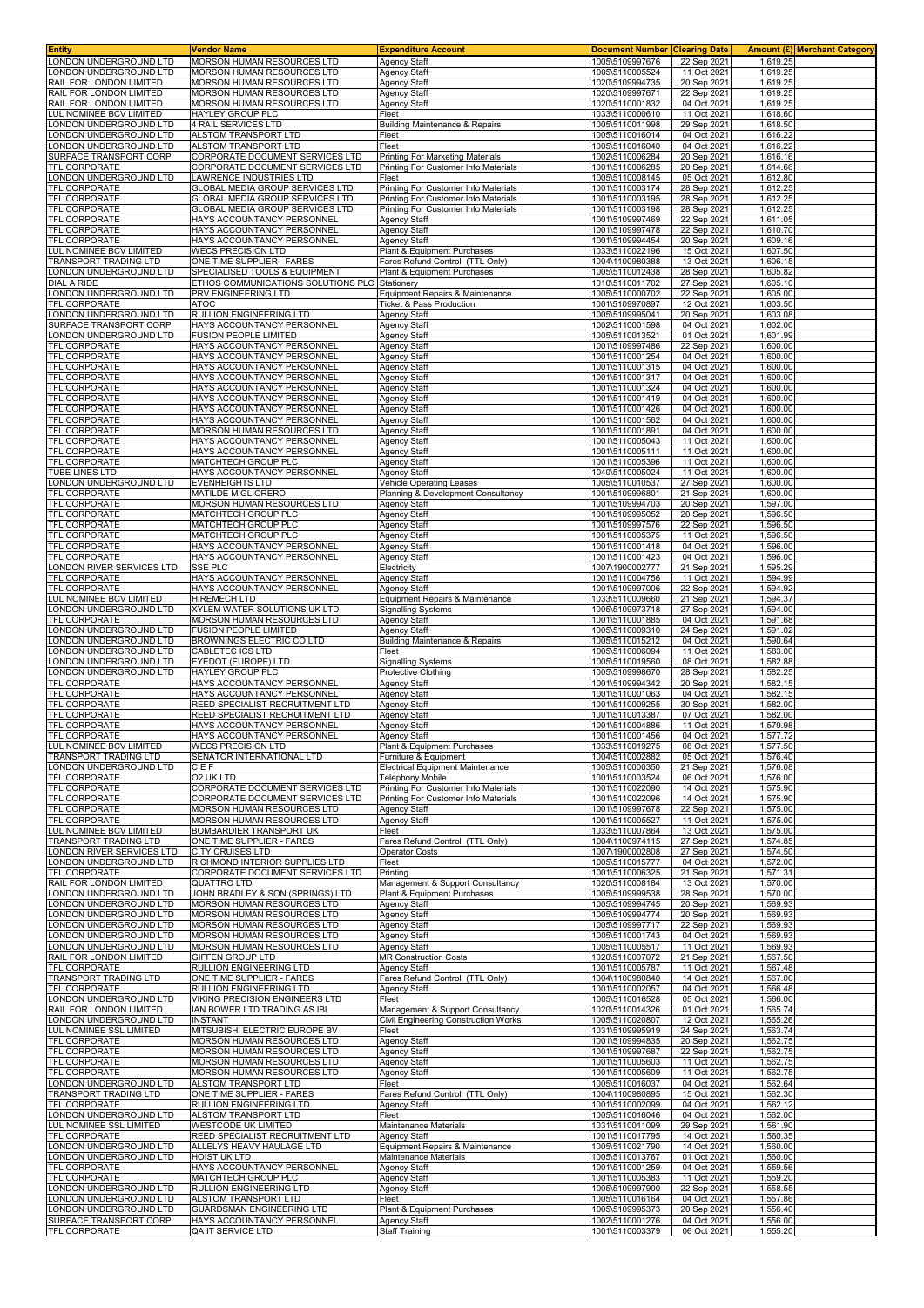| Entity | Vendor Name | Expenditure Account | Document Number | Clearing Date | Amount (£) | Merchant Category |
|---|---|---|---|---|---|---|
| LONDON UNDERGROUND LTD | MORSON HUMAN RESOURCES LTD | Agency Staff | 1005\5109997676 | 22 Sep 2021 | 1,619.25 | |
| LONDON UNDERGROUND LTD | MORSON HUMAN RESOURCES LTD | Agency Staff | 1005\5110005524 | 11 Oct 2021 | 1,619.25 | |
| RAIL FOR LONDON LIMITED | MORSON HUMAN RESOURCES LTD | Agency Staff | 1020\5109994735 | 20 Sep 2021 | 1,619.25 | |
| RAIL FOR LONDON LIMITED | MORSON HUMAN RESOURCES LTD | Agency Staff | 1020\5109997671 | 22 Sep 2021 | 1,619.25 | |
| RAIL FOR LONDON LIMITED | MORSON HUMAN RESOURCES LTD | Agency Staff | 1020\5110001832 | 04 Oct 2021 | 1,619.25 | |
| LUL NOMINEE BCV LIMITED | HAYLEY GROUP PLC | Fleet | 1033\5110000610 | 11 Oct 2021 | 1,618.60 | |
| LONDON UNDERGROUND LTD | 4 RAIL SERVICES LTD | Building Maintenance & Repairs | 1005\5110011998 | 29 Sep 2021 | 1,618.50 | |
| LONDON UNDERGROUND LTD | ALSTOM TRANSPORT LTD | Fleet | 1005\5110016014 | 04 Oct 2021 | 1,616.22 | |
| LONDON UNDERGROUND LTD | ALSTOM TRANSPORT LTD | Fleet | 1005\5110016040 | 04 Oct 2021 | 1,616.22 | |
| SURFACE TRANSPORT CORP | CORPORATE DOCUMENT SERVICES LTD | Printing For Marketing Materials | 1002\5110006284 | 20 Sep 2021 | 1,616.16 | |
| TFL CORPORATE | CORPORATE DOCUMENT SERVICES LTD | Printing For Customer Info Materials | 1001\5110006285 | 20 Sep 2021 | 1,614.66 | |
| LONDON UNDERGROUND LTD | LAWRENCE INDUSTRIES LTD | Fleet | 1005\5110008145 | 05 Oct 2021 | 1,612.80 | |
| TFL CORPORATE | GLOBAL MEDIA GROUP SERVICES LTD | Printing For Customer Info Materials | 1001\5110003174 | 28 Sep 2021 | 1,612.25 | |
| TFL CORPORATE | GLOBAL MEDIA GROUP SERVICES LTD | Printing For Customer Info Materials | 1001\5110003195 | 28 Sep 2021 | 1,612.25 | |
| TFL CORPORATE | GLOBAL MEDIA GROUP SERVICES LTD | Printing For Customer Info Materials | 1001\5110003198 | 28 Sep 2021 | 1,612.25 | |
| TFL CORPORATE | HAYS ACCOUNTANCY PERSONNEL | Agency Staff | 1001\5109997469 | 22 Sep 2021 | 1,611.05 | |
| TFL CORPORATE | HAYS ACCOUNTANCY PERSONNEL | Agency Staff | 1001\5109997478 | 22 Sep 2021 | 1,610.70 | |
| TFL CORPORATE | HAYS ACCOUNTANCY PERSONNEL | Agency Staff | 1001\5109994454 | 20 Sep 2021 | 1,609.16 | |
| LUL NOMINEE BCV LIMITED | WECS PRECISION LTD | Plant & Equipment Purchases | 1033\5110022196 | 15 Oct 2021 | 1,607.50 | |
| TRANSPORT TRADING LTD | ONE TIME SUPPLIER - FARES | Fares Refund Control (TTL Only) | 1004\1100980388 | 13 Oct 2021 | 1,606.15 | |
| LONDON UNDERGROUND LTD | SPECIALISED TOOLS & EQUIPMENT | Plant & Equipment Purchases | 1005\5110012438 | 28 Sep 2021 | 1,605.82 | |
| DIAL A RIDE | ETHOS COMMUNICATIONS SOLUTIONS PLC | Stationery | 1010\5110011702 | 27 Sep 2021 | 1,605.10 | |
| LONDON UNDERGROUND LTD | PRV ENGINEERING LTD | Equipment Repairs & Maintenance | 1005\5110000702 | 22 Sep 2021 | 1,605.00 | |
| TFL CORPORATE | ATOC | Ticket & Pass Production | 1001\5109970897 | 12 Oct 2021 | 1,603.50 | |
| LONDON UNDERGROUND LTD | RULLION ENGINEERING LTD | Agency Staff | 1005\5109995041 | 20 Sep 2021 | 1,603.08 | |
| SURFACE TRANSPORT CORP | HAYS ACCOUNTANCY PERSONNEL | Agency Staff | 1002\5110001598 | 04 Oct 2021 | 1,602.00 | |
| LONDON UNDERGROUND LTD | FUSION PEOPLE LIMITED | Agency Staff | 1005\5110013521 | 01 Oct 2021 | 1,601.99 | |
| TFL CORPORATE | HAYS ACCOUNTANCY PERSONNEL | Agency Staff | 1001\5109997486 | 22 Sep 2021 | 1,600.00 | |
| TFL CORPORATE | HAYS ACCOUNTANCY PERSONNEL | Agency Staff | 1001\5110001254 | 04 Oct 2021 | 1,600.00 | |
| TFL CORPORATE | HAYS ACCOUNTANCY PERSONNEL | Agency Staff | 1001\5110001315 | 04 Oct 2021 | 1,600.00 | |
| TFL CORPORATE | HAYS ACCOUNTANCY PERSONNEL | Agency Staff | 1001\5110001317 | 04 Oct 2021 | 1,600.00 | |
| TFL CORPORATE | HAYS ACCOUNTANCY PERSONNEL | Agency Staff | 1001\5110001324 | 04 Oct 2021 | 1,600.00 | |
| TFL CORPORATE | HAYS ACCOUNTANCY PERSONNEL | Agency Staff | 1001\5110001419 | 04 Oct 2021 | 1,600.00 | |
| TFL CORPORATE | HAYS ACCOUNTANCY PERSONNEL | Agency Staff | 1001\5110001426 | 04 Oct 2021 | 1,600.00 | |
| TFL CORPORATE | HAYS ACCOUNTANCY PERSONNEL | Agency Staff | 1001\5110001562 | 04 Oct 2021 | 1,600.00 | |
| TFL CORPORATE | MORSON HUMAN RESOURCES LTD | Agency Staff | 1001\5110001891 | 04 Oct 2021 | 1,600.00 | |
| TFL CORPORATE | HAYS ACCOUNTANCY PERSONNEL | Agency Staff | 1001\5110005043 | 11 Oct 2021 | 1,600.00 | |
| TFL CORPORATE | HAYS ACCOUNTANCY PERSONNEL | Agency Staff | 1001\5110005111 | 11 Oct 2021 | 1,600.00 | |
| TFL CORPORATE | MATCHTECH GROUP PLC | Agency Staff | 1001\5110005396 | 11 Oct 2021 | 1,600.00 | |
| TUBE LINES LTD | HAYS ACCOUNTANCY PERSONNEL | Agency Staff | 1040\5110005024 | 11 Oct 2021 | 1,600.00 | |
| LONDON UNDERGROUND LTD | EVENHEIGHTS LTD | Vehicle Operating Leases | 1005\5110010537 | 27 Sep 2021 | 1,600.00 | |
| TFL CORPORATE | MATILDE MIGLIORERO | Planning & Development Consultancy | 1001\5109996801 | 21 Sep 2021 | 1,600.00 | |
| TFL CORPORATE | MORSON HUMAN RESOURCES LTD | Agency Staff | 1001\5109994703 | 20 Sep 2021 | 1,597.00 | |
| TFL CORPORATE | MATCHTECH GROUP PLC | Agency Staff | 1001\5109995052 | 20 Sep 2021 | 1,596.50 | |
| TFL CORPORATE | MATCHTECH GROUP PLC | Agency Staff | 1001\5109997576 | 22 Sep 2021 | 1,596.50 | |
| TFL CORPORATE | MATCHTECH GROUP PLC | Agency Staff | 1001\5110005375 | 11 Oct 2021 | 1,596.50 | |
| TFL CORPORATE | HAYS ACCOUNTANCY PERSONNEL | Agency Staff | 1001\5110001418 | 04 Oct 2021 | 1,596.00 | |
| TFL CORPORATE | HAYS ACCOUNTANCY PERSONNEL | Agency Staff | 1001\5110001423 | 04 Oct 2021 | 1,596.00 | |
| LONDON RIVER SERVICES LTD | SSE PLC | Electricity | 1007\1900002777 | 21 Sep 2021 | 1,595.29 | |
| TFL CORPORATE | HAYS ACCOUNTANCY PERSONNEL | Agency Staff | 1001\5110004756 | 11 Oct 2021 | 1,594.99 | |
| TFL CORPORATE | HAYS ACCOUNTANCY PERSONNEL | Agency Staff | 1001\5109997006 | 22 Sep 2021 | 1,594.92 | |
| LUL NOMINEE BCV LIMITED | HIREMECH LTD | Equipment Repairs & Maintenance | 1033\5110009660 | 21 Sep 2021 | 1,594.37 | |
| LONDON UNDERGROUND LTD | XYLEM WATER SOLUTIONS UK LTD | Signalling Systems | 1005\5109973718 | 27 Sep 2021 | 1,594.00 | |
| TFL CORPORATE | MORSON HUMAN RESOURCES LTD | Agency Staff | 1001\5110001885 | 04 Oct 2021 | 1,591.68 | |
| LONDON UNDERGROUND LTD | FUSION PEOPLE LIMITED | Agency Staff | 1005\5110009310 | 24 Sep 2021 | 1,591.02 | |
| LONDON UNDERGROUND LTD | BROWNINGS ELECTRIC CO LTD | Building Maintenance & Repairs | 1005\5110015212 | 04 Oct 2021 | 1,590.64 | |
| LONDON UNDERGROUND LTD | CABLETEC ICS LTD | Fleet | 1005\5110006094 | 11 Oct 2021 | 1,583.00 | |
| LONDON UNDERGROUND LTD | EYEDOT (EUROPE) LTD | Signalling Systems | 1005\5110019560 | 08 Oct 2021 | 1,582.88 | |
| LONDON UNDERGROUND LTD | HAYLEY GROUP PLC | Protective Clothing | 1005\5109998670 | 28 Sep 2021 | 1,582.25 | |
| TFL CORPORATE | HAYS ACCOUNTANCY PERSONNEL | Agency Staff | 1001\5109994342 | 20 Sep 2021 | 1,582.15 | |
| TFL CORPORATE | HAYS ACCOUNTANCY PERSONNEL | Agency Staff | 1001\5110001063 | 04 Oct 2021 | 1,582.15 | |
| TFL CORPORATE | REED SPECIALIST RECRUITMENT LTD | Agency Staff | 1001\5110009255 | 30 Sep 2021 | 1,582.00 | |
| TFL CORPORATE | REED SPECIALIST RECRUITMENT LTD | Agency Staff | 1001\5110013387 | 07 Oct 2021 | 1,582.00 | |
| TFL CORPORATE | HAYS ACCOUNTANCY PERSONNEL | Agency Staff | 1001\5110004886 | 11 Oct 2021 | 1,579.98 | |
| TFL CORPORATE | HAYS ACCOUNTANCY PERSONNEL | Agency Staff | 1001\5110001456 | 04 Oct 2021 | 1,577.72 | |
| LUL NOMINEE BCV LIMITED | WECS PRECISION LTD | Plant & Equipment Purchases | 1033\5110019275 | 08 Oct 2021 | 1,577.50 | |
| TRANSPORT TRADING LTD | SENATOR INTERNATIONAL LTD | Furniture & Equipment | 1004\5110002882 | 05 Oct 2021 | 1,576.40 | |
| LONDON UNDERGROUND LTD | C E F | Electrical Equipment Maintenance | 1005\5110000350 | 21 Sep 2021 | 1,576.08 | |
| TFL CORPORATE | O2 UK LTD | Telephony Mobile | 1001\5110003524 | 06 Oct 2021 | 1,576.00 | |
| TFL CORPORATE | CORPORATE DOCUMENT SERVICES LTD | Printing For Customer Info Materials | 1001\5110022090 | 14 Oct 2021 | 1,575.90 | |
| TFL CORPORATE | CORPORATE DOCUMENT SERVICES LTD | Printing For Customer Info Materials | 1001\5110022096 | 14 Oct 2021 | 1,575.90 | |
| TFL CORPORATE | MORSON HUMAN RESOURCES LTD | Agency Staff | 1001\5109997678 | 22 Sep 2021 | 1,575.00 | |
| TFL CORPORATE | MORSON HUMAN RESOURCES LTD | Agency Staff | 1001\5110005527 | 11 Oct 2021 | 1,575.00 | |
| LUL NOMINEE BCV LIMITED | BOMBARDIER TRANSPORT UK | Fleet | 1033\5110007864 | 13 Oct 2021 | 1,575.00 | |
| TRANSPORT TRADING LTD | ONE TIME SUPPLIER - FARES | Fares Refund Control (TTL Only) | 1004\1100974115 | 27 Sep 2021 | 1,574.85 | |
| LONDON RIVER SERVICES LTD | CITY CRUISES LTD | Operator Costs | 1007\1900002808 | 27 Sep 2021 | 1,574.50 | |
| LONDON UNDERGROUND LTD | RICHMOND INTERIOR SUPPLIES LTD | Fleet | 1005\5110015777 | 04 Oct 2021 | 1,572.00 | |
| TFL CORPORATE | CORPORATE DOCUMENT SERVICES LTD | Printing | 1001\5110006325 | 21 Sep 2021 | 1,571.31 | |
| RAIL FOR LONDON LIMITED | QUATTRO LTD | Management & Support Consultancy | 1020\5110008184 | 13 Oct 2021 | 1,570.00 | |
| LONDON UNDERGROUND LTD | JOHN BRADLEY & SON (SPRINGS) LTD | Plant & Equipment Purchases | 1005\5109999538 | 28 Sep 2021 | 1,570.00 | |
| LONDON UNDERGROUND LTD | MORSON HUMAN RESOURCES LTD | Agency Staff | 1005\5109994745 | 20 Sep 2021 | 1,569.93 | |
| LONDON UNDERGROUND LTD | MORSON HUMAN RESOURCES LTD | Agency Staff | 1005\5109994774 | 20 Sep 2021 | 1,569.93 | |
| LONDON UNDERGROUND LTD | MORSON HUMAN RESOURCES LTD | Agency Staff | 1005\5109997717 | 22 Sep 2021 | 1,569.93 | |
| LONDON UNDERGROUND LTD | MORSON HUMAN RESOURCES LTD | Agency Staff | 1005\5110001743 | 04 Oct 2021 | 1,569.93 | |
| LONDON UNDERGROUND LTD | MORSON HUMAN RESOURCES LTD | Agency Staff | 1005\5110005517 | 11 Oct 2021 | 1,569.93 | |
| RAIL FOR LONDON LIMITED | GIFFEN GROUP LTD | MR Construction Costs | 1020\5110007072 | 21 Sep 2021 | 1,567.50 | |
| TFL CORPORATE | RULLION ENGINEERING LTD | Agency Staff | 1001\5110005787 | 11 Oct 2021 | 1,567.48 | |
| TRANSPORT TRADING LTD | ONE TIME SUPPLIER - FARES | Fares Refund Control (TTL Only) | 1004\1100980840 | 14 Oct 2021 | 1,567.00 | |
| TFL CORPORATE | RULLION ENGINEERING LTD | Agency Staff | 1001\5110002057 | 04 Oct 2021 | 1,566.48 | |
| LONDON UNDERGROUND LTD | VIKING PRECISION ENGINEERS LTD | Fleet | 1005\5110016528 | 05 Oct 2021 | 1,566.00 | |
| RAIL FOR LONDON LIMITED | IAN BOWER LTD TRADING AS IBL | Management & Support Consultancy | 1020\5110014326 | 01 Oct 2021 | 1,565.74 | |
| LONDON UNDERGROUND LTD | INSTANT | Civil Engineering Construction Works | 1005\5110020807 | 12 Oct 2021 | 1,565.26 | |
| LUL NOMINEE SSL LIMITED | MITSUBISHI ELECTRIC EUROPE BV | Fleet | 1031\5109995919 | 24 Sep 2021 | 1,563.74 | |
| TFL CORPORATE | MORSON HUMAN RESOURCES LTD | Agency Staff | 1001\5109994835 | 20 Sep 2021 | 1,562.75 | |
| TFL CORPORATE | MORSON HUMAN RESOURCES LTD | Agency Staff | 1001\5109997687 | 22 Sep 2021 | 1,562.75 | |
| TFL CORPORATE | MORSON HUMAN RESOURCES LTD | Agency Staff | 1001\5110005603 | 11 Oct 2021 | 1,562.75 | |
| TFL CORPORATE | MORSON HUMAN RESOURCES LTD | Agency Staff | 1001\5110005609 | 11 Oct 2021 | 1,562.75 | |
| LONDON UNDERGROUND LTD | ALSTOM TRANSPORT LTD | Fleet | 1005\5110016037 | 04 Oct 2021 | 1,562.64 | |
| TRANSPORT TRADING LTD | ONE TIME SUPPLIER - FARES | Fares Refund Control (TTL Only) | 1004\1100980895 | 15 Oct 2021 | 1,562.30 | |
| TFL CORPORATE | RULLION ENGINEERING LTD | Agency Staff | 1001\5110002099 | 04 Oct 2021 | 1,562.12 | |
| LONDON UNDERGROUND LTD | ALSTOM TRANSPORT LTD | Fleet | 1005\5110016046 | 04 Oct 2021 | 1,562.00 | |
| LUL NOMINEE SSL LIMITED | WESTCODE UK LIMITED | Maintenance Materials | 1031\5110011099 | 29 Sep 2021 | 1,561.90 | |
| TFL CORPORATE | REED SPECIALIST RECRUITMENT LTD | Agency Staff | 1001\5110017795 | 14 Oct 2021 | 1,560.35 | |
| LONDON UNDERGROUND LTD | ALLELYS HEAVY HAULAGE LTD | Equipment Repairs & Maintenance | 1005\5110021790 | 14 Oct 2021 | 1,560.00 | |
| LONDON UNDERGROUND LTD | HOIST UK LTD | Maintenance Materials | 1005\5110013767 | 01 Oct 2021 | 1,560.00 | |
| TFL CORPORATE | HAYS ACCOUNTANCY PERSONNEL | Agency Staff | 1001\5110001259 | 04 Oct 2021 | 1,559.56 | |
| TFL CORPORATE | MATCHTECH GROUP PLC | Agency Staff | 1001\5110005383 | 11 Oct 2021 | 1,559.20 | |
| LONDON UNDERGROUND LTD | RULLION ENGINEERING LTD | Agency Staff | 1005\5109997900 | 22 Sep 2021 | 1,558.55 | |
| LONDON UNDERGROUND LTD | ALSTOM TRANSPORT LTD | Fleet | 1005\5110016164 | 04 Oct 2021 | 1,557.86 | |
| LONDON UNDERGROUND LTD | GUARDSMAN ENGINEERING LTD | Plant & Equipment Purchases | 1005\5109995373 | 20 Sep 2021 | 1,556.40 | |
| SURFACE TRANSPORT CORP | HAYS ACCOUNTANCY PERSONNEL | Agency Staff | 1002\5110001276 | 04 Oct 2021 | 1,556.00 | |
| TFL CORPORATE | QA IT SERVICE LTD | Staff Training | 1001\5110003379 | 06 Oct 2021 | 1,555.20 | |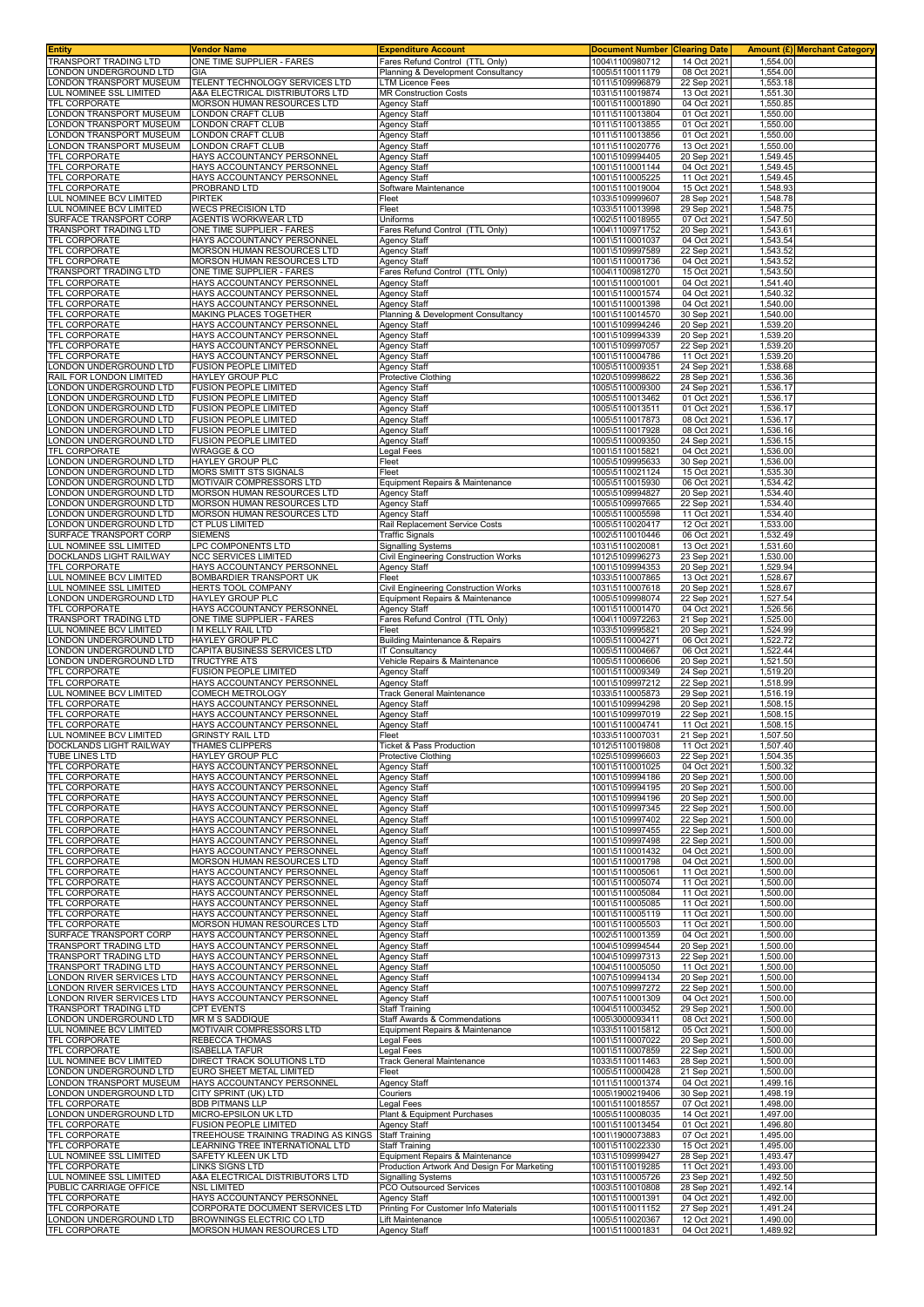| Entity | Vendor Name | Expenditure Account | Document Number | Clearing Date | Amount (£) | Merchant Category |
|---|---|---|---|---|---|---|
| TRANSPORT TRADING LTD | ONE TIME SUPPLIER - FARES | Fares Refund Control (TTL Only) | 1004\1100980712 | 14 Oct 2021 | 1,554.00 | |
| LONDON UNDERGROUND LTD | GIA | Planning & Development Consultancy | 1005\5110011179 | 08 Oct 2021 | 1,554.00 | |
| LONDON TRANSPORT MUSEUM | TELENT TECHNOLOGY SERVICES LTD | LTM Licence Fees | 1011\5109996879 | 22 Sep 2021 | 1,553.18 | |
| LUL NOMINEE SSL LIMITED | A&A ELECTRICAL DISTRIBUTORS LTD | MR Construction Costs | 1031\5110019874 | 13 Oct 2021 | 1,551.30 | |
| TFL CORPORATE | MORSON HUMAN RESOURCES LTD | Agency Staff | 1001\5110001890 | 04 Oct 2021 | 1,550.85 | |
| LONDON TRANSPORT MUSEUM | LONDON CRAFT CLUB | Agency Staff | 1011\5110013804 | 01 Oct 2021 | 1,550.00 | |
| LONDON TRANSPORT MUSEUM | LONDON CRAFT CLUB | Agency Staff | 1011\5110013855 | 01 Oct 2021 | 1,550.00 | |
| LONDON TRANSPORT MUSEUM | LONDON CRAFT CLUB | Agency Staff | 1011\5110013856 | 01 Oct 2021 | 1,550.00 | |
| LONDON TRANSPORT MUSEUM | LONDON CRAFT CLUB | Agency Staff | 1011\5110020776 | 13 Oct 2021 | 1,550.00 | |
| TFL CORPORATE | HAYS ACCOUNTANCY PERSONNEL | Agency Staff | 1001\5109994405 | 20 Sep 2021 | 1,549.45 | |
| TFL CORPORATE | HAYS ACCOUNTANCY PERSONNEL | Agency Staff | 1001\5110001144 | 04 Oct 2021 | 1,549.45 | |
| TFL CORPORATE | HAYS ACCOUNTANCY PERSONNEL | Agency Staff | 1001\5110005225 | 11 Oct 2021 | 1,549.45 | |
| TFL CORPORATE | PROBRAND LTD | Software Maintenance | 1001\5110019004 | 15 Oct 2021 | 1,548.93 | |
| LUL NOMINEE BCV LIMITED | PIRTEK | Fleet | 1033\5109999607 | 28 Sep 2021 | 1,548.78 | |
| LUL NOMINEE BCV LIMITED | WECS PRECISION LTD | Fleet | 1033\5110013998 | 29 Sep 2021 | 1,548.75 | |
| SURFACE TRANSPORT CORP | AGENTIS WORKWEAR LTD | Uniforms | 1002\5110018955 | 07 Oct 2021 | 1,547.50 | |
| TRANSPORT TRADING LTD | ONE TIME SUPPLIER - FARES | Fares Refund Control (TTL Only) | 1004\1100971752 | 20 Sep 2021 | 1,543.61 | |
| TFL CORPORATE | HAYS ACCOUNTANCY PERSONNEL | Agency Staff | 1001\5110001037 | 04 Oct 2021 | 1,543.54 | |
| TFL CORPORATE | MORSON HUMAN RESOURCES LTD | Agency Staff | 1001\5109997589 | 22 Sep 2021 | 1,543.52 | |
| TFL CORPORATE | MORSON HUMAN RESOURCES LTD | Agency Staff | 1001\5110001736 | 04 Oct 2021 | 1,543.52 | |
| TRANSPORT TRADING LTD | ONE TIME SUPPLIER - FARES | Fares Refund Control (TTL Only) | 1004\1100981270 | 15 Oct 2021 | 1,543.50 | |
| TFL CORPORATE | HAYS ACCOUNTANCY PERSONNEL | Agency Staff | 1001\5110001001 | 04 Oct 2021 | 1,541.40 | |
| TFL CORPORATE | HAYS ACCOUNTANCY PERSONNEL | Agency Staff | 1001\5110001574 | 04 Oct 2021 | 1,540.32 | |
| TFL CORPORATE | HAYS ACCOUNTANCY PERSONNEL | Agency Staff | 1001\5110001398 | 04 Oct 2021 | 1,540.00 | |
| TFL CORPORATE | MAKING PLACES TOGETHER | Planning & Development Consultancy | 1001\5110014570 | 30 Sep 2021 | 1,540.00 | |
| TFL CORPORATE | HAYS ACCOUNTANCY PERSONNEL | Agency Staff | 1001\5109994246 | 20 Sep 2021 | 1,539.20 | |
| TFL CORPORATE | HAYS ACCOUNTANCY PERSONNEL | Agency Staff | 1001\5109994339 | 20 Sep 2021 | 1,539.20 | |
| TFL CORPORATE | HAYS ACCOUNTANCY PERSONNEL | Agency Staff | 1001\5109997057 | 22 Sep 2021 | 1,539.20 | |
| TFL CORPORATE | HAYS ACCOUNTANCY PERSONNEL | Agency Staff | 1001\5110004786 | 11 Oct 2021 | 1,539.20 | |
| LONDON UNDERGROUND LTD | FUSION PEOPLE LIMITED | Agency Staff | 1005\5110009351 | 24 Sep 2021 | 1,538.68 | |
| RAIL FOR LONDON LIMITED | HAYLEY GROUP PLC | Protective Clothing | 1020\5109998622 | 28 Sep 2021 | 1,536.36 | |
| LONDON UNDERGROUND LTD | FUSION PEOPLE LIMITED | Agency Staff | 1005\5110009300 | 24 Sep 2021 | 1,536.17 | |
| LONDON UNDERGROUND LTD | FUSION PEOPLE LIMITED | Agency Staff | 1005\5110013462 | 01 Oct 2021 | 1,536.17 | |
| LONDON UNDERGROUND LTD | FUSION PEOPLE LIMITED | Agency Staff | 1005\5110013511 | 01 Oct 2021 | 1,536.17 | |
| LONDON UNDERGROUND LTD | FUSION PEOPLE LIMITED | Agency Staff | 1005\5110017873 | 08 Oct 2021 | 1,536.17 | |
| LONDON UNDERGROUND LTD | FUSION PEOPLE LIMITED | Agency Staff | 1005\5110017928 | 08 Oct 2021 | 1,536.16 | |
| LONDON UNDERGROUND LTD | FUSION PEOPLE LIMITED | Agency Staff | 1005\5110009350 | 24 Sep 2021 | 1,536.15 | |
| TFL CORPORATE | WRAGGE & CO | Legal Fees | 1001\5110015821 | 04 Oct 2021 | 1,536.00 | |
| LONDON UNDERGROUND LTD | HAYLEY GROUP PLC | Fleet | 1005\5109995633 | 30 Sep 2021 | 1,536.00 | |
| LONDON UNDERGROUND LTD | MORS SMITT STS SIGNALS | Fleet | 1005\5110021124 | 15 Oct 2021 | 1,535.30 | |
| LONDON UNDERGROUND LTD | MOTIVAIR COMPRESSORS LTD | Equipment Repairs & Maintenance | 1005\5110015930 | 06 Oct 2021 | 1,534.42 | |
| LONDON UNDERGROUND LTD | MORSON HUMAN RESOURCES LTD | Agency Staff | 1005\5109994827 | 20 Sep 2021 | 1,534.40 | |
| LONDON UNDERGROUND LTD | MORSON HUMAN RESOURCES LTD | Agency Staff | 1005\5109997665 | 22 Sep 2021 | 1,534.40 | |
| LONDON UNDERGROUND LTD | MORSON HUMAN RESOURCES LTD | Agency Staff | 1005\5110005598 | 11 Oct 2021 | 1,534.40 | |
| LONDON UNDERGROUND LTD | CT PLUS LIMITED | Rail Replacement Service Costs | 1005\5110020417 | 12 Oct 2021 | 1,533.00 | |
| SURFACE TRANSPORT CORP | SIEMENS | Traffic Signals | 1002\5110010446 | 06 Oct 2021 | 1,532.49 | |
| LUL NOMINEE SSL LIMITED | LPC COMPONENTS LTD | Signalling Systems | 1031\5110020081 | 13 Oct 2021 | 1,531.60 | |
| DOCKLANDS LIGHT RAILWAY | NCC SERVICES LIMITED | Civil Engineering Construction Works | 1012\5109996273 | 23 Sep 2021 | 1,530.00 | |
| TFL CORPORATE | HAYS ACCOUNTANCY PERSONNEL | Agency Staff | 1001\5109994353 | 20 Sep 2021 | 1,529.94 | |
| LUL NOMINEE BCV LIMITED | BOMBARDIER TRANSPORT UK | Fleet | 1033\5110007865 | 13 Oct 2021 | 1,528.67 | |
| LUL NOMINEE SSL LIMITED | HERTS TOOL COMPANY | Civil Engineering Construction Works | 1031\5110007618 | 20 Sep 2021 | 1,528.67 | |
| LONDON UNDERGROUND LTD | HAYLEY GROUP PLC | Equipment Repairs & Maintenance | 1005\5109998074 | 22 Sep 2021 | 1,527.54 | |
| TFL CORPORATE | HAYS ACCOUNTANCY PERSONNEL | Agency Staff | 1001\5110001470 | 04 Oct 2021 | 1,526.56 | |
| TRANSPORT TRADING LTD | ONE TIME SUPPLIER - FARES | Fares Refund Control (TTL Only) | 1004\1100972263 | 21 Sep 2021 | 1,525.00 | |
| LUL NOMINEE BCV LIMITED | I M KELLY RAIL LTD | Fleet | 1033\5109995821 | 20 Sep 2021 | 1,524.99 | |
| LONDON UNDERGROUND LTD | HAYLEY GROUP PLC | Building Maintenance & Repairs | 1005\5110004271 | 06 Oct 2021 | 1,522.72 | |
| LONDON UNDERGROUND LTD | CAPITA BUSINESS SERVICES LTD | IT Consultancy | 1005\5110004667 | 06 Oct 2021 | 1,522.44 | |
| LONDON UNDERGROUND LTD | TRUCTYRE ATS | Vehicle Repairs & Maintenance | 1005\5110006606 | 20 Sep 2021 | 1,521.50 | |
| TFL CORPORATE | FUSION PEOPLE LIMITED | Agency Staff | 1001\5110009349 | 24 Sep 2021 | 1,519.20 | |
| TFL CORPORATE | HAYS ACCOUNTANCY PERSONNEL | Agency Staff | 1001\5109997212 | 22 Sep 2021 | 1,518.99 | |
| LUL NOMINEE BCV LIMITED | COMECH METROLOGY | Track General Maintenance | 1033\5110005873 | 29 Sep 2021 | 1,516.19 | |
| TFL CORPORATE | HAYS ACCOUNTANCY PERSONNEL | Agency Staff | 1001\5109994298 | 20 Sep 2021 | 1,508.15 | |
| TFL CORPORATE | HAYS ACCOUNTANCY PERSONNEL | Agency Staff | 1001\5109997019 | 22 Sep 2021 | 1,508.15 | |
| TFL CORPORATE | HAYS ACCOUNTANCY PERSONNEL | Agency Staff | 1001\5110004741 | 11 Oct 2021 | 1,508.15 | |
| LUL NOMINEE BCV LIMITED | GRINSTY RAIL LTD | Fleet | 1033\5110007031 | 21 Sep 2021 | 1,507.50 | |
| DOCKLANDS LIGHT RAILWAY | THAMES CLIPPERS | Ticket & Pass Production | 1012\5110019808 | 11 Oct 2021 | 1,507.40 | |
| TUBE LINES LTD | HAYLEY GROUP PLC | Protective Clothing | 1025\5109996603 | 22 Sep 2021 | 1,504.35 | |
| TFL CORPORATE | HAYS ACCOUNTANCY PERSONNEL | Agency Staff | 1001\5110001025 | 04 Oct 2021 | 1,500.32 | |
| TFL CORPORATE | HAYS ACCOUNTANCY PERSONNEL | Agency Staff | 1001\5109994186 | 20 Sep 2021 | 1,500.00 | |
| TFL CORPORATE | HAYS ACCOUNTANCY PERSONNEL | Agency Staff | 1001\5109994195 | 20 Sep 2021 | 1,500.00 | |
| TFL CORPORATE | HAYS ACCOUNTANCY PERSONNEL | Agency Staff | 1001\5109994196 | 20 Sep 2021 | 1,500.00 | |
| TFL CORPORATE | HAYS ACCOUNTANCY PERSONNEL | Agency Staff | 1001\5109997345 | 22 Sep 2021 | 1,500.00 | |
| TFL CORPORATE | HAYS ACCOUNTANCY PERSONNEL | Agency Staff | 1001\5109997402 | 22 Sep 2021 | 1,500.00 | |
| TFL CORPORATE | HAYS ACCOUNTANCY PERSONNEL | Agency Staff | 1001\5109997455 | 22 Sep 2021 | 1,500.00 | |
| TFL CORPORATE | HAYS ACCOUNTANCY PERSONNEL | Agency Staff | 1001\5109997498 | 22 Sep 2021 | 1,500.00 | |
| TFL CORPORATE | HAYS ACCOUNTANCY PERSONNEL | Agency Staff | 1001\5110001432 | 04 Oct 2021 | 1,500.00 | |
| TFL CORPORATE | MORSON HUMAN RESOURCES LTD | Agency Staff | 1001\5110001798 | 04 Oct 2021 | 1,500.00 | |
| TFL CORPORATE | HAYS ACCOUNTANCY PERSONNEL | Agency Staff | 1001\5110005061 | 11 Oct 2021 | 1,500.00 | |
| TFL CORPORATE | HAYS ACCOUNTANCY PERSONNEL | Agency Staff | 1001\5110005074 | 11 Oct 2021 | 1,500.00 | |
| TFL CORPORATE | HAYS ACCOUNTANCY PERSONNEL | Agency Staff | 1001\5110005084 | 11 Oct 2021 | 1,500.00 | |
| TFL CORPORATE | HAYS ACCOUNTANCY PERSONNEL | Agency Staff | 1001\5110005085 | 11 Oct 2021 | 1,500.00 | |
| TFL CORPORATE | HAYS ACCOUNTANCY PERSONNEL | Agency Staff | 1001\5110005119 | 11 Oct 2021 | 1,500.00 | |
| TFL CORPORATE | MORSON HUMAN RESOURCES LTD | Agency Staff | 1001\5110005503 | 11 Oct 2021 | 1,500.00 | |
| SURFACE TRANSPORT CORP | HAYS ACCOUNTANCY PERSONNEL | Agency Staff | 1002\5110001359 | 04 Oct 2021 | 1,500.00 | |
| TRANSPORT TRADING LTD | HAYS ACCOUNTANCY PERSONNEL | Agency Staff | 1004\5109994544 | 20 Sep 2021 | 1,500.00 | |
| TRANSPORT TRADING LTD | HAYS ACCOUNTANCY PERSONNEL | Agency Staff | 1004\5109997313 | 22 Sep 2021 | 1,500.00 | |
| TRANSPORT TRADING LTD | HAYS ACCOUNTANCY PERSONNEL | Agency Staff | 1004\5110005050 | 11 Oct 2021 | 1,500.00 | |
| LONDON RIVER SERVICES LTD | HAYS ACCOUNTANCY PERSONNEL | Agency Staff | 1007\5109994134 | 20 Sep 2021 | 1,500.00 | |
| LONDON RIVER SERVICES LTD | HAYS ACCOUNTANCY PERSONNEL | Agency Staff | 1007\5109997272 | 22 Sep 2021 | 1,500.00 | |
| LONDON RIVER SERVICES LTD | HAYS ACCOUNTANCY PERSONNEL | Agency Staff | 1007\5110001309 | 04 Oct 2021 | 1,500.00 | |
| TRANSPORT TRADING LTD | CPT EVENTS | Staff Training | 1004\5110003452 | 29 Sep 2021 | 1,500.00 | |
| LONDON UNDERGROUND LTD | MR M S SADDIQUE | Staff Awards & Commendations | 1005\3000093411 | 08 Oct 2021 | 1,500.00 | |
| LUL NOMINEE BCV LIMITED | MOTIVAIR COMPRESSORS LTD | Equipment Repairs & Maintenance | 1033\5110015812 | 05 Oct 2021 | 1,500.00 | |
| TFL CORPORATE | REBECCA THOMAS | Legal Fees | 1001\5110007022 | 20 Sep 2021 | 1,500.00 | |
| TFL CORPORATE | ISABELLA TAFUR | Legal Fees | 1001\5110007859 | 22 Sep 2021 | 1,500.00 | |
| LUL NOMINEE BCV LIMITED | DIRECT TRACK SOLUTIONS LTD | Track General Maintenance | 1033\5110011463 | 28 Sep 2021 | 1,500.00 | |
| LONDON UNDERGROUND LTD | EURO SHEET METAL LIMITED | Fleet | 1005\5110000428 | 21 Sep 2021 | 1,500.00 | |
| LONDON TRANSPORT MUSEUM | HAYS ACCOUNTANCY PERSONNEL | Agency Staff | 1011\5110001374 | 04 Oct 2021 | 1,499.16 | |
| LONDON UNDERGROUND LTD | CITY SPRINT (UK) LTD | Couriers | 1005\1900219406 | 30 Sep 2021 | 1,498.19 | |
| TFL CORPORATE | BDB PITMANS LLP | Legal Fees | 1001\5110018557 | 07 Oct 2021 | 1,498.00 | |
| LONDON UNDERGROUND LTD | MICRO-EPSILON UK LTD | Plant & Equipment Purchases | 1005\5110008035 | 14 Oct 2021 | 1,497.00 | |
| TFL CORPORATE | FUSION PEOPLE LIMITED | Agency Staff | 1001\5110013454 | 01 Oct 2021 | 1,496.80 | |
| TFL CORPORATE | TREEHOUSE TRAINING TRADING AS KINGS | Staff Training | 1001\1900073883 | 07 Oct 2021 | 1,495.00 | |
| TFL CORPORATE | LEARNING TREE INTERNATIONAL LTD | Staff Training | 1001\5110022330 | 15 Oct 2021 | 1,495.00 | |
| LUL NOMINEE SSL LIMITED | SAFETY KLEEN UK LTD | Equipment Repairs & Maintenance | 1031\5109999427 | 28 Sep 2021 | 1,493.47 | |
| TFL CORPORATE | LINKS SIGNS LTD | Production Artwork And Design For Marketing | 1001\5110019285 | 11 Oct 2021 | 1,493.00 | |
| LUL NOMINEE SSL LIMITED | A&A ELECTRICAL DISTRIBUTORS LTD | Signalling Systems | 1031\5110005726 | 23 Sep 2021 | 1,492.50 | |
| PUBLIC CARRIAGE OFFICE | NSL LIMITED | PCO Outsourced Services | 1003\5110010808 | 28 Sep 2021 | 1,492.14 | |
| TFL CORPORATE | HAYS ACCOUNTANCY PERSONNEL | Agency Staff | 1001\5110001391 | 04 Oct 2021 | 1,492.00 | |
| TFL CORPORATE | CORPORATE DOCUMENT SERVICES LTD | Printing For Customer Info Materials | 1001\5110011152 | 27 Sep 2021 | 1,491.24 | |
| LONDON UNDERGROUND LTD | BROWNINGS ELECTRIC CO LTD | Lift Maintenance | 1005\5110020367 | 12 Oct 2021 | 1,490.00 | |
| TFL CORPORATE | MORSON HUMAN RESOURCES LTD | Agency Staff | 1001\5110001831 | 04 Oct 2021 | 1,489.92 | |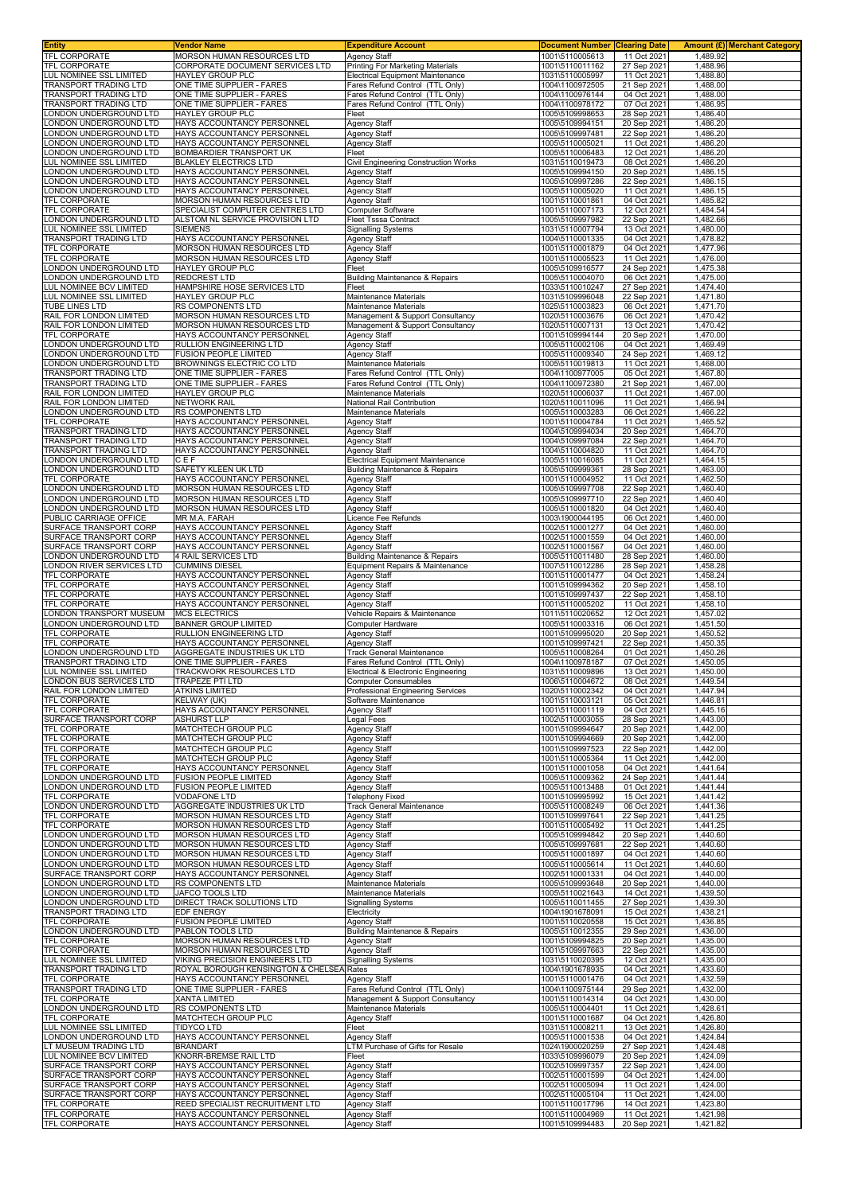| Entity | Vendor Name | Expenditure Account | Document Number | Clearing Date | Amount (£) | Merchant Category |
|---|---|---|---|---|---|---|
| TFL CORPORATE | MORSON HUMAN RESOURCES LTD | Agency Staff | 1001\5110005613 | 11 Oct 2021 | 1,489.92 | |
| TFL CORPORATE | CORPORATE DOCUMENT SERVICES LTD | Printing For Marketing Materials | 1001\5110011162 | 27 Sep 2021 | 1,488.96 | |
| LUL NOMINEE SSL LIMITED | HAYLEY GROUP PLC | Electrical Equipment Maintenance | 1031\5110005997 | 11 Oct 2021 | 1,488.80 | |
| TRANSPORT TRADING LTD | ONE TIME SUPPLIER - FARES | Fares Refund Control (TTL Only) | 1004\1100972505 | 21 Sep 2021 | 1,488.00 | |
| TRANSPORT TRADING LTD | ONE TIME SUPPLIER - FARES | Fares Refund Control (TTL Only) | 1004\1100976144 | 04 Oct 2021 | 1,488.00 | |
| TRANSPORT TRADING LTD | ONE TIME SUPPLIER - FARES | Fares Refund Control (TTL Only) | 1004\1100978172 | 07 Oct 2021 | 1,486.95 | |
| LONDON UNDERGROUND LTD | HAYLEY GROUP PLC | Fleet | 1005\5109998653 | 28 Sep 2021 | 1,486.40 | |
| LONDON UNDERGROUND LTD | HAYS ACCOUNTANCY PERSONNEL | Agency Staff | 1005\5109994151 | 20 Sep 2021 | 1,486.20 | |
| LONDON UNDERGROUND LTD | HAYS ACCOUNTANCY PERSONNEL | Agency Staff | 1005\5109997481 | 22 Sep 2021 | 1,486.20 | |
| LONDON UNDERGROUND LTD | HAYS ACCOUNTANCY PERSONNEL | Agency Staff | 1005\5110005021 | 11 Oct 2021 | 1,486.20 | |
| LONDON UNDERGROUND LTD | BOMBARDIER TRANSPORT UK | Fleet | 1005\5110006483 | 12 Oct 2021 | 1,486.20 | |
| LUL NOMINEE SSL LIMITED | BLAKLEY ELECTRICS LTD | Civil Engineering Construction Works | 1031\5110019473 | 08 Oct 2021 | 1,486.20 | |
| LONDON UNDERGROUND LTD | HAYS ACCOUNTANCY PERSONNEL | Agency Staff | 1005\5109994150 | 20 Sep 2021 | 1,486.15 | |
| LONDON UNDERGROUND LTD | HAYS ACCOUNTANCY PERSONNEL | Agency Staff | 1005\5109997286 | 22 Sep 2021 | 1,486.15 | |
| LONDON UNDERGROUND LTD | HAYS ACCOUNTANCY PERSONNEL | Agency Staff | 1005\5110005020 | 11 Oct 2021 | 1,486.15 | |
| TFL CORPORATE | MORSON HUMAN RESOURCES LTD | Agency Staff | 1001\5110001861 | 04 Oct 2021 | 1,485.82 | |
| TFL CORPORATE | SPECIALIST COMPUTER CENTRES LTD | Computer Software | 1001\5110007173 | 12 Oct 2021 | 1,484.54 | |
| LONDON UNDERGROUND LTD | ALSTOM NL SERVICE PROVISION LTD | Fleet Tsssa Contract | 1005\5109997982 | 22 Sep 2021 | 1,482.66 | |
| LUL NOMINEE SSL LIMITED | SIEMENS | Signalling Systems | 1031\5110007794 | 13 Oct 2021 | 1,480.00 | |
| TRANSPORT TRADING LTD | HAYS ACCOUNTANCY PERSONNEL | Agency Staff | 1004\5110001335 | 04 Oct 2021 | 1,478.82 | |
| TFL CORPORATE | MORSON HUMAN RESOURCES LTD | Agency Staff | 1001\5110001879 | 04 Oct 2021 | 1,477.96 | |
| TFL CORPORATE | MORSON HUMAN RESOURCES LTD | Agency Staff | 1001\5110005523 | 11 Oct 2021 | 1,476.00 | |
| LONDON UNDERGROUND LTD | HAYLEY GROUP PLC | Fleet | 1005\5109916577 | 24 Sep 2021 | 1,475.38 | |
| LONDON UNDERGROUND LTD | REDCREST LTD | Building Maintenance & Repairs | 1005\5110004070 | 06 Oct 2021 | 1,475.00 | |
| LUL NOMINEE BCV LIMITED | HAMPSHIRE HOSE SERVICES LTD | Fleet | 1033\5110010247 | 27 Sep 2021 | 1,474.40 | |
| LUL NOMINEE SSL LIMITED | HAYLEY GROUP PLC | Maintenance Materials | 1031\5109996048 | 22 Sep 2021 | 1,471.80 | |
| TUBE LINES LTD | RS COMPONENTS LTD | Maintenance Materials | 1025\5110003823 | 06 Oct 2021 | 1,471.70 | |
| RAIL FOR LONDON LIMITED | MORSON HUMAN RESOURCES LTD | Management & Support Consultancy | 1020\5110003676 | 06 Oct 2021 | 1,470.42 | |
| RAIL FOR LONDON LIMITED | MORSON HUMAN RESOURCES LTD | Management & Support Consultancy | 1020\5110007131 | 13 Oct 2021 | 1,470.42 | |
| TFL CORPORATE | HAYS ACCOUNTANCY PERSONNEL | Agency Staff | 1001\5109994144 | 20 Sep 2021 | 1,470.00 | |
| LONDON UNDERGROUND LTD | RULLION ENGINEERING LTD | Agency Staff | 1005\5110002106 | 04 Oct 2021 | 1,469.49 | |
| LONDON UNDERGROUND LTD | FUSION PEOPLE LIMITED | Agency Staff | 1005\5110009340 | 24 Sep 2021 | 1,469.12 | |
| LONDON UNDERGROUND LTD | BROWNINGS ELECTRIC CO LTD | Maintenance Materials | 1005\5110019813 | 11 Oct 2021 | 1,468.00 | |
| TRANSPORT TRADING LTD | ONE TIME SUPPLIER - FARES | Fares Refund Control (TTL Only) | 1004\1100977005 | 05 Oct 2021 | 1,467.80 | |
| TRANSPORT TRADING LTD | ONE TIME SUPPLIER - FARES | Fares Refund Control (TTL Only) | 1004\1100972380 | 21 Sep 2021 | 1,467.00 | |
| RAIL FOR LONDON LIMITED | HAYLEY GROUP PLC | Maintenance Materials | 1020\5110006037 | 11 Oct 2021 | 1,467.00 | |
| RAIL FOR LONDON LIMITED | NETWORK RAIL | National Rail Contribution | 1020\5110011096 | 11 Oct 2021 | 1,466.94 | |
| LONDON UNDERGROUND LTD | RS COMPONENTS LTD | Maintenance Materials | 1005\5110003283 | 06 Oct 2021 | 1,466.22 | |
| TFL CORPORATE | HAYS ACCOUNTANCY PERSONNEL | Agency Staff | 1001\5110004784 | 11 Oct 2021 | 1,465.52 | |
| TRANSPORT TRADING LTD | HAYS ACCOUNTANCY PERSONNEL | Agency Staff | 1004\5109994034 | 20 Sep 2021 | 1,464.70 | |
| TRANSPORT TRADING LTD | HAYS ACCOUNTANCY PERSONNEL | Agency Staff | 1004\5109997084 | 22 Sep 2021 | 1,464.70 | |
| TRANSPORT TRADING LTD | HAYS ACCOUNTANCY PERSONNEL | Agency Staff | 1004\5110004820 | 11 Oct 2021 | 1,464.70 | |
| LONDON UNDERGROUND LTD | C E F | Electrical Equipment Maintenance | 1005\5110016085 | 11 Oct 2021 | 1,464.15 | |
| LONDON UNDERGROUND LTD | SAFETY KLEEN UK LTD | Building Maintenance & Repairs | 1005\5109999361 | 28 Sep 2021 | 1,463.00 | |
| TFL CORPORATE | HAYS ACCOUNTANCY PERSONNEL | Agency Staff | 1001\5110004952 | 11 Oct 2021 | 1,462.50 | |
| LONDON UNDERGROUND LTD | MORSON HUMAN RESOURCES LTD | Agency Staff | 1005\5109997708 | 22 Sep 2021 | 1,460.40 | |
| LONDON UNDERGROUND LTD | MORSON HUMAN RESOURCES LTD | Agency Staff | 1005\5109997710 | 22 Sep 2021 | 1,460.40 | |
| LONDON UNDERGROUND LTD | MORSON HUMAN RESOURCES LTD | Agency Staff | 1005\5110001820 | 04 Oct 2021 | 1,460.40 | |
| PUBLIC CARRIAGE OFFICE | MR M.A. FARAH | Licence Fee Refunds | 1003\1900044195 | 06 Oct 2021 | 1,460.00 | |
| SURFACE TRANSPORT CORP | HAYS ACCOUNTANCY PERSONNEL | Agency Staff | 1002\5110001277 | 04 Oct 2021 | 1,460.00 | |
| SURFACE TRANSPORT CORP | HAYS ACCOUNTANCY PERSONNEL | Agency Staff | 1002\5110001559 | 04 Oct 2021 | 1,460.00 | |
| SURFACE TRANSPORT CORP | HAYS ACCOUNTANCY PERSONNEL | Agency Staff | 1002\5110001567 | 04 Oct 2021 | 1,460.00 | |
| LONDON UNDERGROUND LTD | 4 RAIL SERVICES LTD | Building Maintenance & Repairs | 1005\5110011480 | 28 Sep 2021 | 1,460.00 | |
| LONDON RIVER SERVICES LTD | CUMMINS DIESEL | Equipment Repairs & Maintenance | 1007\5110012286 | 28 Sep 2021 | 1,458.28 | |
| TFL CORPORATE | HAYS ACCOUNTANCY PERSONNEL | Agency Staff | 1001\5110001477 | 04 Oct 2021 | 1,458.24 | |
| TFL CORPORATE | HAYS ACCOUNTANCY PERSONNEL | Agency Staff | 1001\5109994362 | 20 Sep 2021 | 1,458.10 | |
| TFL CORPORATE | HAYS ACCOUNTANCY PERSONNEL | Agency Staff | 1001\5109997437 | 22 Sep 2021 | 1,458.10 | |
| TFL CORPORATE | HAYS ACCOUNTANCY PERSONNEL | Agency Staff | 1001\5110005202 | 11 Oct 2021 | 1,458.10 | |
| LONDON TRANSPORT MUSEUM | MCS ELECTRICS | Vehicle Repairs & Maintenance | 1011\5110020652 | 12 Oct 2021 | 1,457.02 | |
| LONDON UNDERGROUND LTD | BANNER GROUP LIMITED | Computer Hardware | 1005\5110003316 | 06 Oct 2021 | 1,451.50 | |
| TFL CORPORATE | RULLION ENGINEERING LTD | Agency Staff | 1001\5109995020 | 20 Sep 2021 | 1,450.52 | |
| TFL CORPORATE | HAYS ACCOUNTANCY PERSONNEL | Agency Staff | 1001\5109997421 | 22 Sep 2021 | 1,450.35 | |
| LONDON UNDERGROUND LTD | AGGREGATE INDUSTRIES UK LTD | Track General Maintenance | 1005\5110008264 | 01 Oct 2021 | 1,450.26 | |
| TRANSPORT TRADING LTD | ONE TIME SUPPLIER - FARES | Fares Refund Control (TTL Only) | 1004\1100978187 | 07 Oct 2021 | 1,450.05 | |
| LUL NOMINEE SSL LIMITED | TRACKWORK RESOURCES LTD | Electrical & Electronic Engineering | 1031\5110009896 | 13 Oct 2021 | 1,450.00 | |
| LONDON BUS SERVICES LTD | TRAPEZE PTI LTD | Computer Consumables | 1006\5110004672 | 08 Oct 2021 | 1,449.54 | |
| RAIL FOR LONDON LIMITED | ATKINS LIMITED | Professional Engineering Services | 1020\5110002342 | 04 Oct 2021 | 1,447.94 | |
| TFL CORPORATE | KELWAY (UK) | Software Maintenance | 1001\5110003121 | 05 Oct 2021 | 1,446.81 | |
| TFL CORPORATE | HAYS ACCOUNTANCY PERSONNEL | Agency Staff | 1001\5110001119 | 04 Oct 2021 | 1,445.16 | |
| SURFACE TRANSPORT CORP | ASHURST LLP | Legal Fees | 1002\5110003055 | 28 Sep 2021 | 1,443.00 | |
| TFL CORPORATE | MATCHTECH GROUP PLC | Agency Staff | 1001\5109994647 | 20 Sep 2021 | 1,442.00 | |
| TFL CORPORATE | MATCHTECH GROUP PLC | Agency Staff | 1001\5109994669 | 20 Sep 2021 | 1,442.00 | |
| TFL CORPORATE | MATCHTECH GROUP PLC | Agency Staff | 1001\5109997523 | 22 Sep 2021 | 1,442.00 | |
| TFL CORPORATE | MATCHTECH GROUP PLC | Agency Staff | 1001\5110005364 | 11 Oct 2021 | 1,442.00 | |
| TFL CORPORATE | HAYS ACCOUNTANCY PERSONNEL | Agency Staff | 1001\5110001058 | 04 Oct 2021 | 1,441.64 | |
| LONDON UNDERGROUND LTD | FUSION PEOPLE LIMITED | Agency Staff | 1005\5110009362 | 24 Sep 2021 | 1,441.44 | |
| LONDON UNDERGROUND LTD | FUSION PEOPLE LIMITED | Agency Staff | 1005\5110013488 | 01 Oct 2021 | 1,441.44 | |
| TFL CORPORATE | VODAFONE LTD | Telephony Fixed | 1001\5109995992 | 15 Oct 2021 | 1,441.42 | |
| LONDON UNDERGROUND LTD | AGGREGATE INDUSTRIES UK LTD | Track General Maintenance | 1005\5110008249 | 06 Oct 2021 | 1,441.36 | |
| TFL CORPORATE | MORSON HUMAN RESOURCES LTD | Agency Staff | 1001\5109997641 | 22 Sep 2021 | 1,441.25 | |
| TFL CORPORATE | MORSON HUMAN RESOURCES LTD | Agency Staff | 1001\5110005492 | 11 Oct 2021 | 1,441.25 | |
| LONDON UNDERGROUND LTD | MORSON HUMAN RESOURCES LTD | Agency Staff | 1005\5109994842 | 20 Sep 2021 | 1,440.60 | |
| LONDON UNDERGROUND LTD | MORSON HUMAN RESOURCES LTD | Agency Staff | 1005\5109997681 | 22 Sep 2021 | 1,440.60 | |
| LONDON UNDERGROUND LTD | MORSON HUMAN RESOURCES LTD | Agency Staff | 1005\5110001897 | 04 Oct 2021 | 1,440.60 | |
| LONDON UNDERGROUND LTD | MORSON HUMAN RESOURCES LTD | Agency Staff | 1005\5110005614 | 11 Oct 2021 | 1,440.60 | |
| SURFACE TRANSPORT CORP | HAYS ACCOUNTANCY PERSONNEL | Agency Staff | 1002\5110001331 | 04 Oct 2021 | 1,440.00 | |
| LONDON UNDERGROUND LTD | RS COMPONENTS LTD | Maintenance Materials | 1005\5109993648 | 20 Sep 2021 | 1,440.00 | |
| LONDON UNDERGROUND LTD | JAFCO TOOLS LTD | Maintenance Materials | 1005\5110021643 | 14 Oct 2021 | 1,439.50 | |
| LONDON UNDERGROUND LTD | DIRECT TRACK SOLUTIONS LTD | Signalling Systems | 1005\5110011455 | 27 Sep 2021 | 1,439.30 | |
| TRANSPORT TRADING LTD | EDF ENERGY | Electricity | 1004\1901678091 | 15 Oct 2021 | 1,438.21 | |
| TFL CORPORATE | FUSION PEOPLE LIMITED | Agency Staff | 1001\5110020558 | 15 Oct 2021 | 1,436.85 | |
| LONDON UNDERGROUND LTD | PABLON TOOLS LTD | Building Maintenance & Repairs | 1005\5110012355 | 29 Sep 2021 | 1,436.00 | |
| TFL CORPORATE | MORSON HUMAN RESOURCES LTD | Agency Staff | 1001\5109994825 | 20 Sep 2021 | 1,435.00 | |
| TFL CORPORATE | MORSON HUMAN RESOURCES LTD | Agency Staff | 1001\5109997663 | 22 Sep 2021 | 1,435.00 | |
| LUL NOMINEE SSL LIMITED | VIKING PRECISION ENGINEERS LTD | Signalling Systems | 1031\5110020395 | 12 Oct 2021 | 1,435.00 | |
| TRANSPORT TRADING LTD | ROYAL BOROUGH KENSINGTON & CHELSEA | Rates | 1004\1901678935 | 04 Oct 2021 | 1,433.60 | |
| TFL CORPORATE | HAYS ACCOUNTANCY PERSONNEL | Agency Staff | 1001\5110001476 | 04 Oct 2021 | 1,432.59 | |
| TRANSPORT TRADING LTD | ONE TIME SUPPLIER - FARES | Fares Refund Control (TTL Only) | 1004\1100975144 | 29 Sep 2021 | 1,432.00 | |
| TFL CORPORATE | XANTA LIMITED | Management & Support Consultancy | 1001\5110014314 | 04 Oct 2021 | 1,430.00 | |
| LONDON UNDERGROUND LTD | RS COMPONENTS LTD | Maintenance Materials | 1005\5110004401 | 11 Oct 2021 | 1,428.61 | |
| TFL CORPORATE | MATCHTECH GROUP PLC | Agency Staff | 1001\5110001687 | 04 Oct 2021 | 1,426.80 | |
| LUL NOMINEE SSL LIMITED | TIDYCO LTD | Fleet | 1031\5110008211 | 13 Oct 2021 | 1,426.80 | |
| LONDON UNDERGROUND LTD | HAYS ACCOUNTANCY PERSONNEL | Agency Staff | 1005\5110001538 | 04 Oct 2021 | 1,424.84 | |
| LT MUSEUM TRADING LTD | BRANDART | LTM Purchase of Gifts for Resale | 1024\1900020259 | 27 Sep 2021 | 1,424.48 | |
| LUL NOMINEE BCV LIMITED | KNORR-BREMSE RAIL LTD | Fleet | 1033\5109996079 | 20 Sep 2021 | 1,424.09 | |
| SURFACE TRANSPORT CORP | HAYS ACCOUNTANCY PERSONNEL | Agency Staff | 1002\5109997357 | 22 Sep 2021 | 1,424.00 | |
| SURFACE TRANSPORT CORP | HAYS ACCOUNTANCY PERSONNEL | Agency Staff | 1002\5110001599 | 04 Oct 2021 | 1,424.00 | |
| SURFACE TRANSPORT CORP | HAYS ACCOUNTANCY PERSONNEL | Agency Staff | 1002\5110005094 | 11 Oct 2021 | 1,424.00 | |
| SURFACE TRANSPORT CORP | HAYS ACCOUNTANCY PERSONNEL | Agency Staff | 1002\5110005104 | 11 Oct 2021 | 1,424.00 | |
| TFL CORPORATE | REED SPECIALIST RECRUITMENT LTD | Agency Staff | 1001\5110017796 | 14 Oct 2021 | 1,423.80 | |
| TFL CORPORATE | HAYS ACCOUNTANCY PERSONNEL | Agency Staff | 1001\5110004969 | 11 Oct 2021 | 1,421.98 | |
| TFL CORPORATE | HAYS ACCOUNTANCY PERSONNEL | Agency Staff | 1001\5109994483 | 20 Sep 2021 | 1,421.82 | |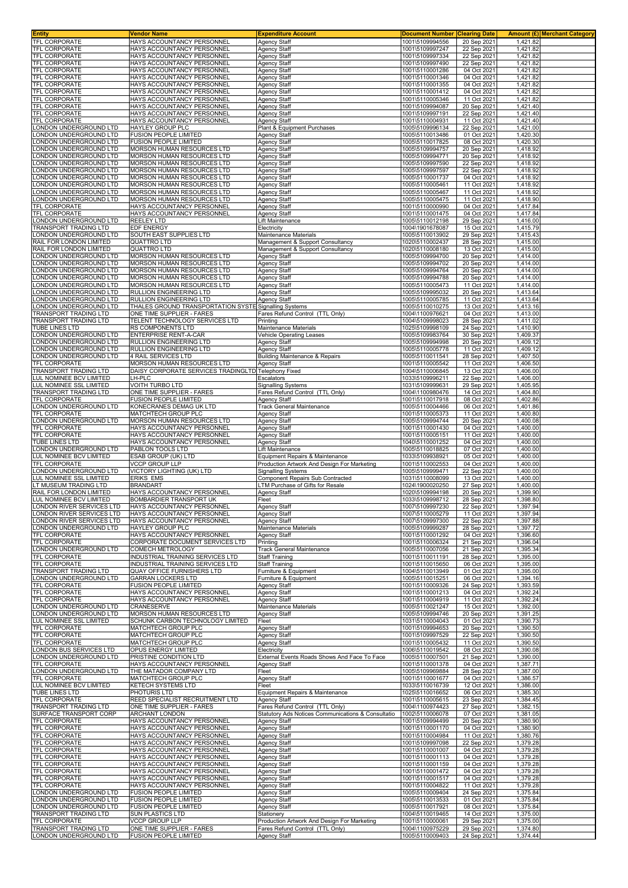| Entity | Vendor Name | Expenditure Account | Document Number | Clearing Date | Amount (£) | Merchant Category |
|---|---|---|---|---|---|---|
| TFL CORPORATE | HAYS ACCOUNTANCY PERSONNEL | Agency Staff | 1001\5109994556 | 20 Sep 2021 | 1,421.82 | |
| TFL CORPORATE | HAYS ACCOUNTANCY PERSONNEL | Agency Staff | 1001\5109997247 | 22 Sep 2021 | 1,421.82 | |
| TFL CORPORATE | HAYS ACCOUNTANCY PERSONNEL | Agency Staff | 1001\5109997334 | 22 Sep 2021 | 1,421.82 | |
| TFL CORPORATE | HAYS ACCOUNTANCY PERSONNEL | Agency Staff | 1001\5109997490 | 22 Sep 2021 | 1,421.82 | |
| TFL CORPORATE | HAYS ACCOUNTANCY PERSONNEL | Agency Staff | 1001\5110001286 | 04 Oct 2021 | 1,421.82 | |
| TFL CORPORATE | HAYS ACCOUNTANCY PERSONNEL | Agency Staff | 1001\5110001346 | 04 Oct 2021 | 1,421.82 | |
| TFL CORPORATE | HAYS ACCOUNTANCY PERSONNEL | Agency Staff | 1001\5110001355 | 04 Oct 2021 | 1,421.82 | |
| TFL CORPORATE | HAYS ACCOUNTANCY PERSONNEL | Agency Staff | 1001\5110001412 | 04 Oct 2021 | 1,421.82 | |
| TFL CORPORATE | HAYS ACCOUNTANCY PERSONNEL | Agency Staff | 1001\5110005346 | 11 Oct 2021 | 1,421.82 | |
| TFL CORPORATE | HAYS ACCOUNTANCY PERSONNEL | Agency Staff | 1001\5109994087 | 20 Sep 2021 | 1,421.40 | |
| TFL CORPORATE | HAYS ACCOUNTANCY PERSONNEL | Agency Staff | 1001\5109997191 | 22 Sep 2021 | 1,421.40 | |
| TFL CORPORATE | HAYS ACCOUNTANCY PERSONNEL | Agency Staff | 1001\5110004931 | 11 Oct 2021 | 1,421.40 | |
| LONDON UNDERGROUND LTD | HAYLEY GROUP PLC | Plant & Equipment Purchases | 1005\5109996134 | 22 Sep 2021 | 1,421.00 | |
| LONDON UNDERGROUND LTD | FUSION PEOPLE LIMITED | Agency Staff | 1005\5110013486 | 01 Oct 2021 | 1,420.30 | |
| LONDON UNDERGROUND LTD | FUSION PEOPLE LIMITED | Agency Staff | 1005\5110017825 | 08 Oct 2021 | 1,420.30 | |
| LONDON UNDERGROUND LTD | MORSON HUMAN RESOURCES LTD | Agency Staff | 1005\5109994757 | 20 Sep 2021 | 1,418.92 | |
| LONDON UNDERGROUND LTD | MORSON HUMAN RESOURCES LTD | Agency Staff | 1005\5109994771 | 20 Sep 2021 | 1,418.92 | |
| LONDON UNDERGROUND LTD | MORSON HUMAN RESOURCES LTD | Agency Staff | 1005\5109997590 | 22 Sep 2021 | 1,418.92 | |
| LONDON UNDERGROUND LTD | MORSON HUMAN RESOURCES LTD | Agency Staff | 1005\5109997597 | 22 Sep 2021 | 1,418.92 | |
| LONDON UNDERGROUND LTD | MORSON HUMAN RESOURCES LTD | Agency Staff | 1005\5110001737 | 04 Oct 2021 | 1,418.92 | |
| LONDON UNDERGROUND LTD | MORSON HUMAN RESOURCES LTD | Agency Staff | 1005\5110005461 | 11 Oct 2021 | 1,418.92 | |
| LONDON UNDERGROUND LTD | MORSON HUMAN RESOURCES LTD | Agency Staff | 1005\5110005467 | 11 Oct 2021 | 1,418.92 | |
| LONDON UNDERGROUND LTD | MORSON HUMAN RESOURCES LTD | Agency Staff | 1005\5110005475 | 11 Oct 2021 | 1,418.90 | |
| TFL CORPORATE | HAYS ACCOUNTANCY PERSONNEL | Agency Staff | 1001\5110000990 | 04 Oct 2021 | 1,417.84 | |
| TFL CORPORATE | HAYS ACCOUNTANCY PERSONNEL | Agency Staff | 1001\5110001475 | 04 Oct 2021 | 1,417.84 | |
| LONDON UNDERGROUND LTD | REELEY LTD | Lift Maintenance | 1005\5110012198 | 29 Sep 2021 | 1,416.00 | |
| TRANSPORT TRADING LTD | EDF ENERGY | Electricity | 1004\1901678087 | 15 Oct 2021 | 1,415.79 | |
| LONDON UNDERGROUND LTD | SOUTH EAST SUPPLIES LTD | Maintenance Materials | 1005\5110013902 | 29 Sep 2021 | 1,415.43 | |
| RAIL FOR LONDON LIMITED | QUATTRO LTD | Management & Support Consultancy | 1020\5110002437 | 28 Sep 2021 | 1,415.00 | |
| RAIL FOR LONDON LIMITED | QUATTRO LTD | Management & Support Consultancy | 1020\5110008180 | 13 Oct 2021 | 1,415.00 | |
| LONDON UNDERGROUND LTD | MORSON HUMAN RESOURCES LTD | Agency Staff | 1005\5109994700 | 20 Sep 2021 | 1,414.00 | |
| LONDON UNDERGROUND LTD | MORSON HUMAN RESOURCES LTD | Agency Staff | 1005\5109994702 | 20 Sep 2021 | 1,414.00 | |
| LONDON UNDERGROUND LTD | MORSON HUMAN RESOURCES LTD | Agency Staff | 1005\5109994764 | 20 Sep 2021 | 1,414.00 | |
| LONDON UNDERGROUND LTD | MORSON HUMAN RESOURCES LTD | Agency Staff | 1005\5109994788 | 20 Sep 2021 | 1,414.00 | |
| LONDON UNDERGROUND LTD | MORSON HUMAN RESOURCES LTD | Agency Staff | 1005\5110005473 | 11 Oct 2021 | 1,414.00 | |
| LONDON UNDERGROUND LTD | RULLION ENGINEERING LTD | Agency Staff | 1005\5109995032 | 20 Sep 2021 | 1,413.64 | |
| LONDON UNDERGROUND LTD | RULLION ENGINEERING LTD | Agency Staff | 1005\5110005785 | 11 Oct 2021 | 1,413.64 | |
| LONDON UNDERGROUND LTD | THALES GROUND TRANSPORTATION SYSTE | Signalling Systems | 1005\5110010275 | 13 Oct 2021 | 1,413.16 | |
| TRANSPORT TRADING LTD | ONE TIME SUPPLIER - FARES | Fares Refund Control (TTL Only) | 1004\1100976621 | 04 Oct 2021 | 1,413.00 | |
| TRANSPORT TRADING LTD | TELENT TECHNOLOGY SERVICES LTD | Printing | 1004\5109998023 | 28 Sep 2021 | 1,411.02 | |
| TUBE LINES LTD | RS COMPONENTS LTD | Maintenance Materials | 1025\5109998109 | 24 Sep 2021 | 1,410.90 | |
| LONDON UNDERGROUND LTD | ENTERPRISE RENT-A-CAR | Vehicle Operating Leases | 1005\5109983764 | 30 Sep 2021 | 1,409.37 | |
| LONDON UNDERGROUND LTD | RULLION ENGINEERING LTD | Agency Staff | 1005\5109994998 | 20 Sep 2021 | 1,409.12 | |
| LONDON UNDERGROUND LTD | RULLION ENGINEERING LTD | Agency Staff | 1005\5110005778 | 11 Oct 2021 | 1,409.12 | |
| LONDON UNDERGROUND LTD | 4 RAIL SERVICES LTD | Building Maintenance & Repairs | 1005\5110011541 | 28 Sep 2021 | 1,407.50 | |
| TFL CORPORATE | MORSON HUMAN RESOURCES LTD | Agency Staff | 1001\5110005542 | 11 Oct 2021 | 1,406.50 | |
| TRANSPORT TRADING LTD | DAISY CORPORATE SERVICES TRADINGLTD | Telephony Fixed | 1004\5110006845 | 13 Oct 2021 | 1,406.00 | |
| LUL NOMINEE BCV LIMITED | LH-PLC | Escalators | 1033\5109996211 | 22 Sep 2021 | 1,406.00 | |
| LUL NOMINEE SSL LIMITED | VOITH TURBO LTD | Signalling Systems | 1031\5109999631 | 29 Sep 2021 | 1,405.95 | |
| TRANSPORT TRADING LTD | ONE TIME SUPPLIER - FARES | Fares Refund Control (TTL Only) | 1004\1100980476 | 14 Oct 2021 | 1,404.80 | |
| TFL CORPORATE | FUSION PEOPLE LIMITED | Agency Staff | 1001\5110017918 | 08 Oct 2021 | 1,402.86 | |
| LONDON UNDERGROUND LTD | KONECRANES DEMAG UK LTD | Track General Maintenance | 1005\5110004466 | 06 Oct 2021 | 1,401.86 | |
| TFL CORPORATE | MATCHTECH GROUP PLC | Agency Staff | 1001\5110005373 | 11 Oct 2021 | 1,400.80 | |
| LONDON UNDERGROUND LTD | MORSON HUMAN RESOURCES LTD | Agency Staff | 1005\5109994744 | 20 Sep 2021 | 1,400.08 | |
| TFL CORPORATE | HAYS ACCOUNTANCY PERSONNEL | Agency Staff | 1001\5110001430 | 04 Oct 2021 | 1,400.00 | |
| TFL CORPORATE | HAYS ACCOUNTANCY PERSONNEL | Agency Staff | 1001\5110005151 | 11 Oct 2021 | 1,400.00 | |
| TUBE LINES LTD | HAYS ACCOUNTANCY PERSONNEL | Agency Staff | 1040\5110001252 | 04 Oct 2021 | 1,400.00 | |
| LONDON UNDERGROUND LTD | PABLON TOOLS LTD | Lift Maintenance | 1005\5110018825 | 07 Oct 2021 | 1,400.00 | |
| LUL NOMINEE BCV LIMITED | ESAB GROUP (UK) LTD | Equipment Repairs & Maintenance | 1033\5109938921 | 05 Oct 2021 | 1,400.00 | |
| TFL CORPORATE | VCCP GROUP LLP | Production Artwork And Design For Marketing | 1001\5110002553 | 04 Oct 2021 | 1,400.00 | |
| LONDON UNDERGROUND LTD | VICTORY LIGHTING (UK) LTD | Signalling Systems | 1005\5109999471 | 22 Sep 2021 | 1,400.00 | |
| LUL NOMINEE SSL LIMITED | ERIKS EMS | Component Repairs Sub Contracted | 1031\5110008099 | 13 Oct 2021 | 1,400.00 | |
| LT MUSEUM TRADING LTD | BRANDART | LTM Purchase of Gifts for Resale | 1024\1900020250 | 27 Sep 2021 | 1,400.00 | |
| RAIL FOR LONDON LIMITED | HAYS ACCOUNTANCY PERSONNEL | Agency Staff | 1020\5109994198 | 20 Sep 2021 | 1,399.90 | |
| LUL NOMINEE BCV LIMITED | BOMBARDIER TRANSPORT UK | Fleet | 1033\5109998712 | 28 Sep 2021 | 1,398.80 | |
| LONDON RIVER SERVICES LTD | HAYS ACCOUNTANCY PERSONNEL | Agency Staff | 1007\5109997230 | 22 Sep 2021 | 1,397.94 | |
| LONDON RIVER SERVICES LTD | HAYS ACCOUNTANCY PERSONNEL | Agency Staff | 1007\5110005279 | 11 Oct 2021 | 1,397.94 | |
| LONDON RIVER SERVICES LTD | HAYS ACCOUNTANCY PERSONNEL | Agency Staff | 1007\5109997300 | 22 Sep 2021 | 1,397.88 | |
| LONDON UNDERGROUND LTD | HAYLEY GROUP PLC | Maintenance Materials | 1005\5109999287 | 28 Sep 2021 | 1,397.72 | |
| TFL CORPORATE | HAYS ACCOUNTANCY PERSONNEL | Agency Staff | 1001\5110001292 | 04 Oct 2021 | 1,396.60 | |
| TFL CORPORATE | CORPORATE DOCUMENT SERVICES LTD | Printing | 1001\5110006324 | 21 Sep 2021 | 1,396.04 | |
| LONDON UNDERGROUND LTD | COMECH METROLOGY | Track General Maintenance | 1005\5110007056 | 21 Sep 2021 | 1,395.34 | |
| TFL CORPORATE | INDUSTRIAL TRAINING SERVICES LTD | Staff Training | 1001\5110011191 | 28 Sep 2021 | 1,395.00 | |
| TFL CORPORATE | INDUSTRIAL TRAINING SERVICES LTD | Staff Training | 1001\5110015650 | 06 Oct 2021 | 1,395.00 | |
| TRANSPORT TRADING LTD | QUAY OFFICE FURNISHERS LTD | Furniture & Equipment | 1004\5110013949 | 01 Oct 2021 | 1,395.00 | |
| LONDON UNDERGROUND LTD | GARRAN LOCKERS LTD | Furniture & Equipment | 1005\5110015251 | 06 Oct 2021 | 1,394.16 | |
| TFL CORPORATE | FUSION PEOPLE LIMITED | Agency Staff | 1001\5110009326 | 24 Sep 2021 | 1,393.59 | |
| TFL CORPORATE | HAYS ACCOUNTANCY PERSONNEL | Agency Staff | 1001\5110001213 | 04 Oct 2021 | 1,392.24 | |
| TFL CORPORATE | HAYS ACCOUNTANCY PERSONNEL | Agency Staff | 1001\5110004919 | 11 Oct 2021 | 1,392.24 | |
| LONDON UNDERGROUND LTD | CRANESERVE | Maintenance Materials | 1005\5110021247 | 15 Oct 2021 | 1,392.00 | |
| LONDON UNDERGROUND LTD | MORSON HUMAN RESOURCES LTD | Agency Staff | 1005\5109994746 | 20 Sep 2021 | 1,391.25 | |
| LUL NOMINEE SSL LIMITED | SCHUNK CARBON TECHNOLOGY LIMITED | Fleet | 1031\5110004043 | 01 Oct 2021 | 1,390.73 | |
| TFL CORPORATE | MATCHTECH GROUP PLC | Agency Staff | 1001\5109994653 | 20 Sep 2021 | 1,390.50 | |
| TFL CORPORATE | MATCHTECH GROUP PLC | Agency Staff | 1001\5109997529 | 22 Sep 2021 | 1,390.50 | |
| TFL CORPORATE | MATCHTECH GROUP PLC | Agency Staff | 1001\5110005432 | 11 Oct 2021 | 1,390.50 | |
| LONDON BUS SERVICES LTD | OPUS ENERGY LIMITED | Electricity | 1006\5110019542 | 08 Oct 2021 | 1,390.08 | |
| LONDON UNDERGROUND LTD | PRISTINE CONDITION LTD | External Events Roads Shows And Face To Face | 1005\5110007501 | 21 Sep 2021 | 1,390.00 | |
| TFL CORPORATE | HAYS ACCOUNTANCY PERSONNEL | Agency Staff | 1001\5110001378 | 04 Oct 2021 | 1,387.71 | |
| LONDON UNDERGROUND LTD | THE MATADOR COMPANY LTD | Fleet | 1005\5109969884 | 28 Sep 2021 | 1,387.00 | |
| TFL CORPORATE | MATCHTECH GROUP PLC | Agency Staff | 1001\5110001677 | 04 Oct 2021 | 1,386.57 | |
| LUL NOMINEE BCV LIMITED | KETECH SYSTEMS LTD | Fleet | 1033\5110016739 | 12 Oct 2021 | 1,386.00 | |
| TUBE LINES LTD | PHOTURIS LTD | Equipment Repairs & Maintenance | 1025\5110016652 | 06 Oct 2021 | 1,385.30 | |
| TFL CORPORATE | REED SPECIALIST RECRUITMENT LTD | Agency Staff | 1001\5110005615 | 23 Sep 2021 | 1,384.45 | |
| TRANSPORT TRADING LTD | ONE TIME SUPPLIER - FARES | Fares Refund Control (TTL Only) | 1004\1100974423 | 27 Sep 2021 | 1,382.15 | |
| SURFACE TRANSPORT CORP | ARCHANT LONDON | Statutory Ads Notices Communications & Consultatio | 1002\5110006078 | 07 Oct 2021 | 1,381.05 | |
| TFL CORPORATE | HAYS ACCOUNTANCY PERSONNEL | Agency Staff | 1001\5109994499 | 20 Sep 2021 | 1,380.90 | |
| TFL CORPORATE | HAYS ACCOUNTANCY PERSONNEL | Agency Staff | 1001\5110001170 | 04 Oct 2021 | 1,380.90 | |
| TFL CORPORATE | HAYS ACCOUNTANCY PERSONNEL | Agency Staff | 1001\5110004984 | 11 Oct 2021 | 1,380.76 | |
| TFL CORPORATE | HAYS ACCOUNTANCY PERSONNEL | Agency Staff | 1001\5109997098 | 22 Sep 2021 | 1,379.28 | |
| TFL CORPORATE | HAYS ACCOUNTANCY PERSONNEL | Agency Staff | 1001\5110001007 | 04 Oct 2021 | 1,379.28 | |
| TFL CORPORATE | HAYS ACCOUNTANCY PERSONNEL | Agency Staff | 1001\5110001113 | 04 Oct 2021 | 1,379.28 | |
| TFL CORPORATE | HAYS ACCOUNTANCY PERSONNEL | Agency Staff | 1001\5110001159 | 04 Oct 2021 | 1,379.28 | |
| TFL CORPORATE | HAYS ACCOUNTANCY PERSONNEL | Agency Staff | 1001\5110001472 | 04 Oct 2021 | 1,379.28 | |
| TFL CORPORATE | HAYS ACCOUNTANCY PERSONNEL | Agency Staff | 1001\5110001517 | 04 Oct 2021 | 1,379.28 | |
| TFL CORPORATE | HAYS ACCOUNTANCY PERSONNEL | Agency Staff | 1001\5110004822 | 11 Oct 2021 | 1,379.28 | |
| LONDON UNDERGROUND LTD | FUSION PEOPLE LIMITED | Agency Staff | 1005\5110009404 | 24 Sep 2021 | 1,375.84 | |
| LONDON UNDERGROUND LTD | FUSION PEOPLE LIMITED | Agency Staff | 1005\5110013533 | 01 Oct 2021 | 1,375.84 | |
| LONDON UNDERGROUND LTD | FUSION PEOPLE LIMITED | Agency Staff | 1005\5110017921 | 08 Oct 2021 | 1,375.84 | |
| TRANSPORT TRADING LTD | SUN PLASTICS LTD | Stationery | 1004\5110019465 | 14 Oct 2021 | 1,375.00 | |
| TFL CORPORATE | VCCP GROUP LLP | Production Artwork And Design For Marketing | 1001\5110000061 | 29 Sep 2021 | 1,375.00 | |
| TRANSPORT TRADING LTD | ONE TIME SUPPLIER - FARES | Fares Refund Control (TTL Only) | 1004\1100975229 | 29 Sep 2021 | 1,374.80 | |
| LONDON UNDERGROUND LTD | FUSION PEOPLE LIMITED | Agency Staff | 1005\5110009403 | 24 Sep 2021 | 1,374.44 | |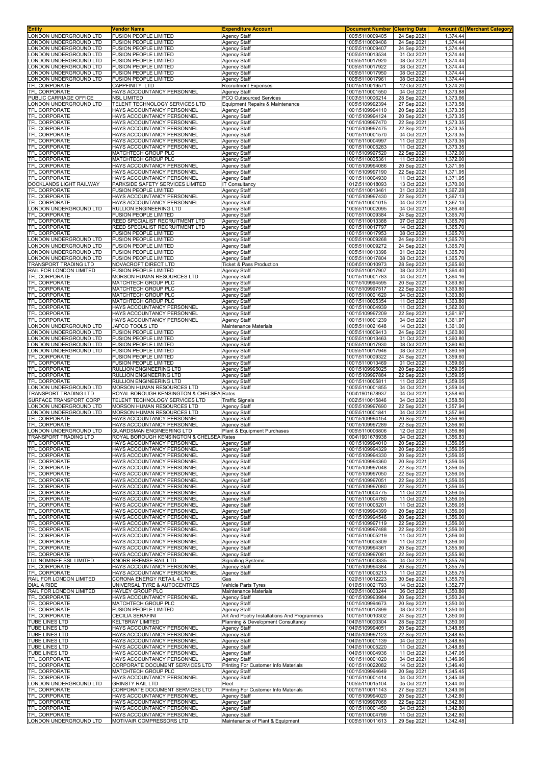| Entity | Vendor Name | Expenditure Account | Document Number | Clearing Date | Amount (£) | Merchant Category |
|---|---|---|---|---|---|---|
| LONDON UNDERGROUND LTD | FUSION PEOPLE LIMITED | Agency Staff | 1005\5110009405 | 24 Sep 2021 | 1,374.44 | |
| LONDON UNDERGROUND LTD | FUSION PEOPLE LIMITED | Agency Staff | 1005\5110009406 | 24 Sep 2021 | 1,374.44 | |
| LONDON UNDERGROUND LTD | FUSION PEOPLE LIMITED | Agency Staff | 1005\5110009407 | 24 Sep 2021 | 1,374.44 | |
| LONDON UNDERGROUND LTD | FUSION PEOPLE LIMITED | Agency Staff | 1005\5110013534 | 01 Oct 2021 | 1,374.44 | |
| LONDON UNDERGROUND LTD | FUSION PEOPLE LIMITED | Agency Staff | 1005\5110017920 | 08 Oct 2021 | 1,374.44 | |
| LONDON UNDERGROUND LTD | FUSION PEOPLE LIMITED | Agency Staff | 1005\5110017922 | 08 Oct 2021 | 1,374.44 | |
| LONDON UNDERGROUND LTD | FUSION PEOPLE LIMITED | Agency Staff | 1005\5110017950 | 08 Oct 2021 | 1,374.44 | |
| LONDON UNDERGROUND LTD | FUSION PEOPLE LIMITED | Agency Staff | 1005\5110017961 | 08 Oct 2021 | 1,374.44 | |
| TFL CORPORATE | CAPPFINITY LTD | Recruitment Expenses | 1001\5110019571 | 12 Oct 2021 | 1,374.20 | |
| TFL CORPORATE | HAYS ACCOUNTANCY PERSONNEL | Agency Staff | 1001\5110001550 | 04 Oct 2021 | 1,373.88 | |
| PUBLIC CARRIAGE OFFICE | NSL LIMITED | PCO Outsourced Services | 1003\5110006214 | 28 Sep 2021 | 1,373.66 | |
| LONDON UNDERGROUND LTD | TELENT TECHNOLOGY SERVICES LTD | Equipment Repairs & Maintenance | 1005\5109992394 | 27 Sep 2021 | 1,373.58 | |
| TFL CORPORATE | HAYS ACCOUNTANCY PERSONNEL | Agency Staff | 1001\5109994110 | 20 Sep 2021 | 1,373.35 | |
| TFL CORPORATE | HAYS ACCOUNTANCY PERSONNEL | Agency Staff | 1001\5109994124 | 20 Sep 2021 | 1,373.35 | |
| TFL CORPORATE | HAYS ACCOUNTANCY PERSONNEL | Agency Staff | 1001\5109997470 | 22 Sep 2021 | 1,373.35 | |
| TFL CORPORATE | HAYS ACCOUNTANCY PERSONNEL | Agency Staff | 1001\5109997475 | 22 Sep 2021 | 1,373.35 | |
| TFL CORPORATE | HAYS ACCOUNTANCY PERSONNEL | Agency Staff | 1001\5110001570 | 04 Oct 2021 | 1,373.35 | |
| TFL CORPORATE | HAYS ACCOUNTANCY PERSONNEL | Agency Staff | 1001\5110004997 | 11 Oct 2021 | 1,373.35 | |
| TFL CORPORATE | HAYS ACCOUNTANCY PERSONNEL | Agency Staff | 1001\5110005283 | 11 Oct 2021 | 1,373.35 | |
| TFL CORPORATE | MATCHTECH GROUP PLC | Agency Staff | 1001\5109997520 | 22 Sep 2021 | 1,372.00 | |
| TFL CORPORATE | MATCHTECH GROUP PLC | Agency Staff | 1001\5110005361 | 11 Oct 2021 | 1,372.00 | |
| TFL CORPORATE | HAYS ACCOUNTANCY PERSONNEL | Agency Staff | 1001\5109994086 | 20 Sep 2021 | 1,371.95 | |
| TFL CORPORATE | HAYS ACCOUNTANCY PERSONNEL | Agency Staff | 1001\5109997190 | 22 Sep 2021 | 1,371.95 | |
| TFL CORPORATE | HAYS ACCOUNTANCY PERSONNEL | Agency Staff | 1001\5110004930 | 11 Oct 2021 | 1,371.95 | |
| DOCKLANDS LIGHT RAILWAY | PARKSIDE SAFETY SERVICES LIMITED | IT Consultancy | 1012\5110018093 | 13 Oct 2021 | 1,370.00 | |
| TFL CORPORATE | FUSION PEOPLE LIMITED | Agency Staff | 1001\5110013461 | 01 Oct 2021 | 1,367.28 | |
| TFL CORPORATE | HAYS ACCOUNTANCY PERSONNEL | Agency Staff | 1001\5109997430 | 22 Sep 2021 | 1,367.13 | |
| TFL CORPORATE | HAYS ACCOUNTANCY PERSONNEL | Agency Staff | 1001\5110001015 | 04 Oct 2021 | 1,367.13 | |
| LONDON UNDERGROUND LTD | RULLION ENGINEERING LTD | Agency Staff | 1005\5110002095 | 04 Oct 2021 | 1,366.40 | |
| TFL CORPORATE | FUSION PEOPLE LIMITED | Agency Staff | 1001\5110009384 | 24 Sep 2021 | 1,365.70 | |
| TFL CORPORATE | REED SPECIALIST RECRUITMENT LTD | Agency Staff | 1001\5110013388 | 07 Oct 2021 | 1,365.70 | |
| TFL CORPORATE | REED SPECIALIST RECRUITMENT LTD | Agency Staff | 1001\5110017797 | 14 Oct 2021 | 1,365.70 | |
| TFL CORPORATE | FUSION PEOPLE LIMITED | Agency Staff | 1001\5110017953 | 08 Oct 2021 | 1,365.70 | |
| LONDON UNDERGROUND LTD | FUSION PEOPLE LIMITED | Agency Staff | 1005\5110009268 | 24 Sep 2021 | 1,365.70 | |
| LONDON UNDERGROUND LTD | FUSION PEOPLE LIMITED | Agency Staff | 1005\5110009272 | 24 Sep 2021 | 1,365.70 | |
| LONDON UNDERGROUND LTD | FUSION PEOPLE LIMITED | Agency Staff | 1005\5110013396 | 01 Oct 2021 | 1,365.70 | |
| LONDON UNDERGROUND LTD | FUSION PEOPLE LIMITED | Agency Staff | 1005\5110017804 | 08 Oct 2021 | 1,365.70 | |
| TRANSPORT TRADING LTD | NOVACROFT DIRECT LTD | Ticket & Pass Production | 1004\5110010973 | 28 Sep 2021 | 1,365.60 | |
| RAIL FOR LONDON LIMITED | FUSION PEOPLE LIMITED | Agency Staff | 1020\5110017907 | 08 Oct 2021 | 1,364.40 | |
| TFL CORPORATE | MORSON HUMAN RESOURCES LTD | Agency Staff | 1001\5110001783 | 04 Oct 2021 | 1,364.16 | |
| TFL CORPORATE | MATCHTECH GROUP PLC | Agency Staff | 1001\5109994595 | 20 Sep 2021 | 1,363.80 | |
| TFL CORPORATE | MATCHTECH GROUP PLC | Agency Staff | 1001\5109997517 | 22 Sep 2021 | 1,363.80 | |
| TFL CORPORATE | MATCHTECH GROUP PLC | Agency Staff | 1001\5110001620 | 04 Oct 2021 | 1,363.80 | |
| TFL CORPORATE | MATCHTECH GROUP PLC | Agency Staff | 1001\5110005354 | 11 Oct 2021 | 1,363.80 | |
| TFL CORPORATE | HAYS ACCOUNTANCY PERSONNEL | Agency Staff | 1001\5110004939 | 11 Oct 2021 | 1,362.00 | |
| TFL CORPORATE | HAYS ACCOUNTANCY PERSONNEL | Agency Staff | 1001\5109997209 | 22 Sep 2021 | 1,361.97 | |
| TFL CORPORATE | HAYS ACCOUNTANCY PERSONNEL | Agency Staff | 1001\5110001239 | 04 Oct 2021 | 1,361.97 | |
| LONDON UNDERGROUND LTD | JAFCO TOOLS LTD | Maintenance Materials | 1005\5110021648 | 14 Oct 2021 | 1,361.00 | |
| LONDON UNDERGROUND LTD | FUSION PEOPLE LIMITED | Agency Staff | 1005\5110009413 | 24 Sep 2021 | 1,360.80 | |
| LONDON UNDERGROUND LTD | FUSION PEOPLE LIMITED | Agency Staff | 1005\5110013463 | 01 Oct 2021 | 1,360.80 | |
| LONDON UNDERGROUND LTD | FUSION PEOPLE LIMITED | Agency Staff | 1005\5110017930 | 08 Oct 2021 | 1,360.80 | |
| LONDON UNDERGROUND LTD | FUSION PEOPLE LIMITED | Agency Staff | 1005\5110017946 | 08 Oct 2021 | 1,360.59 | |
| TFL CORPORATE | FUSION PEOPLE LIMITED | Agency Staff | 1001\5110009322 | 24 Sep 2021 | 1,359.60 | |
| TFL CORPORATE | FUSION PEOPLE LIMITED | Agency Staff | 1001\5110013469 | 01 Oct 2021 | 1,359.60 | |
| TFL CORPORATE | RULLION ENGINEERING LTD | Agency Staff | 1001\5109995025 | 20 Sep 2021 | 1,359.05 | |
| TFL CORPORATE | RULLION ENGINEERING LTD | Agency Staff | 1001\5109997884 | 22 Sep 2021 | 1,359.05 | |
| TFL CORPORATE | RULLION ENGINEERING LTD | Agency Staff | 1001\5110005811 | 11 Oct 2021 | 1,359.05 | |
| LONDON UNDERGROUND LTD | MORSON HUMAN RESOURCES LTD | Agency Staff | 1005\5110001855 | 04 Oct 2021 | 1,359.04 | |
| TRANSPORT TRADING LTD | ROYAL BOROUGH KENSINGTON & CHELSEA | Rates | 1004\1901678937 | 04 Oct 2021 | 1,358.60 | |
| SURFACE TRANSPORT CORP | TELENT TECHNOLOGY SERVICES LTD | Traffic Signals | 1002\5110015846 | 04 Oct 2021 | 1,358.50 | |
| LONDON UNDERGROUND LTD | MORSON HUMAN RESOURCES LTD | Agency Staff | 1005\5109997690 | 22 Sep 2021 | 1,357.94 | |
| LONDON UNDERGROUND LTD | MORSON HUMAN RESOURCES LTD | Agency Staff | 1005\5110001841 | 04 Oct 2021 | 1,357.94 | |
| TFL CORPORATE | HAYS ACCOUNTANCY PERSONNEL | Agency Staff | 1001\5109994154 | 20 Sep 2021 | 1,356.90 | |
| TFL CORPORATE | HAYS ACCOUNTANCY PERSONNEL | Agency Staff | 1001\5109997289 | 22 Sep 2021 | 1,356.90 | |
| LONDON UNDERGROUND LTD | GUARDSMAN ENGINEERING LTD | Plant & Equipment Purchases | 1005\5110006806 | 12 Oct 2021 | 1,356.86 | |
| TRANSPORT TRADING LTD | ROYAL BOROUGH KENSINGTON & CHELSEA | Rates | 1004\1901678938 | 04 Oct 2021 | 1,356.83 | |
| TFL CORPORATE | HAYS ACCOUNTANCY PERSONNEL | Agency Staff | 1001\5109994010 | 20 Sep 2021 | 1,356.05 | |
| TFL CORPORATE | HAYS ACCOUNTANCY PERSONNEL | Agency Staff | 1001\5109994329 | 20 Sep 2021 | 1,356.05 | |
| TFL CORPORATE | HAYS ACCOUNTANCY PERSONNEL | Agency Staff | 1001\5109994330 | 20 Sep 2021 | 1,356.05 | |
| TFL CORPORATE | HAYS ACCOUNTANCY PERSONNEL | Agency Staff | 1001\5109994360 | 20 Sep 2021 | 1,356.05 | |
| TFL CORPORATE | HAYS ACCOUNTANCY PERSONNEL | Agency Staff | 1001\5109997048 | 22 Sep 2021 | 1,356.05 | |
| TFL CORPORATE | HAYS ACCOUNTANCY PERSONNEL | Agency Staff | 1001\5109997050 | 22 Sep 2021 | 1,356.05 | |
| TFL CORPORATE | HAYS ACCOUNTANCY PERSONNEL | Agency Staff | 1001\5109997051 | 22 Sep 2021 | 1,356.05 | |
| TFL CORPORATE | HAYS ACCOUNTANCY PERSONNEL | Agency Staff | 1001\5109997080 | 22 Sep 2021 | 1,356.05 | |
| TFL CORPORATE | HAYS ACCOUNTANCY PERSONNEL | Agency Staff | 1001\5110004775 | 11 Oct 2021 | 1,356.05 | |
| TFL CORPORATE | HAYS ACCOUNTANCY PERSONNEL | Agency Staff | 1001\5110004780 | 11 Oct 2021 | 1,356.05 | |
| TFL CORPORATE | HAYS ACCOUNTANCY PERSONNEL | Agency Staff | 1001\5110005201 | 11 Oct 2021 | 1,356.05 | |
| TFL CORPORATE | HAYS ACCOUNTANCY PERSONNEL | Agency Staff | 1001\5109994399 | 20 Sep 2021 | 1,356.00 | |
| TFL CORPORATE | HAYS ACCOUNTANCY PERSONNEL | Agency Staff | 1001\5109994546 | 20 Sep 2021 | 1,356.00 | |
| TFL CORPORATE | HAYS ACCOUNTANCY PERSONNEL | Agency Staff | 1001\5109997119 | 22 Sep 2021 | 1,356.00 | |
| TFL CORPORATE | HAYS ACCOUNTANCY PERSONNEL | Agency Staff | 1001\5109997488 | 22 Sep 2021 | 1,356.00 | |
| TFL CORPORATE | HAYS ACCOUNTANCY PERSONNEL | Agency Staff | 1001\5110005219 | 11 Oct 2021 | 1,356.00 | |
| TFL CORPORATE | HAYS ACCOUNTANCY PERSONNEL | Agency Staff | 1001\5110005309 | 11 Oct 2021 | 1,356.00 | |
| TFL CORPORATE | HAYS ACCOUNTANCY PERSONNEL | Agency Staff | 1001\5109994361 | 20 Sep 2021 | 1,355.90 | |
| TFL CORPORATE | HAYS ACCOUNTANCY PERSONNEL | Agency Staff | 1001\5109997081 | 22 Sep 2021 | 1,355.90 | |
| LUL NOMINEE SSL LIMITED | KNORR-BREMSE RAIL LTD | Signalling Systems | 1031\5110003335 | 04 Oct 2021 | 1,355.76 | |
| TFL CORPORATE | HAYS ACCOUNTANCY PERSONNEL | Agency Staff | 1001\5109994384 | 20 Sep 2021 | 1,355.75 | |
| TFL CORPORATE | HAYS ACCOUNTANCY PERSONNEL | Agency Staff | 1001\5110005213 | 11 Oct 2021 | 1,355.75 | |
| RAIL FOR LONDON LIMITED | CORONA ENERGY RETAIL 4 LTD | Gas | 1020\5110012223 | 30 Sep 2021 | 1,355.70 | |
| DIAL A RIDE | UNIVERSAL TYRE & AUTOCENTRES | Vehicle Parts Tyres | 1010\5110021793 | 14 Oct 2021 | 1,352.77 | |
| RAIL FOR LONDON LIMITED | HAYLEY GROUP PLC | Maintenance Materials | 1020\5110003244 | 06 Oct 2021 | 1,350.80 | |
| TFL CORPORATE | HAYS ACCOUNTANCY PERSONNEL | Agency Staff | 1001\5109993984 | 20 Sep 2021 | 1,350.24 | |
| TFL CORPORATE | MATCHTECH GROUP PLC | Agency Staff | 1001\5109994673 | 20 Sep 2021 | 1,350.00 | |
| TFL CORPORATE | FUSION PEOPLE LIMITED | Agency Staff | 1001\5110017899 | 08 Oct 2021 | 1,350.00 | |
| TFL CORPORATE | CECILIA SERAFINI | Art And Poetry Installations And Programmes | 1001\5110010302 | 24 Sep 2021 | 1,350.00 | |
| TUBE LINES LTD | KELTBRAY LIMITED | Planning & Development Consultancy | 1040\5110000304 | 28 Sep 2021 | 1,350.00 | |
| TUBE LINES LTD | HAYS ACCOUNTANCY PERSONNEL | Agency Staff | 1040\5109994051 | 20 Sep 2021 | 1,348.85 | |
| TUBE LINES LTD | HAYS ACCOUNTANCY PERSONNEL | Agency Staff | 1040\5109997123 | 22 Sep 2021 | 1,348.85 | |
| TUBE LINES LTD | HAYS ACCOUNTANCY PERSONNEL | Agency Staff | 1040\5110001139 | 04 Oct 2021 | 1,348.85 | |
| TUBE LINES LTD | HAYS ACCOUNTANCY PERSONNEL | Agency Staff | 1040\5110005220 | 11 Oct 2021 | 1,348.85 | |
| TUBE LINES LTD | HAYS ACCOUNTANCY PERSONNEL | Agency Staff | 1040\5110004936 | 11 Oct 2021 | 1,347.05 | |
| TFL CORPORATE | HAYS ACCOUNTANCY PERSONNEL | Agency Staff | 1001\5110001020 | 04 Oct 2021 | 1,346.96 | |
| TFL CORPORATE | CORPORATE DOCUMENT SERVICES LTD | Printing For Customer Info Materials | 1001\5110022082 | 14 Oct 2021 | 1,346.40 | |
| TFL CORPORATE | MATCHTECH GROUP PLC | Agency Staff | 1001\5109994649 | 20 Sep 2021 | 1,345.45 | |
| TFL CORPORATE | HAYS ACCOUNTANCY PERSONNEL | Agency Staff | 1001\5110001414 | 04 Oct 2021 | 1,345.08 | |
| LONDON UNDERGROUND LTD | GRINSTY RAIL LTD | Fleet | 1005\5110015104 | 05 Oct 2021 | 1,344.00 | |
| TFL CORPORATE | CORPORATE DOCUMENT SERVICES LTD | Printing For Customer Info Materials | 1001\5110011143 | 27 Sep 2021 | 1,343.06 | |
| TFL CORPORATE | HAYS ACCOUNTANCY PERSONNEL | Agency Staff | 1001\5109994020 | 20 Sep 2021 | 1,342.80 | |
| TFL CORPORATE | HAYS ACCOUNTANCY PERSONNEL | Agency Staff | 1001\5109997068 | 22 Sep 2021 | 1,342.80 | |
| TFL CORPORATE | HAYS ACCOUNTANCY PERSONNEL | Agency Staff | 1001\5110001450 | 04 Oct 2021 | 1,342.80 | |
| TFL CORPORATE | HAYS ACCOUNTANCY PERSONNEL | Agency Staff | 1001\5110004799 | 11 Oct 2021 | 1,342.80 | |
| LONDON UNDERGROUND LTD | MOTIVAIR COMPRESSORS LTD | Maintenance of Plant & Equipment | 1005\5110011613 | 29 Sep 2021 | 1,342.48 | |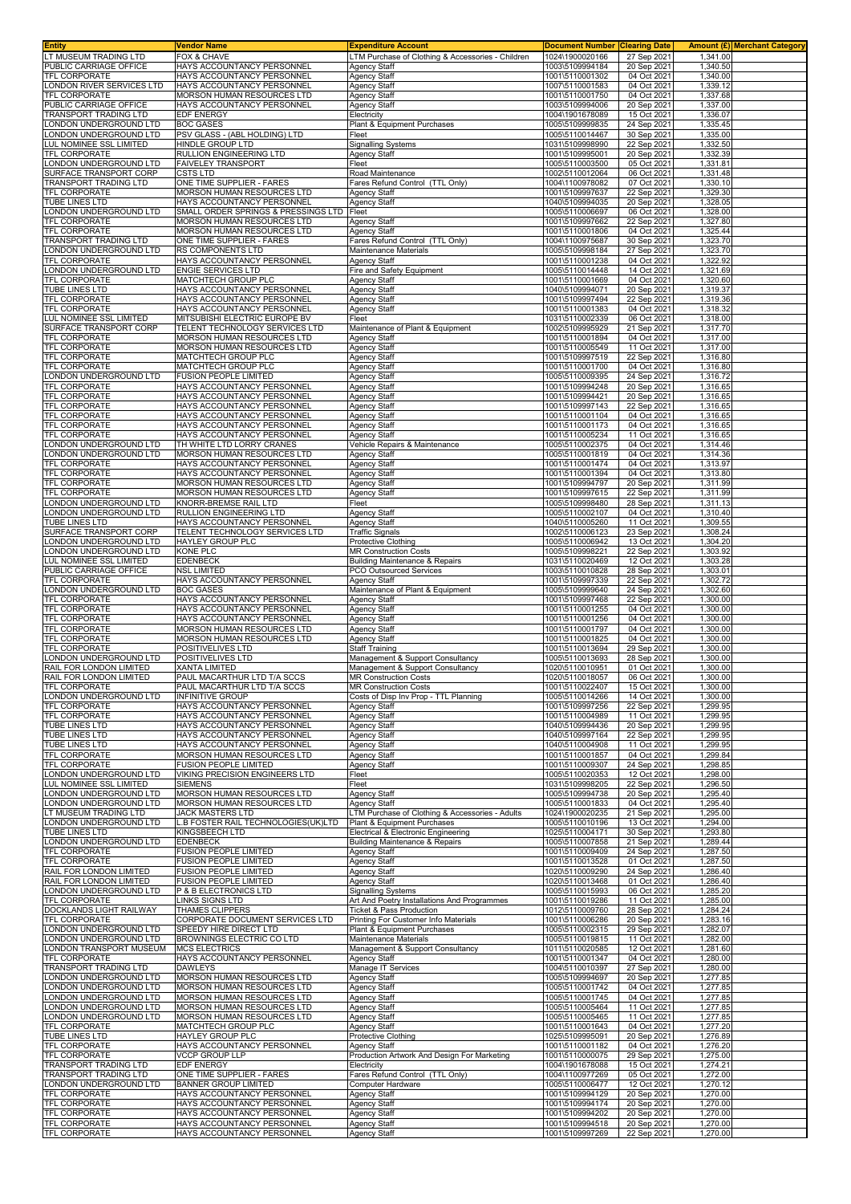| Entity | Vendor Name | Expenditure Account | Document Number | Clearing Date | Amount (£) | Merchant Category |
|---|---|---|---|---|---|---|
| LT MUSEUM TRADING LTD | FOX & CHAVE | LTM Purchase of Clothing & Accessories - Children | 1024\1900020166 | 27 Sep 2021 | 1,341.00 | |
| PUBLIC CARRIAGE OFFICE | HAYS ACCOUNTANCY PERSONNEL | Agency Staff | 1003\5109994184 | 20 Sep 2021 | 1,340.50 | |
| TFL CORPORATE | HAYS ACCOUNTANCY PERSONNEL | Agency Staff | 1001\5110001302 | 04 Oct 2021 | 1,340.00 | |
| LONDON RIVER SERVICES LTD | HAYS ACCOUNTANCY PERSONNEL | Agency Staff | 1007\5110001583 | 04 Oct 2021 | 1,339.12 | |
| TFL CORPORATE | MORSON HUMAN RESOURCES LTD | Agency Staff | 1001\5110001750 | 04 Oct 2021 | 1,337.68 | |
| PUBLIC CARRIAGE OFFICE | HAYS ACCOUNTANCY PERSONNEL | Agency Staff | 1003\5109994006 | 20 Sep 2021 | 1,337.00 | |
| TRANSPORT TRADING LTD | EDF ENERGY | Electricity | 1004\1901678089 | 15 Oct 2021 | 1,336.07 | |
| LONDON UNDERGROUND LTD | BOC GASES | Plant & Equipment Purchases | 1005\5109999835 | 24 Sep 2021 | 1,335.45 | |
| LONDON UNDERGROUND LTD | PSV GLASS - (ABL HOLDING) LTD | Fleet | 1005\5110014467 | 30 Sep 2021 | 1,335.00 | |
| LUL NOMINEE SSL LIMITED | HINDLE GROUP LTD | Signalling Systems | 1031\5109998990 | 22 Sep 2021 | 1,332.50 | |
| TFL CORPORATE | RULLION ENGINEERING LTD | Agency Staff | 1001\5109995001 | 20 Sep 2021 | 1,332.39 | |
| LONDON UNDERGROUND LTD | FAIVELEY TRANSPORT | Fleet | 1005\5110003500 | 05 Oct 2021 | 1,331.81 | |
| SURFACE TRANSPORT CORP | CSTS LTD | Road Maintenance | 1002\5110012064 | 06 Oct 2021 | 1,331.48 | |
| TRANSPORT TRADING LTD | ONE TIME SUPPLIER - FARES | Fares Refund Control (TTL Only) | 1004\1100978082 | 07 Oct 2021 | 1,330.10 | |
| TFL CORPORATE | MORSON HUMAN RESOURCES LTD | Agency Staff | 1001\5109997637 | 22 Sep 2021 | 1,329.30 | |
| TUBE LINES LTD | HAYS ACCOUNTANCY PERSONNEL | Agency Staff | 1040\5109994035 | 20 Sep 2021 | 1,328.05 | |
| LONDON UNDERGROUND LTD | SMALL ORDER SPRINGS & PRESSINGS LTD | Fleet | 1005\5110006697 | 06 Oct 2021 | 1,328.00 | |
| TFL CORPORATE | MORSON HUMAN RESOURCES LTD | Agency Staff | 1001\5109997662 | 22 Sep 2021 | 1,327.80 | |
| TFL CORPORATE | MORSON HUMAN RESOURCES LTD | Agency Staff | 1001\5110001806 | 04 Oct 2021 | 1,325.44 | |
| TRANSPORT TRADING LTD | ONE TIME SUPPLIER - FARES | Fares Refund Control (TTL Only) | 1004\1100975687 | 30 Sep 2021 | 1,323.70 | |
| LONDON UNDERGROUND LTD | RS COMPONENTS LTD | Maintenance Materials | 1005\5109998184 | 27 Sep 2021 | 1,323.70 | |
| TFL CORPORATE | HAYS ACCOUNTANCY PERSONNEL | Agency Staff | 1001\5110001238 | 04 Oct 2021 | 1,322.92 | |
| LONDON UNDERGROUND LTD | ENGIE SERVICES LTD | Fire and Safety Equipment | 1005\5110014448 | 14 Oct 2021 | 1,321.69 | |
| TFL CORPORATE | MATCHTECH GROUP PLC | Agency Staff | 1001\5110001669 | 04 Oct 2021 | 1,320.60 | |
| TUBE LINES LTD | HAYS ACCOUNTANCY PERSONNEL | Agency Staff | 1040\5109994071 | 20 Sep 2021 | 1,319.37 | |
| TFL CORPORATE | HAYS ACCOUNTANCY PERSONNEL | Agency Staff | 1001\5109997494 | 22 Sep 2021 | 1,319.36 | |
| TFL CORPORATE | HAYS ACCOUNTANCY PERSONNEL | Agency Staff | 1001\5110001383 | 04 Oct 2021 | 1,318.32 | |
| LUL NOMINEE SSL LIMITED | MITSUBISHI ELECTRIC EUROPE BV | Fleet | 1031\5110002339 | 06 Oct 2021 | 1,318.00 | |
| SURFACE TRANSPORT CORP | TELENT TECHNOLOGY SERVICES LTD | Maintenance of Plant & Equipment | 1002\5109995929 | 21 Sep 2021 | 1,317.70 | |
| TFL CORPORATE | MORSON HUMAN RESOURCES LTD | Agency Staff | 1001\5110001894 | 04 Oct 2021 | 1,317.00 | |
| TFL CORPORATE | MORSON HUMAN RESOURCES LTD | Agency Staff | 1001\5110005549 | 11 Oct 2021 | 1,317.00 | |
| TFL CORPORATE | MATCHTECH GROUP PLC | Agency Staff | 1001\5109997519 | 22 Sep 2021 | 1,316.80 | |
| TFL CORPORATE | MATCHTECH GROUP PLC | Agency Staff | 1001\5110001700 | 04 Oct 2021 | 1,316.80 | |
| LONDON UNDERGROUND LTD | FUSION PEOPLE LIMITED | Agency Staff | 1005\5110009395 | 24 Sep 2021 | 1,316.72 | |
| TFL CORPORATE | HAYS ACCOUNTANCY PERSONNEL | Agency Staff | 1001\5109994248 | 20 Sep 2021 | 1,316.65 | |
| TFL CORPORATE | HAYS ACCOUNTANCY PERSONNEL | Agency Staff | 1001\5109994421 | 20 Sep 2021 | 1,316.65 | |
| TFL CORPORATE | HAYS ACCOUNTANCY PERSONNEL | Agency Staff | 1001\5109997143 | 22 Sep 2021 | 1,316.65 | |
| TFL CORPORATE | HAYS ACCOUNTANCY PERSONNEL | Agency Staff | 1001\5110001104 | 04 Oct 2021 | 1,316.65 | |
| TFL CORPORATE | HAYS ACCOUNTANCY PERSONNEL | Agency Staff | 1001\5110001173 | 04 Oct 2021 | 1,316.65 | |
| TFL CORPORATE | HAYS ACCOUNTANCY PERSONNEL | Agency Staff | 1001\5110005234 | 11 Oct 2021 | 1,316.65 | |
| LONDON UNDERGROUND LTD | TH WHITE LTD LORRY CRANES | Vehicle Repairs & Maintenance | 1005\5110002375 | 04 Oct 2021 | 1,314.46 | |
| LONDON UNDERGROUND LTD | MORSON HUMAN RESOURCES LTD | Agency Staff | 1005\5110001819 | 04 Oct 2021 | 1,314.36 | |
| TFL CORPORATE | HAYS ACCOUNTANCY PERSONNEL | Agency Staff | 1001\5110001474 | 04 Oct 2021 | 1,313.97 | |
| TFL CORPORATE | HAYS ACCOUNTANCY PERSONNEL | Agency Staff | 1001\5110001394 | 04 Oct 2021 | 1,313.80 | |
| TFL CORPORATE | MORSON HUMAN RESOURCES LTD | Agency Staff | 1001\5109994797 | 20 Sep 2021 | 1,311.99 | |
| TFL CORPORATE | MORSON HUMAN RESOURCES LTD | Agency Staff | 1001\5109997615 | 22 Sep 2021 | 1,311.99 | |
| LONDON UNDERGROUND LTD | KNORR-BREMSE RAIL LTD | Fleet | 1005\5109998480 | 28 Sep 2021 | 1,311.13 | |
| LONDON UNDERGROUND LTD | RULLION ENGINEERING LTD | Agency Staff | 1005\5110002107 | 04 Oct 2021 | 1,310.40 | |
| TUBE LINES LTD | HAYS ACCOUNTANCY PERSONNEL | Agency Staff | 1040\5110005260 | 11 Oct 2021 | 1,309.55 | |
| SURFACE TRANSPORT CORP | TELENT TECHNOLOGY SERVICES LTD | Traffic Signals | 1002\5110006123 | 23 Sep 2021 | 1,308.24 | |
| LONDON UNDERGROUND LTD | HAYLEY GROUP PLC | Protective Clothing | 1005\5110006942 | 13 Oct 2021 | 1,304.20 | |
| LONDON UNDERGROUND LTD | KONE PLC | MR Construction Costs | 1005\5109998221 | 22 Sep 2021 | 1,303.92 | |
| LUL NOMINEE SSL LIMITED | EDENBECK | Building Maintenance & Repairs | 1031\5110020469 | 12 Oct 2021 | 1,303.28 | |
| PUBLIC CARRIAGE OFFICE | NSL LIMITED | PCO Outsourced Services | 1003\5110010828 | 28 Sep 2021 | 1,303.01 | |
| TFL CORPORATE | HAYS ACCOUNTANCY PERSONNEL | Agency Staff | 1001\5109997339 | 22 Sep 2021 | 1,302.72 | |
| LONDON UNDERGROUND LTD | BOC GASES | Maintenance of Plant & Equipment | 1005\5109999640 | 24 Sep 2021 | 1,302.60 | |
| TFL CORPORATE | HAYS ACCOUNTANCY PERSONNEL | Agency Staff | 1001\5109997468 | 22 Sep 2021 | 1,300.00 | |
| TFL CORPORATE | HAYS ACCOUNTANCY PERSONNEL | Agency Staff | 1001\5110001255 | 04 Oct 2021 | 1,300.00 | |
| TFL CORPORATE | HAYS ACCOUNTANCY PERSONNEL | Agency Staff | 1001\5110001256 | 04 Oct 2021 | 1,300.00 | |
| TFL CORPORATE | MORSON HUMAN RESOURCES LTD | Agency Staff | 1001\5110001797 | 04 Oct 2021 | 1,300.00 | |
| TFL CORPORATE | MORSON HUMAN RESOURCES LTD | Agency Staff | 1001\5110001825 | 04 Oct 2021 | 1,300.00 | |
| TFL CORPORATE | POSITIVELIVES LTD | Staff Training | 1001\5110013694 | 29 Sep 2021 | 1,300.00 | |
| LONDON UNDERGROUND LTD | POSITIVELIVES LTD | Management & Support Consultancy | 1005\5110013693 | 28 Sep 2021 | 1,300.00 | |
| RAIL FOR LONDON LIMITED | XANTA LIMITED | Management & Support Consultancy | 1020\5110010951 | 01 Oct 2021 | 1,300.00 | |
| RAIL FOR LONDON LIMITED | PAUL MACARTHUR LTD T/A SCCS | MR Construction Costs | 1020\5110018057 | 06 Oct 2021 | 1,300.00 | |
| TFL CORPORATE | PAUL MACARTHUR LTD T/A SCCS | MR Construction Costs | 1001\5110022407 | 15 Oct 2021 | 1,300.00 | |
| LONDON UNDERGROUND LTD | INFINITIVE GROUP | Costs of Disp Inv Prop - TTL Planning | 1005\5110014266 | 14 Oct 2021 | 1,300.00 | |
| TFL CORPORATE | HAYS ACCOUNTANCY PERSONNEL | Agency Staff | 1001\5109997256 | 22 Sep 2021 | 1,299.95 | |
| TFL CORPORATE | HAYS ACCOUNTANCY PERSONNEL | Agency Staff | 1001\5110004989 | 11 Oct 2021 | 1,299.95 | |
| TUBE LINES LTD | HAYS ACCOUNTANCY PERSONNEL | Agency Staff | 1040\5109994436 | 20 Sep 2021 | 1,299.95 | |
| TUBE LINES LTD | HAYS ACCOUNTANCY PERSONNEL | Agency Staff | 1040\5109997164 | 22 Sep 2021 | 1,299.95 | |
| TUBE LINES LTD | HAYS ACCOUNTANCY PERSONNEL | Agency Staff | 1040\5110004908 | 11 Oct 2021 | 1,299.95 | |
| TFL CORPORATE | MORSON HUMAN RESOURCES LTD | Agency Staff | 1001\5110001857 | 04 Oct 2021 | 1,299.84 | |
| TFL CORPORATE | FUSION PEOPLE LIMITED | Agency Staff | 1001\5110009307 | 24 Sep 2021 | 1,298.85 | |
| LONDON UNDERGROUND LTD | VIKING PRECISION ENGINEERS LTD | Fleet | 1005\5110020353 | 12 Oct 2021 | 1,298.00 | |
| LUL NOMINEE SSL LIMITED | SIEMENS | Fleet | 1031\5109998205 | 22 Sep 2021 | 1,296.50 | |
| LONDON UNDERGROUND LTD | MORSON HUMAN RESOURCES LTD | Agency Staff | 1005\5109994738 | 20 Sep 2021 | 1,295.40 | |
| LONDON UNDERGROUND LTD | MORSON HUMAN RESOURCES LTD | Agency Staff | 1005\5110001833 | 04 Oct 2021 | 1,295.40 | |
| LT MUSEUM TRADING LTD | JACK MASTERS LTD | LTM Purchase of Clothing & Accessories - Adults | 1024\1900020235 | 21 Sep 2021 | 1,295.00 | |
| LONDON UNDERGROUND LTD | L.B FOSTER RAIL TECHNOLOGIES(UK)LTD | Plant & Equipment Purchases | 1005\5110010196 | 13 Oct 2021 | 1,294.00 | |
| TUBE LINES LTD | KINGSBEECH LTD | Electrical & Electronic Engineering | 1025\5110004171 | 30 Sep 2021 | 1,293.80 | |
| LONDON UNDERGROUND LTD | EDENBECK | Building Maintenance & Repairs | 1005\5110007858 | 21 Sep 2021 | 1,289.44 | |
| TFL CORPORATE | FUSION PEOPLE LIMITED | Agency Staff | 1001\5110009409 | 24 Sep 2021 | 1,287.50 | |
| TFL CORPORATE | FUSION PEOPLE LIMITED | Agency Staff | 1001\5110013528 | 01 Oct 2021 | 1,287.50 | |
| RAIL FOR LONDON LIMITED | FUSION PEOPLE LIMITED | Agency Staff | 1020\5110009290 | 24 Sep 2021 | 1,286.40 | |
| RAIL FOR LONDON LIMITED | FUSION PEOPLE LIMITED | Agency Staff | 1020\5110013468 | 01 Oct 2021 | 1,286.40 | |
| LONDON UNDERGROUND LTD | P & B ELECTRONICS LTD | Signalling Systems | 1005\5110015993 | 06 Oct 2021 | 1,285.20 | |
| TFL CORPORATE | LINKS SIGNS LTD | Art And Poetry Installations And Programmes | 1001\5110019286 | 11 Oct 2021 | 1,285.00 | |
| DOCKLANDS LIGHT RAILWAY | THAMES CLIPPERS | Ticket & Pass Production | 1012\5110009760 | 28 Sep 2021 | 1,284.24 | |
| TFL CORPORATE | CORPORATE DOCUMENT SERVICES LTD | Printing For Customer Info Materials | 1001\5110006286 | 20 Sep 2021 | 1,283.16 | |
| LONDON UNDERGROUND LTD | SPEEDY HIRE DIRECT LTD | Plant & Equipment Purchases | 1005\5110002315 | 29 Sep 2021 | 1,282.07 | |
| LONDON UNDERGROUND LTD | BROWNINGS ELECTRIC CO LTD | Maintenance Materials | 1005\5110019815 | 11 Oct 2021 | 1,282.00 | |
| LONDON TRANSPORT MUSEUM | MCS ELECTRICS | Management & Support Consultancy | 1011\5110020585 | 12 Oct 2021 | 1,281.60 | |
| TFL CORPORATE | HAYS ACCOUNTANCY PERSONNEL | Agency Staff | 1001\5110001347 | 04 Oct 2021 | 1,280.00 | |
| TRANSPORT TRADING LTD | DAWLEYS | Manage IT Services | 1004\5110010397 | 27 Sep 2021 | 1,280.00 | |
| LONDON UNDERGROUND LTD | MORSON HUMAN RESOURCES LTD | Agency Staff | 1005\5109994697 | 20 Sep 2021 | 1,277.85 | |
| LONDON UNDERGROUND LTD | MORSON HUMAN RESOURCES LTD | Agency Staff | 1005\5110001742 | 04 Oct 2021 | 1,277.85 | |
| LONDON UNDERGROUND LTD | MORSON HUMAN RESOURCES LTD | Agency Staff | 1005\5110001745 | 04 Oct 2021 | 1,277.85 | |
| LONDON UNDERGROUND LTD | MORSON HUMAN RESOURCES LTD | Agency Staff | 1005\5110005464 | 11 Oct 2021 | 1,277.85 | |
| LONDON UNDERGROUND LTD | MORSON HUMAN RESOURCES LTD | Agency Staff | 1005\5110005465 | 11 Oct 2021 | 1,277.85 | |
| TFL CORPORATE | MATCHTECH GROUP PLC | Agency Staff | 1001\5110001643 | 04 Oct 2021 | 1,277.20 | |
| TUBE LINES LTD | HAYLEY GROUP PLC | Protective Clothing | 1025\5109995091 | 20 Sep 2021 | 1,276.89 | |
| TFL CORPORATE | HAYS ACCOUNTANCY PERSONNEL | Agency Staff | 1001\5110001182 | 04 Oct 2021 | 1,276.20 | |
| TFL CORPORATE | VCCP GROUP LLP | Production Artwork And Design For Marketing | 1001\5110000075 | 29 Sep 2021 | 1,275.00 | |
| TRANSPORT TRADING LTD | EDF ENERGY | Electricity | 1004\1901678088 | 15 Oct 2021 | 1,274.21 | |
| TRANSPORT TRADING LTD | ONE TIME SUPPLIER - FARES | Fares Refund Control (TTL Only) | 1004\1100977269 | 05 Oct 2021 | 1,272.00 | |
| LONDON UNDERGROUND LTD | BANNER GROUP LIMITED | Computer Hardware | 1005\5110006477 | 12 Oct 2021 | 1,270.12 | |
| TFL CORPORATE | HAYS ACCOUNTANCY PERSONNEL | Agency Staff | 1001\5109994129 | 20 Sep 2021 | 1,270.00 | |
| TFL CORPORATE | HAYS ACCOUNTANCY PERSONNEL | Agency Staff | 1001\5109994174 | 20 Sep 2021 | 1,270.00 | |
| TFL CORPORATE | HAYS ACCOUNTANCY PERSONNEL | Agency Staff | 1001\5109994202 | 20 Sep 2021 | 1,270.00 | |
| TFL CORPORATE | HAYS ACCOUNTANCY PERSONNEL | Agency Staff | 1001\5109994518 | 20 Sep 2021 | 1,270.00 | |
| TFL CORPORATE | HAYS ACCOUNTANCY PERSONNEL | Agency Staff | 1001\5109997269 | 22 Sep 2021 | 1,270.00 | |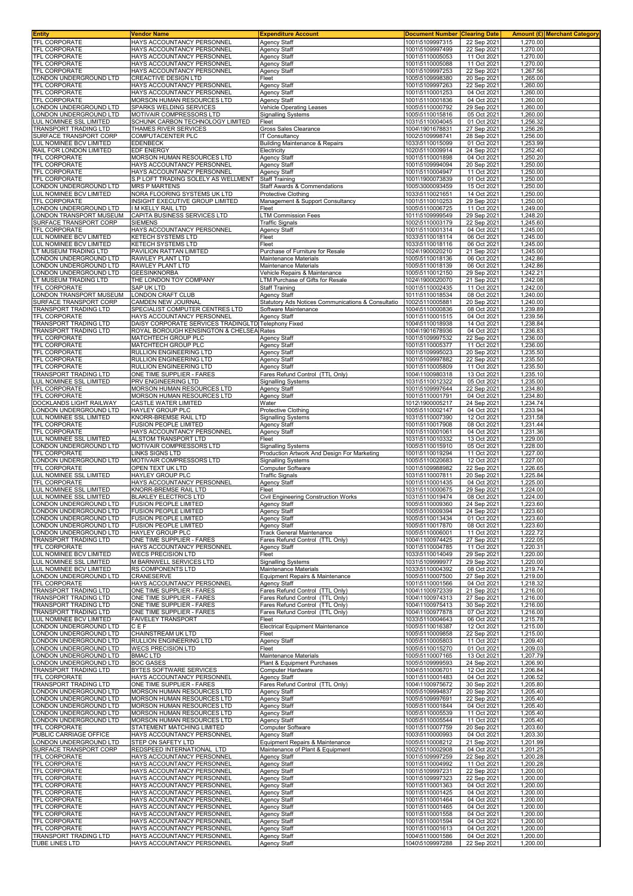| Entity | Vendor Name | Expenditure Account | Document Number | Clearing Date | Amount (£) | Merchant Category |
|---|---|---|---|---|---|---|
| TFL CORPORATE | HAYS ACCOUNTANCY PERSONNEL | Agency Staff | 1001\5109997315 | 22 Sep 2021 | 1,270.00 | |
| TFL CORPORATE | HAYS ACCOUNTANCY PERSONNEL | Agency Staff | 1001\5109997499 | 22 Sep 2021 | 1,270.00 | |
| TFL CORPORATE | HAYS ACCOUNTANCY PERSONNEL | Agency Staff | 1001\5110005053 | 11 Oct 2021 | 1,270.00 | |
| TFL CORPORATE | HAYS ACCOUNTANCY PERSONNEL | Agency Staff | 1001\5110005088 | 11 Oct 2021 | 1,270.00 | |
| TFL CORPORATE | HAYS ACCOUNTANCY PERSONNEL | Agency Staff | 1001\5109997253 | 22 Sep 2021 | 1,267.56 | |
| LONDON UNDERGROUND LTD | CREACTIVE DESIGN LTD | Fleet | 1005\5109998380 | 20 Sep 2021 | 1,265.00 | |
| TFL CORPORATE | HAYS ACCOUNTANCY PERSONNEL | Agency Staff | 1001\5109997263 | 22 Sep 2021 | 1,260.00 | |
| TFL CORPORATE | HAYS ACCOUNTANCY PERSONNEL | Agency Staff | 1001\5110001253 | 04 Oct 2021 | 1,260.00 | |
| TFL CORPORATE | MORSON HUMAN RESOURCES LTD | Agency Staff | 1001\5110001836 | 04 Oct 2021 | 1,260.00 | |
| LONDON UNDERGROUND LTD | SPARKS WELDING SERVICES | Vehicle Operating Leases | 1005\5110000792 | 29 Sep 2021 | 1,260.00 | |
| LONDON UNDERGROUND LTD | MOTIVAIR COMPRESSORS LTD | Signalling Systems | 1005\5110015816 | 05 Oct 2021 | 1,260.00 | |
| LUL NOMINEE SSL LIMITED | SCHUNK CARBON TECHNOLOGY LIMITED | Fleet | 1031\5110004045 | 01 Oct 2021 | 1,256.32 | |
| TRANSPORT TRADING LTD | THAMES RIVER SERVICES | Gross Sales Clearance | 1004\1901678831 | 27 Sep 2021 | 1,256.26 | |
| SURFACE TRANSPORT CORP | COMPUTACENTER PLC | IT Consultancy | 1002\5109998741 | 28 Sep 2021 | 1,256.00 | |
| LUL NOMINEE BCV LIMITED | EDENBECK | Building Maintenance & Repairs | 1033\5110015099 | 01 Oct 2021 | 1,253.99 | |
| RAIL FOR LONDON LIMITED | EDF ENERGY | Electricity | 1020\5110009914 | 24 Sep 2021 | 1,252.40 | |
| TFL CORPORATE | MORSON HUMAN RESOURCES LTD | Agency Staff | 1001\5110001898 | 04 Oct 2021 | 1,250.20 | |
| TFL CORPORATE | HAYS ACCOUNTANCY PERSONNEL | Agency Staff | 1001\5109994094 | 20 Sep 2021 | 1,250.00 | |
| TFL CORPORATE | HAYS ACCOUNTANCY PERSONNEL | Agency Staff | 1001\5110004947 | 11 Oct 2021 | 1,250.00 | |
| TFL CORPORATE | S.P LOFT TRADING SOLELY AS WELLMENT | Staff Training | 1001\1900073839 | 01 Oct 2021 | 1,250.00 | |
| LONDON UNDERGROUND LTD | MRS P MARTENS | Staff Awards & Commendations | 1005\3000093459 | 15 Oct 2021 | 1,250.00 | |
| LUL NOMINEE BCV LIMITED | NORA FLOORING SYSTEMS UK LTD | Protective Clothing | 1033\5110021651 | 14 Oct 2021 | 1,250.00 | |
| TFL CORPORATE | INSIGHT EXECUTIVE GROUP LIMITED | Management & Support Consultancy | 1001\5110010253 | 29 Sep 2021 | 1,250.00 | |
| LONDON UNDERGROUND LTD | I M KELLY RAIL LTD | Fleet | 1005\5110006725 | 11 Oct 2021 | 1,249.00 | |
| LONDON TRANSPORT MUSEUM | CAPITA BUSINESS SERVICES LTD | LTM Commission Fees | 1011\5109999549 | 29 Sep 2021 | 1,248.20 | |
| SURFACE TRANSPORT CORP | SIEMENS | Traffic Signals | 1002\5110003179 | 22 Sep 2021 | 1,245.60 | |
| TFL CORPORATE | HAYS ACCOUNTANCY PERSONNEL | Agency Staff | 1001\5110001314 | 04 Oct 2021 | 1,245.00 | |
| LUL NOMINEE BCV LIMITED | KETECH SYSTEMS LTD | Fleet | 1033\5110018114 | 06 Oct 2021 | 1,245.00 | |
| LUL NOMINEE BCV LIMITED | KETECH SYSTEMS LTD | Fleet | 1033\5110018116 | 06 Oct 2021 | 1,245.00 | |
| LT MUSEUM TRADING LTD | PAVILION RATTAN LIMITED | Purchase of Furniture for Resale | 1024\1900020210 | 21 Sep 2021 | 1,245.00 | |
| LONDON UNDERGROUND LTD | RAWLEY PLANT LTD | Maintenance Materials | 1005\5110018136 | 06 Oct 2021 | 1,242.86 | |
| LONDON UNDERGROUND LTD | RAWLEY PLANT LTD | Maintenance Materials | 1005\5110018139 | 06 Oct 2021 | 1,242.86 | |
| LONDON UNDERGROUND LTD | GEESINKNORBA | Vehicle Repairs & Maintenance | 1005\5110012150 | 29 Sep 2021 | 1,242.21 | |
| LT MUSEUM TRADING LTD | THE LONDON TOY COMPANY | LTM Purchase of Gifts for Resale | 1024\1900020070 | 21 Sep 2021 | 1,242.08 | |
| TFL CORPORATE | SAP UK LTD | Staff Training | 1001\5110002435 | 11 Oct 2021 | 1,242.00 | |
| LONDON TRANSPORT MUSEUM | LONDON CRAFT CLUB | Agency Staff | 1011\5110018534 | 08 Oct 2021 | 1,240.00 | |
| SURFACE TRANSPORT CORP | CAMDEN NEW JOURNAL | Statutory Ads Notices Communications & Consultatio | 1002\5110005881 | 20 Sep 2021 | 1,240.00 | |
| TRANSPORT TRADING LTD | SPECIALIST COMPUTER CENTRES LTD | Software Maintenance | 1004\5110000836 | 08 Oct 2021 | 1,239.89 | |
| TFL CORPORATE | HAYS ACCOUNTANCY PERSONNEL | Agency Staff | 1001\5110001515 | 04 Oct 2021 | 1,239.56 | |
| TRANSPORT TRADING LTD | DAISY CORPORATE SERVICES TRADINGLTD | Telephony Fixed | 1004\5110018938 | 14 Oct 2021 | 1,238.84 | |
| TRANSPORT TRADING LTD | ROYAL BOROUGH KENSINGTON & CHELSEA | Rates | 1004\1901678936 | 04 Oct 2021 | 1,236.83 | |
| TFL CORPORATE | MATCHTECH GROUP PLC | Agency Staff | 1001\5109997532 | 22 Sep 2021 | 1,236.00 | |
| TFL CORPORATE | MATCHTECH GROUP PLC | Agency Staff | 1001\5110005377 | 11 Oct 2021 | 1,236.00 | |
| TFL CORPORATE | RULLION ENGINEERING LTD | Agency Staff | 1001\5109995023 | 20 Sep 2021 | 1,235.50 | |
| TFL CORPORATE | RULLION ENGINEERING LTD | Agency Staff | 1001\5109997882 | 22 Sep 2021 | 1,235.50 | |
| TFL CORPORATE | RULLION ENGINEERING LTD | Agency Staff | 1001\5110005809 | 11 Oct 2021 | 1,235.50 | |
| TRANSPORT TRADING LTD | ONE TIME SUPPLIER - FARES | Fares Refund Control (TTL Only) | 1004\1100980318 | 13 Oct 2021 | 1,235.10 | |
| LUL NOMINEE SSL LIMITED | PRV ENGINEERING LTD | Signalling Systems | 1031\5110012322 | 05 Oct 2021 | 1,235.00 | |
| TFL CORPORATE | MORSON HUMAN RESOURCES LTD | Agency Staff | 1001\5109997644 | 22 Sep 2021 | 1,234.80 | |
| TFL CORPORATE | MORSON HUMAN RESOURCES LTD | Agency Staff | 1001\5110001791 | 04 Oct 2021 | 1,234.80 | |
| DOCKLANDS LIGHT RAILWAY | CASTLE WATER LIMITED | Water | 1012\1900005217 | 24 Sep 2021 | 1,234.74 | |
| LONDON UNDERGROUND LTD | HAYLEY GROUP PLC | Protective Clothing | 1005\5110002147 | 04 Oct 2021 | 1,233.94 | |
| LUL NOMINEE SSL LIMITED | KNORR-BREMSE RAIL LTD | Signalling Systems | 1031\5110007390 | 12 Oct 2021 | 1,231.58 | |
| TFL CORPORATE | FUSION PEOPLE LIMITED | Agency Staff | 1001\5110017908 | 08 Oct 2021 | 1,231.44 | |
| TFL CORPORATE | HAYS ACCOUNTANCY PERSONNEL | Agency Staff | 1001\5110001061 | 04 Oct 2021 | 1,231.36 | |
| LUL NOMINEE SSL LIMITED | ALSTOM TRANSPORT LTD | Fleet | 1031\5110010332 | 13 Oct 2021 | 1,229.00 | |
| LONDON UNDERGROUND LTD | MOTIVAIR COMPRESSORS LTD | Signalling Systems | 1005\5110015910 | 05 Oct 2021 | 1,228.00 | |
| TFL CORPORATE | LINKS SIGNS LTD | Production Artwork And Design For Marketing | 1001\5110019294 | 11 Oct 2021 | 1,227.00 | |
| LONDON UNDERGROUND LTD | MOTIVAIR COMPRESSORS LTD | Signalling Systems | 1005\5110020683 | 12 Oct 2021 | 1,227.00 | |
| TFL CORPORATE | OPEN TEXT UK LTD | Computer Software | 1001\5109988982 | 22 Sep 2021 | 1,226.65 | |
| LUL NOMINEE SSL LIMITED | HAYLEY GROUP PLC | Traffic Signals | 1031\5110007811 | 20 Sep 2021 | 1,225.84 | |
| TFL CORPORATE | HAYS ACCOUNTANCY PERSONNEL | Agency Staff | 1001\5110001435 | 04 Oct 2021 | 1,225.00 | |
| LUL NOMINEE SSL LIMITED | KNORR-BREMSE RAIL LTD | Fleet | 1031\5110000675 | 29 Sep 2021 | 1,224.00 | |
| LUL NOMINEE SSL LIMITED | BLAKLEY ELECTRICS LTD | Civil Engineering Construction Works | 1031\5110019474 | 08 Oct 2021 | 1,224.00 | |
| LONDON UNDERGROUND LTD | FUSION PEOPLE LIMITED | Agency Staff | 1005\5110009360 | 24 Sep 2021 | 1,223.60 | |
| LONDON UNDERGROUND LTD | FUSION PEOPLE LIMITED | Agency Staff | 1005\5110009394 | 24 Sep 2021 | 1,223.60 | |
| LONDON UNDERGROUND LTD | FUSION PEOPLE LIMITED | Agency Staff | 1005\5110013434 | 01 Oct 2021 | 1,223.60 | |
| LONDON UNDERGROUND LTD | FUSION PEOPLE LIMITED | Agency Staff | 1005\5110017870 | 08 Oct 2021 | 1,223.60 | |
| LONDON UNDERGROUND LTD | HAYLEY GROUP PLC | Track General Maintenance | 1005\5110006001 | 11 Oct 2021 | 1,222.72 | |
| TRANSPORT TRADING LTD | ONE TIME SUPPLIER - FARES | Fares Refund Control (TTL Only) | 1004\1100974425 | 27 Sep 2021 | 1,222.05 | |
| TFL CORPORATE | HAYS ACCOUNTANCY PERSONNEL | Agency Staff | 1001\5110004785 | 11 Oct 2021 | 1,220.31 | |
| LUL NOMINEE BCV LIMITED | WECS PRECISION LTD | Fleet | 1033\5110014049 | 29 Sep 2021 | 1,220.00 | |
| LUL NOMINEE SSL LIMITED | M BARNWELL SERVICES LTD | Signalling Systems | 1031\5109999977 | 29 Sep 2021 | 1,220.00 | |
| LUL NOMINEE BCV LIMITED | RS COMPONENTS LTD | Maintenance Materials | 1033\5110004392 | 08 Oct 2021 | 1,219.74 | |
| LONDON UNDERGROUND LTD | CRANESERVE | Equipment Repairs & Maintenance | 1005\5110007500 | 27 Sep 2021 | 1,219.00 | |
| TFL CORPORATE | HAYS ACCOUNTANCY PERSONNEL | Agency Staff | 1001\5110001566 | 04 Oct 2021 | 1,218.32 | |
| TRANSPORT TRADING LTD | ONE TIME SUPPLIER - FARES | Fares Refund Control (TTL Only) | 1004\1100972339 | 21 Sep 2021 | 1,216.00 | |
| TRANSPORT TRADING LTD | ONE TIME SUPPLIER - FARES | Fares Refund Control (TTL Only) | 1004\1100974313 | 27 Sep 2021 | 1,216.00 | |
| TRANSPORT TRADING LTD | ONE TIME SUPPLIER - FARES | Fares Refund Control (TTL Only) | 1004\1100975413 | 30 Sep 2021 | 1,216.00 | |
| TRANSPORT TRADING LTD | ONE TIME SUPPLIER - FARES | Fares Refund Control (TTL Only) | 1004\1100977878 | 07 Oct 2021 | 1,216.00 | |
| LUL NOMINEE BCV LIMITED | FAIVELEY TRANSPORT | Fleet | 1033\5110004643 | 06 Oct 2021 | 1,215.78 | |
| LONDON UNDERGROUND LTD | C E F | Electrical Equipment Maintenance | 1005\5110016387 | 12 Oct 2021 | 1,215.00 | |
| LONDON UNDERGROUND LTD | CHAINSTREAM UK LTD | Fleet | 1005\5110009858 | 22 Sep 2021 | 1,215.00 | |
| LONDON UNDERGROUND LTD | RULLION ENGINEERING LTD | Agency Staff | 1005\5110005803 | 11 Oct 2021 | 1,209.40 | |
| LONDON UNDERGROUND LTD | WECS PRECISION LTD | Fleet | 1005\5110015270 | 01 Oct 2021 | 1,209.03 | |
| LONDON UNDERGROUND LTD | BMAC LTD | Maintenance Materials | 1005\5110007165 | 13 Oct 2021 | 1,207.79 | |
| LONDON UNDERGROUND LTD | BOC GASES | Plant & Equipment Purchases | 1005\5109999593 | 24 Sep 2021 | 1,206.90 | |
| TRANSPORT TRADING LTD | BYTES SOFTWARE SERVICES | Computer Hardware | 1004\5110006701 | 12 Oct 2021 | 1,206.84 | |
| TFL CORPORATE | HAYS ACCOUNTANCY PERSONNEL | Agency Staff | 1001\5110001483 | 04 Oct 2021 | 1,206.52 | |
| TRANSPORT TRADING LTD | ONE TIME SUPPLIER - FARES | Fares Refund Control (TTL Only) | 1004\1100975672 | 30 Sep 2021 | 1,205.80 | |
| LONDON UNDERGROUND LTD | MORSON HUMAN RESOURCES LTD | Agency Staff | 1005\5109994837 | 20 Sep 2021 | 1,205.40 | |
| LONDON UNDERGROUND LTD | MORSON HUMAN RESOURCES LTD | Agency Staff | 1005\5109997691 | 22 Sep 2021 | 1,205.40 | |
| LONDON UNDERGROUND LTD | MORSON HUMAN RESOURCES LTD | Agency Staff | 1005\5110001844 | 04 Oct 2021 | 1,205.40 | |
| LONDON UNDERGROUND LTD | MORSON HUMAN RESOURCES LTD | Agency Staff | 1005\5110005539 | 11 Oct 2021 | 1,205.40 | |
| LONDON UNDERGROUND LTD | MORSON HUMAN RESOURCES LTD | Agency Staff | 1005\5110005544 | 11 Oct 2021 | 1,205.40 | |
| TFL CORPORATE | STATEMENT MATCHING LIMITED | Computer Software | 1001\5110007759 | 20 Sep 2021 | 1,203.60 | |
| PUBLIC CARRIAGE OFFICE | HAYS ACCOUNTANCY PERSONNEL | Agency Staff | 1003\5110000993 | 04 Oct 2021 | 1,203.30 | |
| LONDON UNDERGROUND LTD | STEP ON SAFETY LTD | Equipment Repairs & Maintenance | 1005\5110008212 | 21 Sep 2021 | 1,201.99 | |
| SURFACE TRANSPORT CORP | REDSPEED INTERNATIONAL LTD | Maintenance of Plant & Equipment | 1002\5110002908 | 04 Oct 2021 | 1,201.25 | |
| TFL CORPORATE | HAYS ACCOUNTANCY PERSONNEL | Agency Staff | 1001\5109997259 | 22 Sep 2021 | 1,200.28 | |
| TFL CORPORATE | HAYS ACCOUNTANCY PERSONNEL | Agency Staff | 1001\5110004992 | 11 Oct 2021 | 1,200.28 | |
| TFL CORPORATE | HAYS ACCOUNTANCY PERSONNEL | Agency Staff | 1001\5109997231 | 22 Sep 2021 | 1,200.00 | |
| TFL CORPORATE | HAYS ACCOUNTANCY PERSONNEL | Agency Staff | 1001\5109997323 | 22 Sep 2021 | 1,200.00 | |
| TFL CORPORATE | HAYS ACCOUNTANCY PERSONNEL | Agency Staff | 1001\5110001363 | 04 Oct 2021 | 1,200.00 | |
| TFL CORPORATE | HAYS ACCOUNTANCY PERSONNEL | Agency Staff | 1001\5110001425 | 04 Oct 2021 | 1,200.00 | |
| TFL CORPORATE | HAYS ACCOUNTANCY PERSONNEL | Agency Staff | 1001\5110001464 | 04 Oct 2021 | 1,200.00 | |
| TFL CORPORATE | HAYS ACCOUNTANCY PERSONNEL | Agency Staff | 1001\5110001465 | 04 Oct 2021 | 1,200.00 | |
| TFL CORPORATE | HAYS ACCOUNTANCY PERSONNEL | Agency Staff | 1001\5110001558 | 04 Oct 2021 | 1,200.00 | |
| TFL CORPORATE | HAYS ACCOUNTANCY PERSONNEL | Agency Staff | 1001\5110001594 | 04 Oct 2021 | 1,200.00 | |
| TFL CORPORATE | HAYS ACCOUNTANCY PERSONNEL | Agency Staff | 1001\5110001613 | 04 Oct 2021 | 1,200.00 | |
| TRANSPORT TRADING LTD | HAYS ACCOUNTANCY PERSONNEL | Agency Staff | 1004\5110001586 | 04 Oct 2021 | 1,200.00 | |
| TUBE LINES LTD | HAYS ACCOUNTANCY PERSONNEL | Agency Staff | 1040\5109997288 | 22 Sep 2021 | 1,200.00 | |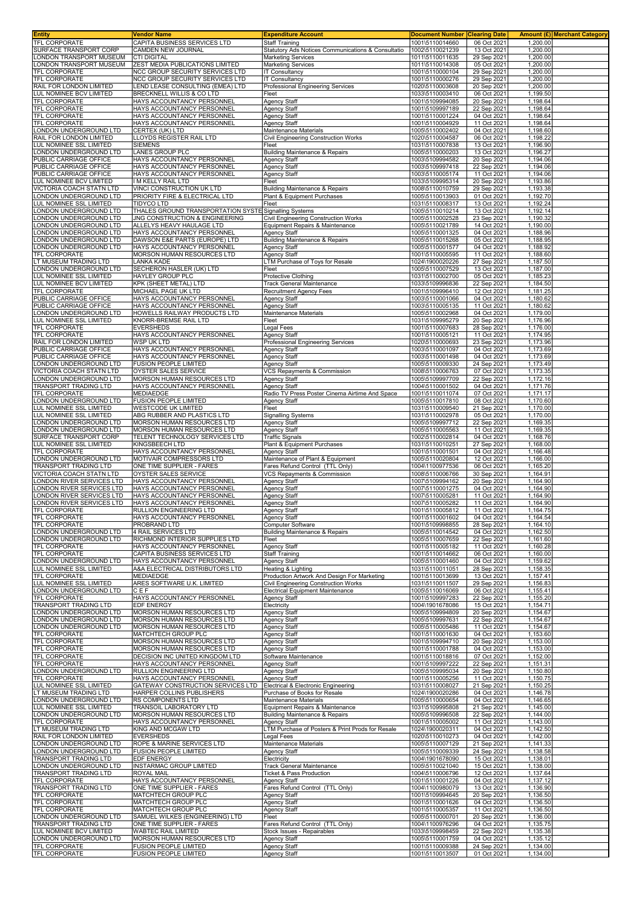| Entity | Vendor Name | Expenditure Account | Document Number | Clearing Date | Amount (£) | Merchant Category |
| --- | --- | --- | --- | --- | --- | --- |
| TFL CORPORATE | CAPITA BUSINESS SERVICES LTD | Staff Training | 1001\5110014660 | 06 Oct 2021 | 1,200.00 | |
| SURFACE TRANSPORT CORP | CAMDEN NEW JOURNAL | Statutory Ads Notices Communications & Consultatio | 1002\5110021239 | 13 Oct 2021 | 1,200.00 | |
| LONDON TRANSPORT MUSEUM | CTI DIGITAL | Marketing Services | 1011\5110011635 | 29 Sep 2021 | 1,200.00 | |
| LONDON TRANSPORT MUSEUM | ZEST MEDIA PUBLICATIONS LIMITED | Marketing Services | 1011\5110014308 | 05 Oct 2021 | 1,200.00 | |
| TFL CORPORATE | NCC GROUP SECURITY SERVICES LTD | IT Consultancy | 1001\5110000104 | 29 Sep 2021 | 1,200.00 | |
| TFL CORPORATE | NCC GROUP SECURITY SERVICES LTD | IT Consultancy | 1001\5110000276 | 29 Sep 2021 | 1,200.00 | |
| RAIL FOR LONDON LIMITED | LEND LEASE CONSULTING (EMEA) LTD | Professional Engineering Services | 1020\5110003608 | 20 Sep 2021 | 1,200.00 | |
| LUL NOMINEE BCV LIMITED | BRECKNELL WILLIS & CO LTD | Fleet | 1033\5110003410 | 06 Oct 2021 | 1,199.50 | |
| TFL CORPORATE | HAYS ACCOUNTANCY PERSONNEL | Agency Staff | 1001\5109994085 | 20 Sep 2021 | 1,198.64 | |
| TFL CORPORATE | HAYS ACCOUNTANCY PERSONNEL | Agency Staff | 1001\5109997189 | 22 Sep 2021 | 1,198.64 | |
| TFL CORPORATE | HAYS ACCOUNTANCY PERSONNEL | Agency Staff | 1001\5110001224 | 04 Oct 2021 | 1,198.64 | |
| TFL CORPORATE | HAYS ACCOUNTANCY PERSONNEL | Agency Staff | 1001\5110004929 | 11 Oct 2021 | 1,198.64 | |
| LONDON UNDERGROUND LTD | CERTEX (UK) LTD | Maintenance Materials | 1005\5110002402 | 04 Oct 2021 | 1,198.60 | |
| RAIL FOR LONDON LIMITED | LLOYDS REGISTER RAIL LTD | Civil Engineering Construction Works | 1020\5110004587 | 06 Oct 2021 | 1,198.22 | |
| LUL NOMINEE SSL LIMITED | SIEMENS | Fleet | 1031\5110007838 | 13 Oct 2021 | 1,196.90 | |
| LONDON UNDERGROUND LTD | LANES GROUP PLC | Building Maintenance & Repairs | 1005\5110000203 | 13 Oct 2021 | 1,196.27 | |
| PUBLIC CARRIAGE OFFICE | HAYS ACCOUNTANCY PERSONNEL | Agency Staff | 1003\5109994582 | 20 Sep 2021 | 1,194.06 | |
| PUBLIC CARRIAGE OFFICE | HAYS ACCOUNTANCY PERSONNEL | Agency Staff | 1003\5109997418 | 22 Sep 2021 | 1,194.06 | |
| PUBLIC CARRIAGE OFFICE | HAYS ACCOUNTANCY PERSONNEL | Agency Staff | 1003\5110005174 | 11 Oct 2021 | 1,194.06 | |
| LUL NOMINEE BCV LIMITED | I M KELLY RAIL LTD | Fleet | 1033\5109995314 | 20 Sep 2021 | 1,193.86 | |
| VICTORIA COACH STATN LTD | VINCI CONSTRUCTION UK LTD | Building Maintenance & Repairs | 1008\5110010759 | 29 Sep 2021 | 1,193.38 | |
| LONDON UNDERGROUND LTD | PRIORITY FIRE & ELECTRICAL LTD | Plant & Equipment Purchases | 1005\5110013903 | 01 Oct 2021 | 1,192.70 | |
| LUL NOMINEE SSL LIMITED | TIDYCO LTD | Fleet | 1031\5110008317 | 13 Oct 2021 | 1,192.24 | |
| LONDON UNDERGROUND LTD | THALES GROUND TRANSPORTATION SYSTE | Signalling Systems | 1005\5110010214 | 13 Oct 2021 | 1,192.14 | |
| LONDON UNDERGROUND LTD | JNG CONSTRUCTION & ENGINEERING | Civil Engineering Construction Works | 1005\5110002528 | 23 Sep 2021 | 1,190.32 | |
| LONDON UNDERGROUND LTD | ALLELYS HEAVY HAULAGE LTD | Equipment Repairs & Maintenance | 1005\5110021789 | 14 Oct 2021 | 1,190.00 | |
| LONDON UNDERGROUND LTD | HAYS ACCOUNTANCY PERSONNEL | Agency Staff | 1005\5110001325 | 04 Oct 2021 | 1,188.96 | |
| LONDON UNDERGROUND LTD | DAWSON E&E PARTS (EUROPE) LTD | Building Maintenance & Repairs | 1005\5110015268 | 05 Oct 2021 | 1,188.95 | |
| LONDON UNDERGROUND LTD | HAYS ACCOUNTANCY PERSONNEL | Agency Staff | 1005\5110001577 | 04 Oct 2021 | 1,188.92 | |
| TFL CORPORATE | MORSON HUMAN RESOURCES LTD | Agency Staff | 1001\5110005595 | 11 Oct 2021 | 1,188.60 | |
| LT MUSEUM TRADING LTD | LANKA KADE | LTM Purchase of Toys for Resale | 1024\1900020226 | 27 Sep 2021 | 1,187.50 | |
| LONDON UNDERGROUND LTD | SECHERON HASLER (UK) LTD | Fleet | 1005\5110007529 | 13 Oct 2021 | 1,187.00 | |
| LUL NOMINEE SSL LIMITED | HAYLEY GROUP PLC | Protective Clothing | 1031\5110002700 | 05 Oct 2021 | 1,185.23 | |
| LUL NOMINEE BCV LIMITED | KPK (SHEET METAL) LTD | Track General Maintenance | 1033\5109996836 | 22 Sep 2021 | 1,184.50 | |
| TFL CORPORATE | MICHAEL PAGE UK LTD | Recruitment Agency Fees | 1001\5109996410 | 12 Oct 2021 | 1,181.25 | |
| PUBLIC CARRIAGE OFFICE | HAYS ACCOUNTANCY PERSONNEL | Agency Staff | 1003\5110001066 | 04 Oct 2021 | 1,180.62 | |
| PUBLIC CARRIAGE OFFICE | HAYS ACCOUNTANCY PERSONNEL | Agency Staff | 1003\5110005135 | 11 Oct 2021 | 1,180.62 | |
| LONDON UNDERGROUND LTD | HOWELLS RAILWAY PRODUCTS LTD | Maintenance Materials | 1005\5110002968 | 04 Oct 2021 | 1,179.00 | |
| LUL NOMINEE SSL LIMITED | KNORR-BREMSE RAIL LTD | Fleet | 1031\5109995279 | 20 Sep 2021 | 1,176.96 | |
| TFL CORPORATE | EVERSHEDS | Legal Fees | 1001\5110007683 | 28 Sep 2021 | 1,176.00 | |
| TFL CORPORATE | HAYS ACCOUNTANCY PERSONNEL | Agency Staff | 1001\5110005121 | 11 Oct 2021 | 1,174.95 | |
| RAIL FOR LONDON LIMITED | WSP UK LTD | Professional Engineering Services | 1020\5110000693 | 23 Sep 2021 | 1,173.96 | |
| PUBLIC CARRIAGE OFFICE | HAYS ACCOUNTANCY PERSONNEL | Agency Staff | 1003\5110001097 | 04 Oct 2021 | 1,173.69 | |
| PUBLIC CARRIAGE OFFICE | HAYS ACCOUNTANCY PERSONNEL | Agency Staff | 1003\5110001498 | 04 Oct 2021 | 1,173.69 | |
| LONDON UNDERGROUND LTD | FUSION PEOPLE LIMITED | Agency Staff | 1005\5110009330 | 24 Sep 2021 | 1,173.49 | |
| VICTORIA COACH STATN LTD | OYSTER SALES SERVICE | VCS Repayments & Commission | 1008\5110006763 | 07 Oct 2021 | 1,173.35 | |
| LONDON UNDERGROUND LTD | MORSON HUMAN RESOURCES LTD | Agency Staff | 1005\5109997709 | 22 Sep 2021 | 1,172.16 | |
| TRANSPORT TRADING LTD | HAYS ACCOUNTANCY PERSONNEL | Agency Staff | 1004\5110001502 | 04 Oct 2021 | 1,171.76 | |
| TFL CORPORATE | MEDIAEDGE | Radio TV Press Poster Cinema Airtime And Space | 1001\5110011074 | 07 Oct 2021 | 1,171.17 | |
| LONDON UNDERGROUND LTD | FUSION PEOPLE LIMITED | Agency Staff | 1005\5110017810 | 08 Oct 2021 | 1,170.60 | |
| LUL NOMINEE SSL LIMITED | WESTCODE UK LIMITED | Fleet | 1031\5110009540 | 21 Sep 2021 | 1,170.00 | |
| LUL NOMINEE SSL LIMITED | ABG RUBBER AND PLASTICS LTD | Signalling Systems | 1031\5110002978 | 05 Oct 2021 | 1,170.00 | |
| LONDON UNDERGROUND LTD | MORSON HUMAN RESOURCES LTD | Agency Staff | 1005\5109997712 | 22 Sep 2021 | 1,169.35 | |
| LONDON UNDERGROUND LTD | MORSON HUMAN RESOURCES LTD | Agency Staff | 1005\5110005563 | 11 Oct 2021 | 1,169.35 | |
| SURFACE TRANSPORT CORP | TELENT TECHNOLOGY SERVICES LTD | Traffic Signals | 1002\5110002814 | 04 Oct 2021 | 1,168.76 | |
| LUL NOMINEE SSL LIMITED | KINGSBEECH LTD | Plant & Equipment Purchases | 1031\5110010251 | 27 Sep 2021 | 1,168.00 | |
| TFL CORPORATE | HAYS ACCOUNTANCY PERSONNEL | Agency Staff | 1001\5110001501 | 04 Oct 2021 | 1,166.48 | |
| LONDON UNDERGROUND LTD | MOTIVAIR COMPRESSORS LTD | Maintenance of Plant & Equipment | 1005\5110020804 | 12 Oct 2021 | 1,166.00 | |
| TRANSPORT TRADING LTD | ONE TIME SUPPLIER - FARES | Fares Refund Control (TTL Only) | 1004\1100977536 | 06 Oct 2021 | 1,165.20 | |
| VICTORIA COACH STATN LTD | OYSTER SALES SERVICE | VCS Repayments & Commission | 1008\5110006766 | 30 Sep 2021 | 1,164.91 | |
| LONDON RIVER SERVICES LTD | HAYS ACCOUNTANCY PERSONNEL | Agency Staff | 1007\5109994162 | 20 Sep 2021 | 1,164.90 | |
| LONDON RIVER SERVICES LTD | HAYS ACCOUNTANCY PERSONNEL | Agency Staff | 1007\5110001275 | 04 Oct 2021 | 1,164.90 | |
| LONDON RIVER SERVICES LTD | HAYS ACCOUNTANCY PERSONNEL | Agency Staff | 1007\5110005281 | 11 Oct 2021 | 1,164.90 | |
| LONDON RIVER SERVICES LTD | HAYS ACCOUNTANCY PERSONNEL | Agency Staff | 1007\5110005282 | 11 Oct 2021 | 1,164.90 | |
| TFL CORPORATE | RULLION ENGINEERING LTD | Agency Staff | 1001\5110005812 | 11 Oct 2021 | 1,164.75 | |
| TFL CORPORATE | HAYS ACCOUNTANCY PERSONNEL | Agency Staff | 1001\5110001602 | 04 Oct 2021 | 1,164.54 | |
| TFL CORPORATE | PROBRAND LTD | Computer Software | 1001\5109998855 | 28 Sep 2021 | 1,164.10 | |
| LONDON UNDERGROUND LTD | 4 RAIL SERVICES LTD | Building Maintenance & Repairs | 1005\5110014542 | 04 Oct 2021 | 1,162.50 | |
| LONDON UNDERGROUND LTD | RICHMOND INTERIOR SUPPLIES LTD | Fleet | 1005\5110007659 | 22 Sep 2021 | 1,161.60 | |
| TFL CORPORATE | HAYS ACCOUNTANCY PERSONNEL | Agency Staff | 1001\5110005182 | 11 Oct 2021 | 1,160.28 | |
| TFL CORPORATE | CAPITA BUSINESS SERVICES LTD | Staff Training | 1001\5110014662 | 06 Oct 2021 | 1,160.00 | |
| LONDON UNDERGROUND LTD | HAYS ACCOUNTANCY PERSONNEL | Agency Staff | 1005\5110001460 | 04 Oct 2021 | 1,159.62 | |
| LUL NOMINEE SSL LIMITED | A&A ELECTRICAL DISTRIBUTORS LTD | Heating & Lighting | 1031\5110011051 | 28 Sep 2021 | 1,158.35 | |
| TFL CORPORATE | MEDIAEDGE | Production Artwork And Design For Marketing | 1001\5110013699 | 13 Oct 2021 | 1,157.41 | |
| LUL NOMINEE SSL LIMITED | ARES SOFTWARE U.K. LIMITED | Civil Engineering Construction Works | 1031\5110011507 | 29 Sep 2021 | 1,156.83 | |
| LONDON UNDERGROUND LTD | C E F | Electrical Equipment Maintenance | 1005\5110016069 | 06 Oct 2021 | 1,155.41 | |
| TFL CORPORATE | HAYS ACCOUNTANCY PERSONNEL | Agency Staff | 1001\5109997283 | 22 Sep 2021 | 1,155.20 | |
| TRANSPORT TRADING LTD | EDF ENERGY | Electricity | 1004\1901678086 | 15 Oct 2021 | 1,154.71 | |
| LONDON UNDERGROUND LTD | MORSON HUMAN RESOURCES LTD | Agency Staff | 1005\5109994809 | 20 Sep 2021 | 1,154.67 | |
| LONDON UNDERGROUND LTD | MORSON HUMAN RESOURCES LTD | Agency Staff | 1005\5109997631 | 22 Sep 2021 | 1,154.67 | |
| LONDON UNDERGROUND LTD | MORSON HUMAN RESOURCES LTD | Agency Staff | 1005\5110005486 | 11 Oct 2021 | 1,154.67 | |
| TFL CORPORATE | MATCHTECH GROUP PLC | Agency Staff | 1001\5110001630 | 04 Oct 2021 | 1,153.60 | |
| TFL CORPORATE | MORSON HUMAN RESOURCES LTD | Agency Staff | 1001\5109994710 | 20 Sep 2021 | 1,153.00 | |
| TFL CORPORATE | MORSON HUMAN RESOURCES LTD | Agency Staff | 1001\5110001788 | 04 Oct 2021 | 1,153.00 | |
| TFL CORPORATE | DECISION INC UNITED KINGDOM LTD | Software Maintenance | 1001\5110018816 | 07 Oct 2021 | 1,152.00 | |
| TFL CORPORATE | HAYS ACCOUNTANCY PERSONNEL | Agency Staff | 1001\5109997222 | 22 Sep 2021 | 1,151.31 | |
| LONDON UNDERGROUND LTD | RULLION ENGINEERING LTD | Agency Staff | 1005\5109995034 | 20 Sep 2021 | 1,150.80 | |
| TFL CORPORATE | HAYS ACCOUNTANCY PERSONNEL | Agency Staff | 1001\5110005256 | 11 Oct 2021 | 1,150.75 | |
| LUL NOMINEE SSL LIMITED | GATEWAY CONSTRUCTION SERVICES LTD | Electrical & Electronic Engineering | 1031\5110008027 | 21 Sep 2021 | 1,150.25 | |
| LT MUSEUM TRADING LTD | HARPER COLLINS PUBLISHERS | Purchase of Books for Resale | 1024\1900020286 | 04 Oct 2021 | 1,146.78 | |
| LONDON UNDERGROUND LTD | RS COMPONENTS LTD | Maintenance Materials | 1005\5110000654 | 04 Oct 2021 | 1,146.65 | |
| LUL NOMINEE SSL LIMITED | TRANSOIL LABORATORY LTD | Equipment Repairs & Maintenance | 1031\5109995808 | 21 Sep 2021 | 1,145.00 | |
| LONDON UNDERGROUND LTD | MORSON HUMAN RESOURCES LTD | Building Maintenance & Repairs | 1005\5109996508 | 22 Sep 2021 | 1,144.00 | |
| TFL CORPORATE | HAYS ACCOUNTANCY PERSONNEL | Agency Staff | 1001\5110005002 | 11 Oct 2021 | 1,143.00 | |
| LT MUSEUM TRADING LTD | KING AND MCGAW LTD | LTM Purchase of Posters & Print Prods for Resale | 1024\1900020311 | 04 Oct 2021 | 1,142.50 | |
| RAIL FOR LONDON LIMITED | EVERSHEDS | Legal Fees | 1020\5110010273 | 04 Oct 2021 | 1,142.00 | |
| LONDON UNDERGROUND LTD | ROPE & MARINE SERVICES LTD | Maintenance Materials | 1005\5110007129 | 21 Sep 2021 | 1,141.33 | |
| LONDON UNDERGROUND LTD | FUSION PEOPLE LIMITED | Agency Staff | 1005\5110009339 | 24 Sep 2021 | 1,138.58 | |
| TRANSPORT TRADING LTD | EDF ENERGY | Electricity | 1004\1901678090 | 15 Oct 2021 | 1,138.01 | |
| LONDON UNDERGROUND LTD | INSTARMAC GROUP LIMITED | Track General Maintenance | 1005\5110021040 | 15 Oct 2021 | 1,138.00 | |
| TRANSPORT TRADING LTD | ROYAL MAIL | Ticket & Pass Production | 1004\5110006796 | 12 Oct 2021 | 1,137.64 | |
| TFL CORPORATE | HAYS ACCOUNTANCY PERSONNEL | Agency Staff | 1001\5110001226 | 04 Oct 2021 | 1,137.12 | |
| TRANSPORT TRADING LTD | ONE TIME SUPPLIER - FARES | Fares Refund Control (TTL Only) | 1004\1100980079 | 13 Oct 2021 | 1,136.90 | |
| TFL CORPORATE | MATCHTECH GROUP PLC | Agency Staff | 1001\5109994645 | 20 Sep 2021 | 1,136.50 | |
| TFL CORPORATE | MATCHTECH GROUP PLC | Agency Staff | 1001\5110001626 | 04 Oct 2021 | 1,136.50 | |
| TFL CORPORATE | MATCHTECH GROUP PLC | Agency Staff | 1001\5110005357 | 11 Oct 2021 | 1,136.50 | |
| LONDON UNDERGROUND LTD | SAMUEL WILKES (ENGINEERING) LTD | Fleet | 1005\5110000701 | 20 Sep 2021 | 1,136.00 | |
| TRANSPORT TRADING LTD | ONE TIME SUPPLIER - FARES | Fares Refund Control (TTL Only) | 1004\1100976296 | 04 Oct 2021 | 1,135.75 | |
| LUL NOMINEE BCV LIMITED | WABTEC RAIL LIMITED | Stock Issues - Repairables | 1033\5109998459 | 22 Sep 2021 | 1,135.38 | |
| LONDON UNDERGROUND LTD | MORSON HUMAN RESOURCES LTD | Agency Staff | 1005\5110001759 | 04 Oct 2021 | 1,135.12 | |
| TFL CORPORATE | FUSION PEOPLE LIMITED | Agency Staff | 1001\5110009388 | 24 Sep 2021 | 1,134.00 | |
| TFL CORPORATE | FUSION PEOPLE LIMITED | Agency Staff | 1001\5110013507 | 01 Oct 2021 | 1,134.00 | |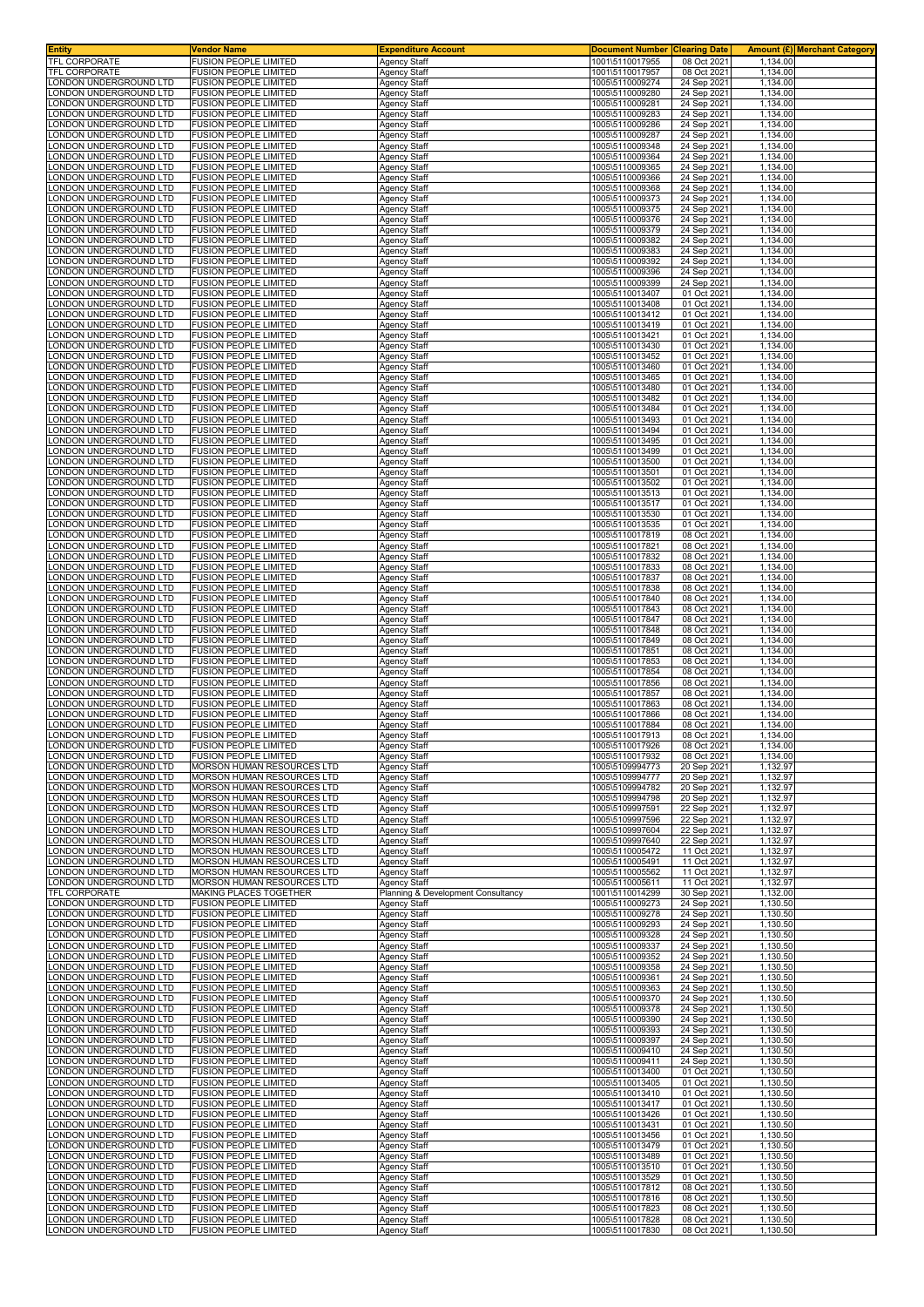| Entity | Vendor Name | Expenditure Account | Document Number | Clearing Date | Amount (£) | Merchant Category |
|---|---|---|---|---|---|---|
| TFL CORPORATE | FUSION PEOPLE LIMITED | Agency Staff | 1001\5110017955 | 08 Oct 2021 | 1,134.00 | |
| TFL CORPORATE | FUSION PEOPLE LIMITED | Agency Staff | 1001\5110017957 | 08 Oct 2021 | 1,134.00 | |
| LONDON UNDERGROUND LTD | FUSION PEOPLE LIMITED | Agency Staff | 1005\5110009274 | 24 Sep 2021 | 1,134.00 | |
| LONDON UNDERGROUND LTD | FUSION PEOPLE LIMITED | Agency Staff | 1005\5110009280 | 24 Sep 2021 | 1,134.00 | |
| LONDON UNDERGROUND LTD | FUSION PEOPLE LIMITED | Agency Staff | 1005\5110009281 | 24 Sep 2021 | 1,134.00 | |
| LONDON UNDERGROUND LTD | FUSION PEOPLE LIMITED | Agency Staff | 1005\5110009283 | 24 Sep 2021 | 1,134.00 | |
| LONDON UNDERGROUND LTD | FUSION PEOPLE LIMITED | Agency Staff | 1005\5110009286 | 24 Sep 2021 | 1,134.00 | |
| LONDON UNDERGROUND LTD | FUSION PEOPLE LIMITED | Agency Staff | 1005\5110009287 | 24 Sep 2021 | 1,134.00 | |
| LONDON UNDERGROUND LTD | FUSION PEOPLE LIMITED | Agency Staff | 1005\5110009348 | 24 Sep 2021 | 1,134.00 | |
| LONDON UNDERGROUND LTD | FUSION PEOPLE LIMITED | Agency Staff | 1005\5110009364 | 24 Sep 2021 | 1,134.00 | |
| LONDON UNDERGROUND LTD | FUSION PEOPLE LIMITED | Agency Staff | 1005\5110009365 | 24 Sep 2021 | 1,134.00 | |
| LONDON UNDERGROUND LTD | FUSION PEOPLE LIMITED | Agency Staff | 1005\5110009366 | 24 Sep 2021 | 1,134.00 | |
| LONDON UNDERGROUND LTD | FUSION PEOPLE LIMITED | Agency Staff | 1005\5110009368 | 24 Sep 2021 | 1,134.00 | |
| LONDON UNDERGROUND LTD | FUSION PEOPLE LIMITED | Agency Staff | 1005\5110009373 | 24 Sep 2021 | 1,134.00 | |
| LONDON UNDERGROUND LTD | FUSION PEOPLE LIMITED | Agency Staff | 1005\5110009375 | 24 Sep 2021 | 1,134.00 | |
| LONDON UNDERGROUND LTD | FUSION PEOPLE LIMITED | Agency Staff | 1005\5110009376 | 24 Sep 2021 | 1,134.00 | |
| LONDON UNDERGROUND LTD | FUSION PEOPLE LIMITED | Agency Staff | 1005\5110009379 | 24 Sep 2021 | 1,134.00 | |
| LONDON UNDERGROUND LTD | FUSION PEOPLE LIMITED | Agency Staff | 1005\5110009382 | 24 Sep 2021 | 1,134.00 | |
| LONDON UNDERGROUND LTD | FUSION PEOPLE LIMITED | Agency Staff | 1005\5110009383 | 24 Sep 2021 | 1,134.00 | |
| LONDON UNDERGROUND LTD | FUSION PEOPLE LIMITED | Agency Staff | 1005\5110009392 | 24 Sep 2021 | 1,134.00 | |
| LONDON UNDERGROUND LTD | FUSION PEOPLE LIMITED | Agency Staff | 1005\5110009396 | 24 Sep 2021 | 1,134.00 | |
| LONDON UNDERGROUND LTD | FUSION PEOPLE LIMITED | Agency Staff | 1005\5110009399 | 24 Sep 2021 | 1,134.00 | |
| LONDON UNDERGROUND LTD | FUSION PEOPLE LIMITED | Agency Staff | 1005\5110013407 | 01 Oct 2021 | 1,134.00 | |
| LONDON UNDERGROUND LTD | FUSION PEOPLE LIMITED | Agency Staff | 1005\5110013408 | 01 Oct 2021 | 1,134.00 | |
| LONDON UNDERGROUND LTD | FUSION PEOPLE LIMITED | Agency Staff | 1005\5110013412 | 01 Oct 2021 | 1,134.00 | |
| LONDON UNDERGROUND LTD | FUSION PEOPLE LIMITED | Agency Staff | 1005\5110013419 | 01 Oct 2021 | 1,134.00 | |
| LONDON UNDERGROUND LTD | FUSION PEOPLE LIMITED | Agency Staff | 1005\5110013421 | 01 Oct 2021 | 1,134.00 | |
| LONDON UNDERGROUND LTD | FUSION PEOPLE LIMITED | Agency Staff | 1005\5110013430 | 01 Oct 2021 | 1,134.00 | |
| LONDON UNDERGROUND LTD | FUSION PEOPLE LIMITED | Agency Staff | 1005\5110013452 | 01 Oct 2021 | 1,134.00 | |
| LONDON UNDERGROUND LTD | FUSION PEOPLE LIMITED | Agency Staff | 1005\5110013460 | 01 Oct 2021 | 1,134.00 | |
| LONDON UNDERGROUND LTD | FUSION PEOPLE LIMITED | Agency Staff | 1005\5110013465 | 01 Oct 2021 | 1,134.00 | |
| LONDON UNDERGROUND LTD | FUSION PEOPLE LIMITED | Agency Staff | 1005\5110013480 | 01 Oct 2021 | 1,134.00 | |
| LONDON UNDERGROUND LTD | FUSION PEOPLE LIMITED | Agency Staff | 1005\5110013482 | 01 Oct 2021 | 1,134.00 | |
| LONDON UNDERGROUND LTD | FUSION PEOPLE LIMITED | Agency Staff | 1005\5110013484 | 01 Oct 2021 | 1,134.00 | |
| LONDON UNDERGROUND LTD | FUSION PEOPLE LIMITED | Agency Staff | 1005\5110013493 | 01 Oct 2021 | 1,134.00 | |
| LONDON UNDERGROUND LTD | FUSION PEOPLE LIMITED | Agency Staff | 1005\5110013494 | 01 Oct 2021 | 1,134.00 | |
| LONDON UNDERGROUND LTD | FUSION PEOPLE LIMITED | Agency Staff | 1005\5110013495 | 01 Oct 2021 | 1,134.00 | |
| LONDON UNDERGROUND LTD | FUSION PEOPLE LIMITED | Agency Staff | 1005\5110013499 | 01 Oct 2021 | 1,134.00 | |
| LONDON UNDERGROUND LTD | FUSION PEOPLE LIMITED | Agency Staff | 1005\5110013500 | 01 Oct 2021 | 1,134.00 | |
| LONDON UNDERGROUND LTD | FUSION PEOPLE LIMITED | Agency Staff | 1005\5110013501 | 01 Oct 2021 | 1,134.00 | |
| LONDON UNDERGROUND LTD | FUSION PEOPLE LIMITED | Agency Staff | 1005\5110013502 | 01 Oct 2021 | 1,134.00 | |
| LONDON UNDERGROUND LTD | FUSION PEOPLE LIMITED | Agency Staff | 1005\5110013513 | 01 Oct 2021 | 1,134.00 | |
| LONDON UNDERGROUND LTD | FUSION PEOPLE LIMITED | Agency Staff | 1005\5110013517 | 01 Oct 2021 | 1,134.00 | |
| LONDON UNDERGROUND LTD | FUSION PEOPLE LIMITED | Agency Staff | 1005\5110013530 | 01 Oct 2021 | 1,134.00 | |
| LONDON UNDERGROUND LTD | FUSION PEOPLE LIMITED | Agency Staff | 1005\5110013535 | 01 Oct 2021 | 1,134.00 | |
| LONDON UNDERGROUND LTD | FUSION PEOPLE LIMITED | Agency Staff | 1005\5110017819 | 08 Oct 2021 | 1,134.00 | |
| LONDON UNDERGROUND LTD | FUSION PEOPLE LIMITED | Agency Staff | 1005\5110017821 | 08 Oct 2021 | 1,134.00 | |
| LONDON UNDERGROUND LTD | FUSION PEOPLE LIMITED | Agency Staff | 1005\5110017832 | 08 Oct 2021 | 1,134.00 | |
| LONDON UNDERGROUND LTD | FUSION PEOPLE LIMITED | Agency Staff | 1005\5110017833 | 08 Oct 2021 | 1,134.00 | |
| LONDON UNDERGROUND LTD | FUSION PEOPLE LIMITED | Agency Staff | 1005\5110017837 | 08 Oct 2021 | 1,134.00 | |
| LONDON UNDERGROUND LTD | FUSION PEOPLE LIMITED | Agency Staff | 1005\5110017838 | 08 Oct 2021 | 1,134.00 | |
| LONDON UNDERGROUND LTD | FUSION PEOPLE LIMITED | Agency Staff | 1005\5110017840 | 08 Oct 2021 | 1,134.00 | |
| LONDON UNDERGROUND LTD | FUSION PEOPLE LIMITED | Agency Staff | 1005\5110017843 | 08 Oct 2021 | 1,134.00 | |
| LONDON UNDERGROUND LTD | FUSION PEOPLE LIMITED | Agency Staff | 1005\5110017847 | 08 Oct 2021 | 1,134.00 | |
| LONDON UNDERGROUND LTD | FUSION PEOPLE LIMITED | Agency Staff | 1005\5110017848 | 08 Oct 2021 | 1,134.00 | |
| LONDON UNDERGROUND LTD | FUSION PEOPLE LIMITED | Agency Staff | 1005\5110017849 | 08 Oct 2021 | 1,134.00 | |
| LONDON UNDERGROUND LTD | FUSION PEOPLE LIMITED | Agency Staff | 1005\5110017851 | 08 Oct 2021 | 1,134.00 | |
| LONDON UNDERGROUND LTD | FUSION PEOPLE LIMITED | Agency Staff | 1005\5110017853 | 08 Oct 2021 | 1,134.00 | |
| LONDON UNDERGROUND LTD | FUSION PEOPLE LIMITED | Agency Staff | 1005\5110017854 | 08 Oct 2021 | 1,134.00 | |
| LONDON UNDERGROUND LTD | FUSION PEOPLE LIMITED | Agency Staff | 1005\5110017856 | 08 Oct 2021 | 1,134.00 | |
| LONDON UNDERGROUND LTD | FUSION PEOPLE LIMITED | Agency Staff | 1005\5110017857 | 08 Oct 2021 | 1,134.00 | |
| LONDON UNDERGROUND LTD | FUSION PEOPLE LIMITED | Agency Staff | 1005\5110017863 | 08 Oct 2021 | 1,134.00 | |
| LONDON UNDERGROUND LTD | FUSION PEOPLE LIMITED | Agency Staff | 1005\5110017866 | 08 Oct 2021 | 1,134.00 | |
| LONDON UNDERGROUND LTD | FUSION PEOPLE LIMITED | Agency Staff | 1005\5110017884 | 08 Oct 2021 | 1,134.00 | |
| LONDON UNDERGROUND LTD | FUSION PEOPLE LIMITED | Agency Staff | 1005\5110017913 | 08 Oct 2021 | 1,134.00 | |
| LONDON UNDERGROUND LTD | FUSION PEOPLE LIMITED | Agency Staff | 1005\5110017926 | 08 Oct 2021 | 1,134.00 | |
| LONDON UNDERGROUND LTD | FUSION PEOPLE LIMITED | Agency Staff | 1005\5110017932 | 08 Oct 2021 | 1,134.00 | |
| LONDON UNDERGROUND LTD | MORSON HUMAN RESOURCES LTD | Agency Staff | 1005\5109994773 | 20 Sep 2021 | 1,132.97 | |
| LONDON UNDERGROUND LTD | MORSON HUMAN RESOURCES LTD | Agency Staff | 1005\5109994777 | 20 Sep 2021 | 1,132.97 | |
| LONDON UNDERGROUND LTD | MORSON HUMAN RESOURCES LTD | Agency Staff | 1005\5109994782 | 20 Sep 2021 | 1,132.97 | |
| LONDON UNDERGROUND LTD | MORSON HUMAN RESOURCES LTD | Agency Staff | 1005\5109994798 | 20 Sep 2021 | 1,132.97 | |
| LONDON UNDERGROUND LTD | MORSON HUMAN RESOURCES LTD | Agency Staff | 1005\5109997591 | 22 Sep 2021 | 1,132.97 | |
| LONDON UNDERGROUND LTD | MORSON HUMAN RESOURCES LTD | Agency Staff | 1005\5109997596 | 22 Sep 2021 | 1,132.97 | |
| LONDON UNDERGROUND LTD | MORSON HUMAN RESOURCES LTD | Agency Staff | 1005\5109997604 | 22 Sep 2021 | 1,132.97 | |
| LONDON UNDERGROUND LTD | MORSON HUMAN RESOURCES LTD | Agency Staff | 1005\5109997640 | 22 Sep 2021 | 1,132.97 | |
| LONDON UNDERGROUND LTD | MORSON HUMAN RESOURCES LTD | Agency Staff | 1005\5110005472 | 11 Oct 2021 | 1,132.97 | |
| LONDON UNDERGROUND LTD | MORSON HUMAN RESOURCES LTD | Agency Staff | 1005\5110005491 | 11 Oct 2021 | 1,132.97 | |
| LONDON UNDERGROUND LTD | MORSON HUMAN RESOURCES LTD | Agency Staff | 1005\5110005562 | 11 Oct 2021 | 1,132.97 | |
| LONDON UNDERGROUND LTD | MORSON HUMAN RESOURCES LTD | Agency Staff | 1005\5110005611 | 11 Oct 2021 | 1,132.97 | |
| TFL CORPORATE | MAKING PLACES TOGETHER | Planning & Development Consultancy | 1001\5110014299 | 30 Sep 2021 | 1,132.00 | |
| LONDON UNDERGROUND LTD | FUSION PEOPLE LIMITED | Agency Staff | 1005\5110009273 | 24 Sep 2021 | 1,130.50 | |
| LONDON UNDERGROUND LTD | FUSION PEOPLE LIMITED | Agency Staff | 1005\5110009278 | 24 Sep 2021 | 1,130.50 | |
| LONDON UNDERGROUND LTD | FUSION PEOPLE LIMITED | Agency Staff | 1005\5110009293 | 24 Sep 2021 | 1,130.50 | |
| LONDON UNDERGROUND LTD | FUSION PEOPLE LIMITED | Agency Staff | 1005\5110009328 | 24 Sep 2021 | 1,130.50 | |
| LONDON UNDERGROUND LTD | FUSION PEOPLE LIMITED | Agency Staff | 1005\5110009337 | 24 Sep 2021 | 1,130.50 | |
| LONDON UNDERGROUND LTD | FUSION PEOPLE LIMITED | Agency Staff | 1005\5110009352 | 24 Sep 2021 | 1,130.50 | |
| LONDON UNDERGROUND LTD | FUSION PEOPLE LIMITED | Agency Staff | 1005\5110009358 | 24 Sep 2021 | 1,130.50 | |
| LONDON UNDERGROUND LTD | FUSION PEOPLE LIMITED | Agency Staff | 1005\5110009361 | 24 Sep 2021 | 1,130.50 | |
| LONDON UNDERGROUND LTD | FUSION PEOPLE LIMITED | Agency Staff | 1005\5110009363 | 24 Sep 2021 | 1,130.50 | |
| LONDON UNDERGROUND LTD | FUSION PEOPLE LIMITED | Agency Staff | 1005\5110009370 | 24 Sep 2021 | 1,130.50 | |
| LONDON UNDERGROUND LTD | FUSION PEOPLE LIMITED | Agency Staff | 1005\5110009378 | 24 Sep 2021 | 1,130.50 | |
| LONDON UNDERGROUND LTD | FUSION PEOPLE LIMITED | Agency Staff | 1005\5110009390 | 24 Sep 2021 | 1,130.50 | |
| LONDON UNDERGROUND LTD | FUSION PEOPLE LIMITED | Agency Staff | 1005\5110009393 | 24 Sep 2021 | 1,130.50 | |
| LONDON UNDERGROUND LTD | FUSION PEOPLE LIMITED | Agency Staff | 1005\5110009397 | 24 Sep 2021 | 1,130.50 | |
| LONDON UNDERGROUND LTD | FUSION PEOPLE LIMITED | Agency Staff | 1005\5110009410 | 24 Sep 2021 | 1,130.50 | |
| LONDON UNDERGROUND LTD | FUSION PEOPLE LIMITED | Agency Staff | 1005\5110009411 | 24 Sep 2021 | 1,130.50 | |
| LONDON UNDERGROUND LTD | FUSION PEOPLE LIMITED | Agency Staff | 1005\5110013400 | 01 Oct 2021 | 1,130.50 | |
| LONDON UNDERGROUND LTD | FUSION PEOPLE LIMITED | Agency Staff | 1005\5110013405 | 01 Oct 2021 | 1,130.50 | |
| LONDON UNDERGROUND LTD | FUSION PEOPLE LIMITED | Agency Staff | 1005\5110013410 | 01 Oct 2021 | 1,130.50 | |
| LONDON UNDERGROUND LTD | FUSION PEOPLE LIMITED | Agency Staff | 1005\5110013417 | 01 Oct 2021 | 1,130.50 | |
| LONDON UNDERGROUND LTD | FUSION PEOPLE LIMITED | Agency Staff | 1005\5110013426 | 01 Oct 2021 | 1,130.50 | |
| LONDON UNDERGROUND LTD | FUSION PEOPLE LIMITED | Agency Staff | 1005\5110013431 | 01 Oct 2021 | 1,130.50 | |
| LONDON UNDERGROUND LTD | FUSION PEOPLE LIMITED | Agency Staff | 1005\5110013456 | 01 Oct 2021 | 1,130.50 | |
| LONDON UNDERGROUND LTD | FUSION PEOPLE LIMITED | Agency Staff | 1005\5110013479 | 01 Oct 2021 | 1,130.50 | |
| LONDON UNDERGROUND LTD | FUSION PEOPLE LIMITED | Agency Staff | 1005\5110013489 | 01 Oct 2021 | 1,130.50 | |
| LONDON UNDERGROUND LTD | FUSION PEOPLE LIMITED | Agency Staff | 1005\5110013510 | 01 Oct 2021 | 1,130.50 | |
| LONDON UNDERGROUND LTD | FUSION PEOPLE LIMITED | Agency Staff | 1005\5110013529 | 01 Oct 2021 | 1,130.50 | |
| LONDON UNDERGROUND LTD | FUSION PEOPLE LIMITED | Agency Staff | 1005\5110017812 | 08 Oct 2021 | 1,130.50 | |
| LONDON UNDERGROUND LTD | FUSION PEOPLE LIMITED | Agency Staff | 1005\5110017816 | 08 Oct 2021 | 1,130.50 | |
| LONDON UNDERGROUND LTD | FUSION PEOPLE LIMITED | Agency Staff | 1005\5110017823 | 08 Oct 2021 | 1,130.50 | |
| LONDON UNDERGROUND LTD | FUSION PEOPLE LIMITED | Agency Staff | 1005\5110017828 | 08 Oct 2021 | 1,130.50 | |
| LONDON UNDERGROUND LTD | FUSION PEOPLE LIMITED | Agency Staff | 1005\5110017830 | 08 Oct 2021 | 1,130.50 | |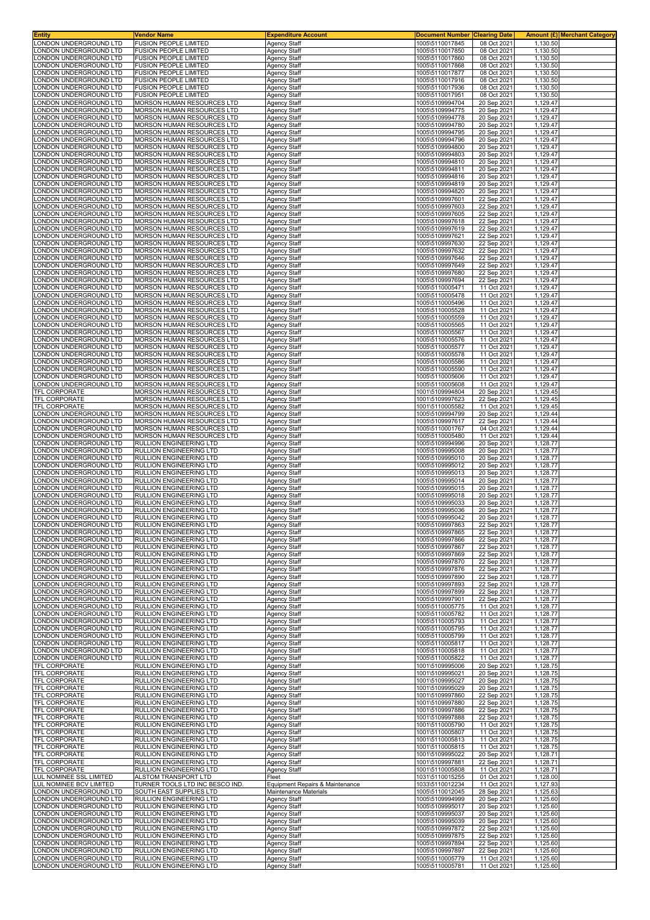| Entity | Vendor Name | Expenditure Account | Document Number | Clearing Date | Amount (£) | Merchant Category |
|---|---|---|---|---|---|---|
| LONDON UNDERGROUND LTD | FUSION PEOPLE LIMITED | Agency Staff | 1005\5110017845 | 08 Oct 2021 | 1,130.50 | |
| LONDON UNDERGROUND LTD | FUSION PEOPLE LIMITED | Agency Staff | 1005\5110017850 | 08 Oct 2021 | 1,130.50 | |
| LONDON UNDERGROUND LTD | FUSION PEOPLE LIMITED | Agency Staff | 1005\5110017860 | 08 Oct 2021 | 1,130.50 | |
| LONDON UNDERGROUND LTD | FUSION PEOPLE LIMITED | Agency Staff | 1005\5110017868 | 08 Oct 2021 | 1,130.50 | |
| LONDON UNDERGROUND LTD | FUSION PEOPLE LIMITED | Agency Staff | 1005\5110017877 | 08 Oct 2021 | 1,130.50 | |
| LONDON UNDERGROUND LTD | FUSION PEOPLE LIMITED | Agency Staff | 1005\5110017916 | 08 Oct 2021 | 1,130.50 | |
| LONDON UNDERGROUND LTD | FUSION PEOPLE LIMITED | Agency Staff | 1005\5110017936 | 08 Oct 2021 | 1,130.50 | |
| LONDON UNDERGROUND LTD | FUSION PEOPLE LIMITED | Agency Staff | 1005\5110017951 | 08 Oct 2021 | 1,130.50 | |
| LONDON UNDERGROUND LTD | MORSON HUMAN RESOURCES LTD | Agency Staff | 1005\5109994704 | 20 Sep 2021 | 1,129.47 | |
| LONDON UNDERGROUND LTD | MORSON HUMAN RESOURCES LTD | Agency Staff | 1005\5109994775 | 20 Sep 2021 | 1,129.47 | |
| LONDON UNDERGROUND LTD | MORSON HUMAN RESOURCES LTD | Agency Staff | 1005\5109994778 | 20 Sep 2021 | 1,129.47 | |
| LONDON UNDERGROUND LTD | MORSON HUMAN RESOURCES LTD | Agency Staff | 1005\5109994780 | 20 Sep 2021 | 1,129.47 | |
| LONDON UNDERGROUND LTD | MORSON HUMAN RESOURCES LTD | Agency Staff | 1005\5109994795 | 20 Sep 2021 | 1,129.47 | |
| LONDON UNDERGROUND LTD | MORSON HUMAN RESOURCES LTD | Agency Staff | 1005\5109994796 | 20 Sep 2021 | 1,129.47 | |
| LONDON UNDERGROUND LTD | MORSON HUMAN RESOURCES LTD | Agency Staff | 1005\5109994800 | 20 Sep 2021 | 1,129.47 | |
| LONDON UNDERGROUND LTD | MORSON HUMAN RESOURCES LTD | Agency Staff | 1005\5109994803 | 20 Sep 2021 | 1,129.47 | |
| LONDON UNDERGROUND LTD | MORSON HUMAN RESOURCES LTD | Agency Staff | 1005\5109994810 | 20 Sep 2021 | 1,129.47 | |
| LONDON UNDERGROUND LTD | MORSON HUMAN RESOURCES LTD | Agency Staff | 1005\5109994811 | 20 Sep 2021 | 1,129.47 | |
| LONDON UNDERGROUND LTD | MORSON HUMAN RESOURCES LTD | Agency Staff | 1005\5109994816 | 20 Sep 2021 | 1,129.47 | |
| LONDON UNDERGROUND LTD | MORSON HUMAN RESOURCES LTD | Agency Staff | 1005\5109994819 | 20 Sep 2021 | 1,129.47 | |
| LONDON UNDERGROUND LTD | MORSON HUMAN RESOURCES LTD | Agency Staff | 1005\5109994820 | 20 Sep 2021 | 1,129.47 | |
| LONDON UNDERGROUND LTD | MORSON HUMAN RESOURCES LTD | Agency Staff | 1005\5109997601 | 22 Sep 2021 | 1,129.47 | |
| LONDON UNDERGROUND LTD | MORSON HUMAN RESOURCES LTD | Agency Staff | 1005\5109997603 | 22 Sep 2021 | 1,129.47 | |
| LONDON UNDERGROUND LTD | MORSON HUMAN RESOURCES LTD | Agency Staff | 1005\5109997605 | 22 Sep 2021 | 1,129.47 | |
| LONDON UNDERGROUND LTD | MORSON HUMAN RESOURCES LTD | Agency Staff | 1005\5109997618 | 22 Sep 2021 | 1,129.47 | |
| LONDON UNDERGROUND LTD | MORSON HUMAN RESOURCES LTD | Agency Staff | 1005\5109997619 | 22 Sep 2021 | 1,129.47 | |
| LONDON UNDERGROUND LTD | MORSON HUMAN RESOURCES LTD | Agency Staff | 1005\5109997621 | 22 Sep 2021 | 1,129.47 | |
| LONDON UNDERGROUND LTD | MORSON HUMAN RESOURCES LTD | Agency Staff | 1005\5109997630 | 22 Sep 2021 | 1,129.47 | |
| LONDON UNDERGROUND LTD | MORSON HUMAN RESOURCES LTD | Agency Staff | 1005\5109997632 | 22 Sep 2021 | 1,129.47 | |
| LONDON UNDERGROUND LTD | MORSON HUMAN RESOURCES LTD | Agency Staff | 1005\5109997646 | 22 Sep 2021 | 1,129.47 | |
| LONDON UNDERGROUND LTD | MORSON HUMAN RESOURCES LTD | Agency Staff | 1005\5109997649 | 22 Sep 2021 | 1,129.47 | |
| LONDON UNDERGROUND LTD | MORSON HUMAN RESOURCES LTD | Agency Staff | 1005\5109997680 | 22 Sep 2021 | 1,129.47 | |
| LONDON UNDERGROUND LTD | MORSON HUMAN RESOURCES LTD | Agency Staff | 1005\5109997694 | 22 Sep 2021 | 1,129.47 | |
| LONDON UNDERGROUND LTD | MORSON HUMAN RESOURCES LTD | Agency Staff | 1005\5110005471 | 11 Oct 2021 | 1,129.47 | |
| LONDON UNDERGROUND LTD | MORSON HUMAN RESOURCES LTD | Agency Staff | 1005\5110005478 | 11 Oct 2021 | 1,129.47 | |
| LONDON UNDERGROUND LTD | MORSON HUMAN RESOURCES LTD | Agency Staff | 1005\5110005496 | 11 Oct 2021 | 1,129.47 | |
| LONDON UNDERGROUND LTD | MORSON HUMAN RESOURCES LTD | Agency Staff | 1005\5110005528 | 11 Oct 2021 | 1,129.47 | |
| LONDON UNDERGROUND LTD | MORSON HUMAN RESOURCES LTD | Agency Staff | 1005\5110005559 | 11 Oct 2021 | 1,129.47 | |
| LONDON UNDERGROUND LTD | MORSON HUMAN RESOURCES LTD | Agency Staff | 1005\5110005565 | 11 Oct 2021 | 1,129.47 | |
| LONDON UNDERGROUND LTD | MORSON HUMAN RESOURCES LTD | Agency Staff | 1005\5110005567 | 11 Oct 2021 | 1,129.47 | |
| LONDON UNDERGROUND LTD | MORSON HUMAN RESOURCES LTD | Agency Staff | 1005\5110005576 | 11 Oct 2021 | 1,129.47 | |
| LONDON UNDERGROUND LTD | MORSON HUMAN RESOURCES LTD | Agency Staff | 1005\5110005577 | 11 Oct 2021 | 1,129.47 | |
| LONDON UNDERGROUND LTD | MORSON HUMAN RESOURCES LTD | Agency Staff | 1005\5110005578 | 11 Oct 2021 | 1,129.47 | |
| LONDON UNDERGROUND LTD | MORSON HUMAN RESOURCES LTD | Agency Staff | 1005\5110005586 | 11 Oct 2021 | 1,129.47 | |
| LONDON UNDERGROUND LTD | MORSON HUMAN RESOURCES LTD | Agency Staff | 1005\5110005590 | 11 Oct 2021 | 1,129.47 | |
| LONDON UNDERGROUND LTD | MORSON HUMAN RESOURCES LTD | Agency Staff | 1005\5110005606 | 11 Oct 2021 | 1,129.47 | |
| LONDON UNDERGROUND LTD | MORSON HUMAN RESOURCES LTD | Agency Staff | 1005\5110005608 | 11 Oct 2021 | 1,129.47 | |
| TFL CORPORATE | MORSON HUMAN RESOURCES LTD | Agency Staff | 1001\5109994804 | 20 Sep 2021 | 1,129.45 | |
| TFL CORPORATE | MORSON HUMAN RESOURCES LTD | Agency Staff | 1001\5109997623 | 22 Sep 2021 | 1,129.45 | |
| TFL CORPORATE | MORSON HUMAN RESOURCES LTD | Agency Staff | 1001\5110005582 | 11 Oct 2021 | 1,129.45 | |
| LONDON UNDERGROUND LTD | MORSON HUMAN RESOURCES LTD | Agency Staff | 1005\5109994799 | 20 Sep 2021 | 1,129.44 | |
| LONDON UNDERGROUND LTD | MORSON HUMAN RESOURCES LTD | Agency Staff | 1005\5109997617 | 22 Sep 2021 | 1,129.44 | |
| LONDON UNDERGROUND LTD | MORSON HUMAN RESOURCES LTD | Agency Staff | 1005\5110001767 | 04 Oct 2021 | 1,129.44 | |
| LONDON UNDERGROUND LTD | MORSON HUMAN RESOURCES LTD | Agency Staff | 1005\5110005480 | 11 Oct 2021 | 1,129.44 | |
| LONDON UNDERGROUND LTD | RULLION ENGINEERING LTD | Agency Staff | 1005\5109994996 | 20 Sep 2021 | 1,128.77 | |
| LONDON UNDERGROUND LTD | RULLION ENGINEERING LTD | Agency Staff | 1005\5109995008 | 20 Sep 2021 | 1,128.77 | |
| LONDON UNDERGROUND LTD | RULLION ENGINEERING LTD | Agency Staff | 1005\5109995010 | 20 Sep 2021 | 1,128.77 | |
| LONDON UNDERGROUND LTD | RULLION ENGINEERING LTD | Agency Staff | 1005\5109995012 | 20 Sep 2021 | 1,128.77 | |
| LONDON UNDERGROUND LTD | RULLION ENGINEERING LTD | Agency Staff | 1005\5109995013 | 20 Sep 2021 | 1,128.77 | |
| LONDON UNDERGROUND LTD | RULLION ENGINEERING LTD | Agency Staff | 1005\5109995014 | 20 Sep 2021 | 1,128.77 | |
| LONDON UNDERGROUND LTD | RULLION ENGINEERING LTD | Agency Staff | 1005\5109995015 | 20 Sep 2021 | 1,128.77 | |
| LONDON UNDERGROUND LTD | RULLION ENGINEERING LTD | Agency Staff | 1005\5109995018 | 20 Sep 2021 | 1,128.77 | |
| LONDON UNDERGROUND LTD | RULLION ENGINEERING LTD | Agency Staff | 1005\5109995033 | 20 Sep 2021 | 1,128.77 | |
| LONDON UNDERGROUND LTD | RULLION ENGINEERING LTD | Agency Staff | 1005\5109995036 | 20 Sep 2021 | 1,128.77 | |
| LONDON UNDERGROUND LTD | RULLION ENGINEERING LTD | Agency Staff | 1005\5109995042 | 20 Sep 2021 | 1,128.77 | |
| LONDON UNDERGROUND LTD | RULLION ENGINEERING LTD | Agency Staff | 1005\5109997863 | 22 Sep 2021 | 1,128.77 | |
| LONDON UNDERGROUND LTD | RULLION ENGINEERING LTD | Agency Staff | 1005\5109997865 | 22 Sep 2021 | 1,128.77 | |
| LONDON UNDERGROUND LTD | RULLION ENGINEERING LTD | Agency Staff | 1005\5109997866 | 22 Sep 2021 | 1,128.77 | |
| LONDON UNDERGROUND LTD | RULLION ENGINEERING LTD | Agency Staff | 1005\5109997867 | 22 Sep 2021 | 1,128.77 | |
| LONDON UNDERGROUND LTD | RULLION ENGINEERING LTD | Agency Staff | 1005\5109997869 | 22 Sep 2021 | 1,128.77 | |
| LONDON UNDERGROUND LTD | RULLION ENGINEERING LTD | Agency Staff | 1005\5109997870 | 22 Sep 2021 | 1,128.77 | |
| LONDON UNDERGROUND LTD | RULLION ENGINEERING LTD | Agency Staff | 1005\5109997876 | 22 Sep 2021 | 1,128.77 | |
| LONDON UNDERGROUND LTD | RULLION ENGINEERING LTD | Agency Staff | 1005\5109997890 | 22 Sep 2021 | 1,128.77 | |
| LONDON UNDERGROUND LTD | RULLION ENGINEERING LTD | Agency Staff | 1005\5109997893 | 22 Sep 2021 | 1,128.77 | |
| LONDON UNDERGROUND LTD | RULLION ENGINEERING LTD | Agency Staff | 1005\5109997899 | 22 Sep 2021 | 1,128.77 | |
| LONDON UNDERGROUND LTD | RULLION ENGINEERING LTD | Agency Staff | 1005\5109997901 | 22 Sep 2021 | 1,128.77 | |
| LONDON UNDERGROUND LTD | RULLION ENGINEERING LTD | Agency Staff | 1005\5110005775 | 11 Oct 2021 | 1,128.77 | |
| LONDON UNDERGROUND LTD | RULLION ENGINEERING LTD | Agency Staff | 1005\5110005782 | 11 Oct 2021 | 1,128.77 | |
| LONDON UNDERGROUND LTD | RULLION ENGINEERING LTD | Agency Staff | 1005\5110005793 | 11 Oct 2021 | 1,128.77 | |
| LONDON UNDERGROUND LTD | RULLION ENGINEERING LTD | Agency Staff | 1005\5110005795 | 11 Oct 2021 | 1,128.77 | |
| LONDON UNDERGROUND LTD | RULLION ENGINEERING LTD | Agency Staff | 1005\5110005799 | 11 Oct 2021 | 1,128.77 | |
| LONDON UNDERGROUND LTD | RULLION ENGINEERING LTD | Agency Staff | 1005\5110005817 | 11 Oct 2021 | 1,128.77 | |
| LONDON UNDERGROUND LTD | RULLION ENGINEERING LTD | Agency Staff | 1005\5110005818 | 11 Oct 2021 | 1,128.77 | |
| LONDON UNDERGROUND LTD | RULLION ENGINEERING LTD | Agency Staff | 1005\5110005822 | 11 Oct 2021 | 1,128.77 | |
| TFL CORPORATE | RULLION ENGINEERING LTD | Agency Staff | 1001\5109995006 | 20 Sep 2021 | 1,128.75 | |
| TFL CORPORATE | RULLION ENGINEERING LTD | Agency Staff | 1001\5109995021 | 20 Sep 2021 | 1,128.75 | |
| TFL CORPORATE | RULLION ENGINEERING LTD | Agency Staff | 1001\5109995027 | 20 Sep 2021 | 1,128.75 | |
| TFL CORPORATE | RULLION ENGINEERING LTD | Agency Staff | 1001\5109995029 | 20 Sep 2021 | 1,128.75 | |
| TFL CORPORATE | RULLION ENGINEERING LTD | Agency Staff | 1001\5109997860 | 22 Sep 2021 | 1,128.75 | |
| TFL CORPORATE | RULLION ENGINEERING LTD | Agency Staff | 1001\5109997880 | 22 Sep 2021 | 1,128.75 | |
| TFL CORPORATE | RULLION ENGINEERING LTD | Agency Staff | 1001\5109997886 | 22 Sep 2021 | 1,128.75 | |
| TFL CORPORATE | RULLION ENGINEERING LTD | Agency Staff | 1001\5109997888 | 22 Sep 2021 | 1,128.75 | |
| TFL CORPORATE | RULLION ENGINEERING LTD | Agency Staff | 1001\5110005790 | 11 Oct 2021 | 1,128.75 | |
| TFL CORPORATE | RULLION ENGINEERING LTD | Agency Staff | 1001\5110005807 | 11 Oct 2021 | 1,128.75 | |
| TFL CORPORATE | RULLION ENGINEERING LTD | Agency Staff | 1001\5110005813 | 11 Oct 2021 | 1,128.75 | |
| TFL CORPORATE | RULLION ENGINEERING LTD | Agency Staff | 1001\5110005815 | 11 Oct 2021 | 1,128.75 | |
| TFL CORPORATE | RULLION ENGINEERING LTD | Agency Staff | 1001\5109995022 | 20 Sep 2021 | 1,128.71 | |
| TFL CORPORATE | RULLION ENGINEERING LTD | Agency Staff | 1001\5109997881 | 22 Sep 2021 | 1,128.71 | |
| TFL CORPORATE | RULLION ENGINEERING LTD | Agency Staff | 1001\5110005808 | 11 Oct 2021 | 1,128.71 | |
| LUL NOMINEE SSL LIMITED | ALSTOM TRANSPORT LTD | Fleet | 1031\5110015255 | 01 Oct 2021 | 1,128.00 | |
| LUL NOMINEE BCV LIMITED | TURNER TOOLS LTD INC BESCO IND. | Equipment Repairs & Maintenance | 1033\5110012234 | 11 Oct 2021 | 1,127.93 | |
| LONDON UNDERGROUND LTD | SOUTH EAST SUPPLIES LTD | Maintenance Materials | 1005\5110012045 | 28 Sep 2021 | 1,125.63 | |
| LONDON UNDERGROUND LTD | RULLION ENGINEERING LTD | Agency Staff | 1005\5109994999 | 20 Sep 2021 | 1,125.60 | |
| LONDON UNDERGROUND LTD | RULLION ENGINEERING LTD | Agency Staff | 1005\5109995017 | 20 Sep 2021 | 1,125.60 | |
| LONDON UNDERGROUND LTD | RULLION ENGINEERING LTD | Agency Staff | 1005\5109995037 | 20 Sep 2021 | 1,125.60 | |
| LONDON UNDERGROUND LTD | RULLION ENGINEERING LTD | Agency Staff | 1005\5109995039 | 20 Sep 2021 | 1,125.60 | |
| LONDON UNDERGROUND LTD | RULLION ENGINEERING LTD | Agency Staff | 1005\5109997872 | 22 Sep 2021 | 1,125.60 | |
| LONDON UNDERGROUND LTD | RULLION ENGINEERING LTD | Agency Staff | 1005\5109997875 | 22 Sep 2021 | 1,125.60 | |
| LONDON UNDERGROUND LTD | RULLION ENGINEERING LTD | Agency Staff | 1005\5109997894 | 22 Sep 2021 | 1,125.60 | |
| LONDON UNDERGROUND LTD | RULLION ENGINEERING LTD | Agency Staff | 1005\5109997897 | 22 Sep 2021 | 1,125.60 | |
| LONDON UNDERGROUND LTD | RULLION ENGINEERING LTD | Agency Staff | 1005\5110005779 | 11 Oct 2021 | 1,125.60 | |
| LONDON UNDERGROUND LTD | RULLION ENGINEERING LTD | Agency Staff | 1005\5110005781 | 11 Oct 2021 | 1,125.60 | |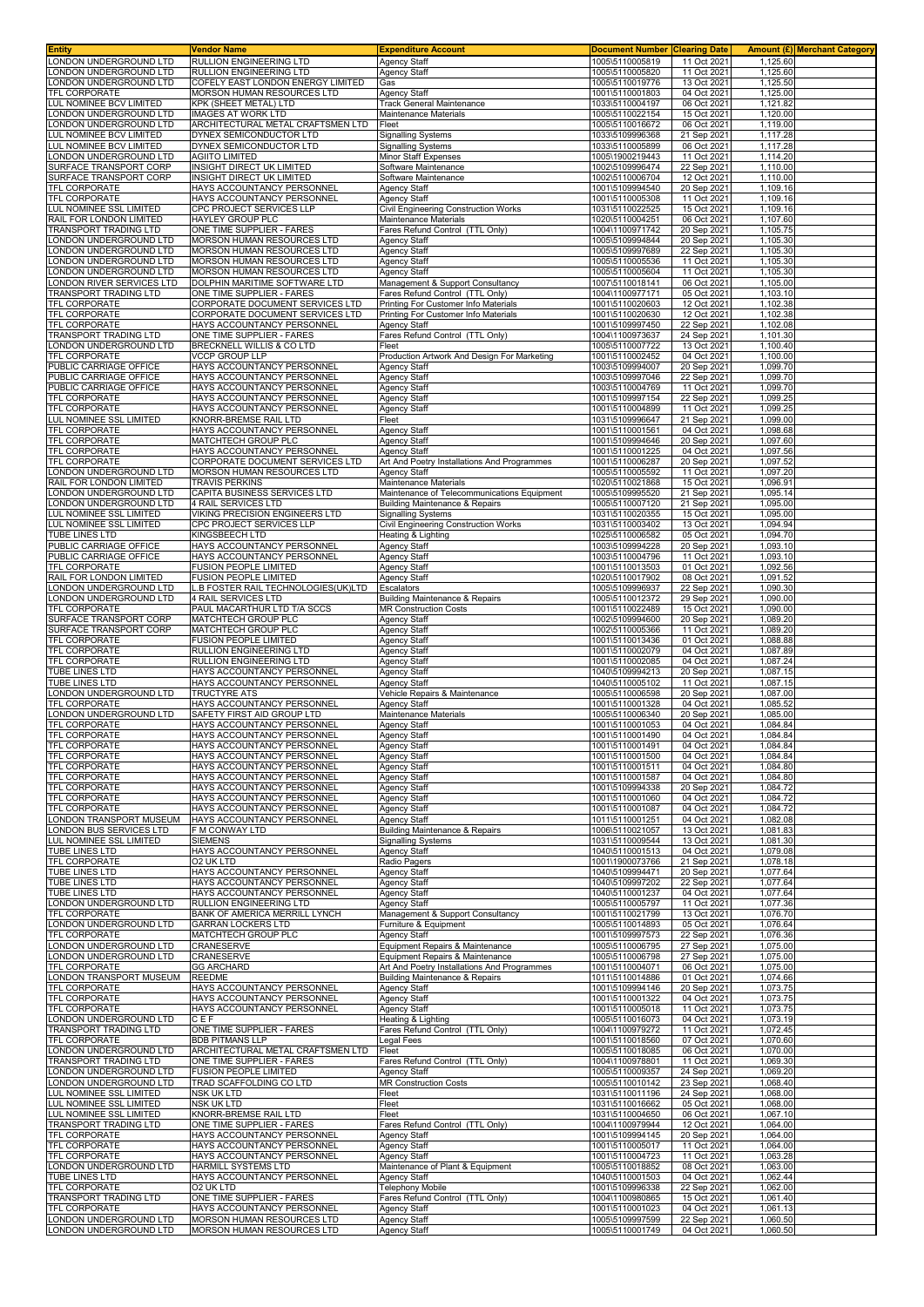| Entity | Vendor Name | Expenditure Account | Document Number | Clearing Date | Amount (£) | Merchant Category |
|---|---|---|---|---|---|---|
| LONDON UNDERGROUND LTD | RULLION ENGINEERING LTD | Agency Staff | 1005\5110005819 | 11 Oct 2021 | 1,125.60 | |
| LONDON UNDERGROUND LTD | RULLION ENGINEERING LTD | Agency Staff | 1005\5110005820 | 11 Oct 2021 | 1,125.60 | |
| LONDON UNDERGROUND LTD | COFELY EAST LONDON ENERGY LIMITED | Gas | 1005\5110019776 | 13 Oct 2021 | 1,125.50 | |
| TFL CORPORATE | MORSON HUMAN RESOURCES LTD | Agency Staff | 1001\5110001803 | 04 Oct 2021 | 1,125.00 | |
| LUL NOMINEE BCV LIMITED | KPK (SHEET METAL) LTD | Track General Maintenance | 1033\5110004197 | 06 Oct 2021 | 1,121.82 | |
| LONDON UNDERGROUND LTD | IMAGES AT WORK LTD | Maintenance Materials | 1005\5110022154 | 15 Oct 2021 | 1,120.00 | |
| LONDON UNDERGROUND LTD | ARCHITECTURAL METAL CRAFTSMEN LTD | Fleet | 1005\5110016672 | 06 Oct 2021 | 1,119.00 | |
| LUL NOMINEE BCV LIMITED | DYNEX SEMICONDUCTOR LTD | Signalling Systems | 1033\5109996368 | 21 Sep 2021 | 1,117.28 | |
| LUL NOMINEE BCV LIMITED | DYNEX SEMICONDUCTOR LTD | Signalling Systems | 1033\5110005899 | 06 Oct 2021 | 1,117.28 | |
| LONDON UNDERGROUND LTD | AGIITO LIMITED | Minor Staff Expenses | 1005\1900219443 | 11 Oct 2021 | 1,114.20 | |
| SURFACE TRANSPORT CORP | INSIGHT DIRECT UK LIMITED | Software Maintenance | 1002\5109996474 | 22 Sep 2021 | 1,110.00 | |
| SURFACE TRANSPORT CORP | INSIGHT DIRECT UK LIMITED | Software Maintenance | 1002\5110006704 | 12 Oct 2021 | 1,110.00 | |
| TFL CORPORATE | HAYS ACCOUNTANCY PERSONNEL | Agency Staff | 1001\5109994540 | 20 Sep 2021 | 1,109.16 | |
| TFL CORPORATE | HAYS ACCOUNTANCY PERSONNEL | Agency Staff | 1001\5110005308 | 11 Oct 2021 | 1,109.16 | |
| LUL NOMINEE SSL LIMITED | CPC PROJECT SERVICES LLP | Civil Engineering Construction Works | 1031\5110022525 | 15 Oct 2021 | 1,109.16 | |
| RAIL FOR LONDON LIMITED | HAYLEY GROUP PLC | Maintenance Materials | 1020\5110004251 | 06 Oct 2021 | 1,107.60 | |
| TRANSPORT TRADING LTD | ONE TIME SUPPLIER - FARES | Fares Refund Control (TTL Only) | 1004\1100971742 | 20 Sep 2021 | 1,105.75 | |
| LONDON UNDERGROUND LTD | MORSON HUMAN RESOURCES LTD | Agency Staff | 1005\5109994844 | 20 Sep 2021 | 1,105.30 | |
| LONDON UNDERGROUND LTD | MORSON HUMAN RESOURCES LTD | Agency Staff | 1005\5109997689 | 22 Sep 2021 | 1,105.30 | |
| LONDON UNDERGROUND LTD | MORSON HUMAN RESOURCES LTD | Agency Staff | 1005\5110005536 | 11 Oct 2021 | 1,105.30 | |
| LONDON UNDERGROUND LTD | MORSON HUMAN RESOURCES LTD | Agency Staff | 1005\5110005604 | 11 Oct 2021 | 1,105.30 | |
| LONDON RIVER SERVICES LTD | DOLPHIN MARITIME SOFTWARE LTD | Management & Support Consultancy | 1007\5110018141 | 06 Oct 2021 | 1,105.00 | |
| TRANSPORT TRADING LTD | ONE TIME SUPPLIER - FARES | Fares Refund Control (TTL Only) | 1004\1100977171 | 05 Oct 2021 | 1,103.10 | |
| TFL CORPORATE | CORPORATE DOCUMENT SERVICES LTD | Printing For Customer Info Materials | 1001\5110020603 | 12 Oct 2021 | 1,102.38 | |
| TFL CORPORATE | CORPORATE DOCUMENT SERVICES LTD | Printing For Customer Info Materials | 1001\5110020630 | 12 Oct 2021 | 1,102.38 | |
| TFL CORPORATE | HAYS ACCOUNTANCY PERSONNEL | Agency Staff | 1001\5109997450 | 22 Sep 2021 | 1,102.08 | |
| TRANSPORT TRADING LTD | ONE TIME SUPPLIER - FARES | Fares Refund Control (TTL Only) | 1004\1100973637 | 24 Sep 2021 | 1,101.30 | |
| LONDON UNDERGROUND LTD | BRECKNELL WILLIS & CO LTD | Fleet | 1005\5110007722 | 13 Oct 2021 | 1,100.40 | |
| TFL CORPORATE | VCCP GROUP LLP | Production Artwork And Design For Marketing | 1001\5110002452 | 04 Oct 2021 | 1,100.00 | |
| PUBLIC CARRIAGE OFFICE | HAYS ACCOUNTANCY PERSONNEL | Agency Staff | 1003\5109994007 | 20 Sep 2021 | 1,099.70 | |
| PUBLIC CARRIAGE OFFICE | HAYS ACCOUNTANCY PERSONNEL | Agency Staff | 1003\5109997046 | 22 Sep 2021 | 1,099.70 | |
| PUBLIC CARRIAGE OFFICE | HAYS ACCOUNTANCY PERSONNEL | Agency Staff | 1003\5110004769 | 11 Oct 2021 | 1,099.70 | |
| TFL CORPORATE | HAYS ACCOUNTANCY PERSONNEL | Agency Staff | 1001\5109997154 | 22 Sep 2021 | 1,099.25 | |
| TFL CORPORATE | HAYS ACCOUNTANCY PERSONNEL | Agency Staff | 1001\5110004899 | 11 Oct 2021 | 1,099.25 | |
| LUL NOMINEE SSL LIMITED | KNORR-BREMSE RAIL LTD | Fleet | 1031\5109996647 | 21 Sep 2021 | 1,099.00 | |
| TFL CORPORATE | HAYS ACCOUNTANCY PERSONNEL | Agency Staff | 1001\5110001561 | 04 Oct 2021 | 1,098.68 | |
| TFL CORPORATE | MATCHTECH GROUP PLC | Agency Staff | 1001\5109994646 | 20 Sep 2021 | 1,097.60 | |
| TFL CORPORATE | HAYS ACCOUNTANCY PERSONNEL | Agency Staff | 1001\5110001225 | 04 Oct 2021 | 1,097.56 | |
| TFL CORPORATE | CORPORATE DOCUMENT SERVICES LTD | Art And Poetry Installations And Programmes | 1001\5110006287 | 20 Sep 2021 | 1,097.52 | |
| LONDON UNDERGROUND LTD | MORSON HUMAN RESOURCES LTD | Agency Staff | 1005\5110005592 | 11 Oct 2021 | 1,097.20 | |
| RAIL FOR LONDON LIMITED | TRAVIS PERKINS | Maintenance Materials | 1020\5110021868 | 15 Oct 2021 | 1,096.91 | |
| LONDON UNDERGROUND LTD | CAPITA BUSINESS SERVICES LTD | Maintenance of Telecommunications Equipment | 1005\5109995520 | 21 Sep 2021 | 1,095.14 | |
| LONDON UNDERGROUND LTD | 4 RAIL SERVICES LTD | Building Maintenance & Repairs | 1005\5110007120 | 21 Sep 2021 | 1,095.00 | |
| LUL NOMINEE SSL LIMITED | VIKING PRECISION ENGINEERS LTD | Signalling Systems | 1031\5110020355 | 15 Oct 2021 | 1,095.00 | |
| LUL NOMINEE SSL LIMITED | CPC PROJECT SERVICES LLP | Civil Engineering Construction Works | 1031\5110003402 | 13 Oct 2021 | 1,094.94 | |
| TUBE LINES LTD | KINGSBEECH LTD | Heating & Lighting | 1025\5110006582 | 05 Oct 2021 | 1,094.70 | |
| PUBLIC CARRIAGE OFFICE | HAYS ACCOUNTANCY PERSONNEL | Agency Staff | 1003\5109994228 | 20 Sep 2021 | 1,093.10 | |
| PUBLIC CARRIAGE OFFICE | HAYS ACCOUNTANCY PERSONNEL | Agency Staff | 1003\5110004796 | 11 Oct 2021 | 1,093.10 | |
| TFL CORPORATE | FUSION PEOPLE LIMITED | Agency Staff | 1001\5110013503 | 01 Oct 2021 | 1,092.56 | |
| RAIL FOR LONDON LIMITED | FUSION PEOPLE LIMITED | Agency Staff | 1020\5110017902 | 08 Oct 2021 | 1,091.52 | |
| LONDON UNDERGROUND LTD | L.B FOSTER RAIL TECHNOLOGIES(UK)LTD | Escalators | 1005\5109996937 | 22 Sep 2021 | 1,090.30 | |
| LONDON UNDERGROUND LTD | 4 RAIL SERVICES LTD | Building Maintenance & Repairs | 1005\5110012372 | 29 Sep 2021 | 1,090.00 | |
| TFL CORPORATE | PAUL MACARTHUR LTD T/A SCCS | MR Construction Costs | 1001\5110022489 | 15 Oct 2021 | 1,090.00 | |
| SURFACE TRANSPORT CORP | MATCHTECH GROUP PLC | Agency Staff | 1002\5109994600 | 20 Sep 2021 | 1,089.20 | |
| SURFACE TRANSPORT CORP | MATCHTECH GROUP PLC | Agency Staff | 1002\5110005366 | 11 Oct 2021 | 1,089.20 | |
| TFL CORPORATE | FUSION PEOPLE LIMITED | Agency Staff | 1001\5110013436 | 01 Oct 2021 | 1,088.88 | |
| TFL CORPORATE | RULLION ENGINEERING LTD | Agency Staff | 1001\5110002079 | 04 Oct 2021 | 1,087.89 | |
| TFL CORPORATE | RULLION ENGINEERING LTD | Agency Staff | 1001\5110002085 | 04 Oct 2021 | 1,087.24 | |
| TUBE LINES LTD | HAYS ACCOUNTANCY PERSONNEL | Agency Staff | 1040\5109994213 | 20 Sep 2021 | 1,087.15 | |
| TUBE LINES LTD | HAYS ACCOUNTANCY PERSONNEL | Agency Staff | 1040\5110005102 | 11 Oct 2021 | 1,087.15 | |
| LONDON UNDERGROUND LTD | TRUCTYRE ATS | Vehicle Repairs & Maintenance | 1005\5110006598 | 20 Sep 2021 | 1,087.00 | |
| TFL CORPORATE | HAYS ACCOUNTANCY PERSONNEL | Agency Staff | 1001\5110001328 | 04 Oct 2021 | 1,085.52 | |
| LONDON UNDERGROUND LTD | SAFETY FIRST AID GROUP LTD | Maintenance Materials | 1005\5110006340 | 20 Sep 2021 | 1,085.00 | |
| TFL CORPORATE | HAYS ACCOUNTANCY PERSONNEL | Agency Staff | 1001\5110001053 | 04 Oct 2021 | 1,084.84 | |
| TFL CORPORATE | HAYS ACCOUNTANCY PERSONNEL | Agency Staff | 1001\5110001490 | 04 Oct 2021 | 1,084.84 | |
| TFL CORPORATE | HAYS ACCOUNTANCY PERSONNEL | Agency Staff | 1001\5110001491 | 04 Oct 2021 | 1,084.84 | |
| TFL CORPORATE | HAYS ACCOUNTANCY PERSONNEL | Agency Staff | 1001\5110001500 | 04 Oct 2021 | 1,084.84 | |
| TFL CORPORATE | HAYS ACCOUNTANCY PERSONNEL | Agency Staff | 1001\5110001511 | 04 Oct 2021 | 1,084.80 | |
| TFL CORPORATE | HAYS ACCOUNTANCY PERSONNEL | Agency Staff | 1001\5110001587 | 04 Oct 2021 | 1,084.80 | |
| TFL CORPORATE | HAYS ACCOUNTANCY PERSONNEL | Agency Staff | 1001\5109994338 | 20 Sep 2021 | 1,084.72 | |
| TFL CORPORATE | HAYS ACCOUNTANCY PERSONNEL | Agency Staff | 1001\5110001060 | 04 Oct 2021 | 1,084.72 | |
| TFL CORPORATE | HAYS ACCOUNTANCY PERSONNEL | Agency Staff | 1001\5110001087 | 04 Oct 2021 | 1,084.72 | |
| LONDON TRANSPORT MUSEUM | HAYS ACCOUNTANCY PERSONNEL | Agency Staff | 1011\5110001251 | 04 Oct 2021 | 1,082.08 | |
| LONDON BUS SERVICES LTD | F M CONWAY LTD | Building Maintenance & Repairs | 1006\5110021057 | 13 Oct 2021 | 1,081.83 | |
| LUL NOMINEE SSL LIMITED | SIEMENS | Signalling Systems | 1031\5110009544 | 13 Oct 2021 | 1,081.30 | |
| TUBE LINES LTD | HAYS ACCOUNTANCY PERSONNEL | Agency Staff | 1040\5110001513 | 04 Oct 2021 | 1,079.08 | |
| TFL CORPORATE | O2 UK LTD | Radio Pagers | 1001\1900073766 | 21 Sep 2021 | 1,078.18 | |
| TUBE LINES LTD | HAYS ACCOUNTANCY PERSONNEL | Agency Staff | 1040\5109994471 | 20 Sep 2021 | 1,077.64 | |
| TUBE LINES LTD | HAYS ACCOUNTANCY PERSONNEL | Agency Staff | 1040\5109997202 | 22 Sep 2021 | 1,077.64 | |
| TUBE LINES LTD | HAYS ACCOUNTANCY PERSONNEL | Agency Staff | 1040\5110001237 | 04 Oct 2021 | 1,077.64 | |
| LONDON UNDERGROUND LTD | RULLION ENGINEERING LTD | Agency Staff | 1005\5110005797 | 11 Oct 2021 | 1,077.36 | |
| TFL CORPORATE | BANK OF AMERICA MERRILL LYNCH | Management & Support Consultancy | 1001\5110021799 | 13 Oct 2021 | 1,076.70 | |
| LONDON UNDERGROUND LTD | GARRAN LOCKERS LTD | Furniture & Equipment | 1005\5110014893 | 05 Oct 2021 | 1,076.64 | |
| TFL CORPORATE | MATCHTECH GROUP PLC | Agency Staff | 1001\5109997573 | 22 Sep 2021 | 1,076.36 | |
| LONDON UNDERGROUND LTD | CRANESERVE | Equipment Repairs & Maintenance | 1005\5110006795 | 27 Sep 2021 | 1,075.00 | |
| LONDON UNDERGROUND LTD | CRANESERVE | Equipment Repairs & Maintenance | 1005\5110006798 | 27 Sep 2021 | 1,075.00 | |
| TFL CORPORATE | GG ARCHARD | Art And Poetry Installations And Programmes | 1001\5110004071 | 06 Oct 2021 | 1,075.00 | |
| LONDON TRANSPORT MUSEUM | REEDME | Building Maintenance & Repairs | 1011\5110014886 | 01 Oct 2021 | 1,074.66 | |
| TFL CORPORATE | HAYS ACCOUNTANCY PERSONNEL | Agency Staff | 1001\5109994146 | 20 Sep 2021 | 1,073.75 | |
| TFL CORPORATE | HAYS ACCOUNTANCY PERSONNEL | Agency Staff | 1001\5110001322 | 04 Oct 2021 | 1,073.75 | |
| TFL CORPORATE | HAYS ACCOUNTANCY PERSONNEL | Agency Staff | 1001\5110005018 | 11 Oct 2021 | 1,073.75 | |
| LONDON UNDERGROUND LTD | C E F | Heating & Lighting | 1005\5110016073 | 04 Oct 2021 | 1,073.19 | |
| TRANSPORT TRADING LTD | ONE TIME SUPPLIER - FARES | Fares Refund Control (TTL Only) | 1004\1100979272 | 11 Oct 2021 | 1,072.45 | |
| TFL CORPORATE | BDB PITMANS LLP | Legal Fees | 1001\5110018560 | 07 Oct 2021 | 1,070.60 | |
| LONDON UNDERGROUND LTD | ARCHITECTURAL METAL CRAFTSMEN LTD | Fleet | 1005\5110018085 | 06 Oct 2021 | 1,070.00 | |
| TRANSPORT TRADING LTD | ONE TIME SUPPLIER - FARES | Fares Refund Control (TTL Only) | 1004\1100978801 | 11 Oct 2021 | 1,069.30 | |
| LONDON UNDERGROUND LTD | FUSION PEOPLE LIMITED | Agency Staff | 1005\5110009357 | 24 Sep 2021 | 1,069.20 | |
| LONDON UNDERGROUND LTD | TRAD SCAFFOLDING CO LTD | MR Construction Costs | 1005\5110010142 | 23 Sep 2021 | 1,068.40 | |
| LUL NOMINEE SSL LIMITED | NSK UK LTD | Fleet | 1031\5110011196 | 24 Sep 2021 | 1,068.00 | |
| LUL NOMINEE SSL LIMITED | NSK UK LTD | Fleet | 1031\5110016662 | 05 Oct 2021 | 1,068.00 | |
| LUL NOMINEE SSL LIMITED | KNORR-BREMSE RAIL LTD | Fleet | 1031\5110004650 | 06 Oct 2021 | 1,067.10 | |
| TRANSPORT TRADING LTD | ONE TIME SUPPLIER - FARES | Fares Refund Control (TTL Only) | 1004\1100979944 | 12 Oct 2021 | 1,064.00 | |
| TFL CORPORATE | HAYS ACCOUNTANCY PERSONNEL | Agency Staff | 1001\5109994145 | 20 Sep 2021 | 1,064.00 | |
| TFL CORPORATE | HAYS ACCOUNTANCY PERSONNEL | Agency Staff | 1001\5110005017 | 11 Oct 2021 | 1,064.00 | |
| TFL CORPORATE | HAYS ACCOUNTANCY PERSONNEL | Agency Staff | 1001\5110004723 | 11 Oct 2021 | 1,063.28 | |
| LONDON UNDERGROUND LTD | HARMILL SYSTEMS LTD | Maintenance of Plant & Equipment | 1005\5110018852 | 08 Oct 2021 | 1,063.00 | |
| TUBE LINES LTD | HAYS ACCOUNTANCY PERSONNEL | Agency Staff | 1040\5110001503 | 04 Oct 2021 | 1,062.44 | |
| TFL CORPORATE | O2 UK LTD | Telephony Mobile | 1001\5109996338 | 22 Sep 2021 | 1,062.00 | |
| TRANSPORT TRADING LTD | ONE TIME SUPPLIER - FARES | Fares Refund Control (TTL Only) | 1004\1100980865 | 15 Oct 2021 | 1,061.40 | |
| TFL CORPORATE | HAYS ACCOUNTANCY PERSONNEL | Agency Staff | 1001\5110001023 | 04 Oct 2021 | 1,061.13 | |
| LONDON UNDERGROUND LTD | MORSON HUMAN RESOURCES LTD | Agency Staff | 1005\5109997599 | 22 Sep 2021 | 1,060.50 | |
| LONDON UNDERGROUND LTD | MORSON HUMAN RESOURCES LTD | Agency Staff | 1005\5110001749 | 04 Oct 2021 | 1,060.50 | |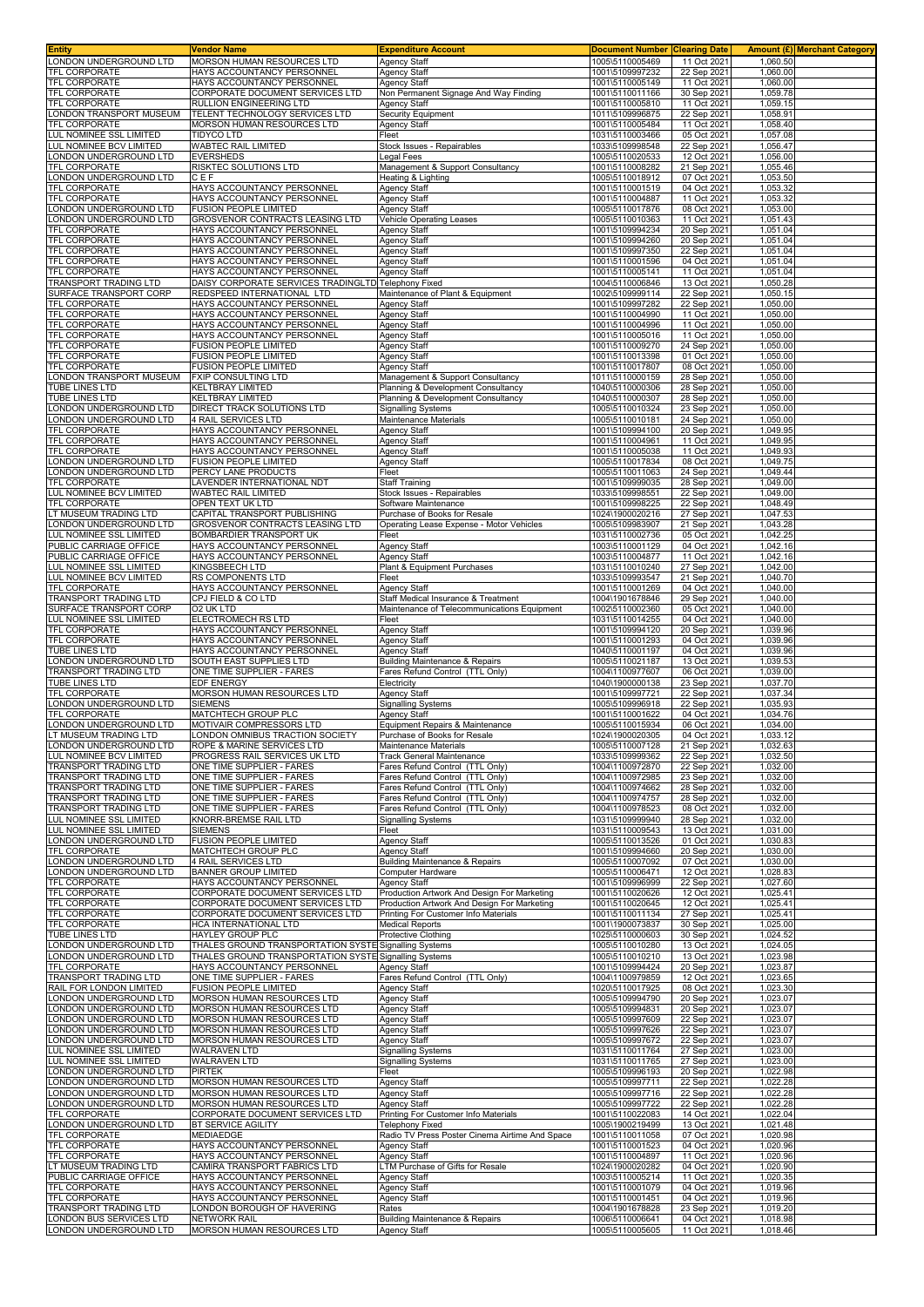| Entity | Vendor Name | Expenditure Account | Document Number | Clearing Date | Amount (£) | Merchant Category |
|---|---|---|---|---|---|---|
| LONDON UNDERGROUND LTD | MORSON HUMAN RESOURCES LTD | Agency Staff | 1005\5110005469 | 11 Oct 2021 | 1,060.50 | |
| TFL CORPORATE | HAYS ACCOUNTANCY PERSONNEL | Agency Staff | 1001\5109997232 | 22 Sep 2021 | 1,060.00 | |
| TFL CORPORATE | HAYS ACCOUNTANCY PERSONNEL | Agency Staff | 1001\5110005149 | 11 Oct 2021 | 1,060.00 | |
| TFL CORPORATE | CORPORATE DOCUMENT SERVICES LTD | Non Permanent Signage And Way Finding | 1001\5110011166 | 30 Sep 2021 | 1,059.78 | |
| TFL CORPORATE | RULLION ENGINEERING LTD | Agency Staff | 1001\5110005810 | 11 Oct 2021 | 1,059.15 | |
| LONDON TRANSPORT MUSEUM | TELENT TECHNOLOGY SERVICES LTD | Security Equipment | 1011\5109996875 | 22 Sep 2021 | 1,058.91 | |
| TFL CORPORATE | MORSON HUMAN RESOURCES LTD | Agency Staff | 1001\5110005484 | 11 Oct 2021 | 1,058.40 | |
| LUL NOMINEE SSL LIMITED | TIDYCO LTD | Fleet | 1031\5110003466 | 05 Oct 2021 | 1,057.08 | |
| LUL NOMINEE BCV LIMITED | WABTEC RAIL LIMITED | Stock Issues - Repairables | 1033\5109998548 | 22 Sep 2021 | 1,056.47 | |
| LONDON UNDERGROUND LTD | EVERSHEDS | Legal Fees | 1005\5110020533 | 12 Oct 2021 | 1,056.00 | |
| TFL CORPORATE | RISKTEC SOLUTIONS LTD | Management & Support Consultancy | 1001\5110008282 | 21 Sep 2021 | 1,055.46 | |
| LONDON UNDERGROUND LTD | C E F | Heating & Lighting | 1005\5110018912 | 07 Oct 2021 | 1,053.50 | |
| TFL CORPORATE | HAYS ACCOUNTANCY PERSONNEL | Agency Staff | 1001\5110001519 | 04 Oct 2021 | 1,053.32 | |
| TFL CORPORATE | HAYS ACCOUNTANCY PERSONNEL | Agency Staff | 1001\5110004887 | 11 Oct 2021 | 1,053.32 | |
| LONDON UNDERGROUND LTD | FUSION PEOPLE LIMITED | Agency Staff | 1005\5110017876 | 08 Oct 2021 | 1,053.00 | |
| LONDON UNDERGROUND LTD | GROSVENOR CONTRACTS LEASING LTD | Vehicle Operating Leases | 1005\5110010363 | 11 Oct 2021 | 1,051.43 | |
| TFL CORPORATE | HAYS ACCOUNTANCY PERSONNEL | Agency Staff | 1001\5109994234 | 20 Sep 2021 | 1,051.04 | |
| TFL CORPORATE | HAYS ACCOUNTANCY PERSONNEL | Agency Staff | 1001\5109994260 | 20 Sep 2021 | 1,051.04 | |
| TFL CORPORATE | HAYS ACCOUNTANCY PERSONNEL | Agency Staff | 1001\5109997350 | 22 Sep 2021 | 1,051.04 | |
| TFL CORPORATE | HAYS ACCOUNTANCY PERSONNEL | Agency Staff | 1001\5110001596 | 04 Oct 2021 | 1,051.04 | |
| TFL CORPORATE | HAYS ACCOUNTANCY PERSONNEL | Agency Staff | 1001\5110005141 | 11 Oct 2021 | 1,051.04 | |
| TRANSPORT TRADING LTD | DAISY CORPORATE SERVICES TRADINGLTD | Telephony Fixed | 1004\5110006846 | 13 Oct 2021 | 1,050.28 | |
| SURFACE TRANSPORT CORP | REDSPEED INTERNATIONAL LTD | Maintenance of Plant & Equipment | 1002\5109999114 | 22 Sep 2021 | 1,050.15 | |
| TFL CORPORATE | HAYS ACCOUNTANCY PERSONNEL | Agency Staff | 1001\5109997282 | 22 Sep 2021 | 1,050.00 | |
| TFL CORPORATE | HAYS ACCOUNTANCY PERSONNEL | Agency Staff | 1001\5110004990 | 11 Oct 2021 | 1,050.00 | |
| TFL CORPORATE | HAYS ACCOUNTANCY PERSONNEL | Agency Staff | 1001\5110004996 | 11 Oct 2021 | 1,050.00 | |
| TFL CORPORATE | HAYS ACCOUNTANCY PERSONNEL | Agency Staff | 1001\5110005016 | 11 Oct 2021 | 1,050.00 | |
| TFL CORPORATE | FUSION PEOPLE LIMITED | Agency Staff | 1001\5110009270 | 24 Sep 2021 | 1,050.00 | |
| TFL CORPORATE | FUSION PEOPLE LIMITED | Agency Staff | 1001\5110013398 | 01 Oct 2021 | 1,050.00 | |
| TFL CORPORATE | FUSION PEOPLE LIMITED | Agency Staff | 1001\5110017807 | 08 Oct 2021 | 1,050.00 | |
| LONDON TRANSPORT MUSEUM | FXIP CONSULTING LTD | Management & Support Consultancy | 1011\5110000159 | 28 Sep 2021 | 1,050.00 | |
| TUBE LINES LTD | KELTBRAY LIMITED | Planning & Development Consultancy | 1040\5110000306 | 28 Sep 2021 | 1,050.00 | |
| TUBE LINES LTD | KELTBRAY LIMITED | Planning & Development Consultancy | 1040\5110000307 | 28 Sep 2021 | 1,050.00 | |
| LONDON UNDERGROUND LTD | DIRECT TRACK SOLUTIONS LTD | Signalling Systems | 1005\5110010324 | 23 Sep 2021 | 1,050.00 | |
| LONDON UNDERGROUND LTD | 4 RAIL SERVICES LTD | Maintenance Materials | 1005\5110010181 | 24 Sep 2021 | 1,050.00 | |
| TFL CORPORATE | HAYS ACCOUNTANCY PERSONNEL | Agency Staff | 1001\5109994100 | 20 Sep 2021 | 1,049.95 | |
| TFL CORPORATE | HAYS ACCOUNTANCY PERSONNEL | Agency Staff | 1001\5110004961 | 11 Oct 2021 | 1,049.95 | |
| TFL CORPORATE | HAYS ACCOUNTANCY PERSONNEL | Agency Staff | 1001\5110005038 | 11 Oct 2021 | 1,049.93 | |
| LONDON UNDERGROUND LTD | FUSION PEOPLE LIMITED | Agency Staff | 1005\5110017834 | 08 Oct 2021 | 1,049.75 | |
| LONDON UNDERGROUND LTD | PERCY LANE PRODUCTS | Fleet | 1005\5110011063 | 24 Sep 2021 | 1,049.44 | |
| TFL CORPORATE | LAVENDER INTERNATIONAL NDT | Staff Training | 1001\5109999035 | 28 Sep 2021 | 1,049.00 | |
| LUL NOMINEE BCV LIMITED | WABTEC RAIL LIMITED | Stock Issues - Repairables | 1033\5109998551 | 22 Sep 2021 | 1,049.00 | |
| TFL CORPORATE | OPEN TEXT UK LTD | Software Maintenance | 1001\5109998225 | 22 Sep 2021 | 1,048.49 | |
| LT MUSEUM TRADING LTD | CAPITAL TRANSPORT PUBLISHING | Purchase of Books for Resale | 1024\1900020216 | 27 Sep 2021 | 1,047.53 | |
| LONDON UNDERGROUND LTD | GROSVENOR CONTRACTS LEASING LTD | Operating Lease Expense - Motor Vehicles | 1005\5109983907 | 21 Sep 2021 | 1,043.28 | |
| LUL NOMINEE SSL LIMITED | BOMBARDIER TRANSPORT UK | Fleet | 1031\5110002736 | 05 Oct 2021 | 1,042.25 | |
| PUBLIC CARRIAGE OFFICE | HAYS ACCOUNTANCY PERSONNEL | Agency Staff | 1003\5110001129 | 04 Oct 2021 | 1,042.16 | |
| PUBLIC CARRIAGE OFFICE | HAYS ACCOUNTANCY PERSONNEL | Agency Staff | 1003\5110004877 | 11 Oct 2021 | 1,042.16 | |
| LUL NOMINEE SSL LIMITED | KINGSBEECH LTD | Plant & Equipment Purchases | 1031\5110010240 | 27 Sep 2021 | 1,042.00 | |
| LUL NOMINEE BCV LIMITED | RS COMPONENTS LTD | Fleet | 1033\5109993547 | 21 Sep 2021 | 1,040.70 | |
| TFL CORPORATE | HAYS ACCOUNTANCY PERSONNEL | Agency Staff | 1001\5110001269 | 04 Oct 2021 | 1,040.00 | |
| TRANSPORT TRADING LTD | CPJ FIELD & CO LTD | Staff Medical Insurance & Treatment | 1004\1901678846 | 29 Sep 2021 | 1,040.00 | |
| SURFACE TRANSPORT CORP | O2 UK LTD | Maintenance of Telecommunications Equipment | 1002\5110002360 | 05 Oct 2021 | 1,040.00 | |
| LUL NOMINEE SSL LIMITED | ELECTROMECH RS LTD | Fleet | 1031\5110014255 | 04 Oct 2021 | 1,040.00 | |
| TFL CORPORATE | HAYS ACCOUNTANCY PERSONNEL | Agency Staff | 1001\5109994120 | 20 Sep 2021 | 1,039.96 | |
| TFL CORPORATE | HAYS ACCOUNTANCY PERSONNEL | Agency Staff | 1001\5110001293 | 04 Oct 2021 | 1,039.96 | |
| TUBE LINES LTD | HAYS ACCOUNTANCY PERSONNEL | Agency Staff | 1040\5110001197 | 04 Oct 2021 | 1,039.96 | |
| LONDON UNDERGROUND LTD | SOUTH EAST SUPPLIES LTD | Building Maintenance & Repairs | 1005\5110021187 | 13 Oct 2021 | 1,039.53 | |
| TRANSPORT TRADING LTD | ONE TIME SUPPLIER - FARES | Fares Refund Control (TTL Only) | 1004\1100977607 | 06 Oct 2021 | 1,039.00 | |
| TUBE LINES LTD | EDF ENERGY | Electricity | 1040\1900000138 | 23 Sep 2021 | 1,037.70 | |
| TFL CORPORATE | MORSON HUMAN RESOURCES LTD | Agency Staff | 1001\5109997721 | 22 Sep 2021 | 1,037.34 | |
| LONDON UNDERGROUND LTD | SIEMENS | Signalling Systems | 1005\5109996918 | 22 Sep 2021 | 1,035.93 | |
| TFL CORPORATE | MATCHTECH GROUP PLC | Agency Staff | 1001\5110001622 | 04 Oct 2021 | 1,034.76 | |
| LONDON UNDERGROUND LTD | MOTIVAIR COMPRESSORS LTD | Equipment Repairs & Maintenance | 1005\5110015934 | 06 Oct 2021 | 1,034.00 | |
| LT MUSEUM TRADING LTD | LONDON OMNIBUS TRACTION SOCIETY | Purchase of Books for Resale | 1024\1900020305 | 04 Oct 2021 | 1,033.12 | |
| LONDON UNDERGROUND LTD | ROPE & MARINE SERVICES LTD | Maintenance Materials | 1005\5110007128 | 21 Sep 2021 | 1,032.63 | |
| LUL NOMINEE BCV LIMITED | PROGRESS RAIL SERVICES UK LTD | Track General Maintenance | 1033\5109999362 | 22 Sep 2021 | 1,032.50 | |
| TRANSPORT TRADING LTD | ONE TIME SUPPLIER - FARES | Fares Refund Control (TTL Only) | 1004\1100972870 | 22 Sep 2021 | 1,032.00 | |
| TRANSPORT TRADING LTD | ONE TIME SUPPLIER - FARES | Fares Refund Control (TTL Only) | 1004\1100972985 | 23 Sep 2021 | 1,032.00 | |
| TRANSPORT TRADING LTD | ONE TIME SUPPLIER - FARES | Fares Refund Control (TTL Only) | 1004\1100974662 | 28 Sep 2021 | 1,032.00 | |
| TRANSPORT TRADING LTD | ONE TIME SUPPLIER - FARES | Fares Refund Control (TTL Only) | 1004\1100974757 | 28 Sep 2021 | 1,032.00 | |
| TRANSPORT TRADING LTD | ONE TIME SUPPLIER - FARES | Fares Refund Control (TTL Only) | 1004\1100978523 | 08 Oct 2021 | 1,032.00 | |
| LUL NOMINEE SSL LIMITED | KNORR-BREMSE RAIL LTD | Signalling Systems | 1031\5109999940 | 28 Sep 2021 | 1,032.00 | |
| LUL NOMINEE SSL LIMITED | SIEMENS | Fleet | 1031\5110009543 | 13 Oct 2021 | 1,031.00 | |
| LONDON UNDERGROUND LTD | FUSION PEOPLE LIMITED | Agency Staff | 1005\5110013526 | 01 Oct 2021 | 1,030.83 | |
| TFL CORPORATE | MATCHTECH GROUP PLC | Agency Staff | 1001\5109994660 | 20 Sep 2021 | 1,030.00 | |
| LONDON UNDERGROUND LTD | 4 RAIL SERVICES LTD | Building Maintenance & Repairs | 1005\5110007092 | 07 Oct 2021 | 1,030.00 | |
| LONDON UNDERGROUND LTD | BANNER GROUP LIMITED | Computer Hardware | 1005\5110006471 | 12 Oct 2021 | 1,028.83 | |
| TFL CORPORATE | HAYS ACCOUNTANCY PERSONNEL | Agency Staff | 1001\5109996999 | 22 Sep 2021 | 1,027.60 | |
| TFL CORPORATE | CORPORATE DOCUMENT SERVICES LTD | Production Artwork And Design For Marketing | 1001\5110020626 | 12 Oct 2021 | 1,025.41 | |
| TFL CORPORATE | CORPORATE DOCUMENT SERVICES LTD | Production Artwork And Design For Marketing | 1001\5110020645 | 12 Oct 2021 | 1,025.41 | |
| TFL CORPORATE | CORPORATE DOCUMENT SERVICES LTD | Printing For Customer Info Materials | 1001\5110011134 | 27 Sep 2021 | 1,025.41 | |
| TFL CORPORATE | HCA INTERNATIONAL LTD | Medical Reports | 1001\1900073837 | 30 Sep 2021 | 1,025.00 | |
| TUBE LINES LTD | HAYLEY GROUP PLC | Protective Clothing | 1025\5110000603 | 30 Sep 2021 | 1,024.52 | |
| LONDON UNDERGROUND LTD | THALES GROUND TRANSPORTATION SYSTE | Signalling Systems | 1005\5110010280 | 13 Oct 2021 | 1,024.05 | |
| LONDON UNDERGROUND LTD | THALES GROUND TRANSPORTATION SYSTE | Signalling Systems | 1005\5110010210 | 13 Oct 2021 | 1,023.98 | |
| TFL CORPORATE | HAYS ACCOUNTANCY PERSONNEL | Agency Staff | 1001\5109994424 | 20 Sep 2021 | 1,023.87 | |
| TRANSPORT TRADING LTD | ONE TIME SUPPLIER - FARES | Fares Refund Control (TTL Only) | 1004\1100979859 | 12 Oct 2021 | 1,023.65 | |
| RAIL FOR LONDON LIMITED | FUSION PEOPLE LIMITED | Agency Staff | 1020\5110017925 | 08 Oct 2021 | 1,023.30 | |
| LONDON UNDERGROUND LTD | MORSON HUMAN RESOURCES LTD | Agency Staff | 1005\5109994790 | 20 Sep 2021 | 1,023.07 | |
| LONDON UNDERGROUND LTD | MORSON HUMAN RESOURCES LTD | Agency Staff | 1005\5109994831 | 20 Sep 2021 | 1,023.07 | |
| LONDON UNDERGROUND LTD | MORSON HUMAN RESOURCES LTD | Agency Staff | 1005\5109997609 | 22 Sep 2021 | 1,023.07 | |
| LONDON UNDERGROUND LTD | MORSON HUMAN RESOURCES LTD | Agency Staff | 1005\5109997626 | 22 Sep 2021 | 1,023.07 | |
| LONDON UNDERGROUND LTD | MORSON HUMAN RESOURCES LTD | Agency Staff | 1005\5109997672 | 22 Sep 2021 | 1,023.07 | |
| LUL NOMINEE SSL LIMITED | WALRAVEN LTD | Signalling Systems | 1031\5110011764 | 27 Sep 2021 | 1,023.00 | |
| LUL NOMINEE SSL LIMITED | WALRAVEN LTD | Signalling Systems | 1031\5110011765 | 27 Sep 2021 | 1,023.00 | |
| LONDON UNDERGROUND LTD | PIRTEK | Fleet | 1005\5109996193 | 20 Sep 2021 | 1,022.98 | |
| LONDON UNDERGROUND LTD | MORSON HUMAN RESOURCES LTD | Agency Staff | 1005\5109997711 | 22 Sep 2021 | 1,022.28 | |
| LONDON UNDERGROUND LTD | MORSON HUMAN RESOURCES LTD | Agency Staff | 1005\5109997716 | 22 Sep 2021 | 1,022.28 | |
| LONDON UNDERGROUND LTD | MORSON HUMAN RESOURCES LTD | Agency Staff | 1005\5109997722 | 22 Sep 2021 | 1,022.28 | |
| TFL CORPORATE | CORPORATE DOCUMENT SERVICES LTD | Printing For Customer Info Materials | 1001\5110022083 | 14 Oct 2021 | 1,022.04 | |
| LONDON UNDERGROUND LTD | BT SERVICE AGILITY | Telephony Fixed | 1005\1900219499 | 13 Oct 2021 | 1,021.48 | |
| TFL CORPORATE | MEDIAEDGE | Radio TV Press Poster Cinema Airtime And Space | 1001\5110011058 | 07 Oct 2021 | 1,020.98 | |
| TFL CORPORATE | HAYS ACCOUNTANCY PERSONNEL | Agency Staff | 1001\5110001523 | 04 Oct 2021 | 1,020.96 | |
| TFL CORPORATE | HAYS ACCOUNTANCY PERSONNEL | Agency Staff | 1001\5110004897 | 11 Oct 2021 | 1,020.96 | |
| LT MUSEUM TRADING LTD | CAMIRA TRANSPORT FABRICS LTD | LTM Purchase of Gifts for Resale | 1024\1900020282 | 04 Oct 2021 | 1,020.90 | |
| PUBLIC CARRIAGE OFFICE | HAYS ACCOUNTANCY PERSONNEL | Agency Staff | 1003\5110005214 | 11 Oct 2021 | 1,020.35 | |
| TFL CORPORATE | HAYS ACCOUNTANCY PERSONNEL | Agency Staff | 1001\5110001079 | 04 Oct 2021 | 1,019.96 | |
| TFL CORPORATE | HAYS ACCOUNTANCY PERSONNEL | Agency Staff | 1001\5110001451 | 04 Oct 2021 | 1,019.96 | |
| TRANSPORT TRADING LTD | LONDON BOROUGH OF HAVERING | Rates | 1004\1901678828 | 23 Sep 2021 | 1,019.20 | |
| LONDON BUS SERVICES LTD | NETWORK RAIL | Building Maintenance & Repairs | 1006\5110006641 | 04 Oct 2021 | 1,018.98 | |
| LONDON UNDERGROUND LTD | MORSON HUMAN RESOURCES LTD | Agency Staff | 1005\5110005605 | 11 Oct 2021 | 1,018.46 | |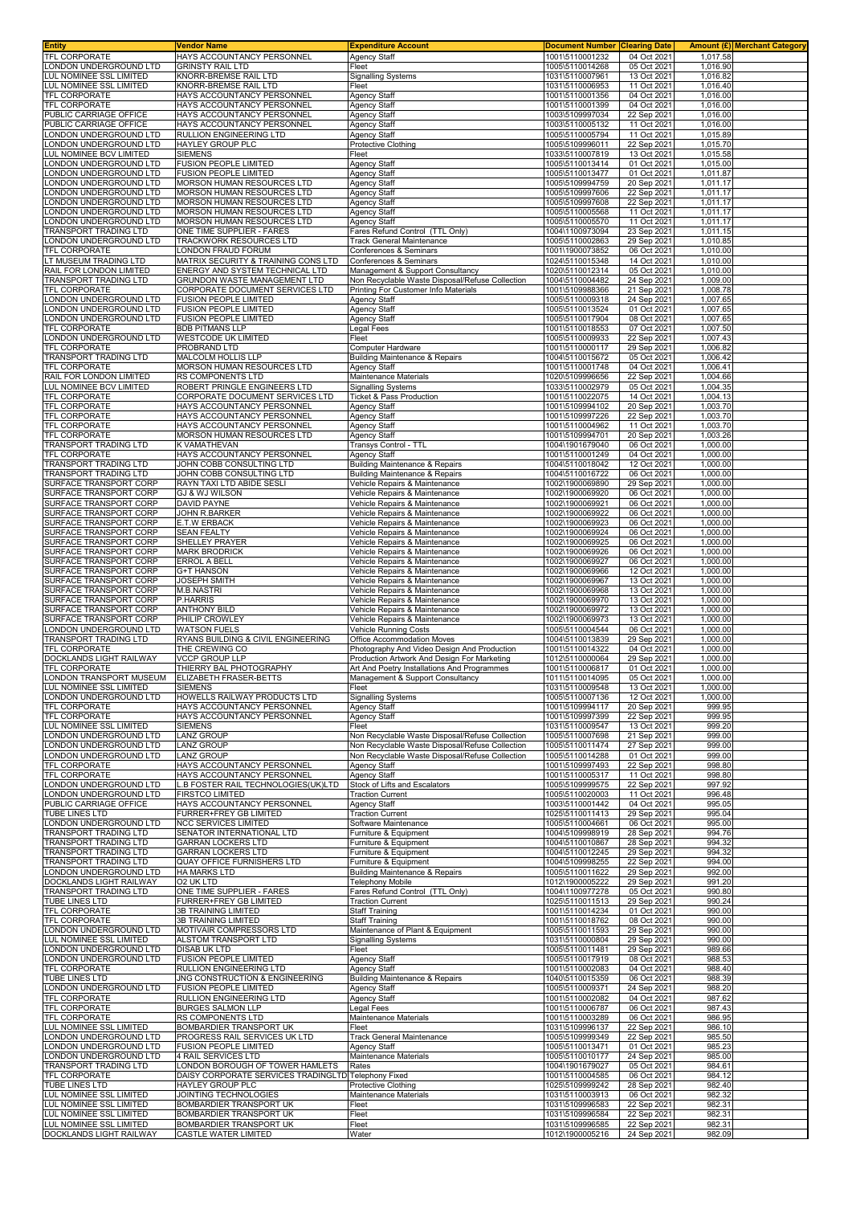| Entity | Vendor Name | Expenditure Account | Document Number | Clearing Date | Amount (£) | Merchant Category |
|---|---|---|---|---|---|---|
| TFL CORPORATE | HAYS ACCOUNTANCY PERSONNEL | Agency Staff | 1001\5110001232 | 04 Oct 2021 | 1,017.58 | |
| LONDON UNDERGROUND LTD | GRINSTY RAIL LTD | Fleet | 1005\5110014268 | 05 Oct 2021 | 1,016.90 | |
| LUL NOMINEE SSL LIMITED | KNORR-BREMSE RAIL LTD | Signalling Systems | 1031\5110007961 | 13 Oct 2021 | 1,016.82 | |
| LUL NOMINEE SSL LIMITED | KNORR-BREMSE RAIL LTD | Fleet | 1031\5110006953 | 11 Oct 2021 | 1,016.40 | |
| TFL CORPORATE | HAYS ACCOUNTANCY PERSONNEL | Agency Staff | 1001\5110001356 | 04 Oct 2021 | 1,016.00 | |
| TFL CORPORATE | HAYS ACCOUNTANCY PERSONNEL | Agency Staff | 1001\5110001399 | 04 Oct 2021 | 1,016.00 | |
| PUBLIC CARRIAGE OFFICE | HAYS ACCOUNTANCY PERSONNEL | Agency Staff | 1003\5109997034 | 22 Sep 2021 | 1,016.00 | |
| PUBLIC CARRIAGE OFFICE | HAYS ACCOUNTANCY PERSONNEL | Agency Staff | 1003\5110005132 | 11 Oct 2021 | 1,016.00 | |
| LONDON UNDERGROUND LTD | RULLION ENGINEERING LTD | Agency Staff | 1005\5110005794 | 11 Oct 2021 | 1,015.89 | |
| LONDON UNDERGROUND LTD | HAYLEY GROUP PLC | Protective Clothing | 1005\5109996011 | 22 Sep 2021 | 1,015.70 | |
| LUL NOMINEE BCV LIMITED | SIEMENS | Fleet | 1033\5110007819 | 13 Oct 2021 | 1,015.58 | |
| LONDON UNDERGROUND LTD | FUSION PEOPLE LIMITED | Agency Staff | 1005\5110013414 | 01 Oct 2021 | 1,015.00 | |
| LONDON UNDERGROUND LTD | FUSION PEOPLE LIMITED | Agency Staff | 1005\5110013477 | 01 Oct 2021 | 1,011.87 | |
| LONDON UNDERGROUND LTD | MORSON HUMAN RESOURCES LTD | Agency Staff | 1005\5109994759 | 20 Sep 2021 | 1,011.17 | |
| LONDON UNDERGROUND LTD | MORSON HUMAN RESOURCES LTD | Agency Staff | 1005\5109997606 | 22 Sep 2021 | 1,011.17 | |
| LONDON UNDERGROUND LTD | MORSON HUMAN RESOURCES LTD | Agency Staff | 1005\5109997608 | 22 Sep 2021 | 1,011.17 | |
| LONDON UNDERGROUND LTD | MORSON HUMAN RESOURCES LTD | Agency Staff | 1005\5110005568 | 11 Oct 2021 | 1,011.17 | |
| LONDON UNDERGROUND LTD | MORSON HUMAN RESOURCES LTD | Agency Staff | 1005\5110005570 | 11 Oct 2021 | 1,011.17 | |
| TRANSPORT TRADING LTD | ONE TIME SUPPLIER - FARES | Fares Refund Control (TTL Only) | 1004\1100973094 | 23 Sep 2021 | 1,011.15 | |
| LONDON UNDERGROUND LTD | TRACKWORK RESOURCES LTD | Track General Maintenance | 1005\5110002863 | 29 Sep 2021 | 1,010.85 | |
| TFL CORPORATE | LONDON FRAUD FORUM | Conferences & Seminars | 1001\1900073852 | 06 Oct 2021 | 1,010.00 | |
| LT MUSEUM TRADING LTD | MATRIX SECURITY & TRAINING CONS LTD | Conferences & Seminars | 1024\5110015348 | 14 Oct 2021 | 1,010.00 | |
| RAIL FOR LONDON LIMITED | ENERGY AND SYSTEM TECHNICAL LTD | Management & Support Consultancy | 1020\5110012314 | 05 Oct 2021 | 1,010.00 | |
| TRANSPORT TRADING LTD | GRUNDON WASTE MANAGEMENT LTD | Non Recyclable Waste Disposal/Refuse Collection | 1004\5110004482 | 24 Sep 2021 | 1,009.00 | |
| TFL CORPORATE | CORPORATE DOCUMENT SERVICES LTD | Printing For Customer Info Materials | 1001\5109988366 | 21 Sep 2021 | 1,008.78 | |
| LONDON UNDERGROUND LTD | FUSION PEOPLE LIMITED | Agency Staff | 1005\5110009318 | 24 Sep 2021 | 1,007.65 | |
| LONDON UNDERGROUND LTD | FUSION PEOPLE LIMITED | Agency Staff | 1005\5110013524 | 01 Oct 2021 | 1,007.65 | |
| LONDON UNDERGROUND LTD | FUSION PEOPLE LIMITED | Agency Staff | 1005\5110017904 | 08 Oct 2021 | 1,007.65 | |
| TFL CORPORATE | BDB PITMANS LLP | Legal Fees | 1001\5110018553 | 07 Oct 2021 | 1,007.50 | |
| LONDON UNDERGROUND LTD | WESTCODE UK LIMITED | Fleet | 1005\5110009933 | 22 Sep 2021 | 1,007.43 | |
| TFL CORPORATE | PROBRAND LTD | Computer Hardware | 1001\5110000117 | 29 Sep 2021 | 1,006.82 | |
| TRANSPORT TRADING LTD | MALCOLM HOLLIS LLP | Building Maintenance & Repairs | 1004\5110015672 | 05 Oct 2021 | 1,006.42 | |
| TFL CORPORATE | MORSON HUMAN RESOURCES LTD | Agency Staff | 1001\5110001748 | 04 Oct 2021 | 1,006.41 | |
| RAIL FOR LONDON LIMITED | RS COMPONENTS LTD | Maintenance Materials | 1020\5109996656 | 22 Sep 2021 | 1,004.66 | |
| LUL NOMINEE BCV LIMITED | ROBERT PRINGLE ENGINEERS LTD | Signalling Systems | 1033\5110002979 | 05 Oct 2021 | 1,004.35 | |
| TFL CORPORATE | CORPORATE DOCUMENT SERVICES LTD | Ticket & Pass Production | 1001\5110022075 | 14 Oct 2021 | 1,004.13 | |
| TFL CORPORATE | HAYS ACCOUNTANCY PERSONNEL | Agency Staff | 1001\5109994102 | 20 Sep 2021 | 1,003.70 | |
| TFL CORPORATE | HAYS ACCOUNTANCY PERSONNEL | Agency Staff | 1001\5109997226 | 22 Sep 2021 | 1,003.70 | |
| TFL CORPORATE | HAYS ACCOUNTANCY PERSONNEL | Agency Staff | 1001\5110004962 | 11 Oct 2021 | 1,003.70 | |
| TFL CORPORATE | MORSON HUMAN RESOURCES LTD | Agency Staff | 1001\5109994701 | 20 Sep 2021 | 1,003.26 | |
| TRANSPORT TRADING LTD | K VAMATHEVAN | Transys Control - TTL | 1004\1901679040 | 06 Oct 2021 | 1,000.00 | |
| TFL CORPORATE | HAYS ACCOUNTANCY PERSONNEL | Agency Staff | 1001\5110001249 | 04 Oct 2021 | 1,000.00 | |
| TRANSPORT TRADING LTD | JOHN COBB CONSULTING LTD | Building Maintenance & Repairs | 1004\5110018042 | 12 Oct 2021 | 1,000.00 | |
| TRANSPORT TRADING LTD | JOHN COBB CONSULTING LTD | Building Maintenance & Repairs | 1004\5110016722 | 06 Oct 2021 | 1,000.00 | |
| SURFACE TRANSPORT CORP | RAYN TAXI LTD ABIDE SESLI | Vehicle Repairs & Maintenance | 1002\1900069890 | 29 Sep 2021 | 1,000.00 | |
| SURFACE TRANSPORT CORP | GJ & WJ WILSON | Vehicle Repairs & Maintenance | 1002\1900069920 | 06 Oct 2021 | 1,000.00 | |
| SURFACE TRANSPORT CORP | DAVID PAYNE | Vehicle Repairs & Maintenance | 1002\1900069921 | 06 Oct 2021 | 1,000.00 | |
| SURFACE TRANSPORT CORP | JOHN R.BARKER | Vehicle Repairs & Maintenance | 1002\1900069922 | 06 Oct 2021 | 1,000.00 | |
| SURFACE TRANSPORT CORP | E.T.W ERBACK | Vehicle Repairs & Maintenance | 1002\1900069923 | 06 Oct 2021 | 1,000.00 | |
| SURFACE TRANSPORT CORP | SEAN FEALTY | Vehicle Repairs & Maintenance | 1002\1900069924 | 06 Oct 2021 | 1,000.00 | |
| SURFACE TRANSPORT CORP | SHELLEY PRAYER | Vehicle Repairs & Maintenance | 1002\1900069925 | 06 Oct 2021 | 1,000.00 | |
| SURFACE TRANSPORT CORP | MARK BRODRICK | Vehicle Repairs & Maintenance | 1002\1900069926 | 06 Oct 2021 | 1,000.00 | |
| SURFACE TRANSPORT CORP | ERROL A BELL | Vehicle Repairs & Maintenance | 1002\1900069927 | 06 Oct 2021 | 1,000.00 | |
| SURFACE TRANSPORT CORP | G+T HANSON | Vehicle Repairs & Maintenance | 1002\1900069966 | 12 Oct 2021 | 1,000.00 | |
| SURFACE TRANSPORT CORP | JOSEPH SMITH | Vehicle Repairs & Maintenance | 1002\1900069967 | 13 Oct 2021 | 1,000.00 | |
| SURFACE TRANSPORT CORP | M.B.NASTRI | Vehicle Repairs & Maintenance | 1002\1900069968 | 13 Oct 2021 | 1,000.00 | |
| SURFACE TRANSPORT CORP | P.HARRIS | Vehicle Repairs & Maintenance | 1002\1900069970 | 13 Oct 2021 | 1,000.00 | |
| SURFACE TRANSPORT CORP | ANTHONY BILD | Vehicle Repairs & Maintenance | 1002\1900069972 | 13 Oct 2021 | 1,000.00 | |
| SURFACE TRANSPORT CORP | PHILIP CROWLEY | Vehicle Repairs & Maintenance | 1002\1900069973 | 13 Oct 2021 | 1,000.00 | |
| LONDON UNDERGROUND LTD | WATSON FUELS | Vehicle Running Costs | 1005\5110004544 | 06 Oct 2021 | 1,000.00 | |
| TRANSPORT TRADING LTD | RYANS BUILDING & CIVIL ENGINEERING | Office Accommodation Moves | 1004\5110013839 | 29 Sep 2021 | 1,000.00 | |
| TFL CORPORATE | THE CREWING CO | Photography And Video Design And Production | 1001\5110014322 | 04 Oct 2021 | 1,000.00 | |
| DOCKLANDS LIGHT RAILWAY | VCCP GROUP LLP | Production Artwork And Design For Marketing | 1012\5110000064 | 29 Sep 2021 | 1,000.00 | |
| TFL CORPORATE | THIERRY BAL PHOTOGRAPHY | Art And Poetry Installations And Programmes | 1001\5110006817 | 01 Oct 2021 | 1,000.00 | |
| LONDON TRANSPORT MUSEUM | ELIZABETH FRASER-BETTS | Management & Support Consultancy | 1011\5110014095 | 05 Oct 2021 | 1,000.00 | |
| LUL NOMINEE SSL LIMITED | SIEMENS | Fleet | 1031\5110009548 | 13 Oct 2021 | 1,000.00 | |
| LONDON UNDERGROUND LTD | HOWELLS RAILWAY PRODUCTS LTD | Signalling Systems | 1005\5110007136 | 12 Oct 2021 | 1,000.00 | |
| TFL CORPORATE | HAYS ACCOUNTANCY PERSONNEL | Agency Staff | 1001\5109994117 | 20 Sep 2021 | 999.95 | |
| TFL CORPORATE | HAYS ACCOUNTANCY PERSONNEL | Agency Staff | 1001\5109997399 | 22 Sep 2021 | 999.95 | |
| LUL NOMINEE SSL LIMITED | SIEMENS | Fleet | 1031\5110009547 | 13 Oct 2021 | 999.20 | |
| LONDON UNDERGROUND LTD | LANZ GROUP | Non Recyclable Waste Disposal/Refuse Collection | 1005\5110007698 | 21 Sep 2021 | 999.00 | |
| LONDON UNDERGROUND LTD | LANZ GROUP | Non Recyclable Waste Disposal/Refuse Collection | 1005\5110011474 | 27 Sep 2021 | 999.00 | |
| LONDON UNDERGROUND LTD | LANZ GROUP | Non Recyclable Waste Disposal/Refuse Collection | 1005\5110014288 | 01 Oct 2021 | 999.00 | |
| TFL CORPORATE | HAYS ACCOUNTANCY PERSONNEL | Agency Staff | 1001\5109997493 | 22 Sep 2021 | 998.80 | |
| TFL CORPORATE | HAYS ACCOUNTANCY PERSONNEL | Agency Staff | 1001\5110005317 | 11 Oct 2021 | 998.80 | |
| LONDON UNDERGROUND LTD | L.B FOSTER RAIL TECHNOLOGIES(UK)LTD | Stock of Lifts and Escalators | 1005\5109999575 | 22 Sep 2021 | 997.92 | |
| LONDON UNDERGROUND LTD | FIRSTCO LIMITED | Traction Current | 1005\5110020003 | 11 Oct 2021 | 996.48 | |
| PUBLIC CARRIAGE OFFICE | HAYS ACCOUNTANCY PERSONNEL | Agency Staff | 1003\5110001442 | 04 Oct 2021 | 995.05 | |
| TUBE LINES LTD | FURRER+FREY GB LIMITED | Traction Current | 1025\5110011413 | 29 Sep 2021 | 995.04 | |
| LONDON UNDERGROUND LTD | NCC SERVICES LIMITED | Software Maintenance | 1005\5110004661 | 06 Oct 2021 | 995.00 | |
| TRANSPORT TRADING LTD | SENATOR INTERNATIONAL LTD | Furniture & Equipment | 1004\5109998919 | 28 Sep 2021 | 994.76 | |
| TRANSPORT TRADING LTD | GARRAN LOCKERS LTD | Furniture & Equipment | 1004\5110010867 | 28 Sep 2021 | 994.32 | |
| TRANSPORT TRADING LTD | GARRAN LOCKERS LTD | Furniture & Equipment | 1004\5110012245 | 29 Sep 2021 | 994.32 | |
| TRANSPORT TRADING LTD | QUAY OFFICE FURNISHERS LTD | Furniture & Equipment | 1004\5109998255 | 22 Sep 2021 | 994.00 | |
| LONDON UNDERGROUND LTD | HA MARKS LTD | Building Maintenance & Repairs | 1005\5110011622 | 29 Sep 2021 | 992.00 | |
| DOCKLANDS LIGHT RAILWAY | O2 UK LTD | Telephony Mobile | 1012\1900005222 | 29 Sep 2021 | 991.20 | |
| TRANSPORT TRADING LTD | ONE TIME SUPPLIER - FARES | Fares Refund Control (TTL Only) | 1004\1100977278 | 05 Oct 2021 | 990.80 | |
| TUBE LINES LTD | FURRER+FREY GB LIMITED | Traction Current | 1025\5110011513 | 29 Sep 2021 | 990.24 | |
| TFL CORPORATE | 3B TRAINING LIMITED | Staff Training | 1001\5110014234 | 01 Oct 2021 | 990.00 | |
| TFL CORPORATE | 3B TRAINING LIMITED | Staff Training | 1001\5110018762 | 08 Oct 2021 | 990.00 | |
| LONDON UNDERGROUND LTD | MOTIVAIR COMPRESSORS LTD | Maintenance of Plant & Equipment | 1005\5110011593 | 29 Sep 2021 | 990.00 | |
| LUL NOMINEE SSL LIMITED | ALSTOM TRANSPORT LTD | Signalling Systems | 1031\5110000804 | 29 Sep 2021 | 990.00 | |
| LONDON UNDERGROUND LTD | DISAB UK LTD | Fleet | 1005\5110011481 | 29 Sep 2021 | 989.66 | |
| LONDON UNDERGROUND LTD | FUSION PEOPLE LIMITED | Agency Staff | 1005\5110017919 | 08 Oct 2021 | 988.53 | |
| TFL CORPORATE | RULLION ENGINEERING LTD | Agency Staff | 1001\5110002083 | 04 Oct 2021 | 988.40 | |
| TUBE LINES LTD | JNG CONSTRUCTION & ENGINEERING | Building Maintenance & Repairs | 1040\5110015359 | 06 Oct 2021 | 988.39 | |
| LONDON UNDERGROUND LTD | FUSION PEOPLE LIMITED | Agency Staff | 1005\5110009371 | 24 Sep 2021 | 988.20 | |
| TFL CORPORATE | RULLION ENGINEERING LTD | Agency Staff | 1001\5110002082 | 04 Oct 2021 | 987.62 | |
| TFL CORPORATE | BURGES SALMON LLP | Legal Fees | 1001\5110006787 | 06 Oct 2021 | 987.43 | |
| TFL CORPORATE | RS COMPONENTS LTD | Maintenance Materials | 1001\5110003289 | 06 Oct 2021 | 986.95 | |
| LUL NOMINEE SSL LIMITED | BOMBARDIER TRANSPORT UK | Fleet | 1031\5109996137 | 22 Sep 2021 | 986.10 | |
| LONDON UNDERGROUND LTD | PROGRESS RAIL SERVICES UK LTD | Track General Maintenance | 1005\5109999349 | 22 Sep 2021 | 985.50 | |
| LONDON UNDERGROUND LTD | FUSION PEOPLE LIMITED | Agency Staff | 1005\5110013471 | 01 Oct 2021 | 985.23 | |
| LONDON UNDERGROUND LTD | 4 RAIL SERVICES LTD | Maintenance Materials | 1005\5110010177 | 24 Sep 2021 | 985.00 | |
| TRANSPORT TRADING LTD | LONDON BOROUGH OF TOWER HAMLETS | Rates | 1004\1901679027 | 05 Oct 2021 | 984.61 | |
| TFL CORPORATE | DAISY CORPORATE SERVICES TRADINGLTD | Telephony Fixed | 1001\5110004585 | 06 Oct 2021 | 984.12 | |
| TUBE LINES LTD | HAYLEY GROUP PLC | Protective Clothing | 1025\5109999242 | 28 Sep 2021 | 982.40 | |
| LUL NOMINEE SSL LIMITED | JOINTING TECHNOLOGIES | Maintenance Materials | 1031\5110003913 | 06 Oct 2021 | 982.32 | |
| LUL NOMINEE SSL LIMITED | BOMBARDIER TRANSPORT UK | Fleet | 1031\5109996583 | 22 Sep 2021 | 982.31 | |
| LUL NOMINEE SSL LIMITED | BOMBARDIER TRANSPORT UK | Fleet | 1031\5109996584 | 22 Sep 2021 | 982.31 | |
| LUL NOMINEE SSL LIMITED | BOMBARDIER TRANSPORT UK | Fleet | 1031\5109996585 | 22 Sep 2021 | 982.31 | |
| DOCKLANDS LIGHT RAILWAY | CASTLE WATER LIMITED | Water | 1012\1900005216 | 24 Sep 2021 | 982.09 | |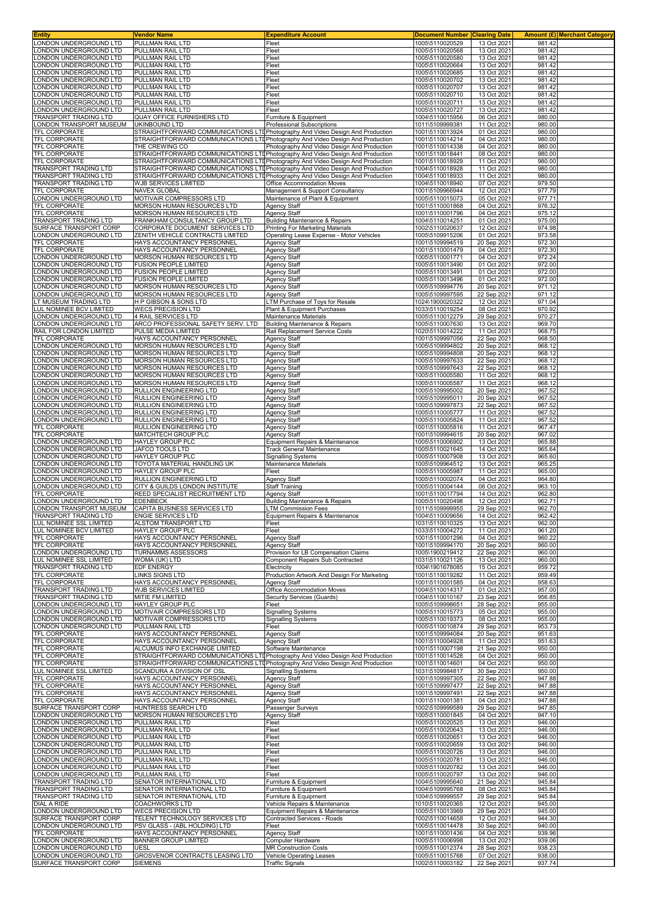| Entity | Vendor Name | Expenditure Account | Document Number | Clearing Date | Amount (£) | Merchant Category |
|---|---|---|---|---|---|---|
| LONDON UNDERGROUND LTD | PULLMAN RAIL LTD | Fleet | 1005\5110020529 | 13 Oct 2021 | 981.42 | |
| LONDON UNDERGROUND LTD | PULLMAN RAIL LTD | Fleet | 1005\5110020568 | 13 Oct 2021 | 981.42 | |
| LONDON UNDERGROUND LTD | PULLMAN RAIL LTD | Fleet | 1005\5110020580 | 13 Oct 2021 | 981.42 | |
| LONDON UNDERGROUND LTD | PULLMAN RAIL LTD | Fleet | 1005\5110020664 | 13 Oct 2021 | 981.42 | |
| LONDON UNDERGROUND LTD | PULLMAN RAIL LTD | Fleet | 1005\5110020685 | 13 Oct 2021 | 981.42 | |
| LONDON UNDERGROUND LTD | PULLMAN RAIL LTD | Fleet | 1005\5110020702 | 13 Oct 2021 | 981.42 | |
| LONDON UNDERGROUND LTD | PULLMAN RAIL LTD | Fleet | 1005\5110020707 | 13 Oct 2021 | 981.42 | |
| LONDON UNDERGROUND LTD | PULLMAN RAIL LTD | Fleet | 1005\5110020710 | 13 Oct 2021 | 981.42 | |
| LONDON UNDERGROUND LTD | PULLMAN RAIL LTD | Fleet | 1005\5110020711 | 13 Oct 2021 | 981.42 | |
| LONDON UNDERGROUND LTD | PULLMAN RAIL LTD | Fleet | 1005\5110020727 | 13 Oct 2021 | 981.42 | |
| TRANSPORT TRADING LTD | QUAY OFFICE FURNISHERS LTD | Furniture & Equipment | 1004\5110015956 | 06 Oct 2021 | 980.00 | |
| LONDON TRANSPORT MUSEUM | UKINBOUND LTD | Professional Subscriptions | 1011\5109999381 | 11 Oct 2021 | 980.00 | |
| TFL CORPORATE | STRAIGHTFORWARD COMMUNICATIONS LTD | Photography And Video Design And Production | 1001\5110013924 | 01 Oct 2021 | 980.00 | |
| TFL CORPORATE | STRAIGHTFORWARD COMMUNICATIONS LTD | Photography And Video Design And Production | 1001\5110014214 | 04 Oct 2021 | 980.00 | |
| TFL CORPORATE | THE CREWING CO | Photography And Video Design And Production | 1001\5110014338 | 04 Oct 2021 | 980.00 | |
| TFL CORPORATE | STRAIGHTFORWARD COMMUNICATIONS LTD | Photography And Video Design And Production | 1001\5110018441 | 08 Oct 2021 | 980.00 | |
| TFL CORPORATE | STRAIGHTFORWARD COMMUNICATIONS LTD | Photography And Video Design And Production | 1001\5110018929 | 11 Oct 2021 | 980.00 | |
| TRANSPORT TRADING LTD | STRAIGHTFORWARD COMMUNICATIONS LTD | Photography And Video Design And Production | 1004\5110018928 | 11 Oct 2021 | 980.00 | |
| TRANSPORT TRADING LTD | STRAIGHTFORWARD COMMUNICATIONS LTD | Photography And Video Design And Production | 1004\5110018933 | 11 Oct 2021 | 980.00 | |
| TRANSPORT TRADING LTD | WJB SERVICES LIMITED | Office Accommodation Moves | 1004\5110018940 | 07 Oct 2021 | 979.50 | |
| TFL CORPORATE | NAVEX GLOBAL | Management & Support Consultancy | 1001\5109966944 | 12 Oct 2021 | 977.79 | |
| LONDON UNDERGROUND LTD | MOTIVAIR COMPRESSORS LTD | Maintenance of Plant & Equipment | 1005\5110015073 | 05 Oct 2021 | 977.71 | |
| TFL CORPORATE | MORSON HUMAN RESOURCES LTD | Agency Staff | 1001\5110001868 | 04 Oct 2021 | 976.32 | |
| TFL CORPORATE | MORSON HUMAN RESOURCES LTD | Agency Staff | 1001\5110001796 | 04 Oct 2021 | 975.12 | |
| TRANSPORT TRADING LTD | FRANKHAM CONSULTANCY GROUP LTD | Building Maintenance & Repairs | 1004\5110014251 | 01 Oct 2021 | 975.00 | |
| SURFACE TRANSPORT CORP | CORPORATE DOCUMENT SERVICES LTD | Printing For Marketing Materials | 1002\5110020637 | 12 Oct 2021 | 974.98 | |
| LONDON UNDERGROUND LTD | ZENITH VEHICLE CONTRACTS LIMITED | Operating Lease Expense - Motor Vehicles | 1005\5109915206 | 01 Oct 2021 | 973.58 | |
| TFL CORPORATE | HAYS ACCOUNTANCY PERSONNEL | Agency Staff | 1001\5109994519 | 20 Sep 2021 | 972.30 | |
| TFL CORPORATE | HAYS ACCOUNTANCY PERSONNEL | Agency Staff | 1001\5110001479 | 04 Oct 2021 | 972.30 | |
| LONDON UNDERGROUND LTD | MORSON HUMAN RESOURCES LTD | Agency Staff | 1005\5110001771 | 04 Oct 2021 | 972.24 | |
| LONDON UNDERGROUND LTD | FUSION PEOPLE LIMITED | Agency Staff | 1005\5110013490 | 01 Oct 2021 | 972.00 | |
| LONDON UNDERGROUND LTD | FUSION PEOPLE LIMITED | Agency Staff | 1005\5110013491 | 01 Oct 2021 | 972.00 | |
| LONDON UNDERGROUND LTD | FUSION PEOPLE LIMITED | Agency Staff | 1005\5110013496 | 01 Oct 2021 | 972.00 | |
| LONDON UNDERGROUND LTD | MORSON HUMAN RESOURCES LTD | Agency Staff | 1005\5109994776 | 20 Sep 2021 | 971.12 | |
| LONDON UNDERGROUND LTD | MORSON HUMAN RESOURCES LTD | Agency Staff | 1005\5109997595 | 22 Sep 2021 | 971.12 | |
| LT MUSEUM TRADING LTD | H P GIBSON & SONS LTD | LTM Purchase of Toys for Resale | 1024\1900020322 | 12 Oct 2021 | 971.04 | |
| LUL NOMINEE BCV LIMITED | WECS PRECISION LTD | Plant & Equipment Purchases | 1033\5110019254 | 08 Oct 2021 | 970.92 | |
| LONDON UNDERGROUND LTD | 4 RAIL SERVICES LTD | Maintenance Materials | 1005\5110012279 | 29 Sep 2021 | 970.27 | |
| LONDON UNDERGROUND LTD | ARCO PROFESSIONAL SAFETY SERV. LTD | Building Maintenance & Repairs | 1005\5110007630 | 13 Oct 2021 | 969.70 | |
| RAIL FOR LONDON LIMITED | PULSE MEDIA LIMITED | Rail Replacement Service Costs | 1020\5110014222 | 11 Oct 2021 | 968.75 | |
| TFL CORPORATE | HAYS ACCOUNTANCY PERSONNEL | Agency Staff | 1001\5109997056 | 22 Sep 2021 | 968.50 | |
| LONDON UNDERGROUND LTD | MORSON HUMAN RESOURCES LTD | Agency Staff | 1005\5109994802 | 20 Sep 2021 | 968.12 | |
| LONDON UNDERGROUND LTD | MORSON HUMAN RESOURCES LTD | Agency Staff | 1005\5109994808 | 20 Sep 2021 | 968.12 | |
| LONDON UNDERGROUND LTD | MORSON HUMAN RESOURCES LTD | Agency Staff | 1005\5109997633 | 22 Sep 2021 | 968.12 | |
| LONDON UNDERGROUND LTD | MORSON HUMAN RESOURCES LTD | Agency Staff | 1005\5109997643 | 22 Sep 2021 | 968.12 | |
| LONDON UNDERGROUND LTD | MORSON HUMAN RESOURCES LTD | Agency Staff | 1005\5110005580 | 11 Oct 2021 | 968.12 | |
| LONDON UNDERGROUND LTD | MORSON HUMAN RESOURCES LTD | Agency Staff | 1005\5110005587 | 11 Oct 2021 | 968.12 | |
| LONDON UNDERGROUND LTD | RULLION ENGINEERING LTD | Agency Staff | 1005\5109995002 | 20 Sep 2021 | 967.52 | |
| LONDON UNDERGROUND LTD | RULLION ENGINEERING LTD | Agency Staff | 1005\5109995011 | 20 Sep 2021 | 967.52 | |
| LONDON UNDERGROUND LTD | RULLION ENGINEERING LTD | Agency Staff | 1005\5109997873 | 22 Sep 2021 | 967.52 | |
| LONDON UNDERGROUND LTD | RULLION ENGINEERING LTD | Agency Staff | 1005\5110005777 | 11 Oct 2021 | 967.52 | |
| LONDON UNDERGROUND LTD | RULLION ENGINEERING LTD | Agency Staff | 1005\5110005824 | 11 Oct 2021 | 967.52 | |
| TFL CORPORATE | RULLION ENGINEERING LTD | Agency Staff | 1001\5110005816 | 11 Oct 2021 | 967.47 | |
| TFL CORPORATE | MATCHTECH GROUP PLC | Agency Staff | 1001\5109994615 | 20 Sep 2021 | 967.02 | |
| LONDON UNDERGROUND LTD | HAYLEY GROUP PLC | Equipment Repairs & Maintenance | 1005\5110006902 | 13 Oct 2021 | 965.88 | |
| LONDON UNDERGROUND LTD | JAFCO TOOLS LTD | Track General Maintenance | 1005\5110021645 | 14 Oct 2021 | 965.64 | |
| LONDON UNDERGROUND LTD | HAYLEY GROUP PLC | Signalling Systems | 1005\5110007908 | 13 Oct 2021 | 965.60 | |
| LONDON UNDERGROUND LTD | TOYOTA MATERIAL HANDLING UK | Maintenance Materials | 1005\5109964512 | 13 Oct 2021 | 965.25 | |
| LONDON UNDERGROUND LTD | HAYLEY GROUP PLC | Fleet | 1005\5110005987 | 11 Oct 2021 | 965.00 | |
| LONDON UNDERGROUND LTD | RULLION ENGINEERING LTD | Agency Staff | 1005\5110002074 | 04 Oct 2021 | 964.80 | |
| LONDON UNDERGROUND LTD | CITY & GUILDS LONDON INSTITUTE | Staff Training | 1005\5110004144 | 06 Oct 2021 | 963.10 | |
| TFL CORPORATE | REED SPECIALIST RECRUITMENT LTD | Agency Staff | 1001\5110017794 | 14 Oct 2021 | 962.80 | |
| LONDON UNDERGROUND LTD | EDENBECK | Building Maintenance & Repairs | 1005\5110020498 | 12 Oct 2021 | 962.71 | |
| LONDON TRANSPORT MUSEUM | CAPITA BUSINESS SERVICES LTD | LTM Commission Fees | 1011\5109999955 | 29 Sep 2021 | 962.70 | |
| TRANSPORT TRADING LTD | ENGIE SERVICES LTD | Equipment Repairs & Maintenance | 1004\5110009656 | 14 Oct 2021 | 962.42 | |
| LUL NOMINEE SSL LIMITED | ALSTOM TRANSPORT LTD | Fleet | 1031\5110010325 | 13 Oct 2021 | 962.00 | |
| LUL NOMINEE BCV LIMITED | HAYLEY GROUP PLC | Fleet | 1033\5110004272 | 11 Oct 2021 | 961.20 | |
| TFL CORPORATE | HAYS ACCOUNTANCY PERSONNEL | Agency Staff | 1001\5110001296 | 04 Oct 2021 | 960.22 | |
| TFL CORPORATE | HAYS ACCOUNTANCY PERSONNEL | Agency Staff | 1001\5109994170 | 20 Sep 2021 | 960.00 | |
| LONDON UNDERGROUND LTD | TURNAMMS ASSESSORS | Provision for LB Compensation Claims | 1005\1900219412 | 22 Sep 2021 | 960.00 | |
| LUL NOMINEE SSL LIMITED | WOMA (UK) LTD | Component Repairs Sub Contracted | 1031\5110021126 | 13 Oct 2021 | 960.00 | |
| TRANSPORT TRADING LTD | EDF ENERGY | Electricity | 1004\1901678085 | 15 Oct 2021 | 959.72 | |
| TFL CORPORATE | LINKS SIGNS LTD | Production Artwork And Design For Marketing | 1001\5110019282 | 11 Oct 2021 | 959.49 | |
| TFL CORPORATE | HAYS ACCOUNTANCY PERSONNEL | Agency Staff | 1001\5110001585 | 04 Oct 2021 | 958.63 | |
| TRANSPORT TRADING LTD | WJB SERVICES LIMITED | Office Accommodation Moves | 1004\5110014317 | 01 Oct 2021 | 957.00 | |
| TRANSPORT TRADING LTD | MITIE FM LIMITED | Security Services (Guards) | 1004\5110010167 | 23 Sep 2021 | 956.85 | |
| LONDON UNDERGROUND LTD | HAYLEY GROUP PLC | Fleet | 1005\5109998651 | 28 Sep 2021 | 955.00 | |
| LONDON UNDERGROUND LTD | MOTIVAIR COMPRESSORS LTD | Signalling Systems | 1005\5110015773 | 05 Oct 2021 | 955.00 | |
| LONDON UNDERGROUND LTD | MOTIVAIR COMPRESSORS LTD | Signalling Systems | 1005\5110019373 | 08 Oct 2021 | 955.00 | |
| LONDON UNDERGROUND LTD | PULLMAN RAIL LTD | Fleet | 1005\5110010874 | 29 Sep 2021 | 953.73 | |
| TFL CORPORATE | HAYS ACCOUNTANCY PERSONNEL | Agency Staff | 1001\5109994084 | 20 Sep 2021 | 951.63 | |
| TFL CORPORATE | HAYS ACCOUNTANCY PERSONNEL | Agency Staff | 1001\5110004928 | 11 Oct 2021 | 951.63 | |
| TFL CORPORATE | ALCUMUS INFO EXCHANGE LIMITED | Software Maintenance | 1001\5110007198 | 21 Sep 2021 | 950.00 | |
| TFL CORPORATE | STRAIGHTFORWARD COMMUNICATIONS LTD | Photography And Video Design And Production | 1001\5110014528 | 04 Oct 2021 | 950.00 | |
| TFL CORPORATE | STRAIGHTFORWARD COMMUNICATIONS LTD | Photography And Video Design And Production | 1001\5110014601 | 04 Oct 2021 | 950.00 | |
| LUL NOMINEE SSL LIMITED | SCANDURA A DIVISION OF OSL | Signalling Systems | 1031\5109984817 | 30 Sep 2021 | 950.00 | |
| TFL CORPORATE | HAYS ACCOUNTANCY PERSONNEL | Agency Staff | 1001\5109997305 | 22 Sep 2021 | 947.88 | |
| TFL CORPORATE | HAYS ACCOUNTANCY PERSONNEL | Agency Staff | 1001\5109997477 | 22 Sep 2021 | 947.88 | |
| TFL CORPORATE | HAYS ACCOUNTANCY PERSONNEL | Agency Staff | 1001\5109997491 | 22 Sep 2021 | 947.88 | |
| TFL CORPORATE | HAYS ACCOUNTANCY PERSONNEL | Agency Staff | 1001\5110001381 | 04 Oct 2021 | 947.88 | |
| SURFACE TRANSPORT CORP | HUNTRESS SEARCH LTD | Passenger Surveys | 1002\5109999589 | 29 Sep 2021 | 947.85 | |
| LONDON UNDERGROUND LTD | MORSON HUMAN RESOURCES LTD | Agency Staff | 1005\5110001845 | 04 Oct 2021 | 947.10 | |
| LONDON UNDERGROUND LTD | PULLMAN RAIL LTD | Fleet | 1005\5110020525 | 13 Oct 2021 | 946.00 | |
| LONDON UNDERGROUND LTD | PULLMAN RAIL LTD | Fleet | 1005\5110020643 | 13 Oct 2021 | 946.00 | |
| LONDON UNDERGROUND LTD | PULLMAN RAIL LTD | Fleet | 1005\5110020651 | 13 Oct 2021 | 946.00 | |
| LONDON UNDERGROUND LTD | PULLMAN RAIL LTD | Fleet | 1005\5110020659 | 13 Oct 2021 | 946.00 | |
| LONDON UNDERGROUND LTD | PULLMAN RAIL LTD | Fleet | 1005\5110020726 | 13 Oct 2021 | 946.00 | |
| LONDON UNDERGROUND LTD | PULLMAN RAIL LTD | Fleet | 1005\5110020781 | 13 Oct 2021 | 946.00 | |
| LONDON UNDERGROUND LTD | PULLMAN RAIL LTD | Fleet | 1005\5110020782 | 13 Oct 2021 | 946.00 | |
| LONDON UNDERGROUND LTD | PULLMAN RAIL LTD | Fleet | 1005\5110020797 | 13 Oct 2021 | 946.00 | |
| TRANSPORT TRADING LTD | SENATOR INTERNATIONAL LTD | Furniture & Equipment | 1004\5109995640 | 21 Sep 2021 | 945.84 | |
| TRANSPORT TRADING LTD | SENATOR INTERNATIONAL LTD | Furniture & Equipment | 1004\5109995768 | 08 Oct 2021 | 945.84 | |
| TRANSPORT TRADING LTD | SENATOR INTERNATIONAL LTD | Furniture & Equipment | 1004\5109999557 | 29 Sep 2021 | 945.84 | |
| DIAL A RIDE | COACHWORKS LTD | Vehicle Repairs & Maintenance | 1010\5110020365 | 12 Oct 2021 | 945.00 | |
| LONDON UNDERGROUND LTD | WECS PRECISION LTD | Equipment Repairs & Maintenance | 1005\5110013969 | 29 Sep 2021 | 945.00 | |
| SURFACE TRANSPORT CORP | TELENT TECHNOLOGY SERVICES LTD | Contracted Services - Roads | 1002\5110014658 | 12 Oct 2021 | 944.30 | |
| LONDON UNDERGROUND LTD | PSV GLASS - (ABL HOLDING) LTD | Fleet | 1005\5110014478 | 30 Sep 2021 | 940.00 | |
| TFL CORPORATE | HAYS ACCOUNTANCY PERSONNEL | Agency Staff | 1001\5110001436 | 04 Oct 2021 | 939.96 | |
| LONDON UNDERGROUND LTD | BANNER GROUP LIMITED | Computer Hardware | 1005\5110006998 | 13 Oct 2021 | 939.06 | |
| LONDON UNDERGROUND LTD | UESL | MR Construction Costs | 1005\5110012374 | 28 Sep 2021 | 938.23 | |
| LONDON UNDERGROUND LTD | GROSVENOR CONTRACTS LEASING LTD | Vehicle Operating Leases | 1005\5110015768 | 07 Oct 2021 | 938.00 | |
| SURFACE TRANSPORT CORP | SIEMENS | Traffic Signals | 1002\5110003182 | 22 Sep 2021 | 937.74 | |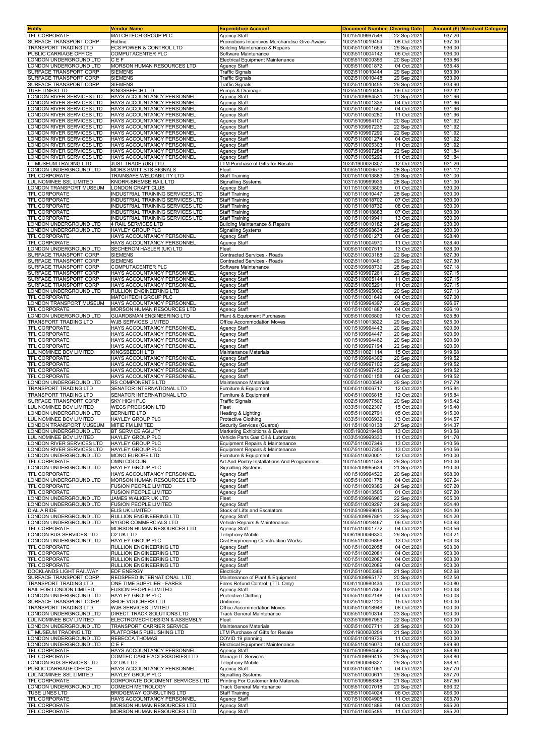| Entity | Vendor Name | Expenditure Account | Document Number | Clearing Date | Amount (£) | Merchant Category |
|---|---|---|---|---|---|---|
| TFL CORPORATE | MATCHTECH GROUP PLC | Agency Staff | 1001\5109997546 | 22 Sep 2021 | 937.20 | |
| SURFACE TRANSPORT CORP | Hotline | Promotions Incentives Merchandise Give-Aways | 1002\5110019454 | 08 Oct 2021 | 937.00 | |
| TRANSPORT TRADING LTD | ECS POWER & CONTROL LTD | Building Maintenance & Repairs | 1004\5110011659 | 29 Sep 2021 | 936.00 | |
| PUBLIC CARRIAGE OFFICE | COMPUTACENTER PLC | Software Maintenance | 1003\5110004142 | 06 Oct 2021 | 936.00 | |
| LONDON UNDERGROUND LTD | C E F | Electrical Equipment Maintenance | 1005\5110000356 | 20 Sep 2021 | 935.86 | |
| LONDON UNDERGROUND LTD | MORSON HUMAN RESOURCES LTD | Agency Staff | 1005\5110001872 | 04 Oct 2021 | 935.48 | |
| SURFACE TRANSPORT CORP | SIEMENS | Traffic Signals | 1002\5110010444 | 29 Sep 2021 | 933.90 | |
| SURFACE TRANSPORT CORP | SIEMENS | Traffic Signals | 1002\5110010448 | 29 Sep 2021 | 933.90 | |
| SURFACE TRANSPORT CORP | SIEMENS | Traffic Signals | 1002\5110010455 | 29 Sep 2021 | 933.90 | |
| TUBE LINES LTD | KINGSBEECH LTD | Pumps & Drainage | 1025\5110010484 | 06 Oct 2021 | 932.32 | |
| LONDON RIVER SERVICES LTD | HAYS ACCOUNTANCY PERSONNEL | Agency Staff | 1007\5109994531 | 20 Sep 2021 | 931.96 | |
| LONDON RIVER SERVICES LTD | HAYS ACCOUNTANCY PERSONNEL | Agency Staff | 1007\5110001336 | 04 Oct 2021 | 931.96 | |
| LONDON RIVER SERVICES LTD | HAYS ACCOUNTANCY PERSONNEL | Agency Staff | 1007\5110001557 | 04 Oct 2021 | 931.96 | |
| LONDON RIVER SERVICES LTD | HAYS ACCOUNTANCY PERSONNEL | Agency Staff | 1007\5110005280 | 11 Oct 2021 | 931.96 | |
| LONDON RIVER SERVICES LTD | HAYS ACCOUNTANCY PERSONNEL | Agency Staff | 1007\5109994107 | 20 Sep 2021 | 931.92 | |
| LONDON RIVER SERVICES LTD | HAYS ACCOUNTANCY PERSONNEL | Agency Staff | 1007\5109997235 | 22 Sep 2021 | 931.92 | |
| LONDON RIVER SERVICES LTD | HAYS ACCOUNTANCY PERSONNEL | Agency Staff | 1007\5109997299 | 22 Sep 2021 | 931.92 | |
| LONDON RIVER SERVICES LTD | HAYS ACCOUNTANCY PERSONNEL | Agency Staff | 1007\5110001274 | 04 Oct 2021 | 931.92 | |
| LONDON RIVER SERVICES LTD | HAYS ACCOUNTANCY PERSONNEL | Agency Staff | 1007\5110005303 | 11 Oct 2021 | 931.92 | |
| LONDON RIVER SERVICES LTD | HAYS ACCOUNTANCY PERSONNEL | Agency Staff | 1007\5109997284 | 22 Sep 2021 | 931.84 | |
| LONDON RIVER SERVICES LTD | HAYS ACCOUNTANCY PERSONNEL | Agency Staff | 1007\5110005299 | 11 Oct 2021 | 931.84 | |
| LT MUSEUM TRADING LTD | JUST TRADE (UK) LTD. | LTM Purchase of Gifts for Resale | 1024\1900020307 | 12 Oct 2021 | 931.20 | |
| LONDON UNDERGROUND LTD | MORS SMITT STS SIGNALS | Fleet | 1005\5110006570 | 28 Sep 2021 | 931.12 | |
| TFL CORPORATE | TRAINSAFE WELDABILITY LTD | Staff Training | 1001\5110013883 | 29 Sep 2021 | 931.00 | |
| LUL NOMINEE SSL LIMITED | KNORR-BREMSE RAIL LTD | Signalling Systems | 1031\5109999939 | 28 Sep 2021 | 931.00 | |
| LONDON TRANSPORT MUSEUM | LONDON CRAFT CLUB | Agency Staff | 1011\5110013805 | 01 Oct 2021 | 930.00 | |
| TFL CORPORATE | INDUSTRIAL TRAINING SERVICES LTD | Staff Training | 1001\5110010447 | 28 Sep 2021 | 930.00 | |
| TFL CORPORATE | INDUSTRIAL TRAINING SERVICES LTD | Staff Training | 1001\5110018702 | 07 Oct 2021 | 930.00 | |
| TFL CORPORATE | INDUSTRIAL TRAINING SERVICES LTD | Staff Training | 1001\5110018739 | 08 Oct 2021 | 930.00 | |
| TFL CORPORATE | INDUSTRIAL TRAINING SERVICES LTD | Staff Training | 1001\5110018883 | 07 Oct 2021 | 930.00 | |
| TFL CORPORATE | INDUSTRIAL TRAINING SERVICES LTD | Staff Training | 1001\5110019941 | 13 Oct 2021 | 930.00 | |
| LONDON UNDERGROUND LTD | 4 RAIL SERVICES LTD | Building Maintenance & Repairs | 1005\5110010182 | 24 Sep 2021 | 930.00 | |
| LONDON UNDERGROUND LTD | HAYLEY GROUP PLC | Signalling Systems | 1005\5109998634 | 28 Sep 2021 | 930.00 | |
| TFL CORPORATE | HAYS ACCOUNTANCY PERSONNEL | Agency Staff | 1001\5110001273 | 04 Oct 2021 | 928.40 | |
| TFL CORPORATE | HAYS ACCOUNTANCY PERSONNEL | Agency Staff | 1001\5110004970 | 11 Oct 2021 | 928.40 | |
| LONDON UNDERGROUND LTD | SECHERON HASLER (UK) LTD | Fleet | 1005\5110007511 | 13 Oct 2021 | 928.00 | |
| SURFACE TRANSPORT CORP | SIEMENS | Contracted Services - Roads | 1002\5110003188 | 22 Sep 2021 | 927.30 | |
| SURFACE TRANSPORT CORP | SIEMENS | Contracted Services - Roads | 1002\5110010461 | 29 Sep 2021 | 927.30 | |
| SURFACE TRANSPORT CORP | COMPUTACENTER PLC | Software Maintenance | 1002\5109998739 | 28 Sep 2021 | 927.18 | |
| SURFACE TRANSPORT CORP | HAYS ACCOUNTANCY PERSONNEL | Agency Staff | 1002\5109997261 | 22 Sep 2021 | 927.15 | |
| SURFACE TRANSPORT CORP | HAYS ACCOUNTANCY PERSONNEL | Agency Staff | 1002\5110005144 | 11 Oct 2021 | 927.15 | |
| SURFACE TRANSPORT CORP | HAYS ACCOUNTANCY PERSONNEL | Agency Staff | 1002\5110005291 | 11 Oct 2021 | 927.15 | |
| LONDON UNDERGROUND LTD | RULLION ENGINEERING LTD | Agency Staff | 1005\5109995009 | 20 Sep 2021 | 927.13 | |
| TFL CORPORATE | MATCHTECH GROUP PLC | Agency Staff | 1001\5110001649 | 04 Oct 2021 | 927.00 | |
| LONDON TRANSPORT MUSEUM | HAYS ACCOUNTANCY PERSONNEL | Agency Staff | 1011\5109994397 | 20 Sep 2021 | 926.67 | |
| TFL CORPORATE | MORSON HUMAN RESOURCES LTD | Agency Staff | 1001\5110001887 | 04 Oct 2021 | 926.10 | |
| LONDON UNDERGROUND LTD | GUARDSMAN ENGINEERING LTD | Plant & Equipment Purchases | 1005\5110006809 | 12 Oct 2021 | 925.80 | |
| TRANSPORT TRADING LTD | WJB SERVICES LIMITED | Office Accommodation Moves | 1004\5110013822 | 29 Sep 2021 | 925.00 | |
| TFL CORPORATE | HAYS ACCOUNTANCY PERSONNEL | Agency Staff | 1001\5109994443 | 20 Sep 2021 | 920.60 | |
| TFL CORPORATE | HAYS ACCOUNTANCY PERSONNEL | Agency Staff | 1001\5109994447 | 20 Sep 2021 | 920.60 | |
| TFL CORPORATE | HAYS ACCOUNTANCY PERSONNEL | Agency Staff | 1001\5109994462 | 20 Sep 2021 | 920.60 | |
| TFL CORPORATE | HAYS ACCOUNTANCY PERSONNEL | Agency Staff | 1001\5109997194 | 22 Sep 2021 | 920.60 | |
| LUL NOMINEE BCV LIMITED | KINGSBEECH LTD | Maintenance Materials | 1033\5110021114 | 15 Oct 2021 | 919.68 | |
| TFL CORPORATE | HAYS ACCOUNTANCY PERSONNEL | Agency Staff | 1001\5109994302 | 20 Sep 2021 | 919.52 | |
| TFL CORPORATE | HAYS ACCOUNTANCY PERSONNEL | Agency Staff | 1001\5109997102 | 22 Sep 2021 | 919.52 | |
| TFL CORPORATE | HAYS ACCOUNTANCY PERSONNEL | Agency Staff | 1001\5109997453 | 22 Sep 2021 | 919.52 | |
| TFL CORPORATE | HAYS ACCOUNTANCY PERSONNEL | Agency Staff | 1001\5110001158 | 04 Oct 2021 | 919.52 | |
| LONDON UNDERGROUND LTD | RS COMPONENTS LTD | Maintenance Materials | 1005\5110000548 | 29 Sep 2021 | 917.79 | |
| TRANSPORT TRADING LTD | SENATOR INTERNATIONAL LTD | Furniture & Equipment | 1004\5110006717 | 12 Oct 2021 | 915.84 | |
| TRANSPORT TRADING LTD | SENATOR INTERNATIONAL LTD | Furniture & Equipment | 1004\5110006818 | 12 Oct 2021 | 915.84 | |
| SURFACE TRANSPORT CORP | SKY HIGH PLC | Traffic Signals | 1002\5109977509 | 20 Sep 2021 | 915.42 | |
| LUL NOMINEE BCV LIMITED | WECS PRECISION LTD | Fleet | 1033\5110022307 | 15 Oct 2021 | 915.40 | |
| LONDON UNDERGROUND LTD | BERNLITE LTD | Heating & Lighting | 1005\5110002791 | 05 Oct 2021 | 915.00 | |
| LUL NOMINEE BCV LIMITED | HAYLEY GROUP PLC | Protective Clothing | 1033\5110006932 | 13 Oct 2021 | 914.57 | |
| LONDON TRANSPORT MUSEUM | MITIE FM LIMITED | Security Services (Guards) | 1011\5110010138 | 27 Sep 2021 | 914.37 | |
| LONDON UNDERGROUND LTD | BT SERVICE AGILITY | Marketing Exhibitions & Events | 1005\1900219498 | 13 Oct 2021 | 913.58 | |
| LUL NOMINEE BCV LIMITED | HAYLEY GROUP PLC | Vehicle Parts Gas Oil & Lubricants | 1033\5109999330 | 11 Oct 2021 | 911.70 | |
| LONDON RIVER SERVICES LTD | HAYLEY GROUP PLC | Equipment Repairs & Maintenance | 1007\5110007349 | 13 Oct 2021 | 910.56 | |
| LONDON RIVER SERVICES LTD | HAYLEY GROUP PLC | Equipment Repairs & Maintenance | 1007\5110007355 | 13 Oct 2021 | 910.56 | |
| LONDON UNDERGROUND LTD | MONO EUROPE LTD | Furniture & Equipment | 1005\5110020001 | 12 Oct 2021 | 910.00 | |
| TFL CORPORATE | OMNI COLOUR | Art And Poetry Installations And Programmes | 1001\5110011539 | 29 Sep 2021 | 910.00 | |
| LONDON UNDERGROUND LTD | HAYLEY GROUP PLC | Signalling Systems | 1005\5109995634 | 21 Sep 2021 | 910.00 | |
| TFL CORPORATE | HAYS ACCOUNTANCY PERSONNEL | Agency Staff | 1001\5109994520 | 20 Sep 2021 | 908.00 | |
| LONDON UNDERGROUND LTD | MORSON HUMAN RESOURCES LTD | Agency Staff | 1005\5110001778 | 04 Oct 2021 | 907.24 | |
| TFL CORPORATE | FUSION PEOPLE LIMITED | Agency Staff | 1001\5110009386 | 24 Sep 2021 | 907.20 | |
| TFL CORPORATE | FUSION PEOPLE LIMITED | Agency Staff | 1001\5110013505 | 01 Oct 2021 | 907.20 | |
| LONDON UNDERGROUND LTD | JAMES WALKER UK LTD | Fleet | 1005\5109996960 | 22 Sep 2021 | 905.00 | |
| LONDON UNDERGROUND LTD | FUSION PEOPLE LIMITED | Agency Staff | 1005\5110009297 | 24 Sep 2021 | 904.40 | |
| DIAL A RIDE | ELIS UK LIMITED | Stock of Lifts and Escalators | 1010\5109999615 | 29 Sep 2021 | 904.30 | |
| LONDON UNDERGROUND LTD | RULLION ENGINEERING LTD | Agency Staff | 1005\5109997891 | 22 Sep 2021 | 904.20 | |
| LONDON UNDERGROUND LTD | RYGOR COMMERCIALS LTD | Vehicle Repairs & Maintenance | 1005\5110018467 | 06 Oct 2021 | 903.63 | |
| TFL CORPORATE | MORSON HUMAN RESOURCES LTD | Agency Staff | 1001\5110001772 | 04 Oct 2021 | 903.56 | |
| LONDON BUS SERVICES LTD | O2 UK LTD | Telephony Mobile | 1006\1900046330 | 29 Sep 2021 | 903.21 | |
| LONDON UNDERGROUND LTD | HAYLEY GROUP PLC | Civil Engineering Construction Works | 1005\5110006898 | 13 Oct 2021 | 903.08 | |
| TFL CORPORATE | RULLION ENGINEERING LTD | Agency Staff | 1001\5110002058 | 04 Oct 2021 | 903.00 | |
| TFL CORPORATE | RULLION ENGINEERING LTD | Agency Staff | 1001\5110002081 | 04 Oct 2021 | 903.00 | |
| TFL CORPORATE | RULLION ENGINEERING LTD | Agency Staff | 1001\5110002087 | 04 Oct 2021 | 903.00 | |
| TFL CORPORATE | RULLION ENGINEERING LTD | Agency Staff | 1001\5110002089 | 04 Oct 2021 | 903.00 | |
| DOCKLANDS LIGHT RAILWAY | EDF ENERGY | Electricity | 1012\5110003366 | 21 Sep 2021 | 902.68 | |
| SURFACE TRANSPORT CORP | REDSPEED INTERNATIONAL LTD | Maintenance of Plant & Equipment | 1002\5109995177 | 20 Sep 2021 | 902.50 | |
| TRANSPORT TRADING LTD | ONE TIME SUPPLIER - FARES | Fares Refund Control (TTL Only) | 1004\1100980434 | 13 Oct 2021 | 900.80 | |
| RAIL FOR LONDON LIMITED | FUSION PEOPLE LIMITED | Agency Staff | 1020\5110017862 | 08 Oct 2021 | 900.48 | |
| LONDON UNDERGROUND LTD | HAYLEY GROUP PLC | Protective Clothing | 1005\5110002148 | 04 Oct 2021 | 900.03 | |
| SURFACE TRANSPORT CORP | SHOE VOUCHERS LTD | Uniforms | 1002\5110021220 | 15 Oct 2021 | 900.00 | |
| TRANSPORT TRADING LTD | WJB SERVICES LIMITED | Office Accommodation Moves | 1004\5110018948 | 08 Oct 2021 | 900.00 | |
| LONDON UNDERGROUND LTD | DIRECT TRACK SOLUTIONS LTD | Track General Maintenance | 1005\5110010314 | 23 Sep 2021 | 900.00 | |
| LUL NOMINEE BCV LIMITED | ELECTROMECH DESIGN & ASSEMBLY | Fleet | 1033\5109997953 | 22 Sep 2021 | 900.00 | |
| LONDON UNDERGROUND LTD | TRANSPORT CARRIER SERVICE | Maintenance Materials | 1005\5110007711 | 28 Sep 2021 | 900.00 | |
| LT MUSEUM TRADING LTD | PLATFORM 5 PUBLISHING LTD | LTM Purchase of Gifts for Resale | 1024\1900020204 | 21 Sep 2021 | 900.00 | |
| LONDON UNDERGROUND LTD | REBECCA THOMAS | COVID 19 planning | 1005\5110019739 | 11 Oct 2021 | 900.00 | |
| LONDON UNDERGROUND LTD | C E F | Electrical Equipment Maintenance | 1005\5110016070 | 04 Oct 2021 | 899.90 | |
| TFL CORPORATE | HAYS ACCOUNTANCY PERSONNEL | Agency Staff | 1001\5109994562 | 20 Sep 2021 | 898.80 | |
| TFL CORPORATE | COMTEC CABLE ACCESSORIES LTD | Manage IT Services | 1001\5109999415 | 29 Sep 2021 | 898.80 | |
| LONDON BUS SERVICES LTD | O2 UK LTD | Telephony Mobile | 1006\1900046327 | 29 Sep 2021 | 898.61 | |
| PUBLIC CARRIAGE OFFICE | HAYS ACCOUNTANCY PERSONNEL | Agency Staff | 1003\5110001051 | 04 Oct 2021 | 897.70 | |
| LUL NOMINEE SSL LIMITED | HAYLEY GROUP PLC | Signalling Systems | 1031\5110000611 | 29 Sep 2021 | 897.70 | |
| TFL CORPORATE | CORPORATE DOCUMENT SERVICES LTD | Printing For Customer Info Materials | 1001\5109988368 | 21 Sep 2021 | 897.60 | |
| LONDON UNDERGROUND LTD | COMECH METROLOGY | Track General Maintenance | 1005\5110007018 | 20 Sep 2021 | 896.02 | |
| TUBE LINES LTD | BRIDGEWAY CONSULTING LTD | Staff Training | 1025\5110004024 | 06 Oct 2021 | 896.00 | |
| TFL CORPORATE | HAYS ACCOUNTANCY PERSONNEL | Agency Staff | 1001\5110004905 | 11 Oct 2021 | 895.70 | |
| TFL CORPORATE | MORSON HUMAN RESOURCES LTD | Agency Staff | 1001\5110001886 | 04 Oct 2021 | 895.20 | |
| TFL CORPORATE | MORSON HUMAN RESOURCES LTD | Agency Staff | 1001\5110005485 | 11 Oct 2021 | 895.20 | |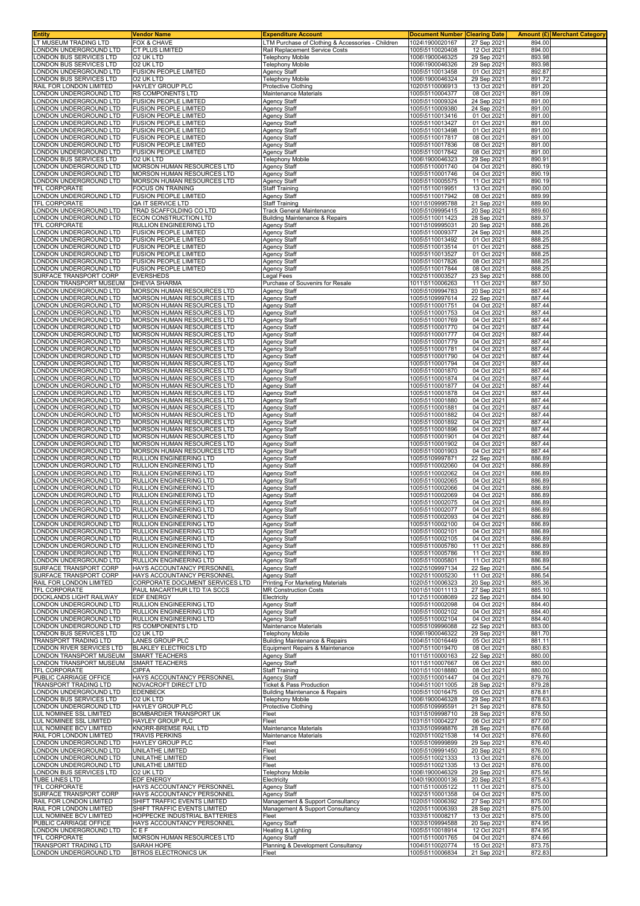| Entity | Vendor Name | Expenditure Account | Document Number | Clearing Date | Amount (£) | Merchant Category |
|---|---|---|---|---|---|---|
| LT MUSEUM TRADING LTD | FOX & CHAVE | LTM Purchase of Clothing & Accessories - Children | 1024\1900020167 | 27 Sep 2021 | 894.00 | |
| LONDON UNDERGROUND LTD | CT PLUS LIMITED | Rail Replacement Service Costs | 1005\5110020408 | 12 Oct 2021 | 894.00 | |
| LONDON BUS SERVICES LTD | O2 UK LTD | Telephony Mobile | 1006\1900046325 | 29 Sep 2021 | 893.98 | |
| LONDON BUS SERVICES LTD | O2 UK LTD | Telephony Mobile | 1006\1900046326 | 29 Sep 2021 | 893.98 | |
| LONDON UNDERGROUND LTD | FUSION PEOPLE LIMITED | Agency Staff | 1005\5110013458 | 01 Oct 2021 | 892.87 | |
| LONDON BUS SERVICES LTD | O2 UK LTD | Telephony Mobile | 1006\1900046324 | 29 Sep 2021 | 891.72 | |
| RAIL FOR LONDON LIMITED | HAYLEY GROUP PLC | Protective Clothing | 1020\5110006913 | 13 Oct 2021 | 891.20 | |
| LONDON UNDERGROUND LTD | RS COMPONENTS LTD | Maintenance Materials | 1005\5110004377 | 08 Oct 2021 | 891.09 | |
| LONDON UNDERGROUND LTD | FUSION PEOPLE LIMITED | Agency Staff | 1005\5110009324 | 24 Sep 2021 | 891.00 | |
| LONDON UNDERGROUND LTD | FUSION PEOPLE LIMITED | Agency Staff | 1005\5110009380 | 24 Sep 2021 | 891.00 | |
| LONDON UNDERGROUND LTD | FUSION PEOPLE LIMITED | Agency Staff | 1005\5110013416 | 01 Oct 2021 | 891.00 | |
| LONDON UNDERGROUND LTD | FUSION PEOPLE LIMITED | Agency Staff | 1005\5110013427 | 01 Oct 2021 | 891.00 | |
| LONDON UNDERGROUND LTD | FUSION PEOPLE LIMITED | Agency Staff | 1005\5110013498 | 01 Oct 2021 | 891.00 | |
| LONDON UNDERGROUND LTD | FUSION PEOPLE LIMITED | Agency Staff | 1005\5110017817 | 08 Oct 2021 | 891.00 | |
| LONDON UNDERGROUND LTD | FUSION PEOPLE LIMITED | Agency Staff | 1005\5110017836 | 08 Oct 2021 | 891.00 | |
| LONDON UNDERGROUND LTD | FUSION PEOPLE LIMITED | Agency Staff | 1005\5110017842 | 08 Oct 2021 | 891.00 | |
| LONDON BUS SERVICES LTD | O2 UK LTD | Telephony Mobile | 1006\1900046323 | 29 Sep 2021 | 890.91 | |
| LONDON UNDERGROUND LTD | MORSON HUMAN RESOURCES LTD | Agency Staff | 1005\5110001740 | 04 Oct 2021 | 890.19 | |
| LONDON UNDERGROUND LTD | MORSON HUMAN RESOURCES LTD | Agency Staff | 1005\5110001746 | 04 Oct 2021 | 890.19 | |
| LONDON UNDERGROUND LTD | MORSON HUMAN RESOURCES LTD | Agency Staff | 1005\5110005575 | 11 Oct 2021 | 890.19 | |
| TFL CORPORATE | FOCUS ON TRAINING | Staff Training | 1001\5110019951 | 13 Oct 2021 | 890.00 | |
| LONDON UNDERGROUND LTD | FUSION PEOPLE LIMITED | Agency Staff | 1005\5110017942 | 08 Oct 2021 | 889.99 | |
| TFL CORPORATE | QA IT SERVICE LTD | Staff Training | 1001\5109995788 | 21 Sep 2021 | 889.90 | |
| LONDON UNDERGROUND LTD | TRAD SCAFFOLDING CO LTD | Track General Maintenance | 1005\5109995415 | 20 Sep 2021 | 889.60 | |
| LONDON UNDERGROUND LTD | ECON CONSTRUCTION LTD | Building Maintenance & Repairs | 1005\5110011423 | 28 Sep 2021 | 889.37 | |
| TFL CORPORATE | RULLION ENGINEERING LTD | Agency Staff | 1001\5109995031 | 20 Sep 2021 | 888.26 | |
| LONDON UNDERGROUND LTD | FUSION PEOPLE LIMITED | Agency Staff | 1005\5110009377 | 24 Sep 2021 | 888.25 | |
| LONDON UNDERGROUND LTD | FUSION PEOPLE LIMITED | Agency Staff | 1005\5110013492 | 01 Oct 2021 | 888.25 | |
| LONDON UNDERGROUND LTD | FUSION PEOPLE LIMITED | Agency Staff | 1005\5110013514 | 01 Oct 2021 | 888.25 | |
| LONDON UNDERGROUND LTD | FUSION PEOPLE LIMITED | Agency Staff | 1005\5110013527 | 01 Oct 2021 | 888.25 | |
| LONDON UNDERGROUND LTD | FUSION PEOPLE LIMITED | Agency Staff | 1005\5110017826 | 08 Oct 2021 | 888.25 | |
| LONDON UNDERGROUND LTD | FUSION PEOPLE LIMITED | Agency Staff | 1005\5110017844 | 08 Oct 2021 | 888.25 | |
| SURFACE TRANSPORT CORP | EVERSHEDS | Legal Fees | 1002\5110003527 | 23 Sep 2021 | 888.00 | |
| LONDON TRANSPORT MUSEUM | DHEVIA SHARMA | Purchase of Souvenirs for Resale | 1011\5110006263 | 11 Oct 2021 | 887.50 | |
| LONDON UNDERGROUND LTD | MORSON HUMAN RESOURCES LTD | Agency Staff | 1005\5109994783 | 20 Sep 2021 | 887.44 | |
| LONDON UNDERGROUND LTD | MORSON HUMAN RESOURCES LTD | Agency Staff | 1005\5109997614 | 22 Sep 2021 | 887.44 | |
| LONDON UNDERGROUND LTD | MORSON HUMAN RESOURCES LTD | Agency Staff | 1005\5110001751 | 04 Oct 2021 | 887.44 | |
| LONDON UNDERGROUND LTD | MORSON HUMAN RESOURCES LTD | Agency Staff | 1005\5110001753 | 04 Oct 2021 | 887.44 | |
| LONDON UNDERGROUND LTD | MORSON HUMAN RESOURCES LTD | Agency Staff | 1005\5110001769 | 04 Oct 2021 | 887.44 | |
| LONDON UNDERGROUND LTD | MORSON HUMAN RESOURCES LTD | Agency Staff | 1005\5110001770 | 04 Oct 2021 | 887.44 | |
| LONDON UNDERGROUND LTD | MORSON HUMAN RESOURCES LTD | Agency Staff | 1005\5110001777 | 04 Oct 2021 | 887.44 | |
| LONDON UNDERGROUND LTD | MORSON HUMAN RESOURCES LTD | Agency Staff | 1005\5110001779 | 04 Oct 2021 | 887.44 | |
| LONDON UNDERGROUND LTD | MORSON HUMAN RESOURCES LTD | Agency Staff | 1005\5110001781 | 04 Oct 2021 | 887.44 | |
| LONDON UNDERGROUND LTD | MORSON HUMAN RESOURCES LTD | Agency Staff | 1005\5110001790 | 04 Oct 2021 | 887.44 | |
| LONDON UNDERGROUND LTD | MORSON HUMAN RESOURCES LTD | Agency Staff | 1005\5110001794 | 04 Oct 2021 | 887.44 | |
| LONDON UNDERGROUND LTD | MORSON HUMAN RESOURCES LTD | Agency Staff | 1005\5110001870 | 04 Oct 2021 | 887.44 | |
| LONDON UNDERGROUND LTD | MORSON HUMAN RESOURCES LTD | Agency Staff | 1005\5110001874 | 04 Oct 2021 | 887.44 | |
| LONDON UNDERGROUND LTD | MORSON HUMAN RESOURCES LTD | Agency Staff | 1005\5110001877 | 04 Oct 2021 | 887.44 | |
| LONDON UNDERGROUND LTD | MORSON HUMAN RESOURCES LTD | Agency Staff | 1005\5110001878 | 04 Oct 2021 | 887.44 | |
| LONDON UNDERGROUND LTD | MORSON HUMAN RESOURCES LTD | Agency Staff | 1005\5110001880 | 04 Oct 2021 | 887.44 | |
| LONDON UNDERGROUND LTD | MORSON HUMAN RESOURCES LTD | Agency Staff | 1005\5110001881 | 04 Oct 2021 | 887.44 | |
| LONDON UNDERGROUND LTD | MORSON HUMAN RESOURCES LTD | Agency Staff | 1005\5110001882 | 04 Oct 2021 | 887.44 | |
| LONDON UNDERGROUND LTD | MORSON HUMAN RESOURCES LTD | Agency Staff | 1005\5110001892 | 04 Oct 2021 | 887.44 | |
| LONDON UNDERGROUND LTD | MORSON HUMAN RESOURCES LTD | Agency Staff | 1005\5110001896 | 04 Oct 2021 | 887.44 | |
| LONDON UNDERGROUND LTD | MORSON HUMAN RESOURCES LTD | Agency Staff | 1005\5110001901 | 04 Oct 2021 | 887.44 | |
| LONDON UNDERGROUND LTD | MORSON HUMAN RESOURCES LTD | Agency Staff | 1005\5110001902 | 04 Oct 2021 | 887.44 | |
| LONDON UNDERGROUND LTD | MORSON HUMAN RESOURCES LTD | Agency Staff | 1005\5110001903 | 04 Oct 2021 | 887.44 | |
| LONDON UNDERGROUND LTD | RULLION ENGINEERING LTD | Agency Staff | 1005\5109997871 | 22 Sep 2021 | 886.89 | |
| LONDON UNDERGROUND LTD | RULLION ENGINEERING LTD | Agency Staff | 1005\5110002060 | 04 Oct 2021 | 886.89 | |
| LONDON UNDERGROUND LTD | RULLION ENGINEERING LTD | Agency Staff | 1005\5110002062 | 04 Oct 2021 | 886.89 | |
| LONDON UNDERGROUND LTD | RULLION ENGINEERING LTD | Agency Staff | 1005\5110002065 | 04 Oct 2021 | 886.89 | |
| LONDON UNDERGROUND LTD | RULLION ENGINEERING LTD | Agency Staff | 1005\5110002066 | 04 Oct 2021 | 886.89 | |
| LONDON UNDERGROUND LTD | RULLION ENGINEERING LTD | Agency Staff | 1005\5110002069 | 04 Oct 2021 | 886.89 | |
| LONDON UNDERGROUND LTD | RULLION ENGINEERING LTD | Agency Staff | 1005\5110002075 | 04 Oct 2021 | 886.89 | |
| LONDON UNDERGROUND LTD | RULLION ENGINEERING LTD | Agency Staff | 1005\5110002077 | 04 Oct 2021 | 886.89 | |
| LONDON UNDERGROUND LTD | RULLION ENGINEERING LTD | Agency Staff | 1005\5110002093 | 04 Oct 2021 | 886.89 | |
| LONDON UNDERGROUND LTD | RULLION ENGINEERING LTD | Agency Staff | 1005\5110002100 | 04 Oct 2021 | 886.89 | |
| LONDON UNDERGROUND LTD | RULLION ENGINEERING LTD | Agency Staff | 1005\5110002101 | 04 Oct 2021 | 886.89 | |
| LONDON UNDERGROUND LTD | RULLION ENGINEERING LTD | Agency Staff | 1005\5110002105 | 04 Oct 2021 | 886.89 | |
| LONDON UNDERGROUND LTD | RULLION ENGINEERING LTD | Agency Staff | 1005\5110005780 | 11 Oct 2021 | 886.89 | |
| LONDON UNDERGROUND LTD | RULLION ENGINEERING LTD | Agency Staff | 1005\5110005786 | 11 Oct 2021 | 886.89 | |
| LONDON UNDERGROUND LTD | RULLION ENGINEERING LTD | Agency Staff | 1005\5110005801 | 11 Oct 2021 | 886.89 | |
| SURFACE TRANSPORT CORP | HAYS ACCOUNTANCY PERSONNEL | Agency Staff | 1002\5109997134 | 22 Sep 2021 | 886.54 | |
| SURFACE TRANSPORT CORP | HAYS ACCOUNTANCY PERSONNEL | Agency Staff | 1002\5110005230 | 11 Oct 2021 | 886.54 | |
| RAIL FOR LONDON LIMITED | CORPORATE DOCUMENT SERVICES LTD | Printing For Marketing Materials | 1020\5110006323 | 20 Sep 2021 | 885.36 | |
| TFL CORPORATE | PAUL MACARTHUR LTD T/A SCCS | MR Construction Costs | 1001\5110011113 | 27 Sep 2021 | 885.10 | |
| DOCKLANDS LIGHT RAILWAY | EDF ENERGY | Electricity | 1012\5110008089 | 22 Sep 2021 | 884.90 | |
| LONDON UNDERGROUND LTD | RULLION ENGINEERING LTD | Agency Staff | 1005\5110002098 | 04 Oct 2021 | 884.40 | |
| LONDON UNDERGROUND LTD | RULLION ENGINEERING LTD | Agency Staff | 1005\5110002102 | 04 Oct 2021 | 884.40 | |
| LONDON UNDERGROUND LTD | RULLION ENGINEERING LTD | Agency Staff | 1005\5110002104 | 04 Oct 2021 | 884.40 | |
| LONDON UNDERGROUND LTD | RS COMPONENTS LTD | Maintenance Materials | 1005\5109996088 | 22 Sep 2021 | 883.00 | |
| LONDON BUS SERVICES LTD | O2 UK LTD | Telephony Mobile | 1006\1900046322 | 29 Sep 2021 | 881.70 | |
| TRANSPORT TRADING LTD | LANES GROUP PLC | Building Maintenance & Repairs | 1004\5110016449 | 05 Oct 2021 | 881.11 | |
| LONDON RIVER SERVICES LTD | BLAKLEY ELECTRICS LTD | Equipment Repairs & Maintenance | 1007\5110019470 | 08 Oct 2021 | 880.83 | |
| LONDON TRANSPORT MUSEUM | SMART TEACHERS | Agency Staff | 1011\5110000163 | 22 Sep 2021 | 880.00 | |
| LONDON TRANSPORT MUSEUM | SMART TEACHERS | Agency Staff | 1011\5110007667 | 06 Oct 2021 | 880.00 | |
| TFL CORPORATE | CIPFA | Staff Training | 1001\5110018880 | 08 Oct 2021 | 880.00 | |
| PUBLIC CARRIAGE OFFICE | HAYS ACCOUNTANCY PERSONNEL | Agency Staff | 1003\5110001447 | 04 Oct 2021 | 879.76 | |
| TRANSPORT TRADING LTD | NOVACROFT DIRECT LTD | Ticket & Pass Production | 1004\5110011005 | 28 Sep 2021 | 879.28 | |
| LONDON UNDERGROUND LTD | EDENBECK | Building Maintenance & Repairs | 1005\5110016475 | 05 Oct 2021 | 878.81 | |
| LONDON BUS SERVICES LTD | O2 UK LTD | Telephony Mobile | 1006\1900046328 | 29 Sep 2021 | 878.63 | |
| LONDON UNDERGROUND LTD | HAYLEY GROUP PLC | Protective Clothing | 1005\5109995591 | 21 Sep 2021 | 878.50 | |
| LUL NOMINEE SSL LIMITED | BOMBARDIER TRANSPORT UK | Fleet | 1031\5109998710 | 28 Sep 2021 | 878.50 | |
| LUL NOMINEE SSL LIMITED | HAYLEY GROUP PLC | Fleet | 1031\5110004227 | 06 Oct 2021 | 877.00 | |
| LUL NOMINEE BCV LIMITED | KNORR-BREMSE RAIL LTD | Maintenance Materials | 1033\5109998876 | 28 Sep 2021 | 876.68 | |
| RAIL FOR LONDON LIMITED | TRAVIS PERKINS | Maintenance Materials | 1020\5110021538 | 14 Oct 2021 | 876.60 | |
| LONDON UNDERGROUND LTD | HAYLEY GROUP PLC | Fleet | 1005\5109999899 | 29 Sep 2021 | 876.40 | |
| LONDON UNDERGROUND LTD | UNILATHE LIMITED | Fleet | 1005\5109991450 | 20 Sep 2021 | 876.00 | |
| LONDON UNDERGROUND LTD | UNILATHE LIMITED | Fleet | 1005\5110021333 | 13 Oct 2021 | 876.00 | |
| LONDON UNDERGROUND LTD | UNILATHE LIMITED | Fleet | 1005\5110021335 | 13 Oct 2021 | 876.00 | |
| LONDON BUS SERVICES LTD | O2 UK LTD | Telephony Mobile | 1006\1900046329 | 29 Sep 2021 | 875.56 | |
| TUBE LINES LTD | EDF ENERGY | Electricity | 1040\1900000136 | 20 Sep 2021 | 875.43 | |
| TFL CORPORATE | HAYS ACCOUNTANCY PERSONNEL | Agency Staff | 1001\5110005122 | 11 Oct 2021 | 875.00 | |
| SURFACE TRANSPORT CORP | HAYS ACCOUNTANCY PERSONNEL | Agency Staff | 1002\5110001358 | 04 Oct 2021 | 875.00 | |
| RAIL FOR LONDON LIMITED | SHIFT TRAFFIC EVENTS LIMITED | Management & Support Consultancy | 1020\5110006392 | 27 Sep 2021 | 875.00 | |
| RAIL FOR LONDON LIMITED | SHIFT TRAFFIC EVENTS LIMITED | Management & Support Consultancy | 1020\5110006393 | 28 Sep 2021 | 875.00 | |
| LUL NOMINEE BCV LIMITED | HOPPECKE INDUSTRIAL BATTERIES | Fleet | 1033\5110008217 | 13 Oct 2021 | 875.00 | |
| PUBLIC CARRIAGE OFFICE | HAYS ACCOUNTANCY PERSONNEL | Agency Staff | 1003\5109994588 | 20 Sep 2021 | 874.95 | |
| LONDON UNDERGROUND LTD | C E F | Heating & Lighting | 1005\5110018914 | 12 Oct 2021 | 874.95 | |
| TFL CORPORATE | MORSON HUMAN RESOURCES LTD | Agency Staff | 1001\5110001765 | 04 Oct 2021 | 874.66 | |
| TRANSPORT TRADING LTD | SARAH HOPE | Planning & Development Consultancy | 1004\5110020774 | 15 Oct 2021 | 873.75 | |
| LONDON UNDERGROUND LTD | BTROS ELECTRONICS UK | Fleet | 1005\5110006834 | 21 Sep 2021 | 872.83 | |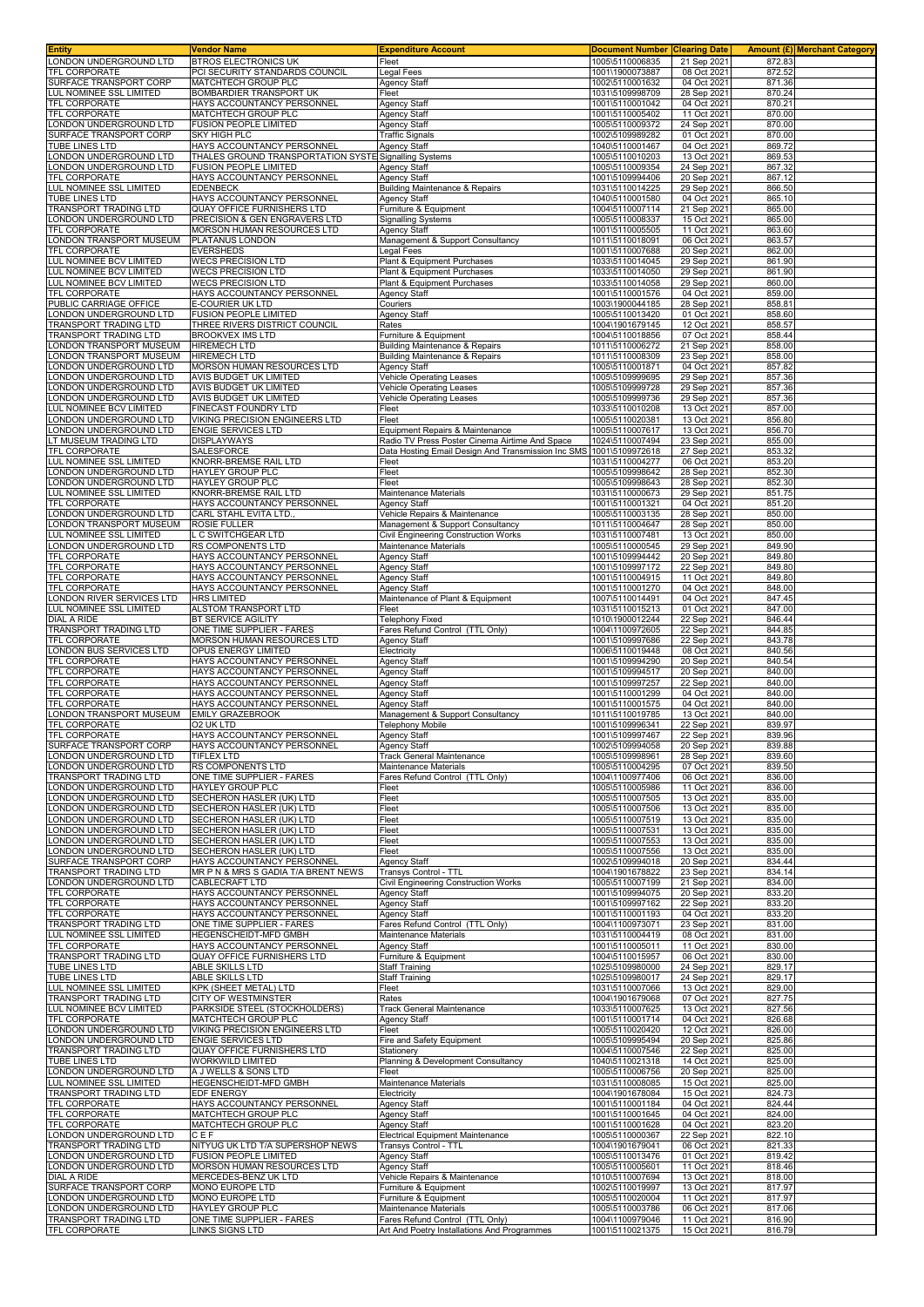| Entity | Vendor Name | Expenditure Account | Document Number | Clearing Date | Amount (£) | Merchant Category |
|---|---|---|---|---|---|---|
| LONDON UNDERGROUND LTD | BTROS ELECTRONICS UK | Fleet | 1005\5110006835 | 21 Sep 2021 | 872.83 | |
| TFL CORPORATE | PCI SECURITY STANDARDS COUNCIL | Legal Fees | 1001\1900073887 | 08 Oct 2021 | 872.52 | |
| SURFACE TRANSPORT CORP | MATCHTECH GROUP PLC | Agency Staff | 1002\5110001632 | 04 Oct 2021 | 871.36 | |
| LUL NOMINEE SSL LIMITED | BOMBARDIER TRANSPORT UK | Fleet | 1031\5109998709 | 28 Sep 2021 | 870.24 | |
| TFL CORPORATE | HAYS ACCOUNTANCY PERSONNEL | Agency Staff | 1001\5110001042 | 04 Oct 2021 | 870.21 | |
| TFL CORPORATE | MATCHTECH GROUP PLC | Agency Staff | 1001\5110005402 | 11 Oct 2021 | 870.00 | |
| LONDON UNDERGROUND LTD | FUSION PEOPLE LIMITED | Agency Staff | 1005\5110009372 | 24 Sep 2021 | 870.00 | |
| SURFACE TRANSPORT CORP | SKY HIGH PLC | Traffic Signals | 1002\5109989282 | 01 Oct 2021 | 870.00 | |
| TUBE LINES LTD | HAYS ACCOUNTANCY PERSONNEL | Agency Staff | 1040\5110001467 | 04 Oct 2021 | 869.72 | |
| LONDON UNDERGROUND LTD | THALES GROUND TRANSPORTATION SYSTE | Signalling Systems | 1005\5110010203 | 13 Oct 2021 | 869.53 | |
| LONDON UNDERGROUND LTD | FUSION PEOPLE LIMITED | Agency Staff | 1005\5110009354 | 24 Sep 2021 | 867.32 | |
| TFL CORPORATE | HAYS ACCOUNTANCY PERSONNEL | Agency Staff | 1001\5109994406 | 20 Sep 2021 | 867.12 | |
| LUL NOMINEE SSL LIMITED | EDENBECK | Building Maintenance & Repairs | 1031\5110014225 | 29 Sep 2021 | 866.50 | |
| TUBE LINES LTD | HAYS ACCOUNTANCY PERSONNEL | Agency Staff | 1040\5110001580 | 04 Oct 2021 | 865.10 | |
| TRANSPORT TRADING LTD | QUAY OFFICE FURNISHERS LTD | Furniture & Equipment | 1004\5110007114 | 21 Sep 2021 | 865.00 | |
| LONDON UNDERGROUND LTD | PRECISION & GEN ENGRAVERS LTD | Signalling Systems | 1005\5110008337 | 15 Oct 2021 | 865.00 | |
| TFL CORPORATE | MORSON HUMAN RESOURCES LTD | Agency Staff | 1001\5110005505 | 11 Oct 2021 | 863.60 | |
| LONDON TRANSPORT MUSEUM | PLATANUS LONDON | Management & Support Consultancy | 1011\5110018091 | 06 Oct 2021 | 863.57 | |
| TFL CORPORATE | EVERSHEDS | Legal Fees | 1001\5110007688 | 20 Sep 2021 | 862.00 | |
| LUL NOMINEE BCV LIMITED | WECS PRECISION LTD | Plant & Equipment Purchases | 1033\5110014045 | 29 Sep 2021 | 861.90 | |
| LUL NOMINEE BCV LIMITED | WECS PRECISION LTD | Plant & Equipment Purchases | 1033\5110014050 | 29 Sep 2021 | 861.90 | |
| LUL NOMINEE BCV LIMITED | WECS PRECISION LTD | Plant & Equipment Purchases | 1033\5110014058 | 29 Sep 2021 | 860.00 | |
| TFL CORPORATE | HAYS ACCOUNTANCY PERSONNEL | Agency Staff | 1001\5110001576 | 04 Oct 2021 | 859.00 | |
| PUBLIC CARRIAGE OFFICE | E-COURIER UK LTD | Couriers | 1003\1900044185 | 28 Sep 2021 | 858.81 | |
| LONDON UNDERGROUND LTD | FUSION PEOPLE LIMITED | Agency Staff | 1005\5110013420 | 01 Oct 2021 | 858.60 | |
| TRANSPORT TRADING LTD | THREE RIVERS DISTRICT COUNCIL | Rates | 1004\1901679145 | 12 Oct 2021 | 858.57 | |
| TRANSPORT TRADING LTD | BROOKVEX IMS LTD | Furniture & Equipment | 1004\5110018856 | 07 Oct 2021 | 858.44 | |
| LONDON TRANSPORT MUSEUM | HIREMECH LTD | Building Maintenance & Repairs | 1011\5110006272 | 21 Sep 2021 | 858.00 | |
| LONDON TRANSPORT MUSEUM | HIREMECH LTD | Building Maintenance & Repairs | 1011\5110008309 | 23 Sep 2021 | 858.00 | |
| LONDON UNDERGROUND LTD | MORSON HUMAN RESOURCES LTD | Agency Staff | 1005\5110001871 | 04 Oct 2021 | 857.82 | |
| LONDON UNDERGROUND LTD | AVIS BUDGET UK LIMITED | Vehicle Operating Leases | 1005\5109999695 | 29 Sep 2021 | 857.36 | |
| LONDON UNDERGROUND LTD | AVIS BUDGET UK LIMITED | Vehicle Operating Leases | 1005\5109999728 | 29 Sep 2021 | 857.36 | |
| LONDON UNDERGROUND LTD | AVIS BUDGET UK LIMITED | Vehicle Operating Leases | 1005\5109999736 | 29 Sep 2021 | 857.36 | |
| LUL NOMINEE BCV LIMITED | FINECAST FOUNDRY LTD | Fleet | 1033\5110010208 | 13 Oct 2021 | 857.00 | |
| LONDON UNDERGROUND LTD | VIKING PRECISION ENGINEERS LTD | Fleet | 1005\5110020381 | 13 Oct 2021 | 856.80 | |
| LONDON UNDERGROUND LTD | ENGIE SERVICES LTD | Equipment Repairs & Maintenance | 1005\5110007617 | 13 Oct 2021 | 856.70 | |
| LT MUSEUM TRADING LTD | DISPLAYWAYS | Radio TV Press Poster Cinema Airtime And Space | 1024\5110007494 | 23 Sep 2021 | 855.00 | |
| TFL CORPORATE | SALESFORCE | Data Hosting Email Design And Transmission Inc SMS | 1001\5109972618 | 27 Sep 2021 | 853.32 | |
| LUL NOMINEE SSL LIMITED | KNORR-BREMSE RAIL LTD | Fleet | 1031\5110004277 | 06 Oct 2021 | 853.20 | |
| LONDON UNDERGROUND LTD | HAYLEY GROUP PLC | Fleet | 1005\5109998642 | 28 Sep 2021 | 852.30 | |
| LONDON UNDERGROUND LTD | HAYLEY GROUP PLC | Fleet | 1005\5109998643 | 28 Sep 2021 | 852.30 | |
| LUL NOMINEE SSL LIMITED | KNORR-BREMSE RAIL LTD | Maintenance Materials | 1031\5110000673 | 29 Sep 2021 | 851.75 | |
| TFL CORPORATE | HAYS ACCOUNTANCY PERSONNEL | Agency Staff | 1001\5110001321 | 04 Oct 2021 | 851.20 | |
| LONDON UNDERGROUND LTD | CARL STAHL EVITA LTD., | Vehicle Repairs & Maintenance | 1005\5110003135 | 28 Sep 2021 | 850.00 | |
| LONDON TRANSPORT MUSEUM | ROSIE FULLER | Management & Support Consultancy | 1011\5110004647 | 28 Sep 2021 | 850.00 | |
| LUL NOMINEE SSL LIMITED | L C SWITCHGEAR LTD | Civil Engineering Construction Works | 1031\5110007481 | 13 Oct 2021 | 850.00 | |
| LONDON UNDERGROUND LTD | RS COMPONENTS LTD | Maintenance Materials | 1005\5110000545 | 29 Sep 2021 | 849.90 | |
| TFL CORPORATE | HAYS ACCOUNTANCY PERSONNEL | Agency Staff | 1001\5109994442 | 20 Sep 2021 | 849.80 | |
| TFL CORPORATE | HAYS ACCOUNTANCY PERSONNEL | Agency Staff | 1001\5109997172 | 22 Sep 2021 | 849.80 | |
| TFL CORPORATE | HAYS ACCOUNTANCY PERSONNEL | Agency Staff | 1001\5110004915 | 11 Oct 2021 | 849.80 | |
| TFL CORPORATE | HAYS ACCOUNTANCY PERSONNEL | Agency Staff | 1001\5110001270 | 04 Oct 2021 | 848.00 | |
| LONDON RIVER SERVICES LTD | HRS LIMITED | Maintenance of Plant & Equipment | 1007\5110014491 | 04 Oct 2021 | 847.45 | |
| LUL NOMINEE SSL LIMITED | ALSTOM TRANSPORT LTD | Fleet | 1031\5110015213 | 01 Oct 2021 | 847.00 | |
| DIAL A RIDE | BT SERVICE AGILITY | Telephony Fixed | 1010\1900012244 | 22 Sep 2021 | 845.21 | |
| TRANSPORT TRADING LTD | ONE TIME SUPPLIER - FARES | Fares Refund Control (TTL Only) | 1004\1100972605 | 22 Sep 2021 | 844.85 | |
| TFL CORPORATE | MORSON HUMAN RESOURCES LTD | Agency Staff | 1001\5109997686 | 22 Sep 2021 | 843.78 | |
| LONDON BUS SERVICES LTD | OPUS ENERGY LIMITED | Electricity | 1006\5110019448 | 08 Oct 2021 | 840.56 | |
| TFL CORPORATE | HAYS ACCOUNTANCY PERSONNEL | Agency Staff | 1001\5109994290 | 20 Sep 2021 | 840.54 | |
| TFL CORPORATE | HAYS ACCOUNTANCY PERSONNEL | Agency Staff | 1001\5109994517 | 20 Sep 2021 | 840.00 | |
| TFL CORPORATE | HAYS ACCOUNTANCY PERSONNEL | Agency Staff | 1001\5109997257 | 22 Sep 2021 | 840.00 | |
| TFL CORPORATE | HAYS ACCOUNTANCY PERSONNEL | Agency Staff | 1001\5110001299 | 04 Oct 2021 | 840.00 | |
| TFL CORPORATE | HAYS ACCOUNTANCY PERSONNEL | Agency Staff | 1001\5110001575 | 04 Oct 2021 | 840.00 | |
| LONDON TRANSPORT MUSEUM | EMILY GRAZEBROOK | Management & Support Consultancy | 1011\5110019785 | 13 Oct 2021 | 840.00 | |
| TFL CORPORATE | O2 UK LTD | Telephony Mobile | 1001\5109996341 | 22 Sep 2021 | 839.97 | |
| TFL CORPORATE | HAYS ACCOUNTANCY PERSONNEL | Agency Staff | 1001\5109997467 | 22 Sep 2021 | 839.96 | |
| SURFACE TRANSPORT CORP | HAYS ACCOUNTANCY PERSONNEL | Agency Staff | 1002\5109994058 | 20 Sep 2021 | 839.88 | |
| LONDON UNDERGROUND LTD | TIFLEX LTD | Track General Maintenance | 1005\5109998961 | 28 Sep 2021 | 839.60 | |
| LONDON UNDERGROUND LTD | RS COMPONENTS LTD | Maintenance Materials | 1005\5110004295 | 07 Oct 2021 | 839.50 | |
| TRANSPORT TRADING LTD | ONE TIME SUPPLIER - FARES | Fares Refund Control (TTL Only) | 1004\1100977406 | 06 Oct 2021 | 836.00 | |
| LONDON UNDERGROUND LTD | HAYLEY GROUP PLC | Fleet | 1005\5110005986 | 11 Oct 2021 | 836.00 | |
| LONDON UNDERGROUND LTD | SECHERON HASLER (UK) LTD | Fleet | 1005\5110007505 | 13 Oct 2021 | 835.00 | |
| LONDON UNDERGROUND LTD | SECHERON HASLER (UK) LTD | Fleet | 1005\5110007506 | 13 Oct 2021 | 835.00 | |
| LONDON UNDERGROUND LTD | SECHERON HASLER (UK) LTD | Fleet | 1005\5110007519 | 13 Oct 2021 | 835.00 | |
| LONDON UNDERGROUND LTD | SECHERON HASLER (UK) LTD | Fleet | 1005\5110007531 | 13 Oct 2021 | 835.00 | |
| LONDON UNDERGROUND LTD | SECHERON HASLER (UK) LTD | Fleet | 1005\5110007553 | 13 Oct 2021 | 835.00 | |
| LONDON UNDERGROUND LTD | SECHERON HASLER (UK) LTD | Fleet | 1005\5110007556 | 13 Oct 2021 | 835.00 | |
| SURFACE TRANSPORT CORP | HAYS ACCOUNTANCY PERSONNEL | Agency Staff | 1002\5109994018 | 20 Sep 2021 | 834.44 | |
| TRANSPORT TRADING LTD | MR P N & MRS S GADIA T/A BRENT NEWS | Transys Control - TTL | 1004\1901678822 | 23 Sep 2021 | 834.14 | |
| LONDON UNDERGROUND LTD | CABLECRAFT LTD | Civil Engineering Construction Works | 1005\5110007199 | 21 Sep 2021 | 834.00 | |
| TFL CORPORATE | HAYS ACCOUNTANCY PERSONNEL | Agency Staff | 1001\5109994075 | 20 Sep 2021 | 833.20 | |
| TFL CORPORATE | HAYS ACCOUNTANCY PERSONNEL | Agency Staff | 1001\5109997162 | 22 Sep 2021 | 833.20 | |
| TFL CORPORATE | HAYS ACCOUNTANCY PERSONNEL | Agency Staff | 1001\5110001193 | 04 Oct 2021 | 833.20 | |
| TRANSPORT TRADING LTD | ONE TIME SUPPLIER - FARES | Fares Refund Control (TTL Only) | 1004\1100973071 | 23 Sep 2021 | 831.00 | |
| LUL NOMINEE SSL LIMITED | HEGENSCHEIDT-MFD GMBH | Maintenance Materials | 1031\5110004419 | 08 Oct 2021 | 831.00 | |
| TFL CORPORATE | HAYS ACCOUNTANCY PERSONNEL | Agency Staff | 1001\5110005011 | 11 Oct 2021 | 830.00 | |
| TRANSPORT TRADING LTD | QUAY OFFICE FURNISHERS LTD | Furniture & Equipment | 1004\5110015957 | 06 Oct 2021 | 830.00 | |
| TUBE LINES LTD | ABLE SKILLS LTD | Staff Training | 1025\5109980000 | 24 Sep 2021 | 829.17 | |
| TUBE LINES LTD | ABLE SKILLS LTD | Staff Training | 1025\5109980001 | 24 Sep 2021 | 829.17 | |
| LUL NOMINEE SSL LIMITED | KPK (SHEET METAL) LTD | Fleet | 1031\5110007066 | 13 Oct 2021 | 829.00 | |
| TRANSPORT TRADING LTD | CITY OF WESTMINSTER | Rates | 1004\1901679068 | 07 Oct 2021 | 827.75 | |
| LUL NOMINEE BCV LIMITED | PARKSIDE STEEL (STOCKHOLDERS) | Track General Maintenance | 1033\5110007625 | 13 Oct 2021 | 827.56 | |
| TFL CORPORATE | MATCHTECH GROUP PLC | Agency Staff | 1001\5110001714 | 04 Oct 2021 | 826.68 | |
| LONDON UNDERGROUND LTD | VIKING PRECISION ENGINEERS LTD | Fleet | 1005\5110020420 | 12 Oct 2021 | 826.00 | |
| LONDON UNDERGROUND LTD | ENGIE SERVICES LTD | Fire and Safety Equipment | 1005\5109995494 | 20 Sep 2021 | 825.86 | |
| TRANSPORT TRADING LTD | QUAY OFFICE FURNISHERS LTD | Stationery | 1004\5110007546 | 22 Sep 2021 | 825.00 | |
| TUBE LINES LTD | WORKWILD LIMITED | Planning & Development Consultancy | 1040\5110021318 | 14 Oct 2021 | 825.00 | |
| LONDON UNDERGROUND LTD | A J WELLS & SONS LTD | Fleet | 1005\5110006756 | 20 Sep 2021 | 825.00 | |
| LUL NOMINEE SSL LIMITED | HEGENSCHEIDT-MFD GMBH | Maintenance Materials | 1031\5110008085 | 15 Oct 2021 | 825.00 | |
| TRANSPORT TRADING LTD | EDF ENERGY | Electricity | 1004\1901678084 | 15 Oct 2021 | 824.73 | |
| TFL CORPORATE | HAYS ACCOUNTANCY PERSONNEL | Agency Staff | 1001\5110001184 | 04 Oct 2021 | 824.44 | |
| TFL CORPORATE | MATCHTECH GROUP PLC | Agency Staff | 1001\5110001645 | 04 Oct 2021 | 824.00 | |
| TFL CORPORATE | MATCHTECH GROUP PLC | Agency Staff | 1001\5110001628 | 04 Oct 2021 | 823.20 | |
| LONDON UNDERGROUND LTD | C E F | Electrical Equipment Maintenance | 1005\5110000367 | 22 Sep 2021 | 822.10 | |
| TRANSPORT TRADING LTD | NITYUG UK LTD T/A SUPERSHOP NEWS | Transys Control - TTL | 1004\1901679041 | 06 Oct 2021 | 821.33 | |
| LONDON UNDERGROUND LTD | FUSION PEOPLE LIMITED | Agency Staff | 1005\5110013476 | 01 Oct 2021 | 819.42 | |
| LONDON UNDERGROUND LTD | MORSON HUMAN RESOURCES LTD | Agency Staff | 1005\5110005601 | 11 Oct 2021 | 818.46 | |
| DIAL A RIDE | MERCEDES-BENZ UK LTD | Vehicle Repairs & Maintenance | 1010\5110007694 | 13 Oct 2021 | 818.00 | |
| SURFACE TRANSPORT CORP | MONO EUROPE LTD | Furniture & Equipment | 1002\5110019997 | 13 Oct 2021 | 817.97 | |
| LONDON UNDERGROUND LTD | MONO EUROPE LTD | Furniture & Equipment | 1005\5110020004 | 11 Oct 2021 | 817.97 | |
| LONDON UNDERGROUND LTD | HAYLEY GROUP PLC | Maintenance Materials | 1005\5110003786 | 06 Oct 2021 | 817.06 | |
| TRANSPORT TRADING LTD | ONE TIME SUPPLIER - FARES | Fares Refund Control (TTL Only) | 1004\1100979046 | 11 Oct 2021 | 816.90 | |
| TFL CORPORATE | LINKS SIGNS LTD | Art And Poetry Installations And Programmes | 1001\5110021375 | 15 Oct 2021 | 816.79 | |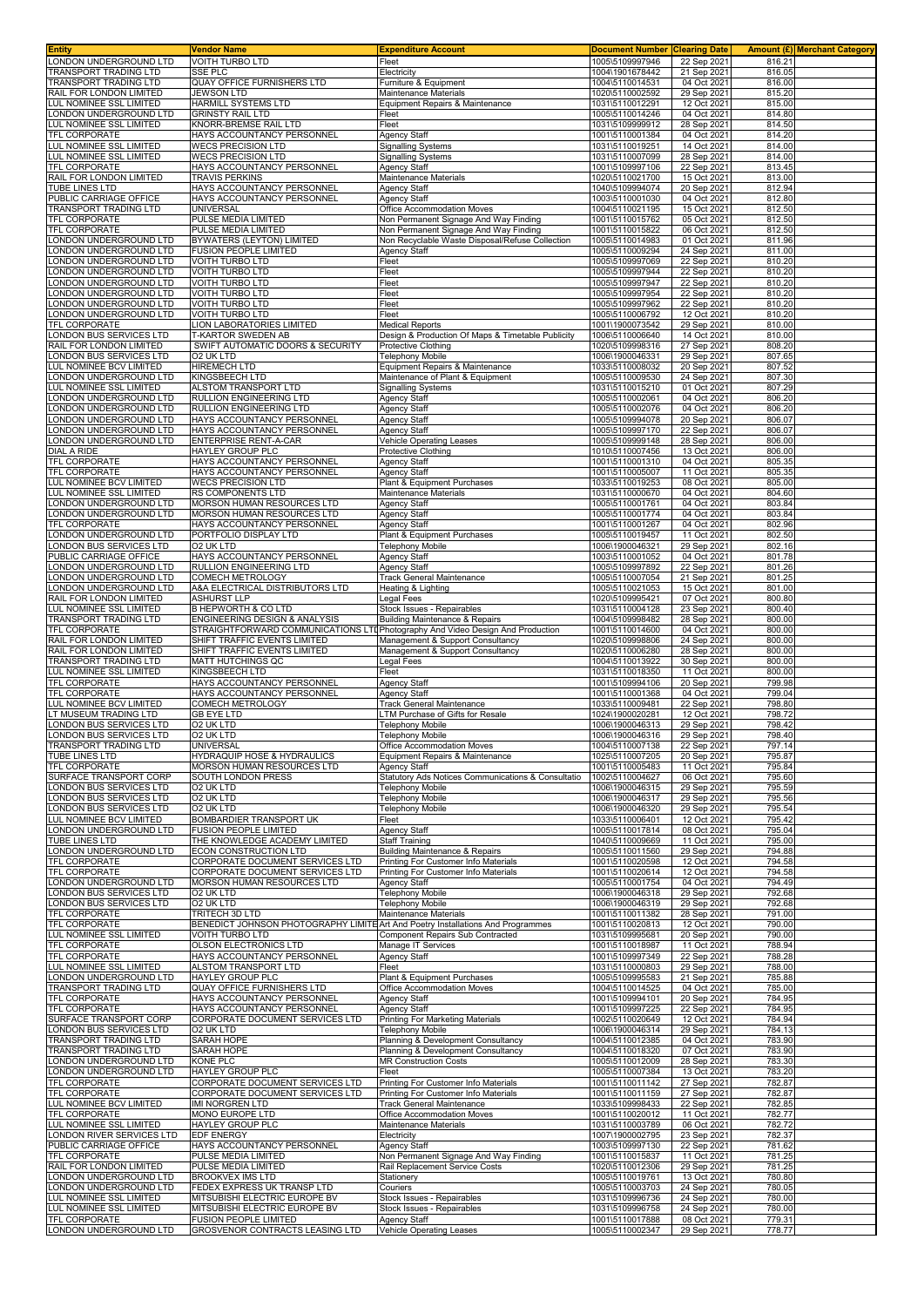| Entity | Vendor Name | Expenditure Account | Document Number | Clearing Date | Amount (£) | Merchant Category |
|---|---|---|---|---|---|---|
| LONDON UNDERGROUND LTD | VOITH TURBO LTD | Fleet | 1005\5109997946 | 22 Sep 2021 | 816.21 | |
| TRANSPORT TRADING LTD | SSE PLC | Electricity | 1004\1901678442 | 21 Sep 2021 | 816.05 | |
| TRANSPORT TRADING LTD | QUAY OFFICE FURNISHERS LTD | Furniture & Equipment | 1004\5110014531 | 04 Oct 2021 | 816.00 | |
| RAIL FOR LONDON LIMITED | JEWSON LTD | Maintenance Materials | 1020\5110002592 | 29 Sep 2021 | 815.20 | |
| LUL NOMINEE SSL LIMITED | HARMILL SYSTEMS LTD | Equipment Repairs & Maintenance | 1031\5110012291 | 12 Oct 2021 | 815.00 | |
| LONDON UNDERGROUND LTD | GRINSTY RAIL LTD | Fleet | 1005\5110014246 | 04 Oct 2021 | 814.80 | |
| LUL NOMINEE SSL LIMITED | KNORR-BREMSE RAIL LTD | Fleet | 1031\5109999912 | 28 Sep 2021 | 814.50 | |
| TFL CORPORATE | HAYS ACCOUNTANCY PERSONNEL | Agency Staff | 1001\5110001384 | 04 Oct 2021 | 814.20 | |
| LUL NOMINEE SSL LIMITED | WECS PRECISION LTD | Signalling Systems | 1031\5110019251 | 14 Oct 2021 | 814.00 | |
| LUL NOMINEE SSL LIMITED | WECS PRECISION LTD | Signalling Systems | 1031\5110007099 | 28 Sep 2021 | 814.00 | |
| TFL CORPORATE | HAYS ACCOUNTANCY PERSONNEL | Agency Staff | 1001\5109997106 | 22 Sep 2021 | 813.45 | |
| RAIL FOR LONDON LIMITED | TRAVIS PERKINS | Maintenance Materials | 1020\5110021700 | 15 Oct 2021 | 813.00 | |
| TUBE LINES LTD | HAYS ACCOUNTANCY PERSONNEL | Agency Staff | 1040\5109994074 | 20 Sep 2021 | 812.94 | |
| PUBLIC CARRIAGE OFFICE | HAYS ACCOUNTANCY PERSONNEL | Agency Staff | 1003\5110001030 | 04 Oct 2021 | 812.80 | |
| TRANSPORT TRADING LTD | UNIVERSAL | Office Accommodation Moves | 1004\5110021195 | 15 Oct 2021 | 812.50 | |
| TFL CORPORATE | PULSE MEDIA LIMITED | Non Permanent Signage And Way Finding | 1001\5110015762 | 05 Oct 2021 | 812.50 | |
| TFL CORPORATE | PULSE MEDIA LIMITED | Non Permanent Signage And Way Finding | 1001\5110015822 | 06 Oct 2021 | 812.50 | |
| LONDON UNDERGROUND LTD | BYWATERS (LEYTON) LIMITED | Non Recyclable Waste Disposal/Refuse Collection | 1005\5110014983 | 01 Oct 2021 | 811.96 | |
| LONDON UNDERGROUND LTD | FUSION PEOPLE LIMITED | Agency Staff | 1005\5110009294 | 24 Sep 2021 | 811.00 | |
| LONDON UNDERGROUND LTD | VOITH TURBO LTD | Fleet | 1005\5109997069 | 22 Sep 2021 | 810.20 | |
| LONDON UNDERGROUND LTD | VOITH TURBO LTD | Fleet | 1005\5109997944 | 22 Sep 2021 | 810.20 | |
| LONDON UNDERGROUND LTD | VOITH TURBO LTD | Fleet | 1005\5109997947 | 22 Sep 2021 | 810.20 | |
| LONDON UNDERGROUND LTD | VOITH TURBO LTD | Fleet | 1005\5109997954 | 22 Sep 2021 | 810.20 | |
| LONDON UNDERGROUND LTD | VOITH TURBO LTD | Fleet | 1005\5109997962 | 22 Sep 2021 | 810.20 | |
| LONDON UNDERGROUND LTD | VOITH TURBO LTD | Fleet | 1005\5110006792 | 12 Oct 2021 | 810.20 | |
| TFL CORPORATE | LION LABORATORIES LIMITED | Medical Reports | 1001\1900073542 | 29 Sep 2021 | 810.00 | |
| LONDON BUS SERVICES LTD | T-KARTOR SWEDEN AB | Design & Production Of Maps & Timetable Publicity | 1006\5110006640 | 14 Oct 2021 | 810.00 | |
| RAIL FOR LONDON LIMITED | SWIFT AUTOMATIC DOORS & SECURITY | Protective Clothing | 1020\5109998316 | 27 Sep 2021 | 808.20 | |
| LONDON BUS SERVICES LTD | O2 UK LTD | Telephony Mobile | 1006\1900046331 | 29 Sep 2021 | 807.65 | |
| LUL NOMINEE BCV LIMITED | HIREMECH LTD | Equipment Repairs & Maintenance | 1033\5110008032 | 20 Sep 2021 | 807.52 | |
| LONDON UNDERGROUND LTD | KINGSBEECH LTD | Maintenance of Plant & Equipment | 1005\5110009530 | 24 Sep 2021 | 807.30 | |
| LUL NOMINEE SSL LIMITED | ALSTOM TRANSPORT LTD | Signalling Systems | 1031\5110015210 | 01 Oct 2021 | 807.29 | |
| LONDON UNDERGROUND LTD | RULLION ENGINEERING LTD | Agency Staff | 1005\5110002061 | 04 Oct 2021 | 806.20 | |
| LONDON UNDERGROUND LTD | RULLION ENGINEERING LTD | Agency Staff | 1005\5110002076 | 04 Oct 2021 | 806.20 | |
| LONDON UNDERGROUND LTD | HAYS ACCOUNTANCY PERSONNEL | Agency Staff | 1005\5109994078 | 20 Sep 2021 | 806.07 | |
| LONDON UNDERGROUND LTD | HAYS ACCOUNTANCY PERSONNEL | Agency Staff | 1005\5109997170 | 22 Sep 2021 | 806.07 | |
| LONDON UNDERGROUND LTD | ENTERPRISE RENT-A-CAR | Vehicle Operating Leases | 1005\5109999148 | 28 Sep 2021 | 806.00 | |
| DIAL A RIDE | HAYLEY GROUP PLC | Protective Clothing | 1010\5110007456 | 13 Oct 2021 | 806.00 | |
| TFL CORPORATE | HAYS ACCOUNTANCY PERSONNEL | Agency Staff | 1001\5110001310 | 04 Oct 2021 | 805.35 | |
| TFL CORPORATE | HAYS ACCOUNTANCY PERSONNEL | Agency Staff | 1001\5110005007 | 11 Oct 2021 | 805.35 | |
| LUL NOMINEE BCV LIMITED | WECS PRECISION LTD | Plant & Equipment Purchases | 1033\5110019253 | 08 Oct 2021 | 805.00 | |
| LUL NOMINEE SSL LIMITED | RS COMPONENTS LTD | Maintenance Materials | 1031\5110000670 | 04 Oct 2021 | 804.60 | |
| LONDON UNDERGROUND LTD | MORSON HUMAN RESOURCES LTD | Agency Staff | 1005\5110001761 | 04 Oct 2021 | 803.84 | |
| LONDON UNDERGROUND LTD | MORSON HUMAN RESOURCES LTD | Agency Staff | 1005\5110001774 | 04 Oct 2021 | 803.84 | |
| TFL CORPORATE | HAYS ACCOUNTANCY PERSONNEL | Agency Staff | 1001\5110001267 | 04 Oct 2021 | 802.96 | |
| LONDON UNDERGROUND LTD | PORTFOLIO DISPLAY LTD | Plant & Equipment Purchases | 1005\5110019457 | 11 Oct 2021 | 802.50 | |
| LONDON BUS SERVICES LTD | O2 UK LTD | Telephony Mobile | 1006\1900046321 | 29 Sep 2021 | 802.16 | |
| PUBLIC CARRIAGE OFFICE | HAYS ACCOUNTANCY PERSONNEL | Agency Staff | 1003\5110001052 | 04 Oct 2021 | 801.78 | |
| LONDON UNDERGROUND LTD | RULLION ENGINEERING LTD | Agency Staff | 1005\5109997892 | 22 Sep 2021 | 801.26 | |
| LONDON UNDERGROUND LTD | COMECH METROLOGY | Track General Maintenance | 1005\5110007054 | 21 Sep 2021 | 801.25 | |
| LONDON UNDERGROUND LTD | A&A ELECTRICAL DISTRIBUTORS LTD | Heating & Lighting | 1005\5110021053 | 15 Oct 2021 | 801.00 | |
| RAIL FOR LONDON LIMITED | ASHURST LLP | Legal Fees | 1020\5109995421 | 07 Oct 2021 | 800.80 | |
| LUL NOMINEE SSL LIMITED | B HEPWORTH & CO LTD | Stock Issues - Repairables | 1031\5110004128 | 23 Sep 2021 | 800.40 | |
| TRANSPORT TRADING LTD | ENGINEERING DESIGN & ANALYSIS | Building Maintenance & Repairs | 1004\5109998482 | 28 Sep 2021 | 800.00 | |
| TFL CORPORATE | STRAIGHTFORWARD COMMUNICATIONS LTD | Photography And Video Design And Production | 1001\5110014600 | 04 Oct 2021 | 800.00 | |
| RAIL FOR LONDON LIMITED | SHIFT TRAFFIC EVENTS LIMITED | Management & Support Consultancy | 1020\5109998806 | 24 Sep 2021 | 800.00 | |
| RAIL FOR LONDON LIMITED | SHIFT TRAFFIC EVENTS LIMITED | Management & Support Consultancy | 1020\5110006280 | 28 Sep 2021 | 800.00 | |
| TRANSPORT TRADING LTD | MATT HUTCHINGS QC | Legal Fees | 1004\5110013922 | 30 Sep 2021 | 800.00 | |
| LUL NOMINEE SSL LIMITED | KINGSBEECH LTD | Fleet | 1031\5110018350 | 11 Oct 2021 | 800.00 | |
| TFL CORPORATE | HAYS ACCOUNTANCY PERSONNEL | Agency Staff | 1001\5109994106 | 20 Sep 2021 | 799.98 | |
| TFL CORPORATE | HAYS ACCOUNTANCY PERSONNEL | Agency Staff | 1001\5110001368 | 04 Oct 2021 | 799.04 | |
| LUL NOMINEE BCV LIMITED | COMECH METROLOGY | Track General Maintenance | 1033\5110009481 | 22 Sep 2021 | 798.80 | |
| LT MUSEUM TRADING LTD | GB EYE LTD | LTM Purchase of Gifts for Resale | 1024\1900020281 | 12 Oct 2021 | 798.72 | |
| LONDON BUS SERVICES LTD | O2 UK LTD | Telephony Mobile | 1006\1900046313 | 29 Sep 2021 | 798.42 | |
| LONDON BUS SERVICES LTD | O2 UK LTD | Telephony Mobile | 1006\1900046316 | 29 Sep 2021 | 798.40 | |
| TRANSPORT TRADING LTD | UNIVERSAL | Office Accommodation Moves | 1004\5110007138 | 22 Sep 2021 | 797.14 | |
| TUBE LINES LTD | HYDRAQUIP HOSE & HYDRAULICS | Equipment Repairs & Maintenance | 1025\5110007205 | 20 Sep 2021 | 795.87 | |
| TFL CORPORATE | MORSON HUMAN RESOURCES LTD | Agency Staff | 1001\5110005483 | 11 Oct 2021 | 795.84 | |
| SURFACE TRANSPORT CORP | SOUTH LONDON PRESS | Statutory Ads Notices Communications & Consultatio | 1002\5110004627 | 06 Oct 2021 | 795.60 | |
| LONDON BUS SERVICES LTD | O2 UK LTD | Telephony Mobile | 1006\1900046315 | 29 Sep 2021 | 795.59 | |
| LONDON BUS SERVICES LTD | O2 UK LTD | Telephony Mobile | 1006\1900046317 | 29 Sep 2021 | 795.56 | |
| LONDON BUS SERVICES LTD | O2 UK LTD | Telephony Mobile | 1006\1900046320 | 29 Sep 2021 | 795.54 | |
| LUL NOMINEE BCV LIMITED | BOMBARDIER TRANSPORT UK | Fleet | 1033\5110006401 | 12 Oct 2021 | 795.42 | |
| LONDON UNDERGROUND LTD | FUSION PEOPLE LIMITED | Agency Staff | 1005\5110017814 | 08 Oct 2021 | 795.04 | |
| TUBE LINES LTD | THE KNOWLEDGE ACADEMY LIMITED | Staff Training | 1040\5110009669 | 11 Oct 2021 | 795.00 | |
| LONDON UNDERGROUND LTD | ECON CONSTRUCTION LTD | Building Maintenance & Repairs | 1005\5110011560 | 29 Sep 2021 | 794.88 | |
| TFL CORPORATE | CORPORATE DOCUMENT SERVICES LTD | Printing For Customer Info Materials | 1001\5110020598 | 12 Oct 2021 | 794.58 | |
| TFL CORPORATE | CORPORATE DOCUMENT SERVICES LTD | Printing For Customer Info Materials | 1001\5110020614 | 12 Oct 2021 | 794.58 | |
| LONDON UNDERGROUND LTD | MORSON HUMAN RESOURCES LTD | Agency Staff | 1005\5110001754 | 04 Oct 2021 | 794.49 | |
| LONDON BUS SERVICES LTD | O2 UK LTD | Telephony Mobile | 1006\1900046318 | 29 Sep 2021 | 792.68 | |
| LONDON BUS SERVICES LTD | O2 UK LTD | Telephony Mobile | 1006\1900046319 | 29 Sep 2021 | 792.68 | |
| TFL CORPORATE | TRITECH 3D LTD | Maintenance Materials | 1001\5110011382 | 28 Sep 2021 | 791.00 | |
| TFL CORPORATE | BENEDICT JOHNSON PHOTOGRAPHY LIMITE | Art And Poetry Installations And Programmes | 1001\5110020813 | 12 Oct 2021 | 790.00 | |
| LUL NOMINEE SSL LIMITED | VOITH TURBO LTD | Component Repairs Sub Contracted | 1031\5109995681 | 20 Sep 2021 | 790.00 | |
| TFL CORPORATE | OLSON ELECTRONICS LTD | Manage IT Services | 1001\5110018987 | 11 Oct 2021 | 788.94 | |
| TFL CORPORATE | HAYS ACCOUNTANCY PERSONNEL | Agency Staff | 1001\5109997349 | 22 Sep 2021 | 788.28 | |
| LUL NOMINEE SSL LIMITED | ALSTOM TRANSPORT LTD | Fleet | 1031\5110000803 | 29 Sep 2021 | 788.00 | |
| LONDON UNDERGROUND LTD | HAYLEY GROUP PLC | Plant & Equipment Purchases | 1005\5109995583 | 21 Sep 2021 | 785.88 | |
| TRANSPORT TRADING LTD | QUAY OFFICE FURNISHERS LTD | Office Accommodation Moves | 1004\5110014525 | 04 Oct 2021 | 785.00 | |
| TFL CORPORATE | HAYS ACCOUNTANCY PERSONNEL | Agency Staff | 1001\5109994101 | 20 Sep 2021 | 784.95 | |
| TFL CORPORATE | HAYS ACCOUNTANCY PERSONNEL | Agency Staff | 1001\5109997225 | 22 Sep 2021 | 784.95 | |
| SURFACE TRANSPORT CORP | CORPORATE DOCUMENT SERVICES LTD | Printing For Marketing Materials | 1002\5110020649 | 12 Oct 2021 | 784.94 | |
| LONDON BUS SERVICES LTD | O2 UK LTD | Telephony Mobile | 1006\1900046314 | 29 Sep 2021 | 784.13 | |
| TRANSPORT TRADING LTD | SARAH HOPE | Planning & Development Consultancy | 1004\5110012385 | 04 Oct 2021 | 783.90 | |
| TRANSPORT TRADING LTD | SARAH HOPE | Planning & Development Consultancy | 1004\5110018320 | 07 Oct 2021 | 783.90 | |
| LONDON UNDERGROUND LTD | KONE PLC | MR Construction Costs | 1005\5110012009 | 28 Sep 2021 | 783.30 | |
| LONDON UNDERGROUND LTD | HAYLEY GROUP PLC | Fleet | 1005\5110007384 | 13 Oct 2021 | 783.20 | |
| TFL CORPORATE | CORPORATE DOCUMENT SERVICES LTD | Printing For Customer Info Materials | 1001\5110011142 | 27 Sep 2021 | 782.87 | |
| TFL CORPORATE | CORPORATE DOCUMENT SERVICES LTD | Printing For Customer Info Materials | 1001\5110011159 | 27 Sep 2021 | 782.87 | |
| LUL NOMINEE BCV LIMITED | IMI NORGREN LTD | Track General Maintenance | 1033\5109998433 | 22 Sep 2021 | 782.85 | |
| TFL CORPORATE | MONO EUROPE LTD | Office Accommodation Moves | 1001\5110020012 | 11 Oct 2021 | 782.77 | |
| LUL NOMINEE SSL LIMITED | HAYLEY GROUP PLC | Maintenance Materials | 1031\5110003789 | 06 Oct 2021 | 782.72 | |
| LONDON RIVER SERVICES LTD | EDF ENERGY | Electricity | 1007\1900002795 | 23 Sep 2021 | 782.37 | |
| PUBLIC CARRIAGE OFFICE | HAYS ACCOUNTANCY PERSONNEL | Agency Staff | 1003\5109997130 | 22 Sep 2021 | 781.62 | |
| TFL CORPORATE | PULSE MEDIA LIMITED | Non Permanent Signage And Way Finding | 1001\5110015837 | 11 Oct 2021 | 781.25 | |
| RAIL FOR LONDON LIMITED | PULSE MEDIA LIMITED | Rail Replacement Service Costs | 1020\5110012306 | 29 Sep 2021 | 781.25 | |
| LONDON UNDERGROUND LTD | BROOKVEX IMS LTD | Stationery | 1005\5110019761 | 13 Oct 2021 | 780.80 | |
| LONDON UNDERGROUND LTD | FEDEX EXPRESS UK TRANSP LTD | Couriers | 1005\5110003703 | 24 Sep 2021 | 780.05 | |
| LUL NOMINEE SSL LIMITED | MITSUBISHI ELECTRIC EUROPE BV | Stock Issues - Repairables | 1031\5109996736 | 24 Sep 2021 | 780.00 | |
| LUL NOMINEE SSL LIMITED | MITSUBISHI ELECTRIC EUROPE BV | Stock Issues - Repairables | 1031\5109996758 | 24 Sep 2021 | 780.00 | |
| TFL CORPORATE | FUSION PEOPLE LIMITED | Agency Staff | 1001\5110017888 | 08 Oct 2021 | 779.31 | |
| LONDON UNDERGROUND LTD | GROSVENOR CONTRACTS LEASING LTD | Vehicle Operating Leases | 1005\5110002347 | 29 Sep 2021 | 778.77 | |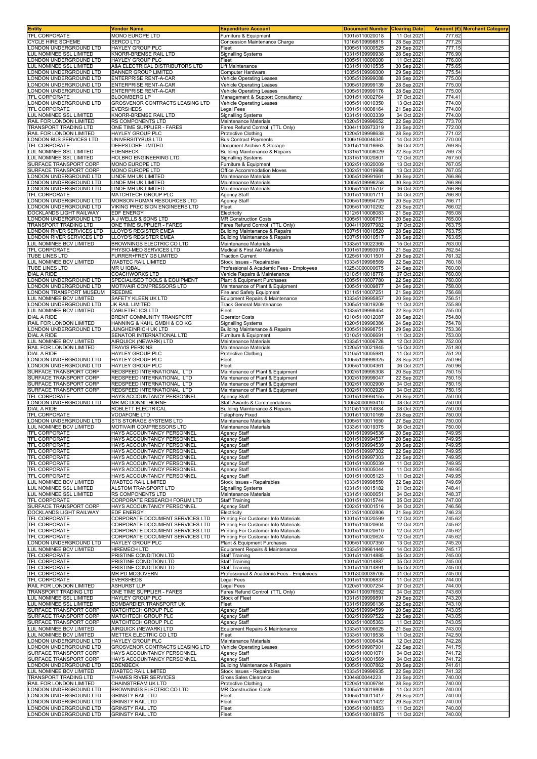| Entity | Vendor Name | Expenditure Account | Document Number | Clearing Date | Amount (£) | Merchant Category |
|---|---|---|---|---|---|---|
| TFL CORPORATE | MONO EUROPE LTD | Furniture & Equipment | 1001\5110020018 | 11 Oct 2021 | 777.62 | |
| CYCLE HIRE SCHEME | SERCO LTD | Concession Maintenance Charge | 1016\5109998815 | 28 Sep 2021 | 777.25 | |
| LONDON UNDERGROUND LTD | HAYLEY GROUP PLC | Fleet | 1005\5110000525 | 29 Sep 2021 | 777.15 | |
| LUL NOMINEE SSL LIMITED | KNORR-BREMSE RAIL LTD | Signalling Systems | 1031\5109999938 | 28 Sep 2021 | 776.90 | |
| LONDON UNDERGROUND LTD | HAYLEY GROUP PLC | Fleet | 1005\5110006000 | 11 Oct 2021 | 776.00 | |
| LUL NOMINEE SSL LIMITED | A&A ELECTRICAL DISTRIBUTORS LTD | Lift Maintenance | 1031\5110010535 | 30 Sep 2021 | 775.65 | |
| LONDON UNDERGROUND LTD | BANNER GROUP LIMITED | Computer Hardware | 1005\5109999300 | 29 Sep 2021 | 775.54 | |
| LONDON UNDERGROUND LTD | ENTERPRISE RENT-A-CAR | Vehicle Operating Leases | 1005\5109999088 | 28 Sep 2021 | 775.00 | |
| LONDON UNDERGROUND LTD | ENTERPRISE RENT-A-CAR | Vehicle Operating Leases | 1005\5109999139 | 28 Sep 2021 | 775.00 | |
| LONDON UNDERGROUND LTD | ENTERPRISE RENT-A-CAR | Vehicle Operating Leases | 1005\5109999176 | 28 Sep 2021 | 775.00 | |
| TFL CORPORATE | BLOOMBERG LP | Management & Support Consultancy | 1001\5110002764 | 07 Oct 2021 | 774.41 | |
| LONDON UNDERGROUND LTD | GROSVENOR CONTRACTS LEASING LTD | Vehicle Operating Leases | 1005\5110010350 | 13 Oct 2021 | 774.00 | |
| TFL CORPORATE | EVERSHEDS | Legal Fees | 1001\5110008164 | 21 Sep 2021 | 774.00 | |
| LUL NOMINEE SSL LIMITED | KNORR-BREMSE RAIL LTD | Signalling Systems | 1031\5110003339 | 04 Oct 2021 | 774.00 | |
| RAIL FOR LONDON LIMITED | RS COMPONENTS LTD | Maintenance Materials | 1020\5109996652 | 22 Sep 2021 | 773.70 | |
| TRANSPORT TRADING LTD | ONE TIME SUPPLIER - FARES | Fares Refund Control (TTL Only) | 1004\1100973319 | 23 Sep 2021 | 772.00 | |
| RAIL FOR LONDON LIMITED | HAYLEY GROUP PLC | Protective Clothing | 1020\5109998638 | 28 Sep 2021 | 771.02 | |
| LONDON BUS SERVICES LTD | UNIVERSITYBUS LTD | Bus Contract Payments | 1006\1900046347 | 14 Oct 2021 | 770.00 | |
| TFL CORPORATE | DEEPSTORE LIMITED | Document Archive & Storage | 1001\5110016663 | 06 Oct 2021 | 769.85 | |
| LUL NOMINEE SSL LIMITED | EDENBECK | Building Maintenance & Repairs | 1031\5110008029 | 22 Sep 2021 | 769.73 | |
| LUL NOMINEE SSL LIMITED | HOLBRO ENGINEERING LTD | Signalling Systems | 1031\5110020801 | 12 Oct 2021 | 767.50 | |
| SURFACE TRANSPORT CORP | MONO EUROPE LTD | Furniture & Equipment | 1002\5110020009 | 13 Oct 2021 | 767.05 | |
| SURFACE TRANSPORT CORP | MONO EUROPE LTD | Office Accommodation Moves | 1002\5110019998 | 13 Oct 2021 | 767.05 | |
| LONDON UNDERGROUND LTD | LINDE MH UK LIMITED | Maintenance Materials | 1005\5109991661 | 30 Sep 2021 | 766.86 | |
| LONDON UNDERGROUND LTD | LINDE MH UK LIMITED | Maintenance Materials | 1005\5109996258 | 30 Sep 2021 | 766.86 | |
| LONDON UNDERGROUND LTD | LINDE MH UK LIMITED | Maintenance Materials | 1005\5110015707 | 06 Oct 2021 | 766.86 | |
| TFL CORPORATE | MATCHTECH GROUP PLC | Agency Staff | 1001\5110001711 | 04 Oct 2021 | 766.80 | |
| LONDON UNDERGROUND LTD | MORSON HUMAN RESOURCES LTD | Agency Staff | 1005\5109994729 | 20 Sep 2021 | 766.71 | |
| LONDON UNDERGROUND LTD | VIKING PRECISION ENGINEERS LTD | Fleet | 1005\5110010292 | 23 Sep 2021 | 766.02 | |
| DOCKLANDS LIGHT RAILWAY | EDF ENERGY | Electricity | 1012\5110008083 | 21 Sep 2021 | 765.08 | |
| LONDON UNDERGROUND LTD | A J WELLS & SONS LTD | MR Construction Costs | 1005\5110006751 | 20 Sep 2021 | 765.00 | |
| TRANSPORT TRADING LTD | ONE TIME SUPPLIER - FARES | Fares Refund Control (TTL Only) | 1004\1100977982 | 07 Oct 2021 | 763.75 | |
| LONDON RIVER SERVICES LTD | LLOYD'S REGISTER EMEA | Building Maintenance & Repairs | 1007\5110010520 | 28 Sep 2021 | 763.75 | |
| LONDON RIVER SERVICES LTD | LLOYD'S REGISTER EMEA | Building Maintenance & Repairs | 1007\5110010517 | 28 Sep 2021 | 763.65 | |
| LUL NOMINEE BCV LIMITED | BROWNINGS ELECTRIC CO LTD | Maintenance Materials | 1033\5110022360 | 15 Oct 2021 | 763.00 | |
| TFL CORPORATE | PHYSIO-MED SERVICES LTD | Medical & First Aid Materials | 1001\5109993979 | 21 Sep 2021 | 762.54 | |
| TUBE LINES LTD | FURRER+FREY GB LIMITED | Traction Current | 1025\5110011501 | 29 Sep 2021 | 761.32 | |
| LUL NOMINEE BCV LIMITED | WABTEC RAIL LIMITED | Stock Issues - Repairables | 1033\5109998569 | 22 Sep 2021 | 760.18 | |
| TUBE LINES LTD | MR U IQBAL | Professional & Academic Fees - Employees | 1025\3000000675 | 24 Sep 2021 | 760.00 | |
| DIAL A RIDE | COACHWORKS LTD | Vehicle Repairs & Maintenance | 1010\5110018778 | 07 Oct 2021 | 760.00 | |
| LONDON UNDERGROUND LTD | SPECIALISED TOOLS & EQUIPMENT | Plant & Equipment Purchases | 1005\5110007780 | 22 Sep 2021 | 760.00 | |
| LONDON UNDERGROUND LTD | MOTIVAIR COMPRESSORS LTD | Maintenance of Plant & Equipment | 1005\5110009877 | 24 Sep 2021 | 758.00 | |
| LONDON TRANSPORT MUSEUM | REEDME | Fire and Safety Equipment | 1011\5110007251 | 21 Sep 2021 | 756.68 | |
| LUL NOMINEE BCV LIMITED | SAFETY KLEEN UK LTD | Equipment Repairs & Maintenance | 1033\5109995857 | 20 Sep 2021 | 756.51 | |
| LONDON UNDERGROUND LTD | JK RAIL LIMITED | Track General Maintenance | 1005\5110019209 | 11 Oct 2021 | 755.80 | |
| LUL NOMINEE BCV LIMITED | CABLETEC ICS LTD | Fleet | 1033\5109998454 | 22 Sep 2021 | 755.00 | |
| DIAL A RIDE | BRENT COMMUNITY TRANSPORT | Operator Costs | 1010\5110012087 | 28 Sep 2021 | 754.80 | |
| RAIL FOR LONDON LIMITED | HANNING & KAHL GMBH & CO KG | Signalling Systems | 1020\5109996386 | 24 Sep 2021 | 754.78 | |
| LONDON UNDERGROUND LTD | JUNGHEINRICH UK LTD | Building Maintenance & Repairs | 1005\5109998751 | 29 Sep 2021 | 753.36 | |
| DIAL A RIDE | SENATOR INTERNATIONAL LTD | Furniture & Equipment | 1010\5110006691 | 11 Oct 2021 | 753.00 | |
| LUL NOMINEE BCV LIMITED | AIRQUICK (NEWARK) LTD | Maintenance Materials | 1033\5110006728 | 12 Oct 2021 | 752.00 | |
| RAIL FOR LONDON LIMITED | TRAVIS PERKINS | Maintenance Materials | 1020\5110021845 | 15 Oct 2021 | 751.80 | |
| DIAL A RIDE | HAYLEY GROUP PLC | Protective Clothing | 1010\5110005981 | 11 Oct 2021 | 751.20 | |
| LONDON UNDERGROUND LTD | HAYLEY GROUP PLC | Fleet | 1005\5109999325 | 28 Sep 2021 | 750.96 | |
| LONDON UNDERGROUND LTD | HAYLEY GROUP PLC | Fleet | 1005\5110004361 | 06 Oct 2021 | 750.96 | |
| SURFACE TRANSPORT CORP | REDSPEED INTERNATIONAL LTD | Maintenance of Plant & Equipment | 1002\5109995308 | 20 Sep 2021 | 750.15 | |
| SURFACE TRANSPORT CORP | REDSPEED INTERNATIONAL LTD | Maintenance of Plant & Equipment | 1002\5109999047 | 22 Sep 2021 | 750.15 | |
| SURFACE TRANSPORT CORP | REDSPEED INTERNATIONAL LTD | Maintenance of Plant & Equipment | 1002\5110002900 | 04 Oct 2021 | 750.15 | |
| SURFACE TRANSPORT CORP | REDSPEED INTERNATIONAL LTD | Maintenance of Plant & Equipment | 1002\5110002920 | 04 Oct 2021 | 750.15 | |
| TFL CORPORATE | HAYS ACCOUNTANCY PERSONNEL | Agency Staff | 1001\5109994155 | 20 Sep 2021 | 750.00 | |
| LONDON UNDERGROUND LTD | MR MC DONNITHORNE | Staff Awards & Commendations | 1005\3000093410 | 08 Oct 2021 | 750.00 | |
| DIAL A RIDE | ROBLETT ELECTRICAL | Building Maintenance & Repairs | 1010\5110014934 | 08 Oct 2021 | 750.00 | |
| TFL CORPORATE | VODAFONE LTD | Telephony Fixed | 1001\5110010169 | 23 Sep 2021 | 750.00 | |
| LONDON UNDERGROUND LTD | STS STORAGE SYSTEMS LTD | Maintenance Materials | 1005\5110011650 | 27 Sep 2021 | 750.00 | |
| LUL NOMINEE BCV LIMITED | MOTIVAIR COMPRESSORS LTD | Maintenance Materials | 1033\5110019375 | 08 Oct 2021 | 750.00 | |
| TFL CORPORATE | HAYS ACCOUNTANCY PERSONNEL | Agency Staff | 1001\5109994536 | 20 Sep 2021 | 749.95 | |
| TFL CORPORATE | HAYS ACCOUNTANCY PERSONNEL | Agency Staff | 1001\5109994537 | 20 Sep 2021 | 749.95 | |
| TFL CORPORATE | HAYS ACCOUNTANCY PERSONNEL | Agency Staff | 1001\5109994539 | 20 Sep 2021 | 749.95 | |
| TFL CORPORATE | HAYS ACCOUNTANCY PERSONNEL | Agency Staff | 1001\5109997302 | 22 Sep 2021 | 749.95 | |
| TFL CORPORATE | HAYS ACCOUNTANCY PERSONNEL | Agency Staff | 1001\5109997303 | 22 Sep 2021 | 749.95 | |
| TFL CORPORATE | HAYS ACCOUNTANCY PERSONNEL | Agency Staff | 1001\5110005039 | 11 Oct 2021 | 749.95 | |
| TFL CORPORATE | HAYS ACCOUNTANCY PERSONNEL | Agency Staff | 1001\5110005044 | 11 Oct 2021 | 749.95 | |
| TFL CORPORATE | HAYS ACCOUNTANCY PERSONNEL | Agency Staff | 1001\5110005123 | 11 Oct 2021 | 749.95 | |
| LUL NOMINEE BCV LIMITED | WABTEC RAIL LIMITED | Stock Issues - Repairables | 1033\5109998550 | 22 Sep 2021 | 749.69 | |
| LUL NOMINEE SSL LIMITED | ALSTOM TRANSPORT LTD | Signalling Systems | 1031\5110015182 | 01 Oct 2021 | 748.41 | |
| LUL NOMINEE SSL LIMITED | RS COMPONENTS LTD | Maintenance Materials | 1031\5110000651 | 04 Oct 2021 | 748.37 | |
| TFL CORPORATE | CORPORATE RESEARCH FORUM LTD | Staff Training | 1001\5110015744 | 05 Oct 2021 | 747.00 | |
| SURFACE TRANSPORT CORP | HAYS ACCOUNTANCY PERSONNEL | Agency Staff | 1002\5110001516 | 04 Oct 2021 | 746.56 | |
| DOCKLANDS LIGHT RAILWAY | EDF ENERGY | Electricity | 1012\5110002806 | 21 Sep 2021 | 746.23 | |
| TFL CORPORATE | CORPORATE DOCUMENT SERVICES LTD | Printing For Customer Info Materials | 1001\5110020599 | 12 Oct 2021 | 745.62 | |
| TFL CORPORATE | CORPORATE DOCUMENT SERVICES LTD | Printing For Customer Info Materials | 1001\5110020604 | 12 Oct 2021 | 745.62 | |
| TFL CORPORATE | CORPORATE DOCUMENT SERVICES LTD | Printing For Customer Info Materials | 1001\5110020610 | 12 Oct 2021 | 745.62 | |
| TFL CORPORATE | CORPORATE DOCUMENT SERVICES LTD | Printing For Customer Info Materials | 1001\5110020624 | 12 Oct 2021 | 745.62 | |
| LONDON UNDERGROUND LTD | HAYLEY GROUP PLC | Plant & Equipment Purchases | 1005\5110007350 | 13 Oct 2021 | 745.20 | |
| LUL NOMINEE BCV LIMITED | HIREMECH LTD | Equipment Repairs & Maintenance | 1033\5109961440 | 14 Oct 2021 | 745.17 | |
| TFL CORPORATE | PRISTINE CONDITION LTD | Staff Training | 1001\5110014885 | 05 Oct 2021 | 745.00 | |
| TFL CORPORATE | PRISTINE CONDITION LTD | Staff Training | 1001\5110014887 | 05 Oct 2021 | 745.00 | |
| TFL CORPORATE | PRISTINE CONDITION LTD | Staff Training | 1001\5110014891 | 05 Oct 2021 | 745.00 | |
| TFL CORPORATE | MR PD MCGOVERN | Professional & Academic Fees - Employees | 1001\3000039705 | 01 Oct 2021 | 745.00 | |
| TFL CORPORATE | EVERSHEDS | Legal Fees | 1001\5110006837 | 11 Oct 2021 | 744.00 | |
| RAIL FOR LONDON LIMITED | ASHURST LLP | Legal Fees | 1020\5110007254 | 07 Oct 2021 | 744.00 | |
| TRANSPORT TRADING LTD | ONE TIME SUPPLIER - FARES | Fares Refund Control (TTL Only) | 1004\1100976592 | 04 Oct 2021 | 743.60 | |
| LUL NOMINEE SSL LIMITED | HAYLEY GROUP PLC | Stock of Fleet | 1031\5109999891 | 29 Sep 2021 | 743.20 | |
| LUL NOMINEE SSL LIMITED | BOMBARDIER TRANSPORT UK | Fleet | 1031\5109996136 | 22 Sep 2021 | 743.10 | |
| SURFACE TRANSPORT CORP | MATCHTECH GROUP PLC | Agency Staff | 1002\5109994599 | 20 Sep 2021 | 743.05 | |
| SURFACE TRANSPORT CORP | MATCHTECH GROUP PLC | Agency Staff | 1002\5109997522 | 22 Sep 2021 | 743.05 | |
| SURFACE TRANSPORT CORP | MATCHTECH GROUP PLC | Agency Staff | 1002\5110005363 | 11 Oct 2021 | 743.05 | |
| LUL NOMINEE BCV LIMITED | AIRQUICK (NEWARK) LTD | Equipment Repairs & Maintenance | 1033\5110006625 | 21 Sep 2021 | 743.00 | |
| LUL NOMINEE BCV LIMITED | METTEX ELECTRIC CO LTD | Fleet | 1033\5110019538 | 11 Oct 2021 | 742.50 | |
| LONDON UNDERGROUND LTD | HAYLEY GROUP PLC | Maintenance Materials | 1005\5110006434 | 12 Oct 2021 | 742.28 | |
| LONDON UNDERGROUND LTD | GROSVENOR CONTRACTS LEASING LTD | Vehicle Operating Leases | 1005\5109987901 | 22 Sep 2021 | 741.75 | |
| SURFACE TRANSPORT CORP | HAYS ACCOUNTANCY PERSONNEL | Agency Staff | 1002\5110001071 | 04 Oct 2021 | 741.72 | |
| SURFACE TRANSPORT CORP | HAYS ACCOUNTANCY PERSONNEL | Agency Staff | 1002\5110001569 | 04 Oct 2021 | 741.72 | |
| LONDON UNDERGROUND LTD | EDENBECK | Building Maintenance & Repairs | 1005\5110007862 | 20 Sep 2021 | 741.61 | |
| LUL NOMINEE BCV LIMITED | WABTEC RAIL LIMITED | Stock Issues - Repairables | 1033\5109996935 | 22 Sep 2021 | 741.32 | |
| TRANSPORT TRADING LTD | THAMES RIVER SERVICES | Gross Sales Clearance | 1004\800044223 | 23 Sep 2021 | 740.00 | |
| RAIL FOR LONDON LIMITED | CHAINSTREAM UK LTD | Protective Clothing | 1020\5110009784 | 28 Sep 2021 | 740.00 | |
| LONDON UNDERGROUND LTD | BROWNINGS ELECTRIC CO LTD | MR Construction Costs | 1005\5110019809 | 11 Oct 2021 | 740.00 | |
| LONDON UNDERGROUND LTD | GRINSTY RAIL LTD | Fleet | 1005\5110011417 | 29 Sep 2021 | 740.00 | |
| LONDON UNDERGROUND LTD | GRINSTY RAIL LTD | Fleet | 1005\5110011422 | 29 Sep 2021 | 740.00 | |
| LONDON UNDERGROUND LTD | GRINSTY RAIL LTD | Fleet | 1005\5110018853 | 11 Oct 2021 | 740.00 | |
| LONDON UNDERGROUND LTD | GRINSTY RAIL LTD | Fleet | 1005\5110018875 | 11 Oct 2021 | 740.00 | |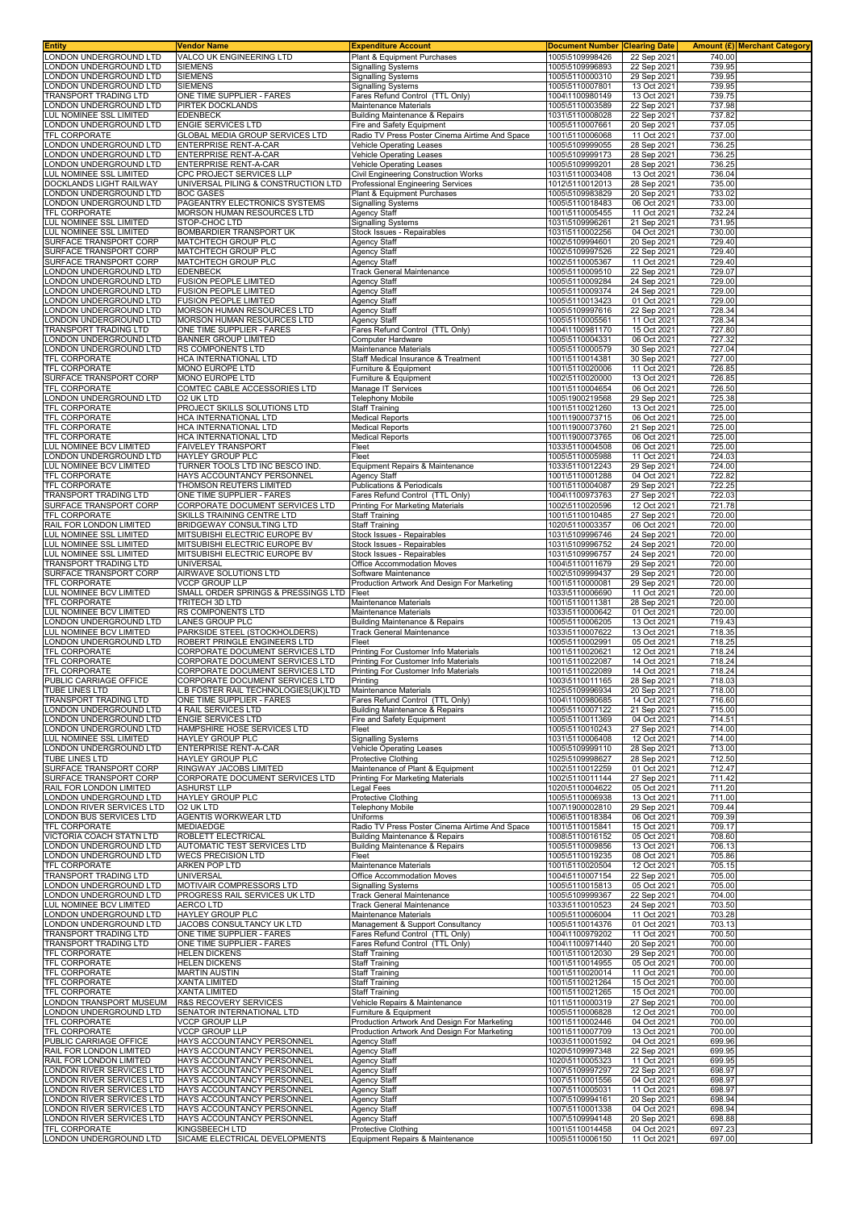| Entity | Vendor Name | Expenditure Account | Document Number | Clearing Date | Amount (£) | Merchant Category |
|---|---|---|---|---|---|---|
| LONDON UNDERGROUND LTD | VALCO UK ENGINEERING LTD | Plant & Equipment Purchases | 1005\5109998426 | 22 Sep 2021 | 740.00 | |
| LONDON UNDERGROUND LTD | SIEMENS | Signalling Systems | 1005\5109996893 | 22 Sep 2021 | 739.95 | |
| LONDON UNDERGROUND LTD | SIEMENS | Signalling Systems | 1005\5110000310 | 29 Sep 2021 | 739.95 | |
| LONDON UNDERGROUND LTD | SIEMENS | Signalling Systems | 1005\5110007801 | 13 Oct 2021 | 739.95 | |
| TRANSPORT TRADING LTD | ONE TIME SUPPLIER - FARES | Fares Refund Control (TTL Only) | 1004\1100980149 | 13 Oct 2021 | 739.75 | |
| LONDON UNDERGROUND LTD | PIRTEK DOCKLANDS | Maintenance Materials | 1005\5110003589 | 22 Sep 2021 | 737.98 | |
| LUL NOMINEE SSL LIMITED | EDENBECK | Building Maintenance & Repairs | 1031\5110008028 | 22 Sep 2021 | 737.82 | |
| LONDON UNDERGROUND LTD | ENGIE SERVICES LTD | Fire and Safety Equipment | 1005\5110007661 | 20 Sep 2021 | 737.05 | |
| TFL CORPORATE | GLOBAL MEDIA GROUP SERVICES LTD | Radio TV Press Poster Cinema Airtime And Space | 1001\5110006068 | 11 Oct 2021 | 737.00 | |
| LONDON UNDERGROUND LTD | ENTERPRISE RENT-A-CAR | Vehicle Operating Leases | 1005\5109999055 | 28 Sep 2021 | 736.25 | |
| LONDON UNDERGROUND LTD | ENTERPRISE RENT-A-CAR | Vehicle Operating Leases | 1005\5109999173 | 28 Sep 2021 | 736.25 | |
| LONDON UNDERGROUND LTD | ENTERPRISE RENT-A-CAR | Vehicle Operating Leases | 1005\5109999201 | 28 Sep 2021 | 736.25 | |
| LUL NOMINEE SSL LIMITED | CPC PROJECT SERVICES LLP | Civil Engineering Construction Works | 1031\5110003408 | 13 Oct 2021 | 736.04 | |
| DOCKLANDS LIGHT RAILWAY | UNIVERSAL PILING & CONSTRUCTION LTD | Professional Engineering Services | 1012\5110012013 | 28 Sep 2021 | 735.00 | |
| LONDON UNDERGROUND LTD | BOC GASES | Plant & Equipment Purchases | 1005\5109983829 | 20 Sep 2021 | 733.02 | |
| LONDON UNDERGROUND LTD | PAGEANTRY ELECTRONICS SYSTEMS | Signalling Systems | 1005\5110018483 | 06 Oct 2021 | 733.00 | |
| TFL CORPORATE | MORSON HUMAN RESOURCES LTD | Agency Staff | 1001\5110005455 | 11 Oct 2021 | 732.24 | |
| LUL NOMINEE SSL LIMITED | STOP-CHOC LTD | Signalling Systems | 1031\5109996261 | 21 Sep 2021 | 731.95 | |
| LUL NOMINEE SSL LIMITED | BOMBARDIER TRANSPORT UK | Stock Issues - Repairables | 1031\5110002256 | 04 Oct 2021 | 730.00 | |
| SURFACE TRANSPORT CORP | MATCHTECH GROUP PLC | Agency Staff | 1002\5109994601 | 20 Sep 2021 | 729.40 | |
| SURFACE TRANSPORT CORP | MATCHTECH GROUP PLC | Agency Staff | 1002\5109997526 | 22 Sep 2021 | 729.40 | |
| SURFACE TRANSPORT CORP | MATCHTECH GROUP PLC | Agency Staff | 1002\5110005367 | 11 Oct 2021 | 729.40 | |
| LONDON UNDERGROUND LTD | EDENBECK | Track General Maintenance | 1005\5110009510 | 22 Sep 2021 | 729.07 | |
| LONDON UNDERGROUND LTD | FUSION PEOPLE LIMITED | Agency Staff | 1005\5110009284 | 24 Sep 2021 | 729.00 | |
| LONDON UNDERGROUND LTD | FUSION PEOPLE LIMITED | Agency Staff | 1005\5110009374 | 24 Sep 2021 | 729.00 | |
| LONDON UNDERGROUND LTD | FUSION PEOPLE LIMITED | Agency Staff | 1005\5110013423 | 01 Oct 2021 | 729.00 | |
| LONDON UNDERGROUND LTD | MORSON HUMAN RESOURCES LTD | Agency Staff | 1005\5109997616 | 22 Sep 2021 | 728.34 | |
| LONDON UNDERGROUND LTD | MORSON HUMAN RESOURCES LTD | Agency Staff | 1005\5110005561 | 11 Oct 2021 | 728.34 | |
| TRANSPORT TRADING LTD | ONE TIME SUPPLIER - FARES | Fares Refund Control (TTL Only) | 1004\1100981170 | 15 Oct 2021 | 727.80 | |
| LONDON UNDERGROUND LTD | BANNER GROUP LIMITED | Computer Hardware | 1005\5110004331 | 06 Oct 2021 | 727.32 | |
| LONDON UNDERGROUND LTD | RS COMPONENTS LTD | Maintenance Materials | 1005\5110000579 | 30 Sep 2021 | 727.04 | |
| TFL CORPORATE | HCA INTERNATIONAL LTD | Staff Medical Insurance & Treatment | 1001\5110014381 | 30 Sep 2021 | 727.00 | |
| TFL CORPORATE | MONO EUROPE LTD | Furniture & Equipment | 1001\5110020006 | 11 Oct 2021 | 726.85 | |
| SURFACE TRANSPORT CORP | MONO EUROPE LTD | Furniture & Equipment | 1002\5110020000 | 13 Oct 2021 | 726.85 | |
| TFL CORPORATE | COMTEC CABLE ACCESSORIES LTD | Manage IT Services | 1001\5110004654 | 06 Oct 2021 | 726.50 | |
| LONDON UNDERGROUND LTD | O2 UK LTD | Telephony Mobile | 1005\1900219568 | 29 Sep 2021 | 725.38 | |
| TFL CORPORATE | PROJECT SKILLS SOLUTIONS LTD | Staff Training | 1001\5110021260 | 13 Oct 2021 | 725.00 | |
| TFL CORPORATE | HCA INTERNATIONAL LTD | Medical Reports | 1001\1900073715 | 06 Oct 2021 | 725.00 | |
| TFL CORPORATE | HCA INTERNATIONAL LTD | Medical Reports | 1001\1900073760 | 21 Sep 2021 | 725.00 | |
| TFL CORPORATE | HCA INTERNATIONAL LTD | Medical Reports | 1001\1900073765 | 06 Oct 2021 | 725.00 | |
| LUL NOMINEE BCV LIMITED | FAIVELEY TRANSPORT | Fleet | 1033\5110004508 | 06 Oct 2021 | 725.00 | |
| LONDON UNDERGROUND LTD | HAYLEY GROUP PLC | Fleet | 1005\5110005988 | 11 Oct 2021 | 724.03 | |
| LUL NOMINEE BCV LIMITED | TURNER TOOLS LTD INC BESCO IND. | Equipment Repairs & Maintenance | 1033\5110012243 | 29 Sep 2021 | 724.00 | |
| TFL CORPORATE | HAYS ACCOUNTANCY PERSONNEL | Agency Staff | 1001\5110001288 | 04 Oct 2021 | 722.82 | |
| TFL CORPORATE | THOMSON REUTERS LIMITED | Publications & Periodicals | 1001\5110004087 | 29 Sep 2021 | 722.25 | |
| TRANSPORT TRADING LTD | ONE TIME SUPPLIER - FARES | Fares Refund Control (TTL Only) | 1004\1100973763 | 27 Sep 2021 | 722.03 | |
| SURFACE TRANSPORT CORP | CORPORATE DOCUMENT SERVICES LTD | Printing For Marketing Materials | 1002\5110020596 | 12 Oct 2021 | 721.78 | |
| TFL CORPORATE | SKILLS TRAINING CENTRE LTD | Staff Training | 1001\5110010485 | 27 Sep 2021 | 720.00 | |
| RAIL FOR LONDON LIMITED | BRIDGEWAY CONSULTING LTD | Staff Training | 1020\5110003357 | 06 Oct 2021 | 720.00 | |
| LUL NOMINEE SSL LIMITED | MITSUBISHI ELECTRIC EUROPE BV | Stock Issues - Repairables | 1031\5109996746 | 24 Sep 2021 | 720.00 | |
| LUL NOMINEE SSL LIMITED | MITSUBISHI ELECTRIC EUROPE BV | Stock Issues - Repairables | 1031\5109996752 | 24 Sep 2021 | 720.00 | |
| LUL NOMINEE SSL LIMITED | MITSUBISHI ELECTRIC EUROPE BV | Stock Issues - Repairables | 1031\5109996757 | 24 Sep 2021 | 720.00 | |
| TRANSPORT TRADING LTD | UNIVERSAL | Office Accommodation Moves | 1004\5110011679 | 29 Sep 2021 | 720.00 | |
| SURFACE TRANSPORT CORP | AIRWAVE SOLUTIONS LTD | Software Maintenance | 1002\5109999437 | 29 Sep 2021 | 720.00 | |
| TFL CORPORATE | VCCP GROUP LLP | Production Artwork And Design For Marketing | 1001\5110000081 | 29 Sep 2021 | 720.00 | |
| LUL NOMINEE BCV LIMITED | SMALL ORDER SPRINGS & PRESSINGS LTD | Fleet | 1033\5110006690 | 11 Oct 2021 | 720.00 | |
| TFL CORPORATE | TRITECH 3D LTD | Maintenance Materials | 1001\5110011381 | 28 Sep 2021 | 720.00 | |
| LUL NOMINEE BCV LIMITED | RS COMPONENTS LTD | Maintenance Materials | 1033\5110000642 | 01 Oct 2021 | 720.00 | |
| LONDON UNDERGROUND LTD | LANES GROUP PLC | Building Maintenance & Repairs | 1005\5110006205 | 13 Oct 2021 | 719.43 | |
| LUL NOMINEE BCV LIMITED | PARKSIDE STEEL (STOCKHOLDERS) | Track General Maintenance | 1033\5110007622 | 13 Oct 2021 | 718.35 | |
| LONDON UNDERGROUND LTD | ROBERT PRINGLE ENGINEERS LTD | Fleet | 1005\5110002991 | 05 Oct 2021 | 718.25 | |
| TFL CORPORATE | CORPORATE DOCUMENT SERVICES LTD | Printing For Customer Info Materials | 1001\5110020621 | 12 Oct 2021 | 718.24 | |
| TFL CORPORATE | CORPORATE DOCUMENT SERVICES LTD | Printing For Customer Info Materials | 1001\5110022087 | 14 Oct 2021 | 718.24 | |
| TFL CORPORATE | CORPORATE DOCUMENT SERVICES LTD | Printing For Customer Info Materials | 1001\5110022089 | 14 Oct 2021 | 718.24 | |
| PUBLIC CARRIAGE OFFICE | CORPORATE DOCUMENT SERVICES LTD | Printing | 1003\5110011165 | 28 Sep 2021 | 718.03 | |
| TUBE LINES LTD | L.B FOSTER RAIL TECHNOLOGIES(UK)LTD | Maintenance Materials | 1025\5109996934 | 20 Sep 2021 | 718.00 | |
| TRANSPORT TRADING LTD | ONE TIME SUPPLIER - FARES | Fares Refund Control (TTL Only) | 1004\1100980685 | 14 Oct 2021 | 716.60 | |
| LONDON UNDERGROUND LTD | 4 RAIL SERVICES LTD | Building Maintenance & Repairs | 1005\5110007122 | 21 Sep 2021 | 715.00 | |
| LONDON UNDERGROUND LTD | ENGIE SERVICES LTD | Fire and Safety Equipment | 1005\5110011369 | 04 Oct 2021 | 714.51 | |
| LONDON UNDERGROUND LTD | HAMPSHIRE HOSE SERVICES LTD | Fleet | 1005\5110010243 | 27 Sep 2021 | 714.00 | |
| LUL NOMINEE SSL LIMITED | HAYLEY GROUP PLC | Signalling Systems | 1031\5110006408 | 12 Oct 2021 | 714.00 | |
| LONDON UNDERGROUND LTD | ENTERPRISE RENT-A-CAR | Vehicle Operating Leases | 1005\5109999110 | 28 Sep 2021 | 713.00 | |
| TUBE LINES LTD | HAYLEY GROUP PLC | Protective Clothing | 1025\5109998627 | 28 Sep 2021 | 712.50 | |
| SURFACE TRANSPORT CORP | RINGWAY JACOBS LIMITED | Maintenance of Plant & Equipment | 1002\5110012259 | 01 Oct 2021 | 712.47 | |
| SURFACE TRANSPORT CORP | CORPORATE DOCUMENT SERVICES LTD | Printing For Marketing Materials | 1002\5110011144 | 27 Sep 2021 | 711.42 | |
| RAIL FOR LONDON LIMITED | ASHURST LLP | Legal Fees | 1020\5110004622 | 05 Oct 2021 | 711.20 | |
| LONDON UNDERGROUND LTD | HAYLEY GROUP PLC | Protective Clothing | 1005\5110006938 | 13 Oct 2021 | 711.00 | |
| LONDON RIVER SERVICES LTD | O2 UK LTD | Telephony Mobile | 1007\1900002810 | 29 Sep 2021 | 709.44 | |
| LONDON BUS SERVICES LTD | AGENTIS WORKWEAR LTD | Uniforms | 1006\5110018384 | 06 Oct 2021 | 709.39 | |
| TFL CORPORATE | MEDIAEDGE | Radio TV Press Poster Cinema Airtime And Space | 1001\5110015841 | 15 Oct 2021 | 709.17 | |
| VICTORIA COACH STATN LTD | ROBLETT ELECTRICAL | Building Maintenance & Repairs | 1008\5110016152 | 05 Oct 2021 | 708.60 | |
| LONDON UNDERGROUND LTD | AUTOMATIC TEST SERVICES LTD | Building Maintenance & Repairs | 1005\5110009856 | 13 Oct 2021 | 706.13 | |
| LONDON UNDERGROUND LTD | WECS PRECISION LTD | Fleet | 1005\5110019235 | 08 Oct 2021 | 705.86 | |
| TFL CORPORATE | ARKEN POP LTD | Maintenance Materials | 1001\5110020504 | 12 Oct 2021 | 705.15 | |
| TRANSPORT TRADING LTD | UNIVERSAL | Office Accommodation Moves | 1004\5110007154 | 22 Sep 2021 | 705.00 | |
| LONDON UNDERGROUND LTD | MOTIVAIR COMPRESSORS LTD | Signalling Systems | 1005\5110015813 | 05 Oct 2021 | 705.00 | |
| LONDON UNDERGROUND LTD | PROGRESS RAIL SERVICES UK LTD | Track General Maintenance | 1005\5109999367 | 22 Sep 2021 | 704.00 | |
| LUL NOMINEE BCV LIMITED | AERCO LTD | Track General Maintenance | 1033\5110010523 | 24 Sep 2021 | 703.50 | |
| LONDON UNDERGROUND LTD | HAYLEY GROUP PLC | Maintenance Materials | 1005\5110006004 | 11 Oct 2021 | 703.28 | |
| LONDON UNDERGROUND LTD | JACOBS CONSULTANCY UK LTD | Management & Support Consultancy | 1005\5110014376 | 01 Oct 2021 | 703.13 | |
| TRANSPORT TRADING LTD | ONE TIME SUPPLIER - FARES | Fares Refund Control (TTL Only) | 1004\1100979202 | 11 Oct 2021 | 700.50 | |
| TRANSPORT TRADING LTD | ONE TIME SUPPLIER - FARES | Fares Refund Control (TTL Only) | 1004\1100971440 | 20 Sep 2021 | 700.00 | |
| TFL CORPORATE | HELEN DICKENS | Staff Training | 1001\5110012030 | 29 Sep 2021 | 700.00 | |
| TFL CORPORATE | HELEN DICKENS | Staff Training | 1001\5110014955 | 05 Oct 2021 | 700.00 | |
| TFL CORPORATE | MARTIN AUSTIN | Staff Training | 1001\5110020014 | 11 Oct 2021 | 700.00 | |
| TFL CORPORATE | XANTA LIMITED | Staff Training | 1001\5110021264 | 15 Oct 2021 | 700.00 | |
| TFL CORPORATE | XANTA LIMITED | Staff Training | 1001\5110021265 | 15 Oct 2021 | 700.00 | |
| LONDON TRANSPORT MUSEUM | R&S RECOVERY SERVICES | Vehicle Repairs & Maintenance | 1011\5110000319 | 27 Sep 2021 | 700.00 | |
| LONDON UNDERGROUND LTD | SENATOR INTERNATIONAL LTD | Furniture & Equipment | 1005\5110006828 | 12 Oct 2021 | 700.00 | |
| TFL CORPORATE | VCCP GROUP LLP | Production Artwork And Design For Marketing | 1001\5110002446 | 04 Oct 2021 | 700.00 | |
| TFL CORPORATE | VCCP GROUP LLP | Production Artwork And Design For Marketing | 1001\5110007709 | 13 Oct 2021 | 700.00 | |
| PUBLIC CARRIAGE OFFICE | HAYS ACCOUNTANCY PERSONNEL | Agency Staff | 1003\5110001592 | 04 Oct 2021 | 699.96 | |
| RAIL FOR LONDON LIMITED | HAYS ACCOUNTANCY PERSONNEL | Agency Staff | 1020\5109997348 | 22 Sep 2021 | 699.95 | |
| RAIL FOR LONDON LIMITED | HAYS ACCOUNTANCY PERSONNEL | Agency Staff | 1020\5110005323 | 11 Oct 2021 | 699.95 | |
| LONDON RIVER SERVICES LTD | HAYS ACCOUNTANCY PERSONNEL | Agency Staff | 1007\5109997297 | 22 Sep 2021 | 698.97 | |
| LONDON RIVER SERVICES LTD | HAYS ACCOUNTANCY PERSONNEL | Agency Staff | 1007\5110001556 | 04 Oct 2021 | 698.97 | |
| LONDON RIVER SERVICES LTD | HAYS ACCOUNTANCY PERSONNEL | Agency Staff | 1007\5110005031 | 11 Oct 2021 | 698.97 | |
| LONDON RIVER SERVICES LTD | HAYS ACCOUNTANCY PERSONNEL | Agency Staff | 1007\5109994161 | 20 Sep 2021 | 698.94 | |
| LONDON RIVER SERVICES LTD | HAYS ACCOUNTANCY PERSONNEL | Agency Staff | 1007\5110001338 | 04 Oct 2021 | 698.94 | |
| LONDON RIVER SERVICES LTD | HAYS ACCOUNTANCY PERSONNEL | Agency Staff | 1007\5109994148 | 20 Sep 2021 | 698.88 | |
| TFL CORPORATE | KINGSBEECH LTD | Protective Clothing | 1001\5110014458 | 04 Oct 2021 | 697.23 | |
| LONDON UNDERGROUND LTD | SICAME ELECTRICAL DEVELOPMENTS | Equipment Repairs & Maintenance | 1005\5110006150 | 11 Oct 2021 | 697.00 | |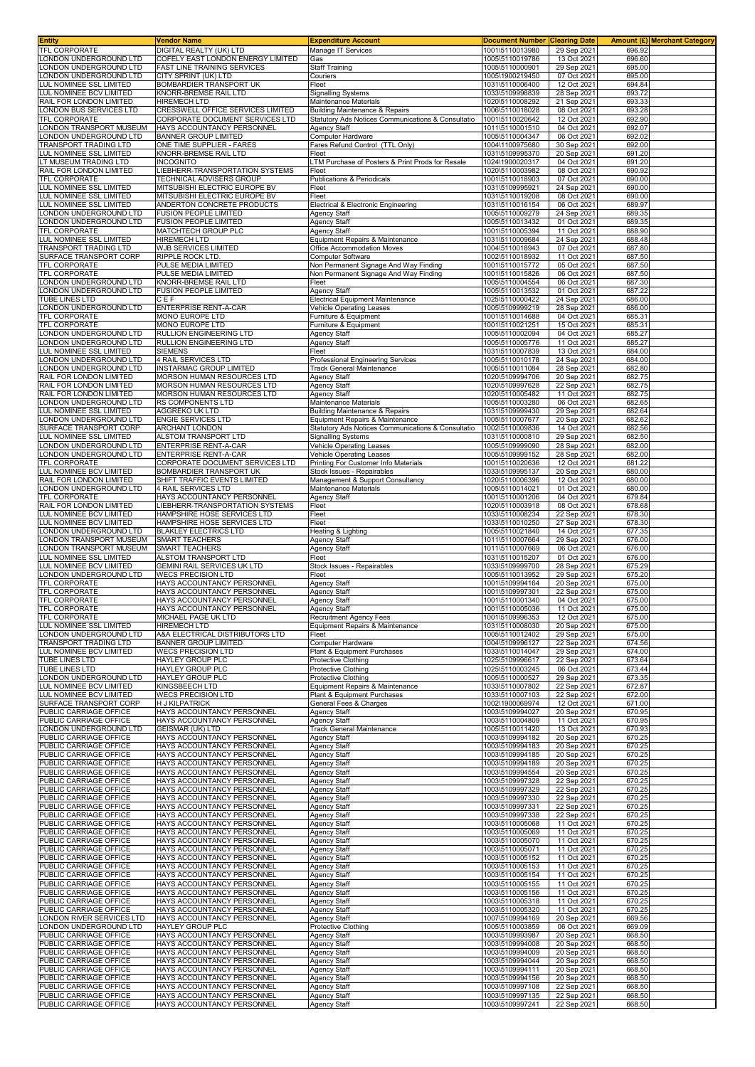| Entity | Vendor Name | Expenditure Account | Document Number | Clearing Date | Amount (£) | Merchant Category |
|---|---|---|---|---|---|---|
| TFL CORPORATE | DIGITAL REALTY (UK) LTD | Manage IT Services | 1001\5110013980 | 29 Sep 2021 | 696.92 | |
| LONDON UNDERGROUND LTD | COFELY EAST LONDON ENERGY LIMITED | Gas | 1005\5110019786 | 13 Oct 2021 | 696.60 | |
| LONDON UNDERGROUND LTD | FAST LINE TRAINING SERVICES | Staff Training | 1005\5110000901 | 29 Sep 2021 | 695.00 | |
| LONDON UNDERGROUND LTD | CITY SPRINT (UK) LTD | Couriers | 1005\1900219450 | 07 Oct 2021 | 695.00 | |
| LUL NOMINEE SSL LIMITED | BOMBARDIER TRANSPORT UK | Fleet | 1031\5110006400 | 12 Oct 2021 | 694.84 | |
| LUL NOMINEE BCV LIMITED | KNORR-BREMSE RAIL LTD | Signalling Systems | 1033\5109998839 | 28 Sep 2021 | 693.72 | |
| RAIL FOR LONDON LIMITED | HIREMECH LTD | Maintenance Materials | 1020\5110008292 | 21 Sep 2021 | 693.33 | |
| LONDON BUS SERVICES LTD | CRESSWELL OFFICE SERVICES LIMITED | Building Maintenance & Repairs | 1006\5110018028 | 08 Oct 2021 | 693.28 | |
| TFL CORPORATE | CORPORATE DOCUMENT SERVICES LTD | Statutory Ads Notices Communications & Consultatio | 1001\5110020642 | 12 Oct 2021 | 692.90 | |
| LONDON TRANSPORT MUSEUM | HAYS ACCOUNTANCY PERSONNEL | Agency Staff | 1011\5110001510 | 04 Oct 2021 | 692.07 | |
| LONDON UNDERGROUND LTD | BANNER GROUP LIMITED | Computer Hardware | 1005\5110004347 | 06 Oct 2021 | 692.02 | |
| TRANSPORT TRADING LTD | ONE TIME SUPPLIER - FARES | Fares Refund Control (TTL Only) | 1004\1100975680 | 30 Sep 2021 | 692.00 | |
| LUL NOMINEE SSL LIMITED | KNORR-BREMSE RAIL LTD | Fleet | 1031\5109995370 | 20 Sep 2021 | 691.20 | |
| LT MUSEUM TRADING LTD | INCOGNITO | LTM Purchase of Posters & Print Prods for Resale | 1024\1900020317 | 04 Oct 2021 | 691.20 | |
| RAIL FOR LONDON LIMITED | LIEBHERR-TRANSPORTATION SYSTEMS | Fleet | 1020\5110003982 | 08 Oct 2021 | 690.92 | |
| TFL CORPORATE | TECHNICAL ADVISERS GROUP | Publications & Periodicals | 1001\5110018903 | 07 Oct 2021 | 690.00 | |
| LUL NOMINEE SSL LIMITED | MITSUBISHI ELECTRIC EUROPE BV | Fleet | 1031\5109995921 | 24 Sep 2021 | 690.00 | |
| LUL NOMINEE SSL LIMITED | MITSUBISHI ELECTRIC EUROPE BV | Fleet | 1031\5110019208 | 08 Oct 2021 | 690.00 | |
| LUL NOMINEE SSL LIMITED | ANDERTON CONCRETE PRODUCTS | Electrical & Electronic Engineering | 1031\5110016154 | 06 Oct 2021 | 689.97 | |
| LONDON UNDERGROUND LTD | FUSION PEOPLE LIMITED | Agency Staff | 1005\5110009279 | 24 Sep 2021 | 689.35 | |
| LONDON UNDERGROUND LTD | FUSION PEOPLE LIMITED | Agency Staff | 1005\5110013432 | 01 Oct 2021 | 689.35 | |
| TFL CORPORATE | MATCHTECH GROUP PLC | Agency Staff | 1001\5110005394 | 11 Oct 2021 | 688.90 | |
| LUL NOMINEE SSL LIMITED | HIREMECH LTD | Equipment Repairs & Maintenance | 1031\5110009684 | 24 Sep 2021 | 688.48 | |
| TRANSPORT TRADING LTD | WJB SERVICES LIMITED | Office Accommodation Moves | 1004\5110018943 | 07 Oct 2021 | 687.80 | |
| SURFACE TRANSPORT CORP | RIPPLE ROCK LTD. | Computer Software | 1002\5110018932 | 11 Oct 2021 | 687.50 | |
| TFL CORPORATE | PULSE MEDIA LIMITED | Non Permanent Signage And Way Finding | 1001\5110015772 | 05 Oct 2021 | 687.50 | |
| TFL CORPORATE | PULSE MEDIA LIMITED | Non Permanent Signage And Way Finding | 1001\5110015826 | 06 Oct 2021 | 687.50 | |
| LONDON UNDERGROUND LTD | KNORR-BREMSE RAIL LTD | Fleet | 1005\5110004554 | 06 Oct 2021 | 687.30 | |
| LONDON UNDERGROUND LTD | FUSION PEOPLE LIMITED | Agency Staff | 1005\5110013532 | 01 Oct 2021 | 687.22 | |
| TUBE LINES LTD | C E F | Electrical Equipment Maintenance | 1025\5110000422 | 24 Sep 2021 | 686.00 | |
| LONDON UNDERGROUND LTD | ENTERPRISE RENT-A-CAR | Vehicle Operating Leases | 1005\5109999219 | 28 Sep 2021 | 686.00 | |
| TFL CORPORATE | MONO EUROPE LTD | Furniture & Equipment | 1001\5110014688 | 04 Oct 2021 | 685.31 | |
| TFL CORPORATE | MONO EUROPE LTD | Furniture & Equipment | 1001\5110021251 | 15 Oct 2021 | 685.31 | |
| LONDON UNDERGROUND LTD | RULLION ENGINEERING LTD | Agency Staff | 1005\5110002094 | 04 Oct 2021 | 685.27 | |
| LONDON UNDERGROUND LTD | RULLION ENGINEERING LTD | Agency Staff | 1005\5110005776 | 11 Oct 2021 | 685.27 | |
| LUL NOMINEE SSL LIMITED | SIEMENS | Fleet | 1031\5110007839 | 13 Oct 2021 | 684.00 | |
| LONDON UNDERGROUND LTD | 4 RAIL SERVICES LTD | Professional Engineering Services | 1005\5110010178 | 24 Sep 2021 | 684.00 | |
| LONDON UNDERGROUND LTD | INSTARMAC GROUP LIMITED | Track General Maintenance | 1005\5110011084 | 28 Sep 2021 | 682.80 | |
| RAIL FOR LONDON LIMITED | MORSON HUMAN RESOURCES LTD | Agency Staff | 1020\5109994706 | 20 Sep 2021 | 682.75 | |
| RAIL FOR LONDON LIMITED | MORSON HUMAN RESOURCES LTD | Agency Staff | 1020\5109997628 | 22 Sep 2021 | 682.75 | |
| RAIL FOR LONDON LIMITED | MORSON HUMAN RESOURCES LTD | Agency Staff | 1020\5110005482 | 11 Oct 2021 | 682.75 | |
| LONDON UNDERGROUND LTD | RS COMPONENTS LTD | Maintenance Materials | 1005\5110003280 | 06 Oct 2021 | 682.65 | |
| LUL NOMINEE SSL LIMITED | AGGREKO UK LTD | Building Maintenance & Repairs | 1031\5109999430 | 29 Sep 2021 | 682.64 | |
| LONDON UNDERGROUND LTD | ENGIE SERVICES LTD | Equipment Repairs & Maintenance | 1005\5110007677 | 20 Sep 2021 | 682.62 | |
| SURFACE TRANSPORT CORP | ARCHANT LONDON | Statutory Ads Notices Communications & Consultatio | 1002\5110009836 | 14 Oct 2021 | 682.56 | |
| LUL NOMINEE SSL LIMITED | ALSTOM TRANSPORT LTD | Signalling Systems | 1031\5110000810 | 29 Sep 2021 | 682.50 | |
| LONDON UNDERGROUND LTD | ENTERPRISE RENT-A-CAR | Vehicle Operating Leases | 1005\5109999090 | 28 Sep 2021 | 682.00 | |
| LONDON UNDERGROUND LTD | ENTERPRISE RENT-A-CAR | Vehicle Operating Leases | 1005\5109999152 | 28 Sep 2021 | 682.00 | |
| TFL CORPORATE | CORPORATE DOCUMENT SERVICES LTD | Printing For Customer Info Materials | 1001\5110020636 | 12 Oct 2021 | 681.22 | |
| LUL NOMINEE BCV LIMITED | BOMBARDIER TRANSPORT UK | Stock Issues - Repairables | 1033\5109995137 | 20 Sep 2021 | 680.00 | |
| RAIL FOR LONDON LIMITED | SHIFT TRAFFIC EVENTS LIMITED | Management & Support Consultancy | 1020\5110006396 | 12 Oct 2021 | 680.00 | |
| LONDON UNDERGROUND LTD | 4 RAIL SERVICES LTD | Maintenance Materials | 1005\5110014021 | 01 Oct 2021 | 680.00 | |
| TFL CORPORATE | HAYS ACCOUNTANCY PERSONNEL | Agency Staff | 1001\5110001206 | 04 Oct 2021 | 679.84 | |
| RAIL FOR LONDON LIMITED | LIEBHERR-TRANSPORTATION SYSTEMS | Fleet | 1020\5110003918 | 08 Oct 2021 | 678.68 | |
| LUL NOMINEE BCV LIMITED | HAMPSHIRE HOSE SERVICES LTD | Fleet | 1033\5110008234 | 22 Sep 2021 | 678.30 | |
| LUL NOMINEE BCV LIMITED | HAMPSHIRE HOSE SERVICES LTD | Fleet | 1033\5110010250 | 27 Sep 2021 | 678.30 | |
| LONDON UNDERGROUND LTD | BLAKLEY ELECTRICS LTD | Heating & Lighting | 1005\5110021840 | 14 Oct 2021 | 677.35 | |
| LONDON TRANSPORT MUSEUM | SMART TEACHERS | Agency Staff | 1011\5110007664 | 29 Sep 2021 | 676.00 | |
| LONDON TRANSPORT MUSEUM | SMART TEACHERS | Agency Staff | 1011\5110007669 | 06 Oct 2021 | 676.00 | |
| LUL NOMINEE SSL LIMITED | ALSTOM TRANSPORT LTD | Fleet | 1031\5110015207 | 01 Oct 2021 | 676.00 | |
| LUL NOMINEE BCV LIMITED | GEMINI RAIL SERVICES UK LTD | Stock Issues - Repairables | 1033\5109999700 | 28 Sep 2021 | 675.29 | |
| LONDON UNDERGROUND LTD | WECS PRECISION LTD | Fleet | 1005\5110013952 | 29 Sep 2021 | 675.20 | |
| TFL CORPORATE | HAYS ACCOUNTANCY PERSONNEL | Agency Staff | 1001\5109994164 | 20 Sep 2021 | 675.00 | |
| TFL CORPORATE | HAYS ACCOUNTANCY PERSONNEL | Agency Staff | 1001\5109997301 | 22 Sep 2021 | 675.00 | |
| TFL CORPORATE | HAYS ACCOUNTANCY PERSONNEL | Agency Staff | 1001\5110001340 | 04 Oct 2021 | 675.00 | |
| TFL CORPORATE | HAYS ACCOUNTANCY PERSONNEL | Agency Staff | 1001\5110005036 | 11 Oct 2021 | 675.00 | |
| TFL CORPORATE | MICHAEL PAGE UK LTD | Recruitment Agency Fees | 1001\5109996353 | 12 Oct 2021 | 675.00 | |
| LUL NOMINEE SSL LIMITED | HIREMECH LTD | Equipment Repairs & Maintenance | 1031\5110008030 | 20 Sep 2021 | 675.00 | |
| LONDON UNDERGROUND LTD | A&A ELECTRICAL DISTRIBUTORS LTD | Fleet | 1005\5110012402 | 29 Sep 2021 | 675.00 | |
| TRANSPORT TRADING LTD | BANNER GROUP LIMITED | Computer Hardware | 1004\5109996127 | 22 Sep 2021 | 674.56 | |
| LUL NOMINEE BCV LIMITED | WECS PRECISION LTD | Plant & Equipment Purchases | 1033\5110014047 | 29 Sep 2021 | 674.00 | |
| TUBE LINES LTD | HAYLEY GROUP PLC | Protective Clothing | 1025\5109996617 | 22 Sep 2021 | 673.64 | |
| TUBE LINES LTD | HAYLEY GROUP PLC | Protective Clothing | 1025\5110003245 | 06 Oct 2021 | 673.44 | |
| LONDON UNDERGROUND LTD | HAYLEY GROUP PLC | Protective Clothing | 1005\5110000527 | 29 Sep 2021 | 673.35 | |
| LUL NOMINEE BCV LIMITED | KINGSBEECH LTD | Equipment Repairs & Maintenance | 1033\5110007802 | 22 Sep 2021 | 672.87 | |
| LUL NOMINEE BCV LIMITED | WECS PRECISION LTD | Plant & Equipment Purchases | 1033\5110007103 | 22 Sep 2021 | 672.00 | |
| SURFACE TRANSPORT CORP | H J KILPATRICK | General Fees & Charges | 1002\1900069974 | 12 Oct 2021 | 671.00 | |
| PUBLIC CARRIAGE OFFICE | HAYS ACCOUNTANCY PERSONNEL | Agency Staff | 1003\5109994027 | 20 Sep 2021 | 670.95 | |
| PUBLIC CARRIAGE OFFICE | HAYS ACCOUNTANCY PERSONNEL | Agency Staff | 1003\5110004809 | 11 Oct 2021 | 670.95 | |
| LONDON UNDERGROUND LTD | GEISMAR (UK) LTD | Track General Maintenance | 1005\5110011420 | 13 Oct 2021 | 670.93 | |
| PUBLIC CARRIAGE OFFICE | HAYS ACCOUNTANCY PERSONNEL | Agency Staff | 1003\5109994182 | 20 Sep 2021 | 670.25 | |
| PUBLIC CARRIAGE OFFICE | HAYS ACCOUNTANCY PERSONNEL | Agency Staff | 1003\5109994183 | 20 Sep 2021 | 670.25 | |
| PUBLIC CARRIAGE OFFICE | HAYS ACCOUNTANCY PERSONNEL | Agency Staff | 1003\5109994185 | 20 Sep 2021 | 670.25 | |
| PUBLIC CARRIAGE OFFICE | HAYS ACCOUNTANCY PERSONNEL | Agency Staff | 1003\5109994189 | 20 Sep 2021 | 670.25 | |
| PUBLIC CARRIAGE OFFICE | HAYS ACCOUNTANCY PERSONNEL | Agency Staff | 1003\5109994554 | 20 Sep 2021 | 670.25 | |
| PUBLIC CARRIAGE OFFICE | HAYS ACCOUNTANCY PERSONNEL | Agency Staff | 1003\5109997328 | 22 Sep 2021 | 670.25 | |
| PUBLIC CARRIAGE OFFICE | HAYS ACCOUNTANCY PERSONNEL | Agency Staff | 1003\5109997329 | 22 Sep 2021 | 670.25 | |
| PUBLIC CARRIAGE OFFICE | HAYS ACCOUNTANCY PERSONNEL | Agency Staff | 1003\5109997330 | 22 Sep 2021 | 670.25 | |
| PUBLIC CARRIAGE OFFICE | HAYS ACCOUNTANCY PERSONNEL | Agency Staff | 1003\5109997331 | 22 Sep 2021 | 670.25 | |
| PUBLIC CARRIAGE OFFICE | HAYS ACCOUNTANCY PERSONNEL | Agency Staff | 1003\5109997338 | 22 Sep 2021 | 670.25 | |
| PUBLIC CARRIAGE OFFICE | HAYS ACCOUNTANCY PERSONNEL | Agency Staff | 1003\5110005068 | 11 Oct 2021 | 670.25 | |
| PUBLIC CARRIAGE OFFICE | HAYS ACCOUNTANCY PERSONNEL | Agency Staff | 1003\5110005069 | 11 Oct 2021 | 670.25 | |
| PUBLIC CARRIAGE OFFICE | HAYS ACCOUNTANCY PERSONNEL | Agency Staff | 1003\5110005070 | 11 Oct 2021 | 670.25 | |
| PUBLIC CARRIAGE OFFICE | HAYS ACCOUNTANCY PERSONNEL | Agency Staff | 1003\5110005071 | 11 Oct 2021 | 670.25 | |
| PUBLIC CARRIAGE OFFICE | HAYS ACCOUNTANCY PERSONNEL | Agency Staff | 1003\5110005152 | 11 Oct 2021 | 670.25 | |
| PUBLIC CARRIAGE OFFICE | HAYS ACCOUNTANCY PERSONNEL | Agency Staff | 1003\5110005153 | 11 Oct 2021 | 670.25 | |
| PUBLIC CARRIAGE OFFICE | HAYS ACCOUNTANCY PERSONNEL | Agency Staff | 1003\5110005154 | 11 Oct 2021 | 670.25 | |
| PUBLIC CARRIAGE OFFICE | HAYS ACCOUNTANCY PERSONNEL | Agency Staff | 1003\5110005155 | 11 Oct 2021 | 670.25 | |
| PUBLIC CARRIAGE OFFICE | HAYS ACCOUNTANCY PERSONNEL | Agency Staff | 1003\5110005156 | 11 Oct 2021 | 670.25 | |
| PUBLIC CARRIAGE OFFICE | HAYS ACCOUNTANCY PERSONNEL | Agency Staff | 1003\5110005318 | 11 Oct 2021 | 670.25 | |
| PUBLIC CARRIAGE OFFICE | HAYS ACCOUNTANCY PERSONNEL | Agency Staff | 1003\5110005320 | 11 Oct 2021 | 670.25 | |
| LONDON RIVER SERVICES LTD | HAYS ACCOUNTANCY PERSONNEL | Agency Staff | 1007\5109994169 | 20 Sep 2021 | 669.56 | |
| LONDON UNDERGROUND LTD | HAYLEY GROUP PLC | Protective Clothing | 1005\5110003859 | 06 Oct 2021 | 669.09 | |
| PUBLIC CARRIAGE OFFICE | HAYS ACCOUNTANCY PERSONNEL | Agency Staff | 1003\5109993987 | 20 Sep 2021 | 668.50 | |
| PUBLIC CARRIAGE OFFICE | HAYS ACCOUNTANCY PERSONNEL | Agency Staff | 1003\5109994008 | 20 Sep 2021 | 668.50 | |
| PUBLIC CARRIAGE OFFICE | HAYS ACCOUNTANCY PERSONNEL | Agency Staff | 1003\5109994009 | 20 Sep 2021 | 668.50 | |
| PUBLIC CARRIAGE OFFICE | HAYS ACCOUNTANCY PERSONNEL | Agency Staff | 1003\5109994044 | 20 Sep 2021 | 668.50 | |
| PUBLIC CARRIAGE OFFICE | HAYS ACCOUNTANCY PERSONNEL | Agency Staff | 1003\5109994111 | 20 Sep 2021 | 668.50 | |
| PUBLIC CARRIAGE OFFICE | HAYS ACCOUNTANCY PERSONNEL | Agency Staff | 1003\5109994156 | 20 Sep 2021 | 668.50 | |
| PUBLIC CARRIAGE OFFICE | HAYS ACCOUNTANCY PERSONNEL | Agency Staff | 1003\5109997108 | 22 Sep 2021 | 668.50 | |
| PUBLIC CARRIAGE OFFICE | HAYS ACCOUNTANCY PERSONNEL | Agency Staff | 1003\5109997135 | 22 Sep 2021 | 668.50 | |
| PUBLIC CARRIAGE OFFICE | HAYS ACCOUNTANCY PERSONNEL | Agency Staff | 1003\5109997241 | 22 Sep 2021 | 668.50 | |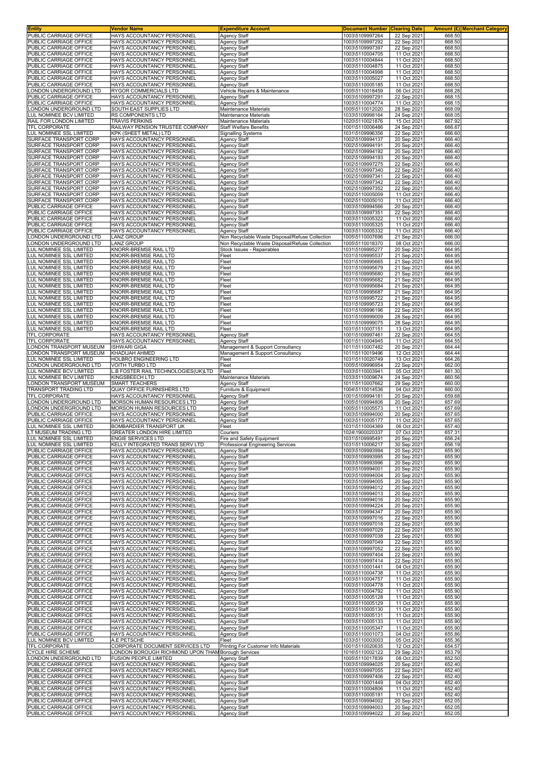| Entity | Vendor Name | Expenditure Account | Document Number | Clearing Date | Amount (£) | Merchant Category |
|---|---|---|---|---|---|---|
| PUBLIC CARRIAGE OFFICE | HAYS ACCOUNTANCY PERSONNEL | Agency Staff | 1003\5109997264 | 22 Sep 2021 | 668.50 | |
| PUBLIC CARRIAGE OFFICE | HAYS ACCOUNTANCY PERSONNEL | Agency Staff | 1003\5109997292 | 22 Sep 2021 | 668.50 | |
| PUBLIC CARRIAGE OFFICE | HAYS ACCOUNTANCY PERSONNEL | Agency Staff | 1003\5109997397 | 22 Sep 2021 | 668.50 | |
| PUBLIC CARRIAGE OFFICE | HAYS ACCOUNTANCY PERSONNEL | Agency Staff | 1003\5110004705 | 11 Oct 2021 | 668.50 | |
| PUBLIC CARRIAGE OFFICE | HAYS ACCOUNTANCY PERSONNEL | Agency Staff | 1003\5110004844 | 11 Oct 2021 | 668.50 | |
| PUBLIC CARRIAGE OFFICE | HAYS ACCOUNTANCY PERSONNEL | Agency Staff | 1003\5110004875 | 11 Oct 2021 | 668.50 | |
| PUBLIC CARRIAGE OFFICE | HAYS ACCOUNTANCY PERSONNEL | Agency Staff | 1003\5110004998 | 11 Oct 2021 | 668.50 | |
| PUBLIC CARRIAGE OFFICE | HAYS ACCOUNTANCY PERSONNEL | Agency Staff | 1003\5110005027 | 11 Oct 2021 | 668.50 | |
| PUBLIC CARRIAGE OFFICE | HAYS ACCOUNTANCY PERSONNEL | Agency Staff | 1003\5110005185 | 11 Oct 2021 | 668.50 | |
| LONDON UNDERGROUND LTD | RYGOR COMMERCIALS LTD | Vehicle Repairs & Maintenance | 1005\5110018459 | 06 Oct 2021 | 668.28 | |
| PUBLIC CARRIAGE OFFICE | HAYS ACCOUNTANCY PERSONNEL | Agency Staff | 1003\5109997291 | 22 Sep 2021 | 668.15 | |
| PUBLIC CARRIAGE OFFICE | HAYS ACCOUNTANCY PERSONNEL | Agency Staff | 1003\5110004774 | 11 Oct 2021 | 668.15 | |
| LONDON UNDERGROUND LTD | SOUTH EAST SUPPLIES LTD | Maintenance Materials | 1005\5110012020 | 28 Sep 2021 | 668.09 | |
| LUL NOMINEE BCV LIMITED | RS COMPONENTS LTD | Maintenance Materials | 1033\5109998164 | 24 Sep 2021 | 668.05 | |
| RAIL FOR LONDON LIMITED | TRAVIS PERKINS | Maintenance Materials | 1020\5110021876 | 15 Oct 2021 | 667.92 | |
| TFL CORPORATE | RAILWAY PENSION TRUSTEE COMPANY | Staff Welfare Benefits | 1001\5110006486 | 24 Sep 2021 | 666.67 | |
| LUL NOMINEE SSL LIMITED | KPK (SHEET METAL) LTD | Signalling Systems | 1031\5109996356 | 22 Sep 2021 | 666.60 | |
| SURFACE TRANSPORT CORP | HAYS ACCOUNTANCY PERSONNEL | Agency Staff | 1002\5109994137 | 20 Sep 2021 | 666.40 | |
| SURFACE TRANSPORT CORP | HAYS ACCOUNTANCY PERSONNEL | Agency Staff | 1002\5109994191 | 20 Sep 2021 | 666.40 | |
| SURFACE TRANSPORT CORP | HAYS ACCOUNTANCY PERSONNEL | Agency Staff | 1002\5109994192 | 20 Sep 2021 | 666.40 | |
| SURFACE TRANSPORT CORP | HAYS ACCOUNTANCY PERSONNEL | Agency Staff | 1002\5109994193 | 20 Sep 2021 | 666.40 | |
| SURFACE TRANSPORT CORP | HAYS ACCOUNTANCY PERSONNEL | Agency Staff | 1002\5109997275 | 22 Sep 2021 | 666.40 | |
| SURFACE TRANSPORT CORP | HAYS ACCOUNTANCY PERSONNEL | Agency Staff | 1002\5109997340 | 22 Sep 2021 | 666.40 | |
| SURFACE TRANSPORT CORP | HAYS ACCOUNTANCY PERSONNEL | Agency Staff | 1002\5109997341 | 22 Sep 2021 | 666.40 | |
| SURFACE TRANSPORT CORP | HAYS ACCOUNTANCY PERSONNEL | Agency Staff | 1002\5109997342 | 22 Sep 2021 | 666.40 | |
| SURFACE TRANSPORT CORP | HAYS ACCOUNTANCY PERSONNEL | Agency Staff | 1002\5109997352 | 22 Sep 2021 | 666.40 | |
| SURFACE TRANSPORT CORP | HAYS ACCOUNTANCY PERSONNEL | Agency Staff | 1002\5110005009 | 11 Oct 2021 | 666.40 | |
| SURFACE TRANSPORT CORP | HAYS ACCOUNTANCY PERSONNEL | Agency Staff | 1002\5110005010 | 11 Oct 2021 | 666.40 | |
| PUBLIC CARRIAGE OFFICE | HAYS ACCOUNTANCY PERSONNEL | Agency Staff | 1003\5109994566 | 20 Sep 2021 | 666.40 | |
| PUBLIC CARRIAGE OFFICE | HAYS ACCOUNTANCY PERSONNEL | Agency Staff | 1003\5109997351 | 22 Sep 2021 | 666.40 | |
| PUBLIC CARRIAGE OFFICE | HAYS ACCOUNTANCY PERSONNEL | Agency Staff | 1003\5110005322 | 11 Oct 2021 | 666.40 | |
| PUBLIC CARRIAGE OFFICE | HAYS ACCOUNTANCY PERSONNEL | Agency Staff | 1003\5110005325 | 11 Oct 2021 | 666.40 | |
| PUBLIC CARRIAGE OFFICE | HAYS ACCOUNTANCY PERSONNEL | Agency Staff | 1003\5110005332 | 11 Oct 2021 | 666.40 | |
| LONDON UNDERGROUND LTD | LANZ GROUP | Non Recyclable Waste Disposal/Refuse Collection | 1005\5110007696 | 21 Sep 2021 | 666.00 | |
| LONDON UNDERGROUND LTD | LANZ GROUP | Non Recyclable Waste Disposal/Refuse Collection | 1005\5110018370 | 08 Oct 2021 | 666.00 | |
| LUL NOMINEE SSL LIMITED | KNORR-BREMSE RAIL LTD | Stock Issues - Repairables | 1031\5109995277 | 20 Sep 2021 | 664.95 | |
| LUL NOMINEE SSL LIMITED | KNORR-BREMSE RAIL LTD | Fleet | 1031\5109995537 | 21 Sep 2021 | 664.95 | |
| LUL NOMINEE SSL LIMITED | KNORR-BREMSE RAIL LTD | Fleet | 1031\5109995665 | 21 Sep 2021 | 664.95 | |
| LUL NOMINEE SSL LIMITED | KNORR-BREMSE RAIL LTD | Fleet | 1031\5109995679 | 21 Sep 2021 | 664.95 | |
| LUL NOMINEE SSL LIMITED | KNORR-BREMSE RAIL LTD | Fleet | 1031\5109995680 | 21 Sep 2021 | 664.95 | |
| LUL NOMINEE SSL LIMITED | KNORR-BREMSE RAIL LTD | Fleet | 1031\5109995682 | 21 Sep 2021 | 664.95 | |
| LUL NOMINEE SSL LIMITED | KNORR-BREMSE RAIL LTD | Fleet | 1031\5109995684 | 21 Sep 2021 | 664.95 | |
| LUL NOMINEE SSL LIMITED | KNORR-BREMSE RAIL LTD | Fleet | 1031\5109995687 | 21 Sep 2021 | 664.95 | |
| LUL NOMINEE SSL LIMITED | KNORR-BREMSE RAIL LTD | Fleet | 1031\5109995722 | 21 Sep 2021 | 664.95 | |
| LUL NOMINEE SSL LIMITED | KNORR-BREMSE RAIL LTD | Fleet | 1031\5109995723 | 21 Sep 2021 | 664.95 | |
| LUL NOMINEE SSL LIMITED | KNORR-BREMSE RAIL LTD | Fleet | 1031\5109996196 | 22 Sep 2021 | 664.95 | |
| LUL NOMINEE SSL LIMITED | KNORR-BREMSE RAIL LTD | Fleet | 1031\5109999009 | 28 Sep 2021 | 664.95 | |
| LUL NOMINEE SSL LIMITED | KNORR-BREMSE RAIL LTD | Fleet | 1031\5109999075 | 28 Sep 2021 | 664.95 | |
| LUL NOMINEE SSL LIMITED | KNORR-BREMSE RAIL LTD | Fleet | 1031\5110007151 | 13 Oct 2021 | 664.95 | |
| TFL CORPORATE | HAYS ACCOUNTANCY PERSONNEL | Agency Staff | 1001\5109997461 | 22 Sep 2021 | 664.55 | |
| TFL CORPORATE | HAYS ACCOUNTANCY PERSONNEL | Agency Staff | 1001\5110004945 | 11 Oct 2021 | 664.55 | |
| LONDON TRANSPORT MUSEUM | ISHWARI GIGA | Management & Support Consultancy | 1011\5110007482 | 20 Sep 2021 | 664.44 | |
| LONDON TRANSPORT MUSEUM | KHADIJAH AHMED | Management & Support Consultancy | 1011\5110019496 | 12 Oct 2021 | 664.44 | |
| LUL NOMINEE SSL LIMITED | HOLBRO ENGINEERING LTD | Fleet | 1031\5110020749 | 13 Oct 2021 | 664.26 | |
| LONDON UNDERGROUND LTD | VOITH TURBO LTD | Fleet | 1005\5109996954 | 22 Sep 2021 | 662.00 | |
| LUL NOMINEE BCV LIMITED | L.B FOSTER RAIL TECHNOLOGIES(UK)LTD | Fleet | 1033\5110003941 | 05 Oct 2021 | 661.30 | |
| LUL NOMINEE BCV LIMITED | KINGSBEECH LTD | Maintenance Materials | 1033\5110009674 | 24 Sep 2021 | 660.56 | |
| LONDON TRANSPORT MUSEUM | SMART TEACHERS | Agency Staff | 1011\5110007662 | 29 Sep 2021 | 660.00 | |
| TRANSPORT TRADING LTD | QUAY OFFICE FURNISHERS LTD | Furniture & Equipment | 1004\5110014536 | 04 Oct 2021 | 660.00 | |
| TFL CORPORATE | HAYS ACCOUNTANCY PERSONNEL | Agency Staff | 1001\5109994181 | 20 Sep 2021 | 659.68 | |
| LONDON UNDERGROUND LTD | MORSON HUMAN RESOURCES LTD | Agency Staff | 1005\5109994806 | 20 Sep 2021 | 657.69 | |
| LONDON UNDERGROUND LTD | MORSON HUMAN RESOURCES LTD | Agency Staff | 1005\5110005573 | 11 Oct 2021 | 657.69 | |
| PUBLIC CARRIAGE OFFICE | HAYS ACCOUNTANCY PERSONNEL | Agency Staff | 1003\5109994000 | 20 Sep 2021 | 657.65 | |
| PUBLIC CARRIAGE OFFICE | HAYS ACCOUNTANCY PERSONNEL | Agency Staff | 1003\5110005177 | 11 Oct 2021 | 657.65 | |
| LUL NOMINEE SSL LIMITED | BOMBARDIER TRANSPORT UK | Fleet | 1031\5110004369 | 06 Oct 2021 | 657.40 | |
| LT MUSEUM TRADING LTD | GREATER LONDON HIRE LIMITED | Couriers | 1024\1900020337 | 07 Oct 2021 | 657.31 | |
| LUL NOMINEE SSL LIMITED | ENGIE SERVICES LTD | Fire and Safety Equipment | 1031\5109995491 | 20 Sep 2021 | 656.24 | |
| LUL NOMINEE SSL LIMITED | KELLY INTEGRATED TRANS SERV LTD | Professional Engineering Services | 1031\5110006217 | 30 Sep 2021 | 656.19 | |
| PUBLIC CARRIAGE OFFICE | HAYS ACCOUNTANCY PERSONNEL | Agency Staff | 1003\5109993994 | 20 Sep 2021 | 655.90 | |
| PUBLIC CARRIAGE OFFICE | HAYS ACCOUNTANCY PERSONNEL | Agency Staff | 1003\5109993995 | 20 Sep 2021 | 655.90 | |
| PUBLIC CARRIAGE OFFICE | HAYS ACCOUNTANCY PERSONNEL | Agency Staff | 1003\5109993996 | 20 Sep 2021 | 655.90 | |
| PUBLIC CARRIAGE OFFICE | HAYS ACCOUNTANCY PERSONNEL | Agency Staff | 1003\5109994001 | 20 Sep 2021 | 655.90 | |
| PUBLIC CARRIAGE OFFICE | HAYS ACCOUNTANCY PERSONNEL | Agency Staff | 1003\5109994004 | 20 Sep 2021 | 655.90 | |
| PUBLIC CARRIAGE OFFICE | HAYS ACCOUNTANCY PERSONNEL | Agency Staff | 1003\5109994005 | 20 Sep 2021 | 655.90 | |
| PUBLIC CARRIAGE OFFICE | HAYS ACCOUNTANCY PERSONNEL | Agency Staff | 1003\5109994012 | 20 Sep 2021 | 655.90 | |
| PUBLIC CARRIAGE OFFICE | HAYS ACCOUNTANCY PERSONNEL | Agency Staff | 1003\5109994013 | 20 Sep 2021 | 655.90 | |
| PUBLIC CARRIAGE OFFICE | HAYS ACCOUNTANCY PERSONNEL | Agency Staff | 1003\5109994016 | 20 Sep 2021 | 655.90 | |
| PUBLIC CARRIAGE OFFICE | HAYS ACCOUNTANCY PERSONNEL | Agency Staff | 1003\5109994224 | 20 Sep 2021 | 655.90 | |
| PUBLIC CARRIAGE OFFICE | HAYS ACCOUNTANCY PERSONNEL | Agency Staff | 1003\5109994347 | 20 Sep 2021 | 655.90 | |
| PUBLIC CARRIAGE OFFICE | HAYS ACCOUNTANCY PERSONNEL | Agency Staff | 1003\5109997016 | 22 Sep 2021 | 655.90 | |
| PUBLIC CARRIAGE OFFICE | HAYS ACCOUNTANCY PERSONNEL | Agency Staff | 1003\5109997018 | 22 Sep 2021 | 655.90 | |
| PUBLIC CARRIAGE OFFICE | HAYS ACCOUNTANCY PERSONNEL | Agency Staff | 1003\5109997029 | 22 Sep 2021 | 655.90 | |
| PUBLIC CARRIAGE OFFICE | HAYS ACCOUNTANCY PERSONNEL | Agency Staff | 1003\5109997038 | 22 Sep 2021 | 655.90 | |
| PUBLIC CARRIAGE OFFICE | HAYS ACCOUNTANCY PERSONNEL | Agency Staff | 1003\5109997049 | 22 Sep 2021 | 655.90 | |
| PUBLIC CARRIAGE OFFICE | HAYS ACCOUNTANCY PERSONNEL | Agency Staff | 1003\5109997052 | 22 Sep 2021 | 655.90 | |
| PUBLIC CARRIAGE OFFICE | HAYS ACCOUNTANCY PERSONNEL | Agency Staff | 1003\5109997404 | 22 Sep 2021 | 655.90 | |
| PUBLIC CARRIAGE OFFICE | HAYS ACCOUNTANCY PERSONNEL | Agency Staff | 1003\5109997414 | 22 Sep 2021 | 655.90 | |
| PUBLIC CARRIAGE OFFICE | HAYS ACCOUNTANCY PERSONNEL | Agency Staff | 1003\5110001441 | 04 Oct 2021 | 655.90 | |
| PUBLIC CARRIAGE OFFICE | HAYS ACCOUNTANCY PERSONNEL | Agency Staff | 1003\5110004738 | 11 Oct 2021 | 655.90 | |
| PUBLIC CARRIAGE OFFICE | HAYS ACCOUNTANCY PERSONNEL | Agency Staff | 1003\5110004757 | 11 Oct 2021 | 655.90 | |
| PUBLIC CARRIAGE OFFICE | HAYS ACCOUNTANCY PERSONNEL | Agency Staff | 1003\5110004778 | 11 Oct 2021 | 655.90 | |
| PUBLIC CARRIAGE OFFICE | HAYS ACCOUNTANCY PERSONNEL | Agency Staff | 1003\5110004792 | 11 Oct 2021 | 655.90 | |
| PUBLIC CARRIAGE OFFICE | HAYS ACCOUNTANCY PERSONNEL | Agency Staff | 1003\5110005128 | 11 Oct 2021 | 655.90 | |
| PUBLIC CARRIAGE OFFICE | HAYS ACCOUNTANCY PERSONNEL | Agency Staff | 1003\5110005129 | 11 Oct 2021 | 655.90 | |
| PUBLIC CARRIAGE OFFICE | HAYS ACCOUNTANCY PERSONNEL | Agency Staff | 1003\5110005130 | 11 Oct 2021 | 655.90 | |
| PUBLIC CARRIAGE OFFICE | HAYS ACCOUNTANCY PERSONNEL | Agency Staff | 1003\5110005131 | 11 Oct 2021 | 655.90 | |
| PUBLIC CARRIAGE OFFICE | HAYS ACCOUNTANCY PERSONNEL | Agency Staff | 1003\5110005133 | 11 Oct 2021 | 655.90 | |
| PUBLIC CARRIAGE OFFICE | HAYS ACCOUNTANCY PERSONNEL | Agency Staff | 1003\5110005347 | 11 Oct 2021 | 655.90 | |
| PUBLIC CARRIAGE OFFICE | HAYS ACCOUNTANCY PERSONNEL | Agency Staff | 1003\5110001073 | 04 Oct 2021 | 655.86 | |
| LUL NOMINEE BCV LIMITED | A.E PETSCHE | Fleet | 1033\5110003003 | 05 Oct 2021 | 655.36 | |
| TFL CORPORATE | CORPORATE DOCUMENT SERVICES LTD | Printing For Customer Info Materials | 1001\5110020635 | 12 Oct 2021 | 654.57 | |
| CYCLE HIRE SCHEME | LONDON BOROUGH RICHMOND UPON THAM | Borough Services | 1016\5110002122 | 29 Sep 2021 | 653.79 | |
| LONDON UNDERGROUND LTD | FUSION PEOPLE LIMITED | Agency Staff | 1005\5110017839 | 08 Oct 2021 | 652.50 | |
| PUBLIC CARRIAGE OFFICE | HAYS ACCOUNTANCY PERSONNEL | Agency Staff | 1003\5109994025 | 20 Sep 2021 | 652.40 | |
| PUBLIC CARRIAGE OFFICE | HAYS ACCOUNTANCY PERSONNEL | Agency Staff | 1003\5109997055 | 22 Sep 2021 | 652.40 | |
| PUBLIC CARRIAGE OFFICE | HAYS ACCOUNTANCY PERSONNEL | Agency Staff | 1003\5109997406 | 22 Sep 2021 | 652.40 | |
| PUBLIC CARRIAGE OFFICE | HAYS ACCOUNTANCY PERSONNEL | Agency Staff | 1003\5110001449 | 04 Oct 2021 | 652.40 | |
| PUBLIC CARRIAGE OFFICE | HAYS ACCOUNTANCY PERSONNEL | Agency Staff | 1003\5110004806 | 11 Oct 2021 | 652.40 | |
| PUBLIC CARRIAGE OFFICE | HAYS ACCOUNTANCY PERSONNEL | Agency Staff | 1003\5110005191 | 11 Oct 2021 | 652.40 | |
| PUBLIC CARRIAGE OFFICE | HAYS ACCOUNTANCY PERSONNEL | Agency Staff | 1003\5109994002 | 20 Sep 2021 | 652.05 | |
| PUBLIC CARRIAGE OFFICE | HAYS ACCOUNTANCY PERSONNEL | Agency Staff | 1003\5109994003 | 20 Sep 2021 | 652.05 | |
| PUBLIC CARRIAGE OFFICE | HAYS ACCOUNTANCY PERSONNEL | Agency Staff | 1003\5109994022 | 20 Sep 2021 | 652.05 | |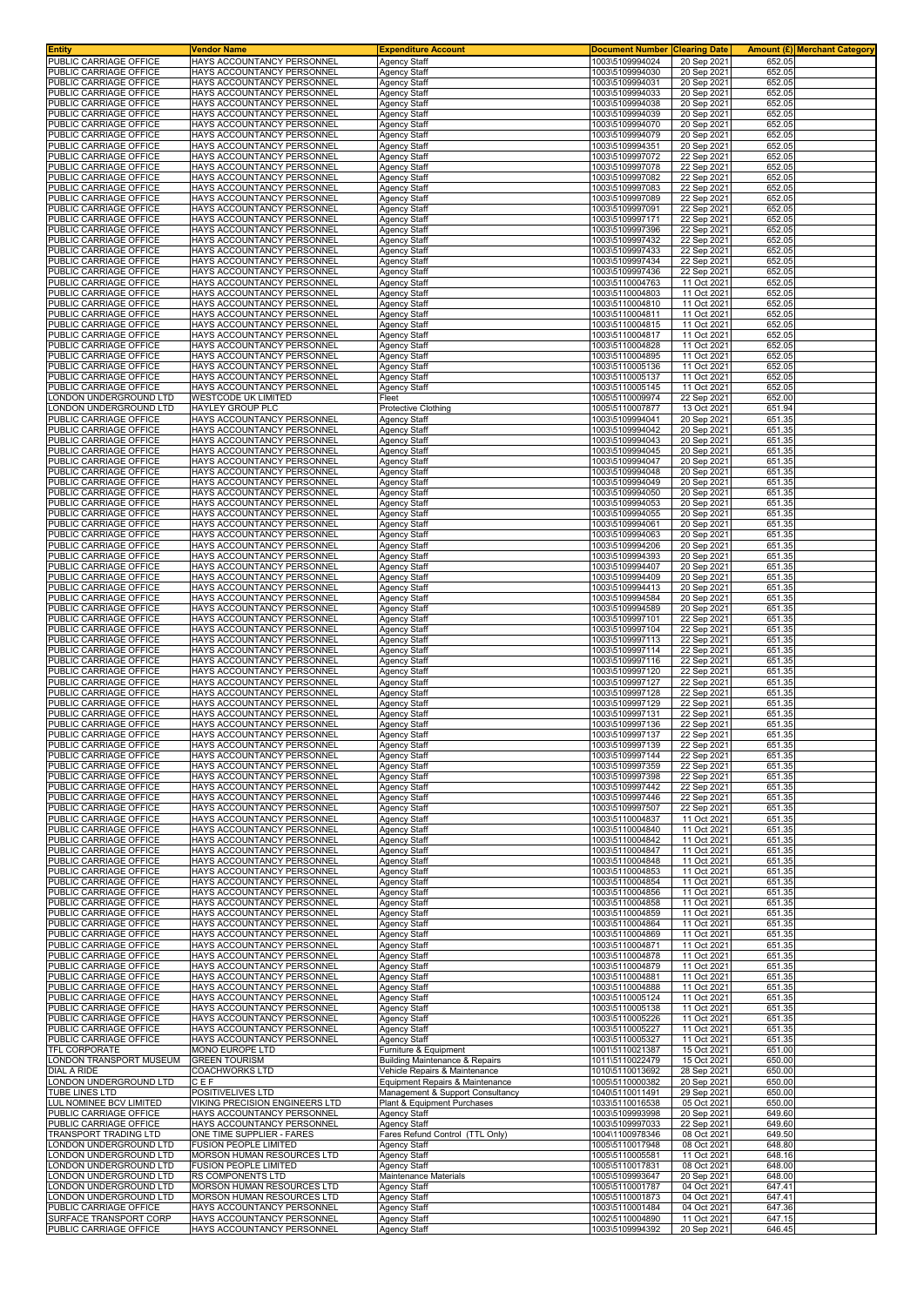| Entity | Vendor Name | Expenditure Account | Document Number | Clearing Date | Amount (£) | Merchant Category |
|---|---|---|---|---|---|---|
| PUBLIC CARRIAGE OFFICE | HAYS ACCOUNTANCY PERSONNEL | Agency Staff | 1003\5109994024 | 20 Sep 2021 | 652.05 | |
| PUBLIC CARRIAGE OFFICE | HAYS ACCOUNTANCY PERSONNEL | Agency Staff | 1003\5109994030 | 20 Sep 2021 | 652.05 | |
| PUBLIC CARRIAGE OFFICE | HAYS ACCOUNTANCY PERSONNEL | Agency Staff | 1003\5109994031 | 20 Sep 2021 | 652.05 | |
| PUBLIC CARRIAGE OFFICE | HAYS ACCOUNTANCY PERSONNEL | Agency Staff | 1003\5109994033 | 20 Sep 2021 | 652.05 | |
| PUBLIC CARRIAGE OFFICE | HAYS ACCOUNTANCY PERSONNEL | Agency Staff | 1003\5109994038 | 20 Sep 2021 | 652.05 | |
| PUBLIC CARRIAGE OFFICE | HAYS ACCOUNTANCY PERSONNEL | Agency Staff | 1003\5109994039 | 20 Sep 2021 | 652.05 | |
| PUBLIC CARRIAGE OFFICE | HAYS ACCOUNTANCY PERSONNEL | Agency Staff | 1003\5109994070 | 20 Sep 2021 | 652.05 | |
| PUBLIC CARRIAGE OFFICE | HAYS ACCOUNTANCY PERSONNEL | Agency Staff | 1003\5109994079 | 20 Sep 2021 | 652.05 | |
| PUBLIC CARRIAGE OFFICE | HAYS ACCOUNTANCY PERSONNEL | Agency Staff | 1003\5109994351 | 20 Sep 2021 | 652.05 | |
| PUBLIC CARRIAGE OFFICE | HAYS ACCOUNTANCY PERSONNEL | Agency Staff | 1003\5109997072 | 22 Sep 2021 | 652.05 | |
| PUBLIC CARRIAGE OFFICE | HAYS ACCOUNTANCY PERSONNEL | Agency Staff | 1003\5109997078 | 22 Sep 2021 | 652.05 | |
| PUBLIC CARRIAGE OFFICE | HAYS ACCOUNTANCY PERSONNEL | Agency Staff | 1003\5109997082 | 22 Sep 2021 | 652.05 | |
| PUBLIC CARRIAGE OFFICE | HAYS ACCOUNTANCY PERSONNEL | Agency Staff | 1003\5109997083 | 22 Sep 2021 | 652.05 | |
| PUBLIC CARRIAGE OFFICE | HAYS ACCOUNTANCY PERSONNEL | Agency Staff | 1003\5109997089 | 22 Sep 2021 | 652.05 | |
| PUBLIC CARRIAGE OFFICE | HAYS ACCOUNTANCY PERSONNEL | Agency Staff | 1003\5109997091 | 22 Sep 2021 | 652.05 | |
| PUBLIC CARRIAGE OFFICE | HAYS ACCOUNTANCY PERSONNEL | Agency Staff | 1003\5109997171 | 22 Sep 2021 | 652.05 | |
| PUBLIC CARRIAGE OFFICE | HAYS ACCOUNTANCY PERSONNEL | Agency Staff | 1003\5109997396 | 22 Sep 2021 | 652.05 | |
| PUBLIC CARRIAGE OFFICE | HAYS ACCOUNTANCY PERSONNEL | Agency Staff | 1003\5109997432 | 22 Sep 2021 | 652.05 | |
| PUBLIC CARRIAGE OFFICE | HAYS ACCOUNTANCY PERSONNEL | Agency Staff | 1003\5109997433 | 22 Sep 2021 | 652.05 | |
| PUBLIC CARRIAGE OFFICE | HAYS ACCOUNTANCY PERSONNEL | Agency Staff | 1003\5109997434 | 22 Sep 2021 | 652.05 | |
| PUBLIC CARRIAGE OFFICE | HAYS ACCOUNTANCY PERSONNEL | Agency Staff | 1003\5109997436 | 22 Sep 2021 | 652.05 | |
| PUBLIC CARRIAGE OFFICE | HAYS ACCOUNTANCY PERSONNEL | Agency Staff | 1003\5110004763 | 11 Oct 2021 | 652.05 | |
| PUBLIC CARRIAGE OFFICE | HAYS ACCOUNTANCY PERSONNEL | Agency Staff | 1003\5110004803 | 11 Oct 2021 | 652.05 | |
| PUBLIC CARRIAGE OFFICE | HAYS ACCOUNTANCY PERSONNEL | Agency Staff | 1003\5110004810 | 11 Oct 2021 | 652.05 | |
| PUBLIC CARRIAGE OFFICE | HAYS ACCOUNTANCY PERSONNEL | Agency Staff | 1003\5110004811 | 11 Oct 2021 | 652.05 | |
| PUBLIC CARRIAGE OFFICE | HAYS ACCOUNTANCY PERSONNEL | Agency Staff | 1003\5110004815 | 11 Oct 2021 | 652.05 | |
| PUBLIC CARRIAGE OFFICE | HAYS ACCOUNTANCY PERSONNEL | Agency Staff | 1003\5110004817 | 11 Oct 2021 | 652.05 | |
| PUBLIC CARRIAGE OFFICE | HAYS ACCOUNTANCY PERSONNEL | Agency Staff | 1003\5110004828 | 11 Oct 2021 | 652.05 | |
| PUBLIC CARRIAGE OFFICE | HAYS ACCOUNTANCY PERSONNEL | Agency Staff | 1003\5110004895 | 11 Oct 2021 | 652.05 | |
| PUBLIC CARRIAGE OFFICE | HAYS ACCOUNTANCY PERSONNEL | Agency Staff | 1003\5110005136 | 11 Oct 2021 | 652.05 | |
| PUBLIC CARRIAGE OFFICE | HAYS ACCOUNTANCY PERSONNEL | Agency Staff | 1003\5110005137 | 11 Oct 2021 | 652.05 | |
| PUBLIC CARRIAGE OFFICE | HAYS ACCOUNTANCY PERSONNEL | Agency Staff | 1003\5110005145 | 11 Oct 2021 | 652.05 | |
| LONDON UNDERGROUND LTD | WESTCODE UK LIMITED | Fleet | 1005\5110009974 | 22 Sep 2021 | 652.00 | |
| LONDON UNDERGROUND LTD | HAYLEY GROUP PLC | Protective Clothing | 1005\5110007877 | 13 Oct 2021 | 651.94 | |
| PUBLIC CARRIAGE OFFICE | HAYS ACCOUNTANCY PERSONNEL | Agency Staff | 1003\5109994041 | 20 Sep 2021 | 651.35 | |
| PUBLIC CARRIAGE OFFICE | HAYS ACCOUNTANCY PERSONNEL | Agency Staff | 1003\5109994042 | 20 Sep 2021 | 651.35 | |
| PUBLIC CARRIAGE OFFICE | HAYS ACCOUNTANCY PERSONNEL | Agency Staff | 1003\5109994043 | 20 Sep 2021 | 651.35 | |
| PUBLIC CARRIAGE OFFICE | HAYS ACCOUNTANCY PERSONNEL | Agency Staff | 1003\5109994045 | 20 Sep 2021 | 651.35 | |
| PUBLIC CARRIAGE OFFICE | HAYS ACCOUNTANCY PERSONNEL | Agency Staff | 1003\5109994047 | 20 Sep 2021 | 651.35 | |
| PUBLIC CARRIAGE OFFICE | HAYS ACCOUNTANCY PERSONNEL | Agency Staff | 1003\5109994048 | 20 Sep 2021 | 651.35 | |
| PUBLIC CARRIAGE OFFICE | HAYS ACCOUNTANCY PERSONNEL | Agency Staff | 1003\5109994049 | 20 Sep 2021 | 651.35 | |
| PUBLIC CARRIAGE OFFICE | HAYS ACCOUNTANCY PERSONNEL | Agency Staff | 1003\5109994050 | 20 Sep 2021 | 651.35 | |
| PUBLIC CARRIAGE OFFICE | HAYS ACCOUNTANCY PERSONNEL | Agency Staff | 1003\5109994053 | 20 Sep 2021 | 651.35 | |
| PUBLIC CARRIAGE OFFICE | HAYS ACCOUNTANCY PERSONNEL | Agency Staff | 1003\5109994055 | 20 Sep 2021 | 651.35 | |
| PUBLIC CARRIAGE OFFICE | HAYS ACCOUNTANCY PERSONNEL | Agency Staff | 1003\5109994061 | 20 Sep 2021 | 651.35 | |
| PUBLIC CARRIAGE OFFICE | HAYS ACCOUNTANCY PERSONNEL | Agency Staff | 1003\5109994063 | 20 Sep 2021 | 651.35 | |
| PUBLIC CARRIAGE OFFICE | HAYS ACCOUNTANCY PERSONNEL | Agency Staff | 1003\5109994206 | 20 Sep 2021 | 651.35 | |
| PUBLIC CARRIAGE OFFICE | HAYS ACCOUNTANCY PERSONNEL | Agency Staff | 1003\5109994393 | 20 Sep 2021 | 651.35 | |
| PUBLIC CARRIAGE OFFICE | HAYS ACCOUNTANCY PERSONNEL | Agency Staff | 1003\5109994407 | 20 Sep 2021 | 651.35 | |
| PUBLIC CARRIAGE OFFICE | HAYS ACCOUNTANCY PERSONNEL | Agency Staff | 1003\5109994409 | 20 Sep 2021 | 651.35 | |
| PUBLIC CARRIAGE OFFICE | HAYS ACCOUNTANCY PERSONNEL | Agency Staff | 1003\5109994413 | 20 Sep 2021 | 651.35 | |
| PUBLIC CARRIAGE OFFICE | HAYS ACCOUNTANCY PERSONNEL | Agency Staff | 1003\5109994584 | 20 Sep 2021 | 651.35 | |
| PUBLIC CARRIAGE OFFICE | HAYS ACCOUNTANCY PERSONNEL | Agency Staff | 1003\5109994589 | 20 Sep 2021 | 651.35 | |
| PUBLIC CARRIAGE OFFICE | HAYS ACCOUNTANCY PERSONNEL | Agency Staff | 1003\5109997101 | 22 Sep 2021 | 651.35 | |
| PUBLIC CARRIAGE OFFICE | HAYS ACCOUNTANCY PERSONNEL | Agency Staff | 1003\5109997104 | 22 Sep 2021 | 651.35 | |
| PUBLIC CARRIAGE OFFICE | HAYS ACCOUNTANCY PERSONNEL | Agency Staff | 1003\5109997113 | 22 Sep 2021 | 651.35 | |
| PUBLIC CARRIAGE OFFICE | HAYS ACCOUNTANCY PERSONNEL | Agency Staff | 1003\5109997114 | 22 Sep 2021 | 651.35 | |
| PUBLIC CARRIAGE OFFICE | HAYS ACCOUNTANCY PERSONNEL | Agency Staff | 1003\5109997116 | 22 Sep 2021 | 651.35 | |
| PUBLIC CARRIAGE OFFICE | HAYS ACCOUNTANCY PERSONNEL | Agency Staff | 1003\5109997120 | 22 Sep 2021 | 651.35 | |
| PUBLIC CARRIAGE OFFICE | HAYS ACCOUNTANCY PERSONNEL | Agency Staff | 1003\5109997127 | 22 Sep 2021 | 651.35 | |
| PUBLIC CARRIAGE OFFICE | HAYS ACCOUNTANCY PERSONNEL | Agency Staff | 1003\5109997128 | 22 Sep 2021 | 651.35 | |
| PUBLIC CARRIAGE OFFICE | HAYS ACCOUNTANCY PERSONNEL | Agency Staff | 1003\5109997129 | 22 Sep 2021 | 651.35 | |
| PUBLIC CARRIAGE OFFICE | HAYS ACCOUNTANCY PERSONNEL | Agency Staff | 1003\5109997131 | 22 Sep 2021 | 651.35 | |
| PUBLIC CARRIAGE OFFICE | HAYS ACCOUNTANCY PERSONNEL | Agency Staff | 1003\5109997136 | 22 Sep 2021 | 651.35 | |
| PUBLIC CARRIAGE OFFICE | HAYS ACCOUNTANCY PERSONNEL | Agency Staff | 1003\5109997137 | 22 Sep 2021 | 651.35 | |
| PUBLIC CARRIAGE OFFICE | HAYS ACCOUNTANCY PERSONNEL | Agency Staff | 1003\5109997139 | 22 Sep 2021 | 651.35 | |
| PUBLIC CARRIAGE OFFICE | HAYS ACCOUNTANCY PERSONNEL | Agency Staff | 1003\5109997144 | 22 Sep 2021 | 651.35 | |
| PUBLIC CARRIAGE OFFICE | HAYS ACCOUNTANCY PERSONNEL | Agency Staff | 1003\5109997359 | 22 Sep 2021 | 651.35 | |
| PUBLIC CARRIAGE OFFICE | HAYS ACCOUNTANCY PERSONNEL | Agency Staff | 1003\5109997398 | 22 Sep 2021 | 651.35 | |
| PUBLIC CARRIAGE OFFICE | HAYS ACCOUNTANCY PERSONNEL | Agency Staff | 1003\5109997442 | 22 Sep 2021 | 651.35 | |
| PUBLIC CARRIAGE OFFICE | HAYS ACCOUNTANCY PERSONNEL | Agency Staff | 1003\5109997446 | 22 Sep 2021 | 651.35 | |
| PUBLIC CARRIAGE OFFICE | HAYS ACCOUNTANCY PERSONNEL | Agency Staff | 1003\5109997507 | 22 Sep 2021 | 651.35 | |
| PUBLIC CARRIAGE OFFICE | HAYS ACCOUNTANCY PERSONNEL | Agency Staff | 1003\5110004837 | 11 Oct 2021 | 651.35 | |
| PUBLIC CARRIAGE OFFICE | HAYS ACCOUNTANCY PERSONNEL | Agency Staff | 1003\5110004840 | 11 Oct 2021 | 651.35 | |
| PUBLIC CARRIAGE OFFICE | HAYS ACCOUNTANCY PERSONNEL | Agency Staff | 1003\5110004842 | 11 Oct 2021 | 651.35 | |
| PUBLIC CARRIAGE OFFICE | HAYS ACCOUNTANCY PERSONNEL | Agency Staff | 1003\5110004847 | 11 Oct 2021 | 651.35 | |
| PUBLIC CARRIAGE OFFICE | HAYS ACCOUNTANCY PERSONNEL | Agency Staff | 1003\5110004848 | 11 Oct 2021 | 651.35 | |
| PUBLIC CARRIAGE OFFICE | HAYS ACCOUNTANCY PERSONNEL | Agency Staff | 1003\5110004853 | 11 Oct 2021 | 651.35 | |
| PUBLIC CARRIAGE OFFICE | HAYS ACCOUNTANCY PERSONNEL | Agency Staff | 1003\5110004854 | 11 Oct 2021 | 651.35 | |
| PUBLIC CARRIAGE OFFICE | HAYS ACCOUNTANCY PERSONNEL | Agency Staff | 1003\5110004856 | 11 Oct 2021 | 651.35 | |
| PUBLIC CARRIAGE OFFICE | HAYS ACCOUNTANCY PERSONNEL | Agency Staff | 1003\5110004858 | 11 Oct 2021 | 651.35 | |
| PUBLIC CARRIAGE OFFICE | HAYS ACCOUNTANCY PERSONNEL | Agency Staff | 1003\5110004859 | 11 Oct 2021 | 651.35 | |
| PUBLIC CARRIAGE OFFICE | HAYS ACCOUNTANCY PERSONNEL | Agency Staff | 1003\5110004864 | 11 Oct 2021 | 651.35 | |
| PUBLIC CARRIAGE OFFICE | HAYS ACCOUNTANCY PERSONNEL | Agency Staff | 1003\5110004869 | 11 Oct 2021 | 651.35 | |
| PUBLIC CARRIAGE OFFICE | HAYS ACCOUNTANCY PERSONNEL | Agency Staff | 1003\5110004871 | 11 Oct 2021 | 651.35 | |
| PUBLIC CARRIAGE OFFICE | HAYS ACCOUNTANCY PERSONNEL | Agency Staff | 1003\5110004878 | 11 Oct 2021 | 651.35 | |
| PUBLIC CARRIAGE OFFICE | HAYS ACCOUNTANCY PERSONNEL | Agency Staff | 1003\5110004879 | 11 Oct 2021 | 651.35 | |
| PUBLIC CARRIAGE OFFICE | HAYS ACCOUNTANCY PERSONNEL | Agency Staff | 1003\5110004881 | 11 Oct 2021 | 651.35 | |
| PUBLIC CARRIAGE OFFICE | HAYS ACCOUNTANCY PERSONNEL | Agency Staff | 1003\5110004888 | 11 Oct 2021 | 651.35 | |
| PUBLIC CARRIAGE OFFICE | HAYS ACCOUNTANCY PERSONNEL | Agency Staff | 1003\5110005124 | 11 Oct 2021 | 651.35 | |
| PUBLIC CARRIAGE OFFICE | HAYS ACCOUNTANCY PERSONNEL | Agency Staff | 1003\5110005138 | 11 Oct 2021 | 651.35 | |
| PUBLIC CARRIAGE OFFICE | HAYS ACCOUNTANCY PERSONNEL | Agency Staff | 1003\5110005226 | 11 Oct 2021 | 651.35 | |
| PUBLIC CARRIAGE OFFICE | HAYS ACCOUNTANCY PERSONNEL | Agency Staff | 1003\5110005227 | 11 Oct 2021 | 651.35 | |
| PUBLIC CARRIAGE OFFICE | HAYS ACCOUNTANCY PERSONNEL | Agency Staff | 1003\5110005327 | 11 Oct 2021 | 651.35 | |
| TFL CORPORATE | MONO EUROPE LTD | Furniture & Equipment | 1001\5110021387 | 15 Oct 2021 | 651.00 | |
| LONDON TRANSPORT MUSEUM | GREEN TOURISM | Building Maintenance & Repairs | 1011\5110022479 | 15 Oct 2021 | 650.00 | |
| DIAL A RIDE | COACHWORKS LTD | Vehicle Repairs & Maintenance | 1010\5110013692 | 28 Sep 2021 | 650.00 | |
| LONDON UNDERGROUND LTD | C E F | Equipment Repairs & Maintenance | 1005\5110000382 | 20 Sep 2021 | 650.00 | |
| TUBE LINES LTD | POSITIVELIVES LTD | Management & Support Consultancy | 1040\5110011491 | 29 Sep 2021 | 650.00 | |
| LUL NOMINEE BCV LIMITED | VIKING PRECISION ENGINEERS LTD | Plant & Equipment Purchases | 1033\5110016538 | 05 Oct 2021 | 650.00 | |
| PUBLIC CARRIAGE OFFICE | HAYS ACCOUNTANCY PERSONNEL | Agency Staff | 1003\5109993998 | 20 Sep 2021 | 649.60 | |
| PUBLIC CARRIAGE OFFICE | HAYS ACCOUNTANCY PERSONNEL | Agency Staff | 1003\5109997033 | 22 Sep 2021 | 649.60 | |
| TRANSPORT TRADING LTD | ONE TIME SUPPLIER - FARES | Fares Refund Control (TTL Only) | 1004\1100978346 | 08 Oct 2021 | 649.50 | |
| LONDON UNDERGROUND LTD | FUSION PEOPLE LIMITED | Agency Staff | 1005\5110017948 | 08 Oct 2021 | 648.80 | |
| LONDON UNDERGROUND LTD | MORSON HUMAN RESOURCES LTD | Agency Staff | 1005\5110005581 | 11 Oct 2021 | 648.16 | |
| LONDON UNDERGROUND LTD | FUSION PEOPLE LIMITED | Agency Staff | 1005\5110017831 | 08 Oct 2021 | 648.00 | |
| LONDON UNDERGROUND LTD | RS COMPONENTS LTD | Maintenance Materials | 1005\5109993647 | 20 Sep 2021 | 648.00 | |
| LONDON UNDERGROUND LTD | MORSON HUMAN RESOURCES LTD | Agency Staff | 1005\5110001787 | 04 Oct 2021 | 647.41 | |
| LONDON UNDERGROUND LTD | MORSON HUMAN RESOURCES LTD | Agency Staff | 1005\5110001873 | 04 Oct 2021 | 647.41 | |
| PUBLIC CARRIAGE OFFICE | HAYS ACCOUNTANCY PERSONNEL | Agency Staff | 1003\5110001484 | 04 Oct 2021 | 647.36 | |
| SURFACE TRANSPORT CORP | HAYS ACCOUNTANCY PERSONNEL | Agency Staff | 1002\5110004890 | 11 Oct 2021 | 647.15 | |
| PUBLIC CARRIAGE OFFICE | HAYS ACCOUNTANCY PERSONNEL | Agency Staff | 1003\5109994392 | 20 Sep 2021 | 646.45 | |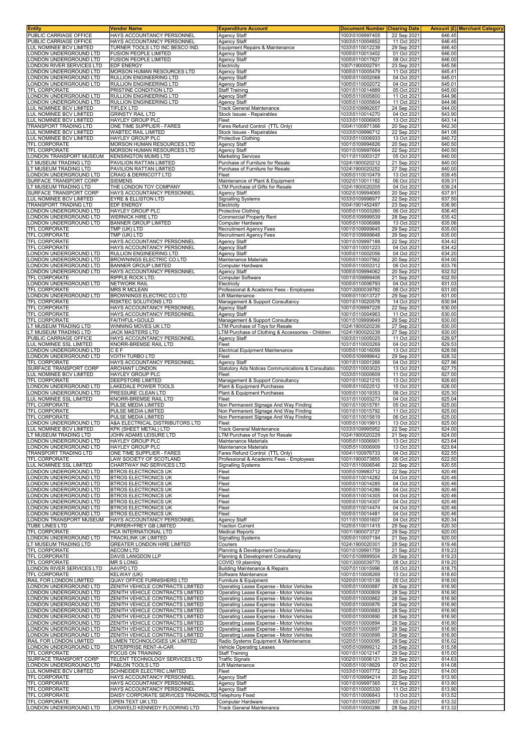| Entity | Vendor Name | Expenditure Account | Document Number | Clearing Date | Amount (£) | Merchant Category |
|---|---|---|---|---|---|---|
| PUBLIC CARRIAGE OFFICE | HAYS ACCOUNTANCY PERSONNEL | Agency Staff | 1003\5109997405 | 22 Sep 2021 | 646.45 | |
| PUBLIC CARRIAGE OFFICE | HAYS ACCOUNTANCY PERSONNEL | Agency Staff | 1003\5110004852 | 11 Oct 2021 | 646.45 | |
| LUL NOMINEE BCV LIMITED | TURNER TOOLS LTD INC BESCO IND. | Equipment Repairs & Maintenance | 1033\5110012239 | 29 Sep 2021 | 646.40 | |
| LONDON UNDERGROUND LTD | FUSION PEOPLE LIMITED | Agency Staff | 1005\5110013402 | 01 Oct 2021 | 646.00 | |
| LONDON UNDERGROUND LTD | FUSION PEOPLE LIMITED | Agency Staff | 1005\5110017827 | 08 Oct 2021 | 646.00 | |
| LONDON RIVER SERVICES LTD | EDF ENERGY | Electricity | 1007\1900002791 | 23 Sep 2021 | 645.56 | |
| LONDON UNDERGROUND LTD | MORSON HUMAN RESOURCES LTD | Agency Staff | 1005\5110005479 | 11 Oct 2021 | 645.41 | |
| LONDON UNDERGROUND LTD | RULLION ENGINEERING LTD | Agency Staff | 1005\5110002068 | 04 Oct 2021 | 645.01 | |
| LONDON UNDERGROUND LTD | RULLION ENGINEERING LTD | Agency Staff | 1005\5110002072 | 04 Oct 2021 | 645.01 | |
| TFL CORPORATE | PRISTINE CONDITION LTD | Staff Training | 1001\5110014889 | 05 Oct 2021 | 645.00 | |
| LONDON UNDERGROUND LTD | RULLION ENGINEERING LTD | Agency Staff | 1005\5110005800 | 11 Oct 2021 | 644.96 | |
| LONDON UNDERGROUND LTD | RULLION ENGINEERING LTD | Agency Staff | 1005\5110005804 | 11 Oct 2021 | 644.96 | |
| LUL NOMINEE BCV LIMITED | TIFLEX LTD | Track General Maintenance | 1033\5109992657 | 24 Sep 2021 | 644.00 | |
| LUL NOMINEE BCV LIMITED | GRINSTY RAIL LTD | Stock Issues - Repairables | 1033\5110014270 | 04 Oct 2021 | 643.90 | |
| LUL NOMINEE BCV LIMITED | HAYLEY GROUP PLC | Fleet | 1033\5110006905 | 13 Oct 2021 | 643.14 | |
| TRANSPORT TRADING LTD | ONE TIME SUPPLIER - FARES | Fares Refund Control (TTL Only) | 1004\1100971366 | 20 Sep 2021 | 642.30 | |
| LUL NOMINEE BCV LIMITED | WABTEC RAIL LIMITED | Stock Issues - Repairables | 1033\5109996712 | 22 Sep 2021 | 641.08 | |
| LUL NOMINEE BCV LIMITED | HAYLEY GROUP PLC | Protective Clothing | 1033\5110006933 | 13 Oct 2021 | 640.72 | |
| TFL CORPORATE | MORSON HUMAN RESOURCES LTD | Agency Staff | 1001\5109994826 | 20 Sep 2021 | 640.50 | |
| TFL CORPORATE | MORSON HUMAN RESOURCES LTD | Agency Staff | 1001\5109997664 | 22 Sep 2021 | 640.50 | |
| LONDON TRANSPORT MUSEUM | KENSINGTON MUMS LTD | Marketing Services | 1011\5110003127 | 05 Oct 2021 | 640.00 | |
| LT MUSEUM TRADING LTD | PAVILION RATTAN LIMITED | Purchase of Furniture for Resale | 1024\1900020212 | 21 Sep 2021 | 640.00 | |
| LT MUSEUM TRADING LTD | PAVILION RATTAN LIMITED | Purchase of Furniture for Resale | 1024\1900020252 | 27 Sep 2021 | 640.00 | |
| LONDON UNDERGROUND LTD | CRAIG & DERRICOTT LTD | Fleet | 1005\5110010479 | 13 Oct 2021 | 639.45 | |
| SURFACE TRANSPORT CORP | SIEMENS | Maintenance of Plant & Equipment | 1002\5110011182 | 06 Oct 2021 | 639.31 | |
| LT MUSEUM TRADING LTD | THE LONDON TOY COMPANY | LTM Purchase of Gifts for Resale | 1024\1900020205 | 04 Oct 2021 | 639.24 | |
| SURFACE TRANSPORT CORP | HAYS ACCOUNTANCY PERSONNEL | Agency Staff | 1002\5109994065 | 20 Sep 2021 | 637.91 | |
| LUL NOMINEE BCV LIMITED | EYRE & ELLISTON LTD | Signalling Systems | 1033\5109998977 | 22 Sep 2021 | 637.50 | |
| TRANSPORT TRADING LTD | EDF ENERGY | Electricity | 1004\1901452497 | 23 Sep 2021 | 636.90 | |
| LONDON UNDERGROUND LTD | HAYLEY GROUP PLC | Protective Clothing | 1005\5110003260 | 06 Oct 2021 | 636.40 | |
| LONDON UNDERGROUND LTD | WERNICK HIRE LTD | Commercial Property Rent | 1005\5109999539 | 28 Sep 2021 | 635.42 | |
| LONDON UNDERGROUND LTD | BANNER GROUP LIMITED | Computer Hardware | 1005\5110006988 | 13 Oct 2021 | 635.06 | |
| TFL CORPORATE | TMP (UK) LTD | Recruitment Agency Fees | 1001\5109999645 | 29 Sep 2021 | 635.00 | |
| TFL CORPORATE | TMP (UK) LTD | Recruitment Agency Fees | 1001\5109999648 | 29 Sep 2021 | 635.00 | |
| TFL CORPORATE | HAYS ACCOUNTANCY PERSONNEL | Agency Staff | 1001\5109997188 | 22 Sep 2021 | 634.42 | |
| TFL CORPORATE | HAYS ACCOUNTANCY PERSONNEL | Agency Staff | 1001\5110001223 | 04 Oct 2021 | 634.42 | |
| LONDON UNDERGROUND LTD | RULLION ENGINEERING LTD | Agency Staff | 1005\5110002056 | 04 Oct 2021 | 634.20 | |
| LONDON UNDERGROUND LTD | BROWNINGS ELECTRIC CO LTD | Maintenance Materials | 1005\5110007562 | 20 Sep 2021 | 634.00 | |
| LONDON UNDERGROUND LTD | BANNER GROUP LIMITED | Computer Hardware | 1005\5110003312 | 06 Oct 2021 | 633.76 | |
| LONDON UNDERGROUND LTD | HAYS ACCOUNTANCY PERSONNEL | Agency Staff | 1005\5109994062 | 20 Sep 2021 | 632.52 | |
| TFL CORPORATE | RIPPLE ROCK LTD. | Computer Software | 1001\5109999406 | 21 Sep 2021 | 632.50 | |
| LONDON UNDERGROUND LTD | NETWORK RAIL | Electricity | 1005\5110006793 | 04 Oct 2021 | 631.03 | |
| TFL CORPORATE | MRS R MCLEAN | Professional & Academic Fees - Employees | 1001\3000039782 | 08 Oct 2021 | 631.00 | |
| LONDON UNDERGROUND LTD | BROWNINGS ELECTRIC CO LTD | Lift Maintenance | 1005\5110013727 | 29 Sep 2021 | 631.00 | |
| TFL CORPORATE | RISKTEC SOLUTIONS LTD | Management & Support Consultancy | 1001\5110020578 | 14 Oct 2021 | 630.94 | |
| TFL CORPORATE | HAYS ACCOUNTANCY PERSONNEL | Agency Staff | 1001\5109997228 | 22 Sep 2021 | 630.00 | |
| TFL CORPORATE | HAYS ACCOUNTANCY PERSONNEL | Agency Staff | 1001\5110004963 | 11 Oct 2021 | 630.00 | |
| TFL CORPORATE | FAITHFUL+GOULD | Management & Support Consultancy | 1001\5109999649 | 29 Sep 2021 | 630.00 | |
| LT MUSEUM TRADING LTD | WINNING MOVES UK LTD | LTM Purchase of Toys for Resale | 1024\1900020236 | 27 Sep 2021 | 630.00 | |
| LT MUSEUM TRADING LTD | JACK MASTERS LTD | LTM Purchase of Clothing & Accessories - Children | 1024\1900020239 | 27 Sep 2021 | 630.00 | |
| PUBLIC CARRIAGE OFFICE | HAYS ACCOUNTANCY PERSONNEL | Agency Staff | 1003\5110005025 | 11 Oct 2021 | 629.97 | |
| LUL NOMINEE SSL LIMITED | KNORR-BREMSE RAIL LTD | Fleet | 1031\5110003269 | 04 Oct 2021 | 629.53 | |
| LONDON UNDERGROUND LTD | C E F | Electrical Equipment Maintenance | 1005\5110016059 | 13 Oct 2021 | 628.56 | |
| LONDON UNDERGROUND LTD | VOITH TURBO LTD | Fleet | 1005\5109999642 | 29 Sep 2021 | 628.32 | |
| TFL CORPORATE | HAYS ACCOUNTANCY PERSONNEL | Agency Staff | 1001\5110001266 | 04 Oct 2021 | 627.96 | |
| SURFACE TRANSPORT CORP | ARCHANT LONDON | Statutory Ads Notices Communications & Consultatio | 1002\5110003023 | 13 Oct 2021 | 627.75 | |
| LUL NOMINEE BCV LIMITED | HAYLEY GROUP PLC | Fleet | 1033\5110000609 | 11 Oct 2021 | 627.00 | |
| TFL CORPORATE | DEEPSTORE LIMITED | Management & Support Consultancy | 1001\5110021215 | 13 Oct 2021 | 626.60 | |
| LONDON UNDERGROUND LTD | LAKEDALE POWER TOOLS | Plant & Equipment Purchases | 1005\5110022512 | 15 Oct 2021 | 626.00 | |
| LONDON UNDERGROUND LTD | PRESSURE CLEAN LTD | Plant & Equipment Purchases | 1005\5110019353 | 08 Oct 2021 | 625.30 | |
| LUL NOMINEE SSL LIMITED | KNORR-BREMSE RAIL LTD | Fleet | 1031\5110003273 | 04 Oct 2021 | 625.04 | |
| TFL CORPORATE | PULSE MEDIA LIMITED | Non Permanent Signage And Way Finding | 1001\5110015781 | 05 Oct 2021 | 625.00 | |
| TFL CORPORATE | PULSE MEDIA LIMITED | Non Permanent Signage And Way Finding | 1001\5110015792 | 11 Oct 2021 | 625.00 | |
| TFL CORPORATE | PULSE MEDIA LIMITED | Non Permanent Signage And Way Finding | 1001\5110015819 | 06 Oct 2021 | 625.00 | |
| LONDON UNDERGROUND LTD | A&A ELECTRICAL DISTRIBUTORS LTD | Fleet | 1005\5110019913 | 13 Oct 2021 | 625.00 | |
| LUL NOMINEE BCV LIMITED | KPK (SHEET METAL) LTD | Track General Maintenance | 1033\5109995952 | 22 Sep 2021 | 624.00 | |
| LT MUSEUM TRADING LTD | JOHN ADAMS LEISURE LTD | LTM Purchase of Toys for Resale | 1024\1900020229 | 21 Sep 2021 | 624.00 | |
| LONDON UNDERGROUND LTD | HAYLEY GROUP PLC | Maintenance Materials | 1005\5110006901 | 13 Oct 2021 | 623.64 | |
| LONDON UNDERGROUND LTD | HAYLEY GROUP PLC | Maintenance Materials | 1005\5110006909 | 13 Oct 2021 | 623.64 | |
| TRANSPORT TRADING LTD | ONE TIME SUPPLIER - FARES | Fares Refund Control (TTL Only) | 1004\1100976733 | 04 Oct 2021 | 622.55 | |
| TFL CORPORATE | LAW SOCIETY OF SCOTLAND | Professional & Academic Fees - Employees | 1001\1900073855 | 06 Oct 2021 | 622.50 | |
| LUL NOMINEE SSL LIMITED | CHARTWAY IND SERVICES LTD | Signalling Systems | 1031\5110006546 | 22 Sep 2021 | 620.65 | |
| LONDON UNDERGROUND LTD | BTROS ELECTRONICS UK | Fleet | 1005\5109983712 | 22 Sep 2021 | 620.46 | |
| LONDON UNDERGROUND LTD | BTROS ELECTRONICS UK | Fleet | 1005\5110014282 | 04 Oct 2021 | 620.46 | |
| LONDON UNDERGROUND LTD | BTROS ELECTRONICS UK | Fleet | 1005\5110014285 | 04 Oct 2021 | 620.46 | |
| LONDON UNDERGROUND LTD | BTROS ELECTRONICS UK | Fleet | 1005\5110014286 | 04 Oct 2021 | 620.46 | |
| LONDON UNDERGROUND LTD | BTROS ELECTRONICS UK | Fleet | 1005\5110014305 | 04 Oct 2021 | 620.46 | |
| LONDON UNDERGROUND LTD | BTROS ELECTRONICS UK | Fleet | 1005\5110014307 | 04 Oct 2021 | 620.46 | |
| LONDON UNDERGROUND LTD | BTROS ELECTRONICS UK | Fleet | 1005\5110014474 | 04 Oct 2021 | 620.46 | |
| LONDON UNDERGROUND LTD | BTROS ELECTRONICS UK | Fleet | 1005\5110014481 | 04 Oct 2021 | 620.46 | |
| LONDON TRANSPORT MUSEUM | HAYS ACCOUNTANCY PERSONNEL | Agency Staff | 1011\5110001607 | 04 Oct 2021 | 620.34 | |
| TUBE LINES LTD | FURRER+FREY GB LIMITED | Traction Current | 1025\5110011415 | 29 Sep 2021 | 620.30 | |
| TFL CORPORATE | HCA INTERNATIONAL LTD | Medical Reports | 1001\1900073727 | 29 Sep 2021 | 620.00 | |
| LONDON UNDERGROUND LTD | TRACKLINK UK LIMITED | Signalling Systems | 1005\5110007194 | 21 Sep 2021 | 620.00 | |
| LT MUSEUM TRADING LTD | GREATER LONDON HIRE LIMITED | Couriers | 1024\1900020301 | 28 Sep 2021 | 619.46 | |
| TFL CORPORATE | AECOM LTD | Planning & Development Consultancy | 1001\5109991759 | 21 Sep 2021 | 619.23 | |
| TFL CORPORATE | DAVIS LANGDON LLP | Planning & Development Consultancy | 1001\5109999504 | 29 Sep 2021 | 619.23 | |
| TFL CORPORATE | MR S LONG | COVID 19 planning | 1001\3000039770 | 08 Oct 2021 | 619.20 | |
| LONDON RIVER SERVICES LTD | AAVPD LTD | Building Maintenance & Repairs | 1007\5110015996 | 05 Oct 2021 | 618.75 | |
| TFL CORPORATE | KELWAY (UK) | Software Maintenance | 1001\5110008269 | 13 Oct 2021 | 618.60 | |
| RAIL FOR LONDON LIMITED | QUAY OFFICE FURNISHERS LTD | Furniture & Equipment | 1020\5110015136 | 05 Oct 2021 | 618.00 | |
| LONDON UNDERGROUND LTD | ZENITH VEHICLE CONTRACTS LIMITED | Operating Lease Expense - Motor Vehicles | 1005\5110000887 | 28 Sep 2021 | 616.90 | |
| LONDON UNDERGROUND LTD | ZENITH VEHICLE CONTRACTS LIMITED | Operating Lease Expense - Motor Vehicles | 1005\5110000809 | 28 Sep 2021 | 616.90 | |
| LONDON UNDERGROUND LTD | ZENITH VEHICLE CONTRACTS LIMITED | Operating Lease Expense - Motor Vehicles | 1005\5110000862 | 28 Sep 2021 | 616.90 | |
| LONDON UNDERGROUND LTD | ZENITH VEHICLE CONTRACTS LIMITED | Operating Lease Expense - Motor Vehicles | 1005\5110000876 | 28 Sep 2021 | 616.90 | |
| LONDON UNDERGROUND LTD | ZENITH VEHICLE CONTRACTS LIMITED | Operating Lease Expense - Motor Vehicles | 1005\5110000883 | 28 Sep 2021 | 616.90 | |
| LONDON UNDERGROUND LTD | ZENITH VEHICLE CONTRACTS LIMITED | Operating Lease Expense - Motor Vehicles | 1005\5110000890 | 28 Sep 2021 | 616.90 | |
| LONDON UNDERGROUND LTD | ZENITH VEHICLE CONTRACTS LIMITED | Operating Lease Expense - Motor Vehicles | 1005\5110000894 | 28 Sep 2021 | 616.90 | |
| LONDON UNDERGROUND LTD | ZENITH VEHICLE CONTRACTS LIMITED | Operating Lease Expense - Motor Vehicles | 1005\5110000897 | 28 Sep 2021 | 616.90 | |
| LONDON UNDERGROUND LTD | ZENITH VEHICLE CONTRACTS LIMITED | Operating Lease Expense - Motor Vehicles | 1005\5110000899 | 28 Sep 2021 | 616.90 | |
| RAIL FOR LONDON LIMITED | LUMEN TECHNOLOGIES UK LIMITED | Radio Systems Equipment & Maintenance | 1020\5110000095 | 29 Sep 2021 | 616.02 | |
| LONDON UNDERGROUND LTD | ENTERPRISE RENT-A-CAR | Vehicle Operating Leases | 1005\5109999212 | 28 Sep 2021 | 615.58 | |
| TFL CORPORATE | FOCUS ON TRAINING | Staff Training | 1001\5110012147 | 29 Sep 2021 | 615.00 | |
| SURFACE TRANSPORT CORP | TELENT TECHNOLOGY SERVICES LTD | Traffic Signals | 1002\5110006121 | 28 Sep 2021 | 614.63 | |
| LONDON UNDERGROUND LTD | PABLON TOOLS LTD | Lift Maintenance | 1005\5110018829 | 07 Oct 2021 | 614.08 | |
| LUL NOMINEE BCV LIMITED | SCHNEIDER ELECTRIC LIMITED | Fleet | 1033\5110007772 | 20 Sep 2021 | 614.00 | |
| TFL CORPORATE | HAYS ACCOUNTANCY PERSONNEL | Agency Staff | 1001\5109994214 | 20 Sep 2021 | 613.90 | |
| TFL CORPORATE | HAYS ACCOUNTANCY PERSONNEL | Agency Staff | 1001\5109997365 | 22 Sep 2021 | 613.90 | |
| TFL CORPORATE | HAYS ACCOUNTANCY PERSONNEL | Agency Staff | 1001\5110005330 | 11 Oct 2021 | 613.90 | |
| TFL CORPORATE | DAISY CORPORATE SERVICES TRADINGLTD | Telephony Fixed | 1001\5110006843 | 13 Oct 2021 | 613.52 | |
| TFL CORPORATE | OPEN TEXT UK LTD | Computer Hardware | 1001\5110002837 | 05 Oct 2021 | 613.32 | |
| LONDON UNDERGROUND LTD | LIONWELD KENNEDY FLOORING LTD | Track General Maintenance | 1005\5110000286 | 28 Sep 2021 | 613.32 | |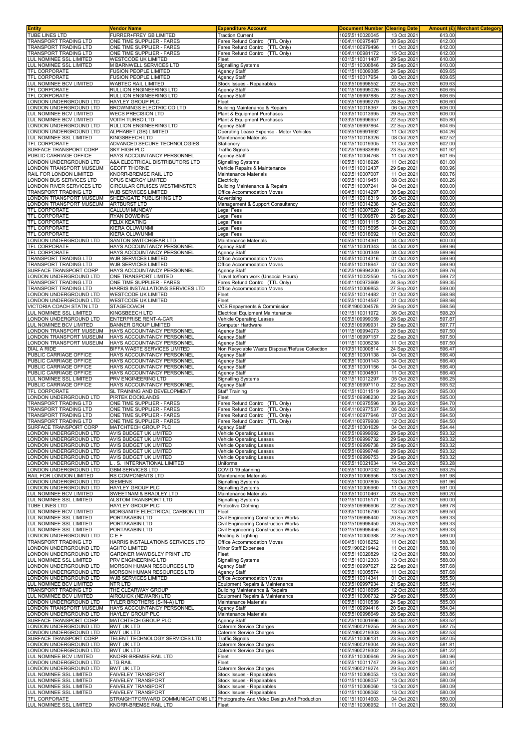| Entity | Vendor Name | Expenditure Account | Document Number | Clearing Date | Amount (£) | Merchant Category |
|---|---|---|---|---|---|---|
| TUBE LINES LTD | FURRER+FREY GB LIMITED | Traction Current | 1025\5110020045 | 13 Oct 2021 | 613.00 | |
| TRANSPORT TRADING LTD | ONE TIME SUPPLIER - FARES | Fares Refund Control (TTL Only) | 1004\1100975467 | 30 Sep 2021 | 612.00 | |
| TRANSPORT TRADING LTD | ONE TIME SUPPLIER - FARES | Fares Refund Control (TTL Only) | 1004\1100979496 | 11 Oct 2021 | 612.00 | |
| TRANSPORT TRADING LTD | ONE TIME SUPPLIER - FARES | Fares Refund Control (TTL Only) | 1004\1100981172 | 15 Oct 2021 | 612.00 | |
| LUL NOMINEE SSL LIMITED | WESTCODE UK LIMITED | Fleet | 1031\5110011407 | 29 Sep 2021 | 610.00 | |
| LUL NOMINEE SSL LIMITED | M BARNWELL SERVICES LTD | Signalling Systems | 1031\5110000846 | 29 Sep 2021 | 610.00 | |
| TFL CORPORATE | FUSION PEOPLE LIMITED | Agency Staff | 1001\5110009385 | 24 Sep 2021 | 609.65 | |
| TFL CORPORATE | FUSION PEOPLE LIMITED | Agency Staff | 1001\5110017954 | 08 Oct 2021 | 609.65 | |
| LUL NOMINEE BCV LIMITED | WABTEC RAIL LIMITED | Stock Issues - Repairables | 1033\5109998552 | 22 Sep 2021 | 609.63 | |
| TFL CORPORATE | RULLION ENGINEERING LTD | Agency Staff | 1001\5109995026 | 20 Sep 2021 | 606.65 | |
| TFL CORPORATE | RULLION ENGINEERING LTD | Agency Staff | 1001\5109997885 | 22 Sep 2021 | 606.65 | |
| LONDON UNDERGROUND LTD | HAYLEY GROUP PLC | Fleet | 1005\5109999279 | 28 Sep 2021 | 606.60 | |
| LONDON UNDERGROUND LTD | BROWNINGS ELECTRIC CO LTD | Building Maintenance & Repairs | 1005\5110018367 | 06 Oct 2021 | 606.00 | |
| LUL NOMINEE BCV LIMITED | WECS PRECISION LTD | Plant & Equipment Purchases | 1033\5110013995 | 29 Sep 2021 | 606.00 | |
| LUL NOMINEE BCV LIMITED | VOITH TURBO LTD | Plant & Equipment Purchases | 1033\5109996957 | 22 Sep 2021 | 605.80 | |
| LONDON UNDERGROUND LTD | RULLION ENGINEERING LTD | Agency Staff | 1005\5109997864 | 22 Sep 2021 | 604.65 | |
| LONDON UNDERGROUND LTD | ALPHABET (GB) LIMITED | Operating Lease Expense - Motor Vehicles | 1005\5109991692 | 11 Oct 2021 | 604.26 | |
| LUL NOMINEE SSL LIMITED | KINGSBEECH LTD | Maintenance Materials | 1031\5110018326 | 08 Oct 2021 | 602.52 | |
| TFL CORPORATE | ADVANCED SECURE TECHNOLOGIES | Stationery | 1001\5110019305 | 11 Oct 2021 | 602.00 | |
| SURFACE TRANSPORT CORP | SKY HIGH PLC | Traffic Signals | 1002\5109983899 | 23 Sep 2021 | 601.92 | |
| PUBLIC CARRIAGE OFFICE | HAYS ACCOUNTANCY PERSONNEL | Agency Staff | 1003\5110004768 | 11 Oct 2021 | 601.65 | |
| LONDON UNDERGROUND LTD | A&A ELECTRICAL DISTRIBUTORS LTD | Signalling Systems | 1005\5110018926 | 11 Oct 2021 | 601.00 | |
| LONDON TRANSPORT MUSEUM | GEOFF THORNE | Vehicle Repairs & Maintenance | 1011\5110012437 | 29 Sep 2021 | 600.96 | |
| RAIL FOR LONDON LIMITED | KNORR-BREMSE RAIL LTD | Maintenance Materials | 1020\5110007007 | 11 Oct 2021 | 600.76 | |
| LONDON BUS SERVICES LTD | OPUS ENERGY LIMITED | Electricity | 1006\5110019451 | 08 Oct 2021 | 600.26 | |
| LONDON RIVER SERVICES LTD | CIRCULAR CRUISES WESTMINSTER | Building Maintenance & Repairs | 1007\5110007241 | 04 Oct 2021 | 600.00 | |
| TRANSPORT TRADING LTD | WJB SERVICES LIMITED | Office Accommodation Moves | 1004\5110014297 | 30 Sep 2021 | 600.00 | |
| LONDON TRANSPORT MUSEUM | SHEENGATE PUBLISHING LTD | Advertising | 1011\5110018319 | 06 Oct 2021 | 600.00 | |
| LONDON TRANSPORT MUSEUM | ARTBURST LTD | Management & Support Consultancy | 1011\5110014238 | 04 Oct 2021 | 600.00 | |
| TFL CORPORATE | CALLUM MUNDAY | Legal Fees | 1001\5110007620 | 21 Sep 2021 | 600.00 | |
| TFL CORPORATE | RYAN DOWDING | Legal Fees | 1001\5110009870 | 28 Sep 2021 | 600.00 | |
| TFL CORPORATE | FELIX KEATING | Legal Fees | 1001\5110011115 | 01 Oct 2021 | 600.00 | |
| TFL CORPORATE | KIERA OLUWUNMI | Legal Fees | 1001\5110015695 | 04 Oct 2021 | 600.00 | |
| TFL CORPORATE | KIERA OLUWUNMI | Legal Fees | 1001\5110018692 | 11 Oct 2021 | 600.00 | |
| LONDON UNDERGROUND LTD | SANTON SWITCHGEAR LTD | Maintenance Materials | 1005\5110014361 | 04 Oct 2021 | 600.00 | |
| TFL CORPORATE | HAYS ACCOUNTANCY PERSONNEL | Agency Staff | 1001\5110001343 | 04 Oct 2021 | 599.96 | |
| TFL CORPORATE | HAYS ACCOUNTANCY PERSONNEL | Agency Staff | 1001\5110001349 | 04 Oct 2021 | 599.96 | |
| TRANSPORT TRADING LTD | WJB SERVICES LIMITED | Office Accommodation Moves | 1004\5110014316 | 01 Oct 2021 | 599.90 | |
| TRANSPORT TRADING LTD | WJB SERVICES LIMITED | Office Accommodation Moves | 1004\5110018947 | 07 Oct 2021 | 599.90 | |
| SURFACE TRANSPORT CORP | HAYS ACCOUNTANCY PERSONNEL | Agency Staff | 1002\5109994200 | 20 Sep 2021 | 599.76 | |
| LONDON UNDERGROUND LTD | ONE TRANSPORT LIMITED | Travel to/from work (Unsocial Hours) | 1005\5110022550 | 15 Oct 2021 | 599.72 | |
| TRANSPORT TRADING LTD | ONE TIME SUPPLIER - FARES | Fares Refund Control (TTL Only) | 1004\1100973669 | 24 Sep 2021 | 599.35 | |
| TRANSPORT TRADING LTD | HARRIS INSTALLATIONS SERVICES LTD | Office Accommodation Moves | 1004\5110009853 | 27 Sep 2021 | 599.00 | |
| LONDON UNDERGROUND LTD | WESTCODE UK LIMITED | Fleet | 1005\5110014482 | 01 Oct 2021 | 598.98 | |
| LONDON UNDERGROUND LTD | WESTCODE UK LIMITED | Fleet | 1005\5110014587 | 01 Oct 2021 | 598.98 | |
| VICTORIA COACH STATN LTD | STAGECOACH | VCS Repayments & Commission | 1008\1900004578 | 29 Sep 2021 | 598.56 | |
| LUL NOMINEE SSL LIMITED | KINGSBEECH LTD | Electrical Equipment Maintenance | 1031\5110011972 | 06 Oct 2021 | 598.20 | |
| LONDON UNDERGROUND LTD | ENTERPRISE RENT-A-CAR | Vehicle Operating Leases | 1005\5109999059 | 28 Sep 2021 | 597.87 | |
| LUL NOMINEE BCV LIMITED | BANNER GROUP LIMITED | Computer Hardware | 1033\5109999931 | 29 Sep 2021 | 597.77 | |
| LONDON TRANSPORT MUSEUM | HAYS ACCOUNTANCY PERSONNEL | Agency Staff | 1011\5109994073 | 20 Sep 2021 | 597.50 | |
| LONDON TRANSPORT MUSEUM | HAYS ACCOUNTANCY PERSONNEL | Agency Staff | 1011\5109997157 | 22 Sep 2021 | 597.50 | |
| LONDON TRANSPORT MUSEUM | HAYS ACCOUNTANCY PERSONNEL | Agency Staff | 1011\5110005238 | 11 Oct 2021 | 597.50 | |
| DIAL A RIDE | BIFFA WASTE SERVICES LIMITED | Non Recyclable Waste Disposal/Refuse Collection | 1010\5110000814 | 24 Sep 2021 | 596.47 | |
| PUBLIC CARRIAGE OFFICE | HAYS ACCOUNTANCY PERSONNEL | Agency Staff | 1003\5110001138 | 04 Oct 2021 | 596.40 | |
| PUBLIC CARRIAGE OFFICE | HAYS ACCOUNTANCY PERSONNEL | Agency Staff | 1003\5110001143 | 04 Oct 2021 | 596.40 | |
| PUBLIC CARRIAGE OFFICE | HAYS ACCOUNTANCY PERSONNEL | Agency Staff | 1003\5110001156 | 04 Oct 2021 | 596.40 | |
| PUBLIC CARRIAGE OFFICE | HAYS ACCOUNTANCY PERSONNEL | Agency Staff | 1003\5110004801 | 11 Oct 2021 | 596.40 | |
| LUL NOMINEE SSL LIMITED | PRV ENGINEERING LTD | Signalling Systems | 1031\5110012297 | 05 Oct 2021 | 596.25 | |
| PUBLIC CARRIAGE OFFICE | HAYS ACCOUNTANCY PERSONNEL | Agency Staff | 1003\5109997110 | 22 Sep 2021 | 595.52 | |
| TFL CORPORATE | SL TRAINING AND DEVELOPMENT | Staff Training | 1001\5110011519 | 29 Sep 2021 | 595.00 | |
| LONDON UNDERGROUND LTD | PIRTEK DOCKLANDS | Fleet | 1005\5109998230 | 22 Sep 2021 | 595.00 | |
| TRANSPORT TRADING LTD | ONE TIME SUPPLIER - FARES | Fares Refund Control (TTL Only) | 1004\1100975596 | 30 Sep 2021 | 594.70 | |
| TRANSPORT TRADING LTD | ONE TIME SUPPLIER - FARES | Fares Refund Control (TTL Only) | 1004\1100977537 | 06 Oct 2021 | 594.50 | |
| TRANSPORT TRADING LTD | ONE TIME SUPPLIER - FARES | Fares Refund Control (TTL Only) | 1004\1100977946 | 07 Oct 2021 | 594.50 | |
| TRANSPORT TRADING LTD | ONE TIME SUPPLIER - FARES | Fares Refund Control (TTL Only) | 1004\1100979908 | 12 Oct 2021 | 594.50 | |
| SURFACE TRANSPORT CORP | MATCHTECH GROUP PLC | Agency Staff | 1002\5110001629 | 04 Oct 2021 | 594.44 | |
| LONDON UNDERGROUND LTD | AVIS BUDGET UK LIMITED | Vehicle Operating Leases | 1005\5109999692 | 29 Sep 2021 | 593.32 | |
| LONDON UNDERGROUND LTD | AVIS BUDGET UK LIMITED | Vehicle Operating Leases | 1005\5109999732 | 29 Sep 2021 | 593.32 | |
| LONDON UNDERGROUND LTD | AVIS BUDGET UK LIMITED | Vehicle Operating Leases | 1005\5109999738 | 29 Sep 2021 | 593.32 | |
| LONDON UNDERGROUND LTD | AVIS BUDGET UK LIMITED | Vehicle Operating Leases | 1005\5109999748 | 29 Sep 2021 | 593.32 | |
| LONDON UNDERGROUND LTD | AVIS BUDGET UK LIMITED | Vehicle Operating Leases | 1005\5109999753 | 29 Sep 2021 | 593.32 | |
| LONDON UNDERGROUND LTD | L . S. INTERNATIONAL LIMITED | Uniforms | 1005\5110021634 | 14 Oct 2021 | 593.28 | |
| LONDON UNDERGROUND LTD | GBM SERVICES LTD | COVID 19 planning | 1005\5110007032 | 20 Sep 2021 | 593.25 | |
| RAIL FOR LONDON LIMITED | RS COMPONENTS LTD | Maintenance Materials | 1020\5110006956 | 13 Oct 2021 | 591.98 | |
| LONDON UNDERGROUND LTD | SIEMENS | Signalling Systems | 1005\5110007805 | 13 Oct 2021 | 591.96 | |
| LONDON UNDERGROUND LTD | HAYLEY GROUP PLC | Signalling Systems | 1005\5110005960 | 11 Oct 2021 | 591.00 | |
| LUL NOMINEE BCV LIMITED | SWEETNAM & BRADLEY LTD | Maintenance Materials | 1033\5110010467 | 23 Sep 2021 | 590.20 | |
| LUL NOMINEE SSL LIMITED | ALSTOM TRANSPORT LTD | Signalling Systems | 1031\5110015171 | 01 Oct 2021 | 590.00 | |
| TUBE LINES LTD | HAYLEY GROUP PLC | Protective Clothing | 1025\5109996606 | 22 Sep 2021 | 589.78 | |
| LUL NOMINEE BCV LIMITED | MORGANITE ELECTRICAL CARBON LTD | Fleet | 1033\5110016790 | 13 Oct 2021 | 589.50 | |
| LUL NOMINEE SSL LIMITED | PORTAKABIN LTD | Civil Engineering Construction Works | 1031\5109998440 | 20 Sep 2021 | 589.33 | |
| LUL NOMINEE SSL LIMITED | PORTAKABIN LTD | Civil Engineering Construction Works | 1031\5109998450 | 20 Sep 2021 | 589.33 | |
| LUL NOMINEE SSL LIMITED | PORTAKABIN LTD | Civil Engineering Construction Works | 1031\5109998456 | 24 Sep 2021 | 589.33 | |
| LONDON UNDERGROUND LTD | C E F | Heating & Lighting | 1005\5110000388 | 22 Sep 2021 | 589.00 | |
| TRANSPORT TRADING LTD | HARRIS INSTALLATIONS SERVICES LTD | Office Accommodation Moves | 1004\5110018252 | 11 Oct 2021 | 588.38 | |
| LONDON UNDERGROUND LTD | AGIITO LIMITED | Minor Staff Expenses | 1005\1900219442 | 11 Oct 2021 | 588.10 | |
| LONDON UNDERGROUND LTD | GARDNER MAWDSLEY PRINT LTD | Fleet | 1005\5110020829 | 12 Oct 2021 | 588.00 | |
| LUL NOMINEE SSL LIMITED | PRV ENGINEERING LTD | Signalling Systems | 1031\5110012303 | 13 Oct 2021 | 588.00 | |
| LONDON UNDERGROUND LTD | MORSON HUMAN RESOURCES LTD | Agency Staff | 1005\5109997627 | 22 Sep 2021 | 587.68 | |
| LONDON UNDERGROUND LTD | MORSON HUMAN RESOURCES LTD | Agency Staff | 1005\5110005574 | 11 Oct 2021 | 587.68 | |
| LONDON UNDERGROUND LTD | WJB SERVICES LIMITED | Office Accommodation Moves | 1005\5110014341 | 01 Oct 2021 | 585.50 | |
| LUL NOMINEE BCV LIMITED | NTR LTD | Equipment Repairs & Maintenance | 1033\5109997934 | 21 Sep 2021 | 585.14 | |
| TRANSPORT TRADING LTD | THE CLEARWAY GROUP | Building Maintenance & Repairs | 1004\5110016695 | 12 Oct 2021 | 585.00 | |
| LUL NOMINEE BCV LIMITED | AIRQUICK (NEWARK) LTD | Equipment Repairs & Maintenance | 1033\5110006732 | 29 Sep 2021 | 585.00 | |
| LONDON UNDERGROUND LTD | TYLER BROTHERS (S-IN-A) LTD | Maintenance Materials | 1005\5110010539 | 24 Sep 2021 | 585.00 | |
| LONDON TRANSPORT MUSEUM | HAYS ACCOUNTANCY PERSONNEL | Agency Staff | 1011\5109994416 | 20 Sep 2021 | 584.04 | |
| LONDON UNDERGROUND LTD | HAYLEY GROUP PLC | Maintenance Materials | 1005\5109998649 | 28 Sep 2021 | 583.86 | |
| SURFACE TRANSPORT CORP | MATCHTECH GROUP PLC | Agency Staff | 1002\5110001696 | 04 Oct 2021 | 583.52 | |
| LONDON UNDERGROUND LTD | BWT UK LTD | Caterers Service Charges | 1005\1900219255 | 29 Sep 2021 | 582.75 | |
| LONDON UNDERGROUND LTD | BWT UK LTD | Caterers Service Charges | 1005\1900219303 | 29 Sep 2021 | 582.53 | |
| SURFACE TRANSPORT CORP | TELENT TECHNOLOGY SERVICES LTD | Traffic Signals | 1002\5110006131 | 23 Sep 2021 | 582.05 | |
| LONDON UNDERGROUND LTD | BWT UK LTD | Caterers Service Charges | 1005\1900219304 | 29 Sep 2021 | 581.81 | |
| LONDON UNDERGROUND LTD | BWT UK LTD | Caterers Service Charges | 1005\1900219302 | 29 Sep 2021 | 581.22 | |
| LUL NOMINEE BCV LIMITED | KNORR-BREMSE RAIL LTD | Fleet | 1033\5110000646 | 29 Sep 2021 | 580.96 | |
| LONDON UNDERGROUND LTD | LTG RAIL | Fleet | 1005\5110011747 | 29 Sep 2021 | 580.51 | |
| LONDON UNDERGROUND LTD | BWT UK LTD | Caterers Service Charges | 1005\1900219274 | 29 Sep 2021 | 580.42 | |
| LUL NOMINEE SSL LIMITED | FAIVELEY TRANSPORT | Stock Issues - Repairables | 1031\5110008053 | 13 Oct 2021 | 580.09 | |
| LUL NOMINEE SSL LIMITED | FAIVELEY TRANSPORT | Stock Issues - Repairables | 1031\5110008057 | 13 Oct 2021 | 580.09 | |
| LUL NOMINEE SSL LIMITED | FAIVELEY TRANSPORT | Stock Issues - Repairables | 1031\5110008060 | 13 Oct 2021 | 580.09 | |
| LUL NOMINEE SSL LIMITED | FAIVELEY TRANSPORT | Stock Issues - Repairables | 1031\5110008062 | 13 Oct 2021 | 580.09 | |
| TFL CORPORATE | STRAIGHTFORWARD COMMUNICATIONS LTD | Photography And Video Design And Production | 1001\5110014603 | 04 Oct 2021 | 580.00 | |
| LUL NOMINEE SSL LIMITED | KNORR-BREMSE RAIL LTD | Fleet | 1031\5110006952 | 11 Oct 2021 | 580.00 | |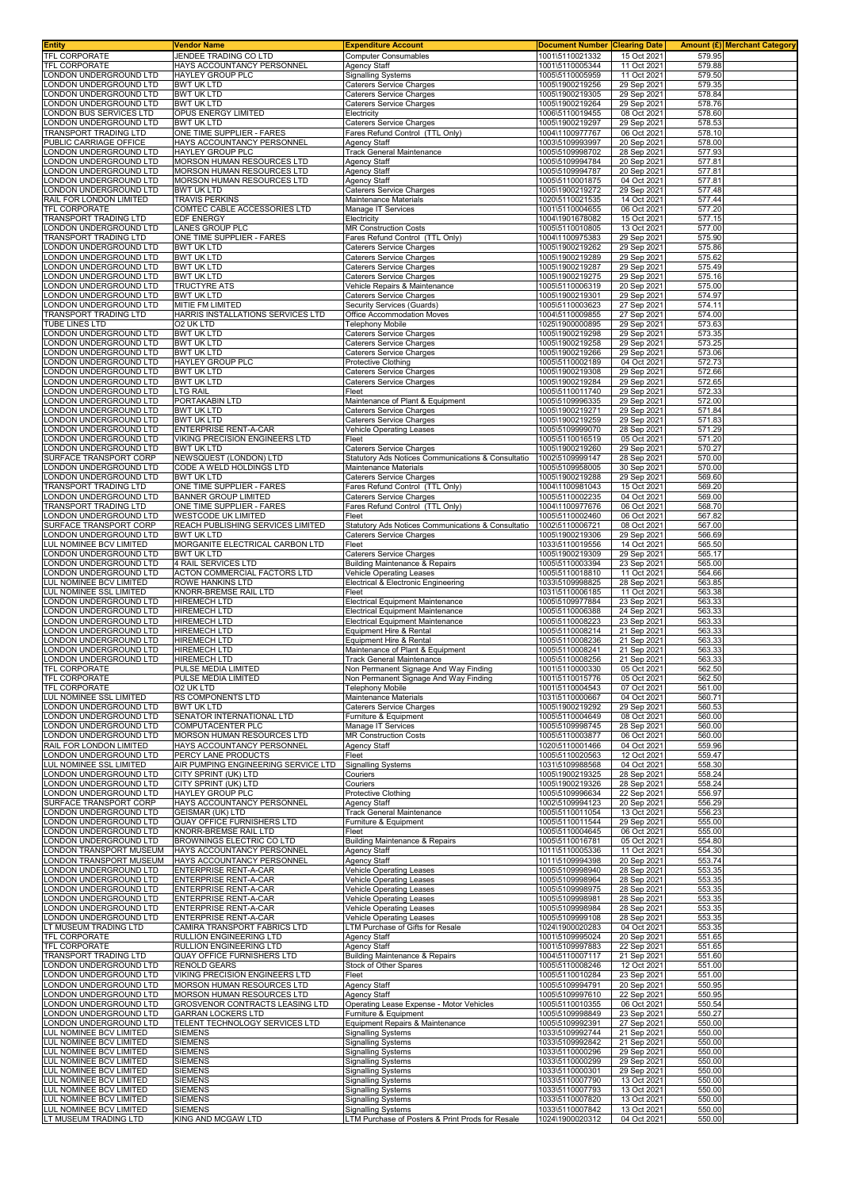| Entity | Vendor Name | Expenditure Account | Document Number | Clearing Date | Amount (£) | Merchant Category |
|---|---|---|---|---|---|---|
| TFL CORPORATE | JENDEE TRADING CO LTD | Computer Consumables | 1001\5110021332 | 15 Oct 2021 | 579.95 | |
| TFL CORPORATE | HAYS ACCOUNTANCY PERSONNEL | Agency Staff | 1001\5110005344 | 11 Oct 2021 | 579.88 | |
| LONDON UNDERGROUND LTD | HAYLEY GROUP PLC | Signalling Systems | 1005\5110005959 | 11 Oct 2021 | 579.50 | |
| LONDON UNDERGROUND LTD | BWT UK LTD | Caterers Service Charges | 1005\1900219256 | 29 Sep 2021 | 579.35 | |
| LONDON UNDERGROUND LTD | BWT UK LTD | Caterers Service Charges | 1005\1900219305 | 29 Sep 2021 | 578.84 | |
| LONDON UNDERGROUND LTD | BWT UK LTD | Caterers Service Charges | 1005\1900219264 | 29 Sep 2021 | 578.76 | |
| LONDON BUS SERVICES LTD | OPUS ENERGY LIMITED | Electricity | 1006\5110019455 | 08 Oct 2021 | 578.60 | |
| LONDON UNDERGROUND LTD | BWT UK LTD | Caterers Service Charges | 1005\1900219297 | 29 Sep 2021 | 578.53 | |
| TRANSPORT TRADING LTD | ONE TIME SUPPLIER - FARES | Fares Refund Control (TTL Only) | 1004\1100977767 | 06 Oct 2021 | 578.10 | |
| PUBLIC CARRIAGE OFFICE | HAYS ACCOUNTANCY PERSONNEL | Agency Staff | 1003\5109993997 | 20 Sep 2021 | 578.00 | |
| LONDON UNDERGROUND LTD | HAYLEY GROUP PLC | Track General Maintenance | 1005\5109998702 | 28 Sep 2021 | 577.93 | |
| LONDON UNDERGROUND LTD | MORSON HUMAN RESOURCES LTD | Agency Staff | 1005\5109994784 | 20 Sep 2021 | 577.81 | |
| LONDON UNDERGROUND LTD | MORSON HUMAN RESOURCES LTD | Agency Staff | 1005\5109994787 | 20 Sep 2021 | 577.81 | |
| LONDON UNDERGROUND LTD | MORSON HUMAN RESOURCES LTD | Agency Staff | 1005\5110001875 | 04 Oct 2021 | 577.81 | |
| LONDON UNDERGROUND LTD | BWT UK LTD | Caterers Service Charges | 1005\1900219272 | 29 Sep 2021 | 577.48 | |
| RAIL FOR LONDON LIMITED | TRAVIS PERKINS | Maintenance Materials | 1020\5110021535 | 14 Oct 2021 | 577.44 | |
| TFL CORPORATE | COMTEC CABLE ACCESSORIES LTD | Manage IT Services | 1001\5110004655 | 06 Oct 2021 | 577.20 | |
| TRANSPORT TRADING LTD | EDF ENERGY | Electricity | 1004\1901678082 | 15 Oct 2021 | 577.15 | |
| LONDON UNDERGROUND LTD | LANES GROUP PLC | MR Construction Costs | 1005\5110010805 | 13 Oct 2021 | 577.00 | |
| TRANSPORT TRADING LTD | ONE TIME SUPPLIER - FARES | Fares Refund Control (TTL Only) | 1004\1100975383 | 29 Sep 2021 | 575.90 | |
| LONDON UNDERGROUND LTD | BWT UK LTD | Caterers Service Charges | 1005\1900219262 | 29 Sep 2021 | 575.86 | |
| LONDON UNDERGROUND LTD | BWT UK LTD | Caterers Service Charges | 1005\1900219289 | 29 Sep 2021 | 575.62 | |
| LONDON UNDERGROUND LTD | BWT UK LTD | Caterers Service Charges | 1005\1900219287 | 29 Sep 2021 | 575.49 | |
| LONDON UNDERGROUND LTD | BWT UK LTD | Caterers Service Charges | 1005\1900219275 | 29 Sep 2021 | 575.16 | |
| LONDON UNDERGROUND LTD | TRUCTYRE ATS | Vehicle Repairs & Maintenance | 1005\5110006319 | 20 Sep 2021 | 575.00 | |
| LONDON UNDERGROUND LTD | BWT UK LTD | Caterers Service Charges | 1005\1900219301 | 29 Sep 2021 | 574.97 | |
| LONDON UNDERGROUND LTD | MITIE FM LIMITED | Security Services (Guards) | 1005\5110003623 | 27 Sep 2021 | 574.11 | |
| TRANSPORT TRADING LTD | HARRIS INSTALLATIONS SERVICES LTD | Office Accommodation Moves | 1004\5110009855 | 27 Sep 2021 | 574.00 | |
| TUBE LINES LTD | O2 UK LTD | Telephony Mobile | 1025\1900000895 | 29 Sep 2021 | 573.63 | |
| LONDON UNDERGROUND LTD | BWT UK LTD | Caterers Service Charges | 1005\1900219298 | 29 Sep 2021 | 573.35 | |
| LONDON UNDERGROUND LTD | BWT UK LTD | Caterers Service Charges | 1005\1900219258 | 29 Sep 2021 | 573.25 | |
| LONDON UNDERGROUND LTD | BWT UK LTD | Caterers Service Charges | 1005\1900219266 | 29 Sep 2021 | 573.06 | |
| LONDON UNDERGROUND LTD | HAYLEY GROUP PLC | Protective Clothing | 1005\5110002189 | 04 Oct 2021 | 572.73 | |
| LONDON UNDERGROUND LTD | BWT UK LTD | Caterers Service Charges | 1005\1900219308 | 29 Sep 2021 | 572.66 | |
| LONDON UNDERGROUND LTD | BWT UK LTD | Caterers Service Charges | 1005\1900219284 | 29 Sep 2021 | 572.65 | |
| LONDON UNDERGROUND LTD | LTG RAIL | Fleet | 1005\5110011740 | 29 Sep 2021 | 572.33 | |
| LONDON UNDERGROUND LTD | PORTAKABIN LTD | Maintenance of Plant & Equipment | 1005\5109996335 | 29 Sep 2021 | 572.00 | |
| LONDON UNDERGROUND LTD | BWT UK LTD | Caterers Service Charges | 1005\1900219271 | 29 Sep 2021 | 571.84 | |
| LONDON UNDERGROUND LTD | BWT UK LTD | Caterers Service Charges | 1005\1900219259 | 29 Sep 2021 | 571.83 | |
| LONDON UNDERGROUND LTD | ENTERPRISE RENT-A-CAR | Vehicle Operating Leases | 1005\5109999070 | 28 Sep 2021 | 571.29 | |
| LONDON UNDERGROUND LTD | VIKING PRECISION ENGINEERS LTD | Fleet | 1005\5110016519 | 05 Oct 2021 | 571.20 | |
| LONDON UNDERGROUND LTD | BWT UK LTD | Caterers Service Charges | 1005\1900219260 | 29 Sep 2021 | 570.27 | |
| SURFACE TRANSPORT CORP | NEWSQUEST (LONDON) LTD | Statutory Ads Notices Communications & Consultatio | 1002\5109999147 | 28 Sep 2021 | 570.00 | |
| LONDON UNDERGROUND LTD | CODE A WELD HOLDINGS LTD | Maintenance Materials | 1005\5109958005 | 30 Sep 2021 | 570.00 | |
| LONDON UNDERGROUND LTD | BWT UK LTD | Caterers Service Charges | 1005\1900219288 | 29 Sep 2021 | 569.60 | |
| TRANSPORT TRADING LTD | ONE TIME SUPPLIER - FARES | Fares Refund Control (TTL Only) | 1004\1100981043 | 15 Oct 2021 | 569.20 | |
| LONDON UNDERGROUND LTD | BANNER GROUP LIMITED | Caterers Service Charges | 1005\5110002235 | 04 Oct 2021 | 569.00 | |
| TRANSPORT TRADING LTD | ONE TIME SUPPLIER - FARES | Fares Refund Control (TTL Only) | 1004\1100977676 | 06 Oct 2021 | 568.70 | |
| LONDON UNDERGROUND LTD | WESTCODE UK LIMITED | Fleet | 1005\5110002460 | 06 Oct 2021 | 567.82 | |
| SURFACE TRANSPORT CORP | REACH PUBLISHING SERVICES LIMITED | Statutory Ads Notices Communications & Consultatio | 1002\5110006721 | 08 Oct 2021 | 567.00 | |
| LONDON UNDERGROUND LTD | BWT UK LTD | Caterers Service Charges | 1005\1900219306 | 29 Sep 2021 | 566.69 | |
| LUL NOMINEE BCV LIMITED | MORGANITE ELECTRICAL CARBON LTD | Fleet | 1033\5110019556 | 14 Oct 2021 | 565.50 | |
| LONDON UNDERGROUND LTD | BWT UK LTD | Caterers Service Charges | 1005\1900219309 | 29 Sep 2021 | 565.17 | |
| LONDON UNDERGROUND LTD | 4 RAIL SERVICES LTD | Building Maintenance & Repairs | 1005\5110003394 | 23 Sep 2021 | 565.00 | |
| LONDON UNDERGROUND LTD | ACTON COMMERCIAL FACTORS LTD | Vehicle Operating Leases | 1005\5110018810 | 11 Oct 2021 | 564.66 | |
| LUL NOMINEE BCV LIMITED | ROWE HANKINS LTD | Electrical & Electronic Engineering | 1033\5109998825 | 28 Sep 2021 | 563.85 | |
| LUL NOMINEE SSL LIMITED | KNORR-BREMSE RAIL LTD | Fleet | 1031\5110006185 | 11 Oct 2021 | 563.38 | |
| LONDON UNDERGROUND LTD | HIREMECH LTD | Electrical Equipment Maintenance | 1005\5109977884 | 23 Sep 2021 | 563.33 | |
| LONDON UNDERGROUND LTD | HIREMECH LTD | Electrical Equipment Maintenance | 1005\5110006388 | 24 Sep 2021 | 563.33 | |
| LONDON UNDERGROUND LTD | HIREMECH LTD | Electrical Equipment Maintenance | 1005\5110008223 | 23 Sep 2021 | 563.33 | |
| LONDON UNDERGROUND LTD | HIREMECH LTD | Equipment Hire & Rental | 1005\5110008214 | 21 Sep 2021 | 563.33 | |
| LONDON UNDERGROUND LTD | HIREMECH LTD | Equipment Hire & Rental | 1005\5110008236 | 21 Sep 2021 | 563.33 | |
| LONDON UNDERGROUND LTD | HIREMECH LTD | Maintenance of Plant & Equipment | 1005\5110008241 | 21 Sep 2021 | 563.33 | |
| LONDON UNDERGROUND LTD | HIREMECH LTD | Track General Maintenance | 1005\5110008256 | 21 Sep 2021 | 563.33 | |
| TFL CORPORATE | PULSE MEDIA LIMITED | Non Permanent Signage And Way Finding | 1001\5110000330 | 05 Oct 2021 | 562.50 | |
| TFL CORPORATE | PULSE MEDIA LIMITED | Non Permanent Signage And Way Finding | 1001\5110015776 | 05 Oct 2021 | 562.50 | |
| TFL CORPORATE | O2 UK LTD | Telephony Mobile | 1001\5110004543 | 07 Oct 2021 | 561.00 | |
| LUL NOMINEE SSL LIMITED | RS COMPONENTS LTD | Maintenance Materials | 1031\5110000667 | 04 Oct 2021 | 560.71 | |
| LONDON UNDERGROUND LTD | BWT UK LTD | Caterers Service Charges | 1005\1900219292 | 29 Sep 2021 | 560.53 | |
| LONDON UNDERGROUND LTD | SENATOR INTERNATIONAL LTD | Furniture & Equipment | 1005\5110004649 | 08 Oct 2021 | 560.00 | |
| LONDON UNDERGROUND LTD | COMPUTACENTER PLC | Manage IT Services | 1005\5109998745 | 28 Sep 2021 | 560.00 | |
| LONDON UNDERGROUND LTD | MORSON HUMAN RESOURCES LTD | MR Construction Costs | 1005\5110003877 | 06 Oct 2021 | 560.00 | |
| RAIL FOR LONDON LIMITED | HAYS ACCOUNTANCY PERSONNEL | Agency Staff | 1020\5110001466 | 04 Oct 2021 | 559.96 | |
| LONDON UNDERGROUND LTD | PERCY LANE PRODUCTS | Fleet | 1005\5110020563 | 12 Oct 2021 | 559.47 | |
| LUL NOMINEE SSL LIMITED | AIR PUMPING ENGINEERING SERVICE LTD | Signalling Systems | 1031\5109988568 | 04 Oct 2021 | 558.30 | |
| LONDON UNDERGROUND LTD | CITY SPRINT (UK) LTD | Couriers | 1005\1900219325 | 28 Sep 2021 | 558.24 | |
| LONDON UNDERGROUND LTD | CITY SPRINT (UK) LTD | Couriers | 1005\1900219326 | 28 Sep 2021 | 558.24 | |
| LONDON UNDERGROUND LTD | HAYLEY GROUP PLC | Protective Clothing | 1005\5109996634 | 22 Sep 2021 | 556.97 | |
| SURFACE TRANSPORT CORP | HAYS ACCOUNTANCY PERSONNEL | Agency Staff | 1002\5109994123 | 20 Sep 2021 | 556.29 | |
| LONDON UNDERGROUND LTD | GEISMAR (UK) LTD | Track General Maintenance | 1005\5110011054 | 13 Oct 2021 | 556.23 | |
| LONDON UNDERGROUND LTD | QUAY OFFICE FURNISHERS LTD | Furniture & Equipment | 1005\5110011544 | 29 Sep 2021 | 555.00 | |
| LONDON UNDERGROUND LTD | KNORR-BREMSE RAIL LTD | Fleet | 1005\5110004645 | 06 Oct 2021 | 555.00 | |
| LONDON UNDERGROUND LTD | BROWNINGS ELECTRIC CO LTD | Building Maintenance & Repairs | 1005\5110016781 | 05 Oct 2021 | 554.80 | |
| LONDON TRANSPORT MUSEUM | HAYS ACCOUNTANCY PERSONNEL | Agency Staff | 1011\5110005336 | 11 Oct 2021 | 554.30 | |
| LONDON TRANSPORT MUSEUM | HAYS ACCOUNTANCY PERSONNEL | Agency Staff | 1011\5109994398 | 20 Sep 2021 | 553.74 | |
| LONDON UNDERGROUND LTD | ENTERPRISE RENT-A-CAR | Vehicle Operating Leases | 1005\5109998940 | 28 Sep 2021 | 553.35 | |
| LONDON UNDERGROUND LTD | ENTERPRISE RENT-A-CAR | Vehicle Operating Leases | 1005\5109998964 | 28 Sep 2021 | 553.35 | |
| LONDON UNDERGROUND LTD | ENTERPRISE RENT-A-CAR | Vehicle Operating Leases | 1005\5109998975 | 28 Sep 2021 | 553.35 | |
| LONDON UNDERGROUND LTD | ENTERPRISE RENT-A-CAR | Vehicle Operating Leases | 1005\5109998981 | 28 Sep 2021 | 553.35 | |
| LONDON UNDERGROUND LTD | ENTERPRISE RENT-A-CAR | Vehicle Operating Leases | 1005\5109998984 | 28 Sep 2021 | 553.35 | |
| LONDON UNDERGROUND LTD | ENTERPRISE RENT-A-CAR | Vehicle Operating Leases | 1005\5109999108 | 28 Sep 2021 | 553.35 | |
| LT MUSEUM TRADING LTD | CAMIRA TRANSPORT FABRICS LTD | LTM Purchase of Gifts for Resale | 1024\1900020283 | 04 Oct 2021 | 553.35 | |
| TFL CORPORATE | RULLION ENGINEERING LTD | Agency Staff | 1001\5109995024 | 20 Sep 2021 | 551.65 | |
| TFL CORPORATE | RULLION ENGINEERING LTD | Agency Staff | 1001\5109997883 | 22 Sep 2021 | 551.65 | |
| TRANSPORT TRADING LTD | QUAY OFFICE FURNISHERS LTD | Building Maintenance & Repairs | 1004\5110007117 | 21 Sep 2021 | 551.60 | |
| LONDON UNDERGROUND LTD | RENOLD GEARS | Stock of Other Spares | 1005\5110008246 | 12 Oct 2021 | 551.00 | |
| LONDON UNDERGROUND LTD | VIKING PRECISION ENGINEERS LTD | Fleet | 1005\5110010284 | 23 Sep 2021 | 551.00 | |
| LONDON UNDERGROUND LTD | MORSON HUMAN RESOURCES LTD | Agency Staff | 1005\5109994791 | 20 Sep 2021 | 550.95 | |
| LONDON UNDERGROUND LTD | MORSON HUMAN RESOURCES LTD | Agency Staff | 1005\5109997610 | 22 Sep 2021 | 550.95 | |
| LONDON UNDERGROUND LTD | GROSVENOR CONTRACTS LEASING LTD | Operating Lease Expense - Motor Vehicles | 1005\5110010355 | 06 Oct 2021 | 550.54 | |
| LONDON UNDERGROUND LTD | GARRAN LOCKERS LTD | Furniture & Equipment | 1005\5109998849 | 23 Sep 2021 | 550.27 | |
| LONDON UNDERGROUND LTD | TELENT TECHNOLOGY SERVICES LTD | Equipment Repairs & Maintenance | 1005\5109992391 | 27 Sep 2021 | 550.00 | |
| LUL NOMINEE BCV LIMITED | SIEMENS | Signalling Systems | 1033\5109992744 | 21 Sep 2021 | 550.00 | |
| LUL NOMINEE BCV LIMITED | SIEMENS | Signalling Systems | 1033\5109992842 | 21 Sep 2021 | 550.00 | |
| LUL NOMINEE BCV LIMITED | SIEMENS | Signalling Systems | 1033\5110000296 | 29 Sep 2021 | 550.00 | |
| LUL NOMINEE BCV LIMITED | SIEMENS | Signalling Systems | 1033\5110000299 | 29 Sep 2021 | 550.00 | |
| LUL NOMINEE BCV LIMITED | SIEMENS | Signalling Systems | 1033\5110000301 | 29 Sep 2021 | 550.00 | |
| LUL NOMINEE BCV LIMITED | SIEMENS | Signalling Systems | 1033\5110007790 | 13 Oct 2021 | 550.00 | |
| LUL NOMINEE BCV LIMITED | SIEMENS | Signalling Systems | 1033\5110007793 | 13 Oct 2021 | 550.00 | |
| LUL NOMINEE BCV LIMITED | SIEMENS | Signalling Systems | 1033\5110007820 | 13 Oct 2021 | 550.00 | |
| LUL NOMINEE BCV LIMITED | SIEMENS | Signalling Systems | 1033\5110007842 | 13 Oct 2021 | 550.00 | |
| LT MUSEUM TRADING LTD | KING AND MCGAW LTD | LTM Purchase of Posters & Print Prods for Resale | 1024\1900020312 | 04 Oct 2021 | 550.00 | |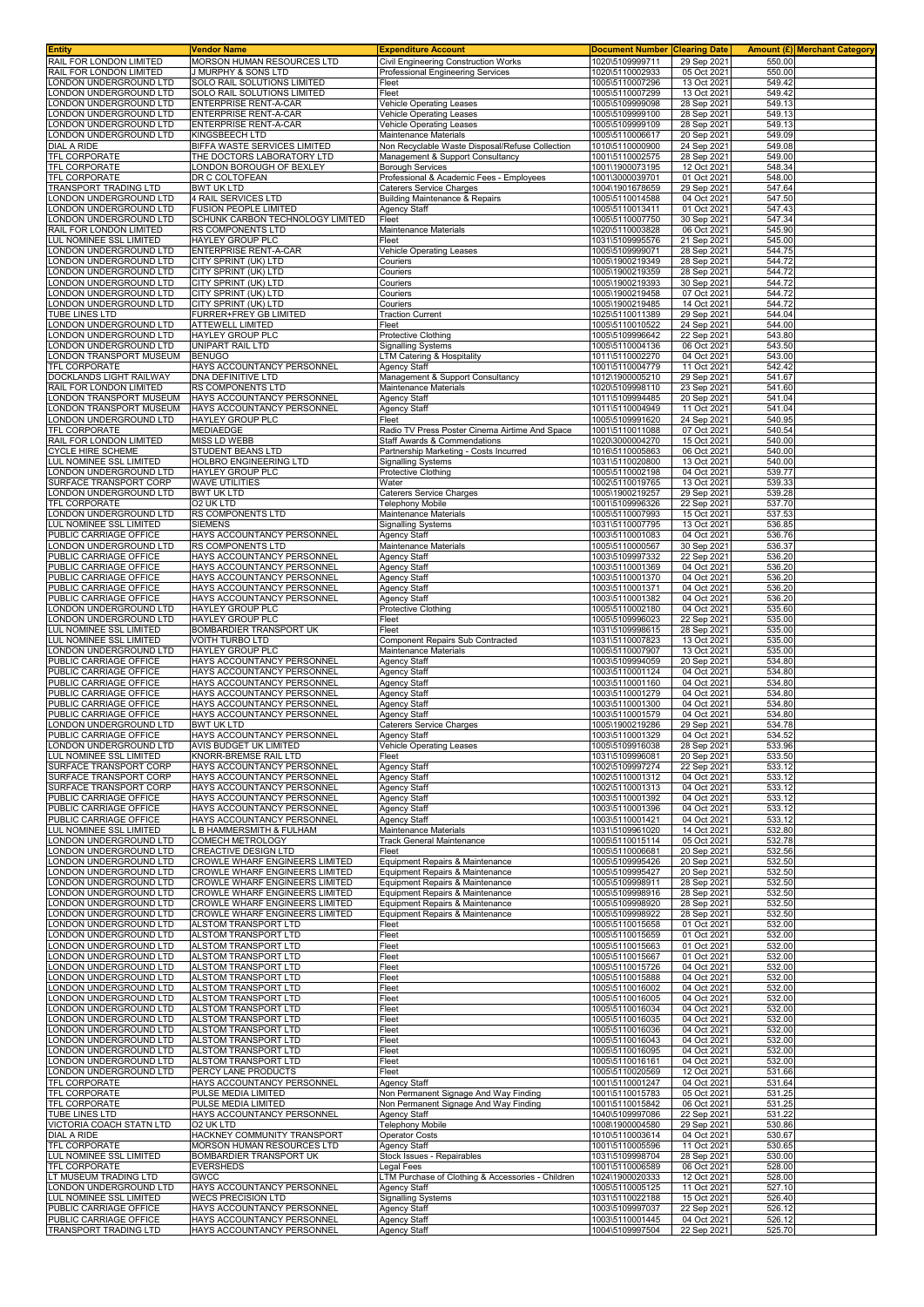| Entity | Vendor Name | Expenditure Account | Document Number | Clearing Date | Amount (£) | Merchant Category |
|---|---|---|---|---|---|---|
| RAIL FOR LONDON LIMITED | MORSON HUMAN RESOURCES LTD | Civil Engineering Construction Works | 1020\5109999711 | 29 Sep 2021 | 550.00 | |
| RAIL FOR LONDON LIMITED | J MURPHY & SONS LTD | Professional Engineering Services | 1020\5110002933 | 05 Oct 2021 | 550.00 | |
| LONDON UNDERGROUND LTD | SOLO RAIL SOLUTIONS LIMITED | Fleet | 1005\5110007296 | 13 Oct 2021 | 549.42 | |
| LONDON UNDERGROUND LTD | SOLO RAIL SOLUTIONS LIMITED | Fleet | 1005\5110007299 | 13 Oct 2021 | 549.42 | |
| LONDON UNDERGROUND LTD | ENTERPRISE RENT-A-CAR | Vehicle Operating Leases | 1005\5109999098 | 28 Sep 2021 | 549.13 | |
| LONDON UNDERGROUND LTD | ENTERPRISE RENT-A-CAR | Vehicle Operating Leases | 1005\5109999100 | 28 Sep 2021 | 549.13 | |
| LONDON UNDERGROUND LTD | ENTERPRISE RENT-A-CAR | Vehicle Operating Leases | 1005\5109999109 | 28 Sep 2021 | 549.13 | |
| LONDON UNDERGROUND LTD | KINGSBEECH LTD | Maintenance Materials | 1005\5110006617 | 20 Sep 2021 | 549.09 | |
| DIAL A RIDE | BIFFA WASTE SERVICES LIMITED | Non Recyclable Waste Disposal/Refuse Collection | 1010\5110000900 | 24 Sep 2021 | 549.08 | |
| TFL CORPORATE | THE DOCTORS LABORATORY LTD | Management & Support Consultancy | 1001\5110002575 | 28 Sep 2021 | 549.00 | |
| TFL CORPORATE | LONDON BOROUGH OF BEXLEY | Borough Services | 1001\1900073195 | 12 Oct 2021 | 548.34 | |
| TFL CORPORATE | DR C COLTOFEAN | Professional & Academic Fees - Employees | 1001\3000039701 | 01 Oct 2021 | 548.00 | |
| TRANSPORT TRADING LTD | BWT UK LTD | Caterers Service Charges | 1004\1901678659 | 29 Sep 2021 | 547.64 | |
| LONDON UNDERGROUND LTD | 4 RAIL SERVICES LTD | Building Maintenance & Repairs | 1005\5110014588 | 04 Oct 2021 | 547.50 | |
| LONDON UNDERGROUND LTD | FUSION PEOPLE LIMITED | Agency Staff | 1005\5110013411 | 01 Oct 2021 | 547.43 | |
| LONDON UNDERGROUND LTD | SCHUNK CARBON TECHNOLOGY LIMITED | Fleet | 1005\5110007750 | 30 Sep 2021 | 547.34 | |
| RAIL FOR LONDON LIMITED | RS COMPONENTS LTD | Maintenance Materials | 1020\5110003828 | 06 Oct 2021 | 545.90 | |
| LUL NOMINEE SSL LIMITED | HAYLEY GROUP PLC | Fleet | 1031\5109995576 | 21 Sep 2021 | 545.00 | |
| LONDON UNDERGROUND LTD | ENTERPRISE RENT-A-CAR | Vehicle Operating Leases | 1005\5109999071 | 28 Sep 2021 | 544.75 | |
| LONDON UNDERGROUND LTD | CITY SPRINT (UK) LTD | Couriers | 1005\1900219349 | 28 Sep 2021 | 544.72 | |
| LONDON UNDERGROUND LTD | CITY SPRINT (UK) LTD | Couriers | 1005\1900219359 | 28 Sep 2021 | 544.72 | |
| LONDON UNDERGROUND LTD | CITY SPRINT (UK) LTD | Couriers | 1005\1900219393 | 30 Sep 2021 | 544.72 | |
| LONDON UNDERGROUND LTD | CITY SPRINT (UK) LTD | Couriers | 1005\1900219458 | 07 Oct 2021 | 544.72 | |
| LONDON UNDERGROUND LTD | CITY SPRINT (UK) LTD | Couriers | 1005\1900219485 | 14 Oct 2021 | 544.72 | |
| TUBE LINES LTD | FURRER+FREY GB LIMITED | Traction Current | 1025\5110011389 | 29 Sep 2021 | 544.04 | |
| LONDON UNDERGROUND LTD | ATTEWELL LIMITED | Fleet | 1005\5110010522 | 24 Sep 2021 | 544.00 | |
| LONDON UNDERGROUND LTD | HAYLEY GROUP PLC | Protective Clothing | 1005\5109996642 | 22 Sep 2021 | 543.80 | |
| LONDON UNDERGROUND LTD | UNIPART RAIL LTD | Signalling Systems | 1005\5110004136 | 06 Oct 2021 | 543.50 | |
| LONDON TRANSPORT MUSEUM | BENUGO | LTM Catering & Hospitality | 1011\5110002270 | 04 Oct 2021 | 543.00 | |
| TFL CORPORATE | HAYS ACCOUNTANCY PERSONNEL | Agency Staff | 1001\5110004779 | 11 Oct 2021 | 542.42 | |
| DOCKLANDS LIGHT RAILWAY | DNA DEFINITIVE LTD | Management & Support Consultancy | 1012\1900005210 | 29 Sep 2021 | 541.67 | |
| RAIL FOR LONDON LIMITED | RS COMPONENTS LTD | Maintenance Materials | 1020\5109998110 | 23 Sep 2021 | 541.60 | |
| LONDON TRANSPORT MUSEUM | HAYS ACCOUNTANCY PERSONNEL | Agency Staff | 1011\5109994485 | 20 Sep 2021 | 541.04 | |
| LONDON TRANSPORT MUSEUM | HAYS ACCOUNTANCY PERSONNEL | Agency Staff | 1011\5110004949 | 11 Oct 2021 | 541.04 | |
| LONDON UNDERGROUND LTD | HAYLEY GROUP PLC | Fleet | 1005\5109991620 | 24 Sep 2021 | 540.95 | |
| TFL CORPORATE | MEDIAEDGE | Radio TV Press Poster Cinema Airtime And Space | 1001\5110011088 | 07 Oct 2021 | 540.54 | |
| RAIL FOR LONDON LIMITED | MISS LD WEBB | Staff Awards & Commendations | 1020\3000004270 | 15 Oct 2021 | 540.00 | |
| CYCLE HIRE SCHEME | STUDENT BEANS LTD | Partnership Marketing - Costs Incurred | 1016\5110005863 | 06 Oct 2021 | 540.00 | |
| LUL NOMINEE SSL LIMITED | HOLBRO ENGINEERING LTD | Signalling Systems | 1031\5110020800 | 13 Oct 2021 | 540.00 | |
| LONDON UNDERGROUND LTD | HAYLEY GROUP PLC | Protective Clothing | 1005\5110002198 | 04 Oct 2021 | 539.77 | |
| SURFACE TRANSPORT CORP | WAVE UTILITIES | Water | 1002\5110019765 | 13 Oct 2021 | 539.33 | |
| LONDON UNDERGROUND LTD | BWT UK LTD | Caterers Service Charges | 1005\1900219257 | 29 Sep 2021 | 539.28 | |
| TFL CORPORATE | O2 UK LTD | Telephony Mobile | 1001\5109996326 | 22 Sep 2021 | 537.70 | |
| LONDON UNDERGROUND LTD | RS COMPONENTS LTD | Maintenance Materials | 1005\5110007993 | 15 Oct 2021 | 537.53 | |
| LUL NOMINEE SSL LIMITED | SIEMENS | Signalling Systems | 1031\5110007795 | 13 Oct 2021 | 536.85 | |
| PUBLIC CARRIAGE OFFICE | HAYS ACCOUNTANCY PERSONNEL | Agency Staff | 1003\5110001083 | 04 Oct 2021 | 536.76 | |
| LONDON UNDERGROUND LTD | RS COMPONENTS LTD | Maintenance Materials | 1005\5110000567 | 30 Sep 2021 | 536.37 | |
| PUBLIC CARRIAGE OFFICE | HAYS ACCOUNTANCY PERSONNEL | Agency Staff | 1003\5109997332 | 22 Sep 2021 | 536.20 | |
| PUBLIC CARRIAGE OFFICE | HAYS ACCOUNTANCY PERSONNEL | Agency Staff | 1003\5110001369 | 04 Oct 2021 | 536.20 | |
| PUBLIC CARRIAGE OFFICE | HAYS ACCOUNTANCY PERSONNEL | Agency Staff | 1003\5110001370 | 04 Oct 2021 | 536.20 | |
| PUBLIC CARRIAGE OFFICE | HAYS ACCOUNTANCY PERSONNEL | Agency Staff | 1003\5110001371 | 04 Oct 2021 | 536.20 | |
| PUBLIC CARRIAGE OFFICE | HAYS ACCOUNTANCY PERSONNEL | Agency Staff | 1003\5110001382 | 04 Oct 2021 | 536.20 | |
| LONDON UNDERGROUND LTD | HAYLEY GROUP PLC | Protective Clothing | 1005\5110002180 | 04 Oct 2021 | 535.60 | |
| LONDON UNDERGROUND LTD | HAYLEY GROUP PLC | Fleet | 1005\5109996023 | 22 Sep 2021 | 535.00 | |
| LUL NOMINEE SSL LIMITED | BOMBARDIER TRANSPORT UK | Fleet | 1031\5109998615 | 28 Sep 2021 | 535.00 | |
| LUL NOMINEE SSL LIMITED | VOITH TURBO LTD | Component Repairs Sub Contracted | 1031\5110007823 | 13 Oct 2021 | 535.00 | |
| LONDON UNDERGROUND LTD | HAYLEY GROUP PLC | Maintenance Materials | 1005\5110007907 | 13 Oct 2021 | 535.00 | |
| PUBLIC CARRIAGE OFFICE | HAYS ACCOUNTANCY PERSONNEL | Agency Staff | 1003\5109994059 | 20 Sep 2021 | 534.80 | |
| PUBLIC CARRIAGE OFFICE | HAYS ACCOUNTANCY PERSONNEL | Agency Staff | 1003\5110001124 | 04 Oct 2021 | 534.80 | |
| PUBLIC CARRIAGE OFFICE | HAYS ACCOUNTANCY PERSONNEL | Agency Staff | 1003\5110001160 | 04 Oct 2021 | 534.80 | |
| PUBLIC CARRIAGE OFFICE | HAYS ACCOUNTANCY PERSONNEL | Agency Staff | 1003\5110001279 | 04 Oct 2021 | 534.80 | |
| PUBLIC CARRIAGE OFFICE | HAYS ACCOUNTANCY PERSONNEL | Agency Staff | 1003\5110001300 | 04 Oct 2021 | 534.80 | |
| PUBLIC CARRIAGE OFFICE | HAYS ACCOUNTANCY PERSONNEL | Agency Staff | 1003\5110001579 | 04 Oct 2021 | 534.80 | |
| LONDON UNDERGROUND LTD | BWT UK LTD | Caterers Service Charges | 1005\1900219286 | 29 Sep 2021 | 534.78 | |
| PUBLIC CARRIAGE OFFICE | HAYS ACCOUNTANCY PERSONNEL | Agency Staff | 1003\5110001329 | 04 Oct 2021 | 534.52 | |
| LONDON UNDERGROUND LTD | AVIS BUDGET UK LIMITED | Vehicle Operating Leases | 1005\5109916038 | 28 Sep 2021 | 533.96 | |
| LUL NOMINEE SSL LIMITED | KNORR-BREMSE RAIL LTD | Fleet | 1031\5109996081 | 20 Sep 2021 | 533.50 | |
| SURFACE TRANSPORT CORP | HAYS ACCOUNTANCY PERSONNEL | Agency Staff | 1002\5109997274 | 22 Sep 2021 | 533.12 | |
| SURFACE TRANSPORT CORP | HAYS ACCOUNTANCY PERSONNEL | Agency Staff | 1002\5110001312 | 04 Oct 2021 | 533.12 | |
| SURFACE TRANSPORT CORP | HAYS ACCOUNTANCY PERSONNEL | Agency Staff | 1002\5110001313 | 04 Oct 2021 | 533.12 | |
| PUBLIC CARRIAGE OFFICE | HAYS ACCOUNTANCY PERSONNEL | Agency Staff | 1003\5110001392 | 04 Oct 2021 | 533.12 | |
| PUBLIC CARRIAGE OFFICE | HAYS ACCOUNTANCY PERSONNEL | Agency Staff | 1003\5110001396 | 04 Oct 2021 | 533.12 | |
| PUBLIC CARRIAGE OFFICE | HAYS ACCOUNTANCY PERSONNEL | Agency Staff | 1003\5110001421 | 04 Oct 2021 | 533.12 | |
| LUL NOMINEE SSL LIMITED | L B HAMMERSMITH & FULHAM | Maintenance Materials | 1031\5109961020 | 14 Oct 2021 | 532.80 | |
| LONDON UNDERGROUND LTD | COMECH METROLOGY | Track General Maintenance | 1005\5110015114 | 05 Oct 2021 | 532.78 | |
| LONDON UNDERGROUND LTD | CREACTIVE DESIGN LTD | Fleet | 1005\5110006681 | 20 Sep 2021 | 532.56 | |
| LONDON UNDERGROUND LTD | CROWLE WHARF ENGINEERS LIMITED | Equipment Repairs & Maintenance | 1005\5109995426 | 20 Sep 2021 | 532.50 | |
| LONDON UNDERGROUND LTD | CROWLE WHARF ENGINEERS LIMITED | Equipment Repairs & Maintenance | 1005\5109995427 | 20 Sep 2021 | 532.50 | |
| LONDON UNDERGROUND LTD | CROWLE WHARF ENGINEERS LIMITED | Equipment Repairs & Maintenance | 1005\5109998911 | 28 Sep 2021 | 532.50 | |
| LONDON UNDERGROUND LTD | CROWLE WHARF ENGINEERS LIMITED | Equipment Repairs & Maintenance | 1005\5109998916 | 28 Sep 2021 | 532.50 | |
| LONDON UNDERGROUND LTD | CROWLE WHARF ENGINEERS LIMITED | Equipment Repairs & Maintenance | 1005\5109998920 | 28 Sep 2021 | 532.50 | |
| LONDON UNDERGROUND LTD | CROWLE WHARF ENGINEERS LIMITED | Equipment Repairs & Maintenance | 1005\5109998922 | 28 Sep 2021 | 532.50 | |
| LONDON UNDERGROUND LTD | ALSTOM TRANSPORT LTD | Fleet | 1005\5110015658 | 01 Oct 2021 | 532.00 | |
| LONDON UNDERGROUND LTD | ALSTOM TRANSPORT LTD | Fleet | 1005\5110015659 | 01 Oct 2021 | 532.00 | |
| LONDON UNDERGROUND LTD | ALSTOM TRANSPORT LTD | Fleet | 1005\5110015663 | 01 Oct 2021 | 532.00 | |
| LONDON UNDERGROUND LTD | ALSTOM TRANSPORT LTD | Fleet | 1005\5110015667 | 01 Oct 2021 | 532.00 | |
| LONDON UNDERGROUND LTD | ALSTOM TRANSPORT LTD | Fleet | 1005\5110015726 | 04 Oct 2021 | 532.00 | |
| LONDON UNDERGROUND LTD | ALSTOM TRANSPORT LTD | Fleet | 1005\5110015888 | 04 Oct 2021 | 532.00 | |
| LONDON UNDERGROUND LTD | ALSTOM TRANSPORT LTD | Fleet | 1005\5110016002 | 04 Oct 2021 | 532.00 | |
| LONDON UNDERGROUND LTD | ALSTOM TRANSPORT LTD | Fleet | 1005\5110016005 | 04 Oct 2021 | 532.00 | |
| LONDON UNDERGROUND LTD | ALSTOM TRANSPORT LTD | Fleet | 1005\5110016034 | 04 Oct 2021 | 532.00 | |
| LONDON UNDERGROUND LTD | ALSTOM TRANSPORT LTD | Fleet | 1005\5110016035 | 04 Oct 2021 | 532.00 | |
| LONDON UNDERGROUND LTD | ALSTOM TRANSPORT LTD | Fleet | 1005\5110016036 | 04 Oct 2021 | 532.00 | |
| LONDON UNDERGROUND LTD | ALSTOM TRANSPORT LTD | Fleet | 1005\5110016043 | 04 Oct 2021 | 532.00 | |
| LONDON UNDERGROUND LTD | ALSTOM TRANSPORT LTD | Fleet | 1005\5110016095 | 04 Oct 2021 | 532.00 | |
| LONDON UNDERGROUND LTD | ALSTOM TRANSPORT LTD | Fleet | 1005\5110016161 | 04 Oct 2021 | 532.00 | |
| LONDON UNDERGROUND LTD | PERCY LANE PRODUCTS | Fleet | 1005\5110020569 | 12 Oct 2021 | 531.66 | |
| TFL CORPORATE | HAYS ACCOUNTANCY PERSONNEL | Agency Staff | 1001\5110001247 | 04 Oct 2021 | 531.64 | |
| TFL CORPORATE | PULSE MEDIA LIMITED | Non Permanent Signage And Way Finding | 1001\5110015783 | 05 Oct 2021 | 531.25 | |
| TFL CORPORATE | PULSE MEDIA LIMITED | Non Permanent Signage And Way Finding | 1001\5110015842 | 06 Oct 2021 | 531.25 | |
| TUBE LINES LTD | HAYS ACCOUNTANCY PERSONNEL | Agency Staff | 1040\5109997086 | 22 Sep 2021 | 531.22 | |
| VICTORIA COACH STATN LTD | O2 UK LTD | Telephony Mobile | 1008\1900004580 | 29 Sep 2021 | 530.86 | |
| DIAL A RIDE | HACKNEY COMMUNITY TRANSPORT | Operator Costs | 1010\5110003614 | 04 Oct 2021 | 530.67 | |
| TFL CORPORATE | MORSON HUMAN RESOURCES LTD | Agency Staff | 1001\5110005596 | 11 Oct 2021 | 530.65 | |
| LUL NOMINEE SSL LIMITED | BOMBARDIER TRANSPORT UK | Stock Issues - Repairables | 1031\5109998704 | 28 Sep 2021 | 530.00 | |
| TFL CORPORATE | EVERSHEDS | Legal Fees | 1001\5110006589 | 06 Oct 2021 | 528.00 | |
| LT MUSEUM TRADING LTD | GWCC | LTM Purchase of Clothing & Accessories - Children | 1024\1900020333 | 12 Oct 2021 | 528.00 | |
| LONDON UNDERGROUND LTD | HAYS ACCOUNTANCY PERSONNEL | Agency Staff | 1005\5110005125 | 11 Oct 2021 | 527.10 | |
| LUL NOMINEE SSL LIMITED | WECS PRECISION LTD | Signalling Systems | 1031\5110022188 | 15 Oct 2021 | 526.40 | |
| PUBLIC CARRIAGE OFFICE | HAYS ACCOUNTANCY PERSONNEL | Agency Staff | 1003\5109997037 | 22 Sep 2021 | 526.12 | |
| PUBLIC CARRIAGE OFFICE | HAYS ACCOUNTANCY PERSONNEL | Agency Staff | 1003\5110001445 | 04 Oct 2021 | 526.12 | |
| TRANSPORT TRADING LTD | HAYS ACCOUNTANCY PERSONNEL | Agency Staff | 1004\5109997504 | 22 Sep 2021 | 525.70 | |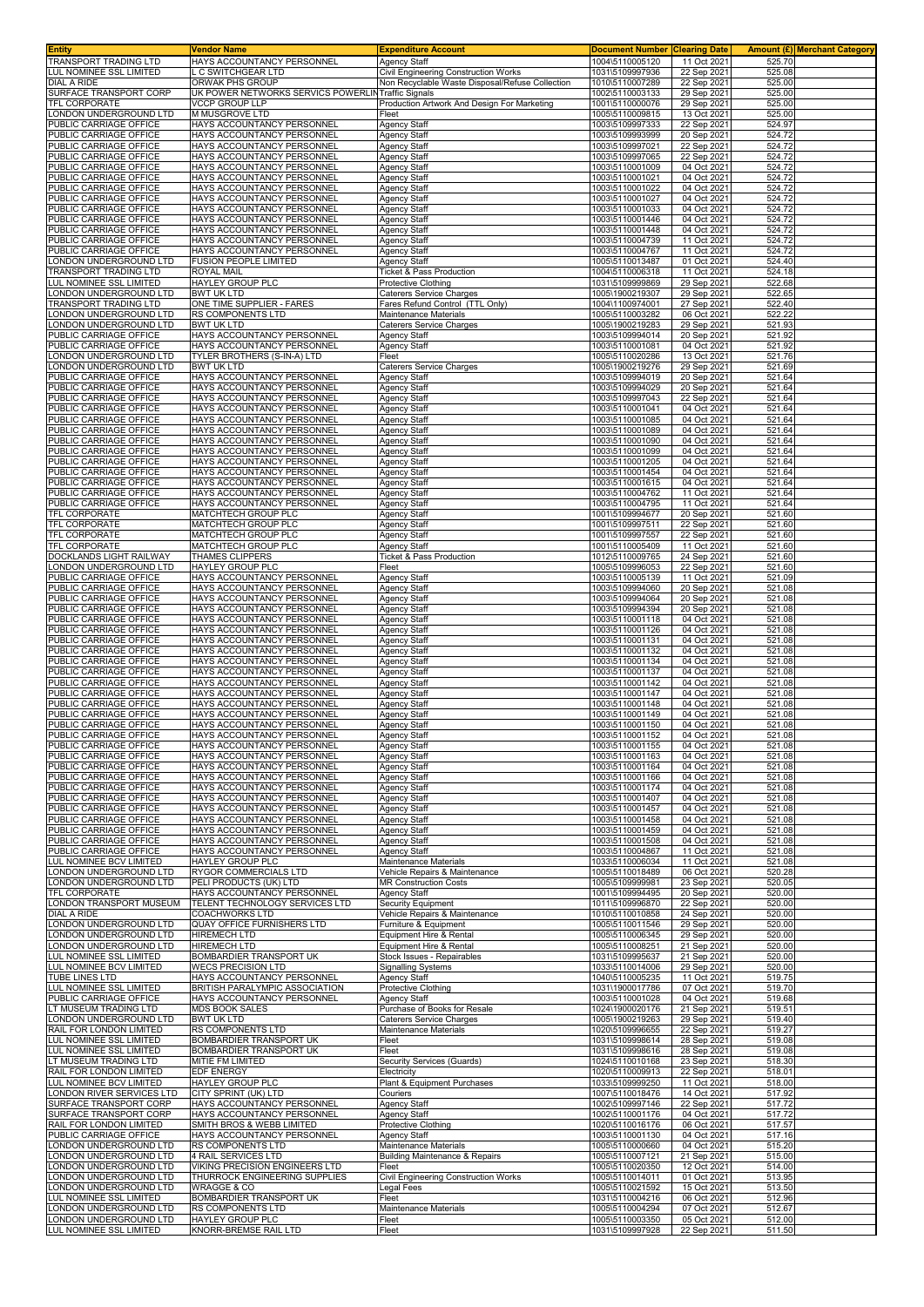| Entity | Vendor Name | Expenditure Account | Document Number | Clearing Date | Amount (£) | Merchant Category |
|---|---|---|---|---|---|---|
| TRANSPORT TRADING LTD | HAYS ACCOUNTANCY PERSONNEL | Agency Staff | 1004\5110005120 | 11 Oct 2021 | 525.70 | |
| LUL NOMINEE SSL LIMITED | L C SWITCHGEAR LTD | Civil Engineering Construction Works | 1031\5109997936 | 22 Sep 2021 | 525.08 | |
| DIAL A RIDE | ORWAK PHS GROUP | Non Recyclable Waste Disposal/Refuse Collection | 1010\5110007289 | 22 Sep 2021 | 525.00 | |
| SURFACE TRANSPORT CORP | UK POWER NETWORKS SERVICES POWERLIN | Traffic Signals | 1002\5110003133 | 29 Sep 2021 | 525.00 | |
| TFL CORPORATE | VCCP GROUP LLP | Production Artwork And Design For Marketing | 1001\5110000076 | 29 Sep 2021 | 525.00 | |
| LONDON UNDERGROUND LTD | M MUSGROVE LTD | Fleet | 1005\5110009815 | 13 Oct 2021 | 525.00 | |
| PUBLIC CARRIAGE OFFICE | HAYS ACCOUNTANCY PERSONNEL | Agency Staff | 1003\5109997333 | 22 Sep 2021 | 524.97 | |
| PUBLIC CARRIAGE OFFICE | HAYS ACCOUNTANCY PERSONNEL | Agency Staff | 1003\5109993999 | 20 Sep 2021 | 524.72 | |
| PUBLIC CARRIAGE OFFICE | HAYS ACCOUNTANCY PERSONNEL | Agency Staff | 1003\5109997021 | 22 Sep 2021 | 524.72 | |
| PUBLIC CARRIAGE OFFICE | HAYS ACCOUNTANCY PERSONNEL | Agency Staff | 1003\5109997065 | 22 Sep 2021 | 524.72 | |
| PUBLIC CARRIAGE OFFICE | HAYS ACCOUNTANCY PERSONNEL | Agency Staff | 1003\5110001009 | 04 Oct 2021 | 524.72 | |
| PUBLIC CARRIAGE OFFICE | HAYS ACCOUNTANCY PERSONNEL | Agency Staff | 1003\5110001021 | 04 Oct 2021 | 524.72 | |
| PUBLIC CARRIAGE OFFICE | HAYS ACCOUNTANCY PERSONNEL | Agency Staff | 1003\5110001022 | 04 Oct 2021 | 524.72 | |
| PUBLIC CARRIAGE OFFICE | HAYS ACCOUNTANCY PERSONNEL | Agency Staff | 1003\5110001027 | 04 Oct 2021 | 524.72 | |
| PUBLIC CARRIAGE OFFICE | HAYS ACCOUNTANCY PERSONNEL | Agency Staff | 1003\5110001033 | 04 Oct 2021 | 524.72 | |
| PUBLIC CARRIAGE OFFICE | HAYS ACCOUNTANCY PERSONNEL | Agency Staff | 1003\5110001446 | 04 Oct 2021 | 524.72 | |
| PUBLIC CARRIAGE OFFICE | HAYS ACCOUNTANCY PERSONNEL | Agency Staff | 1003\5110001448 | 04 Oct 2021 | 524.72 | |
| PUBLIC CARRIAGE OFFICE | HAYS ACCOUNTANCY PERSONNEL | Agency Staff | 1003\5110004739 | 11 Oct 2021 | 524.72 | |
| PUBLIC CARRIAGE OFFICE | HAYS ACCOUNTANCY PERSONNEL | Agency Staff | 1003\5110004767 | 11 Oct 2021 | 524.72 | |
| LONDON UNDERGROUND LTD | FUSION PEOPLE LIMITED | Agency Staff | 1005\5110013487 | 01 Oct 2021 | 524.40 | |
| TRANSPORT TRADING LTD | ROYAL MAIL | Ticket & Pass Production | 1004\5110006318 | 11 Oct 2021 | 524.18 | |
| LUL NOMINEE SSL LIMITED | HAYLEY GROUP PLC | Protective Clothing | 1031\5109999869 | 29 Sep 2021 | 522.68 | |
| LONDON UNDERGROUND LTD | BWT UK LTD | Caterers Service Charges | 1005\1900219307 | 29 Sep 2021 | 522.65 | |
| TRANSPORT TRADING LTD | ONE TIME SUPPLIER - FARES | Fares Refund Control (TTL Only) | 1004\1100974001 | 27 Sep 2021 | 522.40 | |
| LONDON UNDERGROUND LTD | RS COMPONENTS LTD | Maintenance Materials | 1005\5110003282 | 06 Oct 2021 | 522.22 | |
| LONDON UNDERGROUND LTD | BWT UK LTD | Caterers Service Charges | 1005\1900219283 | 29 Sep 2021 | 521.93 | |
| PUBLIC CARRIAGE OFFICE | HAYS ACCOUNTANCY PERSONNEL | Agency Staff | 1003\5109994014 | 20 Sep 2021 | 521.92 | |
| PUBLIC CARRIAGE OFFICE | HAYS ACCOUNTANCY PERSONNEL | Agency Staff | 1003\5110001081 | 04 Oct 2021 | 521.92 | |
| LONDON UNDERGROUND LTD | TYLER BROTHERS (S-IN-A) LTD | Fleet | 1005\5110020286 | 13 Oct 2021 | 521.76 | |
| LONDON UNDERGROUND LTD | BWT UK LTD | Caterers Service Charges | 1005\1900219276 | 29 Sep 2021 | 521.69 | |
| PUBLIC CARRIAGE OFFICE | HAYS ACCOUNTANCY PERSONNEL | Agency Staff | 1003\5109994019 | 20 Sep 2021 | 521.64 | |
| PUBLIC CARRIAGE OFFICE | HAYS ACCOUNTANCY PERSONNEL | Agency Staff | 1003\5109994029 | 20 Sep 2021 | 521.64 | |
| PUBLIC CARRIAGE OFFICE | HAYS ACCOUNTANCY PERSONNEL | Agency Staff | 1003\5109997043 | 22 Sep 2021 | 521.64 | |
| PUBLIC CARRIAGE OFFICE | HAYS ACCOUNTANCY PERSONNEL | Agency Staff | 1003\5110001041 | 04 Oct 2021 | 521.64 | |
| PUBLIC CARRIAGE OFFICE | HAYS ACCOUNTANCY PERSONNEL | Agency Staff | 1003\5110001085 | 04 Oct 2021 | 521.64 | |
| PUBLIC CARRIAGE OFFICE | HAYS ACCOUNTANCY PERSONNEL | Agency Staff | 1003\5110001089 | 04 Oct 2021 | 521.64 | |
| PUBLIC CARRIAGE OFFICE | HAYS ACCOUNTANCY PERSONNEL | Agency Staff | 1003\5110001090 | 04 Oct 2021 | 521.64 | |
| PUBLIC CARRIAGE OFFICE | HAYS ACCOUNTANCY PERSONNEL | Agency Staff | 1003\5110001099 | 04 Oct 2021 | 521.64 | |
| PUBLIC CARRIAGE OFFICE | HAYS ACCOUNTANCY PERSONNEL | Agency Staff | 1003\5110001205 | 04 Oct 2021 | 521.64 | |
| PUBLIC CARRIAGE OFFICE | HAYS ACCOUNTANCY PERSONNEL | Agency Staff | 1003\5110001454 | 04 Oct 2021 | 521.64 | |
| PUBLIC CARRIAGE OFFICE | HAYS ACCOUNTANCY PERSONNEL | Agency Staff | 1003\5110001615 | 04 Oct 2021 | 521.64 | |
| PUBLIC CARRIAGE OFFICE | HAYS ACCOUNTANCY PERSONNEL | Agency Staff | 1003\5110004762 | 11 Oct 2021 | 521.64 | |
| PUBLIC CARRIAGE OFFICE | HAYS ACCOUNTANCY PERSONNEL | Agency Staff | 1003\5110004795 | 11 Oct 2021 | 521.64 | |
| TFL CORPORATE | MATCHTECH GROUP PLC | Agency Staff | 1001\5109994677 | 20 Sep 2021 | 521.60 | |
| TFL CORPORATE | MATCHTECH GROUP PLC | Agency Staff | 1001\5109997511 | 22 Sep 2021 | 521.60 | |
| TFL CORPORATE | MATCHTECH GROUP PLC | Agency Staff | 1001\5109997557 | 22 Sep 2021 | 521.60 | |
| TFL CORPORATE | MATCHTECH GROUP PLC | Agency Staff | 1001\5110005409 | 11 Oct 2021 | 521.60 | |
| DOCKLANDS LIGHT RAILWAY | THAMES CLIPPERS | Ticket & Pass Production | 1012\5110009765 | 24 Sep 2021 | 521.60 | |
| LONDON UNDERGROUND LTD | HAYLEY GROUP PLC | Fleet | 1005\5109996053 | 22 Sep 2021 | 521.60 | |
| PUBLIC CARRIAGE OFFICE | HAYS ACCOUNTANCY PERSONNEL | Agency Staff | 1003\5110005139 | 11 Oct 2021 | 521.09 | |
| PUBLIC CARRIAGE OFFICE | HAYS ACCOUNTANCY PERSONNEL | Agency Staff | 1003\5109994060 | 20 Sep 2021 | 521.08 | |
| PUBLIC CARRIAGE OFFICE | HAYS ACCOUNTANCY PERSONNEL | Agency Staff | 1003\5109994064 | 20 Sep 2021 | 521.08 | |
| PUBLIC CARRIAGE OFFICE | HAYS ACCOUNTANCY PERSONNEL | Agency Staff | 1003\5109994394 | 20 Sep 2021 | 521.08 | |
| PUBLIC CARRIAGE OFFICE | HAYS ACCOUNTANCY PERSONNEL | Agency Staff | 1003\5110001118 | 04 Oct 2021 | 521.08 | |
| PUBLIC CARRIAGE OFFICE | HAYS ACCOUNTANCY PERSONNEL | Agency Staff | 1003\5110001126 | 04 Oct 2021 | 521.08 | |
| PUBLIC CARRIAGE OFFICE | HAYS ACCOUNTANCY PERSONNEL | Agency Staff | 1003\5110001131 | 04 Oct 2021 | 521.08 | |
| PUBLIC CARRIAGE OFFICE | HAYS ACCOUNTANCY PERSONNEL | Agency Staff | 1003\5110001132 | 04 Oct 2021 | 521.08 | |
| PUBLIC CARRIAGE OFFICE | HAYS ACCOUNTANCY PERSONNEL | Agency Staff | 1003\5110001134 | 04 Oct 2021 | 521.08 | |
| PUBLIC CARRIAGE OFFICE | HAYS ACCOUNTANCY PERSONNEL | Agency Staff | 1003\5110001137 | 04 Oct 2021 | 521.08 | |
| PUBLIC CARRIAGE OFFICE | HAYS ACCOUNTANCY PERSONNEL | Agency Staff | 1003\5110001142 | 04 Oct 2021 | 521.08 | |
| PUBLIC CARRIAGE OFFICE | HAYS ACCOUNTANCY PERSONNEL | Agency Staff | 1003\5110001147 | 04 Oct 2021 | 521.08 | |
| PUBLIC CARRIAGE OFFICE | HAYS ACCOUNTANCY PERSONNEL | Agency Staff | 1003\5110001148 | 04 Oct 2021 | 521.08 | |
| PUBLIC CARRIAGE OFFICE | HAYS ACCOUNTANCY PERSONNEL | Agency Staff | 1003\5110001149 | 04 Oct 2021 | 521.08 | |
| PUBLIC CARRIAGE OFFICE | HAYS ACCOUNTANCY PERSONNEL | Agency Staff | 1003\5110001150 | 04 Oct 2021 | 521.08 | |
| PUBLIC CARRIAGE OFFICE | HAYS ACCOUNTANCY PERSONNEL | Agency Staff | 1003\5110001152 | 04 Oct 2021 | 521.08 | |
| PUBLIC CARRIAGE OFFICE | HAYS ACCOUNTANCY PERSONNEL | Agency Staff | 1003\5110001155 | 04 Oct 2021 | 521.08 | |
| PUBLIC CARRIAGE OFFICE | HAYS ACCOUNTANCY PERSONNEL | Agency Staff | 1003\5110001163 | 04 Oct 2021 | 521.08 | |
| PUBLIC CARRIAGE OFFICE | HAYS ACCOUNTANCY PERSONNEL | Agency Staff | 1003\5110001164 | 04 Oct 2021 | 521.08 | |
| PUBLIC CARRIAGE OFFICE | HAYS ACCOUNTANCY PERSONNEL | Agency Staff | 1003\5110001166 | 04 Oct 2021 | 521.08 | |
| PUBLIC CARRIAGE OFFICE | HAYS ACCOUNTANCY PERSONNEL | Agency Staff | 1003\5110001174 | 04 Oct 2021 | 521.08 | |
| PUBLIC CARRIAGE OFFICE | HAYS ACCOUNTANCY PERSONNEL | Agency Staff | 1003\5110001407 | 04 Oct 2021 | 521.08 | |
| PUBLIC CARRIAGE OFFICE | HAYS ACCOUNTANCY PERSONNEL | Agency Staff | 1003\5110001457 | 04 Oct 2021 | 521.08 | |
| PUBLIC CARRIAGE OFFICE | HAYS ACCOUNTANCY PERSONNEL | Agency Staff | 1003\5110001458 | 04 Oct 2021 | 521.08 | |
| PUBLIC CARRIAGE OFFICE | HAYS ACCOUNTANCY PERSONNEL | Agency Staff | 1003\5110001459 | 04 Oct 2021 | 521.08 | |
| PUBLIC CARRIAGE OFFICE | HAYS ACCOUNTANCY PERSONNEL | Agency Staff | 1003\5110001508 | 04 Oct 2021 | 521.08 | |
| PUBLIC CARRIAGE OFFICE | HAYS ACCOUNTANCY PERSONNEL | Agency Staff | 1003\5110004867 | 11 Oct 2021 | 521.08 | |
| LUL NOMINEE BCV LIMITED | HAYLEY GROUP PLC | Maintenance Materials | 1033\5110006034 | 11 Oct 2021 | 521.08 | |
| LONDON UNDERGROUND LTD | RYGOR COMMERCIALS LTD | Vehicle Repairs & Maintenance | 1005\5110018489 | 06 Oct 2021 | 520.28 | |
| LONDON UNDERGROUND LTD | PELI PRODUCTS (UK) LTD | MR Construction Costs | 1005\5109999981 | 23 Sep 2021 | 520.05 | |
| TFL CORPORATE | HAYS ACCOUNTANCY PERSONNEL | Agency Staff | 1001\5109994495 | 20 Sep 2021 | 520.00 | |
| LONDON TRANSPORT MUSEUM | TELENT TECHNOLOGY SERVICES LTD | Security Equipment | 1011\5109996870 | 22 Sep 2021 | 520.00 | |
| DIAL A RIDE | COACHWORKS LTD | Vehicle Repairs & Maintenance | 1010\5110010858 | 24 Sep 2021 | 520.00 | |
| LONDON UNDERGROUND LTD | QUAY OFFICE FURNISHERS LTD | Furniture & Equipment | 1005\5110011546 | 29 Sep 2021 | 520.00 | |
| LONDON UNDERGROUND LTD | HIREMECH LTD | Equipment Hire & Rental | 1005\5110006345 | 29 Sep 2021 | 520.00 | |
| LONDON UNDERGROUND LTD | HIREMECH LTD | Equipment Hire & Rental | 1005\5110008251 | 21 Sep 2021 | 520.00 | |
| LUL NOMINEE SSL LIMITED | BOMBARDIER TRANSPORT UK | Stock Issues - Repairables | 1031\5109995637 | 21 Sep 2021 | 520.00 | |
| LUL NOMINEE BCV LIMITED | WECS PRECISION LTD | Signalling Systems | 1033\5110014006 | 29 Sep 2021 | 520.00 | |
| TUBE LINES LTD | HAYS ACCOUNTANCY PERSONNEL | Agency Staff | 1040\5110005235 | 11 Oct 2021 | 519.75 | |
| LUL NOMINEE SSL LIMITED | BRITISH PARALYMPIC ASSOCIATION | Protective Clothing | 1031\1900017786 | 07 Oct 2021 | 519.70 | |
| PUBLIC CARRIAGE OFFICE | HAYS ACCOUNTANCY PERSONNEL | Agency Staff | 1003\5110001028 | 04 Oct 2021 | 519.68 | |
| LT MUSEUM TRADING LTD | MDS BOOK SALES | Purchase of Books for Resale | 1024\1900020176 | 21 Sep 2021 | 519.51 | |
| LONDON UNDERGROUND LTD | BWT UK LTD | Caterers Service Charges | 1005\1900219263 | 29 Sep 2021 | 519.40 | |
| RAIL FOR LONDON LIMITED | RS COMPONENTS LTD | Maintenance Materials | 1020\5109996655 | 22 Sep 2021 | 519.27 | |
| LUL NOMINEE SSL LIMITED | BOMBARDIER TRANSPORT UK | Fleet | 1031\5109998614 | 28 Sep 2021 | 519.08 | |
| LUL NOMINEE SSL LIMITED | BOMBARDIER TRANSPORT UK | Fleet | 1031\5109998616 | 28 Sep 2021 | 519.08 | |
| LT MUSEUM TRADING LTD | MITIE FM LIMITED | Security Services (Guards) | 1024\5110010168 | 23 Sep 2021 | 518.30 | |
| RAIL FOR LONDON LIMITED | EDF ENERGY | Electricity | 1020\5110009913 | 22 Sep 2021 | 518.01 | |
| LUL NOMINEE BCV LIMITED | HAYLEY GROUP PLC | Plant & Equipment Purchases | 1033\5109999250 | 11 Oct 2021 | 518.00 | |
| LONDON RIVER SERVICES LTD | CITY SPRINT (UK) LTD | Couriers | 1007\5110018476 | 14 Oct 2021 | 517.92 | |
| SURFACE TRANSPORT CORP | HAYS ACCOUNTANCY PERSONNEL | Agency Staff | 1002\5109997146 | 22 Sep 2021 | 517.72 | |
| SURFACE TRANSPORT CORP | HAYS ACCOUNTANCY PERSONNEL | Agency Staff | 1002\5110001176 | 04 Oct 2021 | 517.72 | |
| RAIL FOR LONDON LIMITED | SMITH BROS & WEBB LIMITED | Protective Clothing | 1020\5110016176 | 06 Oct 2021 | 517.57 | |
| PUBLIC CARRIAGE OFFICE | HAYS ACCOUNTANCY PERSONNEL | Agency Staff | 1003\5110001130 | 04 Oct 2021 | 517.16 | |
| LONDON UNDERGROUND LTD | RS COMPONENTS LTD | Maintenance Materials | 1005\5110000660 | 04 Oct 2021 | 515.20 | |
| LONDON UNDERGROUND LTD | 4 RAIL SERVICES LTD | Building Maintenance & Repairs | 1005\5110007121 | 21 Sep 2021 | 515.00 | |
| LONDON UNDERGROUND LTD | VIKING PRECISION ENGINEERS LTD | Fleet | 1005\5110020350 | 12 Oct 2021 | 514.00 | |
| LONDON UNDERGROUND LTD | THURROCK ENGINEERING SUPPLIES | Civil Engineering Construction Works | 1005\5110014011 | 01 Oct 2021 | 513.95 | |
| LONDON UNDERGROUND LTD | WRAGGE & CO | Legal Fees | 1005\5110021592 | 15 Oct 2021 | 513.50 | |
| LUL NOMINEE SSL LIMITED | BOMBARDIER TRANSPORT UK | Fleet | 1031\5110004216 | 06 Oct 2021 | 512.96 | |
| LONDON UNDERGROUND LTD | RS COMPONENTS LTD | Maintenance Materials | 1005\5110004294 | 07 Oct 2021 | 512.67 | |
| LONDON UNDERGROUND LTD | HAYLEY GROUP PLC | Fleet | 1005\5110003350 | 05 Oct 2021 | 512.00 | |
| LUL NOMINEE SSL LIMITED | KNORR-BREMSE RAIL LTD | Fleet | 1031\5109997928 | 22 Sep 2021 | 511.50 | |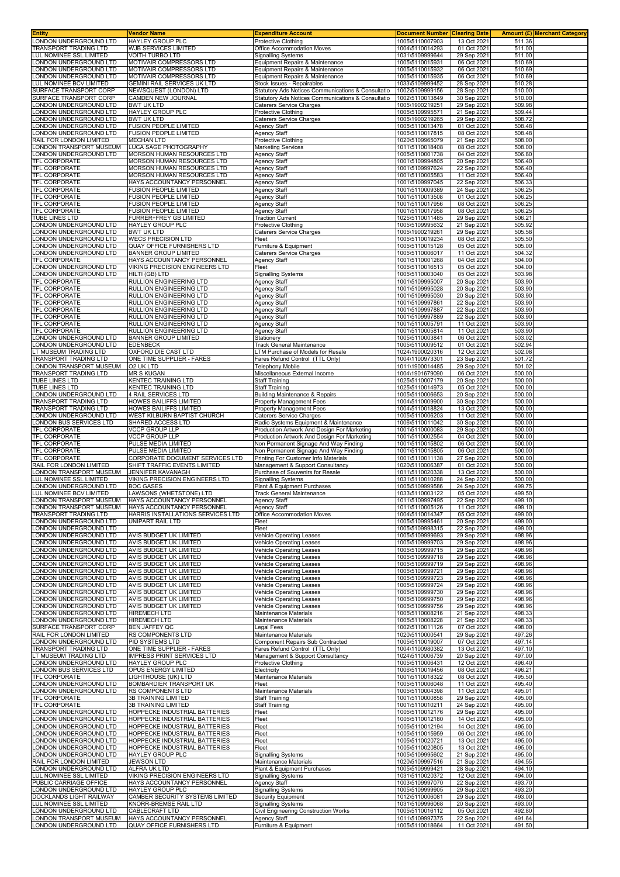| Entity | Vendor Name | Expenditure Account | Document Number | Clearing Date | Amount (£) | Merchant Category |
|---|---|---|---|---|---|---|
| LONDON UNDERGROUND LTD | HAYLEY GROUP PLC | Protective Clothing | 1005\5110007903 | 13 Oct 2021 | 511.36 | |
| TRANSPORT TRADING LTD | WJB SERVICES LIMITED | Office Accommodation Moves | 1004\5110014293 | 01 Oct 2021 | 511.00 | |
| LUL NOMINEE SSL LIMITED | VOITH TURBO LTD | Signalling Systems | 1031\5109999644 | 29 Sep 2021 | 511.00 | |
| LONDON UNDERGROUND LTD | MOTIVAIR COMPRESSORS LTD | Equipment Repairs & Maintenance | 1005\5110015931 | 06 Oct 2021 | 510.69 | |
| LONDON UNDERGROUND LTD | MOTIVAIR COMPRESSORS LTD | Equipment Repairs & Maintenance | 1005\5110015932 | 06 Oct 2021 | 510.69 | |
| LONDON UNDERGROUND LTD | MOTIVAIR COMPRESSORS LTD | Equipment Repairs & Maintenance | 1005\5110015935 | 06 Oct 2021 | 510.69 | |
| LUL NOMINEE BCV LIMITED | GEMINI RAIL SERVICES UK LTD | Stock Issues - Repairables | 1033\5109999452 | 28 Sep 2021 | 510.28 | |
| SURFACE TRANSPORT CORP | NEWSQUEST (LONDON) LTD | Statutory Ads Notices Communications & Consultatio | 1002\5109999156 | 28 Sep 2021 | 510.00 | |
| SURFACE TRANSPORT CORP | CAMDEN NEW JOURNAL | Statutory Ads Notices Communications & Consultatio | 1002\5110013849 | 30 Sep 2021 | 510.00 | |
| LONDON UNDERGROUND LTD | BWT UK LTD | Caterers Service Charges | 1005\1900219251 | 29 Sep 2021 | 509.98 | |
| LONDON UNDERGROUND LTD | HAYLEY GROUP PLC | Protective Clothing | 1005\5109995571 | 21 Sep 2021 | 509.44 | |
| LONDON UNDERGROUND LTD | BWT UK LTD | Caterers Service Charges | 1005\1900219265 | 29 Sep 2021 | 508.72 | |
| LONDON UNDERGROUND LTD | FUSION PEOPLE LIMITED | Agency Staff | 1005\5110013478 | 01 Oct 2021 | 508.48 | |
| LONDON UNDERGROUND LTD | FUSION PEOPLE LIMITED | Agency Staff | 1005\5110017815 | 08 Oct 2021 | 508.48 | |
| RAIL FOR LONDON LIMITED | MECHAN LTD | Protective Clothing | 1020\5109965079 | 21 Sep 2021 | 508.00 | |
| LONDON TRANSPORT MUSEUM | LUCA SAGE PHOTOGRAPHY | Marketing Services | 1011\5110018408 | 08 Oct 2021 | 508.00 | |
| LONDON UNDERGROUND LTD | MORSON HUMAN RESOURCES LTD | Agency Staff | 1005\5110001738 | 04 Oct 2021 | 506.80 | |
| TFL CORPORATE | MORSON HUMAN RESOURCES LTD | Agency Staff | 1001\5109994805 | 20 Sep 2021 | 506.40 | |
| TFL CORPORATE | MORSON HUMAN RESOURCES LTD | Agency Staff | 1001\5109997624 | 22 Sep 2021 | 506.40 | |
| TFL CORPORATE | MORSON HUMAN RESOURCES LTD | Agency Staff | 1001\5110005583 | 11 Oct 2021 | 506.40 | |
| TFL CORPORATE | HAYS ACCOUNTANCY PERSONNEL | Agency Staff | 1001\5109997045 | 22 Sep 2021 | 506.33 | |
| TFL CORPORATE | FUSION PEOPLE LIMITED | Agency Staff | 1001\5110009389 | 24 Sep 2021 | 506.25 | |
| TFL CORPORATE | FUSION PEOPLE LIMITED | Agency Staff | 1001\5110013508 | 01 Oct 2021 | 506.25 | |
| TFL CORPORATE | FUSION PEOPLE LIMITED | Agency Staff | 1001\5110017956 | 08 Oct 2021 | 506.25 | |
| TFL CORPORATE | FUSION PEOPLE LIMITED | Agency Staff | 1001\5110017958 | 08 Oct 2021 | 506.25 | |
| TUBE LINES LTD | FURRER+FREY GB LIMITED | Traction Current | 1025\5110011485 | 29 Sep 2021 | 506.21 | |
| LONDON UNDERGROUND LTD | HAYLEY GROUP PLC | Protective Clothing | 1005\5109995632 | 21 Sep 2021 | 505.92 | |
| LONDON UNDERGROUND LTD | BWT UK LTD | Caterers Service Charges | 1005\1900219261 | 29 Sep 2021 | 505.58 | |
| LONDON UNDERGROUND LTD | WECS PRECISION LTD | Fleet | 1005\5110019234 | 08 Oct 2021 | 505.50 | |
| LONDON UNDERGROUND LTD | QUAY OFFICE FURNISHERS LTD | Furniture & Equipment | 1005\5110015128 | 05 Oct 2021 | 505.00 | |
| LONDON UNDERGROUND LTD | BANNER GROUP LIMITED | Caterers Service Charges | 1005\5110006017 | 11 Oct 2021 | 504.32 | |
| TFL CORPORATE | HAYS ACCOUNTANCY PERSONNEL | Agency Staff | 1001\5110001268 | 04 Oct 2021 | 504.00 | |
| LONDON UNDERGROUND LTD | VIKING PRECISION ENGINEERS LTD | Fleet | 1005\5110016513 | 05 Oct 2021 | 504.00 | |
| LONDON UNDERGROUND LTD | HILTI (GB) LTD | Signalling Systems | 1005\5110003040 | 05 Oct 2021 | 503.98 | |
| TFL CORPORATE | RULLION ENGINEERING LTD | Agency Staff | 1001\5109995007 | 20 Sep 2021 | 503.90 | |
| TFL CORPORATE | RULLION ENGINEERING LTD | Agency Staff | 1001\5109995028 | 20 Sep 2021 | 503.90 | |
| TFL CORPORATE | RULLION ENGINEERING LTD | Agency Staff | 1001\5109995030 | 20 Sep 2021 | 503.90 | |
| TFL CORPORATE | RULLION ENGINEERING LTD | Agency Staff | 1001\5109997861 | 22 Sep 2021 | 503.90 | |
| TFL CORPORATE | RULLION ENGINEERING LTD | Agency Staff | 1001\5109997887 | 22 Sep 2021 | 503.90 | |
| TFL CORPORATE | RULLION ENGINEERING LTD | Agency Staff | 1001\5109997889 | 22 Sep 2021 | 503.90 | |
| TFL CORPORATE | RULLION ENGINEERING LTD | Agency Staff | 1001\5110005791 | 11 Oct 2021 | 503.90 | |
| TFL CORPORATE | RULLION ENGINEERING LTD | Agency Staff | 1001\5110005814 | 11 Oct 2021 | 503.90 | |
| LONDON UNDERGROUND LTD | BANNER GROUP LIMITED | Stationery | 1005\5110003841 | 06 Oct 2021 | 503.02 | |
| LONDON UNDERGROUND LTD | EDENBECK | Track General Maintenance | 1005\5110009512 | 01 Oct 2021 | 502.94 | |
| LT MUSEUM TRADING LTD | OXFORD DIE CAST LTD | LTM Purchase of Models for Resale | 1024\1900020316 | 12 Oct 2021 | 502.08 | |
| TRANSPORT TRADING LTD | ONE TIME SUPPLIER - FARES | Fares Refund Control (TTL Only) | 1004\1100973301 | 23 Sep 2021 | 501.72 | |
| LONDON TRANSPORT MUSEUM | O2 UK LTD | Telephony Mobile | 1011\1900014485 | 29 Sep 2021 | 501.02 | |
| TRANSPORT TRADING LTD | MR S KUGAN | Miscellaneous External Income | 1004\1901679090 | 06 Oct 2021 | 500.00 | |
| TUBE LINES LTD | KENTEC TRAINING LTD | Staff Training | 1025\5110007179 | 20 Sep 2021 | 500.00 | |
| TUBE LINES LTD | KENTEC TRAINING LTD | Staff Training | 1025\5110014973 | 05 Oct 2021 | 500.00 | |
| LONDON UNDERGROUND LTD | 4 RAIL SERVICES LTD | Building Maintenance & Repairs | 1005\5110006653 | 20 Sep 2021 | 500.00 | |
| TRANSPORT TRADING LTD | HOWES BAILIFFS LIMITED | Property Management Fees | 1004\5110009900 | 30 Sep 2021 | 500.00 | |
| TRANSPORT TRADING LTD | HOWES BAILIFFS LIMITED | Property Management Fees | 1004\5110018824 | 13 Oct 2021 | 500.00 | |
| LONDON UNDERGROUND LTD | WEST KILBURN BAPTIST CHURCH | Caterers Service Charges | 1005\5110006203 | 11 Oct 2021 | 500.00 | |
| LONDON BUS SERVICES LTD | SHARED ACCESS LTD | Radio Systems Equipment & Maintenance | 1006\5110011042 | 30 Sep 2021 | 500.00 | |
| TFL CORPORATE | VCCP GROUP LLP | Production Artwork And Design For Marketing | 1001\5110000083 | 29 Sep 2021 | 500.00 | |
| TFL CORPORATE | VCCP GROUP LLP | Production Artwork And Design For Marketing | 1001\5110002554 | 04 Oct 2021 | 500.00 | |
| TFL CORPORATE | PULSE MEDIA LIMITED | Non Permanent Signage And Way Finding | 1001\5110015802 | 06 Oct 2021 | 500.00 | |
| TFL CORPORATE | PULSE MEDIA LIMITED | Non Permanent Signage And Way Finding | 1001\5110015805 | 06 Oct 2021 | 500.00 | |
| TFL CORPORATE | CORPORATE DOCUMENT SERVICES LTD | Printing For Customer Info Materials | 1001\5110011138 | 27 Sep 2021 | 500.00 | |
| RAIL FOR LONDON LIMITED | SHIFT TRAFFIC EVENTS LIMITED | Management & Support Consultancy | 1020\5110006387 | 01 Oct 2021 | 500.00 | |
| LONDON TRANSPORT MUSEUM | JENNIFER KAVANAGH | Purchase of Souvenirs for Resale | 1011\5110020338 | 13 Oct 2021 | 500.00 | |
| LUL NOMINEE SSL LIMITED | VIKING PRECISION ENGINEERS LTD | Signalling Systems | 1031\5110010288 | 24 Sep 2021 | 500.00 | |
| LONDON UNDERGROUND LTD | BOC GASES | Plant & Equipment Purchases | 1005\5109999586 | 24 Sep 2021 | 499.75 | |
| LUL NOMINEE BCV LIMITED | LAWSONS (WHETSTONE) LTD | Track General Maintenance | 1033\5110003122 | 05 Oct 2021 | 499.50 | |
| LONDON TRANSPORT MUSEUM | HAYS ACCOUNTANCY PERSONNEL | Agency Staff | 1011\5109997495 | 22 Sep 2021 | 499.10 | |
| LONDON TRANSPORT MUSEUM | HAYS ACCOUNTANCY PERSONNEL | Agency Staff | 1011\5110005126 | 11 Oct 2021 | 499.10 | |
| TRANSPORT TRADING LTD | HARRIS INSTALLATIONS SERVICES LTD | Office Accommodation Moves | 1004\5110014347 | 05 Oct 2021 | 499.00 | |
| LONDON UNDERGROUND LTD | UNIPART RAIL LTD | Fleet | 1005\5109995461 | 20 Sep 2021 | 499.00 | |
| LONDON UNDERGROUND LTD | . | Fleet | 1005\5109998315 | 22 Sep 2021 | 499.00 | |
| LONDON UNDERGROUND LTD | AVIS BUDGET UK LIMITED | Vehicle Operating Leases | 1005\5109999693 | 29 Sep 2021 | 498.96 | |
| LONDON UNDERGROUND LTD | AVIS BUDGET UK LIMITED | Vehicle Operating Leases | 1005\5109999703 | 29 Sep 2021 | 498.96 | |
| LONDON UNDERGROUND LTD | AVIS BUDGET UK LIMITED | Vehicle Operating Leases | 1005\5109999715 | 29 Sep 2021 | 498.96 | |
| LONDON UNDERGROUND LTD | AVIS BUDGET UK LIMITED | Vehicle Operating Leases | 1005\5109999718 | 29 Sep 2021 | 498.96 | |
| LONDON UNDERGROUND LTD | AVIS BUDGET UK LIMITED | Vehicle Operating Leases | 1005\5109999719 | 29 Sep 2021 | 498.96 | |
| LONDON UNDERGROUND LTD | AVIS BUDGET UK LIMITED | Vehicle Operating Leases | 1005\5109999721 | 29 Sep 2021 | 498.96 | |
| LONDON UNDERGROUND LTD | AVIS BUDGET UK LIMITED | Vehicle Operating Leases | 1005\5109999723 | 29 Sep 2021 | 498.96 | |
| LONDON UNDERGROUND LTD | AVIS BUDGET UK LIMITED | Vehicle Operating Leases | 1005\5109999724 | 29 Sep 2021 | 498.96 | |
| LONDON UNDERGROUND LTD | AVIS BUDGET UK LIMITED | Vehicle Operating Leases | 1005\5109999730 | 29 Sep 2021 | 498.96 | |
| LONDON UNDERGROUND LTD | AVIS BUDGET UK LIMITED | Vehicle Operating Leases | 1005\5109999750 | 29 Sep 2021 | 498.96 | |
| LONDON UNDERGROUND LTD | AVIS BUDGET UK LIMITED | Vehicle Operating Leases | 1005\5109999756 | 29 Sep 2021 | 498.96 | |
| LONDON UNDERGROUND LTD | HIREMECH LTD | Maintenance Materials | 1005\5110008216 | 21 Sep 2021 | 498.33 | |
| LONDON UNDERGROUND LTD | HIREMECH LTD | Maintenance Materials | 1005\5110008228 | 21 Sep 2021 | 498.33 | |
| SURFACE TRANSPORT CORP | BEN JAFFEY QC | Legal Fees | 1002\5110011126 | 07 Oct 2021 | 498.00 | |
| RAIL FOR LONDON LIMITED | RS COMPONENTS LTD | Maintenance Materials | 1020\5110000541 | 29 Sep 2021 | 497.26 | |
| LONDON UNDERGROUND LTD | PID SYSTEMS LTD | Component Repairs Sub Contracted | 1005\5110019007 | 07 Oct 2021 | 497.14 | |
| TRANSPORT TRADING LTD | ONE TIME SUPPLIER - FARES | Fares Refund Control (TTL Only) | 1004\1100980382 | 13 Oct 2021 | 497.10 | |
| LT MUSEUM TRADING LTD | IMPRESS PRINT SERVICES LTD | Management & Support Consultancy | 1024\5110006739 | 20 Sep 2021 | 497.00 | |
| LONDON UNDERGROUND LTD | HAYLEY GROUP PLC | Protective Clothing | 1005\5110006431 | 12 Oct 2021 | 496.40 | |
| LONDON BUS SERVICES LTD | OPUS ENERGY LIMITED | Electricity | 1006\5110019456 | 08 Oct 2021 | 496.21 | |
| TFL CORPORATE | LIGHTHOUSE (UK) LTD | Maintenance Materials | 1001\5110018322 | 08 Oct 2021 | 495.50 | |
| LONDON UNDERGROUND LTD | BOMBARDIER TRANSPORT UK | Fleet | 1005\5110006048 | 11 Oct 2021 | 495.40 | |
| LONDON UNDERGROUND LTD | RS COMPONENTS LTD | Maintenance Materials | 1005\5110004398 | 11 Oct 2021 | 495.01 | |
| TFL CORPORATE | 3B TRAINING LIMITED | Staff Training | 1001\5110000858 | 29 Sep 2021 | 495.00 | |
| TFL CORPORATE | 3B TRAINING LIMITED | Staff Training | 1001\5110010211 | 24 Sep 2021 | 495.00 | |
| LONDON UNDERGROUND LTD | HOPPECKE INDUSTRIAL BATTERIES | Fleet | 1005\5110012176 | 29 Sep 2021 | 495.00 | |
| LONDON UNDERGROUND LTD | HOPPECKE INDUSTRIAL BATTERIES | Fleet | 1005\5110012180 | 14 Oct 2021 | 495.00 | |
| LONDON UNDERGROUND LTD | HOPPECKE INDUSTRIAL BATTERIES | Fleet | 1005\5110012194 | 14 Oct 2021 | 495.00 | |
| LONDON UNDERGROUND LTD | HOPPECKE INDUSTRIAL BATTERIES | Fleet | 1005\5110015959 | 06 Oct 2021 | 495.00 | |
| LONDON UNDERGROUND LTD | HOPPECKE INDUSTRIAL BATTERIES | Fleet | 1005\5110020721 | 13 Oct 2021 | 495.00 | |
| LONDON UNDERGROUND LTD | HOPPECKE INDUSTRIAL BATTERIES | Fleet | 1005\5110020805 | 13 Oct 2021 | 495.00 | |
| LONDON UNDERGROUND LTD | HAYLEY GROUP PLC | Signalling Systems | 1005\5109995602 | 21 Sep 2021 | 495.00 | |
| RAIL FOR LONDON LIMITED | JEWSON LTD | Maintenance Materials | 1020\5109997516 | 21 Sep 2021 | 494.55 | |
| LONDON UNDERGROUND LTD | ALFRA UK LTD | Plant & Equipment Purchases | 1005\5109999421 | 28 Sep 2021 | 494.10 | |
| LUL NOMINEE SSL LIMITED | VIKING PRECISION ENGINEERS LTD | Signalling Systems | 1031\5110020372 | 12 Oct 2021 | 494.00 | |
| PUBLIC CARRIAGE OFFICE | HAYS ACCOUNTANCY PERSONNEL | Agency Staff | 1003\5109997070 | 22 Sep 2021 | 493.70 | |
| LONDON UNDERGROUND LTD | HAYLEY GROUP PLC | Signalling Systems | 1005\5109999905 | 29 Sep 2021 | 493.20 | |
| DOCKLANDS LIGHT RAILWAY | CAMBER SECURITY SYSTEMS LIMITED | Security Equipment | 1012\5110006081 | 29 Sep 2021 | 493.00 | |
| LUL NOMINEE SSL LIMITED | KNORR-BREMSE RAIL LTD | Signalling Systems | 1031\5109996068 | 20 Sep 2021 | 493.00 | |
| LONDON UNDERGROUND LTD | CABLECRAFT LTD | Civil Engineering Construction Works | 1005\5110016112 | 05 Oct 2021 | 492.80 | |
| LONDON TRANSPORT MUSEUM | HAYS ACCOUNTANCY PERSONNEL | Agency Staff | 1011\5109997375 | 22 Sep 2021 | 491.64 | |
| LONDON UNDERGROUND LTD | QUAY OFFICE FURNISHERS LTD | Furniture & Equipment | 1005\5110018664 | 11 Oct 2021 | 491.50 | |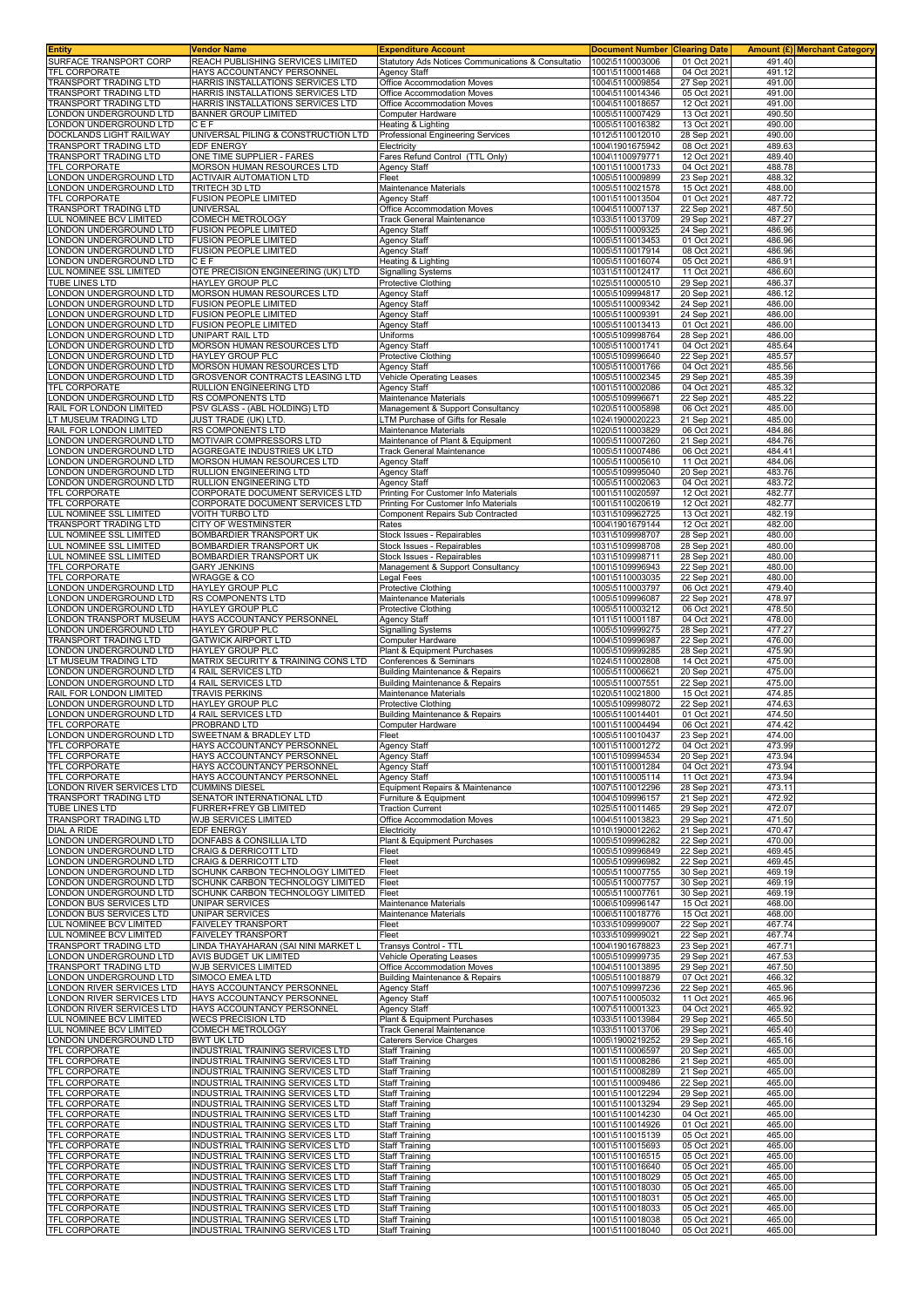| Entity | Vendor Name | Expenditure Account | Document Number | Clearing Date | Amount (£) | Merchant Category |
|---|---|---|---|---|---|---|
| SURFACE TRANSPORT CORP | REACH PUBLISHING SERVICES LIMITED | Statutory Ads Notices Communications & Consultatio | 1002\5110003006 | 01 Oct 2021 | 491.40 | |
| TFL CORPORATE | HAYS ACCOUNTANCY PERSONNEL | Agency Staff | 1001\5110001468 | 04 Oct 2021 | 491.12 | |
| TRANSPORT TRADING LTD | HARRIS INSTALLATIONS SERVICES LTD | Office Accommodation Moves | 1004\5110009854 | 27 Sep 2021 | 491.00 | |
| TRANSPORT TRADING LTD | HARRIS INSTALLATIONS SERVICES LTD | Office Accommodation Moves | 1004\5110014346 | 05 Oct 2021 | 491.00 | |
| TRANSPORT TRADING LTD | HARRIS INSTALLATIONS SERVICES LTD | Office Accommodation Moves | 1004\5110018657 | 12 Oct 2021 | 491.00 | |
| LONDON UNDERGROUND LTD | BANNER GROUP LIMITED | Computer Hardware | 1005\5110007429 | 13 Oct 2021 | 490.50 | |
| LONDON UNDERGROUND LTD | C E F | Heating & Lighting | 1005\5110016382 | 13 Oct 2021 | 490.00 | |
| DOCKLANDS LIGHT RAILWAY | UNIVERSAL PILING & CONSTRUCTION LTD | Professional Engineering Services | 1012\5110012010 | 28 Sep 2021 | 490.00 | |
| TRANSPORT TRADING LTD | EDF ENERGY | Electricity | 1004\1901675942 | 08 Oct 2021 | 489.63 | |
| TRANSPORT TRADING LTD | ONE TIME SUPPLIER - FARES | Fares Refund Control (TTL Only) | 1004\1100979771 | 12 Oct 2021 | 489.40 | |
| TFL CORPORATE | MORSON HUMAN RESOURCES LTD | Agency Staff | 1001\5110001733 | 04 Oct 2021 | 488.78 | |
| LONDON UNDERGROUND LTD | ACTIVAIR AUTOMATION LTD | Fleet | 1005\5110009899 | 23 Sep 2021 | 488.32 | |
| LONDON UNDERGROUND LTD | TRITECH 3D LTD | Maintenance Materials | 1005\5110021578 | 15 Oct 2021 | 488.00 | |
| TFL CORPORATE | FUSION PEOPLE LIMITED | Agency Staff | 1001\5110013504 | 01 Oct 2021 | 487.72 | |
| TRANSPORT TRADING LTD | UNIVERSAL | Office Accommodation Moves | 1004\5110007137 | 22 Sep 2021 | 487.50 | |
| LUL NOMINEE BCV LIMITED | COMECH METROLOGY | Track General Maintenance | 1033\5110013709 | 29 Sep 2021 | 487.27 | |
| LONDON UNDERGROUND LTD | FUSION PEOPLE LIMITED | Agency Staff | 1005\5110009325 | 24 Sep 2021 | 486.96 | |
| LONDON UNDERGROUND LTD | FUSION PEOPLE LIMITED | Agency Staff | 1005\5110013453 | 01 Oct 2021 | 486.96 | |
| LONDON UNDERGROUND LTD | FUSION PEOPLE LIMITED | Agency Staff | 1005\5110017914 | 08 Oct 2021 | 486.96 | |
| LONDON UNDERGROUND LTD | C E F | Heating & Lighting | 1005\5110016074 | 05 Oct 2021 | 486.91 | |
| LUL NOMINEE SSL LIMITED | OTE PRECISION ENGINEERING (UK) LTD | Signalling Systems | 1031\5110012417 | 11 Oct 2021 | 486.60 | |
| TUBE LINES LTD | HAYLEY GROUP PLC | Protective Clothing | 1025\5110000510 | 29 Sep 2021 | 486.37 | |
| LONDON UNDERGROUND LTD | MORSON HUMAN RESOURCES LTD | Agency Staff | 1005\5109994817 | 20 Sep 2021 | 486.12 | |
| LONDON UNDERGROUND LTD | FUSION PEOPLE LIMITED | Agency Staff | 1005\5110009342 | 24 Sep 2021 | 486.00 | |
| LONDON UNDERGROUND LTD | FUSION PEOPLE LIMITED | Agency Staff | 1005\5110009391 | 24 Sep 2021 | 486.00 | |
| LONDON UNDERGROUND LTD | FUSION PEOPLE LIMITED | Agency Staff | 1005\5110013413 | 01 Oct 2021 | 486.00 | |
| LONDON UNDERGROUND LTD | UNIPART RAIL LTD | Uniforms | 1005\5109998764 | 28 Sep 2021 | 486.00 | |
| LONDON UNDERGROUND LTD | MORSON HUMAN RESOURCES LTD | Agency Staff | 1005\5110001741 | 04 Oct 2021 | 485.64 | |
| LONDON UNDERGROUND LTD | HAYLEY GROUP PLC | Protective Clothing | 1005\5109996640 | 22 Sep 2021 | 485.57 | |
| LONDON UNDERGROUND LTD | MORSON HUMAN RESOURCES LTD | Agency Staff | 1005\5110001766 | 04 Oct 2021 | 485.56 | |
| LONDON UNDERGROUND LTD | GROSVENOR CONTRACTS LEASING LTD | Vehicle Operating Leases | 1005\5110002345 | 29 Sep 2021 | 485.39 | |
| TFL CORPORATE | RULLION ENGINEERING LTD | Agency Staff | 1001\5110002086 | 04 Oct 2021 | 485.32 | |
| LONDON UNDERGROUND LTD | RS COMPONENTS LTD | Maintenance Materials | 1005\5109996671 | 22 Sep 2021 | 485.22 | |
| RAIL FOR LONDON LIMITED | PSV GLASS - (ABL HOLDING) LTD | Management & Support Consultancy | 1020\5110005898 | 06 Oct 2021 | 485.00 | |
| LT MUSEUM TRADING LTD | JUST TRADE (UK) LTD. | LTM Purchase of Gifts for Resale | 1024\1900020223 | 21 Sep 2021 | 485.00 | |
| RAIL FOR LONDON LIMITED | RS COMPONENTS LTD | Maintenance Materials | 1020\5110003829 | 06 Oct 2021 | 484.86 | |
| LONDON UNDERGROUND LTD | MOTIVAIR COMPRESSORS LTD | Maintenance of Plant & Equipment | 1005\5110007260 | 21 Sep 2021 | 484.76 | |
| LONDON UNDERGROUND LTD | AGGREGATE INDUSTRIES UK LTD | Track General Maintenance | 1005\5110007486 | 06 Oct 2021 | 484.41 | |
| LONDON UNDERGROUND LTD | MORSON HUMAN RESOURCES LTD | Agency Staff | 1005\5110005610 | 11 Oct 2021 | 484.06 | |
| LONDON UNDERGROUND LTD | RULLION ENGINEERING LTD | Agency Staff | 1005\5109995040 | 20 Sep 2021 | 483.76 | |
| LONDON UNDERGROUND LTD | RULLION ENGINEERING LTD | Agency Staff | 1005\5110002063 | 04 Oct 2021 | 483.72 | |
| TFL CORPORATE | CORPORATE DOCUMENT SERVICES LTD | Printing For Customer Info Materials | 1001\5110020597 | 12 Oct 2021 | 482.77 | |
| TFL CORPORATE | CORPORATE DOCUMENT SERVICES LTD | Printing For Customer Info Materials | 1001\5110020619 | 12 Oct 2021 | 482.77 | |
| LUL NOMINEE SSL LIMITED | VOITH TURBO LTD | Component Repairs Sub Contracted | 1031\5109962725 | 13 Oct 2021 | 482.19 | |
| TRANSPORT TRADING LTD | CITY OF WESTMINSTER | Rates | 1004\1901679144 | 12 Oct 2021 | 482.00 | |
| LUL NOMINEE SSL LIMITED | BOMBARDIER TRANSPORT UK | Stock Issues - Repairables | 1031\5109998707 | 28 Sep 2021 | 480.00 | |
| LUL NOMINEE SSL LIMITED | BOMBARDIER TRANSPORT UK | Stock Issues - Repairables | 1031\5109998708 | 28 Sep 2021 | 480.00 | |
| LUL NOMINEE SSL LIMITED | BOMBARDIER TRANSPORT UK | Stock Issues - Repairables | 1031\5109998711 | 28 Sep 2021 | 480.00 | |
| TFL CORPORATE | GARY JENKINS | Management & Support Consultancy | 1001\5109996943 | 22 Sep 2021 | 480.00 | |
| TFL CORPORATE | WRAGGE & CO | Legal Fees | 1001\5110003035 | 22 Sep 2021 | 480.00 | |
| LONDON UNDERGROUND LTD | HAYLEY GROUP PLC | Protective Clothing | 1005\5110003797 | 06 Oct 2021 | 479.40 | |
| LONDON UNDERGROUND LTD | RS COMPONENTS LTD | Maintenance Materials | 1005\5109996087 | 22 Sep 2021 | 478.97 | |
| LONDON UNDERGROUND LTD | HAYLEY GROUP PLC | Protective Clothing | 1005\5110003212 | 06 Oct 2021 | 478.50 | |
| LONDON TRANSPORT MUSEUM | HAYS ACCOUNTANCY PERSONNEL | Agency Staff | 1011\5110001187 | 04 Oct 2021 | 478.00 | |
| LONDON UNDERGROUND LTD | HAYLEY GROUP PLC | Signalling Systems | 1005\5109999275 | 28 Sep 2021 | 477.27 | |
| TRANSPORT TRADING LTD | GATWICK AIRPORT LTD | Computer Hardware | 1004\5109996987 | 22 Sep 2021 | 476.00 | |
| LONDON UNDERGROUND LTD | HAYLEY GROUP PLC | Plant & Equipment Purchases | 1005\5109999285 | 28 Sep 2021 | 475.90 | |
| LT MUSEUM TRADING LTD | MATRIX SECURITY & TRAINING CONS LTD | Conferences & Seminars | 1024\5110002808 | 14 Oct 2021 | 475.00 | |
| LONDON UNDERGROUND LTD | 4 RAIL SERVICES LTD | Building Maintenance & Repairs | 1005\5110006621 | 20 Sep 2021 | 475.00 | |
| LONDON UNDERGROUND LTD | 4 RAIL SERVICES LTD | Building Maintenance & Repairs | 1005\5110007551 | 22 Sep 2021 | 475.00 | |
| RAIL FOR LONDON LIMITED | TRAVIS PERKINS | Maintenance Materials | 1020\5110021800 | 15 Oct 2021 | 474.85 | |
| LONDON UNDERGROUND LTD | HAYLEY GROUP PLC | Protective Clothing | 1005\5109998072 | 22 Sep 2021 | 474.63 | |
| LONDON UNDERGROUND LTD | 4 RAIL SERVICES LTD | Building Maintenance & Repairs | 1005\5110014401 | 01 Oct 2021 | 474.50 | |
| TFL CORPORATE | PROBRAND LTD | Computer Hardware | 1001\5110004494 | 06 Oct 2021 | 474.42 | |
| LONDON UNDERGROUND LTD | SWEETNAM & BRADLEY LTD | Fleet | 1005\5110010437 | 23 Sep 2021 | 474.00 | |
| TFL CORPORATE | HAYS ACCOUNTANCY PERSONNEL | Agency Staff | 1001\5110001272 | 04 Oct 2021 | 473.99 | |
| TFL CORPORATE | HAYS ACCOUNTANCY PERSONNEL | Agency Staff | 1001\5109994534 | 20 Sep 2021 | 473.94 | |
| TFL CORPORATE | HAYS ACCOUNTANCY PERSONNEL | Agency Staff | 1001\5110001284 | 04 Oct 2021 | 473.94 | |
| TFL CORPORATE | HAYS ACCOUNTANCY PERSONNEL | Agency Staff | 1001\5110005114 | 11 Oct 2021 | 473.94 | |
| LONDON RIVER SERVICES LTD | CUMMINS DIESEL | Equipment Repairs & Maintenance | 1007\5110012296 | 28 Sep 2021 | 473.11 | |
| TRANSPORT TRADING LTD | SENATOR INTERNATIONAL LTD | Furniture & Equipment | 1004\5109996157 | 21 Sep 2021 | 472.92 | |
| TUBE LINES LTD | FURRER+FREY GB LIMITED | Traction Current | 1025\5110011465 | 29 Sep 2021 | 472.07 | |
| TRANSPORT TRADING LTD | WJB SERVICES LIMITED | Office Accommodation Moves | 1004\5110013823 | 29 Sep 2021 | 471.50 | |
| DIAL A RIDE | EDF ENERGY | Electricity | 1010\1900012262 | 21 Sep 2021 | 470.47 | |
| LONDON UNDERGROUND LTD | DONFABS & CONSILLIA LTD | Plant & Equipment Purchases | 1005\5109996282 | 22 Sep 2021 | 470.00 | |
| LONDON UNDERGROUND LTD | CRAIG & DERRICOTT LTD | Fleet | 1005\5109996849 | 22 Sep 2021 | 469.45 | |
| LONDON UNDERGROUND LTD | CRAIG & DERRICOTT LTD | Fleet | 1005\5109996982 | 22 Sep 2021 | 469.45 | |
| LONDON UNDERGROUND LTD | SCHUNK CARBON TECHNOLOGY LIMITED | Fleet | 1005\5110007755 | 30 Sep 2021 | 469.19 | |
| LONDON UNDERGROUND LTD | SCHUNK CARBON TECHNOLOGY LIMITED | Fleet | 1005\5110007757 | 30 Sep 2021 | 469.19 | |
| LONDON UNDERGROUND LTD | SCHUNK CARBON TECHNOLOGY LIMITED | Fleet | 1005\5110007761 | 30 Sep 2021 | 469.19 | |
| LONDON BUS SERVICES LTD | UNIPAR SERVICES | Maintenance Materials | 1006\5109996147 | 15 Oct 2021 | 468.00 | |
| LONDON BUS SERVICES LTD | UNIPAR SERVICES | Maintenance Materials | 1006\5110018776 | 15 Oct 2021 | 468.00 | |
| LUL NOMINEE BCV LIMITED | FAIVELEY TRANSPORT | Fleet | 1033\5109999007 | 22 Sep 2021 | 467.74 | |
| LUL NOMINEE BCV LIMITED | FAIVELEY TRANSPORT | Fleet | 1033\5109999021 | 22 Sep 2021 | 467.74 | |
| TRANSPORT TRADING LTD | LINDA THAYAHARAN (SAI NINI MARKET L | Transys Control - TTL | 1004\1901678823 | 23 Sep 2021 | 467.71 | |
| LONDON UNDERGROUND LTD | AVIS BUDGET UK LIMITED | Vehicle Operating Leases | 1005\5109999735 | 29 Sep 2021 | 467.53 | |
| TRANSPORT TRADING LTD | WJB SERVICES LIMITED | Office Accommodation Moves | 1004\5110013895 | 29 Sep 2021 | 467.50 | |
| LONDON UNDERGROUND LTD | SIMOCO EMEA LTD | Building Maintenance & Repairs | 1005\5110018879 | 07 Oct 2021 | 466.32 | |
| LONDON RIVER SERVICES LTD | HAYS ACCOUNTANCY PERSONNEL | Agency Staff | 1007\5109997236 | 22 Sep 2021 | 465.96 | |
| LONDON RIVER SERVICES LTD | HAYS ACCOUNTANCY PERSONNEL | Agency Staff | 1007\5110005032 | 11 Oct 2021 | 465.96 | |
| LONDON RIVER SERVICES LTD | HAYS ACCOUNTANCY PERSONNEL | Agency Staff | 1007\5110001323 | 04 Oct 2021 | 465.92 | |
| LUL NOMINEE BCV LIMITED | WECS PRECISION LTD | Plant & Equipment Purchases | 1033\5110013984 | 29 Sep 2021 | 465.50 | |
| LUL NOMINEE BCV LIMITED | COMECH METROLOGY | Track General Maintenance | 1033\5110013706 | 29 Sep 2021 | 465.40 | |
| LONDON UNDERGROUND LTD | BWT UK LTD | Caterers Service Charges | 1005\1900219252 | 29 Sep 2021 | 465.16 | |
| TFL CORPORATE | INDUSTRIAL TRAINING SERVICES LTD | Staff Training | 1001\5110006597 | 20 Sep 2021 | 465.00 | |
| TFL CORPORATE | INDUSTRIAL TRAINING SERVICES LTD | Staff Training | 1001\5110008286 | 21 Sep 2021 | 465.00 | |
| TFL CORPORATE | INDUSTRIAL TRAINING SERVICES LTD | Staff Training | 1001\5110008289 | 21 Sep 2021 | 465.00 | |
| TFL CORPORATE | INDUSTRIAL TRAINING SERVICES LTD | Staff Training | 1001\5110009486 | 22 Sep 2021 | 465.00 | |
| TFL CORPORATE | INDUSTRIAL TRAINING SERVICES LTD | Staff Training | 1001\5110012294 | 29 Sep 2021 | 465.00 | |
| TFL CORPORATE | INDUSTRIAL TRAINING SERVICES LTD | Staff Training | 1001\5110013294 | 29 Sep 2021 | 465.00 | |
| TFL CORPORATE | INDUSTRIAL TRAINING SERVICES LTD | Staff Training | 1001\5110014230 | 04 Oct 2021 | 465.00 | |
| TFL CORPORATE | INDUSTRIAL TRAINING SERVICES LTD | Staff Training | 1001\5110014926 | 01 Oct 2021 | 465.00 | |
| TFL CORPORATE | INDUSTRIAL TRAINING SERVICES LTD | Staff Training | 1001\5110015139 | 05 Oct 2021 | 465.00 | |
| TFL CORPORATE | INDUSTRIAL TRAINING SERVICES LTD | Staff Training | 1001\5110015693 | 05 Oct 2021 | 465.00 | |
| TFL CORPORATE | INDUSTRIAL TRAINING SERVICES LTD | Staff Training | 1001\5110016515 | 05 Oct 2021 | 465.00 | |
| TFL CORPORATE | INDUSTRIAL TRAINING SERVICES LTD | Staff Training | 1001\5110016640 | 05 Oct 2021 | 465.00 | |
| TFL CORPORATE | INDUSTRIAL TRAINING SERVICES LTD | Staff Training | 1001\5110018029 | 05 Oct 2021 | 465.00 | |
| TFL CORPORATE | INDUSTRIAL TRAINING SERVICES LTD | Staff Training | 1001\5110018030 | 05 Oct 2021 | 465.00 | |
| TFL CORPORATE | INDUSTRIAL TRAINING SERVICES LTD | Staff Training | 1001\5110018031 | 05 Oct 2021 | 465.00 | |
| TFL CORPORATE | INDUSTRIAL TRAINING SERVICES LTD | Staff Training | 1001\5110018033 | 05 Oct 2021 | 465.00 | |
| TFL CORPORATE | INDUSTRIAL TRAINING SERVICES LTD | Staff Training | 1001\5110018038 | 05 Oct 2021 | 465.00 | |
| TFL CORPORATE | INDUSTRIAL TRAINING SERVICES LTD | Staff Training | 1001\5110018040 | 05 Oct 2021 | 465.00 | |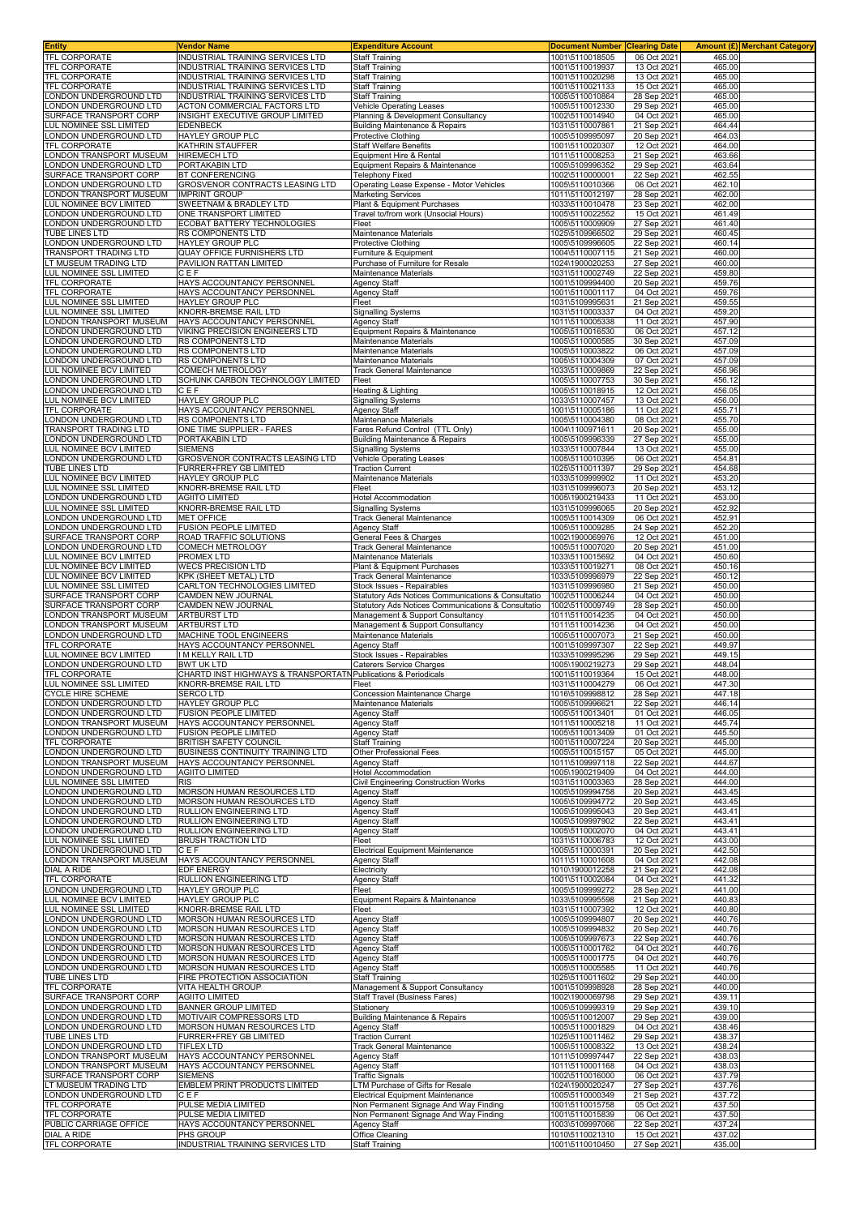| Entity | Vendor Name | Expenditure Account | Document Number | Clearing Date | Amount (£) | Merchant Category |
|---|---|---|---|---|---|---|
| TFL CORPORATE | INDUSTRIAL TRAINING SERVICES LTD | Staff Training | 1001\5110018505 | 06 Oct 2021 | 465.00 | |
| TFL CORPORATE | INDUSTRIAL TRAINING SERVICES LTD | Staff Training | 1001\5110019937 | 13 Oct 2021 | 465.00 | |
| TFL CORPORATE | INDUSTRIAL TRAINING SERVICES LTD | Staff Training | 1001\5110020298 | 13 Oct 2021 | 465.00 | |
| TFL CORPORATE | INDUSTRIAL TRAINING SERVICES LTD | Staff Training | 1001\5110021133 | 15 Oct 2021 | 465.00 | |
| LONDON UNDERGROUND LTD | INDUSTRIAL TRAINING SERVICES LTD | Staff Training | 1005\5110010864 | 28 Sep 2021 | 465.00 | |
| LONDON UNDERGROUND LTD | ACTON COMMERCIAL FACTORS LTD | Vehicle Operating Leases | 1005\5110012330 | 29 Sep 2021 | 465.00 | |
| SURFACE TRANSPORT CORP | INSIGHT EXECUTIVE GROUP LIMITED | Planning & Development Consultancy | 1002\5110014940 | 04 Oct 2021 | 465.00 | |
| LUL NOMINEE SSL LIMITED | EDENBECK | Building Maintenance & Repairs | 1031\5110007861 | 21 Sep 2021 | 464.44 | |
| LONDON UNDERGROUND LTD | HAYLEY GROUP PLC | Protective Clothing | 1005\5109995097 | 20 Sep 2021 | 464.03 | |
| TFL CORPORATE | KATHRIN STAUFFER | Staff Welfare Benefits | 1001\5110020307 | 12 Oct 2021 | 464.00 | |
| LONDON TRANSPORT MUSEUM | HIREMECH LTD | Equipment Hire & Rental | 1011\5110008253 | 21 Sep 2021 | 463.66 | |
| LONDON UNDERGROUND LTD | PORTAKABIN LTD | Equipment Repairs & Maintenance | 1005\5109996352 | 29 Sep 2021 | 463.64 | |
| SURFACE TRANSPORT CORP | BT CONFERENCING | Telephony Fixed | 1002\5110000001 | 22 Sep 2021 | 462.55 | |
| LONDON UNDERGROUND LTD | GROSVENOR CONTRACTS LEASING LTD | Operating Lease Expense - Motor Vehicles | 1005\5110010366 | 06 Oct 2021 | 462.10 | |
| LONDON TRANSPORT MUSEUM | IMPRINT GROUP | Marketing Services | 1011\5110012197 | 28 Sep 2021 | 462.00 | |
| LUL NOMINEE BCV LIMITED | SWEETNAM & BRADLEY LTD | Plant & Equipment Purchases | 1033\5110010478 | 23 Sep 2021 | 462.00 | |
| LONDON UNDERGROUND LTD | ONE TRANSPORT LIMITED | Travel to/from work (Unsocial Hours) | 1005\5110022552 | 15 Oct 2021 | 461.49 | |
| LONDON UNDERGROUND LTD | ECOBAT BATTERY TECHNOLOGIES | Fleet | 1005\5110009909 | 27 Sep 2021 | 461.40 | |
| TUBE LINES LTD | RS COMPONENTS LTD | Maintenance Materials | 1025\5109966502 | 29 Sep 2021 | 460.45 | |
| LONDON UNDERGROUND LTD | HAYLEY GROUP PLC | Protective Clothing | 1005\5109996605 | 22 Sep 2021 | 460.14 | |
| TRANSPORT TRADING LTD | QUAY OFFICE FURNISHERS LTD | Furniture & Equipment | 1004\5110007115 | 21 Sep 2021 | 460.00 | |
| LT MUSEUM TRADING LTD | PAVILION RATTAN LIMITED | Purchase of Furniture for Resale | 1024\1900020253 | 27 Sep 2021 | 460.00 | |
| LUL NOMINEE SSL LIMITED | C E F | Maintenance Materials | 1031\5110002749 | 22 Sep 2021 | 459.80 | |
| TFL CORPORATE | HAYS ACCOUNTANCY PERSONNEL | Agency Staff | 1001\5109994400 | 20 Sep 2021 | 459.76 | |
| TFL CORPORATE | HAYS ACCOUNTANCY PERSONNEL | Agency Staff | 1001\5110001117 | 04 Oct 2021 | 459.76 | |
| LUL NOMINEE SSL LIMITED | HAYLEY GROUP PLC | Fleet | 1031\5109995631 | 21 Sep 2021 | 459.55 | |
| LUL NOMINEE SSL LIMITED | KNORR-BREMSE RAIL LTD | Signalling Systems | 1031\5110003337 | 04 Oct 2021 | 459.20 | |
| LONDON TRANSPORT MUSEUM | HAYS ACCOUNTANCY PERSONNEL | Agency Staff | 1011\5110005338 | 11 Oct 2021 | 457.90 | |
| LONDON UNDERGROUND LTD | VIKING PRECISION ENGINEERS LTD | Equipment Repairs & Maintenance | 1005\5110016530 | 06 Oct 2021 | 457.12 | |
| LONDON UNDERGROUND LTD | RS COMPONENTS LTD | Maintenance Materials | 1005\5110000585 | 30 Sep 2021 | 457.09 | |
| LONDON UNDERGROUND LTD | RS COMPONENTS LTD | Maintenance Materials | 1005\5110003822 | 06 Oct 2021 | 457.09 | |
| LONDON UNDERGROUND LTD | RS COMPONENTS LTD | Maintenance Materials | 1005\5110004309 | 07 Oct 2021 | 457.09 | |
| LUL NOMINEE BCV LIMITED | COMECH METROLOGY | Track General Maintenance | 1033\5110009869 | 22 Sep 2021 | 456.96 | |
| LONDON UNDERGROUND LTD | SCHUNK CARBON TECHNOLOGY LIMITED | Fleet | 1005\5110007753 | 30 Sep 2021 | 456.12 | |
| LONDON UNDERGROUND LTD | C E F | Heating & Lighting | 1005\5110018915 | 12 Oct 2021 | 456.05 | |
| LUL NOMINEE BCV LIMITED | HAYLEY GROUP PLC | Signalling Systems | 1033\5110007457 | 13 Oct 2021 | 456.00 | |
| TFL CORPORATE | HAYS ACCOUNTANCY PERSONNEL | Agency Staff | 1001\5110005186 | 11 Oct 2021 | 455.71 | |
| LONDON UNDERGROUND LTD | RS COMPONENTS LTD | Maintenance Materials | 1005\5110004380 | 08 Oct 2021 | 455.70 | |
| TRANSPORT TRADING LTD | ONE TIME SUPPLIER - FARES | Fares Refund Control (TTL Only) | 1004\1100971611 | 20 Sep 2021 | 455.00 | |
| LONDON UNDERGROUND LTD | PORTAKABIN LTD | Building Maintenance & Repairs | 1005\5109996339 | 27 Sep 2021 | 455.00 | |
| LUL NOMINEE BCV LIMITED | SIEMENS | Signalling Systems | 1033\5110007844 | 13 Oct 2021 | 455.00 | |
| LONDON UNDERGROUND LTD | GROSVENOR CONTRACTS LEASING LTD | Vehicle Operating Leases | 1005\5110010395 | 06 Oct 2021 | 454.81 | |
| TUBE LINES LTD | FURRER+FREY GB LIMITED | Traction Current | 1025\5110011397 | 29 Sep 2021 | 454.68 | |
| LUL NOMINEE BCV LIMITED | HAYLEY GROUP PLC | Maintenance Materials | 1033\5109999902 | 11 Oct 2021 | 453.20 | |
| LUL NOMINEE SSL LIMITED | KNORR-BREMSE RAIL LTD | Fleet | 1031\5109996073 | 20 Sep 2021 | 453.12 | |
| LONDON UNDERGROUND LTD | AGIITO LIMITED | Hotel Accommodation | 1005\1900219433 | 11 Oct 2021 | 453.00 | |
| LUL NOMINEE SSL LIMITED | KNORR-BREMSE RAIL LTD | Signalling Systems | 1031\5109996065 | 20 Sep 2021 | 452.92 | |
| LONDON UNDERGROUND LTD | MET OFFICE | Track General Maintenance | 1005\5110014309 | 06 Oct 2021 | 452.91 | |
| LONDON UNDERGROUND LTD | FUSION PEOPLE LIMITED | Agency Staff | 1005\5110009285 | 24 Sep 2021 | 452.20 | |
| SURFACE TRANSPORT CORP | ROAD TRAFFIC SOLUTIONS | General Fees & Charges | 1002\1900069976 | 12 Oct 2021 | 451.00 | |
| LONDON UNDERGROUND LTD | COMECH METROLOGY | Track General Maintenance | 1005\5110007020 | 20 Sep 2021 | 451.00 | |
| LUL NOMINEE BCV LIMITED | PROMEX LTD | Maintenance Materials | 1033\5110015692 | 04 Oct 2021 | 450.60 | |
| LUL NOMINEE BCV LIMITED | WECS PRECISION LTD | Plant & Equipment Purchases | 1033\5110019271 | 08 Oct 2021 | 450.16 | |
| LUL NOMINEE BCV LIMITED | KPK (SHEET METAL) LTD | Track General Maintenance | 1033\5109996979 | 22 Sep 2021 | 450.12 | |
| LUL NOMINEE SSL LIMITED | CARLTON TECHNOLOGIES LIMITED | Stock Issues - Repairables | 1031\5109996980 | 21 Sep 2021 | 450.00 | |
| SURFACE TRANSPORT CORP | CAMDEN NEW JOURNAL | Statutory Ads Notices Communications & Consultatio | 1002\5110006244 | 04 Oct 2021 | 450.00 | |
| SURFACE TRANSPORT CORP | CAMDEN NEW JOURNAL | Statutory Ads Notices Communications & Consultatio | 1002\5110009749 | 28 Sep 2021 | 450.00 | |
| LONDON TRANSPORT MUSEUM | ARTBURST LTD | Management & Support Consultancy | 1011\5110014235 | 04 Oct 2021 | 450.00 | |
| LONDON TRANSPORT MUSEUM | ARTBURST LTD | Management & Support Consultancy | 1011\5110014236 | 04 Oct 2021 | 450.00 | |
| LONDON UNDERGROUND LTD | MACHINE TOOL ENGINEERS | Maintenance Materials | 1005\5110007073 | 21 Sep 2021 | 450.00 | |
| TFL CORPORATE | HAYS ACCOUNTANCY PERSONNEL | Agency Staff | 1001\5109997307 | 22 Sep 2021 | 449.97 | |
| LUL NOMINEE BCV LIMITED | I M KELLY RAIL LTD | Stock Issues - Repairables | 1033\5109995296 | 29 Sep 2021 | 449.15 | |
| LONDON UNDERGROUND LTD | BWT UK LTD | Caterers Service Charges | 1005\1900219273 | 29 Sep 2021 | 448.04 | |
| TFL CORPORATE | CHARTD INST HIGHWAYS & TRANSPORTATN | Publications & Periodicals | 1001\5110019364 | 15 Oct 2021 | 448.00 | |
| LUL NOMINEE SSL LIMITED | KNORR-BREMSE RAIL LTD | Fleet | 1031\5110004279 | 06 Oct 2021 | 447.30 | |
| CYCLE HIRE SCHEME | SERCO LTD | Concession Maintenance Charge | 1016\5109998812 | 28 Sep 2021 | 447.18 | |
| LONDON UNDERGROUND LTD | HAYLEY GROUP PLC | Maintenance Materials | 1005\5109996621 | 22 Sep 2021 | 446.14 | |
| LONDON UNDERGROUND LTD | FUSION PEOPLE LIMITED | Agency Staff | 1005\5110013401 | 01 Oct 2021 | 446.05 | |
| LONDON TRANSPORT MUSEUM | HAYS ACCOUNTANCY PERSONNEL | Agency Staff | 1011\5110005218 | 11 Oct 2021 | 445.74 | |
| LONDON UNDERGROUND LTD | FUSION PEOPLE LIMITED | Agency Staff | 1005\5110013409 | 01 Oct 2021 | 445.50 | |
| TFL CORPORATE | BRITISH SAFETY COUNCIL | Staff Training | 1001\5110007224 | 20 Sep 2021 | 445.00 | |
| LONDON UNDERGROUND LTD | BUSINESS CONTINUITY TRAINING LTD | Other Professional Fees | 1005\5110015157 | 05 Oct 2021 | 445.00 | |
| LONDON TRANSPORT MUSEUM | HAYS ACCOUNTANCY PERSONNEL | Agency Staff | 1011\5109997118 | 22 Sep 2021 | 444.67 | |
| LONDON UNDERGROUND LTD | AGIITO LIMITED | Hotel Accommodation | 1005\1900219409 | 04 Oct 2021 | 444.00 | |
| LUL NOMINEE SSL LIMITED | RIS | Civil Engineering Construction Works | 1031\5110003363 | 28 Sep 2021 | 444.00 | |
| LONDON UNDERGROUND LTD | MORSON HUMAN RESOURCES LTD | Agency Staff | 1005\5109994758 | 20 Sep 2021 | 443.45 | |
| LONDON UNDERGROUND LTD | MORSON HUMAN RESOURCES LTD | Agency Staff | 1005\5109994772 | 20 Sep 2021 | 443.45 | |
| LONDON UNDERGROUND LTD | RULLION ENGINEERING LTD | Agency Staff | 1005\5109995043 | 20 Sep 2021 | 443.41 | |
| LONDON UNDERGROUND LTD | RULLION ENGINEERING LTD | Agency Staff | 1005\5109997902 | 22 Sep 2021 | 443.41 | |
| LONDON UNDERGROUND LTD | RULLION ENGINEERING LTD | Agency Staff | 1005\5110002070 | 04 Oct 2021 | 443.41 | |
| LUL NOMINEE SSL LIMITED | BRUSH TRACTION LTD | Fleet | 1031\5110006783 | 12 Oct 2021 | 443.00 | |
| LONDON UNDERGROUND LTD | C E F | Electrical Equipment Maintenance | 1005\5110000391 | 20 Sep 2021 | 442.50 | |
| LONDON TRANSPORT MUSEUM | HAYS ACCOUNTANCY PERSONNEL | Agency Staff | 1011\5110001608 | 04 Oct 2021 | 442.08 | |
| DIAL A RIDE | EDF ENERGY | Electricity | 1010\1900012258 | 21 Sep 2021 | 442.08 | |
| TFL CORPORATE | RULLION ENGINEERING LTD | Agency Staff | 1001\5110002084 | 04 Oct 2021 | 441.32 | |
| LONDON UNDERGROUND LTD | HAYLEY GROUP PLC | Fleet | 1005\5109999272 | 28 Sep 2021 | 441.00 | |
| LUL NOMINEE BCV LIMITED | HAYLEY GROUP PLC | Equipment Repairs & Maintenance | 1033\5109995598 | 21 Sep 2021 | 440.83 | |
| LUL NOMINEE SSL LIMITED | KNORR-BREMSE RAIL LTD | Fleet | 1031\5110007392 | 12 Oct 2021 | 440.80 | |
| LONDON UNDERGROUND LTD | MORSON HUMAN RESOURCES LTD | Agency Staff | 1005\5109994807 | 20 Sep 2021 | 440.76 | |
| LONDON UNDERGROUND LTD | MORSON HUMAN RESOURCES LTD | Agency Staff | 1005\5109994832 | 20 Sep 2021 | 440.76 | |
| LONDON UNDERGROUND LTD | MORSON HUMAN RESOURCES LTD | Agency Staff | 1005\5109997673 | 22 Sep 2021 | 440.76 | |
| LONDON UNDERGROUND LTD | MORSON HUMAN RESOURCES LTD | Agency Staff | 1005\5110001762 | 04 Oct 2021 | 440.76 | |
| LONDON UNDERGROUND LTD | MORSON HUMAN RESOURCES LTD | Agency Staff | 1005\5110001775 | 04 Oct 2021 | 440.76 | |
| LONDON UNDERGROUND LTD | MORSON HUMAN RESOURCES LTD | Agency Staff | 1005\5110005585 | 11 Oct 2021 | 440.76 | |
| TUBE LINES LTD | FIRE PROTECTION ASSOCIATION | Staff Training | 1025\5110011602 | 29 Sep 2021 | 440.00 | |
| TFL CORPORATE | VITA HEALTH GROUP | Management & Support Consultancy | 1001\5109998928 | 28 Sep 2021 | 440.00 | |
| SURFACE TRANSPORT CORP | AGIITO LIMITED | Staff Travel (Business Fares) | 1002\1900069798 | 29 Sep 2021 | 439.11 | |
| LONDON UNDERGROUND LTD | BANNER GROUP LIMITED | Stationery | 1005\5109999319 | 29 Sep 2021 | 439.10 | |
| LONDON UNDERGROUND LTD | MOTIVAIR COMPRESSORS LTD | Building Maintenance & Repairs | 1005\5110012007 | 29 Sep 2021 | 439.00 | |
| LONDON UNDERGROUND LTD | MORSON HUMAN RESOURCES LTD | Agency Staff | 1005\5110001829 | 04 Oct 2021 | 438.46 | |
| TUBE LINES LTD | FURRER+FREY GB LIMITED | Traction Current | 1025\5110011462 | 29 Sep 2021 | 438.37 | |
| LONDON UNDERGROUND LTD | TIFLEX LTD | Track General Maintenance | 1005\5110008322 | 13 Oct 2021 | 438.24 | |
| LONDON TRANSPORT MUSEUM | HAYS ACCOUNTANCY PERSONNEL | Agency Staff | 1011\5109997447 | 22 Sep 2021 | 438.03 | |
| LONDON TRANSPORT MUSEUM | HAYS ACCOUNTANCY PERSONNEL | Agency Staff | 1011\5110001168 | 04 Oct 2021 | 438.03 | |
| SURFACE TRANSPORT CORP | SIEMENS | Traffic Signals | 1002\5110016000 | 06 Oct 2021 | 437.79 | |
| LT MUSEUM TRADING LTD | EMBLEM PRINT PRODUCTS LIMITED | LTM Purchase of Gifts for Resale | 1024\1900020247 | 27 Sep 2021 | 437.76 | |
| LONDON UNDERGROUND LTD | C E F | Electrical Equipment Maintenance | 1005\5110000349 | 21 Sep 2021 | 437.72 | |
| TFL CORPORATE | PULSE MEDIA LIMITED | Non Permanent Signage And Way Finding | 1001\5110015758 | 05 Oct 2021 | 437.50 | |
| TFL CORPORATE | PULSE MEDIA LIMITED | Non Permanent Signage And Way Finding | 1001\5110015839 | 06 Oct 2021 | 437.50 | |
| PUBLIC CARRIAGE OFFICE | HAYS ACCOUNTANCY PERSONNEL | Agency Staff | 1003\5109997066 | 22 Sep 2021 | 437.24 | |
| DIAL A RIDE | PHS GROUP | Office Cleaning | 1010\5110021310 | 15 Oct 2021 | 437.02 | |
| TFL CORPORATE | INDUSTRIAL TRAINING SERVICES LTD | Staff Training | 1001\5110010450 | 27 Sep 2021 | 435.00 | |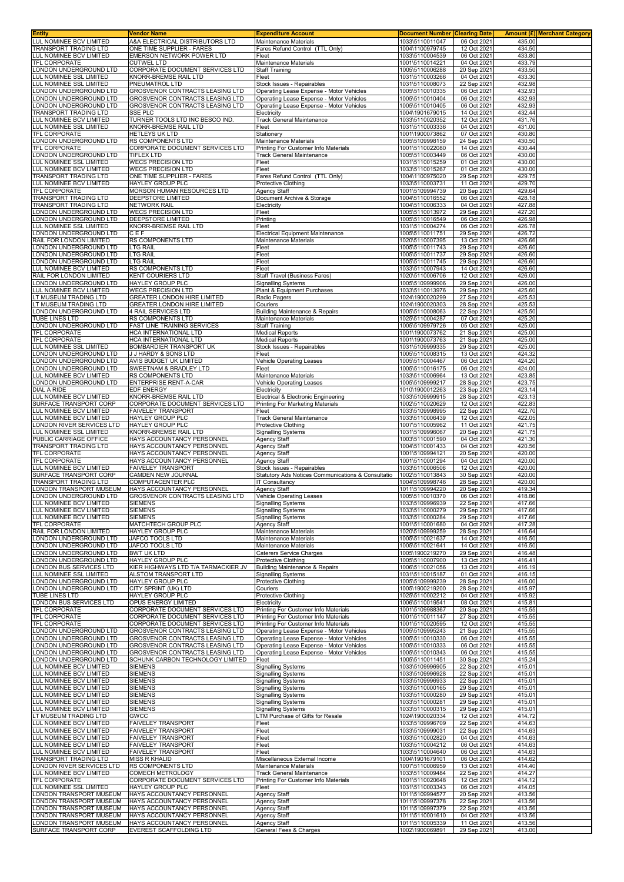| Entity | Vendor Name | Expenditure Account | Document Number | Clearing Date | Amount (£) | Merchant Category |
|---|---|---|---|---|---|---|
| LUL NOMINEE BCV LIMITED | A&A ELECTRICAL DISTRIBUTORS LTD | Maintenance Materials | 1033\5110011047 | 06 Oct 2021 | 435.00 | |
| TRANSPORT TRADING LTD | ONE TIME SUPPLIER - FARES | Fares Refund Control (TTL Only) | 1004\1100979745 | 12 Oct 2021 | 434.50 | |
| LUL NOMINEE BCV LIMITED | EMERSON NETWORK POWER LTD | Fleet | 1033\5110004539 | 06 Oct 2021 | 433.80 | |
| TFL CORPORATE | CUTWEL LTD | Maintenance Materials | 1001\5110014221 | 04 Oct 2021 | 433.79 | |
| LONDON UNDERGROUND LTD | CORPORATE DOCUMENT SERVICES LTD | Staff Training | 1005\5110006288 | 20 Sep 2021 | 433.50 | |
| LUL NOMINEE SSL LIMITED | KNORR-BREMSE RAIL LTD | Fleet | 1031\5110003266 | 04 Oct 2021 | 433.30 | |
| LUL NOMINEE SSL LIMITED | PNEUMATROL LTD | Stock Issues - Repairables | 1031\5110008073 | 22 Sep 2021 | 432.98 | |
| LONDON UNDERGROUND LTD | GROSVENOR CONTRACTS LEASING LTD | Operating Lease Expense - Motor Vehicles | 1005\5110010335 | 06 Oct 2021 | 432.93 | |
| LONDON UNDERGROUND LTD | GROSVENOR CONTRACTS LEASING LTD | Operating Lease Expense - Motor Vehicles | 1005\5110010404 | 06 Oct 2021 | 432.93 | |
| LONDON UNDERGROUND LTD | GROSVENOR CONTRACTS LEASING LTD | Operating Lease Expense - Motor Vehicles | 1005\5110010405 | 06 Oct 2021 | 432.93 | |
| TRANSPORT TRADING LTD | SSE PLC | Electricity | 1004\1901679015 | 14 Oct 2021 | 432.44 | |
| LUL NOMINEE BCV LIMITED | TURNER TOOLS LTD INC BESCO IND. | Track General Maintenance | 1033\5110020352 | 12 Oct 2021 | 431.76 | |
| LUL NOMINEE SSL LIMITED | KNORR-BREMSE RAIL LTD | Fleet | 1031\5110003336 | 04 Oct 2021 | 431.00 | |
| TFL CORPORATE | HETLEYS UK LTD | Stationery | 1001\1900073862 | 07 Oct 2021 | 430.80 | |
| LONDON UNDERGROUND LTD | RS COMPONENTS LTD | Maintenance Materials | 1005\5109998159 | 24 Sep 2021 | 430.50 | |
| TFL CORPORATE | CORPORATE DOCUMENT SERVICES LTD | Printing For Customer Info Materials | 1001\5110022080 | 14 Oct 2021 | 430.44 | |
| LONDON UNDERGROUND LTD | TIFLEX LTD | Track General Maintenance | 1005\5110003449 | 06 Oct 2021 | 430.00 | |
| LUL NOMINEE SSL LIMITED | WECS PRECISION LTD | Fleet | 1031\5110015259 | 01 Oct 2021 | 430.00 | |
| LUL NOMINEE BCV LIMITED | WECS PRECISION LTD | Fleet | 1033\5110015267 | 01 Oct 2021 | 430.00 | |
| TRANSPORT TRADING LTD | ONE TIME SUPPLIER - FARES | Fares Refund Control (TTL Only) | 1004\1100975020 | 29 Sep 2021 | 429.75 | |
| LUL NOMINEE BCV LIMITED | HAYLEY GROUP PLC | Protective Clothing | 1033\5110003731 | 11 Oct 2021 | 429.70 | |
| TFL CORPORATE | MORSON HUMAN RESOURCES LTD | Agency Staff | 1001\5109994739 | 20 Sep 2021 | 429.64 | |
| TRANSPORT TRADING LTD | DEEPSTORE LIMITED | Document Archive & Storage | 1004\5110016552 | 06 Oct 2021 | 428.18 | |
| TRANSPORT TRADING LTD | NETWORK RAIL | Electricity | 1004\5110006333 | 04 Oct 2021 | 427.88 | |
| LONDON UNDERGROUND LTD | WECS PRECISION LTD | Fleet | 1005\5110013972 | 29 Sep 2021 | 427.20 | |
| LONDON UNDERGROUND LTD | DEEPSTORE LIMITED | Printing | 1005\5110016549 | 06 Oct 2021 | 426.98 | |
| LUL NOMINEE SSL LIMITED | KNORR-BREMSE RAIL LTD | Fleet | 1031\5110004274 | 06 Oct 2021 | 426.78 | |
| LONDON UNDERGROUND LTD | C E F | Electrical Equipment Maintenance | 1005\5110011751 | 29 Sep 2021 | 426.72 | |
| RAIL FOR LONDON LIMITED | RS COMPONENTS LTD | Maintenance Materials | 1020\5110007395 | 13 Oct 2021 | 426.66 | |
| LONDON UNDERGROUND LTD | LTG RAIL | Fleet | 1005\5110011743 | 29 Sep 2021 | 426.60 | |
| LONDON UNDERGROUND LTD | LTG RAIL | Fleet | 1005\5110011737 | 29 Sep 2021 | 426.60 | |
| LONDON UNDERGROUND LTD | LTG RAIL | Fleet | 1005\5110011745 | 29 Sep 2021 | 426.60 | |
| LUL NOMINEE BCV LIMITED | RS COMPONENTS LTD | Fleet | 1033\5110007943 | 14 Oct 2021 | 426.60 | |
| RAIL FOR LONDON LIMITED | KENT COURIERS LTD | Staff Travel (Business Fares) | 1020\5110006706 | 12 Oct 2021 | 426.00 | |
| LONDON UNDERGROUND LTD | HAYLEY GROUP PLC | Signalling Systems | 1005\5109999906 | 29 Sep 2021 | 426.00 | |
| LUL NOMINEE BCV LIMITED | WECS PRECISION LTD | Plant & Equipment Purchases | 1033\5110013976 | 29 Sep 2021 | 425.60 | |
| LT MUSEUM TRADING LTD | GREATER LONDON HIRE LIMITED | Radio Pagers | 1024\1900020299 | 27 Sep 2021 | 425.53 | |
| LT MUSEUM TRADING LTD | GREATER LONDON HIRE LIMITED | Couriers | 1024\1900020303 | 28 Sep 2021 | 425.53 | |
| LONDON UNDERGROUND LTD | 4 RAIL SERVICES LTD | Building Maintenance & Repairs | 1005\5110008063 | 22 Sep 2021 | 425.50 | |
| TUBE LINES LTD | RS COMPONENTS LTD | Maintenance Materials | 1025\5110004287 | 07 Oct 2021 | 425.20 | |
| LONDON UNDERGROUND LTD | FAST LINE TRAINING SERVICES | Staff Training | 1005\5109979726 | 05 Oct 2021 | 425.00 | |
| TFL CORPORATE | HCA INTERNATIONAL LTD | Medical Reports | 1001\1900073762 | 21 Sep 2021 | 425.00 | |
| TFL CORPORATE | HCA INTERNATIONAL LTD | Medical Reports | 1001\1900073763 | 21 Sep 2021 | 425.00 | |
| LUL NOMINEE SSL LIMITED | BOMBARDIER TRANSPORT UK | Stock Issues - Repairables | 1031\5109999335 | 29 Sep 2021 | 425.00 | |
| LONDON UNDERGROUND LTD | J J HARDY & SONS LTD | Fleet | 1005\5110008315 | 13 Oct 2021 | 424.32 | |
| LONDON UNDERGROUND LTD | AVIS BUDGET UK LIMITED | Vehicle Operating Leases | 1005\5110004467 | 06 Oct 2021 | 424.20 | |
| LONDON UNDERGROUND LTD | SWEETNAM & BRADLEY LTD | Fleet | 1005\5110016175 | 06 Oct 2021 | 424.00 | |
| LUL NOMINEE BCV LIMITED | RS COMPONENTS LTD | Maintenance Materials | 1033\5110006964 | 13 Oct 2021 | 423.85 | |
| LONDON UNDERGROUND LTD | ENTERPRISE RENT-A-CAR | Vehicle Operating Leases | 1005\5109999217 | 28 Sep 2021 | 423.75 | |
| DIAL A RIDE | EDF ENERGY | Electricity | 1010\1900012263 | 23 Sep 2021 | 423.14 | |
| LUL NOMINEE BCV LIMITED | KNORR-BREMSE RAIL LTD | Electrical & Electronic Engineering | 1033\5109999915 | 28 Sep 2021 | 423.13 | |
| SURFACE TRANSPORT CORP | CORPORATE DOCUMENT SERVICES LTD | Printing For Marketing Materials | 1002\5110020629 | 12 Oct 2021 | 422.83 | |
| LUL NOMINEE BCV LIMITED | FAIVELEY TRANSPORT | Fleet | 1033\5109998995 | 22 Sep 2021 | 422.70 | |
| LUL NOMINEE BCV LIMITED | HAYLEY GROUP PLC | Track General Maintenance | 1033\5110006439 | 12 Oct 2021 | 422.05 | |
| LONDON RIVER SERVICES LTD | HAYLEY GROUP PLC | Protective Clothing | 1007\5110005962 | 11 Oct 2021 | 421.75 | |
| LUL NOMINEE SSL LIMITED | KNORR-BREMSE RAIL LTD | Signalling Systems | 1031\5109996067 | 20 Sep 2021 | 421.75 | |
| PUBLIC CARRIAGE OFFICE | HAYS ACCOUNTANCY PERSONNEL | Agency Staff | 1003\5110001590 | 04 Oct 2021 | 421.30 | |
| TRANSPORT TRADING LTD | HAYS ACCOUNTANCY PERSONNEL | Agency Staff | 1004\5110001433 | 04 Oct 2021 | 420.56 | |
| TFL CORPORATE | HAYS ACCOUNTANCY PERSONNEL | Agency Staff | 1001\5109994121 | 20 Sep 2021 | 420.00 | |
| TFL CORPORATE | HAYS ACCOUNTANCY PERSONNEL | Agency Staff | 1001\5110001294 | 04 Oct 2021 | 420.00 | |
| LUL NOMINEE BCV LIMITED | FAIVELEY TRANSPORT | Stock Issues - Repairables | 1033\5110006506 | 12 Oct 2021 | 420.00 | |
| SURFACE TRANSPORT CORP | CAMDEN NEW JOURNAL | Statutory Ads Notices Communications & Consultatio | 1002\5110013843 | 30 Sep 2021 | 420.00 | |
| TRANSPORT TRADING LTD | COMPUTACENTER PLC | IT Consultancy | 1004\5109998746 | 28 Sep 2021 | 420.00 | |
| LONDON TRANSPORT MUSEUM | HAYS ACCOUNTANCY PERSONNEL | Agency Staff | 1011\5109994220 | 20 Sep 2021 | 419.34 | |
| LONDON UNDERGROUND LTD | GROSVENOR CONTRACTS LEASING LTD | Vehicle Operating Leases | 1005\5110010370 | 06 Oct 2021 | 418.86 | |
| LUL NOMINEE BCV LIMITED | SIEMENS | Signalling Systems | 1033\5109996939 | 22 Sep 2021 | 417.66 | |
| LUL NOMINEE BCV LIMITED | SIEMENS | Signalling Systems | 1033\5110000279 | 29 Sep 2021 | 417.66 | |
| LUL NOMINEE BCV LIMITED | SIEMENS | Signalling Systems | 1033\5110000284 | 29 Sep 2021 | 417.66 | |
| TFL CORPORATE | MATCHTECH GROUP PLC | Agency Staff | 1001\5110001680 | 04 Oct 2021 | 417.28 | |
| RAIL FOR LONDON LIMITED | HAYLEY GROUP PLC | Maintenance Materials | 1020\5109999259 | 28 Sep 2021 | 416.64 | |
| LONDON UNDERGROUND LTD | JAFCO TOOLS LTD | Maintenance Materials | 1005\5110021637 | 14 Oct 2021 | 416.50 | |
| LONDON UNDERGROUND LTD | JAFCO TOOLS LTD | Maintenance Materials | 1005\5110021641 | 14 Oct 2021 | 416.50 | |
| LONDON UNDERGROUND LTD | BWT UK LTD | Caterers Service Charges | 1005\1900219270 | 29 Sep 2021 | 416.48 | |
| LONDON UNDERGROUND LTD | HAYLEY GROUP PLC | Protective Clothing | 1005\5110007900 | 13 Oct 2021 | 416.41 | |
| LONDON BUS SERVICES LTD | KIER HIGHWAYS LTD T/A TARMACKIER JV | Building Maintenance & Repairs | 1006\5110021056 | 13 Oct 2021 | 416.19 | |
| LUL NOMINEE SSL LIMITED | ALSTOM TRANSPORT LTD | Signalling Systems | 1031\5110015187 | 01 Oct 2021 | 416.15 | |
| LONDON UNDERGROUND LTD | HAYLEY GROUP PLC | Protective Clothing | 1005\5109999239 | 28 Sep 2021 | 416.00 | |
| LONDON UNDERGROUND LTD | CITY SPRINT (UK) LTD | Couriers | 1005\1900219200 | 28 Sep 2021 | 415.97 | |
| TUBE LINES LTD | HAYLEY GROUP PLC | Protective Clothing | 1025\5110002212 | 04 Oct 2021 | 415.92 | |
| LONDON BUS SERVICES LTD | OPUS ENERGY LIMITED | Electricity | 1006\5110019541 | 08 Oct 2021 | 415.81 | |
| TFL CORPORATE | CORPORATE DOCUMENT SERVICES LTD | Printing For Customer Info Materials | 1001\5109988367 | 20 Sep 2021 | 415.55 | |
| TFL CORPORATE | CORPORATE DOCUMENT SERVICES LTD | Printing For Customer Info Materials | 1001\5110011147 | 27 Sep 2021 | 415.55 | |
| TFL CORPORATE | CORPORATE DOCUMENT SERVICES LTD | Printing For Customer Info Materials | 1001\5110020595 | 12 Oct 2021 | 415.55 | |
| LONDON UNDERGROUND LTD | GROSVENOR CONTRACTS LEASING LTD | Operating Lease Expense - Motor Vehicles | 1005\5109995243 | 21 Sep 2021 | 415.55 | |
| LONDON UNDERGROUND LTD | GROSVENOR CONTRACTS LEASING LTD | Operating Lease Expense - Motor Vehicles | 1005\5110010330 | 06 Oct 2021 | 415.55 | |
| LONDON UNDERGROUND LTD | GROSVENOR CONTRACTS LEASING LTD | Operating Lease Expense - Motor Vehicles | 1005\5110010333 | 06 Oct 2021 | 415.55 | |
| LONDON UNDERGROUND LTD | GROSVENOR CONTRACTS LEASING LTD | Operating Lease Expense - Motor Vehicles | 1005\5110010343 | 06 Oct 2021 | 415.55 | |
| LONDON UNDERGROUND LTD | SCHUNK CARBON TECHNOLOGY LIMITED | Fleet | 1005\5110011451 | 30 Sep 2021 | 415.24 | |
| LUL NOMINEE BCV LIMITED | SIEMENS | Signalling Systems | 1033\5109996905 | 22 Sep 2021 | 415.01 | |
| LUL NOMINEE BCV LIMITED | SIEMENS | Signalling Systems | 1033\5109996928 | 22 Sep 2021 | 415.01 | |
| LUL NOMINEE BCV LIMITED | SIEMENS | Signalling Systems | 1033\5109996933 | 22 Sep 2021 | 415.01 | |
| LUL NOMINEE BCV LIMITED | SIEMENS | Signalling Systems | 1033\5110000165 | 29 Sep 2021 | 415.01 | |
| LUL NOMINEE BCV LIMITED | SIEMENS | Signalling Systems | 1033\5110000280 | 29 Sep 2021 | 415.01 | |
| LUL NOMINEE BCV LIMITED | SIEMENS | Signalling Systems | 1033\5110000281 | 29 Sep 2021 | 415.01 | |
| LUL NOMINEE BCV LIMITED | SIEMENS | Signalling Systems | 1033\5110000315 | 29 Sep 2021 | 415.01 | |
| LT MUSEUM TRADING LTD | GWCC | LTM Purchase of Gifts for Resale | 1024\1900020334 | 12 Oct 2021 | 414.72 | |
| LUL NOMINEE BCV LIMITED | FAIVELEY TRANSPORT | Fleet | 1033\5109996709 | 22 Sep 2021 | 414.63 | |
| LUL NOMINEE BCV LIMITED | FAIVELEY TRANSPORT | Fleet | 1033\5109999031 | 22 Sep 2021 | 414.63 | |
| LUL NOMINEE BCV LIMITED | FAIVELEY TRANSPORT | Fleet | 1033\5110002820 | 04 Oct 2021 | 414.63 | |
| LUL NOMINEE BCV LIMITED | FAIVELEY TRANSPORT | Fleet | 1033\5110004212 | 06 Oct 2021 | 414.63 | |
| LUL NOMINEE BCV LIMITED | FAIVELEY TRANSPORT | Fleet | 1033\5110004640 | 06 Oct 2021 | 414.63 | |
| TRANSPORT TRADING LTD | MISS R KHALID | Miscellaneous External Income | 1004\1901679101 | 06 Oct 2021 | 414.62 | |
| LONDON RIVER SERVICES LTD | RS COMPONENTS LTD | Maintenance Materials | 1007\5110006959 | 13 Oct 2021 | 414.40 | |
| LUL NOMINEE BCV LIMITED | COMECH METROLOGY | Track General Maintenance | 1033\5110009484 | 22 Sep 2021 | 414.27 | |
| TFL CORPORATE | CORPORATE DOCUMENT SERVICES LTD | Printing For Customer Info Materials | 1001\5110020648 | 12 Oct 2021 | 414.12 | |
| LUL NOMINEE SSL LIMITED | HAYLEY GROUP PLC | Fleet | 1031\5110003343 | 06 Oct 2021 | 414.05 | |
| LONDON TRANSPORT MUSEUM | HAYS ACCOUNTANCY PERSONNEL | Agency Staff | 1011\5109994577 | 20 Sep 2021 | 413.56 | |
| LONDON TRANSPORT MUSEUM | HAYS ACCOUNTANCY PERSONNEL | Agency Staff | 1011\5109997378 | 22 Sep 2021 | 413.56 | |
| LONDON TRANSPORT MUSEUM | HAYS ACCOUNTANCY PERSONNEL | Agency Staff | 1011\5109997379 | 22 Sep 2021 | 413.56 | |
| LONDON TRANSPORT MUSEUM | HAYS ACCOUNTANCY PERSONNEL | Agency Staff | 1011\5110001610 | 04 Oct 2021 | 413.56 | |
| LONDON TRANSPORT MUSEUM | HAYS ACCOUNTANCY PERSONNEL | Agency Staff | 1011\5110005339 | 11 Oct 2021 | 413.56 | |
| SURFACE TRANSPORT CORP | EVEREST SCAFFOLDING LTD | General Fees & Charges | 1002\1900069891 | 29 Sep 2021 | 413.00 | |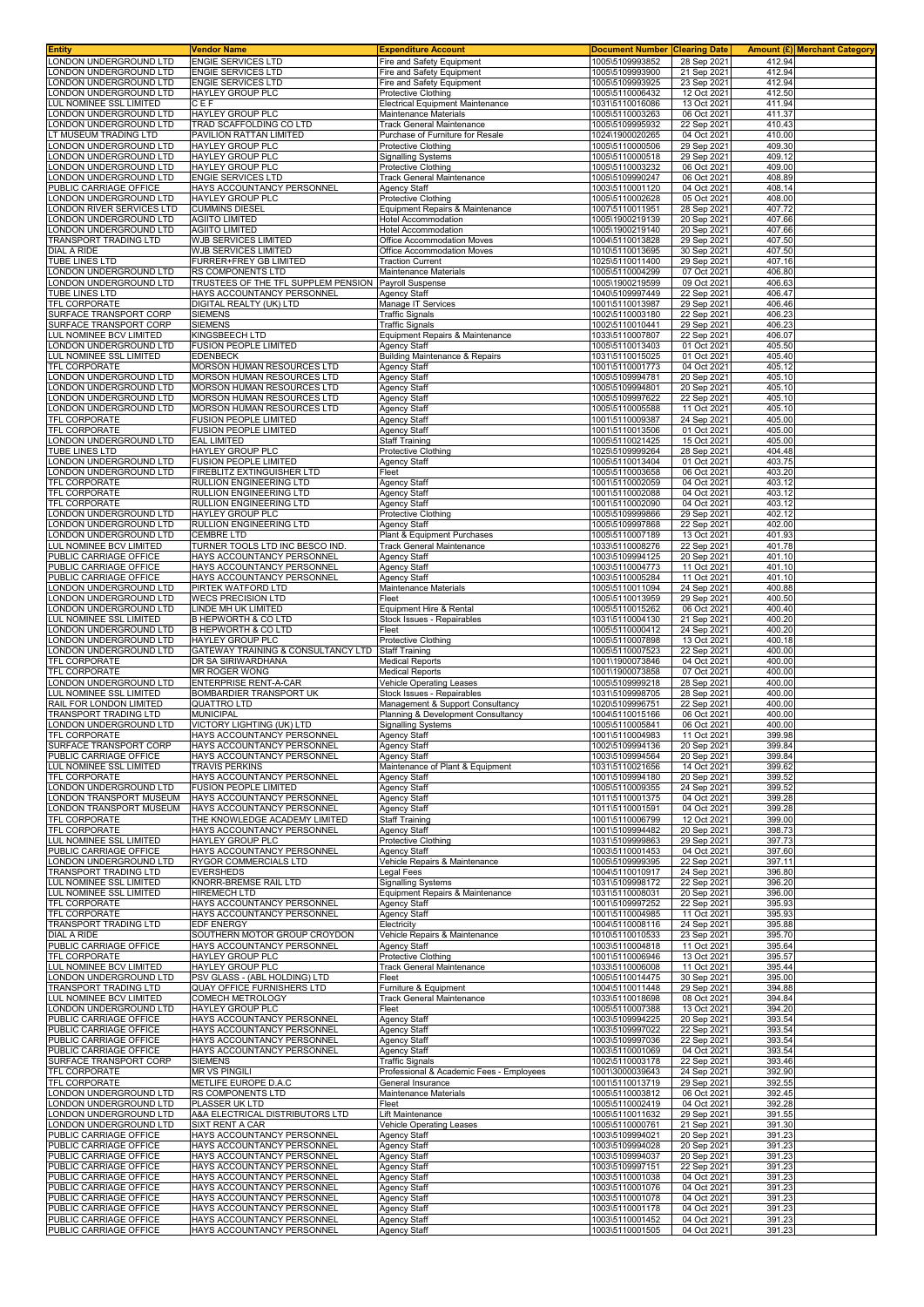| Entity | Vendor Name | Expenditure Account | Document Number | Clearing Date | Amount (£) | Merchant Category |
|---|---|---|---|---|---|---|
| LONDON UNDERGROUND LTD | ENGIE SERVICES LTD | Fire and Safety Equipment | 1005\5109993852 | 28 Sep 2021 | 412.94 | |
| LONDON UNDERGROUND LTD | ENGIE SERVICES LTD | Fire and Safety Equipment | 1005\5109993900 | 21 Sep 2021 | 412.94 | |
| LONDON UNDERGROUND LTD | ENGIE SERVICES LTD | Fire and Safety Equipment | 1005\5109993925 | 23 Sep 2021 | 412.94 | |
| LONDON UNDERGROUND LTD | HAYLEY GROUP PLC | Protective Clothing | 1005\5110006432 | 12 Oct 2021 | 412.50 | |
| LUL NOMINEE SSL LIMITED | C E F | Electrical Equipment Maintenance | 1031\5110016086 | 13 Oct 2021 | 411.94 | |
| LONDON UNDERGROUND LTD | HAYLEY GROUP PLC | Maintenance Materials | 1005\5110003263 | 06 Oct 2021 | 411.37 | |
| LONDON UNDERGROUND LTD | TRAD SCAFFOLDING CO LTD | Track General Maintenance | 1005\5109995932 | 22 Sep 2021 | 410.43 | |
| LT MUSEUM TRADING LTD | PAVILION RATTAN LIMITED | Purchase of Furniture for Resale | 1024\1900020265 | 04 Oct 2021 | 410.00 | |
| LONDON UNDERGROUND LTD | HAYLEY GROUP PLC | Protective Clothing | 1005\5110000506 | 29 Sep 2021 | 409.30 | |
| LONDON UNDERGROUND LTD | HAYLEY GROUP PLC | Signalling Systems | 1005\5110000518 | 29 Sep 2021 | 409.12 | |
| LONDON UNDERGROUND LTD | HAYLEY GROUP PLC | Protective Clothing | 1005\5110003232 | 06 Oct 2021 | 409.00 | |
| LONDON UNDERGROUND LTD | ENGIE SERVICES LTD | Track General Maintenance | 1005\5109990247 | 06 Oct 2021 | 408.89 | |
| PUBLIC CARRIAGE OFFICE | HAYS ACCOUNTANCY PERSONNEL | Agency Staff | 1003\5110001120 | 04 Oct 2021 | 408.14 | |
| LONDON UNDERGROUND LTD | HAYLEY GROUP PLC | Protective Clothing | 1005\5110002628 | 05 Oct 2021 | 408.00 | |
| LONDON RIVER SERVICES LTD | CUMMINS DIESEL | Equipment Repairs & Maintenance | 1007\5110011951 | 28 Sep 2021 | 407.72 | |
| LONDON UNDERGROUND LTD | AGIITO LIMITED | Hotel Accommodation | 1005\1900219139 | 20 Sep 2021 | 407.66 | |
| LONDON UNDERGROUND LTD | AGIITO LIMITED | Hotel Accommodation | 1005\1900219140 | 20 Sep 2021 | 407.66 | |
| TRANSPORT TRADING LTD | WJB SERVICES LIMITED | Office Accommodation Moves | 1004\5110013828 | 29 Sep 2021 | 407.50 | |
| DIAL A RIDE | WJB SERVICES LIMITED | Office Accommodation Moves | 1010\5110013695 | 30 Sep 2021 | 407.50 | |
| TUBE LINES LTD | FURRER+FREY GB LIMITED | Traction Current | 1025\5110011400 | 29 Sep 2021 | 407.16 | |
| LONDON UNDERGROUND LTD | RS COMPONENTS LTD | Maintenance Materials | 1005\5110004299 | 07 Oct 2021 | 406.80 | |
| LONDON UNDERGROUND LTD | TRUSTEES OF THE TFL SUPPLEM PENSION | Payroll Suspense | 1005\1900219599 | 09 Oct 2021 | 406.63 | |
| TUBE LINES LTD | HAYS ACCOUNTANCY PERSONNEL | Agency Staff | 1040\5109997449 | 22 Sep 2021 | 406.47 | |
| TFL CORPORATE | DIGITAL REALTY (UK) LTD | Manage IT Services | 1001\5110013987 | 29 Sep 2021 | 406.46 | |
| SURFACE TRANSPORT CORP | SIEMENS | Traffic Signals | 1002\5110003180 | 22 Sep 2021 | 406.23 | |
| SURFACE TRANSPORT CORP | SIEMENS | Traffic Signals | 1002\5110010441 | 29 Sep 2021 | 406.23 | |
| LUL NOMINEE BCV LIMITED | KINGSBEECH LTD | Equipment Repairs & Maintenance | 1033\5110007807 | 22 Sep 2021 | 406.07 | |
| LONDON UNDERGROUND LTD | FUSION PEOPLE LIMITED | Agency Staff | 1005\5110013403 | 01 Oct 2021 | 405.50 | |
| LUL NOMINEE SSL LIMITED | EDENBECK | Building Maintenance & Repairs | 1031\5110015025 | 01 Oct 2021 | 405.40 | |
| TFL CORPORATE | MORSON HUMAN RESOURCES LTD | Agency Staff | 1001\5110001773 | 04 Oct 2021 | 405.12 | |
| LONDON UNDERGROUND LTD | MORSON HUMAN RESOURCES LTD | Agency Staff | 1005\5109994781 | 20 Sep 2021 | 405.10 | |
| LONDON UNDERGROUND LTD | MORSON HUMAN RESOURCES LTD | Agency Staff | 1005\5109994801 | 20 Sep 2021 | 405.10 | |
| LONDON UNDERGROUND LTD | MORSON HUMAN RESOURCES LTD | Agency Staff | 1005\5109997622 | 22 Sep 2021 | 405.10 | |
| LONDON UNDERGROUND LTD | MORSON HUMAN RESOURCES LTD | Agency Staff | 1005\5110005588 | 11 Oct 2021 | 405.10 | |
| TFL CORPORATE | FUSION PEOPLE LIMITED | Agency Staff | 1001\5110009387 | 24 Sep 2021 | 405.00 | |
| TFL CORPORATE | FUSION PEOPLE LIMITED | Agency Staff | 1001\5110013506 | 01 Oct 2021 | 405.00 | |
| LONDON UNDERGROUND LTD | EAL LIMITED | Staff Training | 1005\5110021425 | 15 Oct 2021 | 405.00 | |
| TUBE LINES LTD | HAYLEY GROUP PLC | Protective Clothing | 1025\5109999264 | 28 Sep 2021 | 404.48 | |
| LONDON UNDERGROUND LTD | FUSION PEOPLE LIMITED | Agency Staff | 1005\5110013404 | 01 Oct 2021 | 403.75 | |
| LONDON UNDERGROUND LTD | FIREBLITZ EXTINGUISHER LTD | Fleet | 1005\5110003658 | 06 Oct 2021 | 403.20 | |
| TFL CORPORATE | RULLION ENGINEERING LTD | Agency Staff | 1001\5110002059 | 04 Oct 2021 | 403.12 | |
| TFL CORPORATE | RULLION ENGINEERING LTD | Agency Staff | 1001\5110002088 | 04 Oct 2021 | 403.12 | |
| TFL CORPORATE | RULLION ENGINEERING LTD | Agency Staff | 1001\5110002090 | 04 Oct 2021 | 403.12 | |
| LONDON UNDERGROUND LTD | HAYLEY GROUP PLC | Protective Clothing | 1005\5109999866 | 29 Sep 2021 | 402.12 | |
| LONDON UNDERGROUND LTD | RULLION ENGINEERING LTD | Agency Staff | 1005\5109997868 | 22 Sep 2021 | 402.00 | |
| LONDON UNDERGROUND LTD | CEMBRE LTD | Plant & Equipment Purchases | 1005\5110007189 | 13 Oct 2021 | 401.93 | |
| LUL NOMINEE BCV LIMITED | TURNER TOOLS LTD INC BESCO IND. | Track General Maintenance | 1033\5110008276 | 22 Sep 2021 | 401.78 | |
| PUBLIC CARRIAGE OFFICE | HAYS ACCOUNTANCY PERSONNEL | Agency Staff | 1003\5109994125 | 20 Sep 2021 | 401.10 | |
| PUBLIC CARRIAGE OFFICE | HAYS ACCOUNTANCY PERSONNEL | Agency Staff | 1003\5110004773 | 11 Oct 2021 | 401.10 | |
| PUBLIC CARRIAGE OFFICE | HAYS ACCOUNTANCY PERSONNEL | Agency Staff | 1003\5110005284 | 11 Oct 2021 | 401.10 | |
| LONDON UNDERGROUND LTD | PIRTEK WATFORD LTD | Maintenance Materials | 1005\5110011094 | 24 Sep 2021 | 400.88 | |
| LONDON UNDERGROUND LTD | WECS PRECISION LTD | Fleet | 1005\5110013959 | 29 Sep 2021 | 400.50 | |
| LONDON UNDERGROUND LTD | LINDE MH UK LIMITED | Equipment Hire & Rental | 1005\5110015262 | 06 Oct 2021 | 400.40 | |
| LUL NOMINEE SSL LIMITED | B HEPWORTH & CO LTD | Stock Issues - Repairables | 1031\5110004130 | 21 Sep 2021 | 400.20 | |
| LONDON UNDERGROUND LTD | B HEPWORTH & CO LTD | Fleet | 1005\5110000412 | 24 Sep 2021 | 400.20 | |
| LONDON UNDERGROUND LTD | HAYLEY GROUP PLC | Protective Clothing | 1005\5110007898 | 13 Oct 2021 | 400.18 | |
| LONDON UNDERGROUND LTD | GATEWAY TRAINING & CONSULTANCY LTD | Staff Training | 1005\5110007523 | 22 Sep 2021 | 400.00 | |
| TFL CORPORATE | DR SA SIRIWARDHANA | Medical Reports | 1001\1900073846 | 04 Oct 2021 | 400.00 | |
| TFL CORPORATE | MR ROGER WONG | Medical Reports | 1001\1900073858 | 07 Oct 2021 | 400.00 | |
| LONDON UNDERGROUND LTD | ENTERPRISE RENT-A-CAR | Vehicle Operating Leases | 1005\5109999218 | 28 Sep 2021 | 400.00 | |
| LUL NOMINEE SSL LIMITED | BOMBARDIER TRANSPORT UK | Stock Issues - Repairables | 1031\5109998705 | 28 Sep 2021 | 400.00 | |
| RAIL FOR LONDON LIMITED | QUATTRO LTD | Management & Support Consultancy | 1020\5109996751 | 22 Sep 2021 | 400.00 | |
| TRANSPORT TRADING LTD | MUNICIPAL | Planning & Development Consultancy | 1004\5110015166 | 06 Oct 2021 | 400.00 | |
| LONDON UNDERGROUND LTD | VICTORY LIGHTING (UK) LTD | Signalling Systems | 1005\5110005841 | 06 Oct 2021 | 400.00 | |
| TFL CORPORATE | HAYS ACCOUNTANCY PERSONNEL | Agency Staff | 1001\5110004983 | 11 Oct 2021 | 399.98 | |
| SURFACE TRANSPORT CORP | HAYS ACCOUNTANCY PERSONNEL | Agency Staff | 1002\5109994136 | 20 Sep 2021 | 399.84 | |
| PUBLIC CARRIAGE OFFICE | HAYS ACCOUNTANCY PERSONNEL | Agency Staff | 1003\5109994564 | 20 Sep 2021 | 399.84 | |
| LUL NOMINEE SSL LIMITED | TRAVIS PERKINS | Maintenance of Plant & Equipment | 1031\5110021656 | 14 Oct 2021 | 399.62 | |
| TFL CORPORATE | HAYS ACCOUNTANCY PERSONNEL | Agency Staff | 1001\5109994180 | 20 Sep 2021 | 399.52 | |
| LONDON UNDERGROUND LTD | FUSION PEOPLE LIMITED | Agency Staff | 1005\5110009355 | 24 Sep 2021 | 399.52 | |
| LONDON TRANSPORT MUSEUM | HAYS ACCOUNTANCY PERSONNEL | Agency Staff | 1011\5110001375 | 04 Oct 2021 | 399.28 | |
| LONDON TRANSPORT MUSEUM | HAYS ACCOUNTANCY PERSONNEL | Agency Staff | 1011\5110001591 | 04 Oct 2021 | 399.28 | |
| TFL CORPORATE | THE KNOWLEDGE ACADEMY LIMITED | Staff Training | 1001\5110006799 | 12 Oct 2021 | 399.00 | |
| TFL CORPORATE | HAYS ACCOUNTANCY PERSONNEL | Agency Staff | 1001\5109994482 | 20 Sep 2021 | 398.73 | |
| LUL NOMINEE SSL LIMITED | HAYLEY GROUP PLC | Protective Clothing | 1031\5109999863 | 29 Sep 2021 | 397.73 | |
| PUBLIC CARRIAGE OFFICE | HAYS ACCOUNTANCY PERSONNEL | Agency Staff | 1003\5110001453 | 04 Oct 2021 | 397.60 | |
| LONDON UNDERGROUND LTD | RYGOR COMMERCIALS LTD | Vehicle Repairs & Maintenance | 1005\5109999395 | 22 Sep 2021 | 397.11 | |
| TRANSPORT TRADING LTD | EVERSHEDS | Legal Fees | 1004\5110010917 | 24 Sep 2021 | 396.80 | |
| LUL NOMINEE SSL LIMITED | KNORR-BREMSE RAIL LTD | Signalling Systems | 1031\5109998172 | 22 Sep 2021 | 396.20 | |
| LUL NOMINEE SSL LIMITED | HIREMECH LTD | Equipment Repairs & Maintenance | 1031\5110008031 | 20 Sep 2021 | 396.00 | |
| TFL CORPORATE | HAYS ACCOUNTANCY PERSONNEL | Agency Staff | 1001\5109997252 | 22 Sep 2021 | 395.93 | |
| TFL CORPORATE | HAYS ACCOUNTANCY PERSONNEL | Agency Staff | 1001\5110004985 | 11 Oct 2021 | 395.93 | |
| TRANSPORT TRADING LTD | EDF ENERGY | Electricity | 1004\5110008116 | 24 Sep 2021 | 395.88 | |
| DIAL A RIDE | SOUTHERN MOTOR GROUP CROYDON | Vehicle Repairs & Maintenance | 1010\5110010533 | 23 Sep 2021 | 395.70 | |
| PUBLIC CARRIAGE OFFICE | HAYS ACCOUNTANCY PERSONNEL | Agency Staff | 1003\5110004818 | 11 Oct 2021 | 395.64 | |
| TFL CORPORATE | HAYLEY GROUP PLC | Protective Clothing | 1001\5110006946 | 13 Oct 2021 | 395.57 | |
| LUL NOMINEE BCV LIMITED | HAYLEY GROUP PLC | Track General Maintenance | 1033\5110006008 | 11 Oct 2021 | 395.44 | |
| LONDON UNDERGROUND LTD | PSV GLASS - (ABL HOLDING) LTD | Fleet | 1005\5110014475 | 30 Sep 2021 | 395.00 | |
| TRANSPORT TRADING LTD | QUAY OFFICE FURNISHERS LTD | Furniture & Equipment | 1004\5110011448 | 29 Sep 2021 | 394.88 | |
| LUL NOMINEE BCV LIMITED | COMECH METROLOGY | Track General Maintenance | 1033\5110018698 | 08 Oct 2021 | 394.84 | |
| LONDON UNDERGROUND LTD | HAYLEY GROUP PLC | Fleet | 1005\5110007388 | 13 Oct 2021 | 394.20 | |
| PUBLIC CARRIAGE OFFICE | HAYS ACCOUNTANCY PERSONNEL | Agency Staff | 1003\5109994225 | 20 Sep 2021 | 393.54 | |
| PUBLIC CARRIAGE OFFICE | HAYS ACCOUNTANCY PERSONNEL | Agency Staff | 1003\5109997022 | 22 Sep 2021 | 393.54 | |
| PUBLIC CARRIAGE OFFICE | HAYS ACCOUNTANCY PERSONNEL | Agency Staff | 1003\5109997036 | 22 Sep 2021 | 393.54 | |
| PUBLIC CARRIAGE OFFICE | HAYS ACCOUNTANCY PERSONNEL | Agency Staff | 1003\5110001069 | 04 Oct 2021 | 393.54 | |
| SURFACE TRANSPORT CORP | SIEMENS | Traffic Signals | 1002\5110003178 | 22 Sep 2021 | 393.46 | |
| TFL CORPORATE | MR VS PINGILI | Professional & Academic Fees - Employees | 1001\3000039643 | 24 Sep 2021 | 392.90 | |
| TFL CORPORATE | METLIFE EUROPE D.A.C | General Insurance | 1001\5110013719 | 29 Sep 2021 | 392.55 | |
| LONDON UNDERGROUND LTD | RS COMPONENTS LTD | Maintenance Materials | 1005\5110003812 | 06 Oct 2021 | 392.45 | |
| LONDON UNDERGROUND LTD | PLASSER UK LTD | Fleet | 1005\5110002419 | 04 Oct 2021 | 392.28 | |
| LONDON UNDERGROUND LTD | A&A ELECTRICAL DISTRIBUTORS LTD | Lift Maintenance | 1005\5110011632 | 29 Sep 2021 | 391.55 | |
| LONDON UNDERGROUND LTD | SIXT RENT A CAR | Vehicle Operating Leases | 1005\5110000761 | 21 Sep 2021 | 391.30 | |
| PUBLIC CARRIAGE OFFICE | HAYS ACCOUNTANCY PERSONNEL | Agency Staff | 1003\5109994021 | 20 Sep 2021 | 391.23 | |
| PUBLIC CARRIAGE OFFICE | HAYS ACCOUNTANCY PERSONNEL | Agency Staff | 1003\5109994028 | 20 Sep 2021 | 391.23 | |
| PUBLIC CARRIAGE OFFICE | HAYS ACCOUNTANCY PERSONNEL | Agency Staff | 1003\5109994037 | 20 Sep 2021 | 391.23 | |
| PUBLIC CARRIAGE OFFICE | HAYS ACCOUNTANCY PERSONNEL | Agency Staff | 1003\5109997151 | 22 Sep 2021 | 391.23 | |
| PUBLIC CARRIAGE OFFICE | HAYS ACCOUNTANCY PERSONNEL | Agency Staff | 1003\5110001038 | 04 Oct 2021 | 391.23 | |
| PUBLIC CARRIAGE OFFICE | HAYS ACCOUNTANCY PERSONNEL | Agency Staff | 1003\5110001076 | 04 Oct 2021 | 391.23 | |
| PUBLIC CARRIAGE OFFICE | HAYS ACCOUNTANCY PERSONNEL | Agency Staff | 1003\5110001078 | 04 Oct 2021 | 391.23 | |
| PUBLIC CARRIAGE OFFICE | HAYS ACCOUNTANCY PERSONNEL | Agency Staff | 1003\5110001178 | 04 Oct 2021 | 391.23 | |
| PUBLIC CARRIAGE OFFICE | HAYS ACCOUNTANCY PERSONNEL | Agency Staff | 1003\5110001452 | 04 Oct 2021 | 391.23 | |
| PUBLIC CARRIAGE OFFICE | HAYS ACCOUNTANCY PERSONNEL | Agency Staff | 1003\5110001505 | 04 Oct 2021 | 391.23 | |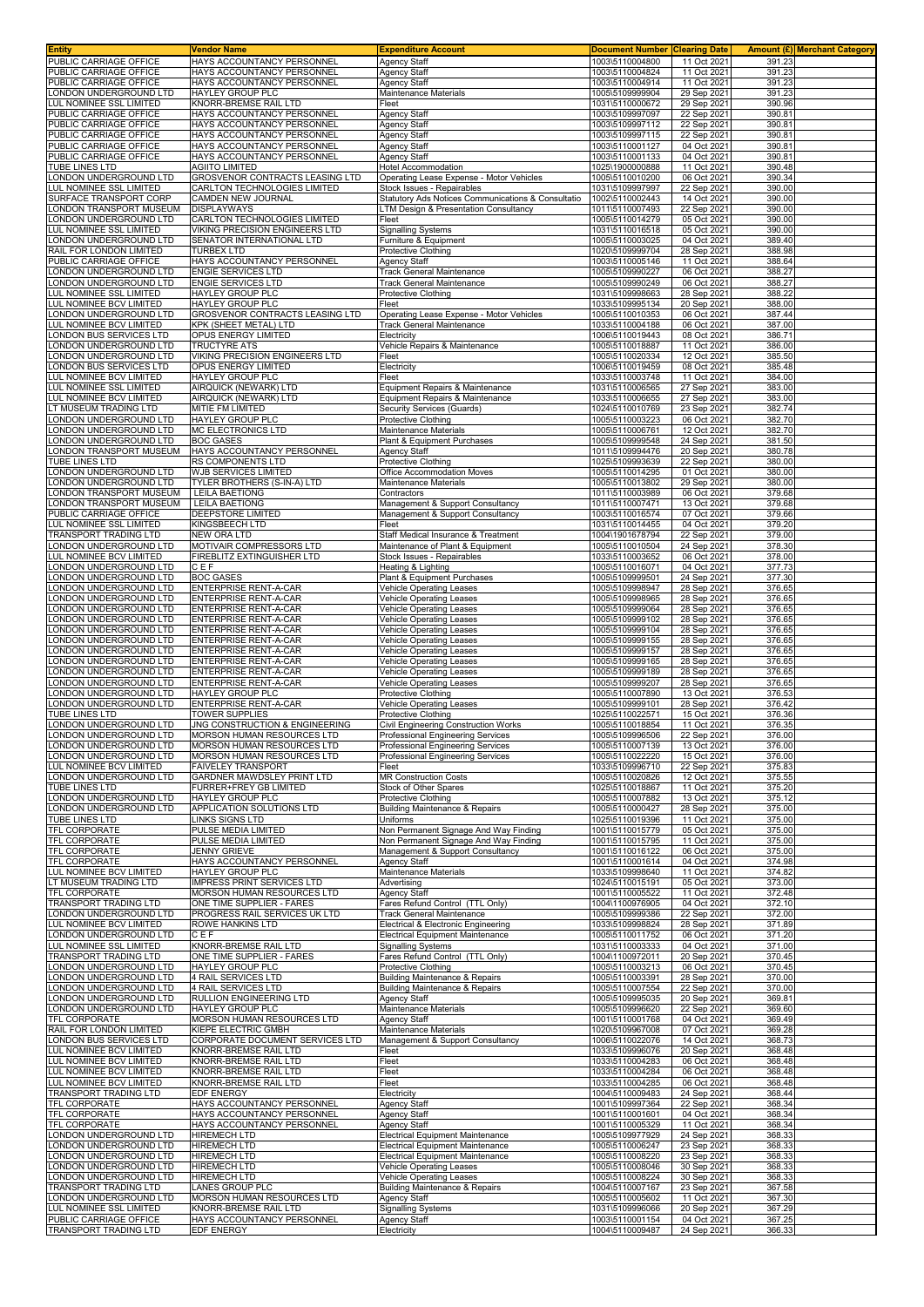| Entity | Vendor Name | Expenditure Account | Document Number | Clearing Date | Amount (£) | Merchant Category |
|---|---|---|---|---|---|---|
| PUBLIC CARRIAGE OFFICE | HAYS ACCOUNTANCY PERSONNEL | Agency Staff | 1003\5110004800 | 11 Oct 2021 | 391.23 | |
| PUBLIC CARRIAGE OFFICE | HAYS ACCOUNTANCY PERSONNEL | Agency Staff | 1003\5110004824 | 11 Oct 2021 | 391.23 | |
| PUBLIC CARRIAGE OFFICE | HAYS ACCOUNTANCY PERSONNEL | Agency Staff | 1003\5110004914 | 11 Oct 2021 | 391.23 | |
| LONDON UNDERGROUND LTD | HAYLEY GROUP PLC | Maintenance Materials | 1005\5109999904 | 29 Sep 2021 | 391.23 | |
| LUL NOMINEE SSL LIMITED | KNORR-BREMSE RAIL LTD | Fleet | 1031\5110000672 | 29 Sep 2021 | 390.96 | |
| PUBLIC CARRIAGE OFFICE | HAYS ACCOUNTANCY PERSONNEL | Agency Staff | 1003\5109997097 | 22 Sep 2021 | 390.81 | |
| PUBLIC CARRIAGE OFFICE | HAYS ACCOUNTANCY PERSONNEL | Agency Staff | 1003\5109997112 | 22 Sep 2021 | 390.81 | |
| PUBLIC CARRIAGE OFFICE | HAYS ACCOUNTANCY PERSONNEL | Agency Staff | 1003\5109997115 | 22 Sep 2021 | 390.81 | |
| PUBLIC CARRIAGE OFFICE | HAYS ACCOUNTANCY PERSONNEL | Agency Staff | 1003\5110001127 | 04 Oct 2021 | 390.81 | |
| PUBLIC CARRIAGE OFFICE | HAYS ACCOUNTANCY PERSONNEL | Agency Staff | 1003\5110001133 | 04 Oct 2021 | 390.81 | |
| TUBE LINES LTD | AGIITO LIMITED | Hotel Accommodation | 1025\1900000888 | 11 Oct 2021 | 390.48 | |
| LONDON UNDERGROUND LTD | GROSVENOR CONTRACTS LEASING LTD | Operating Lease Expense - Motor Vehicles | 1005\5110010200 | 06 Oct 2021 | 390.34 | |
| LUL NOMINEE SSL LIMITED | CARLTON TECHNOLOGIES LIMITED | Stock Issues - Repairables | 1031\5109997997 | 22 Sep 2021 | 390.00 | |
| SURFACE TRANSPORT CORP | CAMDEN NEW JOURNAL | Statutory Ads Notices Communications & Consultatio | 1002\5110002443 | 14 Oct 2021 | 390.00 | |
| LONDON TRANSPORT MUSEUM | DISPLAYWAYS | LTM Design & Presentation Consultancy | 1011\5110007493 | 22 Sep 2021 | 390.00 | |
| LONDON UNDERGROUND LTD | CARLTON TECHNOLOGIES LIMITED | Fleet | 1005\5110014279 | 05 Oct 2021 | 390.00 | |
| LUL NOMINEE SSL LIMITED | VIKING PRECISION ENGINEERS LTD | Signalling Systems | 1031\5110016518 | 05 Oct 2021 | 390.00 | |
| LONDON UNDERGROUND LTD | SENATOR INTERNATIONAL LTD | Furniture & Equipment | 1005\5110003025 | 04 Oct 2021 | 389.40 | |
| RAIL FOR LONDON LIMITED | TURBEX LTD | Protective Clothing | 1020\5109999704 | 28 Sep 2021 | 388.98 | |
| PUBLIC CARRIAGE OFFICE | HAYS ACCOUNTANCY PERSONNEL | Agency Staff | 1003\5110005146 | 11 Oct 2021 | 388.64 | |
| LONDON UNDERGROUND LTD | ENGIE SERVICES LTD | Track General Maintenance | 1005\5109990227 | 06 Oct 2021 | 388.27 | |
| LONDON UNDERGROUND LTD | ENGIE SERVICES LTD | Track General Maintenance | 1005\5109990249 | 06 Oct 2021 | 388.27 | |
| LUL NOMINEE SSL LIMITED | HAYLEY GROUP PLC | Protective Clothing | 1031\5109998663 | 28 Sep 2021 | 388.22 | |
| LUL NOMINEE BCV LIMITED | HAYLEY GROUP PLC | Fleet | 1033\5109995134 | 20 Sep 2021 | 388.00 | |
| LONDON UNDERGROUND LTD | GROSVENOR CONTRACTS LEASING LTD | Operating Lease Expense - Motor Vehicles | 1005\5110010353 | 06 Oct 2021 | 387.44 | |
| LUL NOMINEE BCV LIMITED | KPK (SHEET METAL) LTD | Track General Maintenance | 1033\5110004188 | 06 Oct 2021 | 387.00 | |
| LONDON BUS SERVICES LTD | OPUS ENERGY LIMITED | Electricity | 1006\5110019443 | 08 Oct 2021 | 386.71 | |
| LONDON UNDERGROUND LTD | TRUCTYRE ATS | Vehicle Repairs & Maintenance | 1005\5110018887 | 11 Oct 2021 | 386.00 | |
| LONDON UNDERGROUND LTD | VIKING PRECISION ENGINEERS LTD | Fleet | 1005\5110020334 | 12 Oct 2021 | 385.50 | |
| LONDON BUS SERVICES LTD | OPUS ENERGY LIMITED | Electricity | 1006\5110019459 | 08 Oct 2021 | 385.48 | |
| LUL NOMINEE BCV LIMITED | HAYLEY GROUP PLC | Fleet | 1033\5110003748 | 11 Oct 2021 | 384.00 | |
| LUL NOMINEE SSL LIMITED | AIRQUICK (NEWARK) LTD | Equipment Repairs & Maintenance | 1031\5110006565 | 27 Sep 2021 | 383.00 | |
| LUL NOMINEE BCV LIMITED | AIRQUICK (NEWARK) LTD | Equipment Repairs & Maintenance | 1033\5110006655 | 27 Sep 2021 | 383.00 | |
| LT MUSEUM TRADING LTD | MITIE FM LIMITED | Security Services (Guards) | 1024\5110010769 | 23 Sep 2021 | 382.74 | |
| LONDON UNDERGROUND LTD | HAYLEY GROUP PLC | Protective Clothing | 1005\5110003223 | 06 Oct 2021 | 382.70 | |
| LONDON UNDERGROUND LTD | MC ELECTRONICS LTD | Maintenance Materials | 1005\5110006761 | 12 Oct 2021 | 382.70 | |
| LONDON UNDERGROUND LTD | BOC GASES | Plant & Equipment Purchases | 1005\5109999548 | 24 Sep 2021 | 381.50 | |
| LONDON TRANSPORT MUSEUM | HAYS ACCOUNTANCY PERSONNEL | Agency Staff | 1011\5109994476 | 20 Sep 2021 | 380.78 | |
| TUBE LINES LTD | RS COMPONENTS LTD | Protective Clothing | 1025\5109993639 | 22 Sep 2021 | 380.00 | |
| LONDON UNDERGROUND LTD | WJB SERVICES LIMITED | Office Accommodation Moves | 1005\5110014295 | 01 Oct 2021 | 380.00 | |
| LONDON UNDERGROUND LTD | TYLER BROTHERS (S-IN-A) LTD | Maintenance Materials | 1005\5110013802 | 29 Sep 2021 | 380.00 | |
| LONDON TRANSPORT MUSEUM | LEILA BAETIONG | Contractors | 1011\5110003989 | 06 Oct 2021 | 379.68 | |
| LONDON TRANSPORT MUSEUM | LEILA BAETIONG | Management & Support Consultancy | 1011\5110007471 | 13 Oct 2021 | 379.68 | |
| PUBLIC CARRIAGE OFFICE | DEEPSTORE LIMITED | Management & Support Consultancy | 1003\5110016574 | 07 Oct 2021 | 379.66 | |
| LUL NOMINEE SSL LIMITED | KINGSBEECH LTD | Fleet | 1031\5110014455 | 04 Oct 2021 | 379.20 | |
| TRANSPORT TRADING LTD | NEW ORA LTD | Staff Medical Insurance & Treatment | 1004\1901678794 | 22 Sep 2021 | 379.00 | |
| LONDON UNDERGROUND LTD | MOTIVAIR COMPRESSORS LTD | Maintenance of Plant & Equipment | 1005\5110010504 | 24 Sep 2021 | 378.30 | |
| LUL NOMINEE BCV LIMITED | FIREBLITZ EXTINGUISHER LTD | Stock Issues - Repairables | 1033\5110003652 | 06 Oct 2021 | 378.00 | |
| LONDON UNDERGROUND LTD | C E F | Heating & Lighting | 1005\5110016071 | 04 Oct 2021 | 377.73 | |
| LONDON UNDERGROUND LTD | BOC GASES | Plant & Equipment Purchases | 1005\5109999501 | 24 Sep 2021 | 377.30 | |
| LONDON UNDERGROUND LTD | ENTERPRISE RENT-A-CAR | Vehicle Operating Leases | 1005\5109998947 | 28 Sep 2021 | 376.65 | |
| LONDON UNDERGROUND LTD | ENTERPRISE RENT-A-CAR | Vehicle Operating Leases | 1005\5109998965 | 28 Sep 2021 | 376.65 | |
| LONDON UNDERGROUND LTD | ENTERPRISE RENT-A-CAR | Vehicle Operating Leases | 1005\5109999064 | 28 Sep 2021 | 376.65 | |
| LONDON UNDERGROUND LTD | ENTERPRISE RENT-A-CAR | Vehicle Operating Leases | 1005\5109999102 | 28 Sep 2021 | 376.65 | |
| LONDON UNDERGROUND LTD | ENTERPRISE RENT-A-CAR | Vehicle Operating Leases | 1005\5109999104 | 28 Sep 2021 | 376.65 | |
| LONDON UNDERGROUND LTD | ENTERPRISE RENT-A-CAR | Vehicle Operating Leases | 1005\5109999155 | 28 Sep 2021 | 376.65 | |
| LONDON UNDERGROUND LTD | ENTERPRISE RENT-A-CAR | Vehicle Operating Leases | 1005\5109999157 | 28 Sep 2021 | 376.65 | |
| LONDON UNDERGROUND LTD | ENTERPRISE RENT-A-CAR | Vehicle Operating Leases | 1005\5109999165 | 28 Sep 2021 | 376.65 | |
| LONDON UNDERGROUND LTD | ENTERPRISE RENT-A-CAR | Vehicle Operating Leases | 1005\5109999189 | 28 Sep 2021 | 376.65 | |
| LONDON UNDERGROUND LTD | ENTERPRISE RENT-A-CAR | Vehicle Operating Leases | 1005\5109999207 | 28 Sep 2021 | 376.65 | |
| LONDON UNDERGROUND LTD | HAYLEY GROUP PLC | Protective Clothing | 1005\5110007890 | 13 Oct 2021 | 376.53 | |
| LONDON UNDERGROUND LTD | ENTERPRISE RENT-A-CAR | Vehicle Operating Leases | 1005\5109999101 | 28 Sep 2021 | 376.42 | |
| TUBE LINES LTD | TOWER SUPPLIES | Protective Clothing | 1025\5110022571 | 15 Oct 2021 | 376.36 | |
| LONDON UNDERGROUND LTD | JNG CONSTRUCTION & ENGINEERING | Civil Engineering Construction Works | 1005\5110018854 | 11 Oct 2021 | 376.35 | |
| LONDON UNDERGROUND LTD | MORSON HUMAN RESOURCES LTD | Professional Engineering Services | 1005\5109996506 | 22 Sep 2021 | 376.00 | |
| LONDON UNDERGROUND LTD | MORSON HUMAN RESOURCES LTD | Professional Engineering Services | 1005\5110007139 | 13 Oct 2021 | 376.00 | |
| LONDON UNDERGROUND LTD | MORSON HUMAN RESOURCES LTD | Professional Engineering Services | 1005\5110022220 | 15 Oct 2021 | 376.00 | |
| LUL NOMINEE BCV LIMITED | FAIVELEY TRANSPORT | Fleet | 1033\5109996710 | 22 Sep 2021 | 375.83 | |
| LONDON UNDERGROUND LTD | GARDNER MAWDSLEY PRINT LTD | MR Construction Costs | 1005\5110020826 | 12 Oct 2021 | 375.55 | |
| TUBE LINES LTD | FURRER+FREY GB LIMITED | Stock of Other Spares | 1025\5110018867 | 11 Oct 2021 | 375.20 | |
| LONDON UNDERGROUND LTD | HAYLEY GROUP PLC | Protective Clothing | 1005\5110007882 | 13 Oct 2021 | 375.12 | |
| LONDON UNDERGROUND LTD | APPLICATION SOLUTIONS LTD | Building Maintenance & Repairs | 1005\5110000427 | 28 Sep 2021 | 375.00 | |
| TUBE LINES LTD | LINKS SIGNS LTD | Uniforms | 1025\5110019396 | 11 Oct 2021 | 375.00 | |
| TFL CORPORATE | PULSE MEDIA LIMITED | Non Permanent Signage And Way Finding | 1001\5110015779 | 05 Oct 2021 | 375.00 | |
| TFL CORPORATE | PULSE MEDIA LIMITED | Non Permanent Signage And Way Finding | 1001\5110015795 | 11 Oct 2021 | 375.00 | |
| TFL CORPORATE | JENNY GRIEVE | Management & Support Consultancy | 1001\5110016122 | 06 Oct 2021 | 375.00 | |
| TFL CORPORATE | HAYS ACCOUNTANCY PERSONNEL | Agency Staff | 1001\5110001614 | 04 Oct 2021 | 374.98 | |
| LUL NOMINEE BCV LIMITED | HAYLEY GROUP PLC | Maintenance Materials | 1033\5109998640 | 11 Oct 2021 | 374.82 | |
| LT MUSEUM TRADING LTD | IMPRESS PRINT SERVICES LTD | Advertising | 1024\5110015191 | 05 Oct 2021 | 373.00 | |
| TFL CORPORATE | MORSON HUMAN RESOURCES LTD | Agency Staff | 1001\5110005522 | 11 Oct 2021 | 372.48 | |
| TRANSPORT TRADING LTD | ONE TIME SUPPLIER - FARES | Fares Refund Control (TTL Only) | 1004\1100976905 | 04 Oct 2021 | 372.10 | |
| LONDON UNDERGROUND LTD | PROGRESS RAIL SERVICES UK LTD | Track General Maintenance | 1005\5109999386 | 22 Sep 2021 | 372.00 | |
| LUL NOMINEE BCV LIMITED | ROWE HANKINS LTD | Electrical & Electronic Engineering | 1033\5109998824 | 28 Sep 2021 | 371.89 | |
| LONDON UNDERGROUND LTD | C E F | Electrical Equipment Maintenance | 1005\5110011752 | 06 Oct 2021 | 371.20 | |
| LUL NOMINEE SSL LIMITED | KNORR-BREMSE RAIL LTD | Signalling Systems | 1031\5110003333 | 04 Oct 2021 | 371.00 | |
| TRANSPORT TRADING LTD | ONE TIME SUPPLIER - FARES | Fares Refund Control (TTL Only) | 1004\1100972011 | 20 Sep 2021 | 370.45 | |
| LONDON UNDERGROUND LTD | HAYLEY GROUP PLC | Protective Clothing | 1005\5110003213 | 06 Oct 2021 | 370.45 | |
| LONDON UNDERGROUND LTD | 4 RAIL SERVICES LTD | Building Maintenance & Repairs | 1005\5110003391 | 28 Sep 2021 | 370.00 | |
| LONDON UNDERGROUND LTD | 4 RAIL SERVICES LTD | Building Maintenance & Repairs | 1005\5110007554 | 22 Sep 2021 | 370.00 | |
| LONDON UNDERGROUND LTD | RULLION ENGINEERING LTD | Agency Staff | 1005\5109995035 | 20 Sep 2021 | 369.81 | |
| LONDON UNDERGROUND LTD | HAYLEY GROUP PLC | Maintenance Materials | 1005\5109996620 | 22 Sep 2021 | 369.60 | |
| TFL CORPORATE | MORSON HUMAN RESOURCES LTD | Agency Staff | 1001\5110001768 | 04 Oct 2021 | 369.49 | |
| RAIL FOR LONDON LIMITED | KIEPE ELECTRIC GMBH | Maintenance Materials | 1020\5109967008 | 07 Oct 2021 | 369.28 | |
| LONDON BUS SERVICES LTD | CORPORATE DOCUMENT SERVICES LTD | Management & Support Consultancy | 1006\5110022076 | 14 Oct 2021 | 368.73 | |
| LUL NOMINEE BCV LIMITED | KNORR-BREMSE RAIL LTD | Fleet | 1033\5109996076 | 20 Sep 2021 | 368.48 | |
| LUL NOMINEE BCV LIMITED | KNORR-BREMSE RAIL LTD | Fleet | 1033\5110004283 | 06 Oct 2021 | 368.48 | |
| LUL NOMINEE BCV LIMITED | KNORR-BREMSE RAIL LTD | Fleet | 1033\5110004284 | 06 Oct 2021 | 368.48 | |
| LUL NOMINEE BCV LIMITED | KNORR-BREMSE RAIL LTD | Fleet | 1033\5110004285 | 06 Oct 2021 | 368.48 | |
| TRANSPORT TRADING LTD | EDF ENERGY | Electricity | 1004\5110009483 | 24 Sep 2021 | 368.44 | |
| TFL CORPORATE | HAYS ACCOUNTANCY PERSONNEL | Agency Staff | 1001\5109997364 | 22 Sep 2021 | 368.34 | |
| TFL CORPORATE | HAYS ACCOUNTANCY PERSONNEL | Agency Staff | 1001\5110001601 | 04 Oct 2021 | 368.34 | |
| TFL CORPORATE | HAYS ACCOUNTANCY PERSONNEL | Agency Staff | 1001\5110005329 | 11 Oct 2021 | 368.34 | |
| LONDON UNDERGROUND LTD | HIREMECH LTD | Electrical Equipment Maintenance | 1005\5109977929 | 24 Sep 2021 | 368.33 | |
| LONDON UNDERGROUND LTD | HIREMECH LTD | Electrical Equipment Maintenance | 1005\5110006247 | 23 Sep 2021 | 368.33 | |
| LONDON UNDERGROUND LTD | HIREMECH LTD | Electrical Equipment Maintenance | 1005\5110008220 | 23 Sep 2021 | 368.33 | |
| LONDON UNDERGROUND LTD | HIREMECH LTD | Vehicle Operating Leases | 1005\5110008046 | 30 Sep 2021 | 368.33 | |
| LONDON UNDERGROUND LTD | HIREMECH LTD | Vehicle Operating Leases | 1005\5110008224 | 30 Sep 2021 | 368.33 | |
| TRANSPORT TRADING LTD | LANES GROUP PLC | Building Maintenance & Repairs | 1004\5110007167 | 23 Sep 2021 | 367.58 | |
| LONDON UNDERGROUND LTD | MORSON HUMAN RESOURCES LTD | Agency Staff | 1005\5110005602 | 11 Oct 2021 | 367.30 | |
| LUL NOMINEE SSL LIMITED | KNORR-BREMSE RAIL LTD | Signalling Systems | 1031\5109996066 | 20 Sep 2021 | 367.29 | |
| PUBLIC CARRIAGE OFFICE | HAYS ACCOUNTANCY PERSONNEL | Agency Staff | 1003\5110001154 | 04 Oct 2021 | 367.25 | |
| TRANSPORT TRADING LTD | EDF ENERGY | Electricity | 1004\5110009487 | 24 Sep 2021 | 366.33 | |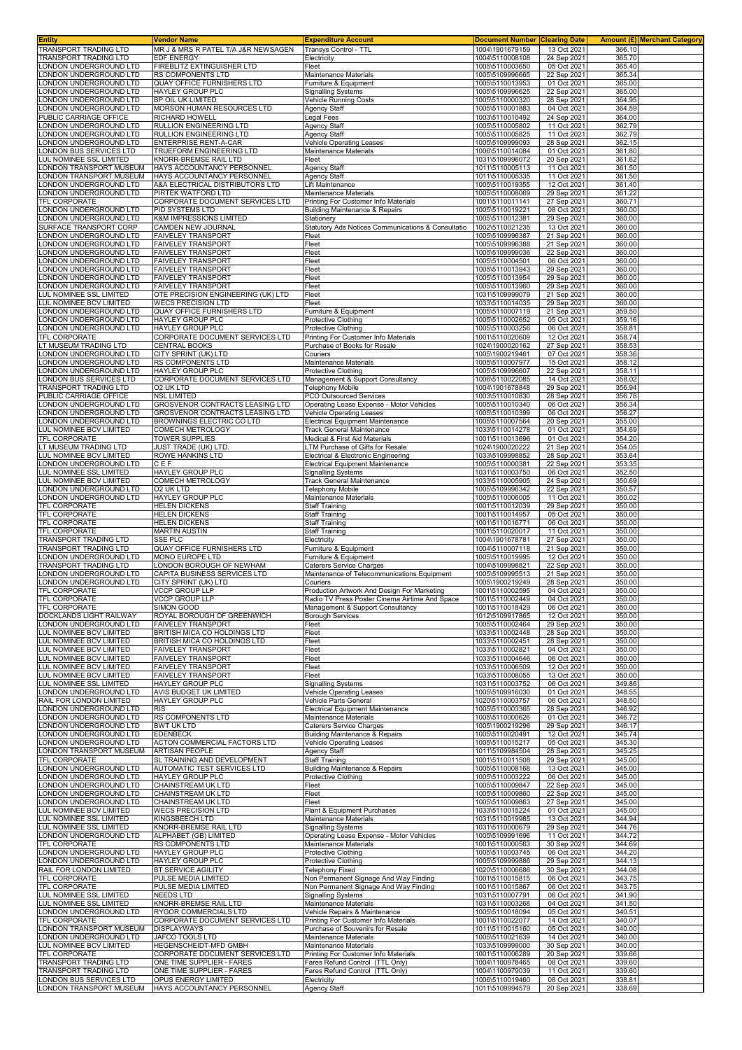| Entity | Vendor Name | Expenditure Account | Document Number | Clearing Date | Amount (£) | Merchant Category |
|---|---|---|---|---|---|---|
| TRANSPORT TRADING LTD | MR J & MRS R PATEL T/A J&R NEWSAGEN | Transys Control - TTL | 1004\1901679159 | 13 Oct 2021 | 366.10 | |
| TRANSPORT TRADING LTD | EDF ENERGY | Electricity | 1004\5110008108 | 24 Sep 2021 | 365.70 | |
| LONDON UNDERGROUND LTD | FIREBLITZ EXTINGUISHER LTD | Fleet | 1005\5110003650 | 05 Oct 2021 | 365.40 | |
| LONDON UNDERGROUND LTD | RS COMPONENTS LTD | Maintenance Materials | 1005\5109996665 | 22 Sep 2021 | 365.34 | |
| LONDON UNDERGROUND LTD | QUAY OFFICE FURNISHERS LTD | Furniture & Equipment | 1005\5110013953 | 01 Oct 2021 | 365.00 | |
| LONDON UNDERGROUND LTD | HAYLEY GROUP PLC | Signalling Systems | 1005\5109996625 | 22 Sep 2021 | 365.00 | |
| LONDON UNDERGROUND LTD | BP OIL UK LIMITED | Vehicle Running Costs | 1005\5110000320 | 28 Sep 2021 | 364.95 | |
| LONDON UNDERGROUND LTD | MORSON HUMAN RESOURCES LTD | Agency Staff | 1005\5110001883 | 04 Oct 2021 | 364.59 | |
| PUBLIC CARRIAGE OFFICE | RICHARD HOWELL | Legal Fees | 1003\5110010492 | 24 Sep 2021 | 364.00 | |
| LONDON UNDERGROUND LTD | RULLION ENGINEERING LTD | Agency Staff | 1005\5110005802 | 11 Oct 2021 | 362.79 | |
| LONDON UNDERGROUND LTD | RULLION ENGINEERING LTD | Agency Staff | 1005\5110005825 | 11 Oct 2021 | 362.79 | |
| LONDON UNDERGROUND LTD | ENTERPRISE RENT-A-CAR | Vehicle Operating Leases | 1005\5109999093 | 28 Sep 2021 | 362.15 | |
| LONDON BUS SERVICES LTD | TRUEFORM ENGINEERING LTD | Maintenance Materials | 1006\5110014084 | 01 Oct 2021 | 361.80 | |
| LUL NOMINEE SSL LIMITED | KNORR-BREMSE RAIL LTD | Fleet | 1031\5109996072 | 20 Sep 2021 | 361.62 | |
| LONDON TRANSPORT MUSEUM | HAYS ACCOUNTANCY PERSONNEL | Agency Staff | 1011\5110005113 | 11 Oct 2021 | 361.50 | |
| LONDON TRANSPORT MUSEUM | HAYS ACCOUNTANCY PERSONNEL | Agency Staff | 1011\5110005335 | 11 Oct 2021 | 361.50 | |
| LONDON UNDERGROUND LTD | A&A ELECTRICAL DISTRIBUTORS LTD | Lift Maintenance | 1005\5110019355 | 12 Oct 2021 | 361.40 | |
| LONDON UNDERGROUND LTD | PIRTEK WATFORD LTD | Maintenance Materials | 1005\5110008069 | 29 Sep 2021 | 361.22 | |
| TFL CORPORATE | CORPORATE DOCUMENT SERVICES LTD | Printing For Customer Info Materials | 1001\5110011141 | 27 Sep 2021 | 360.71 | |
| LONDON UNDERGROUND LTD | PID SYSTEMS LTD | Building Maintenance & Repairs | 1005\5110019221 | 08 Oct 2021 | 360.00 | |
| LONDON UNDERGROUND LTD | K&M IMPRESSIONS LIMITED | Stationery | 1005\5110012381 | 29 Sep 2021 | 360.00 | |
| SURFACE TRANSPORT CORP | CAMDEN NEW JOURNAL | Statutory Ads Notices Communications & Consultatio | 1002\5110021235 | 13 Oct 2021 | 360.00 | |
| LONDON UNDERGROUND LTD | FAIVELEY TRANSPORT | Fleet | 1005\5109996387 | 21 Sep 2021 | 360.00 | |
| LONDON UNDERGROUND LTD | FAIVELEY TRANSPORT | Fleet | 1005\5109996388 | 21 Sep 2021 | 360.00 | |
| LONDON UNDERGROUND LTD | FAIVELEY TRANSPORT | Fleet | 1005\5109999036 | 22 Sep 2021 | 360.00 | |
| LONDON UNDERGROUND LTD | FAIVELEY TRANSPORT | Fleet | 1005\5110004501 | 06 Oct 2021 | 360.00 | |
| LONDON UNDERGROUND LTD | FAIVELEY TRANSPORT | Fleet | 1005\5110013943 | 29 Sep 2021 | 360.00 | |
| LONDON UNDERGROUND LTD | FAIVELEY TRANSPORT | Fleet | 1005\5110013954 | 29 Sep 2021 | 360.00 | |
| LONDON UNDERGROUND LTD | FAIVELEY TRANSPORT | Fleet | 1005\5110013960 | 29 Sep 2021 | 360.00 | |
| LUL NOMINEE SSL LIMITED | OTE PRECISION ENGINEERING (UK) LTD | Fleet | 1031\5109999079 | 21 Sep 2021 | 360.00 | |
| LUL NOMINEE BCV LIMITED | WECS PRECISION LTD | Fleet | 1033\5110014035 | 29 Sep 2021 | 360.00 | |
| LONDON UNDERGROUND LTD | QUAY OFFICE FURNISHERS LTD | Furniture & Equipment | 1005\5110007119 | 21 Sep 2021 | 359.50 | |
| LONDON UNDERGROUND LTD | HAYLEY GROUP PLC | Protective Clothing | 1005\5110002652 | 05 Oct 2021 | 359.16 | |
| LONDON UNDERGROUND LTD | HAYLEY GROUP PLC | Protective Clothing | 1005\5110003256 | 06 Oct 2021 | 358.81 | |
| TFL CORPORATE | CORPORATE DOCUMENT SERVICES LTD | Printing For Customer Info Materials | 1001\5110020609 | 12 Oct 2021 | 358.74 | |
| LT MUSEUM TRADING LTD | CENTRAL BOOKS | Purchase of Books for Resale | 1024\1900020162 | 27 Sep 2021 | 358.53 | |
| LONDON UNDERGROUND LTD | CITY SPRINT (UK) LTD | Couriers | 1005\1900219461 | 07 Oct 2021 | 358.36 | |
| LONDON UNDERGROUND LTD | RS COMPONENTS LTD | Maintenance Materials | 1005\5110007977 | 15 Oct 2021 | 358.12 | |
| LONDON UNDERGROUND LTD | HAYLEY GROUP PLC | Protective Clothing | 1005\5109996607 | 22 Sep 2021 | 358.11 | |
| LONDON BUS SERVICES LTD | CORPORATE DOCUMENT SERVICES LTD | Management & Support Consultancy | 1006\5110022085 | 14 Oct 2021 | 358.02 | |
| TRANSPORT TRADING LTD | O2 UK LTD | Telephony Mobile | 1004\1901678848 | 29 Sep 2021 | 356.94 | |
| PUBLIC CARRIAGE OFFICE | NSL LIMITED | PCO Outsourced Services | 1003\5110010830 | 28 Sep 2021 | 356.78 | |
| LONDON UNDERGROUND LTD | GROSVENOR CONTRACTS LEASING LTD | Operating Lease Expense - Motor Vehicles | 1005\5110010340 | 06 Oct 2021 | 356.34 | |
| LONDON UNDERGROUND LTD | GROSVENOR CONTRACTS LEASING LTD | Vehicle Operating Leases | 1005\5110010399 | 06 Oct 2021 | 356.27 | |
| LONDON UNDERGROUND LTD | BROWNINGS ELECTRIC CO LTD | Electrical Equipment Maintenance | 1005\5110007564 | 20 Sep 2021 | 355.00 | |
| LUL NOMINEE BCV LIMITED | COMECH METROLOGY | Track General Maintenance | 1033\5110014278 | 01 Oct 2021 | 354.69 | |
| TFL CORPORATE | TOWER SUPPLIES | Medical & First Aid Materials | 1001\5110013696 | 01 Oct 2021 | 354.20 | |
| LT MUSEUM TRADING LTD | JUST TRADE (UK) LTD. | LTM Purchase of Gifts for Resale | 1024\1900020222 | 21 Sep 2021 | 354.05 | |
| LUL NOMINEE BCV LIMITED | ROWE HANKINS LTD | Electrical & Electronic Engineering | 1033\5109998852 | 28 Sep 2021 | 353.64 | |
| LONDON UNDERGROUND LTD | C E F | Electrical Equipment Maintenance | 1005\5110000381 | 22 Sep 2021 | 353.35 | |
| LUL NOMINEE SSL LIMITED | HAYLEY GROUP PLC | Signalling Systems | 1031\5110003750 | 06 Oct 2021 | 352.50 | |
| LUL NOMINEE BCV LIMITED | COMECH METROLOGY | Track General Maintenance | 1033\5110005905 | 24 Sep 2021 | 350.69 | |
| LONDON UNDERGROUND LTD | O2 UK LTD | Telephony Mobile | 1005\5109996342 | 22 Sep 2021 | 350.57 | |
| LONDON UNDERGROUND LTD | HAYLEY GROUP PLC | Maintenance Materials | 1005\5110006005 | 11 Oct 2021 | 350.02 | |
| TFL CORPORATE | HELEN DICKENS | Staff Training | 1001\5110012039 | 29 Sep 2021 | 350.00 | |
| TFL CORPORATE | HELEN DICKENS | Staff Training | 1001\5110014957 | 05 Oct 2021 | 350.00 | |
| TFL CORPORATE | HELEN DICKENS | Staff Training | 1001\5110016771 | 06 Oct 2021 | 350.00 | |
| TFL CORPORATE | MARTIN AUSTIN | Staff Training | 1001\5110020017 | 11 Oct 2021 | 350.00 | |
| TRANSPORT TRADING LTD | SSE PLC | Electricity | 1004\1901678781 | 27 Sep 2021 | 350.00 | |
| TRANSPORT TRADING LTD | QUAY OFFICE FURNISHERS LTD | Furniture & Equipment | 1004\5110007118 | 21 Sep 2021 | 350.00 | |
| LONDON UNDERGROUND LTD | MONO EUROPE LTD | Furniture & Equipment | 1005\5110019995 | 12 Oct 2021 | 350.00 | |
| TRANSPORT TRADING LTD | LONDON BOROUGH OF NEWHAM | Caterers Service Charges | 1004\5109998821 | 22 Sep 2021 | 350.00 | |
| LONDON UNDERGROUND LTD | CAPITA BUSINESS SERVICES LTD | Maintenance of Telecommunications Equipment | 1005\5109995513 | 21 Sep 2021 | 350.00 | |
| LONDON UNDERGROUND LTD | CITY SPRINT (UK) LTD | Couriers | 1005\1900219249 | 28 Sep 2021 | 350.00 | |
| TFL CORPORATE | VCCP GROUP LLP | Production Artwork And Design For Marketing | 1001\5110002595 | 04 Oct 2021 | 350.00 | |
| TFL CORPORATE | VCCP GROUP LLP | Radio TV Press Poster Cinema Airtime And Space | 1001\5110002449 | 04 Oct 2021 | 350.00 | |
| TFL CORPORATE | SIMON GOOD | Management & Support Consultancy | 1001\5110018429 | 06 Oct 2021 | 350.00 | |
| DOCKLANDS LIGHT RAILWAY | ROYAL BOROUGH OF GREENWICH | Borough Services | 1012\5109917865 | 12 Oct 2021 | 350.00 | |
| LONDON UNDERGROUND LTD | FAIVELEY TRANSPORT | Fleet | 1005\5110002464 | 29 Sep 2021 | 350.00 | |
| LUL NOMINEE BCV LIMITED | BRITISH MICA CO HOLDINGS LTD | Fleet | 1033\5110002448 | 28 Sep 2021 | 350.00 | |
| LUL NOMINEE BCV LIMITED | BRITISH MICA CO HOLDINGS LTD | Fleet | 1033\5110002451 | 28 Sep 2021 | 350.00 | |
| LUL NOMINEE BCV LIMITED | FAIVELEY TRANSPORT | Fleet | 1033\5110002821 | 04 Oct 2021 | 350.00 | |
| LUL NOMINEE BCV LIMITED | FAIVELEY TRANSPORT | Fleet | 1033\5110004646 | 06 Oct 2021 | 350.00 | |
| LUL NOMINEE BCV LIMITED | FAIVELEY TRANSPORT | Fleet | 1033\5110006509 | 12 Oct 2021 | 350.00 | |
| LUL NOMINEE BCV LIMITED | FAIVELEY TRANSPORT | Fleet | 1033\5110008055 | 13 Oct 2021 | 350.00 | |
| LUL NOMINEE SSL LIMITED | HAYLEY GROUP PLC | Signalling Systems | 1031\5110003752 | 06 Oct 2021 | 349.86 | |
| LONDON UNDERGROUND LTD | AVIS BUDGET UK LIMITED | Vehicle Operating Leases | 1005\5109916030 | 01 Oct 2021 | 348.55 | |
| RAIL FOR LONDON LIMITED | HAYLEY GROUP PLC | Vehicle Parts General | 1020\5110003757 | 06 Oct 2021 | 348.50 | |
| LONDON UNDERGROUND LTD | RIS | Electrical Equipment Maintenance | 1005\5110003365 | 28 Sep 2021 | 346.92 | |
| LONDON UNDERGROUND LTD | RS COMPONENTS LTD | Maintenance Materials | 1005\5110000626 | 01 Oct 2021 | 346.72 | |
| LONDON UNDERGROUND LTD | BWT UK LTD | Caterers Service Charges | 1005\1900219296 | 29 Sep 2021 | 346.17 | |
| LONDON UNDERGROUND LTD | EDENBECK | Building Maintenance & Repairs | 1005\5110020491 | 12 Oct 2021 | 345.74 | |
| LONDON UNDERGROUND LTD | ACTON COMMERCIAL FACTORS LTD | Vehicle Operating Leases | 1005\5110015217 | 05 Oct 2021 | 345.30 | |
| LONDON TRANSPORT MUSEUM | ARTISAN PEOPLE | Agency Staff | 1011\5109984504 | 28 Sep 2021 | 345.25 | |
| TFL CORPORATE | SL TRAINING AND DEVELOPMENT | Staff Training | 1001\5110011508 | 29 Sep 2021 | 345.00 | |
| LONDON UNDERGROUND LTD | AUTOMATIC TEST SERVICES LTD | Building Maintenance & Repairs | 1005\5110008168 | 13 Oct 2021 | 345.00 | |
| LONDON UNDERGROUND LTD | HAYLEY GROUP PLC | Protective Clothing | 1005\5110003222 | 06 Oct 2021 | 345.00 | |
| LONDON UNDERGROUND LTD | CHAINSTREAM UK LTD | Fleet | 1005\5110009847 | 22 Sep 2021 | 345.00 | |
| LONDON UNDERGROUND LTD | CHAINSTREAM UK LTD | Fleet | 1005\5110009860 | 22 Sep 2021 | 345.00 | |
| LONDON UNDERGROUND LTD | CHAINSTREAM UK LTD | Fleet | 1005\5110009863 | 27 Sep 2021 | 345.00 | |
| LUL NOMINEE BCV LIMITED | WECS PRECISION LTD | Plant & Equipment Purchases | 1033\5110015224 | 01 Oct 2021 | 345.00 | |
| LUL NOMINEE SSL LIMITED | KINGSBEECH LTD | Maintenance Materials | 1031\5110019985 | 13 Oct 2021 | 344.94 | |
| LUL NOMINEE SSL LIMITED | KNORR-BREMSE RAIL LTD | Signalling Systems | 1031\5110000679 | 29 Sep 2021 | 344.76 | |
| LONDON UNDERGROUND LTD | ALPHABET (GB) LIMITED | Operating Lease Expense - Motor Vehicles | 1005\5109991696 | 11 Oct 2021 | 344.72 | |
| TFL CORPORATE | RS COMPONENTS LTD | Maintenance Materials | 1001\5110000563 | 30 Sep 2021 | 344.69 | |
| LONDON UNDERGROUND LTD | HAYLEY GROUP PLC | Protective Clothing | 1005\5110003745 | 06 Oct 2021 | 344.20 | |
| LONDON UNDERGROUND LTD | HAYLEY GROUP PLC | Protective Clothing | 1005\5109999886 | 29 Sep 2021 | 344.13 | |
| RAIL FOR LONDON LIMITED | BT SERVICE AGILITY | Telephony Fixed | 1020\5110006686 | 30 Sep 2021 | 344.08 | |
| TFL CORPORATE | PULSE MEDIA LIMITED | Non Permanent Signage And Way Finding | 1001\5110015815 | 06 Oct 2021 | 343.75 | |
| TFL CORPORATE | PULSE MEDIA LIMITED | Non Permanent Signage And Way Finding | 1001\5110015867 | 06 Oct 2021 | 343.75 | |
| LUL NOMINEE SSL LIMITED | NEEDS LTD | Signalling Systems | 1031\5110007791 | 06 Oct 2021 | 341.90 | |
| LUL NOMINEE SSL LIMITED | KNORR-BREMSE RAIL LTD | Maintenance Materials | 1031\5110003268 | 04 Oct 2021 | 341.50 | |
| LONDON UNDERGROUND LTD | RYGOR COMMERCIALS LTD | Vehicle Repairs & Maintenance | 1005\5110018094 | 05 Oct 2021 | 340.51 | |
| TFL CORPORATE | CORPORATE DOCUMENT SERVICES LTD | Printing For Customer Info Materials | 1001\5110022077 | 14 Oct 2021 | 340.07 | |
| LONDON TRANSPORT MUSEUM | DISPLAYWAYS | Purchase of Souvenirs for Resale | 1011\5110015160 | 05 Oct 2021 | 340.00 | |
| LONDON UNDERGROUND LTD | JAFCO TOOLS LTD | Maintenance Materials | 1005\5110021639 | 14 Oct 2021 | 340.00 | |
| LUL NOMINEE BCV LIMITED | HEGENSCHEIDT-MFD GMBH | Maintenance Materials | 1033\5109999000 | 30 Sep 2021 | 340.00 | |
| TFL CORPORATE | CORPORATE DOCUMENT SERVICES LTD | Printing For Customer Info Materials | 1001\5110006289 | 20 Sep 2021 | 339.66 | |
| TRANSPORT TRADING LTD | ONE TIME SUPPLIER - FARES | Fares Refund Control (TTL Only) | 1004\1100978465 | 08 Oct 2021 | 339.60 | |
| TRANSPORT TRADING LTD | ONE TIME SUPPLIER - FARES | Fares Refund Control (TTL Only) | 1004\1100979039 | 11 Oct 2021 | 339.60 | |
| LONDON BUS SERVICES LTD | OPUS ENERGY LIMITED | Electricity | 1006\5110019460 | 08 Oct 2021 | 338.81 | |
| LONDON TRANSPORT MUSEUM | HAYS ACCOUNTANCY PERSONNEL | Agency Staff | 1011\5109994579 | 20 Sep 2021 | 338.69 | |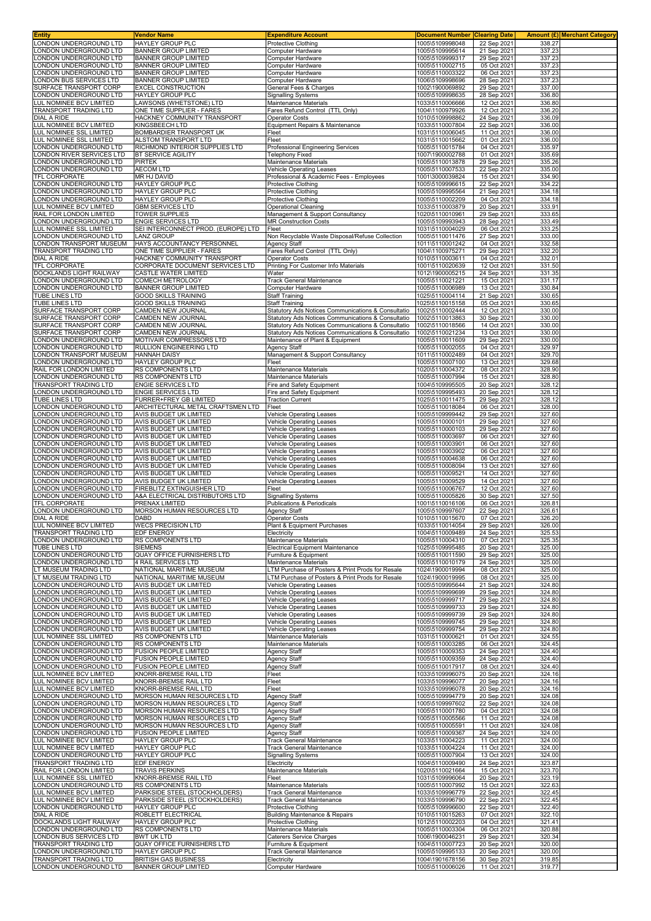| Entity | Vendor Name | Expenditure Account | Document Number | Clearing Date | Amount (£) | Merchant Category |
|---|---|---|---|---|---|---|
| LONDON UNDERGROUND LTD | HAYLEY GROUP PLC | Protective Clothing | 1005\5109998048 | 22 Sep 2021 | 338.27 | |
| LONDON UNDERGROUND LTD | BANNER GROUP LIMITED | Computer Hardware | 1005\5109995614 | 21 Sep 2021 | 337.23 | |
| LONDON UNDERGROUND LTD | BANNER GROUP LIMITED | Computer Hardware | 1005\5109999317 | 29 Sep 2021 | 337.23 | |
| LONDON UNDERGROUND LTD | BANNER GROUP LIMITED | Computer Hardware | 1005\5110002715 | 05 Oct 2021 | 337.23 | |
| LONDON UNDERGROUND LTD | BANNER GROUP LIMITED | Computer Hardware | 1005\5110003322 | 06 Oct 2021 | 337.23 | |
| LONDON BUS SERVICES LTD | BANNER GROUP LIMITED | Computer Hardware | 1006\5109998696 | 28 Sep 2021 | 337.23 | |
| SURFACE TRANSPORT CORP | EXCEL CONSTRUCTION | General Fees & Charges | 1002\1900069892 | 29 Sep 2021 | 337.00 | |
| LONDON UNDERGROUND LTD | HAYLEY GROUP PLC | Signalling Systems | 1005\5109998635 | 28 Sep 2021 | 336.80 | |
| LUL NOMINEE BCV LIMITED | LAWSONS (WHETSTONE) LTD | Maintenance Materials | 1033\5110006666 | 12 Oct 2021 | 336.80 | |
| TRANSPORT TRADING LTD | ONE TIME SUPPLIER - FARES | Fares Refund Control (TTL Only) | 1004\1100979926 | 12 Oct 2021 | 336.20 | |
| DIAL A RIDE | HACKNEY COMMUNITY TRANSPORT | Operator Costs | 1010\5109998862 | 24 Sep 2021 | 336.09 | |
| LUL NOMINEE BCV LIMITED | KINGSBEECH LTD | Equipment Repairs & Maintenance | 1033\5110007804 | 22 Sep 2021 | 336.00 | |
| LUL NOMINEE SSL LIMITED | BOMBARDIER TRANSPORT UK | Fleet | 1031\5110006045 | 11 Oct 2021 | 336.00 | |
| LUL NOMINEE SSL LIMITED | ALSTOM TRANSPORT LTD | Fleet | 1031\5110015662 | 01 Oct 2021 | 336.00 | |
| LONDON UNDERGROUND LTD | RICHMOND INTERIOR SUPPLIES LTD | Professional Engineering Services | 1005\5110015784 | 04 Oct 2021 | 335.97 | |
| LONDON RIVER SERVICES LTD | BT SERVICE AGILITY | Telephony Fixed | 1007\1900002788 | 01 Oct 2021 | 335.69 | |
| LONDON UNDERGROUND LTD | PIRTEK | Maintenance Materials | 1005\5110013878 | 29 Sep 2021 | 335.26 | |
| LONDON UNDERGROUND LTD | AECOM LTD | Vehicle Operating Leases | 1005\5110007533 | 22 Sep 2021 | 335.00 | |
| TFL CORPORATE | MR HJ DAVID | Professional & Academic Fees - Employees | 1001\3000039824 | 15 Oct 2021 | 334.90 | |
| LONDON UNDERGROUND LTD | HAYLEY GROUP PLC | Protective Clothing | 1005\5109996615 | 22 Sep 2021 | 334.22 | |
| LONDON UNDERGROUND LTD | HAYLEY GROUP PLC | Protective Clothing | 1005\5109995564 | 21 Sep 2021 | 334.18 | |
| LONDON UNDERGROUND LTD | HAYLEY GROUP PLC | Protective Clothing | 1005\5110002209 | 04 Oct 2021 | 334.18 | |
| LUL NOMINEE BCV LIMITED | GBM SERVICES LTD | Operational Cleaning | 1033\5110003879 | 20 Sep 2021 | 333.91 | |
| RAIL FOR LONDON LIMITED | TOWER SUPPLIES | Management & Support Consultancy | 1020\5110010961 | 29 Sep 2021 | 333.65 | |
| LONDON UNDERGROUND LTD | ENGIE SERVICES LTD | MR Construction Costs | 1005\5109993943 | 28 Sep 2021 | 333.49 | |
| LUL NOMINEE SSL LIMITED | SEI INTERCONNECT PROD. (EUROPE) LTD | Fleet | 1031\5110004029 | 06 Oct 2021 | 333.25 | |
| LONDON UNDERGROUND LTD | LANZ GROUP | Non Recyclable Waste Disposal/Refuse Collection | 1005\5110011476 | 27 Sep 2021 | 333.00 | |
| LONDON TRANSPORT MUSEUM | HAYS ACCOUNTANCY PERSONNEL | Agency Staff | 1011\5110001242 | 04 Oct 2021 | 332.58 | |
| TRANSPORT TRADING LTD | ONE TIME SUPPLIER - FARES | Fares Refund Control (TTL Only) | 1004\1100975271 | 29 Sep 2021 | 332.20 | |
| DIAL A RIDE | HACKNEY COMMUNITY TRANSPORT | Operator Costs | 1010\5110003611 | 04 Oct 2021 | 332.01 | |
| TFL CORPORATE | CORPORATE DOCUMENT SERVICES LTD | Printing For Customer Info Materials | 1001\5110020639 | 12 Oct 2021 | 331.50 | |
| DOCKLANDS LIGHT RAILWAY | CASTLE WATER LIMITED | Water | 1012\1900005215 | 24 Sep 2021 | 331.35 | |
| LONDON UNDERGROUND LTD | COMECH METROLOGY | Track General Maintenance | 1005\5110021221 | 15 Oct 2021 | 331.17 | |
| LONDON UNDERGROUND LTD | BANNER GROUP LIMITED | Computer Hardware | 1005\5110006989 | 13 Oct 2021 | 330.84 | |
| TUBE LINES LTD | GOOD SKILLS TRAINING | Staff Training | 1025\5110004114 | 21 Sep 2021 | 330.65 | |
| TUBE LINES LTD | GOOD SKILLS TRAINING | Staff Training | 1025\5110015158 | 05 Oct 2021 | 330.65 | |
| SURFACE TRANSPORT CORP | CAMDEN NEW JOURNAL | Statutory Ads Notices Communications & Consultatio | 1002\5110002444 | 12 Oct 2021 | 330.00 | |
| SURFACE TRANSPORT CORP | CAMDEN NEW JOURNAL | Statutory Ads Notices Communications & Consultatio | 1002\5110013863 | 30 Sep 2021 | 330.00 | |
| SURFACE TRANSPORT CORP | CAMDEN NEW JOURNAL | Statutory Ads Notices Communications & Consultatio | 1002\5110018566 | 14 Oct 2021 | 330.00 | |
| SURFACE TRANSPORT CORP | CAMDEN NEW JOURNAL | Statutory Ads Notices Communications & Consultatio | 1002\5110021234 | 13 Oct 2021 | 330.00 | |
| LONDON UNDERGROUND LTD | MOTIVAIR COMPRESSORS LTD | Maintenance of Plant & Equipment | 1005\5110011609 | 29 Sep 2021 | 330.00 | |
| LONDON UNDERGROUND LTD | RULLION ENGINEERING LTD | Agency Staff | 1005\5110002055 | 04 Oct 2021 | 329.97 | |
| LONDON TRANSPORT MUSEUM | HANNAH DAISY | Management & Support Consultancy | 1011\5110002489 | 04 Oct 2021 | 329.70 | |
| LONDON UNDERGROUND LTD | HAYLEY GROUP PLC | Fleet | 1005\5110007100 | 13 Oct 2021 | 329.68 | |
| RAIL FOR LONDON LIMITED | RS COMPONENTS LTD | Maintenance Materials | 1020\5110004372 | 08 Oct 2021 | 328.90 | |
| LONDON UNDERGROUND LTD | RS COMPONENTS LTD | Maintenance Materials | 1005\5110007994 | 15 Oct 2021 | 328.80 | |
| TRANSPORT TRADING LTD | ENGIE SERVICES LTD | Fire and Safety Equipment | 1004\5109995505 | 20 Sep 2021 | 328.12 | |
| LONDON UNDERGROUND LTD | ENGIE SERVICES LTD | Fire and Safety Equipment | 1005\5109995493 | 20 Sep 2021 | 328.12 | |
| TUBE LINES LTD | FURRER+FREY GB LIMITED | Traction Current | 1025\5110011475 | 29 Sep 2021 | 328.12 | |
| LONDON UNDERGROUND LTD | ARCHITECTURAL METAL CRAFTSMEN LTD | Fleet | 1005\5110018084 | 06 Oct 2021 | 328.00 | |
| LONDON UNDERGROUND LTD | AVIS BUDGET UK LIMITED | Vehicle Operating Leases | 1005\5109999442 | 29 Sep 2021 | 327.60 | |
| LONDON UNDERGROUND LTD | AVIS BUDGET UK LIMITED | Vehicle Operating Leases | 1005\5110000101 | 29 Sep 2021 | 327.60 | |
| LONDON UNDERGROUND LTD | AVIS BUDGET UK LIMITED | Vehicle Operating Leases | 1005\5110000103 | 29 Sep 2021 | 327.60 | |
| LONDON UNDERGROUND LTD | AVIS BUDGET UK LIMITED | Vehicle Operating Leases | 1005\5110003697 | 06 Oct 2021 | 327.60 | |
| LONDON UNDERGROUND LTD | AVIS BUDGET UK LIMITED | Vehicle Operating Leases | 1005\5110003901 | 06 Oct 2021 | 327.60 | |
| LONDON UNDERGROUND LTD | AVIS BUDGET UK LIMITED | Vehicle Operating Leases | 1005\5110003902 | 06 Oct 2021 | 327.60 | |
| LONDON UNDERGROUND LTD | AVIS BUDGET UK LIMITED | Vehicle Operating Leases | 1005\5110004638 | 06 Oct 2021 | 327.60 | |
| LONDON UNDERGROUND LTD | AVIS BUDGET UK LIMITED | Vehicle Operating Leases | 1005\5110008094 | 13 Oct 2021 | 327.60 | |
| LONDON UNDERGROUND LTD | AVIS BUDGET UK LIMITED | Vehicle Operating Leases | 1005\5110009521 | 14 Oct 2021 | 327.60 | |
| LONDON UNDERGROUND LTD | AVIS BUDGET UK LIMITED | Vehicle Operating Leases | 1005\5110009529 | 14 Oct 2021 | 327.60 | |
| LONDON UNDERGROUND LTD | FIREBLITZ EXTINGUISHER LTD | Fleet | 1005\5110006767 | 12 Oct 2021 | 327.60 | |
| LONDON UNDERGROUND LTD | A&A ELECTRICAL DISTRIBUTORS LTD | Signalling Systems | 1005\5110005826 | 30 Sep 2021 | 327.50 | |
| TFL CORPORATE | PRENAX LIMITED | Publications & Periodicals | 1001\5110016106 | 06 Oct 2021 | 326.81 | |
| LONDON UNDERGROUND LTD | MORSON HUMAN RESOURCES LTD | Agency Staff | 1005\5109997607 | 22 Sep 2021 | 326.61 | |
| DIAL A RIDE | DABD | Operator Costs | 1010\5110015670 | 07 Oct 2021 | 326.20 | |
| LUL NOMINEE BCV LIMITED | WECS PRECISION LTD | Plant & Equipment Purchases | 1033\5110014054 | 29 Sep 2021 | 326.00 | |
| TRANSPORT TRADING LTD | EDF ENERGY | Electricity | 1004\5110009489 | 24 Sep 2021 | 325.53 | |
| LONDON UNDERGROUND LTD | RS COMPONENTS LTD | Maintenance Materials | 1005\5110004310 | 07 Oct 2021 | 325.35 | |
| TUBE LINES LTD | SIEMENS | Electrical Equipment Maintenance | 1025\5109995485 | 20 Sep 2021 | 325.00 | |
| LONDON UNDERGROUND LTD | QUAY OFFICE FURNISHERS LTD | Furniture & Equipment | 1005\5110011590 | 29 Sep 2021 | 325.00 | |
| LONDON UNDERGROUND LTD | 4 RAIL SERVICES LTD | Maintenance Materials | 1005\5110010179 | 24 Sep 2021 | 325.00 | |
| LT MUSEUM TRADING LTD | NATIONAL MARITIME MUSEUM | LTM Purchase of Posters & Print Prods for Resale | 1024\1900019994 | 08 Oct 2021 | 325.00 | |
| LT MUSEUM TRADING LTD | NATIONAL MARITIME MUSEUM | LTM Purchase of Posters & Print Prods for Resale | 1024\1900019995 | 08 Oct 2021 | 325.00 | |
| LONDON UNDERGROUND LTD | AVIS BUDGET UK LIMITED | Vehicle Operating Leases | 1005\5109995644 | 21 Sep 2021 | 324.80 | |
| LONDON UNDERGROUND LTD | AVIS BUDGET UK LIMITED | Vehicle Operating Leases | 1005\5109999699 | 29 Sep 2021 | 324.80 | |
| LONDON UNDERGROUND LTD | AVIS BUDGET UK LIMITED | Vehicle Operating Leases | 1005\5109999717 | 29 Sep 2021 | 324.80 | |
| LONDON UNDERGROUND LTD | AVIS BUDGET UK LIMITED | Vehicle Operating Leases | 1005\5109999733 | 29 Sep 2021 | 324.80 | |
| LONDON UNDERGROUND LTD | AVIS BUDGET UK LIMITED | Vehicle Operating Leases | 1005\5109999739 | 29 Sep 2021 | 324.80 | |
| LONDON UNDERGROUND LTD | AVIS BUDGET UK LIMITED | Vehicle Operating Leases | 1005\5109999745 | 29 Sep 2021 | 324.80 | |
| LONDON UNDERGROUND LTD | AVIS BUDGET UK LIMITED | Vehicle Operating Leases | 1005\5109999754 | 29 Sep 2021 | 324.80 | |
| LUL NOMINEE SSL LIMITED | RS COMPONENTS LTD | Maintenance Materials | 1031\5110000621 | 01 Oct 2021 | 324.55 | |
| LONDON UNDERGROUND LTD | RS COMPONENTS LTD | Maintenance Materials | 1005\5110003285 | 06 Oct 2021 | 324.45 | |
| LONDON UNDERGROUND LTD | FUSION PEOPLE LIMITED | Agency Staff | 1005\5110009353 | 24 Sep 2021 | 324.40 | |
| LONDON UNDERGROUND LTD | FUSION PEOPLE LIMITED | Agency Staff | 1005\5110009359 | 24 Sep 2021 | 324.40 | |
| LONDON UNDERGROUND LTD | FUSION PEOPLE LIMITED | Agency Staff | 1005\5110017917 | 08 Oct 2021 | 324.40 | |
| LUL NOMINEE BCV LIMITED | KNORR-BREMSE RAIL LTD | Fleet | 1033\5109996075 | 20 Sep 2021 | 324.16 | |
| LUL NOMINEE BCV LIMITED | KNORR-BREMSE RAIL LTD | Fleet | 1033\5109996077 | 20 Sep 2021 | 324.16 | |
| LUL NOMINEE BCV LIMITED | KNORR-BREMSE RAIL LTD | Fleet | 1033\5109996078 | 20 Sep 2021 | 324.16 | |
| LONDON UNDERGROUND LTD | MORSON HUMAN RESOURCES LTD | Agency Staff | 1005\5109994779 | 20 Sep 2021 | 324.08 | |
| LONDON UNDERGROUND LTD | MORSON HUMAN RESOURCES LTD | Agency Staff | 1005\5109997602 | 22 Sep 2021 | 324.08 | |
| LONDON UNDERGROUND LTD | MORSON HUMAN RESOURCES LTD | Agency Staff | 1005\5110001780 | 04 Oct 2021 | 324.08 | |
| LONDON UNDERGROUND LTD | MORSON HUMAN RESOURCES LTD | Agency Staff | 1005\5110005566 | 11 Oct 2021 | 324.08 | |
| LONDON UNDERGROUND LTD | MORSON HUMAN RESOURCES LTD | Agency Staff | 1005\5110005591 | 11 Oct 2021 | 324.08 | |
| LONDON UNDERGROUND LTD | FUSION PEOPLE LIMITED | Agency Staff | 1005\5110009367 | 24 Sep 2021 | 324.00 | |
| LUL NOMINEE BCV LIMITED | HAYLEY GROUP PLC | Track General Maintenance | 1033\5110004223 | 11 Oct 2021 | 324.00 | |
| LUL NOMINEE BCV LIMITED | HAYLEY GROUP PLC | Track General Maintenance | 1033\5110004224 | 11 Oct 2021 | 324.00 | |
| LONDON UNDERGROUND LTD | HAYLEY GROUP PLC | Signalling Systems | 1005\5110007904 | 13 Oct 2021 | 324.00 | |
| TRANSPORT TRADING LTD | EDF ENERGY | Electricity | 1004\5110009490 | 24 Sep 2021 | 323.87 | |
| RAIL FOR LONDON LIMITED | TRAVIS PERKINS | Maintenance Materials | 1020\5110021664 | 15 Oct 2021 | 323.70 | |
| LUL NOMINEE SSL LIMITED | KNORR-BREMSE RAIL LTD | Fleet | 1031\5109996064 | 20 Sep 2021 | 323.19 | |
| LONDON UNDERGROUND LTD | RS COMPONENTS LTD | Maintenance Materials | 1005\5110007992 | 15 Oct 2021 | 322.63 | |
| LUL NOMINEE BCV LIMITED | PARKSIDE STEEL (STOCKHOLDERS) | Track General Maintenance | 1033\5109996779 | 22 Sep 2021 | 322.45 | |
| LUL NOMINEE BCV LIMITED | PARKSIDE STEEL (STOCKHOLDERS) | Track General Maintenance | 1033\5109996790 | 22 Sep 2021 | 322.45 | |
| LONDON UNDERGROUND LTD | HAYLEY GROUP PLC | Protective Clothing | 1005\5109996600 | 22 Sep 2021 | 322.40 | |
| DIAL A RIDE | ROBLETT ELECTRICAL | Building Maintenance & Repairs | 1010\5110015263 | 07 Oct 2021 | 322.10 | |
| DOCKLANDS LIGHT RAILWAY | HAYLEY GROUP PLC | Protective Clothing | 1012\5110002203 | 04 Oct 2021 | 321.41 | |
| LONDON UNDERGROUND LTD | RS COMPONENTS LTD | Maintenance Materials | 1005\5110003304 | 06 Oct 2021 | 320.88 | |
| LONDON BUS SERVICES LTD | BWT UK LTD | Caterers Service Charges | 1006\1900046231 | 29 Sep 2021 | 320.34 | |
| TRANSPORT TRADING LTD | QUAY OFFICE FURNISHERS LTD | Furniture & Equipment | 1004\5110007723 | 20 Sep 2021 | 320.00 | |
| LONDON UNDERGROUND LTD | HAYLEY GROUP PLC | Track General Maintenance | 1005\5109995133 | 20 Sep 2021 | 320.00 | |
| TRANSPORT TRADING LTD | BRITISH GAS BUSINESS | Electricity | 1004\1901678156 | 30 Sep 2021 | 319.85 | |
| LONDON UNDERGROUND LTD | BANNER GROUP LIMITED | Computer Hardware | 1005\5110006026 | 11 Oct 2021 | 319.77 | |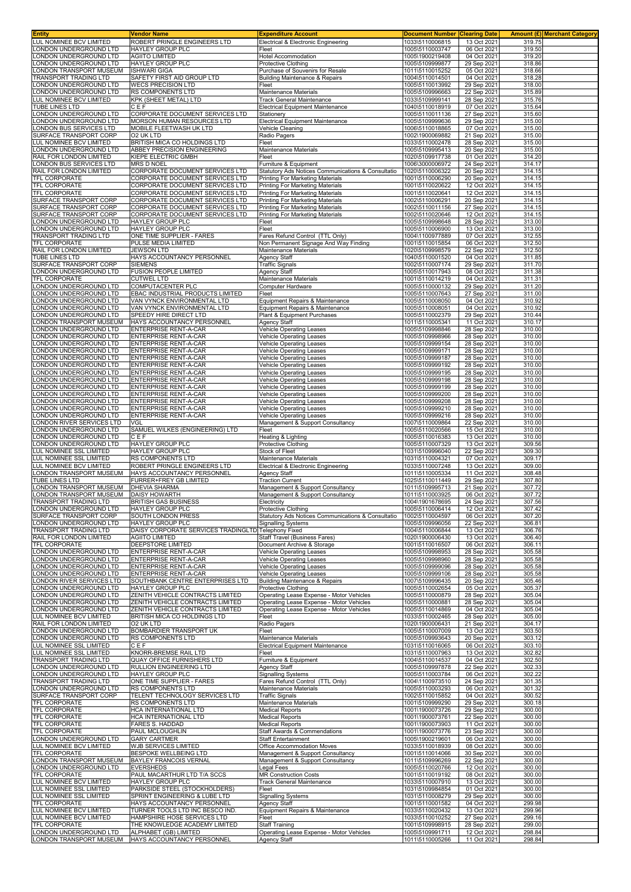| Entity | Vendor Name | Expenditure Account | Document Number | Clearing Date | Amount (£) | Merchant Category |
|---|---|---|---|---|---|---|
| LUL NOMINEE BCV LIMITED | ROBERT PRINGLE ENGINEERS LTD | Electrical & Electronic Engineering | 1033\5110006815 | 13 Oct 2021 | 319.75 | |
| LONDON UNDERGROUND LTD | HAYLEY GROUP PLC | Fleet | 1005\5110003747 | 06 Oct 2021 | 319.50 | |
| LONDON UNDERGROUND LTD | AGIITO LIMITED | Hotel Accommodation | 1005\1900219408 | 04 Oct 2021 | 319.20 | |
| LONDON UNDERGROUND LTD | HAYLEY GROUP PLC | Protective Clothing | 1005\5109999877 | 29 Sep 2021 | 318.86 | |
| LONDON TRANSPORT MUSEUM | ISHWARI GIGA | Purchase of Souvenirs for Resale | 1011\5110015252 | 05 Oct 2021 | 318.66 | |
| TRANSPORT TRADING LTD | SAFETY FIRST AID GROUP LTD | Building Maintenance & Repairs | 1004\5110014501 | 04 Oct 2021 | 318.28 | |
| LONDON UNDERGROUND LTD | WECS PRECISION LTD | Fleet | 1005\5110013992 | 29 Sep 2021 | 318.00 | |
| LONDON UNDERGROUND LTD | RS COMPONENTS LTD | Maintenance Materials | 1005\5109996663 | 22 Sep 2021 | 315.89 | |
| LUL NOMINEE BCV LIMITED | KPK (SHEET METAL) LTD | Track General Maintenance | 1033\5109999141 | 28 Sep 2021 | 315.76 | |
| TUBE LINES LTD | C E F | Electrical Equipment Maintenance | 1040\5110018919 | 07 Oct 2021 | 315.64 | |
| LONDON UNDERGROUND LTD | CORPORATE DOCUMENT SERVICES LTD | Stationery | 1005\5110011136 | 27 Sep 2021 | 315.60 | |
| LONDON UNDERGROUND LTD | MORSON HUMAN RESOURCES LTD | Electrical Equipment Maintenance | 1005\5109999636 | 29 Sep 2021 | 315.00 | |
| LONDON BUS SERVICES LTD | MOBILE FLEETWASH UK LTD | Vehicle Cleaning | 1006\5110018865 | 07 Oct 2021 | 315.00 | |
| SURFACE TRANSPORT CORP | O2 UK LTD | Radio Pagers | 1002\1900069882 | 21 Sep 2021 | 315.00 | |
| LUL NOMINEE BCV LIMITED | BRITISH MICA CO HOLDINGS LTD | Fleet | 1033\5110002478 | 28 Sep 2021 | 315.00 | |
| LONDON UNDERGROUND LTD | ABBEY PRECISION ENGINEERING | Maintenance Materials | 1005\5109995413 | 20 Sep 2021 | 315.00 | |
| RAIL FOR LONDON LIMITED | KIEPE ELECTRIC GMBH | Fleet | 1020\5109917738 | 01 Oct 2021 | 314.20 | |
| LONDON BUS SERVICES LTD | MRS D NOEL | Furniture & Equipment | 1006\3000006972 | 24 Sep 2021 | 314.17 | |
| RAIL FOR LONDON LIMITED | CORPORATE DOCUMENT SERVICES LTD | Statutory Ads Notices Communications & Consultatio | 1020\5110006322 | 20 Sep 2021 | 314.15 | |
| TFL CORPORATE | CORPORATE DOCUMENT SERVICES LTD | Printing For Marketing Materials | 1001\5110006290 | 20 Sep 2021 | 314.15 | |
| TFL CORPORATE | CORPORATE DOCUMENT SERVICES LTD | Printing For Marketing Materials | 1001\5110020622 | 12 Oct 2021 | 314.15 | |
| TFL CORPORATE | CORPORATE DOCUMENT SERVICES LTD | Printing For Marketing Materials | 1001\5110020641 | 12 Oct 2021 | 314.15 | |
| SURFACE TRANSPORT CORP | CORPORATE DOCUMENT SERVICES LTD | Printing For Marketing Materials | 1002\5110006291 | 20 Sep 2021 | 314.15 | |
| SURFACE TRANSPORT CORP | CORPORATE DOCUMENT SERVICES LTD | Printing For Marketing Materials | 1002\5110011156 | 27 Sep 2021 | 314.15 | |
| SURFACE TRANSPORT CORP | CORPORATE DOCUMENT SERVICES LTD | Printing For Marketing Materials | 1002\5110020646 | 12 Oct 2021 | 314.15 | |
| LONDON UNDERGROUND LTD | HAYLEY GROUP PLC | Fleet | 1005\5109998648 | 28 Sep 2021 | 313.00 | |
| LONDON UNDERGROUND LTD | HAYLEY GROUP PLC | Fleet | 1005\5110006900 | 13 Oct 2021 | 313.00 | |
| TRANSPORT TRADING LTD | ONE TIME SUPPLIER - FARES | Fares Refund Control (TTL Only) | 1004\1100977889 | 07 Oct 2021 | 312.55 | |
| TFL CORPORATE | PULSE MEDIA LIMITED | Non Permanent Signage And Way Finding | 1001\5110015854 | 06 Oct 2021 | 312.50 | |
| RAIL FOR LONDON LIMITED | JEWSON LTD | Maintenance Materials | 1020\5109998579 | 22 Sep 2021 | 312.50 | |
| TUBE LINES LTD | HAYS ACCOUNTANCY PERSONNEL | Agency Staff | 1040\5110001520 | 04 Oct 2021 | 311.85 | |
| SURFACE TRANSPORT CORP | SIEMENS | Traffic Signals | 1002\5110007174 | 29 Sep 2021 | 311.70 | |
| LONDON UNDERGROUND LTD | FUSION PEOPLE LIMITED | Agency Staff | 1005\5110017943 | 08 Oct 2021 | 311.38 | |
| TFL CORPORATE | CUTWEL LTD | Maintenance Materials | 1001\5110014219 | 04 Oct 2021 | 311.31 | |
| LONDON UNDERGROUND LTD | COMPUTACENTER PLC | Computer Hardware | 1005\5110000132 | 29 Sep 2021 | 311.20 | |
| LONDON UNDERGROUND LTD | EBAC INDUSTRIAL PRODUCTS LIMITED | Fleet | 1005\5110007643 | 27 Sep 2021 | 311.00 | |
| LONDON UNDERGROUND LTD | VAN VYNCK ENVIRONMENTAL LTD | Equipment Repairs & Maintenance | 1005\5110008050 | 04 Oct 2021 | 310.92 | |
| LONDON UNDERGROUND LTD | VAN VYNCK ENVIRONMENTAL LTD | Equipment Repairs & Maintenance | 1005\5110008051 | 04 Oct 2021 | 310.92 | |
| LONDON UNDERGROUND LTD | SPEEDY HIRE DIRECT LTD | Plant & Equipment Purchases | 1005\5110002379 | 29 Sep 2021 | 310.44 | |
| LONDON TRANSPORT MUSEUM | HAYS ACCOUNTANCY PERSONNEL | Agency Staff | 1011\5110005341 | 11 Oct 2021 | 310.17 | |
| LONDON UNDERGROUND LTD | ENTERPRISE RENT-A-CAR | Vehicle Operating Leases | 1005\5109998846 | 28 Sep 2021 | 310.00 | |
| LONDON UNDERGROUND LTD | ENTERPRISE RENT-A-CAR | Vehicle Operating Leases | 1005\5109998966 | 28 Sep 2021 | 310.00 | |
| LONDON UNDERGROUND LTD | ENTERPRISE RENT-A-CAR | Vehicle Operating Leases | 1005\5109999154 | 28 Sep 2021 | 310.00 | |
| LONDON UNDERGROUND LTD | ENTERPRISE RENT-A-CAR | Vehicle Operating Leases | 1005\5109999171 | 28 Sep 2021 | 310.00 | |
| LONDON UNDERGROUND LTD | ENTERPRISE RENT-A-CAR | Vehicle Operating Leases | 1005\5109999187 | 28 Sep 2021 | 310.00 | |
| LONDON UNDERGROUND LTD | ENTERPRISE RENT-A-CAR | Vehicle Operating Leases | 1005\5109999192 | 28 Sep 2021 | 310.00 | |
| LONDON UNDERGROUND LTD | ENTERPRISE RENT-A-CAR | Vehicle Operating Leases | 1005\5109999195 | 28 Sep 2021 | 310.00 | |
| LONDON UNDERGROUND LTD | ENTERPRISE RENT-A-CAR | Vehicle Operating Leases | 1005\5109999198 | 28 Sep 2021 | 310.00 | |
| LONDON UNDERGROUND LTD | ENTERPRISE RENT-A-CAR | Vehicle Operating Leases | 1005\5109999199 | 28 Sep 2021 | 310.00 | |
| LONDON UNDERGROUND LTD | ENTERPRISE RENT-A-CAR | Vehicle Operating Leases | 1005\5109999200 | 28 Sep 2021 | 310.00 | |
| LONDON UNDERGROUND LTD | ENTERPRISE RENT-A-CAR | Vehicle Operating Leases | 1005\5109999208 | 28 Sep 2021 | 310.00 | |
| LONDON UNDERGROUND LTD | ENTERPRISE RENT-A-CAR | Vehicle Operating Leases | 1005\5109999210 | 28 Sep 2021 | 310.00 | |
| LONDON UNDERGROUND LTD | ENTERPRISE RENT-A-CAR | Vehicle Operating Leases | 1005\5109999216 | 28 Sep 2021 | 310.00 | |
| LONDON RIVER SERVICES LTD | VGL | Management & Support Consultancy | 1007\5110009864 | 22 Sep 2021 | 310.00 | |
| LONDON UNDERGROUND LTD | SAMUEL WILKES (ENGINEERING) LTD | Fleet | 1005\5110020566 | 15 Oct 2021 | 310.00 | |
| LONDON UNDERGROUND LTD | C E F | Heating & Lighting | 1005\5110016383 | 13 Oct 2021 | 310.00 | |
| LONDON UNDERGROUND LTD | HAYLEY GROUP PLC | Protective Clothing | 1005\5110007329 | 13 Oct 2021 | 309.56 | |
| LUL NOMINEE SSL LIMITED | HAYLEY GROUP PLC | Stock of Fleet | 1031\5109996040 | 22 Sep 2021 | 309.30 | |
| LUL NOMINEE SSL LIMITED | RS COMPONENTS LTD | Maintenance Materials | 1031\5110004321 | 07 Oct 2021 | 309.17 | |
| LUL NOMINEE BCV LIMITED | ROBERT PRINGLE ENGINEERS LTD | Electrical & Electronic Engineering | 1033\5110007248 | 13 Oct 2021 | 309.00 | |
| LONDON TRANSPORT MUSEUM | HAYS ACCOUNTANCY PERSONNEL | Agency Staff | 1011\5110005334 | 11 Oct 2021 | 308.48 | |
| TUBE LINES LTD | FURRER+FREY GB LIMITED | Traction Current | 1025\5110011449 | 29 Sep 2021 | 307.80 | |
| LONDON TRANSPORT MUSEUM | DHEVIA SHARMA | Management & Support Consultancy | 1011\5109995713 | 21 Sep 2021 | 307.72 | |
| LONDON TRANSPORT MUSEUM | DAISY HOWARTH | Management & Support Consultancy | 1011\5110003925 | 06 Oct 2021 | 307.72 | |
| TRANSPORT TRADING LTD | BRITISH GAS BUSINESS | Electricity | 1004\1901678695 | 24 Sep 2021 | 307.56 | |
| LONDON UNDERGROUND LTD | HAYLEY GROUP PLC | Protective Clothing | 1005\5110006414 | 12 Oct 2021 | 307.42 | |
| SURFACE TRANSPORT CORP | SOUTH LONDON PRESS | Statutory Ads Notices Communications & Consultatio | 1002\5110004597 | 06 Oct 2021 | 307.20 | |
| LONDON UNDERGROUND LTD | HAYLEY GROUP PLC | Signalling Systems | 1005\5109996056 | 22 Sep 2021 | 306.81 | |
| TRANSPORT TRADING LTD | DAISY CORPORATE SERVICES TRADINGLTD | Telephony Fixed | 1004\5110006844 | 13 Oct 2021 | 306.76 | |
| RAIL FOR LONDON LIMITED | AGIITO LIMITED | Staff Travel (Business Fares) | 1020\1900006430 | 13 Oct 2021 | 306.40 | |
| TFL CORPORATE | DEEPSTORE LIMITED | Document Archive & Storage | 1001\5110016507 | 06 Oct 2021 | 306.11 | |
| LONDON UNDERGROUND LTD | ENTERPRISE RENT-A-CAR | Vehicle Operating Leases | 1005\5109998953 | 28 Sep 2021 | 305.58 | |
| LONDON UNDERGROUND LTD | ENTERPRISE RENT-A-CAR | Vehicle Operating Leases | 1005\5109998960 | 28 Sep 2021 | 305.58 | |
| LONDON UNDERGROUND LTD | ENTERPRISE RENT-A-CAR | Vehicle Operating Leases | 1005\5109999096 | 28 Sep 2021 | 305.58 | |
| LONDON UNDERGROUND LTD | ENTERPRISE RENT-A-CAR | Vehicle Operating Leases | 1005\5109999106 | 28 Sep 2021 | 305.58 | |
| LONDON RIVER SERVICES LTD | SOUTHBANK CENTRE ENTERPRISES LTD | Building Maintenance & Repairs | 1007\5109996435 | 20 Sep 2021 | 305.46 | |
| LONDON UNDERGROUND LTD | HAYLEY GROUP PLC | Protective Clothing | 1005\5110002654 | 05 Oct 2021 | 305.37 | |
| LONDON UNDERGROUND LTD | ZENITH VEHICLE CONTRACTS LIMITED | Operating Lease Expense - Motor Vehicles | 1005\5110000879 | 28 Sep 2021 | 305.04 | |
| LONDON UNDERGROUND LTD | ZENITH VEHICLE CONTRACTS LIMITED | Operating Lease Expense - Motor Vehicles | 1005\5110000881 | 28 Sep 2021 | 305.04 | |
| LONDON UNDERGROUND LTD | ZENITH VEHICLE CONTRACTS LIMITED | Operating Lease Expense - Motor Vehicles | 1005\5110014869 | 04 Oct 2021 | 305.04 | |
| LUL NOMINEE BCV LIMITED | BRITISH MICA CO HOLDINGS LTD | Fleet | 1033\5110002465 | 28 Sep 2021 | 305.00 | |
| RAIL FOR LONDON LIMITED | O2 UK LTD | Radio Pagers | 1020\1900006431 | 21 Sep 2021 | 304.17 | |
| LONDON UNDERGROUND LTD | BOMBARDIER TRANSPORT UK | Fleet | 1005\5110007009 | 13 Oct 2021 | 303.50 | |
| LONDON UNDERGROUND LTD | RS COMPONENTS LTD | Maintenance Materials | 1005\5109993643 | 20 Sep 2021 | 303.12 | |
| LUL NOMINEE SSL LIMITED | C E F | Electrical Equipment Maintenance | 1031\5110016065 | 06 Oct 2021 | 303.10 | |
| LUL NOMINEE SSL LIMITED | KNORR-BREMSE RAIL LTD | Fleet | 1031\5110007963 | 13 Oct 2021 | 302.82 | |
| TRANSPORT TRADING LTD | QUAY OFFICE FURNISHERS LTD | Furniture & Equipment | 1004\5110014537 | 04 Oct 2021 | 302.50 | |
| LONDON UNDERGROUND LTD | RULLION ENGINEERING LTD | Agency Staff | 1005\5109997878 | 22 Sep 2021 | 302.33 | |
| LONDON UNDERGROUND LTD | HAYLEY GROUP PLC | Signalling Systems | 1005\5110003784 | 06 Oct 2021 | 302.22 | |
| TRANSPORT TRADING LTD | ONE TIME SUPPLIER - FARES | Fares Refund Control (TTL Only) | 1004\1100973510 | 24 Sep 2021 | 301.35 | |
| LONDON UNDERGROUND LTD | RS COMPONENTS LTD | Maintenance Materials | 1005\5110003293 | 06 Oct 2021 | 301.32 | |
| SURFACE TRANSPORT CORP | TELENT TECHNOLOGY SERVICES LTD | Traffic Signals | 1002\5110015852 | 04 Oct 2021 | 300.52 | |
| TFL CORPORATE | RS COMPONENTS LTD | Maintenance Materials | 1001\5109999290 | 29 Sep 2021 | 300.18 | |
| TFL CORPORATE | HCA INTERNATIONAL LTD | Medical Reports | 1001\1900073726 | 29 Sep 2021 | 300.00 | |
| TFL CORPORATE | HCA INTERNATIONAL LTD | Medical Reports | 1001\1900073761 | 22 Sep 2021 | 300.00 | |
| TFL CORPORATE | FARES S. HADDAD | Medical Reports | 1001\1900073903 | 11 Oct 2021 | 300.00 | |
| TFL CORPORATE | PAUL MCLOUGHLIN | Staff Awards & Commendations | 1001\1900073776 | 23 Sep 2021 | 300.00 | |
| LONDON UNDERGROUND LTD | GARY CARTMER | Staff Entertainment | 1005\1900219601 | 06 Oct 2021 | 300.00 | |
| LUL NOMINEE BCV LIMITED | WJB SERVICES LIMITED | Office Accommodation Moves | 1033\5110018939 | 08 Oct 2021 | 300.00 | |
| TFL CORPORATE | BESPOKE WELLBEING LTD | Management & Support Consultancy | 1001\5110014066 | 30 Sep 2021 | 300.00 | |
| LONDON TRANSPORT MUSEUM | BAYLEY FRANCOIS VERNAL | Management & Support Consultancy | 1011\5109996269 | 22 Sep 2021 | 300.00 | |
| LONDON UNDERGROUND LTD | EVERSHEDS | Legal Fees | 1005\5110020766 | 12 Oct 2021 | 300.00 | |
| TFL CORPORATE | PAUL MACARTHUR LTD T/A SCCS | MR Construction Costs | 1001\5110019192 | 08 Oct 2021 | 300.00 | |
| LUL NOMINEE BCV LIMITED | HAYLEY GROUP PLC | Track General Maintenance | 1033\5110007910 | 13 Oct 2021 | 300.00 | |
| LUL NOMINEE SSL LIMITED | PARKSIDE STEEL (STOCKHOLDERS) | Fleet | 1031\5109984854 | 01 Oct 2021 | 300.00 | |
| LUL NOMINEE SSL LIMITED | SPRINT ENGINEERING & LUBE LTD | Signalling Systems | 1031\5110008279 | 29 Sep 2021 | 300.00 | |
| TFL CORPORATE | HAYS ACCOUNTANCY PERSONNEL | Agency Staff | 1001\5110001582 | 04 Oct 2021 | 299.98 | |
| LUL NOMINEE BCV LIMITED | TURNER TOOLS LTD INC BESCO IND. | Equipment Repairs & Maintenance | 1033\5110020432 | 13 Oct 2021 | 299.96 | |
| LUL NOMINEE BCV LIMITED | HAMPSHIRE HOSE SERVICES LTD | Fleet | 1033\5110010252 | 27 Sep 2021 | 299.16 | |
| TFL CORPORATE | THE KNOWLEDGE ACADEMY LIMITED | Staff Training | 1001\5109998915 | 28 Sep 2021 | 299.00 | |
| LONDON UNDERGROUND LTD | ALPHABET (GB) LIMITED | Operating Lease Expense - Motor Vehicles | 1005\5109991711 | 12 Oct 2021 | 298.84 | |
| LONDON TRANSPORT MUSEUM | HAYS ACCOUNTANCY PERSONNEL | Agency Staff | 1011\5110005266 | 11 Oct 2021 | 298.84 | |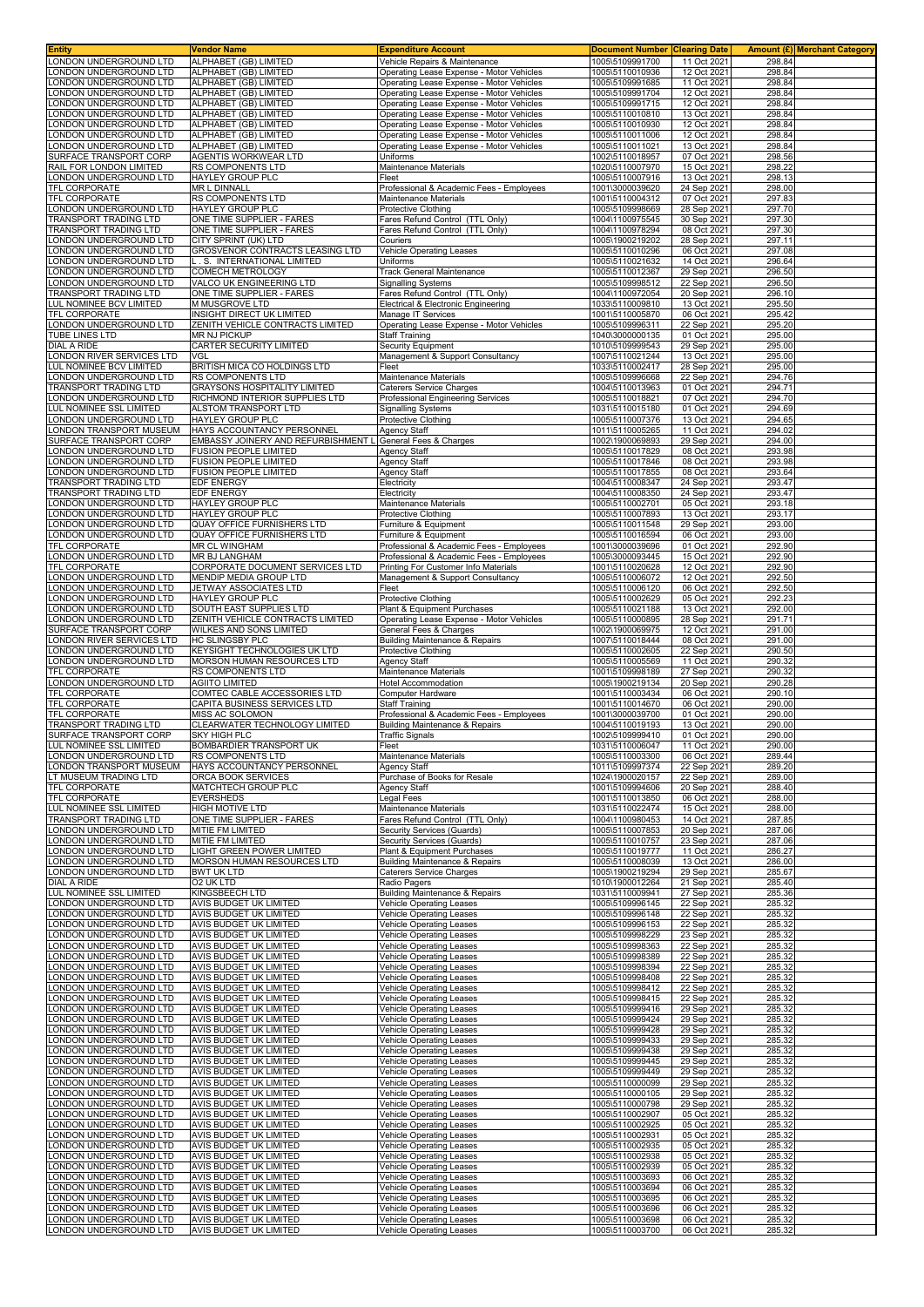| Entity | Vendor Name | Expenditure Account | Document Number | Clearing Date | Amount (£) | Merchant Category |
|---|---|---|---|---|---|---|
| LONDON UNDERGROUND LTD | ALPHABET (GB) LIMITED | Vehicle Repairs & Maintenance | 1005\5109991700 | 11 Oct 2021 | 298.84 | |
| LONDON UNDERGROUND LTD | ALPHABET (GB) LIMITED | Operating Lease Expense - Motor Vehicles | 1005\5110010936 | 12 Oct 2021 | 298.84 | |
| LONDON UNDERGROUND LTD | ALPHABET (GB) LIMITED | Operating Lease Expense - Motor Vehicles | 1005\5109991685 | 11 Oct 2021 | 298.84 | |
| LONDON UNDERGROUND LTD | ALPHABET (GB) LIMITED | Operating Lease Expense - Motor Vehicles | 1005\5109991704 | 12 Oct 2021 | 298.84 | |
| LONDON UNDERGROUND LTD | ALPHABET (GB) LIMITED | Operating Lease Expense - Motor Vehicles | 1005\5109991715 | 12 Oct 2021 | 298.84 | |
| LONDON UNDERGROUND LTD | ALPHABET (GB) LIMITED | Operating Lease Expense - Motor Vehicles | 1005\5110010810 | 13 Oct 2021 | 298.84 | |
| LONDON UNDERGROUND LTD | ALPHABET (GB) LIMITED | Operating Lease Expense - Motor Vehicles | 1005\5110010930 | 12 Oct 2021 | 298.84 | |
| LONDON UNDERGROUND LTD | ALPHABET (GB) LIMITED | Operating Lease Expense - Motor Vehicles | 1005\5110011006 | 12 Oct 2021 | 298.84 | |
| LONDON UNDERGROUND LTD | ALPHABET (GB) LIMITED | Operating Lease Expense - Motor Vehicles | 1005\5110011021 | 13 Oct 2021 | 298.84 | |
| SURFACE TRANSPORT CORP | AGENTIS WORKWEAR LTD | Uniforms | 1002\5110018957 | 07 Oct 2021 | 298.56 | |
| RAIL FOR LONDON LIMITED | RS COMPONENTS LTD | Maintenance Materials | 1020\5110007970 | 15 Oct 2021 | 298.22 | |
| LONDON UNDERGROUND LTD | HAYLEY GROUP PLC | Fleet | 1005\5110007916 | 13 Oct 2021 | 298.13 | |
| TFL CORPORATE | MR L DINNALL | Professional & Academic Fees - Employees | 1001\3000039620 | 24 Sep 2021 | 298.00 | |
| TFL CORPORATE | RS COMPONENTS LTD | Maintenance Materials | 1001\5110004312 | 07 Oct 2021 | 297.83 | |
| LONDON UNDERGROUND LTD | HAYLEY GROUP PLC | Protective Clothing | 1005\5109998669 | 28 Sep 2021 | 297.70 | |
| TRANSPORT TRADING LTD | ONE TIME SUPPLIER - FARES | Fares Refund Control (TTL Only) | 1004\1100975545 | 30 Sep 2021 | 297.30 | |
| TRANSPORT TRADING LTD | ONE TIME SUPPLIER - FARES | Fares Refund Control (TTL Only) | 1004\1100978294 | 08 Oct 2021 | 297.30 | |
| LONDON UNDERGROUND LTD | CITY SPRINT (UK) LTD | Couriers | 1005\1900219202 | 28 Sep 2021 | 297.11 | |
| LONDON UNDERGROUND LTD | GROSVENOR CONTRACTS LEASING LTD | Vehicle Operating Leases | 1005\5110010296 | 06 Oct 2021 | 297.08 | |
| LONDON UNDERGROUND LTD | L . S. INTERNATIONAL LIMITED | Uniforms | 1005\5110021632 | 14 Oct 2021 | 296.64 | |
| LONDON UNDERGROUND LTD | COMECH METROLOGY | Track General Maintenance | 1005\5110012367 | 29 Sep 2021 | 296.50 | |
| LONDON UNDERGROUND LTD | VALCO UK ENGINEERING LTD | Signalling Systems | 1005\5109998512 | 22 Sep 2021 | 296.50 | |
| TRANSPORT TRADING LTD | ONE TIME SUPPLIER - FARES | Fares Refund Control (TTL Only) | 1004\1100972054 | 20 Sep 2021 | 296.10 | |
| LUL NOMINEE BCV LIMITED | M MUSGROVE LTD | Electrical & Electronic Engineering | 1033\5110009810 | 13 Oct 2021 | 295.50 | |
| TFL CORPORATE | INSIGHT DIRECT UK LIMITED | Manage IT Services | 1001\5110005870 | 06 Oct 2021 | 295.42 | |
| LONDON UNDERGROUND LTD | ZENITH VEHICLE CONTRACTS LIMITED | Operating Lease Expense - Motor Vehicles | 1005\5109996311 | 22 Sep 2021 | 295.20 | |
| TUBE LINES LTD | MR NJ PICKUP | Staff Training | 1040\3000000135 | 01 Oct 2021 | 295.00 | |
| DIAL A RIDE | CARTER SECURITY LIMITED | Security Equipment | 1010\5109999543 | 29 Sep 2021 | 295.00 | |
| LONDON RIVER SERVICES LTD | VGL | Management & Support Consultancy | 1007\5110021244 | 13 Oct 2021 | 295.00 | |
| LUL NOMINEE BCV LIMITED | BRITISH MICA CO HOLDINGS LTD | Fleet | 1033\5110002417 | 28 Sep 2021 | 295.00 | |
| LONDON UNDERGROUND LTD | RS COMPONENTS LTD | Maintenance Materials | 1005\5109996668 | 22 Sep 2021 | 294.76 | |
| TRANSPORT TRADING LTD | GRAYSONS HOSPITALITY LIMITED | Caterers Service Charges | 1004\5110013963 | 01 Oct 2021 | 294.71 | |
| LONDON UNDERGROUND LTD | RICHMOND INTERIOR SUPPLIES LTD | Professional Engineering Services | 1005\5110018821 | 07 Oct 2021 | 294.70 | |
| LUL NOMINEE SSL LIMITED | ALSTOM TRANSPORT LTD | Signalling Systems | 1031\5110015180 | 01 Oct 2021 | 294.69 | |
| LONDON UNDERGROUND LTD | HAYLEY GROUP PLC | Protective Clothing | 1005\5110007376 | 13 Oct 2021 | 294.65 | |
| LONDON TRANSPORT MUSEUM | HAYS ACCOUNTANCY PERSONNEL | Agency Staff | 1011\5110005265 | 11 Oct 2021 | 294.02 | |
| SURFACE TRANSPORT CORP | EMBASSY JOINERY AND REFURBISHMENT L | General Fees & Charges | 1002\1900069893 | 29 Sep 2021 | 294.00 | |
| LONDON UNDERGROUND LTD | FUSION PEOPLE LIMITED | Agency Staff | 1005\5110017829 | 08 Oct 2021 | 293.98 | |
| LONDON UNDERGROUND LTD | FUSION PEOPLE LIMITED | Agency Staff | 1005\5110017846 | 08 Oct 2021 | 293.98 | |
| LONDON UNDERGROUND LTD | FUSION PEOPLE LIMITED | Agency Staff | 1005\5110017855 | 08 Oct 2021 | 293.64 | |
| TRANSPORT TRADING LTD | EDF ENERGY | Electricity | 1004\5110008347 | 24 Sep 2021 | 293.47 | |
| TRANSPORT TRADING LTD | EDF ENERGY | Electricity | 1004\5110008350 | 24 Sep 2021 | 293.47 | |
| LONDON UNDERGROUND LTD | HAYLEY GROUP PLC | Maintenance Materials | 1005\5110002701 | 05 Oct 2021 | 293.18 | |
| LONDON UNDERGROUND LTD | HAYLEY GROUP PLC | Protective Clothing | 1005\5110007893 | 13 Oct 2021 | 293.17 | |
| LONDON UNDERGROUND LTD | QUAY OFFICE FURNISHERS LTD | Furniture & Equipment | 1005\5110011548 | 29 Sep 2021 | 293.00 | |
| LONDON UNDERGROUND LTD | QUAY OFFICE FURNISHERS LTD | Furniture & Equipment | 1005\5110016594 | 06 Oct 2021 | 293.00 | |
| TFL CORPORATE | MR CL WINGHAM | Professional & Academic Fees - Employees | 1001\3000039696 | 01 Oct 2021 | 292.90 | |
| LONDON UNDERGROUND LTD | MR BJ LANGHAM | Professional & Academic Fees - Employees | 1005\3000093445 | 15 Oct 2021 | 292.90 | |
| TFL CORPORATE | CORPORATE DOCUMENT SERVICES LTD | Printing For Customer Info Materials | 1001\5110020628 | 12 Oct 2021 | 292.90 | |
| LONDON UNDERGROUND LTD | MENDIP MEDIA GROUP LTD | Management & Support Consultancy | 1005\5110006072 | 12 Oct 2021 | 292.50 | |
| LONDON UNDERGROUND LTD | JETWAY ASSOCIATES LTD | Fleet | 1005\5110006120 | 06 Oct 2021 | 292.50 | |
| LONDON UNDERGROUND LTD | HAYLEY GROUP PLC | Protective Clothing | 1005\5110002629 | 05 Oct 2021 | 292.23 | |
| LONDON UNDERGROUND LTD | SOUTH EAST SUPPLIES LTD | Plant & Equipment Purchases | 1005\5110021188 | 13 Oct 2021 | 292.00 | |
| LONDON UNDERGROUND LTD | ZENITH VEHICLE CONTRACTS LIMITED | Operating Lease Expense - Motor Vehicles | 1005\5110000895 | 28 Sep 2021 | 291.71 | |
| SURFACE TRANSPORT CORP | WILKES AND SONS LIMITED | General Fees & Charges | 1002\1900069975 | 12 Oct 2021 | 291.00 | |
| LONDON RIVER SERVICES LTD | HC SLINGSBY PLC | Building Maintenance & Repairs | 1007\5110018444 | 08 Oct 2021 | 291.00 | |
| LONDON UNDERGROUND LTD | KEYSIGHT TECHNOLOGIES UK LTD | Protective Clothing | 1005\5110002605 | 22 Sep 2021 | 290.50 | |
| LONDON UNDERGROUND LTD | MORSON HUMAN RESOURCES LTD | Agency Staff | 1005\5110005569 | 11 Oct 2021 | 290.32 | |
| TFL CORPORATE | RS COMPONENTS LTD | Maintenance Materials | 1001\5109998189 | 27 Sep 2021 | 290.32 | |
| LONDON UNDERGROUND LTD | AGIITO LIMITED | Hotel Accommodation | 1005\1900219134 | 20 Sep 2021 | 290.28 | |
| TFL CORPORATE | COMTEC CABLE ACCESSORIES LTD | Computer Hardware | 1001\5110003434 | 06 Oct 2021 | 290.10 | |
| TFL CORPORATE | CAPITA BUSINESS SERVICES LTD | Staff Training | 1001\5110014670 | 06 Oct 2021 | 290.00 | |
| TFL CORPORATE | MISS AC SOLOMON | Professional & Academic Fees - Employees | 1001\3000039700 | 01 Oct 2021 | 290.00 | |
| TRANSPORT TRADING LTD | CLEARWATER TECHNOLOGY LIMITED | Building Maintenance & Repairs | 1004\5110019193 | 13 Oct 2021 | 290.00 | |
| SURFACE TRANSPORT CORP | SKY HIGH PLC | Traffic Signals | 1002\5109999410 | 01 Oct 2021 | 290.00 | |
| LUL NOMINEE SSL LIMITED | BOMBARDIER TRANSPORT UK | Fleet | 1031\5110006047 | 11 Oct 2021 | 290.00 | |
| LONDON UNDERGROUND LTD | RS COMPONENTS LTD | Maintenance Materials | 1005\5110003300 | 06 Oct 2021 | 289.44 | |
| LONDON TRANSPORT MUSEUM | HAYS ACCOUNTANCY PERSONNEL | Agency Staff | 1011\5109997374 | 22 Sep 2021 | 289.20 | |
| LT MUSEUM TRADING LTD | ORCA BOOK SERVICES | Purchase of Books for Resale | 1024\1900020157 | 22 Sep 2021 | 289.00 | |
| TFL CORPORATE | MATCHTECH GROUP PLC | Agency Staff | 1001\5109994606 | 20 Sep 2021 | 288.40 | |
| TFL CORPORATE | EVERSHEDS | Legal Fees | 1001\5110013850 | 06 Oct 2021 | 288.00 | |
| LUL NOMINEE SSL LIMITED | HIGH MOTIVE LTD | Maintenance Materials | 1031\5110022474 | 15 Oct 2021 | 288.00 | |
| TRANSPORT TRADING LTD | ONE TIME SUPPLIER - FARES | Fares Refund Control (TTL Only) | 1004\1100980453 | 14 Oct 2021 | 287.85 | |
| LONDON UNDERGROUND LTD | MITIE FM LIMITED | Security Services (Guards) | 1005\5110007853 | 20 Sep 2021 | 287.06 | |
| LONDON UNDERGROUND LTD | MITIE FM LIMITED | Security Services (Guards) | 1005\5110010757 | 23 Sep 2021 | 287.06 | |
| LONDON UNDERGROUND LTD | LIGHT GREEN POWER LIMITED | Plant & Equipment Purchases | 1005\5110019777 | 11 Oct 2021 | 286.27 | |
| LONDON UNDERGROUND LTD | MORSON HUMAN RESOURCES LTD | Building Maintenance & Repairs | 1005\5110008039 | 13 Oct 2021 | 286.00 | |
| LONDON UNDERGROUND LTD | BWT UK LTD | Caterers Service Charges | 1005\1900219294 | 29 Sep 2021 | 285.67 | |
| DIAL A RIDE | O2 UK LTD | Radio Pagers | 1010\1900012264 | 21 Sep 2021 | 285.40 | |
| LUL NOMINEE SSL LIMITED | KINGSBEECH LTD | Building Maintenance & Repairs | 1031\5110009941 | 27 Sep 2021 | 285.36 | |
| LONDON UNDERGROUND LTD | AVIS BUDGET UK LIMITED | Vehicle Operating Leases | 1005\5109996145 | 22 Sep 2021 | 285.32 | |
| LONDON UNDERGROUND LTD | AVIS BUDGET UK LIMITED | Vehicle Operating Leases | 1005\5109996148 | 22 Sep 2021 | 285.32 | |
| LONDON UNDERGROUND LTD | AVIS BUDGET UK LIMITED | Vehicle Operating Leases | 1005\5109996153 | 22 Sep 2021 | 285.32 | |
| LONDON UNDERGROUND LTD | AVIS BUDGET UK LIMITED | Vehicle Operating Leases | 1005\5109998229 | 23 Sep 2021 | 285.32 | |
| LONDON UNDERGROUND LTD | AVIS BUDGET UK LIMITED | Vehicle Operating Leases | 1005\5109998363 | 22 Sep 2021 | 285.32 | |
| LONDON UNDERGROUND LTD | AVIS BUDGET UK LIMITED | Vehicle Operating Leases | 1005\5109998389 | 22 Sep 2021 | 285.32 | |
| LONDON UNDERGROUND LTD | AVIS BUDGET UK LIMITED | Vehicle Operating Leases | 1005\5109998394 | 22 Sep 2021 | 285.32 | |
| LONDON UNDERGROUND LTD | AVIS BUDGET UK LIMITED | Vehicle Operating Leases | 1005\5109998408 | 22 Sep 2021 | 285.32 | |
| LONDON UNDERGROUND LTD | AVIS BUDGET UK LIMITED | Vehicle Operating Leases | 1005\5109998412 | 22 Sep 2021 | 285.32 | |
| LONDON UNDERGROUND LTD | AVIS BUDGET UK LIMITED | Vehicle Operating Leases | 1005\5109998415 | 22 Sep 2021 | 285.32 | |
| LONDON UNDERGROUND LTD | AVIS BUDGET UK LIMITED | Vehicle Operating Leases | 1005\5109999416 | 29 Sep 2021 | 285.32 | |
| LONDON UNDERGROUND LTD | AVIS BUDGET UK LIMITED | Vehicle Operating Leases | 1005\5109999424 | 29 Sep 2021 | 285.32 | |
| LONDON UNDERGROUND LTD | AVIS BUDGET UK LIMITED | Vehicle Operating Leases | 1005\5109999428 | 29 Sep 2021 | 285.32 | |
| LONDON UNDERGROUND LTD | AVIS BUDGET UK LIMITED | Vehicle Operating Leases | 1005\5109999433 | 29 Sep 2021 | 285.32 | |
| LONDON UNDERGROUND LTD | AVIS BUDGET UK LIMITED | Vehicle Operating Leases | 1005\5109999438 | 29 Sep 2021 | 285.32 | |
| LONDON UNDERGROUND LTD | AVIS BUDGET UK LIMITED | Vehicle Operating Leases | 1005\5109999445 | 29 Sep 2021 | 285.32 | |
| LONDON UNDERGROUND LTD | AVIS BUDGET UK LIMITED | Vehicle Operating Leases | 1005\5109999449 | 29 Sep 2021 | 285.32 | |
| LONDON UNDERGROUND LTD | AVIS BUDGET UK LIMITED | Vehicle Operating Leases | 1005\5110000099 | 29 Sep 2021 | 285.32 | |
| LONDON UNDERGROUND LTD | AVIS BUDGET UK LIMITED | Vehicle Operating Leases | 1005\5110000105 | 29 Sep 2021 | 285.32 | |
| LONDON UNDERGROUND LTD | AVIS BUDGET UK LIMITED | Vehicle Operating Leases | 1005\5110000798 | 29 Sep 2021 | 285.32 | |
| LONDON UNDERGROUND LTD | AVIS BUDGET UK LIMITED | Vehicle Operating Leases | 1005\5110002907 | 05 Oct 2021 | 285.32 | |
| LONDON UNDERGROUND LTD | AVIS BUDGET UK LIMITED | Vehicle Operating Leases | 1005\5110002925 | 05 Oct 2021 | 285.32 | |
| LONDON UNDERGROUND LTD | AVIS BUDGET UK LIMITED | Vehicle Operating Leases | 1005\5110002931 | 05 Oct 2021 | 285.32 | |
| LONDON UNDERGROUND LTD | AVIS BUDGET UK LIMITED | Vehicle Operating Leases | 1005\5110002935 | 05 Oct 2021 | 285.32 | |
| LONDON UNDERGROUND LTD | AVIS BUDGET UK LIMITED | Vehicle Operating Leases | 1005\5110002938 | 05 Oct 2021 | 285.32 | |
| LONDON UNDERGROUND LTD | AVIS BUDGET UK LIMITED | Vehicle Operating Leases | 1005\5110002939 | 05 Oct 2021 | 285.32 | |
| LONDON UNDERGROUND LTD | AVIS BUDGET UK LIMITED | Vehicle Operating Leases | 1005\5110003693 | 06 Oct 2021 | 285.32 | |
| LONDON UNDERGROUND LTD | AVIS BUDGET UK LIMITED | Vehicle Operating Leases | 1005\5110003694 | 06 Oct 2021 | 285.32 | |
| LONDON UNDERGROUND LTD | AVIS BUDGET UK LIMITED | Vehicle Operating Leases | 1005\5110003695 | 06 Oct 2021 | 285.32 | |
| LONDON UNDERGROUND LTD | AVIS BUDGET UK LIMITED | Vehicle Operating Leases | 1005\5110003696 | 06 Oct 2021 | 285.32 | |
| LONDON UNDERGROUND LTD | AVIS BUDGET UK LIMITED | Vehicle Operating Leases | 1005\5110003698 | 06 Oct 2021 | 285.32 | |
| LONDON UNDERGROUND LTD | AVIS BUDGET UK LIMITED | Vehicle Operating Leases | 1005\5110003700 | 06 Oct 2021 | 285.32 | |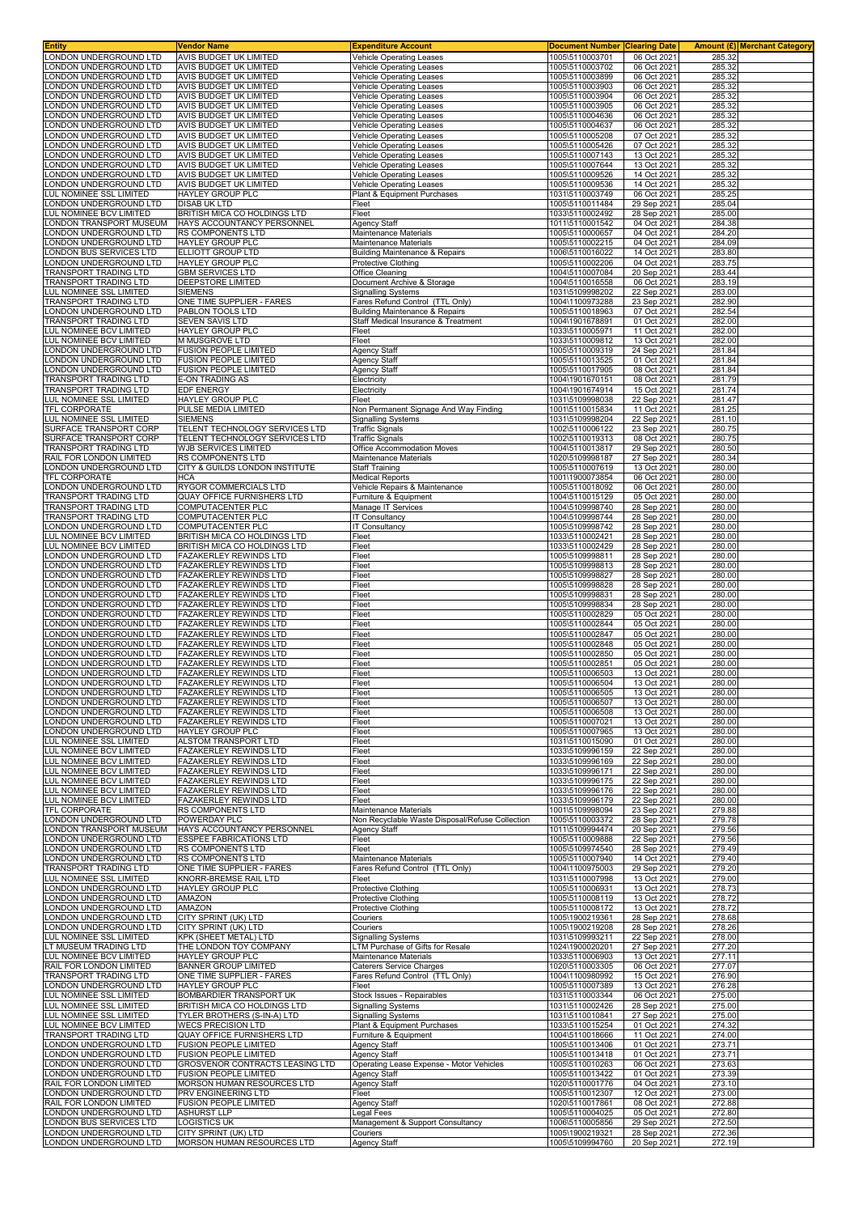| Entity | Vendor Name | Expenditure Account | Document Number | Clearing Date | Amount (£) | Merchant Category |
|---|---|---|---|---|---|---|
| LONDON UNDERGROUND LTD | AVIS BUDGET UK LIMITED | Vehicle Operating Leases | 1005\5110003701 | 06 Oct 2021 | 285.32 | |
| LONDON UNDERGROUND LTD | AVIS BUDGET UK LIMITED | Vehicle Operating Leases | 1005\5110003702 | 06 Oct 2021 | 285.32 | |
| LONDON UNDERGROUND LTD | AVIS BUDGET UK LIMITED | Vehicle Operating Leases | 1005\5110003899 | 06 Oct 2021 | 285.32 | |
| LONDON UNDERGROUND LTD | AVIS BUDGET UK LIMITED | Vehicle Operating Leases | 1005\5110003903 | 06 Oct 2021 | 285.32 | |
| LONDON UNDERGROUND LTD | AVIS BUDGET UK LIMITED | Vehicle Operating Leases | 1005\5110003904 | 06 Oct 2021 | 285.32 | |
| LONDON UNDERGROUND LTD | AVIS BUDGET UK LIMITED | Vehicle Operating Leases | 1005\5110003905 | 06 Oct 2021 | 285.32 | |
| LONDON UNDERGROUND LTD | AVIS BUDGET UK LIMITED | Vehicle Operating Leases | 1005\5110004636 | 06 Oct 2021 | 285.32 | |
| LONDON UNDERGROUND LTD | AVIS BUDGET UK LIMITED | Vehicle Operating Leases | 1005\5110004637 | 06 Oct 2021 | 285.32 | |
| LONDON UNDERGROUND LTD | AVIS BUDGET UK LIMITED | Vehicle Operating Leases | 1005\5110005208 | 07 Oct 2021 | 285.32 | |
| LONDON UNDERGROUND LTD | AVIS BUDGET UK LIMITED | Vehicle Operating Leases | 1005\5110005426 | 07 Oct 2021 | 285.32 | |
| LONDON UNDERGROUND LTD | AVIS BUDGET UK LIMITED | Vehicle Operating Leases | 1005\5110007143 | 13 Oct 2021 | 285.32 | |
| LONDON UNDERGROUND LTD | AVIS BUDGET UK LIMITED | Vehicle Operating Leases | 1005\5110007644 | 13 Oct 2021 | 285.32 | |
| LONDON UNDERGROUND LTD | AVIS BUDGET UK LIMITED | Vehicle Operating Leases | 1005\5110009526 | 14 Oct 2021 | 285.32 | |
| LONDON UNDERGROUND LTD | AVIS BUDGET UK LIMITED | Vehicle Operating Leases | 1005\5110009536 | 14 Oct 2021 | 285.32 | |
| LUL NOMINEE SSL LIMITED | HAYLEY GROUP PLC | Plant & Equipment Purchases | 1031\5110003749 | 06 Oct 2021 | 285.25 | |
| LONDON UNDERGROUND LTD | DISAB UK LTD | Fleet | 1005\5110011484 | 29 Sep 2021 | 285.04 | |
| LUL NOMINEE BCV LIMITED | BRITISH MICA CO HOLDINGS LTD | Fleet | 1033\5110002492 | 28 Sep 2021 | 285.00 | |
| LONDON TRANSPORT MUSEUM | HAYS ACCOUNTANCY PERSONNEL | Agency Staff | 1011\5110001542 | 04 Oct 2021 | 284.38 | |
| LONDON UNDERGROUND LTD | RS COMPONENTS LTD | Maintenance Materials | 1005\5110000657 | 04 Oct 2021 | 284.20 | |
| LONDON UNDERGROUND LTD | HAYLEY GROUP PLC | Maintenance Materials | 1005\5110002215 | 04 Oct 2021 | 284.09 | |
| LONDON BUS SERVICES LTD | ELLIOTT GROUP LTD | Building Maintenance & Repairs | 1006\5110016022 | 14 Oct 2021 | 283.80 | |
| LONDON UNDERGROUND LTD | HAYLEY GROUP PLC | Protective Clothing | 1005\5110002206 | 04 Oct 2021 | 283.75 | |
| TRANSPORT TRADING LTD | GBM SERVICES LTD | Office Cleaning | 1004\5110007084 | 20 Sep 2021 | 283.44 | |
| TRANSPORT TRADING LTD | DEEPSTORE LIMITED | Document Archive & Storage | 1004\5110016558 | 06 Oct 2021 | 283.19 | |
| LUL NOMINEE SSL LIMITED | SIEMENS | Signalling Systems | 1031\5109998202 | 22 Sep 2021 | 283.00 | |
| TRANSPORT TRADING LTD | ONE TIME SUPPLIER - FARES | Fares Refund Control (TTL Only) | 1004\1100973288 | 23 Sep 2021 | 282.90 | |
| LONDON UNDERGROUND LTD | PABLON TOOLS LTD | Building Maintenance & Repairs | 1005\5110018963 | 07 Oct 2021 | 282.54 | |
| TRANSPORT TRADING LTD | SEVEN SAVIS LTD | Staff Medical Insurance & Treatment | 1004\1901678891 | 01 Oct 2021 | 282.00 | |
| LUL NOMINEE BCV LIMITED | HAYLEY GROUP PLC | Fleet | 1033\5110005971 | 11 Oct 2021 | 282.00 | |
| LUL NOMINEE BCV LIMITED | M MUSGROVE LTD | Fleet | 1033\5110009812 | 13 Oct 2021 | 282.00 | |
| LONDON UNDERGROUND LTD | FUSION PEOPLE LIMITED | Agency Staff | 1005\5110009319 | 24 Sep 2021 | 281.84 | |
| LONDON UNDERGROUND LTD | FUSION PEOPLE LIMITED | Agency Staff | 1005\5110013525 | 01 Oct 2021 | 281.84 | |
| LONDON UNDERGROUND LTD | FUSION PEOPLE LIMITED | Agency Staff | 1005\5110017905 | 08 Oct 2021 | 281.84 | |
| TRANSPORT TRADING LTD | E-ON TRADING AS | Electricity | 1004\1901670151 | 08 Oct 2021 | 281.79 | |
| TRANSPORT TRADING LTD | EDF ENERGY | Electricity | 1004\1901674914 | 15 Oct 2021 | 281.74 | |
| LUL NOMINEE SSL LIMITED | HAYLEY GROUP PLC | Fleet | 1031\5109998038 | 22 Sep 2021 | 281.47 | |
| TFL CORPORATE | PULSE MEDIA LIMITED | Non Permanent Signage And Way Finding | 1001\5110015834 | 11 Oct 2021 | 281.25 | |
| LUL NOMINEE SSL LIMITED | SIEMENS | Signalling Systems | 1031\5109998204 | 22 Sep 2021 | 281.10 | |
| SURFACE TRANSPORT CORP | TELENT TECHNOLOGY SERVICES LTD | Traffic Signals | 1002\5110006122 | 23 Sep 2021 | 280.75 | |
| SURFACE TRANSPORT CORP | TELENT TECHNOLOGY SERVICES LTD | Traffic Signals | 1002\5110019313 | 08 Oct 2021 | 280.75 | |
| TRANSPORT TRADING LTD | WJB SERVICES LIMITED | Office Accommodation Moves | 1004\5110013817 | 29 Sep 2021 | 280.50 | |
| RAIL FOR LONDON LIMITED | RS COMPONENTS LTD | Maintenance Materials | 1020\5109998187 | 27 Sep 2021 | 280.34 | |
| LONDON UNDERGROUND LTD | CITY & GUILDS LONDON INSTITUTE | Staff Training | 1005\5110007619 | 13 Oct 2021 | 280.00 | |
| TFL CORPORATE | HCA | Medical Reports | 1001\1900073854 | 06 Oct 2021 | 280.00 | |
| LONDON UNDERGROUND LTD | RYGOR COMMERCIALS LTD | Vehicle Repairs & Maintenance | 1005\5110018092 | 06 Oct 2021 | 280.00 | |
| TRANSPORT TRADING LTD | QUAY OFFICE FURNISHERS LTD | Furniture & Equipment | 1004\5110015129 | 05 Oct 2021 | 280.00 | |
| TRANSPORT TRADING LTD | COMPUTACENTER PLC | Manage IT Services | 1004\5109998740 | 28 Sep 2021 | 280.00 | |
| TRANSPORT TRADING LTD | COMPUTACENTER PLC | IT Consultancy | 1004\5109998744 | 28 Sep 2021 | 280.00 | |
| LONDON UNDERGROUND LTD | COMPUTACENTER PLC | IT Consultancy | 1005\5109998742 | 28 Sep 2021 | 280.00 | |
| LUL NOMINEE BCV LIMITED | BRITISH MICA CO HOLDINGS LTD | Fleet | 1033\5110002421 | 28 Sep 2021 | 280.00 | |
| LUL NOMINEE BCV LIMITED | BRITISH MICA CO HOLDINGS LTD | Fleet | 1033\5110002429 | 28 Sep 2021 | 280.00 | |
| LONDON UNDERGROUND LTD | FAZAKERLEY REWINDS LTD | Fleet | 1005\5109998811 | 28 Sep 2021 | 280.00 | |
| LONDON UNDERGROUND LTD | FAZAKERLEY REWINDS LTD | Fleet | 1005\5109998813 | 28 Sep 2021 | 280.00 | |
| LONDON UNDERGROUND LTD | FAZAKERLEY REWINDS LTD | Fleet | 1005\5109998827 | 28 Sep 2021 | 280.00 | |
| LONDON UNDERGROUND LTD | FAZAKERLEY REWINDS LTD | Fleet | 1005\5109998828 | 28 Sep 2021 | 280.00 | |
| LONDON UNDERGROUND LTD | FAZAKERLEY REWINDS LTD | Fleet | 1005\5109998831 | 28 Sep 2021 | 280.00 | |
| LONDON UNDERGROUND LTD | FAZAKERLEY REWINDS LTD | Fleet | 1005\5109998834 | 28 Sep 2021 | 280.00 | |
| LONDON UNDERGROUND LTD | FAZAKERLEY REWINDS LTD | Fleet | 1005\5110002829 | 05 Oct 2021 | 280.00 | |
| LONDON UNDERGROUND LTD | FAZAKERLEY REWINDS LTD | Fleet | 1005\5110002844 | 05 Oct 2021 | 280.00 | |
| LONDON UNDERGROUND LTD | FAZAKERLEY REWINDS LTD | Fleet | 1005\5110002847 | 05 Oct 2021 | 280.00 | |
| LONDON UNDERGROUND LTD | FAZAKERLEY REWINDS LTD | Fleet | 1005\5110002848 | 05 Oct 2021 | 280.00 | |
| LONDON UNDERGROUND LTD | FAZAKERLEY REWINDS LTD | Fleet | 1005\5110002850 | 05 Oct 2021 | 280.00 | |
| LONDON UNDERGROUND LTD | FAZAKERLEY REWINDS LTD | Fleet | 1005\5110002851 | 05 Oct 2021 | 280.00 | |
| LONDON UNDERGROUND LTD | FAZAKERLEY REWINDS LTD | Fleet | 1005\5110006503 | 13 Oct 2021 | 280.00 | |
| LONDON UNDERGROUND LTD | FAZAKERLEY REWINDS LTD | Fleet | 1005\5110006504 | 13 Oct 2021 | 280.00 | |
| LONDON UNDERGROUND LTD | FAZAKERLEY REWINDS LTD | Fleet | 1005\5110006505 | 13 Oct 2021 | 280.00 | |
| LONDON UNDERGROUND LTD | FAZAKERLEY REWINDS LTD | Fleet | 1005\5110006507 | 13 Oct 2021 | 280.00 | |
| LONDON UNDERGROUND LTD | FAZAKERLEY REWINDS LTD | Fleet | 1005\5110006508 | 13 Oct 2021 | 280.00 | |
| LONDON UNDERGROUND LTD | FAZAKERLEY REWINDS LTD | Fleet | 1005\5110007021 | 13 Oct 2021 | 280.00 | |
| LONDON UNDERGROUND LTD | HAYLEY GROUP PLC | Fleet | 1005\5110007965 | 13 Oct 2021 | 280.00 | |
| LUL NOMINEE SSL LIMITED | ALSTOM TRANSPORT LTD | Fleet | 1031\5110015090 | 01 Oct 2021 | 280.00 | |
| LUL NOMINEE BCV LIMITED | FAZAKERLEY REWINDS LTD | Fleet | 1033\5109996159 | 22 Sep 2021 | 280.00 | |
| LUL NOMINEE BCV LIMITED | FAZAKERLEY REWINDS LTD | Fleet | 1033\5109996169 | 22 Sep 2021 | 280.00 | |
| LUL NOMINEE BCV LIMITED | FAZAKERLEY REWINDS LTD | Fleet | 1033\5109996171 | 22 Sep 2021 | 280.00 | |
| LUL NOMINEE BCV LIMITED | FAZAKERLEY REWINDS LTD | Fleet | 1033\5109996175 | 22 Sep 2021 | 280.00 | |
| LUL NOMINEE BCV LIMITED | FAZAKERLEY REWINDS LTD | Fleet | 1033\5109996176 | 22 Sep 2021 | 280.00 | |
| LUL NOMINEE BCV LIMITED | FAZAKERLEY REWINDS LTD | Fleet | 1033\5109996179 | 22 Sep 2021 | 280.00 | |
| TFL CORPORATE | RS COMPONENTS LTD | Maintenance Materials | 1001\5109998094 | 23 Sep 2021 | 279.88 | |
| LONDON UNDERGROUND LTD | POWERDAY PLC | Non Recyclable Waste Disposal/Refuse Collection | 1005\5110003372 | 28 Sep 2021 | 279.78 | |
| LONDON TRANSPORT MUSEUM | HAYS ACCOUNTANCY PERSONNEL | Agency Staff | 1011\5109994474 | 20 Sep 2021 | 279.56 | |
| LONDON UNDERGROUND LTD | ESSPEE FABRICATIONS LTD | Fleet | 1005\5110009888 | 22 Sep 2021 | 279.56 | |
| LONDON UNDERGROUND LTD | RS COMPONENTS LTD | Fleet | 1005\5109974540 | 28 Sep 2021 | 279.49 | |
| LONDON UNDERGROUND LTD | RS COMPONENTS LTD | Maintenance Materials | 1005\5110007940 | 14 Oct 2021 | 279.40 | |
| TRANSPORT TRADING LTD | ONE TIME SUPPLIER - FARES | Fares Refund Control (TTL Only) | 1004\1100975003 | 29 Sep 2021 | 279.20 | |
| LUL NOMINEE SSL LIMITED | KNORR-BREMSE RAIL LTD | Fleet | 1031\5110007998 | 13 Oct 2021 | 279.00 | |
| LONDON UNDERGROUND LTD | HAYLEY GROUP PLC | Protective Clothing | 1005\5110006931 | 13 Oct 2021 | 278.73 | |
| LONDON UNDERGROUND LTD | AMAZON | Protective Clothing | 1005\5110008119 | 13 Oct 2021 | 278.72 | |
| LONDON UNDERGROUND LTD | AMAZON | Protective Clothing | 1005\5110008172 | 13 Oct 2021 | 278.72 | |
| LONDON UNDERGROUND LTD | CITY SPRINT (UK) LTD | Couriers | 1005\1900219361 | 28 Sep 2021 | 278.68 | |
| LONDON UNDERGROUND LTD | CITY SPRINT (UK) LTD | Couriers | 1005\1900219208 | 28 Sep 2021 | 278.26 | |
| LUL NOMINEE SSL LIMITED | KPK (SHEET METAL) LTD | Signalling Systems | 1031\5109993211 | 22 Sep 2021 | 278.00 | |
| LT MUSEUM TRADING LTD | THE LONDON TOY COMPANY | LTM Purchase of Gifts for Resale | 1024\1900020201 | 27 Sep 2021 | 277.20 | |
| LUL NOMINEE BCV LIMITED | HAYLEY GROUP PLC | Maintenance Materials | 1033\5110006903 | 13 Oct 2021 | 277.11 | |
| RAIL FOR LONDON LIMITED | BANNER GROUP LIMITED | Caterers Service Charges | 1020\5110003305 | 06 Oct 2021 | 277.07 | |
| TRANSPORT TRADING LTD | ONE TIME SUPPLIER - FARES | Fares Refund Control (TTL Only) | 1004\1100980992 | 15 Oct 2021 | 276.90 | |
| LONDON UNDERGROUND LTD | HAYLEY GROUP PLC | Fleet | 1005\5110007389 | 13 Oct 2021 | 276.28 | |
| LUL NOMINEE SSL LIMITED | BOMBARDIER TRANSPORT UK | Stock Issues - Repairables | 1031\5110003344 | 06 Oct 2021 | 275.00 | |
| LUL NOMINEE SSL LIMITED | BRITISH MICA CO HOLDINGS LTD | Signalling Systems | 1031\5110002426 | 28 Sep 2021 | 275.00 | |
| LUL NOMINEE SSL LIMITED | TYLER BROTHERS (S-IN-A) LTD | Signalling Systems | 1031\5110010841 | 27 Sep 2021 | 275.00 | |
| LUL NOMINEE BCV LIMITED | WECS PRECISION LTD | Plant & Equipment Purchases | 1033\5110015254 | 01 Oct 2021 | 274.32 | |
| TRANSPORT TRADING LTD | QUAY OFFICE FURNISHERS LTD | Furniture & Equipment | 1004\5110018666 | 11 Oct 2021 | 274.00 | |
| LONDON UNDERGROUND LTD | FUSION PEOPLE LIMITED | Agency Staff | 1005\5110013406 | 01 Oct 2021 | 273.71 | |
| LONDON UNDERGROUND LTD | FUSION PEOPLE LIMITED | Agency Staff | 1005\5110013418 | 01 Oct 2021 | 273.71 | |
| LONDON UNDERGROUND LTD | GROSVENOR CONTRACTS LEASING LTD | Operating Lease Expense - Motor Vehicles | 1005\5110010263 | 06 Oct 2021 | 273.63 | |
| LONDON UNDERGROUND LTD | FUSION PEOPLE LIMITED | Agency Staff | 1005\5110013422 | 01 Oct 2021 | 273.39 | |
| RAIL FOR LONDON LIMITED | MORSON HUMAN RESOURCES LTD | Agency Staff | 1020\5110001776 | 04 Oct 2021 | 273.10 | |
| LONDON UNDERGROUND LTD | PRV ENGINEERING LTD | Fleet | 1005\5110012307 | 12 Oct 2021 | 273.00 | |
| RAIL FOR LONDON LIMITED | FUSION PEOPLE LIMITED | Agency Staff | 1020\5110017861 | 08 Oct 2021 | 272.88 | |
| LONDON UNDERGROUND LTD | ASHURST LLP | Legal Fees | 1005\5110004025 | 05 Oct 2021 | 272.80 | |
| LONDON BUS SERVICES LTD | LOGISTICS UK | Management & Support Consultancy | 1006\5110005856 | 29 Sep 2021 | 272.50 | |
| LONDON UNDERGROUND LTD | CITY SPRINT (UK) LTD | Couriers | 1005\1900219321 | 28 Sep 2021 | 272.36 | |
| LONDON UNDERGROUND LTD | MORSON HUMAN RESOURCES LTD | Agency Staff | 1005\5109994760 | 20 Sep 2021 | 272.19 | |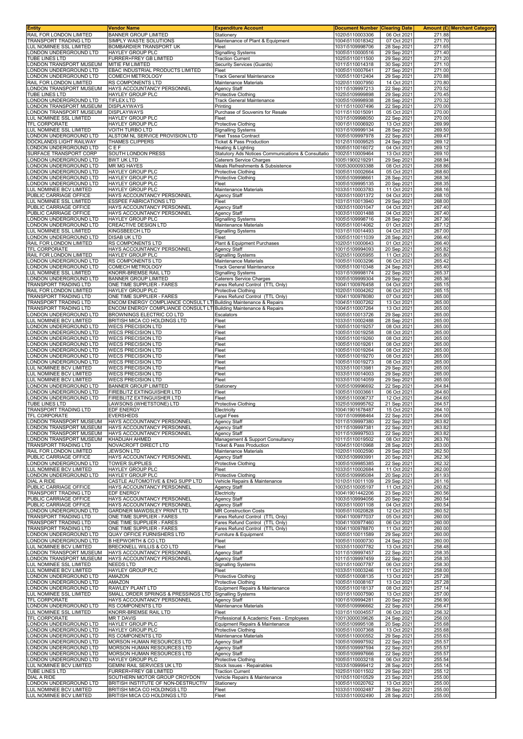| Entity | Vendor Name | Expenditure Account | Document Number | Clearing Date | Amount (£) | Merchant Category |
|---|---|---|---|---|---|---|
| RAIL FOR LONDON LIMITED | BANNER GROUP LIMITED | Stationery | 1020\5110003306 | 06 Oct 2021 | 271.88 | |
| TRANSPORT TRADING LTD | SIMPLY WASTE SOLUTIONS | Maintenance of Plant & Equipment | 1004\5110018342 | 07 Oct 2021 | 271.70 | |
| LUL NOMINEE SSL LIMITED | BOMBARDIER TRANSPORT UK | Fleet | 1031\5109998706 | 28 Sep 2021 | 271.65 | |
| LONDON UNDERGROUND LTD | HAYLEY GROUP PLC | Signalling Systems | 1005\5110000516 | 29 Sep 2021 | 271.40 | |
| TUBE LINES LTD | FURRER+FREY GB LIMITED | Traction Current | 1025\5110011500 | 29 Sep 2021 | 271.20 | |
| LONDON TRANSPORT MUSEUM | MITIE FM LIMITED | Security Services (Guards) | 1011\5110014318 | 30 Sep 2021 | 271.10 | |
| LONDON UNDERGROUND LTD | EBAC INDUSTRIAL PRODUCTS LIMITED | Fleet | 1005\5110007641 | 27 Sep 2021 | 271.00 | |
| LONDON UNDERGROUND LTD | COMECH METROLOGY | Track General Maintenance | 1005\5110012404 | 29 Sep 2021 | 270.88 | |
| RAIL FOR LONDON LIMITED | RS COMPONENTS LTD | Maintenance Materials | 1020\5110007950 | 14 Oct 2021 | 270.80 | |
| LONDON TRANSPORT MUSEUM | HAYS ACCOUNTANCY PERSONNEL | Agency Staff | 1011\5109997213 | 22 Sep 2021 | 270.52 | |
| TUBE LINES LTD | HAYLEY GROUP PLC | Protective Clothing | 1025\5109999898 | 29 Sep 2021 | 270.45 | |
| LONDON UNDERGROUND LTD | TIFLEX LTD | Track General Maintenance | 1005\5109998938 | 28 Sep 2021 | 270.32 | |
| LONDON TRANSPORT MUSEUM | DISPLAYWAYS | Printing | 1011\5110007496 | 22 Sep 2021 | 270.00 | |
| LONDON TRANSPORT MUSEUM | DISPLAYWAYS | Purchase of Souvenirs for Resale | 1011\5110015091 | 05 Oct 2021 | 270.00 | |
| LUL NOMINEE SSL LIMITED | HAYLEY GROUP PLC | Fleet | 1031\5109998050 | 22 Sep 2021 | 270.00 | |
| TFL CORPORATE | HAYLEY GROUP PLC | Protective Clothing | 1001\5110006920 | 13 Oct 2021 | 269.99 | |
| LUL NOMINEE SSL LIMITED | VOITH TURBO LTD | Signalling Systems | 1031\5109999134 | 28 Sep 2021 | 269.50 | |
| LONDON UNDERGROUND LTD | ALSTOM NL SERVICE PROVISION LTD | Fleet Tsssa Contract | 1005\5109997978 | 22 Sep 2021 | 269.47 | |
| DOCKLANDS LIGHT RAILWAY | THAMES CLIPPERS | Ticket & Pass Production | 1012\5110009525 | 24 Sep 2021 | 269.12 | |
| LONDON UNDERGROUND LTD | C E F | Heating & Lighting | 1005\5110016072 | 04 Oct 2021 | 269.12 | |
| SURFACE TRANSPORT CORP | SOUTH LONDON PRESS | Statutory Ads Notices Communications & Consultatio | 1002\5110009464 | 13 Oct 2021 | 269.10 | |
| LONDON UNDERGROUND LTD | BWT UK LTD | Caterers Service Charges | 1005\1900219291 | 29 Sep 2021 | 268.94 | |
| LONDON UNDERGROUND LTD | MR MG HAYES | Meals Refreshments & Subsistence | 1005\3000093388 | 08 Oct 2021 | 268.86 | |
| LONDON UNDERGROUND LTD | HAYLEY GROUP PLC | Protective Clothing | 1005\5110002664 | 05 Oct 2021 | 268.60 | |
| LONDON UNDERGROUND LTD | HAYLEY GROUP PLC | Protective Clothing | 1005\5109998661 | 28 Sep 2021 | 268.36 | |
| LONDON UNDERGROUND LTD | HAYLEY GROUP PLC | Fleet | 1005\5109995135 | 20 Sep 2021 | 268.35 | |
| LUL NOMINEE BCV LIMITED | HAYLEY GROUP PLC | Maintenance Materials | 1033\5110003783 | 11 Oct 2021 | 268.16 | |
| PUBLIC CARRIAGE OFFICE | HAYS ACCOUNTANCY PERSONNEL | Agency Staff | 1003\5110001372 | 04 Oct 2021 | 268.10 | |
| LUL NOMINEE SSL LIMITED | ESSPEE FABRICATIONS LTD | Fleet | 1031\5110013940 | 29 Sep 2021 | 268.00 | |
| PUBLIC CARRIAGE OFFICE | HAYS ACCOUNTANCY PERSONNEL | Agency Staff | 1003\5110001047 | 04 Oct 2021 | 267.40 | |
| PUBLIC CARRIAGE OFFICE | HAYS ACCOUNTANCY PERSONNEL | Agency Staff | 1003\5110001488 | 04 Oct 2021 | 267.40 | |
| LONDON UNDERGROUND LTD | HAYLEY GROUP PLC | Signalling Systems | 1005\5109998716 | 28 Sep 2021 | 267.36 | |
| LONDON UNDERGROUND LTD | CREACTIVE DESIGN LTD | Maintenance Materials | 1005\5110014062 | 01 Oct 2021 | 267.12 | |
| LUL NOMINEE SSL LIMITED | KINGSBEECH LTD | Signalling Systems | 1031\5110014493 | 04 Oct 2021 | 267.00 | |
| LONDON UNDERGROUND LTD | DISAB UK LTD | Fleet | 1005\5110011039 | 28 Sep 2021 | 266.40 | |
| RAIL FOR LONDON LIMITED | RS COMPONENTS LTD | Plant & Equipment Purchases | 1020\5110000643 | 01 Oct 2021 | 266.40 | |
| TFL CORPORATE | HAYS ACCOUNTANCY PERSONNEL | Agency Staff | 1001\5109994093 | 20 Sep 2021 | 265.82 | |
| RAIL FOR LONDON LIMITED | HAYLEY GROUP PLC | Signalling Systems | 1020\5110005955 | 11 Oct 2021 | 265.80 | |
| LONDON UNDERGROUND LTD | RS COMPONENTS LTD | Maintenance Materials | 1005\5110003296 | 06 Oct 2021 | 265.42 | |
| LONDON UNDERGROUND LTD | COMECH METROLOGY | Track General Maintenance | 1005\5110010348 | 24 Sep 2021 | 265.40 | |
| LUL NOMINEE SSL LIMITED | KNORR-BREMSE RAIL LTD | Signalling Systems | 1031\5109998174 | 22 Sep 2021 | 265.37 | |
| LONDON UNDERGROUND LTD | BANNER GROUP LIMITED | Caterers Service Charges | 1005\5109999304 | 29 Sep 2021 | 265.36 | |
| TRANSPORT TRADING LTD | ONE TIME SUPPLIER - FARES | Fares Refund Control (TTL Only) | 1004\1100976458 | 04 Oct 2021 | 265.15 | |
| RAIL FOR LONDON LIMITED | HAYLEY GROUP PLC | Protective Clothing | 1020\5110004262 | 06 Oct 2021 | 265.15 | |
| TRANSPORT TRADING LTD | ONE TIME SUPPLIER - FARES | Fares Refund Control (TTL Only) | 1004\1100978080 | 07 Oct 2021 | 265.00 | |
| TRANSPORT TRADING LTD | ENCOM ENERGY COMPLIANCE CONSULT LT | Building Maintenance & Repairs | 1004\5110007262 | 13 Oct 2021 | 265.00 | |
| TRANSPORT TRADING LTD | ENCOM ENERGY COMPLIANCE CONSULT LT | Building Maintenance & Repairs | 1004\5110007264 | 13 Oct 2021 | 265.00 | |
| LONDON UNDERGROUND LTD | BROWNINGS ELECTRIC CO LTD | Escalators | 1005\5110013726 | 29 Sep 2021 | 265.00 | |
| LUL NOMINEE BCV LIMITED | BRITISH MICA CO HOLDINGS LTD | Fleet | 1033\5110002488 | 28 Sep 2021 | 265.00 | |
| LONDON UNDERGROUND LTD | WECS PRECISION LTD | Fleet | 1005\5110019257 | 08 Oct 2021 | 265.00 | |
| LONDON UNDERGROUND LTD | WECS PRECISION LTD | Fleet | 1005\5110019258 | 08 Oct 2021 | 265.00 | |
| LONDON UNDERGROUND LTD | WECS PRECISION LTD | Fleet | 1005\5110019260 | 08 Oct 2021 | 265.00 | |
| LONDON UNDERGROUND LTD | WECS PRECISION LTD | Fleet | 1005\5110019261 | 08 Oct 2021 | 265.00 | |
| LONDON UNDERGROUND LTD | WECS PRECISION LTD | Fleet | 1005\5110019264 | 08 Oct 2021 | 265.00 | |
| LONDON UNDERGROUND LTD | WECS PRECISION LTD | Fleet | 1005\5110019270 | 08 Oct 2021 | 265.00 | |
| LONDON UNDERGROUND LTD | WECS PRECISION LTD | Fleet | 1005\5110019273 | 08 Oct 2021 | 265.00 | |
| LUL NOMINEE BCV LIMITED | WECS PRECISION LTD | Fleet | 1033\5110013981 | 29 Sep 2021 | 265.00 | |
| LUL NOMINEE BCV LIMITED | WECS PRECISION LTD | Fleet | 1033\5110014003 | 29 Sep 2021 | 265.00 | |
| LUL NOMINEE BCV LIMITED | WECS PRECISION LTD | Fleet | 1033\5110014059 | 29 Sep 2021 | 265.00 | |
| LONDON UNDERGROUND LTD | BANNER GROUP LIMITED | Stationery | 1005\5109996692 | 22 Sep 2021 | 264.84 | |
| LONDON UNDERGROUND LTD | FIREBLITZ EXTINGUISHER LTD | Fleet | 1005\5110003661 | 06 Oct 2021 | 264.60 | |
| LONDON UNDERGROUND LTD | FIREBLITZ EXTINGUISHER LTD | Fleet | 1005\5110006737 | 12 Oct 2021 | 264.60 | |
| TUBE LINES LTD | LAWSONS (WHETSTONE) LTD | Protective Clothing | 1025\5109995762 | 21 Sep 2021 | 264.57 | |
| TRANSPORT TRADING LTD | EDF ENERGY | Electricity | 1004\1901678487 | 15 Oct 2021 | 264.10 | |
| TFL CORPORATE | EVERSHEDS | Legal Fees | 1001\5109998464 | 22 Sep 2021 | 264.00 | |
| LONDON TRANSPORT MUSEUM | HAYS ACCOUNTANCY PERSONNEL | Agency Staff | 1011\5109997380 | 22 Sep 2021 | 263.82 | |
| LONDON TRANSPORT MUSEUM | HAYS ACCOUNTANCY PERSONNEL | Agency Staff | 1011\5109997381 | 22 Sep 2021 | 263.82 | |
| LONDON TRANSPORT MUSEUM | HAYS ACCOUNTANCY PERSONNEL | Agency Staff | 1011\5109997503 | 22 Sep 2021 | 263.82 | |
| LONDON TRANSPORT MUSEUM | KHADIJAH AHMED | Management & Support Consultancy | 1011\5110019502 | 08 Oct 2021 | 263.76 | |
| TRANSPORT TRADING LTD | NOVACROFT DIRECT LTD | Ticket & Pass Production | 1004\5110010968 | 28 Sep 2021 | 263.00 | |
| RAIL FOR LONDON LIMITED | JEWSON LTD | Maintenance Materials | 1020\5110002590 | 29 Sep 2021 | 262.50 | |
| PUBLIC CARRIAGE OFFICE | HAYS ACCOUNTANCY PERSONNEL | Agency Staff | 1003\5109993991 | 20 Sep 2021 | 262.36 | |
| LONDON UNDERGROUND LTD | TOWER SUPPLIES | Protective Clothing | 1005\5109985385 | 22 Sep 2021 | 262.32 | |
| LUL NOMINEE BCV LIMITED | HAYLEY GROUP PLC | Fleet | 1033\5110002684 | 11 Oct 2021 | 262.00 | |
| LONDON UNDERGROUND LTD | HAYLEY GROUP PLC | Protective Clothing | 1005\5109995084 | 20 Sep 2021 | 261.93 | |
| DIAL A RIDE | CASTLE AUTOMOTIVE & ENG SUPP LTD | Vehicle Repairs & Maintenance | 1010\5110011109 | 29 Sep 2021 | 261.16 | |
| PUBLIC CARRIAGE OFFICE | HAYS ACCOUNTANCY PERSONNEL | Agency Staff | 1003\5110005197 | 11 Oct 2021 | 260.82 | |
| TRANSPORT TRADING LTD | EDF ENERGY | Electricity | 1004\1901442206 | 23 Sep 2021 | 260.56 | |
| PUBLIC CARRIAGE OFFICE | HAYS ACCOUNTANCY PERSONNEL | Agency Staff | 1003\5109994056 | 20 Sep 2021 | 260.54 | |
| PUBLIC CARRIAGE OFFICE | HAYS ACCOUNTANCY PERSONNEL | Agency Staff | 1003\5110001108 | 04 Oct 2021 | 260.54 | |
| LONDON UNDERGROUND LTD | GARDNER MAWDSLEY PRINT LTD | MR Construction Costs | 1005\5110020828 | 12 Oct 2021 | 260.52 | |
| TRANSPORT TRADING LTD | ONE TIME SUPPLIER - FARES | Fares Refund Control (TTL Only) | 1004\1100977037 | 05 Oct 2021 | 260.00 | |
| TRANSPORT TRADING LTD | ONE TIME SUPPLIER - FARES | Fares Refund Control (TTL Only) | 1004\1100977460 | 06 Oct 2021 | 260.00 | |
| TRANSPORT TRADING LTD | ONE TIME SUPPLIER - FARES | Fares Refund Control (TTL Only) | 1004\1100978870 | 11 Oct 2021 | 260.00 | |
| LONDON UNDERGROUND LTD | QUAY OFFICE FURNISHERS LTD | Furniture & Equipment | 1005\5110011589 | 29 Sep 2021 | 260.00 | |
| LONDON UNDERGROUND LTD | B HEPWORTH & CO LTD | Fleet | 1005\5110000730 | 24 Sep 2021 | 260.00 | |
| LUL NOMINEE BCV LIMITED | BRECKNELL WILLIS & CO LTD | Fleet | 1033\5110007782 | 13 Oct 2021 | 258.48 | |
| LONDON TRANSPORT MUSEUM | HAYS ACCOUNTANCY PERSONNEL | Agency Staff | 1011\5109997457 | 22 Sep 2021 | 258.35 | |
| LONDON TRANSPORT MUSEUM | HAYS ACCOUNTANCY PERSONNEL | Agency Staff | 1011\5109997459 | 22 Sep 2021 | 258.35 | |
| LUL NOMINEE SSL LIMITED | NEEDS LTD | Signalling Systems | 1031\5110007787 | 06 Oct 2021 | 258.30 | |
| LUL NOMINEE BCV LIMITED | HAYLEY GROUP PLC | Fleet | 1033\5110003246 | 11 Oct 2021 | 258.00 | |
| LONDON UNDERGROUND LTD | AMAZON | Protective Clothing | 1005\5110008135 | 13 Oct 2021 | 257.28 | |
| LONDON UNDERGROUND LTD | AMAZON | Protective Clothing | 1005\5110008167 | 13 Oct 2021 | 257.28 | |
| LONDON UNDERGROUND LTD | RAWLEY PLANT LTD | Equipment Repairs & Maintenance | 1005\5110018137 | 08 Oct 2021 | 257.14 | |
| LUL NOMINEE SSL LIMITED | SMALL ORDER SPRINGS & PRESSINGS LTD | Signalling Systems | 1031\5110007590 | 13 Oct 2021 | 257.00 | |
| TFL CORPORATE | HAYS ACCOUNTANCY PERSONNEL | Agency Staff | 1001\5109994281 | 20 Sep 2021 | 256.90 | |
| LONDON UNDERGROUND LTD | RS COMPONENTS LTD | Maintenance Materials | 1005\5109996662 | 22 Sep 2021 | 256.47 | |
| LUL NOMINEE SSL LIMITED | KNORR-BREMSE RAIL LTD | Fleet | 1031\5110004557 | 06 Oct 2021 | 256.32 | |
| TFL CORPORATE | MR T DAVIS | Professional & Academic Fees - Employees | 1001\3000039626 | 24 Sep 2021 | 256.00 | |
| LONDON UNDERGROUND LTD | HAYLEY GROUP PLC | Equipment Repairs & Maintenance | 1005\5109995108 | 20 Sep 2021 | 255.68 | |
| LONDON UNDERGROUND LTD | HAYLEY GROUP PLC | Protective Clothing | 1005\5110007368 | 13 Oct 2021 | 255.68 | |
| LONDON UNDERGROUND LTD | RS COMPONENTS LTD | Maintenance Materials | 1005\5110000552 | 29 Sep 2021 | 255.63 | |
| LONDON UNDERGROUND LTD | MORSON HUMAN RESOURCES LTD | Agency Staff | 1005\5109997592 | 22 Sep 2021 | 255.57 | |
| LONDON UNDERGROUND LTD | MORSON HUMAN RESOURCES LTD | Agency Staff | 1005\5109997594 | 22 Sep 2021 | 255.57 | |
| LONDON UNDERGROUND LTD | MORSON HUMAN RESOURCES LTD | Agency Staff | 1005\5109997666 | 22 Sep 2021 | 255.57 | |
| LONDON UNDERGROUND LTD | HAYLEY GROUP PLC | Protective Clothing | 1005\5110003218 | 06 Oct 2021 | 255.54 | |
| LUL NOMINEE BCV LIMITED | GEMINI RAIL SERVICES UK LTD | Stock Issues - Repairables | 1033\5109999412 | 28 Sep 2021 | 255.14 | |
| TUBE LINES LTD | FURRER+FREY GB LIMITED | Traction Current | 1025\5110011502 | 29 Sep 2021 | 255.12 | |
| DIAL A RIDE | SOUTHERN MOTOR GROUP CROYDON | Vehicle Repairs & Maintenance | 1010\5110010529 | 23 Sep 2021 | 255.00 | |
| LONDON UNDERGROUND LTD | BRITISH INSTITUTE OF NON-DESTRUCTIV | Stationery | 1005\5110020762 | 13 Oct 2021 | 255.00 | |
| LUL NOMINEE BCV LIMITED | BRITISH MICA CO HOLDINGS LTD | Fleet | 1033\5110002487 | 28 Sep 2021 | 255.00 | |
| LUL NOMINEE BCV LIMITED | BRITISH MICA CO HOLDINGS LTD | Fleet | 1033\5110002490 | 28 Sep 2021 | 255.00 | |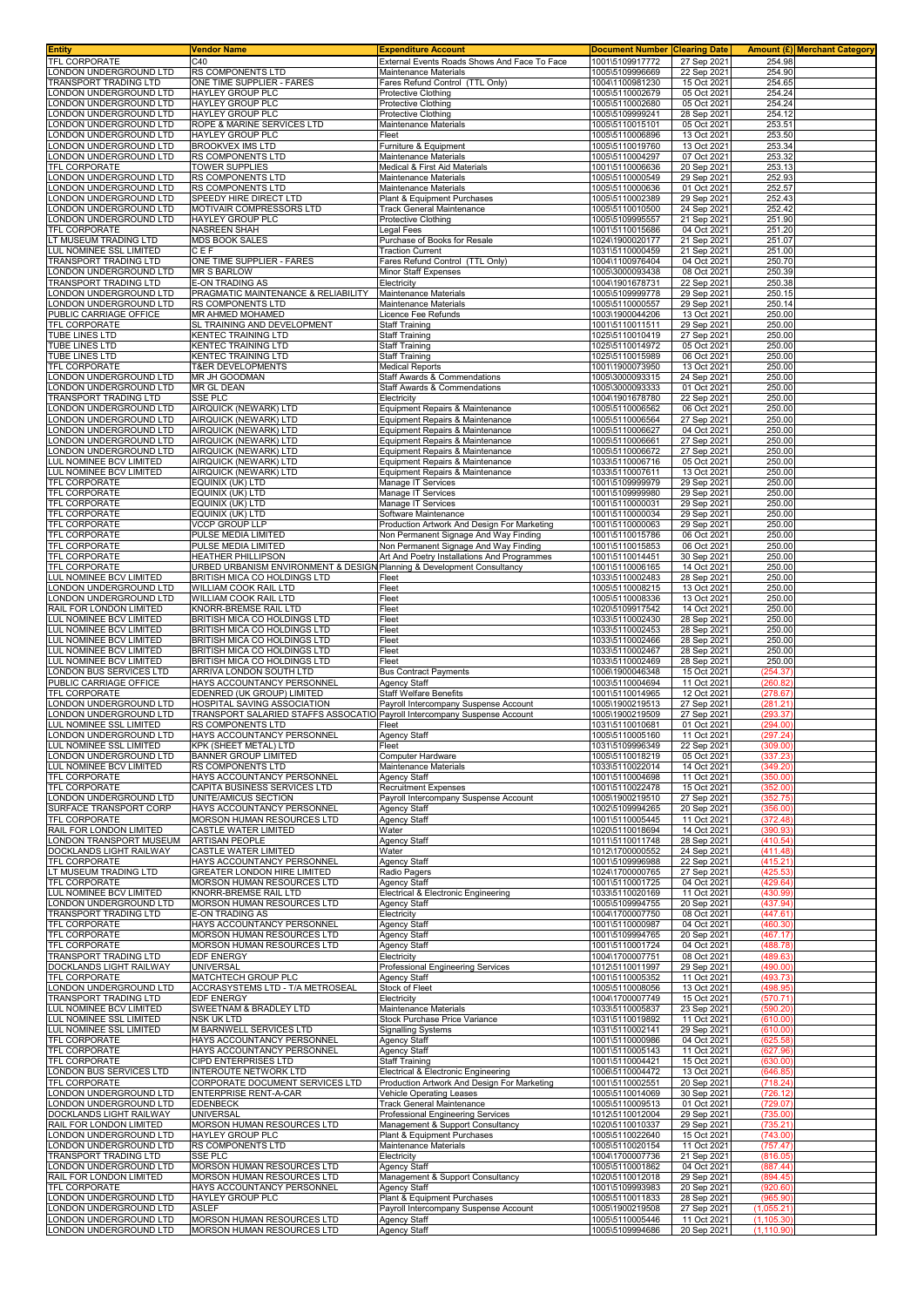| Entity | Vendor Name | Expenditure Account | Document Number | Clearing Date | Amount (£) | Merchant Category |
|---|---|---|---|---|---|---|
| TFL CORPORATE | C40 | External Events Roads Shows And Face To Face | 1001\5109917772 | 27 Sep 2021 | 254.98 | |
| LONDON UNDERGROUND LTD | RS COMPONENTS LTD | Maintenance Materials | 1005\5109996669 | 22 Sep 2021 | 254.90 | |
| TRANSPORT TRADING LTD | ONE TIME SUPPLIER - FARES | Fares Refund Control (TTL Only) | 1004\1100981230 | 15 Oct 2021 | 254.65 | |
| LONDON UNDERGROUND LTD | HAYLEY GROUP PLC | Protective Clothing | 1005\5110002679 | 05 Oct 2021 | 254.24 | |
| LONDON UNDERGROUND LTD | HAYLEY GROUP PLC | Protective Clothing | 1005\5110002680 | 05 Oct 2021 | 254.24 | |
| LONDON UNDERGROUND LTD | HAYLEY GROUP PLC | Protective Clothing | 1005\5109999241 | 28 Sep 2021 | 254.12 | |
| LONDON UNDERGROUND LTD | ROPE & MARINE SERVICES LTD | Maintenance Materials | 1005\5110015101 | 05 Oct 2021 | 253.51 | |
| LONDON UNDERGROUND LTD | HAYLEY GROUP PLC | Fleet | 1005\5110006896 | 13 Oct 2021 | 253.50 | |
| LONDON UNDERGROUND LTD | BROOKVEX IMS LTD | Furniture & Equipment | 1005\5110019760 | 13 Oct 2021 | 253.34 | |
| LONDON UNDERGROUND LTD | RS COMPONENTS LTD | Maintenance Materials | 1005\5110004297 | 07 Oct 2021 | 253.32 | |
| TFL CORPORATE | TOWER SUPPLIES | Medical & First Aid Materials | 1001\5110006636 | 20 Sep 2021 | 253.13 | |
| LONDON UNDERGROUND LTD | RS COMPONENTS LTD | Maintenance Materials | 1005\5110000549 | 29 Sep 2021 | 252.93 | |
| LONDON UNDERGROUND LTD | RS COMPONENTS LTD | Maintenance Materials | 1005\5110000636 | 01 Oct 2021 | 252.57 | |
| LONDON UNDERGROUND LTD | SPEEDY HIRE DIRECT LTD | Plant & Equipment Purchases | 1005\5110002389 | 29 Sep 2021 | 252.43 | |
| LONDON UNDERGROUND LTD | MOTIVAIR COMPRESSORS LTD | Track General Maintenance | 1005\5110010500 | 24 Sep 2021 | 252.42 | |
| LONDON UNDERGROUND LTD | HAYLEY GROUP PLC | Protective Clothing | 1005\5109995557 | 21 Sep 2021 | 251.90 | |
| TFL CORPORATE | NASREEN SHAH | Legal Fees | 1001\5110015686 | 04 Oct 2021 | 251.20 | |
| LT MUSEUM TRADING LTD | MDS BOOK SALES | Purchase of Books for Resale | 1024\1900020177 | 21 Sep 2021 | 251.07 | |
| LUL NOMINEE SSL LIMITED | C E F | Traction Current | 1031\5110000459 | 21 Sep 2021 | 251.00 | |
| TRANSPORT TRADING LTD | ONE TIME SUPPLIER - FARES | Fares Refund Control (TTL Only) | 1004\1100976404 | 04 Oct 2021 | 250.70 | |
| LONDON UNDERGROUND LTD | MR S BARLOW | Minor Staff Expenses | 1005\3000093438 | 08 Oct 2021 | 250.39 | |
| TRANSPORT TRADING LTD | E-ON TRADING AS | Electricity | 1004\1901678731 | 22 Sep 2021 | 250.38 | |
| LONDON UNDERGROUND LTD | PRAGMATIC MAINTENANCE & RELIABILITY | Maintenance Materials | 1005\5109999778 | 29 Sep 2021 | 250.15 | |
| LONDON UNDERGROUND LTD | RS COMPONENTS LTD | Maintenance Materials | 1005\5110000557 | 29 Sep 2021 | 250.14 | |
| PUBLIC CARRIAGE OFFICE | MR AHMED MOHAMED | Licence Fee Refunds | 1003\1900044206 | 13 Oct 2021 | 250.00 | |
| TFL CORPORATE | SL TRAINING AND DEVELOPMENT | Staff Training | 1001\5110011511 | 29 Sep 2021 | 250.00 | |
| TUBE LINES LTD | KENTEC TRAINING LTD | Staff Training | 1025\5110010419 | 27 Sep 2021 | 250.00 | |
| TUBE LINES LTD | KENTEC TRAINING LTD | Staff Training | 1025\5110014972 | 05 Oct 2021 | 250.00 | |
| TUBE LINES LTD | KENTEC TRAINING LTD | Staff Training | 1025\5110015989 | 06 Oct 2021 | 250.00 | |
| TFL CORPORATE | T&ER DEVELOPMENTS | Medical Reports | 1001\1900073950 | 13 Oct 2021 | 250.00 | |
| LONDON UNDERGROUND LTD | MR JH GOODMAN | Staff Awards & Commendations | 1005\3000093315 | 24 Sep 2021 | 250.00 | |
| LONDON UNDERGROUND LTD | MR GL DEAN | Staff Awards & Commendations | 1005\3000093333 | 01 Oct 2021 | 250.00 | |
| TRANSPORT TRADING LTD | SSE PLC | Electricity | 1004\1901678780 | 22 Sep 2021 | 250.00 | |
| LONDON UNDERGROUND LTD | AIRQUICK (NEWARK) LTD | Equipment Repairs & Maintenance | 1005\5110006562 | 06 Oct 2021 | 250.00 | |
| LONDON UNDERGROUND LTD | AIRQUICK (NEWARK) LTD | Equipment Repairs & Maintenance | 1005\5110006564 | 27 Sep 2021 | 250.00 | |
| LONDON UNDERGROUND LTD | AIRQUICK (NEWARK) LTD | Equipment Repairs & Maintenance | 1005\5110006627 | 04 Oct 2021 | 250.00 | |
| LONDON UNDERGROUND LTD | AIRQUICK (NEWARK) LTD | Equipment Repairs & Maintenance | 1005\5110006661 | 27 Sep 2021 | 250.00 | |
| LONDON UNDERGROUND LTD | AIRQUICK (NEWARK) LTD | Equipment Repairs & Maintenance | 1005\5110006672 | 27 Sep 2021 | 250.00 | |
| LUL NOMINEE BCV LIMITED | AIRQUICK (NEWARK) LTD | Equipment Repairs & Maintenance | 1033\5110006716 | 05 Oct 2021 | 250.00 | |
| LUL NOMINEE BCV LIMITED | AIRQUICK (NEWARK) LTD | Equipment Repairs & Maintenance | 1033\5110007611 | 13 Oct 2021 | 250.00 | |
| TFL CORPORATE | EQUINIX (UK) LTD | Manage IT Services | 1001\5109999979 | 29 Sep 2021 | 250.00 | |
| TFL CORPORATE | EQUINIX (UK) LTD | Manage IT Services | 1001\5109999980 | 29 Sep 2021 | 250.00 | |
| TFL CORPORATE | EQUINIX (UK) LTD | Manage IT Services | 1001\5110000031 | 29 Sep 2021 | 250.00 | |
| TFL CORPORATE | EQUINIX (UK) LTD | Software Maintenance | 1001\5110000034 | 29 Sep 2021 | 250.00 | |
| TFL CORPORATE | VCCP GROUP LLP | Production Artwork And Design For Marketing | 1001\5110000063 | 29 Sep 2021 | 250.00 | |
| TFL CORPORATE | PULSE MEDIA LIMITED | Non Permanent Signage And Way Finding | 1001\5110015786 | 06 Oct 2021 | 250.00 | |
| TFL CORPORATE | PULSE MEDIA LIMITED | Non Permanent Signage And Way Finding | 1001\5110015853 | 06 Oct 2021 | 250.00 | |
| TFL CORPORATE | HEATHER PHILLIPSON | Art And Poetry Installations And Programmes | 1001\5110014451 | 30 Sep 2021 | 250.00 | |
| TFL CORPORATE | URBED URBANISM ENVIRONMENT & DESIGN | Planning & Development Consultancy | 1001\5110006165 | 14 Oct 2021 | 250.00 | |
| LUL NOMINEE BCV LIMITED | BRITISH MICA CO HOLDINGS LTD | Fleet | 1033\5110002483 | 28 Sep 2021 | 250.00 | |
| LONDON UNDERGROUND LTD | WILLIAM COOK RAIL LTD | Fleet | 1005\5110008215 | 13 Oct 2021 | 250.00 | |
| LONDON UNDERGROUND LTD | WILLIAM COOK RAIL LTD | Fleet | 1005\5110008336 | 13 Oct 2021 | 250.00 | |
| RAIL FOR LONDON LIMITED | KNORR-BREMSE RAIL LTD | Fleet | 1020\5109917542 | 14 Oct 2021 | 250.00 | |
| LUL NOMINEE BCV LIMITED | BRITISH MICA CO HOLDINGS LTD | Fleet | 1033\5110002430 | 28 Sep 2021 | 250.00 | |
| LUL NOMINEE BCV LIMITED | BRITISH MICA CO HOLDINGS LTD | Fleet | 1033\5110002453 | 28 Sep 2021 | 250.00 | |
| LUL NOMINEE BCV LIMITED | BRITISH MICA CO HOLDINGS LTD | Fleet | 1033\5110002466 | 28 Sep 2021 | 250.00 | |
| LUL NOMINEE BCV LIMITED | BRITISH MICA CO HOLDINGS LTD | Fleet | 1033\5110002467 | 28 Sep 2021 | 250.00 | |
| LUL NOMINEE BCV LIMITED | BRITISH MICA CO HOLDINGS LTD | Fleet | 1033\5110002469 | 28 Sep 2021 | 250.00 | |
| LONDON BUS SERVICES LTD | ARRIVA LONDON SOUTH LTD | Bus Contract Payments | 1006\1900046348 | 15 Oct 2021 | (254.37) | |
| PUBLIC CARRIAGE OFFICE | HAYS ACCOUNTANCY PERSONNEL | Agency Staff | 1003\5110004694 | 11 Oct 2021 | (260.82) | |
| TFL CORPORATE | EDENRED (UK GROUP) LIMITED | Staff Welfare Benefits | 1001\5110014965 | 12 Oct 2021 | (278.67) | |
| LONDON UNDERGROUND LTD | HOSPITAL SAVING ASSOCIATION | Payroll Intercompany Suspense Account | 1005\1900219513 | 27 Sep 2021 | (281.21) | |
| LONDON UNDERGROUND LTD | TRANSPORT SALARIED STAFFS ASSOCIATIO | Payroll Intercompany Suspense Account | 1005\1900219509 | 27 Sep 2021 | (293.37) | |
| LUL NOMINEE SSL LIMITED | RS COMPONENTS LTD | Fleet | 1031\5110010681 | 01 Oct 2021 | (294.00) | |
| LONDON UNDERGROUND LTD | HAYS ACCOUNTANCY PERSONNEL | Agency Staff | 1005\5110005160 | 11 Oct 2021 | (297.24) | |
| LUL NOMINEE SSL LIMITED | KPK (SHEET METAL) LTD | Fleet | 1031\5109996349 | 22 Sep 2021 | (309.00) | |
| LONDON UNDERGROUND LTD | BANNER GROUP LIMITED | Computer Hardware | 1005\5110018219 | 05 Oct 2021 | (337.23) | |
| LUL NOMINEE BCV LIMITED | RS COMPONENTS LTD | Maintenance Materials | 1033\5110022014 | 14 Oct 2021 | (349.20) | |
| TFL CORPORATE | HAYS ACCOUNTANCY PERSONNEL | Agency Staff | 1001\5110004698 | 11 Oct 2021 | (350.00) | |
| TFL CORPORATE | CAPITA BUSINESS SERVICES LTD | Recruitment Expenses | 1001\5110022478 | 15 Oct 2021 | (352.00) | |
| LONDON UNDERGROUND LTD | UNITE/AMICUS SECTION | Payroll Intercompany Suspense Account | 1005\1900219510 | 27 Sep 2021 | (352.75) | |
| SURFACE TRANSPORT CORP | HAYS ACCOUNTANCY PERSONNEL | Agency Staff | 1002\5109994265 | 20 Sep 2021 | (356.00) | |
| TFL CORPORATE | MORSON HUMAN RESOURCES LTD | Agency Staff | 1001\5110005445 | 11 Oct 2021 | (372.48) | |
| RAIL FOR LONDON LIMITED | CASTLE WATER LIMITED | Water | 1020\5110018694 | 14 Oct 2021 | (390.93) | |
| LONDON TRANSPORT MUSEUM | ARTISAN PEOPLE | Agency Staff | 1011\5110011748 | 28 Sep 2021 | (410.54) | |
| DOCKLANDS LIGHT RAILWAY | CASTLE WATER LIMITED | Water | 1012\1700000552 | 24 Sep 2021 | (411.48) | |
| TFL CORPORATE | HAYS ACCOUNTANCY PERSONNEL | Agency Staff | 1001\5109996988 | 22 Sep 2021 | (415.21) | |
| LT MUSEUM TRADING LTD | GREATER LONDON HIRE LIMITED | Radio Pagers | 1024\1700000765 | 27 Sep 2021 | (425.53) | |
| TFL CORPORATE | MORSON HUMAN RESOURCES LTD | Agency Staff | 1001\5110001725 | 04 Oct 2021 | (429.64) | |
| LUL NOMINEE BCV LIMITED | KNORR-BREMSE RAIL LTD | Electrical & Electronic Engineering | 1033\5110020169 | 11 Oct 2021 | (430.99) | |
| LONDON UNDERGROUND LTD | MORSON HUMAN RESOURCES LTD | Agency Staff | 1005\5109994755 | 20 Sep 2021 | (437.94) | |
| TRANSPORT TRADING LTD | E-ON TRADING AS | Electricity | 1004\1700007750 | 08 Oct 2021 | (447.61) | |
| TFL CORPORATE | HAYS ACCOUNTANCY PERSONNEL | Agency Staff | 1001\5110000987 | 04 Oct 2021 | (460.30) | |
| TFL CORPORATE | MORSON HUMAN RESOURCES LTD | Agency Staff | 1001\5109994765 | 20 Sep 2021 | (467.17) | |
| TFL CORPORATE | MORSON HUMAN RESOURCES LTD | Agency Staff | 1001\5110001724 | 04 Oct 2021 | (488.78) | |
| TRANSPORT TRADING LTD | EDF ENERGY | Electricity | 1004\1700007751 | 08 Oct 2021 | (489.63) | |
| DOCKLANDS LIGHT RAILWAY | UNIVERSAL | Professional Engineering Services | 1012\5110011997 | 29 Sep 2021 | (490.00) | |
| TFL CORPORATE | MATCHTECH GROUP PLC | Agency Staff | 1001\5110005352 | 11 Oct 2021 | (493.73) | |
| LONDON UNDERGROUND LTD | ACCRASYSTEMS LTD - T/A METROSEAL | Stock of Fleet | 1005\5110008056 | 13 Oct 2021 | (498.95) | |
| TRANSPORT TRADING LTD | EDF ENERGY | Electricity | 1004\1700007749 | 15 Oct 2021 | (570.71) | |
| LUL NOMINEE BCV LIMITED | SWEETNAM & BRADLEY LTD | Maintenance Materials | 1033\5110005837 | 23 Sep 2021 | (590.20) | |
| LUL NOMINEE SSL LIMITED | NSK UK LTD | Stock Purchase Price Variance | 1031\5110019892 | 11 Oct 2021 | (610.00) | |
| LUL NOMINEE SSL LIMITED | M BARNWELL SERVICES LTD | Signalling Systems | 1031\5110002141 | 29 Sep 2021 | (610.00) | |
| TFL CORPORATE | HAYS ACCOUNTANCY PERSONNEL | Agency Staff | 1001\5110000986 | 04 Oct 2021 | (625.58) | |
| TFL CORPORATE | HAYS ACCOUNTANCY PERSONNEL | Agency Staff | 1001\5110005143 | 11 Oct 2021 | (627.96) | |
| TFL CORPORATE | CIPD ENTERPRISES LTD | Staff Training | 1001\5110004421 | 15 Oct 2021 | (630.00) | |
| LONDON BUS SERVICES LTD | INTEROUTE NETWORK LTD | Electrical & Electronic Engineering | 1006\5110004472 | 13 Oct 2021 | (646.85) | |
| TFL CORPORATE | CORPORATE DOCUMENT SERVICES LTD | Production Artwork And Design For Marketing | 1001\5110002551 | 20 Sep 2021 | (718.24) | |
| LONDON UNDERGROUND LTD | ENTERPRISE RENT-A-CAR | Vehicle Operating Leases | 1005\5110014069 | 30 Sep 2021 | (726.12) | |
| LONDON UNDERGROUND LTD | EDENBECK | Track General Maintenance | 1005\5110009513 | 01 Oct 2021 | (729.07) | |
| DOCKLANDS LIGHT RAILWAY | UNIVERSAL | Professional Engineering Services | 1012\5110012004 | 29 Sep 2021 | (735.00) | |
| RAIL FOR LONDON LIMITED | MORSON HUMAN RESOURCES LTD | Management & Support Consultancy | 1020\5110010337 | 29 Sep 2021 | (735.21) | |
| LONDON UNDERGROUND LTD | HAYLEY GROUP PLC | Plant & Equipment Purchases | 1005\5110022640 | 15 Oct 2021 | (743.00) | |
| LONDON UNDERGROUND LTD | RS COMPONENTS LTD | Maintenance Materials | 1005\5110020154 | 11 Oct 2021 | (757.47) | |
| TRANSPORT TRADING LTD | SSE PLC | Electricity | 1004\1700007736 | 21 Sep 2021 | (816.05) | |
| LONDON UNDERGROUND LTD | MORSON HUMAN RESOURCES LTD | Agency Staff | 1005\5110001862 | 04 Oct 2021 | (887.44) | |
| RAIL FOR LONDON LIMITED | MORSON HUMAN RESOURCES LTD | Management & Support Consultancy | 1020\5110012018 | 29 Sep 2021 | (894.45) | |
| TFL CORPORATE | HAYS ACCOUNTANCY PERSONNEL | Agency Staff | 1001\5109993983 | 20 Sep 2021 | (920.60) | |
| LONDON UNDERGROUND LTD | HAYLEY GROUP PLC | Plant & Equipment Purchases | 1005\5110011833 | 28 Sep 2021 | (965.90) | |
| LONDON UNDERGROUND LTD | ASLEF | Payroll Intercompany Suspense Account | 1005\1900219508 | 27 Sep 2021 | (1,055.21) | |
| LONDON UNDERGROUND LTD | MORSON HUMAN RESOURCES LTD | Agency Staff | 1005\5110005446 | 11 Oct 2021 | (1,105.30) | |
| LONDON UNDERGROUND LTD | MORSON HUMAN RESOURCES LTD | Agency Staff | 1005\5109994686 | 20 Sep 2021 | (1,110.90) | |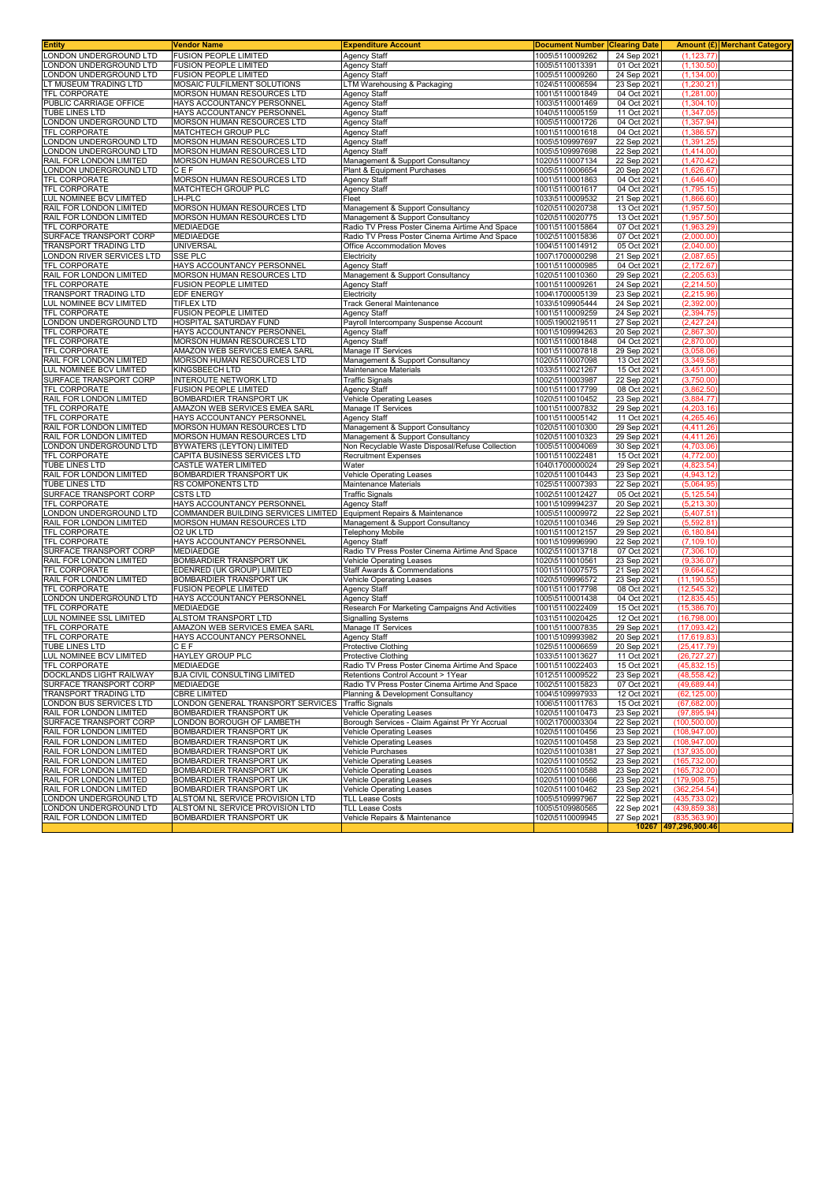| Entity | Vendor Name | Expenditure Account | Document Number | Clearing Date | Amount (£) | Merchant Category |
|---|---|---|---|---|---|---|
| LONDON UNDERGROUND LTD | FUSION PEOPLE LIMITED | Agency Staff | 1005\5110009262 | 24 Sep 2021 | (1,123.77) | |
| LONDON UNDERGROUND LTD | FUSION PEOPLE LIMITED | Agency Staff | 1005\5110013391 | 01 Oct 2021 | (1,130.50) | |
| LONDON UNDERGROUND LTD | FUSION PEOPLE LIMITED | Agency Staff | 1005\5110009260 | 24 Sep 2021 | (1,134.00) | |
| LT MUSEUM TRADING LTD | MOSAIC FULFILMENT SOLUTIONS | LTM Warehousing & Packaging | 1024\5110006594 | 23 Sep 2021 | (1,230.21) | |
| TFL CORPORATE | MORSON HUMAN RESOURCES LTD | Agency Staff | 1001\5110001849 | 04 Oct 2021 | (1,281.00) | |
| PUBLIC CARRIAGE OFFICE | HAYS ACCOUNTANCY PERSONNEL | Agency Staff | 1003\5110001469 | 04 Oct 2021 | (1,304.10) | |
| TUBE LINES LTD | HAYS ACCOUNTANCY PERSONNEL | Agency Staff | 1040\5110005159 | 11 Oct 2021 | (1,347.05) | |
| LONDON UNDERGROUND LTD | MORSON HUMAN RESOURCES LTD | Agency Staff | 1005\5110001726 | 04 Oct 2021 | (1,357.94) | |
| TFL CORPORATE | MATCHTECH GROUP PLC | Agency Staff | 1001\5110001618 | 04 Oct 2021 | (1,386.57) | |
| LONDON UNDERGROUND LTD | MORSON HUMAN RESOURCES LTD | Agency Staff | 1005\5109997697 | 22 Sep 2021 | (1,391.25) | |
| LONDON UNDERGROUND LTD | MORSON HUMAN RESOURCES LTD | Agency Staff | 1005\5109997698 | 22 Sep 2021 | (1,414.00) | |
| RAIL FOR LONDON LIMITED | MORSON HUMAN RESOURCES LTD | Management & Support Consultancy | 1020\5110007134 | 22 Sep 2021 | (1,470.42) | |
| LONDON UNDERGROUND LTD | C E F | Plant & Equipment Purchases | 1005\5110006654 | 20 Sep 2021 | (1,626.67) | |
| TFL CORPORATE | MORSON HUMAN RESOURCES LTD | Agency Staff | 1001\5110001863 | 04 Oct 2021 | (1,646.40) | |
| TFL CORPORATE | MATCHTECH GROUP PLC | Agency Staff | 1001\5110001617 | 04 Oct 2021 | (1,795.15) | |
| LUL NOMINEE BCV LIMITED | LH-PLC | Fleet | 1033\5110009532 | 21 Sep 2021 | (1,866.60) | |
| RAIL FOR LONDON LIMITED | MORSON HUMAN RESOURCES LTD | Management & Support Consultancy | 1020\5110020738 | 13 Oct 2021 | (1,957.50) | |
| RAIL FOR LONDON LIMITED | MORSON HUMAN RESOURCES LTD | Management & Support Consultancy | 1020\5110020775 | 13 Oct 2021 | (1,957.50) | |
| TFL CORPORATE | MEDIAEDGE | Radio TV Press Poster Cinema Airtime And Space | 1001\5110015864 | 07 Oct 2021 | (1,963.29) | |
| SURFACE TRANSPORT CORP | MEDIAEDGE | Radio TV Press Poster Cinema Airtime And Space | 1002\5110015836 | 07 Oct 2021 | (2,000.00) | |
| TRANSPORT TRADING LTD | UNIVERSAL | Office Accommodation Moves | 1004\5110014912 | 05 Oct 2021 | (2,040.00) | |
| LONDON RIVER SERVICES LTD | SSE PLC | Electricity | 1007\1700000298 | 21 Sep 2021 | (2,087.65) | |
| TFL CORPORATE | HAYS ACCOUNTANCY PERSONNEL | Agency Staff | 1001\5110000985 | 04 Oct 2021 | (2,172.67) | |
| RAIL FOR LONDON LIMITED | MORSON HUMAN RESOURCES LTD | Management & Support Consultancy | 1020\5110010360 | 29 Sep 2021 | (2,205.63) | |
| TFL CORPORATE | FUSION PEOPLE LIMITED | Agency Staff | 1001\5110009261 | 24 Sep 2021 | (2,214.50) | |
| TRANSPORT TRADING LTD | EDF ENERGY | Electricity | 1004\1700005139 | 23 Sep 2021 | (2,215.96) | |
| LUL NOMINEE BCV LIMITED | TIFLEX LTD | Track General Maintenance | 1033\5109905444 | 24 Sep 2021 | (2,392.00) | |
| TFL CORPORATE | FUSION PEOPLE LIMITED | Agency Staff | 1001\5110009259 | 24 Sep 2021 | (2,394.75) | |
| LONDON UNDERGROUND LTD | HOSPITAL SATURDAY FUND | Payroll Intercompany Suspense Account | 1005\1900219511 | 27 Sep 2021 | (2,427.24) | |
| TFL CORPORATE | HAYS ACCOUNTANCY PERSONNEL | Agency Staff | 1001\5109994263 | 20 Sep 2021 | (2,867.30) | |
| TFL CORPORATE | MORSON HUMAN RESOURCES LTD | Agency Staff | 1001\5110001848 | 04 Oct 2021 | (2,870.00) | |
| TFL CORPORATE | AMAZON WEB SERVICES EMEA SARL | Manage IT Services | 1001\5110007818 | 29 Sep 2021 | (3,058.06) | |
| RAIL FOR LONDON LIMITED | MORSON HUMAN RESOURCES LTD | Management & Support Consultancy | 1020\5110007098 | 13 Oct 2021 | (3,349.58) | |
| LUL NOMINEE BCV LIMITED | KINGSBEECH LTD | Maintenance Materials | 1033\5110021267 | 15 Oct 2021 | (3,451.00) | |
| SURFACE TRANSPORT CORP | INTEROUTE NETWORK LTD | Traffic Signals | 1002\5110003987 | 22 Sep 2021 | (3,750.00) | |
| TFL CORPORATE | FUSION PEOPLE LIMITED | Agency Staff | 1001\5110017799 | 08 Oct 2021 | (3,862.50) | |
| RAIL FOR LONDON LIMITED | BOMBARDIER TRANSPORT UK | Vehicle Operating Leases | 1020\5110010452 | 23 Sep 2021 | (3,884.77) | |
| TFL CORPORATE | AMAZON WEB SERVICES EMEA SARL | Manage IT Services | 1001\5110007832 | 29 Sep 2021 | (4,203.16) | |
| TFL CORPORATE | HAYS ACCOUNTANCY PERSONNEL | Agency Staff | 1001\5110005142 | 11 Oct 2021 | (4,265.46) | |
| RAIL FOR LONDON LIMITED | MORSON HUMAN RESOURCES LTD | Management & Support Consultancy | 1020\5110010300 | 29 Sep 2021 | (4,411.26) | |
| RAIL FOR LONDON LIMITED | MORSON HUMAN RESOURCES LTD | Management & Support Consultancy | 1020\5110010323 | 29 Sep 2021 | (4,411.26) | |
| LONDON UNDERGROUND LTD | BYWATERS (LEYTON) LIMITED | Non Recyclable Waste Disposal/Refuse Collection | 1005\5110004069 | 30 Sep 2021 | (4,703.06) | |
| TFL CORPORATE | CAPITA BUSINESS SERVICES LTD | Recruitment Expenses | 1001\5110022481 | 15 Oct 2021 | (4,772.00) | |
| TUBE LINES LTD | CASTLE WATER LIMITED | Water | 1040\1700000024 | 29 Sep 2021 | (4,823.54) | |
| RAIL FOR LONDON LIMITED | BOMBARDIER TRANSPORT UK | Vehicle Operating Leases | 1020\5110010443 | 23 Sep 2021 | (4,943.12) | |
| TUBE LINES LTD | RS COMPONENTS LTD | Maintenance Materials | 1025\5110007393 | 22 Sep 2021 | (5,064.95) | |
| SURFACE TRANSPORT CORP | CSTS LTD | Traffic Signals | 1002\5110012427 | 05 Oct 2021 | (5,125.54) | |
| TFL CORPORATE | HAYS ACCOUNTANCY PERSONNEL | Agency Staff | 1001\5109994237 | 20 Sep 2021 | (5,213.30) | |
| LONDON UNDERGROUND LTD | COMMANDER BUILDING SERVICES LIMITED | Equipment Repairs & Maintenance | 1005\5110009972 | 22 Sep 2021 | (5,407.51) | |
| RAIL FOR LONDON LIMITED | MORSON HUMAN RESOURCES LTD | Management & Support Consultancy | 1020\5110010346 | 29 Sep 2021 | (5,592.81) | |
| TFL CORPORATE | O2 UK LTD | Telephony Mobile | 1001\5110012157 | 29 Sep 2021 | (6,180.84) | |
| TFL CORPORATE | HAYS ACCOUNTANCY PERSONNEL | Agency Staff | 1001\5109996990 | 22 Sep 2021 | (7,109.10) | |
| SURFACE TRANSPORT CORP | MEDIAEDGE | Radio TV Press Poster Cinema Airtime And Space | 1002\5110013718 | 07 Oct 2021 | (7,306.10) | |
| RAIL FOR LONDON LIMITED | BOMBARDIER TRANSPORT UK | Vehicle Operating Leases | 1020\5110010561 | 23 Sep 2021 | (9,336.07) | |
| TFL CORPORATE | EDENRED (UK GROUP) LIMITED | Staff Awards & Commendations | 1001\5110007575 | 21 Sep 2021 | (9,664.62) | |
| RAIL FOR LONDON LIMITED | BOMBARDIER TRANSPORT UK | Vehicle Operating Leases | 1020\5109996572 | 23 Sep 2021 | (11,190.55) | |
| TFL CORPORATE | FUSION PEOPLE LIMITED | Agency Staff | 1001\5110017798 | 08 Oct 2021 | (12,545.32) | |
| LONDON UNDERGROUND LTD | HAYS ACCOUNTANCY PERSONNEL | Agency Staff | 1005\5110001438 | 04 Oct 2021 | (12,835.45) | |
| TFL CORPORATE | MEDIAEDGE | Research For Marketing Campaigns And Activities | 1001\5110022409 | 15 Oct 2021 | (15,386.70) | |
| LUL NOMINEE SSL LIMITED | ALSTOM TRANSPORT LTD | Signalling Systems | 1031\5110020425 | 12 Oct 2021 | (16,798.00) | |
| TFL CORPORATE | AMAZON WEB SERVICES EMEA SARL | Manage IT Services | 1001\5110007835 | 29 Sep 2021 | (17,093.42) | |
| TFL CORPORATE | HAYS ACCOUNTANCY PERSONNEL | Agency Staff | 1001\5109993982 | 20 Sep 2021 | (17,619.83) | |
| TUBE LINES LTD | C E F | Protective Clothing | 1025\5110006659 | 20 Sep 2021 | (25,417.79) | |
| LUL NOMINEE BCV LIMITED | HAYLEY GROUP PLC | Protective Clothing | 1033\5110013627 | 11 Oct 2021 | (26,727.27) | |
| TFL CORPORATE | MEDIAEDGE | Radio TV Press Poster Cinema Airtime And Space | 1001\5110022403 | 15 Oct 2021 | (45,832.15) | |
| DOCKLANDS LIGHT RAILWAY | BJA CIVIL CONSULTING LIMITED | Retentions Control Account > 1Year | 1012\5110009522 | 23 Sep 2021 | (48,558.42) | |
| SURFACE TRANSPORT CORP | MEDIAEDGE | Radio TV Press Poster Cinema Airtime And Space | 1002\5110015823 | 07 Oct 2021 | (49,689.44) | |
| TRANSPORT TRADING LTD | CBRE LIMITED | Planning & Development Consultancy | 1004\5109997933 | 12 Oct 2021 | (62,125.00) | |
| LONDON BUS SERVICES LTD | LONDON GENERAL TRANSPORT SERVICES | Traffic Signals | 1006\5110011763 | 15 Oct 2021 | (67,682.00) | |
| RAIL FOR LONDON LIMITED | BOMBARDIER TRANSPORT UK | Vehicle Operating Leases | 1020\5110010473 | 23 Sep 2021 | (97,895.94) | |
| SURFACE TRANSPORT CORP | LONDON BOROUGH OF LAMBETH | Borough Services - Claim Against Pr Yr Accrual | 1002\1700003304 | 22 Sep 2021 | (100,500.00) | |
| RAIL FOR LONDON LIMITED | BOMBARDIER TRANSPORT UK | Vehicle Operating Leases | 1020\5110010456 | 23 Sep 2021 | (108,947.00) | |
| RAIL FOR LONDON LIMITED | BOMBARDIER TRANSPORT UK | Vehicle Operating Leases | 1020\5110010458 | 23 Sep 2021 | (108,947.00) | |
| RAIL FOR LONDON LIMITED | BOMBARDIER TRANSPORT UK | Vehicle Purchases | 1020\5110010381 | 27 Sep 2021 | (137,935.00) | |
| RAIL FOR LONDON LIMITED | BOMBARDIER TRANSPORT UK | Vehicle Operating Leases | 1020\5110010552 | 23 Sep 2021 | (165,732.00) | |
| RAIL FOR LONDON LIMITED | BOMBARDIER TRANSPORT UK | Vehicle Operating Leases | 1020\5110010588 | 23 Sep 2021 | (165,732.00) | |
| RAIL FOR LONDON LIMITED | BOMBARDIER TRANSPORT UK | Vehicle Operating Leases | 1020\5110010466 | 23 Sep 2021 | (179,908.75) | |
| RAIL FOR LONDON LIMITED | BOMBARDIER TRANSPORT UK | Vehicle Operating Leases | 1020\5110010462 | 23 Sep 2021 | (362,254.54) | |
| LONDON UNDERGROUND LTD | ALSTOM NL SERVICE PROVISION LTD | TLL Lease Costs | 1005\5109997967 | 22 Sep 2021 | (435,733.02) | |
| LONDON UNDERGROUND LTD | ALSTOM NL SERVICE PROVISION LTD | TLL Lease Costs | 1005\5109980565 | 22 Sep 2021 | (439,859.38) | |
| RAIL FOR LONDON LIMITED | BOMBARDIER TRANSPORT UK | Vehicle Repairs & Maintenance | 1020\5110009945 | 27 Sep 2021 | (835,363.90) | |
| | | | | 10287 | 497,296,900.46 | |